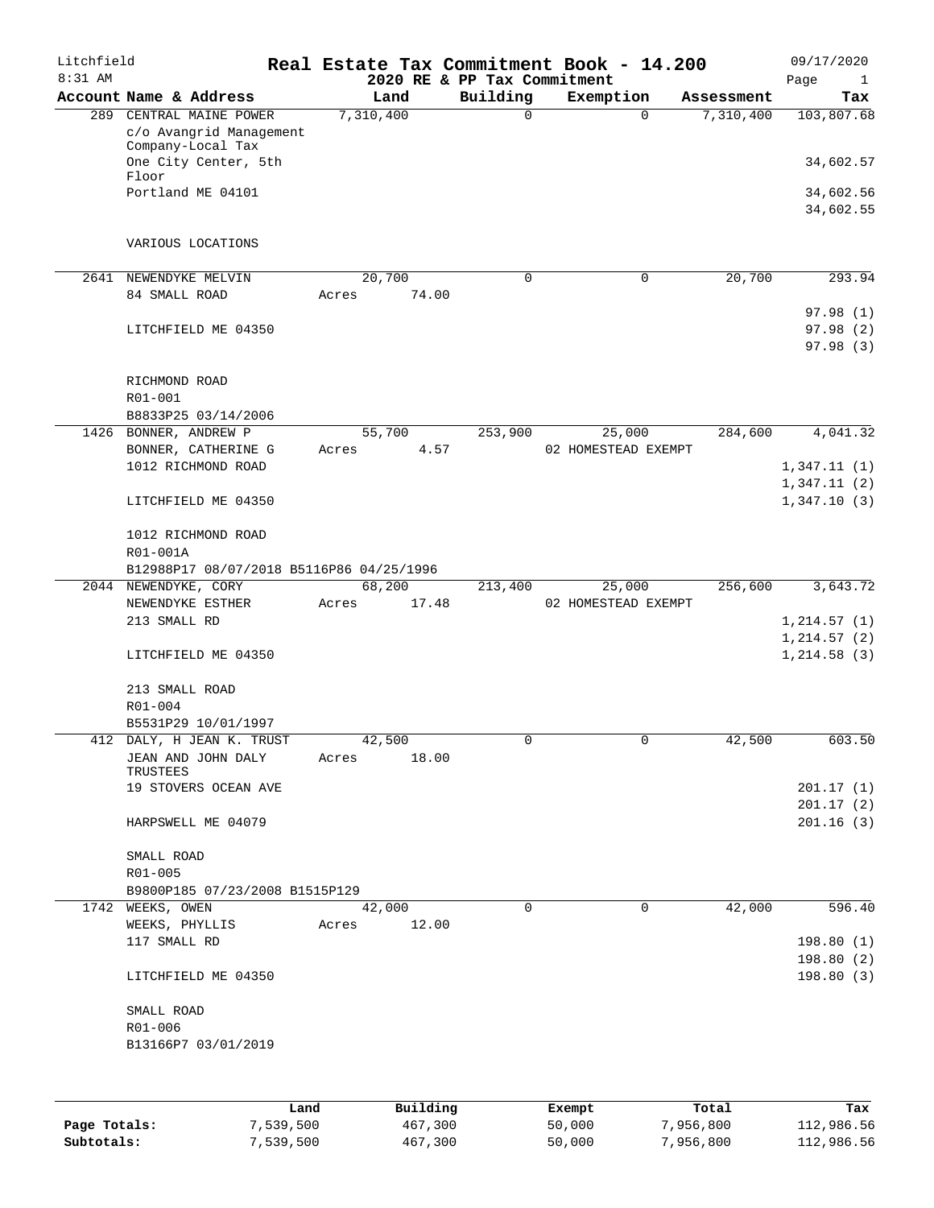Litchfield 8:31 AM

# Real Estate Tax Commitment Book - 14.200

## 2020 RE & PP Tax Commitment

09/17/2020

| Account | Name & Address | Land | Building | Exemption | Assessment | Tax |
|---|---|---|---|---|---|---|
| 289 | CENTRAL MAINE POWER | 7,310,400 | 0 | 0 | 7,310,400 | 103,807.68 |
| | c/o Avangrid Management Company-Local Tax | | | | | |
| | One City Center, 5th Floor | | | | | 34,602.57 |
| | Portland ME 04101 | | | | | 34,602.56 |
| | | | | | | 34,602.55 |
| | VARIOUS LOCATIONS | | | | | |
| 2641 | NEWENDYKE MELVIN | 20,700 | 0 | 0 | 20,700 | 293.94 |
| | 84 SMALL ROAD | Acres 74.00 | | | | |
| | | | | | | 97.98 (1) |
| | LITCHFIELD ME 04350 | | | | | 97.98 (2) |
| | | | | | | 97.98 (3) |
| | RICHMOND ROAD | | | | | |
| | R01-001 | | | | | |
| | B8833P25 03/14/2006 | | | | | |
| 1426 | BONNER, ANDREW P | 55,700 | 253,900 | 25,000 | 284,600 | 4,041.32 |
| | BONNER, CATHERINE G | Acres 4.57 | | 02 HOMESTEAD EXEMPT | | |
| | 1012 RICHMOND ROAD | | | | | 1,347.11 (1) |
| | | | | | | 1,347.11 (2) |
| | LITCHFIELD ME 04350 | | | | | 1,347.10 (3) |
| | 1012 RICHMOND ROAD | | | | | |
| | R01-001A | | | | | |
| | B12988P17 08/07/2018 B5116P86 04/25/1996 | | | | | |
| 2044 | NEWENDYKE, CORY | 68,200 | 213,400 | 25,000 | 256,600 | 3,643.72 |
| | NEWENDYKE ESTHER | Acres 17.48 | | 02 HOMESTEAD EXEMPT | | |
| | 213 SMALL RD | | | | | 1,214.57 (1) |
| | | | | | | 1,214.57 (2) |
| | LITCHFIELD ME 04350 | | | | | 1,214.58 (3) |
| | 213 SMALL ROAD | | | | | |
| | R01-004 | | | | | |
| | B5531P29 10/01/1997 | | | | | |
| 412 | DALY, H JEAN K. TRUST | 42,500 | 0 | 0 | 42,500 | 603.50 |
| | JEAN AND JOHN DALY TRUSTEES | Acres 18.00 | | | | |
| | 19 STOVERS OCEAN AVE | | | | | 201.17 (1) |
| | | | | | | 201.17 (2) |
| | HARPSWELL ME 04079 | | | | | 201.16 (3) |
| | SMALL ROAD | | | | | |
| | R01-005 | | | | | |
| | B9800P185 07/23/2008 B1515P129 | | | | | |
| 1742 | WEEKS, OWEN | 42,000 | 0 | 0 | 42,000 | 596.40 |
| | WEEKS, PHYLLIS | Acres 12.00 | | | | |
| | 117 SMALL RD | | | | | 198.80 (1) |
| | | | | | | 198.80 (2) |
| | LITCHFIELD ME 04350 | | | | | 198.80 (3) |
| | SMALL ROAD | | | | | |
| | R01-006 | | | | | |
| | B13166P7 03/01/2019 | | | | | |

| | Land | Building | Exempt | Total | Tax |
|---|---|---|---|---|---|
| Page Totals: | 7,539,500 | 467,300 | 50,000 | 7,956,800 | 112,986.56 |
| Subtotals: | 7,539,500 | 467,300 | 50,000 | 7,956,800 | 112,986.56 |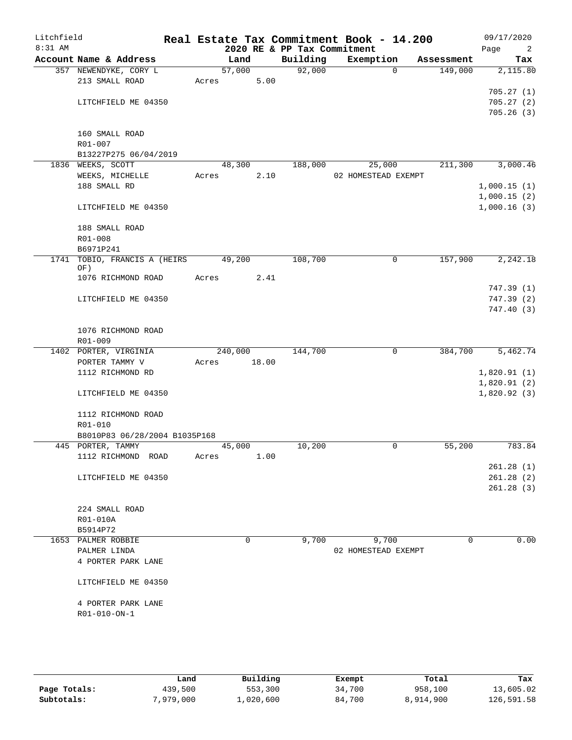# Real Estate Tax Commitment Book - 14.200

Litchfield
8:31 AM

## 2020 RE & PP Tax Commitment

09/17/2020

| Account Name & Address | Land | Building | Exemption | Assessment | Tax |
|---|---|---|---|---|---|
| 357 NEWENDYKE, CORY L<br>213 SMALL ROAD<br><br>LITCHFIELD ME 04350<br><br>160 SMALL ROAD<br>R01-007<br>B13227P275 06/04/2019 | 57,000<br>Acres 5.00 | 92,000 | 0 | 149,000 | 2,115.80<br><br>705.27 (1)<br>705.27 (2)<br>705.26 (3) |
| 1836 WEEKS, SCOTT<br>WEEKS, MICHELLE<br>188 SMALL RD<br><br>LITCHFIELD ME 04350<br><br>188 SMALL ROAD<br>R01-008<br>B6971P241 | 48,300<br>Acres 2.10 | 188,000 | 25,000<br>02 HOMESTEAD EXEMPT | 211,300 | 3,000.46<br><br>1,000.15 (1)<br>1,000.15 (2)<br>1,000.16 (3) |
| 1741 TOBIO, FRANCIS A (HEIRS OF)<br>1076 RICHMOND ROAD<br><br>LITCHFIELD ME 04350<br><br>1076 RICHMOND ROAD<br>R01-009 | 49,200<br>Acres 2.41 | 108,700 | 0 | 157,900 | 2,242.18<br><br>747.39 (1)<br>747.39 (2)<br>747.40 (3) |
| 1402 PORTER, VIRGINIA<br>PORTER TAMMY V<br>1112 RICHMOND RD<br><br>LITCHFIELD ME 04350<br><br>1112 RICHMOND ROAD<br>R01-010<br>B8010P83 06/28/2004 B1035P168 | 240,000<br>Acres 18.00 | 144,700 | 0 | 384,700 | 5,462.74<br><br>1,820.91 (1)<br>1,820.91 (2)<br>1,820.92 (3) |
| 445 PORTER, TAMMY<br>1112 RICHMOND ROAD<br><br>LITCHFIELD ME 04350<br><br>224 SMALL ROAD<br>R01-010A<br>B5914P72 | 45,000<br>Acres 1.00 | 10,200 | 0 | 55,200 | 783.84<br><br>261.28 (1)<br>261.28 (2)<br>261.28 (3) |
| 1653 PALMER ROBBIE<br>PALMER LINDA<br>4 PORTER PARK LANE<br><br>LITCHFIELD ME 04350<br><br>4 PORTER PARK LANE<br>R01-010-ON-1 | 0 | 9,700 | 9,700<br>02 HOMESTEAD EXEMPT | 0 | 0.00 |

| | Land | Building | Exempt | Total | Tax |
|---|---|---|---|---|---|
| **Page Totals:** | 439,500 | 553,300 | 34,700 | 958,100 | 13,605.02 |
| **Subtotals:** | 7,979,000 | 1,020,600 | 84,700 | 8,914,900 | 126,591.58 |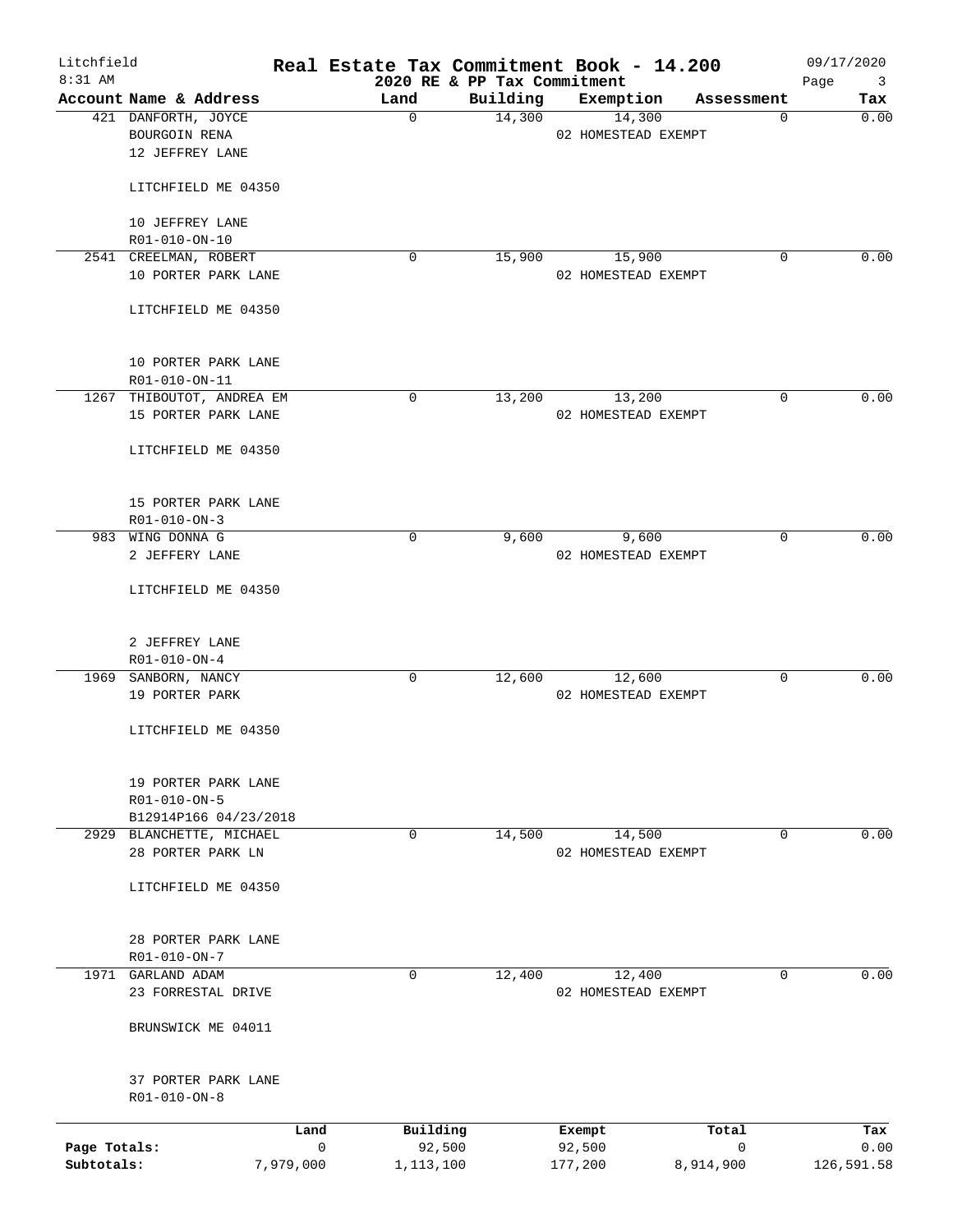# Real Estate Tax Commitment Book - 14.200

Litchfield 8:31 AM — 2020 RE & PP Tax Commitment — 09/17/2020

| Account | Name & Address | Land | Building | Exemption | Assessment | Tax |
|---|---|---|---|---|---|---|
| 421 | DANFORTH, JOYCE<br>BOURGOIN RENA<br>12 JEFFREY LANE<br><br>LITCHFIELD ME 04350<br><br>10 JEFFREY LANE<br>R01-010-ON-10 | 0 | 14,300 | 14,300<br>02 HOMESTEAD EXEMPT | 0 | 0.00 |
| 2541 | CREELMAN, ROBERT<br>10 PORTER PARK LANE<br><br>LITCHFIELD ME 04350<br><br>10 PORTER PARK LANE<br>R01-010-ON-11 | 0 | 15,900 | 15,900<br>02 HOMESTEAD EXEMPT | 0 | 0.00 |
| 1267 | THIBOUTOT, ANDREA EM<br>15 PORTER PARK LANE<br><br>LITCHFIELD ME 04350<br><br>15 PORTER PARK LANE<br>R01-010-ON-3 | 0 | 13,200 | 13,200<br>02 HOMESTEAD EXEMPT | 0 | 0.00 |
| 983 | WING DONNA G<br>2 JEFFERY LANE<br><br>LITCHFIELD ME 04350<br><br>2 JEFFREY LANE<br>R01-010-ON-4 | 0 | 9,600 | 9,600<br>02 HOMESTEAD EXEMPT | 0 | 0.00 |
| 1969 | SANBORN, NANCY<br>19 PORTER PARK<br><br>LITCHFIELD ME 04350<br><br>19 PORTER PARK LANE<br>R01-010-ON-5<br>B12914P166 04/23/2018 | 0 | 12,600 | 12,600<br>02 HOMESTEAD EXEMPT | 0 | 0.00 |
| 2929 | BLANCHETTE, MICHAEL<br>28 PORTER PARK LN<br><br>LITCHFIELD ME 04350<br><br>28 PORTER PARK LANE<br>R01-010-ON-7 | 0 | 14,500 | 14,500<br>02 HOMESTEAD EXEMPT | 0 | 0.00 |
| 1971 | GARLAND ADAM<br>23 FORRESTAL DRIVE<br><br>BRUNSWICK ME 04011<br><br>37 PORTER PARK LANE<br>R01-010-ON-8 | 0 | 12,400 | 12,400<br>02 HOMESTEAD EXEMPT | 0 | 0.00 |

| | Land | Building | Exempt | Total | Tax |
|---|---|---|---|---|---|
| Page Totals: | 0 | 92,500 | 92,500 | 0 | 0.00 |
| Subtotals: | 7,979,000 | 1,113,100 | 177,200 | 8,914,900 | 126,591.58 |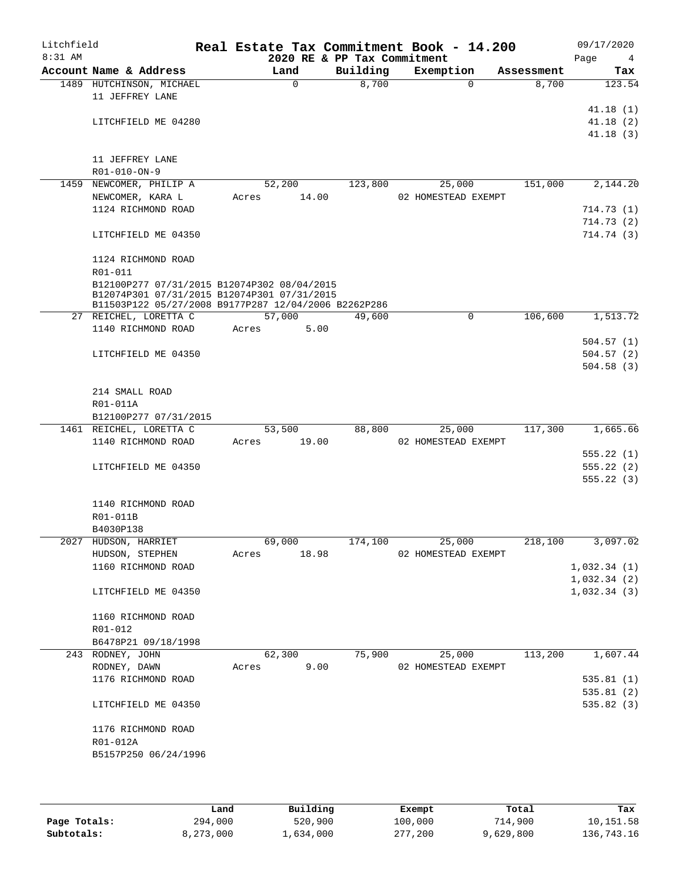Litchfield
8:31 AM

# Real Estate Tax Commitment Book - 14.200
## 2020 RE & PP Tax Commitment

09/17/2020

| Account Name & Address | Land | Building | Exemption | Assessment | Tax |
|---|---|---|---|---|---|
| 1489 HUTCHINSON, MICHAEL | 0 | 8,700 | 0 | 8,700 | 123.54 |
| 11 JEFFREY LANE | | | | | |
| | | | | | 41.18 (1) |
| LITCHFIELD ME 04280 | | | | | 41.18 (2) |
| | | | | | 41.18 (3) |
| 11 JEFFREY LANE | | | | | |
| R01-010-ON-9 | | | | | |
| 1459 NEWCOMER, PHILIP A | 52,200 | 123,800 | 25,000 | 151,000 | 2,144.20 |
| NEWCOMER, KARA L | Acres 14.00 | | 02 HOMESTEAD EXEMPT | | |
| 1124 RICHMOND ROAD | | | | | 714.73 (1) |
| | | | | | 714.73 (2) |
| LITCHFIELD ME 04350 | | | | | 714.74 (3) |
| 1124 RICHMOND ROAD | | | | | |
| R01-011 | | | | | |
| B12100P277 07/31/2015 B12074P302 08/04/2015 | | | | | |
| B12074P301 07/31/2015 B12074P301 07/31/2015 | | | | | |
| B11503P122 05/27/2008 B9177P287 12/04/2006 B2262P286 | | | | | |
| 27 REICHEL, LORETTA C | 57,000 | 49,600 | 0 | 106,600 | 1,513.72 |
| 1140 RICHMOND ROAD | Acres 5.00 | | | | |
| | | | | | 504.57 (1) |
| LITCHFIELD ME 04350 | | | | | 504.57 (2) |
| | | | | | 504.58 (3) |
| 214 SMALL ROAD | | | | | |
| R01-011A | | | | | |
| B12100P277 07/31/2015 | | | | | |
| 1461 REICHEL, LORETTA C | 53,500 | 88,800 | 25,000 | 117,300 | 1,665.66 |
| 1140 RICHMOND ROAD | Acres 19.00 | | 02 HOMESTEAD EXEMPT | | |
| | | | | | 555.22 (1) |
| LITCHFIELD ME 04350 | | | | | 555.22 (2) |
| | | | | | 555.22 (3) |
| 1140 RICHMOND ROAD | | | | | |
| R01-011B | | | | | |
| B4030P138 | | | | | |
| 2027 HUDSON, HARRIET | 69,000 | 174,100 | 25,000 | 218,100 | 3,097.02 |
| HUDSON, STEPHEN | Acres 18.98 | | 02 HOMESTEAD EXEMPT | | |
| 1160 RICHMOND ROAD | | | | | 1,032.34 (1) |
| | | | | | 1,032.34 (2) |
| LITCHFIELD ME 04350 | | | | | 1,032.34 (3) |
| 1160 RICHMOND ROAD | | | | | |
| R01-012 | | | | | |
| B6478P21 09/18/1998 | | | | | |
| 243 RODNEY, JOHN | 62,300 | 75,900 | 25,000 | 113,200 | 1,607.44 |
| RODNEY, DAWN | Acres 9.00 | | 02 HOMESTEAD EXEMPT | | |
| 1176 RICHMOND ROAD | | | | | 535.81 (1) |
| | | | | | 535.81 (2) |
| LITCHFIELD ME 04350 | | | | | 535.82 (3) |
| 1176 RICHMOND ROAD | | | | | |
| R01-012A | | | | | |
| B5157P250 06/24/1996 | | | | | |

| | Land | Building | Exempt | Total | Tax |
|---|---|---|---|---|---|
| Page Totals: | 294,000 | 520,900 | 100,000 | 714,900 | 10,151.58 |
| Subtotals: | 8,273,000 | 1,634,000 | 277,200 | 9,629,800 | 136,743.16 |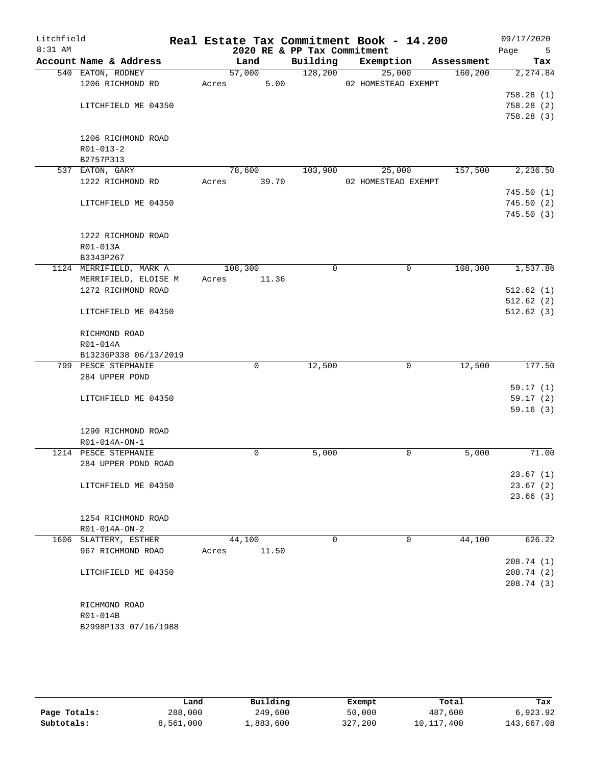Litchfield
8:31 AM

# Real Estate Tax Commitment Book - 14.200

2020 RE & PP Tax Commitment

09/17/2020

| Account Name & Address | Land | Building | Exemption | Assessment | Tax |
|---|---|---|---|---|---|
| 540 EATON, RODNEY | 57,000 | 128,200 | 25,000 | 160,200 | 2,274.84 |
| 1206 RICHMOND RD | Acres 5.00 | | 02 HOMESTEAD EXEMPT | | |
| | | | | | 758.28 (1) |
| LITCHFIELD ME 04350 | | | | | 758.28 (2) |
| | | | | | 758.28 (3) |
| 1206 RICHMOND ROAD | | | | | |
| R01-013-2 | | | | | |
| B2757P313 | | | | | |
| 537 EATON, GARY | 78,600 | 103,900 | 25,000 | 157,500 | 2,236.50 |
| 1222 RICHMOND RD | Acres 39.70 | | 02 HOMESTEAD EXEMPT | | |
| | | | | | 745.50 (1) |
| LITCHFIELD ME 04350 | | | | | 745.50 (2) |
| | | | | | 745.50 (3) |
| 1222 RICHMOND ROAD | | | | | |
| R01-013A | | | | | |
| B3343P267 | | | | | |
| 1124 MERRIFIELD, MARK A | 108,300 | 0 | 0 | 108,300 | 1,537.86 |
| MERRIFIELD, ELOISE M | Acres 11.36 | | | | |
| 1272 RICHMOND ROAD | | | | | 512.62 (1) |
| | | | | | 512.62 (2) |
| LITCHFIELD ME 04350 | | | | | 512.62 (3) |
| RICHMOND ROAD | | | | | |
| R01-014A | | | | | |
| B13236P338 06/13/2019 | | | | | |
| 799 PESCE STEPHANIE | 0 | 12,500 | 0 | 12,500 | 177.50 |
| 284 UPPER POND | | | | | |
| | | | | | 59.17 (1) |
| LITCHFIELD ME 04350 | | | | | 59.17 (2) |
| | | | | | 59.16 (3) |
| 1290 RICHMOND ROAD | | | | | |
| R01-014A-ON-1 | | | | | |
| 1214 PESCE STEPHANIE | 0 | 5,000 | 0 | 5,000 | 71.00 |
| 284 UPPER POND ROAD | | | | | |
| | | | | | 23.67 (1) |
| LITCHFIELD ME 04350 | | | | | 23.67 (2) |
| | | | | | 23.66 (3) |
| 1254 RICHMOND ROAD | | | | | |
| R01-014A-ON-2 | | | | | |
| 1606 SLATTERY, ESTHER | 44,100 | 0 | 0 | 44,100 | 626.22 |
| 967 RICHMOND ROAD | Acres 11.50 | | | | |
| | | | | | 208.74 (1) |
| LITCHFIELD ME 04350 | | | | | 208.74 (2) |
| | | | | | 208.74 (3) |
| RICHMOND ROAD | | | | | |
| R01-014B | | | | | |
| B2998P133 07/16/1988 | | | | | |

| | Land | Building | Exempt | Total | Tax |
|---|---|---|---|---|---|
| Page Totals: | 288,000 | 249,600 | 50,000 | 487,600 | 6,923.92 |
| Subtotals: | 8,561,000 | 1,883,600 | 327,200 | 10,117,400 | 143,667.08 |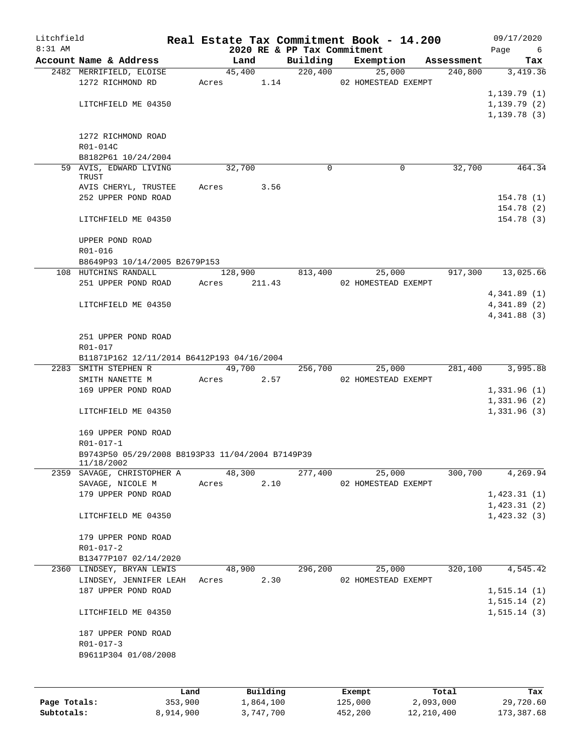Litchfield 8:31 AM

# Real Estate Tax Commitment Book - 14.200

2020 RE & PP Tax Commitment

09/17/2020

| Account Name & Address | Land | Building | Exemption | Assessment | Tax |
|---|---|---|---|---|---|
| 2482 MERRIFIELD, ELOISE | 45,400 | 220,400 | 25,000 | 240,800 | 3,419.36 |
| 1272 RICHMOND RD | Acres 1.14 | | 02 HOMESTEAD EXEMPT | | |
| | | | | | 1,139.79 (1) |
| LITCHFIELD ME 04350 | | | | | 1,139.79 (2) |
| | | | | | 1,139.78 (3) |
| 1272 RICHMOND ROAD | | | | | |
| R01-014C | | | | | |
| B8182P61 10/24/2004 | | | | | |
| 59 AVIS, EDWARD LIVING TRUST | 32,700 | 0 | 0 | 32,700 | 464.34 |
| AVIS CHERYL, TRUSTEE | Acres 3.56 | | | | |
| 252 UPPER POND ROAD | | | | | 154.78 (1) |
| | | | | | 154.78 (2) |
| LITCHFIELD ME 04350 | | | | | 154.78 (3) |
| UPPER POND ROAD | | | | | |
| R01-016 | | | | | |
| B8649P93 10/14/2005 B2679P153 | | | | | |
| 108 HUTCHINS RANDALL | 128,900 | 813,400 | 25,000 | 917,300 | 13,025.66 |
| 251 UPPER POND ROAD | Acres 211.43 | | 02 HOMESTEAD EXEMPT | | |
| | | | | | 4,341.89 (1) |
| LITCHFIELD ME 04350 | | | | | 4,341.89 (2) |
| | | | | | 4,341.88 (3) |
| 251 UPPER POND ROAD | | | | | |
| R01-017 | | | | | |
| B11871P162 12/11/2014 B6412P193 04/16/2004 | | | | | |
| 2283 SMITH STEPHEN R | 49,700 | 256,700 | 25,000 | 281,400 | 3,995.88 |
| SMITH NANETTE M | Acres 2.57 | | 02 HOMESTEAD EXEMPT | | |
| 169 UPPER POND ROAD | | | | | 1,331.96 (1) |
| | | | | | 1,331.96 (2) |
| LITCHFIELD ME 04350 | | | | | 1,331.96 (3) |
| 169 UPPER POND ROAD | | | | | |
| R01-017-1 | | | | | |
| B9743P50 05/29/2008 B8193P33 11/04/2004 B7149P39 11/18/2002 | | | | | |
| 2359 SAVAGE, CHRISTOPHER A | 48,300 | 277,400 | 25,000 | 300,700 | 4,269.94 |
| SAVAGE, NICOLE M | Acres 2.10 | | 02 HOMESTEAD EXEMPT | | |
| 179 UPPER POND ROAD | | | | | 1,423.31 (1) |
| | | | | | 1,423.31 (2) |
| LITCHFIELD ME 04350 | | | | | 1,423.32 (3) |
| 179 UPPER POND ROAD | | | | | |
| R01-017-2 | | | | | |
| B13477P107 02/14/2020 | | | | | |
| 2360 LINDSEY, BRYAN LEWIS | 48,900 | 296,200 | 25,000 | 320,100 | 4,545.42 |
| LINDSEY, JENNIFER LEAH | Acres 2.30 | | 02 HOMESTEAD EXEMPT | | |
| 187 UPPER POND ROAD | | | | | 1,515.14 (1) |
| | | | | | 1,515.14 (2) |
| LITCHFIELD ME 04350 | | | | | 1,515.14 (3) |
| 187 UPPER POND ROAD | | | | | |
| R01-017-3 | | | | | |
| B9611P304 01/08/2008 | | | | | |

| | Land | Building | Exempt | Total | Tax |
|---|---|---|---|---|---|
| Page Totals: | 353,900 | 1,864,100 | 125,000 | 2,093,000 | 29,720.60 |
| Subtotals: | 8,914,900 | 3,747,700 | 452,200 | 12,210,400 | 173,387.68 |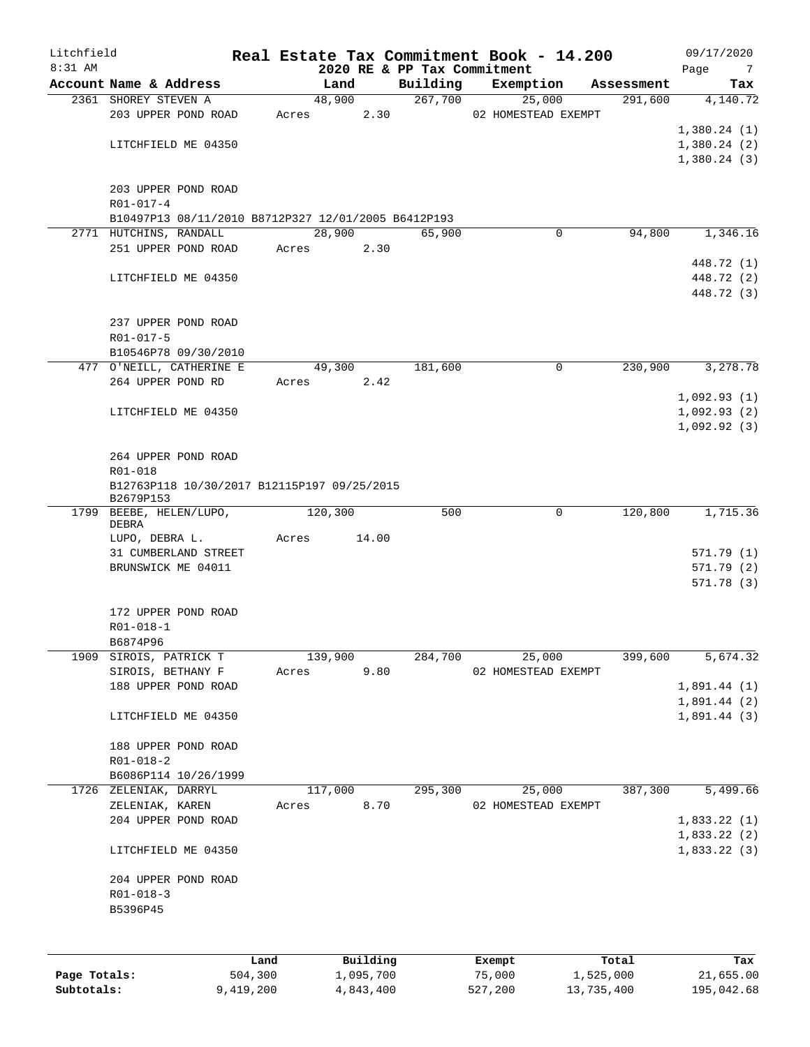Litchfield
8:31 AM

# Real Estate Tax Commitment Book - 14.200

2020 RE & PP Tax Commitment

09/17/2020

| Account Name & Address | Land | Building | Exemption | Assessment | Tax |
|---|---|---|---|---|---|
| 2361 SHOREY STEVEN A | 48,900 | 267,700 | 25,000 | 291,600 | 4,140.72 |
| 203 UPPER POND ROAD | Acres 2.30 | | 02 HOMESTEAD EXEMPT | | |
| | | | | | 1,380.24 (1) |
| LITCHFIELD ME 04350 | | | | | 1,380.24 (2) |
| | | | | | 1,380.24 (3) |
| 203 UPPER POND ROAD | | | | | |
| R01-017-4 | | | | | |
| B10497P13 08/11/2010 B8712P327 12/01/2005 B6412P193 | | | | | |
| 2771 HUTCHINS, RANDALL | 28,900 | 65,900 | 0 | 94,800 | 1,346.16 |
| 251 UPPER POND ROAD | Acres 2.30 | | | | |
| | | | | | 448.72 (1) |
| LITCHFIELD ME 04350 | | | | | 448.72 (2) |
| | | | | | 448.72 (3) |
| 237 UPPER POND ROAD | | | | | |
| R01-017-5 | | | | | |
| B10546P78 09/30/2010 | | | | | |
| 477 O'NEILL, CATHERINE E | 49,300 | 181,600 | 0 | 230,900 | 3,278.78 |
| 264 UPPER POND RD | Acres 2.42 | | | | |
| | | | | | 1,092.93 (1) |
| LITCHFIELD ME 04350 | | | | | 1,092.93 (2) |
| | | | | | 1,092.92 (3) |
| 264 UPPER POND ROAD | | | | | |
| R01-018 | | | | | |
| B12763P118 10/30/2017 B12115P197 09/25/2015 B2679P153 | | | | | |
| 1799 BEEBE, HELEN/LUPO, DEBRA | 120,300 | 500 | 0 | 120,800 | 1,715.36 |
| LUPO, DEBRA L. | Acres 14.00 | | | | |
| 31 CUMBERLAND STREET | | | | | 571.79 (1) |
| BRUNSWICK ME 04011 | | | | | 571.79 (2) |
| | | | | | 571.78 (3) |
| 172 UPPER POND ROAD | | | | | |
| R01-018-1 | | | | | |
| B6874P96 | | | | | |
| 1909 SIROIS, PATRICK T | 139,900 | 284,700 | 25,000 | 399,600 | 5,674.32 |
| SIROIS, BETHANY F | Acres 9.80 | | 02 HOMESTEAD EXEMPT | | |
| 188 UPPER POND ROAD | | | | | 1,891.44 (1) |
| | | | | | 1,891.44 (2) |
| LITCHFIELD ME 04350 | | | | | 1,891.44 (3) |
| 188 UPPER POND ROAD | | | | | |
| R01-018-2 | | | | | |
| B6086P114 10/26/1999 | | | | | |
| 1726 ZELENIAK, DARRYL | 117,000 | 295,300 | 25,000 | 387,300 | 5,499.66 |
| ZELENIAK, KAREN | Acres 8.70 | | 02 HOMESTEAD EXEMPT | | |
| 204 UPPER POND ROAD | | | | | 1,833.22 (1) |
| | | | | | 1,833.22 (2) |
| LITCHFIELD ME 04350 | | | | | 1,833.22 (3) |
| 204 UPPER POND ROAD | | | | | |
| R01-018-3 | | | | | |
| B5396P45 | | | | | |

| | Land | Building | Exempt | Total | Tax |
|---|---|---|---|---|---|
| Page Totals: | 504,300 | 1,095,700 | 75,000 | 1,525,000 | 21,655.00 |
| Subtotals: | 9,419,200 | 4,843,400 | 527,200 | 13,735,400 | 195,042.68 |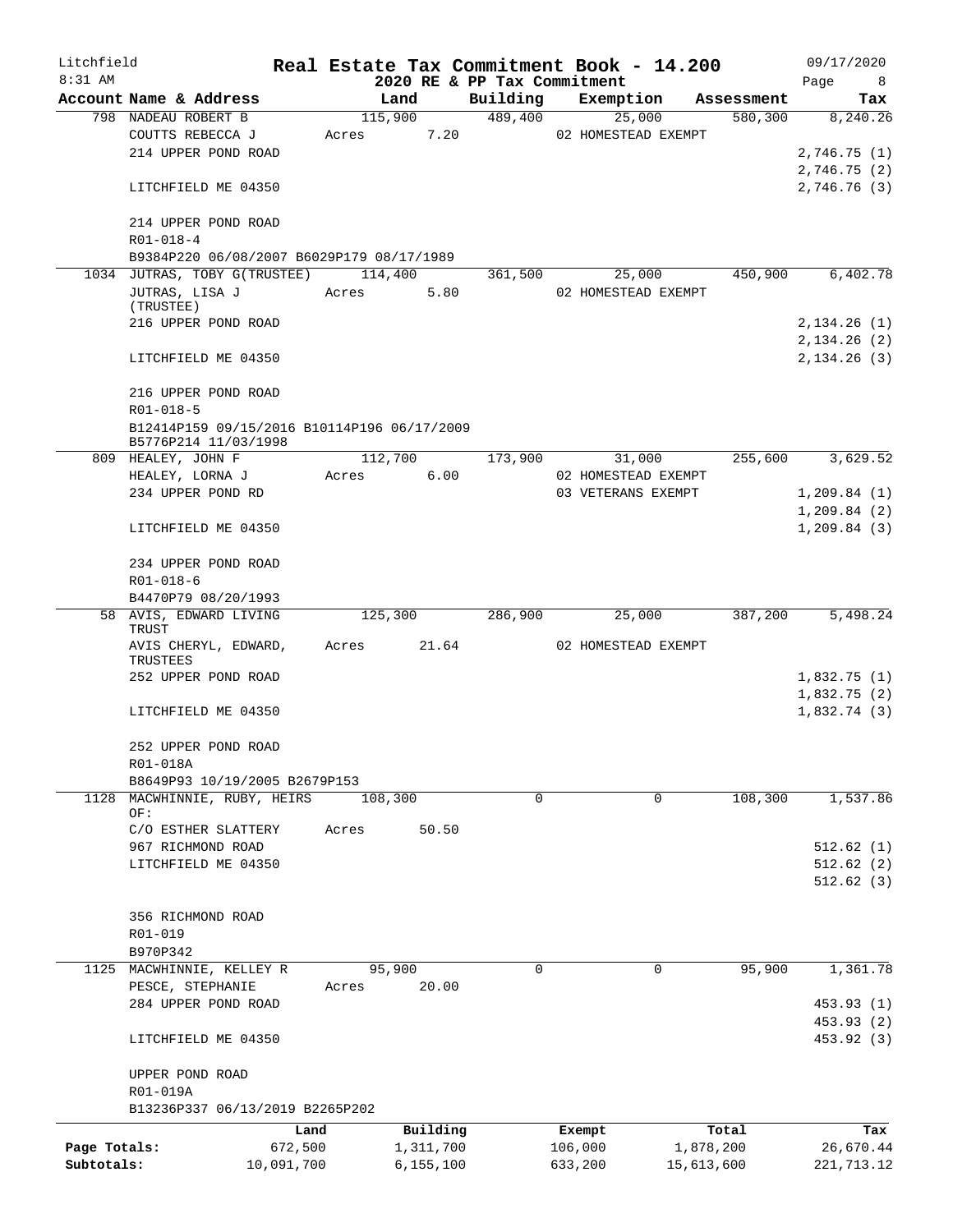Litchfield **Real Estate Tax Commitment Book - 14.200** 09/17/2020
8:31 AM **2020 RE & PP Tax Commitment**

| Account Name & Address | Land | Building | Exemption | Assessment | Tax |
|---|---|---|---|---|---|
| 798 NADEAU ROBERT B | 115,900 | 489,400 | 25,000 | 580,300 | 8,240.26 |
| COUTTS REBECCA J | Acres 7.20 | | 02 HOMESTEAD EXEMPT | | |
| 214 UPPER POND ROAD | | | | | 2,746.75 (1) |
| | | | | | 2,746.75 (2) |
| LITCHFIELD ME 04350 | | | | | 2,746.76 (3) |
| 214 UPPER POND ROAD | | | | | |
| R01-018-4 | | | | | |
| B9384P220 06/08/2007 B6029P179 08/17/1989 | | | | | |
| 1034 JUTRAS, TOBY G(TRUSTEE) | 114,400 | 361,500 | 25,000 | 450,900 | 6,402.78 |
| JUTRAS, LISA J (TRUSTEE) | Acres 5.80 | | 02 HOMESTEAD EXEMPT | | |
| 216 UPPER POND ROAD | | | | | 2,134.26 (1) |
| | | | | | 2,134.26 (2) |
| LITCHFIELD ME 04350 | | | | | 2,134.26 (3) |
| 216 UPPER POND ROAD | | | | | |
| R01-018-5 | | | | | |
| B12414P159 09/15/2016 B10114P196 06/17/2009 B5776P214 11/03/1998 | | | | | |
| 809 HEALEY, JOHN F | 112,700 | 173,900 | 31,000 | 255,600 | 3,629.52 |
| HEALEY, LORNA J | Acres 6.00 | | 02 HOMESTEAD EXEMPT | | |
| 234 UPPER POND RD | | | 03 VETERANS EXEMPT | | 1,209.84 (1) |
| | | | | | 1,209.84 (2) |
| LITCHFIELD ME 04350 | | | | | 1,209.84 (3) |
| 234 UPPER POND ROAD | | | | | |
| R01-018-6 | | | | | |
| B4470P79 08/20/1993 | | | | | |
| 58 AVIS, EDWARD LIVING TRUST | 125,300 | 286,900 | 25,000 | 387,200 | 5,498.24 |
| AVIS CHERYL, EDWARD, TRUSTEES | Acres 21.64 | | 02 HOMESTEAD EXEMPT | | |
| 252 UPPER POND ROAD | | | | | 1,832.75 (1) |
| | | | | | 1,832.75 (2) |
| LITCHFIELD ME 04350 | | | | | 1,832.74 (3) |
| 252 UPPER POND ROAD | | | | | |
| R01-018A | | | | | |
| B8649P93 10/19/2005 B2679P153 | | | | | |
| 1128 MACWHINNIE, RUBY, HEIRS OF: | 108,300 | 0 | 0 | 108,300 | 1,537.86 |
| C/O ESTHER SLATTERY | Acres 50.50 | | | | |
| 967 RICHMOND ROAD | | | | | 512.62 (1) |
| LITCHFIELD ME 04350 | | | | | 512.62 (2) |
| | | | | | 512.62 (3) |
| 356 RICHMOND ROAD | | | | | |
| R01-019 | | | | | |
| B970P342 | | | | | |
| 1125 MACWHINNIE, KELLEY R | 95,900 | 0 | 0 | 95,900 | 1,361.78 |
| PESCE, STEPHANIE | Acres 20.00 | | | | |
| 284 UPPER POND ROAD | | | | | 453.93 (1) |
| | | | | | 453.93 (2) |
| LITCHFIELD ME 04350 | | | | | 453.92 (3) |
| UPPER POND ROAD | | | | | |
| R01-019A | | | | | |
| B13236P337 06/13/2019 B2265P202 | | | | | |

| | Land | Building | Exempt | Total | Tax |
|---|---|---|---|---|---|
| Page Totals: | 672,500 | 1,311,700 | 106,000 | 1,878,200 | 26,670.44 |
| Subtotals: | 10,091,700 | 6,155,100 | 633,200 | 15,613,600 | 221,713.12 |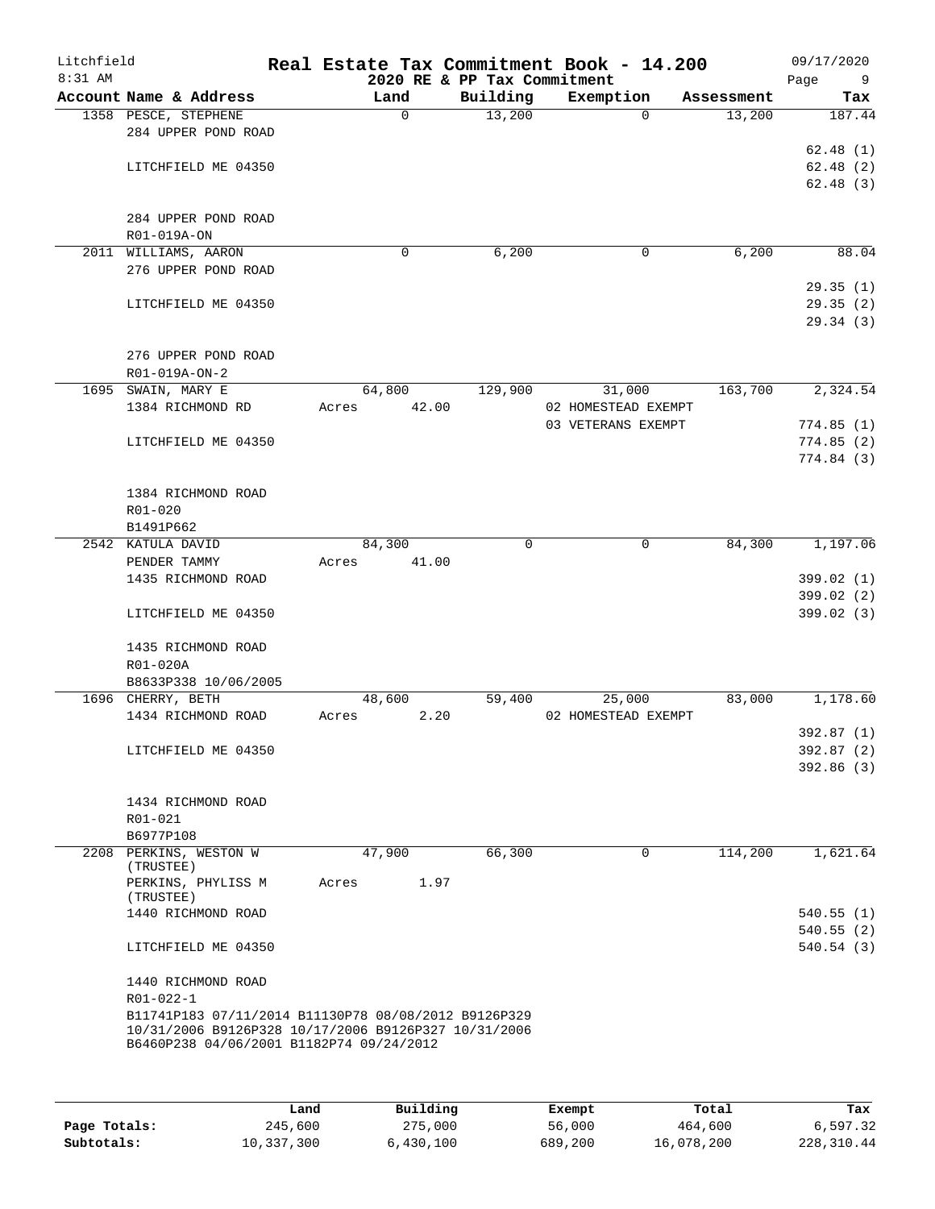Litchfield
8:31 AM

# Real Estate Tax Commitment Book - 14.200

## 2020 RE & PP Tax Commitment

09/17/2020

| Account Name & Address | Land | Building | Exemption | Assessment | Tax |
|---|---|---|---|---|---|
| 1358 PESCE, STEPHENE | 0 | 13,200 | 0 | 13,200 | 187.44 |
| 284 UPPER POND ROAD | | | | | |
| | | | | | 62.48 (1) |
| LITCHFIELD ME 04350 | | | | | 62.48 (2) |
| | | | | | 62.48 (3) |
| 284 UPPER POND ROAD | | | | | |
| R01-019A-ON | | | | | |
| 2011 WILLIAMS, AARON | 0 | 6,200 | 0 | 6,200 | 88.04 |
| 276 UPPER POND ROAD | | | | | |
| | | | | | 29.35 (1) |
| LITCHFIELD ME 04350 | | | | | 29.35 (2) |
| | | | | | 29.34 (3) |
| 276 UPPER POND ROAD | | | | | |
| R01-019A-ON-2 | | | | | |
| 1695 SWAIN, MARY E | 64,800 | 129,900 | 31,000 | 163,700 | 2,324.54 |
| 1384 RICHMOND RD | Acres 42.00 | | 02 HOMESTEAD EXEMPT | | |
| | | | 03 VETERANS EXEMPT | | 774.85 (1) |
| LITCHFIELD ME 04350 | | | | | 774.85 (2) |
| | | | | | 774.84 (3) |
| 1384 RICHMOND ROAD | | | | | |
| R01-020 | | | | | |
| B1491P662 | | | | | |
| 2542 KATULA DAVID | 84,300 | 0 | 0 | 84,300 | 1,197.06 |
| PENDER TAMMY | Acres 41.00 | | | | |
| 1435 RICHMOND ROAD | | | | | 399.02 (1) |
| | | | | | 399.02 (2) |
| LITCHFIELD ME 04350 | | | | | 399.02 (3) |
| 1435 RICHMOND ROAD | | | | | |
| R01-020A | | | | | |
| B8633P338 10/06/2005 | | | | | |
| 1696 CHERRY, BETH | 48,600 | 59,400 | 25,000 | 83,000 | 1,178.60 |
| 1434 RICHMOND ROAD | Acres 2.20 | | 02 HOMESTEAD EXEMPT | | |
| | | | | | 392.87 (1) |
| LITCHFIELD ME 04350 | | | | | 392.87 (2) |
| | | | | | 392.86 (3) |
| 1434 RICHMOND ROAD | | | | | |
| R01-021 | | | | | |
| B6977P108 | | | | | |
| 2208 PERKINS, WESTON W (TRUSTEE) | 47,900 | 66,300 | 0 | 114,200 | 1,621.64 |
| PERKINS, PHYLISS M (TRUSTEE) | Acres 1.97 | | | | |
| 1440 RICHMOND ROAD | | | | | 540.55 (1) |
| | | | | | 540.55 (2) |
| LITCHFIELD ME 04350 | | | | | 540.54 (3) |
| 1440 RICHMOND ROAD | | | | | |
| R01-022-1 | | | | | |
| B11741P183 07/11/2014 B11130P78 08/08/2012 B9126P329 10/31/2006 B9126P328 10/17/2006 B9126P327 10/31/2006 B6460P238 04/06/2001 B1182P74 09/24/2012 | | | | | |

| | Land | Building | Exempt | Total | Tax |
|---|---|---|---|---|---|
| **Page Totals:** | 245,600 | 275,000 | 56,000 | 464,600 | 6,597.32 |
| **Subtotals:** | 10,337,300 | 6,430,100 | 689,200 | 16,078,200 | 228,310.44 |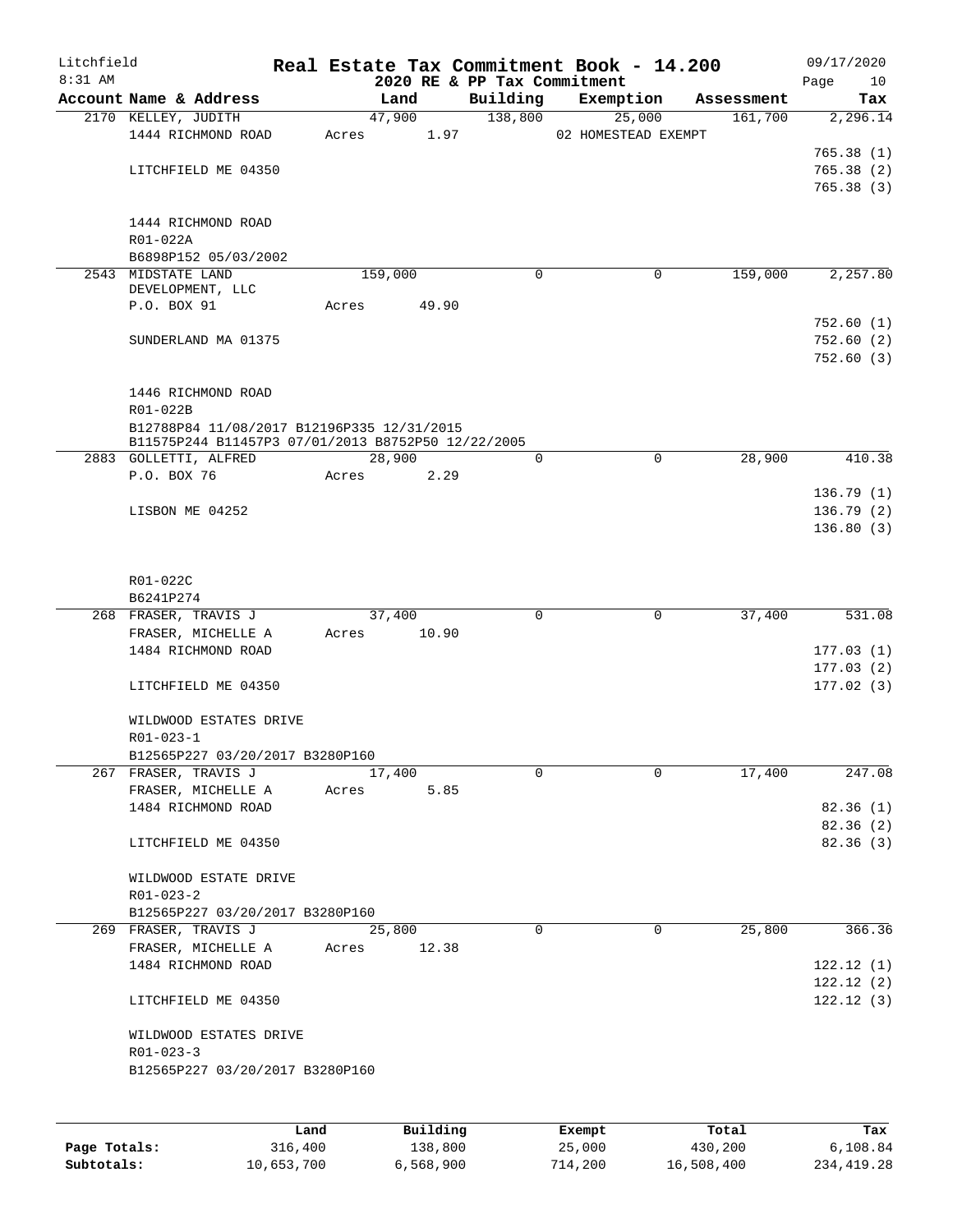Litchfield 8:31 AM

# Real Estate Tax Commitment Book - 14.200

## 2020 RE & PP Tax Commitment

09/17/2020 Page 10

| Account Name & Address | Land | Building | Exemption | Assessment | Tax |
|---|---|---|---|---|---|
| 2170 KELLEY, JUDITH | 47,900 | 138,800 | 25,000 | 161,700 | 2,296.14 |
| 1444 RICHMOND ROAD | Acres 1.97 | | 02 HOMESTEAD EXEMPT | | |
| | | | | | 765.38 (1) |
| LITCHFIELD ME 04350 | | | | | 765.38 (2) |
| | | | | | 765.38 (3) |
| 1444 RICHMOND ROAD | | | | | |
| R01-022A | | | | | |
| B6898P152 05/03/2002 | | | | | |
| 2543 MIDSTATE LAND DEVELOPMENT, LLC | 159,000 | 0 | 0 | 159,000 | 2,257.80 |
| P.O. BOX 91 | Acres 49.90 | | | | |
| | | | | | 752.60 (1) |
| SUNDERLAND MA 01375 | | | | | 752.60 (2) |
| | | | | | 752.60 (3) |
| 1446 RICHMOND ROAD | | | | | |
| R01-022B | | | | | |
| B12788P84 11/08/2017 B12196P335 12/31/2015 B11575P244 B11457P3 07/01/2013 B8752P50 12/22/2005 | | | | | |
| 2883 GOLLETTI, ALFRED | 28,900 | 0 | 0 | 28,900 | 410.38 |
| P.O. BOX 76 | Acres 2.29 | | | | |
| | | | | | 136.79 (1) |
| LISBON ME 04252 | | | | | 136.79 (2) |
| | | | | | 136.80 (3) |
| R01-022C | | | | | |
| B6241P274 | | | | | |
| 268 FRASER, TRAVIS J | 37,400 | 0 | 0 | 37,400 | 531.08 |
| FRASER, MICHELLE A | Acres 10.90 | | | | |
| 1484 RICHMOND ROAD | | | | | 177.03 (1) |
| | | | | | 177.03 (2) |
| LITCHFIELD ME 04350 | | | | | 177.02 (3) |
| WILDWOOD ESTATES DRIVE | | | | | |
| R01-023-1 | | | | | |
| B12565P227 03/20/2017 B3280P160 | | | | | |
| 267 FRASER, TRAVIS J | 17,400 | 0 | 0 | 17,400 | 247.08 |
| FRASER, MICHELLE A | Acres 5.85 | | | | |
| 1484 RICHMOND ROAD | | | | | 82.36 (1) |
| | | | | | 82.36 (2) |
| LITCHFIELD ME 04350 | | | | | 82.36 (3) |
| WILDWOOD ESTATE DRIVE | | | | | |
| R01-023-2 | | | | | |
| B12565P227 03/20/2017 B3280P160 | | | | | |
| 269 FRASER, TRAVIS J | 25,800 | 0 | 0 | 25,800 | 366.36 |
| FRASER, MICHELLE A | Acres 12.38 | | | | |
| 1484 RICHMOND ROAD | | | | | 122.12 (1) |
| | | | | | 122.12 (2) |
| LITCHFIELD ME 04350 | | | | | 122.12 (3) |
| WILDWOOD ESTATES DRIVE | | | | | |
| R01-023-3 | | | | | |
| B12565P227 03/20/2017 B3280P160 | | | | | |

| | Land | Building | Exempt | Total | Tax |
|---|---|---|---|---|---|
| Page Totals: | 316,400 | 138,800 | 25,000 | 430,200 | 6,108.84 |
| Subtotals: | 10,653,700 | 6,568,900 | 714,200 | 16,508,400 | 234,419.28 |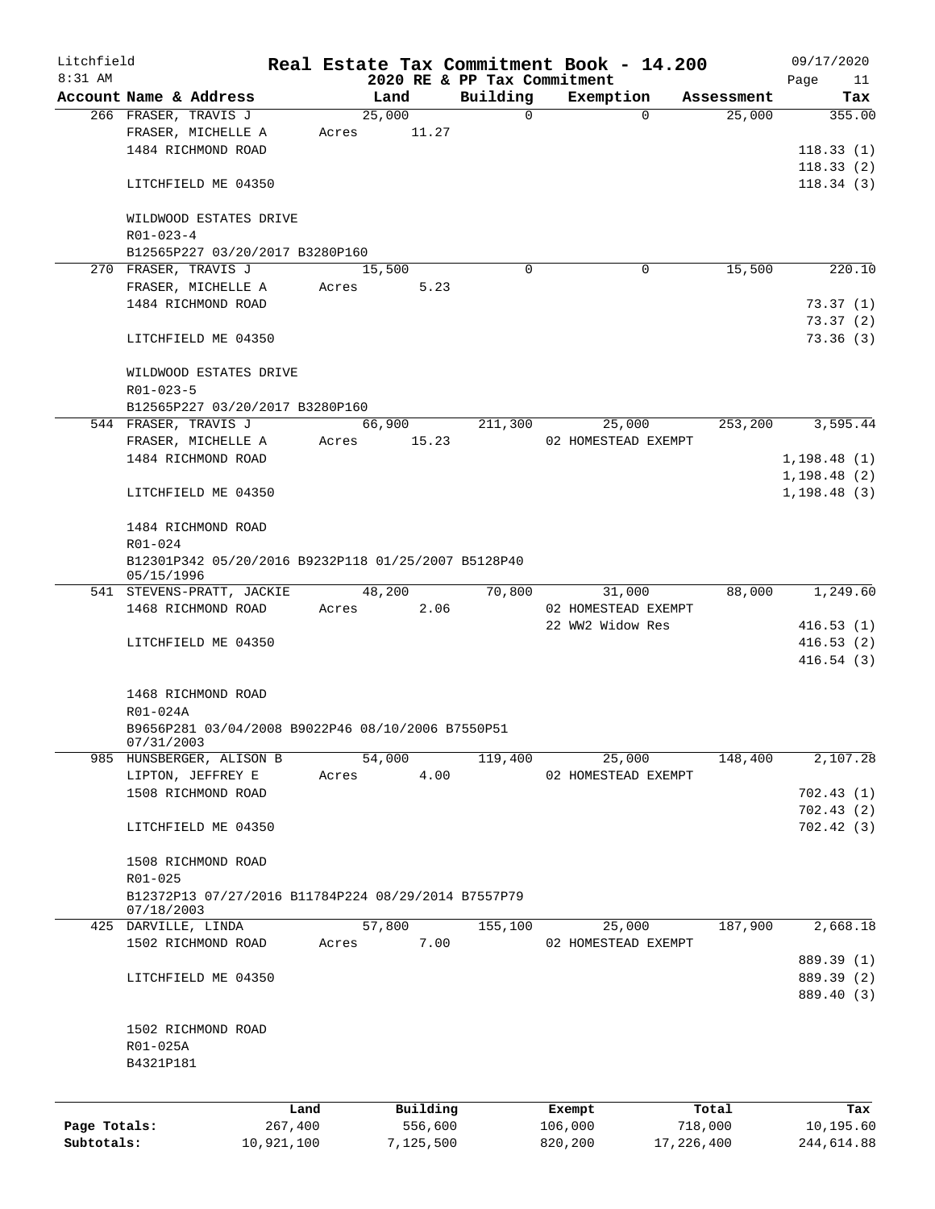Litchfield 8:31 AM

# Real Estate Tax Commitment Book - 14.200

## 2020 RE & PP Tax Commitment

09/17/2020

| Account Name & Address | Land | Building | Exemption | Assessment | Tax |
|---|---|---|---|---|---|
| 266 FRASER, TRAVIS J | 25,000 | 0 | 0 | 25,000 | 355.00 |
| FRASER, MICHELLE A | Acres 11.27 | | | | |
| 1484 RICHMOND ROAD | | | | | 118.33 (1) |
| | | | | | 118.33 (2) |
| LITCHFIELD ME 04350 | | | | | 118.34 (3) |
| WILDWOOD ESTATES DRIVE | | | | | |
| R01-023-4 | | | | | |
| B12565P227 03/20/2017 B3280P160 | | | | | |
| 270 FRASER, TRAVIS J | 15,500 | 0 | 0 | 15,500 | 220.10 |
| FRASER, MICHELLE A | Acres 5.23 | | | | |
| 1484 RICHMOND ROAD | | | | | 73.37 (1) |
| | | | | | 73.37 (2) |
| LITCHFIELD ME 04350 | | | | | 73.36 (3) |
| WILDWOOD ESTATES DRIVE | | | | | |
| R01-023-5 | | | | | |
| B12565P227 03/20/2017 B3280P160 | | | | | |
| 544 FRASER, TRAVIS J | 66,900 | 211,300 | 25,000 | 253,200 | 3,595.44 |
| FRASER, MICHELLE A | Acres 15.23 | | 02 HOMESTEAD EXEMPT | | |
| 1484 RICHMOND ROAD | | | | | 1,198.48 (1) |
| | | | | | 1,198.48 (2) |
| LITCHFIELD ME 04350 | | | | | 1,198.48 (3) |
| 1484 RICHMOND ROAD | | | | | |
| R01-024 | | | | | |
| B12301P342 05/20/2016 B9232P118 01/25/2007 B5128P40 05/15/1996 | | | | | |
| 541 STEVENS-PRATT, JACKIE | 48,200 | 70,800 | 31,000 | 88,000 | 1,249.60 |
| 1468 RICHMOND ROAD | Acres 2.06 | | 02 HOMESTEAD EXEMPT | | |
| | | | 22 WW2 Widow Res | | 416.53 (1) |
| LITCHFIELD ME 04350 | | | | | 416.53 (2) |
| | | | | | 416.54 (3) |
| 1468 RICHMOND ROAD | | | | | |
| R01-024A | | | | | |
| B9656P281 03/04/2008 B9022P46 08/10/2006 B7550P51 07/31/2003 | | | | | |
| 985 HUNSBERGER, ALISON B | 54,000 | 119,400 | 25,000 | 148,400 | 2,107.28 |
| LIPTON, JEFFREY E | Acres 4.00 | | 02 HOMESTEAD EXEMPT | | |
| 1508 RICHMOND ROAD | | | | | 702.43 (1) |
| | | | | | 702.43 (2) |
| LITCHFIELD ME 04350 | | | | | 702.42 (3) |
| 1508 RICHMOND ROAD | | | | | |
| R01-025 | | | | | |
| B12372P13 07/27/2016 B11784P224 08/29/2014 B7557P79 07/18/2003 | | | | | |
| 425 DARVILLE, LINDA | 57,800 | 155,100 | 25,000 | 187,900 | 2,668.18 |
| 1502 RICHMOND ROAD | Acres 7.00 | | 02 HOMESTEAD EXEMPT | | |
| | | | | | 889.39 (1) |
| LITCHFIELD ME 04350 | | | | | 889.39 (2) |
| | | | | | 889.40 (3) |
| 1502 RICHMOND ROAD | | | | | |
| R01-025A | | | | | |
| B4321P181 | | | | | |

| | Land | Building | Exempt | Total | Tax |
|---|---|---|---|---|---|
| Page Totals: | 267,400 | 556,600 | 106,000 | 718,000 | 10,195.60 |
| Subtotals: | 10,921,100 | 7,125,500 | 820,200 | 17,226,400 | 244,614.88 |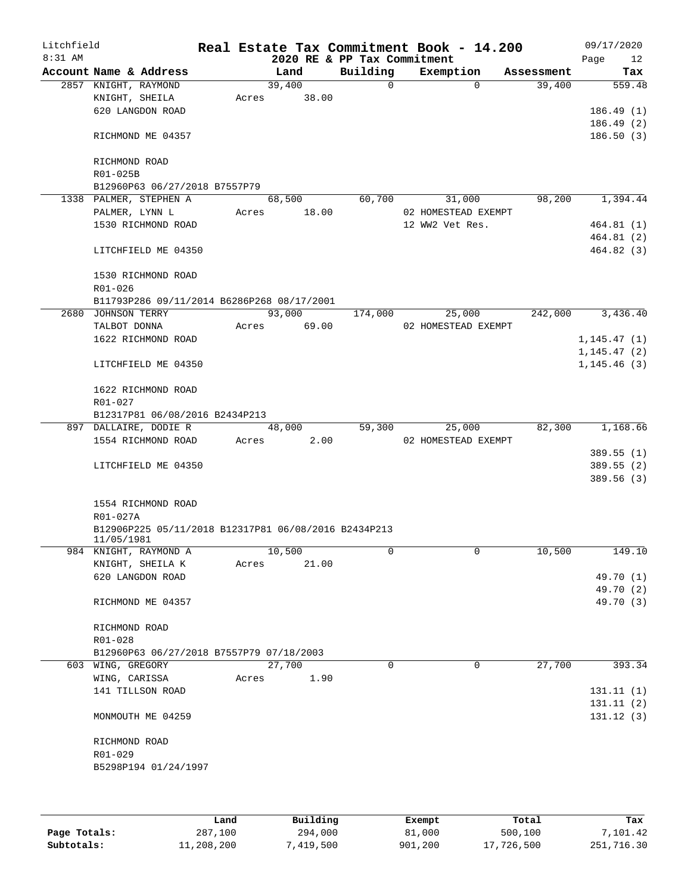Litchfield
8:31 AM

# Real Estate Tax Commitment Book - 14.200

## 2020 RE & PP Tax Commitment

09/17/2020
Page 12

| Account Name & Address | Land | Building | Exemption | Assessment | Tax |
|---|---|---|---|---|---|
| 2857 KNIGHT, RAYMOND | 39,400 | 0 | 0 | 39,400 | 559.48 |
| KNIGHT, SHEILA | Acres 38.00 | | | | |
| 620 LANGDON ROAD | | | | | 186.49 (1) |
| | | | | | 186.49 (2) |
| RICHMOND ME 04357 | | | | | 186.50 (3) |
| RICHMOND ROAD | | | | | |
| R01-025B | | | | | |
| B12960P63 06/27/2018 B7557P79 | | | | | |
| 1338 PALMER, STEPHEN A | 68,500 | 60,700 | 31,000 | 98,200 | 1,394.44 |
| PALMER, LYNN L | Acres 18.00 | | 02 HOMESTEAD EXEMPT | | |
| 1530 RICHMOND ROAD | | | 12 WW2 Vet Res. | | 464.81 (1) |
| | | | | | 464.81 (2) |
| LITCHFIELD ME 04350 | | | | | 464.82 (3) |
| 1530 RICHMOND ROAD | | | | | |
| R01-026 | | | | | |
| B11793P286 09/11/2014 B6286P268 08/17/2001 | | | | | |
| 2680 JOHNSON TERRY | 93,000 | 174,000 | 25,000 | 242,000 | 3,436.40 |
| TALBOT DONNA | Acres 69.00 | | 02 HOMESTEAD EXEMPT | | |
| 1622 RICHMOND ROAD | | | | | 1,145.47 (1) |
| | | | | | 1,145.47 (2) |
| LITCHFIELD ME 04350 | | | | | 1,145.46 (3) |
| 1622 RICHMOND ROAD | | | | | |
| R01-027 | | | | | |
| B12317P81 06/08/2016 B2434P213 | | | | | |
| 897 DALLAIRE, DODIE R | 48,000 | 59,300 | 25,000 | 82,300 | 1,168.66 |
| 1554 RICHMOND ROAD | Acres 2.00 | | 02 HOMESTEAD EXEMPT | | |
| | | | | | 389.55 (1) |
| LITCHFIELD ME 04350 | | | | | 389.55 (2) |
| | | | | | 389.56 (3) |
| 1554 RICHMOND ROAD | | | | | |
| R01-027A | | | | | |
| B12906P225 05/11/2018 B12317P81 06/08/2016 B2434P213 11/05/1981 | | | | | |
| 984 KNIGHT, RAYMOND A | 10,500 | 0 | 0 | 10,500 | 149.10 |
| KNIGHT, SHEILA K | Acres 21.00 | | | | |
| 620 LANGDON ROAD | | | | | 49.70 (1) |
| | | | | | 49.70 (2) |
| RICHMOND ME 04357 | | | | | 49.70 (3) |
| RICHMOND ROAD | | | | | |
| R01-028 | | | | | |
| B12960P63 06/27/2018 B7557P79 07/18/2003 | | | | | |
| 603 WING, GREGORY | 27,700 | 0 | 0 | 27,700 | 393.34 |
| WING, CARISSA | Acres 1.90 | | | | |
| 141 TILLSON ROAD | | | | | 131.11 (1) |
| | | | | | 131.11 (2) |
| MONMOUTH ME 04259 | | | | | 131.12 (3) |
| RICHMOND ROAD | | | | | |
| R01-029 | | | | | |
| B5298P194 01/24/1997 | | | | | |

| | Land | Building | Exempt | Total | Tax |
|---|---|---|---|---|---|
| Page Totals: | 287,100 | 294,000 | 81,000 | 500,100 | 7,101.42 |
| Subtotals: | 11,208,200 | 7,419,500 | 901,200 | 17,726,500 | 251,716.30 |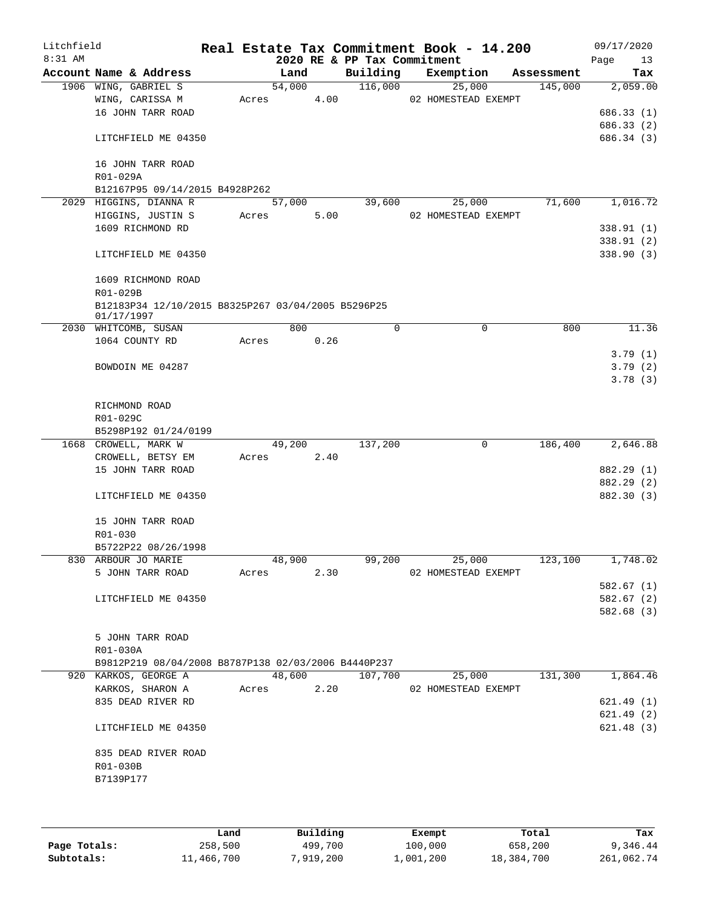Litchfield 8:31 AM

# Real Estate Tax Commitment Book - 14.200

2020 RE & PP Tax Commitment

09/17/2020

| Account Name & Address | Land | Building | Exemption | Assessment | Tax |
|---|---|---|---|---|---|
| 1906 WING, GABRIEL S | 54,000 | 116,000 | 25,000 | 145,000 | 2,059.00 |
| WING, CARISSA M | Acres 4.00 | | 02 HOMESTEAD EXEMPT | | |
| 16 JOHN TARR ROAD | | | | | 686.33 (1) |
| | | | | | 686.33 (2) |
| LITCHFIELD ME 04350 | | | | | 686.34 (3) |
| 16 JOHN TARR ROAD | | | | | |
| R01-029A | | | | | |
| B12167P95 09/14/2015 B4928P262 | | | | | |
| 2029 HIGGINS, DIANNA R | 57,000 | 39,600 | 25,000 | 71,600 | 1,016.72 |
| HIGGINS, JUSTIN S | Acres 5.00 | | 02 HOMESTEAD EXEMPT | | |
| 1609 RICHMOND RD | | | | | 338.91 (1) |
| | | | | | 338.91 (2) |
| LITCHFIELD ME 04350 | | | | | 338.90 (3) |
| 1609 RICHMOND ROAD | | | | | |
| R01-029B | | | | | |
| B12183P34 12/10/2015 B8325P267 03/04/2005 B5296P25 01/17/1997 | | | | | |
| 2030 WHITCOMB, SUSAN | 800 | 0 | 0 | 800 | 11.36 |
| 1064 COUNTY RD | Acres 0.26 | | | | |
| | | | | | 3.79 (1) |
| BOWDOIN ME 04287 | | | | | 3.79 (2) |
| | | | | | 3.78 (3) |
| RICHMOND ROAD | | | | | |
| R01-029C | | | | | |
| B5298P192 01/24/0199 | | | | | |
| 1668 CROWELL, MARK W | 49,200 | 137,200 | 0 | 186,400 | 2,646.88 |
| CROWELL, BETSY EM | Acres 2.40 | | | | |
| 15 JOHN TARR ROAD | | | | | 882.29 (1) |
| | | | | | 882.29 (2) |
| LITCHFIELD ME 04350 | | | | | 882.30 (3) |
| 15 JOHN TARR ROAD | | | | | |
| R01-030 | | | | | |
| B5722P22 08/26/1998 | | | | | |
| 830 ARBOUR JO MARIE | 48,900 | 99,200 | 25,000 | 123,100 | 1,748.02 |
| 5 JOHN TARR ROAD | Acres 2.30 | | 02 HOMESTEAD EXEMPT | | |
| | | | | | 582.67 (1) |
| LITCHFIELD ME 04350 | | | | | 582.67 (2) |
| | | | | | 582.68 (3) |
| 5 JOHN TARR ROAD | | | | | |
| R01-030A | | | | | |
| B9812P219 08/04/2008 B8787P138 02/03/2006 B4440P237 | | | | | |
| 920 KARKOS, GEORGE A | 48,600 | 107,700 | 25,000 | 131,300 | 1,864.46 |
| KARKOS, SHARON A | Acres 2.20 | | 02 HOMESTEAD EXEMPT | | |
| 835 DEAD RIVER RD | | | | | 621.49 (1) |
| | | | | | 621.49 (2) |
| LITCHFIELD ME 04350 | | | | | 621.48 (3) |
| 835 DEAD RIVER ROAD | | | | | |
| R01-030B | | | | | |
| B7139P177 | | | | | |

| | Land | Building | Exempt | Total | Tax |
|---|---|---|---|---|---|
| Page Totals: | 258,500 | 499,700 | 100,000 | 658,200 | 9,346.44 |
| Subtotals: | 11,466,700 | 7,919,200 | 1,001,200 | 18,384,700 | 261,062.74 |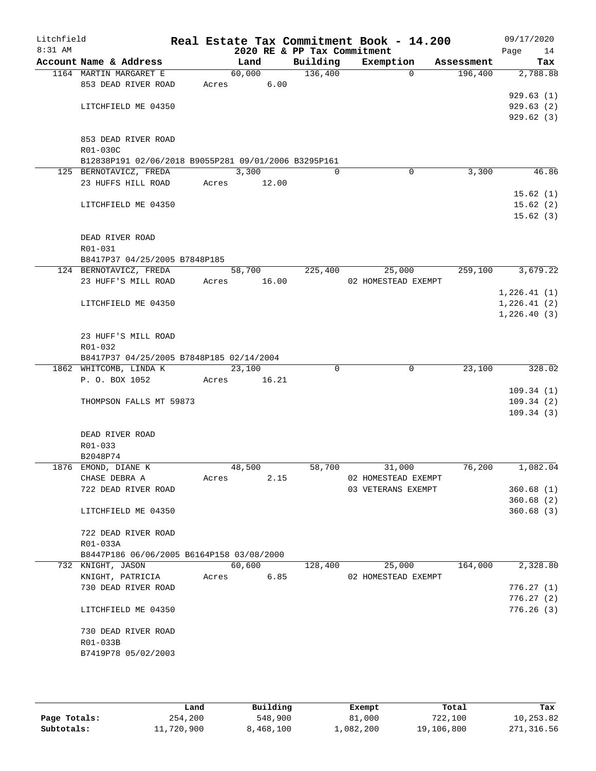Litchfield
8:31 AM

# Real Estate Tax Commitment Book - 14.200

2020 RE & PP Tax Commitment

09/17/2020

| Account Name & Address | Land | Building | Exemption | Assessment | Tax |
|---|---|---|---|---|---|
| 1164 MARTIN MARGARET E | 60,000 | 136,400 | 0 | 196,400 | 2,788.88 |
| 853 DEAD RIVER ROAD | Acres 6.00 | | | | |
| | | | | | 929.63 (1) |
| LITCHFIELD ME 04350 | | | | | 929.63 (2) |
| | | | | | 929.62 (3) |
| 853 DEAD RIVER ROAD | | | | | |
| R01-030C | | | | | |
| B12838P191 02/06/2018 B9055P281 09/01/2006 B3295P161 | | | | | |
| 125 BERNOTAVICZ, FREDA | 3,300 | 0 | 0 | 3,300 | 46.86 |
| 23 HUFFS HILL ROAD | Acres 12.00 | | | | |
| | | | | | 15.62 (1) |
| LITCHFIELD ME 04350 | | | | | 15.62 (2) |
| | | | | | 15.62 (3) |
| DEAD RIVER ROAD | | | | | |
| R01-031 | | | | | |
| B8417P37 04/25/2005 B7848P185 | | | | | |
| 124 BERNOTAVICZ, FREDA | 58,700 | 225,400 | 25,000 | 259,100 | 3,679.22 |
| 23 HUFF'S MILL ROAD | Acres 16.00 | | 02 HOMESTEAD EXEMPT | | |
| | | | | | 1,226.41 (1) |
| LITCHFIELD ME 04350 | | | | | 1,226.41 (2) |
| | | | | | 1,226.40 (3) |
| 23 HUFF'S MILL ROAD | | | | | |
| R01-032 | | | | | |
| B8417P37 04/25/2005 B7848P185 02/14/2004 | | | | | |
| 1862 WHITCOMB, LINDA K | 23,100 | 0 | 0 | 23,100 | 328.02 |
| P. O. BOX 1052 | Acres 16.21 | | | | |
| | | | | | 109.34 (1) |
| THOMPSON FALLS MT 59873 | | | | | 109.34 (2) |
| | | | | | 109.34 (3) |
| DEAD RIVER ROAD | | | | | |
| R01-033 | | | | | |
| B2048P74 | | | | | |
| 1876 EMOND, DIANE K | 48,500 | 58,700 | 31,000 | 76,200 | 1,082.04 |
| CHASE DEBRA A | Acres 2.15 | | 02 HOMESTEAD EXEMPT | | |
| 722 DEAD RIVER ROAD | | | 03 VETERANS EXEMPT | | 360.68 (1) |
| | | | | | 360.68 (2) |
| LITCHFIELD ME 04350 | | | | | 360.68 (3) |
| 722 DEAD RIVER ROAD | | | | | |
| R01-033A | | | | | |
| B8447P186 06/06/2005 B6164P158 03/08/2000 | | | | | |
| 732 KNIGHT, JASON | 60,600 | 128,400 | 25,000 | 164,000 | 2,328.80 |
| KNIGHT, PATRICIA | Acres 6.85 | | 02 HOMESTEAD EXEMPT | | |
| 730 DEAD RIVER ROAD | | | | | 776.27 (1) |
| | | | | | 776.27 (2) |
| LITCHFIELD ME 04350 | | | | | 776.26 (3) |
| 730 DEAD RIVER ROAD | | | | | |
| R01-033B | | | | | |
| B7419P78 05/02/2003 | | | | | |

| | Land | Building | Exempt | Total | Tax |
|---|---|---|---|---|---|
| Page Totals: | 254,200 | 548,900 | 81,000 | 722,100 | 10,253.82 |
| Subtotals: | 11,720,900 | 8,468,100 | 1,082,200 | 19,106,800 | 271,316.56 |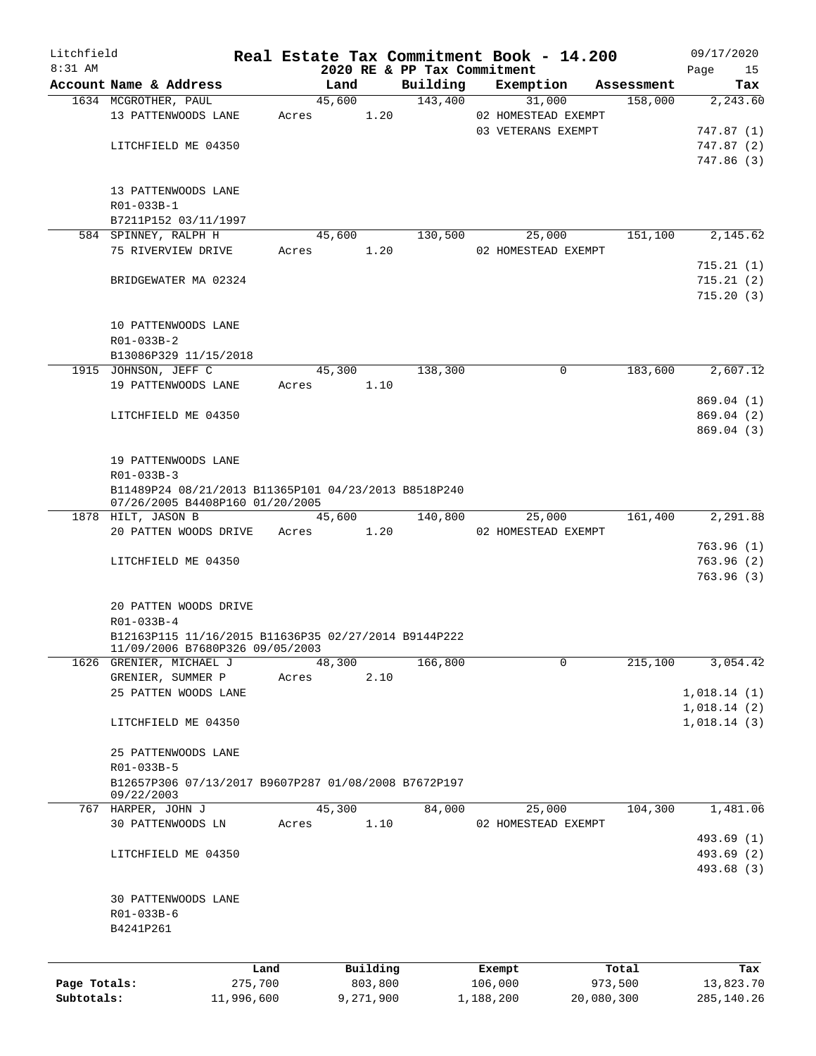Litchfield 8:31 AM

# Real Estate Tax Commitment Book - 14.200

## 2020 RE & PP Tax Commitment

09/17/2020

| Account Name & Address | Land | Building | Exemption | Assessment | Tax |
|---|---|---|---|---|---|
| 1634 MCGROTHER, PAUL | 45,600 | 143,400 | 31,000 | 158,000 | 2,243.60 |
| 13 PATTENWOODS LANE | Acres 1.20 | | 02 HOMESTEAD EXEMPT | | |
| | | | 03 VETERANS EXEMPT | | 747.87 (1) |
| LITCHFIELD ME 04350 | | | | | 747.87 (2) |
| | | | | | 747.86 (3) |
| 13 PATTENWOODS LANE | | | | | |
| R01-033B-1 | | | | | |
| B7211P152 03/11/1997 | | | | | |
| 584 SPINNEY, RALPH H | 45,600 | 130,500 | 25,000 | 151,100 | 2,145.62 |
| 75 RIVERVIEW DRIVE | Acres 1.20 | | 02 HOMESTEAD EXEMPT | | |
| | | | | | 715.21 (1) |
| BRIDGEWATER MA 02324 | | | | | 715.21 (2) |
| | | | | | 715.20 (3) |
| 10 PATTENWOODS LANE | | | | | |
| R01-033B-2 | | | | | |
| B13086P329 11/15/2018 | | | | | |
| 1915 JOHNSON, JEFF C | 45,300 | 138,300 | 0 | 183,600 | 2,607.12 |
| 19 PATTENWOODS LANE | Acres 1.10 | | | | |
| | | | | | 869.04 (1) |
| LITCHFIELD ME 04350 | | | | | 869.04 (2) |
| | | | | | 869.04 (3) |
| 19 PATTENWOODS LANE | | | | | |
| R01-033B-3 | | | | | |
| B11489P24 08/21/2013 B11365P101 04/23/2013 B8518P240 07/26/2005 B4408P160 01/20/2005 | | | | | |
| 1878 HILT, JASON B | 45,600 | 140,800 | 25,000 | 161,400 | 2,291.88 |
| 20 PATTEN WOODS DRIVE | Acres 1.20 | | 02 HOMESTEAD EXEMPT | | |
| | | | | | 763.96 (1) |
| LITCHFIELD ME 04350 | | | | | 763.96 (2) |
| | | | | | 763.96 (3) |
| 20 PATTEN WOODS DRIVE | | | | | |
| R01-033B-4 | | | | | |
| B12163P115 11/16/2015 B11636P35 02/27/2014 B9144P222 11/09/2006 B7680P326 09/05/2003 | | | | | |
| 1626 GRENIER, MICHAEL J | 48,300 | 166,800 | 0 | 215,100 | 3,054.42 |
| GRENIER, SUMMER P | Acres 2.10 | | | | |
| 25 PATTEN WOODS LANE | | | | | 1,018.14 (1) |
| | | | | | 1,018.14 (2) |
| LITCHFIELD ME 04350 | | | | | 1,018.14 (3) |
| 25 PATTENWOODS LANE | | | | | |
| R01-033B-5 | | | | | |
| B12657P306 07/13/2017 B9607P287 01/08/2008 B7672P197 09/22/2003 | | | | | |
| 767 HARPER, JOHN J | 45,300 | 84,000 | 25,000 | 104,300 | 1,481.06 |
| 30 PATTENWOODS LN | Acres 1.10 | | 02 HOMESTEAD EXEMPT | | |
| | | | | | 493.69 (1) |
| LITCHFIELD ME 04350 | | | | | 493.69 (2) |
| | | | | | 493.68 (3) |
| 30 PATTENWOODS LANE | | | | | |
| R01-033B-6 | | | | | |
| B4241P261 | | | | | |

| | Land | Building | Exempt | Total | Tax |
|---|---|---|---|---|---|
| Page Totals: | 275,700 | 803,800 | 106,000 | 973,500 | 13,823.70 |
| Subtotals: | 11,996,600 | 9,271,900 | 1,188,200 | 20,080,300 | 285,140.26 |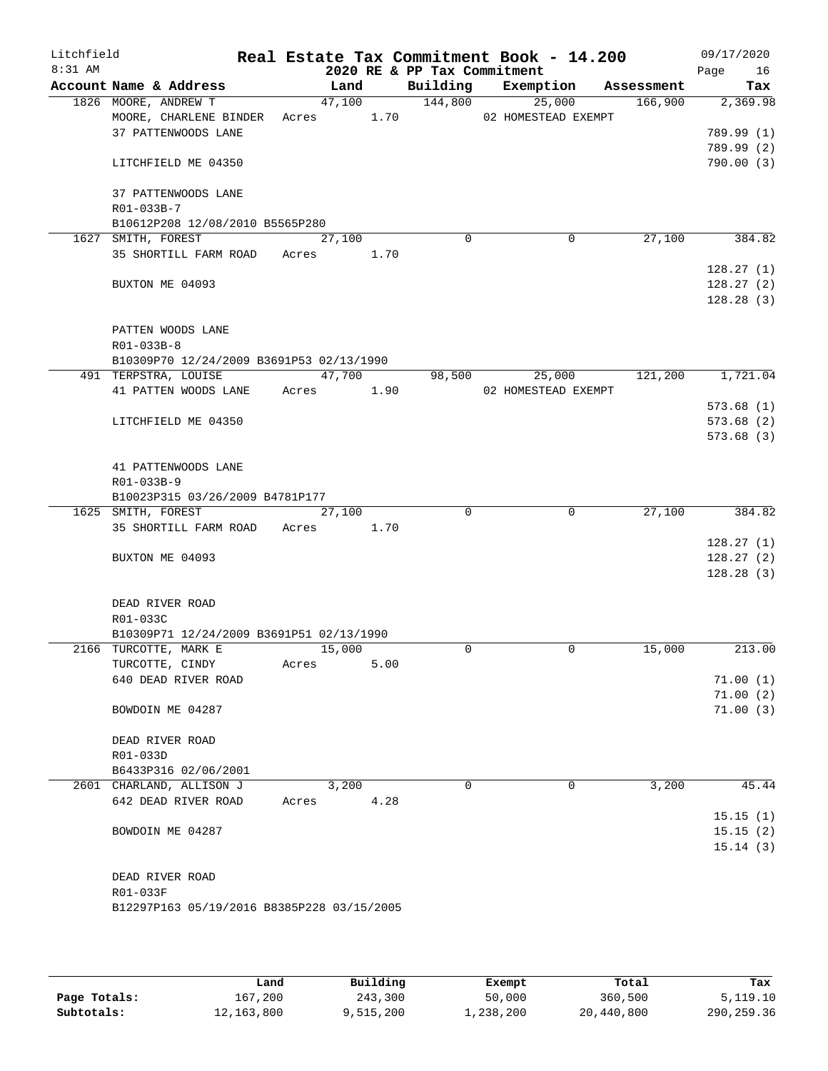Litchfield
8:31 AM

# Real Estate Tax Commitment Book - 14.200
## 2020 RE & PP Tax Commitment

09/17/2020
Page 16

| Account Name & Address | Land | Building | Exemption | Assessment | Tax |
|---|---|---|---|---|---|
| 1826 MOORE, ANDREW T | 47,100 | 144,800 | 25,000 | 166,900 | 2,369.98 |
| MOORE, CHARLENE BINDER | Acres 1.70 | | 02 HOMESTEAD EXEMPT | | |
| 37 PATTENWOODS LANE | | | | | 789.99 (1) |
| | | | | | 789.99 (2) |
| LITCHFIELD ME 04350 | | | | | 790.00 (3) |
| 37 PATTENWOODS LANE | | | | | |
| R01-033B-7 | | | | | |
| B10612P208 12/08/2010 B5565P280 | | | | | |
| 1627 SMITH, FOREST | 27,100 | 0 | 0 | 27,100 | 384.82 |
| 35 SHORTILL FARM ROAD | Acres 1.70 | | | | |
| | | | | | 128.27 (1) |
| BUXTON ME 04093 | | | | | 128.27 (2) |
| | | | | | 128.28 (3) |
| PATTEN WOODS LANE | | | | | |
| R01-033B-8 | | | | | |
| B10309P70 12/24/2009 B3691P53 02/13/1990 | | | | | |
| 491 TERPSTRA, LOUISE | 47,700 | 98,500 | 25,000 | 121,200 | 1,721.04 |
| 41 PATTEN WOODS LANE | Acres 1.90 | | 02 HOMESTEAD EXEMPT | | |
| | | | | | 573.68 (1) |
| LITCHFIELD ME 04350 | | | | | 573.68 (2) |
| | | | | | 573.68 (3) |
| 41 PATTENWOODS LANE | | | | | |
| R01-033B-9 | | | | | |
| B10023P315 03/26/2009 B4781P177 | | | | | |
| 1625 SMITH, FOREST | 27,100 | 0 | 0 | 27,100 | 384.82 |
| 35 SHORTILL FARM ROAD | Acres 1.70 | | | | |
| | | | | | 128.27 (1) |
| BUXTON ME 04093 | | | | | 128.27 (2) |
| | | | | | 128.28 (3) |
| DEAD RIVER ROAD | | | | | |
| R01-033C | | | | | |
| B10309P71 12/24/2009 B3691P51 02/13/1990 | | | | | |
| 2166 TURCOTTE, MARK E | 15,000 | 0 | 0 | 15,000 | 213.00 |
| TURCOTTE, CINDY | Acres 5.00 | | | | |
| 640 DEAD RIVER ROAD | | | | | 71.00 (1) |
| | | | | | 71.00 (2) |
| BOWDOIN ME 04287 | | | | | 71.00 (3) |
| DEAD RIVER ROAD | | | | | |
| R01-033D | | | | | |
| B6433P316 02/06/2001 | | | | | |
| 2601 CHARLAND, ALLISON J | 3,200 | 0 | 0 | 3,200 | 45.44 |
| 642 DEAD RIVER ROAD | Acres 4.28 | | | | |
| | | | | | 15.15 (1) |
| BOWDOIN ME 04287 | | | | | 15.15 (2) |
| | | | | | 15.14 (3) |
| DEAD RIVER ROAD | | | | | |
| R01-033F | | | | | |
| B12297P163 05/19/2016 B8385P228 03/15/2005 | | | | | |

| | Land | Building | Exempt | Total | Tax |
|---|---|---|---|---|---|
| Page Totals: | 167,200 | 243,300 | 50,000 | 360,500 | 5,119.10 |
| Subtotals: | 12,163,800 | 9,515,200 | 1,238,200 | 20,440,800 | 290,259.36 |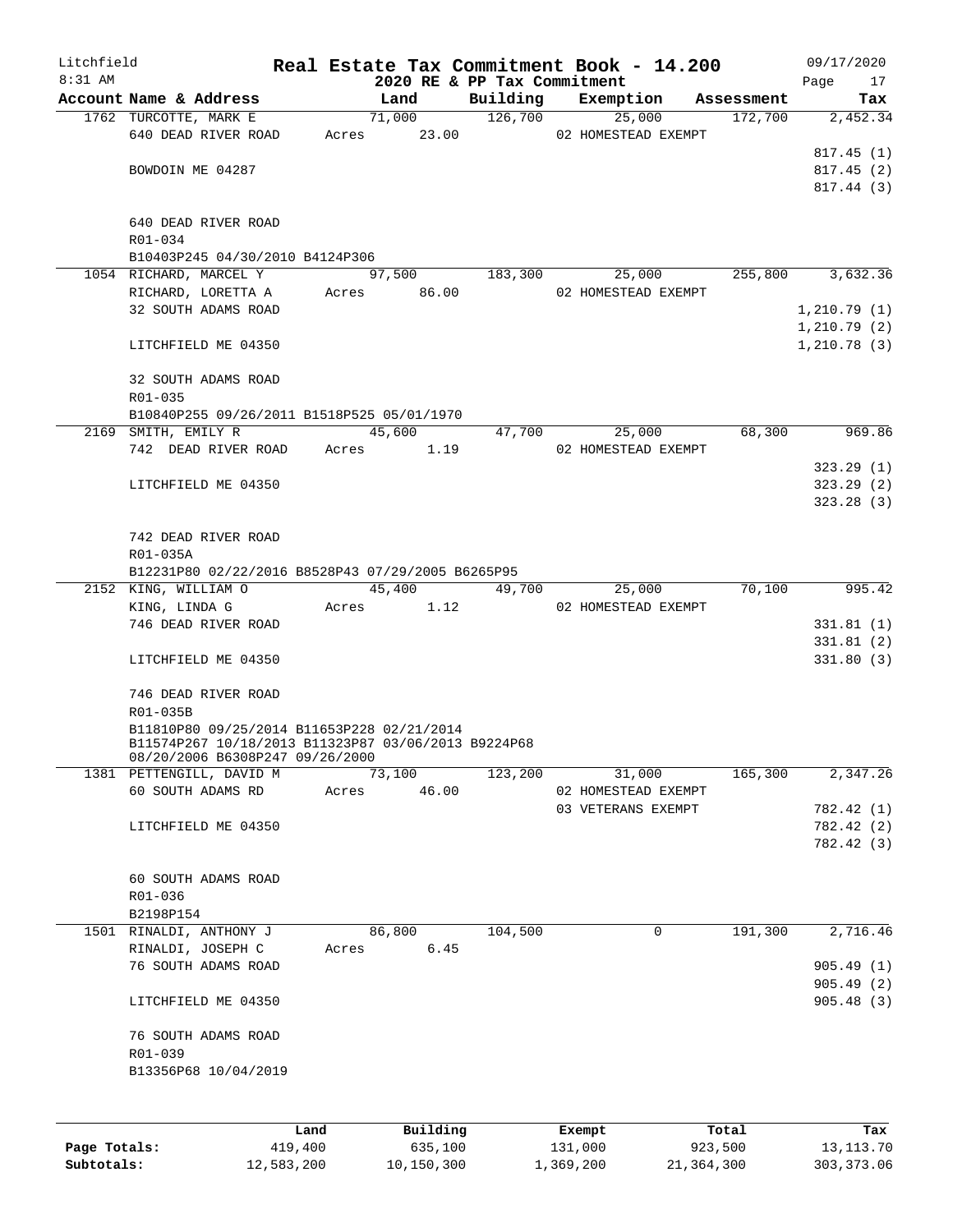# Litchfield — Real Estate Tax Commitment Book - 14.200

8:31 AM — 2020 RE & PP Tax Commitment — 09/17/2020

| Account Name & Address | Land | Building | Exemption | Assessment | Tax |
|---|---|---|---|---|---|
| 1762 TURCOTTE, MARK E | 71,000 | 126,700 | 25,000 | 172,700 | 2,452.34 |
| 640 DEAD RIVER ROAD | Acres 23.00 | | 02 HOMESTEAD EXEMPT | | |
| | | | | | 817.45 (1) |
| BOWDOIN ME 04287 | | | | | 817.45 (2) |
| | | | | | 817.44 (3) |
| 640 DEAD RIVER ROAD | | | | | |
| R01-034 | | | | | |
| B10403P245 04/30/2010 B4124P306 | | | | | |
| 1054 RICHARD, MARCEL Y | 97,500 | 183,300 | 25,000 | 255,800 | 3,632.36 |
| RICHARD, LORETTA A | Acres 86.00 | | 02 HOMESTEAD EXEMPT | | |
| 32 SOUTH ADAMS ROAD | | | | | 1,210.79 (1) |
| | | | | | 1,210.79 (2) |
| LITCHFIELD ME 04350 | | | | | 1,210.78 (3) |
| 32 SOUTH ADAMS ROAD | | | | | |
| R01-035 | | | | | |
| B10840P255 09/26/2011 B1518P525 05/01/1970 | | | | | |
| 2169 SMITH, EMILY R | 45,600 | 47,700 | 25,000 | 68,300 | 969.86 |
| 742 DEAD RIVER ROAD | Acres 1.19 | | 02 HOMESTEAD EXEMPT | | |
| | | | | | 323.29 (1) |
| LITCHFIELD ME 04350 | | | | | 323.29 (2) |
| | | | | | 323.28 (3) |
| 742 DEAD RIVER ROAD | | | | | |
| R01-035A | | | | | |
| B12231P80 02/22/2016 B8528P43 07/29/2005 B6265P95 | | | | | |
| 2152 KING, WILLIAM O | 45,400 | 49,700 | 25,000 | 70,100 | 995.42 |
| KING, LINDA G | Acres 1.12 | | 02 HOMESTEAD EXEMPT | | |
| 746 DEAD RIVER ROAD | | | | | 331.81 (1) |
| | | | | | 331.81 (2) |
| LITCHFIELD ME 04350 | | | | | 331.80 (3) |
| 746 DEAD RIVER ROAD | | | | | |
| R01-035B | | | | | |
| B11810P80 09/25/2014 B11653P228 02/21/2014 B11574P267 10/18/2013 B11323P87 03/06/2013 B9224P68 08/20/2006 B6308P247 09/26/2000 | | | | | |
| 1381 PETTENGILL, DAVID M | 73,100 | 123,200 | 31,000 | 165,300 | 2,347.26 |
| 60 SOUTH ADAMS RD | Acres 46.00 | | 02 HOMESTEAD EXEMPT | | |
| | | | 03 VETERANS EXEMPT | | 782.42 (1) |
| LITCHFIELD ME 04350 | | | | | 782.42 (2) |
| | | | | | 782.42 (3) |
| 60 SOUTH ADAMS ROAD | | | | | |
| R01-036 | | | | | |
| B2198P154 | | | | | |
| 1501 RINALDI, ANTHONY J | 86,800 | 104,500 | 0 | 191,300 | 2,716.46 |
| RINALDI, JOSEPH C | Acres 6.45 | | | | |
| 76 SOUTH ADAMS ROAD | | | | | 905.49 (1) |
| | | | | | 905.49 (2) |
| LITCHFIELD ME 04350 | | | | | 905.48 (3) |
| 76 SOUTH ADAMS ROAD | | | | | |
| R01-039 | | | | | |
| B13356P68 10/04/2019 | | | | | |

| | Land | Building | Exempt | Total | Tax |
|---|---|---|---|---|---|
| Page Totals: | 419,400 | 635,100 | 131,000 | 923,500 | 13,113.70 |
| Subtotals: | 12,583,200 | 10,150,300 | 1,369,200 | 21,364,300 | 303,373.06 |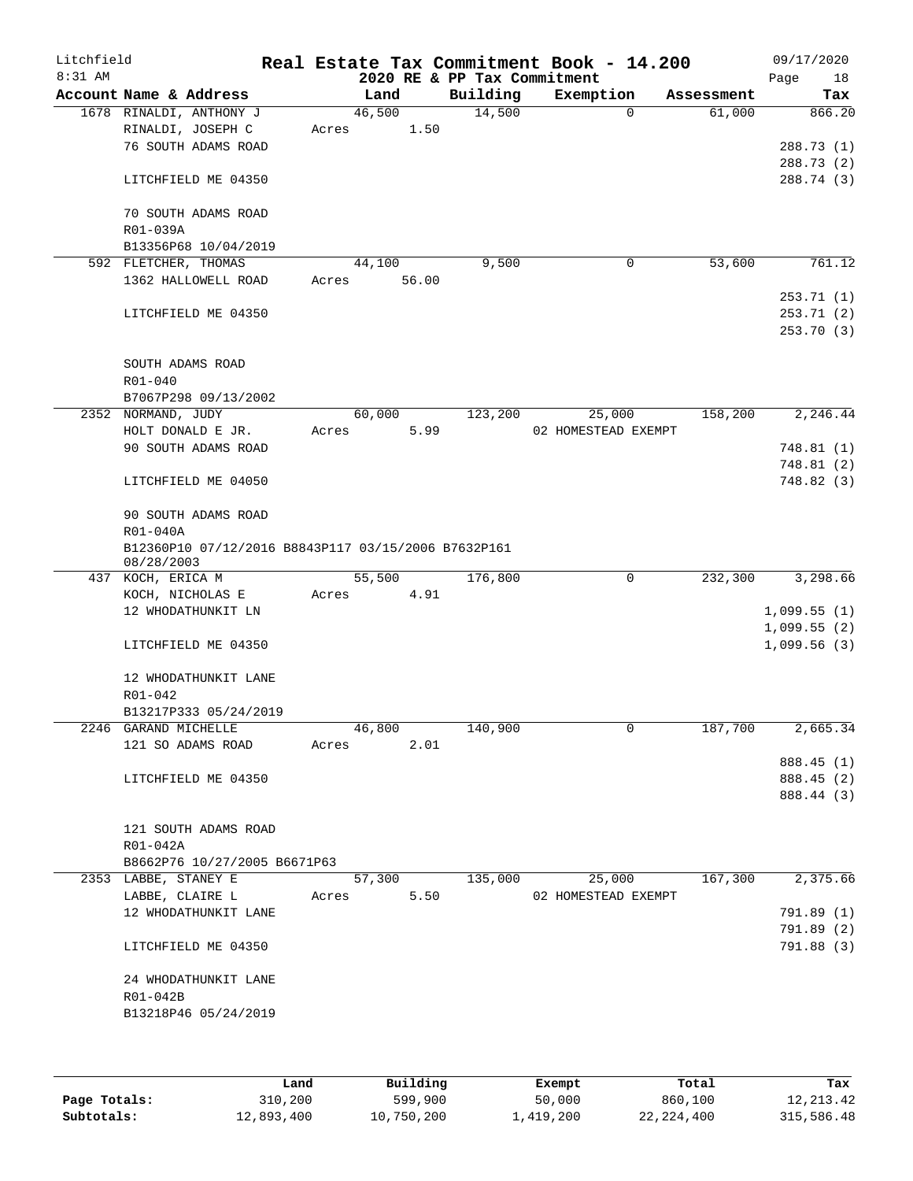Litchfield
8:31 AM

# Real Estate Tax Commitment Book - 14.200

## 2020 RE & PP Tax Commitment

09/17/2020

| Account Name & Address | Land | Building | Exemption | Assessment | Tax |
|---|---|---|---|---|---|
| 1678 RINALDI, ANTHONY J | 46,500 | 14,500 | 0 | 61,000 | 866.20 |
| RINALDI, JOSEPH C | Acres 1.50 | | | | |
| 76 SOUTH ADAMS ROAD | | | | | 288.73 (1) |
| | | | | | 288.73 (2) |
| LITCHFIELD ME 04350 | | | | | 288.74 (3) |
| 70 SOUTH ADAMS ROAD | | | | | |
| R01-039A | | | | | |
| B13356P68 10/04/2019 | | | | | |
| 592 FLETCHER, THOMAS | 44,100 | 9,500 | 0 | 53,600 | 761.12 |
| 1362 HALLOWELL ROAD | Acres 56.00 | | | | |
| | | | | | 253.71 (1) |
| LITCHFIELD ME 04350 | | | | | 253.71 (2) |
| | | | | | 253.70 (3) |
| SOUTH ADAMS ROAD | | | | | |
| R01-040 | | | | | |
| B7067P298 09/13/2002 | | | | | |
| 2352 NORMAND, JUDY | 60,000 | 123,200 | 25,000 | 158,200 | 2,246.44 |
| HOLT DONALD E JR. | Acres 5.99 | | 02 HOMESTEAD EXEMPT | | |
| 90 SOUTH ADAMS ROAD | | | | | 748.81 (1) |
| | | | | | 748.81 (2) |
| LITCHFIELD ME 04050 | | | | | 748.82 (3) |
| 90 SOUTH ADAMS ROAD | | | | | |
| R01-040A | | | | | |
| B12360P10 07/12/2016 B8843P117 03/15/2006 B7632P161 08/28/2003 | | | | | |
| 437 KOCH, ERICA M | 55,500 | 176,800 | 0 | 232,300 | 3,298.66 |
| KOCH, NICHOLAS E | Acres 4.91 | | | | |
| 12 WHODATHUNKIT LN | | | | | 1,099.55 (1) |
| | | | | | 1,099.55 (2) |
| LITCHFIELD ME 04350 | | | | | 1,099.56 (3) |
| 12 WHODATHUNKIT LANE | | | | | |
| R01-042 | | | | | |
| B13217P333 05/24/2019 | | | | | |
| 2246 GARAND MICHELLE | 46,800 | 140,900 | 0 | 187,700 | 2,665.34 |
| 121 SO ADAMS ROAD | Acres 2.01 | | | | |
| | | | | | 888.45 (1) |
| LITCHFIELD ME 04350 | | | | | 888.45 (2) |
| | | | | | 888.44 (3) |
| 121 SOUTH ADAMS ROAD | | | | | |
| R01-042A | | | | | |
| B8662P76 10/27/2005 B6671P63 | | | | | |
| 2353 LABBE, STANEY E | 57,300 | 135,000 | 25,000 | 167,300 | 2,375.66 |
| LABBE, CLAIRE L | Acres 5.50 | | 02 HOMESTEAD EXEMPT | | |
| 12 WHODATHUNKIT LANE | | | | | 791.89 (1) |
| | | | | | 791.89 (2) |
| LITCHFIELD ME 04350 | | | | | 791.88 (3) |
| 24 WHODATHUNKIT LANE | | | | | |
| R01-042B | | | | | |
| B13218P46 05/24/2019 | | | | | |

| | Land | Building | Exempt | Total | Tax |
|---|---|---|---|---|---|
| Page Totals: | 310,200 | 599,900 | 50,000 | 860,100 | 12,213.42 |
| Subtotals: | 12,893,400 | 10,750,200 | 1,419,200 | 22,224,400 | 315,586.48 |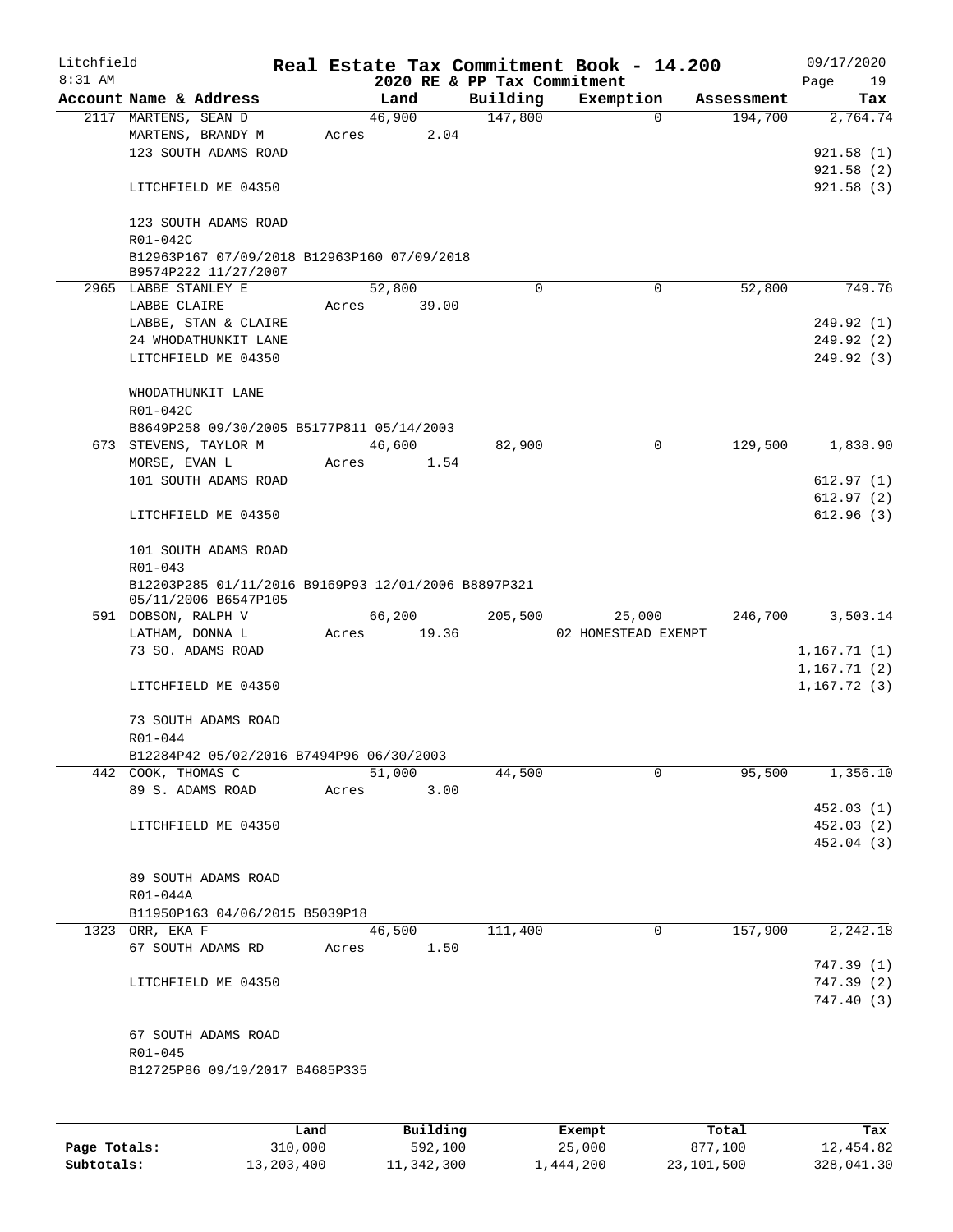Litchfield 8:31 AM

# Real Estate Tax Commitment Book - 14.200

## 2020 RE & PP Tax Commitment

09/17/2020

| Account Name & Address | Land | Building | Exemption | Assessment | Tax |
|---|---|---|---|---|---|
| 2117 MARTENS, SEAN D | 46,900 | 147,800 | 0 | 194,700 | 2,764.74 |
| MARTENS, BRANDY M | Acres 2.04 | | | | |
| 123 SOUTH ADAMS ROAD | | | | | 921.58 (1) |
| | | | | | 921.58 (2) |
| LITCHFIELD ME 04350 | | | | | 921.58 (3) |
| 123 SOUTH ADAMS ROAD | | | | | |
| R01-042C | | | | | |
| B12963P167 07/09/2018 B12963P160 07/09/2018 B9574P222 11/27/2007 | | | | | |
| 2965 LABBE STANLEY E | 52,800 | 0 | 0 | 52,800 | 749.76 |
| LABBE CLAIRE | Acres 39.00 | | | | |
| LABBE, STAN & CLAIRE | | | | | 249.92 (1) |
| 24 WHODATHUNKIT LANE | | | | | 249.92 (2) |
| LITCHFIELD ME 04350 | | | | | 249.92 (3) |
| WHODATHUNKIT LANE | | | | | |
| R01-042C | | | | | |
| B8649P258 09/30/2005 B5177P811 05/14/2003 | | | | | |
| 673 STEVENS, TAYLOR M | 46,600 | 82,900 | 0 | 129,500 | 1,838.90 |
| MORSE, EVAN L | Acres 1.54 | | | | |
| 101 SOUTH ADAMS ROAD | | | | | 612.97 (1) |
| | | | | | 612.97 (2) |
| LITCHFIELD ME 04350 | | | | | 612.96 (3) |
| 101 SOUTH ADAMS ROAD | | | | | |
| R01-043 | | | | | |
| B12203P285 01/11/2016 B9169P93 12/01/2006 B8897P321 05/11/2006 B6547P105 | | | | | |
| 591 DOBSON, RALPH V | 66,200 | 205,500 | 25,000 | 246,700 | 3,503.14 |
| LATHAM, DONNA L | Acres 19.36 | | 02 HOMESTEAD EXEMPT | | |
| 73 SO. ADAMS ROAD | | | | | 1,167.71 (1) |
| | | | | | 1,167.71 (2) |
| LITCHFIELD ME 04350 | | | | | 1,167.72 (3) |
| 73 SOUTH ADAMS ROAD | | | | | |
| R01-044 | | | | | |
| B12284P42 05/02/2016 B7494P96 06/30/2003 | | | | | |
| 442 COOK, THOMAS C | 51,000 | 44,500 | 0 | 95,500 | 1,356.10 |
| 89 S. ADAMS ROAD | Acres 3.00 | | | | |
| | | | | | 452.03 (1) |
| LITCHFIELD ME 04350 | | | | | 452.03 (2) |
| | | | | | 452.04 (3) |
| 89 SOUTH ADAMS ROAD | | | | | |
| R01-044A | | | | | |
| B11950P163 04/06/2015 B5039P18 | | | | | |
| 1323 ORR, EKA F | 46,500 | 111,400 | 0 | 157,900 | 2,242.18 |
| 67 SOUTH ADAMS RD | Acres 1.50 | | | | |
| | | | | | 747.39 (1) |
| LITCHFIELD ME 04350 | | | | | 747.39 (2) |
| | | | | | 747.40 (3) |
| 67 SOUTH ADAMS ROAD | | | | | |
| R01-045 | | | | | |
| B12725P86 09/19/2017 B4685P335 | | | | | |

| | Land | Building | Exempt | Total | Tax |
|---|---|---|---|---|---|
| Page Totals: | 310,000 | 592,100 | 25,000 | 877,100 | 12,454.82 |
| Subtotals: | 13,203,400 | 11,342,300 | 1,444,200 | 23,101,500 | 328,041.30 |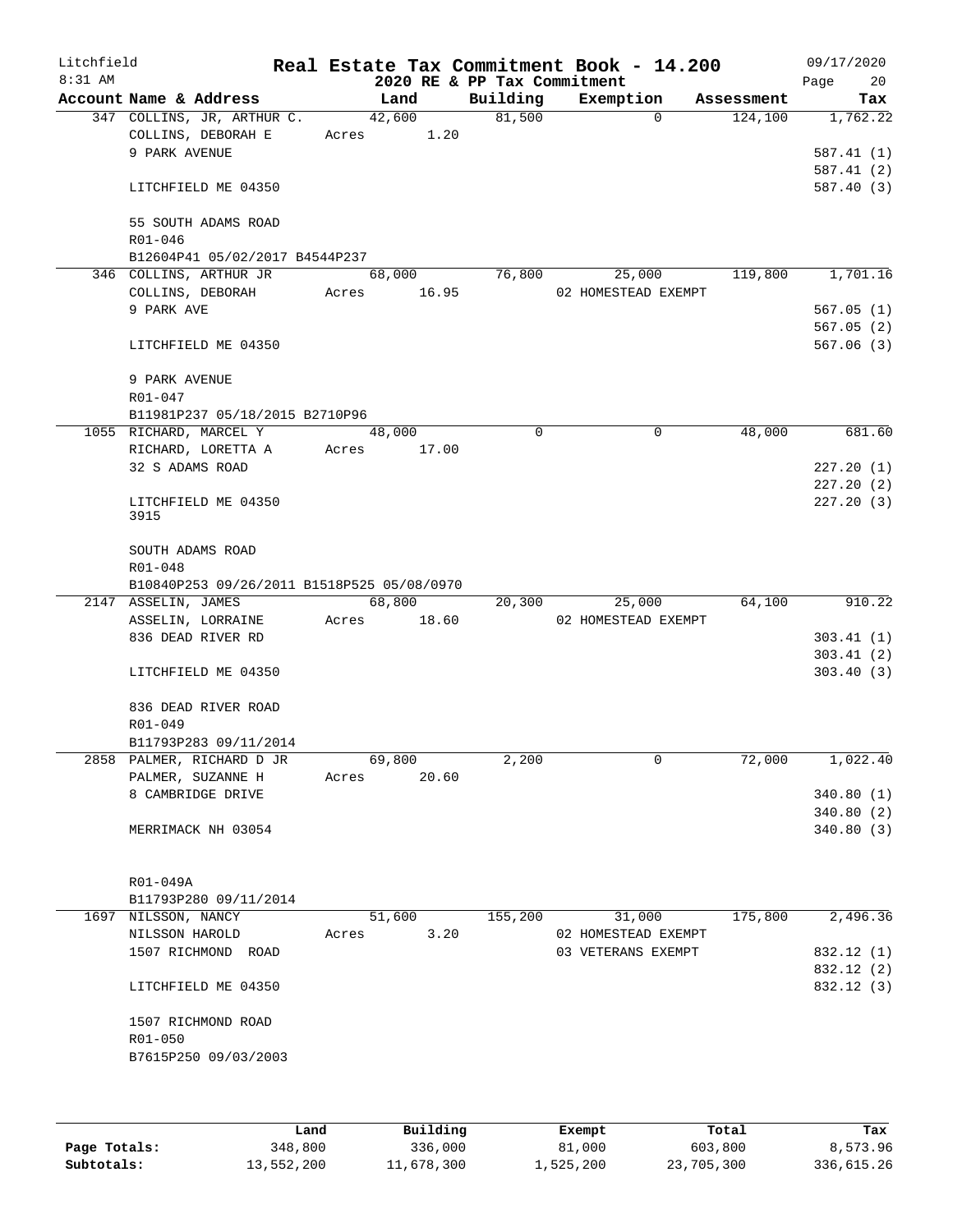Litchfield 8:31 AM

**Real Estate Tax Commitment Book - 14.200**
**2020 RE & PP Tax Commitment**

09/17/2020

| Account Name & Address | Land | Building | Exemption | Assessment | Tax |
|---|---|---|---|---|---|
| 347 COLLINS, JR, ARTHUR C. | 42,600 | 81,500 | 0 | 124,100 | 1,762.22 |
| COLLINS, DEBORAH E | Acres 1.20 | | | | |
| 9 PARK AVENUE | | | | | 587.41 (1) |
| | | | | | 587.41 (2) |
| LITCHFIELD ME 04350 | | | | | 587.40 (3) |
| 55 SOUTH ADAMS ROAD | | | | | |
| R01-046 | | | | | |
| B12604P41 05/02/2017 B4544P237 | | | | | |
| 346 COLLINS, ARTHUR JR | 68,000 | 76,800 | 25,000 | 119,800 | 1,701.16 |
| COLLINS, DEBORAH | Acres 16.95 | | 02 HOMESTEAD EXEMPT | | |
| 9 PARK AVE | | | | | 567.05 (1) |
| | | | | | 567.05 (2) |
| LITCHFIELD ME 04350 | | | | | 567.06 (3) |
| 9 PARK AVENUE | | | | | |
| R01-047 | | | | | |
| B11981P237 05/18/2015 B2710P96 | | | | | |
| 1055 RICHARD, MARCEL Y | 48,000 | 0 | 0 | 48,000 | 681.60 |
| RICHARD, LORETTA A | Acres 17.00 | | | | |
| 32 S ADAMS ROAD | | | | | 227.20 (1) |
| | | | | | 227.20 (2) |
| LITCHFIELD ME 04350 3915 | | | | | 227.20 (3) |
| SOUTH ADAMS ROAD | | | | | |
| R01-048 | | | | | |
| B10840P253 09/26/2011 B1518P525 05/08/0970 | | | | | |
| 2147 ASSELIN, JAMES | 68,800 | 20,300 | 25,000 | 64,100 | 910.22 |
| ASSELIN, LORRAINE | Acres 18.60 | | 02 HOMESTEAD EXEMPT | | |
| 836 DEAD RIVER RD | | | | | 303.41 (1) |
| | | | | | 303.41 (2) |
| LITCHFIELD ME 04350 | | | | | 303.40 (3) |
| 836 DEAD RIVER ROAD | | | | | |
| R01-049 | | | | | |
| B11793P283 09/11/2014 | | | | | |
| 2858 PALMER, RICHARD D JR | 69,800 | 2,200 | 0 | 72,000 | 1,022.40 |
| PALMER, SUZANNE H | Acres 20.60 | | | | |
| 8 CAMBRIDGE DRIVE | | | | | 340.80 (1) |
| | | | | | 340.80 (2) |
| MERRIMACK NH 03054 | | | | | 340.80 (3) |
| R01-049A | | | | | |
| B11793P280 09/11/2014 | | | | | |
| 1697 NILSSON, NANCY | 51,600 | 155,200 | 31,000 | 175,800 | 2,496.36 |
| NILSSON HAROLD | Acres 3.20 | | 02 HOMESTEAD EXEMPT | | |
| 1507 RICHMOND ROAD | | | 03 VETERANS EXEMPT | | 832.12 (1) |
| | | | | | 832.12 (2) |
| LITCHFIELD ME 04350 | | | | | 832.12 (3) |
| 1507 RICHMOND ROAD | | | | | |
| R01-050 | | | | | |
| B7615P250 09/03/2003 | | | | | |

| | Land | Building | Exempt | Total | Tax |
|---|---|---|---|---|---|
| Page Totals: | 348,800 | 336,000 | 81,000 | 603,800 | 8,573.96 |
| Subtotals: | 13,552,200 | 11,678,300 | 1,525,200 | 23,705,300 | 336,615.26 |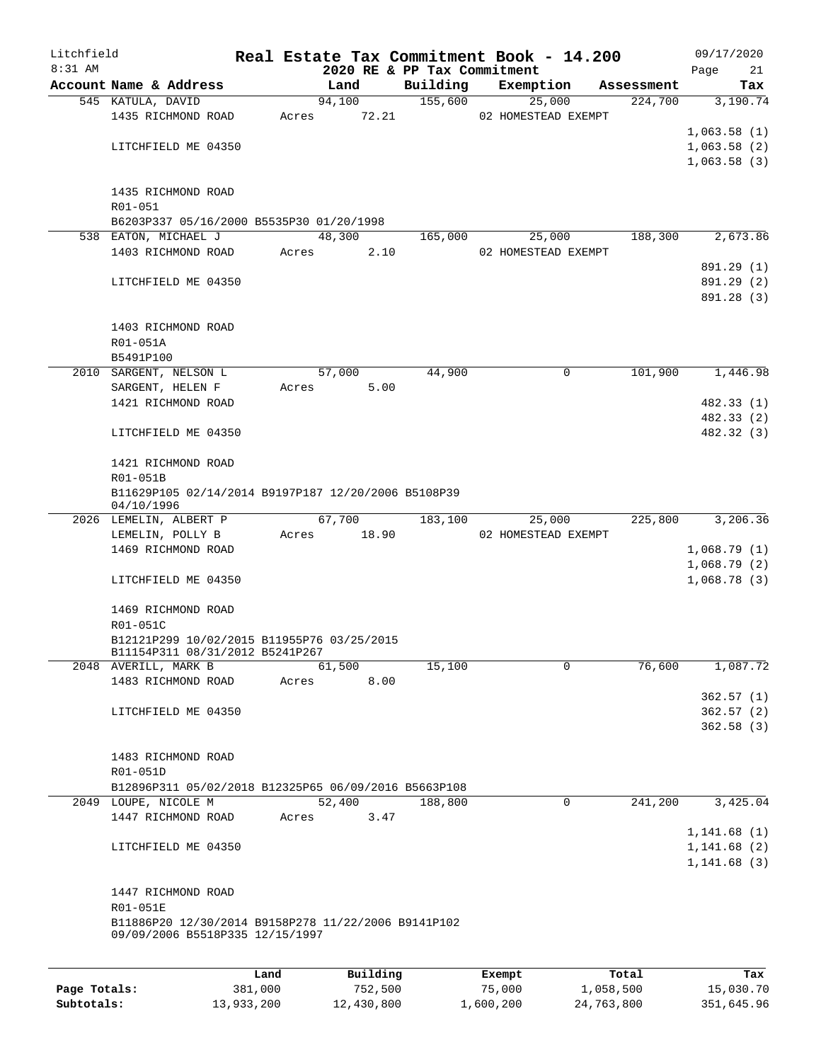# Real Estate Tax Commitment Book - 14.200

## 2020 RE & PP Tax Commitment

Litchfield 8:31 AM — 09/17/2020

| Account Name & Address | Land | Building | Exemption | Assessment | Tax |
|---|---|---|---|---|---|
| 545 KATULA, DAVID | 94,100 | 155,600 | 25,000 | 224,700 | 3,190.74 |
| 1435 RICHMOND ROAD | Acres 72.21 | | 02 HOMESTEAD EXEMPT | | |
| | | | | | 1,063.58 (1) |
| LITCHFIELD ME 04350 | | | | | 1,063.58 (2) |
| | | | | | 1,063.58 (3) |
| 1435 RICHMOND ROAD | | | | | |
| R01-051 | | | | | |
| B6203P337 05/16/2000 B5535P30 01/20/1998 | | | | | |
| 538 EATON, MICHAEL J | 48,300 | 165,000 | 25,000 | 188,300 | 2,673.86 |
| 1403 RICHMOND ROAD | Acres 2.10 | | 02 HOMESTEAD EXEMPT | | |
| | | | | | 891.29 (1) |
| LITCHFIELD ME 04350 | | | | | 891.29 (2) |
| | | | | | 891.28 (3) |
| 1403 RICHMOND ROAD | | | | | |
| R01-051A | | | | | |
| B5491P100 | | | | | |
| 2010 SARGENT, NELSON L | 57,000 | 44,900 | 0 | 101,900 | 1,446.98 |
| SARGENT, HELEN F | Acres 5.00 | | | | |
| 1421 RICHMOND ROAD | | | | | 482.33 (1) |
| | | | | | 482.33 (2) |
| LITCHFIELD ME 04350 | | | | | 482.32 (3) |
| 1421 RICHMOND ROAD | | | | | |
| R01-051B | | | | | |
| B11629P105 02/14/2014 B9197P187 12/20/2006 B5108P39 04/10/1996 | | | | | |
| 2026 LEMELIN, ALBERT P | 67,700 | 183,100 | 25,000 | 225,800 | 3,206.36 |
| LEMELIN, POLLY B | Acres 18.90 | | 02 HOMESTEAD EXEMPT | | |
| 1469 RICHMOND ROAD | | | | | 1,068.79 (1) |
| | | | | | 1,068.79 (2) |
| LITCHFIELD ME 04350 | | | | | 1,068.78 (3) |
| 1469 RICHMOND ROAD | | | | | |
| R01-051C | | | | | |
| B12121P299 10/02/2015 B11955P76 03/25/2015 B11154P311 08/31/2012 B5241P267 | | | | | |
| 2048 AVERILL, MARK B | 61,500 | 15,100 | 0 | 76,600 | 1,087.72 |
| 1483 RICHMOND ROAD | Acres 8.00 | | | | |
| | | | | | 362.57 (1) |
| LITCHFIELD ME 04350 | | | | | 362.57 (2) |
| | | | | | 362.58 (3) |
| 1483 RICHMOND ROAD | | | | | |
| R01-051D | | | | | |
| B12896P311 05/02/2018 B12325P65 06/09/2016 B5663P108 | | | | | |
| 2049 LOUPE, NICOLE M | 52,400 | 188,800 | 0 | 241,200 | 3,425.04 |
| 1447 RICHMOND ROAD | Acres 3.47 | | | | |
| | | | | | 1,141.68 (1) |
| LITCHFIELD ME 04350 | | | | | 1,141.68 (2) |
| | | | | | 1,141.68 (3) |
| 1447 RICHMOND ROAD | | | | | |
| R01-051E | | | | | |
| B11886P20 12/30/2014 B9158P278 11/22/2006 B9141P102 09/09/2006 B5518P335 12/15/1997 | | | | | |

| | Land | Building | Exempt | Total | Tax |
|---|---|---|---|---|---|
| Page Totals: | 381,000 | 752,500 | 75,000 | 1,058,500 | 15,030.70 |
| Subtotals: | 13,933,200 | 12,430,800 | 1,600,200 | 24,763,800 | 351,645.96 |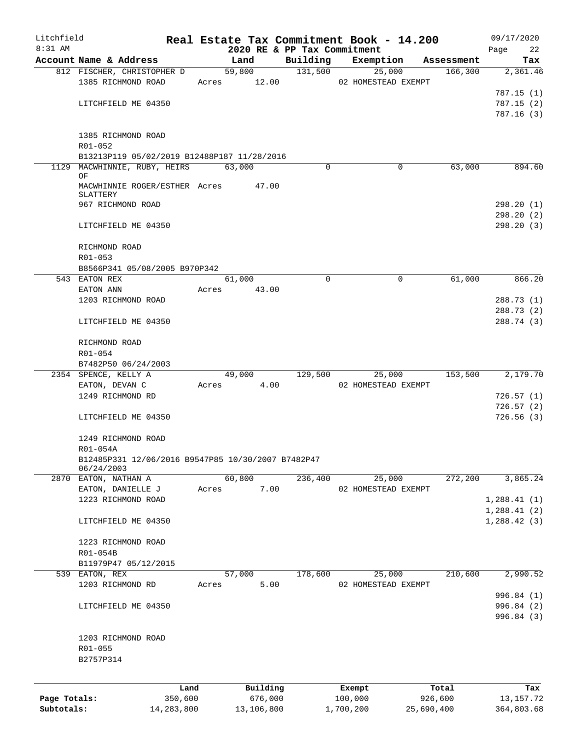Litchfield 8:31 AM

# Real Estate Tax Commitment Book - 14.200

## 2020 RE & PP Tax Commitment

09/17/2020

| Account Name & Address | Land | Building | Exemption | Assessment | Tax |
|---|---|---|---|---|---|
| 812 FISCHER, CHRISTOPHER D | 59,800 | 131,500 | 25,000 | 166,300 | 2,361.46 |
| 1385 RICHMOND ROAD | Acres 12.00 | | 02 HOMESTEAD EXEMPT | | |
| | | | | | 787.15 (1) |
| LITCHFIELD ME 04350 | | | | | 787.15 (2) |
| | | | | | 787.16 (3) |
| 1385 RICHMOND ROAD | | | | | |
| R01-052 | | | | | |
| B13213P119 05/02/2019 B12488P187 11/28/2016 | | | | | |
| 1129 MACWHINNIE, RUBY, HEIRS OF | 63,000 | 0 | 0 | 63,000 | 894.60 |
| MACWHINNIE ROGER/ESTHER SLATTERY | Acres 47.00 | | | | |
| 967 RICHMOND ROAD | | | | | 298.20 (1) |
| | | | | | 298.20 (2) |
| LITCHFIELD ME 04350 | | | | | 298.20 (3) |
| RICHMOND ROAD | | | | | |
| R01-053 | | | | | |
| B8566P341 05/08/2005 B970P342 | | | | | |
| 543 EATON REX | 61,000 | 0 | 0 | 61,000 | 866.20 |
| EATON ANN | Acres 43.00 | | | | |
| 1203 RICHMOND ROAD | | | | | 288.73 (1) |
| | | | | | 288.73 (2) |
| LITCHFIELD ME 04350 | | | | | 288.74 (3) |
| RICHMOND ROAD | | | | | |
| R01-054 | | | | | |
| B7482P50 06/24/2003 | | | | | |
| 2354 SPENCE, KELLY A | 49,000 | 129,500 | 25,000 | 153,500 | 2,179.70 |
| EATON, DEVAN C | Acres 4.00 | | 02 HOMESTEAD EXEMPT | | |
| 1249 RICHMOND RD | | | | | 726.57 (1) |
| | | | | | 726.57 (2) |
| LITCHFIELD ME 04350 | | | | | 726.56 (3) |
| 1249 RICHMOND ROAD | | | | | |
| R01-054A | | | | | |
| B12485P331 12/06/2016 B9547P85 10/30/2007 B7482P47 06/24/2003 | | | | | |
| 2870 EATON, NATHAN A | 60,800 | 236,400 | 25,000 | 272,200 | 3,865.24 |
| EATON, DANIELLE J | Acres 7.00 | | 02 HOMESTEAD EXEMPT | | |
| 1223 RICHMOND ROAD | | | | | 1,288.41 (1) |
| | | | | | 1,288.41 (2) |
| LITCHFIELD ME 04350 | | | | | 1,288.42 (3) |
| 1223 RICHMOND ROAD | | | | | |
| R01-054B | | | | | |
| B11979P47 05/12/2015 | | | | | |
| 539 EATON, REX | 57,000 | 178,600 | 25,000 | 210,600 | 2,990.52 |
| 1203 RICHMOND RD | Acres 5.00 | | 02 HOMESTEAD EXEMPT | | |
| | | | | | 996.84 (1) |
| LITCHFIELD ME 04350 | | | | | 996.84 (2) |
| | | | | | 996.84 (3) |
| 1203 RICHMOND ROAD | | | | | |
| R01-055 | | | | | |
| B2757P314 | | | | | |

| | Land | Building | Exempt | Total | Tax |
|---|---|---|---|---|---|
| Page Totals: | 350,600 | 676,000 | 100,000 | 926,600 | 13,157.72 |
| Subtotals: | 14,283,800 | 13,106,800 | 1,700,200 | 25,690,400 | 364,803.68 |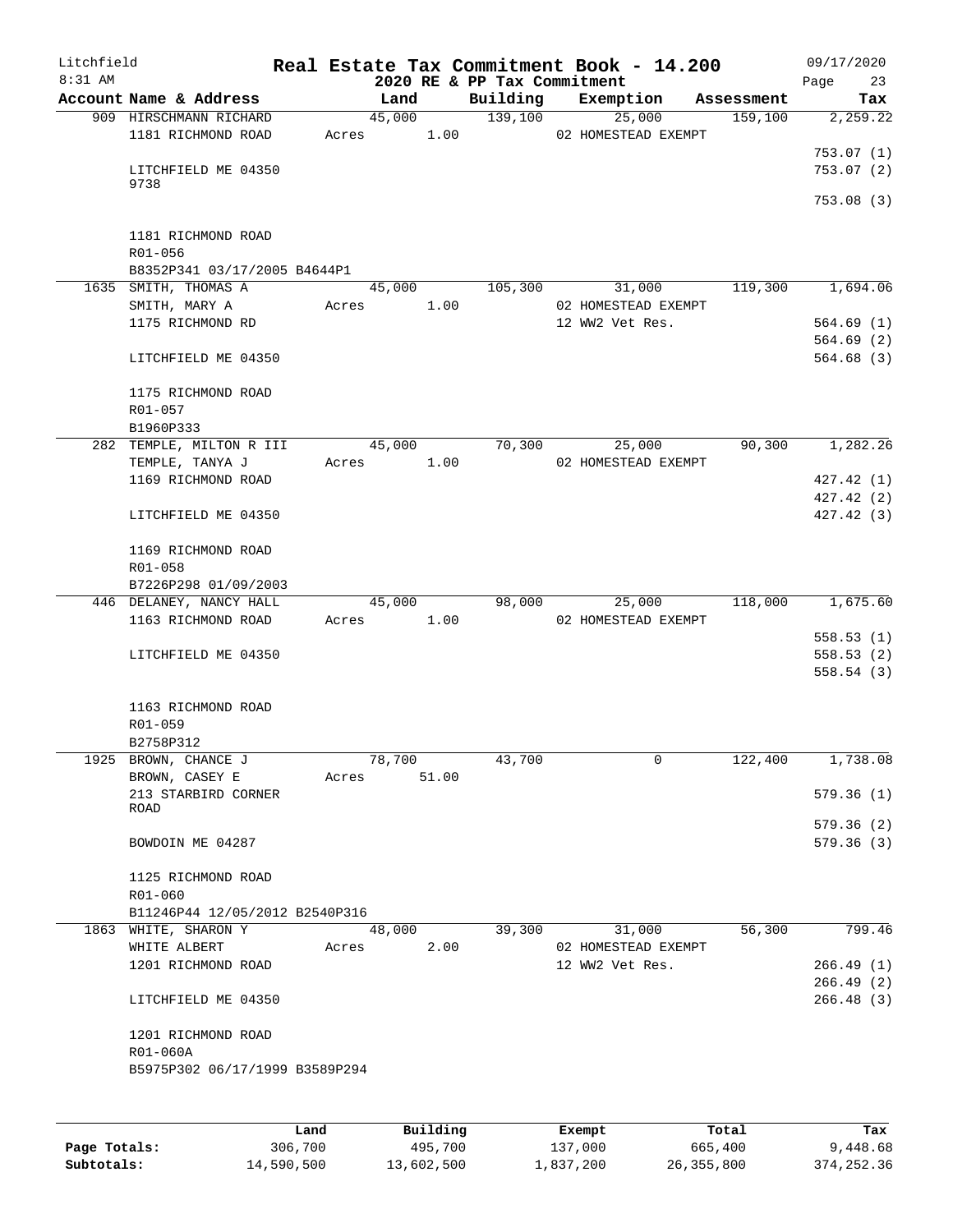Litchfield
8:31 AM

**Real Estate Tax Commitment Book - 14.200**
**2020 RE & PP Tax Commitment**

09/17/2020

| Account Name & Address | Land | Building | Exemption | Assessment | Tax |
|---|---|---|---|---|---|
| 909 HIRSCHMANN RICHARD | 45,000 | 139,100 | 25,000 | 159,100 | 2,259.22 |
| 1181 RICHMOND ROAD | Acres 1.00 | | 02 HOMESTEAD EXEMPT | | |
| | | | | | 753.07 (1) |
| LITCHFIELD ME 04350 | | | | | 753.07 (2) |
| 9738 | | | | | |
| | | | | | 753.08 (3) |
| 1181 RICHMOND ROAD | | | | | |
| R01-056 | | | | | |
| B8352P341 03/17/2005 B4644P1 | | | | | |
| 1635 SMITH, THOMAS A | 45,000 | 105,300 | 31,000 | 119,300 | 1,694.06 |
| SMITH, MARY A | Acres 1.00 | | 02 HOMESTEAD EXEMPT | | |
| 1175 RICHMOND RD | | | 12 WW2 Vet Res. | | 564.69 (1) |
| | | | | | 564.69 (2) |
| LITCHFIELD ME 04350 | | | | | 564.68 (3) |
| 1175 RICHMOND ROAD | | | | | |
| R01-057 | | | | | |
| B1960P333 | | | | | |
| 282 TEMPLE, MILTON R III | 45,000 | 70,300 | 25,000 | 90,300 | 1,282.26 |
| TEMPLE, TANYA J | Acres 1.00 | | 02 HOMESTEAD EXEMPT | | |
| 1169 RICHMOND ROAD | | | | | 427.42 (1) |
| | | | | | 427.42 (2) |
| LITCHFIELD ME 04350 | | | | | 427.42 (3) |
| 1169 RICHMOND ROAD | | | | | |
| R01-058 | | | | | |
| B7226P298 01/09/2003 | | | | | |
| 446 DELANEY, NANCY HALL | 45,000 | 98,000 | 25,000 | 118,000 | 1,675.60 |
| 1163 RICHMOND ROAD | Acres 1.00 | | 02 HOMESTEAD EXEMPT | | |
| | | | | | 558.53 (1) |
| LITCHFIELD ME 04350 | | | | | 558.53 (2) |
| | | | | | 558.54 (3) |
| 1163 RICHMOND ROAD | | | | | |
| R01-059 | | | | | |
| B2758P312 | | | | | |
| 1925 BROWN, CHANCE J | 78,700 | 43,700 | 0 | 122,400 | 1,738.08 |
| BROWN, CASEY E | Acres 51.00 | | | | |
| 213 STARBIRD CORNER ROAD | | | | | 579.36 (1) |
| | | | | | 579.36 (2) |
| BOWDOIN ME 04287 | | | | | 579.36 (3) |
| 1125 RICHMOND ROAD | | | | | |
| R01-060 | | | | | |
| B11246P44 12/05/2012 B2540P316 | | | | | |
| 1863 WHITE, SHARON Y | 48,000 | 39,300 | 31,000 | 56,300 | 799.46 |
| WHITE ALBERT | Acres 2.00 | | 02 HOMESTEAD EXEMPT | | |
| 1201 RICHMOND ROAD | | | 12 WW2 Vet Res. | | 266.49 (1) |
| | | | | | 266.49 (2) |
| LITCHFIELD ME 04350 | | | | | 266.48 (3) |
| 1201 RICHMOND ROAD | | | | | |
| R01-060A | | | | | |
| B5975P302 06/17/1999 B3589P294 | | | | | |

| | Land | Building | Exempt | Total | Tax |
|---|---|---|---|---|---|
| Page Totals: | 306,700 | 495,700 | 137,000 | 665,400 | 9,448.68 |
| Subtotals: | 14,590,500 | 13,602,500 | 1,837,200 | 26,355,800 | 374,252.36 |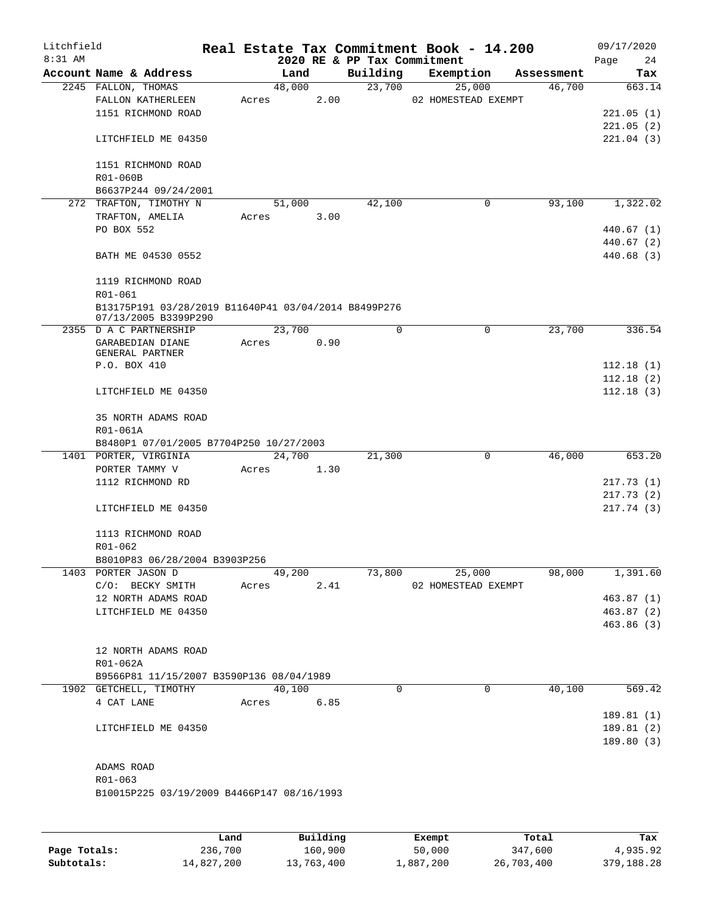# Real Estate Tax Commitment Book - 14.200

Litchfield
8:31 AM

2020 RE & PP Tax Commitment

09/17/2020
Page 24

| Account Name & Address | Land | Building | Exemption | Assessment | Tax |
|---|---|---|---|---|---|
| 2245 FALLON, THOMAS | 48,000 | 23,700 | 25,000 | 46,700 | 663.14 |
| FALLON KATHERLEEN | Acres 2.00 | | 02 HOMESTEAD EXEMPT | | |
| 1151 RICHMOND ROAD | | | | | 221.05 (1) |
| | | | | | 221.05 (2) |
| LITCHFIELD ME 04350 | | | | | 221.04 (3) |
| 1151 RICHMOND ROAD | | | | | |
| R01-060B | | | | | |
| B6637P244 09/24/2001 | | | | | |
| 272 TRAFTON, TIMOTHY N | 51,000 | 42,100 | 0 | 93,100 | 1,322.02 |
| TRAFTON, AMELIA | Acres 3.00 | | | | |
| PO BOX 552 | | | | | 440.67 (1) |
| | | | | | 440.67 (2) |
| BATH ME 04530 0552 | | | | | 440.68 (3) |
| 1119 RICHMOND ROAD | | | | | |
| R01-061 | | | | | |
| B13175P191 03/28/2019 B11640P41 03/04/2014 B8499P276 07/13/2005 B3399P290 | | | | | |
| 2355 D A C PARTNERSHIP | 23,700 | 0 | 0 | 23,700 | 336.54 |
| GARABEDIAN DIANE GENERAL PARTNER | Acres 0.90 | | | | |
| P.O. BOX 410 | | | | | 112.18 (1) |
| | | | | | 112.18 (2) |
| LITCHFIELD ME 04350 | | | | | 112.18 (3) |
| 35 NORTH ADAMS ROAD | | | | | |
| R01-061A | | | | | |
| B8480P1 07/01/2005 B7704P250 10/27/2003 | | | | | |
| 1401 PORTER, VIRGINIA | 24,700 | 21,300 | 0 | 46,000 | 653.20 |
| PORTER TAMMY V | Acres 1.30 | | | | |
| 1112 RICHMOND RD | | | | | 217.73 (1) |
| | | | | | 217.73 (2) |
| LITCHFIELD ME 04350 | | | | | 217.74 (3) |
| 1113 RICHMOND ROAD | | | | | |
| R01-062 | | | | | |
| B8010P83 06/28/2004 B3903P256 | | | | | |
| 1403 PORTER JASON D | 49,200 | 73,800 | 25,000 | 98,000 | 1,391.60 |
| C/O: BECKY SMITH | Acres 2.41 | | 02 HOMESTEAD EXEMPT | | |
| 12 NORTH ADAMS ROAD | | | | | 463.87 (1) |
| LITCHFIELD ME 04350 | | | | | 463.87 (2) |
| | | | | | 463.86 (3) |
| 12 NORTH ADAMS ROAD | | | | | |
| R01-062A | | | | | |
| B9566P81 11/15/2007 B3590P136 08/04/1989 | | | | | |
| 1902 GETCHELL, TIMOTHY | 40,100 | 0 | 0 | 40,100 | 569.42 |
| 4 CAT LANE | Acres 6.85 | | | | |
| | | | | | 189.81 (1) |
| LITCHFIELD ME 04350 | | | | | 189.81 (2) |
| | | | | | 189.80 (3) |
| ADAMS ROAD | | | | | |
| R01-063 | | | | | |
| B10015P225 03/19/2009 B4466P147 08/16/1993 | | | | | |

| | Land | Building | Exempt | Total | Tax |
|---|---|---|---|---|---|
| Page Totals: | 236,700 | 160,900 | 50,000 | 347,600 | 4,935.92 |
| Subtotals: | 14,827,200 | 13,763,400 | 1,887,200 | 26,703,400 | 379,188.28 |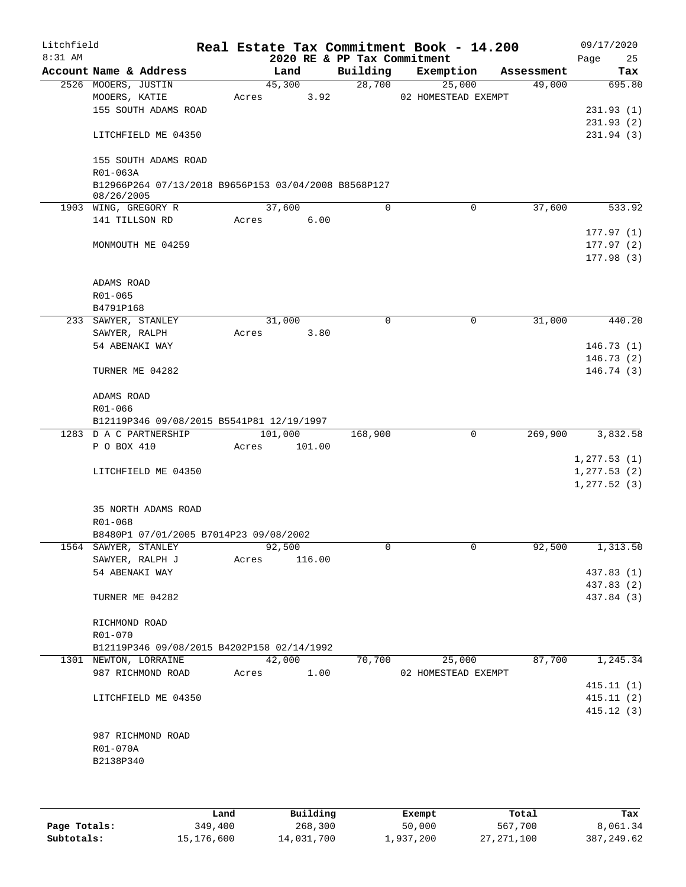Litchfield 8:31 AM

# Real Estate Tax Commitment Book - 14.200

## 2020 RE & PP Tax Commitment

09/17/2020

| Account Name & Address | Land | Building | Exemption | Assessment | Tax |
|---|---|---|---|---|---|
| 2526 MOOERS, JUSTIN | 45,300 | 28,700 | 25,000 | 49,000 | 695.80 |
| MOOERS, KATIE | Acres 3.92 | | 02 HOMESTEAD EXEMPT | | |
| 155 SOUTH ADAMS ROAD | | | | | 231.93 (1) |
| | | | | | 231.93 (2) |
| LITCHFIELD ME 04350 | | | | | 231.94 (3) |
| 155 SOUTH ADAMS ROAD | | | | | |
| R01-063A | | | | | |
| B12966P264 07/13/2018 B9656P153 03/04/2008 B8568P127 08/26/2005 | | | | | |
| 1903 WING, GREGORY R | 37,600 | 0 | 0 | 37,600 | 533.92 |
| 141 TILLSON RD | Acres 6.00 | | | | |
| | | | | | 177.97 (1) |
| MONMOUTH ME 04259 | | | | | 177.97 (2) |
| | | | | | 177.98 (3) |
| ADAMS ROAD | | | | | |
| R01-065 | | | | | |
| B4791P168 | | | | | |
| 233 SAWYER, STANLEY | 31,000 | 0 | 0 | 31,000 | 440.20 |
| SAWYER, RALPH | Acres 3.80 | | | | |
| 54 ABENAKI WAY | | | | | 146.73 (1) |
| | | | | | 146.73 (2) |
| TURNER ME 04282 | | | | | 146.74 (3) |
| ADAMS ROAD | | | | | |
| R01-066 | | | | | |
| B12119P346 09/08/2015 B5541P81 12/19/1997 | | | | | |
| 1283 D A C PARTNERSHIP | 101,000 | 168,900 | 0 | 269,900 | 3,832.58 |
| P O BOX 410 | Acres 101.00 | | | | |
| | | | | | 1,277.53 (1) |
| LITCHFIELD ME 04350 | | | | | 1,277.53 (2) |
| | | | | | 1,277.52 (3) |
| 35 NORTH ADAMS ROAD | | | | | |
| R01-068 | | | | | |
| B8480P1 07/01/2005 B7014P23 09/08/2002 | | | | | |
| 1564 SAWYER, STANLEY | 92,500 | 0 | 0 | 92,500 | 1,313.50 |
| SAWYER, RALPH J | Acres 116.00 | | | | |
| 54 ABENAKI WAY | | | | | 437.83 (1) |
| | | | | | 437.83 (2) |
| TURNER ME 04282 | | | | | 437.84 (3) |
| RICHMOND ROAD | | | | | |
| R01-070 | | | | | |
| B12119P346 09/08/2015 B4202P158 02/14/1992 | | | | | |
| 1301 NEWTON, LORRAINE | 42,000 | 70,700 | 25,000 | 87,700 | 1,245.34 |
| 987 RICHMOND ROAD | Acres 1.00 | | 02 HOMESTEAD EXEMPT | | |
| | | | | | 415.11 (1) |
| LITCHFIELD ME 04350 | | | | | 415.11 (2) |
| | | | | | 415.12 (3) |
| 987 RICHMOND ROAD | | | | | |
| R01-070A | | | | | |
| B2138P340 | | | | | |

| | Land | Building | Exempt | Total | Tax |
|---|---|---|---|---|---|
| Page Totals: | 349,400 | 268,300 | 50,000 | 567,700 | 8,061.34 |
| Subtotals: | 15,176,600 | 14,031,700 | 1,937,200 | 27,271,100 | 387,249.62 |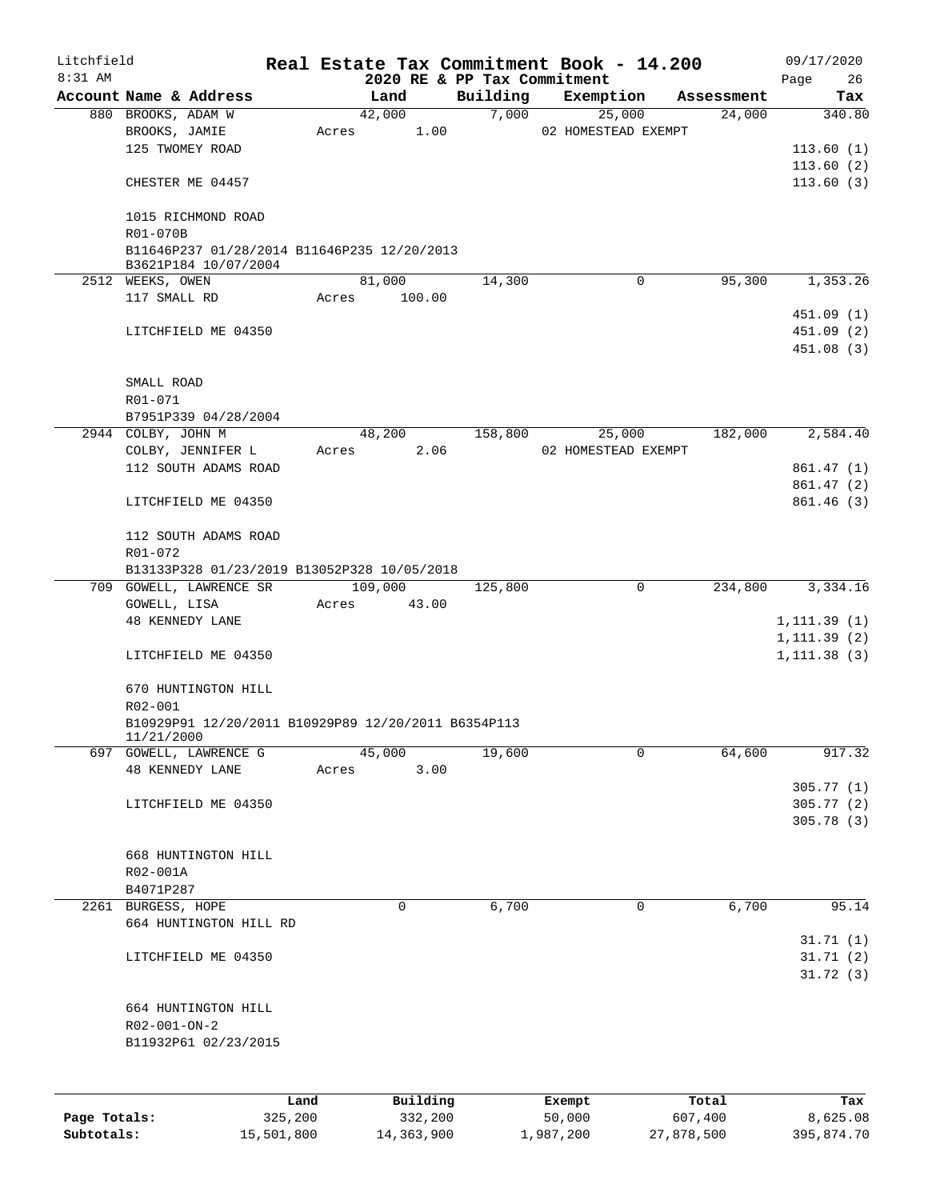Litchfield 8:31 AM

# Real Estate Tax Commitment Book - 14.200
## 2020 RE & PP Tax Commitment

09/17/2020

| Account | Name & Address | Land | Building | Exemption | Assessment | Tax |
|---|---|---|---|---|---|---|
| 880 | BROOKS, ADAM W | 42,000 | 7,000 | 25,000 | 24,000 | 340.80 |
| | BROOKS, JAMIE | Acres 1.00 | | 02 HOMESTEAD EXEMPT | | |
| | 125 TWOMEY ROAD | | | | | 113.60 (1) |
| | | | | | | 113.60 (2) |
| | CHESTER ME 04457 | | | | | 113.60 (3) |
| | 1015 RICHMOND ROAD | | | | | |
| | R01-070B | | | | | |
| | B11646P237 01/28/2014 B11646P235 12/20/2013 B3621P184 10/07/2004 | | | | | |
| 2512 | WEEKS, OWEN | 81,000 | 14,300 | 0 | 95,300 | 1,353.26 |
| | 117 SMALL RD | Acres 100.00 | | | | |
| | | | | | | 451.09 (1) |
| | LITCHFIELD ME 04350 | | | | | 451.09 (2) |
| | | | | | | 451.08 (3) |
| | SMALL ROAD | | | | | |
| | R01-071 | | | | | |
| | B7951P339 04/28/2004 | | | | | |
| 2944 | COLBY, JOHN M | 48,200 | 158,800 | 25,000 | 182,000 | 2,584.40 |
| | COLBY, JENNIFER L | Acres 2.06 | | 02 HOMESTEAD EXEMPT | | |
| | 112 SOUTH ADAMS ROAD | | | | | 861.47 (1) |
| | | | | | | 861.47 (2) |
| | LITCHFIELD ME 04350 | | | | | 861.46 (3) |
| | 112 SOUTH ADAMS ROAD | | | | | |
| | R01-072 | | | | | |
| | B13133P328 01/23/2019 B13052P328 10/05/2018 | | | | | |
| 709 | GOWELL, LAWRENCE SR | 109,000 | 125,800 | 0 | 234,800 | 3,334.16 |
| | GOWELL, LISA | Acres 43.00 | | | | |
| | 48 KENNEDY LANE | | | | | 1,111.39 (1) |
| | | | | | | 1,111.39 (2) |
| | LITCHFIELD ME 04350 | | | | | 1,111.38 (3) |
| | 670 HUNTINGTON HILL | | | | | |
| | R02-001 | | | | | |
| | B10929P91 12/20/2011 B10929P89 12/20/2011 B6354P113 11/21/2000 | | | | | |
| 697 | GOWELL, LAWRENCE G | 45,000 | 19,600 | 0 | 64,600 | 917.32 |
| | 48 KENNEDY LANE | Acres 3.00 | | | | |
| | | | | | | 305.77 (1) |
| | LITCHFIELD ME 04350 | | | | | 305.77 (2) |
| | | | | | | 305.78 (3) |
| | 668 HUNTINGTON HILL | | | | | |
| | R02-001A | | | | | |
| | B4071P287 | | | | | |
| 2261 | BURGESS, HOPE | 0 | 6,700 | 0 | 6,700 | 95.14 |
| | 664 HUNTINGTON HILL RD | | | | | |
| | | | | | | 31.71 (1) |
| | LITCHFIELD ME 04350 | | | | | 31.71 (2) |
| | | | | | | 31.72 (3) |
| | 664 HUNTINGTON HILL | | | | | |
| | R02-001-ON-2 | | | | | |
| | B11932P61 02/23/2015 | | | | | |

| | Land | Building | Exempt | Total | Tax |
|---|---|---|---|---|---|
| Page Totals: | 325,200 | 332,200 | 50,000 | 607,400 | 8,625.08 |
| Subtotals: | 15,501,800 | 14,363,900 | 1,987,200 | 27,878,500 | 395,874.70 |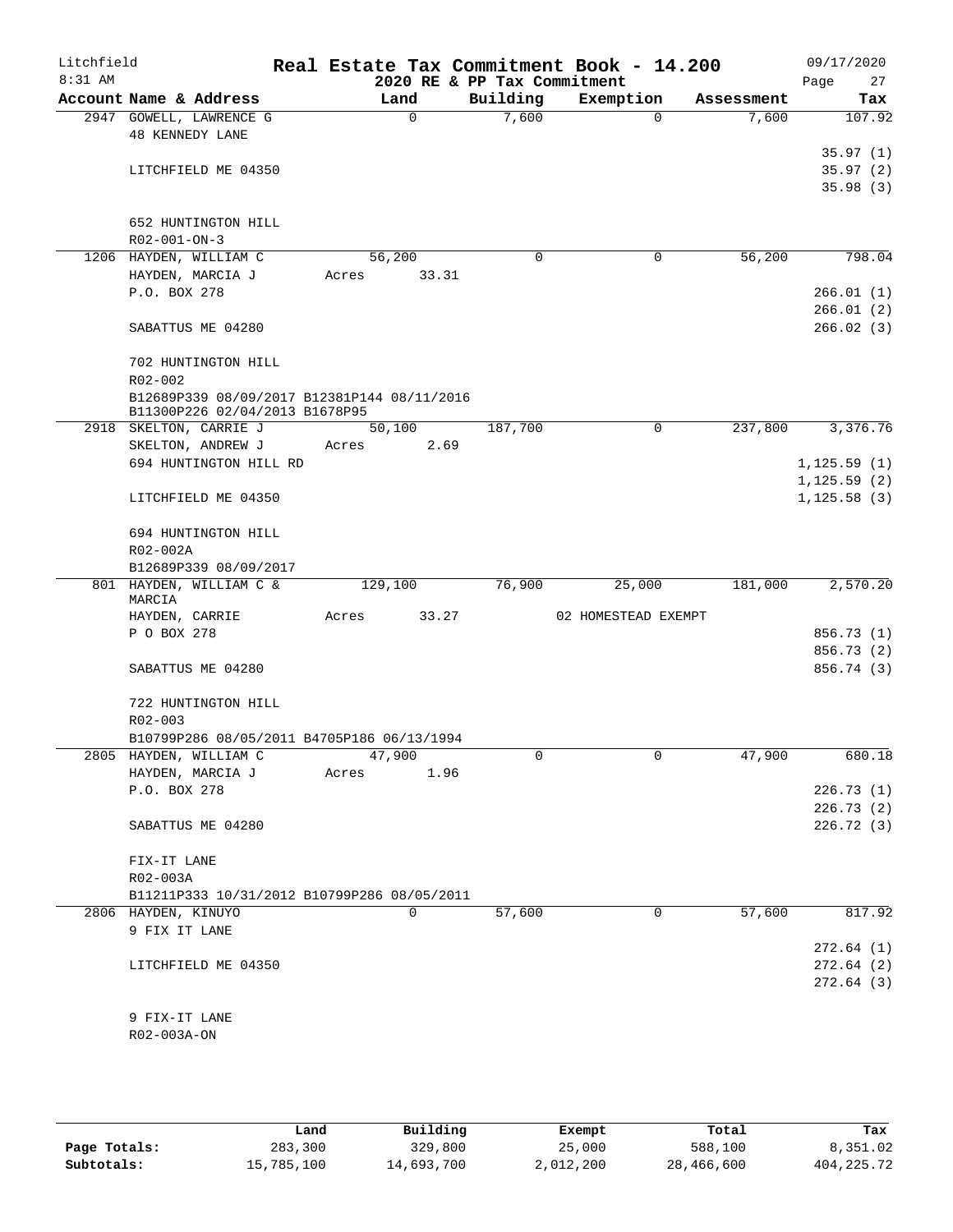Litchfield
8:31 AM

# Real Estate Tax Commitment Book - 14.200

## 2020 RE & PP Tax Commitment

09/17/2020

| Account Name & Address | Land | Building | Exemption | Assessment | Tax |
|---|---|---|---|---|---|
| 2947 GOWELL, LAWRENCE G | 0 | 7,600 | 0 | 7,600 | 107.92 |
| 48 KENNEDY LANE | | | | | |
| | | | | | 35.97 (1) |
| LITCHFIELD ME 04350 | | | | | 35.97 (2) |
| | | | | | 35.98 (3) |
| 652 HUNTINGTON HILL | | | | | |
| R02-001-ON-3 | | | | | |
| 1206 HAYDEN, WILLIAM C | 56,200 | 0 | 0 | 56,200 | 798.04 |
| HAYDEN, MARCIA J | Acres 33.31 | | | | |
| P.O. BOX 278 | | | | | 266.01 (1) |
| | | | | | 266.01 (2) |
| SABATTUS ME 04280 | | | | | 266.02 (3) |
| 702 HUNTINGTON HILL | | | | | |
| R02-002 | | | | | |
| B12689P339 08/09/2017 B12381P144 08/11/2016 | | | | | |
| B11300P226 02/04/2013 B1678P95 | | | | | |
| 2918 SKELTON, CARRIE J | 50,100 | 187,700 | 0 | 237,800 | 3,376.76 |
| SKELTON, ANDREW J | Acres 2.69 | | | | |
| 694 HUNTINGTON HILL RD | | | | | 1,125.59 (1) |
| | | | | | 1,125.59 (2) |
| LITCHFIELD ME 04350 | | | | | 1,125.58 (3) |
| 694 HUNTINGTON HILL | | | | | |
| R02-002A | | | | | |
| B12689P339 08/09/2017 | | | | | |
| 801 HAYDEN, WILLIAM C & MARCIA | 129,100 | 76,900 | 25,000 | 181,000 | 2,570.20 |
| HAYDEN, CARRIE | Acres 33.27 | | 02 HOMESTEAD EXEMPT | | |
| P O BOX 278 | | | | | 856.73 (1) |
| | | | | | 856.73 (2) |
| SABATTUS ME 04280 | | | | | 856.74 (3) |
| 722 HUNTINGTON HILL | | | | | |
| R02-003 | | | | | |
| B10799P286 08/05/2011 B4705P186 06/13/1994 | | | | | |
| 2805 HAYDEN, WILLIAM C | 47,900 | 0 | 0 | 47,900 | 680.18 |
| HAYDEN, MARCIA J | Acres 1.96 | | | | |
| P.O. BOX 278 | | | | | 226.73 (1) |
| | | | | | 226.73 (2) |
| SABATTUS ME 04280 | | | | | 226.72 (3) |
| FIX-IT LANE | | | | | |
| R02-003A | | | | | |
| B11211P333 10/31/2012 B10799P286 08/05/2011 | | | | | |
| 2806 HAYDEN, KINUYO | 0 | 57,600 | 0 | 57,600 | 817.92 |
| 9 FIX IT LANE | | | | | |
| | | | | | 272.64 (1) |
| LITCHFIELD ME 04350 | | | | | 272.64 (2) |
| | | | | | 272.64 (3) |
| 9 FIX-IT LANE | | | | | |
| R02-003A-ON | | | | | |

| | Land | Building | Exempt | Total | Tax |
|---|---|---|---|---|---|
| Page Totals: | 283,300 | 329,800 | 25,000 | 588,100 | 8,351.02 |
| Subtotals: | 15,785,100 | 14,693,700 | 2,012,200 | 28,466,600 | 404,225.72 |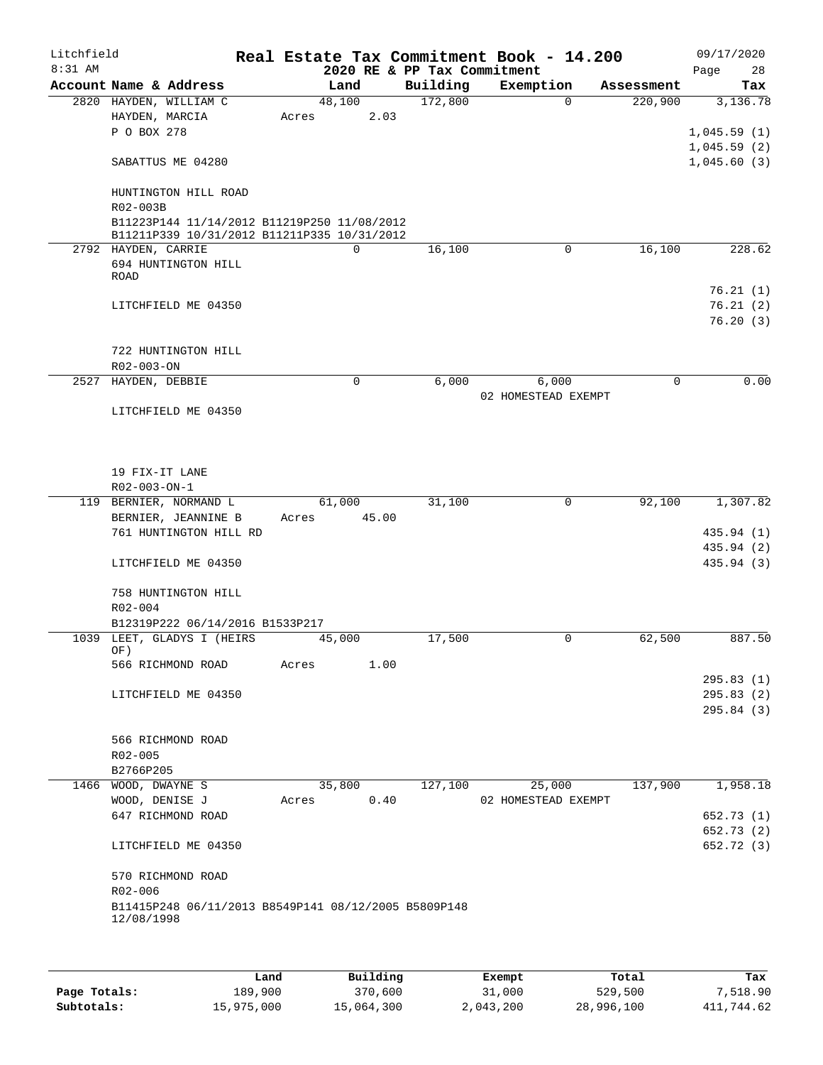Litchfield 8:31 AM

**Real Estate Tax Commitment Book - 14.200**
**2020 RE & PP Tax Commitment**

09/17/2020

| Account Name & Address | Land | Building | Exemption | Assessment | Tax |
|---|---|---|---|---|---|
| 2820 HAYDEN, WILLIAM C | 48,100 | 172,800 | 0 | 220,900 | 3,136.78 |
| HAYDEN, MARCIA | Acres 2.03 | | | | |
| P O BOX 278 | | | | | 1,045.59 (1) |
| | | | | | 1,045.59 (2) |
| SABATTUS ME 04280 | | | | | 1,045.60 (3) |
| HUNTINGTON HILL ROAD | | | | | |
| R02-003B | | | | | |
| B11223P144 11/14/2012 B11219P250 11/08/2012 B11211P339 10/31/2012 B11211P335 10/31/2012 | | | | | |
| 2792 HAYDEN, CARRIE | 0 | 16,100 | 0 | 16,100 | 228.62 |
| 694 HUNTINGTON HILL ROAD | | | | | 76.21 (1) |
| LITCHFIELD ME 04350 | | | | | 76.21 (2) |
| | | | | | 76.20 (3) |
| 722 HUNTINGTON HILL | | | | | |
| R02-003-ON | | | | | |
| 2527 HAYDEN, DEBBIE | 0 | 6,000 | 6,000 | 0 | 0.00 |
| | | | 02 HOMESTEAD EXEMPT | | |
| LITCHFIELD ME 04350 | | | | | |
| 19 FIX-IT LANE | | | | | |
| R02-003-ON-1 | | | | | |
| 119 BERNIER, NORMAND L | 61,000 | 31,100 | 0 | 92,100 | 1,307.82 |
| BERNIER, JEANNINE B | Acres 45.00 | | | | |
| 761 HUNTINGTON HILL RD | | | | | 435.94 (1) |
| | | | | | 435.94 (2) |
| LITCHFIELD ME 04350 | | | | | 435.94 (3) |
| 758 HUNTINGTON HILL | | | | | |
| R02-004 | | | | | |
| B12319P222 06/14/2016 B1533P217 | | | | | |
| 1039 LEET, GLADYS I (HEIRS OF) | 45,000 | 17,500 | 0 | 62,500 | 887.50 |
| 566 RICHMOND ROAD | Acres 1.00 | | | | |
| | | | | | 295.83 (1) |
| LITCHFIELD ME 04350 | | | | | 295.83 (2) |
| | | | | | 295.84 (3) |
| 566 RICHMOND ROAD | | | | | |
| R02-005 | | | | | |
| B2766P205 | | | | | |
| 1466 WOOD, DWAYNE S | 35,800 | 127,100 | 25,000 | 137,900 | 1,958.18 |
| WOOD, DENISE J | Acres 0.40 | | 02 HOMESTEAD EXEMPT | | |
| 647 RICHMOND ROAD | | | | | 652.73 (1) |
| | | | | | 652.73 (2) |
| LITCHFIELD ME 04350 | | | | | 652.72 (3) |
| 570 RICHMOND ROAD | | | | | |
| R02-006 | | | | | |
| B11415P248 06/11/2013 B8549P141 08/12/2005 B5809P148 12/08/1998 | | | | | |

| | Land | Building | Exempt | Total | Tax |
|---|---|---|---|---|---|
| Page Totals: | 189,900 | 370,600 | 31,000 | 529,500 | 7,518.90 |
| Subtotals: | 15,975,000 | 15,064,300 | 2,043,200 | 28,996,100 | 411,744.62 |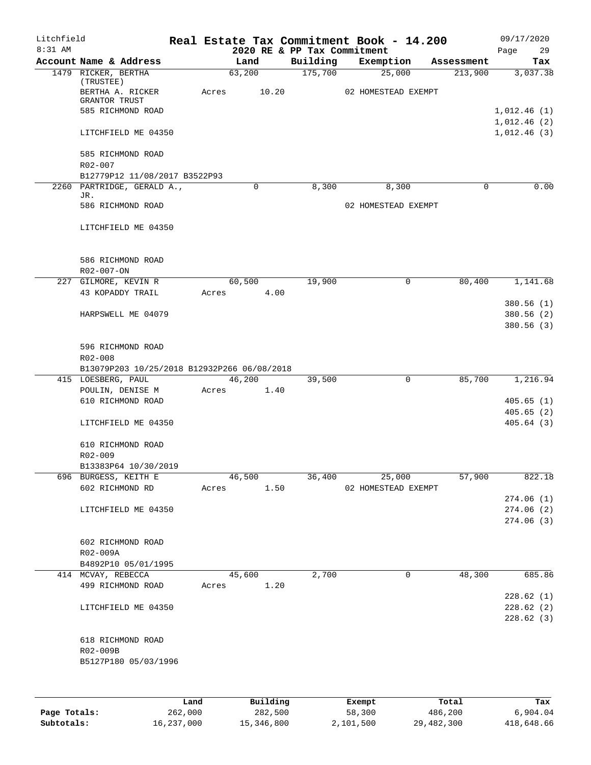Litchfield
8:31 AM

# Real Estate Tax Commitment Book - 14.200
## 2020 RE & PP Tax Commitment

09/17/2020

| Account Name & Address | Land | Building | Exemption | Assessment | Tax |
|---|---|---|---|---|---|
| 1479 RICKER, BERTHA (TRUSTEE) | 63,200 | 175,700 | 25,000 | 213,900 | 3,037.38 |
| BERTHA A. RICKER GRANTOR TRUST | Acres 10.20 | | 02 HOMESTEAD EXEMPT | | |
| 585 RICHMOND ROAD | | | | | 1,012.46 (1) |
| | | | | | 1,012.46 (2) |
| LITCHFIELD ME 04350 | | | | | 1,012.46 (3) |
| 585 RICHMOND ROAD | | | | | |
| R02-007 | | | | | |
| B12779P12 11/08/2017 B3522P93 | | | | | |
| 2260 PARTRIDGE, GERALD A., JR. | 0 | 8,300 | 8,300 | 0 | 0.00 |
| 586 RICHMOND ROAD | | | 02 HOMESTEAD EXEMPT | | |
| LITCHFIELD ME 04350 | | | | | |
| 586 RICHMOND ROAD | | | | | |
| R02-007-ON | | | | | |
| 227 GILMORE, KEVIN R | 60,500 | 19,900 | 0 | 80,400 | 1,141.68 |
| 43 KOPADDY TRAIL | Acres 4.00 | | | | |
| | | | | | 380.56 (1) |
| HARPSWELL ME 04079 | | | | | 380.56 (2) |
| | | | | | 380.56 (3) |
| 596 RICHMOND ROAD | | | | | |
| R02-008 | | | | | |
| B13079P203 10/25/2018 B12932P266 06/08/2018 | | | | | |
| 415 LOESBERG, PAUL | 46,200 | 39,500 | 0 | 85,700 | 1,216.94 |
| POULIN, DENISE M | Acres 1.40 | | | | |
| 610 RICHMOND ROAD | | | | | 405.65 (1) |
| | | | | | 405.65 (2) |
| LITCHFIELD ME 04350 | | | | | 405.64 (3) |
| 610 RICHMOND ROAD | | | | | |
| R02-009 | | | | | |
| B13383P64 10/30/2019 | | | | | |
| 696 BURGESS, KEITH E | 46,500 | 36,400 | 25,000 | 57,900 | 822.18 |
| 602 RICHMOND RD | Acres 1.50 | | 02 HOMESTEAD EXEMPT | | |
| | | | | | 274.06 (1) |
| LITCHFIELD ME 04350 | | | | | 274.06 (2) |
| | | | | | 274.06 (3) |
| 602 RICHMOND ROAD | | | | | |
| R02-009A | | | | | |
| B4892P10 05/01/1995 | | | | | |
| 414 MCVAY, REBECCA | 45,600 | 2,700 | 0 | 48,300 | 685.86 |
| 499 RICHMOND ROAD | Acres 1.20 | | | | |
| | | | | | 228.62 (1) |
| LITCHFIELD ME 04350 | | | | | 228.62 (2) |
| | | | | | 228.62 (3) |
| 618 RICHMOND ROAD | | | | | |
| R02-009B | | | | | |
| B5127P180 05/03/1996 | | | | | |

| | Land | Building | Exempt | Total | Tax |
|---|---|---|---|---|---|
| Page Totals: | 262,000 | 282,500 | 58,300 | 486,200 | 6,904.04 |
| Subtotals: | 16,237,000 | 15,346,800 | 2,101,500 | 29,482,300 | 418,648.66 |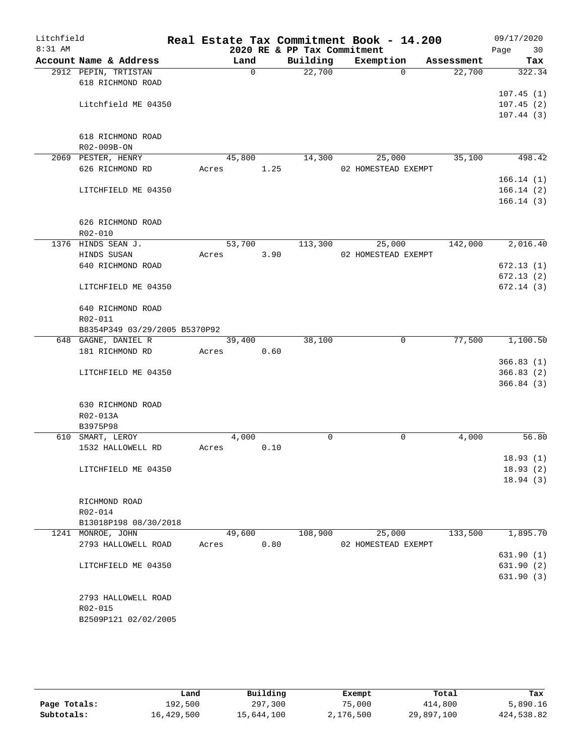# Real Estate Tax Commitment Book - 14.200

Litchfield 8:31 AM — 2020 RE & PP Tax Commitment — 09/17/2020

| Account Name & Address | Land | Building | Exemption | Assessment | Tax |
|---|---|---|---|---|---|
| 2912 PEPIN, TRTISTAN<br>618 RICHMOND ROAD<br><br>Litchfield ME 04350<br><br>618 RICHMOND ROAD<br>R02-009B-ON | 0 | 22,700 | 0 | 22,700 | 322.34<br>107.45 (1)<br>107.45 (2)<br>107.44 (3) |
| 2069 PESTER, HENRY<br>626 RICHMOND RD<br><br>LITCHFIELD ME 04350<br><br>626 RICHMOND ROAD<br>R02-010 | 45,800<br>Acres 1.25 | 14,300 | 25,000<br>02 HOMESTEAD EXEMPT | 35,100 | 498.42<br>166.14 (1)<br>166.14 (2)<br>166.14 (3) |
| 1376 HINDS SEAN J.<br>HINDS SUSAN<br>640 RICHMOND ROAD<br><br>LITCHFIELD ME 04350<br><br>640 RICHMOND ROAD<br>R02-011<br>B8354P349 03/29/2005 B5370P92 | 53,700<br>Acres 3.90 | 113,300 | 25,000<br>02 HOMESTEAD EXEMPT | 142,000 | 2,016.40<br>672.13 (1)<br>672.13 (2)<br>672.14 (3) |
| 648 GAGNE, DANIEL R<br>181 RICHMOND RD<br><br>LITCHFIELD ME 04350<br><br>630 RICHMOND ROAD<br>R02-013A<br>B3975P98 | 39,400<br>Acres 0.60 | 38,100 | 0 | 77,500 | 1,100.50<br>366.83 (1)<br>366.83 (2)<br>366.84 (3) |
| 610 SMART, LEROY<br>1532 HALLOWELL RD<br><br>LITCHFIELD ME 04350<br><br>RICHMOND ROAD<br>R02-014<br>B13018P198 08/30/2018 | 4,000<br>Acres 0.10 | 0 | 0 | 4,000 | 56.80<br>18.93 (1)<br>18.93 (2)<br>18.94 (3) |
| 1241 MONROE, JOHN<br>2793 HALLOWELL ROAD<br><br>LITCHFIELD ME 04350<br><br>2793 HALLOWELL ROAD<br>R02-015<br>B2509P121 02/02/2005 | 49,600<br>Acres 0.80 | 108,900 | 25,000<br>02 HOMESTEAD EXEMPT | 133,500 | 1,895.70<br>631.90 (1)<br>631.90 (2)<br>631.90 (3) |

| | Land | Building | Exempt | Total | Tax |
|---|---|---|---|---|---|
| **Page Totals:** | 192,500 | 297,300 | 75,000 | 414,800 | 5,890.16 |
| **Subtotals:** | 16,429,500 | 15,644,100 | 2,176,500 | 29,897,100 | 424,538.82 |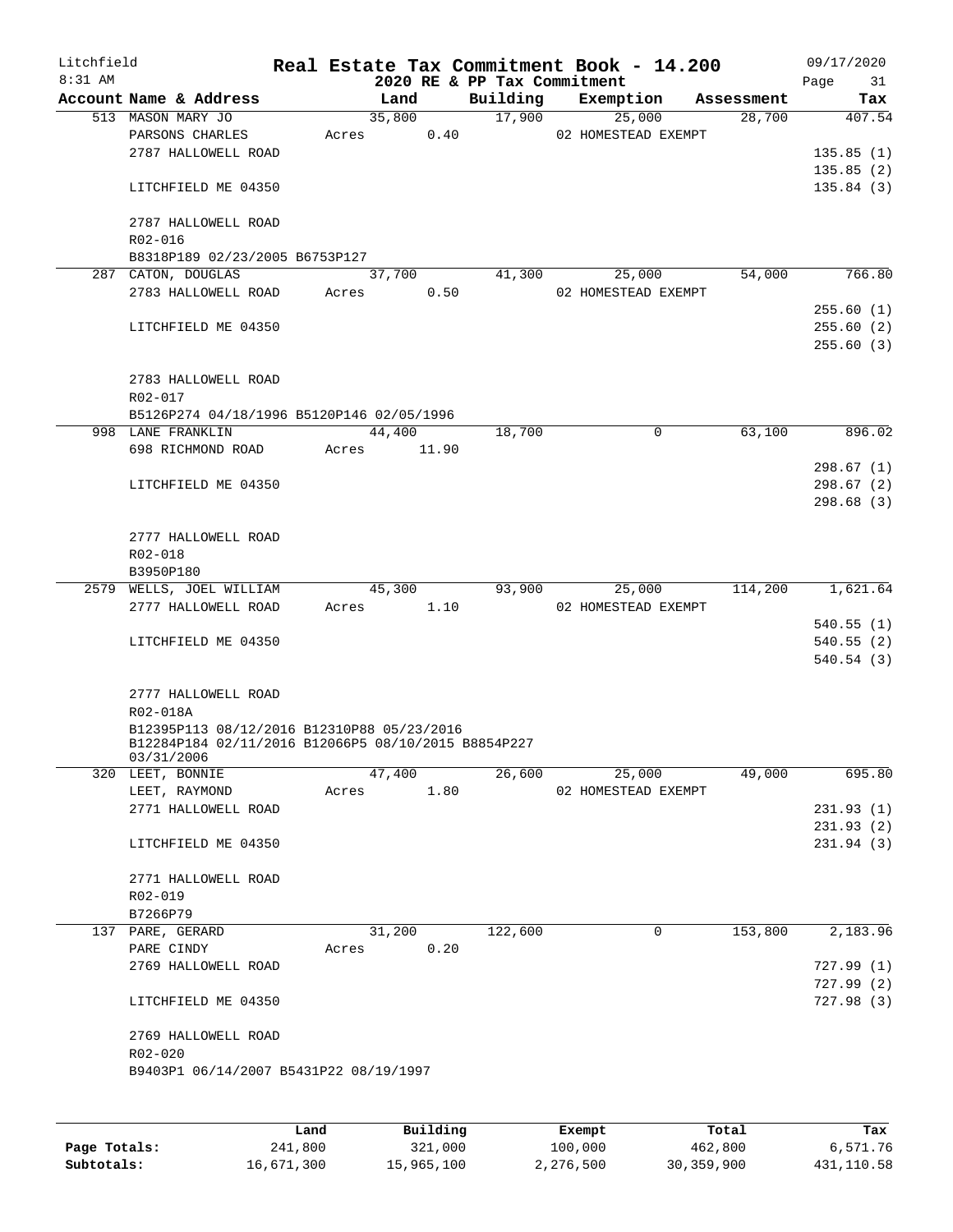# Litchfield — Real Estate Tax Commitment Book - 14.200

8:31 AM — 2020 RE & PP Tax Commitment — 09/17/2020 — Page 31

| Account | Name & Address | Land | Building | Exemption | Assessment | Tax |
|---|---|---|---|---|---|---|
| 513 | MASON MARY JO<br>PARSONS CHARLES<br>2787 HALLOWELL ROAD<br><br>LITCHFIELD ME 04350<br><br>2787 HALLOWELL ROAD<br>R02-016<br>B8318P189 02/23/2005 B6753P127 | 35,800<br>Acres 0.40 | 17,900 | 25,000<br>02 HOMESTEAD EXEMPT | 28,700 | 407.54<br><br>135.85 (1)<br>135.85 (2)<br>135.84 (3) |
| 287 | CATON, DOUGLAS<br>2783 HALLOWELL ROAD<br><br>LITCHFIELD ME 04350<br><br>2783 HALLOWELL ROAD<br>R02-017<br>B5126P274 04/18/1996 B5120P146 02/05/1996 | 37,700<br>Acres 0.50 | 41,300 | 25,000<br>02 HOMESTEAD EXEMPT | 54,000 | 766.80<br><br>255.60 (1)<br>255.60 (2)<br>255.60 (3) |
| 998 | LANE FRANKLIN<br>698 RICHMOND ROAD<br><br>LITCHFIELD ME 04350<br><br>2777 HALLOWELL ROAD<br>R02-018<br>B3950P180 | 44,400<br>Acres 11.90 | 18,700 | 0 | 63,100 | 896.02<br><br>298.67 (1)<br>298.67 (2)<br>298.68 (3) |
| 2579 | WELLS, JOEL WILLIAM<br>2777 HALLOWELL ROAD<br><br>LITCHFIELD ME 04350<br><br>2777 HALLOWELL ROAD<br>R02-018A<br>B12395P113 08/12/2016 B12310P88 05/23/2016<br>B12284P184 02/11/2016 B12066P5 08/10/2015 B8854P227<br>03/31/2006 | 45,300<br>Acres 1.10 | 93,900 | 25,000<br>02 HOMESTEAD EXEMPT | 114,200 | 1,621.64<br><br>540.55 (1)<br>540.55 (2)<br>540.54 (3) |
| 320 | LEET, BONNIE<br>LEET, RAYMOND<br>2771 HALLOWELL ROAD<br><br>LITCHFIELD ME 04350<br><br>2771 HALLOWELL ROAD<br>R02-019<br>B7266P79 | 47,400<br>Acres 1.80 | 26,600 | 25,000<br>02 HOMESTEAD EXEMPT | 49,000 | 695.80<br><br>231.93 (1)<br>231.93 (2)<br>231.94 (3) |
| 137 | PARE, GERARD<br>PARE CINDY<br>2769 HALLOWELL ROAD<br><br>LITCHFIELD ME 04350<br><br>2769 HALLOWELL ROAD<br>R02-020<br>B9403P1 06/14/2007 B5431P22 08/19/1997 | 31,200<br>Acres 0.20 | 122,600 | 0 | 153,800 | 2,183.96<br><br>727.99 (1)<br>727.99 (2)<br>727.98 (3) |

| | Land | Building | Exempt | Total | Tax |
|---|---|---|---|---|---|
| Page Totals: | 241,800 | 321,000 | 100,000 | 462,800 | 6,571.76 |
| Subtotals: | 16,671,300 | 15,965,100 | 2,276,500 | 30,359,900 | 431,110.58 |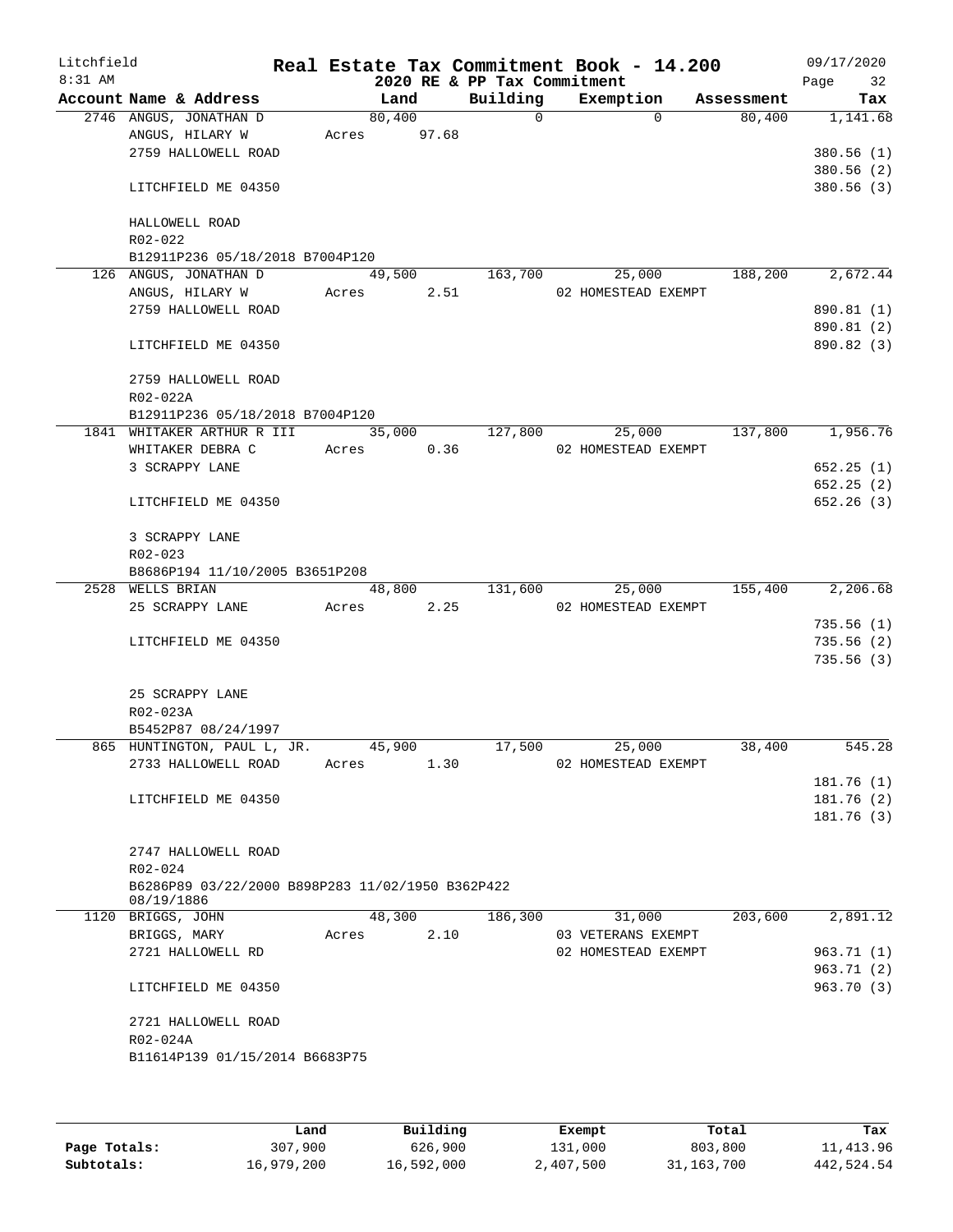# Real Estate Tax Commitment Book - 14.200

Litchfield
8:31 AM

2020 RE & PP Tax Commitment

09/17/2020

| Account Name & Address | Land | Building | Exemption | Assessment | Tax |
|---|---|---|---|---|---|
| 2746 ANGUS, JONATHAN D | 80,400 | 0 | 0 | 80,400 | 1,141.68 |
| ANGUS, HILARY W | Acres 97.68 | | | | |
| 2759 HALLOWELL ROAD | | | | | 380.56 (1) |
| | | | | | 380.56 (2) |
| LITCHFIELD ME 04350 | | | | | 380.56 (3) |
| HALLOWELL ROAD | | | | | |
| R02-022 | | | | | |
| B12911P236 05/18/2018 B7004P120 | | | | | |
| 126 ANGUS, JONATHAN D | 49,500 | 163,700 | 25,000 | 188,200 | 2,672.44 |
| ANGUS, HILARY W | Acres 2.51 | | 02 HOMESTEAD EXEMPT | | |
| 2759 HALLOWELL ROAD | | | | | 890.81 (1) |
| | | | | | 890.81 (2) |
| LITCHFIELD ME 04350 | | | | | 890.82 (3) |
| 2759 HALLOWELL ROAD | | | | | |
| R02-022A | | | | | |
| B12911P236 05/18/2018 B7004P120 | | | | | |
| 1841 WHITAKER ARTHUR R III | 35,000 | 127,800 | 25,000 | 137,800 | 1,956.76 |
| WHITAKER DEBRA C | Acres 0.36 | | 02 HOMESTEAD EXEMPT | | |
| 3 SCRAPPY LANE | | | | | 652.25 (1) |
| | | | | | 652.25 (2) |
| LITCHFIELD ME 04350 | | | | | 652.26 (3) |
| 3 SCRAPPY LANE | | | | | |
| R02-023 | | | | | |
| B8686P194 11/10/2005 B3651P208 | | | | | |
| 2528 WELLS BRIAN | 48,800 | 131,600 | 25,000 | 155,400 | 2,206.68 |
| 25 SCRAPPY LANE | Acres 2.25 | | 02 HOMESTEAD EXEMPT | | |
| | | | | | 735.56 (1) |
| LITCHFIELD ME 04350 | | | | | 735.56 (2) |
| | | | | | 735.56 (3) |
| 25 SCRAPPY LANE | | | | | |
| R02-023A | | | | | |
| B5452P87 08/24/1997 | | | | | |
| 865 HUNTINGTON, PAUL L, JR. | 45,900 | 17,500 | 25,000 | 38,400 | 545.28 |
| 2733 HALLOWELL ROAD | Acres 1.30 | | 02 HOMESTEAD EXEMPT | | |
| | | | | | 181.76 (1) |
| LITCHFIELD ME 04350 | | | | | 181.76 (2) |
| | | | | | 181.76 (3) |
| 2747 HALLOWELL ROAD | | | | | |
| R02-024 | | | | | |
| B6286P89 03/22/2000 B898P283 11/02/1950 B362P422 08/19/1886 | | | | | |
| 1120 BRIGGS, JOHN | 48,300 | 186,300 | 31,000 | 203,600 | 2,891.12 |
| BRIGGS, MARY | Acres 2.10 | | 03 VETERANS EXEMPT | | |
| 2721 HALLOWELL RD | | | 02 HOMESTEAD EXEMPT | | 963.71 (1) |
| | | | | | 963.71 (2) |
| LITCHFIELD ME 04350 | | | | | 963.70 (3) |
| 2721 HALLOWELL ROAD | | | | | |
| R02-024A | | | | | |
| B11614P139 01/15/2014 B6683P75 | | | | | |

| | Land | Building | Exempt | Total | Tax |
|---|---|---|---|---|---|
| Page Totals: | 307,900 | 626,900 | 131,000 | 803,800 | 11,413.96 |
| Subtotals: | 16,979,200 | 16,592,000 | 2,407,500 | 31,163,700 | 442,524.54 |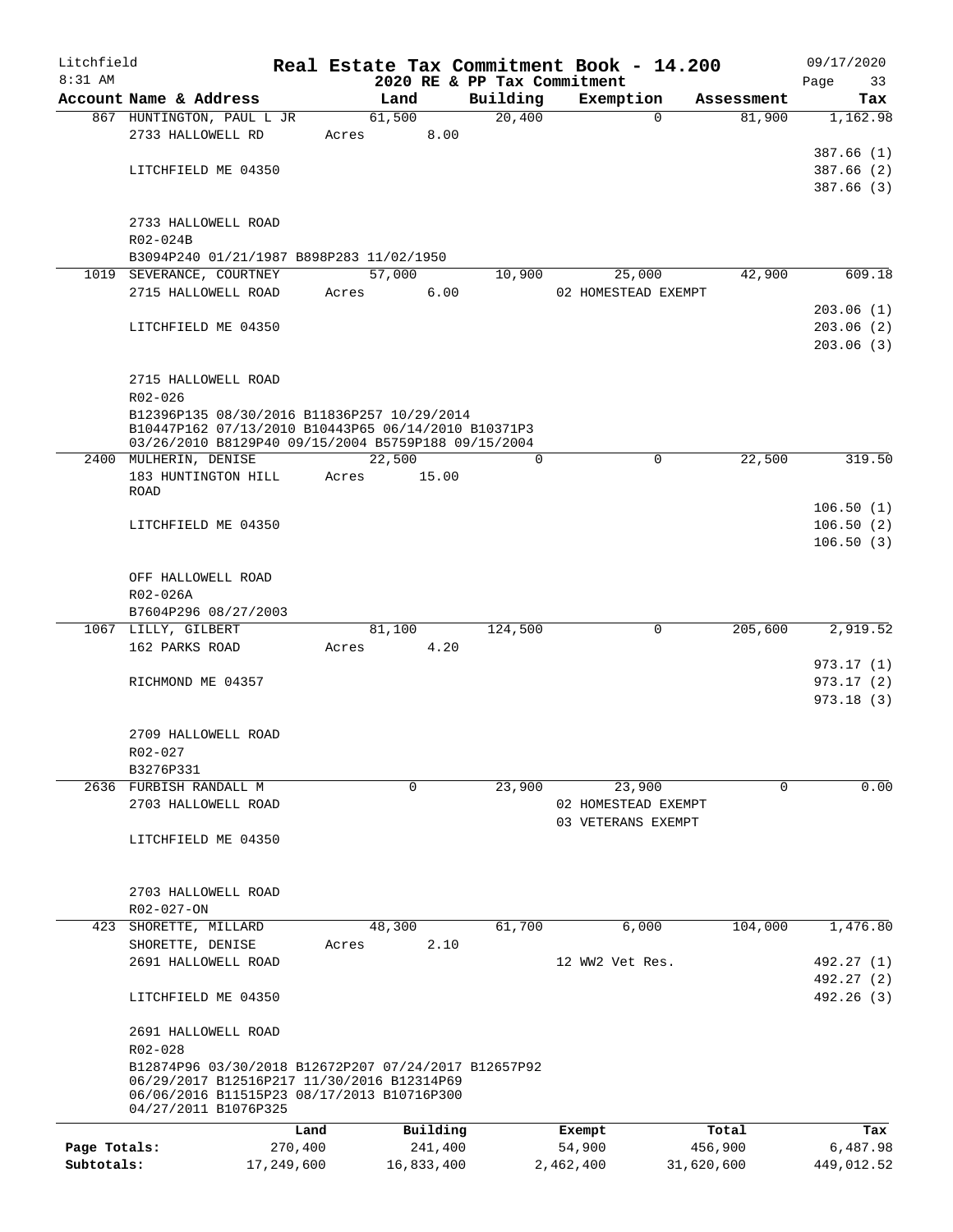Litchfield | Real Estate Tax Commitment Book - 14.200 | 09/17/2020
8:31 AM | 2020 RE & PP Tax Commitment | Page 33

| Account | Name & Address | Land | Building | Exemption | Assessment | Tax |
|---|---|---|---|---|---|---|
| 867 | HUNTINGTON, PAUL L JR | 61,500 | 20,400 | 0 | 81,900 | 1,162.98 |
| | 2733 HALLOWELL RD | Acres 8.00 | | | | |
| | | | | | | 387.66 (1) |
| | LITCHFIELD ME 04350 | | | | | 387.66 (2) |
| | | | | | | 387.66 (3) |
| | 2733 HALLOWELL ROAD | | | | | |
| | R02-024B | | | | | |
| | B3094P240 01/21/1987 B898P283 11/02/1950 | | | | | |
| 1019 | SEVERANCE, COURTNEY | 57,000 | 10,900 | 25,000 | 42,900 | 609.18 |
| | 2715 HALLOWELL ROAD | Acres 6.00 | | 02 HOMESTEAD EXEMPT | | |
| | | | | | | 203.06 (1) |
| | LITCHFIELD ME 04350 | | | | | 203.06 (2) |
| | | | | | | 203.06 (3) |
| | 2715 HALLOWELL ROAD | | | | | |
| | R02-026 | | | | | |
| | B12396P135 08/30/2016 B11836P257 10/29/2014 B10447P162 07/13/2010 B10443P65 06/14/2010 B10371P3 03/26/2010 B8129P40 09/15/2004 B5759P188 09/15/2004 | | | | | |
| 2400 | MULHERIN, DENISE | 22,500 | 0 | 0 | 22,500 | 319.50 |
| | 183 HUNTINGTON HILL ROAD | Acres 15.00 | | | | |
| | | | | | | 106.50 (1) |
| | LITCHFIELD ME 04350 | | | | | 106.50 (2) |
| | | | | | | 106.50 (3) |
| | OFF HALLOWELL ROAD | | | | | |
| | R02-026A | | | | | |
| | B7604P296 08/27/2003 | | | | | |
| 1067 | LILLY, GILBERT | 81,100 | 124,500 | 0 | 205,600 | 2,919.52 |
| | 162 PARKS ROAD | Acres 4.20 | | | | |
| | | | | | | 973.17 (1) |
| | RICHMOND ME 04357 | | | | | 973.17 (2) |
| | | | | | | 973.18 (3) |
| | 2709 HALLOWELL ROAD | | | | | |
| | R02-027 | | | | | |
| | B3276P331 | | | | | |
| 2636 | FURBISH RANDALL M | 0 | 23,900 | 23,900 | 0 | 0.00 |
| | 2703 HALLOWELL ROAD | | | 02 HOMESTEAD EXEMPT | | |
| | | | | 03 VETERANS EXEMPT | | |
| | LITCHFIELD ME 04350 | | | | | |
| | 2703 HALLOWELL ROAD | | | | | |
| | R02-027-ON | | | | | |
| 423 | SHORETTE, MILLARD | 48,300 | 61,700 | 6,000 | 104,000 | 1,476.80 |
| | SHORETTE, DENISE | Acres 2.10 | | | | |
| | 2691 HALLOWELL ROAD | | | 12 WW2 Vet Res. | | 492.27 (1) |
| | | | | | | 492.27 (2) |
| | LITCHFIELD ME 04350 | | | | | 492.26 (3) |
| | 2691 HALLOWELL ROAD | | | | | |
| | R02-028 | | | | | |
| | B12874P96 03/30/2018 B12672P207 07/24/2017 B12657P92 06/29/2017 B12516P217 11/30/2016 B12314P69 06/06/2016 B11515P23 08/17/2013 B10716P300 04/27/2011 B1076P325 | | | | | |

| | Land | Building | Exempt | Total | Tax |
|---|---|---|---|---|---|
| Page Totals: | 270,400 | 241,400 | 54,900 | 456,900 | 6,487.98 |
| Subtotals: | 17,249,600 | 16,833,400 | 2,462,400 | 31,620,600 | 449,012.52 |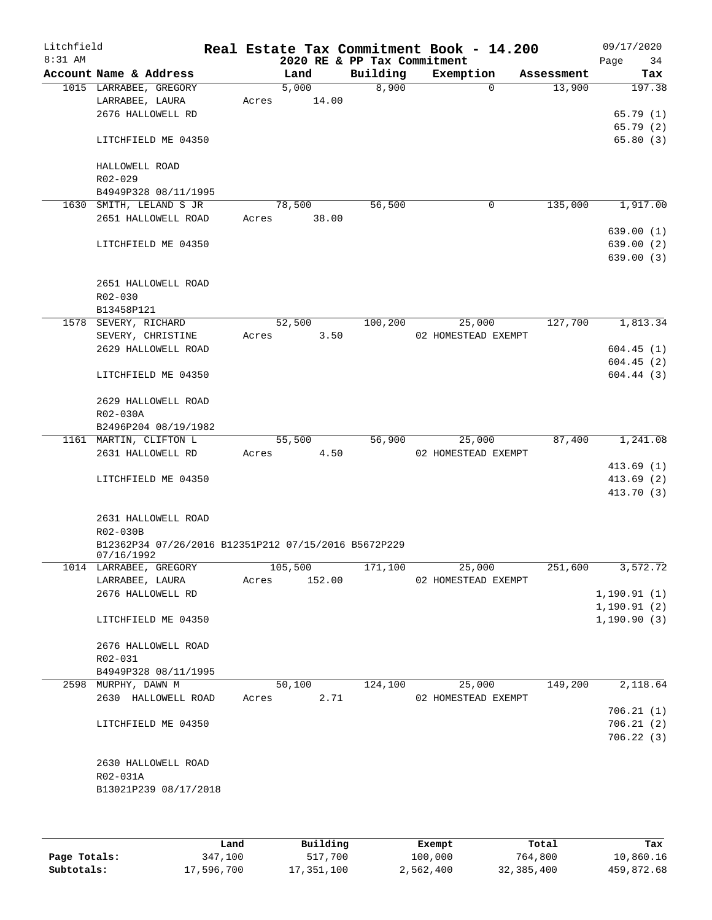Litchfield 8:31 AM

# Real Estate Tax Commitment Book - 14.200

## 2020 RE & PP Tax Commitment

09/17/2020 Page 34

| Account Name & Address | Land | Building | Exemption | Assessment | Tax |
|---|---|---|---|---|---|
| 1015 LARRABEE, GREGORY | 5,000 | 8,900 | 0 | 13,900 | 197.38 |
| LARRABEE, LAURA | Acres 14.00 | | | | |
| 2676 HALLOWELL RD | | | | | 65.79 (1) |
| | | | | | 65.79 (2) |
| LITCHFIELD ME 04350 | | | | | 65.80 (3) |
| HALLOWELL ROAD | | | | | |
| R02-029 | | | | | |
| B4949P328 08/11/1995 | | | | | |
| 1630 SMITH, LELAND S JR | 78,500 | 56,500 | 0 | 135,000 | 1,917.00 |
| 2651 HALLOWELL ROAD | Acres 38.00 | | | | |
| | | | | | 639.00 (1) |
| LITCHFIELD ME 04350 | | | | | 639.00 (2) |
| | | | | | 639.00 (3) |
| 2651 HALLOWELL ROAD | | | | | |
| R02-030 | | | | | |
| B13458P121 | | | | | |
| 1578 SEVERY, RICHARD | 52,500 | 100,200 | 25,000 | 127,700 | 1,813.34 |
| SEVERY, CHRISTINE | Acres 3.50 | | 02 HOMESTEAD EXEMPT | | |
| 2629 HALLOWELL ROAD | | | | | 604.45 (1) |
| | | | | | 604.45 (2) |
| LITCHFIELD ME 04350 | | | | | 604.44 (3) |
| 2629 HALLOWELL ROAD | | | | | |
| R02-030A | | | | | |
| B2496P204 08/19/1982 | | | | | |
| 1161 MARTIN, CLIFTON L | 55,500 | 56,900 | 25,000 | 87,400 | 1,241.08 |
| 2631 HALLOWELL RD | Acres 4.50 | | 02 HOMESTEAD EXEMPT | | |
| | | | | | 413.69 (1) |
| LITCHFIELD ME 04350 | | | | | 413.69 (2) |
| | | | | | 413.70 (3) |
| 2631 HALLOWELL ROAD | | | | | |
| R02-030B | | | | | |
| B12362P34 07/26/2016 B12351P212 07/15/2016 B5672P229 07/16/1992 | | | | | |
| 1014 LARRABEE, GREGORY | 105,500 | 171,100 | 25,000 | 251,600 | 3,572.72 |
| LARRABEE, LAURA | Acres 152.00 | | 02 HOMESTEAD EXEMPT | | |
| 2676 HALLOWELL RD | | | | | 1,190.91 (1) |
| | | | | | 1,190.91 (2) |
| LITCHFIELD ME 04350 | | | | | 1,190.90 (3) |
| 2676 HALLOWELL ROAD | | | | | |
| R02-031 | | | | | |
| B4949P328 08/11/1995 | | | | | |
| 2598 MURPHY, DAWN M | 50,100 | 124,100 | 25,000 | 149,200 | 2,118.64 |
| 2630 HALLOWELL ROAD | Acres 2.71 | | 02 HOMESTEAD EXEMPT | | |
| | | | | | 706.21 (1) |
| LITCHFIELD ME 04350 | | | | | 706.21 (2) |
| | | | | | 706.22 (3) |
| 2630 HALLOWELL ROAD | | | | | |
| R02-031A | | | | | |
| B13021P239 08/17/2018 | | | | | |

| | Land | Building | Exempt | Total | Tax |
|---|---|---|---|---|---|
| Page Totals: | 347,100 | 517,700 | 100,000 | 764,800 | 10,860.16 |
| Subtotals: | 17,596,700 | 17,351,100 | 2,562,400 | 32,385,400 | 459,872.68 |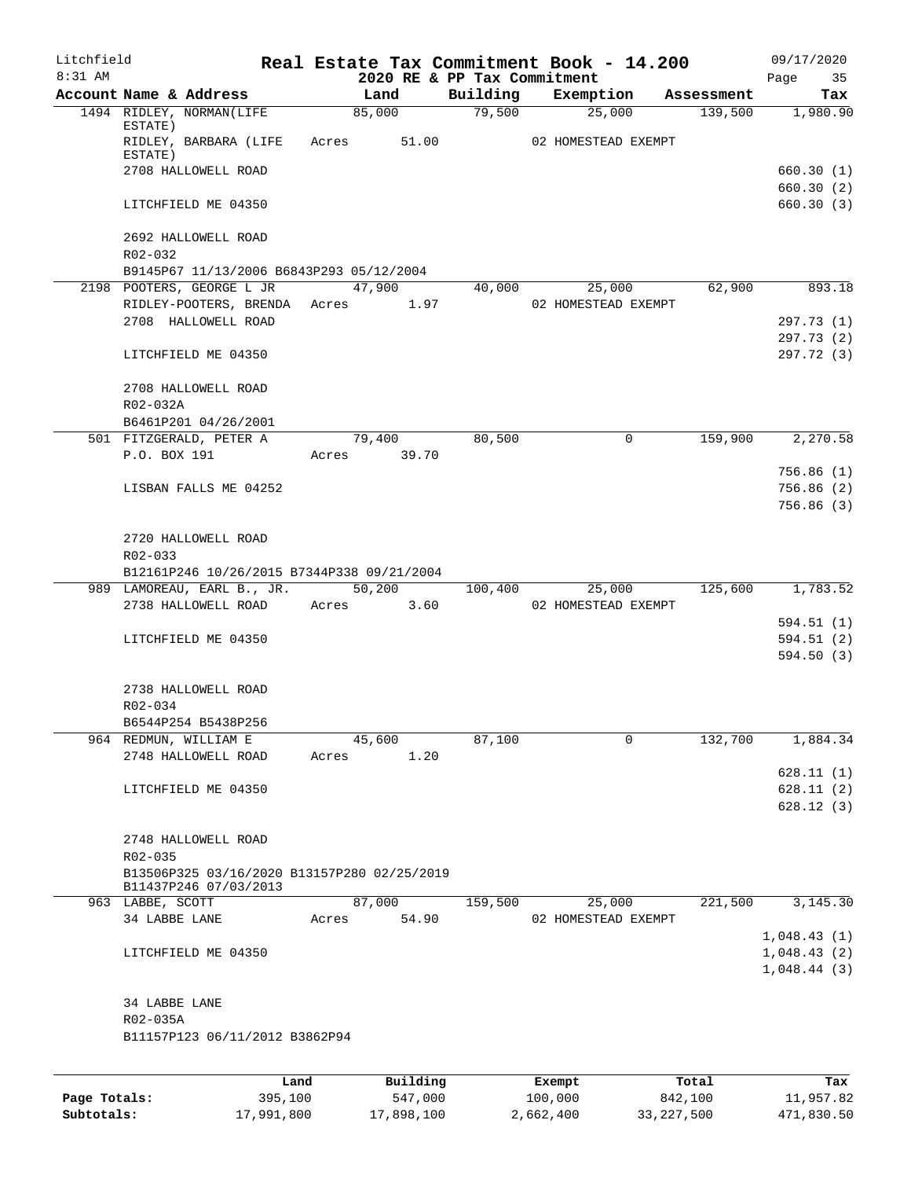Litchfield 8:31 AM

# Real Estate Tax Commitment Book - 14.200

2020 RE & PP Tax Commitment

09/17/2020

| Account Name & Address | Land | Building | Exemption | Assessment | Tax |
|---|---|---|---|---|---|
| 1494 RIDLEY, NORMAN(LIFE ESTATE) | 85,000 | 79,500 | 25,000 | 139,500 | 1,980.90 |
| RIDLEY, BARBARA (LIFE ESTATE) | Acres 51.00 | | 02 HOMESTEAD EXEMPT | | |
| 2708 HALLOWELL ROAD | | | | | 660.30 (1) |
| | | | | | 660.30 (2) |
| LITCHFIELD ME 04350 | | | | | 660.30 (3) |
| 2692 HALLOWELL ROAD | | | | | |
| R02-032 | | | | | |
| B9145P67 11/13/2006 B6843P293 05/12/2004 | | | | | |
| 2198 POOTERS, GEORGE L JR | 47,900 | 40,000 | 25,000 | 62,900 | 893.18 |
| RIDLEY-POOTERS, BRENDA | Acres 1.97 | | 02 HOMESTEAD EXEMPT | | |
| 2708 HALLOWELL ROAD | | | | | 297.73 (1) |
| | | | | | 297.73 (2) |
| LITCHFIELD ME 04350 | | | | | 297.72 (3) |
| 2708 HALLOWELL ROAD | | | | | |
| R02-032A | | | | | |
| B6461P201 04/26/2001 | | | | | |
| 501 FITZGERALD, PETER A | 79,400 | 80,500 | 0 | 159,900 | 2,270.58 |
| P.O. BOX 191 | Acres 39.70 | | | | |
| | | | | | 756.86 (1) |
| LISBAN FALLS ME 04252 | | | | | 756.86 (2) |
| | | | | | 756.86 (3) |
| 2720 HALLOWELL ROAD | | | | | |
| R02-033 | | | | | |
| B12161P246 10/26/2015 B7344P338 09/21/2004 | | | | | |
| 989 LAMOREAU, EARL B., JR. | 50,200 | 100,400 | 25,000 | 125,600 | 1,783.52 |
| 2738 HALLOWELL ROAD | Acres 3.60 | | 02 HOMESTEAD EXEMPT | | |
| | | | | | 594.51 (1) |
| LITCHFIELD ME 04350 | | | | | 594.51 (2) |
| | | | | | 594.50 (3) |
| 2738 HALLOWELL ROAD | | | | | |
| R02-034 | | | | | |
| B6544P254 B5438P256 | | | | | |
| 964 REDMUN, WILLIAM E | 45,600 | 87,100 | 0 | 132,700 | 1,884.34 |
| 2748 HALLOWELL ROAD | Acres 1.20 | | | | |
| | | | | | 628.11 (1) |
| LITCHFIELD ME 04350 | | | | | 628.11 (2) |
| | | | | | 628.12 (3) |
| 2748 HALLOWELL ROAD | | | | | |
| R02-035 | | | | | |
| B13506P325 03/16/2020 B13157P280 02/25/2019 B11437P246 07/03/2013 | | | | | |
| 963 LABBE, SCOTT | 87,000 | 159,500 | 25,000 | 221,500 | 3,145.30 |
| 34 LABBE LANE | Acres 54.90 | | 02 HOMESTEAD EXEMPT | | |
| | | | | | 1,048.43 (1) |
| LITCHFIELD ME 04350 | | | | | 1,048.43 (2) |
| | | | | | 1,048.44 (3) |
| 34 LABBE LANE | | | | | |
| R02-035A | | | | | |
| B11157P123 06/11/2012 B3862P94 | | | | | |

| | Land | Building | Exempt | Total | Tax |
|---|---|---|---|---|---|
| Page Totals: | 395,100 | 547,000 | 100,000 | 842,100 | 11,957.82 |
| Subtotals: | 17,991,800 | 17,898,100 | 2,662,400 | 33,227,500 | 471,830.50 |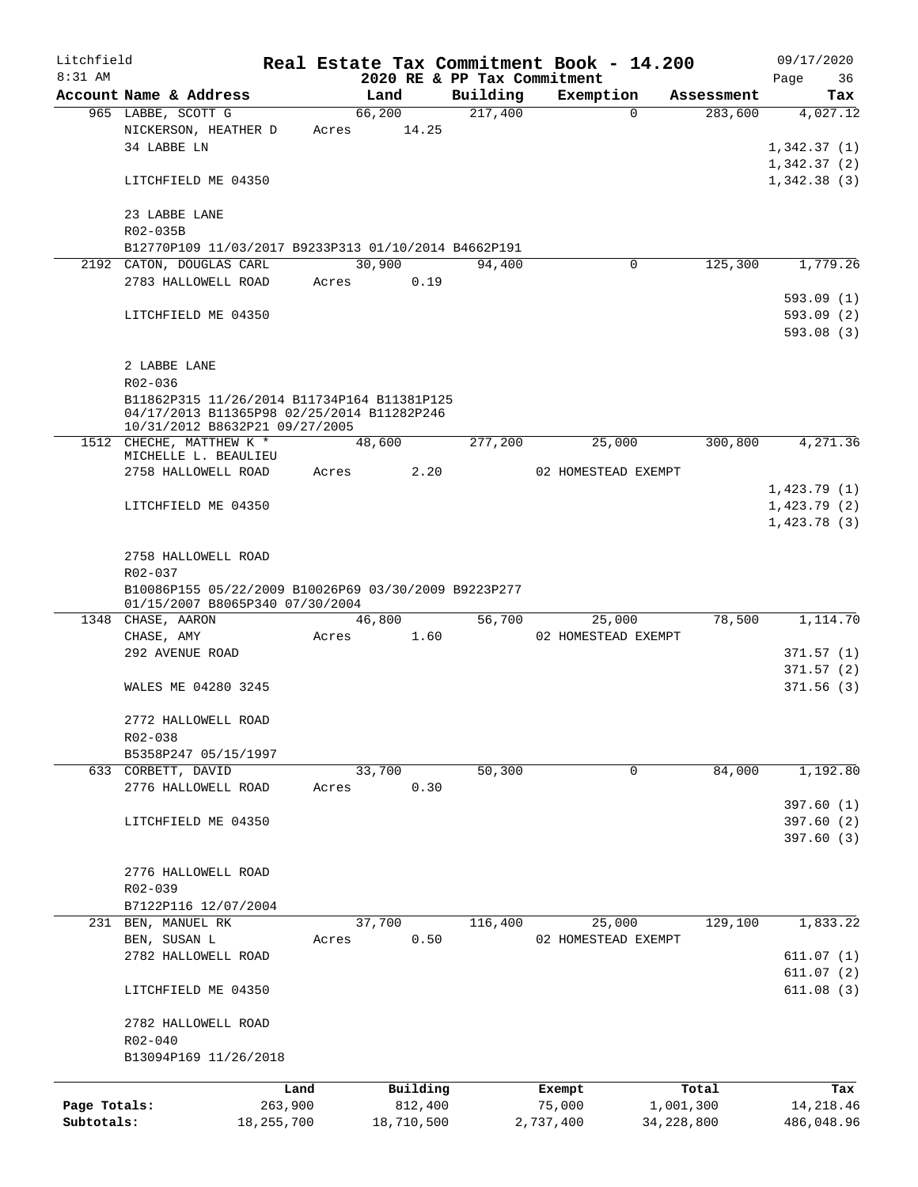Litchfield
8:31 AM

**Real Estate Tax Commitment Book - 14.200**
**2020 RE & PP Tax Commitment**

09/17/2020
Page 36

| Account Name & Address | Land | Building | Exemption | Assessment | Tax |
|---|---|---|---|---|---|
| 965 LABBE, SCOTT G | 66,200 | 217,400 | 0 | 283,600 | 4,027.12 |
| NICKERSON, HEATHER D | Acres 14.25 | | | | |
| 34 LABBE LN | | | | | 1,342.37 (1) |
| | | | | | 1,342.37 (2) |
| LITCHFIELD ME 04350 | | | | | 1,342.38 (3) |
| 23 LABBE LANE | | | | | |
| R02-035B | | | | | |
| B12770P109 11/03/2017 B9233P313 01/10/2014 B4662P191 | | | | | |
| 2192 CATON, DOUGLAS CARL | 30,900 | 94,400 | 0 | 125,300 | 1,779.26 |
| 2783 HALLOWELL ROAD | Acres 0.19 | | | | |
| | | | | | 593.09 (1) |
| LITCHFIELD ME 04350 | | | | | 593.09 (2) |
| | | | | | 593.08 (3) |
| 2 LABBE LANE | | | | | |
| R02-036 | | | | | |
| B11862P315 11/26/2014 B11734P164 B11381P125 04/17/2013 B11365P98 02/25/2014 B11282P246 10/31/2012 B8632P21 09/27/2005 | | | | | |
| 1512 CHECHE, MATTHEW K * | 48,600 | 277,200 | 25,000 | 300,800 | 4,271.36 |
| MICHELLE L. BEAULIEU | | | | | |
| 2758 HALLOWELL ROAD | Acres 2.20 | | 02 HOMESTEAD EXEMPT | | |
| | | | | | 1,423.79 (1) |
| LITCHFIELD ME 04350 | | | | | 1,423.79 (2) |
| | | | | | 1,423.78 (3) |
| 2758 HALLOWELL ROAD | | | | | |
| R02-037 | | | | | |
| B10086P155 05/22/2009 B10026P69 03/30/2009 B9223P277 01/15/2007 B8065P340 07/30/2004 | | | | | |
| 1348 CHASE, AARON | 46,800 | 56,700 | 25,000 | 78,500 | 1,114.70 |
| CHASE, AMY | Acres 1.60 | | 02 HOMESTEAD EXEMPT | | |
| 292 AVENUE ROAD | | | | | 371.57 (1) |
| | | | | | 371.57 (2) |
| WALES ME 04280 3245 | | | | | 371.56 (3) |
| 2772 HALLOWELL ROAD | | | | | |
| R02-038 | | | | | |
| B5358P247 05/15/1997 | | | | | |
| 633 CORBETT, DAVID | 33,700 | 50,300 | 0 | 84,000 | 1,192.80 |
| 2776 HALLOWELL ROAD | Acres 0.30 | | | | |
| | | | | | 397.60 (1) |
| LITCHFIELD ME 04350 | | | | | 397.60 (2) |
| | | | | | 397.60 (3) |
| 2776 HALLOWELL ROAD | | | | | |
| R02-039 | | | | | |
| B7122P116 12/07/2004 | | | | | |
| 231 BEN, MANUEL RK | 37,700 | 116,400 | 25,000 | 129,100 | 1,833.22 |
| BEN, SUSAN L | Acres 0.50 | | 02 HOMESTEAD EXEMPT | | |
| 2782 HALLOWELL ROAD | | | | | 611.07 (1) |
| | | | | | 611.07 (2) |
| LITCHFIELD ME 04350 | | | | | 611.08 (3) |
| 2782 HALLOWELL ROAD | | | | | |
| R02-040 | | | | | |
| B13094P169 11/26/2018 | | | | | |

| | Land | Building | Exempt | Total | Tax |
|---|---|---|---|---|---|
| Page Totals: | 263,900 | 812,400 | 75,000 | 1,001,300 | 14,218.46 |
| Subtotals: | 18,255,700 | 18,710,500 | 2,737,400 | 34,228,800 | 486,048.96 |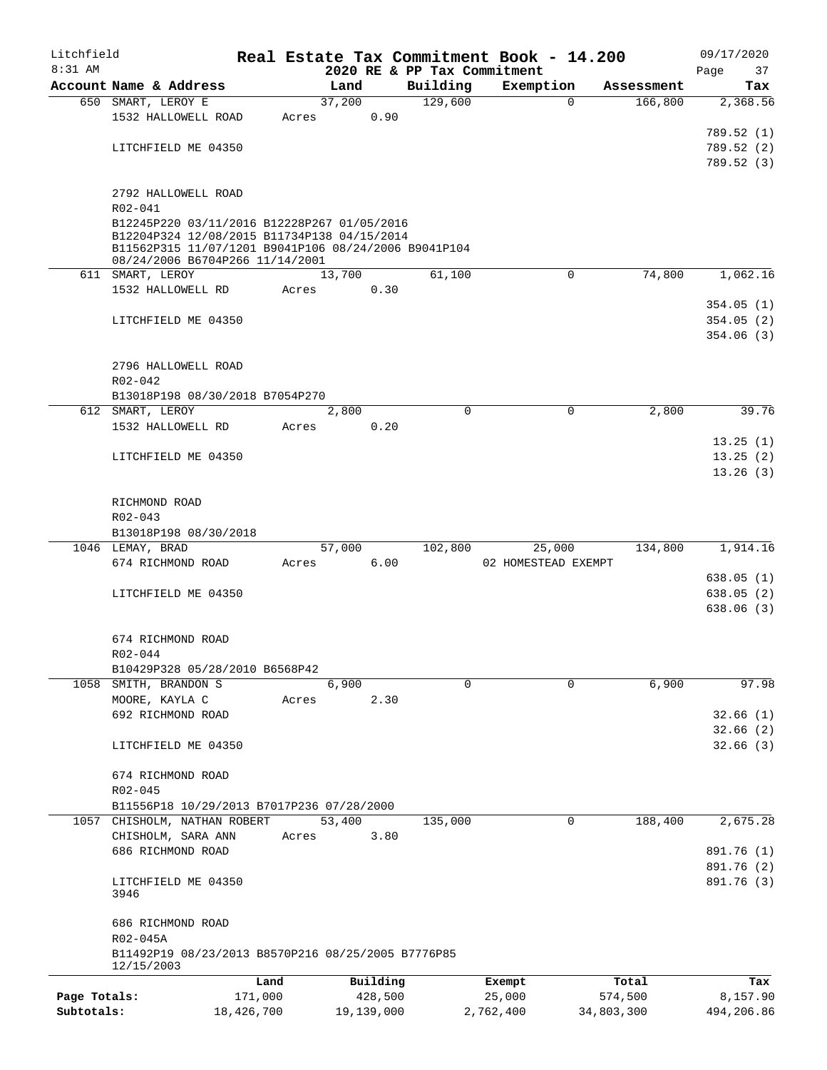Litchfield
8:31 AM

# Real Estate Tax Commitment Book - 14.200

## 2020 RE & PP Tax Commitment

09/17/2020

| Account Name & Address | Land | Building | Exemption | Assessment | Tax |
|---|---|---|---|---|---|
| 650 SMART, LEROY E<br>1532 HALLOWELL ROAD<br><br>LITCHFIELD ME 04350<br><br>2792 HALLOWELL ROAD<br>R02-041<br>B12245P220 03/11/2016 B12228P267 01/05/2016 B12204P324 12/08/2015 B11734P138 04/15/2014 B11562P315 11/07/1201 B9041P106 08/24/2006 B9041P104 08/24/2006 B6704P266 11/14/2001 | 37,200<br>Acres 0.90 | 129,600 | 0 | 166,800 | 2,368.56<br><br>789.52 (1)<br>789.52 (2)<br>789.52 (3) |
| 611 SMART, LEROY<br>1532 HALLOWELL RD<br><br>LITCHFIELD ME 04350<br><br>2796 HALLOWELL ROAD<br>R02-042<br>B13018P198 08/30/2018 B7054P270 | 13,700<br>Acres 0.30 | 61,100 | 0 | 74,800 | 1,062.16<br><br>354.05 (1)<br>354.05 (2)<br>354.06 (3) |
| 612 SMART, LEROY<br>1532 HALLOWELL RD<br><br>LITCHFIELD ME 04350<br><br>RICHMOND ROAD<br>R02-043<br>B13018P198 08/30/2018 | 2,800<br>Acres 0.20 | 0 | 0 | 2,800 | 39.76<br><br>13.25 (1)<br>13.25 (2)<br>13.26 (3) |
| 1046 LEMAY, BRAD<br>674 RICHMOND ROAD<br><br>LITCHFIELD ME 04350<br><br>674 RICHMOND ROAD<br>R02-044<br>B10429P328 05/28/2010 B6568P42 | 57,000<br>Acres 6.00 | 102,800 | 25,000<br>02 HOMESTEAD EXEMPT | 134,800 | 1,914.16<br><br>638.05 (1)<br>638.05 (2)<br>638.06 (3) |
| 1058 SMITH, BRANDON S<br>MOORE, KAYLA C<br>692 RICHMOND ROAD<br><br>LITCHFIELD ME 04350<br><br>674 RICHMOND ROAD<br>R02-045<br>B11556P18 10/29/2013 B7017P236 07/28/2000 | 6,900<br>Acres 2.30 | 0 | 0 | 6,900 | 97.98<br><br>32.66 (1)<br>32.66 (2)<br>32.66 (3) |
| 1057 CHISHOLM, NATHAN ROBERT<br>CHISHOLM, SARA ANN<br>686 RICHMOND ROAD<br><br>LITCHFIELD ME 04350<br>3946<br><br>686 RICHMOND ROAD<br>R02-045A<br>B11492P19 08/23/2013 B8570P216 08/25/2005 B7776P85 12/15/2003 | 53,400<br>Acres 3.80 | 135,000 | 0 | 188,400 | 2,675.28<br><br>891.76 (1)<br>891.76 (2)<br>891.76 (3) |

| | Land | Building | Exempt | Total | Tax |
|---|---|---|---|---|---|
| Page Totals: | 171,000 | 428,500 | 25,000 | 574,500 | 8,157.90 |
| Subtotals: | 18,426,700 | 19,139,000 | 2,762,400 | 34,803,300 | 494,206.86 |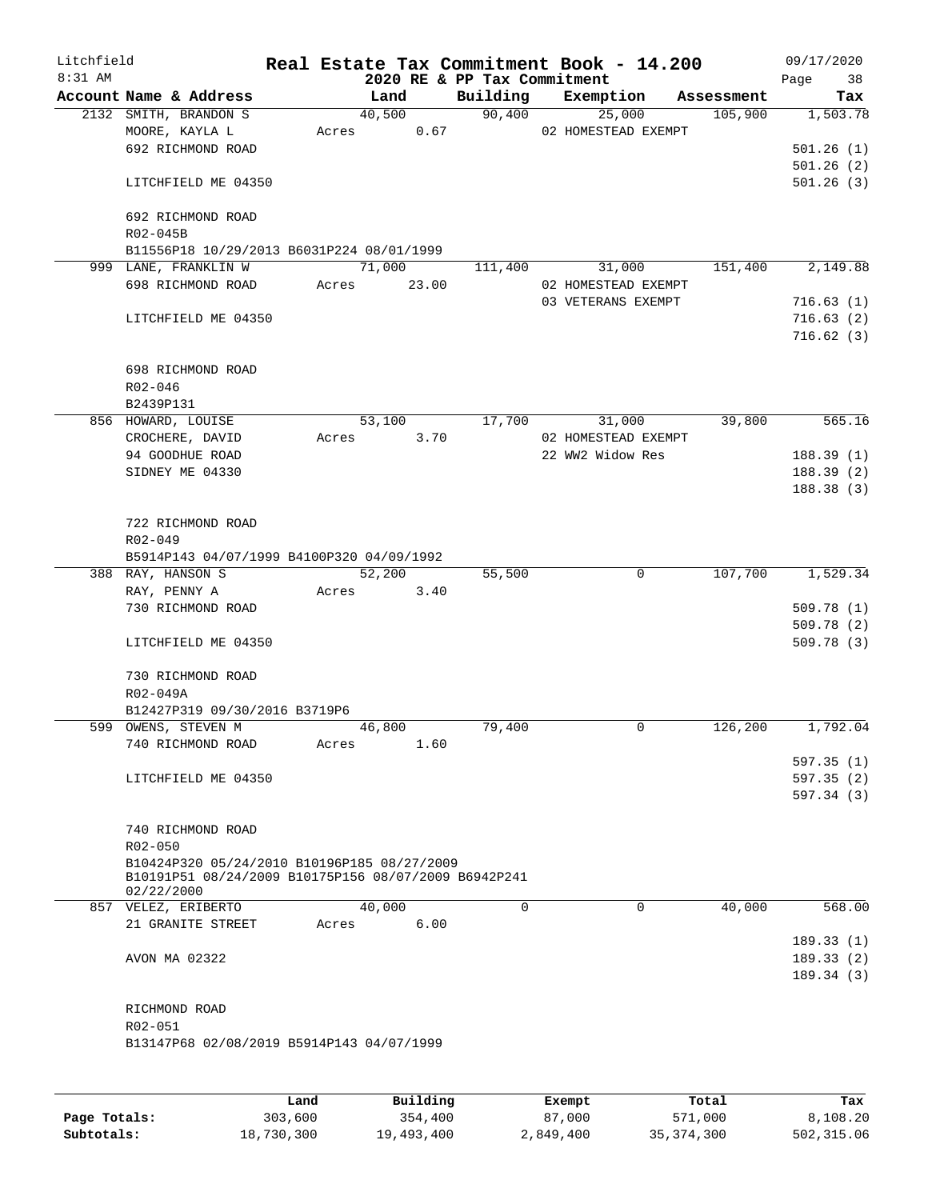Litchfield
8:31 AM

# Real Estate Tax Commitment Book - 14.200

2020 RE & PP Tax Commitment

09/17/2020

| Account | Name & Address | Land | Building | Exemption | Assessment | Tax |
|---|---|---|---|---|---|---|
| 2132 | SMITH, BRANDON S<br>MOORE, KAYLA L<br>692 RICHMOND ROAD<br><br>LITCHFIELD ME 04350<br><br>692 RICHMOND ROAD<br>R02-045B<br>B11556P18 10/29/2013 B6031P224 08/01/1999 | 40,500<br>Acres 0.67 | 90,400 | 25,000<br>02 HOMESTEAD EXEMPT | 105,900 | 1,503.78<br>501.26 (1)<br>501.26 (2)<br>501.26 (3) |
| 999 | LANE, FRANKLIN W<br>698 RICHMOND ROAD<br><br>LITCHFIELD ME 04350<br><br>698 RICHMOND ROAD<br>R02-046<br>B2439P131 | 71,000<br>Acres 23.00 | 111,400 | 31,000<br>02 HOMESTEAD EXEMPT<br>03 VETERANS EXEMPT | 151,400 | 2,149.88<br>716.63 (1)<br>716.63 (2)<br>716.62 (3) |
| 856 | HOWARD, LOUISE<br>CROCHERE, DAVID<br>94 GOODHUE ROAD<br>SIDNEY ME 04330<br><br>722 RICHMOND ROAD<br>R02-049<br>B5914P143 04/07/1999 B4100P320 04/09/1992 | 53,100<br>Acres 3.70 | 17,700 | 31,000<br>02 HOMESTEAD EXEMPT<br>22 WW2 Widow Res | 39,800 | 565.16<br>188.39 (1)<br>188.39 (2)<br>188.38 (3) |
| 388 | RAY, HANSON S<br>RAY, PENNY A<br>730 RICHMOND ROAD<br><br>LITCHFIELD ME 04350<br><br>730 RICHMOND ROAD<br>R02-049A<br>B12427P319 09/30/2016 B3719P6 | 52,200<br>Acres 3.40 | 55,500 | 0 | 107,700 | 1,529.34<br>509.78 (1)<br>509.78 (2)<br>509.78 (3) |
| 599 | OWENS, STEVEN M<br>740 RICHMOND ROAD<br><br>LITCHFIELD ME 04350<br><br>740 RICHMOND ROAD<br>R02-050<br>B10424P320 05/24/2010 B10196P185 08/27/2009<br>B10191P51 08/24/2009 B10175P156 08/07/2009 B6942P241 02/22/2000 | 46,800<br>Acres 1.60 | 79,400 | 0 | 126,200 | 1,792.04<br>597.35 (1)<br>597.35 (2)<br>597.34 (3) |
| 857 | VELEZ, ERIBERTO<br>21 GRANITE STREET<br><br>AVON MA 02322<br><br>RICHMOND ROAD<br>R02-051<br>B13147P68 02/08/2019 B5914P143 04/07/1999 | 40,000<br>Acres 6.00 | 0 | 0 | 40,000 | 568.00<br>189.33 (1)<br>189.33 (2)<br>189.34 (3) |

| | Land | Building | Exempt | Total | Tax |
|---|---|---|---|---|---|
| Page Totals: | 303,600 | 354,400 | 87,000 | 571,000 | 8,108.20 |
| Subtotals: | 18,730,300 | 19,493,400 | 2,849,400 | 35,374,300 | 502,315.06 |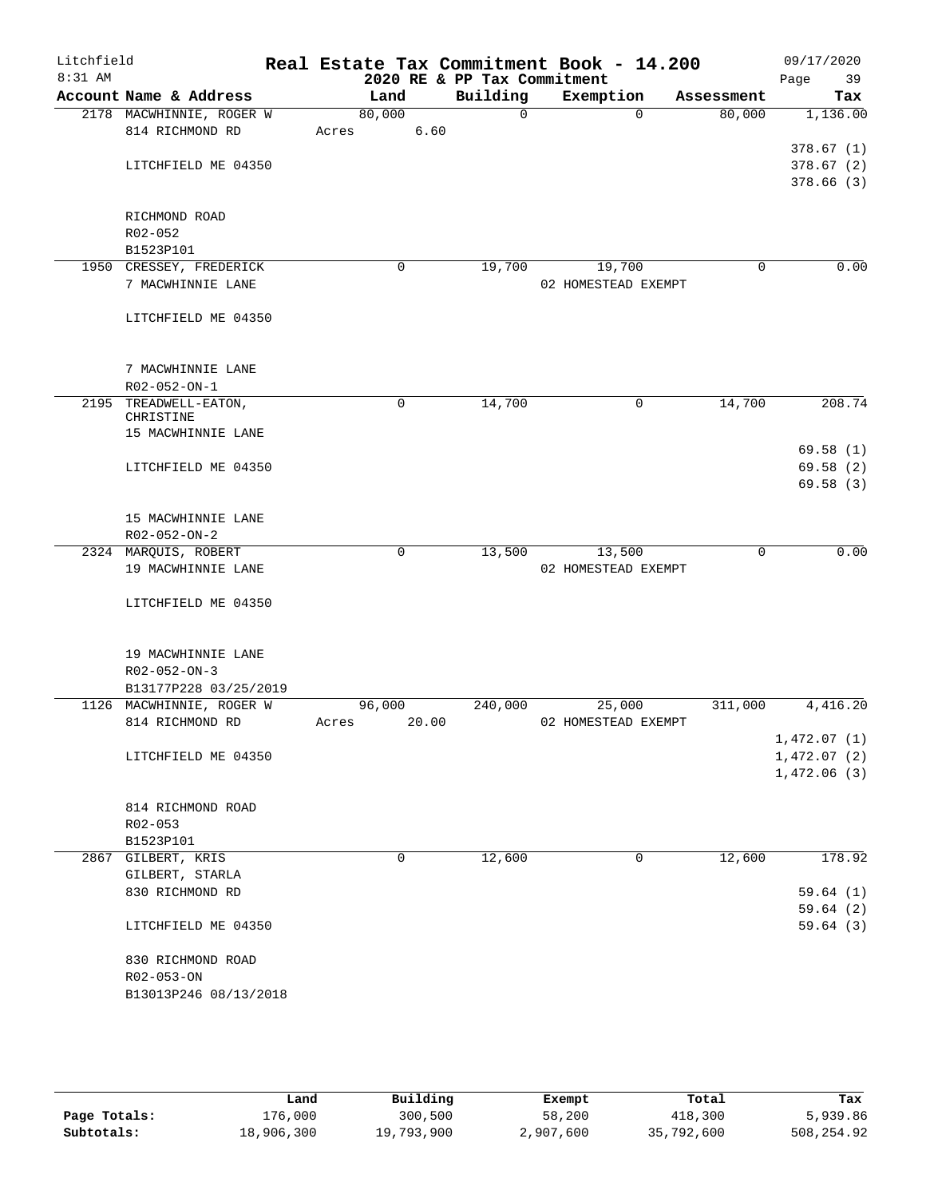Litchfield
8:31 AM

# Real Estate Tax Commitment Book - 14.200
## 2020 RE & PP Tax Commitment

09/17/2020

| Account Name & Address | Land | Building | Exemption | Assessment | Tax |
|---|---|---|---|---|---|
| 2178 MACWHINNIE, ROGER W<br>814 RICHMOND RD<br><br>LITCHFIELD ME 04350<br><br>RICHMOND ROAD<br>R02-052<br>B1523P101 | 80,000<br>Acres 6.60 | 0 | 0 | 80,000 | 1,136.00<br><br>378.67 (1)<br>378.67 (2)<br>378.66 (3) |
| 1950 CRESSEY, FREDERICK<br>7 MACWHINNIE LANE<br><br>LITCHFIELD ME 04350<br><br>7 MACWHINNIE LANE<br>R02-052-ON-1 | 0 | 19,700 | 19,700<br>02 HOMESTEAD EXEMPT | 0 | 0.00 |
| 2195 TREADWELL-EATON, CHRISTINE<br>15 MACWHINNIE LANE<br><br>LITCHFIELD ME 04350<br><br>15 MACWHINNIE LANE<br>R02-052-ON-2 | 0 | 14,700 | 0 | 14,700 | 208.74<br><br>69.58 (1)<br>69.58 (2)<br>69.58 (3) |
| 2324 MARQUIS, ROBERT<br>19 MACWHINNIE LANE<br><br>LITCHFIELD ME 04350<br><br>19 MACWHINNIE LANE<br>R02-052-ON-3<br>B13177P228 03/25/2019 | 0 | 13,500 | 13,500<br>02 HOMESTEAD EXEMPT | 0 | 0.00 |
| 1126 MACWHINNIE, ROGER W<br>814 RICHMOND RD<br><br>LITCHFIELD ME 04350<br><br>814 RICHMOND ROAD<br>R02-053<br>B1523P101 | 96,000<br>Acres 20.00 | 240,000 | 25,000<br>02 HOMESTEAD EXEMPT | 311,000 | 4,416.20<br><br>1,472.07 (1)<br>1,472.07 (2)<br>1,472.06 (3) |
| 2867 GILBERT, KRIS<br>GILBERT, STARLA<br>830 RICHMOND RD<br><br>LITCHFIELD ME 04350<br><br>830 RICHMOND ROAD<br>R02-053-ON<br>B13013P246 08/13/2018 | 0 | 12,600 | 0 | 12,600 | 178.92<br><br>59.64 (1)<br>59.64 (2)<br>59.64 (3) |

| | Land | Building | Exempt | Total | Tax |
|---|---|---|---|---|---|
| **Page Totals:** | 176,000 | 300,500 | 58,200 | 418,300 | 5,939.86 |
| **Subtotals:** | 18,906,300 | 19,793,900 | 2,907,600 | 35,792,600 | 508,254.92 |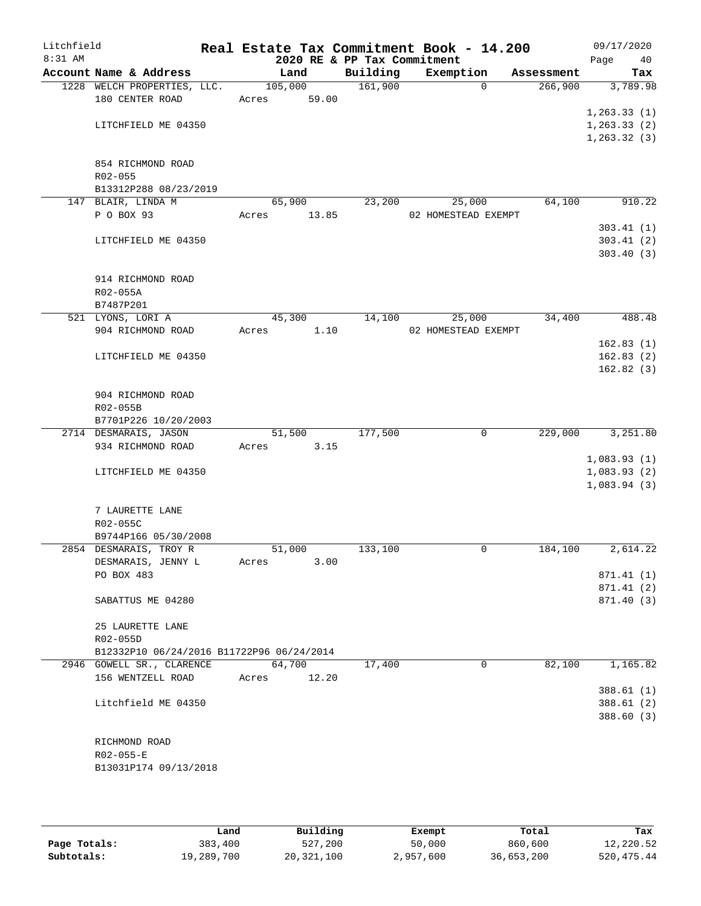Litchfield
8:31 AM

# Real Estate Tax Commitment Book - 14.200

2020 RE & PP Tax Commitment

09/17/2020

| Account Name & Address | Land | Building | Exemption | Assessment | Tax |
|---|---|---|---|---|---|
| 1228 WELCH PROPERTIES, LLC. | 105,000 | 161,900 | 0 | 266,900 | 3,789.98 |
| 180 CENTER ROAD | Acres 59.00 | | | | |
| | | | | | 1,263.33 (1) |
| LITCHFIELD ME 04350 | | | | | 1,263.33 (2) |
| | | | | | 1,263.32 (3) |
| 854 RICHMOND ROAD | | | | | |
| R02-055 | | | | | |
| B13312P288 08/23/2019 | | | | | |
| 147 BLAIR, LINDA M | 65,900 | 23,200 | 25,000 | 64,100 | 910.22 |
| P O BOX 93 | Acres 13.85 | | 02 HOMESTEAD EXEMPT | | |
| | | | | | 303.41 (1) |
| LITCHFIELD ME 04350 | | | | | 303.41 (2) |
| | | | | | 303.40 (3) |
| 914 RICHMOND ROAD | | | | | |
| R02-055A | | | | | |
| B7487P201 | | | | | |
| 521 LYONS, LORI A | 45,300 | 14,100 | 25,000 | 34,400 | 488.48 |
| 904 RICHMOND ROAD | Acres 1.10 | | 02 HOMESTEAD EXEMPT | | |
| | | | | | 162.83 (1) |
| LITCHFIELD ME 04350 | | | | | 162.83 (2) |
| | | | | | 162.82 (3) |
| 904 RICHMOND ROAD | | | | | |
| R02-055B | | | | | |
| B7701P226 10/20/2003 | | | | | |
| 2714 DESMARAIS, JASON | 51,500 | 177,500 | 0 | 229,000 | 3,251.80 |
| 934 RICHMOND ROAD | Acres 3.15 | | | | |
| | | | | | 1,083.93 (1) |
| LITCHFIELD ME 04350 | | | | | 1,083.93 (2) |
| | | | | | 1,083.94 (3) |
| 7 LAURETTE LANE | | | | | |
| R02-055C | | | | | |
| B9744P166 05/30/2008 | | | | | |
| 2854 DESMARAIS, TROY R | 51,000 | 133,100 | 0 | 184,100 | 2,614.22 |
| DESMARAIS, JENNY L | Acres 3.00 | | | | |
| PO BOX 483 | | | | | 871.41 (1) |
| | | | | | 871.41 (2) |
| SABATTUS ME 04280 | | | | | 871.40 (3) |
| 25 LAURETTE LANE | | | | | |
| R02-055D | | | | | |
| B12332P10 06/24/2016 B11722P96 06/24/2014 | | | | | |
| 2946 GOWELL SR., CLARENCE | 64,700 | 17,400 | 0 | 82,100 | 1,165.82 |
| 156 WENTZELL ROAD | Acres 12.20 | | | | |
| | | | | | 388.61 (1) |
| Litchfield ME 04350 | | | | | 388.61 (2) |
| | | | | | 388.60 (3) |
| RICHMOND ROAD | | | | | |
| R02-055-E | | | | | |
| B13031P174 09/13/2018 | | | | | |

| | Land | Building | Exempt | Total | Tax |
|---|---|---|---|---|---|
| Page Totals: | 383,400 | 527,200 | 50,000 | 860,600 | 12,220.52 |
| Subtotals: | 19,289,700 | 20,321,100 | 2,957,600 | 36,653,200 | 520,475.44 |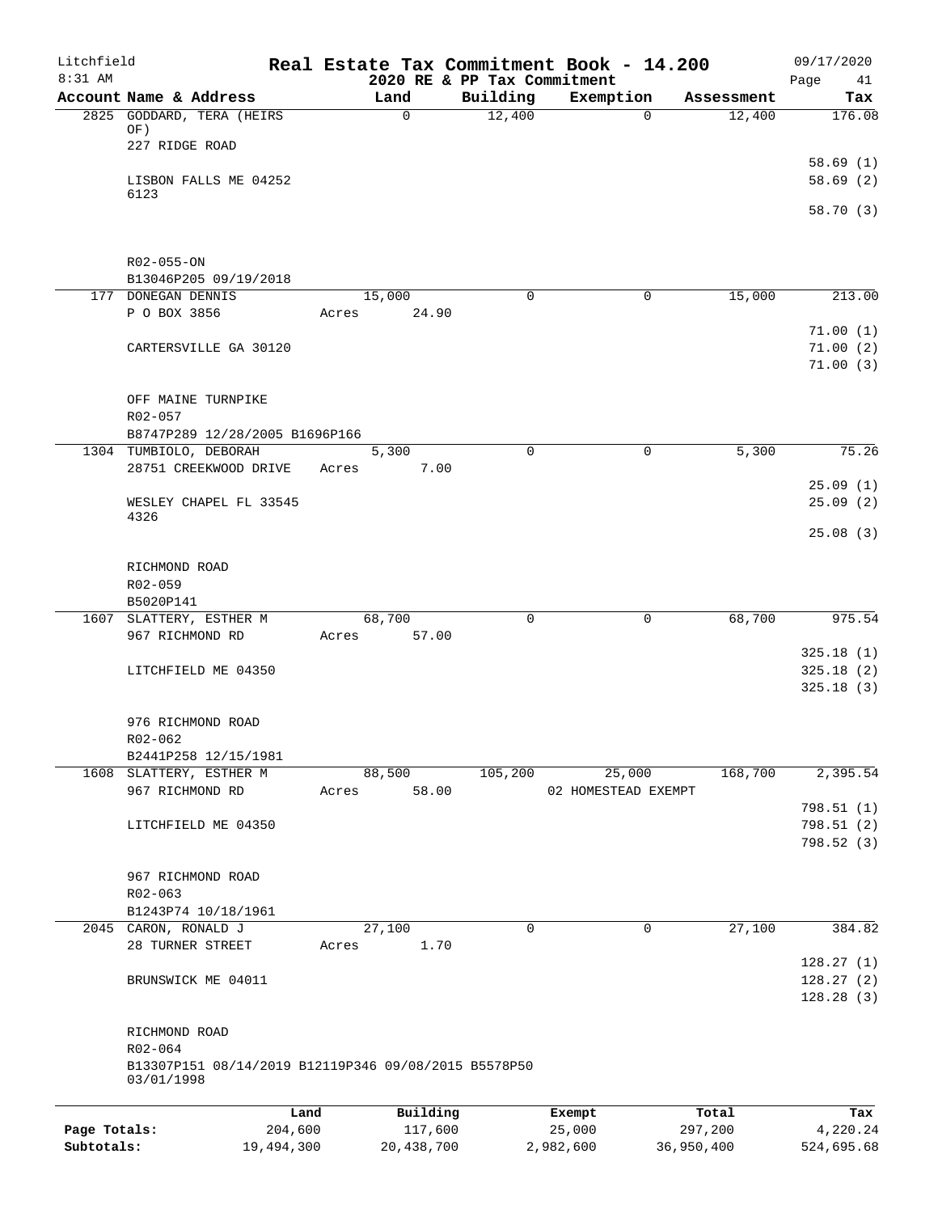Litchfield 8:31 AM

# Real Estate Tax Commitment Book - 14.200

## 2020 RE & PP Tax Commitment

09/17/2020 Page 41

| Account Name & Address | Land | Building | Exemption | Assessment | Tax |
|---|---|---|---|---|---|
| 2825 GODDARD, TERA (HEIRS OF) | 0 | 12,400 | 0 | 12,400 | 176.08 |
| 227 RIDGE ROAD | | | | | 58.69 (1) |
| LISBON FALLS ME 04252 6123 | | | | | 58.69 (2) |
| | | | | | 58.70 (3) |
| R02-055-ON | | | | | |
| B13046P205 09/19/2018 | | | | | |
| 177 DONEGAN DENNIS | 15,000 | 0 | 0 | 15,000 | 213.00 |
| P O BOX 3856 | Acres 24.90 | | | | 71.00 (1) |
| CARTERSVILLE GA 30120 | | | | | 71.00 (2) |
| | | | | | 71.00 (3) |
| OFF MAINE TURNPIKE | | | | | |
| R02-057 | | | | | |
| B8747P289 12/28/2005 B1696P166 | | | | | |
| 1304 TUMBIOLO, DEBORAH | 5,300 | 0 | 0 | 5,300 | 75.26 |
| 28751 CREEKWOOD DRIVE | Acres 7.00 | | | | 25.09 (1) |
| WESLEY CHAPEL FL 33545 4326 | | | | | 25.09 (2) |
| | | | | | 25.08 (3) |
| RICHMOND ROAD | | | | | |
| R02-059 | | | | | |
| B5020P141 | | | | | |
| 1607 SLATTERY, ESTHER M | 68,700 | 0 | 0 | 68,700 | 975.54 |
| 967 RICHMOND RD | Acres 57.00 | | | | 325.18 (1) |
| LITCHFIELD ME 04350 | | | | | 325.18 (2) |
| | | | | | 325.18 (3) |
| 976 RICHMOND ROAD | | | | | |
| R02-062 | | | | | |
| B2441P258 12/15/1981 | | | | | |
| 1608 SLATTERY, ESTHER M | 88,500 | 105,200 | 25,000 | 168,700 | 2,395.54 |
| 967 RICHMOND RD | Acres 58.00 | | 02 HOMESTEAD EXEMPT | | 798.51 (1) |
| LITCHFIELD ME 04350 | | | | | 798.51 (2) |
| | | | | | 798.52 (3) |
| 967 RICHMOND ROAD | | | | | |
| R02-063 | | | | | |
| B1243P74 10/18/1961 | | | | | |
| 2045 CARON, RONALD J | 27,100 | 0 | 0 | 27,100 | 384.82 |
| 28 TURNER STREET | Acres 1.70 | | | | 128.27 (1) |
| BRUNSWICK ME 04011 | | | | | 128.27 (2) |
| | | | | | 128.28 (3) |
| RICHMOND ROAD | | | | | |
| R02-064 | | | | | |
| B13307P151 08/14/2019 B12119P346 09/08/2015 B5578P50 03/01/1998 | | | | | |

| | Land | Building | Exempt | Total | Tax |
|---|---|---|---|---|---|
| Page Totals: | 204,600 | 117,600 | 25,000 | 297,200 | 4,220.24 |
| Subtotals: | 19,494,300 | 20,438,700 | 2,982,600 | 36,950,400 | 524,695.68 |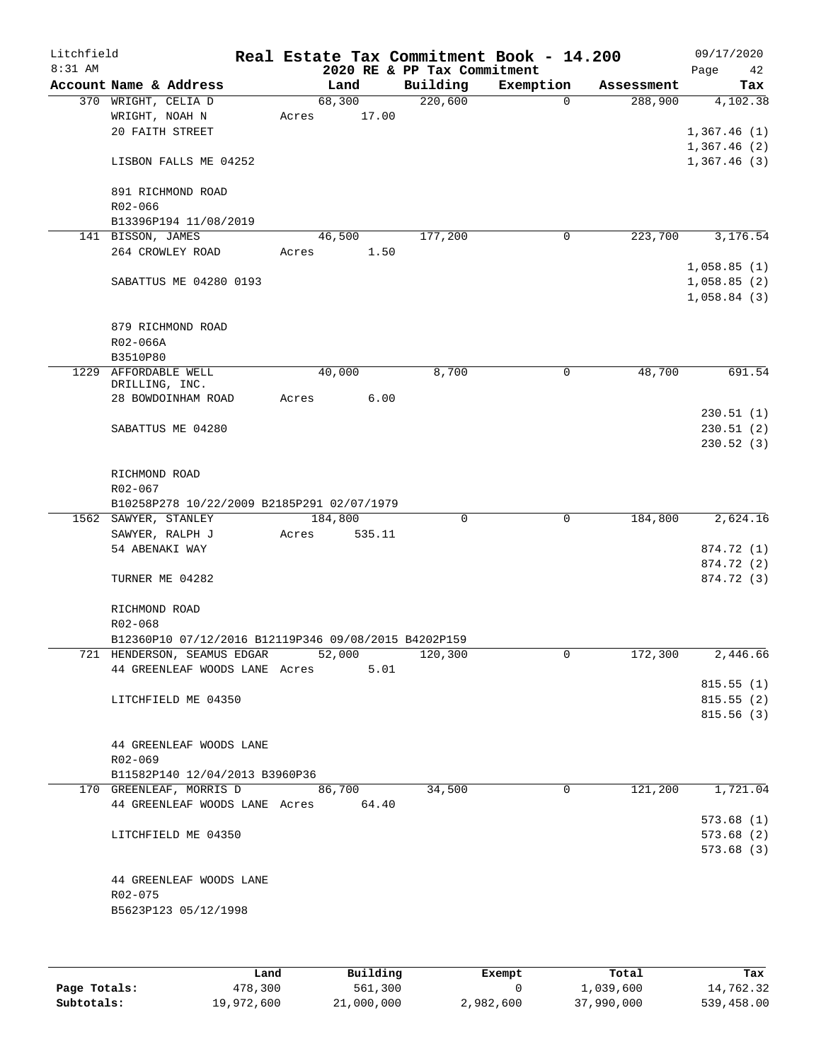Litchfield
8:31 AM

# Real Estate Tax Commitment Book - 14.200

## 2020 RE & PP Tax Commitment

09/17/2020

| Account Name & Address | Land | Building | Exemption | Assessment | Tax |
|---|---|---|---|---|---|
| 370 WRIGHT, CELIA D | 68,300 | 220,600 | 0 | 288,900 | 4,102.38 |
| WRIGHT, NOAH N | Acres 17.00 | | | | |
| 20 FAITH STREET | | | | | 1,367.46 (1) |
| | | | | | 1,367.46 (2) |
| LISBON FALLS ME 04252 | | | | | 1,367.46 (3) |
| 891 RICHMOND ROAD | | | | | |
| R02-066 | | | | | |
| B13396P194 11/08/2019 | | | | | |
| 141 BISSON, JAMES | 46,500 | 177,200 | 0 | 223,700 | 3,176.54 |
| 264 CROWLEY ROAD | Acres 1.50 | | | | |
| | | | | | 1,058.85 (1) |
| SABATTUS ME 04280 0193 | | | | | 1,058.85 (2) |
| | | | | | 1,058.84 (3) |
| 879 RICHMOND ROAD | | | | | |
| R02-066A | | | | | |
| B3510P80 | | | | | |
| 1229 AFFORDABLE WELL DRILLING, INC. | 40,000 | 8,700 | 0 | 48,700 | 691.54 |
| 28 BOWDOINHAM ROAD | Acres 6.00 | | | | |
| | | | | | 230.51 (1) |
| SABATTUS ME 04280 | | | | | 230.51 (2) |
| | | | | | 230.52 (3) |
| RICHMOND ROAD | | | | | |
| R02-067 | | | | | |
| B10258P278 10/22/2009 B2185P291 02/07/1979 | | | | | |
| 1562 SAWYER, STANLEY | 184,800 | 0 | 0 | 184,800 | 2,624.16 |
| SAWYER, RALPH J | Acres 535.11 | | | | |
| 54 ABENAKI WAY | | | | | 874.72 (1) |
| | | | | | 874.72 (2) |
| TURNER ME 04282 | | | | | 874.72 (3) |
| RICHMOND ROAD | | | | | |
| R02-068 | | | | | |
| B12360P10 07/12/2016 B12119P346 09/08/2015 B4202P159 | | | | | |
| 721 HENDERSON, SEAMUS EDGAR | 52,000 | 120,300 | 0 | 172,300 | 2,446.66 |
| 44 GREENLEAF WOODS LANE | Acres 5.01 | | | | |
| | | | | | 815.55 (1) |
| LITCHFIELD ME 04350 | | | | | 815.55 (2) |
| | | | | | 815.56 (3) |
| 44 GREENLEAF WOODS LANE | | | | | |
| R02-069 | | | | | |
| B11582P140 12/04/2013 B3960P36 | | | | | |
| 170 GREENLEAF, MORRIS D | 86,700 | 34,500 | 0 | 121,200 | 1,721.04 |
| 44 GREENLEAF WOODS LANE | Acres 64.40 | | | | |
| | | | | | 573.68 (1) |
| LITCHFIELD ME 04350 | | | | | 573.68 (2) |
| | | | | | 573.68 (3) |
| 44 GREENLEAF WOODS LANE | | | | | |
| R02-075 | | | | | |
| B5623P123 05/12/1998 | | | | | |

| | Land | Building | Exempt | Total | Tax |
|---|---|---|---|---|---|
| Page Totals: | 478,300 | 561,300 | 0 | 1,039,600 | 14,762.32 |
| Subtotals: | 19,972,600 | 21,000,000 | 2,982,600 | 37,990,000 | 539,458.00 |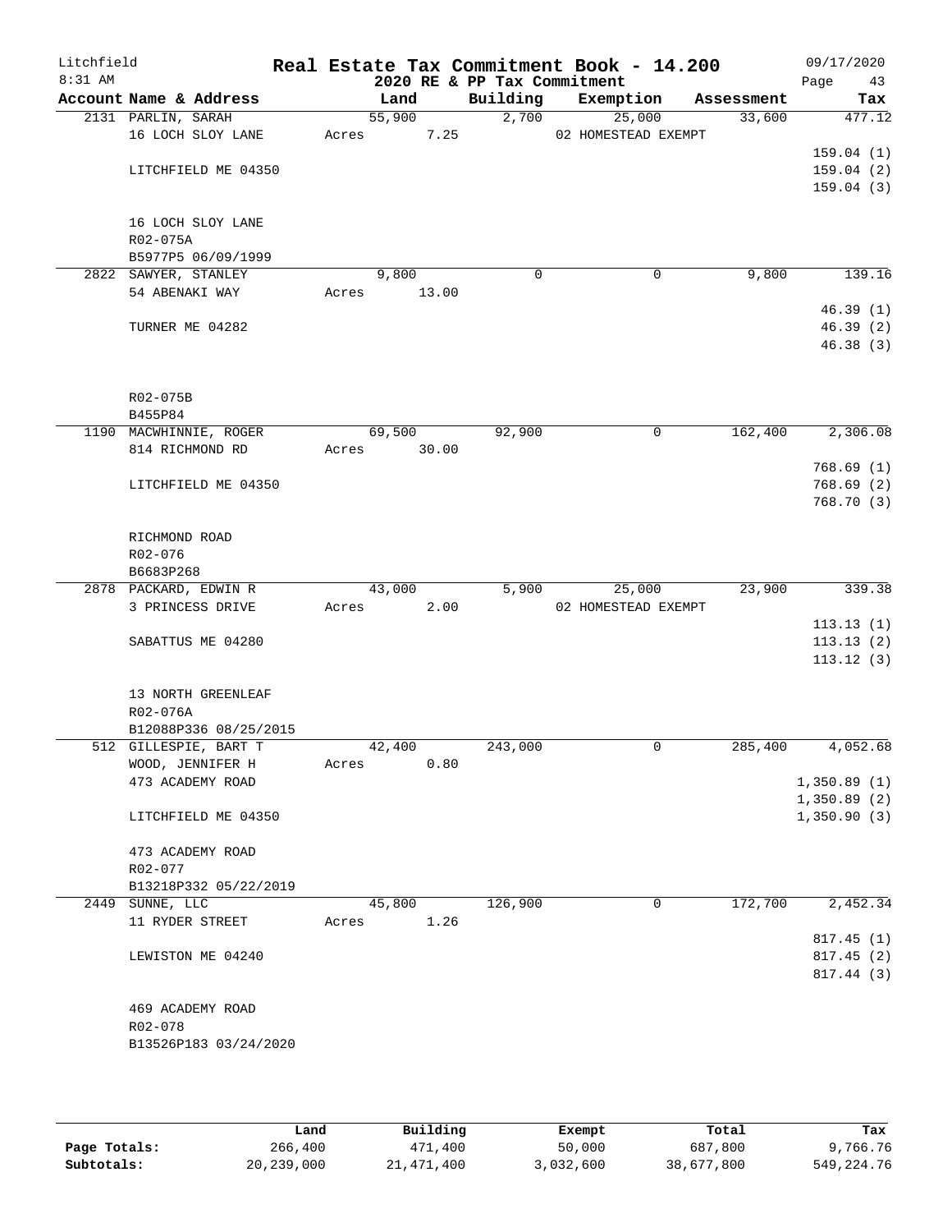Litchfield
8:31 AM

# Real Estate Tax Commitment Book - 14.200
## 2020 RE & PP Tax Commitment

09/17/2020
Page 43

| Account Name & Address | Land | Building | Exemption | Assessment | Tax |
|---|---|---|---|---|---|
| 2131 PARLIN, SARAH | 55,900 | 2,700 | 25,000 | 33,600 | 477.12 |
| 16 LOCH SLOY LANE | Acres 7.25 | | 02 HOMESTEAD EXEMPT | | |
| | | | | | 159.04 (1) |
| LITCHFIELD ME 04350 | | | | | 159.04 (2) |
| | | | | | 159.04 (3) |
| 16 LOCH SLOY LANE | | | | | |
| R02-075A | | | | | |
| B5977P5 06/09/1999 | | | | | |
| 2822 SAWYER, STANLEY | 9,800 | 0 | 0 | 9,800 | 139.16 |
| 54 ABENAKI WAY | Acres 13.00 | | | | |
| | | | | | 46.39 (1) |
| TURNER ME 04282 | | | | | 46.39 (2) |
| | | | | | 46.38 (3) |
| R02-075B | | | | | |
| B455P84 | | | | | |
| 1190 MACWHINNIE, ROGER | 69,500 | 92,900 | 0 | 162,400 | 2,306.08 |
| 814 RICHMOND RD | Acres 30.00 | | | | |
| | | | | | 768.69 (1) |
| LITCHFIELD ME 04350 | | | | | 768.69 (2) |
| | | | | | 768.70 (3) |
| RICHMOND ROAD | | | | | |
| R02-076 | | | | | |
| B6683P268 | | | | | |
| 2878 PACKARD, EDWIN R | 43,000 | 5,900 | 25,000 | 23,900 | 339.38 |
| 3 PRINCESS DRIVE | Acres 2.00 | | 02 HOMESTEAD EXEMPT | | |
| | | | | | 113.13 (1) |
| SABATTUS ME 04280 | | | | | 113.13 (2) |
| | | | | | 113.12 (3) |
| 13 NORTH GREENLEAF | | | | | |
| R02-076A | | | | | |
| B12088P336 08/25/2015 | | | | | |
| 512 GILLESPIE, BART T | 42,400 | 243,000 | 0 | 285,400 | 4,052.68 |
| WOOD, JENNIFER H | Acres 0.80 | | | | |
| 473 ACADEMY ROAD | | | | | 1,350.89 (1) |
| | | | | | 1,350.89 (2) |
| LITCHFIELD ME 04350 | | | | | 1,350.90 (3) |
| 473 ACADEMY ROAD | | | | | |
| R02-077 | | | | | |
| B13218P332 05/22/2019 | | | | | |
| 2449 SUNNE, LLC | 45,800 | 126,900 | 0 | 172,700 | 2,452.34 |
| 11 RYDER STREET | Acres 1.26 | | | | |
| | | | | | 817.45 (1) |
| LEWISTON ME 04240 | | | | | 817.45 (2) |
| | | | | | 817.44 (3) |
| 469 ACADEMY ROAD | | | | | |
| R02-078 | | | | | |
| B13526P183 03/24/2020 | | | | | |

| | Land | Building | Exempt | Total | Tax |
|---|---|---|---|---|---|
| Page Totals: | 266,400 | 471,400 | 50,000 | 687,800 | 9,766.76 |
| Subtotals: | 20,239,000 | 21,471,400 | 3,032,600 | 38,677,800 | 549,224.76 |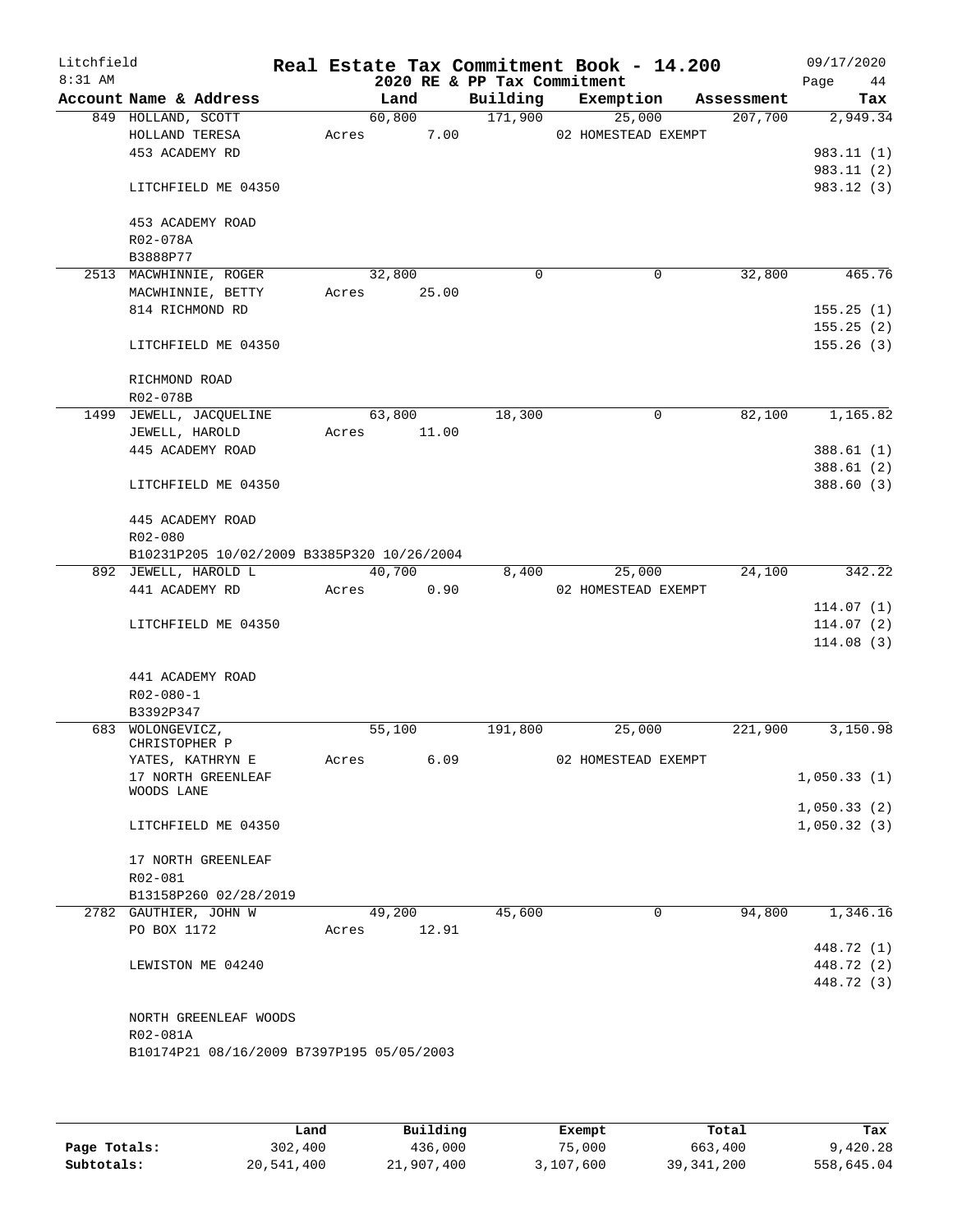Litchfield 8:31 AM

# Real Estate Tax Commitment Book - 14.200

2020 RE & PP Tax Commitment

09/17/2020

| Account | Name & Address | Land | Building | Exemption | Assessment | Tax |
|---|---|---|---|---|---|---|
| 849 | HOLLAND, SCOTT | 60,800 | 171,900 | 25,000 | 207,700 | 2,949.34 |
| | HOLLAND TERESA | Acres 7.00 | | 02 HOMESTEAD EXEMPT | | |
| | 453 ACADEMY RD | | | | | 983.11 (1) |
| | | | | | | 983.11 (2) |
| | LITCHFIELD ME 04350 | | | | | 983.12 (3) |
| | 453 ACADEMY ROAD | | | | | |
| | R02-078A | | | | | |
| | B3888P77 | | | | | |
| 2513 | MACWHINNIE, ROGER | 32,800 | 0 | 0 | 32,800 | 465.76 |
| | MACWHINNIE, BETTY | Acres 25.00 | | | | |
| | 814 RICHMOND RD | | | | | 155.25 (1) |
| | | | | | | 155.25 (2) |
| | LITCHFIELD ME 04350 | | | | | 155.26 (3) |
| | RICHMOND ROAD | | | | | |
| | R02-078B | | | | | |
| 1499 | JEWELL, JACQUELINE | 63,800 | 18,300 | 0 | 82,100 | 1,165.82 |
| | JEWELL, HAROLD | Acres 11.00 | | | | |
| | 445 ACADEMY ROAD | | | | | 388.61 (1) |
| | | | | | | 388.61 (2) |
| | LITCHFIELD ME 04350 | | | | | 388.60 (3) |
| | 445 ACADEMY ROAD | | | | | |
| | R02-080 | | | | | |
| | B10231P205 10/02/2009 B3385P320 10/26/2004 | | | | | |
| 892 | JEWELL, HAROLD L | 40,700 | 8,400 | 25,000 | 24,100 | 342.22 |
| | 441 ACADEMY RD | Acres 0.90 | | 02 HOMESTEAD EXEMPT | | |
| | | | | | | 114.07 (1) |
| | LITCHFIELD ME 04350 | | | | | 114.07 (2) |
| | | | | | | 114.08 (3) |
| | 441 ACADEMY ROAD | | | | | |
| | R02-080-1 | | | | | |
| | B3392P347 | | | | | |
| 683 | WOLONGEVICZ, CHRISTOPHER P | 55,100 | 191,800 | 25,000 | 221,900 | 3,150.98 |
| | YATES, KATHRYN E | Acres 6.09 | | 02 HOMESTEAD EXEMPT | | |
| | 17 NORTH GREENLEAF WOODS LANE | | | | | 1,050.33 (1) |
| | | | | | | 1,050.33 (2) |
| | LITCHFIELD ME 04350 | | | | | 1,050.32 (3) |
| | 17 NORTH GREENLEAF | | | | | |
| | R02-081 | | | | | |
| | B13158P260 02/28/2019 | | | | | |
| 2782 | GAUTHIER, JOHN W | 49,200 | 45,600 | 0 | 94,800 | 1,346.16 |
| | PO BOX 1172 | Acres 12.91 | | | | |
| | | | | | | 448.72 (1) |
| | LEWISTON ME 04240 | | | | | 448.72 (2) |
| | | | | | | 448.72 (3) |
| | NORTH GREENLEAF WOODS | | | | | |
| | R02-081A | | | | | |
| | B10174P21 08/16/2009 B7397P195 05/05/2003 | | | | | |

| | Land | Building | Exempt | Total | Tax |
|---|---|---|---|---|---|
| Page Totals: | 302,400 | 436,000 | 75,000 | 663,400 | 9,420.28 |
| Subtotals: | 20,541,400 | 21,907,400 | 3,107,600 | 39,341,200 | 558,645.04 |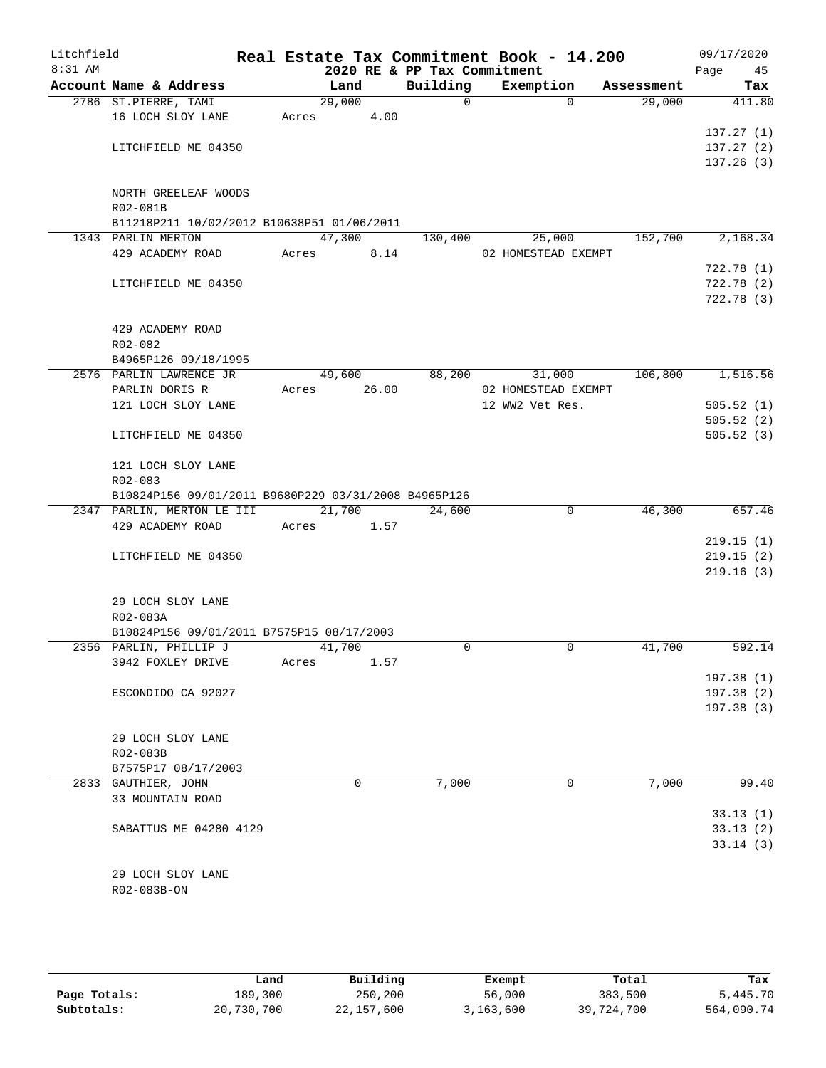Litchfield
8:31 AM

# Real Estate Tax Commitment Book - 14.200

## 2020 RE & PP Tax Commitment

09/17/2020

| Account Name & Address | Land | Building | Exemption | Assessment | Tax |
|---|---|---|---|---|---|
| 2786 ST.PIERRE, TAMI | 29,000 | 0 | 0 | 29,000 | 411.80 |
| 16 LOCH SLOY LANE | Acres 4.00 | | | | |
| | | | | | 137.27 (1) |
| LITCHFIELD ME 04350 | | | | | 137.27 (2) |
| | | | | | 137.26 (3) |
| NORTH GREELEAF WOODS | | | | | |
| R02-081B | | | | | |
| B11218P211 10/02/2012 B10638P51 01/06/2011 | | | | | |
| 1343 PARLIN MERTON | 47,300 | 130,400 | 25,000 | 152,700 | 2,168.34 |
| 429 ACADEMY ROAD | Acres 8.14 | | 02 HOMESTEAD EXEMPT | | |
| | | | | | 722.78 (1) |
| LITCHFIELD ME 04350 | | | | | 722.78 (2) |
| | | | | | 722.78 (3) |
| 429 ACADEMY ROAD | | | | | |
| R02-082 | | | | | |
| B4965P126 09/18/1995 | | | | | |
| 2576 PARLIN LAWRENCE JR | 49,600 | 88,200 | 31,000 | 106,800 | 1,516.56 |
| PARLIN DORIS R | Acres 26.00 | | 02 HOMESTEAD EXEMPT | | |
| 121 LOCH SLOY LANE | | | 12 WW2 Vet Res. | | 505.52 (1) |
| | | | | | 505.52 (2) |
| LITCHFIELD ME 04350 | | | | | 505.52 (3) |
| 121 LOCH SLOY LANE | | | | | |
| R02-083 | | | | | |
| B10824P156 09/01/2011 B9680P229 03/31/2008 B4965P126 | | | | | |
| 2347 PARLIN, MERTON LE III | 21,700 | 24,600 | 0 | 46,300 | 657.46 |
| 429 ACADEMY ROAD | Acres 1.57 | | | | |
| | | | | | 219.15 (1) |
| LITCHFIELD ME 04350 | | | | | 219.15 (2) |
| | | | | | 219.16 (3) |
| 29 LOCH SLOY LANE | | | | | |
| R02-083A | | | | | |
| B10824P156 09/01/2011 B7575P15 08/17/2003 | | | | | |
| 2356 PARLIN, PHILLIP J | 41,700 | 0 | 0 | 41,700 | 592.14 |
| 3942 FOXLEY DRIVE | Acres 1.57 | | | | |
| | | | | | 197.38 (1) |
| ESCONDIDO CA 92027 | | | | | 197.38 (2) |
| | | | | | 197.38 (3) |
| 29 LOCH SLOY LANE | | | | | |
| R02-083B | | | | | |
| B7575P17 08/17/2003 | | | | | |
| 2833 GAUTHIER, JOHN | 0 | 7,000 | 0 | 7,000 | 99.40 |
| 33 MOUNTAIN ROAD | | | | | |
| | | | | | 33.13 (1) |
| SABATTUS ME 04280 4129 | | | | | 33.13 (2) |
| | | | | | 33.14 (3) |
| 29 LOCH SLOY LANE | | | | | |
| R02-083B-ON | | | | | |

| | Land | Building | Exempt | Total | Tax |
|---|---|---|---|---|---|
| Page Totals: | 189,300 | 250,200 | 56,000 | 383,500 | 5,445.70 |
| Subtotals: | 20,730,700 | 22,157,600 | 3,163,600 | 39,724,700 | 564,090.74 |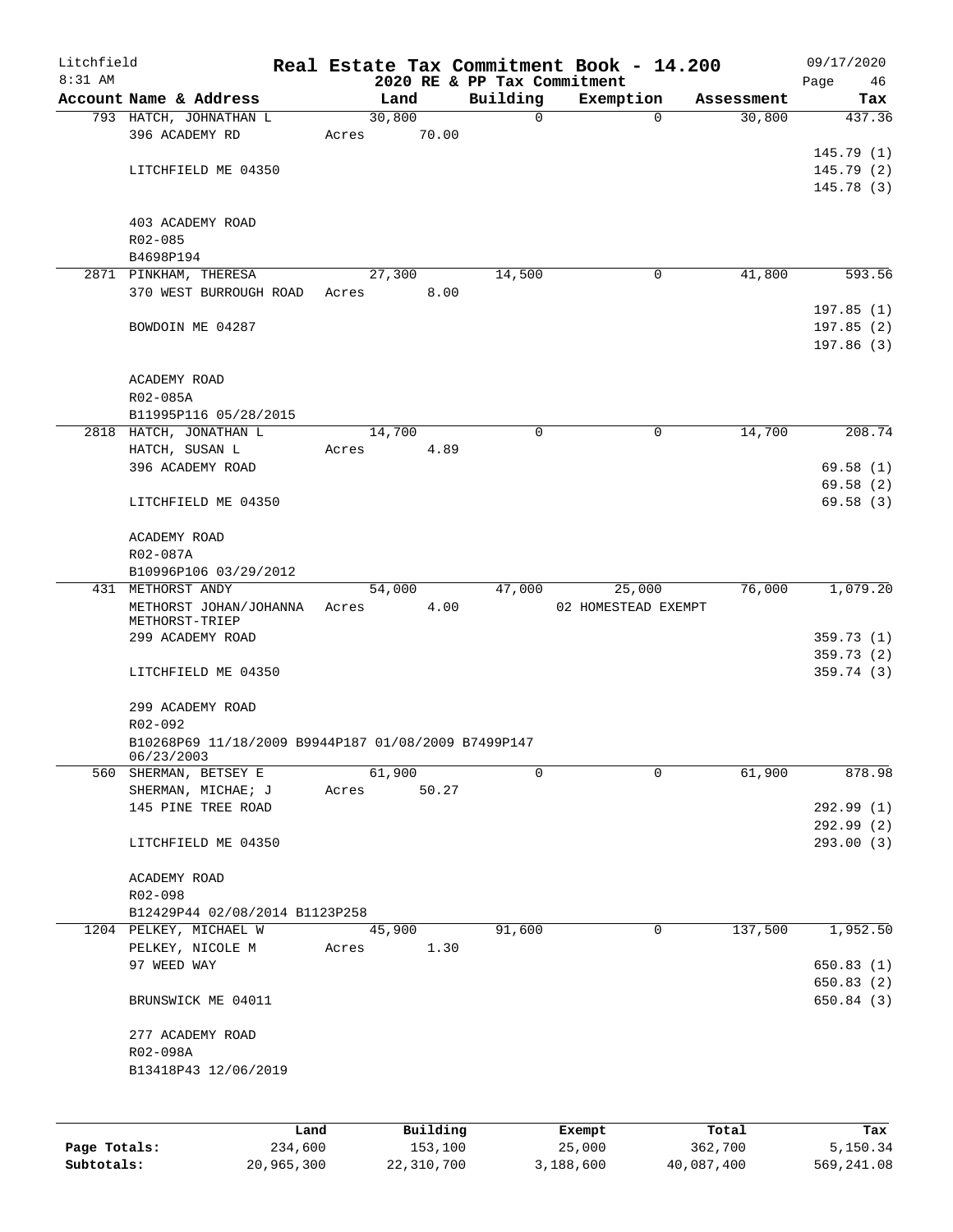Litchfield
8:31 AM

# Real Estate Tax Commitment Book - 14.200

## 2020 RE & PP Tax Commitment

09/17/2020

| Account Name & Address | Land | Building | Exemption | Assessment | Tax |
|---|---|---|---|---|---|
| 793 HATCH, JOHNATHAN L | 30,800 | 0 | 0 | 30,800 | 437.36 |
| 396 ACADEMY RD | Acres 70.00 | | | | |
| | | | | | 145.79 (1) |
| LITCHFIELD ME 04350 | | | | | 145.79 (2) |
| | | | | | 145.78 (3) |
| 403 ACADEMY ROAD | | | | | |
| R02-085 | | | | | |
| B4698P194 | | | | | |
| 2871 PINKHAM, THERESA | 27,300 | 14,500 | 0 | 41,800 | 593.56 |
| 370 WEST BURROUGH ROAD | Acres 8.00 | | | | |
| | | | | | 197.85 (1) |
| BOWDOIN ME 04287 | | | | | 197.85 (2) |
| | | | | | 197.86 (3) |
| ACADEMY ROAD | | | | | |
| R02-085A | | | | | |
| B11995P116 05/28/2015 | | | | | |
| 2818 HATCH, JONATHAN L | 14,700 | 0 | 0 | 14,700 | 208.74 |
| HATCH, SUSAN L | Acres 4.89 | | | | |
| 396 ACADEMY ROAD | | | | | 69.58 (1) |
| | | | | | 69.58 (2) |
| LITCHFIELD ME 04350 | | | | | 69.58 (3) |
| ACADEMY ROAD | | | | | |
| R02-087A | | | | | |
| B10996P106 03/29/2012 | | | | | |
| 431 METHORST ANDY | 54,000 | 47,000 | 25,000 | 76,000 | 1,079.20 |
| METHORST JOHAN/JOHANNA METHORST-TRIEP | Acres 4.00 | | 02 HOMESTEAD EXEMPT | | |
| 299 ACADEMY ROAD | | | | | 359.73 (1) |
| | | | | | 359.73 (2) |
| LITCHFIELD ME 04350 | | | | | 359.74 (3) |
| 299 ACADEMY ROAD | | | | | |
| R02-092 | | | | | |
| B10268P69 11/18/2009 B9944P187 01/08/2009 B7499P147 06/23/2003 | | | | | |
| 560 SHERMAN, BETSEY E | 61,900 | 0 | 0 | 61,900 | 878.98 |
| SHERMAN, MICHAE; J | Acres 50.27 | | | | |
| 145 PINE TREE ROAD | | | | | 292.99 (1) |
| | | | | | 292.99 (2) |
| LITCHFIELD ME 04350 | | | | | 293.00 (3) |
| ACADEMY ROAD | | | | | |
| R02-098 | | | | | |
| B12429P44 02/08/2014 B1123P258 | | | | | |
| 1204 PELKEY, MICHAEL W | 45,900 | 91,600 | 0 | 137,500 | 1,952.50 |
| PELKEY, NICOLE M | Acres 1.30 | | | | |
| 97 WEED WAY | | | | | 650.83 (1) |
| | | | | | 650.83 (2) |
| BRUNSWICK ME 04011 | | | | | 650.84 (3) |
| 277 ACADEMY ROAD | | | | | |
| R02-098A | | | | | |
| B13418P43 12/06/2019 | | | | | |

| | Land | Building | Exempt | Total | Tax |
|---|---|---|---|---|---|
| Page Totals: | 234,600 | 153,100 | 25,000 | 362,700 | 5,150.34 |
| Subtotals: | 20,965,300 | 22,310,700 | 3,188,600 | 40,087,400 | 569,241.08 |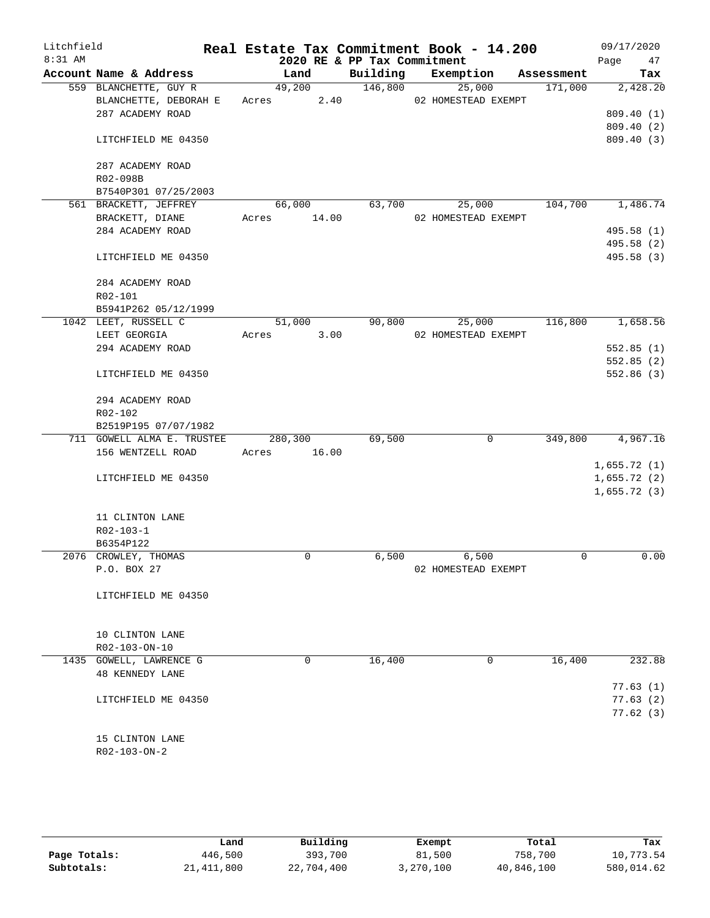# Real Estate Tax Commitment Book - 14.200

Litchfield
8:31 AM

2020 RE & PP Tax Commitment

09/17/2020

| Account Name & Address | Land | Building | Exemption | Assessment | Tax |
|---|---|---|---|---|---|
| 559 BLANCHETTE, GUY R | 49,200 | 146,800 | 25,000 | 171,000 | 2,428.20 |
| BLANCHETTE, DEBORAH E | Acres 2.40 | | 02 HOMESTEAD EXEMPT | | |
| 287 ACADEMY ROAD | | | | | 809.40 (1) |
| | | | | | 809.40 (2) |
| LITCHFIELD ME 04350 | | | | | 809.40 (3) |
| 287 ACADEMY ROAD | | | | | |
| R02-098B | | | | | |
| B7540P301 07/25/2003 | | | | | |
| 561 BRACKETT, JEFFREY | 66,000 | 63,700 | 25,000 | 104,700 | 1,486.74 |
| BRACKETT, DIANE | Acres 14.00 | | 02 HOMESTEAD EXEMPT | | |
| 284 ACADEMY ROAD | | | | | 495.58 (1) |
| | | | | | 495.58 (2) |
| LITCHFIELD ME 04350 | | | | | 495.58 (3) |
| 284 ACADEMY ROAD | | | | | |
| R02-101 | | | | | |
| B5941P262 05/12/1999 | | | | | |
| 1042 LEET, RUSSELL C | 51,000 | 90,800 | 25,000 | 116,800 | 1,658.56 |
| LEET GEORGIA | Acres 3.00 | | 02 HOMESTEAD EXEMPT | | |
| 294 ACADEMY ROAD | | | | | 552.85 (1) |
| | | | | | 552.85 (2) |
| LITCHFIELD ME 04350 | | | | | 552.86 (3) |
| 294 ACADEMY ROAD | | | | | |
| R02-102 | | | | | |
| B2519P195 07/07/1982 | | | | | |
| 711 GOWELL ALMA E. TRUSTEE | 280,300 | 69,500 | 0 | 349,800 | 4,967.16 |
| 156 WENTZELL ROAD | Acres 16.00 | | | | |
| | | | | | 1,655.72 (1) |
| LITCHFIELD ME 04350 | | | | | 1,655.72 (2) |
| | | | | | 1,655.72 (3) |
| 11 CLINTON LANE | | | | | |
| R02-103-1 | | | | | |
| B6354P122 | | | | | |
| 2076 CROWLEY, THOMAS | 0 | 6,500 | 6,500 | 0 | 0.00 |
| P.O. BOX 27 | | | 02 HOMESTEAD EXEMPT | | |
| LITCHFIELD ME 04350 | | | | | |
| 10 CLINTON LANE | | | | | |
| R02-103-ON-10 | | | | | |
| 1435 GOWELL, LAWRENCE G | 0 | 16,400 | 0 | 16,400 | 232.88 |
| 48 KENNEDY LANE | | | | | |
| | | | | | 77.63 (1) |
| LITCHFIELD ME 04350 | | | | | 77.63 (2) |
| | | | | | 77.62 (3) |
| 15 CLINTON LANE | | | | | |
| R02-103-ON-2 | | | | | |

| | Land | Building | Exempt | Total | Tax |
|---|---|---|---|---|---|
| Page Totals: | 446,500 | 393,700 | 81,500 | 758,700 | 10,773.54 |
| Subtotals: | 21,411,800 | 22,704,400 | 3,270,100 | 40,846,100 | 580,014.62 |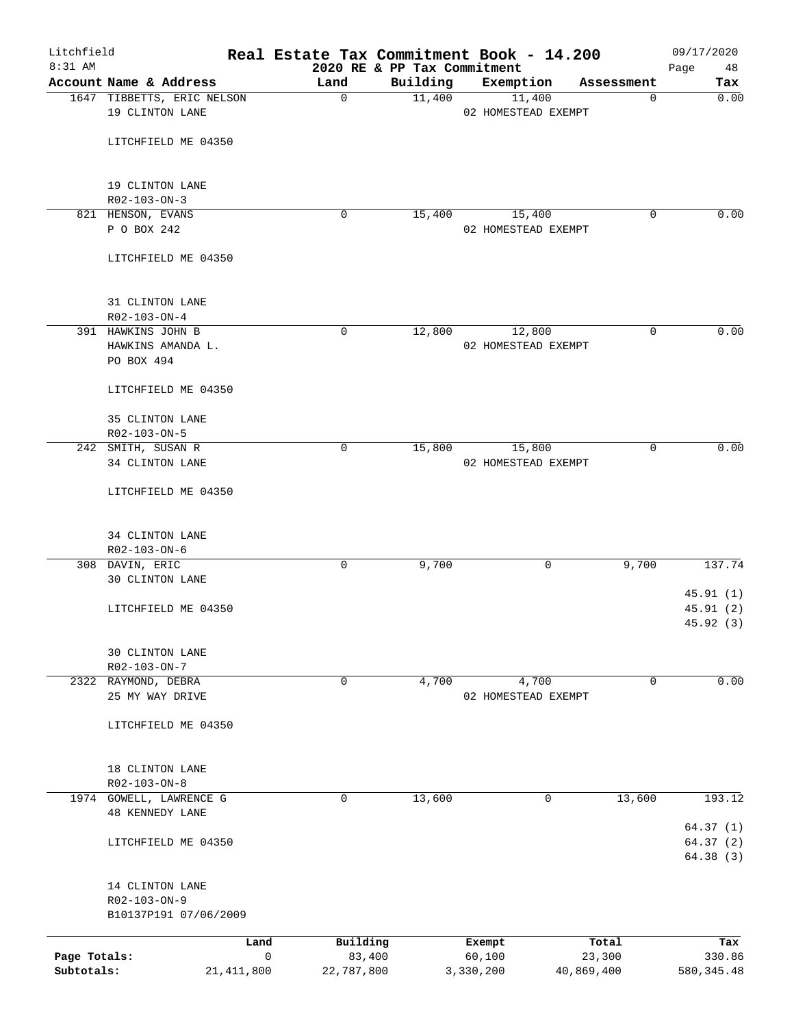Litchfield
8:31 AM

# Real Estate Tax Commitment Book - 14.200

2020 RE & PP Tax Commitment

09/17/2020

| Account Name & Address | Land | Building | Exemption | Assessment | Tax |
|---|---|---|---|---|---|
| 1647 TIBBETTS, ERIC NELSON<br>19 CLINTON LANE<br><br>LITCHFIELD ME 04350<br><br>19 CLINTON LANE<br>R02-103-ON-3 | 0 | 11,400 | 11,400<br>02 HOMESTEAD EXEMPT | 0 | 0.00 |
| 821 HENSON, EVANS<br>P O BOX 242<br><br>LITCHFIELD ME 04350<br><br>31 CLINTON LANE<br>R02-103-ON-4 | 0 | 15,400 | 15,400<br>02 HOMESTEAD EXEMPT | 0 | 0.00 |
| 391 HAWKINS JOHN B<br>HAWKINS AMANDA L.<br>PO BOX 494<br><br>LITCHFIELD ME 04350<br><br>35 CLINTON LANE<br>R02-103-ON-5 | 0 | 12,800 | 12,800<br>02 HOMESTEAD EXEMPT | 0 | 0.00 |
| 242 SMITH, SUSAN R<br>34 CLINTON LANE<br><br>LITCHFIELD ME 04350<br><br>34 CLINTON LANE<br>R02-103-ON-6 | 0 | 15,800 | 15,800<br>02 HOMESTEAD EXEMPT | 0 | 0.00 |
| 308 DAVIN, ERIC<br>30 CLINTON LANE<br><br>LITCHFIELD ME 04350<br><br>30 CLINTON LANE<br>R02-103-ON-7 | 0 | 9,700 | 0 | 9,700 | 137.74<br><br>45.91 (1)<br>45.91 (2)<br>45.92 (3) |
| 2322 RAYMOND, DEBRA<br>25 MY WAY DRIVE<br><br>LITCHFIELD ME 04350<br><br>18 CLINTON LANE<br>R02-103-ON-8 | 0 | 4,700 | 4,700<br>02 HOMESTEAD EXEMPT | 0 | 0.00 |
| 1974 GOWELL, LAWRENCE G<br>48 KENNEDY LANE<br><br>LITCHFIELD ME 04350<br><br>14 CLINTON LANE<br>R02-103-ON-9<br>B10137P191 07/06/2009 | 0 | 13,600 | 0 | 13,600 | 193.12<br><br>64.37 (1)<br>64.37 (2)<br>64.38 (3) |

| | Land | Building | Exempt | Total | Tax |
|---|---|---|---|---|---|
| Page Totals: | 0 | 83,400 | 60,100 | 23,300 | 330.86 |
| Subtotals: | 21,411,800 | 22,787,800 | 3,330,200 | 40,869,400 | 580,345.48 |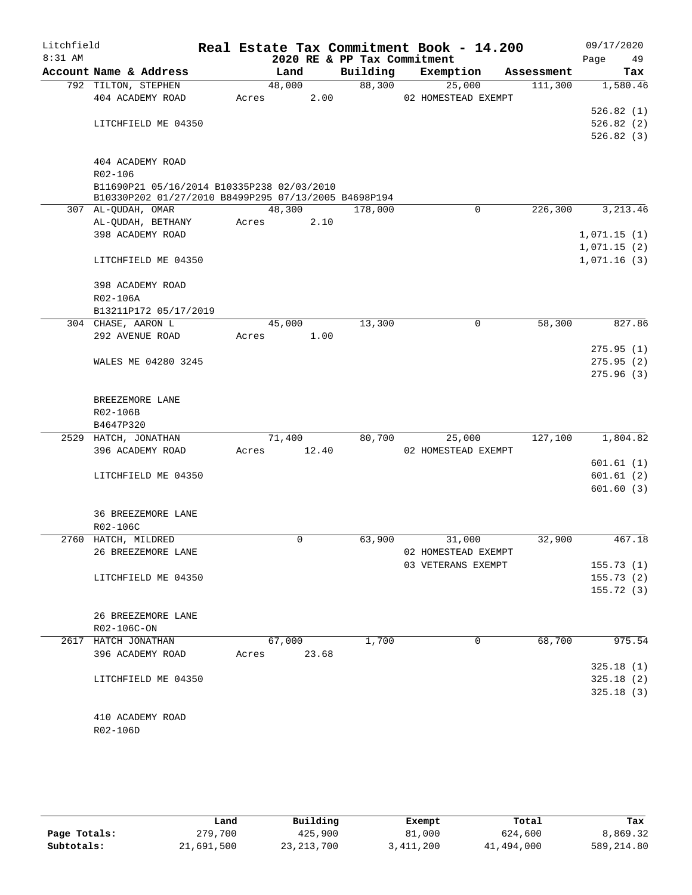# Real Estate Tax Commitment Book - 14.200

Litchfield 8:31 AM — 2020 RE & PP Tax Commitment — 09/17/2020

| Account Name & Address | Land | Building | Exemption | Assessment | Tax |
|---|---|---|---|---|---|
| 792 TILTON, STEPHEN | 48,000 | 88,300 | 25,000 | 111,300 | 1,580.46 |
| 404 ACADEMY ROAD | Acres 2.00 | | 02 HOMESTEAD EXEMPT | | |
| | | | | | 526.82 (1) |
| LITCHFIELD ME 04350 | | | | | 526.82 (2) |
| | | | | | 526.82 (3) |
| 404 ACADEMY ROAD | | | | | |
| R02-106 | | | | | |
| B11690P21 05/16/2014 B10335P238 02/03/2010 | | | | | |
| B10330P202 01/27/2010 B8499P295 07/13/2005 B4698P194 | | | | | |
| 307 AL-QUDAH, OMAR | 48,300 | 178,000 | 0 | 226,300 | 3,213.46 |
| AL-QUDAH, BETHANY | Acres 2.10 | | | | |
| 398 ACADEMY ROAD | | | | | 1,071.15 (1) |
| | | | | | 1,071.15 (2) |
| LITCHFIELD ME 04350 | | | | | 1,071.16 (3) |
| 398 ACADEMY ROAD | | | | | |
| R02-106A | | | | | |
| B13211P172 05/17/2019 | | | | | |
| 304 CHASE, AARON L | 45,000 | 13,300 | 0 | 58,300 | 827.86 |
| 292 AVENUE ROAD | Acres 1.00 | | | | |
| | | | | | 275.95 (1) |
| WALES ME 04280 3245 | | | | | 275.95 (2) |
| | | | | | 275.96 (3) |
| BREEZEMORE LANE | | | | | |
| R02-106B | | | | | |
| B4647P320 | | | | | |
| 2529 HATCH, JONATHAN | 71,400 | 80,700 | 25,000 | 127,100 | 1,804.82 |
| 396 ACADEMY ROAD | Acres 12.40 | | 02 HOMESTEAD EXEMPT | | |
| | | | | | 601.61 (1) |
| LITCHFIELD ME 04350 | | | | | 601.61 (2) |
| | | | | | 601.60 (3) |
| 36 BREEZEMORE LANE | | | | | |
| R02-106C | | | | | |
| 2760 HATCH, MILDRED | 0 | 63,900 | 31,000 | 32,900 | 467.18 |
| 26 BREEZEMORE LANE | | | 02 HOMESTEAD EXEMPT | | |
| | | | 03 VETERANS EXEMPT | | 155.73 (1) |
| LITCHFIELD ME 04350 | | | | | 155.73 (2) |
| | | | | | 155.72 (3) |
| 26 BREEZEMORE LANE | | | | | |
| R02-106C-ON | | | | | |
| 2617 HATCH JONATHAN | 67,000 | 1,700 | 0 | 68,700 | 975.54 |
| 396 ACADEMY ROAD | Acres 23.68 | | | | |
| | | | | | 325.18 (1) |
| LITCHFIELD ME 04350 | | | | | 325.18 (2) |
| | | | | | 325.18 (3) |
| 410 ACADEMY ROAD | | | | | |
| R02-106D | | | | | |

| | Land | Building | Exempt | Total | Tax |
|---|---|---|---|---|---|
| Page Totals: | 279,700 | 425,900 | 81,000 | 624,600 | 8,869.32 |
| Subtotals: | 21,691,500 | 23,213,700 | 3,411,200 | 41,494,000 | 589,214.80 |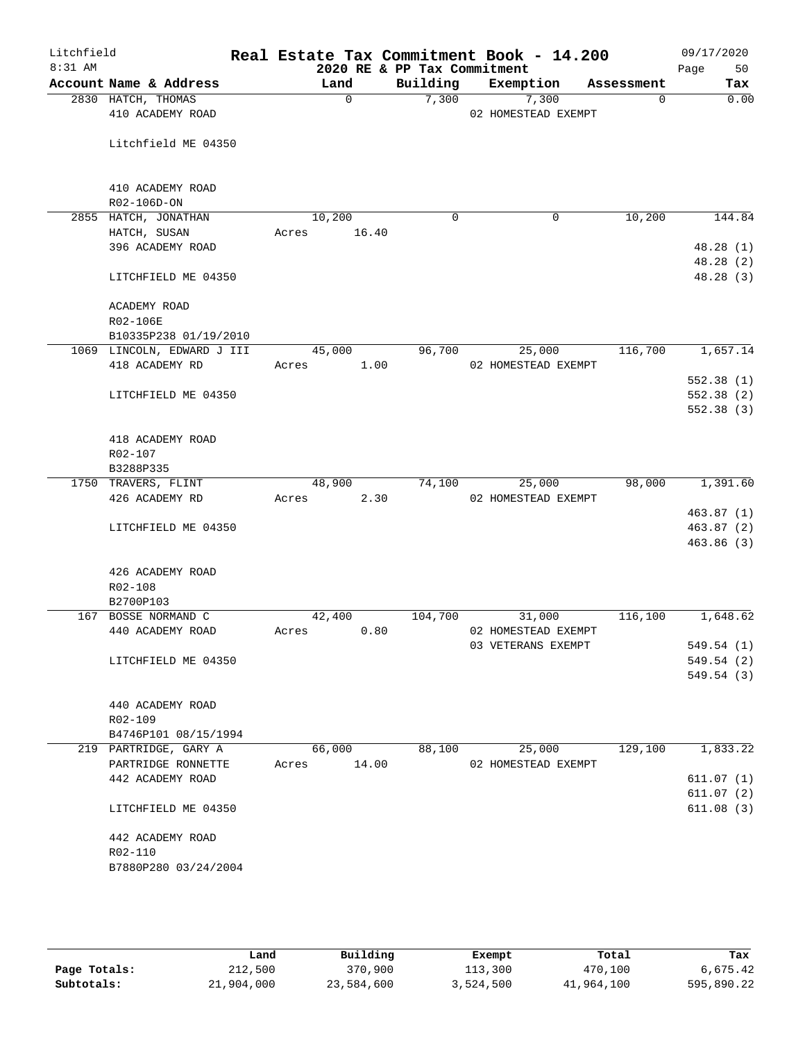# Real Estate Tax Commitment Book - 14.200

Litchfield 8:31 AM — 2020 RE & PP Tax Commitment — 09/17/2020

| Account Name & Address | Land | Building | Exemption | Assessment | Tax |
|---|---|---|---|---|---|
| 2830 HATCH, THOMAS<br>410 ACADEMY ROAD<br><br>Litchfield ME 04350<br><br>410 ACADEMY ROAD<br>R02-106D-ON | 0 | 7,300 | 7,300<br>02 HOMESTEAD EXEMPT | 0 | 0.00 |
| 2855 HATCH, JONATHAN<br>HATCH, SUSAN<br>396 ACADEMY ROAD<br><br>LITCHFIELD ME 04350<br><br>ACADEMY ROAD<br>R02-106E<br>B10335P238 01/19/2010 | 10,200<br>Acres 16.40 | 0 | 0 | 10,200 | 144.84<br><br>48.28 (1)<br>48.28 (2)<br>48.28 (3) |
| 1069 LINCOLN, EDWARD J III<br>418 ACADEMY RD<br><br>LITCHFIELD ME 04350<br><br>418 ACADEMY ROAD<br>R02-107<br>B3288P335 | 45,000<br>Acres 1.00 | 96,700 | 25,000<br>02 HOMESTEAD EXEMPT | 116,700 | 1,657.14<br><br>552.38 (1)<br>552.38 (2)<br>552.38 (3) |
| 1750 TRAVERS, FLINT<br>426 ACADEMY RD<br><br>LITCHFIELD ME 04350<br><br>426 ACADEMY ROAD<br>R02-108<br>B2700P103 | 48,900<br>Acres 2.30 | 74,100 | 25,000<br>02 HOMESTEAD EXEMPT | 98,000 | 1,391.60<br><br>463.87 (1)<br>463.87 (2)<br>463.86 (3) |
| 167 BOSSE NORMAND C<br>440 ACADEMY ROAD<br><br>LITCHFIELD ME 04350<br><br>440 ACADEMY ROAD<br>R02-109<br>B4746P101 08/15/1994 | 42,400<br>Acres 0.80 | 104,700 | 31,000<br>02 HOMESTEAD EXEMPT<br>03 VETERANS EXEMPT | 116,100 | 1,648.62<br><br>549.54 (1)<br>549.54 (2)<br>549.54 (3) |
| 219 PARTRIDGE, GARY A<br>PARTRIDGE RONNETTE<br>442 ACADEMY ROAD<br><br>LITCHFIELD ME 04350<br><br>442 ACADEMY ROAD<br>R02-110<br>B7880P280 03/24/2004 | 66,000<br>Acres 14.00 | 88,100 | 25,000<br>02 HOMESTEAD EXEMPT | 129,100 | 1,833.22<br><br>611.07 (1)<br>611.07 (2)<br>611.08 (3) |

| | Land | Building | Exempt | Total | Tax |
|---|---|---|---|---|---|
| Page Totals: | 212,500 | 370,900 | 113,300 | 470,100 | 6,675.42 |
| Subtotals: | 21,904,000 | 23,584,600 | 3,524,500 | 41,964,100 | 595,890.22 |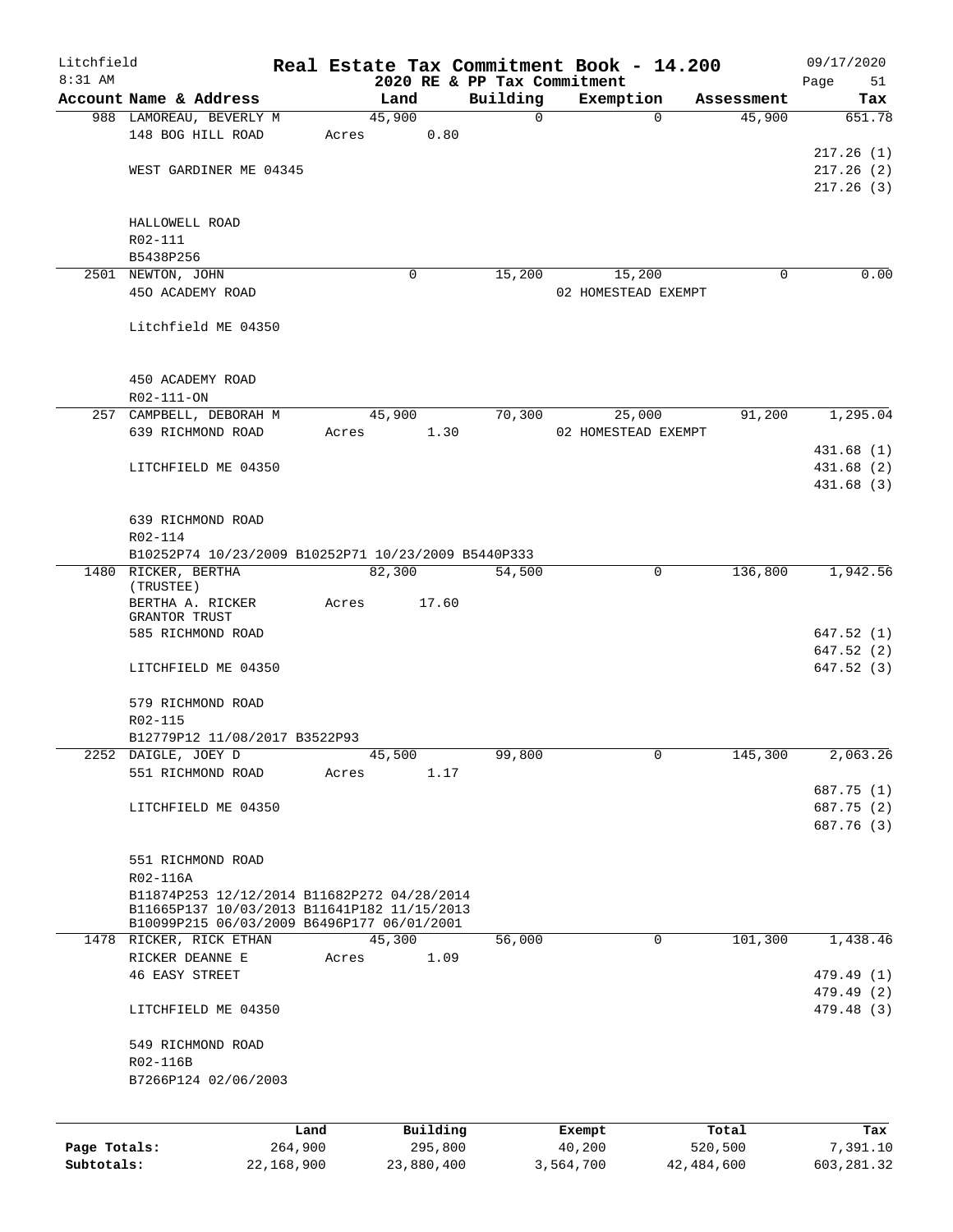Litchfield 8:31 AM

**Real Estate Tax Commitment Book - 14.200**
**2020 RE & PP Tax Commitment**

09/17/2020

| Account Name & Address | Land | Building | Exemption | Assessment | Tax |
|---|---|---|---|---|---|
| 988 LAMOREAU, BEVERLY M | 45,900 | 0 | 0 | 45,900 | 651.78 |
| 148 BOG HILL ROAD | Acres 0.80 | | | | |
| | | | | | 217.26 (1) |
| WEST GARDINER ME 04345 | | | | | 217.26 (2) |
| | | | | | 217.26 (3) |
| HALLOWELL ROAD | | | | | |
| R02-111 | | | | | |
| B5438P256 | | | | | |
| 2501 NEWTON, JOHN | 0 | 15,200 | 15,200 | 0 | 0.00 |
| 450 ACADEMY ROAD | | | 02 HOMESTEAD EXEMPT | | |
| Litchfield ME 04350 | | | | | |
| 450 ACADEMY ROAD | | | | | |
| R02-111-ON | | | | | |
| 257 CAMPBELL, DEBORAH M | 45,900 | 70,300 | 25,000 | 91,200 | 1,295.04 |
| 639 RICHMOND ROAD | Acres 1.30 | | 02 HOMESTEAD EXEMPT | | |
| | | | | | 431.68 (1) |
| LITCHFIELD ME 04350 | | | | | 431.68 (2) |
| | | | | | 431.68 (3) |
| 639 RICHMOND ROAD | | | | | |
| R02-114 | | | | | |
| B10252P74 10/23/2009 B10252P71 10/23/2009 B5440P333 | | | | | |
| 1480 RICKER, BERTHA (TRUSTEE) | 82,300 | 54,500 | 0 | 136,800 | 1,942.56 |
| BERTHA A. RICKER GRANTOR TRUST | Acres 17.60 | | | | |
| 585 RICHMOND ROAD | | | | | 647.52 (1) |
| | | | | | 647.52 (2) |
| LITCHFIELD ME 04350 | | | | | 647.52 (3) |
| 579 RICHMOND ROAD | | | | | |
| R02-115 | | | | | |
| B12779P12 11/08/2017 B3522P93 | | | | | |
| 2252 DAIGLE, JOEY D | 45,500 | 99,800 | 0 | 145,300 | 2,063.26 |
| 551 RICHMOND ROAD | Acres 1.17 | | | | |
| | | | | | 687.75 (1) |
| LITCHFIELD ME 04350 | | | | | 687.75 (2) |
| | | | | | 687.76 (3) |
| 551 RICHMOND ROAD | | | | | |
| R02-116A | | | | | |
| B11874P253 12/12/2014 B11682P272 04/28/2014 | | | | | |
| B11665P137 10/03/2013 B11641P182 11/15/2013 | | | | | |
| B10099P215 06/03/2009 B6496P177 06/01/2001 | | | | | |
| 1478 RICKER, RICK ETHAN | 45,300 | 56,000 | 0 | 101,300 | 1,438.46 |
| RICKER DEANNE E | Acres 1.09 | | | | |
| 46 EASY STREET | | | | | 479.49 (1) |
| | | | | | 479.49 (2) |
| LITCHFIELD ME 04350 | | | | | 479.48 (3) |
| 549 RICHMOND ROAD | | | | | |
| R02-116B | | | | | |
| B7266P124 02/06/2003 | | | | | |

| | Land | Building | Exempt | Total | Tax |
|---|---|---|---|---|---|
| Page Totals: | 264,900 | 295,800 | 40,200 | 520,500 | 7,391.10 |
| Subtotals: | 22,168,900 | 23,880,400 | 3,564,700 | 42,484,600 | 603,281.32 |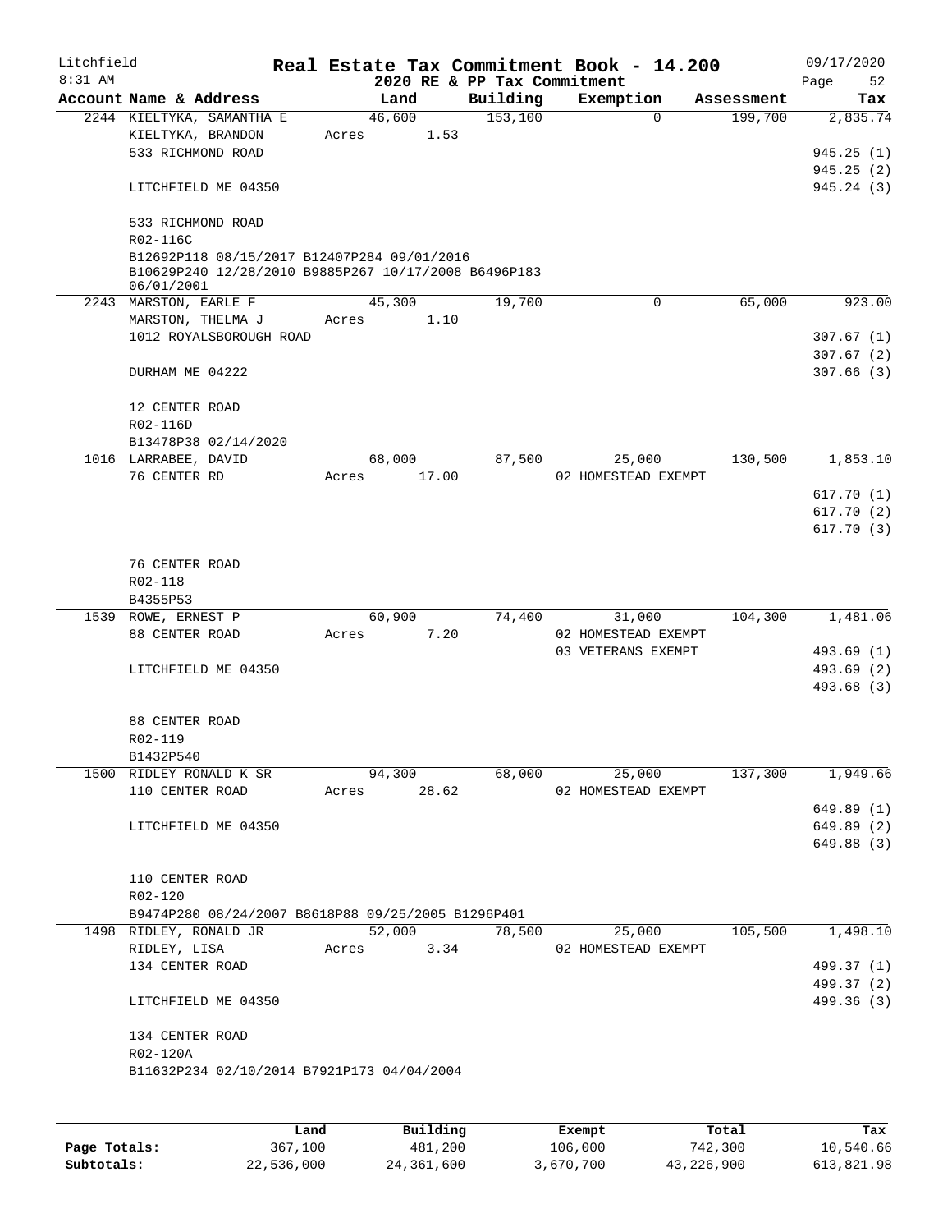Litchfield
8:31 AM

# Real Estate Tax Commitment Book - 14.200
## 2020 RE & PP Tax Commitment

09/17/2020

| Account Name & Address | Land | Building | Exemption | Assessment | Tax |
|---|---|---|---|---|---|
| 2244 KIELTYKA, SAMANTHA E | 46,600 | 153,100 | 0 | 199,700 | 2,835.74 |
| KIELTYKA, BRANDON | Acres 1.53 | | | | |
| 533 RICHMOND ROAD | | | | | 945.25 (1) |
| | | | | | 945.25 (2) |
| LITCHFIELD ME 04350 | | | | | 945.24 (3) |
| 533 RICHMOND ROAD | | | | | |
| R02-116C | | | | | |
| B12692P118 08/15/2017 B12407P284 09/01/2016 B10629P240 12/28/2010 B9885P267 10/17/2008 B6496P183 06/01/2001 | | | | | |
| 2243 MARSTON, EARLE F | 45,300 | 19,700 | 0 | 65,000 | 923.00 |
| MARSTON, THELMA J | Acres 1.10 | | | | |
| 1012 ROYALSBOROUGH ROAD | | | | | 307.67 (1) |
| | | | | | 307.67 (2) |
| DURHAM ME 04222 | | | | | 307.66 (3) |
| 12 CENTER ROAD | | | | | |
| R02-116D | | | | | |
| B13478P38 02/14/2020 | | | | | |
| 1016 LARRABEE, DAVID | 68,000 | 87,500 | 25,000 | 130,500 | 1,853.10 |
| 76 CENTER RD | Acres 17.00 | | 02 HOMESTEAD EXEMPT | | |
| | | | | | 617.70 (1) |
| | | | | | 617.70 (2) |
| | | | | | 617.70 (3) |
| 76 CENTER ROAD | | | | | |
| R02-118 | | | | | |
| B4355P53 | | | | | |
| 1539 ROWE, ERNEST P | 60,900 | 74,400 | 31,000 | 104,300 | 1,481.06 |
| 88 CENTER ROAD | Acres 7.20 | | 02 HOMESTEAD EXEMPT | | |
| | | | 03 VETERANS EXEMPT | | 493.69 (1) |
| LITCHFIELD ME 04350 | | | | | 493.69 (2) |
| | | | | | 493.68 (3) |
| 88 CENTER ROAD | | | | | |
| R02-119 | | | | | |
| B1432P540 | | | | | |
| 1500 RIDLEY RONALD K SR | 94,300 | 68,000 | 25,000 | 137,300 | 1,949.66 |
| 110 CENTER ROAD | Acres 28.62 | | 02 HOMESTEAD EXEMPT | | |
| | | | | | 649.89 (1) |
| LITCHFIELD ME 04350 | | | | | 649.89 (2) |
| | | | | | 649.88 (3) |
| 110 CENTER ROAD | | | | | |
| R02-120 | | | | | |
| B9474P280 08/24/2007 B8618P88 09/25/2005 B1296P401 | | | | | |
| 1498 RIDLEY, RONALD JR | 52,000 | 78,500 | 25,000 | 105,500 | 1,498.10 |
| RIDLEY, LISA | Acres 3.34 | | 02 HOMESTEAD EXEMPT | | |
| 134 CENTER ROAD | | | | | 499.37 (1) |
| | | | | | 499.37 (2) |
| LITCHFIELD ME 04350 | | | | | 499.36 (3) |
| 134 CENTER ROAD | | | | | |
| R02-120A | | | | | |
| B11632P234 02/10/2014 B7921P173 04/04/2004 | | | | | |

| | Land | Building | Exempt | Total | Tax |
|---|---|---|---|---|---|
| Page Totals: | 367,100 | 481,200 | 106,000 | 742,300 | 10,540.66 |
| Subtotals: | 22,536,000 | 24,361,600 | 3,670,700 | 43,226,900 | 613,821.98 |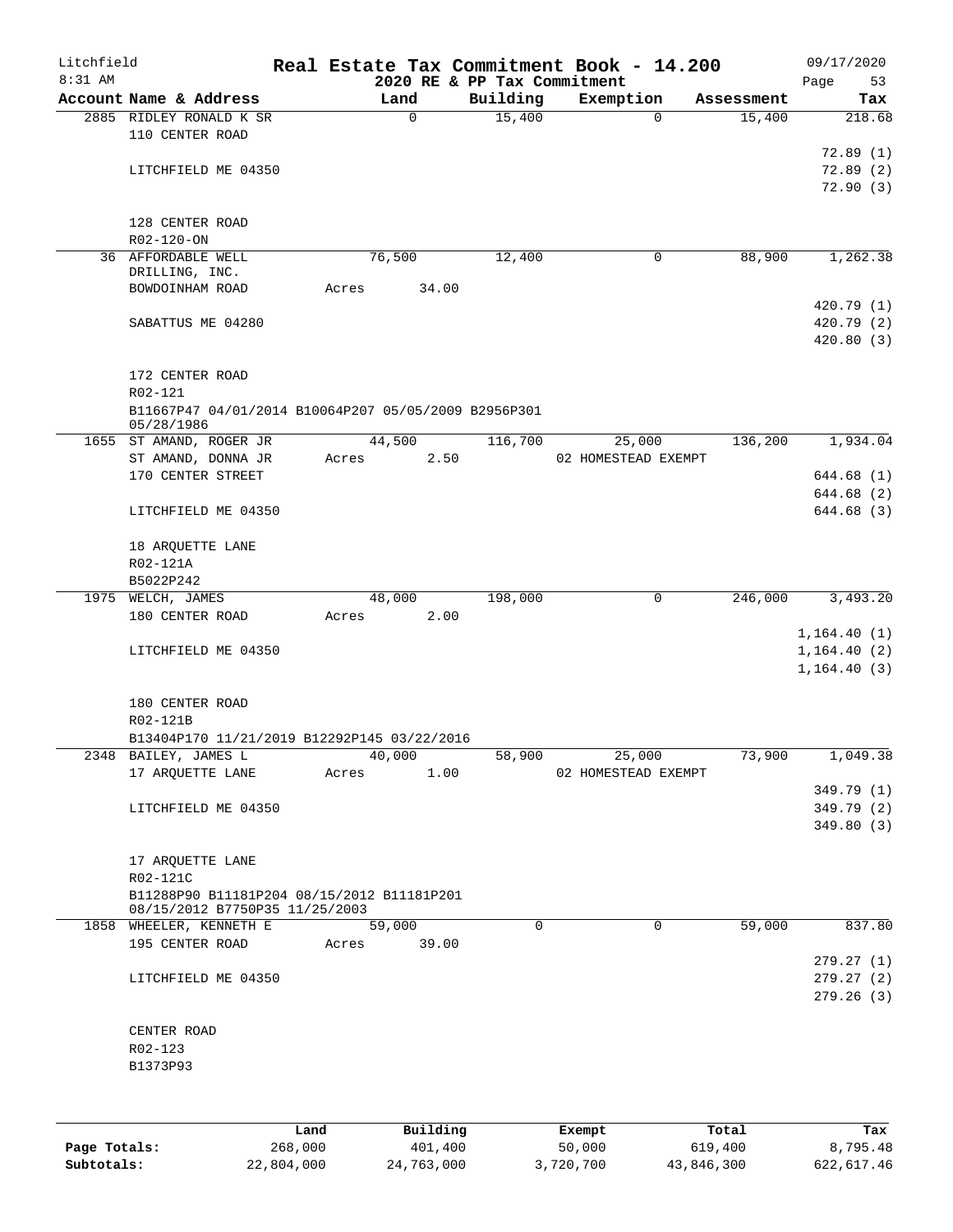Litchfield
8:31 AM

**Real Estate Tax Commitment Book - 14.200**
**2020 RE & PP Tax Commitment**

09/17/2020

| Account Name & Address | Land | Building | Exemption | Assessment | Tax |
|---|---|---|---|---|---|
| 2885 RIDLEY RONALD K SR | 0 | 15,400 | 0 | 15,400 | 218.68 |
| 110 CENTER ROAD | | | | | |
| | | | | | 72.89 (1) |
| LITCHFIELD ME 04350 | | | | | 72.89 (2) |
| | | | | | 72.90 (3) |
| 128 CENTER ROAD | | | | | |
| R02-120-ON | | | | | |
| 36 AFFORDABLE WELL DRILLING, INC. | 76,500 | 12,400 | 0 | 88,900 | 1,262.38 |
| BOWDOINHAM ROAD | Acres 34.00 | | | | |
| | | | | | 420.79 (1) |
| SABATTUS ME 04280 | | | | | 420.79 (2) |
| | | | | | 420.80 (3) |
| 172 CENTER ROAD | | | | | |
| R02-121 | | | | | |
| B11667P47 04/01/2014 B10064P207 05/05/2009 B2956P301 05/28/1986 | | | | | |
| 1655 ST AMAND, ROGER JR | 44,500 | 116,700 | 25,000 | 136,200 | 1,934.04 |
| ST AMAND, DONNA JR | Acres 2.50 | | 02 HOMESTEAD EXEMPT | | |
| 170 CENTER STREET | | | | | 644.68 (1) |
| | | | | | 644.68 (2) |
| LITCHFIELD ME 04350 | | | | | 644.68 (3) |
| 18 ARQUETTE LANE | | | | | |
| R02-121A | | | | | |
| B5022P242 | | | | | |
| 1975 WELCH, JAMES | 48,000 | 198,000 | 0 | 246,000 | 3,493.20 |
| 180 CENTER ROAD | Acres 2.00 | | | | |
| | | | | | 1,164.40 (1) |
| LITCHFIELD ME 04350 | | | | | 1,164.40 (2) |
| | | | | | 1,164.40 (3) |
| 180 CENTER ROAD | | | | | |
| R02-121B | | | | | |
| B13404P170 11/21/2019 B12292P145 03/22/2016 | | | | | |
| 2348 BAILEY, JAMES L | 40,000 | 58,900 | 25,000 | 73,900 | 1,049.38 |
| 17 ARQUETTE LANE | Acres 1.00 | | 02 HOMESTEAD EXEMPT | | |
| | | | | | 349.79 (1) |
| LITCHFIELD ME 04350 | | | | | 349.79 (2) |
| | | | | | 349.80 (3) |
| 17 ARQUETTE LANE | | | | | |
| R02-121C | | | | | |
| B11288P90 B11181P204 08/15/2012 B11181P201 08/15/2012 B7750P35 11/25/2003 | | | | | |
| 1858 WHEELER, KENNETH E | 59,000 | 0 | 0 | 59,000 | 837.80 |
| 195 CENTER ROAD | Acres 39.00 | | | | |
| | | | | | 279.27 (1) |
| LITCHFIELD ME 04350 | | | | | 279.27 (2) |
| | | | | | 279.26 (3) |
| CENTER ROAD | | | | | |
| R02-123 | | | | | |
| B1373P93 | | | | | |

| | Land | Building | Exempt | Total | Tax |
|---|---|---|---|---|---|
| **Page Totals:** | 268,000 | 401,400 | 50,000 | 619,400 | 8,795.48 |
| **Subtotals:** | 22,804,000 | 24,763,000 | 3,720,700 | 43,846,300 | 622,617.46 |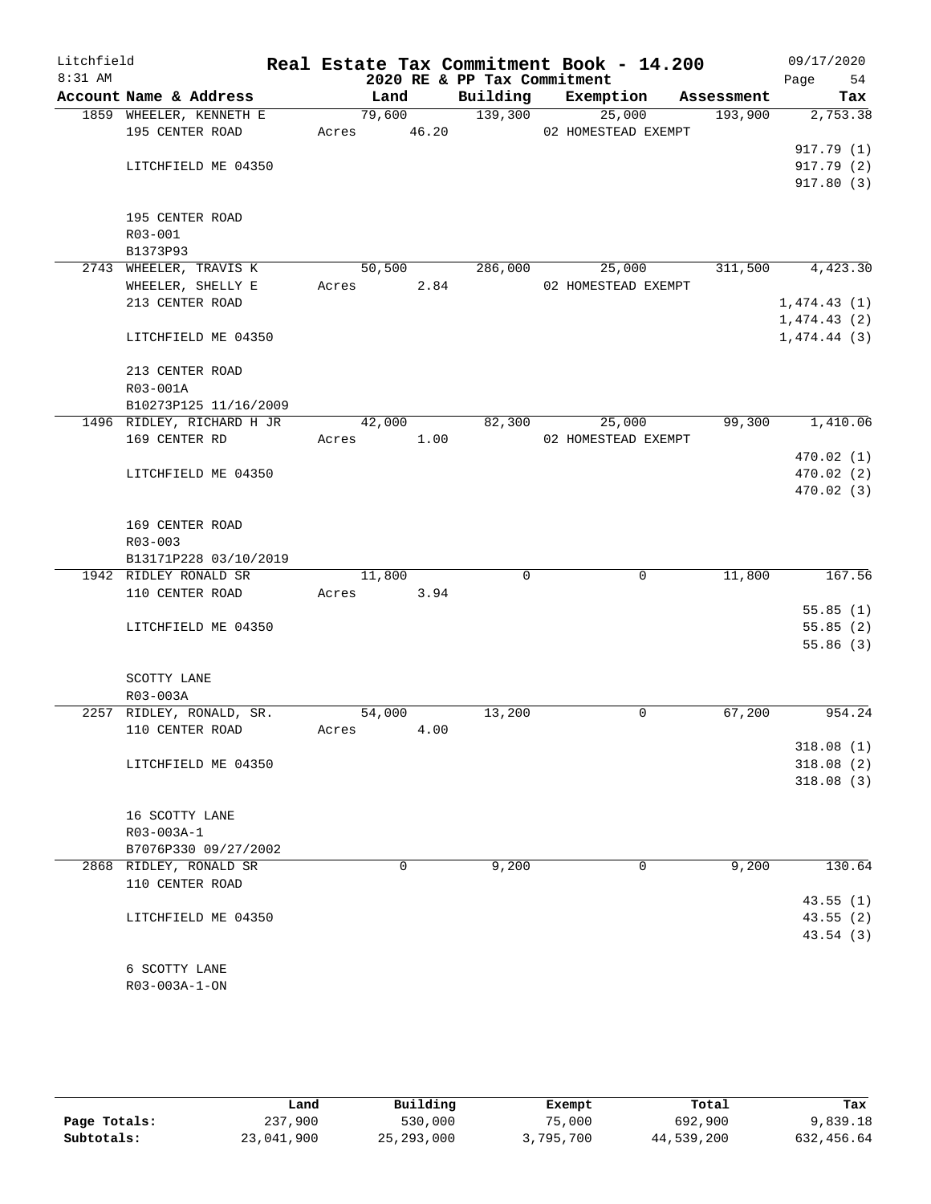Litchfield
8:31 AM

# Real Estate Tax Commitment Book - 14.200

## 2020 RE & PP Tax Commitment

09/17/2020

| Account | Name & Address | Land | Building | Exemption | Assessment | Tax |
|---|---|---|---|---|---|---|
| 1859 | WHEELER, KENNETH E<br>195 CENTER ROAD<br><br>LITCHFIELD ME 04350<br><br>195 CENTER ROAD<br>R03-001<br>B1373P93 | 79,600<br>Acres 46.20 | 139,300 | 25,000<br>02 HOMESTEAD EXEMPT | 193,900 | 2,753.38<br><br>917.79 (1)<br>917.79 (2)<br>917.80 (3) |
| 2743 | WHEELER, TRAVIS K<br>WHEELER, SHELLY E<br>213 CENTER ROAD<br><br>LITCHFIELD ME 04350<br><br>213 CENTER ROAD<br>R03-001A<br>B10273P125 11/16/2009 | 50,500<br>Acres 2.84 | 286,000 | 25,000<br>02 HOMESTEAD EXEMPT | 311,500 | 4,423.30<br><br>1,474.43 (1)<br>1,474.43 (2)<br>1,474.44 (3) |
| 1496 | RIDLEY, RICHARD H JR<br>169 CENTER RD<br><br>LITCHFIELD ME 04350<br><br>169 CENTER ROAD<br>R03-003<br>B13171P228 03/10/2019 | 42,000<br>Acres 1.00 | 82,300 | 25,000<br>02 HOMESTEAD EXEMPT | 99,300 | 1,410.06<br><br>470.02 (1)<br>470.02 (2)<br>470.02 (3) |
| 1942 | RIDLEY RONALD SR<br>110 CENTER ROAD<br><br>LITCHFIELD ME 04350<br><br>SCOTTY LANE<br>R03-003A | 11,800<br>Acres 3.94 | 0 | 0 | 11,800 | 167.56<br><br>55.85 (1)<br>55.85 (2)<br>55.86 (3) |
| 2257 | RIDLEY, RONALD, SR.<br>110 CENTER ROAD<br><br>LITCHFIELD ME 04350<br><br>16 SCOTTY LANE<br>R03-003A-1<br>B7076P330 09/27/2002 | 54,000<br>Acres 4.00 | 13,200 | 0 | 67,200 | 954.24<br><br>318.08 (1)<br>318.08 (2)<br>318.08 (3) |
| 2868 | RIDLEY, RONALD SR<br>110 CENTER ROAD<br><br>LITCHFIELD ME 04350<br><br>6 SCOTTY LANE<br>R03-003A-1-ON | 0 | 9,200 | 0 | 9,200 | 130.64<br><br>43.55 (1)<br>43.55 (2)<br>43.54 (3) |

| | Land | Building | Exempt | Total | Tax |
|---|---|---|---|---|---|
| Page Totals: | 237,900 | 530,000 | 75,000 | 692,900 | 9,839.18 |
| Subtotals: | 23,041,900 | 25,293,000 | 3,795,700 | 44,539,200 | 632,456.64 |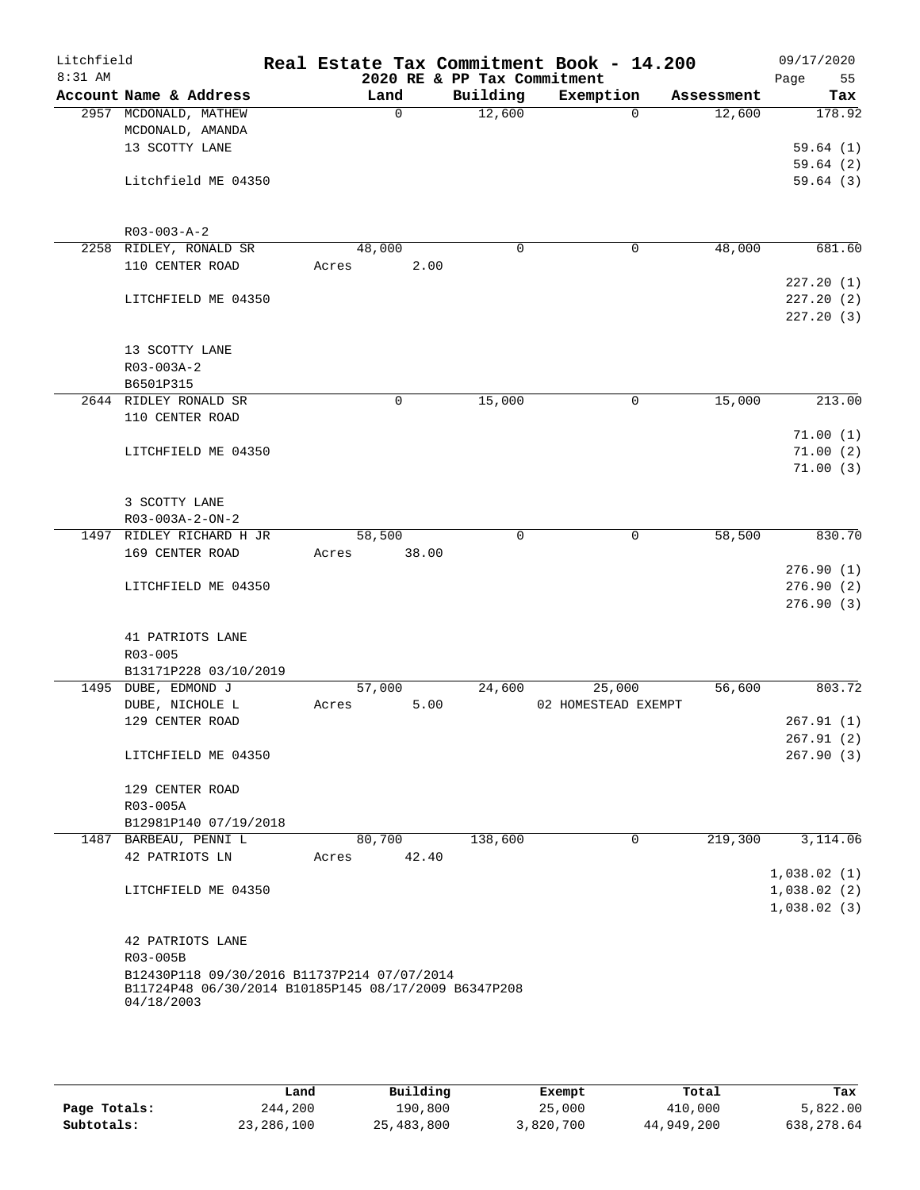# Real Estate Tax Commitment Book - 14.200

Litchfield 8:31 AM — 2020 RE & PP Tax Commitment — 09/17/2020

| Account Name & Address | Land | Building | Exemption | Assessment | Tax |
|---|---|---|---|---|---|
| 2957 MCDONALD, MATHEW | 0 | 12,600 | 0 | 12,600 | 178.92 |
| MCDONALD, AMANDA | | | | | |
| 13 SCOTTY LANE | | | | | 59.64 (1) |
| | | | | | 59.64 (2) |
| Litchfield ME 04350 | | | | | 59.64 (3) |
| R03-003-A-2 | | | | | |
| 2258 RIDLEY, RONALD SR | 48,000 | 0 | 0 | 48,000 | 681.60 |
| 110 CENTER ROAD | Acres 2.00 | | | | |
| | | | | | 227.20 (1) |
| LITCHFIELD ME 04350 | | | | | 227.20 (2) |
| | | | | | 227.20 (3) |
| 13 SCOTTY LANE | | | | | |
| R03-003A-2 | | | | | |
| B6501P315 | | | | | |
| 2644 RIDLEY RONALD SR | 0 | 15,000 | 0 | 15,000 | 213.00 |
| 110 CENTER ROAD | | | | | |
| | | | | | 71.00 (1) |
| LITCHFIELD ME 04350 | | | | | 71.00 (2) |
| | | | | | 71.00 (3) |
| 3 SCOTTY LANE | | | | | |
| R03-003A-2-ON-2 | | | | | |
| 1497 RIDLEY RICHARD H JR | 58,500 | 0 | 0 | 58,500 | 830.70 |
| 169 CENTER ROAD | Acres 38.00 | | | | |
| | | | | | 276.90 (1) |
| LITCHFIELD ME 04350 | | | | | 276.90 (2) |
| | | | | | 276.90 (3) |
| 41 PATRIOTS LANE | | | | | |
| R03-005 | | | | | |
| B13171P228 03/10/2019 | | | | | |
| 1495 DUBE, EDMOND J | 57,000 | 24,600 | 25,000 | 56,600 | 803.72 |
| DUBE, NICHOLE L | Acres 5.00 | | 02 HOMESTEAD EXEMPT | | |
| 129 CENTER ROAD | | | | | 267.91 (1) |
| | | | | | 267.91 (2) |
| LITCHFIELD ME 04350 | | | | | 267.90 (3) |
| 129 CENTER ROAD | | | | | |
| R03-005A | | | | | |
| B12981P140 07/19/2018 | | | | | |
| 1487 BARBEAU, PENNI L | 80,700 | 138,600 | 0 | 219,300 | 3,114.06 |
| 42 PATRIOTS LN | Acres 42.40 | | | | |
| | | | | | 1,038.02 (1) |
| LITCHFIELD ME 04350 | | | | | 1,038.02 (2) |
| | | | | | 1,038.02 (3) |
| 42 PATRIOTS LANE | | | | | |
| R03-005B | | | | | |
| B12430P118 09/30/2016 B11737P214 07/07/2014 B11724P48 06/30/2014 B10185P145 08/17/2009 B6347P208 04/18/2003 | | | | | |

| | Land | Building | Exempt | Total | Tax |
|---|---|---|---|---|---|
| Page Totals: | 244,200 | 190,800 | 25,000 | 410,000 | 5,822.00 |
| Subtotals: | 23,286,100 | 25,483,800 | 3,820,700 | 44,949,200 | 638,278.64 |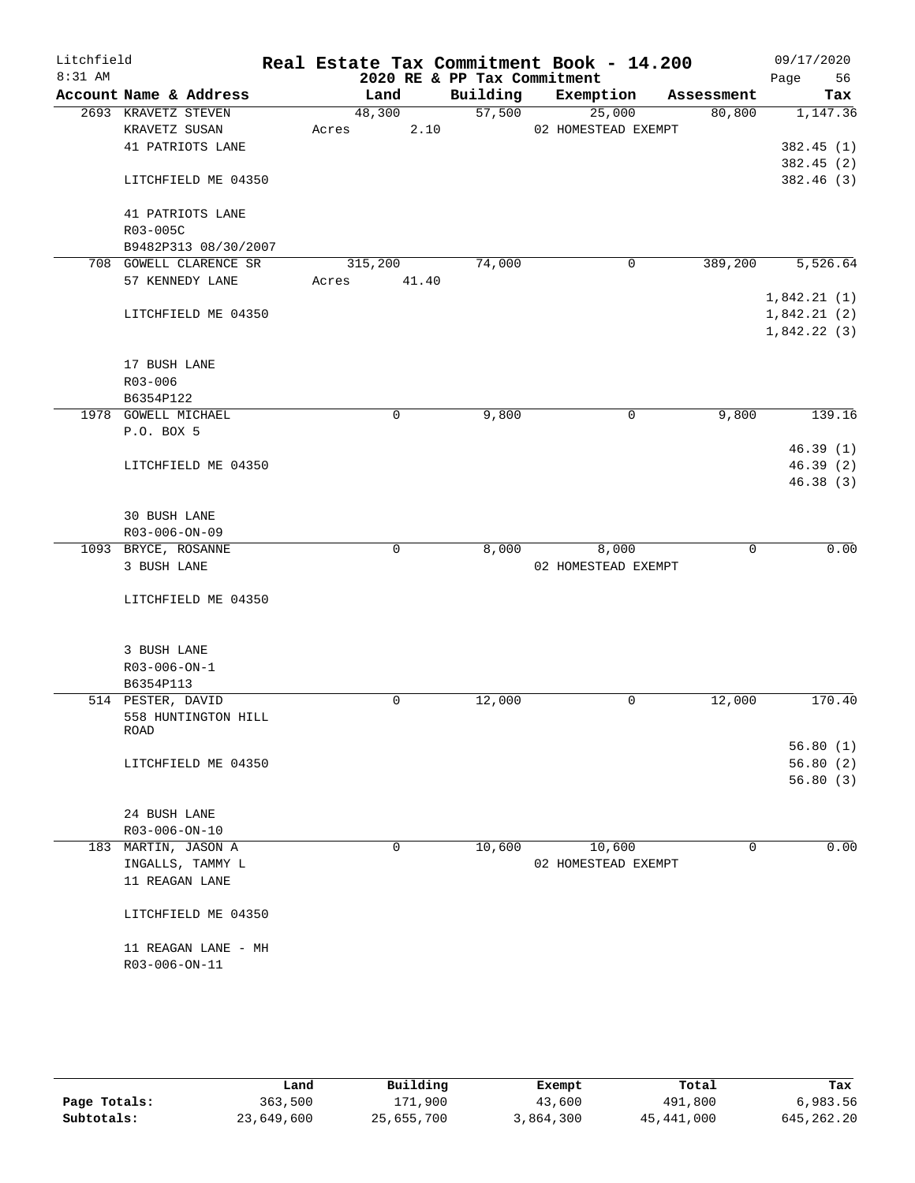Litchfield
8:31 AM

# Real Estate Tax Commitment Book - 14.200
## 2020 RE & PP Tax Commitment

09/17/2020

| Account Name & Address | Land | Building | Exemption | Assessment | Tax |
|---|---|---|---|---|---|
| 2693 KRAVETZ STEVEN | 48,300 | 57,500 | 25,000 | 80,800 | 1,147.36 |
| KRAVETZ SUSAN | Acres 2.10 | | 02 HOMESTEAD EXEMPT | | |
| 41 PATRIOTS LANE | | | | | 382.45 (1) |
| | | | | | 382.45 (2) |
| LITCHFIELD ME 04350 | | | | | 382.46 (3) |
| 41 PATRIOTS LANE | | | | | |
| R03-005C | | | | | |
| B9482P313 08/30/2007 | | | | | |
| 708 GOWELL CLARENCE SR | 315,200 | 74,000 | 0 | 389,200 | 5,526.64 |
| 57 KENNEDY LANE | Acres 41.40 | | | | |
| | | | | | 1,842.21 (1) |
| LITCHFIELD ME 04350 | | | | | 1,842.21 (2) |
| | | | | | 1,842.22 (3) |
| 17 BUSH LANE | | | | | |
| R03-006 | | | | | |
| B6354P122 | | | | | |
| 1978 GOWELL MICHAEL | 0 | 9,800 | 0 | 9,800 | 139.16 |
| P.O. BOX 5 | | | | | |
| | | | | | 46.39 (1) |
| LITCHFIELD ME 04350 | | | | | 46.39 (2) |
| | | | | | 46.38 (3) |
| 30 BUSH LANE | | | | | |
| R03-006-ON-09 | | | | | |
| 1093 BRYCE, ROSANNE | 0 | 8,000 | 8,000 | 0 | 0.00 |
| 3 BUSH LANE | | | 02 HOMESTEAD EXEMPT | | |
| LITCHFIELD ME 04350 | | | | | |
| 3 BUSH LANE | | | | | |
| R03-006-ON-1 | | | | | |
| B6354P113 | | | | | |
| 514 PESTER, DAVID | 0 | 12,000 | 0 | 12,000 | 170.40 |
| 558 HUNTINGTON HILL ROAD | | | | | |
| | | | | | 56.80 (1) |
| LITCHFIELD ME 04350 | | | | | 56.80 (2) |
| | | | | | 56.80 (3) |
| 24 BUSH LANE | | | | | |
| R03-006-ON-10 | | | | | |
| 183 MARTIN, JASON A | 0 | 10,600 | 10,600 | 0 | 0.00 |
| INGALLS, TAMMY L | | | 02 HOMESTEAD EXEMPT | | |
| 11 REAGAN LANE | | | | | |
| LITCHFIELD ME 04350 | | | | | |
| 11 REAGAN LANE - MH | | | | | |
| R03-006-ON-11 | | | | | |

| | Land | Building | Exempt | Total | Tax |
|---|---|---|---|---|---|
| Page Totals: | 363,500 | 171,900 | 43,600 | 491,800 | 6,983.56 |
| Subtotals: | 23,649,600 | 25,655,700 | 3,864,300 | 45,441,000 | 645,262.20 |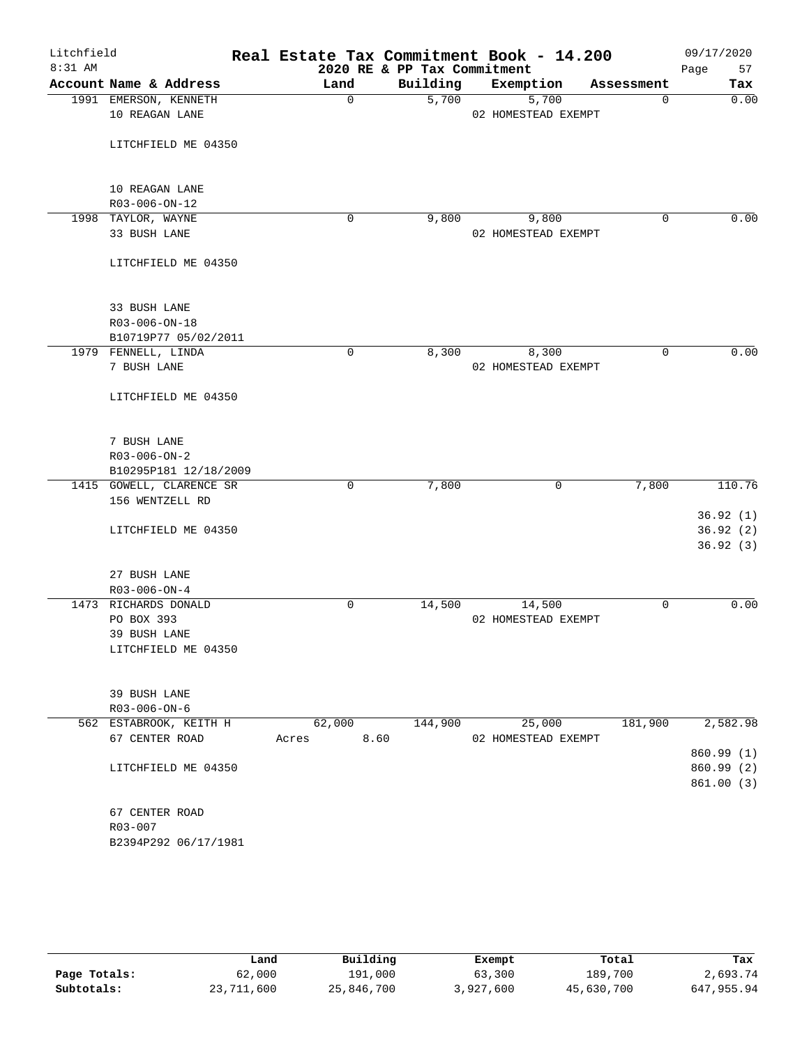# Real Estate Tax Commitment Book - 14.200

Litchfield
8:31 AM

2020 RE & PP Tax Commitment

09/17/2020

| Account Name & Address | Land | Building | Exemption | Assessment | Tax |
|---|---|---|---|---|---|
| 1991 EMERSON, KENNETH<br>10 REAGAN LANE<br><br>LITCHFIELD ME 04350<br><br>10 REAGAN LANE<br>R03-006-ON-12 | 0 | 5,700 | 5,700<br>02 HOMESTEAD EXEMPT | 0 | 0.00 |
| 1998 TAYLOR, WAYNE<br>33 BUSH LANE<br><br>LITCHFIELD ME 04350<br><br>33 BUSH LANE<br>R03-006-ON-18<br>B10719P77 05/02/2011 | 0 | 9,800 | 9,800<br>02 HOMESTEAD EXEMPT | 0 | 0.00 |
| 1979 FENNELL, LINDA<br>7 BUSH LANE<br><br>LITCHFIELD ME 04350<br><br>7 BUSH LANE<br>R03-006-ON-2<br>B10295P181 12/18/2009 | 0 | 8,300 | 8,300<br>02 HOMESTEAD EXEMPT | 0 | 0.00 |
| 1415 GOWELL, CLARENCE SR<br>156 WENTZELL RD<br><br>LITCHFIELD ME 04350<br><br>27 BUSH LANE<br>R03-006-ON-4 | 0 | 7,800 | 0 | 7,800 | 110.76<br><br>36.92 (1)<br>36.92 (2)<br>36.92 (3) |
| 1473 RICHARDS DONALD<br>PO BOX 393<br>39 BUSH LANE<br>LITCHFIELD ME 04350<br><br>39 BUSH LANE<br>R03-006-ON-6 | 0 | 14,500 | 14,500<br>02 HOMESTEAD EXEMPT | 0 | 0.00 |
| 562 ESTABROOK, KEITH H<br>67 CENTER ROAD<br><br>LITCHFIELD ME 04350<br><br>67 CENTER ROAD<br>R03-007<br>B2394P292 06/17/1981 | 62,000<br>Acres 8.60 | 144,900 | 25,000<br>02 HOMESTEAD EXEMPT | 181,900 | 2,582.98<br><br>860.99 (1)<br>860.99 (2)<br>861.00 (3) |

| | Land | Building | Exempt | Total | Tax |
|---|---|---|---|---|---|
| **Page Totals:** | 62,000 | 191,000 | 63,300 | 189,700 | 2,693.74 |
| **Subtotals:** | 23,711,600 | 25,846,700 | 3,927,600 | 45,630,700 | 647,955.94 |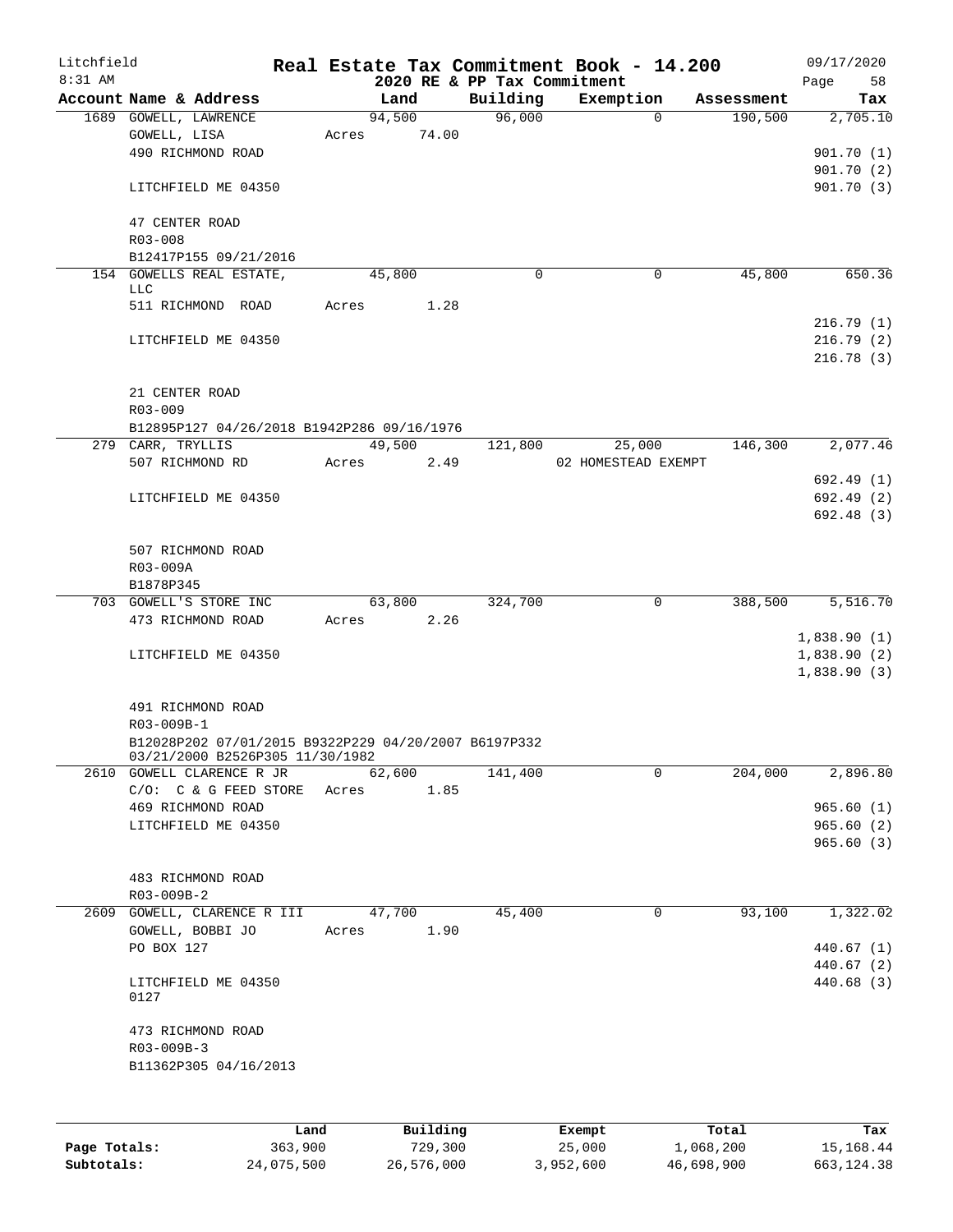Litchfield
8:31 AM

# Real Estate Tax Commitment Book - 14.200
## 2020 RE & PP Tax Commitment

09/17/2020

| Account Name & Address | Land | Building | Exemption | Assessment | Tax |
|---|---|---|---|---|---|
| 1689 GOWELL, LAWRENCE | 94,500 | 96,000 | 0 | 190,500 | 2,705.10 |
| GOWELL, LISA | Acres 74.00 | | | | |
| 490 RICHMOND ROAD | | | | | 901.70 (1) |
| | | | | | 901.70 (2) |
| LITCHFIELD ME 04350 | | | | | 901.70 (3) |
| 47 CENTER ROAD | | | | | |
| R03-008 | | | | | |
| B12417P155 09/21/2016 | | | | | |
| 154 GOWELLS REAL ESTATE, LLC | 45,800 | 0 | 0 | 45,800 | 650.36 |
| 511 RICHMOND ROAD | Acres 1.28 | | | | |
| | | | | | 216.79 (1) |
| LITCHFIELD ME 04350 | | | | | 216.79 (2) |
| | | | | | 216.78 (3) |
| 21 CENTER ROAD | | | | | |
| R03-009 | | | | | |
| B12895P127 04/26/2018 B1942P286 09/16/1976 | | | | | |
| 279 CARR, TRYLLIS | 49,500 | 121,800 | 25,000 | 146,300 | 2,077.46 |
| 507 RICHMOND RD | Acres 2.49 | | 02 HOMESTEAD EXEMPT | | |
| | | | | | 692.49 (1) |
| LITCHFIELD ME 04350 | | | | | 692.49 (2) |
| | | | | | 692.48 (3) |
| 507 RICHMOND ROAD | | | | | |
| R03-009A | | | | | |
| B1878P345 | | | | | |
| 703 GOWELL'S STORE INC | 63,800 | 324,700 | 0 | 388,500 | 5,516.70 |
| 473 RICHMOND ROAD | Acres 2.26 | | | | |
| | | | | | 1,838.90 (1) |
| LITCHFIELD ME 04350 | | | | | 1,838.90 (2) |
| | | | | | 1,838.90 (3) |
| 491 RICHMOND ROAD | | | | | |
| R03-009B-1 | | | | | |
| B12028P202 07/01/2015 B9322P229 04/20/2007 B6197P332 03/21/2000 B2526P305 11/30/1982 | | | | | |
| 2610 GOWELL CLARENCE R JR | 62,600 | 141,400 | 0 | 204,000 | 2,896.80 |
| C/O: C & G FEED STORE | Acres 1.85 | | | | |
| 469 RICHMOND ROAD | | | | | 965.60 (1) |
| LITCHFIELD ME 04350 | | | | | 965.60 (2) |
| | | | | | 965.60 (3) |
| 483 RICHMOND ROAD | | | | | |
| R03-009B-2 | | | | | |
| 2609 GOWELL, CLARENCE R III | 47,700 | 45,400 | 0 | 93,100 | 1,322.02 |
| GOWELL, BOBBI JO | Acres 1.90 | | | | |
| PO BOX 127 | | | | | 440.67 (1) |
| | | | | | 440.67 (2) |
| LITCHFIELD ME 04350 0127 | | | | | 440.68 (3) |
| 473 RICHMOND ROAD | | | | | |
| R03-009B-3 | | | | | |
| B11362P305 04/16/2013 | | | | | |

| | Land | Building | Exempt | Total | Tax |
|---|---|---|---|---|---|
| Page Totals: | 363,900 | 729,300 | 25,000 | 1,068,200 | 15,168.44 |
| Subtotals: | 24,075,500 | 26,576,000 | 3,952,600 | 46,698,900 | 663,124.38 |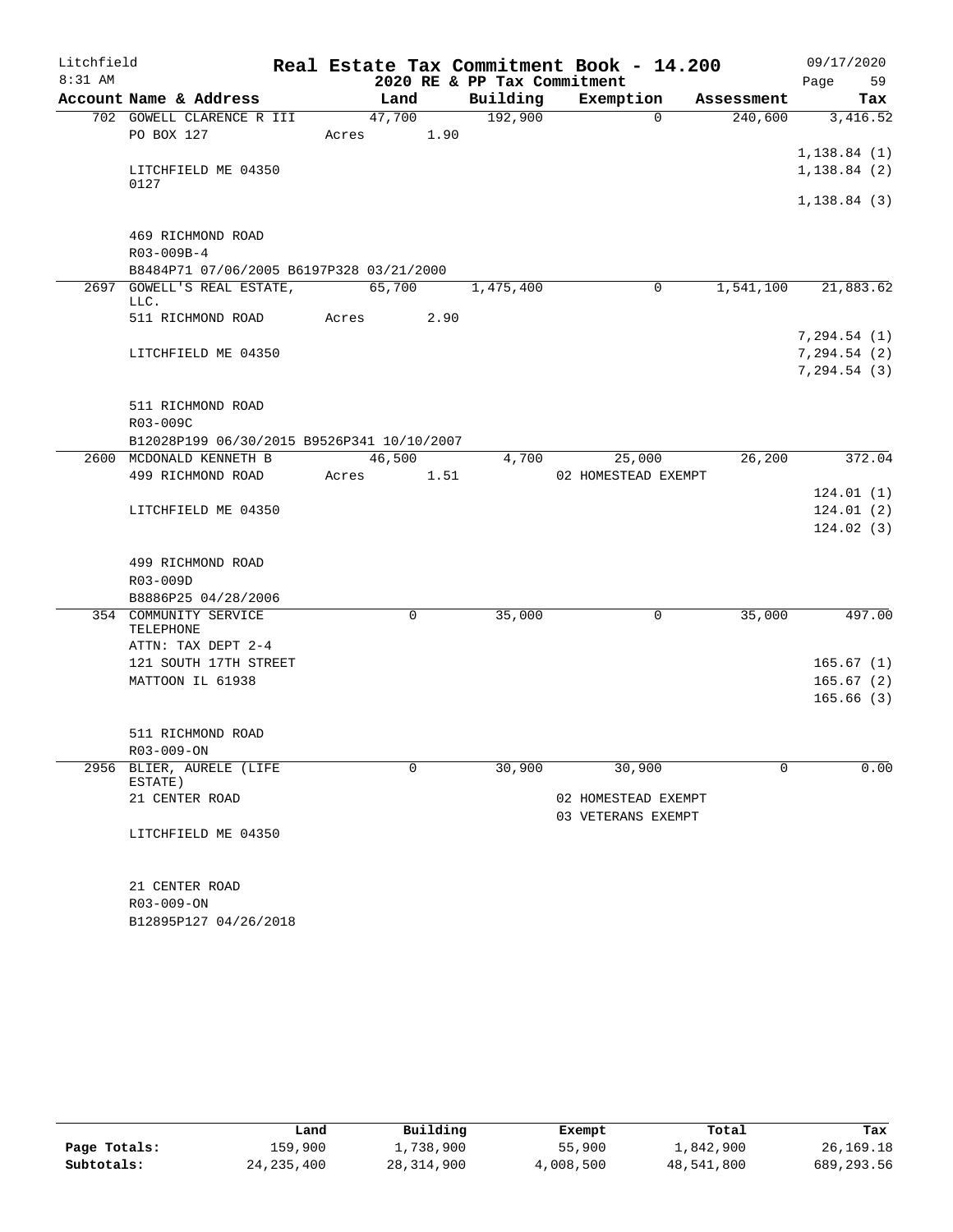# Litchfield — Real Estate Tax Commitment Book - 14.200

8:31 AM — 2020 RE & PP Tax Commitment — 09/17/2020

| Account Name & Address | Land | Building | Exemption | Assessment | Tax |
|---|---|---|---|---|---|
| 702 GOWELL CLARENCE R III | 47,700 | 192,900 | 0 | 240,600 | 3,416.52 |
| PO BOX 127 | Acres 1.90 | | | | |
| | | | | | 1,138.84 (1) |
| LITCHFIELD ME 04350 0127 | | | | | 1,138.84 (2) |
| | | | | | 1,138.84 (3) |
| 469 RICHMOND ROAD | | | | | |
| R03-009B-4 | | | | | |
| B8484P71 07/06/2005 B6197P328 03/21/2000 | | | | | |
| 2697 GOWELL'S REAL ESTATE, LLC. | 65,700 | 1,475,400 | 0 | 1,541,100 | 21,883.62 |
| 511 RICHMOND ROAD | Acres 2.90 | | | | |
| | | | | | 7,294.54 (1) |
| LITCHFIELD ME 04350 | | | | | 7,294.54 (2) |
| | | | | | 7,294.54 (3) |
| 511 RICHMOND ROAD | | | | | |
| R03-009C | | | | | |
| B12028P199 06/30/2015 B9526P341 10/10/2007 | | | | | |
| 2600 MCDONALD KENNETH B | 46,500 | 4,700 | 25,000 | 26,200 | 372.04 |
| 499 RICHMOND ROAD | Acres 1.51 | | 02 HOMESTEAD EXEMPT | | |
| | | | | | 124.01 (1) |
| LITCHFIELD ME 04350 | | | | | 124.01 (2) |
| | | | | | 124.02 (3) |
| 499 RICHMOND ROAD | | | | | |
| R03-009D | | | | | |
| B8886P25 04/28/2006 | | | | | |
| 354 COMMUNITY SERVICE TELEPHONE | 0 | 35,000 | 0 | 35,000 | 497.00 |
| ATTN: TAX DEPT 2-4 | | | | | |
| 121 SOUTH 17TH STREET | | | | | 165.67 (1) |
| MATTOON IL 61938 | | | | | 165.67 (2) |
| | | | | | 165.66 (3) |
| 511 RICHMOND ROAD | | | | | |
| R03-009-ON | | | | | |
| 2956 BLIER, AURELE (LIFE ESTATE) | 0 | 30,900 | 30,900 | 0 | 0.00 |
| 21 CENTER ROAD | | | 02 HOMESTEAD EXEMPT | | |
| | | | 03 VETERANS EXEMPT | | |
| LITCHFIELD ME 04350 | | | | | |
| 21 CENTER ROAD | | | | | |
| R03-009-ON | | | | | |
| B12895P127 04/26/2018 | | | | | |

| | Land | Building | Exempt | Total | Tax |
|---|---|---|---|---|---|
| **Page Totals:** | 159,900 | 1,738,900 | 55,900 | 1,842,900 | 26,169.18 |
| **Subtotals:** | 24,235,400 | 28,314,900 | 4,008,500 | 48,541,800 | 689,293.56 |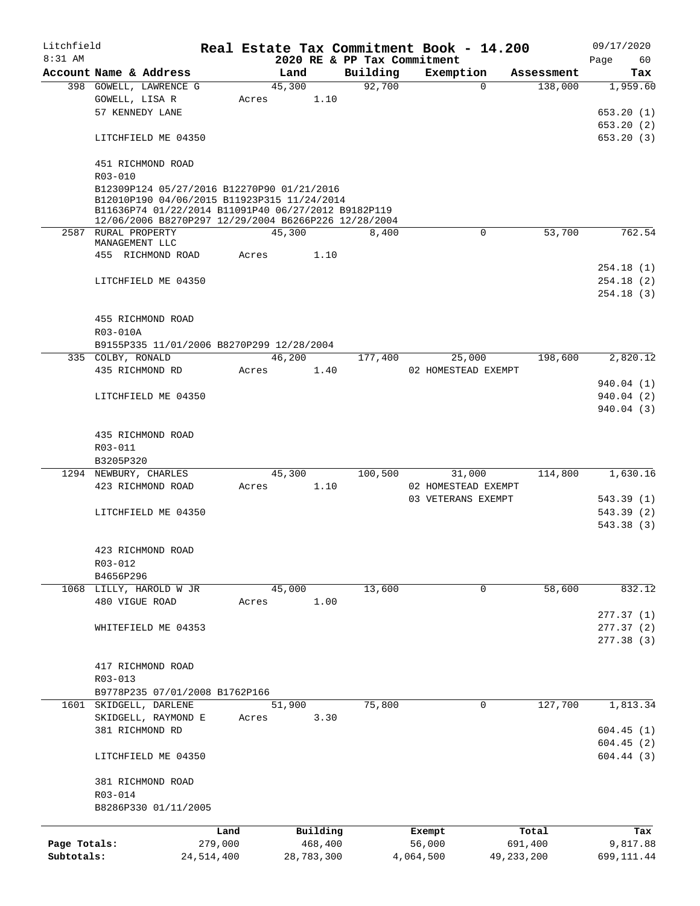Litchfield
8:31 AM

# Real Estate Tax Commitment Book - 14.200

2020 RE & PP Tax Commitment

09/17/2020

| Account | Name & Address | Land | Building | Exemption | Assessment | Tax |
|---|---|---|---|---|---|---|
| 398 | GOWELL, LAWRENCE G | 45,300 | 92,700 | 0 | 138,000 | 1,959.60 |
| | GOWELL, LISA R | Acres 1.10 | | | | |
| | 57 KENNEDY LANE | | | | | 653.20 (1) |
| | | | | | | 653.20 (2) |
| | LITCHFIELD ME 04350 | | | | | 653.20 (3) |
| | 451 RICHMOND ROAD | | | | | |
| | R03-010 | | | | | |
| | B12309P124 05/27/2016 B12270P90 01/21/2016 B12010P190 04/06/2015 B11923P315 11/24/2014 B11636P74 01/22/2014 B11091P40 06/27/2012 B9182P119 12/06/2006 B8270P297 12/29/2004 B6266P226 12/28/2004 | | | | | |
| 2587 | RURAL PROPERTY MANAGEMENT LLC | 45,300 | 8,400 | 0 | 53,700 | 762.54 |
| | 455 RICHMOND ROAD | Acres 1.10 | | | | |
| | | | | | | 254.18 (1) |
| | LITCHFIELD ME 04350 | | | | | 254.18 (2) |
| | | | | | | 254.18 (3) |
| | 455 RICHMOND ROAD | | | | | |
| | R03-010A | | | | | |
| | B9155P335 11/01/2006 B8270P299 12/28/2004 | | | | | |
| 335 | COLBY, RONALD | 46,200 | 177,400 | 25,000 | 198,600 | 2,820.12 |
| | 435 RICHMOND RD | Acres 1.40 | | 02 HOMESTEAD EXEMPT | | |
| | | | | | | 940.04 (1) |
| | LITCHFIELD ME 04350 | | | | | 940.04 (2) |
| | | | | | | 940.04 (3) |
| | 435 RICHMOND ROAD | | | | | |
| | R03-011 | | | | | |
| | B3205P320 | | | | | |
| 1294 | NEWBURY, CHARLES | 45,300 | 100,500 | 31,000 | 114,800 | 1,630.16 |
| | 423 RICHMOND ROAD | Acres 1.10 | | 02 HOMESTEAD EXEMPT | | |
| | | | | 03 VETERANS EXEMPT | | 543.39 (1) |
| | LITCHFIELD ME 04350 | | | | | 543.39 (2) |
| | | | | | | 543.38 (3) |
| | 423 RICHMOND ROAD | | | | | |
| | R03-012 | | | | | |
| | B4656P296 | | | | | |
| 1068 | LILLY, HAROLD W JR | 45,000 | 13,600 | 0 | 58,600 | 832.12 |
| | 480 VIGUE ROAD | Acres 1.00 | | | | |
| | | | | | | 277.37 (1) |
| | WHITEFIELD ME 04353 | | | | | 277.37 (2) |
| | | | | | | 277.38 (3) |
| | 417 RICHMOND ROAD | | | | | |
| | R03-013 | | | | | |
| | B9778P235 07/01/2008 B1762P166 | | | | | |
| 1601 | SKIDGELL, DARLENE | 51,900 | 75,800 | 0 | 127,700 | 1,813.34 |
| | SKIDGELL, RAYMOND E | Acres 3.30 | | | | |
| | 381 RICHMOND RD | | | | | 604.45 (1) |
| | | | | | | 604.45 (2) |
| | LITCHFIELD ME 04350 | | | | | 604.44 (3) |
| | 381 RICHMOND ROAD | | | | | |
| | R03-014 | | | | | |
| | B8286P330 01/11/2005 | | | | | |

| | Land | Building | Exempt | Total | Tax |
|---|---|---|---|---|---|
| Page Totals: | 279,000 | 468,400 | 56,000 | 691,400 | 9,817.88 |
| Subtotals: | 24,514,400 | 28,783,300 | 4,064,500 | 49,233,200 | 699,111.44 |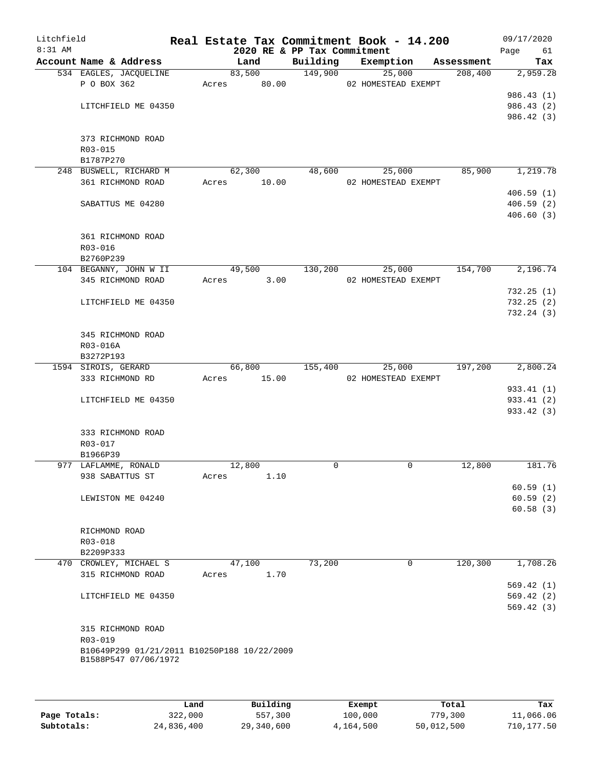# Real Estate Tax Commitment Book - 14.200

Litchfield
8:31 AM

2020 RE & PP Tax Commitment

09/17/2020
Page 61

| Account Name & Address | Land | Building | Exemption | Assessment | Tax |
|---|---|---|---|---|---|
| 534 EAGLES, JACQUELINE | 83,500 | 149,900 | 25,000 | 208,400 | 2,959.28 |
| P O BOX 362 | Acres 80.00 | | 02 HOMESTEAD EXEMPT | | |
| | | | | | 986.43 (1) |
| LITCHFIELD ME 04350 | | | | | 986.43 (2) |
| | | | | | 986.42 (3) |
| 373 RICHMOND ROAD | | | | | |
| R03-015 | | | | | |
| B1787P270 | | | | | |
| 248 BUSWELL, RICHARD M | 62,300 | 48,600 | 25,000 | 85,900 | 1,219.78 |
| 361 RICHMOND ROAD | Acres 10.00 | | 02 HOMESTEAD EXEMPT | | |
| | | | | | 406.59 (1) |
| SABATTUS ME 04280 | | | | | 406.59 (2) |
| | | | | | 406.60 (3) |
| 361 RICHMOND ROAD | | | | | |
| R03-016 | | | | | |
| B2760P239 | | | | | |
| 104 BEGANNY, JOHN W II | 49,500 | 130,200 | 25,000 | 154,700 | 2,196.74 |
| 345 RICHMOND ROAD | Acres 3.00 | | 02 HOMESTEAD EXEMPT | | |
| | | | | | 732.25 (1) |
| LITCHFIELD ME 04350 | | | | | 732.25 (2) |
| | | | | | 732.24 (3) |
| 345 RICHMOND ROAD | | | | | |
| R03-016A | | | | | |
| B3272P193 | | | | | |
| 1594 SIROIS, GERARD | 66,800 | 155,400 | 25,000 | 197,200 | 2,800.24 |
| 333 RICHMOND RD | Acres 15.00 | | 02 HOMESTEAD EXEMPT | | |
| | | | | | 933.41 (1) |
| LITCHFIELD ME 04350 | | | | | 933.41 (2) |
| | | | | | 933.42 (3) |
| 333 RICHMOND ROAD | | | | | |
| R03-017 | | | | | |
| B1966P39 | | | | | |
| 977 LAFLAMME, RONALD | 12,800 | 0 | 0 | 12,800 | 181.76 |
| 938 SABATTUS ST | Acres 1.10 | | | | |
| | | | | | 60.59 (1) |
| LEWISTON ME 04240 | | | | | 60.59 (2) |
| | | | | | 60.58 (3) |
| RICHMOND ROAD | | | | | |
| R03-018 | | | | | |
| B2209P333 | | | | | |
| 470 CROWLEY, MICHAEL S | 47,100 | 73,200 | 0 | 120,300 | 1,708.26 |
| 315 RICHMOND ROAD | Acres 1.70 | | | | |
| | | | | | 569.42 (1) |
| LITCHFIELD ME 04350 | | | | | 569.42 (2) |
| | | | | | 569.42 (3) |
| 315 RICHMOND ROAD | | | | | |
| R03-019 | | | | | |
| B10649P299 01/21/2011 B10250P188 10/22/2009 | | | | | |
| B1588P547 07/06/1972 | | | | | |

| | Land | Building | Exempt | Total | Tax |
|---|---|---|---|---|---|
| Page Totals: | 322,000 | 557,300 | 100,000 | 779,300 | 11,066.06 |
| Subtotals: | 24,836,400 | 29,340,600 | 4,164,500 | 50,012,500 | 710,177.50 |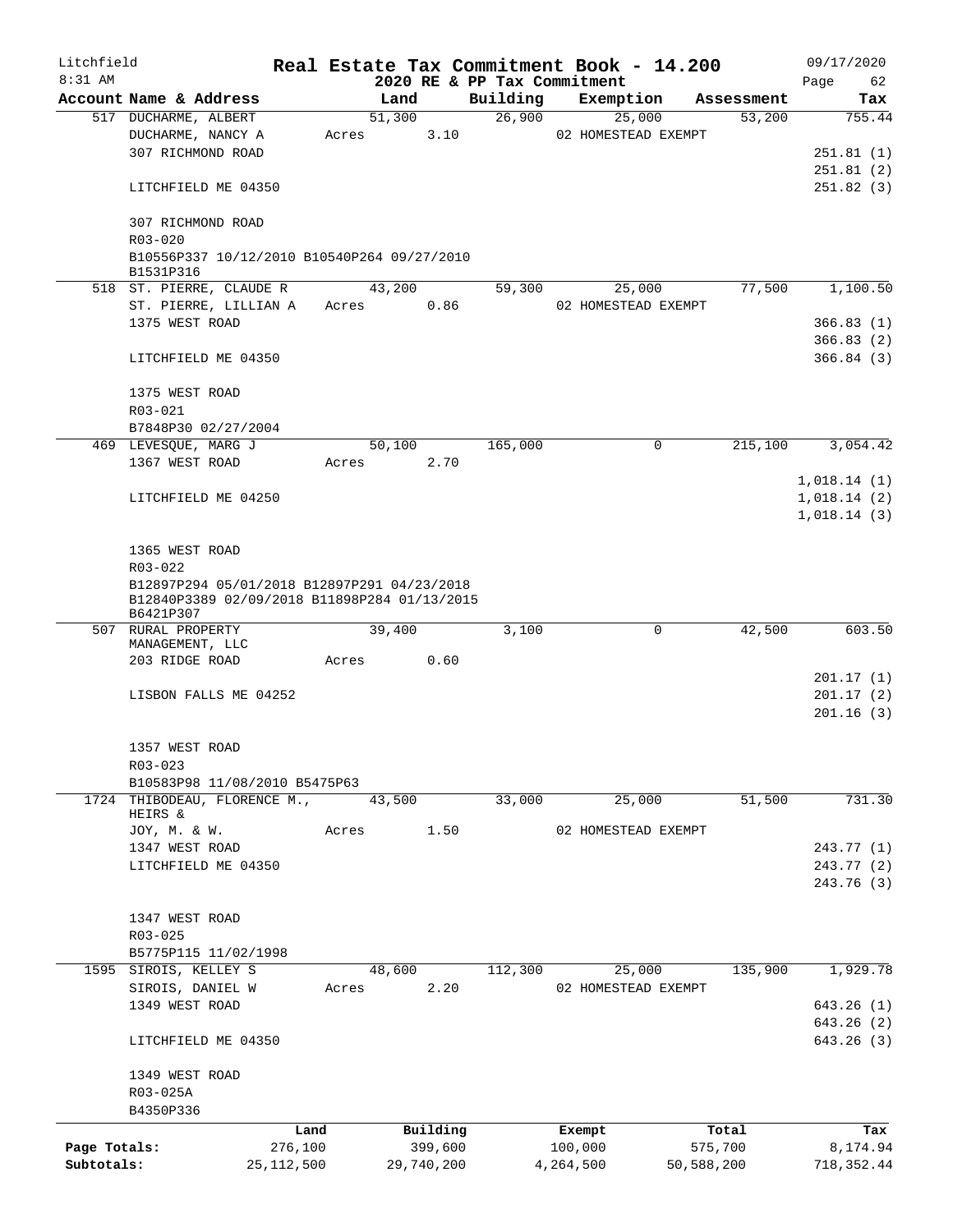# Real Estate Tax Commitment Book - 14.200

Litchfield 8:31 AM — 2020 RE & PP Tax Commitment — 09/17/2020

| Account Name & Address | Land | Building | Exemption | Assessment | Tax |
|---|---|---|---|---|---|
| 517 DUCHARME, ALBERT | 51,300 | 26,900 | 25,000 | 53,200 | 755.44 |
| DUCHARME, NANCY A | Acres 3.10 | | 02 HOMESTEAD EXEMPT | | |
| 307 RICHMOND ROAD | | | | | 251.81 (1) |
| | | | | | 251.81 (2) |
| LITCHFIELD ME 04350 | | | | | 251.82 (3) |
| 307 RICHMOND ROAD | | | | | |
| R03-020 | | | | | |
| B10556P337 10/12/2010 B10540P264 09/27/2010 B1531P316 | | | | | |
| 518 ST. PIERRE, CLAUDE R | 43,200 | 59,300 | 25,000 | 77,500 | 1,100.50 |
| ST. PIERRE, LILLIAN A | Acres 0.86 | | 02 HOMESTEAD EXEMPT | | |
| 1375 WEST ROAD | | | | | 366.83 (1) |
| | | | | | 366.83 (2) |
| LITCHFIELD ME 04350 | | | | | 366.84 (3) |
| 1375 WEST ROAD | | | | | |
| R03-021 | | | | | |
| B7848P30 02/27/2004 | | | | | |
| 469 LEVESQUE, MARG J | 50,100 | 165,000 | 0 | 215,100 | 3,054.42 |
| 1367 WEST ROAD | Acres 2.70 | | | | |
| | | | | | 1,018.14 (1) |
| LITCHFIELD ME 04250 | | | | | 1,018.14 (2) |
| | | | | | 1,018.14 (3) |
| 1365 WEST ROAD | | | | | |
| R03-022 | | | | | |
| B12897P294 05/01/2018 B12897P291 04/23/2018 B12840P3389 02/09/2018 B11898P284 01/13/2015 B6421P307 | | | | | |
| 507 RURAL PROPERTY MANAGEMENT, LLC | 39,400 | 3,100 | 0 | 42,500 | 603.50 |
| 203 RIDGE ROAD | Acres 0.60 | | | | |
| | | | | | 201.17 (1) |
| LISBON FALLS ME 04252 | | | | | 201.17 (2) |
| | | | | | 201.16 (3) |
| 1357 WEST ROAD | | | | | |
| R03-023 | | | | | |
| B10583P98 11/08/2010 B5475P63 | | | | | |
| 1724 THIBODEAU, FLORENCE M., HEIRS & | 43,500 | 33,000 | 25,000 | 51,500 | 731.30 |
| JOY, M. & W. | Acres 1.50 | | 02 HOMESTEAD EXEMPT | | |
| 1347 WEST ROAD | | | | | 243.77 (1) |
| LITCHFIELD ME 04350 | | | | | 243.77 (2) |
| | | | | | 243.76 (3) |
| 1347 WEST ROAD | | | | | |
| R03-025 | | | | | |
| B5775P115 11/02/1998 | | | | | |
| 1595 SIROIS, KELLEY S | 48,600 | 112,300 | 25,000 | 135,900 | 1,929.78 |
| SIROIS, DANIEL W | Acres 2.20 | | 02 HOMESTEAD EXEMPT | | |
| 1349 WEST ROAD | | | | | 643.26 (1) |
| | | | | | 643.26 (2) |
| LITCHFIELD ME 04350 | | | | | 643.26 (3) |
| 1349 WEST ROAD | | | | | |
| R03-025A | | | | | |
| B4350P336 | | | | | |

| | Land | Building | Exempt | Total | Tax |
|---|---|---|---|---|---|
| Page Totals: | 276,100 | 399,600 | 100,000 | 575,700 | 8,174.94 |
| Subtotals: | 25,112,500 | 29,740,200 | 4,264,500 | 50,588,200 | 718,352.44 |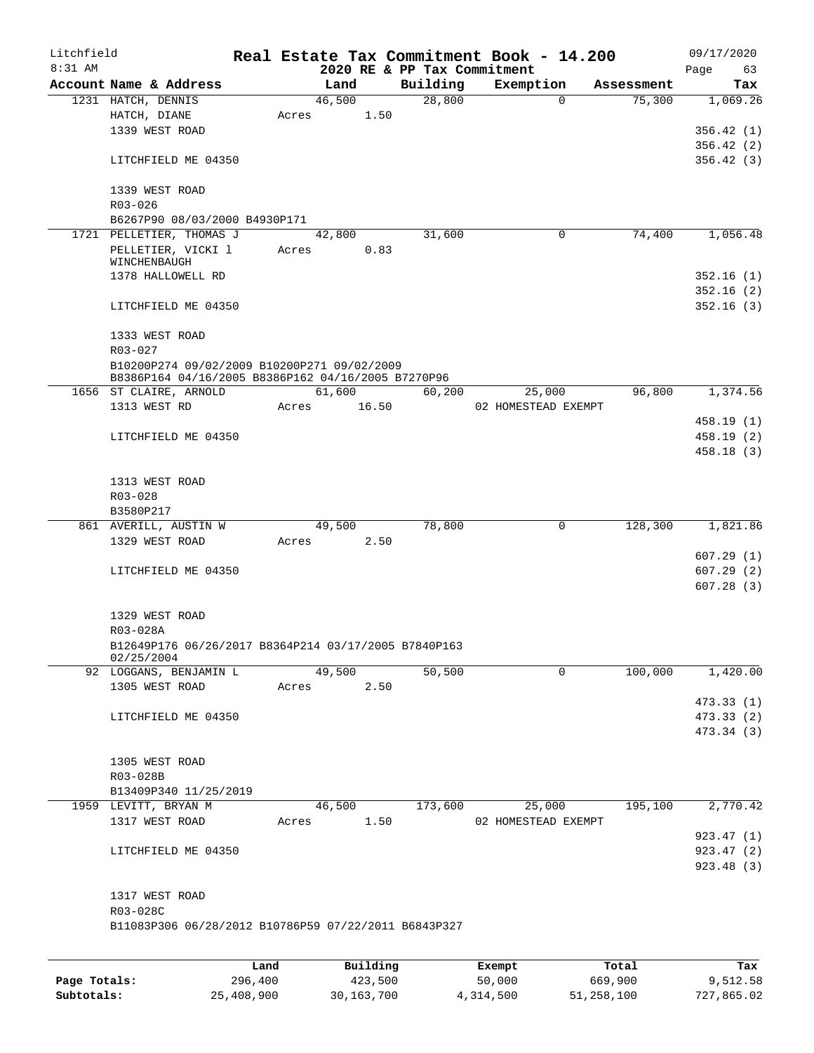Litchfield 8:31 AM

# Real Estate Tax Commitment Book - 14.200

## 2020 RE & PP Tax Commitment

09/17/2020

| Account Name & Address | Land | Building | Exemption | Assessment | Tax |
|---|---|---|---|---|---|
| 1231 HATCH, DENNIS | 46,500 | 28,800 | 0 | 75,300 | 1,069.26 |
| HATCH, DIANE | Acres 1.50 | | | | |
| 1339 WEST ROAD | | | | | 356.42 (1) |
| | | | | | 356.42 (2) |
| LITCHFIELD ME 04350 | | | | | 356.42 (3) |
| 1339 WEST ROAD | | | | | |
| R03-026 | | | | | |
| B6267P90 08/03/2000 B4930P171 | | | | | |
| 1721 PELLETIER, THOMAS J | 42,800 | 31,600 | 0 | 74,400 | 1,056.48 |
| PELLETIER, VICKI l WINCHENBAUGH | Acres 0.83 | | | | |
| 1378 HALLOWELL RD | | | | | 352.16 (1) |
| | | | | | 352.16 (2) |
| LITCHFIELD ME 04350 | | | | | 352.16 (3) |
| 1333 WEST ROAD | | | | | |
| R03-027 | | | | | |
| B10200P274 09/02/2009 B10200P271 09/02/2009 B8386P164 04/16/2005 B8386P162 04/16/2005 B7270P96 | | | | | |
| 1656 ST CLAIRE, ARNOLD | 61,600 | 60,200 | 25,000 | 96,800 | 1,374.56 |
| 1313 WEST RD | Acres 16.50 | | 02 HOMESTEAD EXEMPT | | |
| | | | | | 458.19 (1) |
| LITCHFIELD ME 04350 | | | | | 458.19 (2) |
| | | | | | 458.18 (3) |
| 1313 WEST ROAD | | | | | |
| R03-028 | | | | | |
| B3580P217 | | | | | |
| 861 AVERILL, AUSTIN W | 49,500 | 78,800 | 0 | 128,300 | 1,821.86 |
| 1329 WEST ROAD | Acres 2.50 | | | | |
| | | | | | 607.29 (1) |
| LITCHFIELD ME 04350 | | | | | 607.29 (2) |
| | | | | | 607.28 (3) |
| 1329 WEST ROAD | | | | | |
| R03-028A | | | | | |
| B12649P176 06/26/2017 B8364P214 03/17/2005 B7840P163 02/25/2004 | | | | | |
| 92 LOGGANS, BENJAMIN L | 49,500 | 50,500 | 0 | 100,000 | 1,420.00 |
| 1305 WEST ROAD | Acres 2.50 | | | | |
| | | | | | 473.33 (1) |
| LITCHFIELD ME 04350 | | | | | 473.33 (2) |
| | | | | | 473.34 (3) |
| 1305 WEST ROAD | | | | | |
| R03-028B | | | | | |
| B13409P340 11/25/2019 | | | | | |
| 1959 LEVITT, BRYAN M | 46,500 | 173,600 | 25,000 | 195,100 | 2,770.42 |
| 1317 WEST ROAD | Acres 1.50 | | 02 HOMESTEAD EXEMPT | | |
| | | | | | 923.47 (1) |
| LITCHFIELD ME 04350 | | | | | 923.47 (2) |
| | | | | | 923.48 (3) |
| 1317 WEST ROAD | | | | | |
| R03-028C | | | | | |
| B11083P306 06/28/2012 B10786P59 07/22/2011 B6843P327 | | | | | |

| | Land | Building | Exempt | Total | Tax |
|---|---|---|---|---|---|
| Page Totals: | 296,400 | 423,500 | 50,000 | 669,900 | 9,512.58 |
| Subtotals: | 25,408,900 | 30,163,700 | 4,314,500 | 51,258,100 | 727,865.02 |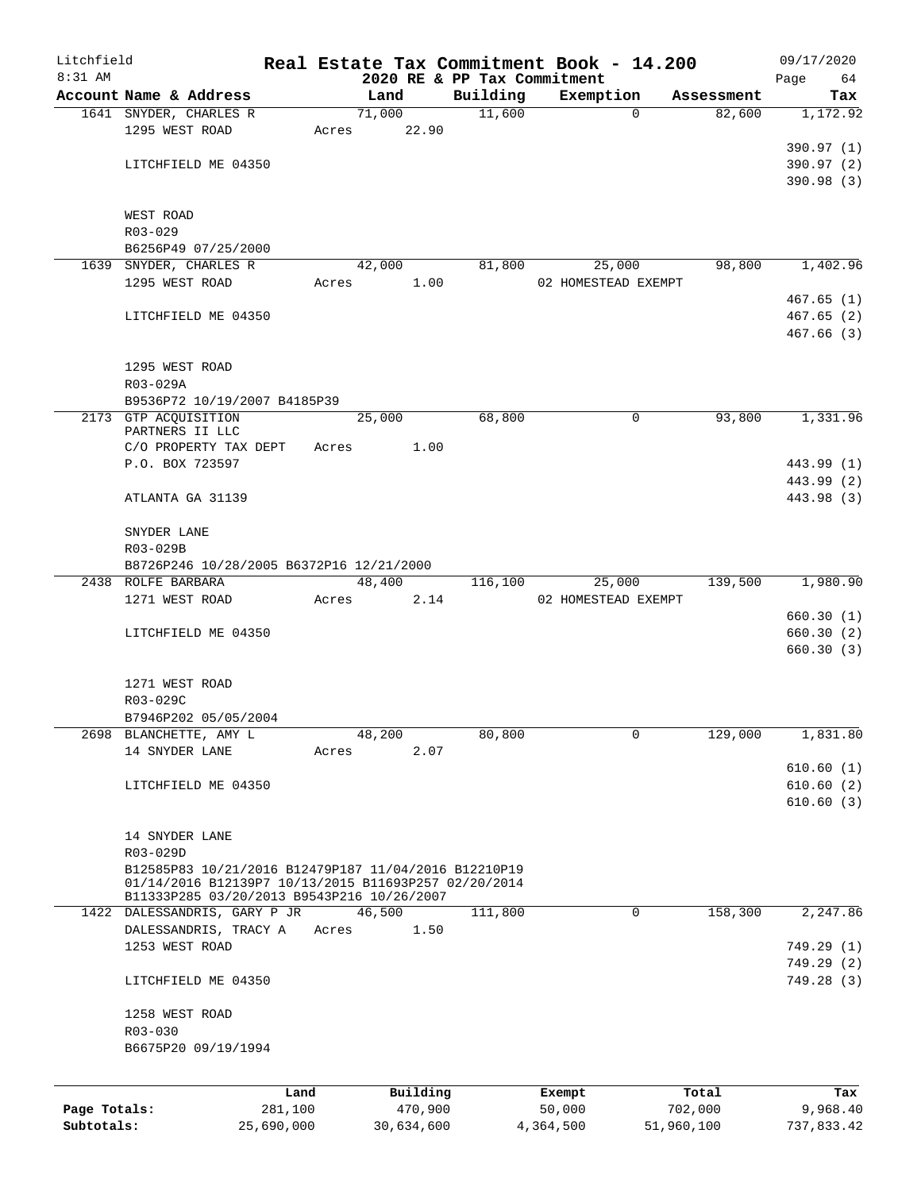# Real Estate Tax Commitment Book - 14.200

Litchfield
8:31 AM

2020 RE & PP Tax Commitment

09/17/2020

| Account Name & Address | Land | Building | Exemption | Assessment | Tax |
|---|---|---|---|---|---|
| 1641 SNYDER, CHARLES R | 71,000 | 11,600 | 0 | 82,600 | 1,172.92 |
| 1295 WEST ROAD | Acres 22.90 | | | | |
| | | | | | 390.97 (1) |
| LITCHFIELD ME 04350 | | | | | 390.97 (2) |
| | | | | | 390.98 (3) |
| WEST ROAD | | | | | |
| R03-029 | | | | | |
| B6256P49 07/25/2000 | | | | | |
| 1639 SNYDER, CHARLES R | 42,000 | 81,800 | 25,000 | 98,800 | 1,402.96 |
| 1295 WEST ROAD | Acres 1.00 | | 02 HOMESTEAD EXEMPT | | |
| | | | | | 467.65 (1) |
| LITCHFIELD ME 04350 | | | | | 467.65 (2) |
| | | | | | 467.66 (3) |
| 1295 WEST ROAD | | | | | |
| R03-029A | | | | | |
| B9536P72 10/19/2007 B4185P39 | | | | | |
| 2173 GTP ACQUISITION PARTNERS II LLC | 25,000 | 68,800 | 0 | 93,800 | 1,331.96 |
| C/O PROPERTY TAX DEPT | Acres 1.00 | | | | |
| P.O. BOX 723597 | | | | | 443.99 (1) |
| | | | | | 443.99 (2) |
| ATLANTA GA 31139 | | | | | 443.98 (3) |
| SNYDER LANE | | | | | |
| R03-029B | | | | | |
| B8726P246 10/28/2005 B6372P16 12/21/2000 | | | | | |
| 2438 ROLFE BARBARA | 48,400 | 116,100 | 25,000 | 139,500 | 1,980.90 |
| 1271 WEST ROAD | Acres 2.14 | | 02 HOMESTEAD EXEMPT | | |
| | | | | | 660.30 (1) |
| LITCHFIELD ME 04350 | | | | | 660.30 (2) |
| | | | | | 660.30 (3) |
| 1271 WEST ROAD | | | | | |
| R03-029C | | | | | |
| B7946P202 05/05/2004 | | | | | |
| 2698 BLANCHETTE, AMY L | 48,200 | 80,800 | 0 | 129,000 | 1,831.80 |
| 14 SNYDER LANE | Acres 2.07 | | | | |
| | | | | | 610.60 (1) |
| LITCHFIELD ME 04350 | | | | | 610.60 (2) |
| | | | | | 610.60 (3) |
| 14 SNYDER LANE | | | | | |
| R03-029D | | | | | |
| B12585P83 10/21/2016 B12479P187 11/04/2016 B12210P19 01/14/2016 B12139P7 10/13/2015 B11693P257 02/20/2014 B11333P285 03/20/2013 B9543P216 10/26/2007 | | | | | |
| 1422 DALESSANDRIS, GARY P JR | 46,500 | 111,800 | 0 | 158,300 | 2,247.86 |
| DALESSANDRIS, TRACY A | Acres 1.50 | | | | |
| 1253 WEST ROAD | | | | | 749.29 (1) |
| | | | | | 749.29 (2) |
| LITCHFIELD ME 04350 | | | | | 749.28 (3) |
| 1258 WEST ROAD | | | | | |
| R03-030 | | | | | |
| B6675P20 09/19/1994 | | | | | |

| | Land | Building | Exempt | Total | Tax |
|---|---|---|---|---|---|
| Page Totals: | 281,100 | 470,900 | 50,000 | 702,000 | 9,968.40 |
| Subtotals: | 25,690,000 | 30,634,600 | 4,364,500 | 51,960,100 | 737,833.42 |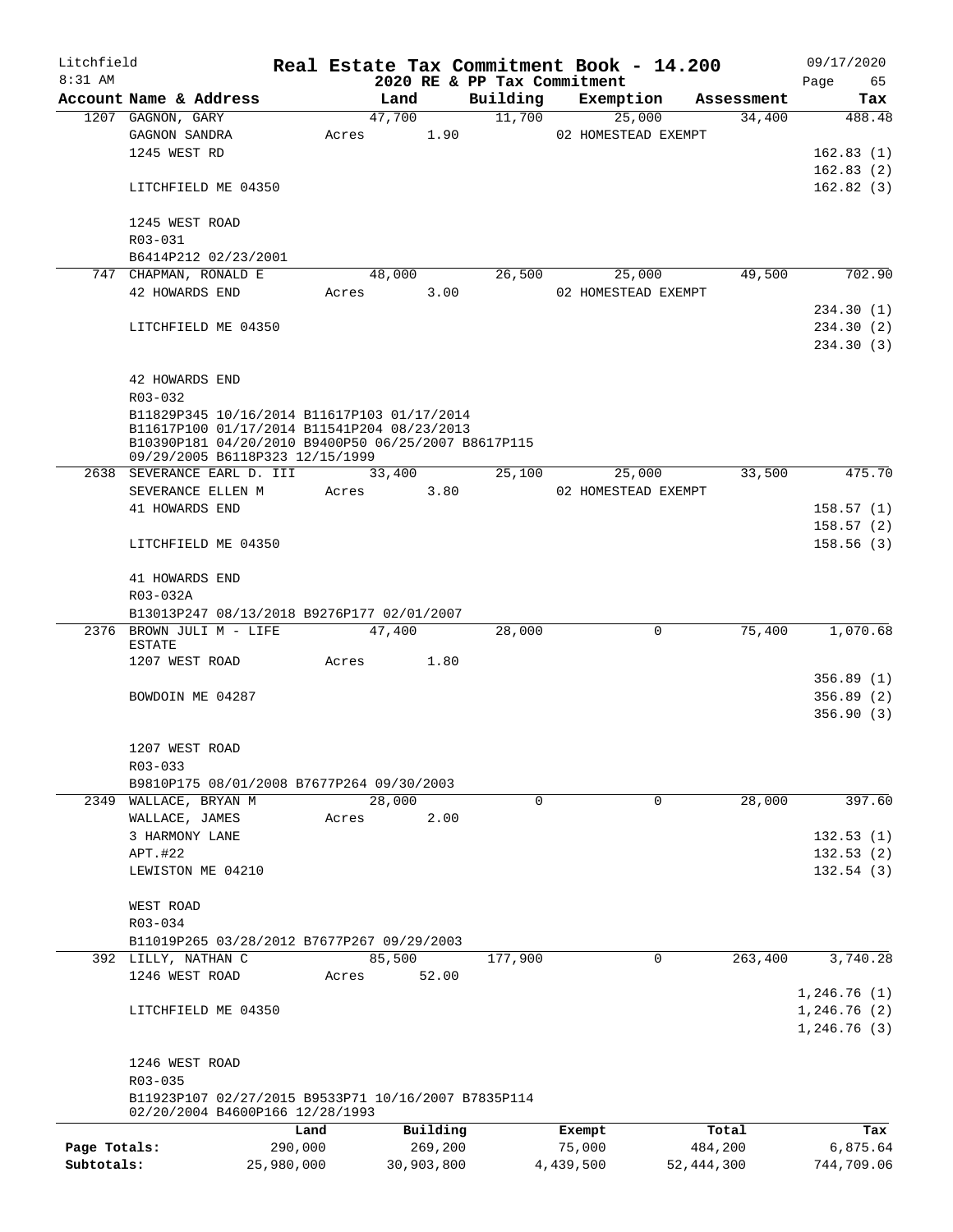Litchfield
8:31 AM

# Real Estate Tax Commitment Book - 14.200
## 2020 RE & PP Tax Commitment

09/17/2020

| Account Name & Address | Land | Building | Exemption | Assessment | Tax |
|---|---|---|---|---|---|
| 1207 GAGNON, GARY | 47,700 | 11,700 | 25,000 | 34,400 | 488.48 |
| GAGNON SANDRA | Acres 1.90 | | 02 HOMESTEAD EXEMPT | | |
| 1245 WEST RD | | | | | 162.83 (1) |
| | | | | | 162.83 (2) |
| LITCHFIELD ME 04350 | | | | | 162.82 (3) |
| 1245 WEST ROAD | | | | | |
| R03-031 | | | | | |
| B6414P212 02/23/2001 | | | | | |
| 747 CHAPMAN, RONALD E | 48,000 | 26,500 | 25,000 | 49,500 | 702.90 |
| 42 HOWARDS END | Acres 3.00 | | 02 HOMESTEAD EXEMPT | | |
| | | | | | 234.30 (1) |
| LITCHFIELD ME 04350 | | | | | 234.30 (2) |
| | | | | | 234.30 (3) |
| 42 HOWARDS END | | | | | |
| R03-032 | | | | | |
| B11829P345 10/16/2014 B11617P103 01/17/2014 B11617P100 01/17/2014 B11541P204 08/23/2013 B10390P181 04/20/2010 B9400P50 06/25/2007 B8617P115 09/29/2005 B6118P323 12/15/1999 | | | | | |
| 2638 SEVERANCE EARL D. III | 33,400 | 25,100 | 25,000 | 33,500 | 475.70 |
| SEVERANCE ELLEN M | Acres 3.80 | | 02 HOMESTEAD EXEMPT | | |
| 41 HOWARDS END | | | | | 158.57 (1) |
| | | | | | 158.57 (2) |
| LITCHFIELD ME 04350 | | | | | 158.56 (3) |
| 41 HOWARDS END | | | | | |
| R03-032A | | | | | |
| B13013P247 08/13/2018 B9276P177 02/01/2007 | | | | | |
| 2376 BROWN JULI M - LIFE ESTATE | 47,400 | 28,000 | 0 | 75,400 | 1,070.68 |
| 1207 WEST ROAD | Acres 1.80 | | | | |
| | | | | | 356.89 (1) |
| BOWDOIN ME 04287 | | | | | 356.89 (2) |
| | | | | | 356.90 (3) |
| 1207 WEST ROAD | | | | | |
| R03-033 | | | | | |
| B9810P175 08/01/2008 B7677P264 09/30/2003 | | | | | |
| 2349 WALLACE, BRYAN M | 28,000 | 0 | 0 | 28,000 | 397.60 |
| WALLACE, JAMES | Acres 2.00 | | | | |
| 3 HARMONY LANE | | | | | 132.53 (1) |
| APT.#22 | | | | | 132.53 (2) |
| LEWISTON ME 04210 | | | | | 132.54 (3) |
| WEST ROAD | | | | | |
| R03-034 | | | | | |
| B11019P265 03/28/2012 B7677P267 09/29/2003 | | | | | |
| 392 LILLY, NATHAN C | 85,500 | 177,900 | 0 | 263,400 | 3,740.28 |
| 1246 WEST ROAD | Acres 52.00 | | | | |
| | | | | | 1,246.76 (1) |
| LITCHFIELD ME 04350 | | | | | 1,246.76 (2) |
| | | | | | 1,246.76 (3) |
| 1246 WEST ROAD | | | | | |
| R03-035 | | | | | |
| B11923P107 02/27/2015 B9533P71 10/16/2007 B7835P114 02/20/2004 B4600P166 12/28/1993 | | | | | |

| | Land | Building | Exempt | Total | Tax |
|---|---|---|---|---|---|
| Page Totals: | 290,000 | 269,200 | 75,000 | 484,200 | 6,875.64 |
| Subtotals: | 25,980,000 | 30,903,800 | 4,439,500 | 52,444,300 | 744,709.06 |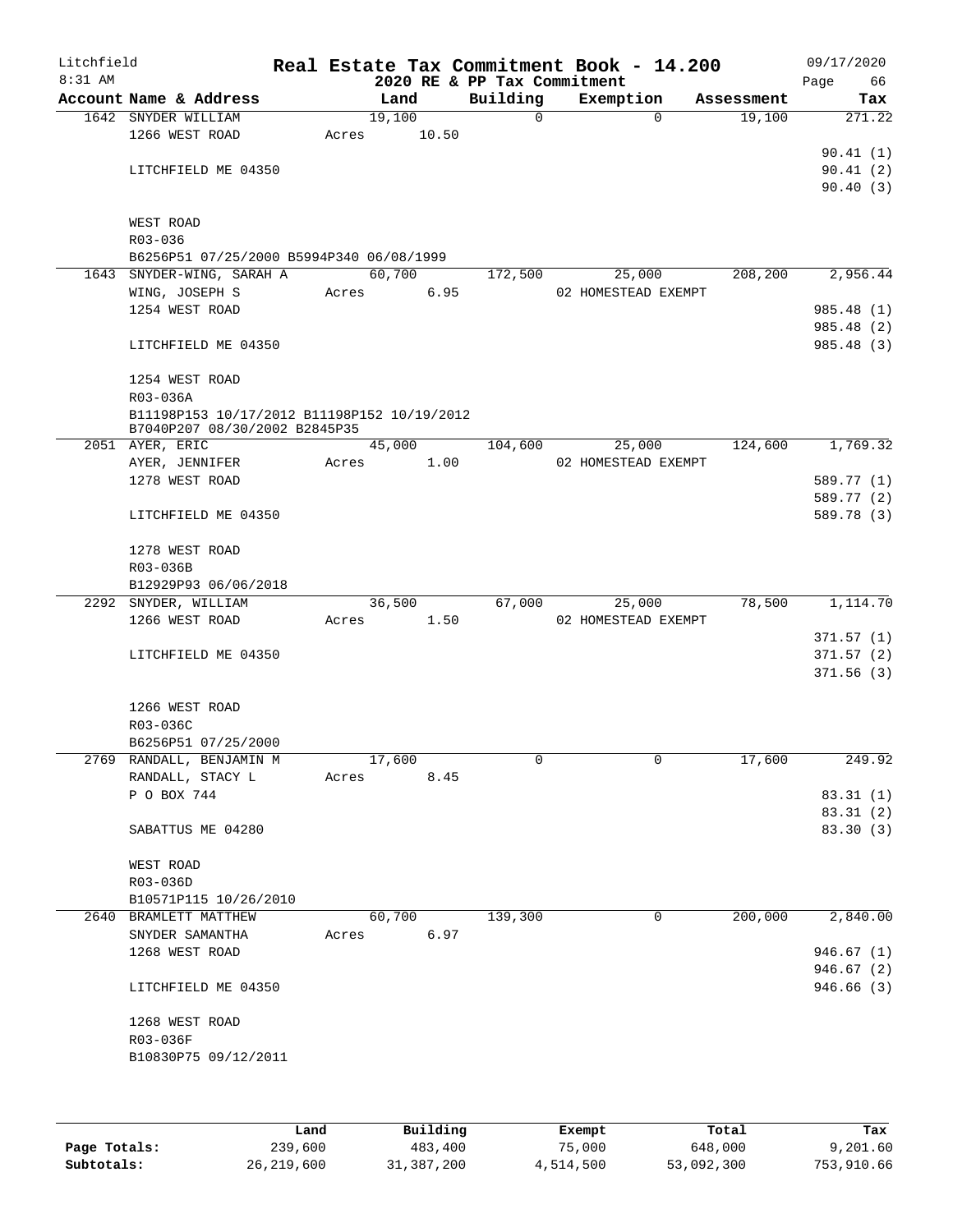Litchfield
8:31 AM

# Real Estate Tax Commitment Book - 14.200

## 2020 RE & PP Tax Commitment

09/17/2020

| Account | Name & Address | Land | Building | Exemption | Assessment | Tax |
|---|---|---|---|---|---|---|
| 1642 | SNYDER WILLIAM<br>1266 WEST ROAD<br><br>LITCHFIELD ME 04350<br><br>WEST ROAD<br>R03-036<br>B6256P51 07/25/2000 B5994P340 06/08/1999 | 19,100<br>Acres 10.50 | 0 | 0 | 19,100 | 271.22<br>90.41 (1)<br>90.41 (2)<br>90.40 (3) |
| 1643 | SNYDER-WING, SARAH A<br>WING, JOSEPH S<br>1254 WEST ROAD<br><br>LITCHFIELD ME 04350<br><br>1254 WEST ROAD<br>R03-036A<br>B11198P153 10/17/2012 B11198P152 10/19/2012<br>B7040P207 08/30/2002 B2845P35 | 60,700<br>Acres 6.95 | 172,500 | 25,000<br>02 HOMESTEAD EXEMPT | 208,200 | 2,956.44<br>985.48 (1)<br>985.48 (2)<br>985.48 (3) |
| 2051 | AYER, ERIC<br>AYER, JENNIFER<br>1278 WEST ROAD<br><br>LITCHFIELD ME 04350<br><br>1278 WEST ROAD<br>R03-036B<br>B12929P93 06/06/2018 | 45,000<br>Acres 1.00 | 104,600 | 25,000<br>02 HOMESTEAD EXEMPT | 124,600 | 1,769.32<br>589.77 (1)<br>589.77 (2)<br>589.78 (3) |
| 2292 | SNYDER, WILLIAM<br>1266 WEST ROAD<br><br>LITCHFIELD ME 04350<br><br>1266 WEST ROAD<br>R03-036C<br>B6256P51 07/25/2000 | 36,500<br>Acres 1.50 | 67,000 | 25,000<br>02 HOMESTEAD EXEMPT | 78,500 | 1,114.70<br>371.57 (1)<br>371.57 (2)<br>371.56 (3) |
| 2769 | RANDALL, BENJAMIN M<br>RANDALL, STACY L<br>P O BOX 744<br><br>SABATTUS ME 04280<br><br>WEST ROAD<br>R03-036D<br>B10571P115 10/26/2010 | 17,600<br>Acres 8.45 | 0 | 0 | 17,600 | 249.92<br>83.31 (1)<br>83.31 (2)<br>83.30 (3) |
| 2640 | BRAMLETT MATTHEW<br>SNYDER SAMANTHA<br>1268 WEST ROAD<br><br>LITCHFIELD ME 04350<br><br>1268 WEST ROAD<br>R03-036F<br>B10830P75 09/12/2011 | 60,700<br>Acres 6.97 | 139,300 | 0 | 200,000 | 2,840.00<br>946.67 (1)<br>946.67 (2)<br>946.66 (3) |

| | Land | Building | Exempt | Total | Tax |
|---|---|---|---|---|---|
| Page Totals: | 239,600 | 483,400 | 75,000 | 648,000 | 9,201.60 |
| Subtotals: | 26,219,600 | 31,387,200 | 4,514,500 | 53,092,300 | 753,910.66 |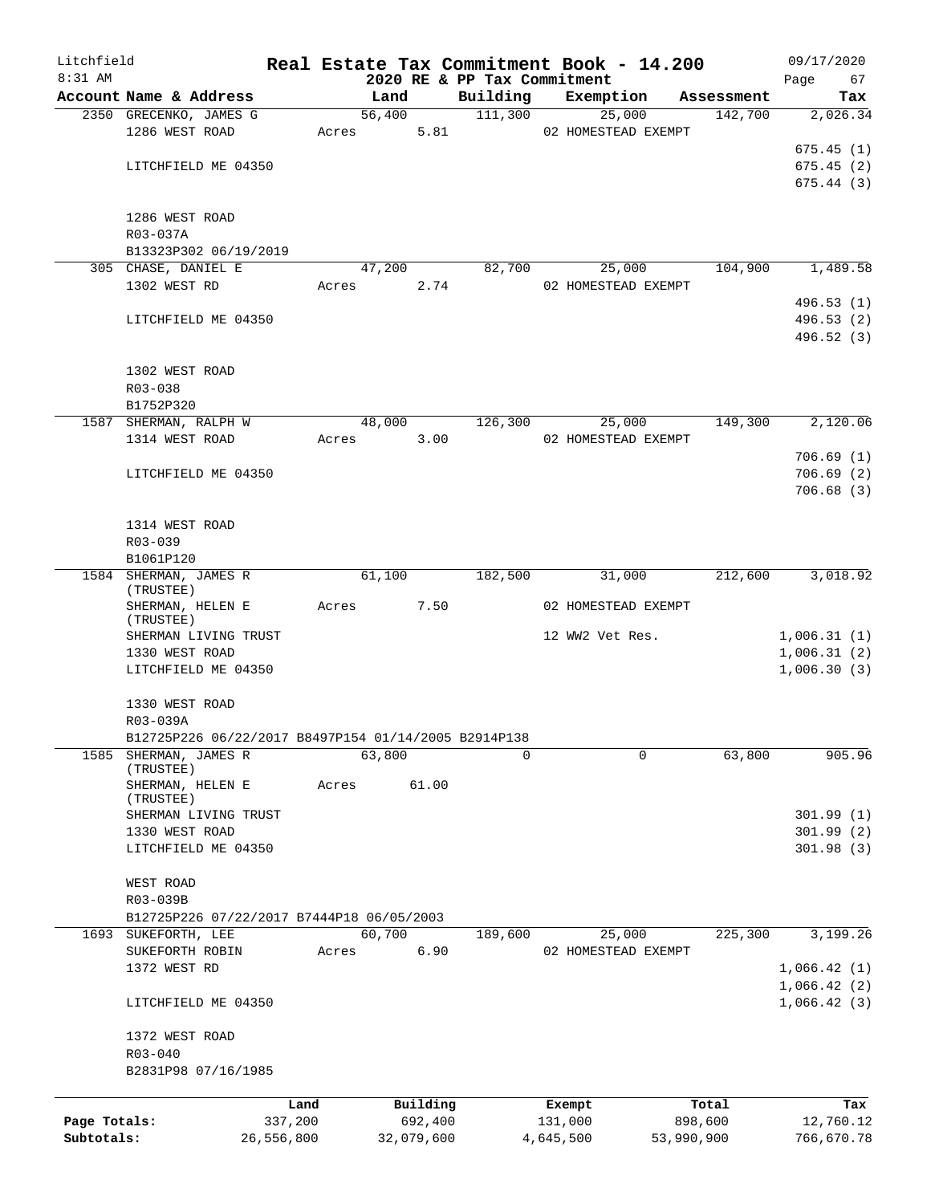Litchfield 8:31 AM

# Real Estate Tax Commitment Book - 14.200

## 2020 RE & PP Tax Commitment

09/17/2020 Page 67

| Account Name & Address | Land | Building | Exemption | Assessment | Tax |
|---|---|---|---|---|---|
| 2350 GRECENKO, JAMES G | 56,400 | 111,300 | 25,000 | 142,700 | 2,026.34 |
| 1286 WEST ROAD | Acres 5.81 | | 02 HOMESTEAD EXEMPT | | |
| | | | | | 675.45 (1) |
| LITCHFIELD ME 04350 | | | | | 675.45 (2) |
| | | | | | 675.44 (3) |
| 1286 WEST ROAD | | | | | |
| R03-037A | | | | | |
| B13323P302 06/19/2019 | | | | | |
| 305 CHASE, DANIEL E | 47,200 | 82,700 | 25,000 | 104,900 | 1,489.58 |
| 1302 WEST RD | Acres 2.74 | | 02 HOMESTEAD EXEMPT | | |
| | | | | | 496.53 (1) |
| LITCHFIELD ME 04350 | | | | | 496.53 (2) |
| | | | | | 496.52 (3) |
| 1302 WEST ROAD | | | | | |
| R03-038 | | | | | |
| B1752P320 | | | | | |
| 1587 SHERMAN, RALPH W | 48,000 | 126,300 | 25,000 | 149,300 | 2,120.06 |
| 1314 WEST ROAD | Acres 3.00 | | 02 HOMESTEAD EXEMPT | | |
| | | | | | 706.69 (1) |
| LITCHFIELD ME 04350 | | | | | 706.69 (2) |
| | | | | | 706.68 (3) |
| 1314 WEST ROAD | | | | | |
| R03-039 | | | | | |
| B1061P120 | | | | | |
| 1584 SHERMAN, JAMES R (TRUSTEE) | 61,100 | 182,500 | 31,000 | 212,600 | 3,018.92 |
| SHERMAN, HELEN E (TRUSTEE) | Acres 7.50 | | 02 HOMESTEAD EXEMPT | | |
| SHERMAN LIVING TRUST | | | 12 WW2 Vet Res. | | 1,006.31 (1) |
| 1330 WEST ROAD | | | | | 1,006.31 (2) |
| LITCHFIELD ME 04350 | | | | | 1,006.30 (3) |
| 1330 WEST ROAD | | | | | |
| R03-039A | | | | | |
| B12725P226 06/22/2017 B8497P154 01/14/2005 B2914P138 | | | | | |
| 1585 SHERMAN, JAMES R (TRUSTEE) | 63,800 | 0 | 0 | 63,800 | 905.96 |
| SHERMAN, HELEN E (TRUSTEE) | Acres 61.00 | | | | |
| SHERMAN LIVING TRUST | | | | | 301.99 (1) |
| 1330 WEST ROAD | | | | | 301.99 (2) |
| LITCHFIELD ME 04350 | | | | | 301.98 (3) |
| WEST ROAD | | | | | |
| R03-039B | | | | | |
| B12725P226 07/22/2017 B7444P18 06/05/2003 | | | | | |
| 1693 SUKEFORTH, LEE | 60,700 | 189,600 | 25,000 | 225,300 | 3,199.26 |
| SUKEFORTH ROBIN | Acres 6.90 | | 02 HOMESTEAD EXEMPT | | |
| 1372 WEST RD | | | | | 1,066.42 (1) |
| | | | | | 1,066.42 (2) |
| LITCHFIELD ME 04350 | | | | | 1,066.42 (3) |
| 1372 WEST ROAD | | | | | |
| R03-040 | | | | | |
| B2831P98 07/16/1985 | | | | | |

| | Land | Building | Exempt | Total | Tax |
|---|---|---|---|---|---|
| Page Totals: | 337,200 | 692,400 | 131,000 | 898,600 | 12,760.12 |
| Subtotals: | 26,556,800 | 32,079,600 | 4,645,500 | 53,990,900 | 766,670.78 |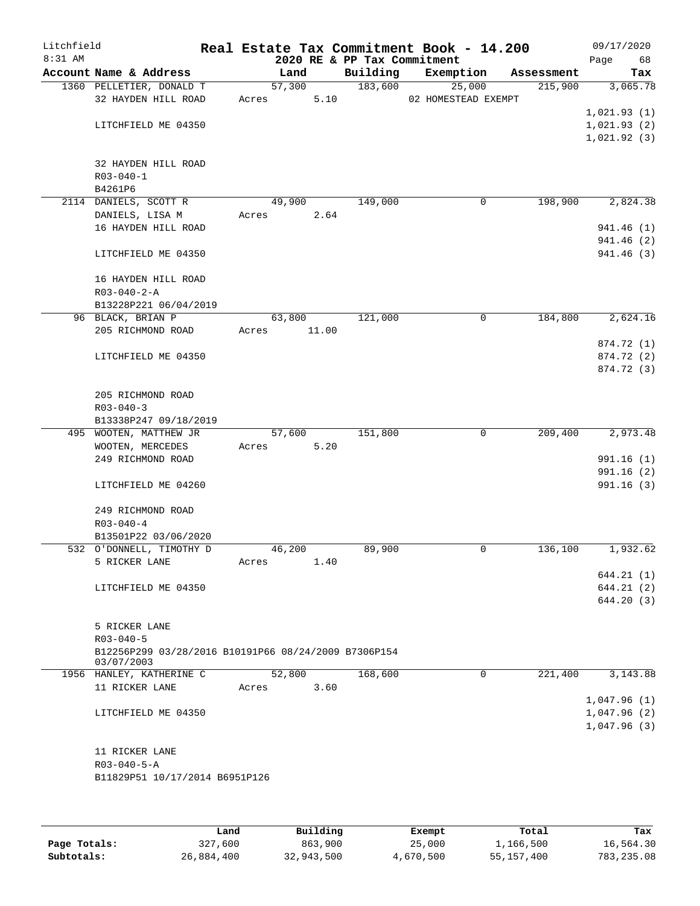Litchfield
8:31 AM

**Real Estate Tax Commitment Book - 14.200**
**2020 RE & PP Tax Commitment**

09/17/2020

| Account Name & Address | Land | Building | Exemption | Assessment | Tax |
|---|---|---|---|---|---|
| 1360 PELLETIER, DONALD T | 57,300 | 183,600 | 25,000 | 215,900 | 3,065.78 |
| 32 HAYDEN HILL ROAD | Acres 5.10 | | 02 HOMESTEAD EXEMPT | | |
| | | | | | 1,021.93 (1) |
| LITCHFIELD ME 04350 | | | | | 1,021.93 (2) |
| | | | | | 1,021.92 (3) |
| 32 HAYDEN HILL ROAD | | | | | |
| R03-040-1 | | | | | |
| B4261P6 | | | | | |
| 2114 DANIELS, SCOTT R | 49,900 | 149,000 | 0 | 198,900 | 2,824.38 |
| DANIELS, LISA M | Acres 2.64 | | | | |
| 16 HAYDEN HILL ROAD | | | | | 941.46 (1) |
| | | | | | 941.46 (2) |
| LITCHFIELD ME 04350 | | | | | 941.46 (3) |
| 16 HAYDEN HILL ROAD | | | | | |
| R03-040-2-A | | | | | |
| B13228P221 06/04/2019 | | | | | |
| 96 BLACK, BRIAN P | 63,800 | 121,000 | 0 | 184,800 | 2,624.16 |
| 205 RICHMOND ROAD | Acres 11.00 | | | | |
| | | | | | 874.72 (1) |
| LITCHFIELD ME 04350 | | | | | 874.72 (2) |
| | | | | | 874.72 (3) |
| 205 RICHMOND ROAD | | | | | |
| R03-040-3 | | | | | |
| B13338P247 09/18/2019 | | | | | |
| 495 WOOTEN, MATTHEW JR | 57,600 | 151,800 | 0 | 209,400 | 2,973.48 |
| WOOTEN, MERCEDES | Acres 5.20 | | | | |
| 249 RICHMOND ROAD | | | | | 991.16 (1) |
| | | | | | 991.16 (2) |
| LITCHFIELD ME 04260 | | | | | 991.16 (3) |
| 249 RICHMOND ROAD | | | | | |
| R03-040-4 | | | | | |
| B13501P22 03/06/2020 | | | | | |
| 532 O'DONNELL, TIMOTHY D | 46,200 | 89,900 | 0 | 136,100 | 1,932.62 |
| 5 RICKER LANE | Acres 1.40 | | | | |
| | | | | | 644.21 (1) |
| LITCHFIELD ME 04350 | | | | | 644.21 (2) |
| | | | | | 644.20 (3) |
| 5 RICKER LANE | | | | | |
| R03-040-5 | | | | | |
| B12256P299 03/28/2016 B10191P66 08/24/2009 B7306P154 03/07/2003 | | | | | |
| 1956 HANLEY, KATHERINE C | 52,800 | 168,600 | 0 | 221,400 | 3,143.88 |
| 11 RICKER LANE | Acres 3.60 | | | | |
| | | | | | 1,047.96 (1) |
| LITCHFIELD ME 04350 | | | | | 1,047.96 (2) |
| | | | | | 1,047.96 (3) |
| 11 RICKER LANE | | | | | |
| R03-040-5-A | | | | | |
| B11829P51 10/17/2014 B6951P126 | | | | | |

| | Land | Building | Exempt | Total | Tax |
|---|---|---|---|---|---|
| **Page Totals:** | 327,600 | 863,900 | 25,000 | 1,166,500 | 16,564.30 |
| **Subtotals:** | 26,884,400 | 32,943,500 | 4,670,500 | 55,157,400 | 783,235.08 |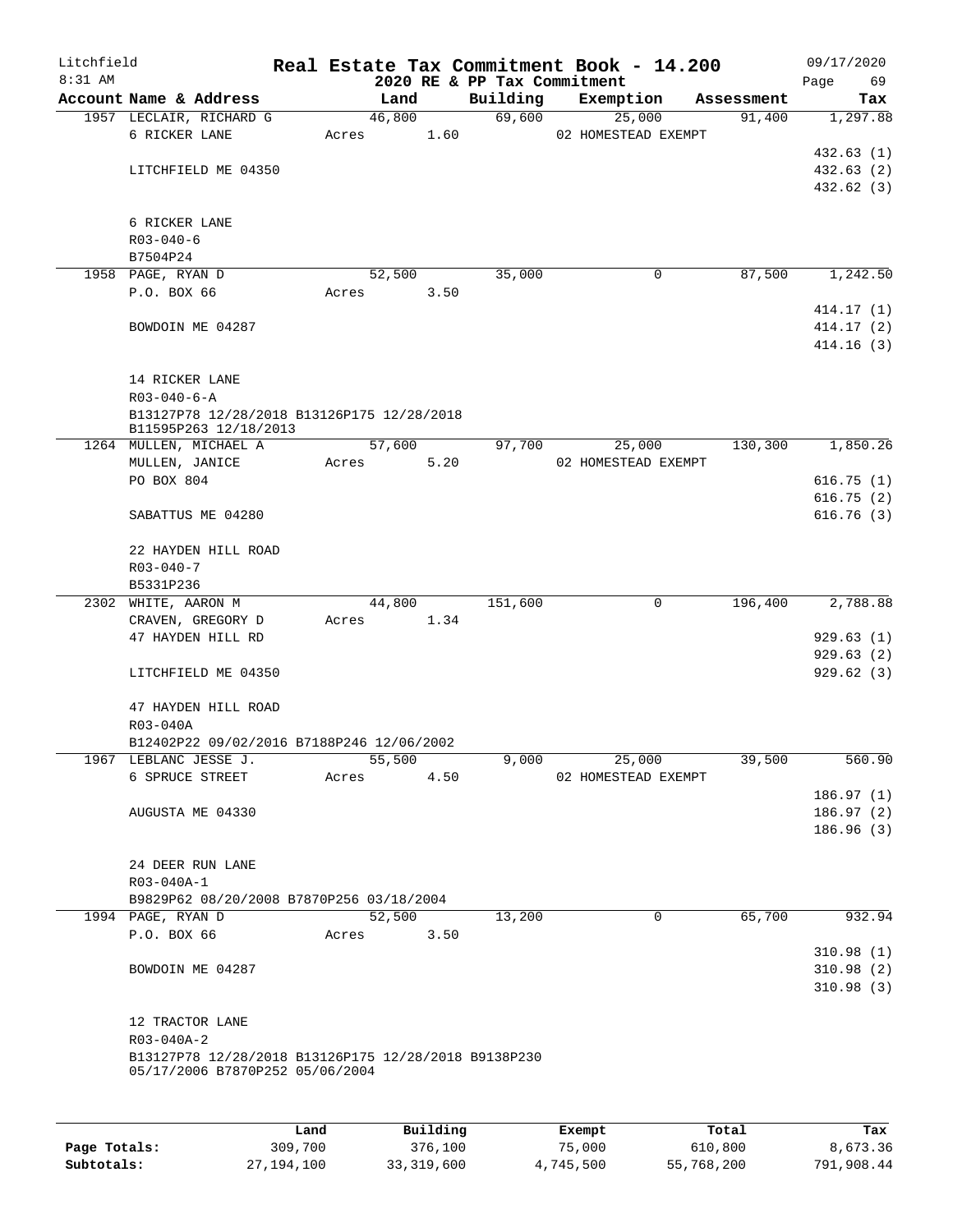Litchfield
8:31 AM

# Real Estate Tax Commitment Book - 14.200
## 2020 RE & PP Tax Commitment

09/17/2020

| Account Name & Address | Land | Building | Exemption | Assessment | Tax |
|---|---|---|---|---|---|
| 1957 LECLAIR, RICHARD G | 46,800 | 69,600 | 25,000 | 91,400 | 1,297.88 |
| 6 RICKER LANE | Acres 1.60 | | 02 HOMESTEAD EXEMPT | | |
| | | | | | 432.63 (1) |
| LITCHFIELD ME 04350 | | | | | 432.63 (2) |
| | | | | | 432.62 (3) |
| 6 RICKER LANE | | | | | |
| R03-040-6 | | | | | |
| B7504P24 | | | | | |
| 1958 PAGE, RYAN D | 52,500 | 35,000 | 0 | 87,500 | 1,242.50 |
| P.O. BOX 66 | Acres 3.50 | | | | |
| | | | | | 414.17 (1) |
| BOWDOIN ME 04287 | | | | | 414.17 (2) |
| | | | | | 414.16 (3) |
| 14 RICKER LANE | | | | | |
| R03-040-6-A | | | | | |
| B13127P78 12/28/2018 B13126P175 12/28/2018 B11595P263 12/18/2013 | | | | | |
| 1264 MULLEN, MICHAEL A | 57,600 | 97,700 | 25,000 | 130,300 | 1,850.26 |
| MULLEN, JANICE | Acres 5.20 | | 02 HOMESTEAD EXEMPT | | |
| PO BOX 804 | | | | | 616.75 (1) |
| | | | | | 616.75 (2) |
| SABATTUS ME 04280 | | | | | 616.76 (3) |
| 22 HAYDEN HILL ROAD | | | | | |
| R03-040-7 | | | | | |
| B5331P236 | | | | | |
| 2302 WHITE, AARON M | 44,800 | 151,600 | 0 | 196,400 | 2,788.88 |
| CRAVEN, GREGORY D | Acres 1.34 | | | | |
| 47 HAYDEN HILL RD | | | | | 929.63 (1) |
| | | | | | 929.63 (2) |
| LITCHFIELD ME 04350 | | | | | 929.62 (3) |
| 47 HAYDEN HILL ROAD | | | | | |
| R03-040A | | | | | |
| B12402P22 09/02/2016 B7188P246 12/06/2002 | | | | | |
| 1967 LEBLANC JESSE J. | 55,500 | 9,000 | 25,000 | 39,500 | 560.90 |
| 6 SPRUCE STREET | Acres 4.50 | | 02 HOMESTEAD EXEMPT | | |
| | | | | | 186.97 (1) |
| AUGUSTA ME 04330 | | | | | 186.97 (2) |
| | | | | | 186.96 (3) |
| 24 DEER RUN LANE | | | | | |
| R03-040A-1 | | | | | |
| B9829P62 08/20/2008 B7870P256 03/18/2004 | | | | | |
| 1994 PAGE, RYAN D | 52,500 | 13,200 | 0 | 65,700 | 932.94 |
| P.O. BOX 66 | Acres 3.50 | | | | |
| | | | | | 310.98 (1) |
| BOWDOIN ME 04287 | | | | | 310.98 (2) |
| | | | | | 310.98 (3) |
| 12 TRACTOR LANE | | | | | |
| R03-040A-2 | | | | | |
| B13127P78 12/28/2018 B13126P175 12/28/2018 B9138P230 05/17/2006 B7870P252 05/06/2004 | | | | | |

| | Land | Building | Exempt | Total | Tax |
|---|---|---|---|---|---|
| Page Totals: | 309,700 | 376,100 | 75,000 | 610,800 | 8,673.36 |
| Subtotals: | 27,194,100 | 33,319,600 | 4,745,500 | 55,768,200 | 791,908.44 |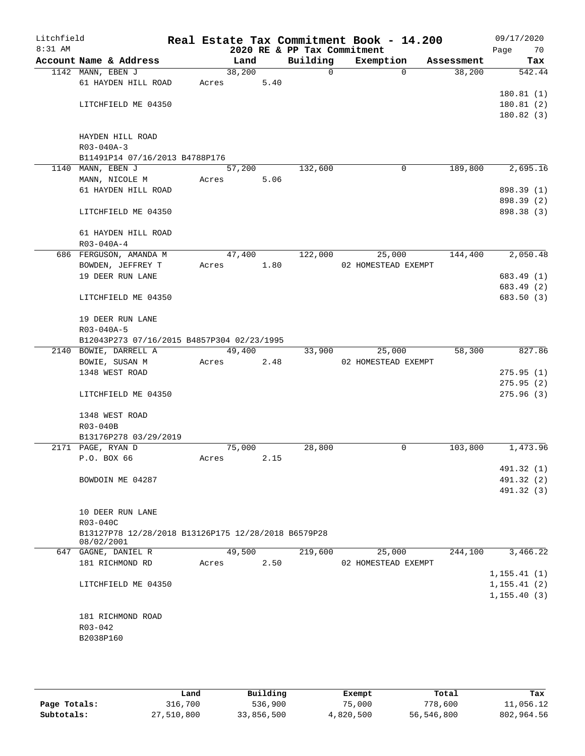Litchfield
8:31 AM

# Real Estate Tax Commitment Book - 14.200

## 2020 RE & PP Tax Commitment

09/17/2020

| Account Name & Address | Land | Building | Exemption | Assessment | Tax |
|---|---|---|---|---|---|
| 1142 MANN, EBEN J | 38,200 | 0 | 0 | 38,200 | 542.44 |
| 61 HAYDEN HILL ROAD | Acres 5.40 | | | | |
| | | | | | 180.81 (1) |
| LITCHFIELD ME 04350 | | | | | 180.81 (2) |
| | | | | | 180.82 (3) |
| HAYDEN HILL ROAD | | | | | |
| R03-040A-3 | | | | | |
| B11491P14 07/16/2013 B4788P176 | | | | | |
| 1140 MANN, EBEN J | 57,200 | 132,600 | 0 | 189,800 | 2,695.16 |
| MANN, NICOLE M | Acres 5.06 | | | | |
| 61 HAYDEN HILL ROAD | | | | | 898.39 (1) |
| | | | | | 898.39 (2) |
| LITCHFIELD ME 04350 | | | | | 898.38 (3) |
| 61 HAYDEN HILL ROAD | | | | | |
| R03-040A-4 | | | | | |
| 686 FERGUSON, AMANDA M | 47,400 | 122,000 | 25,000 | 144,400 | 2,050.48 |
| BOWDEN, JEFFREY T | Acres 1.80 | | 02 HOMESTEAD EXEMPT | | |
| 19 DEER RUN LANE | | | | | 683.49 (1) |
| | | | | | 683.49 (2) |
| LITCHFIELD ME 04350 | | | | | 683.50 (3) |
| 19 DEER RUN LANE | | | | | |
| R03-040A-5 | | | | | |
| B12043P273 07/16/2015 B4857P304 02/23/1995 | | | | | |
| 2140 BOWIE, DARRELL A | 49,400 | 33,900 | 25,000 | 58,300 | 827.86 |
| BOWIE, SUSAN M | Acres 2.48 | | 02 HOMESTEAD EXEMPT | | |
| 1348 WEST ROAD | | | | | 275.95 (1) |
| | | | | | 275.95 (2) |
| LITCHFIELD ME 04350 | | | | | 275.96 (3) |
| 1348 WEST ROAD | | | | | |
| R03-040B | | | | | |
| B13176P278 03/29/2019 | | | | | |
| 2171 PAGE, RYAN D | 75,000 | 28,800 | 0 | 103,800 | 1,473.96 |
| P.O. BOX 66 | Acres 2.15 | | | | |
| | | | | | 491.32 (1) |
| BOWDOIN ME 04287 | | | | | 491.32 (2) |
| | | | | | 491.32 (3) |
| 10 DEER RUN LANE | | | | | |
| R03-040C | | | | | |
| B13127P78 12/28/2018 B13126P175 12/28/2018 B6579P28 08/02/2001 | | | | | |
| 647 GAGNE, DANIEL R | 49,500 | 219,600 | 25,000 | 244,100 | 3,466.22 |
| 181 RICHMOND RD | Acres 2.50 | | 02 HOMESTEAD EXEMPT | | |
| | | | | | 1,155.41 (1) |
| LITCHFIELD ME 04350 | | | | | 1,155.41 (2) |
| | | | | | 1,155.40 (3) |
| 181 RICHMOND ROAD | | | | | |
| R03-042 | | | | | |
| B2038P160 | | | | | |

| | Land | Building | Exempt | Total | Tax |
|---|---|---|---|---|---|
| Page Totals: | 316,700 | 536,900 | 75,000 | 778,600 | 11,056.12 |
| Subtotals: | 27,510,800 | 33,856,500 | 4,820,500 | 56,546,800 | 802,964.56 |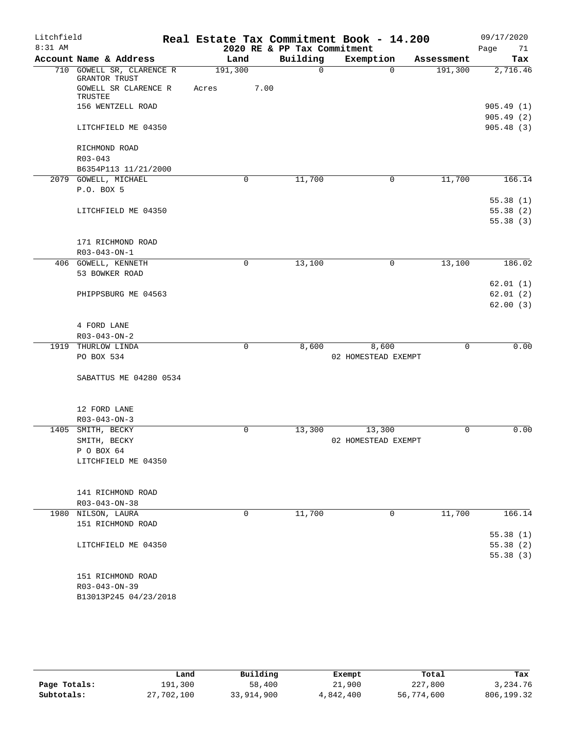# Real Estate Tax Commitment Book - 14.200

Litchfield
8:31 AM

2020 RE & PP Tax Commitment

09/17/2020

| Account Name & Address | Land | Building | Exemption | Assessment | Tax |
|---|---|---|---|---|---|
| 710 GOWELL SR, CLARENCE R GRANTOR TRUST | 191,300 | 0 | 0 | 191,300 | 2,716.46 |
| GOWELL SR CLARENCE R TRUSTEE | Acres 7.00 | | | | |
| 156 WENTZELL ROAD | | | | | 905.49 (1) |
| | | | | | 905.49 (2) |
| LITCHFIELD ME 04350 | | | | | 905.48 (3) |
| RICHMOND ROAD | | | | | |
| R03-043 | | | | | |
| B6354P113 11/21/2000 | | | | | |
| 2079 GOWELL, MICHAEL | 0 | 11,700 | 0 | 11,700 | 166.14 |
| P.O. BOX 5 | | | | | |
| | | | | | 55.38 (1) |
| LITCHFIELD ME 04350 | | | | | 55.38 (2) |
| | | | | | 55.38 (3) |
| 171 RICHMOND ROAD | | | | | |
| R03-043-ON-1 | | | | | |
| 406 GOWELL, KENNETH | 0 | 13,100 | 0 | 13,100 | 186.02 |
| 53 BOWKER ROAD | | | | | |
| | | | | | 62.01 (1) |
| PHIPPSBURG ME 04563 | | | | | 62.01 (2) |
| | | | | | 62.00 (3) |
| 4 FORD LANE | | | | | |
| R03-043-ON-2 | | | | | |
| 1919 THURLOW LINDA | 0 | 8,600 | 8,600 | 0 | 0.00 |
| PO BOX 534 | | | 02 HOMESTEAD EXEMPT | | |
| SABATTUS ME 04280 0534 | | | | | |
| 12 FORD LANE | | | | | |
| R03-043-ON-3 | | | | | |
| 1405 SMITH, BECKY | 0 | 13,300 | 13,300 | 0 | 0.00 |
| SMITH, BECKY | | | 02 HOMESTEAD EXEMPT | | |
| P O BOX 64 | | | | | |
| LITCHFIELD ME 04350 | | | | | |
| 141 RICHMOND ROAD | | | | | |
| R03-043-ON-38 | | | | | |
| 1980 NILSON, LAURA | 0 | 11,700 | 0 | 11,700 | 166.14 |
| 151 RICHMOND ROAD | | | | | |
| | | | | | 55.38 (1) |
| LITCHFIELD ME 04350 | | | | | 55.38 (2) |
| | | | | | 55.38 (3) |
| 151 RICHMOND ROAD | | | | | |
| R03-043-ON-39 | | | | | |
| B13013P245 04/23/2018 | | | | | |

| | Land | Building | Exempt | Total | Tax |
|---|---|---|---|---|---|
| Page Totals: | 191,300 | 58,400 | 21,900 | 227,800 | 3,234.76 |
| Subtotals: | 27,702,100 | 33,914,900 | 4,842,400 | 56,774,600 | 806,199.32 |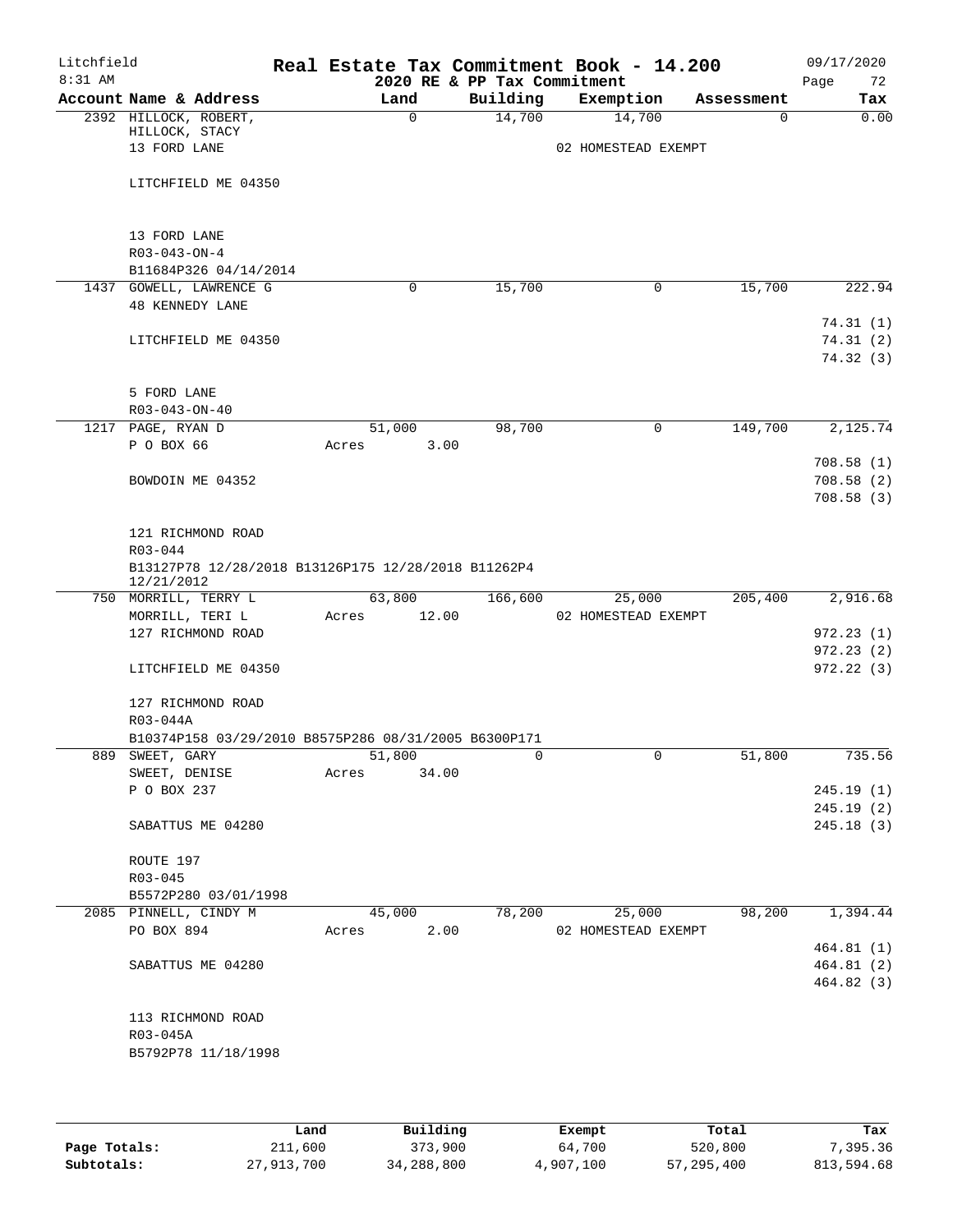# Real Estate Tax Commitment Book - 14.200

Litchfield
8:31 AM

2020 RE & PP Tax Commitment

09/17/2020

| Account Name & Address | Land | Building | Exemption | Assessment | Tax |
|---|---|---|---|---|---|
| 2392 HILLOCK, ROBERT, | 0 | 14,700 | 14,700 | 0 | 0.00 |
| HILLOCK, STACY | | | | | |
| 13 FORD LANE | | | 02 HOMESTEAD EXEMPT | | |
| LITCHFIELD ME 04350 | | | | | |
| 13 FORD LANE | | | | | |
| R03-043-ON-4 | | | | | |
| B11684P326 04/14/2014 | | | | | |
| 1437 GOWELL, LAWRENCE G | 0 | 15,700 | 0 | 15,700 | 222.94 |
| 48 KENNEDY LANE | | | | | 74.31 (1) |
| LITCHFIELD ME 04350 | | | | | 74.31 (2) |
| | | | | | 74.32 (3) |
| 5 FORD LANE | | | | | |
| R03-043-ON-40 | | | | | |
| 1217 PAGE, RYAN D | 51,000 | 98,700 | 0 | 149,700 | 2,125.74 |
| P O BOX 66 | Acres 3.00 | | | | 708.58 (1) |
| BOWDOIN ME 04352 | | | | | 708.58 (2) |
| | | | | | 708.58 (3) |
| 121 RICHMOND ROAD | | | | | |
| R03-044 | | | | | |
| B13127P78 12/28/2018 B13126P175 12/28/2018 B11262P4 12/21/2012 | | | | | |
| 750 MORRILL, TERRY L | 63,800 | 166,600 | 25,000 | 205,400 | 2,916.68 |
| MORRILL, TERI L | Acres 12.00 | | 02 HOMESTEAD EXEMPT | | |
| 127 RICHMOND ROAD | | | | | 972.23 (1) |
| | | | | | 972.23 (2) |
| LITCHFIELD ME 04350 | | | | | 972.22 (3) |
| 127 RICHMOND ROAD | | | | | |
| R03-044A | | | | | |
| B10374P158 03/29/2010 B8575P286 08/31/2005 B6300P171 | | | | | |
| 889 SWEET, GARY | 51,800 | 0 | 0 | 51,800 | 735.56 |
| SWEET, DENISE | Acres 34.00 | | | | |
| P O BOX 237 | | | | | 245.19 (1) |
| | | | | | 245.19 (2) |
| SABATTUS ME 04280 | | | | | 245.18 (3) |
| ROUTE 197 | | | | | |
| R03-045 | | | | | |
| B5572P280 03/01/1998 | | | | | |
| 2085 PINNELL, CINDY M | 45,000 | 78,200 | 25,000 | 98,200 | 1,394.44 |
| PO BOX 894 | Acres 2.00 | | 02 HOMESTEAD EXEMPT | | |
| | | | | | 464.81 (1) |
| SABATTUS ME 04280 | | | | | 464.81 (2) |
| | | | | | 464.82 (3) |
| 113 RICHMOND ROAD | | | | | |
| R03-045A | | | | | |
| B5792P78 11/18/1998 | | | | | |

| | Land | Building | Exempt | Total | Tax |
|---|---|---|---|---|---|
| Page Totals: | 211,600 | 373,900 | 64,700 | 520,800 | 7,395.36 |
| Subtotals: | 27,913,700 | 34,288,800 | 4,907,100 | 57,295,400 | 813,594.68 |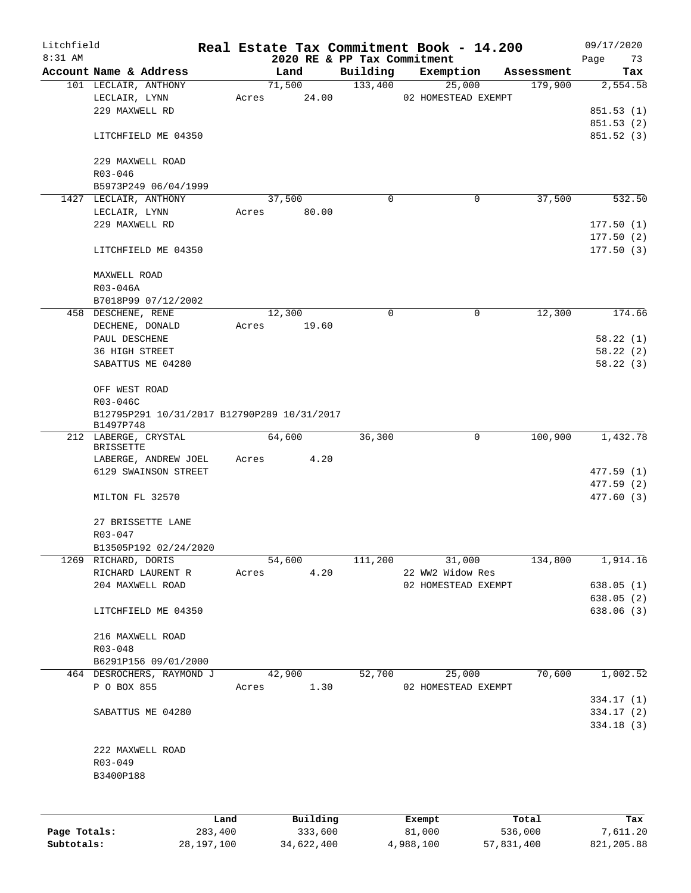Litchfield
8:31 AM

# Real Estate Tax Commitment Book - 14.200
## 2020 RE & PP Tax Commitment

09/17/2020
Page 73

| Account Name & Address | Land | Building | Exemption | Assessment | Tax |
|---|---|---|---|---|---|
| 101 LECLAIR, ANTHONY | 71,500 | 133,400 | 25,000 | 179,900 | 2,554.58 |
| LECLAIR, LYNN | Acres 24.00 | | 02 HOMESTEAD EXEMPT | | |
| 229 MAXWELL RD | | | | | 851.53 (1) |
| | | | | | 851.53 (2) |
| LITCHFIELD ME 04350 | | | | | 851.52 (3) |
| 229 MAXWELL ROAD | | | | | |
| R03-046 | | | | | |
| B5973P249 06/04/1999 | | | | | |
| 1427 LECLAIR, ANTHONY | 37,500 | 0 | 0 | 37,500 | 532.50 |
| LECLAIR, LYNN | Acres 80.00 | | | | |
| 229 MAXWELL RD | | | | | 177.50 (1) |
| | | | | | 177.50 (2) |
| LITCHFIELD ME 04350 | | | | | 177.50 (3) |
| MAXWELL ROAD | | | | | |
| R03-046A | | | | | |
| B7018P99 07/12/2002 | | | | | |
| 458 DESCHENE, RENE | 12,300 | 0 | 0 | 12,300 | 174.66 |
| DECHENE, DONALD | Acres 19.60 | | | | |
| PAUL DESCHENE | | | | | 58.22 (1) |
| 36 HIGH STREET | | | | | 58.22 (2) |
| SABATTUS ME 04280 | | | | | 58.22 (3) |
| OFF WEST ROAD | | | | | |
| R03-046C | | | | | |
| B12795P291 10/31/2017 B12790P289 10/31/2017 B1497P748 | | | | | |
| 212 LABERGE, CRYSTAL BRISSETTE | 64,600 | 36,300 | 0 | 100,900 | 1,432.78 |
| LABERGE, ANDREW JOEL | Acres 4.20 | | | | |
| 6129 SWAINSON STREET | | | | | 477.59 (1) |
| | | | | | 477.59 (2) |
| MILTON FL 32570 | | | | | 477.60 (3) |
| 27 BRISSETTE LANE | | | | | |
| R03-047 | | | | | |
| B13505P192 02/24/2020 | | | | | |
| 1269 RICHARD, DORIS | 54,600 | 111,200 | 31,000 | 134,800 | 1,914.16 |
| RICHARD LAURENT R | Acres 4.20 | | 22 WW2 Widow Res | | |
| 204 MAXWELL ROAD | | | 02 HOMESTEAD EXEMPT | | 638.05 (1) |
| | | | | | 638.05 (2) |
| LITCHFIELD ME 04350 | | | | | 638.06 (3) |
| 216 MAXWELL ROAD | | | | | |
| R03-048 | | | | | |
| B6291P156 09/01/2000 | | | | | |
| 464 DESROCHERS, RAYMOND J | 42,900 | 52,700 | 25,000 | 70,600 | 1,002.52 |
| P O BOX 855 | Acres 1.30 | | 02 HOMESTEAD EXEMPT | | |
| | | | | | 334.17 (1) |
| SABATTUS ME 04280 | | | | | 334.17 (2) |
| | | | | | 334.18 (3) |
| 222 MAXWELL ROAD | | | | | |
| R03-049 | | | | | |
| B3400P188 | | | | | |

| | Land | Building | Exempt | Total | Tax |
|---|---|---|---|---|---|
| Page Totals: | 283,400 | 333,600 | 81,000 | 536,000 | 7,611.20 |
| Subtotals: | 28,197,100 | 34,622,400 | 4,988,100 | 57,831,400 | 821,205.88 |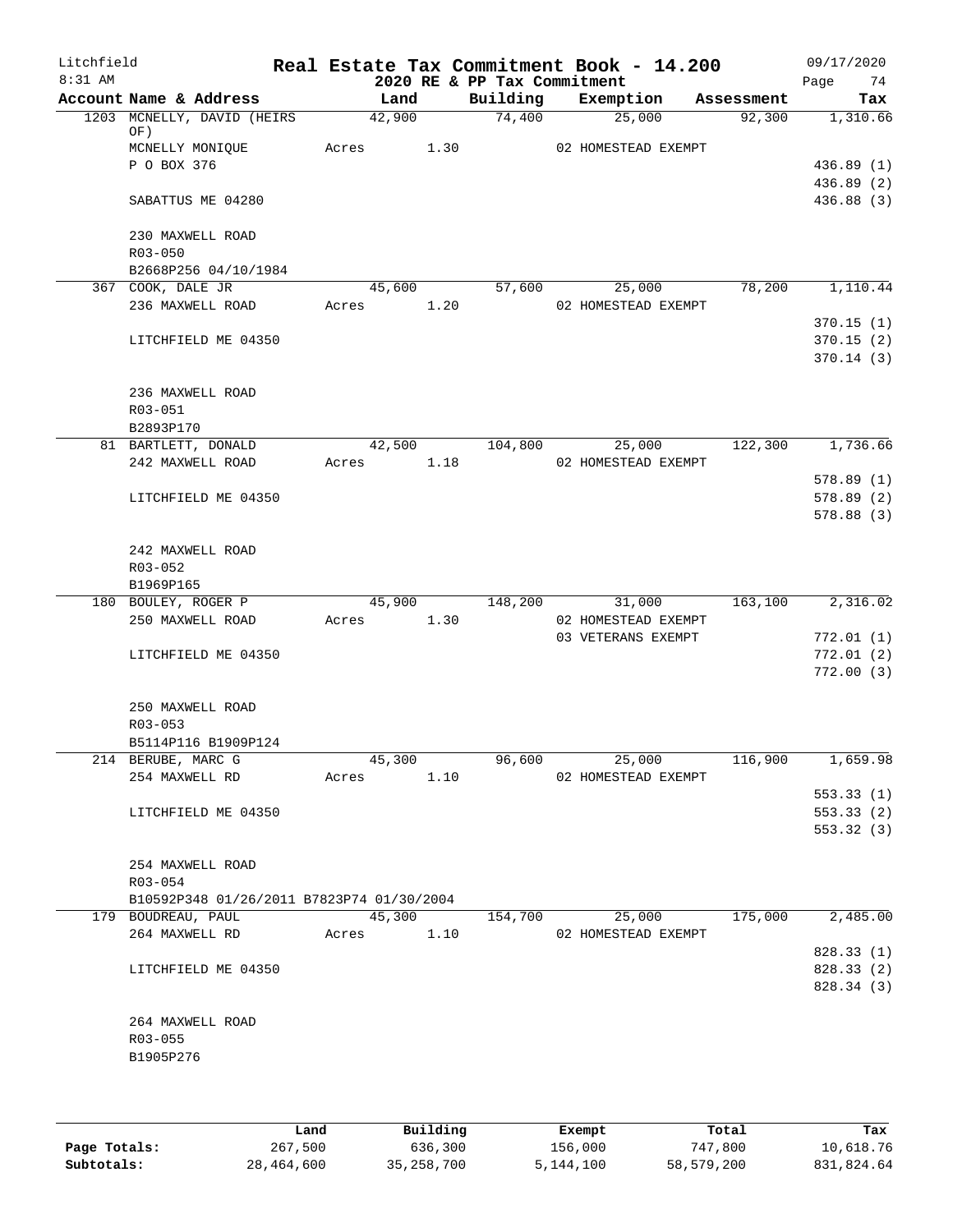# Real Estate Tax Commitment Book - 14.200

Litchfield
8:31 AM

2020 RE & PP Tax Commitment

09/17/2020

| Account Name & Address | Land | Building | Exemption | Assessment | Tax |
|---|---|---|---|---|---|
| 1203 MCNELLY, DAVID (HEIRS OF) | 42,900 | 74,400 | 25,000 | 92,300 | 1,310.66 |
| MCNELLY MONIQUE | Acres 1.30 | | 02 HOMESTEAD EXEMPT | | |
| P O BOX 376 | | | | | 436.89 (1) |
| | | | | | 436.89 (2) |
| SABATTUS ME 04280 | | | | | 436.88 (3) |
| 230 MAXWELL ROAD | | | | | |
| R03-050 | | | | | |
| B2668P256 04/10/1984 | | | | | |
| 367 COOK, DALE JR | 45,600 | 57,600 | 25,000 | 78,200 | 1,110.44 |
| 236 MAXWELL ROAD | Acres 1.20 | | 02 HOMESTEAD EXEMPT | | |
| | | | | | 370.15 (1) |
| LITCHFIELD ME 04350 | | | | | 370.15 (2) |
| | | | | | 370.14 (3) |
| 236 MAXWELL ROAD | | | | | |
| R03-051 | | | | | |
| B2893P170 | | | | | |
| 81 BARTLETT, DONALD | 42,500 | 104,800 | 25,000 | 122,300 | 1,736.66 |
| 242 MAXWELL ROAD | Acres 1.18 | | 02 HOMESTEAD EXEMPT | | |
| | | | | | 578.89 (1) |
| LITCHFIELD ME 04350 | | | | | 578.89 (2) |
| | | | | | 578.88 (3) |
| 242 MAXWELL ROAD | | | | | |
| R03-052 | | | | | |
| B1969P165 | | | | | |
| 180 BOULEY, ROGER P | 45,900 | 148,200 | 31,000 | 163,100 | 2,316.02 |
| 250 MAXWELL ROAD | Acres 1.30 | | 02 HOMESTEAD EXEMPT | | |
| | | | 03 VETERANS EXEMPT | | 772.01 (1) |
| LITCHFIELD ME 04350 | | | | | 772.01 (2) |
| | | | | | 772.00 (3) |
| 250 MAXWELL ROAD | | | | | |
| R03-053 | | | | | |
| B5114P116 B1909P124 | | | | | |
| 214 BERUBE, MARC G | 45,300 | 96,600 | 25,000 | 116,900 | 1,659.98 |
| 254 MAXWELL RD | Acres 1.10 | | 02 HOMESTEAD EXEMPT | | |
| | | | | | 553.33 (1) |
| LITCHFIELD ME 04350 | | | | | 553.33 (2) |
| | | | | | 553.32 (3) |
| 254 MAXWELL ROAD | | | | | |
| R03-054 | | | | | |
| B10592P348 01/26/2011 B7823P74 01/30/2004 | | | | | |
| 179 BOUDREAU, PAUL | 45,300 | 154,700 | 25,000 | 175,000 | 2,485.00 |
| 264 MAXWELL RD | Acres 1.10 | | 02 HOMESTEAD EXEMPT | | |
| | | | | | 828.33 (1) |
| LITCHFIELD ME 04350 | | | | | 828.33 (2) |
| | | | | | 828.34 (3) |
| 264 MAXWELL ROAD | | | | | |
| R03-055 | | | | | |
| B1905P276 | | | | | |

| | Land | Building | Exempt | Total | Tax |
|---|---|---|---|---|---|
| Page Totals: | 267,500 | 636,300 | 156,000 | 747,800 | 10,618.76 |
| Subtotals: | 28,464,600 | 35,258,700 | 5,144,100 | 58,579,200 | 831,824.64 |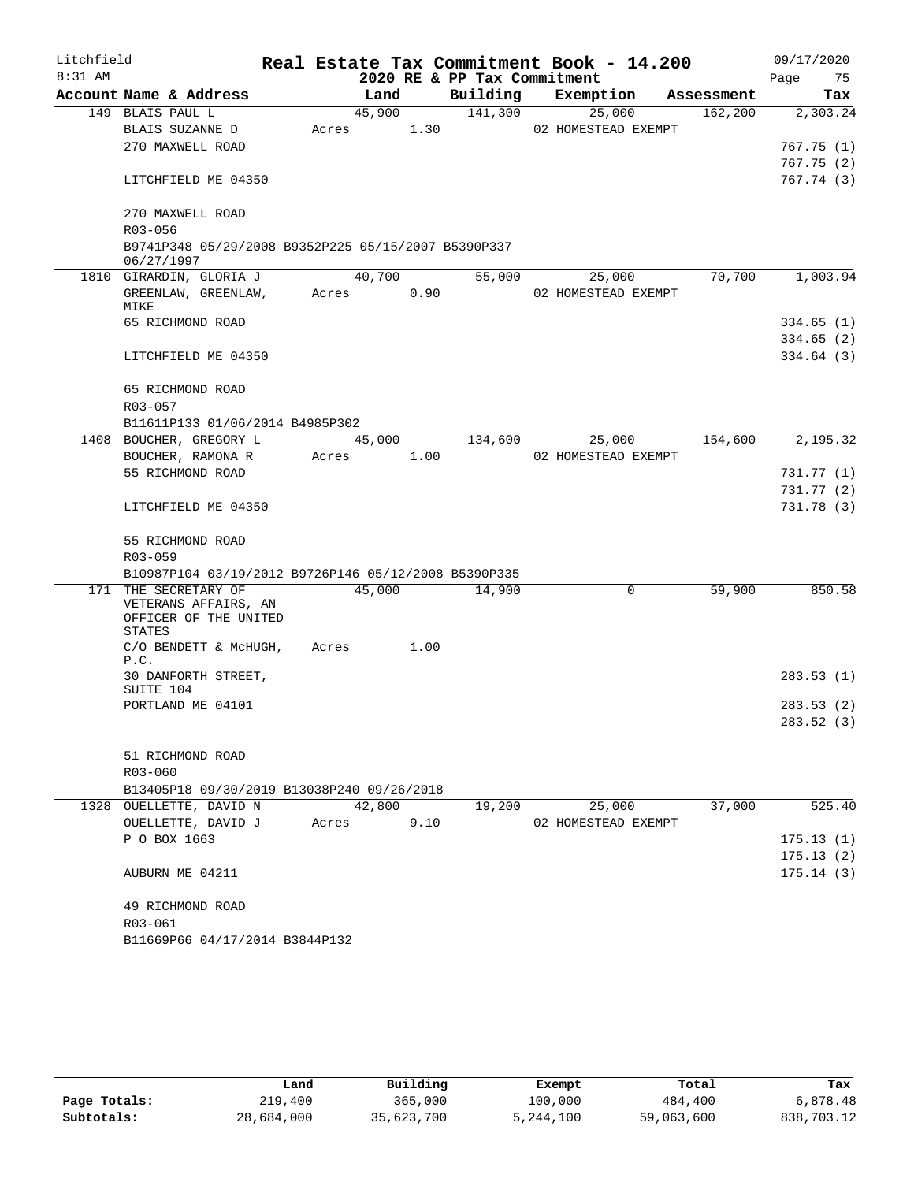Litchfield
8:31 AM

# Real Estate Tax Commitment Book - 14.200

2020 RE & PP Tax Commitment

09/17/2020

| Account Name & Address | Land | Building | Exemption | Assessment | Tax |
|---|---|---|---|---|---|
| 149 BLAIS PAUL L | 45,900 | 141,300 | 25,000 | 162,200 | 2,303.24 |
| BLAIS SUZANNE D | Acres 1.30 | | 02 HOMESTEAD EXEMPT | | |
| 270 MAXWELL ROAD | | | | | 767.75 (1) |
| | | | | | 767.75 (2) |
| LITCHFIELD ME 04350 | | | | | 767.74 (3) |
| 270 MAXWELL ROAD | | | | | |
| R03-056 | | | | | |
| B9741P348 05/29/2008 B9352P225 05/15/2007 B5390P337 06/27/1997 | | | | | |
| 1810 GIRARDIN, GLORIA J | 40,700 | 55,000 | 25,000 | 70,700 | 1,003.94 |
| GREENLAW, GREENLAW, MIKE | Acres 0.90 | | 02 HOMESTEAD EXEMPT | | |
| 65 RICHMOND ROAD | | | | | 334.65 (1) |
| | | | | | 334.65 (2) |
| LITCHFIELD ME 04350 | | | | | 334.64 (3) |
| 65 RICHMOND ROAD | | | | | |
| R03-057 | | | | | |
| B11611P133 01/06/2014 B4985P302 | | | | | |
| 1408 BOUCHER, GREGORY L | 45,000 | 134,600 | 25,000 | 154,600 | 2,195.32 |
| BOUCHER, RAMONA R | Acres 1.00 | | 02 HOMESTEAD EXEMPT | | |
| 55 RICHMOND ROAD | | | | | 731.77 (1) |
| | | | | | 731.77 (2) |
| LITCHFIELD ME 04350 | | | | | 731.78 (3) |
| 55 RICHMOND ROAD | | | | | |
| R03-059 | | | | | |
| B10987P104 03/19/2012 B9726P146 05/12/2008 B5390P335 | | | | | |
| 171 THE SECRETARY OF VETERANS AFFAIRS, AN OFFICER OF THE UNITED STATES | 45,000 | 14,900 | 0 | 59,900 | 850.58 |
| C/O BENDETT & McHUGH, P.C. | Acres 1.00 | | | | |
| 30 DANFORTH STREET, SUITE 104 | | | | | 283.53 (1) |
| PORTLAND ME 04101 | | | | | 283.53 (2) |
| | | | | | 283.52 (3) |
| 51 RICHMOND ROAD | | | | | |
| R03-060 | | | | | |
| B13405P18 09/30/2019 B13038P240 09/26/2018 | | | | | |
| 1328 OUELLETTE, DAVID N | 42,800 | 19,200 | 25,000 | 37,000 | 525.40 |
| OUELLETTE, DAVID J | Acres 9.10 | | 02 HOMESTEAD EXEMPT | | |
| P O BOX 1663 | | | | | 175.13 (1) |
| | | | | | 175.13 (2) |
| AUBURN ME 04211 | | | | | 175.14 (3) |
| 49 RICHMOND ROAD | | | | | |
| R03-061 | | | | | |
| B11669P66 04/17/2014 B3844P132 | | | | | |

| | Land | Building | Exempt | Total | Tax |
|---|---|---|---|---|---|
| Page Totals: | 219,400 | 365,000 | 100,000 | 484,400 | 6,878.48 |
| Subtotals: | 28,684,000 | 35,623,700 | 5,244,100 | 59,063,600 | 838,703.12 |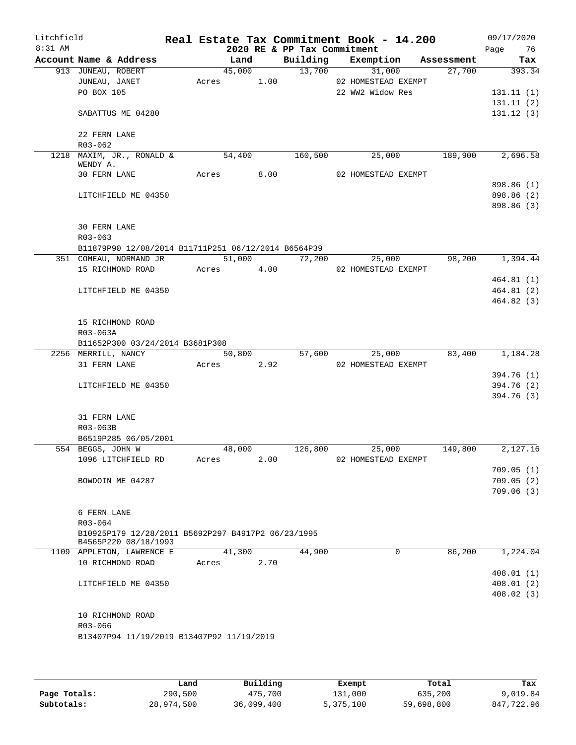# Real Estate Tax Commitment Book - 14.200

Litchfield
8:31 AM

2020 RE & PP Tax Commitment

09/17/2020

| Account Name & Address | Land | Building | Exemption | Assessment | Tax |
|---|---|---|---|---|---|
| 913 JUNEAU, ROBERT | 45,000 | 13,700 | 31,000 | 27,700 | 393.34 |
| JUNEAU, JANET | Acres 1.00 | | 02 HOMESTEAD EXEMPT | | |
| PO BOX 105 | | | 22 WW2 Widow Res | | 131.11 (1) |
| | | | | | 131.11 (2) |
| SABATTUS ME 04280 | | | | | 131.12 (3) |
| 22 FERN LANE | | | | | |
| R03-062 | | | | | |
| 1218 MAXIM, JR., RONALD & WENDY A. | 54,400 | 160,500 | 25,000 | 189,900 | 2,696.58 |
| 30 FERN LANE | Acres 8.00 | | 02 HOMESTEAD EXEMPT | | |
| | | | | | 898.86 (1) |
| LITCHFIELD ME 04350 | | | | | 898.86 (2) |
| | | | | | 898.86 (3) |
| 30 FERN LANE | | | | | |
| R03-063 | | | | | |
| B11879P90 12/08/2014 B11711P251 06/12/2014 B6564P39 | | | | | |
| 351 COMEAU, NORMAND JR | 51,000 | 72,200 | 25,000 | 98,200 | 1,394.44 |
| 15 RICHMOND ROAD | Acres 4.00 | | 02 HOMESTEAD EXEMPT | | |
| | | | | | 464.81 (1) |
| LITCHFIELD ME 04350 | | | | | 464.81 (2) |
| | | | | | 464.82 (3) |
| 15 RICHMOND ROAD | | | | | |
| R03-063A | | | | | |
| B11652P300 03/24/2014 B3681P308 | | | | | |
| 2256 MERRILL, NANCY | 50,800 | 57,600 | 25,000 | 83,400 | 1,184.28 |
| 31 FERN LANE | Acres 2.92 | | 02 HOMESTEAD EXEMPT | | |
| | | | | | 394.76 (1) |
| LITCHFIELD ME 04350 | | | | | 394.76 (2) |
| | | | | | 394.76 (3) |
| 31 FERN LANE | | | | | |
| R03-063B | | | | | |
| B6519P285 06/05/2001 | | | | | |
| 554 BEGGS, JOHN W | 48,000 | 126,800 | 25,000 | 149,800 | 2,127.16 |
| 1096 LITCHFIELD RD | Acres 2.00 | | 02 HOMESTEAD EXEMPT | | |
| | | | | | 709.05 (1) |
| BOWDOIN ME 04287 | | | | | 709.05 (2) |
| | | | | | 709.06 (3) |
| 6 FERN LANE | | | | | |
| R03-064 | | | | | |
| B10925P179 12/28/2011 B5692P297 B4917P2 06/23/1995 B4565P220 08/18/1993 | | | | | |
| 1109 APPLETON, LAWRENCE E | 41,300 | 44,900 | 0 | 86,200 | 1,224.04 |
| 10 RICHMOND ROAD | Acres 2.70 | | | | |
| | | | | | 408.01 (1) |
| LITCHFIELD ME 04350 | | | | | 408.01 (2) |
| | | | | | 408.02 (3) |
| 10 RICHMOND ROAD | | | | | |
| R03-066 | | | | | |
| B13407P94 11/19/2019 B13407P92 11/19/2019 | | | | | |

| | Land | Building | Exempt | Total | Tax |
|---|---|---|---|---|---|
| Page Totals: | 290,500 | 475,700 | 131,000 | 635,200 | 9,019.84 |
| Subtotals: | 28,974,500 | 36,099,400 | 5,375,100 | 59,698,800 | 847,722.96 |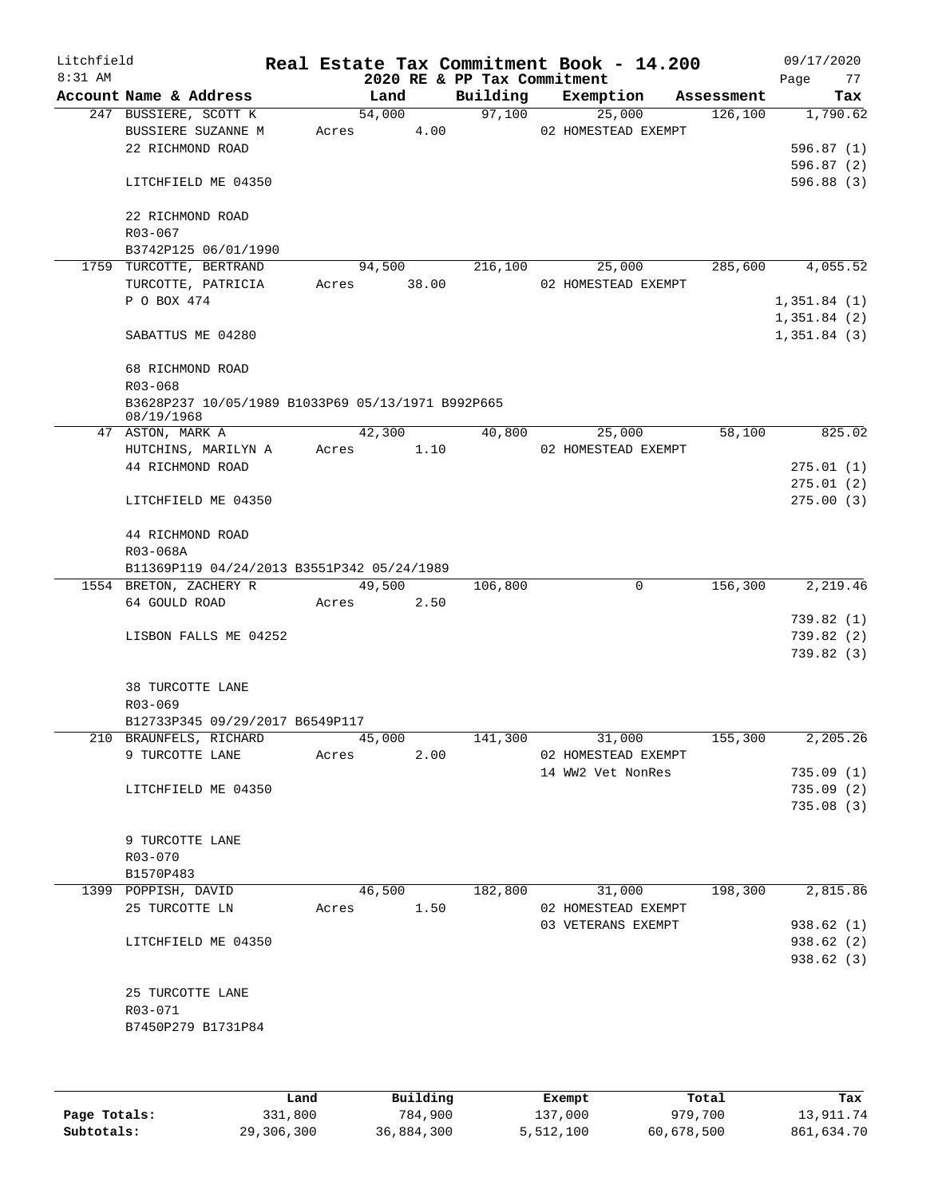Litchfield
8:31 AM

# Real Estate Tax Commitment Book - 14.200

## 2020 RE & PP Tax Commitment

09/17/2020

| Account Name & Address | Land | Building | Exemption | Assessment | Tax |
|---|---|---|---|---|---|
| 247 BUSSIERE, SCOTT K | 54,000 | 97,100 | 25,000 | 126,100 | 1,790.62 |
| BUSSIERE SUZANNE M | Acres 4.00 | | 02 HOMESTEAD EXEMPT | | |
| 22 RICHMOND ROAD | | | | | 596.87 (1) |
| | | | | | 596.87 (2) |
| LITCHFIELD ME 04350 | | | | | 596.88 (3) |
| 22 RICHMOND ROAD | | | | | |
| R03-067 | | | | | |
| B3742P125 06/01/1990 | | | | | |
| 1759 TURCOTTE, BERTRAND | 94,500 | 216,100 | 25,000 | 285,600 | 4,055.52 |
| TURCOTTE, PATRICIA | Acres 38.00 | | 02 HOMESTEAD EXEMPT | | |
| P O BOX 474 | | | | | 1,351.84 (1) |
| | | | | | 1,351.84 (2) |
| SABATTUS ME 04280 | | | | | 1,351.84 (3) |
| 68 RICHMOND ROAD | | | | | |
| R03-068 | | | | | |
| B3628P237 10/05/1989 B1033P69 05/13/1971 B992P665 08/19/1968 | | | | | |
| 47 ASTON, MARK A | 42,300 | 40,800 | 25,000 | 58,100 | 825.02 |
| HUTCHINS, MARILYN A | Acres 1.10 | | 02 HOMESTEAD EXEMPT | | |
| 44 RICHMOND ROAD | | | | | 275.01 (1) |
| | | | | | 275.01 (2) |
| LITCHFIELD ME 04350 | | | | | 275.00 (3) |
| 44 RICHMOND ROAD | | | | | |
| R03-068A | | | | | |
| B11369P119 04/24/2013 B3551P342 05/24/1989 | | | | | |
| 1554 BRETON, ZACHERY R | 49,500 | 106,800 | 0 | 156,300 | 2,219.46 |
| 64 GOULD ROAD | Acres 2.50 | | | | |
| | | | | | 739.82 (1) |
| LISBON FALLS ME 04252 | | | | | 739.82 (2) |
| | | | | | 739.82 (3) |
| 38 TURCOTTE LANE | | | | | |
| R03-069 | | | | | |
| B12733P345 09/29/2017 B6549P117 | | | | | |
| 210 BRAUNFELS, RICHARD | 45,000 | 141,300 | 31,000 | 155,300 | 2,205.26 |
| 9 TURCOTTE LANE | Acres 2.00 | | 02 HOMESTEAD EXEMPT | | |
| | | | 14 WW2 Vet NonRes | | 735.09 (1) |
| LITCHFIELD ME 04350 | | | | | 735.09 (2) |
| | | | | | 735.08 (3) |
| 9 TURCOTTE LANE | | | | | |
| R03-070 | | | | | |
| B1570P483 | | | | | |
| 1399 POPPISH, DAVID | 46,500 | 182,800 | 31,000 | 198,300 | 2,815.86 |
| 25 TURCOTTE LN | Acres 1.50 | | 02 HOMESTEAD EXEMPT | | |
| | | | 03 VETERANS EXEMPT | | 938.62 (1) |
| LITCHFIELD ME 04350 | | | | | 938.62 (2) |
| | | | | | 938.62 (3) |
| 25 TURCOTTE LANE | | | | | |
| R03-071 | | | | | |
| B7450P279 B1731P84 | | | | | |

| | Land | Building | Exempt | Total | Tax |
|---|---|---|---|---|---|
| Page Totals: | 331,800 | 784,900 | 137,000 | 979,700 | 13,911.74 |
| Subtotals: | 29,306,300 | 36,884,300 | 5,512,100 | 60,678,500 | 861,634.70 |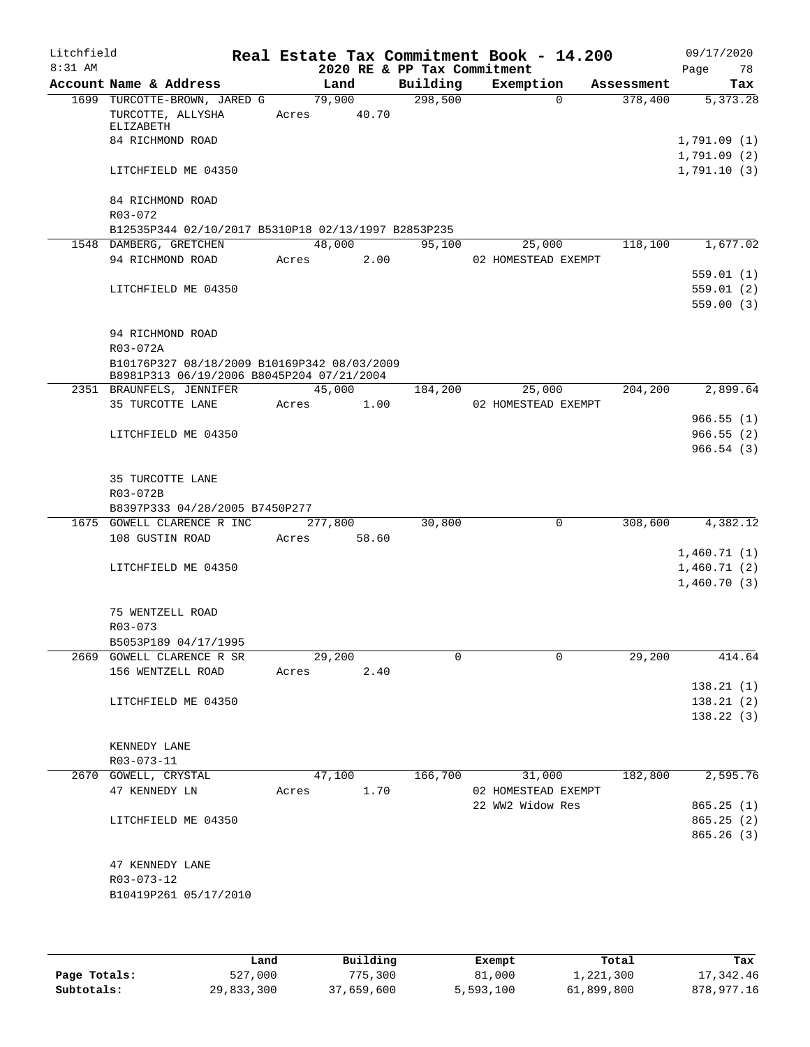Litchfield 8:31 AM

## Real Estate Tax Commitment Book - 14.200

2020 RE & PP Tax Commitment

09/17/2020

| Account | Name & Address | Land | Building | Exemption | Assessment | Tax |
|---|---|---|---|---|---|---|
| 1699 | TURCOTTE-BROWN, JARED G<br>TURCOTTE, ALLYSHA ELIZABETH<br>84 RICHMOND ROAD<br>LITCHFIELD ME 04350<br><br>84 RICHMOND ROAD<br>R03-072<br>B12535P344 02/10/2017 B5310P18 02/13/1997 B2853P235 | 79,900<br>Acres 40.70 | 298,500 | 0 | 378,400 | 5,373.28<br>1,791.09 (1)<br>1,791.09 (2)<br>1,791.10 (3) |
| 1548 | DAMBERG, GRETCHEN<br>94 RICHMOND ROAD<br>LITCHFIELD ME 04350<br><br>94 RICHMOND ROAD<br>R03-072A<br>B10176P327 08/18/2009 B10169P342 08/03/2009 B8981P313 06/19/2006 B8045P204 07/21/2004 | 48,000<br>Acres 2.00 | 95,100 | 25,000<br>02 HOMESTEAD EXEMPT | 118,100 | 1,677.02<br>559.01 (1)<br>559.01 (2)<br>559.00 (3) |
| 2351 | BRAUNFELS, JENNIFER<br>35 TURCOTTE LANE<br>LITCHFIELD ME 04350<br><br>35 TURCOTTE LANE<br>R03-072B<br>B8397P333 04/28/2005 B7450P277 | 45,000<br>Acres 1.00 | 184,200 | 25,000<br>02 HOMESTEAD EXEMPT | 204,200 | 2,899.64<br>966.55 (1)<br>966.55 (2)<br>966.54 (3) |
| 1675 | GOWELL CLARENCE R INC<br>108 GUSTIN ROAD<br>LITCHFIELD ME 04350<br><br>75 WENTZELL ROAD<br>R03-073<br>B5053P189 04/17/1995 | 277,800<br>Acres 58.60 | 30,800 | 0 | 308,600 | 4,382.12<br>1,460.71 (1)<br>1,460.71 (2)<br>1,460.70 (3) |
| 2669 | GOWELL CLARENCE R SR<br>156 WENTZELL ROAD<br>LITCHFIELD ME 04350<br><br>KENNEDY LANE<br>R03-073-11 | 29,200<br>Acres 2.40 | 0 | 0 | 29,200 | 414.64<br>138.21 (1)<br>138.21 (2)<br>138.22 (3) |
| 2670 | GOWELL, CRYSTAL<br>47 KENNEDY LN<br>LITCHFIELD ME 04350<br><br>47 KENNEDY LANE<br>R03-073-12<br>B10419P261 05/17/2010 | 47,100<br>Acres 1.70 | 166,700 | 31,000<br>02 HOMESTEAD EXEMPT<br>22 WW2 Widow Res | 182,800 | 2,595.76<br>865.25 (1)<br>865.25 (2)<br>865.26 (3) |

| | Land | Building | Exempt | Total | Tax |
|---|---|---|---|---|---|
| Page Totals: | 527,000 | 775,300 | 81,000 | 1,221,300 | 17,342.46 |
| Subtotals: | 29,833,300 | 37,659,600 | 5,593,100 | 61,899,800 | 878,977.16 |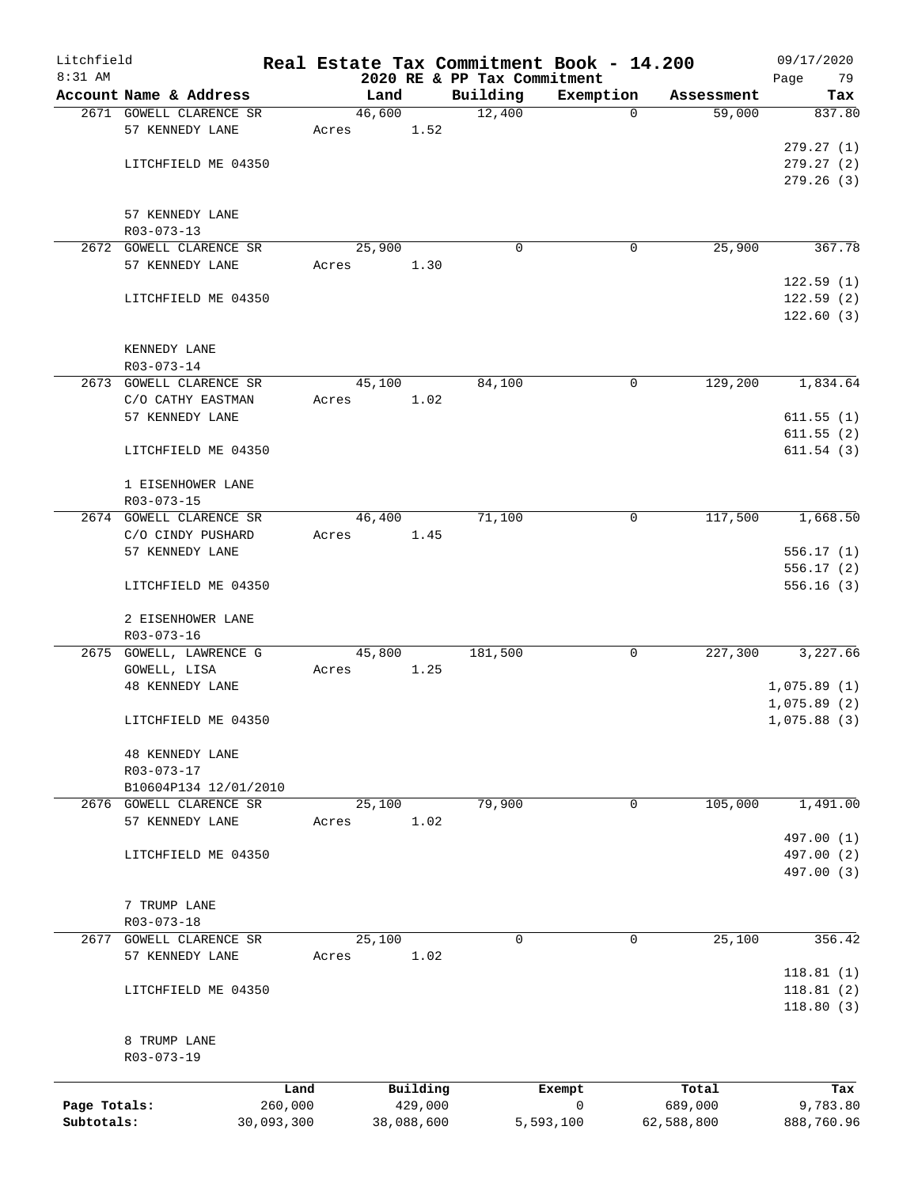Litchfield  
8:31 AM

# Real Estate Tax Commitment Book - 14.200

## 2020 RE & PP Tax Commitment

09/17/2020  
Page 79

| Account Name & Address | Land | Building | Exemption | Assessment | Tax |
|---|---|---|---|---|---|
| 2671 GOWELL CLARENCE SR | 46,600 | 12,400 | 0 | 59,000 | 837.80 |
| 57 KENNEDY LANE | Acres 1.52 | | | | |
| | | | | | 279.27 (1) |
| LITCHFIELD ME 04350 | | | | | 279.27 (2) |
| | | | | | 279.26 (3) |
| 57 KENNEDY LANE | | | | | |
| R03-073-13 | | | | | |
| 2672 GOWELL CLARENCE SR | 25,900 | 0 | 0 | 25,900 | 367.78 |
| 57 KENNEDY LANE | Acres 1.30 | | | | |
| | | | | | 122.59 (1) |
| LITCHFIELD ME 04350 | | | | | 122.59 (2) |
| | | | | | 122.60 (3) |
| KENNEDY LANE | | | | | |
| R03-073-14 | | | | | |
| 2673 GOWELL CLARENCE SR | 45,100 | 84,100 | 0 | 129,200 | 1,834.64 |
| C/O CATHY EASTMAN | Acres 1.02 | | | | |
| 57 KENNEDY LANE | | | | | 611.55 (1) |
| | | | | | 611.55 (2) |
| LITCHFIELD ME 04350 | | | | | 611.54 (3) |
| 1 EISENHOWER LANE | | | | | |
| R03-073-15 | | | | | |
| 2674 GOWELL CLARENCE SR | 46,400 | 71,100 | 0 | 117,500 | 1,668.50 |
| C/O CINDY PUSHARD | Acres 1.45 | | | | |
| 57 KENNEDY LANE | | | | | 556.17 (1) |
| | | | | | 556.17 (2) |
| LITCHFIELD ME 04350 | | | | | 556.16 (3) |
| 2 EISENHOWER LANE | | | | | |
| R03-073-16 | | | | | |
| 2675 GOWELL, LAWRENCE G | 45,800 | 181,500 | 0 | 227,300 | 3,227.66 |
| GOWELL, LISA | Acres 1.25 | | | | |
| 48 KENNEDY LANE | | | | | 1,075.89 (1) |
| | | | | | 1,075.89 (2) |
| LITCHFIELD ME 04350 | | | | | 1,075.88 (3) |
| 48 KENNEDY LANE | | | | | |
| R03-073-17 | | | | | |
| B10604P134 12/01/2010 | | | | | |
| 2676 GOWELL CLARENCE SR | 25,100 | 79,900 | 0 | 105,000 | 1,491.00 |
| 57 KENNEDY LANE | Acres 1.02 | | | | |
| | | | | | 497.00 (1) |
| LITCHFIELD ME 04350 | | | | | 497.00 (2) |
| | | | | | 497.00 (3) |
| 7 TRUMP LANE | | | | | |
| R03-073-18 | | | | | |
| 2677 GOWELL CLARENCE SR | 25,100 | 0 | 0 | 25,100 | 356.42 |
| 57 KENNEDY LANE | Acres 1.02 | | | | |
| | | | | | 118.81 (1) |
| LITCHFIELD ME 04350 | | | | | 118.81 (2) |
| | | | | | 118.80 (3) |
| 8 TRUMP LANE | | | | | |
| R03-073-19 | | | | | |

| | Land | Building | Exempt | Total | Tax |
|---|---|---|---|---|---|
| Page Totals: | 260,000 | 429,000 | 0 | 689,000 | 9,783.80 |
| Subtotals: | 30,093,300 | 38,088,600 | 5,593,100 | 62,588,800 | 888,760.96 |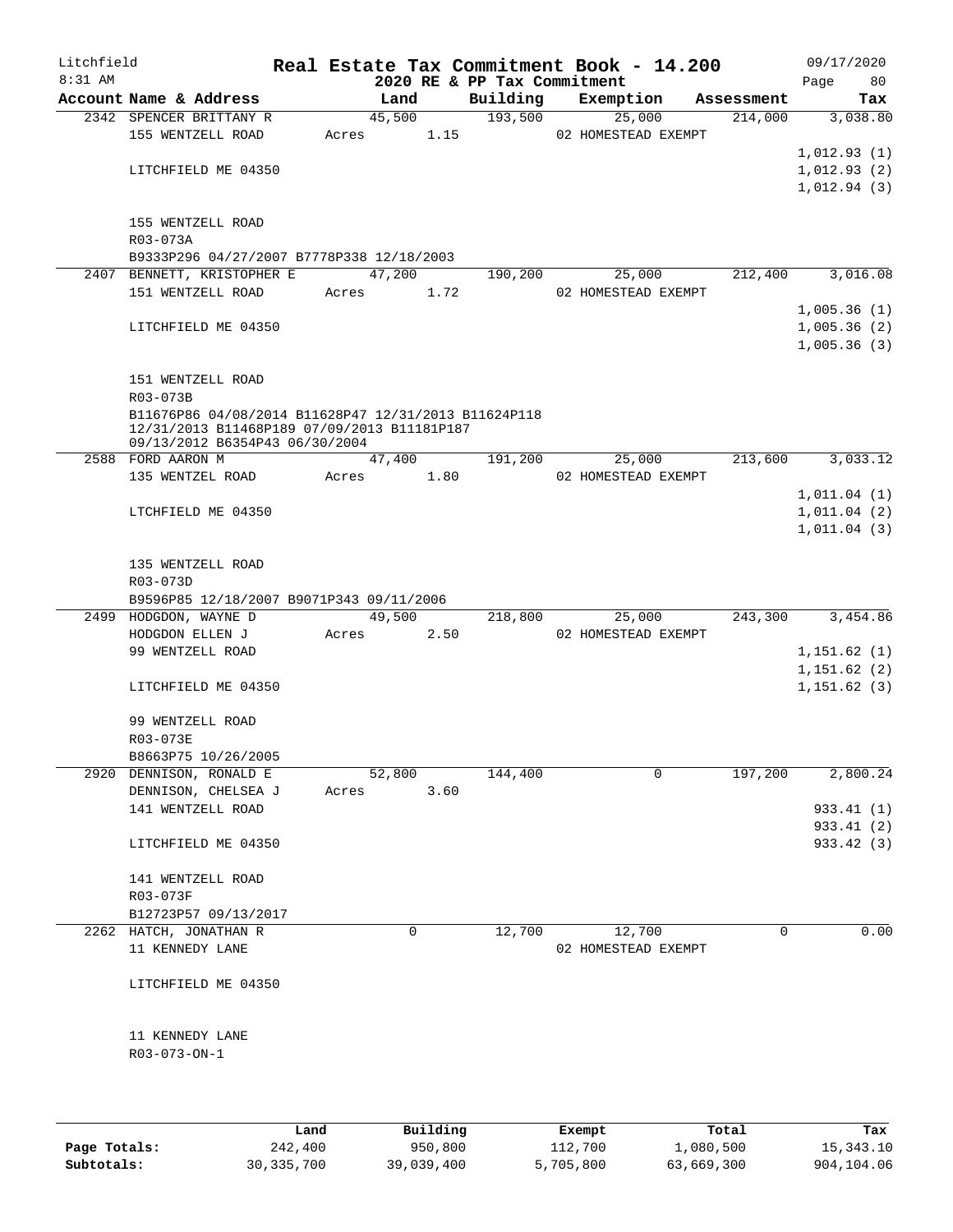Litchfield
8:31 AM

# Real Estate Tax Commitment Book - 14.200

## 2020 RE & PP Tax Commitment

09/17/2020
Page 80

| Account Name & Address | Land | Building | Exemption | Assessment | Tax |
|---|---|---|---|---|---|
| 2342 SPENCER BRITTANY R | 45,500 | 193,500 | 25,000 | 214,000 | 3,038.80 |
| 155 WENTZELL ROAD | Acres 1.15 | | 02 HOMESTEAD EXEMPT | | |
| | | | | | 1,012.93 (1) |
| LITCHFIELD ME 04350 | | | | | 1,012.93 (2) |
| | | | | | 1,012.94 (3) |
| 155 WENTZELL ROAD | | | | | |
| R03-073A | | | | | |
| B9333P296 04/27/2007 B7778P338 12/18/2003 | | | | | |
| 2407 BENNETT, KRISTOPHER E | 47,200 | 190,200 | 25,000 | 212,400 | 3,016.08 |
| 151 WENTZELL ROAD | Acres 1.72 | | 02 HOMESTEAD EXEMPT | | |
| | | | | | 1,005.36 (1) |
| LITCHFIELD ME 04350 | | | | | 1,005.36 (2) |
| | | | | | 1,005.36 (3) |
| 151 WENTZELL ROAD | | | | | |
| R03-073B | | | | | |
| B11676P86 04/08/2014 B11628P47 12/31/2013 B11624P118 12/31/2013 B11468P189 07/09/2013 B11181P187 09/13/2012 B6354P43 06/30/2004 | | | | | |
| 2588 FORD AARON M | 47,400 | 191,200 | 25,000 | 213,600 | 3,033.12 |
| 135 WENTZEL ROAD | Acres 1.80 | | 02 HOMESTEAD EXEMPT | | |
| | | | | | 1,011.04 (1) |
| LTCHFIELD ME 04350 | | | | | 1,011.04 (2) |
| | | | | | 1,011.04 (3) |
| 135 WENTZELL ROAD | | | | | |
| R03-073D | | | | | |
| B9596P85 12/18/2007 B9071P343 09/11/2006 | | | | | |
| 2499 HODGDON, WAYNE D | 49,500 | 218,800 | 25,000 | 243,300 | 3,454.86 |
| HODGDON ELLEN J | Acres 2.50 | | 02 HOMESTEAD EXEMPT | | |
| 99 WENTZELL ROAD | | | | | 1,151.62 (1) |
| | | | | | 1,151.62 (2) |
| LITCHFIELD ME 04350 | | | | | 1,151.62 (3) |
| 99 WENTZELL ROAD | | | | | |
| R03-073E | | | | | |
| B8663P75 10/26/2005 | | | | | |
| 2920 DENNISON, RONALD E | 52,800 | 144,400 | 0 | 197,200 | 2,800.24 |
| DENNISON, CHELSEA J | Acres 3.60 | | | | |
| 141 WENTZELL ROAD | | | | | 933.41 (1) |
| | | | | | 933.41 (2) |
| LITCHFIELD ME 04350 | | | | | 933.42 (3) |
| 141 WENTZELL ROAD | | | | | |
| R03-073F | | | | | |
| B12723P57 09/13/2017 | | | | | |
| 2262 HATCH, JONATHAN R | 0 | 12,700 | 12,700 | 0 | 0.00 |
| 11 KENNEDY LANE | | | 02 HOMESTEAD EXEMPT | | |
| LITCHFIELD ME 04350 | | | | | |
| 11 KENNEDY LANE | | | | | |
| R03-073-ON-1 | | | | | |

| | Land | Building | Exempt | Total | Tax |
|---|---|---|---|---|---|
| Page Totals: | 242,400 | 950,800 | 112,700 | 1,080,500 | 15,343.10 |
| Subtotals: | 30,335,700 | 39,039,400 | 5,705,800 | 63,669,300 | 904,104.06 |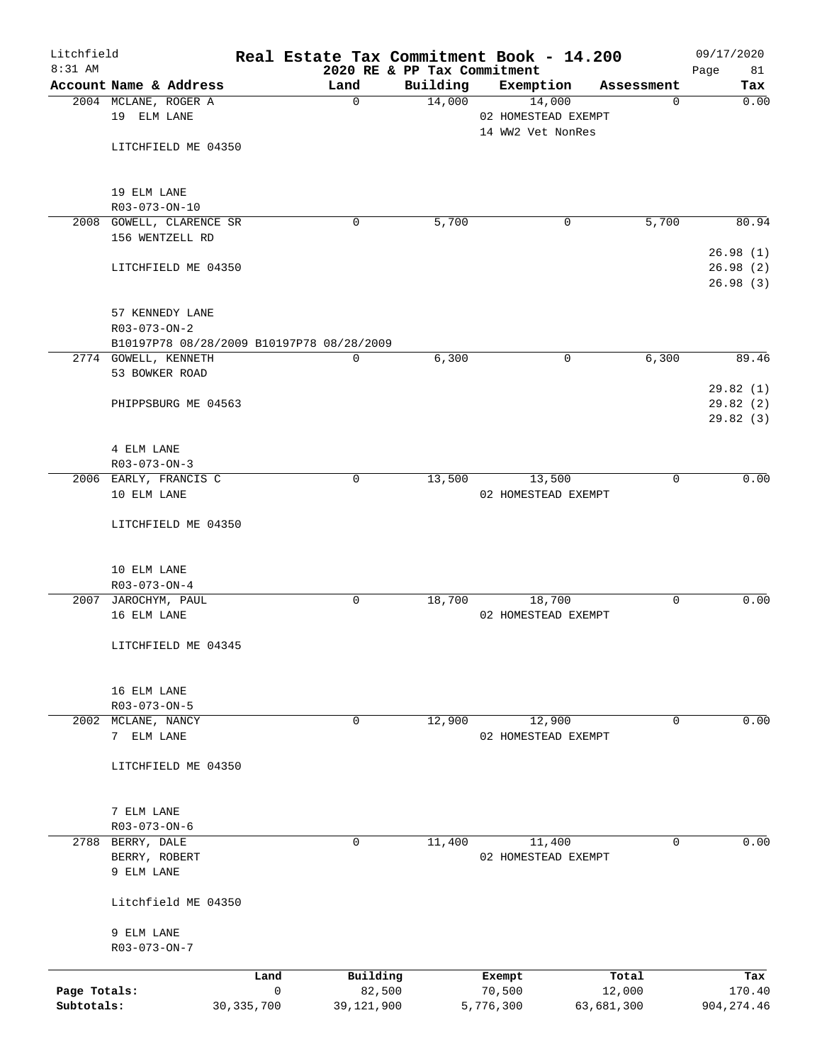Litchfield 8:31 AM

# Real Estate Tax Commitment Book - 14.200

## 2020 RE & PP Tax Commitment

09/17/2020 Page 81

| Account | Name & Address | Land | Building | Exemption | Assessment | Tax |
|---|---|---|---|---|---|---|
| 2004 | MCLANE, ROGER A<br>19 ELM LANE<br><br>LITCHFIELD ME 04350<br><br>19 ELM LANE<br>R03-073-ON-10 | 0 | 14,000 | 14,000<br>02 HOMESTEAD EXEMPT<br>14 WW2 Vet NonRes | 0 | 0.00 |
| 2008 | GOWELL, CLARENCE SR<br>156 WENTZELL RD<br><br>LITCHFIELD ME 04350<br><br>57 KENNEDY LANE<br>R03-073-ON-2<br>B10197P78 08/28/2009 B10197P78 08/28/2009 | 0 | 5,700 | 0 | 5,700 | 80.94<br>26.98 (1)<br>26.98 (2)<br>26.98 (3) |
| 2774 | GOWELL, KENNETH<br>53 BOWKER ROAD<br><br>PHIPPSBURG ME 04563<br><br>4 ELM LANE<br>R03-073-ON-3 | 0 | 6,300 | 0 | 6,300 | 89.46<br>29.82 (1)<br>29.82 (2)<br>29.82 (3) |
| 2006 | EARLY, FRANCIS C<br>10 ELM LANE<br><br>LITCHFIELD ME 04350<br><br>10 ELM LANE<br>R03-073-ON-4 | 0 | 13,500 | 13,500<br>02 HOMESTEAD EXEMPT | 0 | 0.00 |
| 2007 | JAROCHYM, PAUL<br>16 ELM LANE<br><br>LITCHFIELD ME 04345<br><br>16 ELM LANE<br>R03-073-ON-5 | 0 | 18,700 | 18,700<br>02 HOMESTEAD EXEMPT | 0 | 0.00 |
| 2002 | MCLANE, NANCY<br>7 ELM LANE<br><br>LITCHFIELD ME 04350<br><br>7 ELM LANE<br>R03-073-ON-6 | 0 | 12,900 | 12,900<br>02 HOMESTEAD EXEMPT | 0 | 0.00 |
| 2788 | BERRY, DALE<br>BERRY, ROBERT<br>9 ELM LANE<br><br>Litchfield ME 04350<br><br>9 ELM LANE<br>R03-073-ON-7 | 0 | 11,400 | 11,400<br>02 HOMESTEAD EXEMPT | 0 | 0.00 |

| | Land | Building | Exempt | Total | Tax |
|---|---|---|---|---|---|
| Page Totals: | 0 | 82,500 | 70,500 | 12,000 | 170.40 |
| Subtotals: | 30,335,700 | 39,121,900 | 5,776,300 | 63,681,300 | 904,274.46 |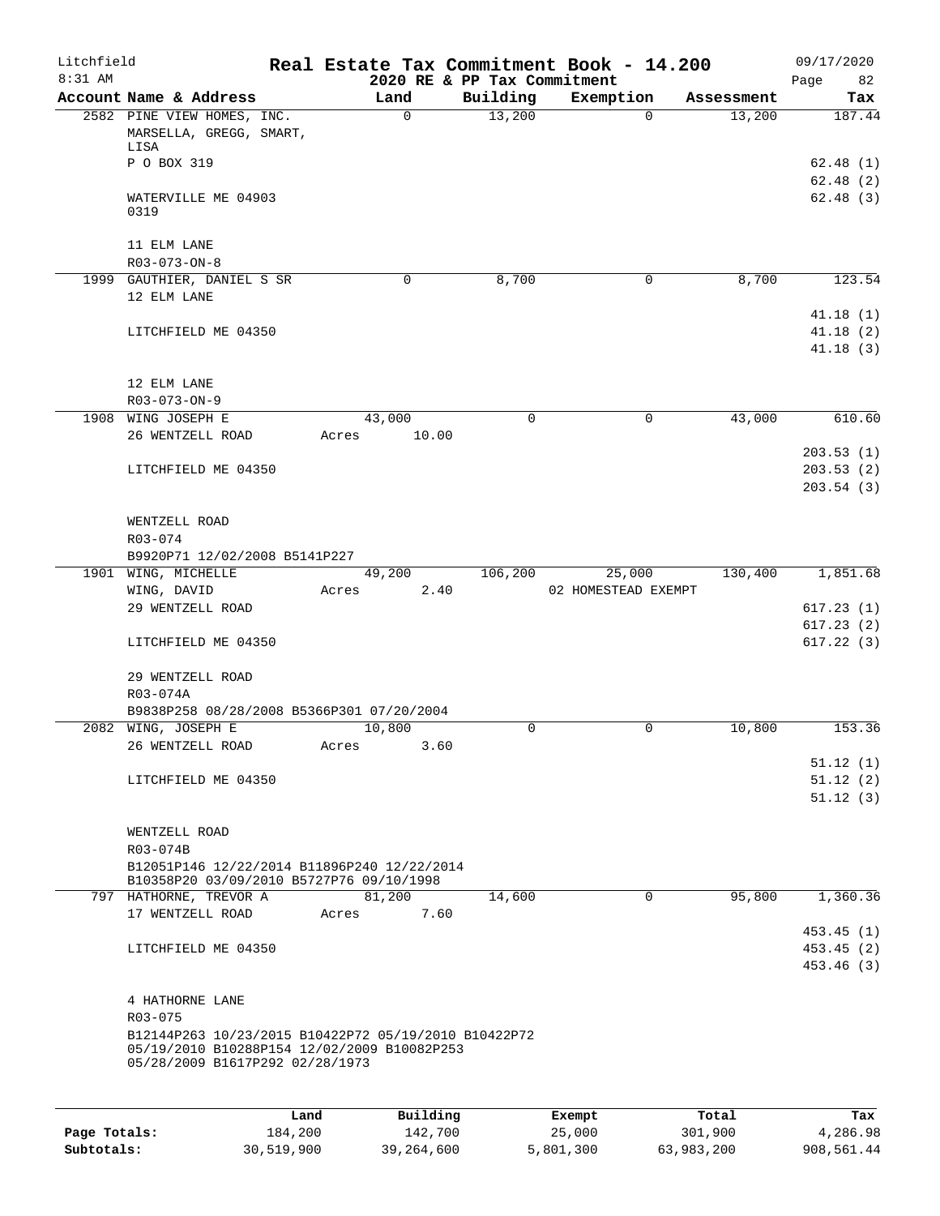# Real Estate Tax Commitment Book - 14.200

Litchfield 8:31 AM — 2020 RE & PP Tax Commitment — 09/17/2020 Page 82

| Account Name & Address | Land | Building | Exemption | Assessment | Tax |
|---|---|---|---|---|---|
| 2582 PINE VIEW HOMES, INC. | 0 | 13,200 | 0 | 13,200 | 187.44 |
| MARSELLA, GREGG, SMART, LISA | | | | | |
| P O BOX 319 | | | | | 62.48 (1) |
| | | | | | 62.48 (2) |
| WATERVILLE ME 04903 0319 | | | | | 62.48 (3) |
| 11 ELM LANE | | | | | |
| R03-073-ON-8 | | | | | |
| 1999 GAUTHIER, DANIEL S SR | 0 | 8,700 | 0 | 8,700 | 123.54 |
| 12 ELM LANE | | | | | 41.18 (1) |
| LITCHFIELD ME 04350 | | | | | 41.18 (2) |
| | | | | | 41.18 (3) |
| 12 ELM LANE | | | | | |
| R03-073-ON-9 | | | | | |
| 1908 WING JOSEPH E | 43,000 | 0 | 0 | 43,000 | 610.60 |
| 26 WENTZELL ROAD | Acres 10.00 | | | | |
| | | | | | 203.53 (1) |
| LITCHFIELD ME 04350 | | | | | 203.53 (2) |
| | | | | | 203.54 (3) |
| WENTZELL ROAD | | | | | |
| R03-074 | | | | | |
| B9920P71 12/02/2008 B5141P227 | | | | | |
| 1901 WING, MICHELLE | 49,200 | 106,200 | 25,000 | 130,400 | 1,851.68 |
| WING, DAVID | Acres 2.40 | | 02 HOMESTEAD EXEMPT | | |
| 29 WENTZELL ROAD | | | | | 617.23 (1) |
| | | | | | 617.23 (2) |
| LITCHFIELD ME 04350 | | | | | 617.22 (3) |
| 29 WENTZELL ROAD | | | | | |
| R03-074A | | | | | |
| B9838P258 08/28/2008 B5366P301 07/20/2004 | | | | | |
| 2082 WING, JOSEPH E | 10,800 | 0 | 0 | 10,800 | 153.36 |
| 26 WENTZELL ROAD | Acres 3.60 | | | | |
| | | | | | 51.12 (1) |
| LITCHFIELD ME 04350 | | | | | 51.12 (2) |
| | | | | | 51.12 (3) |
| WENTZELL ROAD | | | | | |
| R03-074B | | | | | |
| B12051P146 12/22/2014 B11896P240 12/22/2014 B10358P20 03/09/2010 B5727P76 09/10/1998 | | | | | |
| 797 HATHORNE, TREVOR A | 81,200 | 14,600 | 0 | 95,800 | 1,360.36 |
| 17 WENTZELL ROAD | Acres 7.60 | | | | |
| | | | | | 453.45 (1) |
| LITCHFIELD ME 04350 | | | | | 453.45 (2) |
| | | | | | 453.46 (3) |
| 4 HATHORNE LANE | | | | | |
| R03-075 | | | | | |
| B12144P263 10/23/2015 B10422P72 05/19/2010 B10422P72 05/19/2010 B10288P154 12/02/2009 B10082P253 05/28/2009 B1617P292 02/28/1973 | | | | | |

| | Land | Building | Exempt | Total | Tax |
|---|---|---|---|---|---|
| Page Totals: | 184,200 | 142,700 | 25,000 | 301,900 | 4,286.98 |
| Subtotals: | 30,519,900 | 39,264,600 | 5,801,300 | 63,983,200 | 908,561.44 |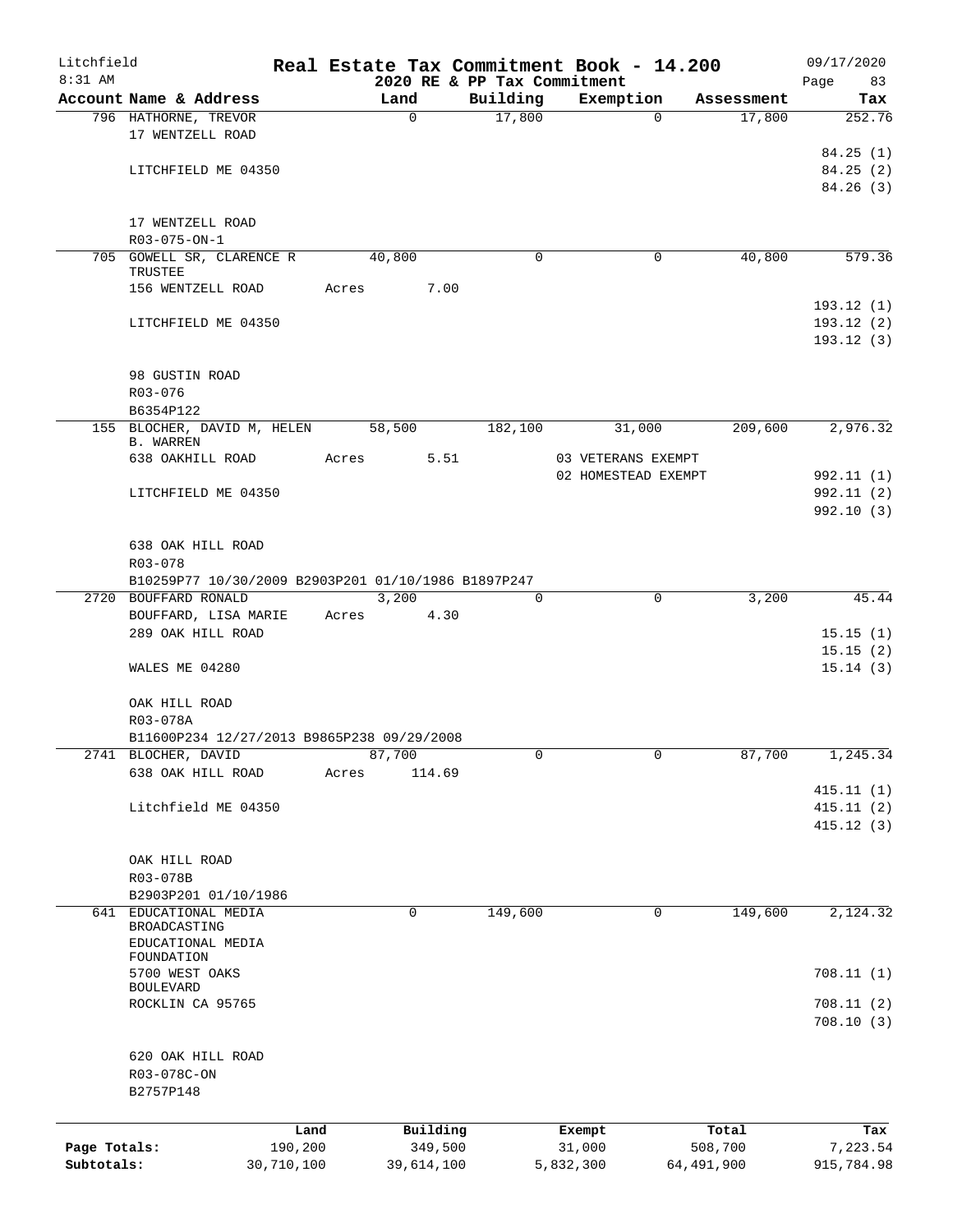# Real Estate Tax Commitment Book - 14.200

Litchfield
8:31 AM

2020 RE & PP Tax Commitment

09/17/2020
Page 83

| Account Name & Address | Land | Building | Exemption | Assessment | Tax |
|---|---|---|---|---|---|
| 796 HATHORNE, TREVOR | 0 | 17,800 | 0 | 17,800 | 252.76 |
| 17 WENTZELL ROAD | | | | | |
| | | | | | 84.25 (1) |
| LITCHFIELD ME 04350 | | | | | 84.25 (2) |
| | | | | | 84.26 (3) |
| 17 WENTZELL ROAD | | | | | |
| R03-075-ON-1 | | | | | |
| 705 GOWELL SR, CLARENCE R TRUSTEE | 40,800 | 0 | 0 | 40,800 | 579.36 |
| 156 WENTZELL ROAD | Acres 7.00 | | | | |
| | | | | | 193.12 (1) |
| LITCHFIELD ME 04350 | | | | | 193.12 (2) |
| | | | | | 193.12 (3) |
| 98 GUSTIN ROAD | | | | | |
| R03-076 | | | | | |
| B6354P122 | | | | | |
| 155 BLOCHER, DAVID M, HELEN B. WARREN | 58,500 | 182,100 | 31,000 | 209,600 | 2,976.32 |
| 638 OAKHILL ROAD | Acres 5.51 | | 03 VETERANS EXEMPT | | |
| | | | 02 HOMESTEAD EXEMPT | | 992.11 (1) |
| LITCHFIELD ME 04350 | | | | | 992.11 (2) |
| | | | | | 992.10 (3) |
| 638 OAK HILL ROAD | | | | | |
| R03-078 | | | | | |
| B10259P77 10/30/2009 B2903P201 01/10/1986 B1897P247 | | | | | |
| 2720 BOUFFARD RONALD | 3,200 | 0 | 0 | 3,200 | 45.44 |
| BOUFFARD, LISA MARIE | Acres 4.30 | | | | |
| 289 OAK HILL ROAD | | | | | 15.15 (1) |
| | | | | | 15.15 (2) |
| WALES ME 04280 | | | | | 15.14 (3) |
| OAK HILL ROAD | | | | | |
| R03-078A | | | | | |
| B11600P234 12/27/2013 B9865P238 09/29/2008 | | | | | |
| 2741 BLOCHER, DAVID | 87,700 | 0 | 0 | 87,700 | 1,245.34 |
| 638 OAK HILL ROAD | Acres 114.69 | | | | |
| | | | | | 415.11 (1) |
| Litchfield ME 04350 | | | | | 415.11 (2) |
| | | | | | 415.12 (3) |
| OAK HILL ROAD | | | | | |
| R03-078B | | | | | |
| B2903P201 01/10/1986 | | | | | |
| 641 EDUCATIONAL MEDIA BROADCASTING | 0 | 149,600 | 0 | 149,600 | 2,124.32 |
| EDUCATIONAL MEDIA FOUNDATION | | | | | |
| 5700 WEST OAKS BOULEVARD | | | | | 708.11 (1) |
| ROCKLIN CA 95765 | | | | | 708.11 (2) |
| | | | | | 708.10 (3) |
| 620 OAK HILL ROAD | | | | | |
| R03-078C-ON | | | | | |
| B2757P148 | | | | | |

| | Land | Building | Exempt | Total | Tax |
|---|---|---|---|---|---|
| Page Totals: | 190,200 | 349,500 | 31,000 | 508,700 | 7,223.54 |
| Subtotals: | 30,710,100 | 39,614,100 | 5,832,300 | 64,491,900 | 915,784.98 |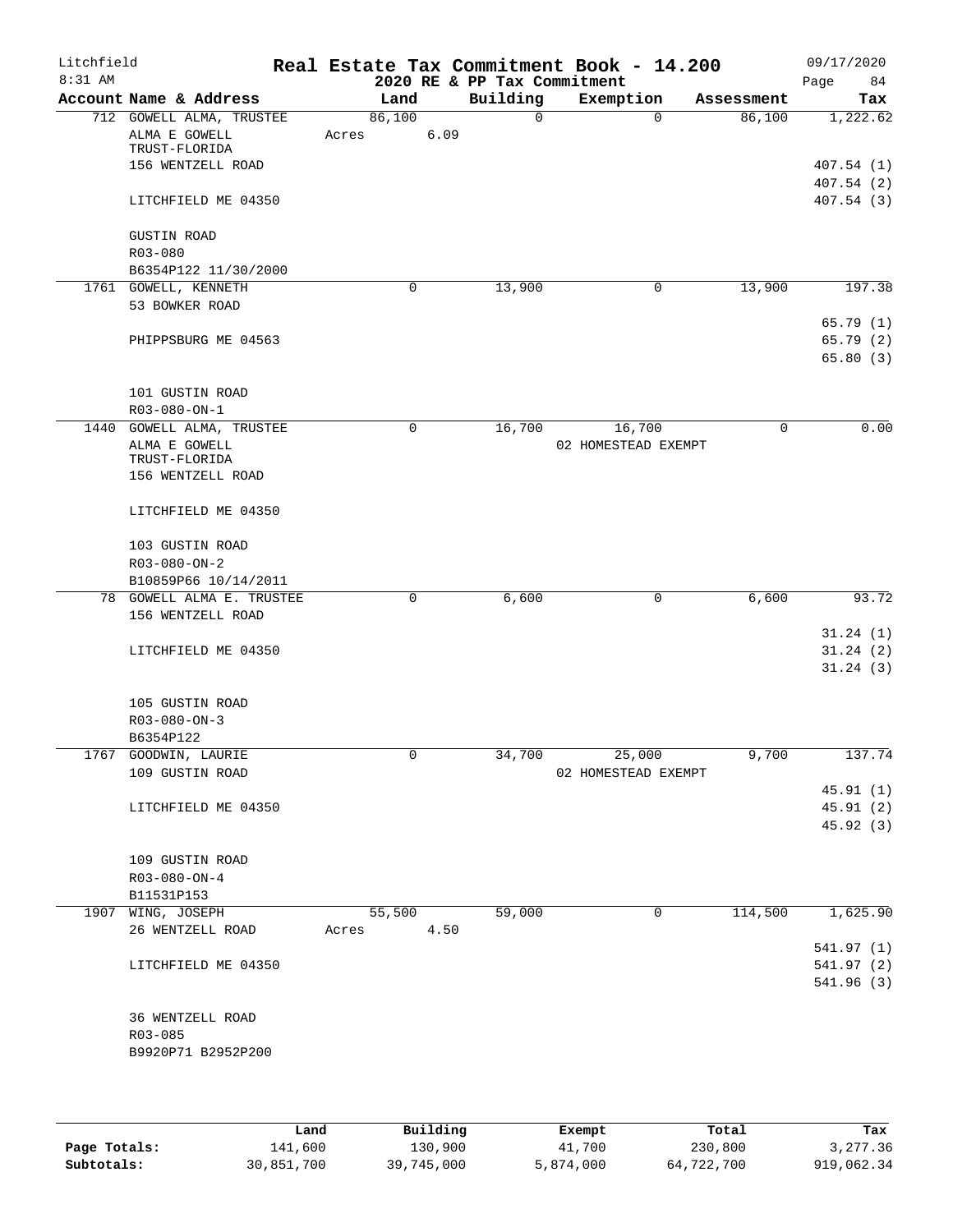Litchfield
8:31 AM

# Real Estate Tax Commitment Book - 14.200

## 2020 RE & PP Tax Commitment

09/17/2020
Page 84

| Account Name & Address | Land | Building | Exemption | Assessment | Tax |
|---|---|---|---|---|---|
| 712 GOWELL ALMA, TRUSTEE | 86,100 | 0 | 0 | 86,100 | 1,222.62 |
| ALMA E GOWELL | Acres 6.09 | | | | |
| TRUST-FLORIDA | | | | | |
| 156 WENTZELL ROAD | | | | | 407.54 (1) |
| | | | | | 407.54 (2) |
| LITCHFIELD ME 04350 | | | | | 407.54 (3) |
| GUSTIN ROAD | | | | | |
| R03-080 | | | | | |
| B6354P122 11/30/2000 | | | | | |
| 1761 GOWELL, KENNETH | 0 | 13,900 | 0 | 13,900 | 197.38 |
| 53 BOWKER ROAD | | | | | |
| | | | | | 65.79 (1) |
| PHIPPSBURG ME 04563 | | | | | 65.79 (2) |
| | | | | | 65.80 (3) |
| 101 GUSTIN ROAD | | | | | |
| R03-080-ON-1 | | | | | |
| 1440 GOWELL ALMA, TRUSTEE | 0 | 16,700 | 16,700 | 0 | 0.00 |
| ALMA E GOWELL | | | 02 HOMESTEAD EXEMPT | | |
| TRUST-FLORIDA | | | | | |
| 156 WENTZELL ROAD | | | | | |
| LITCHFIELD ME 04350 | | | | | |
| 103 GUSTIN ROAD | | | | | |
| R03-080-ON-2 | | | | | |
| B10859P66 10/14/2011 | | | | | |
| 78 GOWELL ALMA E. TRUSTEE | 0 | 6,600 | 0 | 6,600 | 93.72 |
| 156 WENTZELL ROAD | | | | | |
| | | | | | 31.24 (1) |
| LITCHFIELD ME 04350 | | | | | 31.24 (2) |
| | | | | | 31.24 (3) |
| 105 GUSTIN ROAD | | | | | |
| R03-080-ON-3 | | | | | |
| B6354P122 | | | | | |
| 1767 GOODWIN, LAURIE | 0 | 34,700 | 25,000 | 9,700 | 137.74 |
| 109 GUSTIN ROAD | | | 02 HOMESTEAD EXEMPT | | |
| | | | | | 45.91 (1) |
| LITCHFIELD ME 04350 | | | | | 45.91 (2) |
| | | | | | 45.92 (3) |
| 109 GUSTIN ROAD | | | | | |
| R03-080-ON-4 | | | | | |
| B11531P153 | | | | | |
| 1907 WING, JOSEPH | 55,500 | 59,000 | 0 | 114,500 | 1,625.90 |
| 26 WENTZELL ROAD | Acres 4.50 | | | | |
| | | | | | 541.97 (1) |
| LITCHFIELD ME 04350 | | | | | 541.97 (2) |
| | | | | | 541.96 (3) |
| 36 WENTZELL ROAD | | | | | |
| R03-085 | | | | | |
| B9920P71 B2952P200 | | | | | |

| | Land | Building | Exempt | Total | Tax |
|---|---|---|---|---|---|
| **Page Totals:** | 141,600 | 130,900 | 41,700 | 230,800 | 3,277.36 |
| **Subtotals:** | 30,851,700 | 39,745,000 | 5,874,000 | 64,722,700 | 919,062.34 |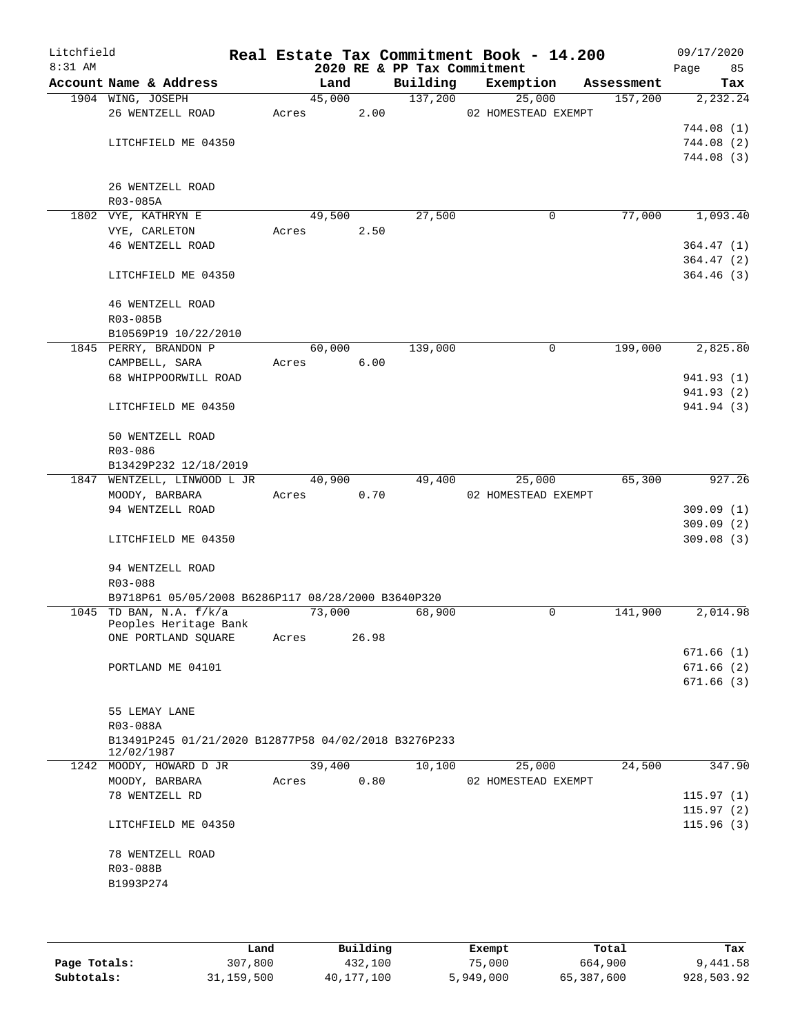# Real Estate Tax Commitment Book - 14.200

Litchfield
8:31 AM

2020 RE & PP Tax Commitment

09/17/2020

| Account Name & Address | Land | Building | Exemption | Assessment | Tax |
|---|---|---|---|---|---|
| 1904 WING, JOSEPH | 45,000 | 137,200 | 25,000 | 157,200 | 2,232.24 |
| 26 WENTZELL ROAD | Acres 2.00 | | 02 HOMESTEAD EXEMPT | | |
| | | | | | 744.08 (1) |
| LITCHFIELD ME 04350 | | | | | 744.08 (2) |
| | | | | | 744.08 (3) |
| 26 WENTZELL ROAD | | | | | |
| R03-085A | | | | | |
| 1802 VYE, KATHRYN E | 49,500 | 27,500 | 0 | 77,000 | 1,093.40 |
| VYE, CARLETON | Acres 2.50 | | | | |
| 46 WENTZELL ROAD | | | | | 364.47 (1) |
| | | | | | 364.47 (2) |
| LITCHFIELD ME 04350 | | | | | 364.46 (3) |
| 46 WENTZELL ROAD | | | | | |
| R03-085B | | | | | |
| B10569P19 10/22/2010 | | | | | |
| 1845 PERRY, BRANDON P | 60,000 | 139,000 | 0 | 199,000 | 2,825.80 |
| CAMPBELL, SARA | Acres 6.00 | | | | |
| 68 WHIPPOORWILL ROAD | | | | | 941.93 (1) |
| | | | | | 941.93 (2) |
| LITCHFIELD ME 04350 | | | | | 941.94 (3) |
| 50 WENTZELL ROAD | | | | | |
| R03-086 | | | | | |
| B13429P232 12/18/2019 | | | | | |
| 1847 WENTZELL, LINWOOD L JR | 40,900 | 49,400 | 25,000 | 65,300 | 927.26 |
| MOODY, BARBARA | Acres 0.70 | | 02 HOMESTEAD EXEMPT | | |
| 94 WENTZELL ROAD | | | | | 309.09 (1) |
| | | | | | 309.09 (2) |
| LITCHFIELD ME 04350 | | | | | 309.08 (3) |
| 94 WENTZELL ROAD | | | | | |
| R03-088 | | | | | |
| B9718P61 05/05/2008 B6286P117 08/28/2000 B3640P320 | | | | | |
| 1045 TD BAN, N.A. f/k/a | 73,000 | 68,900 | 0 | 141,900 | 2,014.98 |
| Peoples Heritage Bank | | | | | |
| ONE PORTLAND SQUARE | Acres 26.98 | | | | |
| | | | | | 671.66 (1) |
| PORTLAND ME 04101 | | | | | 671.66 (2) |
| | | | | | 671.66 (3) |
| 55 LEMAY LANE | | | | | |
| R03-088A | | | | | |
| B13491P245 01/21/2020 B12877P58 04/02/2018 B3276P233 12/02/1987 | | | | | |
| 1242 MOODY, HOWARD D JR | 39,400 | 10,100 | 25,000 | 24,500 | 347.90 |
| MOODY, BARBARA | Acres 0.80 | | 02 HOMESTEAD EXEMPT | | |
| 78 WENTZELL RD | | | | | 115.97 (1) |
| | | | | | 115.97 (2) |
| LITCHFIELD ME 04350 | | | | | 115.96 (3) |
| 78 WENTZELL ROAD | | | | | |
| R03-088B | | | | | |
| B1993P274 | | | | | |

| | Land | Building | Exempt | Total | Tax |
|---|---|---|---|---|---|
| Page Totals: | 307,800 | 432,100 | 75,000 | 664,900 | 9,441.58 |
| Subtotals: | 31,159,500 | 40,177,100 | 5,949,000 | 65,387,600 | 928,503.92 |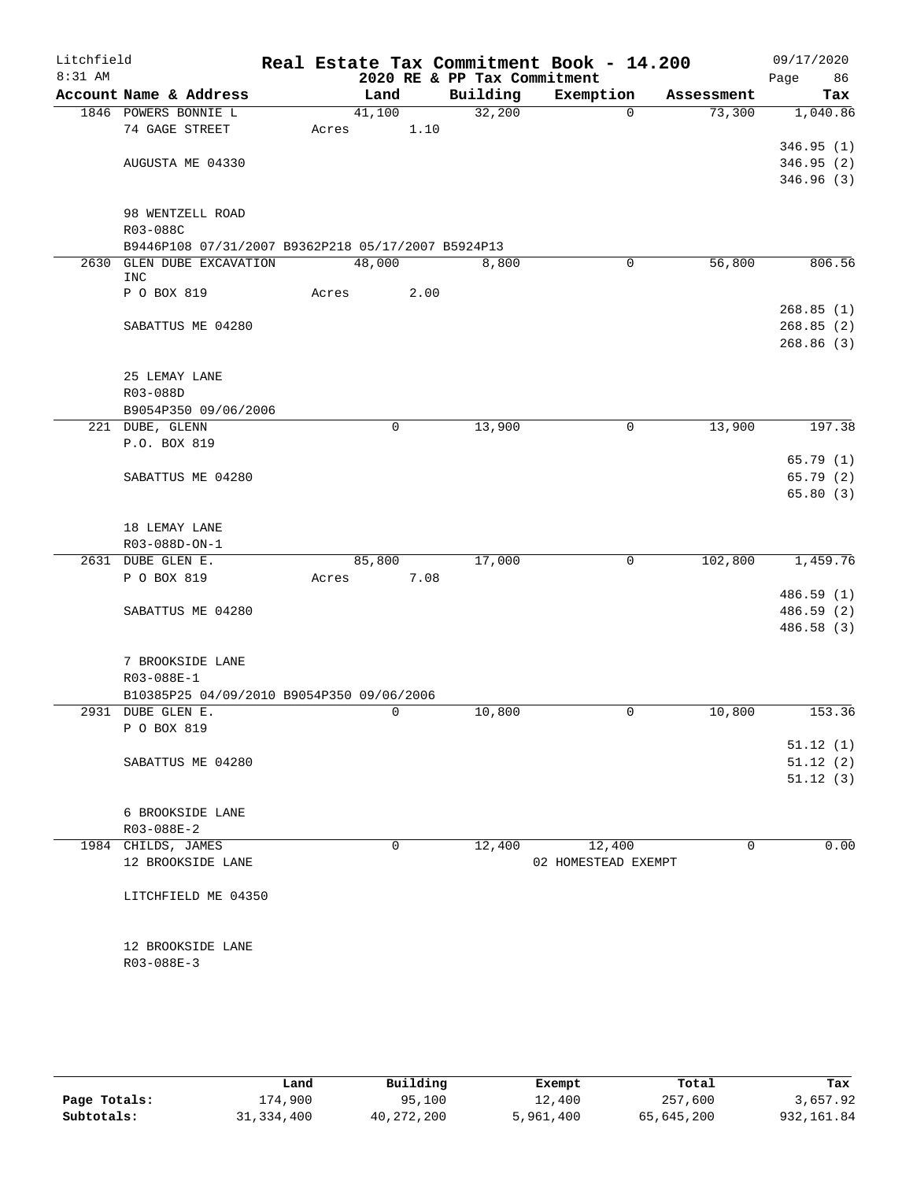# Real Estate Tax Commitment Book - 14.200

Litchfield, 8:31 AM — 2020 RE & PP Tax Commitment — 09/17/2020

| Account | Name & Address | Land | Building | Exemption | Assessment | Tax |
|---|---|---|---|---|---|---|
| 1846 | POWERS BONNIE L<br>74 GAGE STREET<br>AUGUSTA ME 04330<br><br>98 WENTZELL ROAD<br>R03-088C<br>B9446P108 07/31/2007 B9362P218 05/17/2007 B5924P13 | 41,100<br>Acres 1.10 | 32,200 | 0 | 73,300 | 1,040.86<br>346.95 (1)<br>346.95 (2)<br>346.96 (3) |
| 2630 | GLEN DUBE EXCAVATION INC<br>P O BOX 819<br>SABATTUS ME 04280<br><br>25 LEMAY LANE<br>R03-088D<br>B9054P350 09/06/2006 | 48,000<br>Acres 2.00 | 8,800 | 0 | 56,800 | 806.56<br>268.85 (1)<br>268.85 (2)<br>268.86 (3) |
| 221 | DUBE, GLENN<br>P.O. BOX 819<br>SABATTUS ME 04280<br><br>18 LEMAY LANE<br>R03-088D-ON-1 | 0 | 13,900 | 0 | 13,900 | 197.38<br>65.79 (1)<br>65.79 (2)<br>65.80 (3) |
| 2631 | DUBE GLEN E.<br>P O BOX 819<br>SABATTUS ME 04280<br><br>7 BROOKSIDE LANE<br>R03-088E-1<br>B10385P25 04/09/2010 B9054P350 09/06/2006 | 85,800<br>Acres 7.08 | 17,000 | 0 | 102,800 | 1,459.76<br>486.59 (1)<br>486.59 (2)<br>486.58 (3) |
| 2931 | DUBE GLEN E.<br>P O BOX 819<br>SABATTUS ME 04280<br><br>6 BROOKSIDE LANE<br>R03-088E-2 | 0 | 10,800 | 0 | 10,800 | 153.36<br>51.12 (1)<br>51.12 (2)<br>51.12 (3) |
| 1984 | CHILDS, JAMES<br>12 BROOKSIDE LANE<br>LITCHFIELD ME 04350<br><br>12 BROOKSIDE LANE<br>R03-088E-3 | 0 | 12,400 | 12,400<br>02 HOMESTEAD EXEMPT | 0 | 0.00 |

| | Land | Building | Exempt | Total | Tax |
|---|---|---|---|---|---|
| **Page Totals:** | 174,900 | 95,100 | 12,400 | 257,600 | 3,657.92 |
| **Subtotals:** | 31,334,400 | 40,272,200 | 5,961,400 | 65,645,200 | 932,161.84 |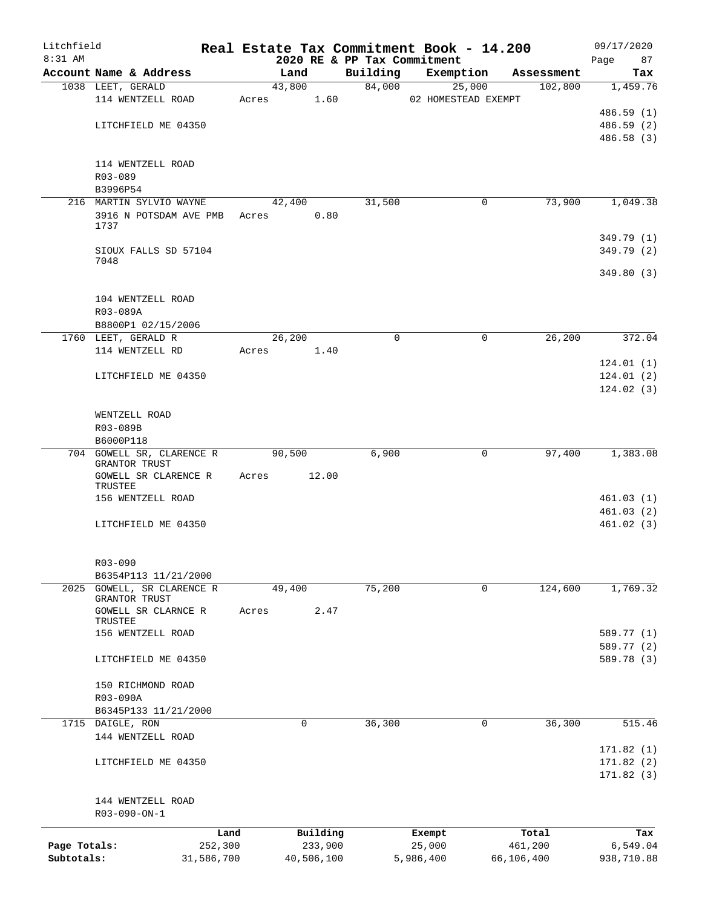# Litchfield — Real Estate Tax Commitment Book - 14.200

8:31 AM — 2020 RE & PP Tax Commitment — 09/17/2020

| Account | Name & Address | Land | Building | Exemption | Assessment | Tax |
|---|---|---|---|---|---|---|
| 1038 | LEET, GERALD<br>114 WENTZELL ROAD<br><br>LITCHFIELD ME 04350<br><br>114 WENTZELL ROAD<br>R03-089<br>B3996P54 | 43,800<br>Acres 1.60 | 84,000 | 25,000<br>02 HOMESTEAD EXEMPT | 102,800 | 1,459.76<br>486.59 (1)<br>486.59 (2)<br>486.58 (3) |
| 216 | MARTIN SYLVIO WAYNE<br>3916 N POTSDAM AVE PMB 1737<br><br>SIOUX FALLS SD 57104 7048<br><br>104 WENTZELL ROAD<br>R03-089A<br>B8800P1 02/15/2006 | 42,400<br>Acres 0.80 | 31,500 | 0 | 73,900 | 1,049.38<br>349.79 (1)<br>349.79 (2)<br>349.80 (3) |
| 1760 | LEET, GERALD R<br>114 WENTZELL RD<br><br>LITCHFIELD ME 04350<br><br>WENTZELL ROAD<br>R03-089B<br>B6000P118 | 26,200<br>Acres 1.40 | 0 | 0 | 26,200 | 372.04<br>124.01 (1)<br>124.01 (2)<br>124.02 (3) |
| 704 | GOWELL SR, CLARENCE R GRANTOR TRUST<br>GOWELL SR CLARENCE R TRUSTEE<br>156 WENTZELL ROAD<br><br>LITCHFIELD ME 04350<br><br>R03-090<br>B6354P113 11/21/2000 | 90,500<br>Acres 12.00 | 6,900 | 0 | 97,400 | 1,383.08<br>461.03 (1)<br>461.03 (2)<br>461.02 (3) |
| 2025 | GOWELL, SR CLARENCE R GRANTOR TRUST<br>GOWELL SR CLARNCE R TRUSTEE<br>156 WENTZELL ROAD<br><br>LITCHFIELD ME 04350<br><br>150 RICHMOND ROAD<br>R03-090A<br>B6345P133 11/21/2000 | 49,400<br>Acres 2.47 | 75,200 | 0 | 124,600 | 1,769.32<br>589.77 (1)<br>589.77 (2)<br>589.78 (3) |
| 1715 | DAIGLE, RON<br>144 WENTZELL ROAD<br><br>LITCHFIELD ME 04350<br><br>144 WENTZELL ROAD<br>R03-090-ON-1 | 0 | 36,300 | 0 | 36,300 | 515.46<br>171.82 (1)<br>171.82 (2)<br>171.82 (3) |

| | Land | Building | Exempt | Total | Tax |
|---|---|---|---|---|---|
| Page Totals: | 252,300 | 233,900 | 25,000 | 461,200 | 6,549.04 |
| Subtotals: | 31,586,700 | 40,506,100 | 5,986,400 | 66,106,400 | 938,710.88 |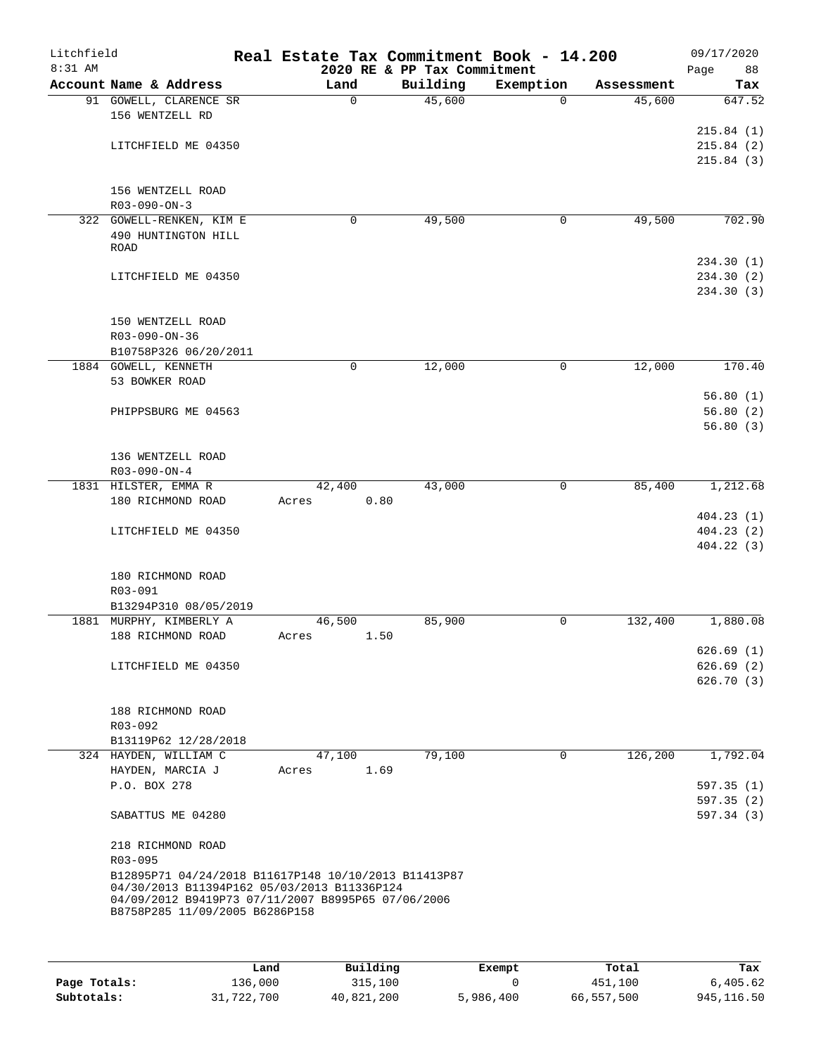Litchfield — Real Estate Tax Commitment Book - 14.200 — 09/17/2020

8:31 AM — 2020 RE & PP Tax Commitment

| Account Name & Address | Land | Building | Exemption | Assessment | Tax |
|---|---|---|---|---|---|
| 91 GOWELL, CLARENCE SR<br>156 WENTZELL RD<br><br>LITCHFIELD ME 04350<br><br>156 WENTZELL ROAD<br>R03-090-ON-3 | 0 | 45,600 | 0 | 45,600 | 647.52<br>215.84 (1)<br>215.84 (2)<br>215.84 (3) |
| 322 GOWELL-RENKEN, KIM E<br>490 HUNTINGTON HILL ROAD<br><br>LITCHFIELD ME 04350<br><br>150 WENTZELL ROAD<br>R03-090-ON-36<br>B10758P326 06/20/2011 | 0 | 49,500 | 0 | 49,500 | 702.90<br>234.30 (1)<br>234.30 (2)<br>234.30 (3) |
| 1884 GOWELL, KENNETH<br>53 BOWKER ROAD<br><br>PHIPPSBURG ME 04563<br><br>136 WENTZELL ROAD<br>R03-090-ON-4 | 0 | 12,000 | 0 | 12,000 | 170.40<br>56.80 (1)<br>56.80 (2)<br>56.80 (3) |
| 1831 HILSTER, EMMA R<br>180 RICHMOND ROAD<br><br>LITCHFIELD ME 04350<br><br>180 RICHMOND ROAD<br>R03-091<br>B13294P310 08/05/2019 | 42,400<br>Acres 0.80 | 43,000 | 0 | 85,400 | 1,212.68<br>404.23 (1)<br>404.23 (2)<br>404.22 (3) |
| 1881 MURPHY, KIMBERLY A<br>188 RICHMOND ROAD<br><br>LITCHFIELD ME 04350<br><br>188 RICHMOND ROAD<br>R03-092<br>B13119P62 12/28/2018 | 46,500<br>Acres 1.50 | 85,900 | 0 | 132,400 | 1,880.08<br>626.69 (1)<br>626.69 (2)<br>626.70 (3) |
| 324 HAYDEN, WILLIAM C<br>HAYDEN, MARCIA J<br>P.O. BOX 278<br><br>SABATTUS ME 04280<br><br>218 RICHMOND ROAD<br>R03-095<br>B12895P71 04/24/2018 B11617P148 10/10/2013 B11413P87 04/30/2013 B11394P162 05/03/2013 B11336P124 04/09/2012 B9419P73 07/11/2007 B8995P65 07/06/2006 B8758P285 11/09/2005 B6286P158 | 47,100<br>Acres 1.69 | 79,100 | 0 | 126,200 | 1,792.04<br>597.35 (1)<br>597.35 (2)<br>597.34 (3) |

| | Land | Building | Exempt | Total | Tax |
|---|---|---|---|---|---|
| Page Totals: | 136,000 | 315,100 | 0 | 451,100 | 6,405.62 |
| Subtotals: | 31,722,700 | 40,821,200 | 5,986,400 | 66,557,500 | 945,116.50 |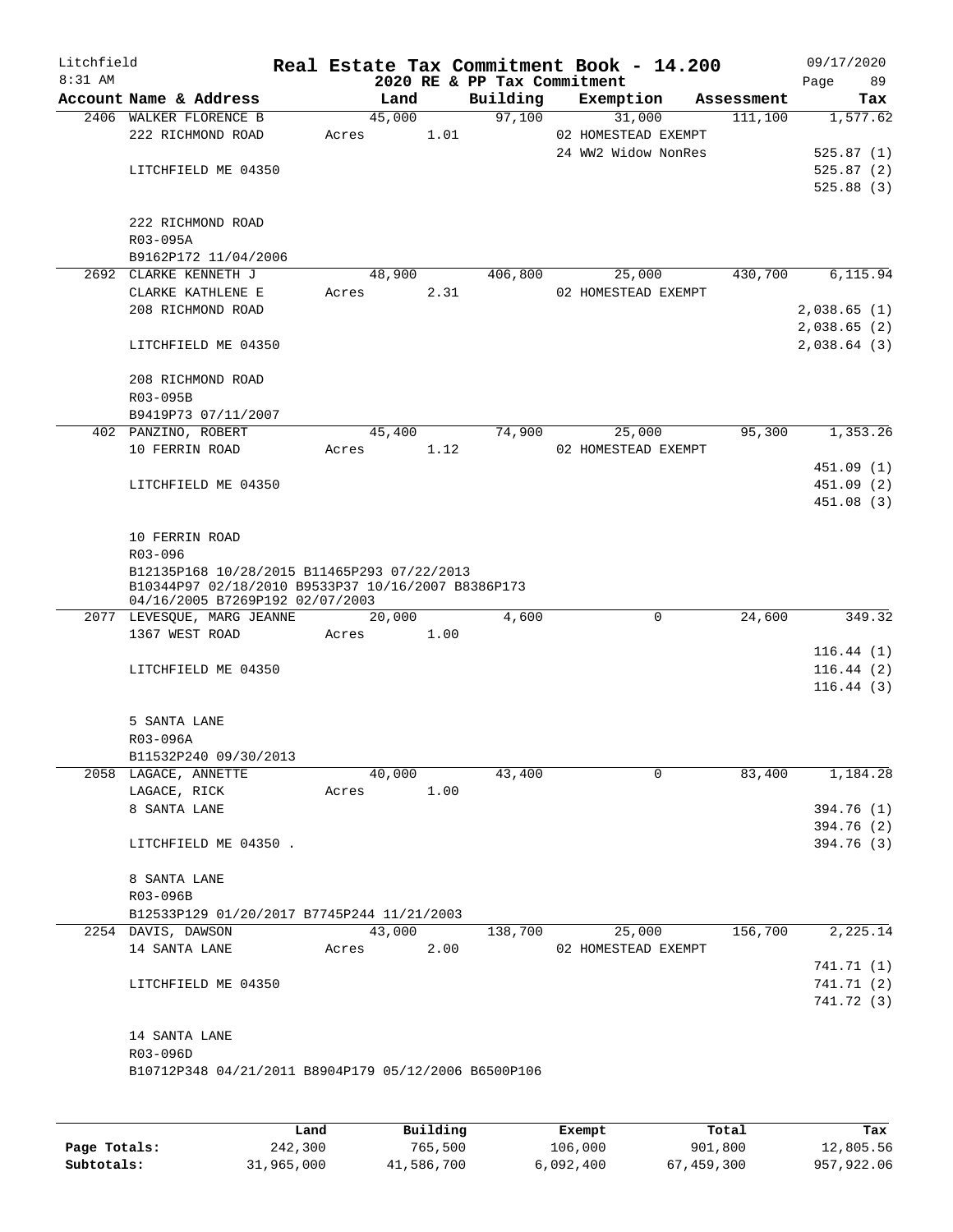# Real Estate Tax Commitment Book - 14.200

Litchfield 8:31 AM — 2020 RE & PP Tax Commitment — 09/17/2020

| Account Name & Address | Land | Building | Exemption | Assessment | Tax |
|---|---|---|---|---|---|
| 2406 WALKER FLORENCE B | 45,000 | 97,100 | 31,000 | 111,100 | 1,577.62 |
| 222 RICHMOND ROAD | Acres 1.01 | | 02 HOMESTEAD EXEMPT | | |
| | | | 24 WW2 Widow NonRes | | 525.87 (1) |
| LITCHFIELD ME 04350 | | | | | 525.87 (2) |
| | | | | | 525.88 (3) |
| 222 RICHMOND ROAD | | | | | |
| R03-095A | | | | | |
| B9162P172 11/04/2006 | | | | | |
| 2692 CLARKE KENNETH J | 48,900 | 406,800 | 25,000 | 430,700 | 6,115.94 |
| CLARKE KATHLENE E | Acres 2.31 | | 02 HOMESTEAD EXEMPT | | |
| 208 RICHMOND ROAD | | | | | 2,038.65 (1) |
| | | | | | 2,038.65 (2) |
| LITCHFIELD ME 04350 | | | | | 2,038.64 (3) |
| 208 RICHMOND ROAD | | | | | |
| R03-095B | | | | | |
| B9419P73 07/11/2007 | | | | | |
| 402 PANZINO, ROBERT | 45,400 | 74,900 | 25,000 | 95,300 | 1,353.26 |
| 10 FERRIN ROAD | Acres 1.12 | | 02 HOMESTEAD EXEMPT | | |
| | | | | | 451.09 (1) |
| LITCHFIELD ME 04350 | | | | | 451.09 (2) |
| | | | | | 451.08 (3) |
| 10 FERRIN ROAD | | | | | |
| R03-096 | | | | | |
| B12135P168 10/28/2015 B11465P293 07/22/2013 B10344P97 02/18/2010 B9533P37 10/16/2007 B8386P173 04/16/2005 B7269P192 02/07/2003 | | | | | |
| 2077 LEVESQUE, MARG JEANNE | 20,000 | 4,600 | 0 | 24,600 | 349.32 |
| 1367 WEST ROAD | Acres 1.00 | | | | |
| | | | | | 116.44 (1) |
| LITCHFIELD ME 04350 | | | | | 116.44 (2) |
| | | | | | 116.44 (3) |
| 5 SANTA LANE | | | | | |
| R03-096A | | | | | |
| B11532P240 09/30/2013 | | | | | |
| 2058 LAGACE, ANNETTE | 40,000 | 43,400 | 0 | 83,400 | 1,184.28 |
| LAGACE, RICK | Acres 1.00 | | | | |
| 8 SANTA LANE | | | | | 394.76 (1) |
| | | | | | 394.76 (2) |
| LITCHFIELD ME 04350 . | | | | | 394.76 (3) |
| 8 SANTA LANE | | | | | |
| R03-096B | | | | | |
| B12533P129 01/20/2017 B7745P244 11/21/2003 | | | | | |
| 2254 DAVIS, DAWSON | 43,000 | 138,700 | 25,000 | 156,700 | 2,225.14 |
| 14 SANTA LANE | Acres 2.00 | | 02 HOMESTEAD EXEMPT | | |
| | | | | | 741.71 (1) |
| LITCHFIELD ME 04350 | | | | | 741.71 (2) |
| | | | | | 741.72 (3) |
| 14 SANTA LANE | | | | | |
| R03-096D | | | | | |
| B10712P348 04/21/2011 B8904P179 05/12/2006 B6500P106 | | | | | |

| | Land | Building | Exempt | Total | Tax |
|---|---|---|---|---|---|
| Page Totals: | 242,300 | 765,500 | 106,000 | 901,800 | 12,805.56 |
| Subtotals: | 31,965,000 | 41,586,700 | 6,092,400 | 67,459,300 | 957,922.06 |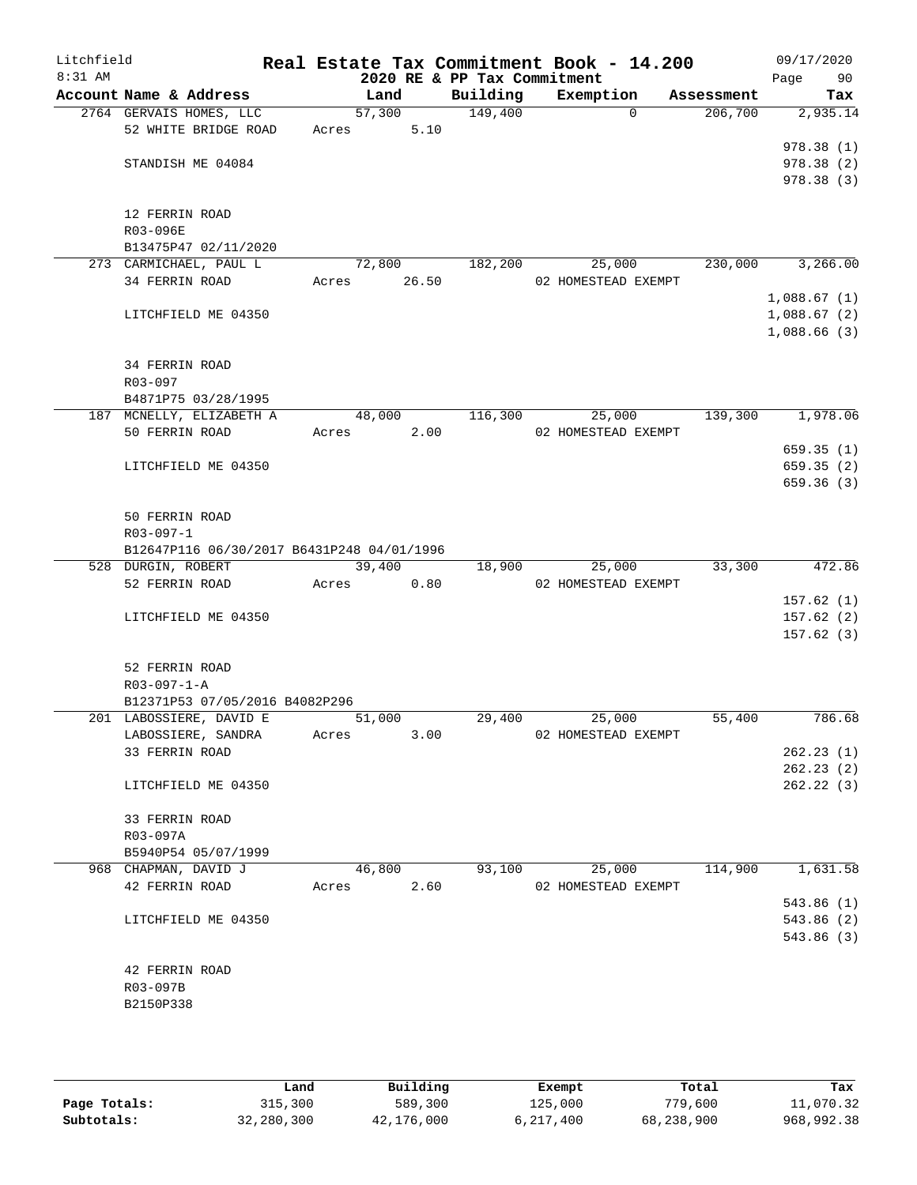Litchfield 8:31 AM

# Real Estate Tax Commitment Book - 14.200

## 2020 RE & PP Tax Commitment

09/17/2020 Page 90

| Account Name & Address | Land | Building | Exemption | Assessment | Tax |
|---|---|---|---|---|---|
| 2764 GERVAIS HOMES, LLC | 57,300 | 149,400 | 0 | 206,700 | 2,935.14 |
| 52 WHITE BRIDGE ROAD | Acres 5.10 | | | | |
| | | | | | 978.38 (1) |
| STANDISH ME 04084 | | | | | 978.38 (2) |
| | | | | | 978.38 (3) |
| 12 FERRIN ROAD | | | | | |
| R03-096E | | | | | |
| B13475P47 02/11/2020 | | | | | |
| 273 CARMICHAEL, PAUL L | 72,800 | 182,200 | 25,000 | 230,000 | 3,266.00 |
| 34 FERRIN ROAD | Acres 26.50 | | 02 HOMESTEAD EXEMPT | | |
| | | | | | 1,088.67 (1) |
| LITCHFIELD ME 04350 | | | | | 1,088.67 (2) |
| | | | | | 1,088.66 (3) |
| 34 FERRIN ROAD | | | | | |
| R03-097 | | | | | |
| B4871P75 03/28/1995 | | | | | |
| 187 MCNELLY, ELIZABETH A | 48,000 | 116,300 | 25,000 | 139,300 | 1,978.06 |
| 50 FERRIN ROAD | Acres 2.00 | | 02 HOMESTEAD EXEMPT | | |
| | | | | | 659.35 (1) |
| LITCHFIELD ME 04350 | | | | | 659.35 (2) |
| | | | | | 659.36 (3) |
| 50 FERRIN ROAD | | | | | |
| R03-097-1 | | | | | |
| B12647P116 06/30/2017 B6431P248 04/01/1996 | | | | | |
| 528 DURGIN, ROBERT | 39,400 | 18,900 | 25,000 | 33,300 | 472.86 |
| 52 FERRIN ROAD | Acres 0.80 | | 02 HOMESTEAD EXEMPT | | |
| | | | | | 157.62 (1) |
| LITCHFIELD ME 04350 | | | | | 157.62 (2) |
| | | | | | 157.62 (3) |
| 52 FERRIN ROAD | | | | | |
| R03-097-1-A | | | | | |
| B12371P53 07/05/2016 B4082P296 | | | | | |
| 201 LABOSSIERE, DAVID E | 51,000 | 29,400 | 25,000 | 55,400 | 786.68 |
| LABOSSIERE, SANDRA | Acres 3.00 | | 02 HOMESTEAD EXEMPT | | |
| 33 FERRIN ROAD | | | | | 262.23 (1) |
| | | | | | 262.23 (2) |
| LITCHFIELD ME 04350 | | | | | 262.22 (3) |
| 33 FERRIN ROAD | | | | | |
| R03-097A | | | | | |
| B5940P54 05/07/1999 | | | | | |
| 968 CHAPMAN, DAVID J | 46,800 | 93,100 | 25,000 | 114,900 | 1,631.58 |
| 42 FERRIN ROAD | Acres 2.60 | | 02 HOMESTEAD EXEMPT | | |
| | | | | | 543.86 (1) |
| LITCHFIELD ME 04350 | | | | | 543.86 (2) |
| | | | | | 543.86 (3) |
| 42 FERRIN ROAD | | | | | |
| R03-097B | | | | | |
| B2150P338 | | | | | |

| | Land | Building | Exempt | Total | Tax |
|---|---|---|---|---|---|
| Page Totals: | 315,300 | 589,300 | 125,000 | 779,600 | 11,070.32 |
| Subtotals: | 32,280,300 | 42,176,000 | 6,217,400 | 68,238,900 | 968,992.38 |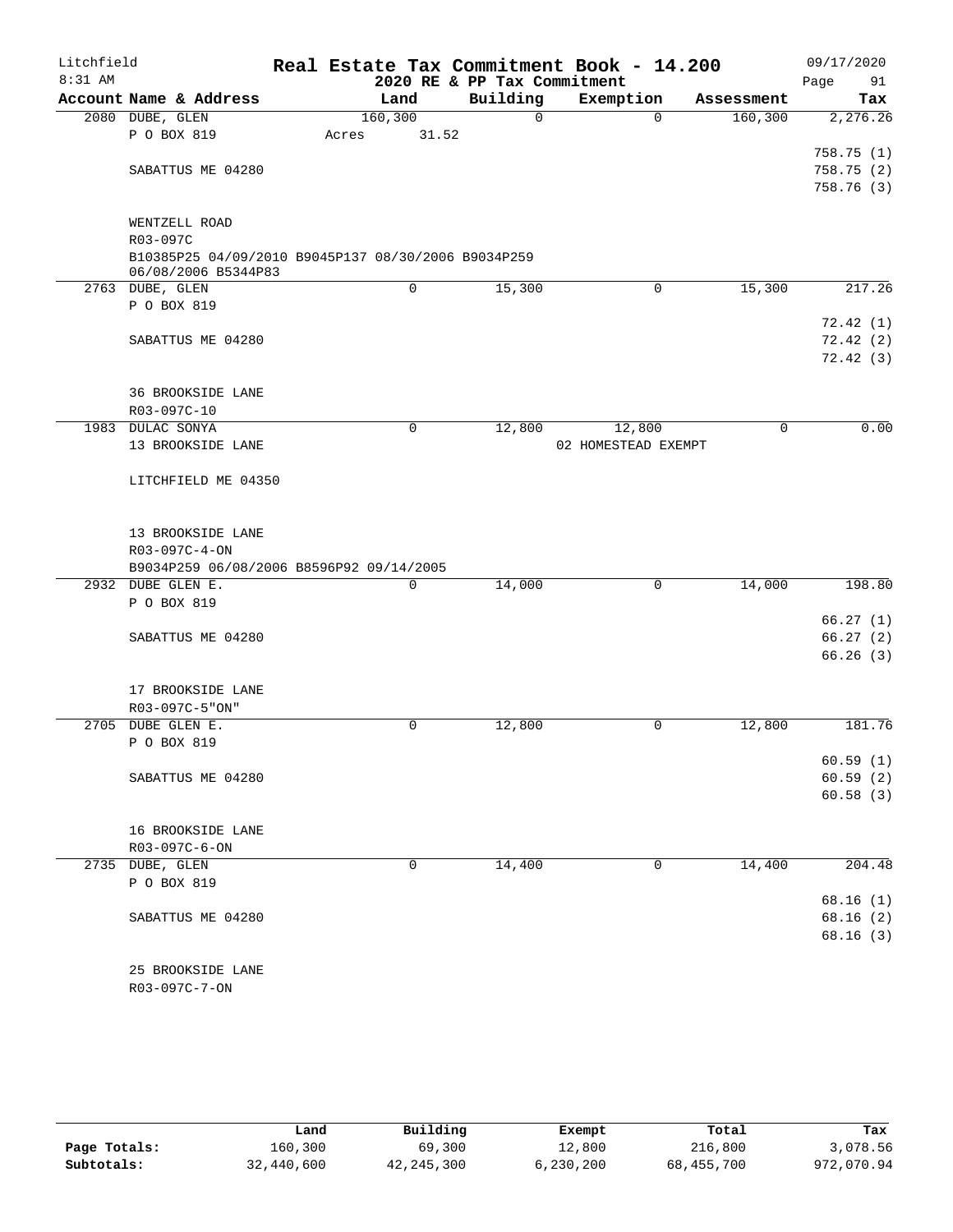Litchfield
8:31 AM

# Real Estate Tax Commitment Book - 14.200

## 2020 RE & PP Tax Commitment

09/17/2020

| Account Name & Address | Land | Building | Exemption | Assessment | Tax |
|---|---|---|---|---|---|
| 2080 DUBE, GLEN | 160,300 | 0 | 0 | 160,300 | 2,276.26 |
| P O BOX 819 | Acres 31.52 | | | | |
| | | | | | 758.75 (1) |
| SABATTUS ME 04280 | | | | | 758.75 (2) |
| | | | | | 758.76 (3) |
| WENTZELL ROAD | | | | | |
| R03-097C | | | | | |
| B10385P25 04/09/2010 B9045P137 08/30/2006 B9034P259 06/08/2006 B5344P83 | | | | | |
| 2763 DUBE, GLEN | 0 | 15,300 | 0 | 15,300 | 217.26 |
| P O BOX 819 | | | | | |
| | | | | | 72.42 (1) |
| SABATTUS ME 04280 | | | | | 72.42 (2) |
| | | | | | 72.42 (3) |
| 36 BROOKSIDE LANE | | | | | |
| R03-097C-10 | | | | | |
| 1983 DULAC SONYA | 0 | 12,800 | 12,800 | 0 | 0.00 |
| 13 BROOKSIDE LANE | | | 02 HOMESTEAD EXEMPT | | |
| LITCHFIELD ME 04350 | | | | | |
| 13 BROOKSIDE LANE | | | | | |
| R03-097C-4-ON | | | | | |
| B9034P259 06/08/2006 B8596P92 09/14/2005 | | | | | |
| 2932 DUBE GLEN E. | 0 | 14,000 | 0 | 14,000 | 198.80 |
| P O BOX 819 | | | | | |
| | | | | | 66.27 (1) |
| SABATTUS ME 04280 | | | | | 66.27 (2) |
| | | | | | 66.26 (3) |
| 17 BROOKSIDE LANE | | | | | |
| R03-097C-5"ON" | | | | | |
| 2705 DUBE GLEN E. | 0 | 12,800 | 0 | 12,800 | 181.76 |
| P O BOX 819 | | | | | |
| | | | | | 60.59 (1) |
| SABATTUS ME 04280 | | | | | 60.59 (2) |
| | | | | | 60.58 (3) |
| 16 BROOKSIDE LANE | | | | | |
| R03-097C-6-ON | | | | | |
| 2735 DUBE, GLEN | 0 | 14,400 | 0 | 14,400 | 204.48 |
| P O BOX 819 | | | | | |
| | | | | | 68.16 (1) |
| SABATTUS ME 04280 | | | | | 68.16 (2) |
| | | | | | 68.16 (3) |
| 25 BROOKSIDE LANE | | | | | |
| R03-097C-7-ON | | | | | |

| | Land | Building | Exempt | Total | Tax |
|---|---|---|---|---|---|
| Page Totals: | 160,300 | 69,300 | 12,800 | 216,800 | 3,078.56 |
| Subtotals: | 32,440,600 | 42,245,300 | 6,230,200 | 68,455,700 | 972,070.94 |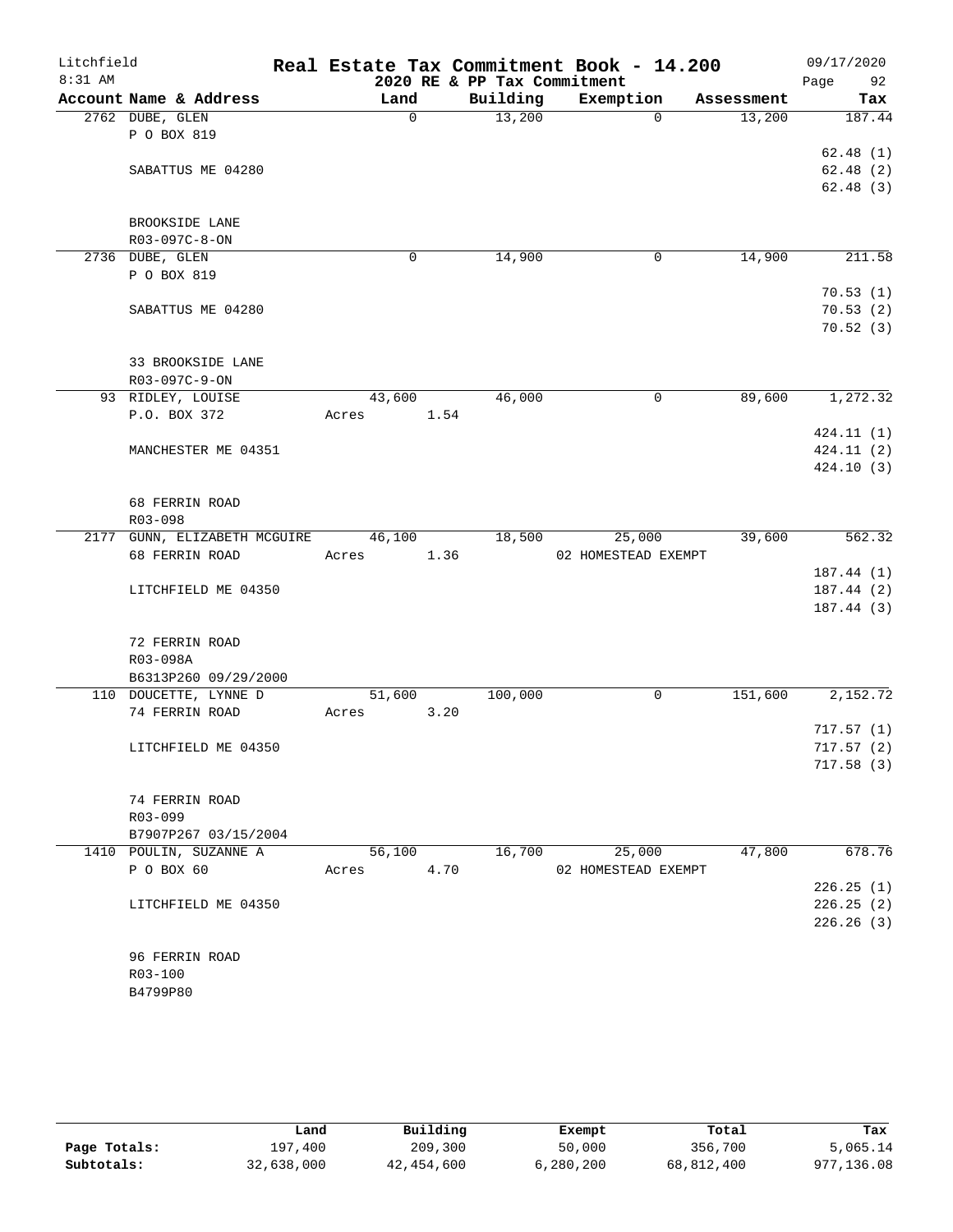# Real Estate Tax Commitment Book - 14.200

Litchfield
8:31 AM

2020 RE & PP Tax Commitment

09/17/2020

| Account Name & Address | Land | Building | Exemption | Assessment | Tax |
|---|---|---|---|---|---|
| 2762 DUBE, GLEN | 0 | 13,200 | 0 | 13,200 | 187.44 |
| P O BOX 819 | | | | | |
| | | | | | 62.48 (1) |
| SABATTUS ME 04280 | | | | | 62.48 (2) |
| | | | | | 62.48 (3) |
| BROOKSIDE LANE | | | | | |
| R03-097C-8-ON | | | | | |
| 2736 DUBE, GLEN | 0 | 14,900 | 0 | 14,900 | 211.58 |
| P O BOX 819 | | | | | |
| | | | | | 70.53 (1) |
| SABATTUS ME 04280 | | | | | 70.53 (2) |
| | | | | | 70.52 (3) |
| 33 BROOKSIDE LANE | | | | | |
| R03-097C-9-ON | | | | | |
| 93 RIDLEY, LOUISE | 43,600 | 46,000 | 0 | 89,600 | 1,272.32 |
| P.O. BOX 372 | Acres 1.54 | | | | |
| | | | | | 424.11 (1) |
| MANCHESTER ME 04351 | | | | | 424.11 (2) |
| | | | | | 424.10 (3) |
| 68 FERRIN ROAD | | | | | |
| R03-098 | | | | | |
| 2177 GUNN, ELIZABETH MCGUIRE | 46,100 | 18,500 | 25,000 | 39,600 | 562.32 |
| 68 FERRIN ROAD | Acres 1.36 | | 02 HOMESTEAD EXEMPT | | |
| | | | | | 187.44 (1) |
| LITCHFIELD ME 04350 | | | | | 187.44 (2) |
| | | | | | 187.44 (3) |
| 72 FERRIN ROAD | | | | | |
| R03-098A | | | | | |
| B6313P260 09/29/2000 | | | | | |
| 110 DOUCETTE, LYNNE D | 51,600 | 100,000 | 0 | 151,600 | 2,152.72 |
| 74 FERRIN ROAD | Acres 3.20 | | | | |
| | | | | | 717.57 (1) |
| LITCHFIELD ME 04350 | | | | | 717.57 (2) |
| | | | | | 717.58 (3) |
| 74 FERRIN ROAD | | | | | |
| R03-099 | | | | | |
| B7907P267 03/15/2004 | | | | | |
| 1410 POULIN, SUZANNE A | 56,100 | 16,700 | 25,000 | 47,800 | 678.76 |
| P O BOX 60 | Acres 4.70 | | 02 HOMESTEAD EXEMPT | | |
| | | | | | 226.25 (1) |
| LITCHFIELD ME 04350 | | | | | 226.25 (2) |
| | | | | | 226.26 (3) |
| 96 FERRIN ROAD | | | | | |
| R03-100 | | | | | |
| B4799P80 | | | | | |

| | Land | Building | Exempt | Total | Tax |
|---|---|---|---|---|---|
| Page Totals: | 197,400 | 209,300 | 50,000 | 356,700 | 5,065.14 |
| Subtotals: | 32,638,000 | 42,454,600 | 6,280,200 | 68,812,400 | 977,136.08 |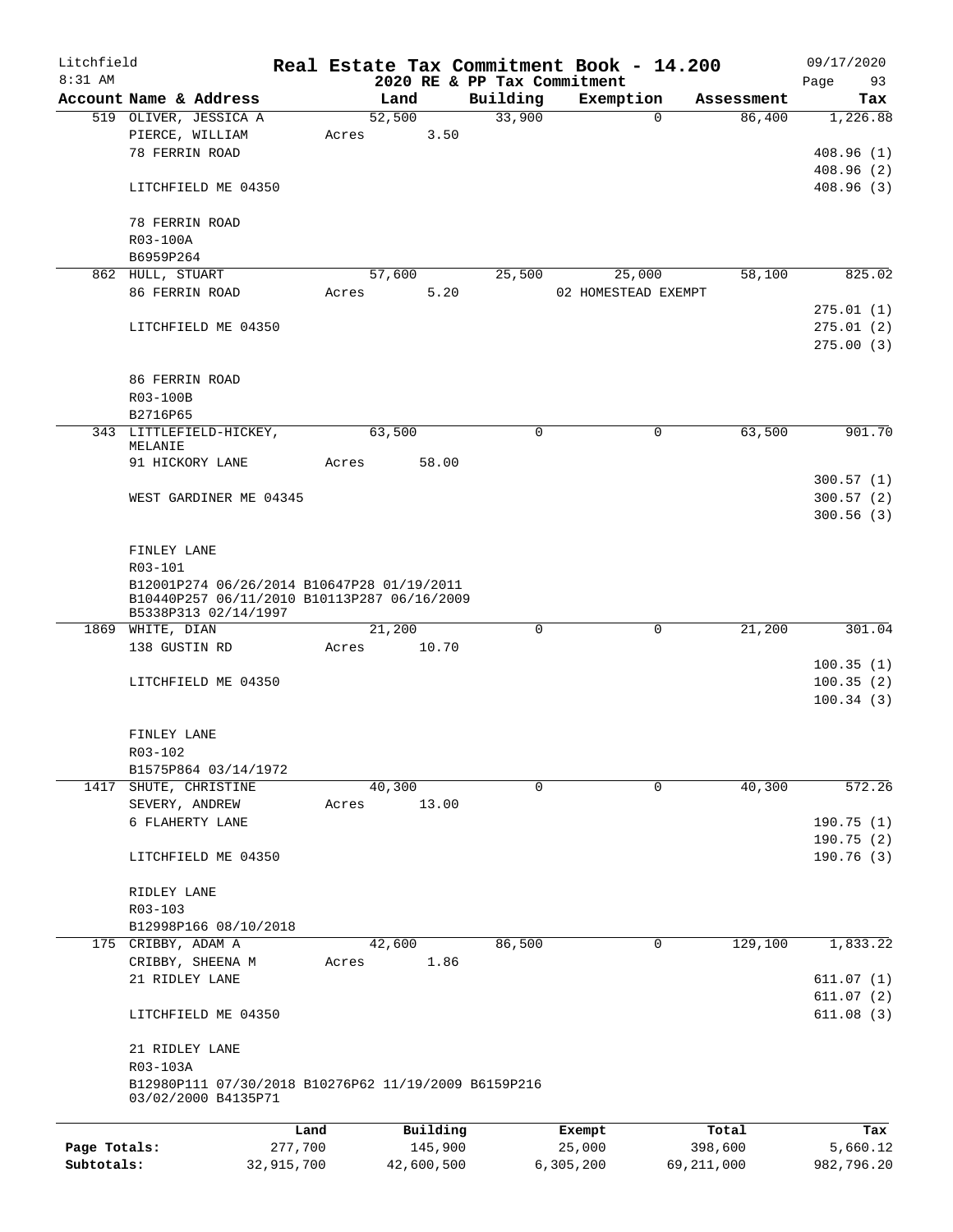# Real Estate Tax Commitment Book - 14.200

Litchfield 8:31 AM — 2020 RE & PP Tax Commitment — 09/17/2020

| Account Name & Address | Land | Building | Exemption | Assessment | Tax |
|---|---|---|---|---|---|
| 519 OLIVER, JESSICA A | 52,500 | 33,900 | 0 | 86,400 | 1,226.88 |
| PIERCE, WILLIAM | Acres 3.50 | | | | |
| 78 FERRIN ROAD | | | | | 408.96 (1) |
| | | | | | 408.96 (2) |
| LITCHFIELD ME 04350 | | | | | 408.96 (3) |
| 78 FERRIN ROAD | | | | | |
| R03-100A | | | | | |
| B6959P264 | | | | | |
| 862 HULL, STUART | 57,600 | 25,500 | 25,000 | 58,100 | 825.02 |
| 86 FERRIN ROAD | Acres 5.20 | | 02 HOMESTEAD EXEMPT | | |
| | | | | | 275.01 (1) |
| LITCHFIELD ME 04350 | | | | | 275.01 (2) |
| | | | | | 275.00 (3) |
| 86 FERRIN ROAD | | | | | |
| R03-100B | | | | | |
| B2716P65 | | | | | |
| 343 LITTLEFIELD-HICKEY, MELANIE | 63,500 | 0 | 0 | 63,500 | 901.70 |
| 91 HICKORY LANE | Acres 58.00 | | | | |
| | | | | | 300.57 (1) |
| WEST GARDINER ME 04345 | | | | | 300.57 (2) |
| | | | | | 300.56 (3) |
| FINLEY LANE | | | | | |
| R03-101 | | | | | |
| B12001P274 06/26/2014 B10647P28 01/19/2011 B10440P257 06/11/2010 B10113P287 06/16/2009 B5338P313 02/14/1997 | | | | | |
| 1869 WHITE, DIAN | 21,200 | 0 | 0 | 21,200 | 301.04 |
| 138 GUSTIN RD | Acres 10.70 | | | | |
| | | | | | 100.35 (1) |
| LITCHFIELD ME 04350 | | | | | 100.35 (2) |
| | | | | | 100.34 (3) |
| FINLEY LANE | | | | | |
| R03-102 | | | | | |
| B1575P864 03/14/1972 | | | | | |
| 1417 SHUTE, CHRISTINE | 40,300 | 0 | 0 | 40,300 | 572.26 |
| SEVERY, ANDREW | Acres 13.00 | | | | |
| 6 FLAHERTY LANE | | | | | 190.75 (1) |
| | | | | | 190.75 (2) |
| LITCHFIELD ME 04350 | | | | | 190.76 (3) |
| RIDLEY LANE | | | | | |
| R03-103 | | | | | |
| B12998P166 08/10/2018 | | | | | |
| 175 CRIBBY, ADAM A | 42,600 | 86,500 | 0 | 129,100 | 1,833.22 |
| CRIBBY, SHEENA M | Acres 1.86 | | | | |
| 21 RIDLEY LANE | | | | | 611.07 (1) |
| | | | | | 611.07 (2) |
| LITCHFIELD ME 04350 | | | | | 611.08 (3) |
| 21 RIDLEY LANE | | | | | |
| R03-103A | | | | | |
| B12980P111 07/30/2018 B10276P62 11/19/2009 B6159P216 03/02/2000 B4135P71 | | | | | |

| | Land | Building | Exempt | Total | Tax |
|---|---|---|---|---|---|
| Page Totals: | 277,700 | 145,900 | 25,000 | 398,600 | 5,660.12 |
| Subtotals: | 32,915,700 | 42,600,500 | 6,305,200 | 69,211,000 | 982,796.20 |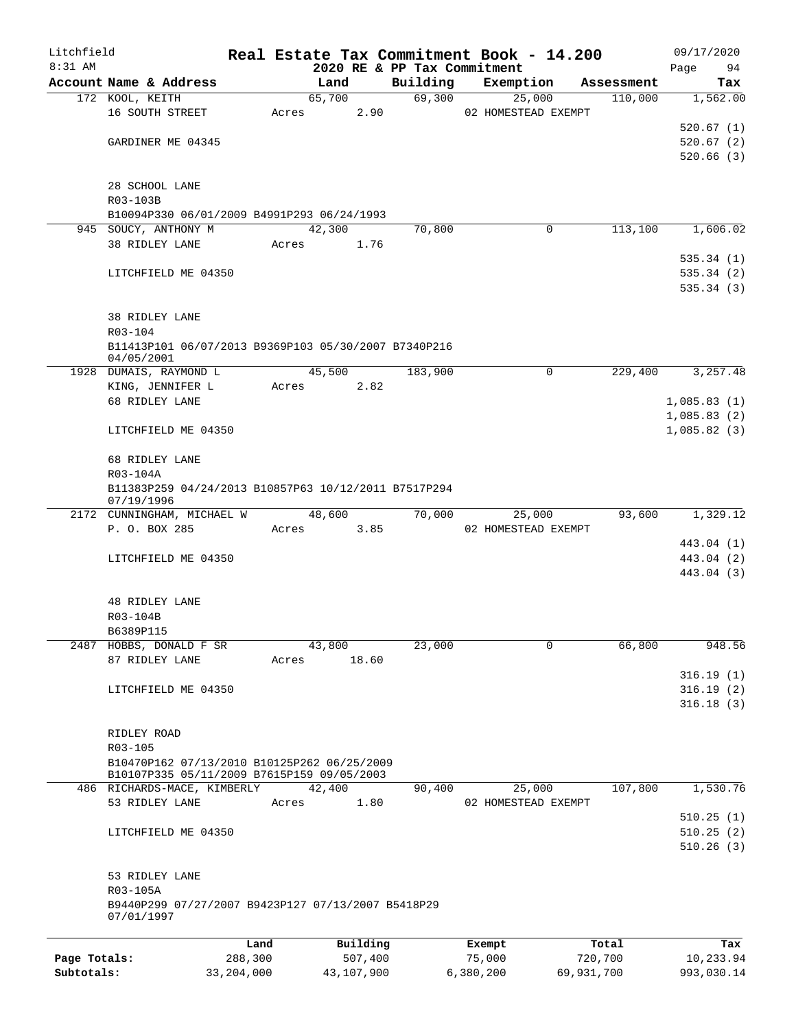Litchfield 8:31 AM

# Real Estate Tax Commitment Book - 14.200

2020 RE & PP Tax Commitment

09/17/2020 Page 94

| Account Name & Address | Land | Building | Exemption | Assessment | Tax |
|---|---|---|---|---|---|
| 172 KOOL, KEITH | 65,700 | 69,300 | 25,000 | 110,000 | 1,562.00 |
| 16 SOUTH STREET | Acres 2.90 | | 02 HOMESTEAD EXEMPT | | |
| | | | | | 520.67 (1) |
| GARDINER ME 04345 | | | | | 520.67 (2) |
| | | | | | 520.66 (3) |
| 28 SCHOOL LANE | | | | | |
| R03-103B | | | | | |
| B10094P330 06/01/2009 B4991P293 06/24/1993 | | | | | |
| 945 SOUCY, ANTHONY M | 42,300 | 70,800 | 0 | 113,100 | 1,606.02 |
| 38 RIDLEY LANE | Acres 1.76 | | | | |
| | | | | | 535.34 (1) |
| LITCHFIELD ME 04350 | | | | | 535.34 (2) |
| | | | | | 535.34 (3) |
| 38 RIDLEY LANE | | | | | |
| R03-104 | | | | | |
| B11413P101 06/07/2013 B9369P103 05/30/2007 B7340P216 04/05/2001 | | | | | |
| 1928 DUMAIS, RAYMOND L | 45,500 | 183,900 | 0 | 229,400 | 3,257.48 |
| KING, JENNIFER L | Acres 2.82 | | | | |
| 68 RIDLEY LANE | | | | | 1,085.83 (1) |
| | | | | | 1,085.83 (2) |
| LITCHFIELD ME 04350 | | | | | 1,085.82 (3) |
| 68 RIDLEY LANE | | | | | |
| R03-104A | | | | | |
| B11383P259 04/24/2013 B10857P63 10/12/2011 B7517P294 07/19/1996 | | | | | |
| 2172 CUNNINGHAM, MICHAEL W | 48,600 | 70,000 | 25,000 | 93,600 | 1,329.12 |
| P. O. BOX 285 | Acres 3.85 | | 02 HOMESTEAD EXEMPT | | |
| | | | | | 443.04 (1) |
| LITCHFIELD ME 04350 | | | | | 443.04 (2) |
| | | | | | 443.04 (3) |
| 48 RIDLEY LANE | | | | | |
| R03-104B | | | | | |
| B6389P115 | | | | | |
| 2487 HOBBS, DONALD F SR | 43,800 | 23,000 | 0 | 66,800 | 948.56 |
| 87 RIDLEY LANE | Acres 18.60 | | | | |
| | | | | | 316.19 (1) |
| LITCHFIELD ME 04350 | | | | | 316.19 (2) |
| | | | | | 316.18 (3) |
| RIDLEY ROAD | | | | | |
| R03-105 | | | | | |
| B10470P162 07/13/2010 B10125P262 06/25/2009 B10107P335 05/11/2009 B7615P159 09/05/2003 | | | | | |
| 486 RICHARDS-MACE, KIMBERLY | 42,400 | 90,400 | 25,000 | 107,800 | 1,530.76 |
| 53 RIDLEY LANE | Acres 1.80 | | 02 HOMESTEAD EXEMPT | | |
| | | | | | 510.25 (1) |
| LITCHFIELD ME 04350 | | | | | 510.25 (2) |
| | | | | | 510.26 (3) |
| 53 RIDLEY LANE | | | | | |
| R03-105A | | | | | |
| B9440P299 07/27/2007 B9423P127 07/13/2007 B5418P29 07/01/1997 | | | | | |

| | Land | Building | Exempt | Total | Tax |
|---|---|---|---|---|---|
| Page Totals: | 288,300 | 507,400 | 75,000 | 720,700 | 10,233.94 |
| Subtotals: | 33,204,000 | 43,107,900 | 6,380,200 | 69,931,700 | 993,030.14 |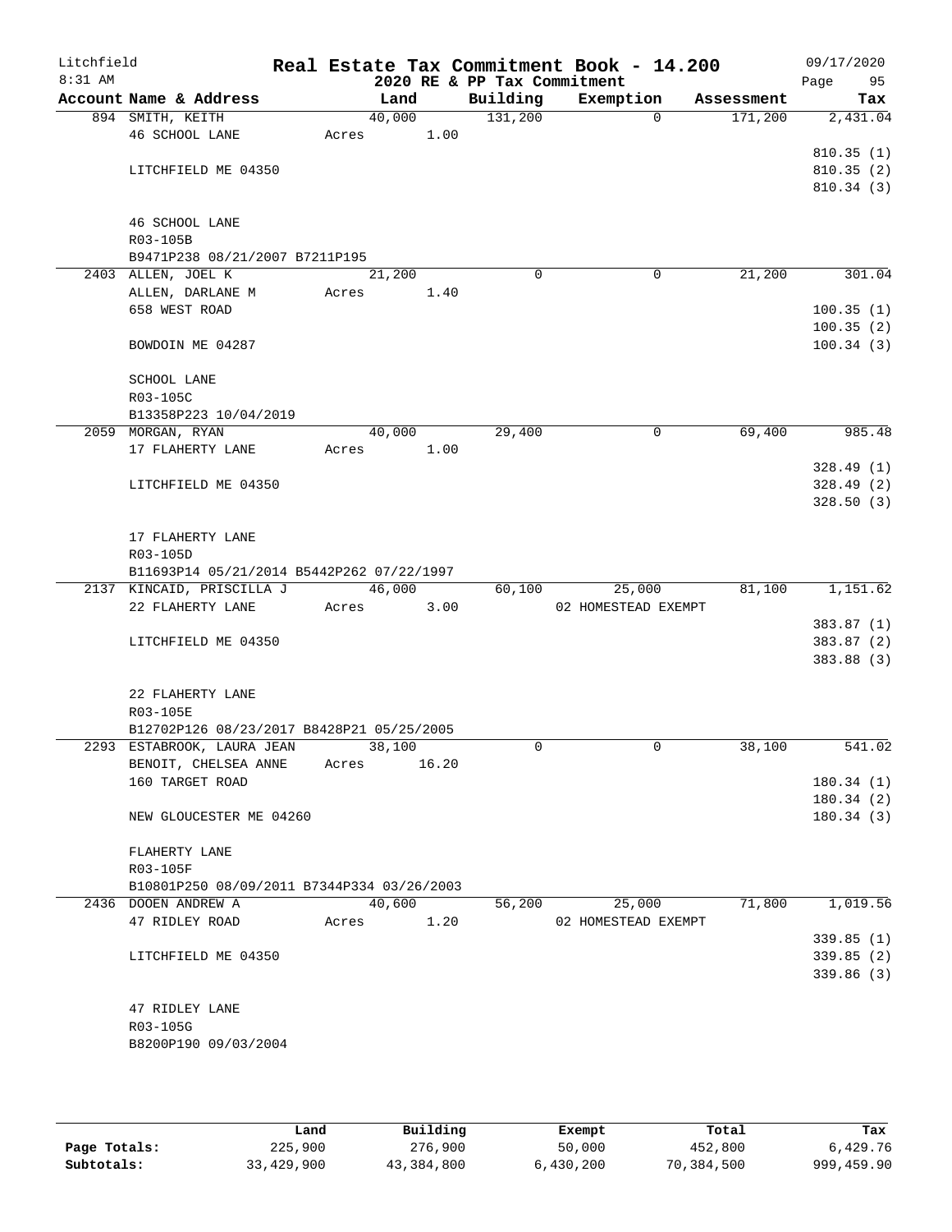Litchfield 8:31 AM

# Real Estate Tax Commitment Book - 14.200

2020 RE & PP Tax Commitment

09/17/2020

| Account | Name & Address | Land | Building | Exemption | Assessment | Tax |
|---|---|---|---|---|---|---|
| 894 | SMITH, KEITH | 40,000 | 131,200 | 0 | 171,200 | 2,431.04 |
| | 46 SCHOOL LANE | Acres 1.00 | | | | |
| | | | | | | 810.35 (1) |
| | LITCHFIELD ME 04350 | | | | | 810.35 (2) |
| | | | | | | 810.34 (3) |
| | 46 SCHOOL LANE | | | | | |
| | R03-105B | | | | | |
| | B9471P238 08/21/2007 B7211P195 | | | | | |
| 2403 | ALLEN, JOEL K | 21,200 | 0 | 0 | 21,200 | 301.04 |
| | ALLEN, DARLANE M | Acres 1.40 | | | | |
| | 658 WEST ROAD | | | | | 100.35 (1) |
| | | | | | | 100.35 (2) |
| | BOWDOIN ME 04287 | | | | | 100.34 (3) |
| | SCHOOL LANE | | | | | |
| | R03-105C | | | | | |
| | B13358P223 10/04/2019 | | | | | |
| 2059 | MORGAN, RYAN | 40,000 | 29,400 | 0 | 69,400 | 985.48 |
| | 17 FLAHERTY LANE | Acres 1.00 | | | | |
| | | | | | | 328.49 (1) |
| | LITCHFIELD ME 04350 | | | | | 328.49 (2) |
| | | | | | | 328.50 (3) |
| | 17 FLAHERTY LANE | | | | | |
| | R03-105D | | | | | |
| | B11693P14 05/21/2014 B5442P262 07/22/1997 | | | | | |
| 2137 | KINCAID, PRISCILLA J | 46,000 | 60,100 | 25,000 | 81,100 | 1,151.62 |
| | 22 FLAHERTY LANE | Acres 3.00 | | 02 HOMESTEAD EXEMPT | | |
| | | | | | | 383.87 (1) |
| | LITCHFIELD ME 04350 | | | | | 383.87 (2) |
| | | | | | | 383.88 (3) |
| | 22 FLAHERTY LANE | | | | | |
| | R03-105E | | | | | |
| | B12702P126 08/23/2017 B8428P21 05/25/2005 | | | | | |
| 2293 | ESTABROOK, LAURA JEAN | 38,100 | 0 | 0 | 38,100 | 541.02 |
| | BENOIT, CHELSEA ANNE | Acres 16.20 | | | | |
| | 160 TARGET ROAD | | | | | 180.34 (1) |
| | | | | | | 180.34 (2) |
| | NEW GLOUCESTER ME 04260 | | | | | 180.34 (3) |
| | FLAHERTY LANE | | | | | |
| | R03-105F | | | | | |
| | B10801P250 08/09/2011 B7344P334 03/26/2003 | | | | | |
| 2436 | DOOEN ANDREW A | 40,600 | 56,200 | 25,000 | 71,800 | 1,019.56 |
| | 47 RIDLEY ROAD | Acres 1.20 | | 02 HOMESTEAD EXEMPT | | |
| | | | | | | 339.85 (1) |
| | LITCHFIELD ME 04350 | | | | | 339.85 (2) |
| | | | | | | 339.86 (3) |
| | 47 RIDLEY LANE | | | | | |
| | R03-105G | | | | | |
| | B8200P190 09/03/2004 | | | | | |

| | Land | Building | Exempt | Total | Tax |
|---|---|---|---|---|---|
| Page Totals: | 225,900 | 276,900 | 50,000 | 452,800 | 6,429.76 |
| Subtotals: | 33,429,900 | 43,384,800 | 6,430,200 | 70,384,500 | 999,459.90 |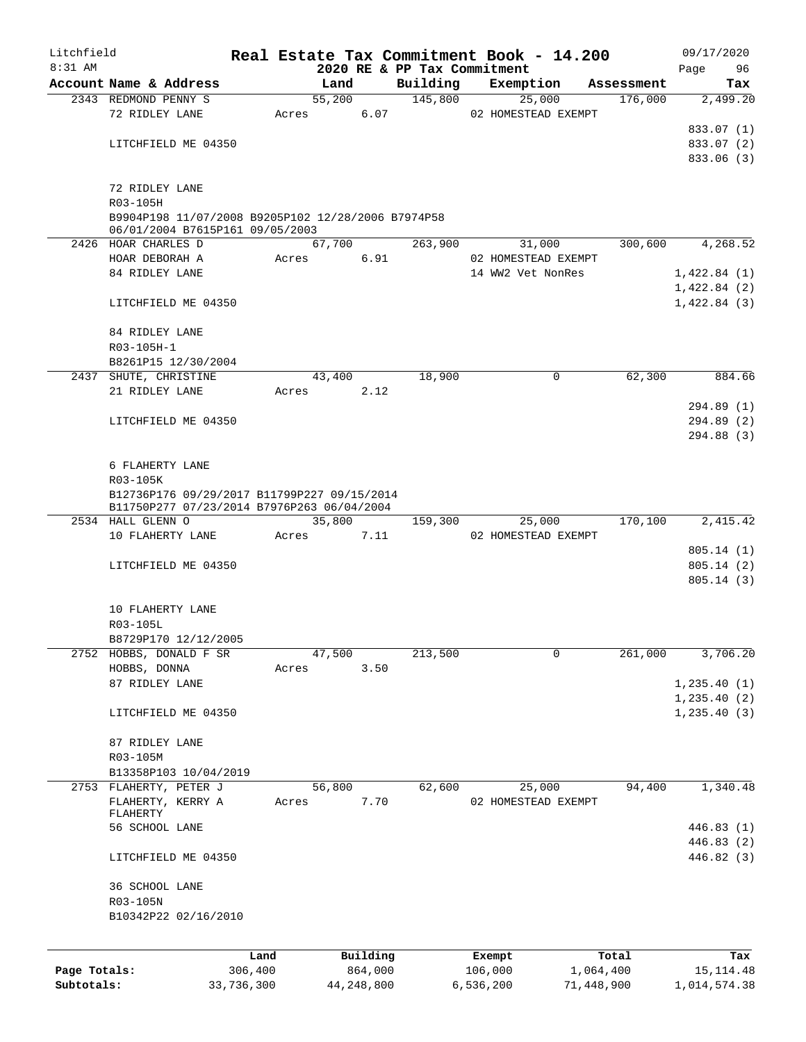Litchfield
8:31 AM

# Real Estate Tax Commitment Book - 14.200

2020 RE & PP Tax Commitment

09/17/2020

| Account Name & Address | Land | Building | Exemption | Assessment | Tax |
|---|---|---|---|---|---|
| 2343 REDMOND PENNY S | 55,200 | 145,800 | 25,000 | 176,000 | 2,499.20 |
| 72 RIDLEY LANE | Acres 6.07 | | 02 HOMESTEAD EXEMPT | | |
| | | | | | 833.07 (1) |
| LITCHFIELD ME 04350 | | | | | 833.07 (2) |
| | | | | | 833.06 (3) |
| 72 RIDLEY LANE | | | | | |
| R03-105H | | | | | |
| B9904P198 11/07/2008 B9205P102 12/28/2006 B7974P58 06/01/2004 B7615P161 09/05/2003 | | | | | |
| 2426 HOAR CHARLES D | 67,700 | 263,900 | 31,000 | 300,600 | 4,268.52 |
| HOAR DEBORAH A | Acres 6.91 | | 02 HOMESTEAD EXEMPT | | |
| 84 RIDLEY LANE | | | 14 WW2 Vet NonRes | | 1,422.84 (1) |
| | | | | | 1,422.84 (2) |
| LITCHFIELD ME 04350 | | | | | 1,422.84 (3) |
| 84 RIDLEY LANE | | | | | |
| R03-105H-1 | | | | | |
| B8261P15 12/30/2004 | | | | | |
| 2437 SHUTE, CHRISTINE | 43,400 | 18,900 | 0 | 62,300 | 884.66 |
| 21 RIDLEY LANE | Acres 2.12 | | | | |
| | | | | | 294.89 (1) |
| LITCHFIELD ME 04350 | | | | | 294.89 (2) |
| | | | | | 294.88 (3) |
| 6 FLAHERTY LANE | | | | | |
| R03-105K | | | | | |
| B12736P176 09/29/2017 B11799P227 09/15/2014 B11750P277 07/23/2014 B7976P263 06/04/2004 | | | | | |
| 2534 HALL GLENN O | 35,800 | 159,300 | 25,000 | 170,100 | 2,415.42 |
| 10 FLAHERTY LANE | Acres 7.11 | | 02 HOMESTEAD EXEMPT | | |
| | | | | | 805.14 (1) |
| LITCHFIELD ME 04350 | | | | | 805.14 (2) |
| | | | | | 805.14 (3) |
| 10 FLAHERTY LANE | | | | | |
| R03-105L | | | | | |
| B8729P170 12/12/2005 | | | | | |
| 2752 HOBBS, DONALD F SR | 47,500 | 213,500 | 0 | 261,000 | 3,706.20 |
| HOBBS, DONNA | Acres 3.50 | | | | |
| 87 RIDLEY LANE | | | | | 1,235.40 (1) |
| | | | | | 1,235.40 (2) |
| LITCHFIELD ME 04350 | | | | | 1,235.40 (3) |
| 87 RIDLEY LANE | | | | | |
| R03-105M | | | | | |
| B13358P103 10/04/2019 | | | | | |
| 2753 FLAHERTY, PETER J | 56,800 | 62,600 | 25,000 | 94,400 | 1,340.48 |
| FLAHERTY, KERRY A FLAHERTY | Acres 7.70 | | 02 HOMESTEAD EXEMPT | | |
| 56 SCHOOL LANE | | | | | 446.83 (1) |
| | | | | | 446.83 (2) |
| LITCHFIELD ME 04350 | | | | | 446.82 (3) |
| 36 SCHOOL LANE | | | | | |
| R03-105N | | | | | |
| B10342P22 02/16/2010 | | | | | |

| | Land | Building | Exempt | Total | Tax |
|---|---|---|---|---|---|
| Page Totals: | 306,400 | 864,000 | 106,000 | 1,064,400 | 15,114.48 |
| Subtotals: | 33,736,300 | 44,248,800 | 6,536,200 | 71,448,900 | 1,014,574.38 |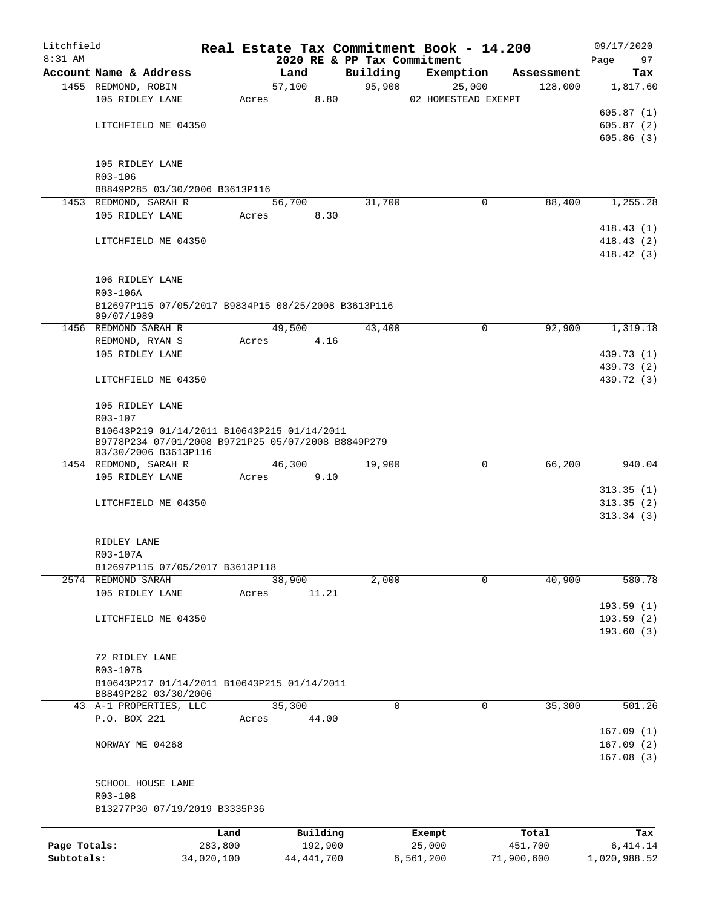Litchfield
8:31 AM

**Real Estate Tax Commitment Book - 14.200**
**2020 RE & PP Tax Commitment**

09/17/2020

| Account Name & Address | Land | Building | Exemption | Assessment | Tax |
|---|---|---|---|---|---|
| 1455 REDMOND, ROBIN | 57,100 | 95,900 | 25,000 | 128,000 | 1,817.60 |
| 105 RIDLEY LANE | Acres 8.80 | | 02 HOMESTEAD EXEMPT | | |
| | | | | | 605.87 (1) |
| LITCHFIELD ME 04350 | | | | | 605.87 (2) |
| | | | | | 605.86 (3) |
| 105 RIDLEY LANE | | | | | |
| R03-106 | | | | | |
| B8849P285 03/30/2006 B3613P116 | | | | | |
| 1453 REDMOND, SARAH R | 56,700 | 31,700 | 0 | 88,400 | 1,255.28 |
| 105 RIDLEY LANE | Acres 8.30 | | | | |
| | | | | | 418.43 (1) |
| LITCHFIELD ME 04350 | | | | | 418.43 (2) |
| | | | | | 418.42 (3) |
| 106 RIDLEY LANE | | | | | |
| R03-106A | | | | | |
| B12697P115 07/05/2017 B9834P15 08/25/2008 B3613P116 09/07/1989 | | | | | |
| 1456 REDMOND SARAH R | 49,500 | 43,400 | 0 | 92,900 | 1,319.18 |
| REDMOND, RYAN S | Acres 4.16 | | | | |
| 105 RIDLEY LANE | | | | | 439.73 (1) |
| | | | | | 439.73 (2) |
| LITCHFIELD ME 04350 | | | | | 439.72 (3) |
| 105 RIDLEY LANE | | | | | |
| R03-107 | | | | | |
| B10643P219 01/14/2011 B10643P215 01/14/2011 B9778P234 07/01/2008 B9721P25 05/07/2008 B8849P279 03/30/2006 B3613P116 | | | | | |
| 1454 REDMOND, SARAH R | 46,300 | 19,900 | 0 | 66,200 | 940.04 |
| 105 RIDLEY LANE | Acres 9.10 | | | | |
| | | | | | 313.35 (1) |
| LITCHFIELD ME 04350 | | | | | 313.35 (2) |
| | | | | | 313.34 (3) |
| RIDLEY LANE | | | | | |
| R03-107A | | | | | |
| B12697P115 07/05/2017 B3613P118 | | | | | |
| 2574 REDMOND SARAH | 38,900 | 2,000 | 0 | 40,900 | 580.78 |
| 105 RIDLEY LANE | Acres 11.21 | | | | |
| | | | | | 193.59 (1) |
| LITCHFIELD ME 04350 | | | | | 193.59 (2) |
| | | | | | 193.60 (3) |
| 72 RIDLEY LANE | | | | | |
| R03-107B | | | | | |
| B10643P217 01/14/2011 B10643P215 01/14/2011 B8849P282 03/30/2006 | | | | | |
| 43 A-1 PROPERTIES, LLC | 35,300 | 0 | 0 | 35,300 | 501.26 |
| P.O. BOX 221 | Acres 44.00 | | | | |
| | | | | | 167.09 (1) |
| NORWAY ME 04268 | | | | | 167.09 (2) |
| | | | | | 167.08 (3) |
| SCHOOL HOUSE LANE | | | | | |
| R03-108 | | | | | |
| B13277P30 07/19/2019 B3335P36 | | | | | |

| | Land | Building | Exempt | Total | Tax |
|---|---|---|---|---|---|
| Page Totals: | 283,800 | 192,900 | 25,000 | 451,700 | 6,414.14 |
| Subtotals: | 34,020,100 | 44,441,700 | 6,561,200 | 71,900,600 | 1,020,988.52 |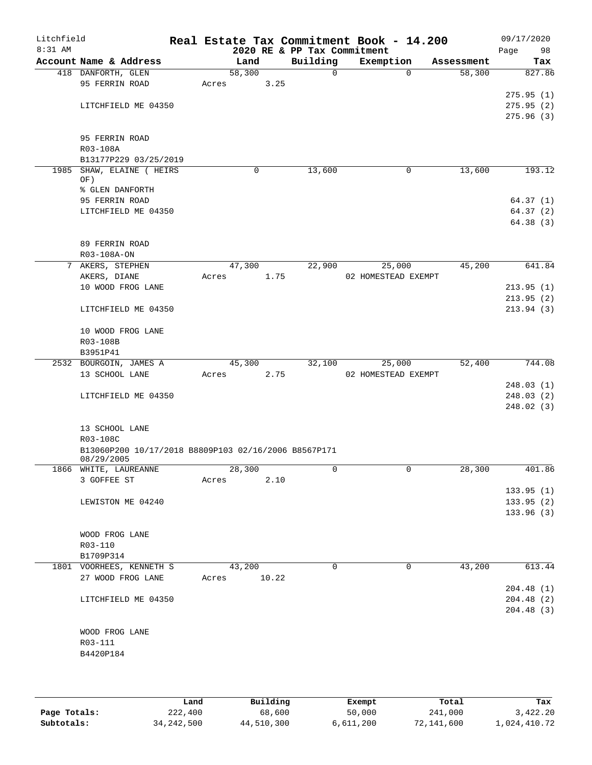# Real Estate Tax Commitment Book - 14.200

## 2020 RE & PP Tax Commitment

Litchfield 8:31 AM — 09/17/2020

| Account Name & Address | Land | Building | Exemption | Assessment | Tax |
|---|---|---|---|---|---|
| 418 DANFORTH, GLEN | 58,300 | 0 | 0 | 58,300 | 827.86 |
| 95 FERRIN ROAD | Acres 3.25 | | | | |
| | | | | | 275.95 (1) |
| LITCHFIELD ME 04350 | | | | | 275.95 (2) |
| | | | | | 275.96 (3) |
| 95 FERRIN ROAD | | | | | |
| R03-108A | | | | | |
| B13177P229 03/25/2019 | | | | | |
| 1985 SHAW, ELAINE ( HEIRS OF) | 0 | 13,600 | 0 | 13,600 | 193.12 |
| % GLEN DANFORTH | | | | | |
| 95 FERRIN ROAD | | | | | 64.37 (1) |
| LITCHFIELD ME 04350 | | | | | 64.37 (2) |
| | | | | | 64.38 (3) |
| 89 FERRIN ROAD | | | | | |
| R03-108A-ON | | | | | |
| 7 AKERS, STEPHEN | 47,300 | 22,900 | 25,000 | 45,200 | 641.84 |
| AKERS, DIANE | Acres 1.75 | | 02 HOMESTEAD EXEMPT | | |
| 10 WOOD FROG LANE | | | | | 213.95 (1) |
| | | | | | 213.95 (2) |
| LITCHFIELD ME 04350 | | | | | 213.94 (3) |
| 10 WOOD FROG LANE | | | | | |
| R03-108B | | | | | |
| B3951P41 | | | | | |
| 2532 BOURGOIN, JAMES A | 45,300 | 32,100 | 25,000 | 52,400 | 744.08 |
| 13 SCHOOL LANE | Acres 2.75 | | 02 HOMESTEAD EXEMPT | | |
| | | | | | 248.03 (1) |
| LITCHFIELD ME 04350 | | | | | 248.03 (2) |
| | | | | | 248.02 (3) |
| 13 SCHOOL LANE | | | | | |
| R03-108C | | | | | |
| B13060P200 10/17/2018 B8809P103 02/16/2006 B8567P171 08/29/2005 | | | | | |
| 1866 WHITE, LAUREANNE | 28,300 | 0 | 0 | 28,300 | 401.86 |
| 3 GOFFEE ST | Acres 2.10 | | | | |
| | | | | | 133.95 (1) |
| LEWISTON ME 04240 | | | | | 133.95 (2) |
| | | | | | 133.96 (3) |
| WOOD FROG LANE | | | | | |
| R03-110 | | | | | |
| B1709P314 | | | | | |
| 1801 VOORHEES, KENNETH S | 43,200 | 0 | 0 | 43,200 | 613.44 |
| 27 WOOD FROG LANE | Acres 10.22 | | | | |
| | | | | | 204.48 (1) |
| LITCHFIELD ME 04350 | | | | | 204.48 (2) |
| | | | | | 204.48 (3) |
| WOOD FROG LANE | | | | | |
| R03-111 | | | | | |
| B4420P184 | | | | | |

| | Land | Building | Exempt | Total | Tax |
|---|---|---|---|---|---|
| Page Totals: | 222,400 | 68,600 | 50,000 | 241,000 | 3,422.20 |
| Subtotals: | 34,242,500 | 44,510,300 | 6,611,200 | 72,141,600 | 1,024,410.72 |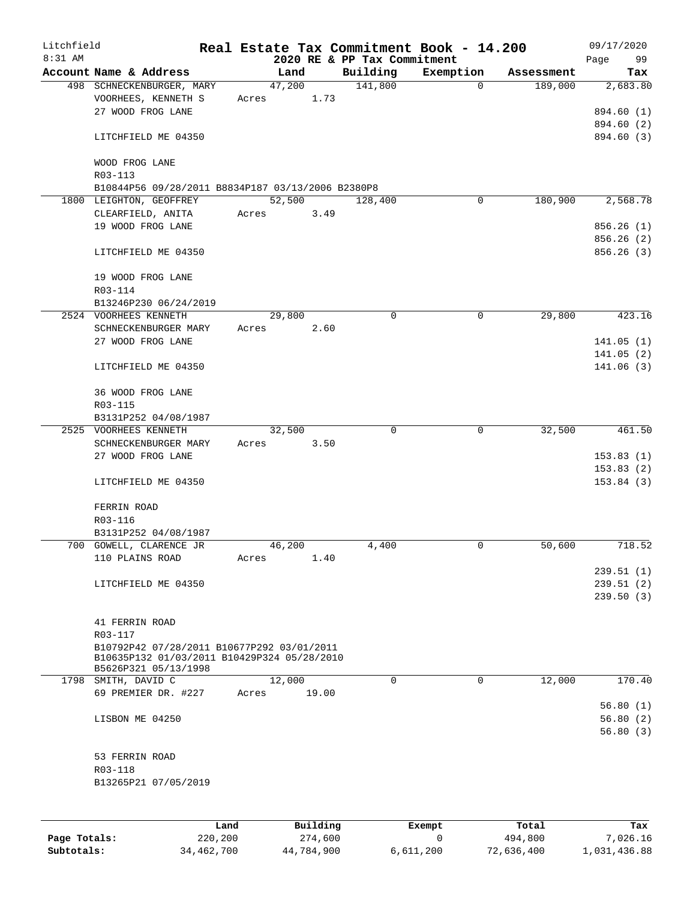Litchfield
8:31 AM

# Real Estate Tax Commitment Book - 14.200

## 2020 RE & PP Tax Commitment

09/17/2020

| Account | Name & Address | Land | Building | Exemption | Assessment | Tax |
|---|---|---|---|---|---|---|
| 498 | SCHNECKENBURGER, MARY<br>VOORHEES, KENNETH S<br>27 WOOD FROG LANE<br><br>LITCHFIELD ME 04350<br><br>WOOD FROG LANE<br>R03-113<br>B10844P56 09/28/2011 B8834P187 03/13/2006 B2380P8 | 47,200<br>Acres 1.73 | 141,800 | 0 | 189,000 | 2,683.80<br><br>894.60 (1)<br>894.60 (2)<br>894.60 (3) |
| 1800 | LEIGHTON, GEOFFREY<br>CLEARFIELD, ANITA<br>19 WOOD FROG LANE<br><br>LITCHFIELD ME 04350<br><br>19 WOOD FROG LANE<br>R03-114<br>B13246P230 06/24/2019 | 52,500<br>Acres 3.49 | 128,400 | 0 | 180,900 | 2,568.78<br><br>856.26 (1)<br>856.26 (2)<br>856.26 (3) |
| 2524 | VOORHEES KENNETH<br>SCHNECKENBURGER MARY<br>27 WOOD FROG LANE<br><br>LITCHFIELD ME 04350<br><br>36 WOOD FROG LANE<br>R03-115<br>B3131P252 04/08/1987 | 29,800<br>Acres 2.60 | 0 | 0 | 29,800 | 423.16<br><br>141.05 (1)<br>141.05 (2)<br>141.06 (3) |
| 2525 | VOORHEES KENNETH<br>SCHNECKENBURGER MARY<br>27 WOOD FROG LANE<br><br>LITCHFIELD ME 04350<br><br>FERRIN ROAD<br>R03-116<br>B3131P252 04/08/1987 | 32,500<br>Acres 3.50 | 0 | 0 | 32,500 | 461.50<br><br>153.83 (1)<br>153.83 (2)<br>153.84 (3) |
| 700 | GOWELL, CLARENCE JR<br>110 PLAINS ROAD<br><br>LITCHFIELD ME 04350<br><br>41 FERRIN ROAD<br>R03-117<br>B10792P42 07/28/2011 B10677P292 03/01/2011<br>B10635P132 01/03/2011 B10429P324 05/28/2010<br>B5626P321 05/13/1998 | 46,200<br>Acres 1.40 | 4,400 | 0 | 50,600 | 718.52<br><br>239.51 (1)<br>239.51 (2)<br>239.50 (3) |
| 1798 | SMITH, DAVID C<br>69 PREMIER DR. #227<br><br>LISBON ME 04250<br><br>53 FERRIN ROAD<br>R03-118<br>B13265P21 07/05/2019 | 12,000<br>Acres 19.00 | 0 | 0 | 12,000 | 170.40<br><br>56.80 (1)<br>56.80 (2)<br>56.80 (3) |

| | Land | Building | Exempt | Total | Tax |
|---|---|---|---|---|---|
| Page Totals: | 220,200 | 274,600 | 0 | 494,800 | 7,026.16 |
| Subtotals: | 34,462,700 | 44,784,900 | 6,611,200 | 72,636,400 | 1,031,436.88 |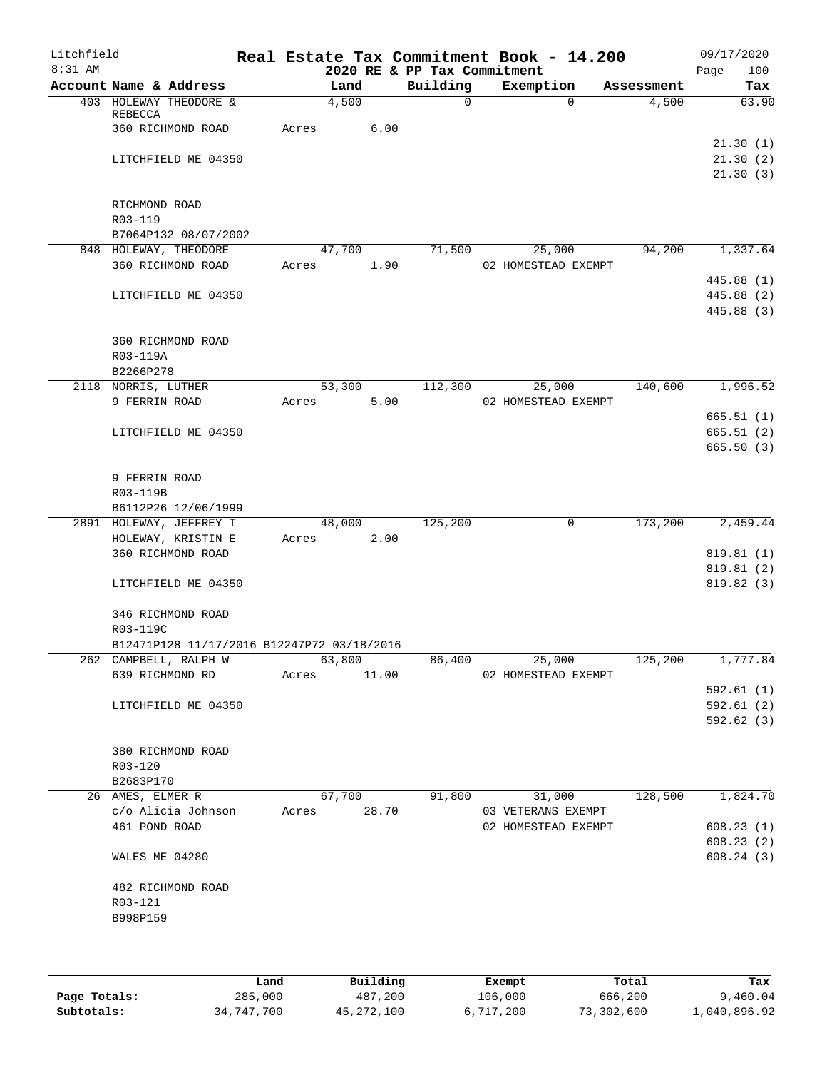Litchfield
8:31 AM

# Real Estate Tax Commitment Book - 14.200

## 2020 RE & PP Tax Commitment

09/17/2020

| Account | Name & Address | Land | Building | Exemption | Assessment | Tax |
|---|---|---|---|---|---|---|
| 403 | HOLEWAY THEODORE & REBECCA | 4,500 | 0 | 0 | 4,500 | 63.90 |
| | 360 RICHMOND ROAD | Acres 6.00 | | | | |
| | | | | | | 21.30 (1) |
| | LITCHFIELD ME 04350 | | | | | 21.30 (2) |
| | | | | | | 21.30 (3) |
| | RICHMOND ROAD | | | | | |
| | R03-119 | | | | | |
| | B7064P132 08/07/2002 | | | | | |
| 848 | HOLEWAY, THEODORE | 47,700 | 71,500 | 25,000 | 94,200 | 1,337.64 |
| | 360 RICHMOND ROAD | Acres 1.90 | | 02 HOMESTEAD EXEMPT | | |
| | | | | | | 445.88 (1) |
| | LITCHFIELD ME 04350 | | | | | 445.88 (2) |
| | | | | | | 445.88 (3) |
| | 360 RICHMOND ROAD | | | | | |
| | R03-119A | | | | | |
| | B2266P278 | | | | | |
| 2118 | NORRIS, LUTHER | 53,300 | 112,300 | 25,000 | 140,600 | 1,996.52 |
| | 9 FERRIN ROAD | Acres 5.00 | | 02 HOMESTEAD EXEMPT | | |
| | | | | | | 665.51 (1) |
| | LITCHFIELD ME 04350 | | | | | 665.51 (2) |
| | | | | | | 665.50 (3) |
| | 9 FERRIN ROAD | | | | | |
| | R03-119B | | | | | |
| | B6112P26 12/06/1999 | | | | | |
| 2891 | HOLEWAY, JEFFREY T | 48,000 | 125,200 | 0 | 173,200 | 2,459.44 |
| | HOLEWAY, KRISTIN E | Acres 2.00 | | | | |
| | 360 RICHMOND ROAD | | | | | 819.81 (1) |
| | | | | | | 819.81 (2) |
| | LITCHFIELD ME 04350 | | | | | 819.82 (3) |
| | 346 RICHMOND ROAD | | | | | |
| | R03-119C | | | | | |
| | B12471P128 11/17/2016 B12247P72 03/18/2016 | | | | | |
| 262 | CAMPBELL, RALPH W | 63,800 | 86,400 | 25,000 | 125,200 | 1,777.84 |
| | 639 RICHMOND RD | Acres 11.00 | | 02 HOMESTEAD EXEMPT | | |
| | | | | | | 592.61 (1) |
| | LITCHFIELD ME 04350 | | | | | 592.61 (2) |
| | | | | | | 592.62 (3) |
| | 380 RICHMOND ROAD | | | | | |
| | R03-120 | | | | | |
| | B2683P170 | | | | | |
| 26 | AMES, ELMER R | 67,700 | 91,800 | 31,000 | 128,500 | 1,824.70 |
| | c/o Alicia Johnson | Acres 28.70 | | 03 VETERANS EXEMPT | | |
| | 461 POND ROAD | | | 02 HOMESTEAD EXEMPT | | 608.23 (1) |
| | | | | | | 608.23 (2) |
| | WALES ME 04280 | | | | | 608.24 (3) |
| | 482 RICHMOND ROAD | | | | | |
| | R03-121 | | | | | |
| | B998P159 | | | | | |

| | Land | Building | Exempt | Total | Tax |
|---|---|---|---|---|---|
| Page Totals: | 285,000 | 487,200 | 106,000 | 666,200 | 9,460.04 |
| Subtotals: | 34,747,700 | 45,272,100 | 6,717,200 | 73,302,600 | 1,040,896.92 |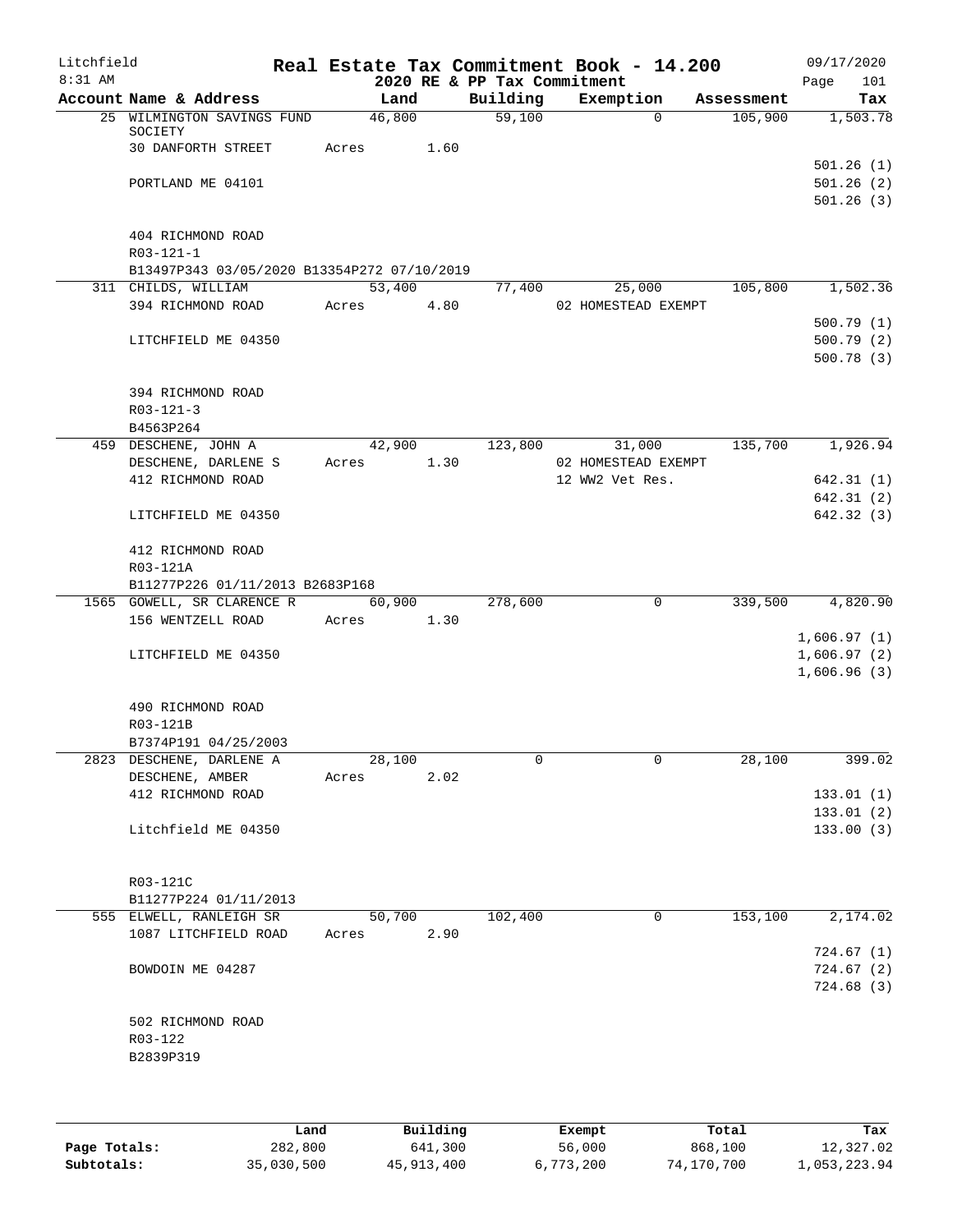Litchfield 8:31 AM

# Real Estate Tax Commitment Book - 14.200

2020 RE & PP Tax Commitment

09/17/2020

| Account Name & Address | Land | Building | Exemption | Assessment | Tax |
|---|---|---|---|---|---|
| 25 WILMINGTON SAVINGS FUND SOCIETY | 46,800 | 59,100 | 0 | 105,900 | 1,503.78 |
| 30 DANFORTH STREET | Acres 1.60 | | | | |
| | | | | | 501.26 (1) |
| PORTLAND ME 04101 | | | | | 501.26 (2) |
| | | | | | 501.26 (3) |
| 404 RICHMOND ROAD | | | | | |
| R03-121-1 | | | | | |
| B13497P343 03/05/2020 B13354P272 07/10/2019 | | | | | |
| 311 CHILDS, WILLIAM | 53,400 | 77,400 | 25,000 | 105,800 | 1,502.36 |
| 394 RICHMOND ROAD | Acres 4.80 | | 02 HOMESTEAD EXEMPT | | |
| | | | | | 500.79 (1) |
| LITCHFIELD ME 04350 | | | | | 500.79 (2) |
| | | | | | 500.78 (3) |
| 394 RICHMOND ROAD | | | | | |
| R03-121-3 | | | | | |
| B4563P264 | | | | | |
| 459 DESCHENE, JOHN A | 42,900 | 123,800 | 31,000 | 135,700 | 1,926.94 |
| DESCHENE, DARLENE S | Acres 1.30 | | 02 HOMESTEAD EXEMPT | | |
| 412 RICHMOND ROAD | | | 12 WW2 Vet Res. | | 642.31 (1) |
| | | | | | 642.31 (2) |
| LITCHFIELD ME 04350 | | | | | 642.32 (3) |
| 412 RICHMOND ROAD | | | | | |
| R03-121A | | | | | |
| B11277P226 01/11/2013 B2683P168 | | | | | |
| 1565 GOWELL, SR CLARENCE R | 60,900 | 278,600 | 0 | 339,500 | 4,820.90 |
| 156 WENTZELL ROAD | Acres 1.30 | | | | |
| | | | | | 1,606.97 (1) |
| LITCHFIELD ME 04350 | | | | | 1,606.97 (2) |
| | | | | | 1,606.96 (3) |
| 490 RICHMOND ROAD | | | | | |
| R03-121B | | | | | |
| B7374P191 04/25/2003 | | | | | |
| 2823 DESCHENE, DARLENE A | 28,100 | 0 | 0 | 28,100 | 399.02 |
| DESCHENE, AMBER | Acres 2.02 | | | | |
| 412 RICHMOND ROAD | | | | | 133.01 (1) |
| | | | | | 133.01 (2) |
| Litchfield ME 04350 | | | | | 133.00 (3) |
| R03-121C | | | | | |
| B11277P224 01/11/2013 | | | | | |
| 555 ELWELL, RANLEIGH SR | 50,700 | 102,400 | 0 | 153,100 | 2,174.02 |
| 1087 LITCHFIELD ROAD | Acres 2.90 | | | | |
| | | | | | 724.67 (1) |
| BOWDOIN ME 04287 | | | | | 724.67 (2) |
| | | | | | 724.68 (3) |
| 502 RICHMOND ROAD | | | | | |
| R03-122 | | | | | |
| B2839P319 | | | | | |

| | Land | Building | Exempt | Total | Tax |
|---|---|---|---|---|---|
| Page Totals: | 282,800 | 641,300 | 56,000 | 868,100 | 12,327.02 |
| Subtotals: | 35,030,500 | 45,913,400 | 6,773,200 | 74,170,700 | 1,053,223.94 |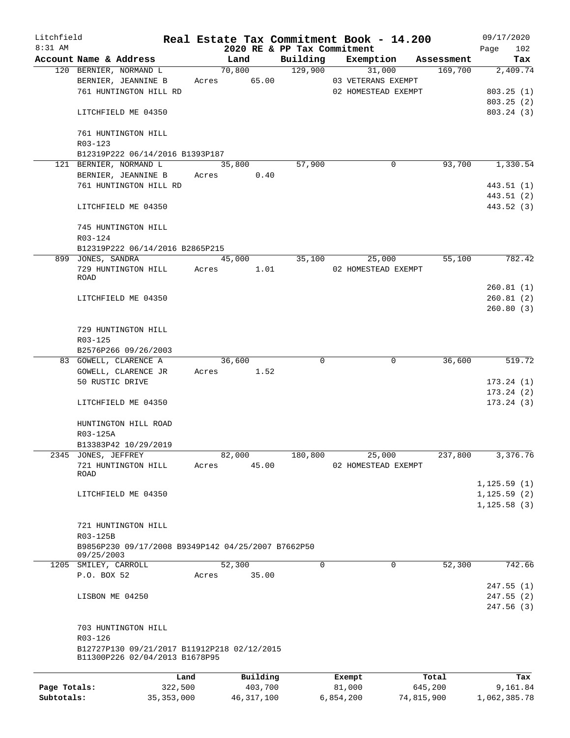Litchfield 8:31 AM

# Real Estate Tax Commitment Book - 14.200

2020 RE & PP Tax Commitment

09/17/2020 Page 102

| Account Name & Address | Land | Building | Exemption | Assessment | Tax |
|---|---|---|---|---|---|
| 120 BERNIER, NORMAND L | 70,800 | 129,900 | 31,000 | 169,700 | 2,409.74 |
| BERNIER, JEANNINE B | Acres 65.00 | | 03 VETERANS EXEMPT | | |
| 761 HUNTINGTON HILL RD | | | 02 HOMESTEAD EXEMPT | | 803.25 (1) |
| | | | | | 803.25 (2) |
| LITCHFIELD ME 04350 | | | | | 803.24 (3) |
| 761 HUNTINGTON HILL | | | | | |
| R03-123 | | | | | |
| B12319P222 06/14/2016 B1393P187 | | | | | |
| 121 BERNIER, NORMAND L | 35,800 | 57,900 | 0 | 93,700 | 1,330.54 |
| BERNIER, JEANNINE B | Acres 0.40 | | | | |
| 761 HUNTINGTON HILL RD | | | | | 443.51 (1) |
| | | | | | 443.51 (2) |
| LITCHFIELD ME 04350 | | | | | 443.52 (3) |
| 745 HUNTINGTON HILL | | | | | |
| R03-124 | | | | | |
| B12319P222 06/14/2016 B2865P215 | | | | | |
| 899 JONES, SANDRA | 45,000 | 35,100 | 25,000 | 55,100 | 782.42 |
| 729 HUNTINGTON HILL ROAD | Acres 1.01 | | 02 HOMESTEAD EXEMPT | | |
| | | | | | 260.81 (1) |
| LITCHFIELD ME 04350 | | | | | 260.81 (2) |
| | | | | | 260.80 (3) |
| 729 HUNTINGTON HILL | | | | | |
| R03-125 | | | | | |
| B2576P266 09/26/2003 | | | | | |
| 83 GOWELL, CLARENCE A | 36,600 | 0 | 0 | 36,600 | 519.72 |
| GOWELL, CLARENCE JR | Acres 1.52 | | | | |
| 50 RUSTIC DRIVE | | | | | 173.24 (1) |
| | | | | | 173.24 (2) |
| LITCHFIELD ME 04350 | | | | | 173.24 (3) |
| HUNTINGTON HILL ROAD | | | | | |
| R03-125A | | | | | |
| B13383P42 10/29/2019 | | | | | |
| 2345 JONES, JEFFREY | 82,000 | 180,800 | 25,000 | 237,800 | 3,376.76 |
| 721 HUNTINGTON HILL ROAD | Acres 45.00 | | 02 HOMESTEAD EXEMPT | | |
| | | | | | 1,125.59 (1) |
| LITCHFIELD ME 04350 | | | | | 1,125.59 (2) |
| | | | | | 1,125.58 (3) |
| 721 HUNTINGTON HILL | | | | | |
| R03-125B | | | | | |
| B9856P230 09/17/2008 B9349P142 04/25/2007 B7662P50 09/25/2003 | | | | | |
| 1205 SMILEY, CARROLL | 52,300 | 0 | 0 | 52,300 | 742.66 |
| P.O. BOX 52 | Acres 35.00 | | | | |
| | | | | | 247.55 (1) |
| LISBON ME 04250 | | | | | 247.55 (2) |
| | | | | | 247.56 (3) |
| 703 HUNTINGTON HILL | | | | | |
| R03-126 | | | | | |
| B12727P130 09/21/2017 B11912P218 02/12/2015 B11300P226 02/04/2013 B1678P95 | | | | | |

| | Land | Building | Exempt | Total | Tax |
|---|---|---|---|---|---|
| Page Totals: | 322,500 | 403,700 | 81,000 | 645,200 | 9,161.84 |
| Subtotals: | 35,353,000 | 46,317,100 | 6,854,200 | 74,815,900 | 1,062,385.78 |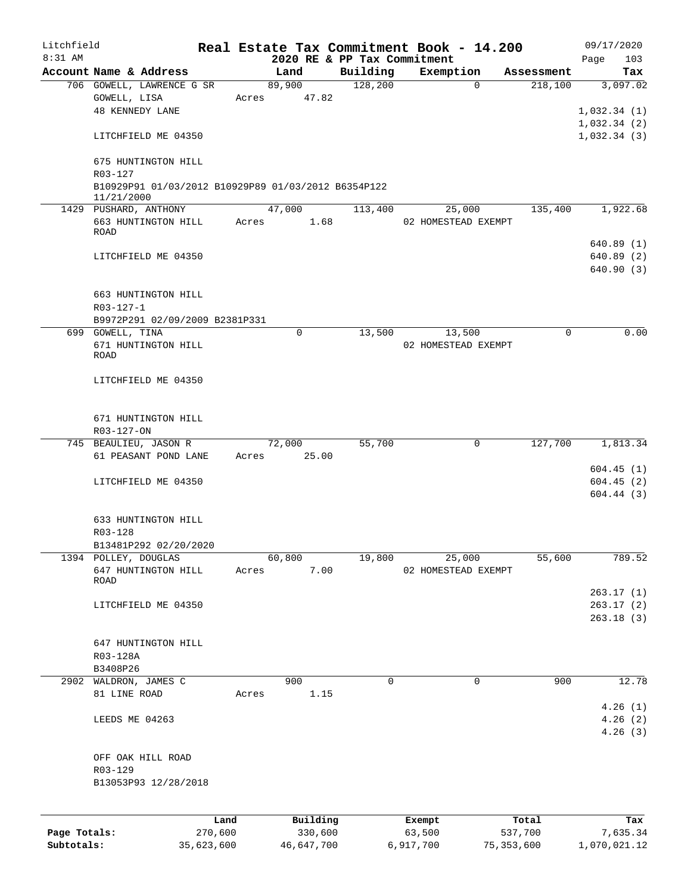# Litchfield — Real Estate Tax Commitment Book - 14.200

8:31 AM — 2020 RE & PP Tax Commitment — 09/17/2020

| Account Name & Address | Land | Building | Exemption | Assessment | Tax |
|---|---|---|---|---|---|
| 706 GOWELL, LAWRENCE G SR | 89,900 | 128,200 | 0 | 218,100 | 3,097.02 |
| GOWELL, LISA | Acres 47.82 | | | | |
| 48 KENNEDY LANE | | | | | 1,032.34 (1) |
| | | | | | 1,032.34 (2) |
| LITCHFIELD ME 04350 | | | | | 1,032.34 (3) |
| 675 HUNTINGTON HILL | | | | | |
| R03-127 | | | | | |
| B10929P91 01/03/2012 B10929P89 01/03/2012 B6354P122 11/21/2000 | | | | | |
| 1429 PUSHARD, ANTHONY | 47,000 | 113,400 | 25,000 | 135,400 | 1,922.68 |
| 663 HUNTINGTON HILL ROAD | Acres 1.68 | | 02 HOMESTEAD EXEMPT | | |
| | | | | | 640.89 (1) |
| LITCHFIELD ME 04350 | | | | | 640.89 (2) |
| | | | | | 640.90 (3) |
| 663 HUNTINGTON HILL | | | | | |
| R03-127-1 | | | | | |
| B9972P291 02/09/2009 B2381P331 | | | | | |
| 699 GOWELL, TINA | 0 | 13,500 | 13,500 | 0 | 0.00 |
| 671 HUNTINGTON HILL ROAD | | | 02 HOMESTEAD EXEMPT | | |
| LITCHFIELD ME 04350 | | | | | |
| 671 HUNTINGTON HILL | | | | | |
| R03-127-ON | | | | | |
| 745 BEAULIEU, JASON R | 72,000 | 55,700 | 0 | 127,700 | 1,813.34 |
| 61 PEASANT POND LANE | Acres 25.00 | | | | |
| | | | | | 604.45 (1) |
| LITCHFIELD ME 04350 | | | | | 604.45 (2) |
| | | | | | 604.44 (3) |
| 633 HUNTINGTON HILL | | | | | |
| R03-128 | | | | | |
| B13481P292 02/20/2020 | | | | | |
| 1394 POLLEY, DOUGLAS | 60,800 | 19,800 | 25,000 | 55,600 | 789.52 |
| 647 HUNTINGTON HILL ROAD | Acres 7.00 | | 02 HOMESTEAD EXEMPT | | |
| | | | | | 263.17 (1) |
| LITCHFIELD ME 04350 | | | | | 263.17 (2) |
| | | | | | 263.18 (3) |
| 647 HUNTINGTON HILL | | | | | |
| R03-128A | | | | | |
| B3408P26 | | | | | |
| 2902 WALDRON, JAMES C | 900 | 0 | 0 | 900 | 12.78 |
| 81 LINE ROAD | Acres 1.15 | | | | |
| | | | | | 4.26 (1) |
| LEEDS ME 04263 | | | | | 4.26 (2) |
| | | | | | 4.26 (3) |
| OFF OAK HILL ROAD | | | | | |
| R03-129 | | | | | |
| B13053P93 12/28/2018 | | | | | |

| | Land | Building | Exempt | Total | Tax |
|---|---|---|---|---|---|
| Page Totals: | 270,600 | 330,600 | 63,500 | 537,700 | 7,635.34 |
| Subtotals: | 35,623,600 | 46,647,700 | 6,917,700 | 75,353,600 | 1,070,021.12 |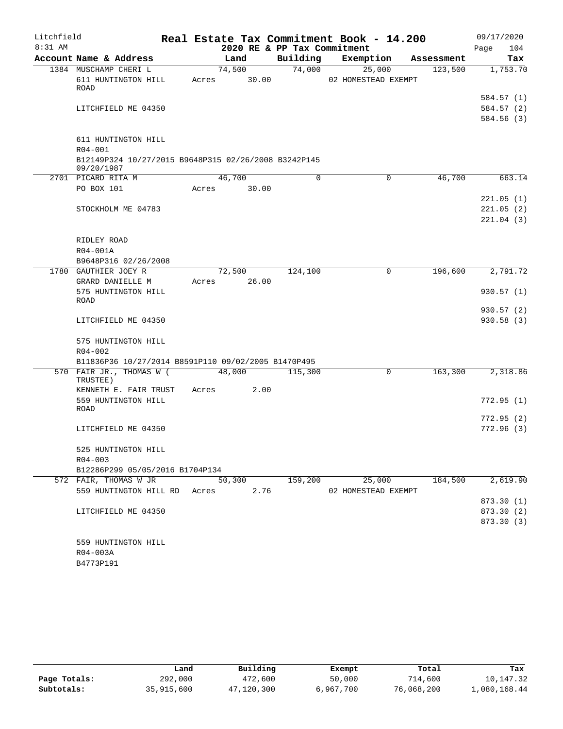Litchfield
8:31 AM

**Real Estate Tax Commitment Book - 14.200**
**2020 RE & PP Tax Commitment**

09/17/2020
Page 104

| Account Name & Address | Land | Building | Exemption | Assessment | Tax |
|---|---|---|---|---|---|
| 1384 MUSCHAMP CHERI L | 74,500 | 74,000 | 25,000 | 123,500 | 1,753.70 |
| 611 HUNTINGTON HILL ROAD | Acres 30.00 | | 02 HOMESTEAD EXEMPT | | |
| | | | | | 584.57 (1) |
| LITCHFIELD ME 04350 | | | | | 584.57 (2) |
| | | | | | 584.56 (3) |
| 611 HUNTINGTON HILL | | | | | |
| R04-001 | | | | | |
| B12149P324 10/27/2015 B9648P315 02/26/2008 B3242P145 09/20/1987 | | | | | |
| 2701 PICARD RITA M | 46,700 | 0 | 0 | 46,700 | 663.14 |
| PO BOX 101 | Acres 30.00 | | | | |
| | | | | | 221.05 (1) |
| STOCKHOLM ME 04783 | | | | | 221.05 (2) |
| | | | | | 221.04 (3) |
| RIDLEY ROAD | | | | | |
| R04-001A | | | | | |
| B9648P316 02/26/2008 | | | | | |
| 1780 GAUTHIER JOEY R | 72,500 | 124,100 | 0 | 196,600 | 2,791.72 |
| GRARD DANIELLE M | Acres 26.00 | | | | |
| 575 HUNTINGTON HILL ROAD | | | | | 930.57 (1) |
| | | | | | 930.57 (2) |
| LITCHFIELD ME 04350 | | | | | 930.58 (3) |
| 575 HUNTINGTON HILL | | | | | |
| R04-002 | | | | | |
| B11836P36 10/27/2014 B8591P110 09/02/2005 B1470P495 | | | | | |
| 570 FAIR JR., THOMAS W ( TRUSTEE) | 48,000 | 115,300 | 0 | 163,300 | 2,318.86 |
| KENNETH E. FAIR TRUST | Acres 2.00 | | | | |
| 559 HUNTINGTON HILL ROAD | | | | | 772.95 (1) |
| | | | | | 772.95 (2) |
| LITCHFIELD ME 04350 | | | | | 772.96 (3) |
| 525 HUNTINGTON HILL | | | | | |
| R04-003 | | | | | |
| B12286P299 05/05/2016 B1704P134 | | | | | |
| 572 FAIR, THOMAS W JR | 50,300 | 159,200 | 25,000 | 184,500 | 2,619.90 |
| 559 HUNTINGTON HILL RD | Acres 2.76 | | 02 HOMESTEAD EXEMPT | | |
| | | | | | 873.30 (1) |
| LITCHFIELD ME 04350 | | | | | 873.30 (2) |
| | | | | | 873.30 (3) |
| 559 HUNTINGTON HILL | | | | | |
| R04-003A | | | | | |
| B4773P191 | | | | | |

| | Land | Building | Exempt | Total | Tax |
|---|---|---|---|---|---|
| Page Totals: | 292,000 | 472,600 | 50,000 | 714,600 | 10,147.32 |
| Subtotals: | 35,915,600 | 47,120,300 | 6,967,700 | 76,068,200 | 1,080,168.44 |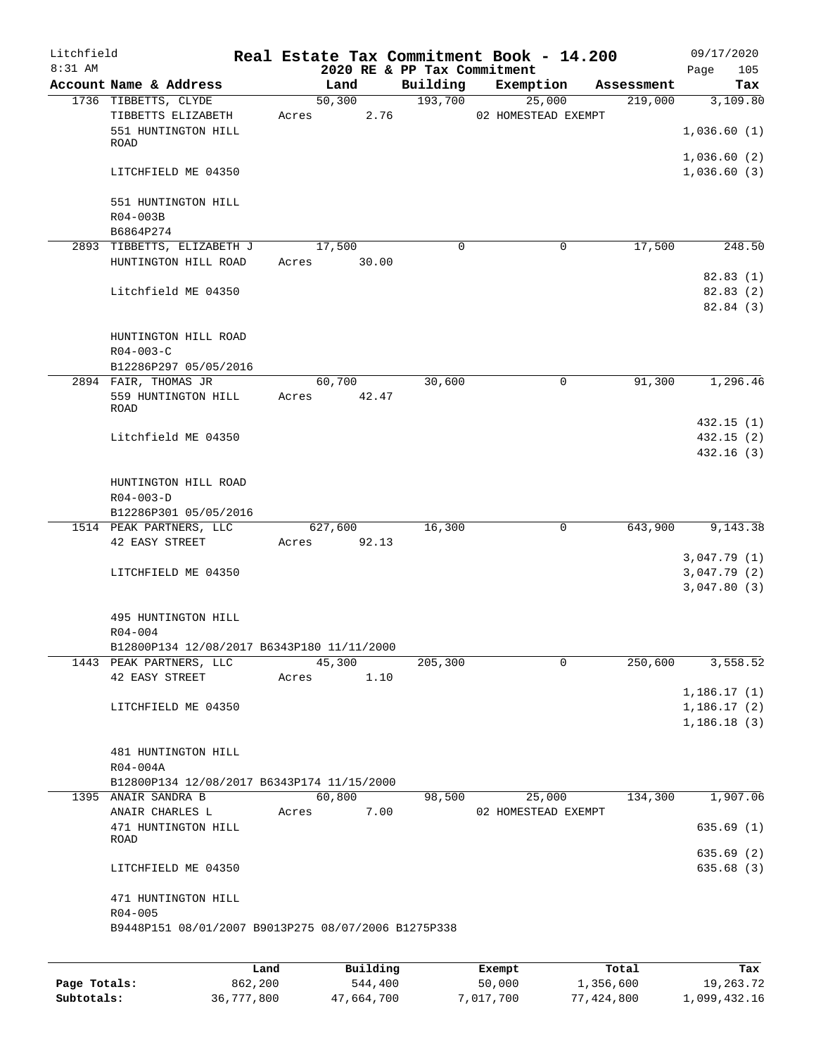Litchfield
8:31 AM

# Real Estate Tax Commitment Book - 14.200

2020 RE & PP Tax Commitment

09/17/2020
Page 105

| Account Name & Address | Land | Building | Exemption | Assessment | Tax |
|---|---|---|---|---|---|
| 1736 TIBBETTS, CLYDE | 50,300 | 193,700 | 25,000 | 219,000 | 3,109.80 |
| TIBBETTS ELIZABETH | Acres 2.76 | | 02 HOMESTEAD EXEMPT | | |
| 551 HUNTINGTON HILL ROAD | | | | | 1,036.60 (1) |
| | | | | | 1,036.60 (2) |
| LITCHFIELD ME 04350 | | | | | 1,036.60 (3) |
| 551 HUNTINGTON HILL | | | | | |
| R04-003B | | | | | |
| B6864P274 | | | | | |
| 2893 TIBBETTS, ELIZABETH J | 17,500 | 0 | 0 | 17,500 | 248.50 |
| HUNTINGTON HILL ROAD | Acres 30.00 | | | | |
| | | | | | 82.83 (1) |
| Litchfield ME 04350 | | | | | 82.83 (2) |
| | | | | | 82.84 (3) |
| HUNTINGTON HILL ROAD | | | | | |
| R04-003-C | | | | | |
| B12286P297 05/05/2016 | | | | | |
| 2894 FAIR, THOMAS JR | 60,700 | 30,600 | 0 | 91,300 | 1,296.46 |
| 559 HUNTINGTON HILL ROAD | Acres 42.47 | | | | |
| | | | | | 432.15 (1) |
| Litchfield ME 04350 | | | | | 432.15 (2) |
| | | | | | 432.16 (3) |
| HUNTINGTON HILL ROAD | | | | | |
| R04-003-D | | | | | |
| B12286P301 05/05/2016 | | | | | |
| 1514 PEAK PARTNERS, LLC | 627,600 | 16,300 | 0 | 643,900 | 9,143.38 |
| 42 EASY STREET | Acres 92.13 | | | | |
| | | | | | 3,047.79 (1) |
| LITCHFIELD ME 04350 | | | | | 3,047.79 (2) |
| | | | | | 3,047.80 (3) |
| 495 HUNTINGTON HILL | | | | | |
| R04-004 | | | | | |
| B12800P134 12/08/2017 B6343P180 11/11/2000 | | | | | |
| 1443 PEAK PARTNERS, LLC | 45,300 | 205,300 | 0 | 250,600 | 3,558.52 |
| 42 EASY STREET | Acres 1.10 | | | | |
| | | | | | 1,186.17 (1) |
| LITCHFIELD ME 04350 | | | | | 1,186.17 (2) |
| | | | | | 1,186.18 (3) |
| 481 HUNTINGTON HILL | | | | | |
| R04-004A | | | | | |
| B12800P134 12/08/2017 B6343P174 11/15/2000 | | | | | |
| 1395 ANAIR SANDRA B | 60,800 | 98,500 | 25,000 | 134,300 | 1,907.06 |
| ANAIR CHARLES L | Acres 7.00 | | 02 HOMESTEAD EXEMPT | | |
| 471 HUNTINGTON HILL ROAD | | | | | 635.69 (1) |
| | | | | | 635.69 (2) |
| LITCHFIELD ME 04350 | | | | | 635.68 (3) |
| 471 HUNTINGTON HILL | | | | | |
| R04-005 | | | | | |
| B9448P151 08/01/2007 B9013P275 08/07/2006 B1275P338 | | | | | |

| | Land | Building | Exempt | Total | Tax |
|---|---|---|---|---|---|
| Page Totals: | 862,200 | 544,400 | 50,000 | 1,356,600 | 19,263.72 |
| Subtotals: | 36,777,800 | 47,664,700 | 7,017,700 | 77,424,800 | 1,099,432.16 |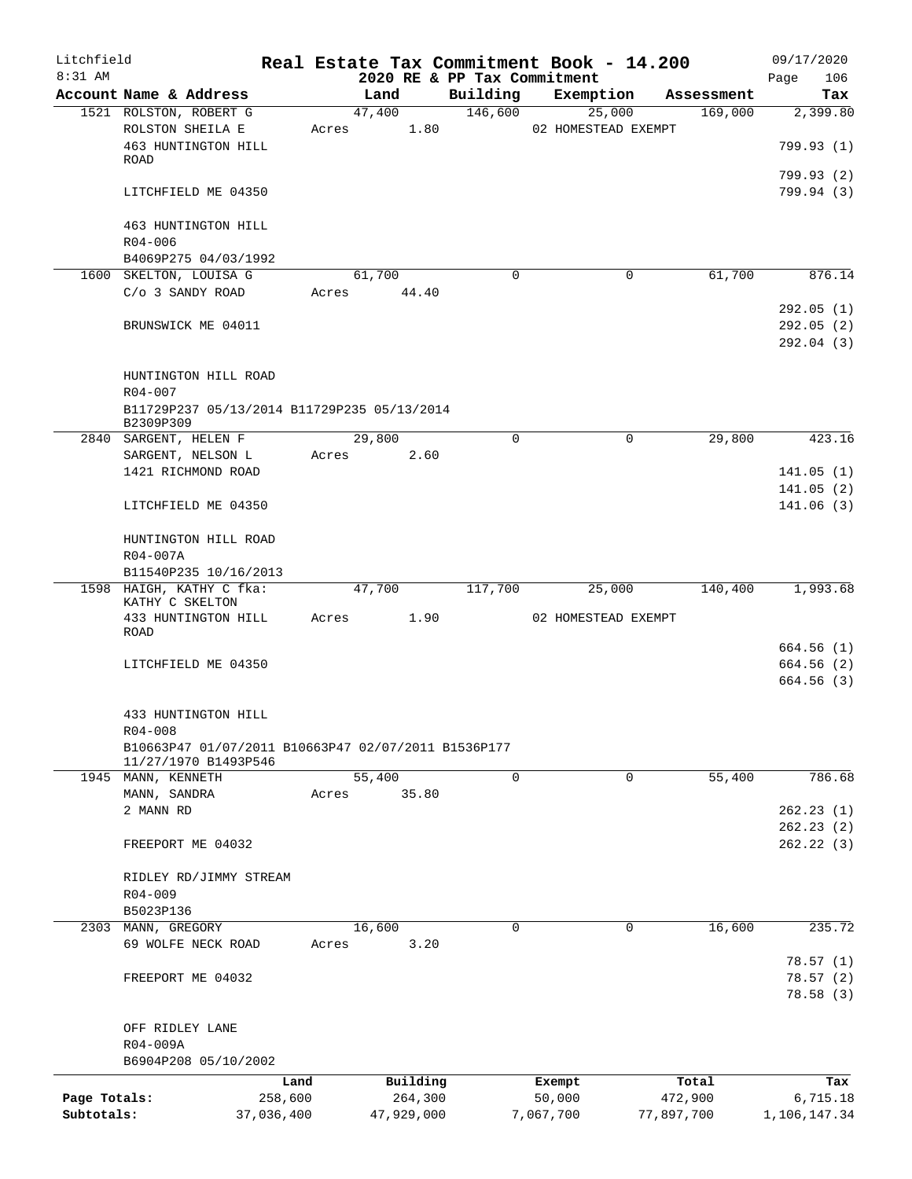Litchfield
8:31 AM

# Real Estate Tax Commitment Book - 14.200
## 2020 RE & PP Tax Commitment

09/17/2020

| Account Name & Address | Land | Building | Exemption | Assessment | Tax |
|---|---|---|---|---|---|
| 1521 ROLSTON, ROBERT G | 47,400 | 146,600 | 25,000 | 169,000 | 2,399.80 |
| ROLSTON SHEILA E | Acres 1.80 | | 02 HOMESTEAD EXEMPT | | |
| 463 HUNTINGTON HILL ROAD | | | | | 799.93 (1) |
| | | | | | 799.93 (2) |
| LITCHFIELD ME 04350 | | | | | 799.94 (3) |
| 463 HUNTINGTON HILL | | | | | |
| R04-006 | | | | | |
| B4069P275 04/03/1992 | | | | | |
| 1600 SKELTON, LOUISA G | 61,700 | 0 | 0 | 61,700 | 876.14 |
| C/o 3 SANDY ROAD | Acres 44.40 | | | | |
| | | | | | 292.05 (1) |
| BRUNSWICK ME 04011 | | | | | 292.05 (2) |
| | | | | | 292.04 (3) |
| HUNTINGTON HILL ROAD | | | | | |
| R04-007 | | | | | |
| B11729P237 05/13/2014 B11729P235 05/13/2014 B2309P309 | | | | | |
| 2840 SARGENT, HELEN F | 29,800 | 0 | 0 | 29,800 | 423.16 |
| SARGENT, NELSON L | Acres 2.60 | | | | |
| 1421 RICHMOND ROAD | | | | | 141.05 (1) |
| | | | | | 141.05 (2) |
| LITCHFIELD ME 04350 | | | | | 141.06 (3) |
| HUNTINGTON HILL ROAD | | | | | |
| R04-007A | | | | | |
| B11540P235 10/16/2013 | | | | | |
| 1598 HAIGH, KATHY C fka: KATHY C SKELTON | 47,700 | 117,700 | 25,000 | 140,400 | 1,993.68 |
| 433 HUNTINGTON HILL ROAD | Acres 1.90 | | 02 HOMESTEAD EXEMPT | | |
| | | | | | 664.56 (1) |
| LITCHFIELD ME 04350 | | | | | 664.56 (2) |
| | | | | | 664.56 (3) |
| 433 HUNTINGTON HILL | | | | | |
| R04-008 | | | | | |
| B10663P47 01/07/2011 B10663P47 02/07/2011 B1536P177 11/27/1970 B1493P546 | | | | | |
| 1945 MANN, KENNETH | 55,400 | 0 | 0 | 55,400 | 786.68 |
| MANN, SANDRA | Acres 35.80 | | | | |
| 2 MANN RD | | | | | 262.23 (1) |
| | | | | | 262.23 (2) |
| FREEPORT ME 04032 | | | | | 262.22 (3) |
| RIDLEY RD/JIMMY STREAM | | | | | |
| R04-009 | | | | | |
| B5023P136 | | | | | |
| 2303 MANN, GREGORY | 16,600 | 0 | 0 | 16,600 | 235.72 |
| 69 WOLFE NECK ROAD | Acres 3.20 | | | | |
| | | | | | 78.57 (1) |
| FREEPORT ME 04032 | | | | | 78.57 (2) |
| | | | | | 78.58 (3) |
| OFF RIDLEY LANE | | | | | |
| R04-009A | | | | | |
| B6904P208 05/10/2002 | | | | | |

| | Land | Building | Exempt | Total | Tax |
|---|---|---|---|---|---|
| Page Totals: | 258,600 | 264,300 | 50,000 | 472,900 | 6,715.18 |
| Subtotals: | 37,036,400 | 47,929,000 | 7,067,700 | 77,897,700 | 1,106,147.34 |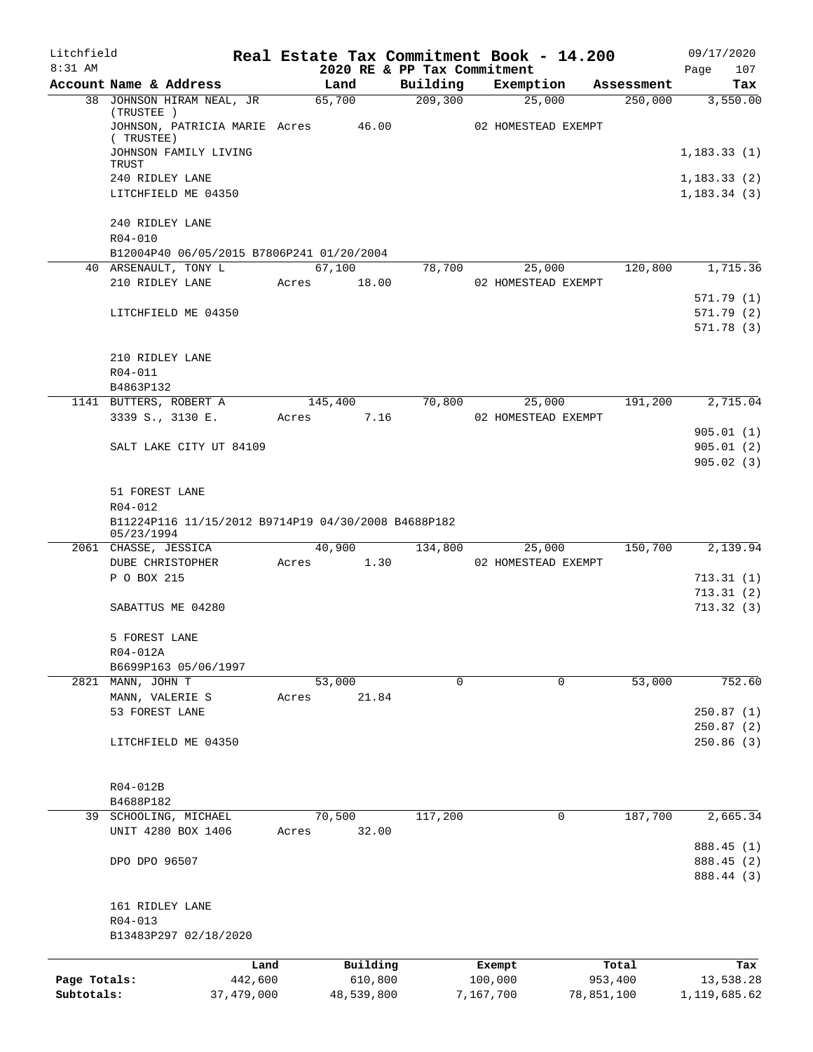Litchfield
8:31 AM

# Real Estate Tax Commitment Book - 14.200

## 2020 RE & PP Tax Commitment

09/17/2020

| Account Name & Address | Land | Building | Exemption | Assessment | Tax |
|---|---|---|---|---|---|
| 38 JOHNSON HIRAM NEAL, JR (TRUSTEE ) | 65,700 | 209,300 | 25,000 | 250,000 | 3,550.00 |
| JOHNSON, PATRICIA MARIE ( TRUSTEE) | Acres 46.00 | | 02 HOMESTEAD EXEMPT | | |
| JOHNSON FAMILY LIVING TRUST | | | | | 1,183.33 (1) |
| 240 RIDLEY LANE | | | | | 1,183.33 (2) |
| LITCHFIELD ME 04350 | | | | | 1,183.34 (3) |
| 240 RIDLEY LANE | | | | | |
| R04-010 | | | | | |
| B12004P40 06/05/2015 B7806P241 01/20/2004 | | | | | |
| 40 ARSENAULT, TONY L | 67,100 | 78,700 | 25,000 | 120,800 | 1,715.36 |
| 210 RIDLEY LANE | Acres 18.00 | | 02 HOMESTEAD EXEMPT | | |
| | | | | | 571.79 (1) |
| LITCHFIELD ME 04350 | | | | | 571.79 (2) |
| | | | | | 571.78 (3) |
| 210 RIDLEY LANE | | | | | |
| R04-011 | | | | | |
| B4863P132 | | | | | |
| 1141 BUTTERS, ROBERT A | 145,400 | 70,800 | 25,000 | 191,200 | 2,715.04 |
| 3339 S., 3130 E. | Acres 7.16 | | 02 HOMESTEAD EXEMPT | | |
| | | | | | 905.01 (1) |
| SALT LAKE CITY UT 84109 | | | | | 905.01 (2) |
| | | | | | 905.02 (3) |
| 51 FOREST LANE | | | | | |
| R04-012 | | | | | |
| B11224P116 11/15/2012 B9714P19 04/30/2008 B4688P182 05/23/1994 | | | | | |
| 2061 CHASSE, JESSICA | 40,900 | 134,800 | 25,000 | 150,700 | 2,139.94 |
| DUBE CHRISTOPHER | Acres 1.30 | | 02 HOMESTEAD EXEMPT | | |
| P O BOX 215 | | | | | 713.31 (1) |
| | | | | | 713.31 (2) |
| SABATTUS ME 04280 | | | | | 713.32 (3) |
| 5 FOREST LANE | | | | | |
| R04-012A | | | | | |
| B6699P163 05/06/1997 | | | | | |
| 2821 MANN, JOHN T | 53,000 | 0 | 0 | 53,000 | 752.60 |
| MANN, VALERIE S | Acres 21.84 | | | | |
| 53 FOREST LANE | | | | | 250.87 (1) |
| | | | | | 250.87 (2) |
| LITCHFIELD ME 04350 | | | | | 250.86 (3) |
| R04-012B | | | | | |
| B4688P182 | | | | | |
| 39 SCHOOLING, MICHAEL | 70,500 | 117,200 | 0 | 187,700 | 2,665.34 |
| UNIT 4280 BOX 1406 | Acres 32.00 | | | | |
| | | | | | 888.45 (1) |
| DPO DPO 96507 | | | | | 888.45 (2) |
| | | | | | 888.44 (3) |
| 161 RIDLEY LANE | | | | | |
| R04-013 | | | | | |
| B13483P297 02/18/2020 | | | | | |

| | Land | Building | Exempt | Total | Tax |
|---|---|---|---|---|---|
| Page Totals: | 442,600 | 610,800 | 100,000 | 953,400 | 13,538.28 |
| Subtotals: | 37,479,000 | 48,539,800 | 7,167,700 | 78,851,100 | 1,119,685.62 |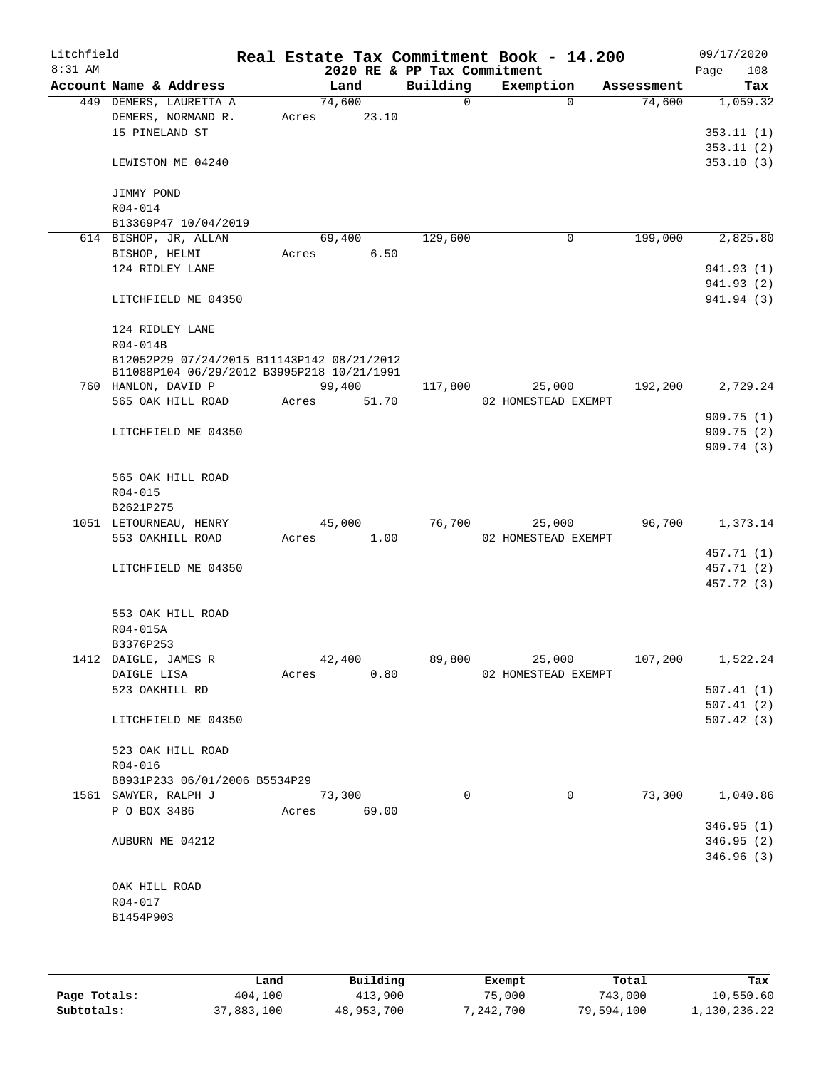Litchfield
8:31 AM

# Real Estate Tax Commitment Book - 14.200

2020 RE & PP Tax Commitment

09/17/2020
Page 108

| Account Name & Address | Land | Building | Exemption | Assessment | Tax |
|---|---|---|---|---|---|
| 449 DEMERS, LAURETTA A | 74,600 | 0 | 0 | 74,600 | 1,059.32 |
| DEMERS, NORMAND R. | Acres 23.10 | | | | |
| 15 PINELAND ST | | | | | 353.11 (1) |
| | | | | | 353.11 (2) |
| LEWISTON ME 04240 | | | | | 353.10 (3) |
| JIMMY POND | | | | | |
| R04-014 | | | | | |
| B13369P47 10/04/2019 | | | | | |
| 614 BISHOP, JR, ALLAN | 69,400 | 129,600 | 0 | 199,000 | 2,825.80 |
| BISHOP, HELMI | Acres 6.50 | | | | |
| 124 RIDLEY LANE | | | | | 941.93 (1) |
| | | | | | 941.93 (2) |
| LITCHFIELD ME 04350 | | | | | 941.94 (3) |
| 124 RIDLEY LANE | | | | | |
| R04-014B | | | | | |
| B12052P29 07/24/2015 B11143P142 08/21/2012 | | | | | |
| B11088P104 06/29/2012 B3995P218 10/21/1991 | | | | | |
| 760 HANLON, DAVID P | 99,400 | 117,800 | 25,000 | 192,200 | 2,729.24 |
| 565 OAK HILL ROAD | Acres 51.70 | | 02 HOMESTEAD EXEMPT | | |
| | | | | | 909.75 (1) |
| LITCHFIELD ME 04350 | | | | | 909.75 (2) |
| | | | | | 909.74 (3) |
| 565 OAK HILL ROAD | | | | | |
| R04-015 | | | | | |
| B2621P275 | | | | | |
| 1051 LETOURNEAU, HENRY | 45,000 | 76,700 | 25,000 | 96,700 | 1,373.14 |
| 553 OAKHILL ROAD | Acres 1.00 | | 02 HOMESTEAD EXEMPT | | |
| | | | | | 457.71 (1) |
| LITCHFIELD ME 04350 | | | | | 457.71 (2) |
| | | | | | 457.72 (3) |
| 553 OAK HILL ROAD | | | | | |
| R04-015A | | | | | |
| B3376P253 | | | | | |
| 1412 DAIGLE, JAMES R | 42,400 | 89,800 | 25,000 | 107,200 | 1,522.24 |
| DAIGLE LISA | Acres 0.80 | | 02 HOMESTEAD EXEMPT | | |
| 523 OAKHILL RD | | | | | 507.41 (1) |
| | | | | | 507.41 (2) |
| LITCHFIELD ME 04350 | | | | | 507.42 (3) |
| 523 OAK HILL ROAD | | | | | |
| R04-016 | | | | | |
| B8931P233 06/01/2006 B5534P29 | | | | | |
| 1561 SAWYER, RALPH J | 73,300 | 0 | 0 | 73,300 | 1,040.86 |
| P O BOX 3486 | Acres 69.00 | | | | |
| | | | | | 346.95 (1) |
| AUBURN ME 04212 | | | | | 346.95 (2) |
| | | | | | 346.96 (3) |
| OAK HILL ROAD | | | | | |
| R04-017 | | | | | |
| B1454P903 | | | | | |

| | Land | Building | Exempt | Total | Tax |
|---|---|---|---|---|---|
| Page Totals: | 404,100 | 413,900 | 75,000 | 743,000 | 10,550.60 |
| Subtotals: | 37,883,100 | 48,953,700 | 7,242,700 | 79,594,100 | 1,130,236.22 |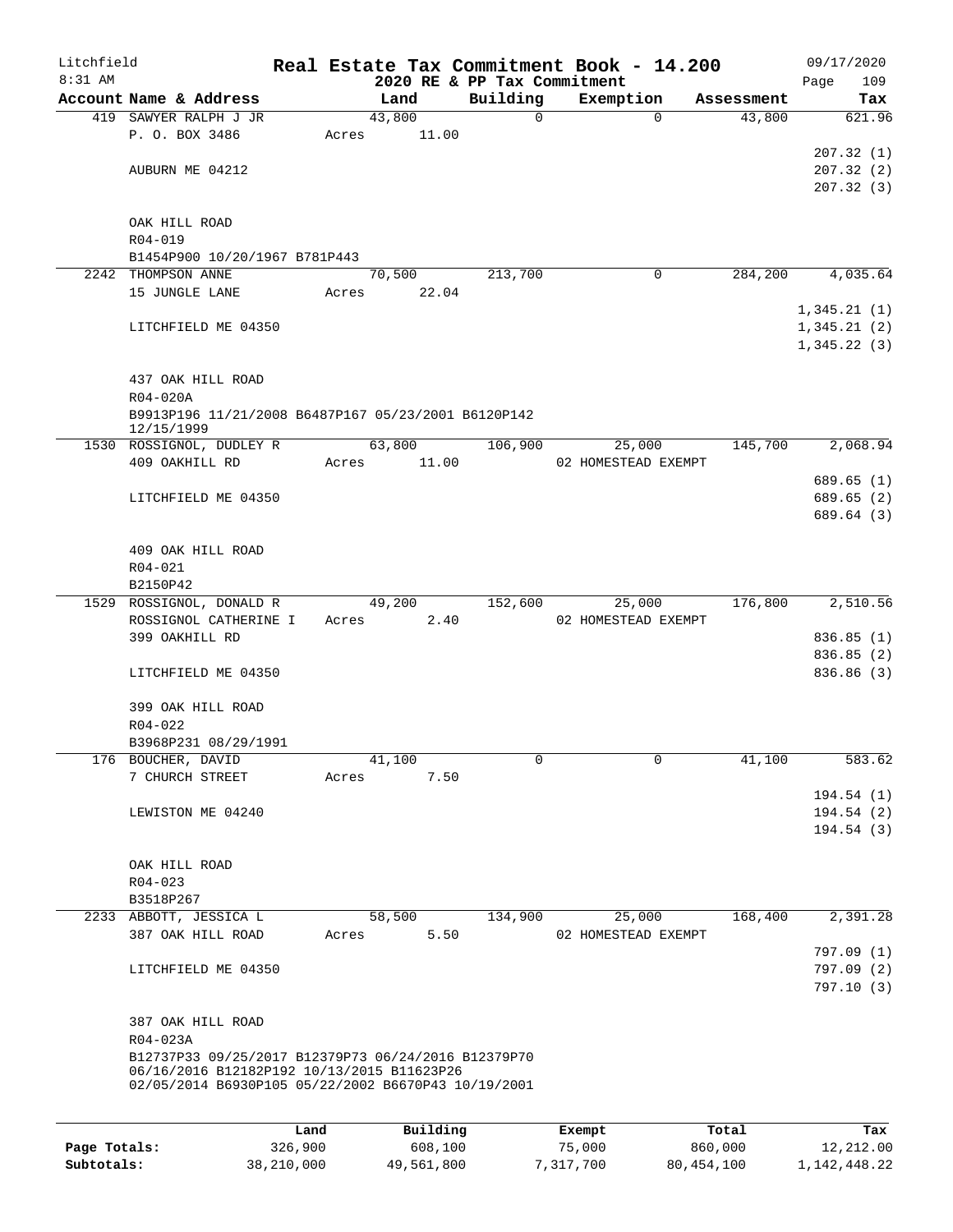Litchfield 8:31 AM

# Real Estate Tax Commitment Book - 14.200
## 2020 RE & PP Tax Commitment

09/17/2020 Page 109

| Account Name & Address | Land | Building | Exemption | Assessment | Tax |
|---|---|---|---|---|---|
| 419 SAWYER RALPH J JR | 43,800 | 0 | 0 | 43,800 | 621.96 |
| P. O. BOX 3486 | Acres 11.00 | | | | |
| | | | | | 207.32 (1) |
| AUBURN ME 04212 | | | | | 207.32 (2) |
| | | | | | 207.32 (3) |
| OAK HILL ROAD | | | | | |
| R04-019 | | | | | |
| B1454P900 10/20/1967 B781P443 | | | | | |
| 2242 THOMPSON ANNE | 70,500 | 213,700 | 0 | 284,200 | 4,035.64 |
| 15 JUNGLE LANE | Acres 22.04 | | | | |
| | | | | | 1,345.21 (1) |
| LITCHFIELD ME 04350 | | | | | 1,345.21 (2) |
| | | | | | 1,345.22 (3) |
| 437 OAK HILL ROAD | | | | | |
| R04-020A | | | | | |
| B9913P196 11/21/2008 B6487P167 05/23/2001 B6120P142 12/15/1999 | | | | | |
| 1530 ROSSIGNOL, DUDLEY R | 63,800 | 106,900 | 25,000 | 145,700 | 2,068.94 |
| 409 OAKHILL RD | Acres 11.00 | | 02 HOMESTEAD EXEMPT | | |
| | | | | | 689.65 (1) |
| LITCHFIELD ME 04350 | | | | | 689.65 (2) |
| | | | | | 689.64 (3) |
| 409 OAK HILL ROAD | | | | | |
| R04-021 | | | | | |
| B2150P42 | | | | | |
| 1529 ROSSIGNOL, DONALD R | 49,200 | 152,600 | 25,000 | 176,800 | 2,510.56 |
| ROSSIGNOL CATHERINE I | Acres 2.40 | | 02 HOMESTEAD EXEMPT | | |
| 399 OAKHILL RD | | | | | 836.85 (1) |
| | | | | | 836.85 (2) |
| LITCHFIELD ME 04350 | | | | | 836.86 (3) |
| 399 OAK HILL ROAD | | | | | |
| R04-022 | | | | | |
| B3968P231 08/29/1991 | | | | | |
| 176 BOUCHER, DAVID | 41,100 | 0 | 0 | 41,100 | 583.62 |
| 7 CHURCH STREET | Acres 7.50 | | | | |
| | | | | | 194.54 (1) |
| LEWISTON ME 04240 | | | | | 194.54 (2) |
| | | | | | 194.54 (3) |
| OAK HILL ROAD | | | | | |
| R04-023 | | | | | |
| B3518P267 | | | | | |
| 2233 ABBOTT, JESSICA L | 58,500 | 134,900 | 25,000 | 168,400 | 2,391.28 |
| 387 OAK HILL ROAD | Acres 5.50 | | 02 HOMESTEAD EXEMPT | | |
| | | | | | 797.09 (1) |
| LITCHFIELD ME 04350 | | | | | 797.09 (2) |
| | | | | | 797.10 (3) |
| 387 OAK HILL ROAD | | | | | |
| R04-023A | | | | | |
| B12737P33 09/25/2017 B12379P73 06/24/2016 B12379P70 06/16/2016 B12182P192 10/13/2015 B11623P26 02/05/2014 B6930P105 05/22/2002 B6670P43 10/19/2001 | | | | | |

| | Land | Building | Exempt | Total | Tax |
|---|---|---|---|---|---|
| Page Totals: | 326,900 | 608,100 | 75,000 | 860,000 | 12,212.00 |
| Subtotals: | 38,210,000 | 49,561,800 | 7,317,700 | 80,454,100 | 1,142,448.22 |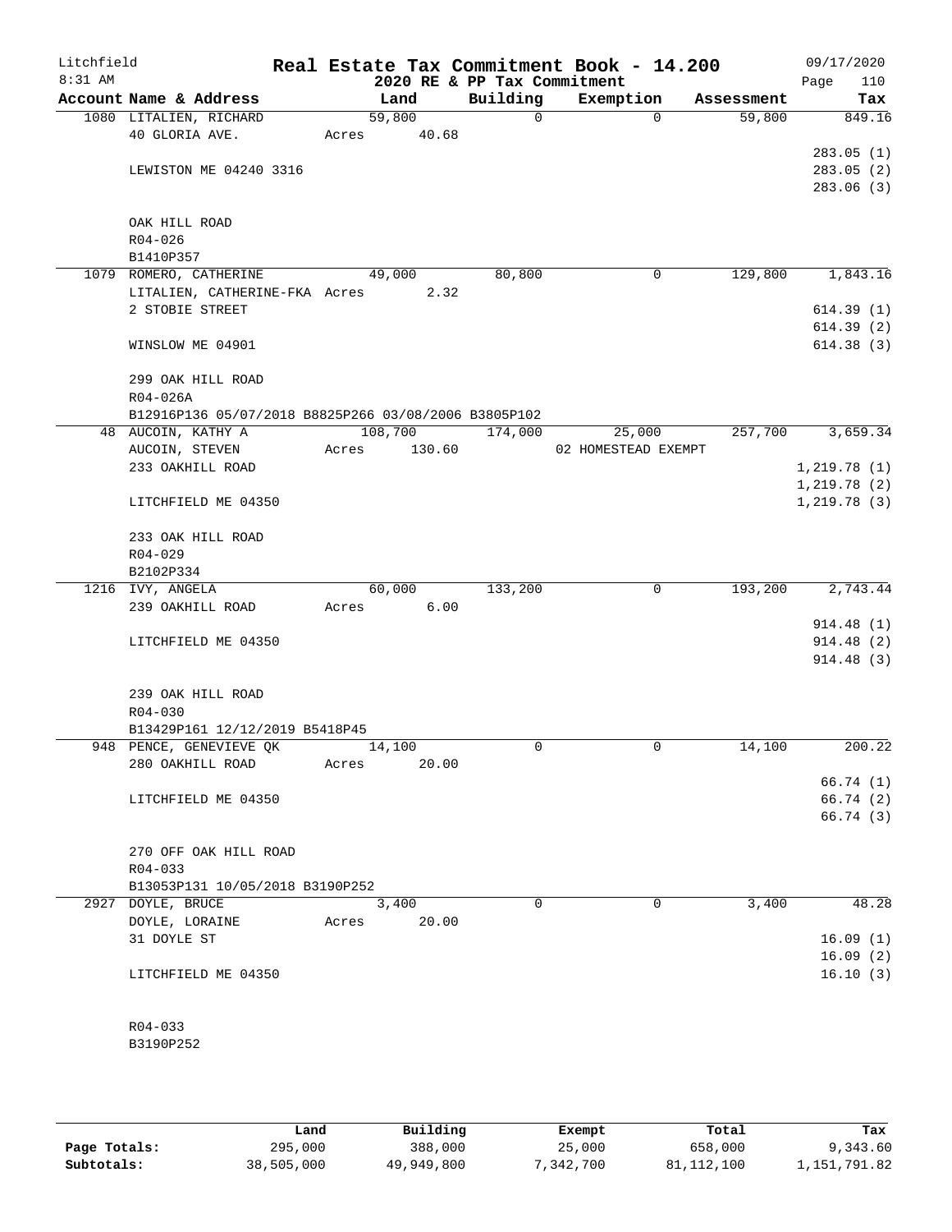# Real Estate Tax Commitment Book - 14.200

Litchfield 8:31 AM — 2020 RE & PP Tax Commitment — 09/17/2020

| Account Name & Address | Land | Building | Exemption | Assessment | Tax |
|---|---|---|---|---|---|
| 1080 LITALIEN, RICHARD | 59,800 | 0 | 0 | 59,800 | 849.16 |
| 40 GLORIA AVE. | Acres 40.68 | | | | |
| | | | | | 283.05 (1) |
| LEWISTON ME 04240 3316 | | | | | 283.05 (2) |
| | | | | | 283.06 (3) |
| OAK HILL ROAD | | | | | |
| R04-026 | | | | | |
| B1410P357 | | | | | |
| 1079 ROMERO, CATHERINE | 49,000 | 80,800 | 0 | 129,800 | 1,843.16 |
| LITALIEN, CATHERINE-FKA | Acres 2.32 | | | | |
| 2 STOBIE STREET | | | | | 614.39 (1) |
| | | | | | 614.39 (2) |
| WINSLOW ME 04901 | | | | | 614.38 (3) |
| 299 OAK HILL ROAD | | | | | |
| R04-026A | | | | | |
| B12916P136 05/07/2018 B8825P266 03/08/2006 B3805P102 | | | | | |
| 48 AUCOIN, KATHY A | 108,700 | 174,000 | 25,000 | 257,700 | 3,659.34 |
| AUCOIN, STEVEN | Acres 130.60 | | 02 HOMESTEAD EXEMPT | | |
| 233 OAKHILL ROAD | | | | | 1,219.78 (1) |
| | | | | | 1,219.78 (2) |
| LITCHFIELD ME 04350 | | | | | 1,219.78 (3) |
| 233 OAK HILL ROAD | | | | | |
| R04-029 | | | | | |
| B2102P334 | | | | | |
| 1216 IVY, ANGELA | 60,000 | 133,200 | 0 | 193,200 | 2,743.44 |
| 239 OAKHILL ROAD | Acres 6.00 | | | | |
| | | | | | 914.48 (1) |
| LITCHFIELD ME 04350 | | | | | 914.48 (2) |
| | | | | | 914.48 (3) |
| 239 OAK HILL ROAD | | | | | |
| R04-030 | | | | | |
| B13429P161 12/12/2019 B5418P45 | | | | | |
| 948 PENCE, GENEVIEVE QK | 14,100 | 0 | 0 | 14,100 | 200.22 |
| 280 OAKHILL ROAD | Acres 20.00 | | | | |
| | | | | | 66.74 (1) |
| LITCHFIELD ME 04350 | | | | | 66.74 (2) |
| | | | | | 66.74 (3) |
| 270 OFF OAK HILL ROAD | | | | | |
| R04-033 | | | | | |
| B13053P131 10/05/2018 B3190P252 | | | | | |
| 2927 DOYLE, BRUCE | 3,400 | 0 | 0 | 3,400 | 48.28 |
| DOYLE, LORAINE | Acres 20.00 | | | | |
| 31 DOYLE ST | | | | | 16.09 (1) |
| | | | | | 16.09 (2) |
| LITCHFIELD ME 04350 | | | | | 16.10 (3) |
| R04-033 | | | | | |
| B3190P252 | | | | | |

| | Land | Building | Exempt | Total | Tax |
|---|---|---|---|---|---|
| Page Totals: | 295,000 | 388,000 | 25,000 | 658,000 | 9,343.60 |
| Subtotals: | 38,505,000 | 49,949,800 | 7,342,700 | 81,112,100 | 1,151,791.82 |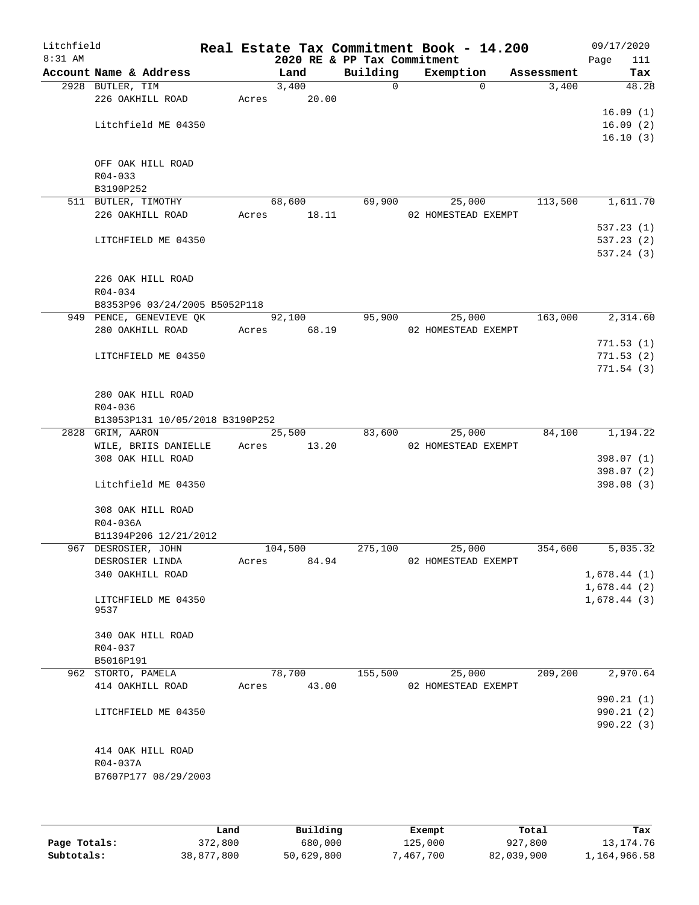# Real Estate Tax Commitment Book - 14.200

Litchfield 8:31 AM — 2020 RE & PP Tax Commitment — 09/17/2020

| Account | Name & Address | Land | Building | Exemption | Assessment | Tax |
|---|---|---|---|---|---|---|
| 2928 | BUTLER, TIM<br>226 OAKHILL ROAD<br><br>Litchfield ME 04350<br><br>OFF OAK HILL ROAD<br>R04-033<br>B3190P252 | 3,400<br>Acres 20.00 | 0 | 0 | 3,400 | 48.28<br>16.09 (1)<br>16.09 (2)<br>16.10 (3) |
| 511 | BUTLER, TIMOTHY<br>226 OAKHILL ROAD<br><br>LITCHFIELD ME 04350<br><br>226 OAK HILL ROAD<br>R04-034<br>B8353P96 03/24/2005 B5052P118 | 68,600<br>Acres 18.11 | 69,900 | 25,000<br>02 HOMESTEAD EXEMPT | 113,500 | 1,611.70<br>537.23 (1)<br>537.23 (2)<br>537.24 (3) |
| 949 | PENCE, GENEVIEVE QK<br>280 OAKHILL ROAD<br><br>LITCHFIELD ME 04350<br><br>280 OAK HILL ROAD<br>R04-036<br>B13053P131 10/05/2018 B3190P252 | 92,100<br>Acres 68.19 | 95,900 | 25,000<br>02 HOMESTEAD EXEMPT | 163,000 | 2,314.60<br>771.53 (1)<br>771.53 (2)<br>771.54 (3) |
| 2828 | GRIM, AARON<br>WILE, BRIIS DANIELLE<br>308 OAK HILL ROAD<br><br>Litchfield ME 04350<br><br>308 OAK HILL ROAD<br>R04-036A<br>B11394P206 12/21/2012 | 25,500<br>Acres 13.20 | 83,600 | 25,000<br>02 HOMESTEAD EXEMPT | 84,100 | 1,194.22<br>398.07 (1)<br>398.07 (2)<br>398.08 (3) |
| 967 | DESROSIER, JOHN<br>DESROSIER LINDA<br>340 OAKHILL ROAD<br><br>LITCHFIELD ME 04350<br>9537<br><br>340 OAK HILL ROAD<br>R04-037<br>B5016P191 | 104,500<br>Acres 84.94 | 275,100 | 25,000<br>02 HOMESTEAD EXEMPT | 354,600 | 5,035.32<br>1,678.44 (1)<br>1,678.44 (2)<br>1,678.44 (3) |
| 962 | STORTO, PAMELA<br>414 OAKHILL ROAD<br><br>LITCHFIELD ME 04350<br><br>414 OAK HILL ROAD<br>R04-037A<br>B7607P177 08/29/2003 | 78,700<br>Acres 43.00 | 155,500 | 25,000<br>02 HOMESTEAD EXEMPT | 209,200 | 2,970.64<br>990.21 (1)<br>990.21 (2)<br>990.22 (3) |

| | Land | Building | Exempt | Total | Tax |
|---|---|---|---|---|---|
| Page Totals: | 372,800 | 680,000 | 125,000 | 927,800 | 13,174.76 |
| Subtotals: | 38,877,800 | 50,629,800 | 7,467,700 | 82,039,900 | 1,164,966.58 |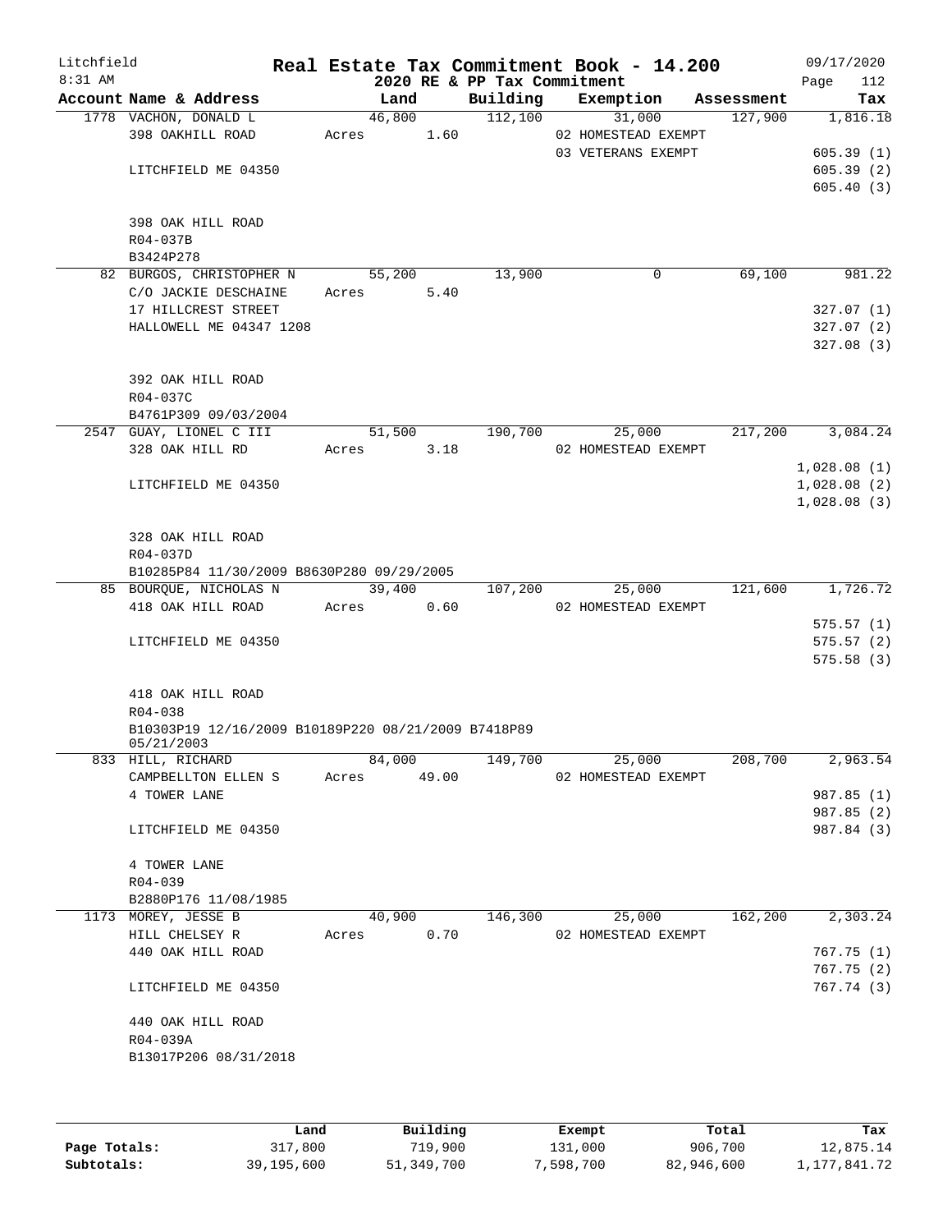Litchfield 8:31 AM

**Real Estate Tax Commitment Book - 14.200**

**2020 RE & PP Tax Commitment**

09/17/2020

| Account Name & Address | Land | Building | Exemption | Assessment | Tax |
|---|---|---|---|---|---|
| 1778 VACHON, DONALD L | 46,800 | 112,100 | 31,000 | 127,900 | 1,816.18 |
| 398 OAKHILL ROAD | Acres 1.60 | | 02 HOMESTEAD EXEMPT | | |
| | | | 03 VETERANS EXEMPT | | 605.39 (1) |
| LITCHFIELD ME 04350 | | | | | 605.39 (2) |
| | | | | | 605.40 (3) |
| 398 OAK HILL ROAD | | | | | |
| R04-037B | | | | | |
| B3424P278 | | | | | |
| 82 BURGOS, CHRISTOPHER N | 55,200 | 13,900 | 0 | 69,100 | 981.22 |
| C/O JACKIE DESCHAINE | Acres 5.40 | | | | |
| 17 HILLCREST STREET | | | | | 327.07 (1) |
| HALLOWELL ME 04347 1208 | | | | | 327.07 (2) |
| | | | | | 327.08 (3) |
| 392 OAK HILL ROAD | | | | | |
| R04-037C | | | | | |
| B4761P309 09/03/2004 | | | | | |
| 2547 GUAY, LIONEL C III | 51,500 | 190,700 | 25,000 | 217,200 | 3,084.24 |
| 328 OAK HILL RD | Acres 3.18 | | 02 HOMESTEAD EXEMPT | | |
| | | | | | 1,028.08 (1) |
| LITCHFIELD ME 04350 | | | | | 1,028.08 (2) |
| | | | | | 1,028.08 (3) |
| 328 OAK HILL ROAD | | | | | |
| R04-037D | | | | | |
| B10285P84 11/30/2009 B8630P280 09/29/2005 | | | | | |
| 85 BOURQUE, NICHOLAS N | 39,400 | 107,200 | 25,000 | 121,600 | 1,726.72 |
| 418 OAK HILL ROAD | Acres 0.60 | | 02 HOMESTEAD EXEMPT | | |
| | | | | | 575.57 (1) |
| LITCHFIELD ME 04350 | | | | | 575.57 (2) |
| | | | | | 575.58 (3) |
| 418 OAK HILL ROAD | | | | | |
| R04-038 | | | | | |
| B10303P19 12/16/2009 B10189P220 08/21/2009 B7418P89 05/21/2003 | | | | | |
| 833 HILL, RICHARD | 84,000 | 149,700 | 25,000 | 208,700 | 2,963.54 |
| CAMPBELLTON ELLEN S | Acres 49.00 | | 02 HOMESTEAD EXEMPT | | |
| 4 TOWER LANE | | | | | 987.85 (1) |
| | | | | | 987.85 (2) |
| LITCHFIELD ME 04350 | | | | | 987.84 (3) |
| 4 TOWER LANE | | | | | |
| R04-039 | | | | | |
| B2880P176 11/08/1985 | | | | | |
| 1173 MOREY, JESSE B | 40,900 | 146,300 | 25,000 | 162,200 | 2,303.24 |
| HILL CHELSEY R | Acres 0.70 | | 02 HOMESTEAD EXEMPT | | |
| 440 OAK HILL ROAD | | | | | 767.75 (1) |
| | | | | | 767.75 (2) |
| LITCHFIELD ME 04350 | | | | | 767.74 (3) |
| 440 OAK HILL ROAD | | | | | |
| R04-039A | | | | | |
| B13017P206 08/31/2018 | | | | | |

| | Land | Building | Exempt | Total | Tax |
|---|---|---|---|---|---|
| **Page Totals:** | 317,800 | 719,900 | 131,000 | 906,700 | 12,875.14 |
| **Subtotals:** | 39,195,600 | 51,349,700 | 7,598,700 | 82,946,600 | 1,177,841.72 |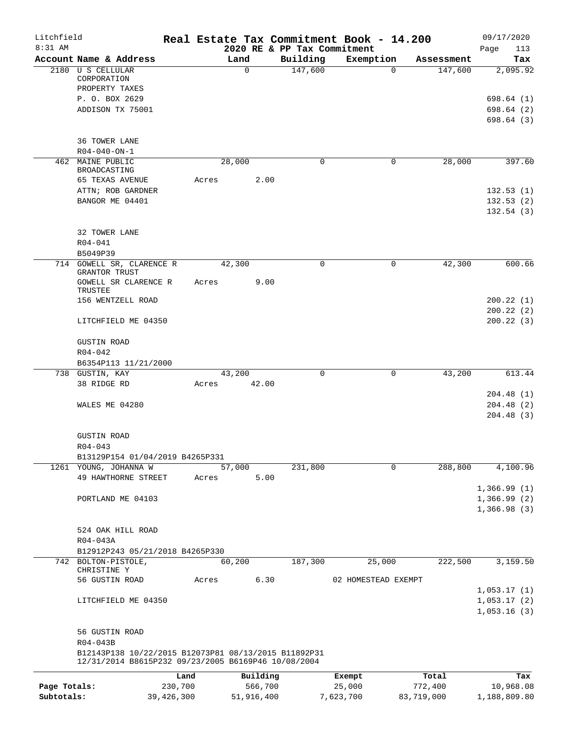Litchfield 8:31 AM

# Real Estate Tax Commitment Book - 14.200

## 2020 RE & PP Tax Commitment

09/17/2020 Page 113

| Account Name & Address | Land | Building | Exemption | Assessment | Tax |
|---|---|---|---|---|---|
| 2180 U S CELLULAR CORPORATION<br>PROPERTY TAXES<br>P. O. BOX 2629<br>ADDISON TX 75001<br><br>36 TOWER LANE<br>R04-040-ON-1 | 0 | 147,600 | 0 | 147,600 | 2,095.92<br><br>698.64 (1)<br>698.64 (2)<br>698.64 (3) |
| 462 MAINE PUBLIC BROADCASTING<br>65 TEXAS AVENUE<br>ATTN; ROB GARDNER<br>BANGOR ME 04401<br><br>32 TOWER LANE<br>R04-041<br>B5049P39 | 28,000<br>Acres 2.00 | 0 | 0 | 28,000 | 397.60<br><br>132.53 (1)<br>132.53 (2)<br>132.54 (3) |
| 714 GOWELL SR, CLARENCE R GRANTOR TRUST<br>GOWELL SR CLARENCE R TRUSTEE<br>156 WENTZELL ROAD<br>LITCHFIELD ME 04350<br><br>GUSTIN ROAD<br>R04-042<br>B6354P113 11/21/2000 | 42,300<br>Acres 9.00 | 0 | 0 | 42,300 | 600.66<br><br>200.22 (1)<br>200.22 (2)<br>200.22 (3) |
| 738 GUSTIN, KAY<br>38 RIDGE RD<br>WALES ME 04280<br><br>GUSTIN ROAD<br>R04-043<br>B13129P154 01/04/2019 B4265P331 | 43,200<br>Acres 42.00 | 0 | 0 | 43,200 | 613.44<br><br>204.48 (1)<br>204.48 (2)<br>204.48 (3) |
| 1261 YOUNG, JOHANNA W<br>49 HAWTHORNE STREET<br>PORTLAND ME 04103<br><br>524 OAK HILL ROAD<br>R04-043A<br>B12912P243 05/21/2018 B4265P330 | 57,000<br>Acres 5.00 | 231,800 | 0 | 288,800 | 4,100.96<br><br>1,366.99 (1)<br>1,366.99 (2)<br>1,366.98 (3) |
| 742 BOLTON-PISTOLE, CHRISTINE Y<br>56 GUSTIN ROAD<br>LITCHFIELD ME 04350<br><br>56 GUSTIN ROAD<br>R04-043B<br>B12143P138 10/22/2015 B12073P81 08/13/2015 B11892P31 12/31/2014 B8615P232 09/23/2005 B6169P46 10/08/2004 | 60,200<br>Acres 6.30 | 187,300 | 25,000<br>02 HOMESTEAD EXEMPT | 222,500 | 3,159.50<br><br>1,053.17 (1)<br>1,053.17 (2)<br>1,053.16 (3) |

| | Land | Building | Exempt | Total | Tax |
|---|---|---|---|---|---|
| Page Totals: | 230,700 | 566,700 | 25,000 | 772,400 | 10,968.08 |
| Subtotals: | 39,426,300 | 51,916,400 | 7,623,700 | 83,719,000 | 1,188,809.80 |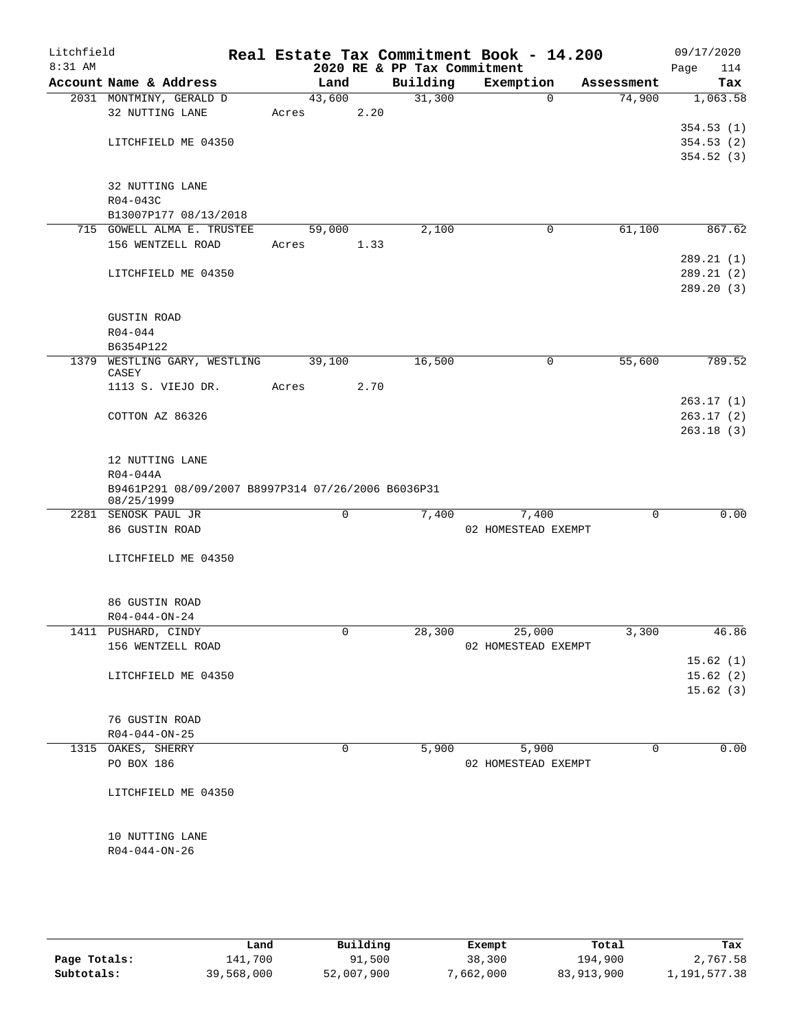# Real Estate Tax Commitment Book - 14.200

Litchfield 8:31 AM — 2020 RE & PP Tax Commitment — 09/17/2020

| Account Name & Address | Land | Building | Exemption | Assessment | Tax |
|---|---|---|---|---|---|
| 2031 MONTMINY, GERALD D | 43,600 | 31,300 | 0 | 74,900 | 1,063.58 |
| 32 NUTTING LANE | Acres 2.20 | | | | |
| | | | | | 354.53 (1) |
| LITCHFIELD ME 04350 | | | | | 354.53 (2) |
| | | | | | 354.52 (3) |
| 32 NUTTING LANE | | | | | |
| R04-043C | | | | | |
| B13007P177 08/13/2018 | | | | | |
| 715 GOWELL ALMA E. TRUSTEE | 59,000 | 2,100 | 0 | 61,100 | 867.62 |
| 156 WENTZELL ROAD | Acres 1.33 | | | | |
| | | | | | 289.21 (1) |
| LITCHFIELD ME 04350 | | | | | 289.21 (2) |
| | | | | | 289.20 (3) |
| GUSTIN ROAD | | | | | |
| R04-044 | | | | | |
| B6354P122 | | | | | |
| 1379 WESTLING GARY, WESTLING CASEY | 39,100 | 16,500 | 0 | 55,600 | 789.52 |
| 1113 S. VIEJO DR. | Acres 2.70 | | | | |
| | | | | | 263.17 (1) |
| COTTON AZ 86326 | | | | | 263.17 (2) |
| | | | | | 263.18 (3) |
| 12 NUTTING LANE | | | | | |
| R04-044A | | | | | |
| B9461P291 08/09/2007 B8997P314 07/26/2006 B6036P31 08/25/1999 | | | | | |
| 2281 SENOSK PAUL JR | 0 | 7,400 | 7,400 | 0 | 0.00 |
| 86 GUSTIN ROAD | | | 02 HOMESTEAD EXEMPT | | |
| LITCHFIELD ME 04350 | | | | | |
| 86 GUSTIN ROAD | | | | | |
| R04-044-ON-24 | | | | | |
| 1411 PUSHARD, CINDY | 0 | 28,300 | 25,000 | 3,300 | 46.86 |
| 156 WENTZELL ROAD | | | 02 HOMESTEAD EXEMPT | | |
| | | | | | 15.62 (1) |
| LITCHFIELD ME 04350 | | | | | 15.62 (2) |
| | | | | | 15.62 (3) |
| 76 GUSTIN ROAD | | | | | |
| R04-044-ON-25 | | | | | |
| 1315 OAKES, SHERRY | 0 | 5,900 | 5,900 | 0 | 0.00 |
| PO BOX 186 | | | 02 HOMESTEAD EXEMPT | | |
| LITCHFIELD ME 04350 | | | | | |
| 10 NUTTING LANE | | | | | |
| R04-044-ON-26 | | | | | |

| | Land | Building | Exempt | Total | Tax |
|---|---|---|---|---|---|
| Page Totals: | 141,700 | 91,500 | 38,300 | 194,900 | 2,767.58 |
| Subtotals: | 39,568,000 | 52,007,900 | 7,662,000 | 83,913,900 | 1,191,577.38 |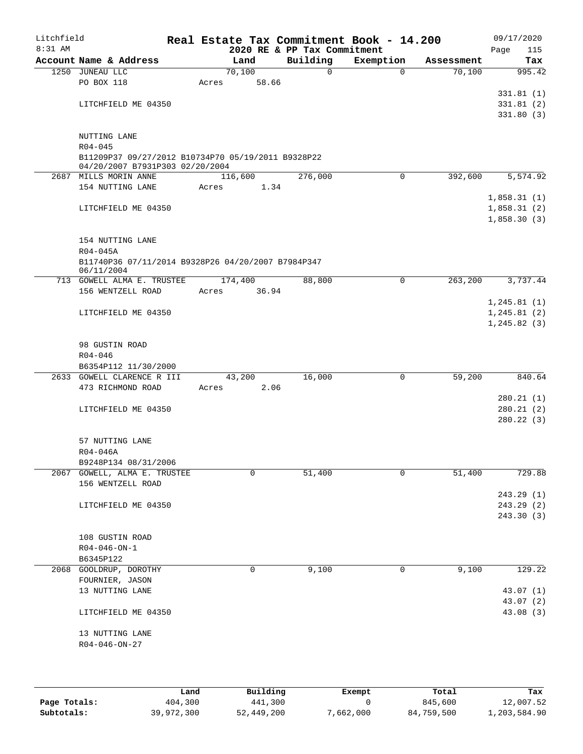Litchfield
8:31 AM

# Real Estate Tax Commitment Book - 14.200

2020 RE & PP Tax Commitment

09/17/2020
Page 115

| Account Name & Address | Land | Building | Exemption | Assessment | Tax |
|---|---|---|---|---|---|
| 1250 JUNEAU LLC | 70,100 | 0 | 0 | 70,100 | 995.42 |
| PO BOX 118 | Acres 58.66 | | | | |
| | | | | | 331.81 (1) |
| LITCHFIELD ME 04350 | | | | | 331.81 (2) |
| | | | | | 331.80 (3) |
| NUTTING LANE | | | | | |
| R04-045 | | | | | |
| B11209P37 09/27/2012 B10734P70 05/19/2011 B9328P22 04/20/2007 B7931P303 02/20/2004 | | | | | |
| 2687 MILLS MORIN ANNE | 116,600 | 276,000 | 0 | 392,600 | 5,574.92 |
| 154 NUTTING LANE | Acres 1.34 | | | | |
| | | | | | 1,858.31 (1) |
| LITCHFIELD ME 04350 | | | | | 1,858.31 (2) |
| | | | | | 1,858.30 (3) |
| 154 NUTTING LANE | | | | | |
| R04-045A | | | | | |
| B11740P36 07/11/2014 B9328P26 04/20/2007 B7984P347 06/11/2004 | | | | | |
| 713 GOWELL ALMA E. TRUSTEE | 174,400 | 88,800 | 0 | 263,200 | 3,737.44 |
| 156 WENTZELL ROAD | Acres 36.94 | | | | |
| | | | | | 1,245.81 (1) |
| LITCHFIELD ME 04350 | | | | | 1,245.81 (2) |
| | | | | | 1,245.82 (3) |
| 98 GUSTIN ROAD | | | | | |
| R04-046 | | | | | |
| B6354P112 11/30/2000 | | | | | |
| 2633 GOWELL CLARENCE R III | 43,200 | 16,000 | 0 | 59,200 | 840.64 |
| 473 RICHMOND ROAD | Acres 2.06 | | | | |
| | | | | | 280.21 (1) |
| LITCHFIELD ME 04350 | | | | | 280.21 (2) |
| | | | | | 280.22 (3) |
| 57 NUTTING LANE | | | | | |
| R04-046A | | | | | |
| B9248P134 08/31/2006 | | | | | |
| 2067 GOWELL, ALMA E. TRUSTEE | 0 | 51,400 | 0 | 51,400 | 729.88 |
| 156 WENTZELL ROAD | | | | | |
| | | | | | 243.29 (1) |
| LITCHFIELD ME 04350 | | | | | 243.29 (2) |
| | | | | | 243.30 (3) |
| 108 GUSTIN ROAD | | | | | |
| R04-046-ON-1 | | | | | |
| B6345P122 | | | | | |
| 2068 GOOLDRUP, DOROTHY | 0 | 9,100 | 0 | 9,100 | 129.22 |
| FOURNIER, JASON | | | | | |
| 13 NUTTING LANE | | | | | 43.07 (1) |
| | | | | | 43.07 (2) |
| LITCHFIELD ME 04350 | | | | | 43.08 (3) |
| 13 NUTTING LANE | | | | | |
| R04-046-ON-27 | | | | | |

| | Land | Building | Exempt | Total | Tax |
|---|---|---|---|---|---|
| Page Totals: | 404,300 | 441,300 | 0 | 845,600 | 12,007.52 |
| Subtotals: | 39,972,300 | 52,449,200 | 7,662,000 | 84,759,500 | 1,203,584.90 |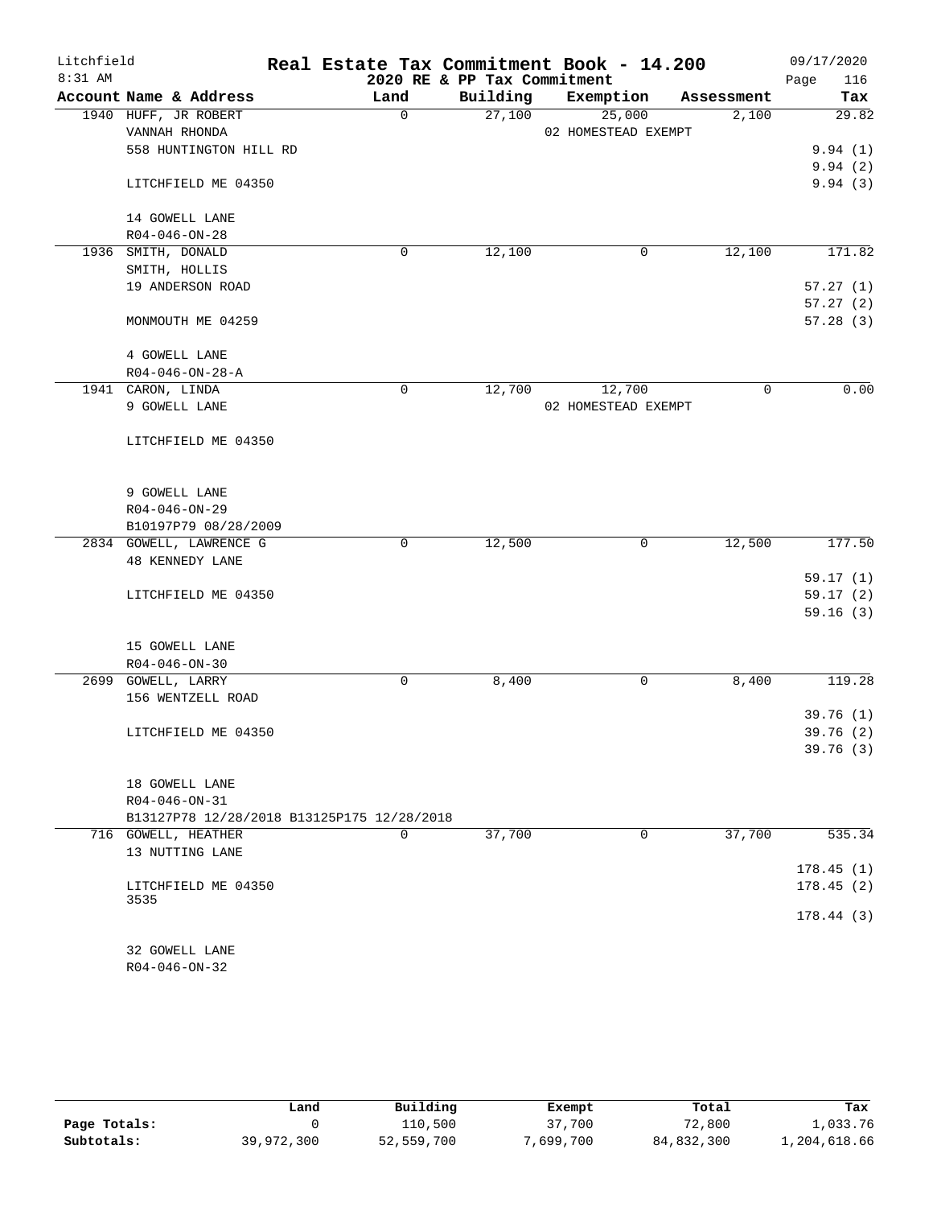# Real Estate Tax Commitment Book - 14.200

Litchfield
8:31 AM

2020 RE & PP Tax Commitment

09/17/2020
Page 116

| Account Name & Address | Land | Building | Exemption | Assessment | Tax |
|---|---|---|---|---|---|
| 1940 HUFF, JR ROBERT<br>VANNAH RHONDA<br>558 HUNTINGTON HILL RD<br><br>LITCHFIELD ME 04350<br><br>14 GOWELL LANE<br>R04-046-ON-28 | 0 | 27,100 | 25,000<br>02 HOMESTEAD EXEMPT | 2,100 | 29.82<br><br>9.94 (1)<br>9.94 (2)<br>9.94 (3) |
| 1936 SMITH, DONALD<br>SMITH, HOLLIS<br>19 ANDERSON ROAD<br><br>MONMOUTH ME 04259<br><br>4 GOWELL LANE<br>R04-046-ON-28-A | 0 | 12,100 | 0 | 12,100 | 171.82<br><br>57.27 (1)<br>57.27 (2)<br>57.28 (3) |
| 1941 CARON, LINDA<br>9 GOWELL LANE<br><br>LITCHFIELD ME 04350<br><br>9 GOWELL LANE<br>R04-046-ON-29<br>B10197P79 08/28/2009 | 0 | 12,700 | 12,700<br>02 HOMESTEAD EXEMPT | 0 | 0.00 |
| 2834 GOWELL, LAWRENCE G<br>48 KENNEDY LANE<br><br>LITCHFIELD ME 04350<br><br>15 GOWELL LANE<br>R04-046-ON-30 | 0 | 12,500 | 0 | 12,500 | 177.50<br><br>59.17 (1)<br>59.17 (2)<br>59.16 (3) |
| 2699 GOWELL, LARRY<br>156 WENTZELL ROAD<br><br>LITCHFIELD ME 04350<br><br>18 GOWELL LANE<br>R04-046-ON-31<br>B13127P78 12/28/2018 B13125P175 12/28/2018 | 0 | 8,400 | 0 | 8,400 | 119.28<br><br>39.76 (1)<br>39.76 (2)<br>39.76 (3) |
| 716 GOWELL, HEATHER<br>13 NUTTING LANE<br><br>LITCHFIELD ME 04350<br>3535<br><br>32 GOWELL LANE<br>R04-046-ON-32 | 0 | 37,700 | 0 | 37,700 | 535.34<br><br>178.45 (1)<br>178.45 (2)<br>178.44 (3) |

| | Land | Building | Exempt | Total | Tax |
|---|---|---|---|---|---|
| Page Totals: | 0 | 110,500 | 37,700 | 72,800 | 1,033.76 |
| Subtotals: | 39,972,300 | 52,559,700 | 7,699,700 | 84,832,300 | 1,204,618.66 |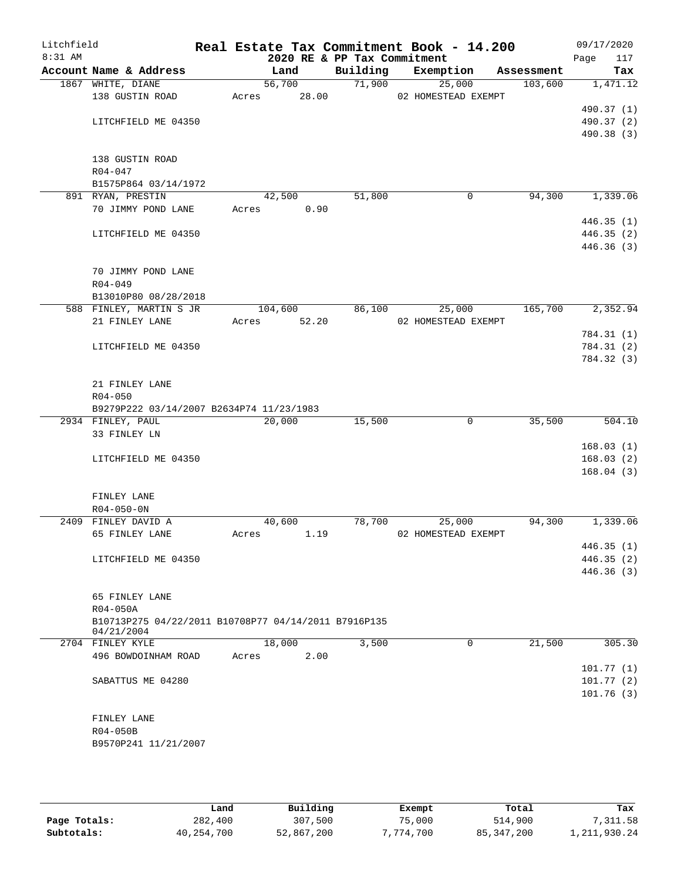Litchfield
8:31 AM

**Real Estate Tax Commitment Book - 14.200**
**2020 RE & PP Tax Commitment**

09/17/2020
Page 117

| Account Name & Address | Land | Building | Exemption | Assessment | Tax |
|---|---|---|---|---|---|
| 1867 WHITE, DIANE | 56,700 | 71,900 | 25,000 | 103,600 | 1,471.12 |
| 138 GUSTIN ROAD | Acres 28.00 | | 02 HOMESTEAD EXEMPT | | |
| | | | | | 490.37 (1) |
| LITCHFIELD ME 04350 | | | | | 490.37 (2) |
| | | | | | 490.38 (3) |
| 138 GUSTIN ROAD | | | | | |
| R04-047 | | | | | |
| B1575P864 03/14/1972 | | | | | |
| 891 RYAN, PRESTIN | 42,500 | 51,800 | 0 | 94,300 | 1,339.06 |
| 70 JIMMY POND LANE | Acres 0.90 | | | | |
| | | | | | 446.35 (1) |
| LITCHFIELD ME 04350 | | | | | 446.35 (2) |
| | | | | | 446.36 (3) |
| 70 JIMMY POND LANE | | | | | |
| R04-049 | | | | | |
| B13010P80 08/28/2018 | | | | | |
| 588 FINLEY, MARTIN S JR | 104,600 | 86,100 | 25,000 | 165,700 | 2,352.94 |
| 21 FINLEY LANE | Acres 52.20 | | 02 HOMESTEAD EXEMPT | | |
| | | | | | 784.31 (1) |
| LITCHFIELD ME 04350 | | | | | 784.31 (2) |
| | | | | | 784.32 (3) |
| 21 FINLEY LANE | | | | | |
| R04-050 | | | | | |
| B9279P222 03/14/2007 B2634P74 11/23/1983 | | | | | |
| 2934 FINLEY, PAUL | 20,000 | 15,500 | 0 | 35,500 | 504.10 |
| 33 FINLEY LN | | | | | |
| | | | | | 168.03 (1) |
| LITCHFIELD ME 04350 | | | | | 168.03 (2) |
| | | | | | 168.04 (3) |
| FINLEY LANE | | | | | |
| R04-050-0N | | | | | |
| 2409 FINLEY DAVID A | 40,600 | 78,700 | 25,000 | 94,300 | 1,339.06 |
| 65 FINLEY LANE | Acres 1.19 | | 02 HOMESTEAD EXEMPT | | |
| | | | | | 446.35 (1) |
| LITCHFIELD ME 04350 | | | | | 446.35 (2) |
| | | | | | 446.36 (3) |
| 65 FINLEY LANE | | | | | |
| R04-050A | | | | | |
| B10713P275 04/22/2011 B10708P77 04/14/2011 B7916P135 04/21/2004 | | | | | |
| 2704 FINLEY KYLE | 18,000 | 3,500 | 0 | 21,500 | 305.30 |
| 496 BOWDOINHAM ROAD | Acres 2.00 | | | | |
| | | | | | 101.77 (1) |
| SABATTUS ME 04280 | | | | | 101.77 (2) |
| | | | | | 101.76 (3) |
| FINLEY LANE | | | | | |
| R04-050B | | | | | |
| B9570P241 11/21/2007 | | | | | |

| | Land | Building | Exempt | Total | Tax |
|---|---|---|---|---|---|
| **Page Totals:** | 282,400 | 307,500 | 75,000 | 514,900 | 7,311.58 |
| **Subtotals:** | 40,254,700 | 52,867,200 | 7,774,700 | 85,347,200 | 1,211,930.24 |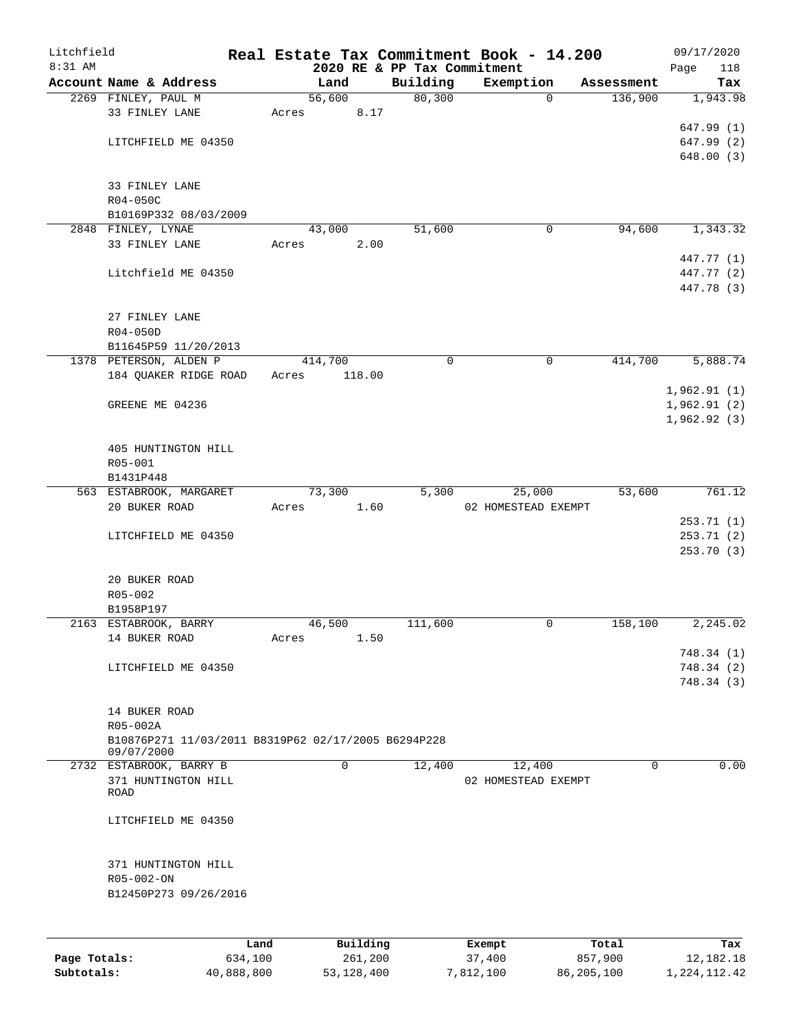# Real Estate Tax Commitment Book - 14.200

Litchfield 8:31 AM — 2020 RE & PP Tax Commitment — 09/17/2020

| Account Name & Address | Land | Building | Exemption | Assessment | Tax |
|---|---|---|---|---|---|
| 2269 FINLEY, PAUL M | 56,600 | 80,300 | 0 | 136,900 | 1,943.98 |
| 33 FINLEY LANE | Acres 8.17 | | | | |
| | | | | | 647.99 (1) |
| LITCHFIELD ME 04350 | | | | | 647.99 (2) |
| | | | | | 648.00 (3) |
| 33 FINLEY LANE | | | | | |
| R04-050C | | | | | |
| B10169P332 08/03/2009 | | | | | |
| 2848 FINLEY, LYNAE | 43,000 | 51,600 | 0 | 94,600 | 1,343.32 |
| 33 FINLEY LANE | Acres 2.00 | | | | |
| | | | | | 447.77 (1) |
| Litchfield ME 04350 | | | | | 447.77 (2) |
| | | | | | 447.78 (3) |
| 27 FINLEY LANE | | | | | |
| R04-050D | | | | | |
| B11645P59 11/20/2013 | | | | | |
| 1378 PETERSON, ALDEN P | 414,700 | 0 | 0 | 414,700 | 5,888.74 |
| 184 QUAKER RIDGE ROAD | Acres 118.00 | | | | |
| | | | | | 1,962.91 (1) |
| GREENE ME 04236 | | | | | 1,962.91 (2) |
| | | | | | 1,962.92 (3) |
| 405 HUNTINGTON HILL | | | | | |
| R05-001 | | | | | |
| B1431P448 | | | | | |
| 563 ESTABROOK, MARGARET | 73,300 | 5,300 | 25,000 | 53,600 | 761.12 |
| 20 BUKER ROAD | Acres 1.60 | | 02 HOMESTEAD EXEMPT | | |
| | | | | | 253.71 (1) |
| LITCHFIELD ME 04350 | | | | | 253.71 (2) |
| | | | | | 253.70 (3) |
| 20 BUKER ROAD | | | | | |
| R05-002 | | | | | |
| B1958P197 | | | | | |
| 2163 ESTABROOK, BARRY | 46,500 | 111,600 | 0 | 158,100 | 2,245.02 |
| 14 BUKER ROAD | Acres 1.50 | | | | |
| | | | | | 748.34 (1) |
| LITCHFIELD ME 04350 | | | | | 748.34 (2) |
| | | | | | 748.34 (3) |
| 14 BUKER ROAD | | | | | |
| R05-002A | | | | | |
| B10876P271 11/03/2011 B8319P62 02/17/2005 B6294P228 09/07/2000 | | | | | |
| 2732 ESTABROOK, BARRY B | 0 | 12,400 | 12,400 | 0 | 0.00 |
| 371 HUNTINGTON HILL ROAD | | | 02 HOMESTEAD EXEMPT | | |
| LITCHFIELD ME 04350 | | | | | |
| 371 HUNTINGTON HILL | | | | | |
| R05-002-ON | | | | | |
| B12450P273 09/26/2016 | | | | | |

| | Land | Building | Exempt | Total | Tax |
|---|---|---|---|---|---|
| Page Totals: | 634,100 | 261,200 | 37,400 | 857,900 | 12,182.18 |
| Subtotals: | 40,888,800 | 53,128,400 | 7,812,100 | 86,205,100 | 1,224,112.42 |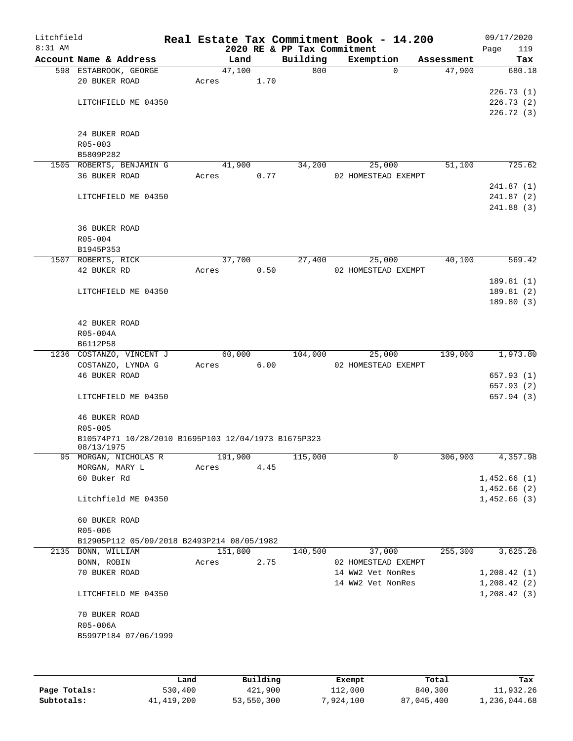Litchfield
8:31 AM

**Real Estate Tax Commitment Book - 14.200**
**2020 RE & PP Tax Commitment**

09/17/2020
Page 119

| Account Name & Address | Land | Building | Exemption | Assessment | Tax |
|---|---|---|---|---|---|
| 598 ESTABROOK, GEORGE | 47,100 | 800 | 0 | 47,900 | 680.18 |
| 20 BUKER ROAD | Acres 1.70 | | | | |
| | | | | | 226.73 (1) |
| LITCHFIELD ME 04350 | | | | | 226.73 (2) |
| | | | | | 226.72 (3) |
| 24 BUKER ROAD | | | | | |
| R05-003 | | | | | |
| B5809P282 | | | | | |
| 1505 ROBERTS, BENJAMIN G | 41,900 | 34,200 | 25,000 | 51,100 | 725.62 |
| 36 BUKER ROAD | Acres 0.77 | | 02 HOMESTEAD EXEMPT | | |
| | | | | | 241.87 (1) |
| LITCHFIELD ME 04350 | | | | | 241.87 (2) |
| | | | | | 241.88 (3) |
| 36 BUKER ROAD | | | | | |
| R05-004 | | | | | |
| B1945P353 | | | | | |
| 1507 ROBERTS, RICK | 37,700 | 27,400 | 25,000 | 40,100 | 569.42 |
| 42 BUKER RD | Acres 0.50 | | 02 HOMESTEAD EXEMPT | | |
| | | | | | 189.81 (1) |
| LITCHFIELD ME 04350 | | | | | 189.81 (2) |
| | | | | | 189.80 (3) |
| 42 BUKER ROAD | | | | | |
| R05-004A | | | | | |
| B6112P58 | | | | | |
| 1236 COSTANZO, VINCENT J | 60,000 | 104,000 | 25,000 | 139,000 | 1,973.80 |
| COSTANZO, LYNDA G | Acres 6.00 | | 02 HOMESTEAD EXEMPT | | |
| 46 BUKER ROAD | | | | | 657.93 (1) |
| | | | | | 657.93 (2) |
| LITCHFIELD ME 04350 | | | | | 657.94 (3) |
| 46 BUKER ROAD | | | | | |
| R05-005 | | | | | |
| B10574P71 10/28/2010 B1695P103 12/04/1973 B1675P323 08/13/1975 | | | | | |
| 95 MORGAN, NICHOLAS R | 191,900 | 115,000 | 0 | 306,900 | 4,357.98 |
| MORGAN, MARY L | Acres 4.45 | | | | |
| 60 Buker Rd | | | | | 1,452.66 (1) |
| | | | | | 1,452.66 (2) |
| Litchfield ME 04350 | | | | | 1,452.66 (3) |
| 60 BUKER ROAD | | | | | |
| R05-006 | | | | | |
| B12905P112 05/09/2018 B2493P214 08/05/1982 | | | | | |
| 2135 BONN, WILLIAM | 151,800 | 140,500 | 37,000 | 255,300 | 3,625.26 |
| BONN, ROBIN | Acres 2.75 | | 02 HOMESTEAD EXEMPT | | |
| 70 BUKER ROAD | | | 14 WW2 Vet NonRes | | 1,208.42 (1) |
| | | | 14 WW2 Vet NonRes | | 1,208.42 (2) |
| LITCHFIELD ME 04350 | | | | | 1,208.42 (3) |
| 70 BUKER ROAD | | | | | |
| R05-006A | | | | | |
| B5997P184 07/06/1999 | | | | | |

| | Land | Building | Exempt | Total | Tax |
|---|---|---|---|---|---|
| Page Totals: | 530,400 | 421,900 | 112,000 | 840,300 | 11,932.26 |
| Subtotals: | 41,419,200 | 53,550,300 | 7,924,100 | 87,045,400 | 1,236,044.68 |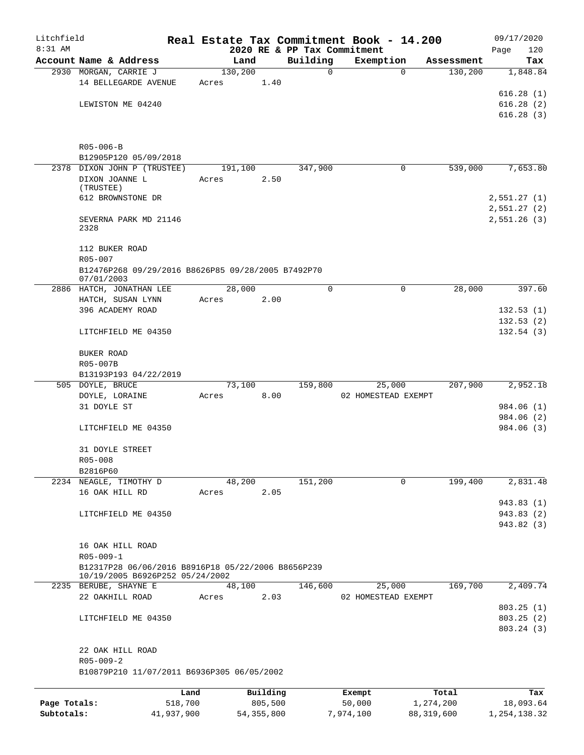# Real Estate Tax Commitment Book - 14.200

Litchfield
8:31 AM

## 2020 RE & PP Tax Commitment

09/17/2020
Page 120

| Account Name & Address | Land | Building | Exemption | Assessment | Tax |
|---|---|---|---|---|---|
| 2930 MORGAN, CARRIE J | 130,200 | 0 | 0 | 130,200 | 1,848.84 |
| 14 BELLEGARDE AVENUE | Acres 1.40 | | | | |
| | | | | | 616.28 (1) |
| LEWISTON ME 04240 | | | | | 616.28 (2) |
| | | | | | 616.28 (3) |
| R05-006-B | | | | | |
| B12905P120 05/09/2018 | | | | | |
| 2378 DIXON JOHN P (TRUSTEE) | 191,100 | 347,900 | 0 | 539,000 | 7,653.80 |
| DIXON JOANNE L (TRUSTEE) | Acres 2.50 | | | | |
| 612 BROWNSTONE DR | | | | | 2,551.27 (1) |
| | | | | | 2,551.27 (2) |
| SEVERNA PARK MD 21146 2328 | | | | | 2,551.26 (3) |
| 112 BUKER ROAD | | | | | |
| R05-007 | | | | | |
| B12476P268 09/29/2016 B8626P85 09/28/2005 B7492P70 07/01/2003 | | | | | |
| 2886 HATCH, JONATHAN LEE | 28,000 | 0 | 0 | 28,000 | 397.60 |
| HATCH, SUSAN LYNN | Acres 2.00 | | | | |
| 396 ACADEMY ROAD | | | | | 132.53 (1) |
| | | | | | 132.53 (2) |
| LITCHFIELD ME 04350 | | | | | 132.54 (3) |
| BUKER ROAD | | | | | |
| R05-007B | | | | | |
| B13193P193 04/22/2019 | | | | | |
| 505 DOYLE, BRUCE | 73,100 | 159,800 | 25,000 | 207,900 | 2,952.18 |
| DOYLE, LORAINE | Acres 8.00 | | 02 HOMESTEAD EXEMPT | | |
| 31 DOYLE ST | | | | | 984.06 (1) |
| | | | | | 984.06 (2) |
| LITCHFIELD ME 04350 | | | | | 984.06 (3) |
| 31 DOYLE STREET | | | | | |
| R05-008 | | | | | |
| B2816P60 | | | | | |
| 2234 NEAGLE, TIMOTHY D | 48,200 | 151,200 | 0 | 199,400 | 2,831.48 |
| 16 OAK HILL RD | Acres 2.05 | | | | |
| | | | | | 943.83 (1) |
| LITCHFIELD ME 04350 | | | | | 943.83 (2) |
| | | | | | 943.82 (3) |
| 16 OAK HILL ROAD | | | | | |
| R05-009-1 | | | | | |
| B12317P28 06/06/2016 B8916P18 05/22/2006 B8656P239 10/19/2005 B6926P252 05/24/2002 | | | | | |
| 2235 BERUBE, SHAYNE E | 48,100 | 146,600 | 25,000 | 169,700 | 2,409.74 |
| 22 OAKHILL ROAD | Acres 2.03 | | 02 HOMESTEAD EXEMPT | | |
| | | | | | 803.25 (1) |
| LITCHFIELD ME 04350 | | | | | 803.25 (2) |
| | | | | | 803.24 (3) |
| 22 OAK HILL ROAD | | | | | |
| R05-009-2 | | | | | |
| B10879P210 11/07/2011 B6936P305 06/05/2002 | | | | | |

| | Land | Building | Exempt | Total | Tax |
|---|---|---|---|---|---|
| Page Totals: | 518,700 | 805,500 | 50,000 | 1,274,200 | 18,093.64 |
| Subtotals: | 41,937,900 | 54,355,800 | 7,974,100 | 88,319,600 | 1,254,138.32 |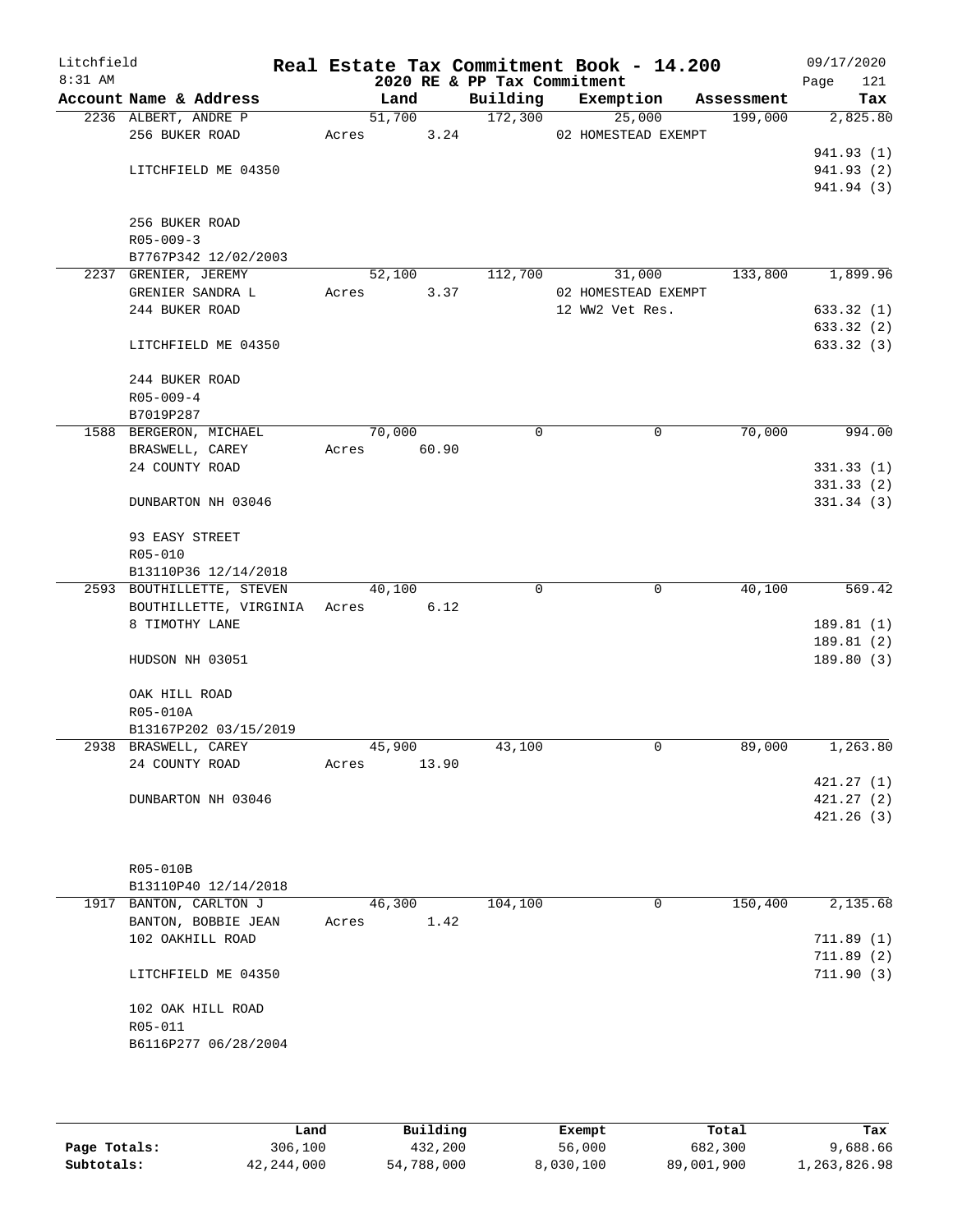Litchfield
8:31 AM

# Real Estate Tax Commitment Book - 14.200

## 2020 RE & PP Tax Commitment

09/17/2020

| Account | Name & Address | Land | Building | Exemption | Assessment | Tax |
|---|---|---|---|---|---|---|
| 2236 | ALBERT, ANDRE P<br>256 BUKER ROAD<br><br>LITCHFIELD ME 04350<br><br>256 BUKER ROAD<br>R05-009-3<br>B7767P342 12/02/2003 | 51,700<br>Acres 3.24 | 172,300 | 25,000<br>02 HOMESTEAD EXEMPT | 199,000 | 2,825.80<br>941.93 (1)<br>941.93 (2)<br>941.94 (3) |
| 2237 | GRENIER, JEREMY<br>GRENIER SANDRA L<br>244 BUKER ROAD<br><br>LITCHFIELD ME 04350<br><br>244 BUKER ROAD<br>R05-009-4<br>B7019P287 | 52,100<br>Acres 3.37 | 112,700 | 31,000<br>02 HOMESTEAD EXEMPT<br>12 WW2 Vet Res. | 133,800 | 1,899.96<br>633.32 (1)<br>633.32 (2)<br>633.32 (3) |
| 1588 | BERGERON, MICHAEL<br>BRASWELL, CAREY<br>24 COUNTY ROAD<br><br>DUNBARTON NH 03046<br><br>93 EASY STREET<br>R05-010<br>B13110P36 12/14/2018 | 70,000<br>Acres 60.90 | 0 | 0 | 70,000 | 994.00<br>331.33 (1)<br>331.33 (2)<br>331.34 (3) |
| 2593 | BOUTHILLETTE, STEVEN<br>BOUTHILLETTE, VIRGINIA<br>8 TIMOTHY LANE<br><br>HUDSON NH 03051<br><br>OAK HILL ROAD<br>R05-010A<br>B13167P202 03/15/2019 | 40,100<br>Acres 6.12 | 0 | 0 | 40,100 | 569.42<br>189.81 (1)<br>189.81 (2)<br>189.80 (3) |
| 2938 | BRASWELL, CAREY<br>24 COUNTY ROAD<br><br>DUNBARTON NH 03046<br><br>R05-010B<br>B13110P40 12/14/2018 | 45,900<br>Acres 13.90 | 43,100 | 0 | 89,000 | 1,263.80<br>421.27 (1)<br>421.27 (2)<br>421.26 (3) |
| 1917 | BANTON, CARLTON J<br>BANTON, BOBBIE JEAN<br>102 OAKHILL ROAD<br><br>LITCHFIELD ME 04350<br><br>102 OAK HILL ROAD<br>R05-011<br>B6116P277 06/28/2004 | 46,300<br>Acres 1.42 | 104,100 | 0 | 150,400 | 2,135.68<br>711.89 (1)<br>711.89 (2)<br>711.90 (3) |

| | Land | Building | Exempt | Total | Tax |
|---|---|---|---|---|---|
| Page Totals: | 306,100 | 432,200 | 56,000 | 682,300 | 9,688.66 |
| Subtotals: | 42,244,000 | 54,788,000 | 8,030,100 | 89,001,900 | 1,263,826.98 |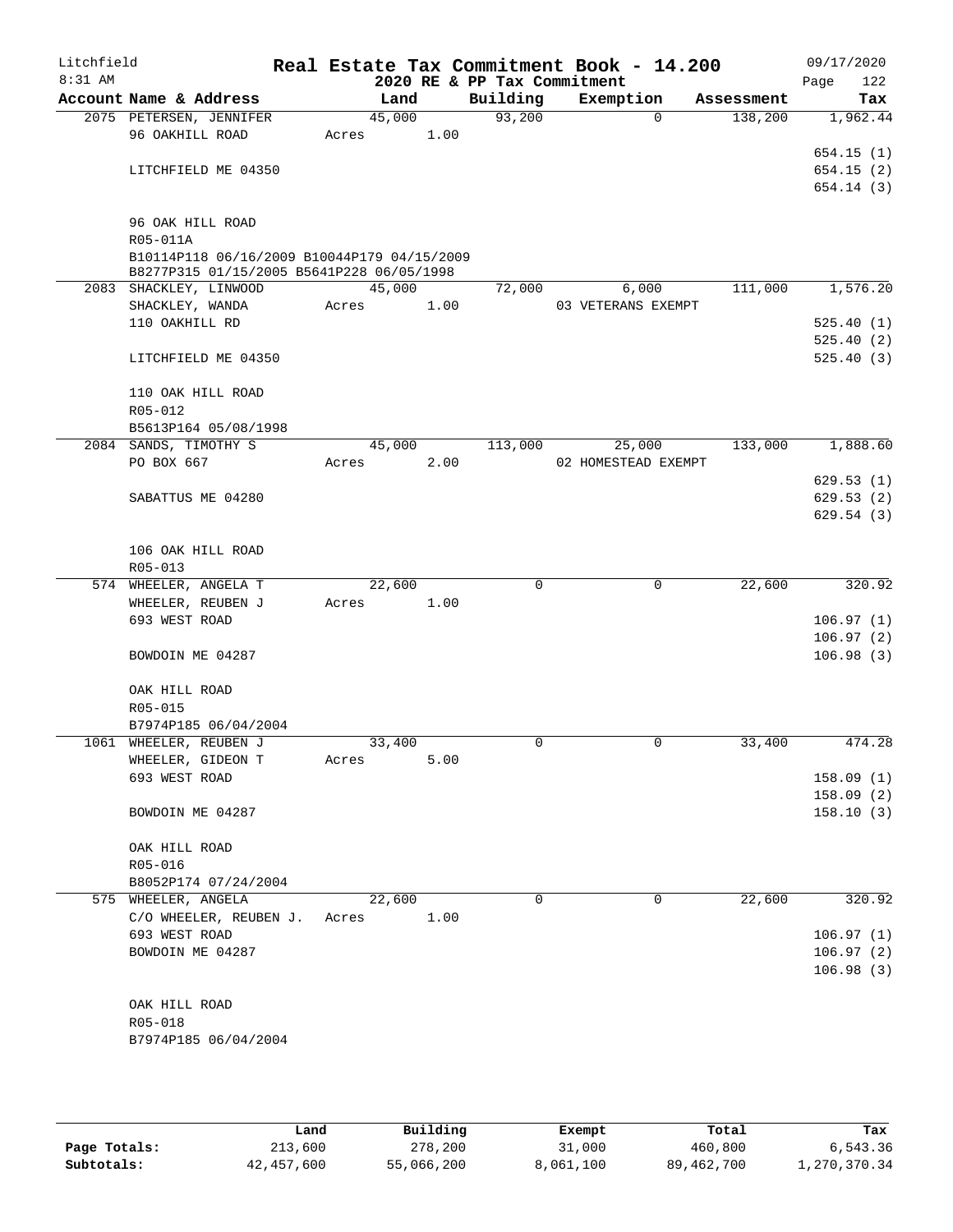Litchfield
8:31 AM

# Real Estate Tax Commitment Book - 14.200

## 2020 RE & PP Tax Commitment

09/17/2020
Page 122

| Account Name & Address | Land | Building | Exemption | Assessment | Tax |
|---|---|---|---|---|---|
| 2075 PETERSEN, JENNIFER | 45,000 | 93,200 | 0 | 138,200 | 1,962.44 |
| 96 OAKHILL ROAD | Acres 1.00 | | | | |
| | | | | | 654.15 (1) |
| LITCHFIELD ME 04350 | | | | | 654.15 (2) |
| | | | | | 654.14 (3) |
| 96 OAK HILL ROAD | | | | | |
| R05-011A | | | | | |
| B10114P118 06/16/2009 B10044P179 04/15/2009 | | | | | |
| B8277P315 01/15/2005 B5641P228 06/05/1998 | | | | | |
| 2083 SHACKLEY, LINWOOD | 45,000 | 72,000 | 6,000 | 111,000 | 1,576.20 |
| SHACKLEY, WANDA | Acres 1.00 | | 03 VETERANS EXEMPT | | |
| 110 OAKHILL RD | | | | | 525.40 (1) |
| | | | | | 525.40 (2) |
| LITCHFIELD ME 04350 | | | | | 525.40 (3) |
| 110 OAK HILL ROAD | | | | | |
| R05-012 | | | | | |
| B5613P164 05/08/1998 | | | | | |
| 2084 SANDS, TIMOTHY S | 45,000 | 113,000 | 25,000 | 133,000 | 1,888.60 |
| PO BOX 667 | Acres 2.00 | | 02 HOMESTEAD EXEMPT | | |
| | | | | | 629.53 (1) |
| SABATTUS ME 04280 | | | | | 629.53 (2) |
| | | | | | 629.54 (3) |
| 106 OAK HILL ROAD | | | | | |
| R05-013 | | | | | |
| 574 WHEELER, ANGELA T | 22,600 | 0 | 0 | 22,600 | 320.92 |
| WHEELER, REUBEN J | Acres 1.00 | | | | |
| 693 WEST ROAD | | | | | 106.97 (1) |
| | | | | | 106.97 (2) |
| BOWDOIN ME 04287 | | | | | 106.98 (3) |
| OAK HILL ROAD | | | | | |
| R05-015 | | | | | |
| B7974P185 06/04/2004 | | | | | |
| 1061 WHEELER, REUBEN J | 33,400 | 0 | 0 | 33,400 | 474.28 |
| WHEELER, GIDEON T | Acres 5.00 | | | | |
| 693 WEST ROAD | | | | | 158.09 (1) |
| | | | | | 158.09 (2) |
| BOWDOIN ME 04287 | | | | | 158.10 (3) |
| OAK HILL ROAD | | | | | |
| R05-016 | | | | | |
| B8052P174 07/24/2004 | | | | | |
| 575 WHEELER, ANGELA | 22,600 | 0 | 0 | 22,600 | 320.92 |
| C/O WHEELER, REUBEN J. | Acres 1.00 | | | | |
| 693 WEST ROAD | | | | | 106.97 (1) |
| BOWDOIN ME 04287 | | | | | 106.97 (2) |
| | | | | | 106.98 (3) |
| OAK HILL ROAD | | | | | |
| R05-018 | | | | | |
| B7974P185 06/04/2004 | | | | | |

| | Land | Building | Exempt | Total | Tax |
|---|---|---|---|---|---|
| Page Totals: | 213,600 | 278,200 | 31,000 | 460,800 | 6,543.36 |
| Subtotals: | 42,457,600 | 55,066,200 | 8,061,100 | 89,462,700 | 1,270,370.34 |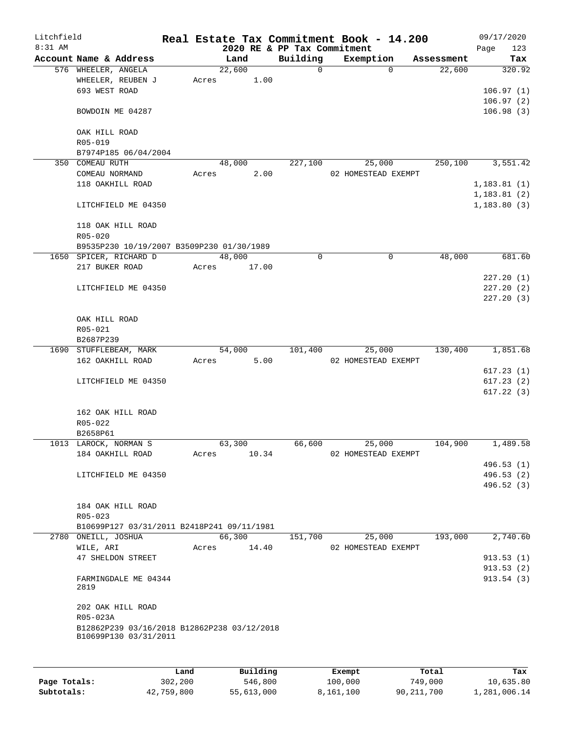Litchfield 8:31 AM

# Real Estate Tax Commitment Book - 14.200

## 2020 RE & PP Tax Commitment

09/17/2020 Page 123

| Account Name & Address | Land | Building | Exemption | Assessment | Tax |
|---|---|---|---|---|---|
| 576 WHEELER, ANGELA | 22,600 | 0 | 0 | 22,600 | 320.92 |
| WHEELER, REUBEN J | Acres 1.00 | | | | |
| 693 WEST ROAD | | | | | 106.97 (1) |
| | | | | | 106.97 (2) |
| BOWDOIN ME 04287 | | | | | 106.98 (3) |
| OAK HILL ROAD | | | | | |
| R05-019 | | | | | |
| B7974P185 06/04/2004 | | | | | |
| 350 COMEAU RUTH | 48,000 | 227,100 | 25,000 | 250,100 | 3,551.42 |
| COMEAU NORMAND | Acres 2.00 | | 02 HOMESTEAD EXEMPT | | |
| 118 OAKHILL ROAD | | | | | 1,183.81 (1) |
| | | | | | 1,183.81 (2) |
| LITCHFIELD ME 04350 | | | | | 1,183.80 (3) |
| 118 OAK HILL ROAD | | | | | |
| R05-020 | | | | | |
| B9535P230 10/19/2007 B3509P230 01/30/1989 | | | | | |
| 1650 SPICER, RICHARD D | 48,000 | 0 | 0 | 48,000 | 681.60 |
| 217 BUKER ROAD | Acres 17.00 | | | | |
| | | | | | 227.20 (1) |
| LITCHFIELD ME 04350 | | | | | 227.20 (2) |
| | | | | | 227.20 (3) |
| OAK HILL ROAD | | | | | |
| R05-021 | | | | | |
| B2687P239 | | | | | |
| 1690 STUFFLEBEAM, MARK | 54,000 | 101,400 | 25,000 | 130,400 | 1,851.68 |
| 162 OAKHILL ROAD | Acres 5.00 | | 02 HOMESTEAD EXEMPT | | |
| | | | | | 617.23 (1) |
| LITCHFIELD ME 04350 | | | | | 617.23 (2) |
| | | | | | 617.22 (3) |
| 162 OAK HILL ROAD | | | | | |
| R05-022 | | | | | |
| B2658P61 | | | | | |
| 1013 LAROCK, NORMAN S | 63,300 | 66,600 | 25,000 | 104,900 | 1,489.58 |
| 184 OAKHILL ROAD | Acres 10.34 | | 02 HOMESTEAD EXEMPT | | |
| | | | | | 496.53 (1) |
| LITCHFIELD ME 04350 | | | | | 496.53 (2) |
| | | | | | 496.52 (3) |
| 184 OAK HILL ROAD | | | | | |
| R05-023 | | | | | |
| B10699P127 03/31/2011 B2418P241 09/11/1981 | | | | | |
| 2780 ONEILL, JOSHUA | 66,300 | 151,700 | 25,000 | 193,000 | 2,740.60 |
| WILE, ARI | Acres 14.40 | | 02 HOMESTEAD EXEMPT | | |
| 47 SHELDON STREET | | | | | 913.53 (1) |
| | | | | | 913.53 (2) |
| FARMINGDALE ME 04344 2819 | | | | | 913.54 (3) |
| 202 OAK HILL ROAD | | | | | |
| R05-023A | | | | | |
| B12862P239 03/16/2018 B12862P238 03/12/2018 B10699P130 03/31/2011 | | | | | |

| | Land | Building | Exempt | Total | Tax |
|---|---|---|---|---|---|
| Page Totals: | 302,200 | 546,800 | 100,000 | 749,000 | 10,635.80 |
| Subtotals: | 42,759,800 | 55,613,000 | 8,161,100 | 90,211,700 | 1,281,006.14 |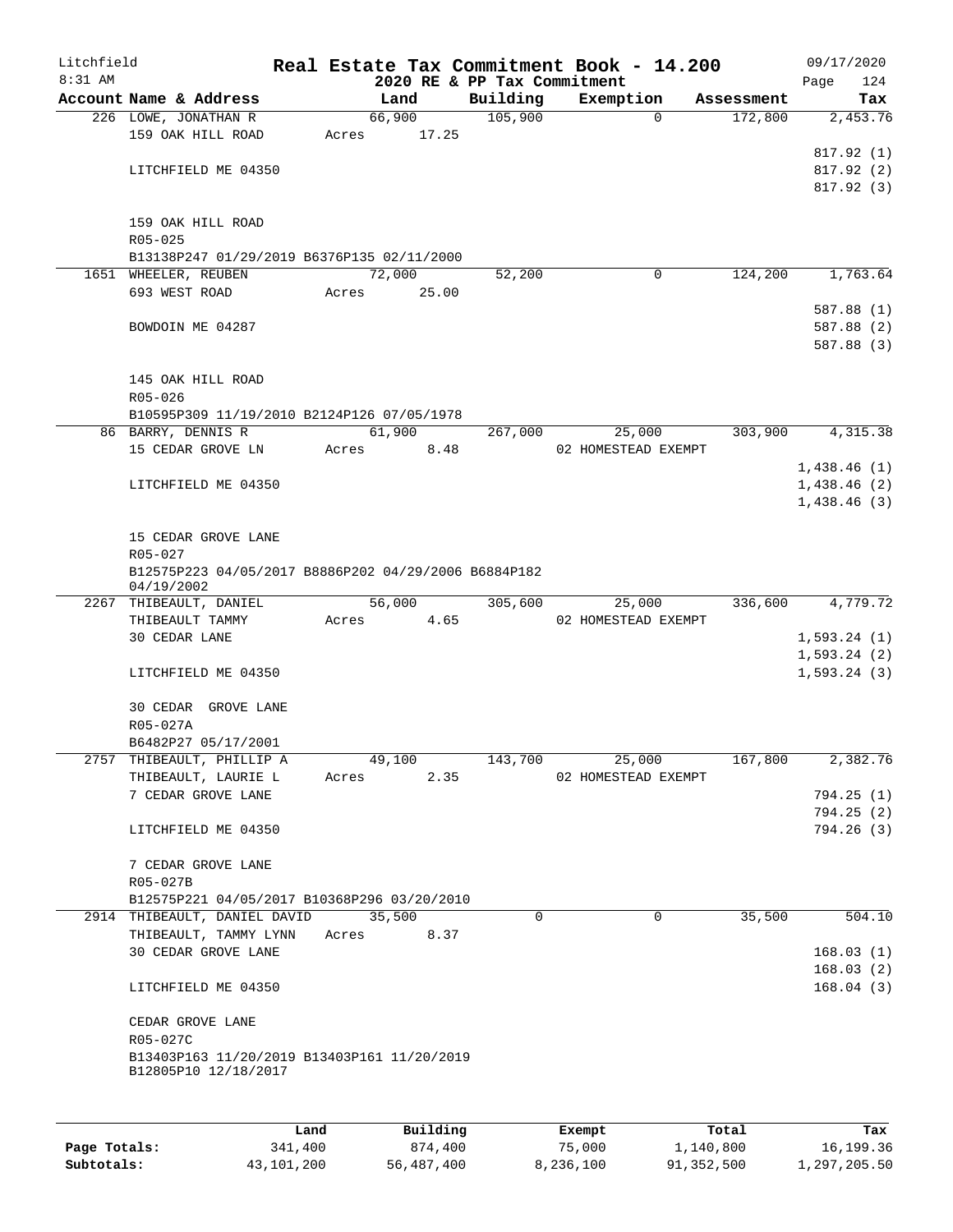Litchfield 8:31 AM

# Real Estate Tax Commitment Book - 14.200

## 2020 RE & PP Tax Commitment

09/17/2020 Page 124

| Account Name & Address | Land | Building | Exemption | Assessment | Tax |
|---|---|---|---|---|---|
| 226 LOWE, JONATHAN R | 66,900 | 105,900 | 0 | 172,800 | 2,453.76 |
| 159 OAK HILL ROAD | Acres 17.25 | | | | |
| | | | | | 817.92 (1) |
| LITCHFIELD ME 04350 | | | | | 817.92 (2) |
| | | | | | 817.92 (3) |
| 159 OAK HILL ROAD | | | | | |
| R05-025 | | | | | |
| B13138P247 01/29/2019 B6376P135 02/11/2000 | | | | | |
| 1651 WHEELER, REUBEN | 72,000 | 52,200 | 0 | 124,200 | 1,763.64 |
| 693 WEST ROAD | Acres 25.00 | | | | |
| | | | | | 587.88 (1) |
| BOWDOIN ME 04287 | | | | | 587.88 (2) |
| | | | | | 587.88 (3) |
| 145 OAK HILL ROAD | | | | | |
| R05-026 | | | | | |
| B10595P309 11/19/2010 B2124P126 07/05/1978 | | | | | |
| 86 BARRY, DENNIS R | 61,900 | 267,000 | 25,000 | 303,900 | 4,315.38 |
| 15 CEDAR GROVE LN | Acres 8.48 | | 02 HOMESTEAD EXEMPT | | |
| | | | | | 1,438.46 (1) |
| LITCHFIELD ME 04350 | | | | | 1,438.46 (2) |
| | | | | | 1,438.46 (3) |
| 15 CEDAR GROVE LANE | | | | | |
| R05-027 | | | | | |
| B12575P223 04/05/2017 B8886P202 04/29/2006 B6884P182 04/19/2002 | | | | | |
| 2267 THIBEAULT, DANIEL | 56,000 | 305,600 | 25,000 | 336,600 | 4,779.72 |
| THIBEAULT TAMMY | Acres 4.65 | | 02 HOMESTEAD EXEMPT | | |
| 30 CEDAR LANE | | | | | 1,593.24 (1) |
| | | | | | 1,593.24 (2) |
| LITCHFIELD ME 04350 | | | | | 1,593.24 (3) |
| 30 CEDAR GROVE LANE | | | | | |
| R05-027A | | | | | |
| B6482P27 05/17/2001 | | | | | |
| 2757 THIBEAULT, PHILLIP A | 49,100 | 143,700 | 25,000 | 167,800 | 2,382.76 |
| THIBEAULT, LAURIE L | Acres 2.35 | | 02 HOMESTEAD EXEMPT | | |
| 7 CEDAR GROVE LANE | | | | | 794.25 (1) |
| | | | | | 794.25 (2) |
| LITCHFIELD ME 04350 | | | | | 794.26 (3) |
| 7 CEDAR GROVE LANE | | | | | |
| R05-027B | | | | | |
| B12575P221 04/05/2017 B10368P296 03/20/2010 | | | | | |
| 2914 THIBEAULT, DANIEL DAVID | 35,500 | 0 | 0 | 35,500 | 504.10 |
| THIBEAULT, TAMMY LYNN | Acres 8.37 | | | | |
| 30 CEDAR GROVE LANE | | | | | 168.03 (1) |
| | | | | | 168.03 (2) |
| LITCHFIELD ME 04350 | | | | | 168.04 (3) |
| CEDAR GROVE LANE | | | | | |
| R05-027C | | | | | |
| B13403P163 11/20/2019 B13403P161 11/20/2019 B12805P10 12/18/2017 | | | | | |

| | Land | Building | Exempt | Total | Tax |
|---|---|---|---|---|---|
| Page Totals: | 341,400 | 874,400 | 75,000 | 1,140,800 | 16,199.36 |
| Subtotals: | 43,101,200 | 56,487,400 | 8,236,100 | 91,352,500 | 1,297,205.50 |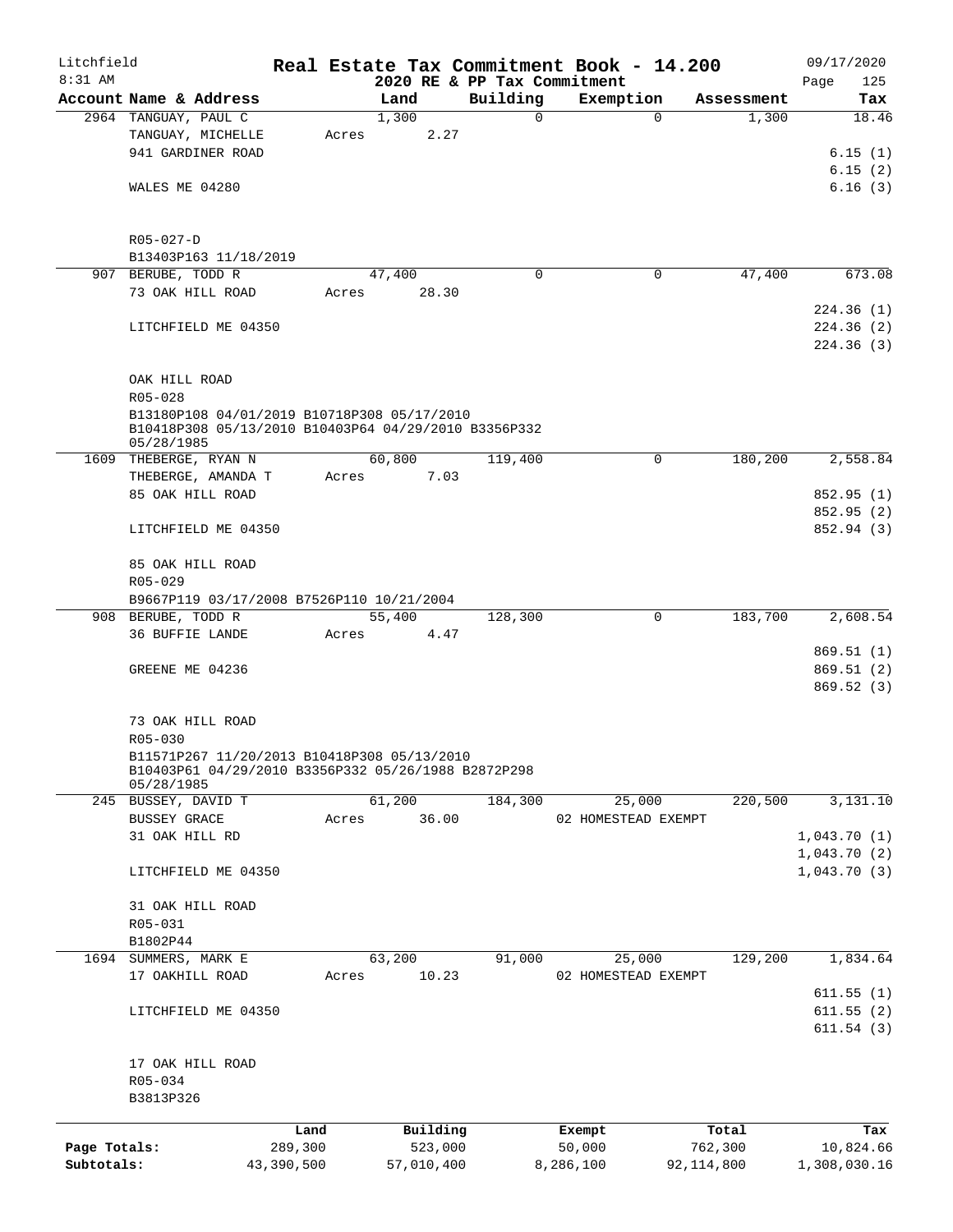Litchfield
8:31 AM

**Real Estate Tax Commitment Book - 14.200**
**2020 RE & PP Tax Commitment**

09/17/2020
Page 125

| Account Name & Address | Land | Building | Exemption | Assessment | Tax |
|---|---|---|---|---|---|
| 2964 TANGUAY, PAUL C | 1,300 | 0 | 0 | 1,300 | 18.46 |
| TANGUAY, MICHELLE | Acres 2.27 | | | | |
| 941 GARDINER ROAD | | | | | 6.15 (1) |
| | | | | | 6.15 (2) |
| WALES ME 04280 | | | | | 6.16 (3) |
| R05-027-D | | | | | |
| B13403P163 11/18/2019 | | | | | |
| 907 BERUBE, TODD R | 47,400 | 0 | 0 | 47,400 | 673.08 |
| 73 OAK HILL ROAD | Acres 28.30 | | | | |
| | | | | | 224.36 (1) |
| LITCHFIELD ME 04350 | | | | | 224.36 (2) |
| | | | | | 224.36 (3) |
| OAK HILL ROAD | | | | | |
| R05-028 | | | | | |
| B13180P108 04/01/2019 B10718P308 05/17/2010 B10418P308 05/13/2010 B10403P64 04/29/2010 B3356P332 05/28/1985 | | | | | |
| 1609 THEBERGE, RYAN N | 60,800 | 119,400 | 0 | 180,200 | 2,558.84 |
| THEBERGE, AMANDA T | Acres 7.03 | | | | |
| 85 OAK HILL ROAD | | | | | 852.95 (1) |
| | | | | | 852.95 (2) |
| LITCHFIELD ME 04350 | | | | | 852.94 (3) |
| 85 OAK HILL ROAD | | | | | |
| R05-029 | | | | | |
| B9667P119 03/17/2008 B7526P110 10/21/2004 | | | | | |
| 908 BERUBE, TODD R | 55,400 | 128,300 | 0 | 183,700 | 2,608.54 |
| 36 BUFFIE LANDE | Acres 4.47 | | | | |
| | | | | | 869.51 (1) |
| GREENE ME 04236 | | | | | 869.51 (2) |
| | | | | | 869.52 (3) |
| 73 OAK HILL ROAD | | | | | |
| R05-030 | | | | | |
| B11571P267 11/20/2013 B10418P308 05/13/2010 B10403P61 04/29/2010 B3356P332 05/26/1988 B2872P298 05/28/1985 | | | | | |
| 245 BUSSEY, DAVID T | 61,200 | 184,300 | 25,000 | 220,500 | 3,131.10 |
| BUSSEY GRACE | Acres 36.00 | | 02 HOMESTEAD EXEMPT | | |
| 31 OAK HILL RD | | | | | 1,043.70 (1) |
| | | | | | 1,043.70 (2) |
| LITCHFIELD ME 04350 | | | | | 1,043.70 (3) |
| 31 OAK HILL ROAD | | | | | |
| R05-031 | | | | | |
| B1802P44 | | | | | |
| 1694 SUMMERS, MARK E | 63,200 | 91,000 | 25,000 | 129,200 | 1,834.64 |
| 17 OAKHILL ROAD | Acres 10.23 | | 02 HOMESTEAD EXEMPT | | |
| | | | | | 611.55 (1) |
| LITCHFIELD ME 04350 | | | | | 611.55 (2) |
| | | | | | 611.54 (3) |
| 17 OAK HILL ROAD | | | | | |
| R05-034 | | | | | |
| B3813P326 | | | | | |

| | Land | Building | Exempt | Total | Tax |
|---|---|---|---|---|---|
| Page Totals: | 289,300 | 523,000 | 50,000 | 762,300 | 10,824.66 |
| Subtotals: | 43,390,500 | 57,010,400 | 8,286,100 | 92,114,800 | 1,308,030.16 |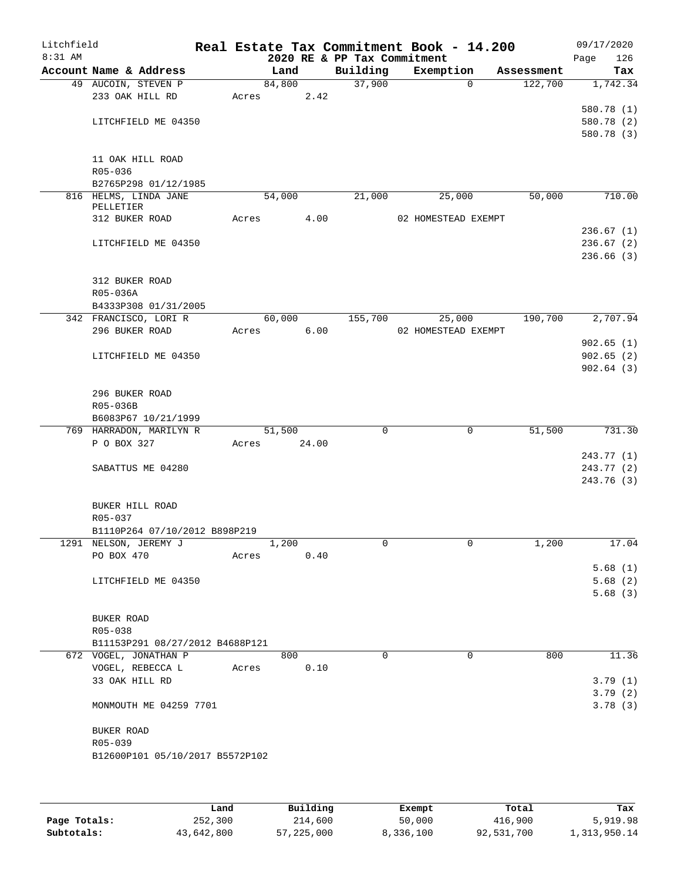Litchfield
8:31 AM

**Real Estate Tax Commitment Book - 14.200**
**2020 RE & PP Tax Commitment**

09/17/2020

| Account Name & Address | Land | Building | Exemption | Assessment | Tax |
|---|---|---|---|---|---|
| 49 AUCOIN, STEVEN P | 84,800 | 37,900 | 0 | 122,700 | 1,742.34 |
| 233 OAK HILL RD | Acres 2.42 | | | | |
| | | | | | 580.78 (1) |
| LITCHFIELD ME 04350 | | | | | 580.78 (2) |
| | | | | | 580.78 (3) |
| 11 OAK HILL ROAD | | | | | |
| R05-036 | | | | | |
| B2765P298 01/12/1985 | | | | | |
| 816 HELMS, LINDA JANE PELLETIER | 54,000 | 21,000 | 25,000 | 50,000 | 710.00 |
| 312 BUKER ROAD | Acres 4.00 | | 02 HOMESTEAD EXEMPT | | |
| | | | | | 236.67 (1) |
| LITCHFIELD ME 04350 | | | | | 236.67 (2) |
| | | | | | 236.66 (3) |
| 312 BUKER ROAD | | | | | |
| R05-036A | | | | | |
| B4333P308 01/31/2005 | | | | | |
| 342 FRANCISCO, LORI R | 60,000 | 155,700 | 25,000 | 190,700 | 2,707.94 |
| 296 BUKER ROAD | Acres 6.00 | | 02 HOMESTEAD EXEMPT | | |
| | | | | | 902.65 (1) |
| LITCHFIELD ME 04350 | | | | | 902.65 (2) |
| | | | | | 902.64 (3) |
| 296 BUKER ROAD | | | | | |
| R05-036B | | | | | |
| B6083P67 10/21/1999 | | | | | |
| 769 HARRADON, MARILYN R | 51,500 | 0 | 0 | 51,500 | 731.30 |
| P O BOX 327 | Acres 24.00 | | | | |
| | | | | | 243.77 (1) |
| SABATTUS ME 04280 | | | | | 243.77 (2) |
| | | | | | 243.76 (3) |
| BUKER HILL ROAD | | | | | |
| R05-037 | | | | | |
| B1110P264 07/10/2012 B898P219 | | | | | |
| 1291 NELSON, JEREMY J | 1,200 | 0 | 0 | 1,200 | 17.04 |
| PO BOX 470 | Acres 0.40 | | | | |
| | | | | | 5.68 (1) |
| LITCHFIELD ME 04350 | | | | | 5.68 (2) |
| | | | | | 5.68 (3) |
| BUKER ROAD | | | | | |
| R05-038 | | | | | |
| B11153P291 08/27/2012 B4688P121 | | | | | |
| 672 VOGEL, JONATHAN P | 800 | 0 | 0 | 800 | 11.36 |
| VOGEL, REBECCA L | Acres 0.10 | | | | |
| 33 OAK HILL RD | | | | | 3.79 (1) |
| | | | | | 3.79 (2) |
| MONMOUTH ME 04259 7701 | | | | | 3.78 (3) |
| BUKER ROAD | | | | | |
| R05-039 | | | | | |
| B12600P101 05/10/2017 B5572P102 | | | | | |

| | Land | Building | Exempt | Total | Tax |
|---|---|---|---|---|---|
| Page Totals: | 252,300 | 214,600 | 50,000 | 416,900 | 5,919.98 |
| Subtotals: | 43,642,800 | 57,225,000 | 8,336,100 | 92,531,700 | 1,313,950.14 |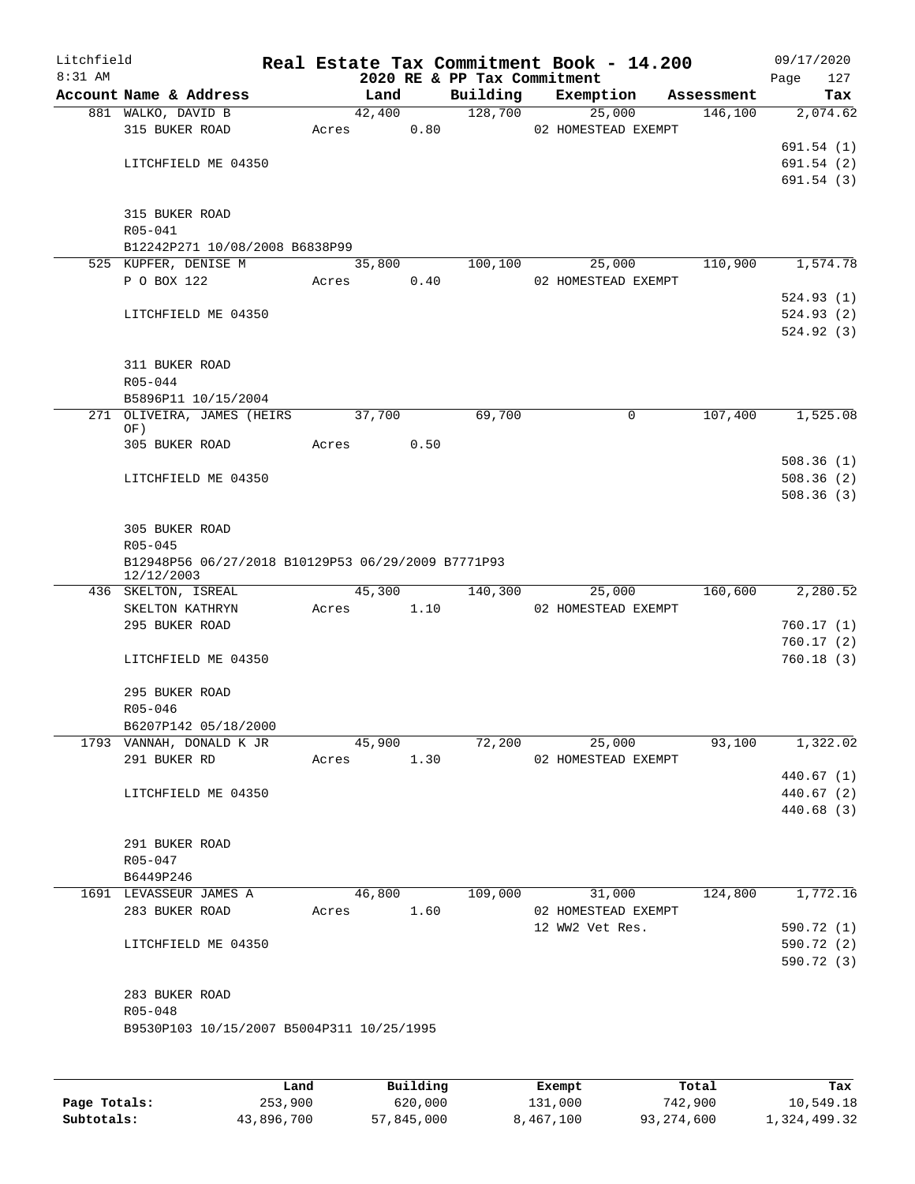Litchfield  
8:31 AM

# Real Estate Tax Commitment Book - 14.200

## 2020 RE & PP Tax Commitment

09/17/2020  
Page 127

| Account Name & Address | Land | Building | Exemption | Assessment | Tax |
|---|---|---|---|---|---|
| 881 WALKO, DAVID B | 42,400 | 128,700 | 25,000 | 146,100 | 2,074.62 |
| 315 BUKER ROAD | Acres 0.80 | | 02 HOMESTEAD EXEMPT | | |
| | | | | | 691.54 (1) |
| LITCHFIELD ME 04350 | | | | | 691.54 (2) |
| | | | | | 691.54 (3) |
| 315 BUKER ROAD | | | | | |
| R05-041 | | | | | |
| B12242P271 10/08/2008 B6838P99 | | | | | |
| 525 KUPFER, DENISE M | 35,800 | 100,100 | 25,000 | 110,900 | 1,574.78 |
| P O BOX 122 | Acres 0.40 | | 02 HOMESTEAD EXEMPT | | |
| | | | | | 524.93 (1) |
| LITCHFIELD ME 04350 | | | | | 524.93 (2) |
| | | | | | 524.92 (3) |
| 311 BUKER ROAD | | | | | |
| R05-044 | | | | | |
| B5896P11 10/15/2004 | | | | | |
| 271 OLIVEIRA, JAMES (HEIRS OF) | 37,700 | 69,700 | 0 | 107,400 | 1,525.08 |
| 305 BUKER ROAD | Acres 0.50 | | | | |
| | | | | | 508.36 (1) |
| LITCHFIELD ME 04350 | | | | | 508.36 (2) |
| | | | | | 508.36 (3) |
| 305 BUKER ROAD | | | | | |
| R05-045 | | | | | |
| B12948P56 06/27/2018 B10129P53 06/29/2009 B7771P93 12/12/2003 | | | | | |
| 436 SKELTON, ISREAL | 45,300 | 140,300 | 25,000 | 160,600 | 2,280.52 |
| SKELTON KATHRYN | Acres 1.10 | | 02 HOMESTEAD EXEMPT | | |
| 295 BUKER ROAD | | | | | 760.17 (1) |
| | | | | | 760.17 (2) |
| LITCHFIELD ME 04350 | | | | | 760.18 (3) |
| 295 BUKER ROAD | | | | | |
| R05-046 | | | | | |
| B6207P142 05/18/2000 | | | | | |
| 1793 VANNAH, DONALD K JR | 45,900 | 72,200 | 25,000 | 93,100 | 1,322.02 |
| 291 BUKER RD | Acres 1.30 | | 02 HOMESTEAD EXEMPT | | |
| | | | | | 440.67 (1) |
| LITCHFIELD ME 04350 | | | | | 440.67 (2) |
| | | | | | 440.68 (3) |
| 291 BUKER ROAD | | | | | |
| R05-047 | | | | | |
| B6449P246 | | | | | |
| 1691 LEVASSEUR JAMES A | 46,800 | 109,000 | 31,000 | 124,800 | 1,772.16 |
| 283 BUKER ROAD | Acres 1.60 | | 02 HOMESTEAD EXEMPT | | |
| | | | 12 WW2 Vet Res. | | 590.72 (1) |
| LITCHFIELD ME 04350 | | | | | 590.72 (2) |
| | | | | | 590.72 (3) |
| 283 BUKER ROAD | | | | | |
| R05-048 | | | | | |
| B9530P103 10/15/2007 B5004P311 10/25/1995 | | | | | |

| | Land | Building | Exempt | Total | Tax |
|---|---|---|---|---|---|
| Page Totals: | 253,900 | 620,000 | 131,000 | 742,900 | 10,549.18 |
| Subtotals: | 43,896,700 | 57,845,000 | 8,467,100 | 93,274,600 | 1,324,499.32 |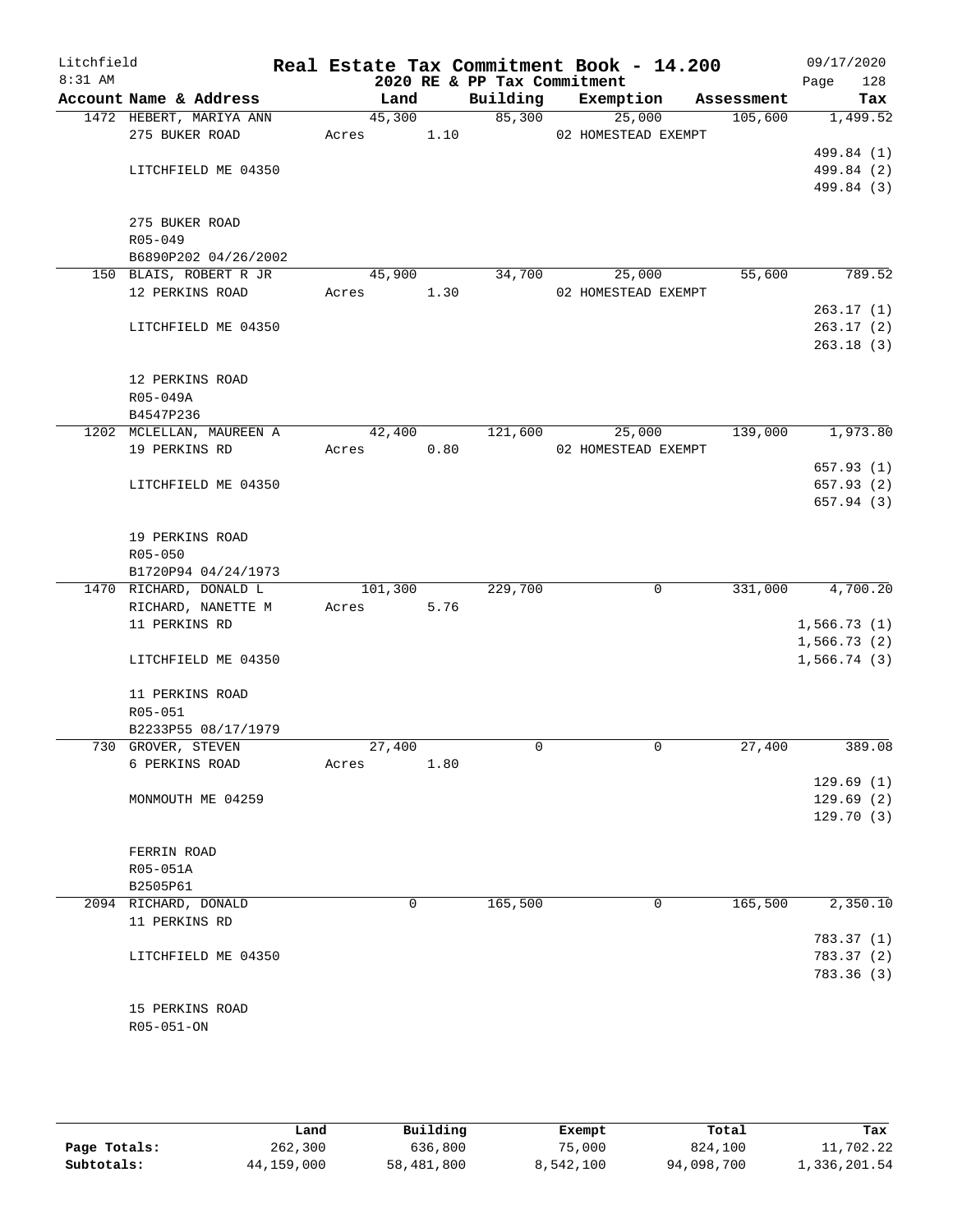Litchfield
8:31 AM

# Real Estate Tax Commitment Book - 14.200

## 2020 RE & PP Tax Commitment

09/17/2020
Page 128

| Account Name & Address | Land | Building | Exemption | Assessment | Tax |
|---|---|---|---|---|---|
| 1472 HEBERT, MARIYA ANN | 45,300 | 85,300 | 25,000 | 105,600 | 1,499.52 |
| 275 BUKER ROAD | Acres 1.10 | | 02 HOMESTEAD EXEMPT | | |
| | | | | | 499.84 (1) |
| LITCHFIELD ME 04350 | | | | | 499.84 (2) |
| | | | | | 499.84 (3) |
| 275 BUKER ROAD | | | | | |
| R05-049 | | | | | |
| B6890P202 04/26/2002 | | | | | |
| 150 BLAIS, ROBERT R JR | 45,900 | 34,700 | 25,000 | 55,600 | 789.52 |
| 12 PERKINS ROAD | Acres 1.30 | | 02 HOMESTEAD EXEMPT | | |
| | | | | | 263.17 (1) |
| LITCHFIELD ME 04350 | | | | | 263.17 (2) |
| | | | | | 263.18 (3) |
| 12 PERKINS ROAD | | | | | |
| R05-049A | | | | | |
| B4547P236 | | | | | |
| 1202 MCLELLAN, MAUREEN A | 42,400 | 121,600 | 25,000 | 139,000 | 1,973.80 |
| 19 PERKINS RD | Acres 0.80 | | 02 HOMESTEAD EXEMPT | | |
| | | | | | 657.93 (1) |
| LITCHFIELD ME 04350 | | | | | 657.93 (2) |
| | | | | | 657.94 (3) |
| 19 PERKINS ROAD | | | | | |
| R05-050 | | | | | |
| B1720P94 04/24/1973 | | | | | |
| 1470 RICHARD, DONALD L | 101,300 | 229,700 | 0 | 331,000 | 4,700.20 |
| RICHARD, NANETTE M | Acres 5.76 | | | | |
| 11 PERKINS RD | | | | | 1,566.73 (1) |
| | | | | | 1,566.73 (2) |
| LITCHFIELD ME 04350 | | | | | 1,566.74 (3) |
| 11 PERKINS ROAD | | | | | |
| R05-051 | | | | | |
| B2233P55 08/17/1979 | | | | | |
| 730 GROVER, STEVEN | 27,400 | 0 | 0 | 27,400 | 389.08 |
| 6 PERKINS ROAD | Acres 1.80 | | | | |
| | | | | | 129.69 (1) |
| MONMOUTH ME 04259 | | | | | 129.69 (2) |
| | | | | | 129.70 (3) |
| FERRIN ROAD | | | | | |
| R05-051A | | | | | |
| B2505P61 | | | | | |
| 2094 RICHARD, DONALD | 0 | 165,500 | 0 | 165,500 | 2,350.10 |
| 11 PERKINS RD | | | | | |
| | | | | | 783.37 (1) |
| LITCHFIELD ME 04350 | | | | | 783.37 (2) |
| | | | | | 783.36 (3) |
| 15 PERKINS ROAD | | | | | |
| R05-051-ON | | | | | |

| | Land | Building | Exempt | Total | Tax |
|---|---|---|---|---|---|
| Page Totals: | 262,300 | 636,800 | 75,000 | 824,100 | 11,702.22 |
| Subtotals: | 44,159,000 | 58,481,800 | 8,542,100 | 94,098,700 | 1,336,201.54 |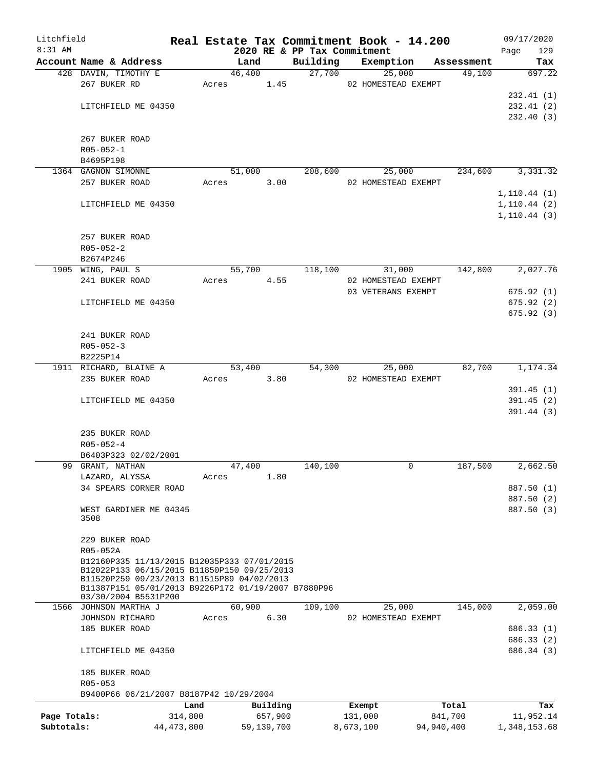# Real Estate Tax Commitment Book - 14.200

Litchfield
8:31 AM

2020 RE & PP Tax Commitment

09/17/2020

| Account Name & Address | Land | Building | Exemption | Assessment | Tax |
|---|---|---|---|---|---|
| 428 DAVIN, TIMOTHY E | 46,400 | 27,700 | 25,000 | 49,100 | 697.22 |
| 267 BUKER RD | Acres 1.45 | | 02 HOMESTEAD EXEMPT | | |
| | | | | | 232.41 (1) |
| LITCHFIELD ME 04350 | | | | | 232.41 (2) |
| | | | | | 232.40 (3) |
| 267 BUKER ROAD | | | | | |
| R05-052-1 | | | | | |
| B4695P198 | | | | | |
| 1364 GAGNON SIMONNE | 51,000 | 208,600 | 25,000 | 234,600 | 3,331.32 |
| 257 BUKER ROAD | Acres 3.00 | | 02 HOMESTEAD EXEMPT | | |
| | | | | | 1,110.44 (1) |
| LITCHFIELD ME 04350 | | | | | 1,110.44 (2) |
| | | | | | 1,110.44 (3) |
| 257 BUKER ROAD | | | | | |
| R05-052-2 | | | | | |
| B2674P246 | | | | | |
| 1905 WING, PAUL S | 55,700 | 118,100 | 31,000 | 142,800 | 2,027.76 |
| 241 BUKER ROAD | Acres 4.55 | | 02 HOMESTEAD EXEMPT | | |
| | | | 03 VETERANS EXEMPT | | 675.92 (1) |
| LITCHFIELD ME 04350 | | | | | 675.92 (2) |
| | | | | | 675.92 (3) |
| 241 BUKER ROAD | | | | | |
| R05-052-3 | | | | | |
| B2225P14 | | | | | |
| 1911 RICHARD, BLAINE A | 53,400 | 54,300 | 25,000 | 82,700 | 1,174.34 |
| 235 BUKER ROAD | Acres 3.80 | | 02 HOMESTEAD EXEMPT | | |
| | | | | | 391.45 (1) |
| LITCHFIELD ME 04350 | | | | | 391.45 (2) |
| | | | | | 391.44 (3) |
| 235 BUKER ROAD | | | | | |
| R05-052-4 | | | | | |
| B6403P323 02/02/2001 | | | | | |
| 99 GRANT, NATHAN | 47,400 | 140,100 | 0 | 187,500 | 2,662.50 |
| LAZARO, ALYSSA | Acres 1.80 | | | | |
| 34 SPEARS CORNER ROAD | | | | | 887.50 (1) |
| | | | | | 887.50 (2) |
| WEST GARDINER ME 04345 3508 | | | | | 887.50 (3) |
| 229 BUKER ROAD | | | | | |
| R05-052A | | | | | |
| B12160P335 11/13/2015 B12035P333 07/01/2015 B12022P133 06/15/2015 B11850P150 09/25/2013 B11520P259 09/23/2013 B11515P89 04/02/2013 B11387P151 05/01/2013 B9226P172 01/19/2007 B7880P96 03/30/2004 B5531P200 | | | | | |
| 1566 JOHNSON MARTHA J | 60,900 | 109,100 | 25,000 | 145,000 | 2,059.00 |
| JOHNSON RICHARD | Acres 6.30 | | 02 HOMESTEAD EXEMPT | | |
| 185 BUKER ROAD | | | | | 686.33 (1) |
| | | | | | 686.33 (2) |
| LITCHFIELD ME 04350 | | | | | 686.34 (3) |
| 185 BUKER ROAD | | | | | |
| R05-053 | | | | | |
| B9400P66 06/21/2007 B8187P42 10/29/2004 | | | | | |

| | Land | Building | Exempt | Total | Tax |
|---|---|---|---|---|---|
| Page Totals: | 314,800 | 657,900 | 131,000 | 841,700 | 11,952.14 |
| Subtotals: | 44,473,800 | 59,139,700 | 8,673,100 | 94,940,400 | 1,348,153.68 |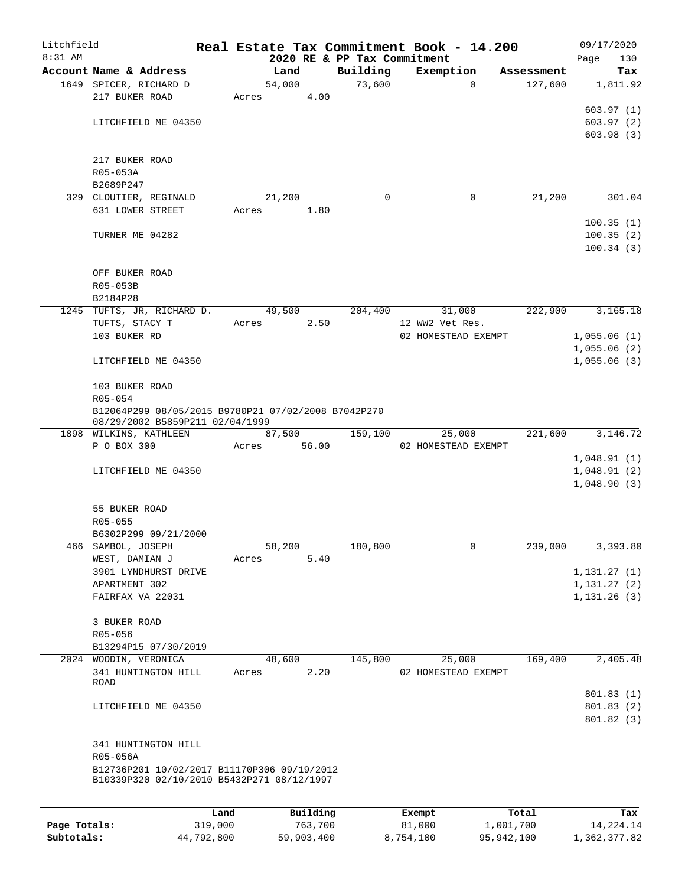Litchfield
8:31 AM

# Real Estate Tax Commitment Book - 14.200

2020 RE & PP Tax Commitment

09/17/2020

| Account Name & Address | Land | Building | Exemption | Assessment | Tax |
|---|---|---|---|---|---|
| 1649 SPICER, RICHARD D | 54,000 | 73,600 | 0 | 127,600 | 1,811.92 |
| 217 BUKER ROAD | Acres 4.00 | | | | |
| | | | | | 603.97 (1) |
| LITCHFIELD ME 04350 | | | | | 603.97 (2) |
| | | | | | 603.98 (3) |
| 217 BUKER ROAD | | | | | |
| R05-053A | | | | | |
| B2689P247 | | | | | |
| 329 CLOUTIER, REGINALD | 21,200 | 0 | 0 | 21,200 | 301.04 |
| 631 LOWER STREET | Acres 1.80 | | | | |
| | | | | | 100.35 (1) |
| TURNER ME 04282 | | | | | 100.35 (2) |
| | | | | | 100.34 (3) |
| OFF BUKER ROAD | | | | | |
| R05-053B | | | | | |
| B2184P28 | | | | | |
| 1245 TUFTS, JR, RICHARD D. | 49,500 | 204,400 | 31,000 | 222,900 | 3,165.18 |
| TUFTS, STACY T | Acres 2.50 | | 12 WW2 Vet Res. | | |
| 103 BUKER RD | | | 02 HOMESTEAD EXEMPT | | 1,055.06 (1) |
| | | | | | 1,055.06 (2) |
| LITCHFIELD ME 04350 | | | | | 1,055.06 (3) |
| 103 BUKER ROAD | | | | | |
| R05-054 | | | | | |
| B12064P299 08/05/2015 B9780P21 07/02/2008 B7042P270 08/29/2002 B5859P211 02/04/1999 | | | | | |
| 1898 WILKINS, KATHLEEN | 87,500 | 159,100 | 25,000 | 221,600 | 3,146.72 |
| P O BOX 300 | Acres 56.00 | | 02 HOMESTEAD EXEMPT | | |
| | | | | | 1,048.91 (1) |
| LITCHFIELD ME 04350 | | | | | 1,048.91 (2) |
| | | | | | 1,048.90 (3) |
| 55 BUKER ROAD | | | | | |
| R05-055 | | | | | |
| B6302P299 09/21/2000 | | | | | |
| 466 SAMBOL, JOSEPH | 58,200 | 180,800 | 0 | 239,000 | 3,393.80 |
| WEST, DAMIAN J | Acres 5.40 | | | | |
| 3901 LYNDHURST DRIVE | | | | | 1,131.27 (1) |
| APARTMENT 302 | | | | | 1,131.27 (2) |
| FAIRFAX VA 22031 | | | | | 1,131.26 (3) |
| 3 BUKER ROAD | | | | | |
| R05-056 | | | | | |
| B13294P15 07/30/2019 | | | | | |
| 2024 WOODIN, VERONICA | 48,600 | 145,800 | 25,000 | 169,400 | 2,405.48 |
| 341 HUNTINGTON HILL ROAD | Acres 2.20 | | 02 HOMESTEAD EXEMPT | | |
| | | | | | 801.83 (1) |
| LITCHFIELD ME 04350 | | | | | 801.83 (2) |
| | | | | | 801.82 (3) |
| 341 HUNTINGTON HILL | | | | | |
| R05-056A | | | | | |
| B12736P201 10/02/2017 B11170P306 09/19/2012 B10339P320 02/10/2010 B5432P271 08/12/1997 | | | | | |

| | Land | Building | Exempt | Total | Tax |
|---|---|---|---|---|---|
| Page Totals: | 319,000 | 763,700 | 81,000 | 1,001,700 | 14,224.14 |
| Subtotals: | 44,792,800 | 59,903,400 | 8,754,100 | 95,942,100 | 1,362,377.82 |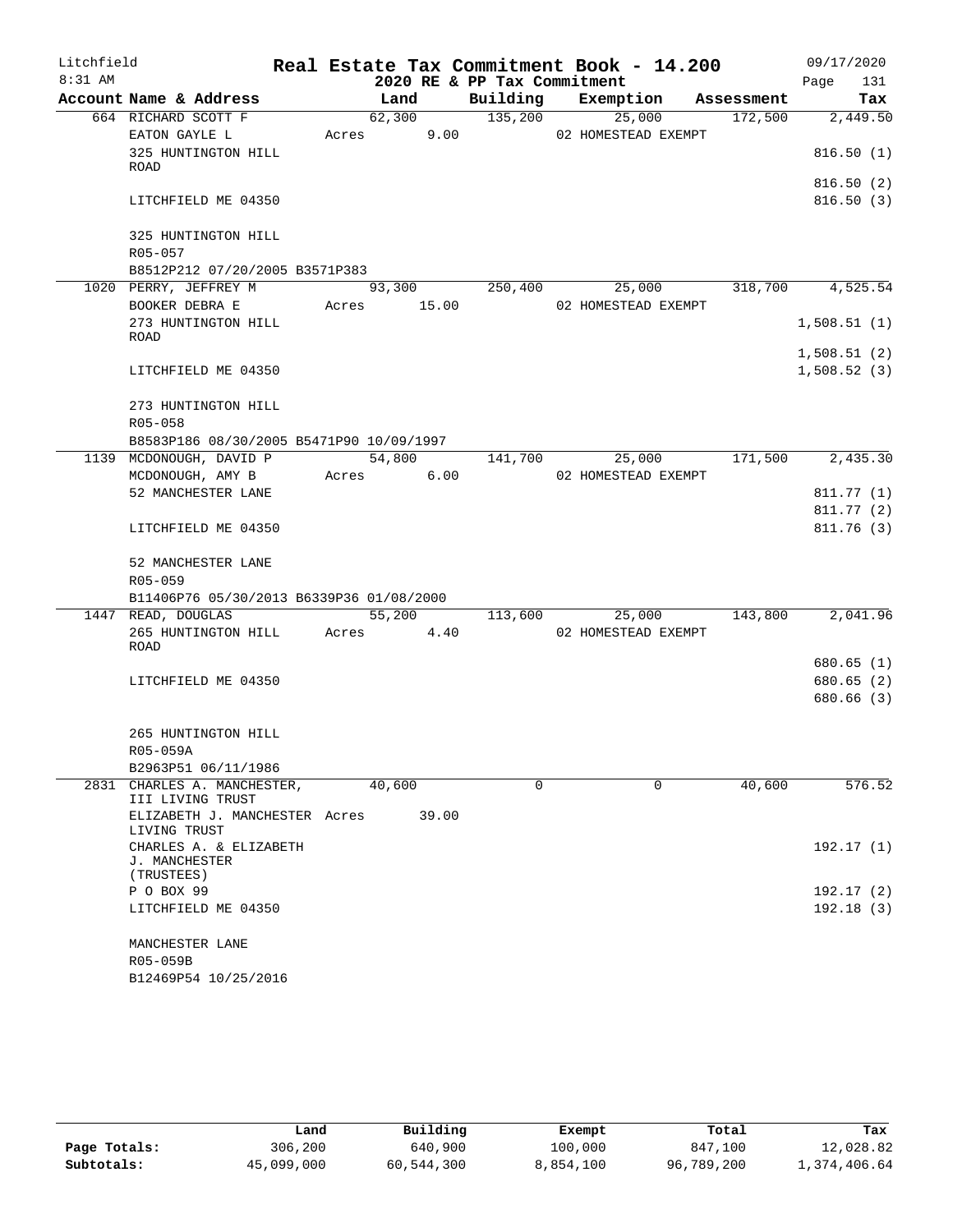# Real Estate Tax Commitment Book - 14.200

Litchfield 8:31 AM — 2020 RE & PP Tax Commitment — 09/17/2020

| Account Name & Address | Land | Building | Exemption | Assessment | Tax |
|---|---|---|---|---|---|
| 664 RICHARD SCOTT F | 62,300 | 135,200 | 25,000 | 172,500 | 2,449.50 |
| EATON GAYLE L | Acres 9.00 | | 02 HOMESTEAD EXEMPT | | |
| 325 HUNTINGTON HILL ROAD | | | | | 816.50 (1) |
| | | | | | 816.50 (2) |
| LITCHFIELD ME 04350 | | | | | 816.50 (3) |
| 325 HUNTINGTON HILL | | | | | |
| R05-057 | | | | | |
| B8512P212 07/20/2005 B3571P383 | | | | | |
| 1020 PERRY, JEFFREY M | 93,300 | 250,400 | 25,000 | 318,700 | 4,525.54 |
| BOOKER DEBRA E | Acres 15.00 | | 02 HOMESTEAD EXEMPT | | |
| 273 HUNTINGTON HILL ROAD | | | | | 1,508.51 (1) |
| | | | | | 1,508.51 (2) |
| LITCHFIELD ME 04350 | | | | | 1,508.52 (3) |
| 273 HUNTINGTON HILL | | | | | |
| R05-058 | | | | | |
| B8583P186 08/30/2005 B5471P90 10/09/1997 | | | | | |
| 1139 MCDONOUGH, DAVID P | 54,800 | 141,700 | 25,000 | 171,500 | 2,435.30 |
| MCDONOUGH, AMY B | Acres 6.00 | | 02 HOMESTEAD EXEMPT | | |
| 52 MANCHESTER LANE | | | | | 811.77 (1) |
| | | | | | 811.77 (2) |
| LITCHFIELD ME 04350 | | | | | 811.76 (3) |
| 52 MANCHESTER LANE | | | | | |
| R05-059 | | | | | |
| B11406P76 05/30/2013 B6339P36 01/08/2000 | | | | | |
| 1447 READ, DOUGLAS | 55,200 | 113,600 | 25,000 | 143,800 | 2,041.96 |
| 265 HUNTINGTON HILL ROAD | Acres 4.40 | | 02 HOMESTEAD EXEMPT | | |
| | | | | | 680.65 (1) |
| LITCHFIELD ME 04350 | | | | | 680.65 (2) |
| | | | | | 680.66 (3) |
| 265 HUNTINGTON HILL | | | | | |
| R05-059A | | | | | |
| B2963P51 06/11/1986 | | | | | |
| 2831 CHARLES A. MANCHESTER, III LIVING TRUST | 40,600 | 0 | 0 | 40,600 | 576.52 |
| ELIZABETH J. MANCHESTER LIVING TRUST | Acres 39.00 | | | | |
| CHARLES A. & ELIZABETH J. MANCHESTER (TRUSTEES) | | | | | 192.17 (1) |
| P O BOX 99 | | | | | 192.17 (2) |
| LITCHFIELD ME 04350 | | | | | 192.18 (3) |
| MANCHESTER LANE | | | | | |
| R05-059B | | | | | |
| B12469P54 10/25/2016 | | | | | |

| | Land | Building | Exempt | Total | Tax |
|---|---|---|---|---|---|
| Page Totals: | 306,200 | 640,900 | 100,000 | 847,100 | 12,028.82 |
| Subtotals: | 45,099,000 | 60,544,300 | 8,854,100 | 96,789,200 | 1,374,406.64 |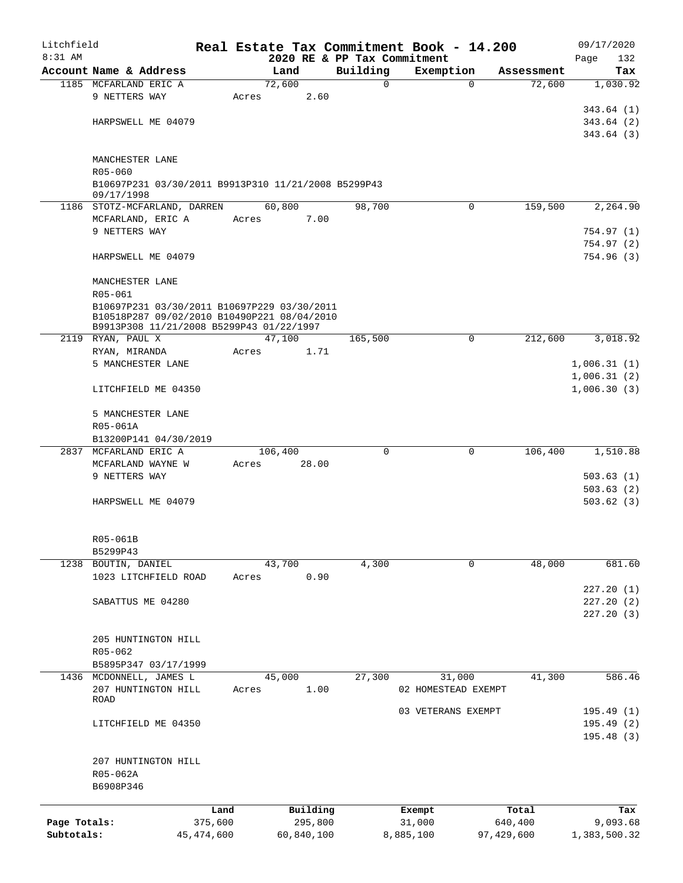Litchfield
8:31 AM

**Real Estate Tax Commitment Book - 14.200**
**2020 RE & PP Tax Commitment**

09/17/2020

| Account Name & Address | Land | Building | Exemption | Assessment | Tax |
|---|---|---|---|---|---|
| 1185 MCFARLAND ERIC A | 72,600 | 0 | 0 | 72,600 | 1,030.92 |
| 9 NETTERS WAY | Acres 2.60 | | | | |
| | | | | | 343.64 (1) |
| HARPSWELL ME 04079 | | | | | 343.64 (2) |
| | | | | | 343.64 (3) |
| MANCHESTER LANE | | | | | |
| R05-060 | | | | | |
| B10697P231 03/30/2011 B9913P310 11/21/2008 B5299P43 09/17/1998 | | | | | |
| 1186 STOTZ-MCFARLAND, DARREN | 60,800 | 98,700 | 0 | 159,500 | 2,264.90 |
| MCFARLAND, ERIC A | Acres 7.00 | | | | |
| 9 NETTERS WAY | | | | | 754.97 (1) |
| | | | | | 754.97 (2) |
| HARPSWELL ME 04079 | | | | | 754.96 (3) |
| MANCHESTER LANE | | | | | |
| R05-061 | | | | | |
| B10697P231 03/30/2011 B10697P229 03/30/2011 B10518P287 09/02/2010 B10490P221 08/04/2010 B9913P308 11/21/2008 B5299P43 01/22/1997 | | | | | |
| 2119 RYAN, PAUL X | 47,100 | 165,500 | 0 | 212,600 | 3,018.92 |
| RYAN, MIRANDA | Acres 1.71 | | | | |
| 5 MANCHESTER LANE | | | | | 1,006.31 (1) |
| | | | | | 1,006.31 (2) |
| LITCHFIELD ME 04350 | | | | | 1,006.30 (3) |
| 5 MANCHESTER LANE | | | | | |
| R05-061A | | | | | |
| B13200P141 04/30/2019 | | | | | |
| 2837 MCFARLAND ERIC A | 106,400 | 0 | 0 | 106,400 | 1,510.88 |
| MCFARLAND WAYNE W | Acres 28.00 | | | | |
| 9 NETTERS WAY | | | | | 503.63 (1) |
| | | | | | 503.63 (2) |
| HARPSWELL ME 04079 | | | | | 503.62 (3) |
| R05-061B | | | | | |
| B5299P43 | | | | | |
| 1238 BOUTIN, DANIEL | 43,700 | 4,300 | 0 | 48,000 | 681.60 |
| 1023 LITCHFIELD ROAD | Acres 0.90 | | | | |
| | | | | | 227.20 (1) |
| SABATTUS ME 04280 | | | | | 227.20 (2) |
| | | | | | 227.20 (3) |
| 205 HUNTINGTON HILL | | | | | |
| R05-062 | | | | | |
| B5895P347 03/17/1999 | | | | | |
| 1436 MCDONNELL, JAMES L | 45,000 | 27,300 | 31,000 | 41,300 | 586.46 |
| 207 HUNTINGTON HILL ROAD | Acres 1.00 | | 02 HOMESTEAD EXEMPT | | |
| | | | 03 VETERANS EXEMPT | | 195.49 (1) |
| LITCHFIELD ME 04350 | | | | | 195.49 (2) |
| | | | | | 195.48 (3) |
| 207 HUNTINGTON HILL | | | | | |
| R05-062A | | | | | |
| B6908P346 | | | | | |

| | Land | Building | Exempt | Total | Tax |
|---|---|---|---|---|---|
| Page Totals: | 375,600 | 295,800 | 31,000 | 640,400 | 9,093.68 |
| Subtotals: | 45,474,600 | 60,840,100 | 8,885,100 | 97,429,600 | 1,383,500.32 |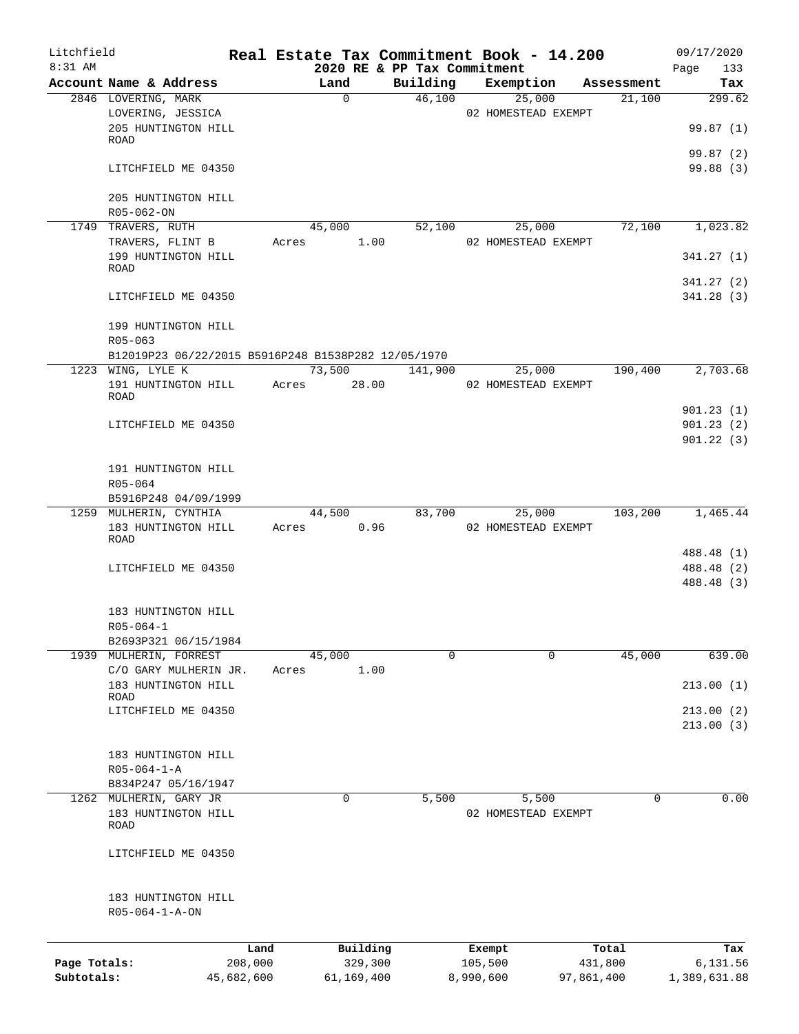Litchfield
8:31 AM

# Real Estate Tax Commitment Book - 14.200

2020 RE & PP Tax Commitment

09/17/2020

| Account Name & Address | Land | Building | Exemption | Assessment | Tax |
|---|---|---|---|---|---|
| 2846 LOVERING, MARK | 0 | 46,100 | 25,000 | 21,100 | 299.62 |
| LOVERING, JESSICA | | | 02 HOMESTEAD EXEMPT | | |
| 205 HUNTINGTON HILL ROAD | | | | | 99.87 (1) |
| | | | | | 99.87 (2) |
| LITCHFIELD ME 04350 | | | | | 99.88 (3) |
| 205 HUNTINGTON HILL | | | | | |
| R05-062-ON | | | | | |
| 1749 TRAVERS, RUTH | 45,000 | 52,100 | 25,000 | 72,100 | 1,023.82 |
| TRAVERS, FLINT B | Acres 1.00 | | 02 HOMESTEAD EXEMPT | | |
| 199 HUNTINGTON HILL ROAD | | | | | 341.27 (1) |
| | | | | | 341.27 (2) |
| LITCHFIELD ME 04350 | | | | | 341.28 (3) |
| 199 HUNTINGTON HILL | | | | | |
| R05-063 | | | | | |
| B12019P23 06/22/2015 B5916P248 B1538P282 12/05/1970 | | | | | |
| 1223 WING, LYLE K | 73,500 | 141,900 | 25,000 | 190,400 | 2,703.68 |
| 191 HUNTINGTON HILL ROAD | Acres 28.00 | | 02 HOMESTEAD EXEMPT | | |
| | | | | | 901.23 (1) |
| LITCHFIELD ME 04350 | | | | | 901.23 (2) |
| | | | | | 901.22 (3) |
| 191 HUNTINGTON HILL | | | | | |
| R05-064 | | | | | |
| B5916P248 04/09/1999 | | | | | |
| 1259 MULHERIN, CYNTHIA | 44,500 | 83,700 | 25,000 | 103,200 | 1,465.44 |
| 183 HUNTINGTON HILL ROAD | Acres 0.96 | | 02 HOMESTEAD EXEMPT | | |
| | | | | | 488.48 (1) |
| LITCHFIELD ME 04350 | | | | | 488.48 (2) |
| | | | | | 488.48 (3) |
| 183 HUNTINGTON HILL | | | | | |
| R05-064-1 | | | | | |
| B2693P321 06/15/1984 | | | | | |
| 1939 MULHERIN, FORREST | 45,000 | 0 | 0 | 45,000 | 639.00 |
| C/O GARY MULHERIN JR. | Acres 1.00 | | | | |
| 183 HUNTINGTON HILL ROAD | | | | | 213.00 (1) |
| LITCHFIELD ME 04350 | | | | | 213.00 (2) |
| | | | | | 213.00 (3) |
| 183 HUNTINGTON HILL | | | | | |
| R05-064-1-A | | | | | |
| B834P247 05/16/1947 | | | | | |
| 1262 MULHERIN, GARY JR | 0 | 5,500 | 5,500 | 0 | 0.00 |
| 183 HUNTINGTON HILL ROAD | | | 02 HOMESTEAD EXEMPT | | |
| LITCHFIELD ME 04350 | | | | | |
| 183 HUNTINGTON HILL | | | | | |
| R05-064-1-A-ON | | | | | |

| | Land | Building | Exempt | Total | Tax |
|---|---|---|---|---|---|
| Page Totals: | 208,000 | 329,300 | 105,500 | 431,800 | 6,131.56 |
| Subtotals: | 45,682,600 | 61,169,400 | 8,990,600 | 97,861,400 | 1,389,631.88 |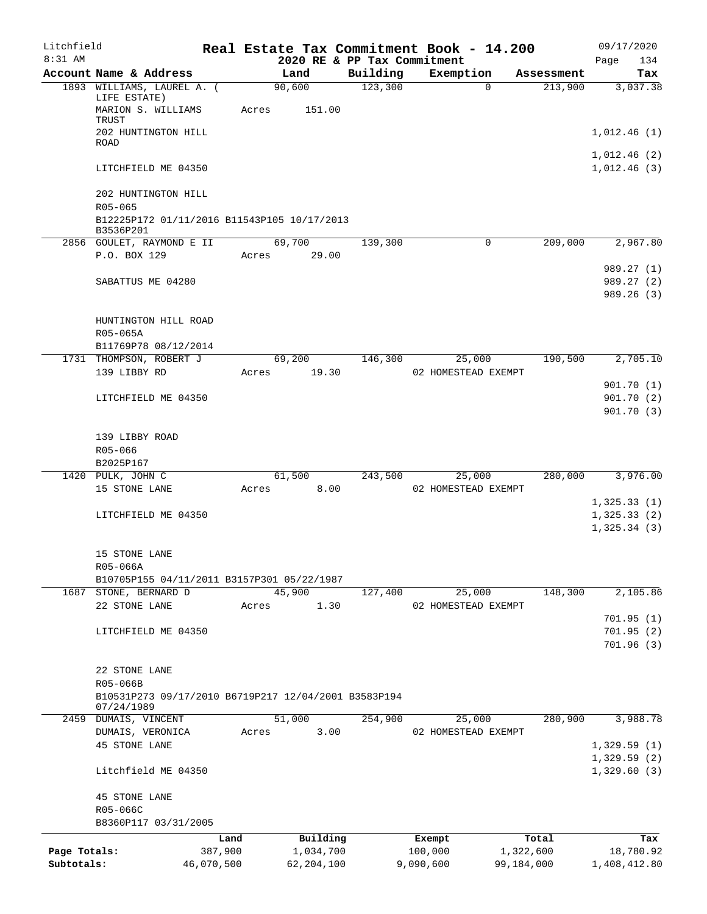Litchfield 8:31 AM

# Real Estate Tax Commitment Book - 14.200

## 2020 RE & PP Tax Commitment

09/17/2020 Page 134

| Account Name & Address | Land | Building | Exemption | Assessment | Tax |
|---|---|---|---|---|---|
| 1893 WILLIAMS, LAUREL A. ( LIFE ESTATE) | 90,600 | 123,300 | 0 | 213,900 | 3,037.38 |
| MARION S. WILLIAMS TRUST | Acres 151.00 | | | | |
| 202 HUNTINGTON HILL ROAD | | | | | 1,012.46 (1) |
| | | | | | 1,012.46 (2) |
| LITCHFIELD ME 04350 | | | | | 1,012.46 (3) |
| 202 HUNTINGTON HILL | | | | | |
| R05-065 | | | | | |
| B12225P172 01/11/2016 B11543P105 10/17/2013 B3536P201 | | | | | |
| 2856 GOULET, RAYMOND E II | 69,700 | 139,300 | 0 | 209,000 | 2,967.80 |
| P.O. BOX 129 | Acres 29.00 | | | | |
| | | | | | 989.27 (1) |
| SABATTUS ME 04280 | | | | | 989.27 (2) |
| | | | | | 989.26 (3) |
| HUNTINGTON HILL ROAD | | | | | |
| R05-065A | | | | | |
| B11769P78 08/12/2014 | | | | | |
| 1731 THOMPSON, ROBERT J | 69,200 | 146,300 | 25,000 | 190,500 | 2,705.10 |
| 139 LIBBY RD | Acres 19.30 | | 02 HOMESTEAD EXEMPT | | |
| | | | | | 901.70 (1) |
| LITCHFIELD ME 04350 | | | | | 901.70 (2) |
| | | | | | 901.70 (3) |
| 139 LIBBY ROAD | | | | | |
| R05-066 | | | | | |
| B2025P167 | | | | | |
| 1420 PULK, JOHN C | 61,500 | 243,500 | 25,000 | 280,000 | 3,976.00 |
| 15 STONE LANE | Acres 8.00 | | 02 HOMESTEAD EXEMPT | | |
| | | | | | 1,325.33 (1) |
| LITCHFIELD ME 04350 | | | | | 1,325.33 (2) |
| | | | | | 1,325.34 (3) |
| 15 STONE LANE | | | | | |
| R05-066A | | | | | |
| B10705P155 04/11/2011 B3157P301 05/22/1987 | | | | | |
| 1687 STONE, BERNARD D | 45,900 | 127,400 | 25,000 | 148,300 | 2,105.86 |
| 22 STONE LANE | Acres 1.30 | | 02 HOMESTEAD EXEMPT | | |
| | | | | | 701.95 (1) |
| LITCHFIELD ME 04350 | | | | | 701.95 (2) |
| | | | | | 701.96 (3) |
| 22 STONE LANE | | | | | |
| R05-066B | | | | | |
| B10531P273 09/17/2010 B6719P217 12/04/2001 B3583P194 07/24/1989 | | | | | |
| 2459 DUMAIS, VINCENT | 51,000 | 254,900 | 25,000 | 280,900 | 3,988.78 |
| DUMAIS, VERONICA | Acres 3.00 | | 02 HOMESTEAD EXEMPT | | |
| 45 STONE LANE | | | | | 1,329.59 (1) |
| | | | | | 1,329.59 (2) |
| Litchfield ME 04350 | | | | | 1,329.60 (3) |
| 45 STONE LANE | | | | | |
| R05-066C | | | | | |
| B8360P117 03/31/2005 | | | | | |

| | Land | Building | Exempt | Total | Tax |
|---|---|---|---|---|---|
| Page Totals: | 387,900 | 1,034,700 | 100,000 | 1,322,600 | 18,780.92 |
| Subtotals: | 46,070,500 | 62,204,100 | 9,090,600 | 99,184,000 | 1,408,412.80 |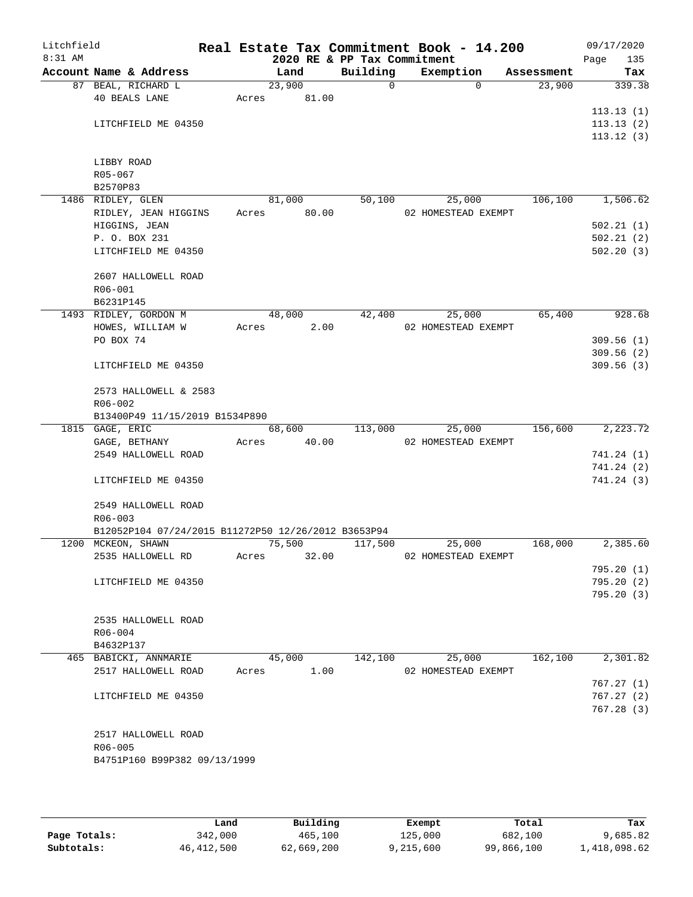Litchfield
8:31 AM

# Real Estate Tax Commitment Book - 14.200

2020 RE & PP Tax Commitment

09/17/2020

| Account Name & Address | Land | Building | Exemption | Assessment | Tax |
|---|---|---|---|---|---|
| 87 BEAL, RICHARD L | 23,900 | 0 | 0 | 23,900 | 339.38 |
| 40 BEALS LANE | Acres 81.00 | | | | |
| | | | | | 113.13 (1) |
| LITCHFIELD ME 04350 | | | | | 113.13 (2) |
| | | | | | 113.12 (3) |
| LIBBY ROAD | | | | | |
| R05-067 | | | | | |
| B2570P83 | | | | | |
| 1486 RIDLEY, GLEN | 81,000 | 50,100 | 25,000 | 106,100 | 1,506.62 |
| RIDLEY, JEAN HIGGINS | Acres 80.00 | | 02 HOMESTEAD EXEMPT | | |
| HIGGINS, JEAN | | | | | 502.21 (1) |
| P. O. BOX 231 | | | | | 502.21 (2) |
| LITCHFIELD ME 04350 | | | | | 502.20 (3) |
| 2607 HALLOWELL ROAD | | | | | |
| R06-001 | | | | | |
| B6231P145 | | | | | |
| 1493 RIDLEY, GORDON M | 48,000 | 42,400 | 25,000 | 65,400 | 928.68 |
| HOWES, WILLIAM W | Acres 2.00 | | 02 HOMESTEAD EXEMPT | | |
| PO BOX 74 | | | | | 309.56 (1) |
| | | | | | 309.56 (2) |
| LITCHFIELD ME 04350 | | | | | 309.56 (3) |
| 2573 HALLOWELL & 2583 | | | | | |
| R06-002 | | | | | |
| B13400P49 11/15/2019 B1534P890 | | | | | |
| 1815 GAGE, ERIC | 68,600 | 113,000 | 25,000 | 156,600 | 2,223.72 |
| GAGE, BETHANY | Acres 40.00 | | 02 HOMESTEAD EXEMPT | | |
| 2549 HALLOWELL ROAD | | | | | 741.24 (1) |
| | | | | | 741.24 (2) |
| LITCHFIELD ME 04350 | | | | | 741.24 (3) |
| 2549 HALLOWELL ROAD | | | | | |
| R06-003 | | | | | |
| B12052P104 07/24/2015 B11272P50 12/26/2012 B3653P94 | | | | | |
| 1200 MCKEON, SHAWN | 75,500 | 117,500 | 25,000 | 168,000 | 2,385.60 |
| 2535 HALLOWELL RD | Acres 32.00 | | 02 HOMESTEAD EXEMPT | | |
| | | | | | 795.20 (1) |
| LITCHFIELD ME 04350 | | | | | 795.20 (2) |
| | | | | | 795.20 (3) |
| 2535 HALLOWELL ROAD | | | | | |
| R06-004 | | | | | |
| B4632P137 | | | | | |
| 465 BABICKI, ANNMARIE | 45,000 | 142,100 | 25,000 | 162,100 | 2,301.82 |
| 2517 HALLOWELL ROAD | Acres 1.00 | | 02 HOMESTEAD EXEMPT | | |
| | | | | | 767.27 (1) |
| LITCHFIELD ME 04350 | | | | | 767.27 (2) |
| | | | | | 767.28 (3) |
| 2517 HALLOWELL ROAD | | | | | |
| R06-005 | | | | | |
| B4751P160 B99P382 09/13/1999 | | | | | |

| | Land | Building | Exempt | Total | Tax |
|---|---|---|---|---|---|
| Page Totals: | 342,000 | 465,100 | 125,000 | 682,100 | 9,685.82 |
| Subtotals: | 46,412,500 | 62,669,200 | 9,215,600 | 99,866,100 | 1,418,098.62 |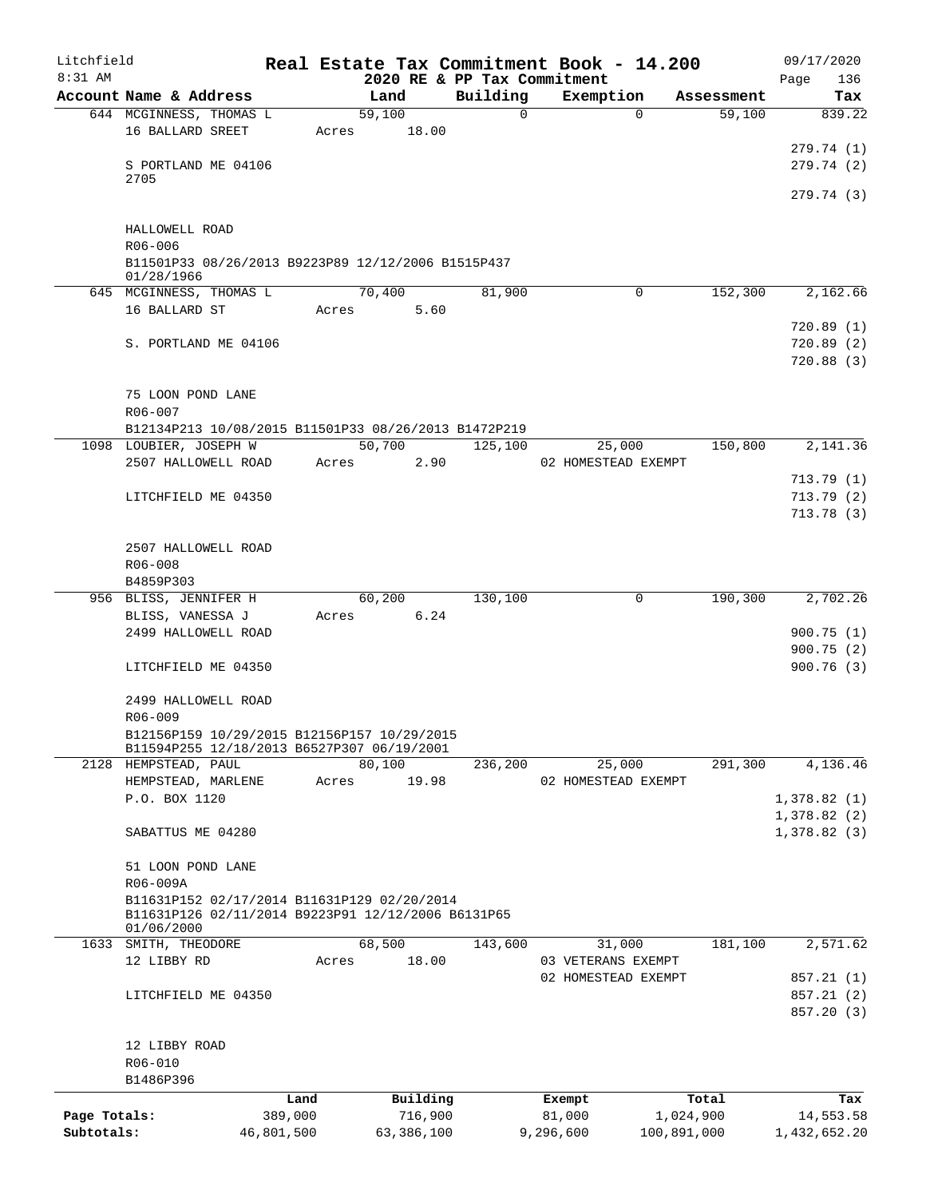Litchfield
8:31 AM

**Real Estate Tax Commitment Book - 14.200**
**2020 RE & PP Tax Commitment**

09/17/2020
Page 136

| Account Name & Address | Land | Building | Exemption | Assessment | Tax |
|---|---|---|---|---|---|
| 644 MCGINNESS, THOMAS L | 59,100 | 0 | 0 | 59,100 | 839.22 |
| 16 BALLARD SREET | Acres 18.00 | | | | |
| | | | | | 279.74 (1) |
| S PORTLAND ME 04106 2705 | | | | | 279.74 (2) |
| | | | | | 279.74 (3) |
| HALLOWELL ROAD | | | | | |
| R06-006 | | | | | |
| B11501P33 08/26/2013 B9223P89 12/12/2006 B1515P437 01/28/1966 | | | | | |
| 645 MCGINNESS, THOMAS L | 70,400 | 81,900 | 0 | 152,300 | 2,162.66 |
| 16 BALLARD ST | Acres 5.60 | | | | |
| | | | | | 720.89 (1) |
| S. PORTLAND ME 04106 | | | | | 720.89 (2) |
| | | | | | 720.88 (3) |
| 75 LOON POND LANE | | | | | |
| R06-007 | | | | | |
| B12134P213 10/08/2015 B11501P33 08/26/2013 B1472P219 | | | | | |
| 1098 LOUBIER, JOSEPH W | 50,700 | 125,100 | 25,000 | 150,800 | 2,141.36 |
| 2507 HALLOWELL ROAD | Acres 2.90 | | 02 HOMESTEAD EXEMPT | | |
| | | | | | 713.79 (1) |
| LITCHFIELD ME 04350 | | | | | 713.79 (2) |
| | | | | | 713.78 (3) |
| 2507 HALLOWELL ROAD | | | | | |
| R06-008 | | | | | |
| B4859P303 | | | | | |
| 956 BLISS, JENNIFER H | 60,200 | 130,100 | 0 | 190,300 | 2,702.26 |
| BLISS, VANESSA J | Acres 6.24 | | | | |
| 2499 HALLOWELL ROAD | | | | | 900.75 (1) |
| | | | | | 900.75 (2) |
| LITCHFIELD ME 04350 | | | | | 900.76 (3) |
| 2499 HALLOWELL ROAD | | | | | |
| R06-009 | | | | | |
| B12156P159 10/29/2015 B12156P157 10/29/2015 B11594P255 12/18/2013 B6527P307 06/19/2001 | | | | | |
| 2128 HEMPSTEAD, PAUL | 80,100 | 236,200 | 25,000 | 291,300 | 4,136.46 |
| HEMPSTEAD, MARLENE | Acres 19.98 | | 02 HOMESTEAD EXEMPT | | |
| P.O. BOX 1120 | | | | | 1,378.82 (1) |
| | | | | | 1,378.82 (2) |
| SABATTUS ME 04280 | | | | | 1,378.82 (3) |
| 51 LOON POND LANE | | | | | |
| R06-009A | | | | | |
| B11631P152 02/17/2014 B11631P129 02/20/2014 B11631P126 02/11/2014 B9223P91 12/12/2006 B6131P65 01/06/2000 | | | | | |
| 1633 SMITH, THEODORE | 68,500 | 143,600 | 31,000 | 181,100 | 2,571.62 |
| 12 LIBBY RD | Acres 18.00 | | 03 VETERANS EXEMPT | | |
| | | | 02 HOMESTEAD EXEMPT | | 857.21 (1) |
| LITCHFIELD ME 04350 | | | | | 857.21 (2) |
| | | | | | 857.20 (3) |
| 12 LIBBY ROAD | | | | | |
| R06-010 | | | | | |
| B1486P396 | | | | | |

| | Land | Building | Exempt | Total | Tax |
|---|---|---|---|---|---|
| Page Totals: | 389,000 | 716,900 | 81,000 | 1,024,900 | 14,553.58 |
| Subtotals: | 46,801,500 | 63,386,100 | 9,296,600 | 100,891,000 | 1,432,652.20 |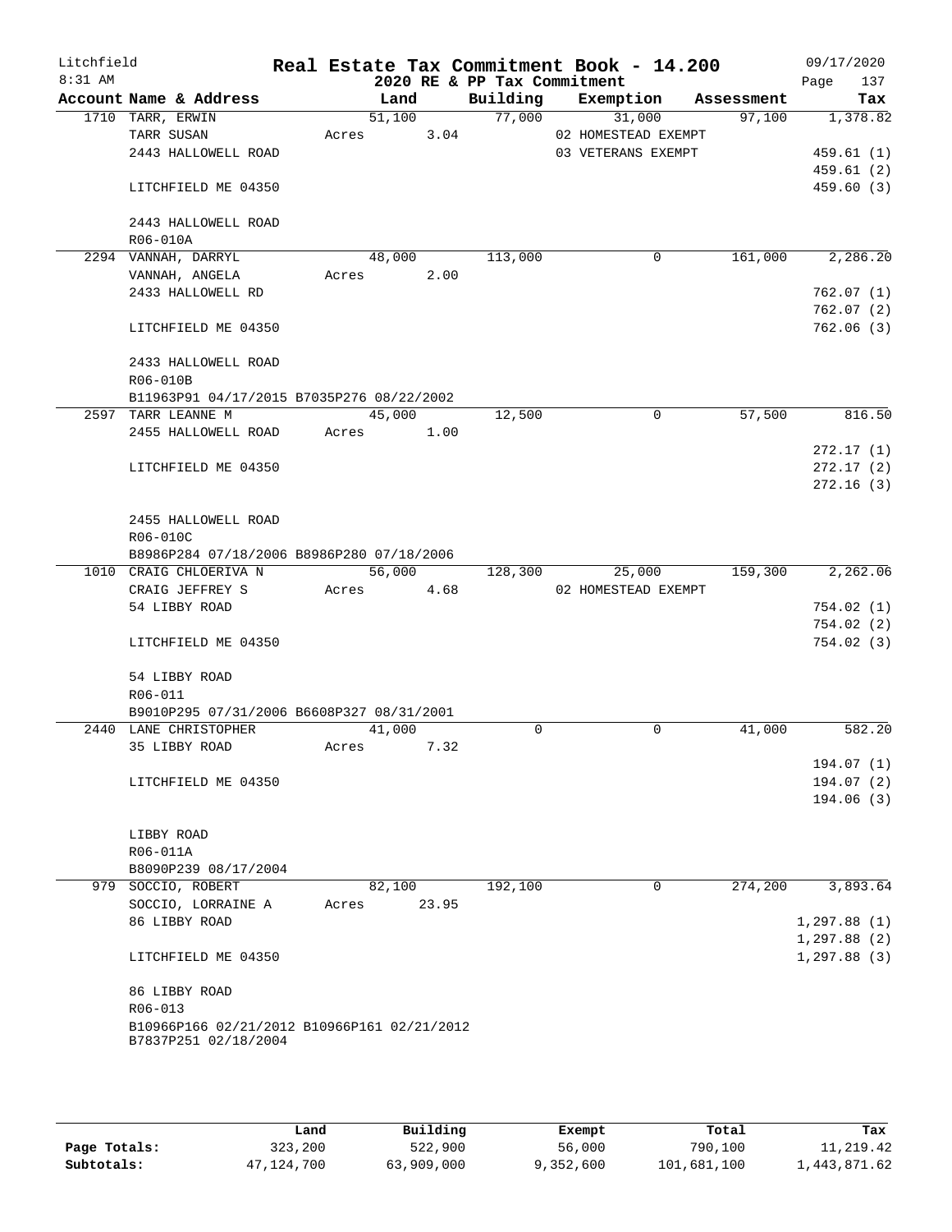Litchfield
8:31 AM

**Real Estate Tax Commitment Book - 14.200**
**2020 RE & PP Tax Commitment**

09/17/2020

| Account Name & Address | Land | Building | Exemption | Assessment | Tax |
|---|---|---|---|---|---|
| 1710 TARR, ERWIN | 51,100 | 77,000 | 31,000 | 97,100 | 1,378.82 |
| TARR SUSAN | Acres 3.04 | | 02 HOMESTEAD EXEMPT | | |
| 2443 HALLOWELL ROAD | | | 03 VETERANS EXEMPT | | 459.61 (1) |
| | | | | | 459.61 (2) |
| LITCHFIELD ME 04350 | | | | | 459.60 (3) |
| 2443 HALLOWELL ROAD | | | | | |
| R06-010A | | | | | |
| 2294 VANNAH, DARRYL | 48,000 | 113,000 | 0 | 161,000 | 2,286.20 |
| VANNAH, ANGELA | Acres 2.00 | | | | |
| 2433 HALLOWELL RD | | | | | 762.07 (1) |
| | | | | | 762.07 (2) |
| LITCHFIELD ME 04350 | | | | | 762.06 (3) |
| 2433 HALLOWELL ROAD | | | | | |
| R06-010B | | | | | |
| B11963P91 04/17/2015 B7035P276 08/22/2002 | | | | | |
| 2597 TARR LEANNE M | 45,000 | 12,500 | 0 | 57,500 | 816.50 |
| 2455 HALLOWELL ROAD | Acres 1.00 | | | | |
| | | | | | 272.17 (1) |
| LITCHFIELD ME 04350 | | | | | 272.17 (2) |
| | | | | | 272.16 (3) |
| 2455 HALLOWELL ROAD | | | | | |
| R06-010C | | | | | |
| B8986P284 07/18/2006 B8986P280 07/18/2006 | | | | | |
| 1010 CRAIG CHLOERIVA N | 56,000 | 128,300 | 25,000 | 159,300 | 2,262.06 |
| CRAIG JEFFREY S | Acres 4.68 | | 02 HOMESTEAD EXEMPT | | |
| 54 LIBBY ROAD | | | | | 754.02 (1) |
| | | | | | 754.02 (2) |
| LITCHFIELD ME 04350 | | | | | 754.02 (3) |
| 54 LIBBY ROAD | | | | | |
| R06-011 | | | | | |
| B9010P295 07/31/2006 B6608P327 08/31/2001 | | | | | |
| 2440 LANE CHRISTOPHER | 41,000 | 0 | 0 | 41,000 | 582.20 |
| 35 LIBBY ROAD | Acres 7.32 | | | | |
| | | | | | 194.07 (1) |
| LITCHFIELD ME 04350 | | | | | 194.07 (2) |
| | | | | | 194.06 (3) |
| LIBBY ROAD | | | | | |
| R06-011A | | | | | |
| B8090P239 08/17/2004 | | | | | |
| 979 SOCCIO, ROBERT | 82,100 | 192,100 | 0 | 274,200 | 3,893.64 |
| SOCCIO, LORRAINE A | Acres 23.95 | | | | |
| 86 LIBBY ROAD | | | | | 1,297.88 (1) |
| | | | | | 1,297.88 (2) |
| LITCHFIELD ME 04350 | | | | | 1,297.88 (3) |
| 86 LIBBY ROAD | | | | | |
| R06-013 | | | | | |
| B10966P166 02/21/2012 B10966P161 02/21/2012 B7837P251 02/18/2004 | | | | | |

| | Land | Building | Exempt | Total | Tax |
|---|---|---|---|---|---|
| Page Totals: | 323,200 | 522,900 | 56,000 | 790,100 | 11,219.42 |
| Subtotals: | 47,124,700 | 63,909,000 | 9,352,600 | 101,681,100 | 1,443,871.62 |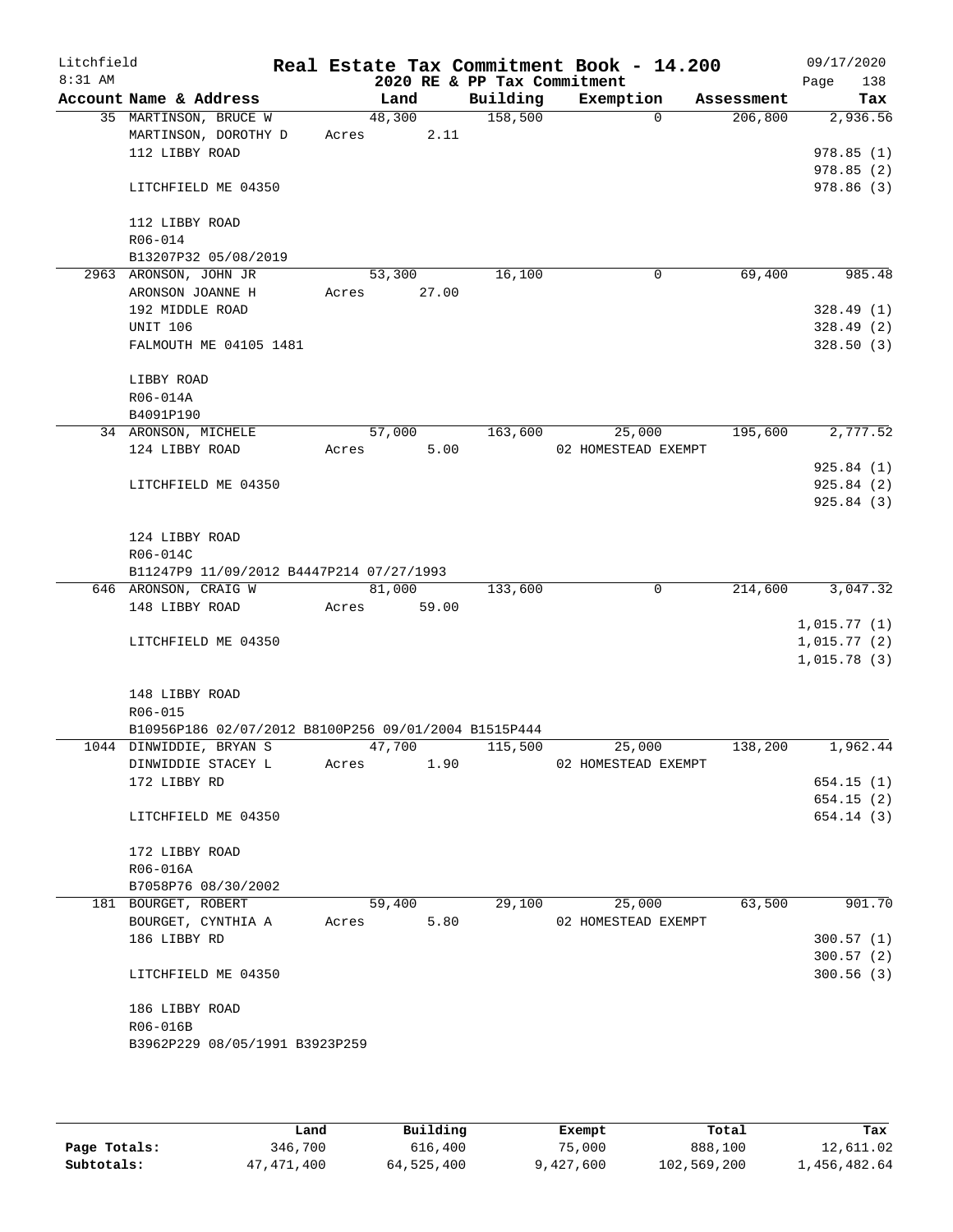# Real Estate Tax Commitment Book - 14.200

Litchfield 8:31 AM — 2020 RE & PP Tax Commitment — 09/17/2020

| Account Name & Address | Land | Building | Exemption | Assessment | Tax |
|---|---|---|---|---|---|
| 35 MARTINSON, BRUCE W<br>MARTINSON, DOROTHY D<br>112 LIBBY ROAD<br><br>LITCHFIELD ME 04350<br><br>112 LIBBY ROAD<br>R06-014<br>B13207P32 05/08/2019 | 48,300<br>Acres 2.11 | 158,500 | 0 | 206,800 | 2,936.56<br><br>978.85 (1)<br>978.85 (2)<br>978.86 (3) |
| 2963 ARONSON, JOHN JR<br>ARONSON JOANNE H<br>192 MIDDLE ROAD<br>UNIT 106<br>FALMOUTH ME 04105 1481<br><br>LIBBY ROAD<br>R06-014A<br>B4091P190 | 53,300<br>Acres 27.00 | 16,100 | 0 | 69,400 | 985.48<br><br>328.49 (1)<br>328.49 (2)<br>328.50 (3) |
| 34 ARONSON, MICHELE<br>124 LIBBY ROAD<br><br>LITCHFIELD ME 04350<br><br>124 LIBBY ROAD<br>R06-014C<br>B11247P9 11/09/2012 B4447P214 07/27/1993 | 57,000<br>Acres 5.00 | 163,600 | 25,000<br>02 HOMESTEAD EXEMPT | 195,600 | 2,777.52<br><br>925.84 (1)<br>925.84 (2)<br>925.84 (3) |
| 646 ARONSON, CRAIG W<br>148 LIBBY ROAD<br><br>LITCHFIELD ME 04350<br><br>148 LIBBY ROAD<br>R06-015<br>B10956P186 02/07/2012 B8100P256 09/01/2004 B1515P444 | 81,000<br>Acres 59.00 | 133,600 | 0 | 214,600 | 3,047.32<br><br>1,015.77 (1)<br>1,015.77 (2)<br>1,015.78 (3) |
| 1044 DINWIDDIE, BRYAN S<br>DINWIDDIE STACEY L<br>172 LIBBY RD<br><br>LITCHFIELD ME 04350<br><br>172 LIBBY ROAD<br>R06-016A<br>B7058P76 08/30/2002 | 47,700<br>Acres 1.90 | 115,500 | 25,000<br>02 HOMESTEAD EXEMPT | 138,200 | 1,962.44<br><br>654.15 (1)<br>654.15 (2)<br>654.14 (3) |
| 181 BOURGET, ROBERT<br>BOURGET, CYNTHIA A<br>186 LIBBY RD<br><br>LITCHFIELD ME 04350<br><br>186 LIBBY ROAD<br>R06-016B<br>B3962P229 08/05/1991 B3923P259 | 59,400<br>Acres 5.80 | 29,100 | 25,000<br>02 HOMESTEAD EXEMPT | 63,500 | 901.70<br><br>300.57 (1)<br>300.57 (2)<br>300.56 (3) |

| | Land | Building | Exempt | Total | Tax |
|---|---|---|---|---|---|
| Page Totals: | 346,700 | 616,400 | 75,000 | 888,100 | 12,611.02 |
| Subtotals: | 47,471,400 | 64,525,400 | 9,427,600 | 102,569,200 | 1,456,482.64 |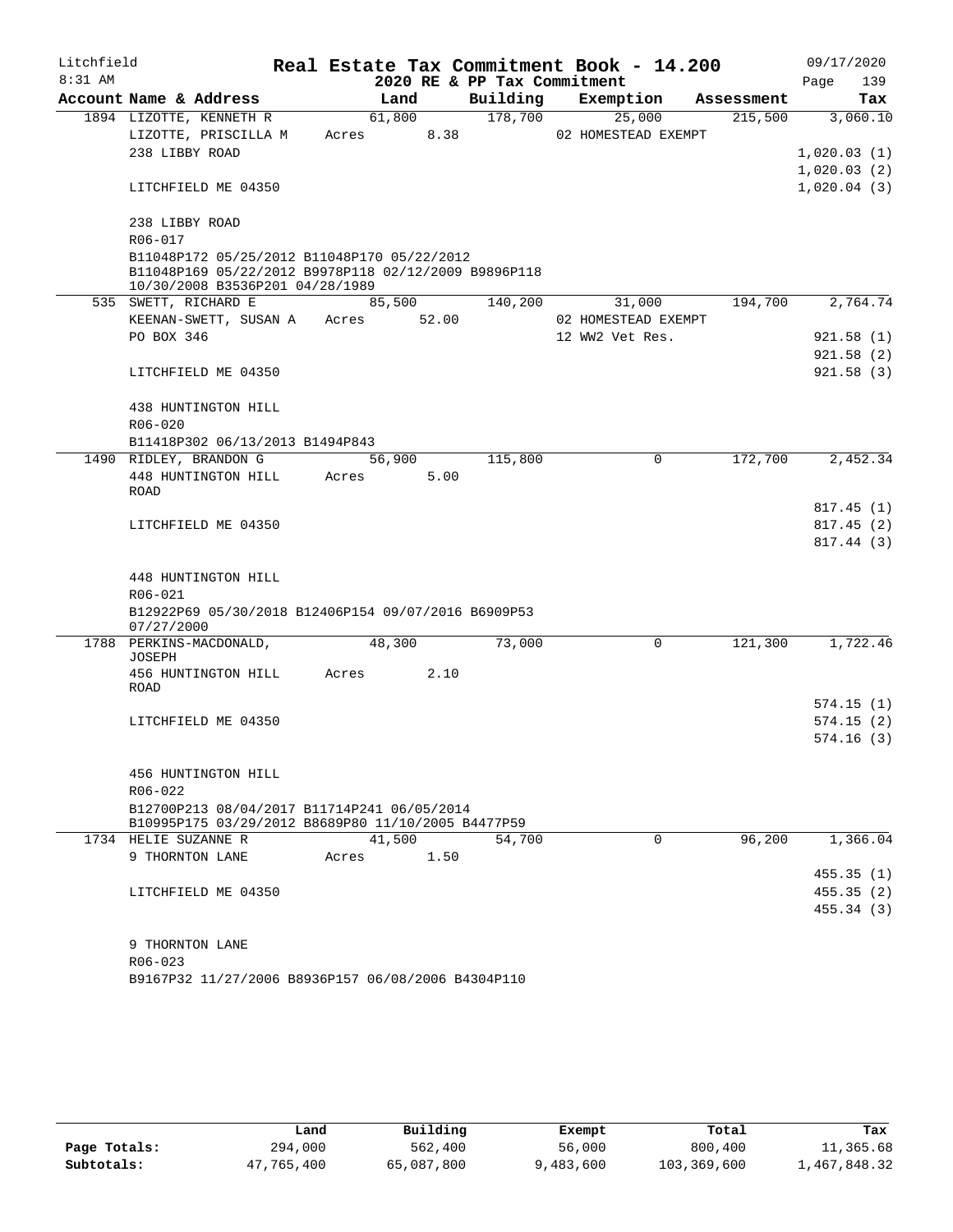Litchfield · Real Estate Tax Commitment Book - 14.200 · 09/17/2020
8:31 AM · 2020 RE & PP Tax Commitment

| Account Name & Address | Land | Building | Exemption | Assessment | Tax |
|---|---|---|---|---|---|
| 1894 LIZOTTE, KENNETH R | 61,800 | 178,700 | 25,000 | 215,500 | 3,060.10 |
| LIZOTTE, PRISCILLA M | Acres 8.38 | | 02 HOMESTEAD EXEMPT | | |
| 238 LIBBY ROAD | | | | | 1,020.03 (1) |
| | | | | | 1,020.03 (2) |
| LITCHFIELD ME 04350 | | | | | 1,020.04 (3) |
| 238 LIBBY ROAD | | | | | |
| R06-017 | | | | | |
| B11048P172 05/25/2012 B11048P170 05/22/2012 B11048P169 05/22/2012 B9978P118 02/12/2009 B9896P118 10/30/2008 B3536P201 04/28/1989 | | | | | |
| 535 SWETT, RICHARD E | 85,500 | 140,200 | 31,000 | 194,700 | 2,764.74 |
| KEENAN-SWETT, SUSAN A | Acres 52.00 | | 02 HOMESTEAD EXEMPT | | |
| PO BOX 346 | | | 12 WW2 Vet Res. | | 921.58 (1) |
| | | | | | 921.58 (2) |
| LITCHFIELD ME 04350 | | | | | 921.58 (3) |
| 438 HUNTINGTON HILL | | | | | |
| R06-020 | | | | | |
| B11418P302 06/13/2013 B1494P843 | | | | | |
| 1490 RIDLEY, BRANDON G | 56,900 | 115,800 | 0 | 172,700 | 2,452.34 |
| 448 HUNTINGTON HILL ROAD | Acres 5.00 | | | | |
| | | | | | 817.45 (1) |
| LITCHFIELD ME 04350 | | | | | 817.45 (2) |
| | | | | | 817.44 (3) |
| 448 HUNTINGTON HILL | | | | | |
| R06-021 | | | | | |
| B12922P69 05/30/2018 B12406P154 09/07/2016 B6909P53 07/27/2000 | | | | | |
| 1788 PERKINS-MACDONALD, JOSEPH | 48,300 | 73,000 | 0 | 121,300 | 1,722.46 |
| 456 HUNTINGTON HILL ROAD | Acres 2.10 | | | | |
| | | | | | 574.15 (1) |
| LITCHFIELD ME 04350 | | | | | 574.15 (2) |
| | | | | | 574.16 (3) |
| 456 HUNTINGTON HILL | | | | | |
| R06-022 | | | | | |
| B12700P213 08/04/2017 B11714P241 06/05/2014 B10995P175 03/29/2012 B8689P80 11/10/2005 B4477P59 | | | | | |
| 1734 HELIE SUZANNE R | 41,500 | 54,700 | 0 | 96,200 | 1,366.04 |
| 9 THORNTON LANE | Acres 1.50 | | | | |
| | | | | | 455.35 (1) |
| LITCHFIELD ME 04350 | | | | | 455.35 (2) |
| | | | | | 455.34 (3) |
| 9 THORNTON LANE | | | | | |
| R06-023 | | | | | |
| B9167P32 11/27/2006 B8936P157 06/08/2006 B4304P110 | | | | | |

| | Land | Building | Exempt | Total | Tax |
|---|---|---|---|---|---|
| Page Totals: | 294,000 | 562,400 | 56,000 | 800,400 | 11,365.68 |
| Subtotals: | 47,765,400 | 65,087,800 | 9,483,600 | 103,369,600 | 1,467,848.32 |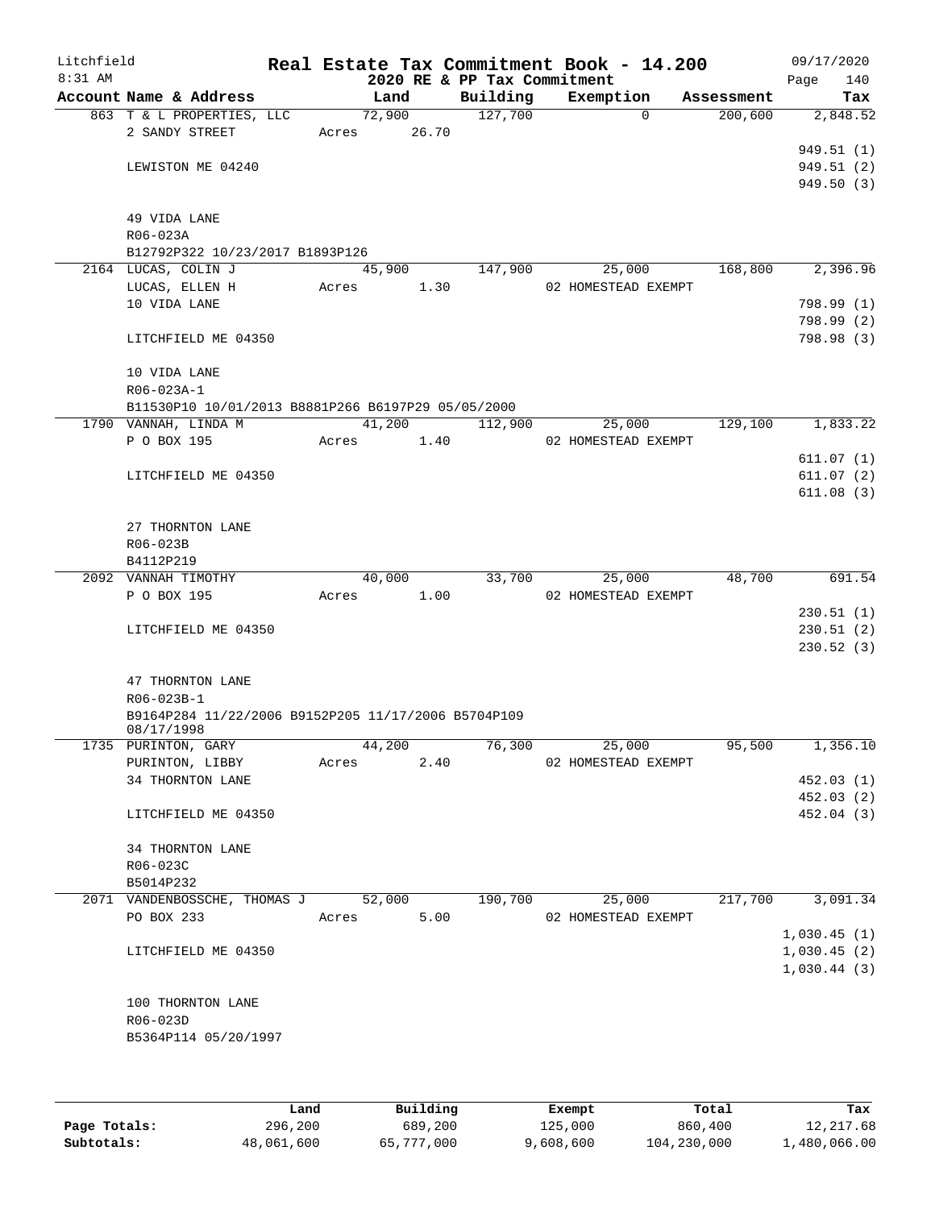Litchfield 8:31 AM

# Real Estate Tax Commitment Book - 14.200

## 2020 RE & PP Tax Commitment

09/17/2020 Page 140

| Account Name & Address | Land | Building | Exemption | Assessment | Tax |
|---|---|---|---|---|---|
| 863 T & L PROPERTIES, LLC | 72,900 | 127,700 | 0 | 200,600 | 2,848.52 |
| 2 SANDY STREET | Acres 26.70 | | | | |
| | | | | | 949.51 (1) |
| LEWISTON ME 04240 | | | | | 949.51 (2) |
| | | | | | 949.50 (3) |
| 49 VIDA LANE | | | | | |
| R06-023A | | | | | |
| B12792P322 10/23/2017 B1893P126 | | | | | |
| 2164 LUCAS, COLIN J | 45,900 | 147,900 | 25,000 | 168,800 | 2,396.96 |
| LUCAS, ELLEN H | Acres 1.30 | | 02 HOMESTEAD EXEMPT | | |
| 10 VIDA LANE | | | | | 798.99 (1) |
| | | | | | 798.99 (2) |
| LITCHFIELD ME 04350 | | | | | 798.98 (3) |
| 10 VIDA LANE | | | | | |
| R06-023A-1 | | | | | |
| B11530P10 10/01/2013 B8881P266 B6197P29 05/05/2000 | | | | | |
| 1790 VANNAH, LINDA M | 41,200 | 112,900 | 25,000 | 129,100 | 1,833.22 |
| P O BOX 195 | Acres 1.40 | | 02 HOMESTEAD EXEMPT | | |
| | | | | | 611.07 (1) |
| LITCHFIELD ME 04350 | | | | | 611.07 (2) |
| | | | | | 611.08 (3) |
| 27 THORNTON LANE | | | | | |
| R06-023B | | | | | |
| B4112P219 | | | | | |
| 2092 VANNAH TIMOTHY | 40,000 | 33,700 | 25,000 | 48,700 | 691.54 |
| P O BOX 195 | Acres 1.00 | | 02 HOMESTEAD EXEMPT | | |
| | | | | | 230.51 (1) |
| LITCHFIELD ME 04350 | | | | | 230.51 (2) |
| | | | | | 230.52 (3) |
| 47 THORNTON LANE | | | | | |
| R06-023B-1 | | | | | |
| B9164P284 11/22/2006 B9152P205 11/17/2006 B5704P109 08/17/1998 | | | | | |
| 1735 PURINTON, GARY | 44,200 | 76,300 | 25,000 | 95,500 | 1,356.10 |
| PURINTON, LIBBY | Acres 2.40 | | 02 HOMESTEAD EXEMPT | | |
| 34 THORNTON LANE | | | | | 452.03 (1) |
| | | | | | 452.03 (2) |
| LITCHFIELD ME 04350 | | | | | 452.04 (3) |
| 34 THORNTON LANE | | | | | |
| R06-023C | | | | | |
| B5014P232 | | | | | |
| 2071 VANDENBOSSCHE, THOMAS J | 52,000 | 190,700 | 25,000 | 217,700 | 3,091.34 |
| PO BOX 233 | Acres 5.00 | | 02 HOMESTEAD EXEMPT | | |
| | | | | | 1,030.45 (1) |
| LITCHFIELD ME 04350 | | | | | 1,030.45 (2) |
| | | | | | 1,030.44 (3) |
| 100 THORNTON LANE | | | | | |
| R06-023D | | | | | |
| B5364P114 05/20/1997 | | | | | |

| | Land | Building | Exempt | Total | Tax |
|---|---|---|---|---|---|
| Page Totals: | 296,200 | 689,200 | 125,000 | 860,400 | 12,217.68 |
| Subtotals: | 48,061,600 | 65,777,000 | 9,608,600 | 104,230,000 | 1,480,066.00 |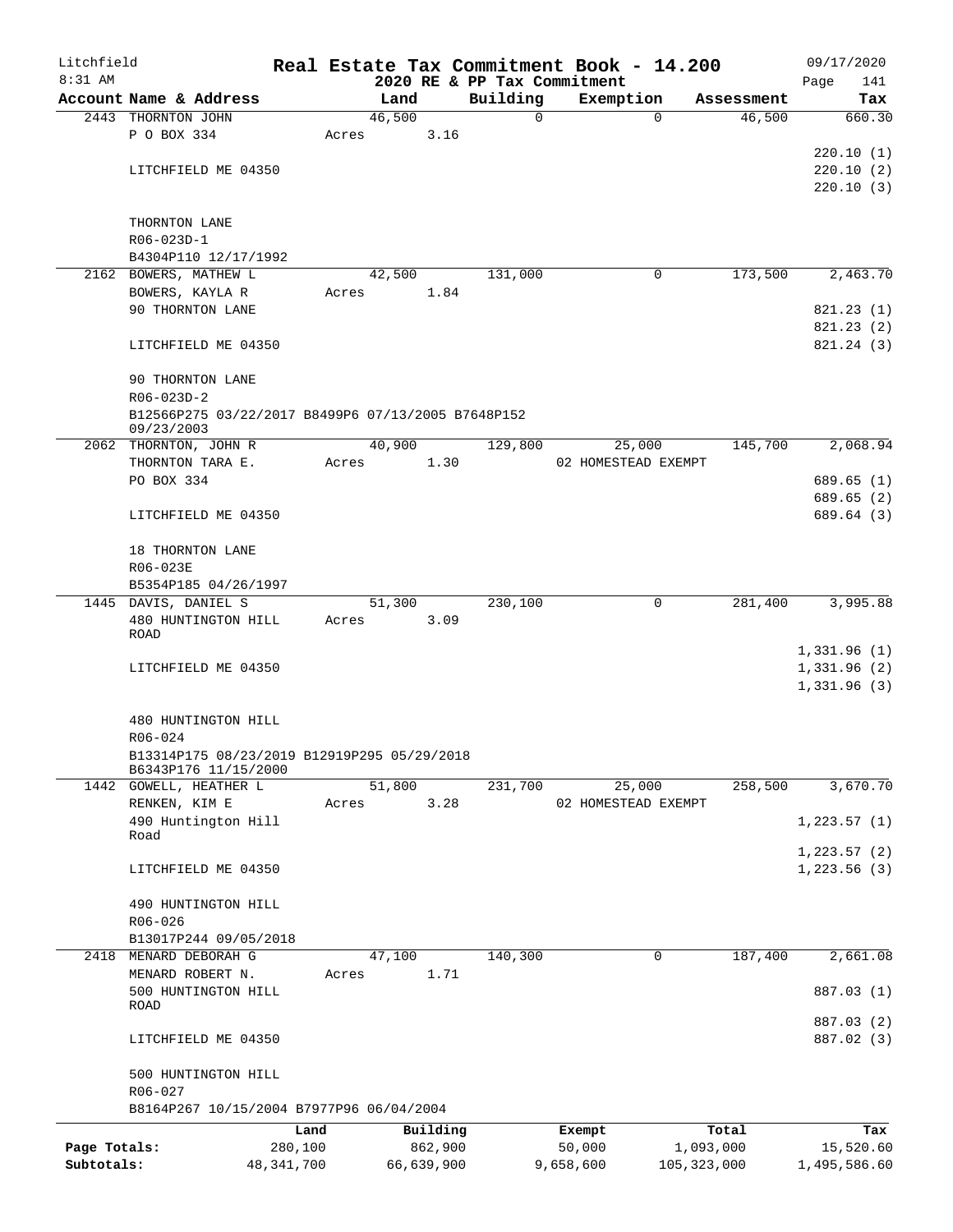Litchfield
8:31 AM

**Real Estate Tax Commitment Book - 14.200**
**2020 RE & PP Tax Commitment**

09/17/2020

| Account Name & Address | Land | Building | Exemption | Assessment | Tax |
|---|---|---|---|---|---|
| 2443 THORNTON JOHN | 46,500 | 0 | 0 | 46,500 | 660.30 |
| P O BOX 334 | Acres 3.16 | | | | |
| | | | | | 220.10 (1) |
| LITCHFIELD ME 04350 | | | | | 220.10 (2) |
| | | | | | 220.10 (3) |
| THORNTON LANE | | | | | |
| R06-023D-1 | | | | | |
| B4304P110 12/17/1992 | | | | | |
| 2162 BOWERS, MATHEW L | 42,500 | 131,000 | 0 | 173,500 | 2,463.70 |
| BOWERS, KAYLA R | Acres 1.84 | | | | |
| 90 THORNTON LANE | | | | | 821.23 (1) |
| | | | | | 821.23 (2) |
| LITCHFIELD ME 04350 | | | | | 821.24 (3) |
| 90 THORNTON LANE | | | | | |
| R06-023D-2 | | | | | |
| B12566P275 03/22/2017 B8499P6 07/13/2005 B7648P152 09/23/2003 | | | | | |
| 2062 THORNTON, JOHN R | 40,900 | 129,800 | 25,000 | 145,700 | 2,068.94 |
| THORNTON TARA E. | Acres 1.30 | | 02 HOMESTEAD EXEMPT | | |
| PO BOX 334 | | | | | 689.65 (1) |
| | | | | | 689.65 (2) |
| LITCHFIELD ME 04350 | | | | | 689.64 (3) |
| 18 THORNTON LANE | | | | | |
| R06-023E | | | | | |
| B5354P185 04/26/1997 | | | | | |
| 1445 DAVIS, DANIEL S | 51,300 | 230,100 | 0 | 281,400 | 3,995.88 |
| 480 HUNTINGTON HILL ROAD | Acres 3.09 | | | | |
| | | | | | 1,331.96 (1) |
| LITCHFIELD ME 04350 | | | | | 1,331.96 (2) |
| | | | | | 1,331.96 (3) |
| 480 HUNTINGTON HILL | | | | | |
| R06-024 | | | | | |
| B13314P175 08/23/2019 B12919P295 05/29/2018 B6343P176 11/15/2000 | | | | | |
| 1442 GOWELL, HEATHER L | 51,800 | 231,700 | 25,000 | 258,500 | 3,670.70 |
| RENKEN, KIM E | Acres 3.28 | | 02 HOMESTEAD EXEMPT | | |
| 490 Huntington Hill Road | | | | | 1,223.57 (1) |
| | | | | | 1,223.57 (2) |
| LITCHFIELD ME 04350 | | | | | 1,223.56 (3) |
| 490 HUNTINGTON HILL | | | | | |
| R06-026 | | | | | |
| B13017P244 09/05/2018 | | | | | |
| 2418 MENARD DEBORAH G | 47,100 | 140,300 | 0 | 187,400 | 2,661.08 |
| MENARD ROBERT N. | Acres 1.71 | | | | |
| 500 HUNTINGTON HILL ROAD | | | | | 887.03 (1) |
| | | | | | 887.03 (2) |
| LITCHFIELD ME 04350 | | | | | 887.02 (3) |
| 500 HUNTINGTON HILL | | | | | |
| R06-027 | | | | | |
| B8164P267 10/15/2004 B7977P96 06/04/2004 | | | | | |

| | Land | Building | Exempt | Total | Tax |
|---|---|---|---|---|---|
| Page Totals: | 280,100 | 862,900 | 50,000 | 1,093,000 | 15,520.60 |
| Subtotals: | 48,341,700 | 66,639,900 | 9,658,600 | 105,323,000 | 1,495,586.60 |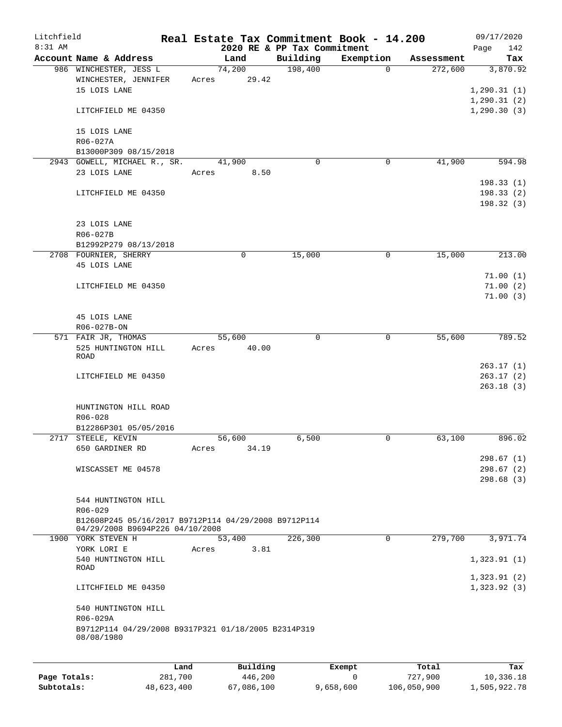Litchfield 8:31 AM

# Real Estate Tax Commitment Book - 14.200

## 2020 RE & PP Tax Commitment

09/17/2020

| Account | Name & Address | Land | Building | Exemption | Assessment | Tax |
|---|---|---|---|---|---|---|
| 986 | WINCHESTER, JESS L<br>WINCHESTER, JENNIFER<br>15 LOIS LANE<br><br>LITCHFIELD ME 04350<br><br>15 LOIS LANE<br>R06-027A<br>B13000P309 08/15/2018 | 74,200<br>Acres 29.42 | 198,400 | 0 | 272,600 | 3,870.92<br><br>1,290.31 (1)<br>1,290.31 (2)<br>1,290.30 (3) |
| 2943 | GOWELL, MICHAEL R., SR.<br>23 LOIS LANE<br><br>LITCHFIELD ME 04350<br><br>23 LOIS LANE<br>R06-027B<br>B12992P279 08/13/2018 | 41,900<br>Acres 8.50 | 0 | 0 | 41,900 | 594.98<br><br>198.33 (1)<br>198.33 (2)<br>198.32 (3) |
| 2708 | FOURNIER, SHERRY<br>45 LOIS LANE<br><br>LITCHFIELD ME 04350<br><br>45 LOIS LANE<br>R06-027B-ON | 0 | 15,000 | 0 | 15,000 | 213.00<br><br>71.00 (1)<br>71.00 (2)<br>71.00 (3) |
| 571 | FAIR JR, THOMAS<br>525 HUNTINGTON HILL ROAD<br><br>LITCHFIELD ME 04350<br><br>HUNTINGTON HILL ROAD<br>R06-028<br>B12286P301 05/05/2016 | 55,600<br>Acres 40.00 | 0 | 0 | 55,600 | 789.52<br><br>263.17 (1)<br>263.17 (2)<br>263.18 (3) |
| 2717 | STEELE, KEVIN<br>650 GARDINER RD<br><br>WISCASSET ME 04578<br><br>544 HUNTINGTON HILL<br>R06-029<br>B12608P245 05/16/2017 B9712P114 04/29/2008 B9712P114 04/29/2008 B9694P226 04/10/2008 | 56,600<br>Acres 34.19 | 6,500 | 0 | 63,100 | 896.02<br><br>298.67 (1)<br>298.67 (2)<br>298.68 (3) |
| 1900 | YORK STEVEN H<br>YORK LORI E<br>540 HUNTINGTON HILL ROAD<br><br>LITCHFIELD ME 04350<br><br>540 HUNTINGTON HILL<br>R06-029A<br>B9712P114 04/29/2008 B9317P321 01/18/2005 B2314P319 08/08/1980 | 53,400<br>Acres 3.81 | 226,300 | 0 | 279,700 | 3,971.74<br><br>1,323.91 (1)<br>1,323.91 (2)<br>1,323.92 (3) |

| | Land | Building | Exempt | Total | Tax |
|---|---|---|---|---|---|
| Page Totals: | 281,700 | 446,200 | 0 | 727,900 | 10,336.18 |
| Subtotals: | 48,623,400 | 67,086,100 | 9,658,600 | 106,050,900 | 1,505,922.78 |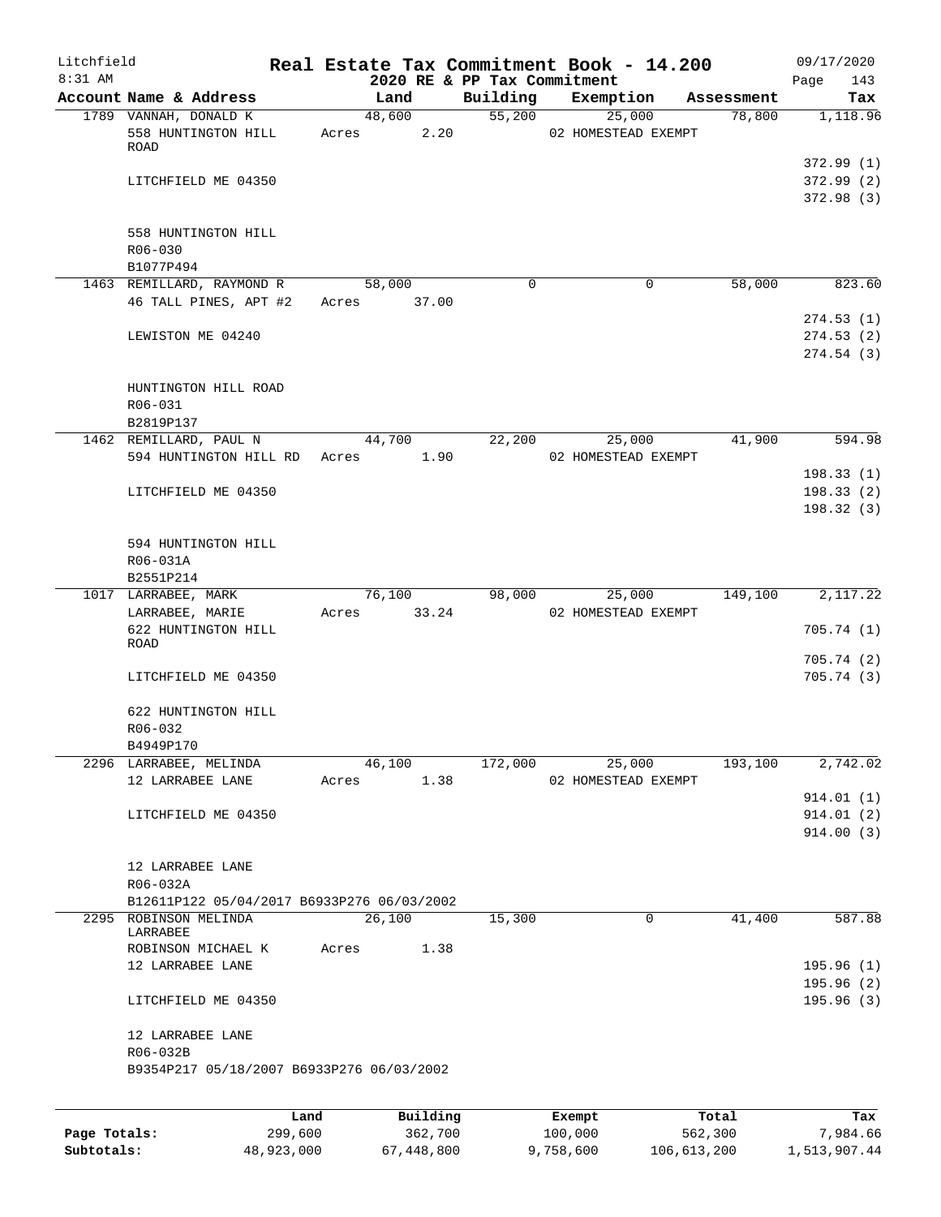Litchfield 8:31 AM

# Real Estate Tax Commitment Book - 14.200

## 2020 RE & PP Tax Commitment

09/17/2020 Page 143

| Account Name & Address | Land | Building | Exemption | Assessment | Tax |
|---|---|---|---|---|---|
| 1789 VANNAH, DONALD K | 48,600 | 55,200 | 25,000 | 78,800 | 1,118.96 |
| 558 HUNTINGTON HILL ROAD | Acres 2.20 | | 02 HOMESTEAD EXEMPT | | |
| | | | | | 372.99 (1) |
| LITCHFIELD ME 04350 | | | | | 372.99 (2) |
| | | | | | 372.98 (3) |
| 558 HUNTINGTON HILL | | | | | |
| R06-030 | | | | | |
| B1077P494 | | | | | |
| 1463 REMILLARD, RAYMOND R | 58,000 | 0 | 0 | 58,000 | 823.60 |
| 46 TALL PINES, APT #2 | Acres 37.00 | | | | |
| | | | | | 274.53 (1) |
| LEWISTON ME 04240 | | | | | 274.53 (2) |
| | | | | | 274.54 (3) |
| HUNTINGTON HILL ROAD | | | | | |
| R06-031 | | | | | |
| B2819P137 | | | | | |
| 1462 REMILLARD, PAUL N | 44,700 | 22,200 | 25,000 | 41,900 | 594.98 |
| 594 HUNTINGTON HILL RD | Acres 1.90 | | 02 HOMESTEAD EXEMPT | | |
| | | | | | 198.33 (1) |
| LITCHFIELD ME 04350 | | | | | 198.33 (2) |
| | | | | | 198.32 (3) |
| 594 HUNTINGTON HILL | | | | | |
| R06-031A | | | | | |
| B2551P214 | | | | | |
| 1017 LARRABEE, MARK | 76,100 | 98,000 | 25,000 | 149,100 | 2,117.22 |
| LARRABEE, MARIE | Acres 33.24 | | 02 HOMESTEAD EXEMPT | | |
| 622 HUNTINGTON HILL ROAD | | | | | 705.74 (1) |
| | | | | | 705.74 (2) |
| LITCHFIELD ME 04350 | | | | | 705.74 (3) |
| 622 HUNTINGTON HILL | | | | | |
| R06-032 | | | | | |
| B4949P170 | | | | | |
| 2296 LARRABEE, MELINDA | 46,100 | 172,000 | 25,000 | 193,100 | 2,742.02 |
| 12 LARRABEE LANE | Acres 1.38 | | 02 HOMESTEAD EXEMPT | | |
| | | | | | 914.01 (1) |
| LITCHFIELD ME 04350 | | | | | 914.01 (2) |
| | | | | | 914.00 (3) |
| 12 LARRABEE LANE | | | | | |
| R06-032A | | | | | |
| B12611P122 05/04/2017 B6933P276 06/03/2002 | | | | | |
| 2295 ROBINSON MELINDA LARRABEE | 26,100 | 15,300 | 0 | 41,400 | 587.88 |
| ROBINSON MICHAEL K | Acres 1.38 | | | | |
| 12 LARRABEE LANE | | | | | 195.96 (1) |
| | | | | | 195.96 (2) |
| LITCHFIELD ME 04350 | | | | | 195.96 (3) |
| 12 LARRABEE LANE | | | | | |
| R06-032B | | | | | |
| B9354P217 05/18/2007 B6933P276 06/03/2002 | | | | | |

| | Land | Building | Exempt | Total | Tax |
|---|---|---|---|---|---|
| Page Totals: | 299,600 | 362,700 | 100,000 | 562,300 | 7,984.66 |
| Subtotals: | 48,923,000 | 67,448,800 | 9,758,600 | 106,613,200 | 1,513,907.44 |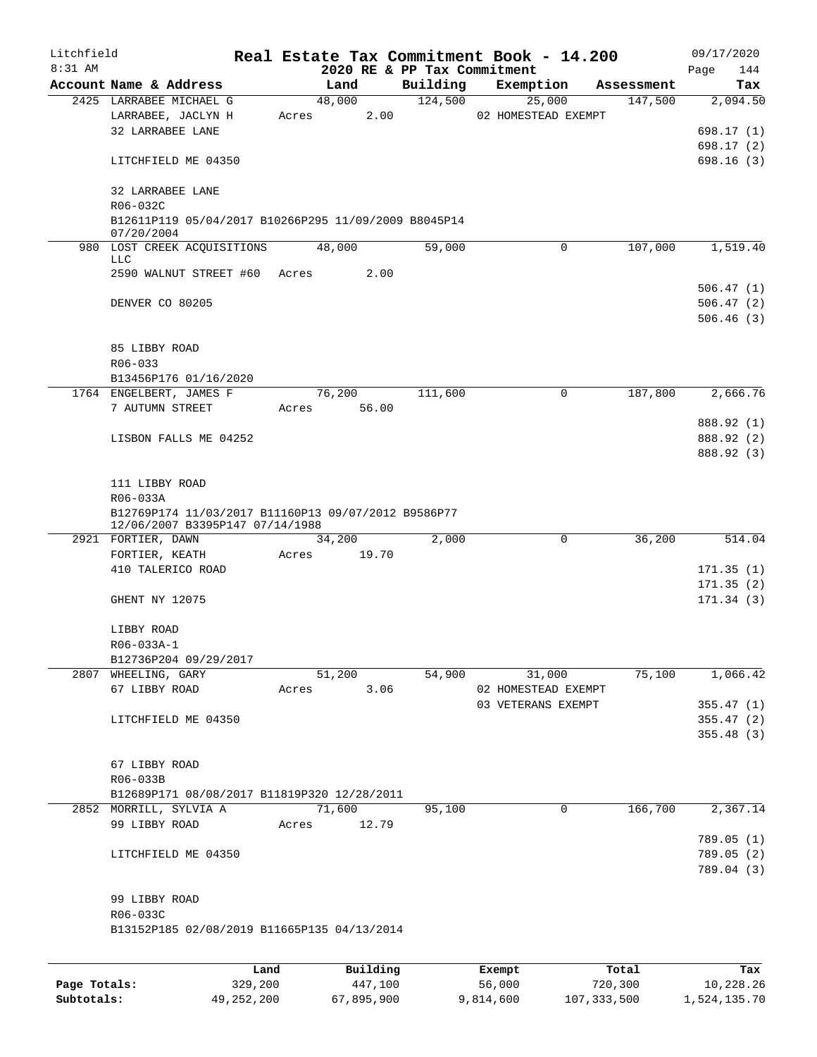Litchfield 8:31 AM

# Real Estate Tax Commitment Book - 14.200
## 2020 RE & PP Tax Commitment

09/17/2020 Page 144

| Account Name & Address | Land | Building | Exemption | Assessment | Tax |
|---|---|---|---|---|---|
| 2425 LARRABEE MICHAEL G | 48,000 | 124,500 | 25,000 | 147,500 | 2,094.50 |
| LARRABEE, JACLYN H | Acres 2.00 | | 02 HOMESTEAD EXEMPT | | |
| 32 LARRABEE LANE | | | | | 698.17 (1) |
| | | | | | 698.17 (2) |
| LITCHFIELD ME 04350 | | | | | 698.16 (3) |
| 32 LARRABEE LANE | | | | | |
| R06-032C | | | | | |
| B12611P119 05/04/2017 B10266P295 11/09/2009 B8045P14 07/20/2004 | | | | | |
| 980 LOST CREEK ACQUISITIONS LLC | 48,000 | 59,000 | 0 | 107,000 | 1,519.40 |
| 2590 WALNUT STREET #60 | Acres 2.00 | | | | |
| | | | | | 506.47 (1) |
| DENVER CO 80205 | | | | | 506.47 (2) |
| | | | | | 506.46 (3) |
| 85 LIBBY ROAD | | | | | |
| R06-033 | | | | | |
| B13456P176 01/16/2020 | | | | | |
| 1764 ENGELBERT, JAMES F | 76,200 | 111,600 | 0 | 187,800 | 2,666.76 |
| 7 AUTUMN STREET | Acres 56.00 | | | | |
| | | | | | 888.92 (1) |
| LISBON FALLS ME 04252 | | | | | 888.92 (2) |
| | | | | | 888.92 (3) |
| 111 LIBBY ROAD | | | | | |
| R06-033A | | | | | |
| B12769P174 11/03/2017 B11160P13 09/07/2012 B9586P77 12/06/2007 B3395P147 07/14/1988 | | | | | |
| 2921 FORTIER, DAWN | 34,200 | 2,000 | 0 | 36,200 | 514.04 |
| FORTIER, KEATH | Acres 19.70 | | | | |
| 410 TALERICO ROAD | | | | | 171.35 (1) |
| | | | | | 171.35 (2) |
| GHENT NY 12075 | | | | | 171.34 (3) |
| LIBBY ROAD | | | | | |
| R06-033A-1 | | | | | |
| B12736P204 09/29/2017 | | | | | |
| 2807 WHEELING, GARY | 51,200 | 54,900 | 31,000 | 75,100 | 1,066.42 |
| 67 LIBBY ROAD | Acres 3.06 | | 02 HOMESTEAD EXEMPT | | |
| | | | 03 VETERANS EXEMPT | | 355.47 (1) |
| LITCHFIELD ME 04350 | | | | | 355.47 (2) |
| | | | | | 355.48 (3) |
| 67 LIBBY ROAD | | | | | |
| R06-033B | | | | | |
| B12689P171 08/08/2017 B11819P320 12/28/2011 | | | | | |
| 2852 MORRILL, SYLVIA A | 71,600 | 95,100 | 0 | 166,700 | 2,367.14 |
| 99 LIBBY ROAD | Acres 12.79 | | | | |
| | | | | | 789.05 (1) |
| LITCHFIELD ME 04350 | | | | | 789.05 (2) |
| | | | | | 789.04 (3) |
| 99 LIBBY ROAD | | | | | |
| R06-033C | | | | | |
| B13152P185 02/08/2019 B11665P135 04/13/2014 | | | | | |

| | Land | Building | Exempt | Total | Tax |
|---|---|---|---|---|---|
| Page Totals: | 329,200 | 447,100 | 56,000 | 720,300 | 10,228.26 |
| Subtotals: | 49,252,200 | 67,895,900 | 9,814,600 | 107,333,500 | 1,524,135.70 |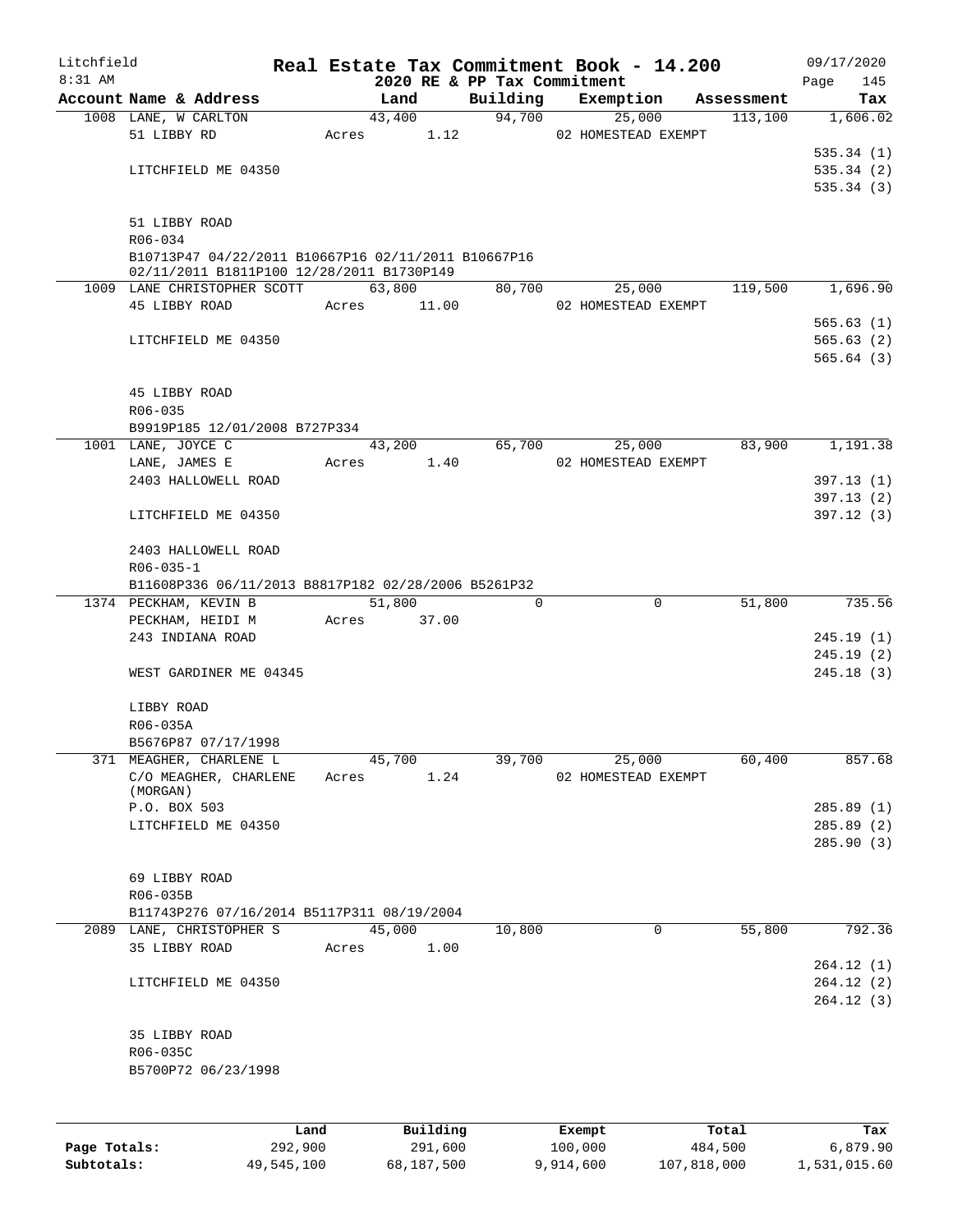Litchfield
8:31 AM

**Real Estate Tax Commitment Book - 14.200**
**2020 RE & PP Tax Commitment**

09/17/2020

| Account Name & Address | Land | Building | Exemption | Assessment | Tax |
|---|---|---|---|---|---|
| 1008 LANE, W CARLTON | 43,400 | 94,700 | 25,000 | 113,100 | 1,606.02 |
| 51 LIBBY RD | Acres 1.12 | | 02 HOMESTEAD EXEMPT | | |
| | | | | | 535.34 (1) |
| LITCHFIELD ME 04350 | | | | | 535.34 (2) |
| | | | | | 535.34 (3) |
| 51 LIBBY ROAD | | | | | |
| R06-034 | | | | | |
| B10713P47 04/22/2011 B10667P16 02/11/2011 B10667P16 02/11/2011 B1811P100 12/28/2011 B1730P149 | | | | | |
| 1009 LANE CHRISTOPHER SCOTT | 63,800 | 80,700 | 25,000 | 119,500 | 1,696.90 |
| 45 LIBBY ROAD | Acres 11.00 | | 02 HOMESTEAD EXEMPT | | |
| | | | | | 565.63 (1) |
| LITCHFIELD ME 04350 | | | | | 565.63 (2) |
| | | | | | 565.64 (3) |
| 45 LIBBY ROAD | | | | | |
| R06-035 | | | | | |
| B9919P185 12/01/2008 B727P334 | | | | | |
| 1001 LANE, JOYCE C | 43,200 | 65,700 | 25,000 | 83,900 | 1,191.38 |
| LANE, JAMES E | Acres 1.40 | | 02 HOMESTEAD EXEMPT | | |
| 2403 HALLOWELL ROAD | | | | | 397.13 (1) |
| | | | | | 397.13 (2) |
| LITCHFIELD ME 04350 | | | | | 397.12 (3) |
| 2403 HALLOWELL ROAD | | | | | |
| R06-035-1 | | | | | |
| B11608P336 06/11/2013 B8817P182 02/28/2006 B5261P32 | | | | | |
| 1374 PECKHAM, KEVIN B | 51,800 | 0 | 0 | 51,800 | 735.56 |
| PECKHAM, HEIDI M | Acres 37.00 | | | | |
| 243 INDIANA ROAD | | | | | 245.19 (1) |
| | | | | | 245.19 (2) |
| WEST GARDINER ME 04345 | | | | | 245.18 (3) |
| LIBBY ROAD | | | | | |
| R06-035A | | | | | |
| B5676P87 07/17/1998 | | | | | |
| 371 MEAGHER, CHARLENE L | 45,700 | 39,700 | 25,000 | 60,400 | 857.68 |
| C/O MEAGHER, CHARLENE (MORGAN) | Acres 1.24 | | 02 HOMESTEAD EXEMPT | | |
| P.O. BOX 503 | | | | | 285.89 (1) |
| LITCHFIELD ME 04350 | | | | | 285.89 (2) |
| | | | | | 285.90 (3) |
| 69 LIBBY ROAD | | | | | |
| R06-035B | | | | | |
| B11743P276 07/16/2014 B5117P311 08/19/2004 | | | | | |
| 2089 LANE, CHRISTOPHER S | 45,000 | 10,800 | 0 | 55,800 | 792.36 |
| 35 LIBBY ROAD | Acres 1.00 | | | | |
| | | | | | 264.12 (1) |
| LITCHFIELD ME 04350 | | | | | 264.12 (2) |
| | | | | | 264.12 (3) |
| 35 LIBBY ROAD | | | | | |
| R06-035C | | | | | |
| B5700P72 06/23/1998 | | | | | |

| | Land | Building | Exempt | Total | Tax |
|---|---|---|---|---|---|
| Page Totals: | 292,900 | 291,600 | 100,000 | 484,500 | 6,879.90 |
| Subtotals: | 49,545,100 | 68,187,500 | 9,914,600 | 107,818,000 | 1,531,015.60 |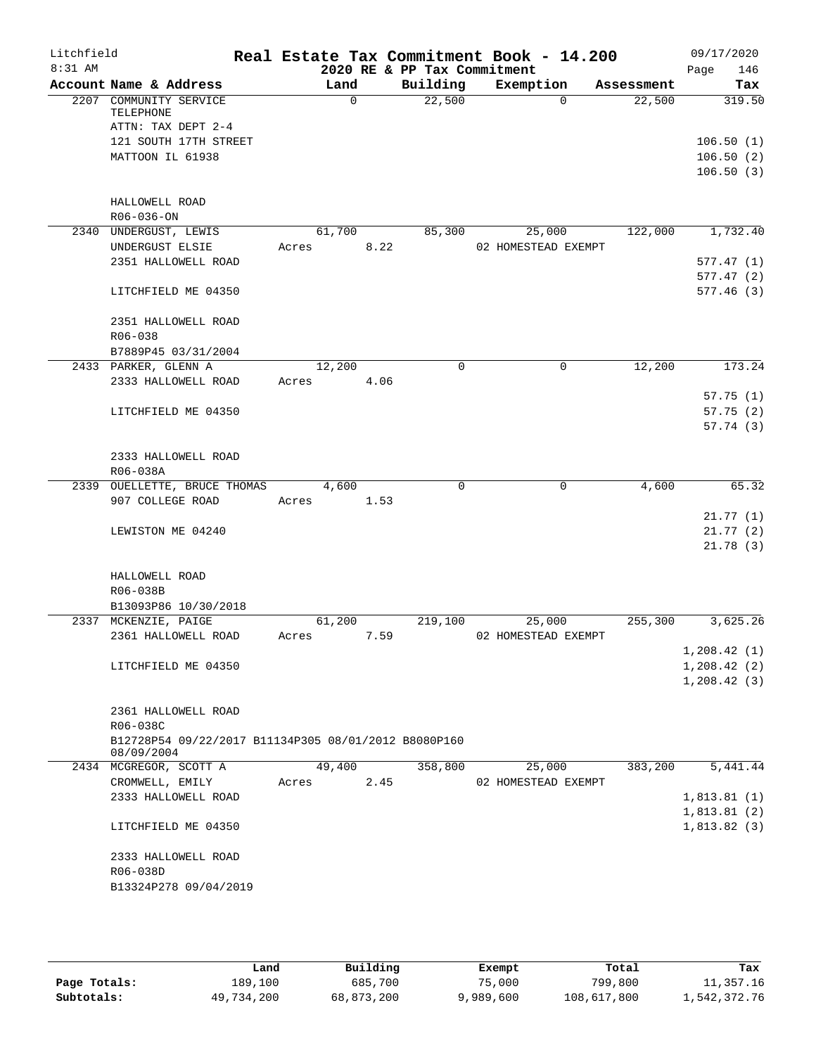Litchfield 8:31 AM

**Real Estate Tax Commitment Book - 14.200**
**2020 RE & PP Tax Commitment**

09/17/2020

| Account Name & Address | Land | Building | Exemption | Assessment | Tax |
|---|---|---|---|---|---|
| 2207 COMMUNITY SERVICE TELEPHONE | 0 | 22,500 | 0 | 22,500 | 319.50 |
| ATTN: TAX DEPT 2-4 | | | | | |
| 121 SOUTH 17TH STREET | | | | | 106.50 (1) |
| MATTOON IL 61938 | | | | | 106.50 (2) |
| | | | | | 106.50 (3) |
| HALLOWELL ROAD | | | | | |
| R06-036-ON | | | | | |
| 2340 UNDERGUST, LEWIS | 61,700 | 85,300 | 25,000 | 122,000 | 1,732.40 |
| UNDERGUST ELSIE | Acres 8.22 | | 02 HOMESTEAD EXEMPT | | |
| 2351 HALLOWELL ROAD | | | | | 577.47 (1) |
| | | | | | 577.47 (2) |
| LITCHFIELD ME 04350 | | | | | 577.46 (3) |
| 2351 HALLOWELL ROAD | | | | | |
| R06-038 | | | | | |
| B7889P45 03/31/2004 | | | | | |
| 2433 PARKER, GLENN A | 12,200 | 0 | 0 | 12,200 | 173.24 |
| 2333 HALLOWELL ROAD | Acres 4.06 | | | | |
| | | | | | 57.75 (1) |
| LITCHFIELD ME 04350 | | | | | 57.75 (2) |
| | | | | | 57.74 (3) |
| 2333 HALLOWELL ROAD | | | | | |
| R06-038A | | | | | |
| 2339 OUELLETTE, BRUCE THOMAS | 4,600 | 0 | 0 | 4,600 | 65.32 |
| 907 COLLEGE ROAD | Acres 1.53 | | | | |
| | | | | | 21.77 (1) |
| LEWISTON ME 04240 | | | | | 21.77 (2) |
| | | | | | 21.78 (3) |
| HALLOWELL ROAD | | | | | |
| R06-038B | | | | | |
| B13093P86 10/30/2018 | | | | | |
| 2337 MCKENZIE, PAIGE | 61,200 | 219,100 | 25,000 | 255,300 | 3,625.26 |
| 2361 HALLOWELL ROAD | Acres 7.59 | | 02 HOMESTEAD EXEMPT | | |
| | | | | | 1,208.42 (1) |
| LITCHFIELD ME 04350 | | | | | 1,208.42 (2) |
| | | | | | 1,208.42 (3) |
| 2361 HALLOWELL ROAD | | | | | |
| R06-038C | | | | | |
| B12728P54 09/22/2017 B11134P305 08/01/2012 B8080P160 08/09/2004 | | | | | |
| 2434 MCGREGOR, SCOTT A | 49,400 | 358,800 | 25,000 | 383,200 | 5,441.44 |
| CROMWELL, EMILY | Acres 2.45 | | 02 HOMESTEAD EXEMPT | | |
| 2333 HALLOWELL ROAD | | | | | 1,813.81 (1) |
| | | | | | 1,813.81 (2) |
| LITCHFIELD ME 04350 | | | | | 1,813.82 (3) |
| 2333 HALLOWELL ROAD | | | | | |
| R06-038D | | | | | |
| B13324P278 09/04/2019 | | | | | |

| | Land | Building | Exempt | Total | Tax |
|---|---|---|---|---|---|
| **Page Totals:** | 189,100 | 685,700 | 75,000 | 799,800 | 11,357.16 |
| **Subtotals:** | 49,734,200 | 68,873,200 | 9,989,600 | 108,617,800 | 1,542,372.76 |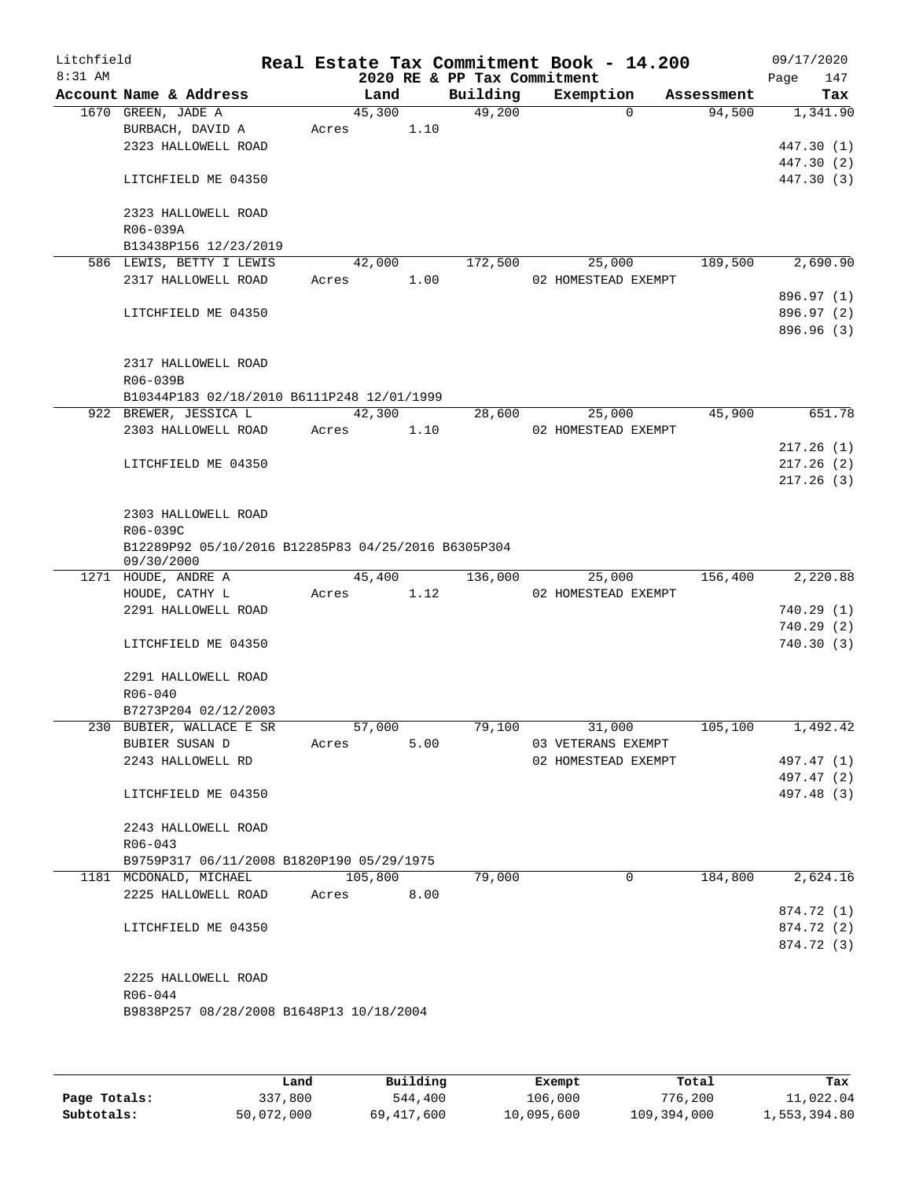Litchfield 8:31 AM

# Real Estate Tax Commitment Book - 14.200

2020 RE & PP Tax Commitment

09/17/2020

| Account | Name & Address | Land | Building | Exemption | Assessment | Tax |
|---|---|---|---|---|---|---|
| 1670 | GREEN, JADE A<br>BURBACH, DAVID A<br>2323 HALLOWELL ROAD<br><br>LITCHFIELD ME 04350<br><br>2323 HALLOWELL ROAD<br>R06-039A<br>B13438P156 12/23/2019 | 45,300<br>Acres 1.10 | 49,200 | 0 | 94,500 | 1,341.90<br><br>447.30 (1)<br>447.30 (2)<br>447.30 (3) |
| 586 | LEWIS, BETTY I LEWIS<br>2317 HALLOWELL ROAD<br><br>LITCHFIELD ME 04350<br><br>2317 HALLOWELL ROAD<br>R06-039B<br>B10344P183 02/18/2010 B6111P248 12/01/1999 | 42,000<br>Acres 1.00 | 172,500 | 25,000<br>02 HOMESTEAD EXEMPT | 189,500 | 2,690.90<br><br>896.97 (1)<br>896.97 (2)<br>896.96 (3) |
| 922 | BREWER, JESSICA L<br>2303 HALLOWELL ROAD<br><br>LITCHFIELD ME 04350<br><br>2303 HALLOWELL ROAD<br>R06-039C<br>B12289P92 05/10/2016 B12285P83 04/25/2016 B6305P304 09/30/2000 | 42,300<br>Acres 1.10 | 28,600 | 25,000<br>02 HOMESTEAD EXEMPT | 45,900 | 651.78<br><br>217.26 (1)<br>217.26 (2)<br>217.26 (3) |
| 1271 | HOUDE, ANDRE A<br>HOUDE, CATHY L<br>2291 HALLOWELL ROAD<br><br>LITCHFIELD ME 04350<br><br>2291 HALLOWELL ROAD<br>R06-040<br>B7273P204 02/12/2003 | 45,400<br>Acres 1.12 | 136,000 | 25,000<br>02 HOMESTEAD EXEMPT | 156,400 | 2,220.88<br><br>740.29 (1)<br>740.29 (2)<br>740.30 (3) |
| 230 | BUBIER, WALLACE E SR<br>BUBIER SUSAN D<br>2243 HALLOWELL RD<br><br>LITCHFIELD ME 04350<br><br>2243 HALLOWELL ROAD<br>R06-043<br>B9759P317 06/11/2008 B1820P190 05/29/1975 | 57,000<br>Acres 5.00 | 79,100 | 31,000<br>03 VETERANS EXEMPT<br>02 HOMESTEAD EXEMPT | 105,100 | 1,492.42<br><br>497.47 (1)<br>497.47 (2)<br>497.48 (3) |
| 1181 | MCDONALD, MICHAEL<br>2225 HALLOWELL ROAD<br><br>LITCHFIELD ME 04350<br><br>2225 HALLOWELL ROAD<br>R06-044<br>B9838P257 08/28/2008 B1648P13 10/18/2004 | 105,800<br>Acres 8.00 | 79,000 | 0 | 184,800 | 2,624.16<br><br>874.72 (1)<br>874.72 (2)<br>874.72 (3) |

| | Land | Building | Exempt | Total | Tax |
|---|---|---|---|---|---|
| Page Totals: | 337,800 | 544,400 | 106,000 | 776,200 | 11,022.04 |
| Subtotals: | 50,072,000 | 69,417,600 | 10,095,600 | 109,394,000 | 1,553,394.80 |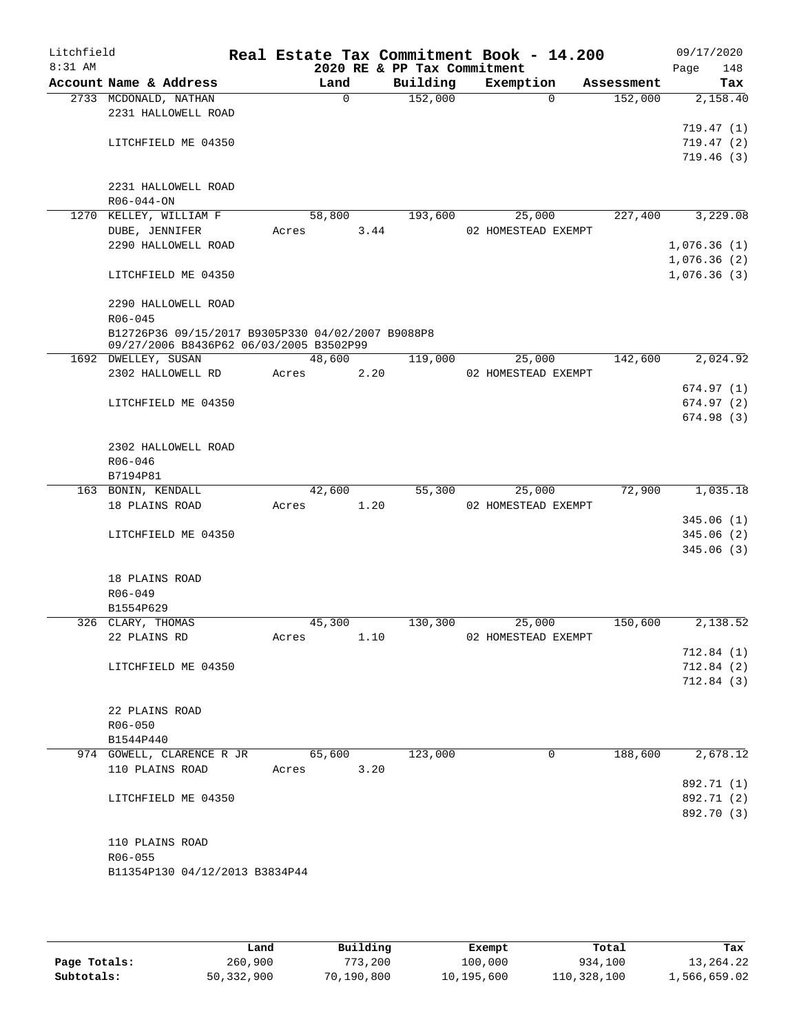# Real Estate Tax Commitment Book - 14.200

Litchfield
8:31 AM

2020 RE & PP Tax Commitment

09/17/2020

| Account Name & Address | Land | Building | Exemption | Assessment | Tax |
|---|---|---|---|---|---|
| 2733 MCDONALD, NATHAN | 0 | 152,000 | 0 | 152,000 | 2,158.40 |
| 2231 HALLOWELL ROAD | | | | | |
| | | | | | 719.47 (1) |
| LITCHFIELD ME 04350 | | | | | 719.47 (2) |
| | | | | | 719.46 (3) |
| 2231 HALLOWELL ROAD | | | | | |
| R06-044-ON | | | | | |
| 1270 KELLEY, WILLIAM F | 58,800 | 193,600 | 25,000 | 227,400 | 3,229.08 |
| DUBE, JENNIFER | Acres 3.44 | | 02 HOMESTEAD EXEMPT | | |
| 2290 HALLOWELL ROAD | | | | | 1,076.36 (1) |
| | | | | | 1,076.36 (2) |
| LITCHFIELD ME 04350 | | | | | 1,076.36 (3) |
| 2290 HALLOWELL ROAD | | | | | |
| R06-045 | | | | | |
| B12726P36 09/15/2017 B9305P330 04/02/2007 B9088P8 09/27/2006 B8436P62 06/03/2005 B3502P99 | | | | | |
| 1692 DWELLEY, SUSAN | 48,600 | 119,000 | 25,000 | 142,600 | 2,024.92 |
| 2302 HALLOWELL RD | Acres 2.20 | | 02 HOMESTEAD EXEMPT | | |
| | | | | | 674.97 (1) |
| LITCHFIELD ME 04350 | | | | | 674.97 (2) |
| | | | | | 674.98 (3) |
| 2302 HALLOWELL ROAD | | | | | |
| R06-046 | | | | | |
| B7194P81 | | | | | |
| 163 BONIN, KENDALL | 42,600 | 55,300 | 25,000 | 72,900 | 1,035.18 |
| 18 PLAINS ROAD | Acres 1.20 | | 02 HOMESTEAD EXEMPT | | |
| | | | | | 345.06 (1) |
| LITCHFIELD ME 04350 | | | | | 345.06 (2) |
| | | | | | 345.06 (3) |
| 18 PLAINS ROAD | | | | | |
| R06-049 | | | | | |
| B1554P629 | | | | | |
| 326 CLARY, THOMAS | 45,300 | 130,300 | 25,000 | 150,600 | 2,138.52 |
| 22 PLAINS RD | Acres 1.10 | | 02 HOMESTEAD EXEMPT | | |
| | | | | | 712.84 (1) |
| LITCHFIELD ME 04350 | | | | | 712.84 (2) |
| | | | | | 712.84 (3) |
| 22 PLAINS ROAD | | | | | |
| R06-050 | | | | | |
| B1544P440 | | | | | |
| 974 GOWELL, CLARENCE R JR | 65,600 | 123,000 | 0 | 188,600 | 2,678.12 |
| 110 PLAINS ROAD | Acres 3.20 | | | | |
| | | | | | 892.71 (1) |
| LITCHFIELD ME 04350 | | | | | 892.71 (2) |
| | | | | | 892.70 (3) |
| 110 PLAINS ROAD | | | | | |
| R06-055 | | | | | |
| B11354P130 04/12/2013 B3834P44 | | | | | |

| | Land | Building | Exempt | Total | Tax |
|---|---|---|---|---|---|
| Page Totals: | 260,900 | 773,200 | 100,000 | 934,100 | 13,264.22 |
| Subtotals: | 50,332,900 | 70,190,800 | 10,195,600 | 110,328,100 | 1,566,659.02 |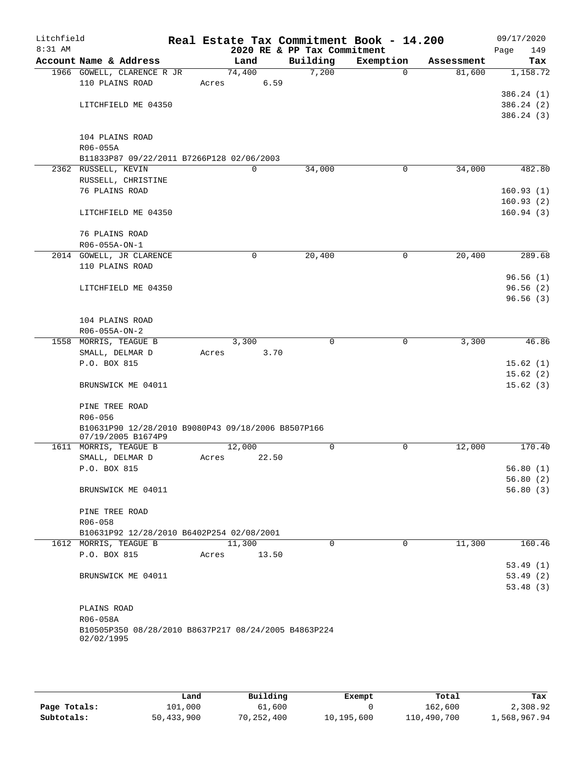Litchfield 8:31 AM

**Real Estate Tax Commitment Book - 14.200**
**2020 RE & PP Tax Commitment**

09/17/2020 Page 149

| Account Name & Address | Land | Building | Exemption | Assessment | Tax |
|---|---|---|---|---|---|
| 1966 GOWELL, CLARENCE R JR | 74,400 | 7,200 | 0 | 81,600 | 1,158.72 |
| 110 PLAINS ROAD | Acres 6.59 | | | | |
| | | | | | 386.24 (1) |
| LITCHFIELD ME 04350 | | | | | 386.24 (2) |
| | | | | | 386.24 (3) |
| 104 PLAINS ROAD | | | | | |
| R06-055A | | | | | |
| B11833P87 09/22/2011 B7266P128 02/06/2003 | | | | | |
| 2362 RUSSELL, KEVIN | 0 | 34,000 | 0 | 34,000 | 482.80 |
| RUSSELL, CHRISTINE | | | | | |
| 76 PLAINS ROAD | | | | | 160.93 (1) |
| | | | | | 160.93 (2) |
| LITCHFIELD ME 04350 | | | | | 160.94 (3) |
| 76 PLAINS ROAD | | | | | |
| R06-055A-ON-1 | | | | | |
| 2014 GOWELL, JR CLARENCE | 0 | 20,400 | 0 | 20,400 | 289.68 |
| 110 PLAINS ROAD | | | | | |
| | | | | | 96.56 (1) |
| LITCHFIELD ME 04350 | | | | | 96.56 (2) |
| | | | | | 96.56 (3) |
| 104 PLAINS ROAD | | | | | |
| R06-055A-ON-2 | | | | | |
| 1558 MORRIS, TEAGUE B | 3,300 | 0 | 0 | 3,300 | 46.86 |
| SMALL, DELMAR D | Acres 3.70 | | | | |
| P.O. BOX 815 | | | | | 15.62 (1) |
| | | | | | 15.62 (2) |
| BRUNSWICK ME 04011 | | | | | 15.62 (3) |
| PINE TREE ROAD | | | | | |
| R06-056 | | | | | |
| B10631P90 12/28/2010 B9080P43 09/18/2006 B8507P166 07/19/2005 B1674P9 | | | | | |
| 1611 MORRIS, TEAGUE B | 12,000 | 0 | 0 | 12,000 | 170.40 |
| SMALL, DELMAR D | Acres 22.50 | | | | |
| P.O. BOX 815 | | | | | 56.80 (1) |
| | | | | | 56.80 (2) |
| BRUNSWICK ME 04011 | | | | | 56.80 (3) |
| PINE TREE ROAD | | | | | |
| R06-058 | | | | | |
| B10631P92 12/28/2010 B6402P254 02/08/2001 | | | | | |
| 1612 MORRIS, TEAGUE B | 11,300 | 0 | 0 | 11,300 | 160.46 |
| P.O. BOX 815 | Acres 13.50 | | | | |
| | | | | | 53.49 (1) |
| BRUNSWICK ME 04011 | | | | | 53.49 (2) |
| | | | | | 53.48 (3) |
| PLAINS ROAD | | | | | |
| R06-058A | | | | | |
| B10505P350 08/28/2010 B8637P217 08/24/2005 B4863P224 02/02/1995 | | | | | |

| | Land | Building | Exempt | Total | Tax |
|---|---|---|---|---|---|
| Page Totals: | 101,000 | 61,600 | 0 | 162,600 | 2,308.92 |
| Subtotals: | 50,433,900 | 70,252,400 | 10,195,600 | 110,490,700 | 1,568,967.94 |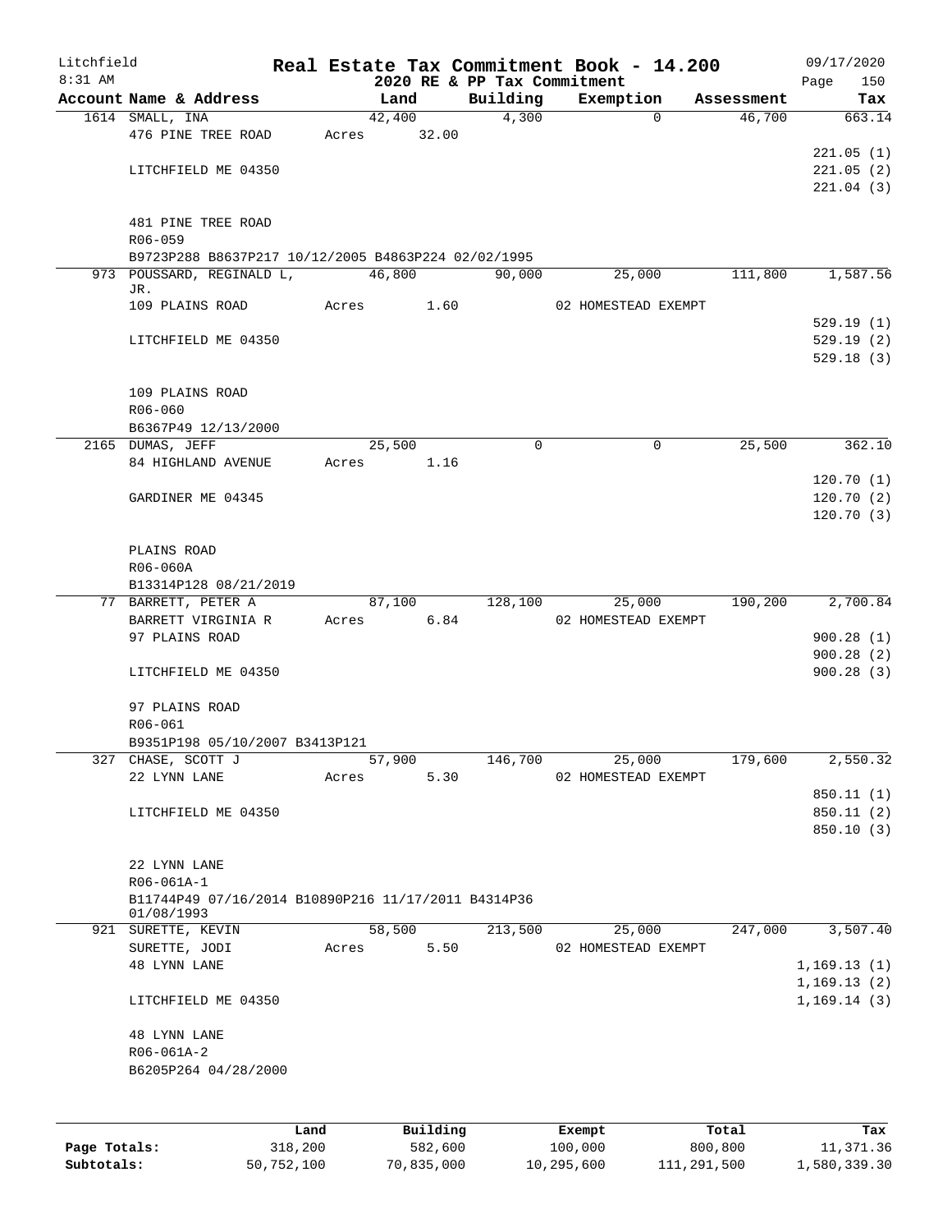Litchfield
8:31 AM

# Real Estate Tax Commitment Book - 14.200

2020 RE & PP Tax Commitment

09/17/2020
Page 150

| Account | Name & Address | Land | Building | Exemption | Assessment | Tax |
|---|---|---|---|---|---|---|
| 1614 | SMALL, INA | 42,400 | 4,300 | 0 | 46,700 | 663.14 |
| | 476 PINE TREE ROAD | Acres 32.00 | | | | |
| | | | | | | 221.05 (1) |
| | LITCHFIELD ME 04350 | | | | | 221.05 (2) |
| | | | | | | 221.04 (3) |
| | 481 PINE TREE ROAD | | | | | |
| | R06-059 | | | | | |
| | B9723P288 B8637P217 10/12/2005 B4863P224 02/02/1995 | | | | | |
| 973 | POUSSARD, REGINALD L, JR. | 46,800 | 90,000 | 25,000 | 111,800 | 1,587.56 |
| | 109 PLAINS ROAD | Acres 1.60 | | 02 HOMESTEAD EXEMPT | | |
| | | | | | | 529.19 (1) |
| | LITCHFIELD ME 04350 | | | | | 529.19 (2) |
| | | | | | | 529.18 (3) |
| | 109 PLAINS ROAD | | | | | |
| | R06-060 | | | | | |
| | B6367P49 12/13/2000 | | | | | |
| 2165 | DUMAS, JEFF | 25,500 | 0 | 0 | 25,500 | 362.10 |
| | 84 HIGHLAND AVENUE | Acres 1.16 | | | | |
| | | | | | | 120.70 (1) |
| | GARDINER ME 04345 | | | | | 120.70 (2) |
| | | | | | | 120.70 (3) |
| | PLAINS ROAD | | | | | |
| | R06-060A | | | | | |
| | B13314P128 08/21/2019 | | | | | |
| 77 | BARRETT, PETER A | 87,100 | 128,100 | 25,000 | 190,200 | 2,700.84 |
| | BARRETT VIRGINIA R | Acres 6.84 | | 02 HOMESTEAD EXEMPT | | |
| | 97 PLAINS ROAD | | | | | 900.28 (1) |
| | | | | | | 900.28 (2) |
| | LITCHFIELD ME 04350 | | | | | 900.28 (3) |
| | 97 PLAINS ROAD | | | | | |
| | R06-061 | | | | | |
| | B9351P198 05/10/2007 B3413P121 | | | | | |
| 327 | CHASE, SCOTT J | 57,900 | 146,700 | 25,000 | 179,600 | 2,550.32 |
| | 22 LYNN LANE | Acres 5.30 | | 02 HOMESTEAD EXEMPT | | |
| | | | | | | 850.11 (1) |
| | LITCHFIELD ME 04350 | | | | | 850.11 (2) |
| | | | | | | 850.10 (3) |
| | 22 LYNN LANE | | | | | |
| | R06-061A-1 | | | | | |
| | B11744P49 07/16/2014 B10890P216 11/17/2011 B4314P36 01/08/1993 | | | | | |
| 921 | SURETTE, KEVIN | 58,500 | 213,500 | 25,000 | 247,000 | 3,507.40 |
| | SURETTE, JODI | Acres 5.50 | | 02 HOMESTEAD EXEMPT | | |
| | 48 LYNN LANE | | | | | 1,169.13 (1) |
| | | | | | | 1,169.13 (2) |
| | LITCHFIELD ME 04350 | | | | | 1,169.14 (3) |
| | 48 LYNN LANE | | | | | |
| | R06-061A-2 | | | | | |
| | B6205P264 04/28/2000 | | | | | |

| | Land | Building | Exempt | Total | Tax |
|---|---|---|---|---|---|
| **Page Totals:** | 318,200 | 582,600 | 100,000 | 800,800 | 11,371.36 |
| **Subtotals:** | 50,752,100 | 70,835,000 | 10,295,600 | 111,291,500 | 1,580,339.30 |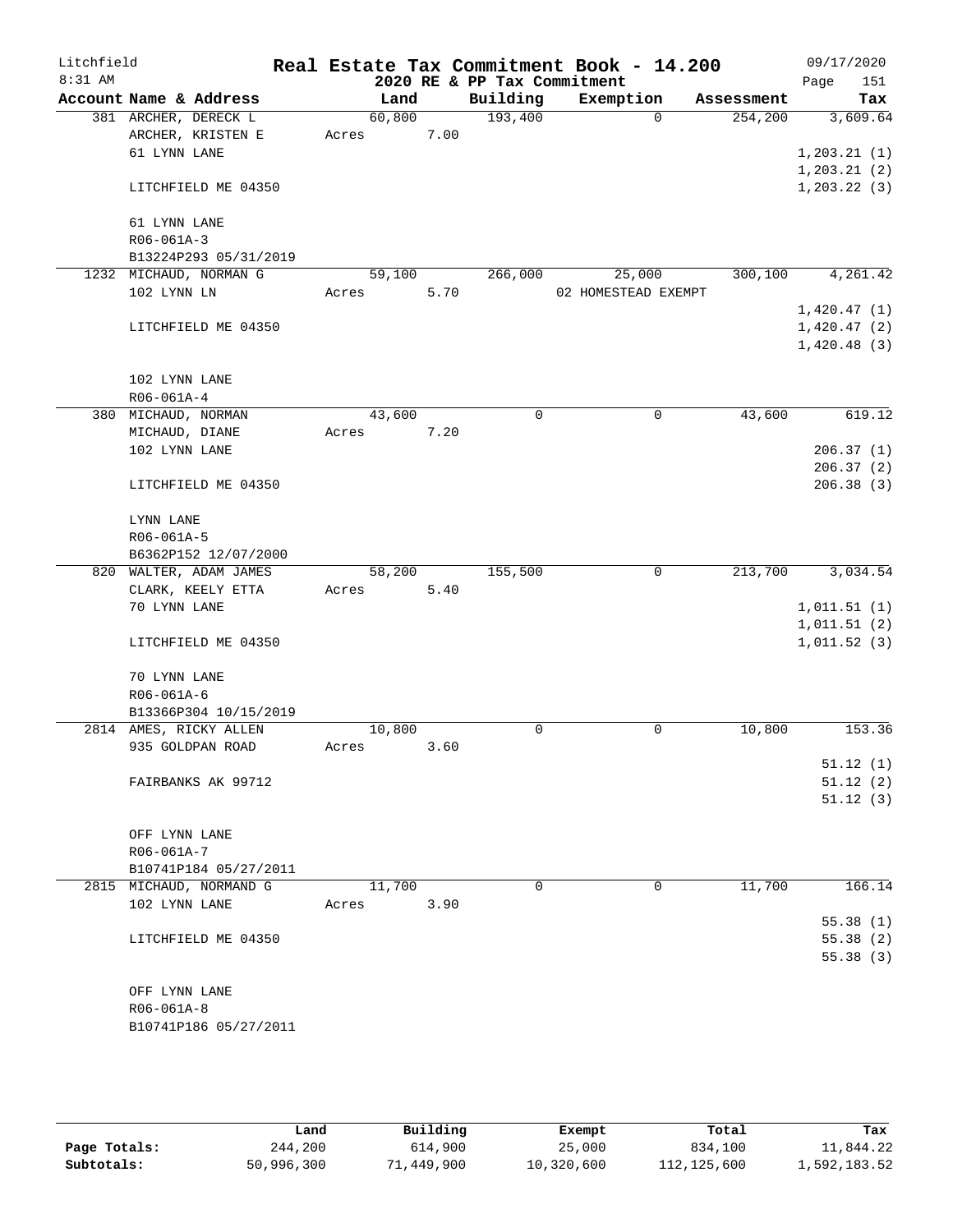Litchfield
8:31 AM

# Real Estate Tax Commitment Book - 14.200

## 2020 RE & PP Tax Commitment

09/17/2020
Page 151

| Account Name & Address | Land | Building | Exemption | Assessment | Tax |
|---|---|---|---|---|---|
| 381 ARCHER, DERECK L | 60,800 | 193,400 | 0 | 254,200 | 3,609.64 |
| ARCHER, KRISTEN E | Acres 7.00 | | | | |
| 61 LYNN LANE | | | | | 1,203.21 (1) |
| | | | | | 1,203.21 (2) |
| LITCHFIELD ME 04350 | | | | | 1,203.22 (3) |
| 61 LYNN LANE | | | | | |
| R06-061A-3 | | | | | |
| B13224P293 05/31/2019 | | | | | |
| 1232 MICHAUD, NORMAN G | 59,100 | 266,000 | 25,000 | 300,100 | 4,261.42 |
| 102 LYNN LN | Acres 5.70 | | 02 HOMESTEAD EXEMPT | | |
| | | | | | 1,420.47 (1) |
| LITCHFIELD ME 04350 | | | | | 1,420.47 (2) |
| | | | | | 1,420.48 (3) |
| 102 LYNN LANE | | | | | |
| R06-061A-4 | | | | | |
| 380 MICHAUD, NORMAN | 43,600 | 0 | 0 | 43,600 | 619.12 |
| MICHAUD, DIANE | Acres 7.20 | | | | |
| 102 LYNN LANE | | | | | 206.37 (1) |
| | | | | | 206.37 (2) |
| LITCHFIELD ME 04350 | | | | | 206.38 (3) |
| LYNN LANE | | | | | |
| R06-061A-5 | | | | | |
| B6362P152 12/07/2000 | | | | | |
| 820 WALTER, ADAM JAMES | 58,200 | 155,500 | 0 | 213,700 | 3,034.54 |
| CLARK, KEELY ETTA | Acres 5.40 | | | | |
| 70 LYNN LANE | | | | | 1,011.51 (1) |
| | | | | | 1,011.51 (2) |
| LITCHFIELD ME 04350 | | | | | 1,011.52 (3) |
| 70 LYNN LANE | | | | | |
| R06-061A-6 | | | | | |
| B13366P304 10/15/2019 | | | | | |
| 2814 AMES, RICKY ALLEN | 10,800 | 0 | 0 | 10,800 | 153.36 |
| 935 GOLDPAN ROAD | Acres 3.60 | | | | |
| | | | | | 51.12 (1) |
| FAIRBANKS AK 99712 | | | | | 51.12 (2) |
| | | | | | 51.12 (3) |
| OFF LYNN LANE | | | | | |
| R06-061A-7 | | | | | |
| B10741P184 05/27/2011 | | | | | |
| 2815 MICHAUD, NORMAND G | 11,700 | 0 | 0 | 11,700 | 166.14 |
| 102 LYNN LANE | Acres 3.90 | | | | |
| | | | | | 55.38 (1) |
| LITCHFIELD ME 04350 | | | | | 55.38 (2) |
| | | | | | 55.38 (3) |
| OFF LYNN LANE | | | | | |
| R06-061A-8 | | | | | |
| B10741P186 05/27/2011 | | | | | |

| | Land | Building | Exempt | Total | Tax |
|---|---|---|---|---|---|
| Page Totals: | 244,200 | 614,900 | 25,000 | 834,100 | 11,844.22 |
| Subtotals: | 50,996,300 | 71,449,900 | 10,320,600 | 112,125,600 | 1,592,183.52 |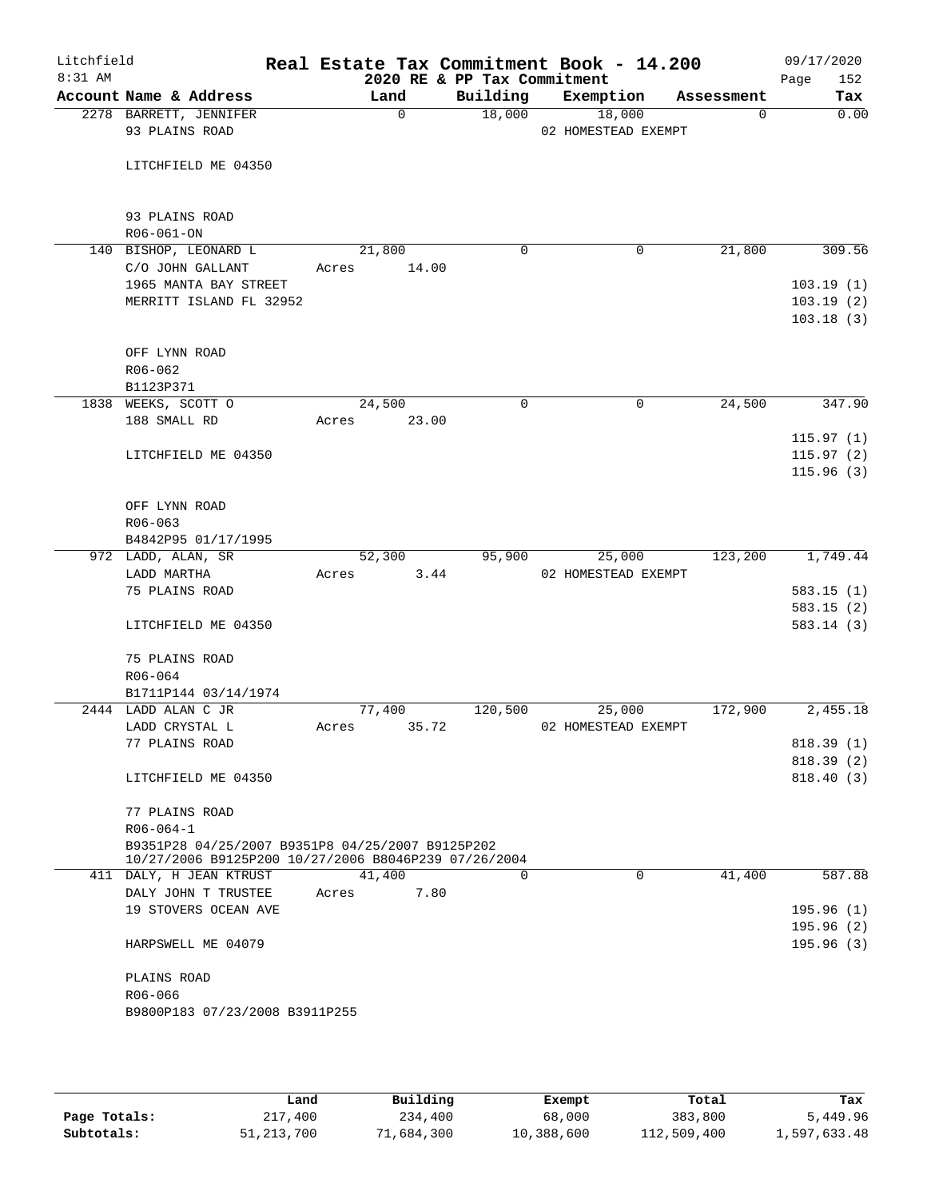Litchfield
8:31 AM

# Real Estate Tax Commitment Book - 14.200

2020 RE & PP Tax Commitment

09/17/2020

| Account Name & Address | Land | Building | Exemption | Assessment | Tax |
|---|---|---|---|---|---|
| 2278 BARRETT, JENNIFER | 0 | 18,000 | 18,000 | 0 | 0.00 |
| 93 PLAINS ROAD | | | 02 HOMESTEAD EXEMPT | | |
| LITCHFIELD ME 04350 | | | | | |
| 93 PLAINS ROAD | | | | | |
| R06-061-ON | | | | | |
| 140 BISHOP, LEONARD L | 21,800 | 0 | 0 | 21,800 | 309.56 |
| C/O JOHN GALLANT | Acres 14.00 | | | | |
| 1965 MANTA BAY STREET | | | | | 103.19 (1) |
| MERRITT ISLAND FL 32952 | | | | | 103.19 (2) |
| | | | | | 103.18 (3) |
| OFF LYNN ROAD | | | | | |
| R06-062 | | | | | |
| B1123P371 | | | | | |
| 1838 WEEKS, SCOTT O | 24,500 | 0 | 0 | 24,500 | 347.90 |
| 188 SMALL RD | Acres 23.00 | | | | |
| | | | | | 115.97 (1) |
| LITCHFIELD ME 04350 | | | | | 115.97 (2) |
| | | | | | 115.96 (3) |
| OFF LYNN ROAD | | | | | |
| R06-063 | | | | | |
| B4842P95 01/17/1995 | | | | | |
| 972 LADD, ALAN, SR | 52,300 | 95,900 | 25,000 | 123,200 | 1,749.44 |
| LADD MARTHA | Acres 3.44 | | 02 HOMESTEAD EXEMPT | | |
| 75 PLAINS ROAD | | | | | 583.15 (1) |
| | | | | | 583.15 (2) |
| LITCHFIELD ME 04350 | | | | | 583.14 (3) |
| 75 PLAINS ROAD | | | | | |
| R06-064 | | | | | |
| B1711P144 03/14/1974 | | | | | |
| 2444 LADD ALAN C JR | 77,400 | 120,500 | 25,000 | 172,900 | 2,455.18 |
| LADD CRYSTAL L | Acres 35.72 | | 02 HOMESTEAD EXEMPT | | |
| 77 PLAINS ROAD | | | | | 818.39 (1) |
| | | | | | 818.39 (2) |
| LITCHFIELD ME 04350 | | | | | 818.40 (3) |
| 77 PLAINS ROAD | | | | | |
| R06-064-1 | | | | | |
| B9351P28 04/25/2007 B9351P8 04/25/2007 B9125P202 10/27/2006 B9125P200 10/27/2006 B8046P239 07/26/2004 | | | | | |
| 411 DALY, H JEAN KTRUST | 41,400 | 0 | 0 | 41,400 | 587.88 |
| DALY JOHN T TRUSTEE | Acres 7.80 | | | | |
| 19 STOVERS OCEAN AVE | | | | | 195.96 (1) |
| | | | | | 195.96 (2) |
| HARPSWELL ME 04079 | | | | | 195.96 (3) |
| PLAINS ROAD | | | | | |
| R06-066 | | | | | |
| B9800P183 07/23/2008 B3911P255 | | | | | |

| | Land | Building | Exempt | Total | Tax |
|---|---|---|---|---|---|
| Page Totals: | 217,400 | 234,400 | 68,000 | 383,800 | 5,449.96 |
| Subtotals: | 51,213,700 | 71,684,300 | 10,388,600 | 112,509,400 | 1,597,633.48 |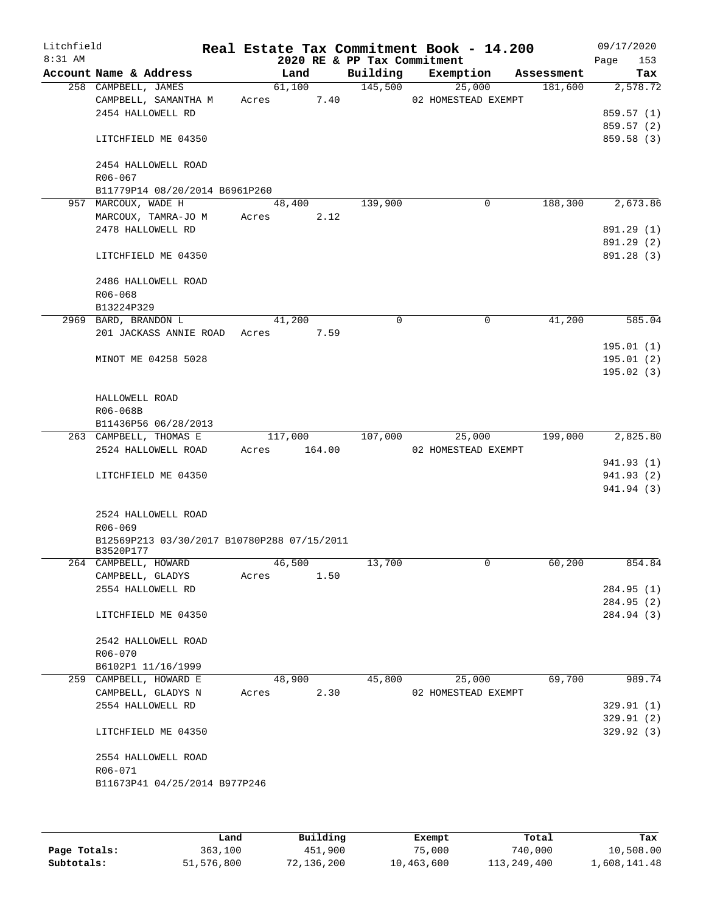Litchfield
8:31 AM

# Real Estate Tax Commitment Book - 14.200

2020 RE & PP Tax Commitment

09/17/2020

| Account Name & Address | Land | Building | Exemption | Assessment | Tax |
|---|---|---|---|---|---|
| 258 CAMPBELL, JAMES | 61,100 | 145,500 | 25,000 | 181,600 | 2,578.72 |
| CAMPBELL, SAMANTHA M | Acres 7.40 | | 02 HOMESTEAD EXEMPT | | |
| 2454 HALLOWELL RD | | | | | 859.57 (1) |
| | | | | | 859.57 (2) |
| LITCHFIELD ME 04350 | | | | | 859.58 (3) |
| 2454 HALLOWELL ROAD | | | | | |
| R06-067 | | | | | |
| B11779P14 08/20/2014 B6961P260 | | | | | |
| 957 MARCOUX, WADE H | 48,400 | 139,900 | 0 | 188,300 | 2,673.86 |
| MARCOUX, TAMRA-JO M | Acres 2.12 | | | | |
| 2478 HALLOWELL RD | | | | | 891.29 (1) |
| | | | | | 891.29 (2) |
| LITCHFIELD ME 04350 | | | | | 891.28 (3) |
| 2486 HALLOWELL ROAD | | | | | |
| R06-068 | | | | | |
| B13224P329 | | | | | |
| 2969 BARD, BRANDON L | 41,200 | 0 | 0 | 41,200 | 585.04 |
| 201 JACKASS ANNIE ROAD | Acres 7.59 | | | | |
| | | | | | 195.01 (1) |
| MINOT ME 04258 5028 | | | | | 195.01 (2) |
| | | | | | 195.02 (3) |
| HALLOWELL ROAD | | | | | |
| R06-068B | | | | | |
| B11436P56 06/28/2013 | | | | | |
| 263 CAMPBELL, THOMAS E | 117,000 | 107,000 | 25,000 | 199,000 | 2,825.80 |
| 2524 HALLOWELL ROAD | Acres 164.00 | | 02 HOMESTEAD EXEMPT | | |
| | | | | | 941.93 (1) |
| LITCHFIELD ME 04350 | | | | | 941.93 (2) |
| | | | | | 941.94 (3) |
| 2524 HALLOWELL ROAD | | | | | |
| R06-069 | | | | | |
| B12569P213 03/30/2017 B10780P288 07/15/2011 B3520P177 | | | | | |
| 264 CAMPBELL, HOWARD | 46,500 | 13,700 | 0 | 60,200 | 854.84 |
| CAMPBELL, GLADYS | Acres 1.50 | | | | |
| 2554 HALLOWELL RD | | | | | 284.95 (1) |
| | | | | | 284.95 (2) |
| LITCHFIELD ME 04350 | | | | | 284.94 (3) |
| 2542 HALLOWELL ROAD | | | | | |
| R06-070 | | | | | |
| B6102P1 11/16/1999 | | | | | |
| 259 CAMPBELL, HOWARD E | 48,900 | 45,800 | 25,000 | 69,700 | 989.74 |
| CAMPBELL, GLADYS N | Acres 2.30 | | 02 HOMESTEAD EXEMPT | | |
| 2554 HALLOWELL RD | | | | | 329.91 (1) |
| | | | | | 329.91 (2) |
| LITCHFIELD ME 04350 | | | | | 329.92 (3) |
| 2554 HALLOWELL ROAD | | | | | |
| R06-071 | | | | | |
| B11673P41 04/25/2014 B977P246 | | | | | |

| | Land | Building | Exempt | Total | Tax |
|---|---|---|---|---|---|
| Page Totals: | 363,100 | 451,900 | 75,000 | 740,000 | 10,508.00 |
| Subtotals: | 51,576,800 | 72,136,200 | 10,463,600 | 113,249,400 | 1,608,141.48 |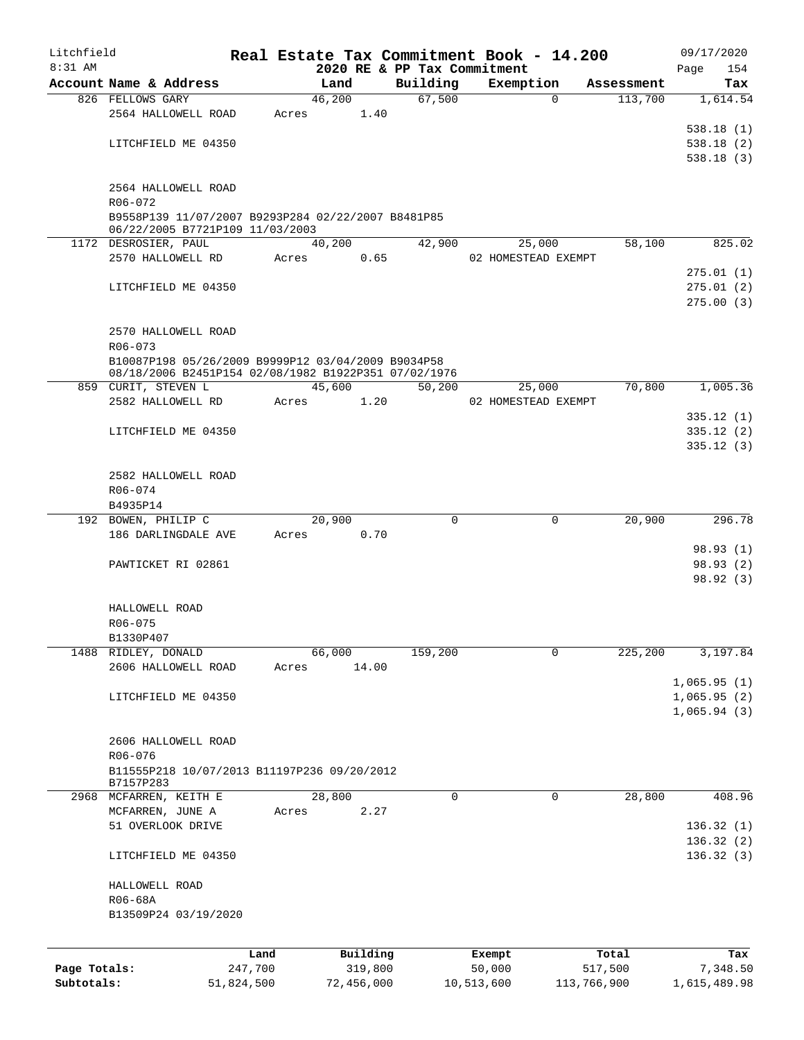Litchfield
8:31 AM

# Real Estate Tax Commitment Book - 14.200

2020 RE & PP Tax Commitment

09/17/2020
Page 154

| Account Name & Address | Land | Building | Exemption | Assessment | Tax |
|---|---|---|---|---|---|
| 826 FELLOWS GARY | 46,200 | 67,500 | 0 | 113,700 | 1,614.54 |
| 2564 HALLOWELL ROAD | Acres 1.40 | | | | |
| | | | | | 538.18 (1) |
| LITCHFIELD ME 04350 | | | | | 538.18 (2) |
| | | | | | 538.18 (3) |
| 2564 HALLOWELL ROAD | | | | | |
| R06-072 | | | | | |
| B9558P139 11/07/2007 B9293P284 02/22/2007 B8481P85 06/22/2005 B7721P109 11/03/2003 | | | | | |
| 1172 DESROSIER, PAUL | 40,200 | 42,900 | 25,000 | 58,100 | 825.02 |
| 2570 HALLOWELL RD | Acres 0.65 | | 02 HOMESTEAD EXEMPT | | |
| | | | | | 275.01 (1) |
| LITCHFIELD ME 04350 | | | | | 275.01 (2) |
| | | | | | 275.00 (3) |
| 2570 HALLOWELL ROAD | | | | | |
| R06-073 | | | | | |
| B10087P198 05/26/2009 B9999P12 03/04/2009 B9034P58 08/18/2006 B2451P154 02/08/1982 B1922P351 07/02/1976 | | | | | |
| 859 CURIT, STEVEN L | 45,600 | 50,200 | 25,000 | 70,800 | 1,005.36 |
| 2582 HALLOWELL RD | Acres 1.20 | | 02 HOMESTEAD EXEMPT | | |
| | | | | | 335.12 (1) |
| LITCHFIELD ME 04350 | | | | | 335.12 (2) |
| | | | | | 335.12 (3) |
| 2582 HALLOWELL ROAD | | | | | |
| R06-074 | | | | | |
| B4935P14 | | | | | |
| 192 BOWEN, PHILIP C | 20,900 | 0 | 0 | 20,900 | 296.78 |
| 186 DARLINGDALE AVE | Acres 0.70 | | | | |
| | | | | | 98.93 (1) |
| PAWTICKET RI 02861 | | | | | 98.93 (2) |
| | | | | | 98.92 (3) |
| HALLOWELL ROAD | | | | | |
| R06-075 | | | | | |
| B1330P407 | | | | | |
| 1488 RIDLEY, DONALD | 66,000 | 159,200 | 0 | 225,200 | 3,197.84 |
| 2606 HALLOWELL ROAD | Acres 14.00 | | | | |
| | | | | | 1,065.95 (1) |
| LITCHFIELD ME 04350 | | | | | 1,065.95 (2) |
| | | | | | 1,065.94 (3) |
| 2606 HALLOWELL ROAD | | | | | |
| R06-076 | | | | | |
| B11555P218 10/07/2013 B11197P236 09/20/2012 B7157P283 | | | | | |
| 2968 MCFARREN, KEITH E | 28,800 | 0 | 0 | 28,800 | 408.96 |
| MCFARREN, JUNE A | Acres 2.27 | | | | |
| 51 OVERLOOK DRIVE | | | | | 136.32 (1) |
| | | | | | 136.32 (2) |
| LITCHFIELD ME 04350 | | | | | 136.32 (3) |
| HALLOWELL ROAD | | | | | |
| R06-68A | | | | | |
| B13509P24 03/19/2020 | | | | | |

| | Land | Building | Exempt | Total | Tax |
|---|---|---|---|---|---|
| Page Totals: | 247,700 | 319,800 | 50,000 | 517,500 | 7,348.50 |
| Subtotals: | 51,824,500 | 72,456,000 | 10,513,600 | 113,766,900 | 1,615,489.98 |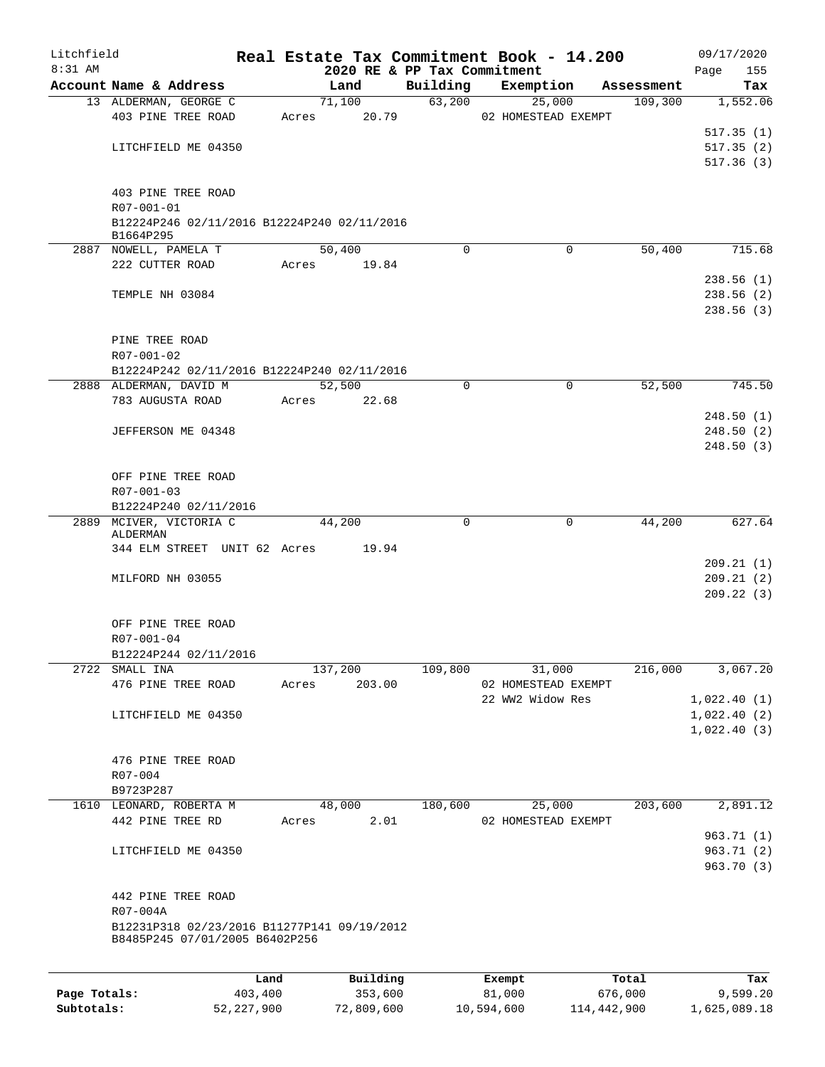# Real Estate Tax Commitment Book - 14.200

Litchfield
8:31 AM

2020 RE & PP Tax Commitment

09/17/2020

| Account Name & Address | Land | Building | Exemption | Assessment | Tax |
|---|---|---|---|---|---|
| 13 ALDERMAN, GEORGE C | 71,100 | 63,200 | 25,000 | 109,300 | 1,552.06 |
| 403 PINE TREE ROAD | Acres 20.79 | | 02 HOMESTEAD EXEMPT | | |
| | | | | | 517.35 (1) |
| LITCHFIELD ME 04350 | | | | | 517.35 (2) |
| | | | | | 517.36 (3) |
| 403 PINE TREE ROAD | | | | | |
| R07-001-01 | | | | | |
| B12224P246 02/11/2016 B12224P240 02/11/2016 B1664P295 | | | | | |
| 2887 NOWELL, PAMELA T | 50,400 | 0 | 0 | 50,400 | 715.68 |
| 222 CUTTER ROAD | Acres 19.84 | | | | |
| | | | | | 238.56 (1) |
| TEMPLE NH 03084 | | | | | 238.56 (2) |
| | | | | | 238.56 (3) |
| PINE TREE ROAD | | | | | |
| R07-001-02 | | | | | |
| B12224P242 02/11/2016 B12224P240 02/11/2016 | | | | | |
| 2888 ALDERMAN, DAVID M | 52,500 | 0 | 0 | 52,500 | 745.50 |
| 783 AUGUSTA ROAD | Acres 22.68 | | | | |
| | | | | | 248.50 (1) |
| JEFFERSON ME 04348 | | | | | 248.50 (2) |
| | | | | | 248.50 (3) |
| OFF PINE TREE ROAD | | | | | |
| R07-001-03 | | | | | |
| B12224P240 02/11/2016 | | | | | |
| 2889 MCIVER, VICTORIA C ALDERMAN | 44,200 | 0 | 0 | 44,200 | 627.64 |
| 344 ELM STREET UNIT 62 | Acres 19.94 | | | | |
| | | | | | 209.21 (1) |
| MILFORD NH 03055 | | | | | 209.21 (2) |
| | | | | | 209.22 (3) |
| OFF PINE TREE ROAD | | | | | |
| R07-001-04 | | | | | |
| B12224P244 02/11/2016 | | | | | |
| 2722 SMALL INA | 137,200 | 109,800 | 31,000 | 216,000 | 3,067.20 |
| 476 PINE TREE ROAD | Acres 203.00 | | 02 HOMESTEAD EXEMPT | | |
| | | | 22 WW2 Widow Res | | 1,022.40 (1) |
| LITCHFIELD ME 04350 | | | | | 1,022.40 (2) |
| | | | | | 1,022.40 (3) |
| 476 PINE TREE ROAD | | | | | |
| R07-004 | | | | | |
| B9723P287 | | | | | |
| 1610 LEONARD, ROBERTA M | 48,000 | 180,600 | 25,000 | 203,600 | 2,891.12 |
| 442 PINE TREE RD | Acres 2.01 | | 02 HOMESTEAD EXEMPT | | |
| | | | | | 963.71 (1) |
| LITCHFIELD ME 04350 | | | | | 963.71 (2) |
| | | | | | 963.70 (3) |
| 442 PINE TREE ROAD | | | | | |
| R07-004A | | | | | |
| B12231P318 02/23/2016 B11277P141 09/19/2012 B8485P245 07/01/2005 B6402P256 | | | | | |

| | Land | Building | Exempt | Total | Tax |
|---|---|---|---|---|---|
| Page Totals: | 403,400 | 353,600 | 81,000 | 676,000 | 9,599.20 |
| Subtotals: | 52,227,900 | 72,809,600 | 10,594,600 | 114,442,900 | 1,625,089.18 |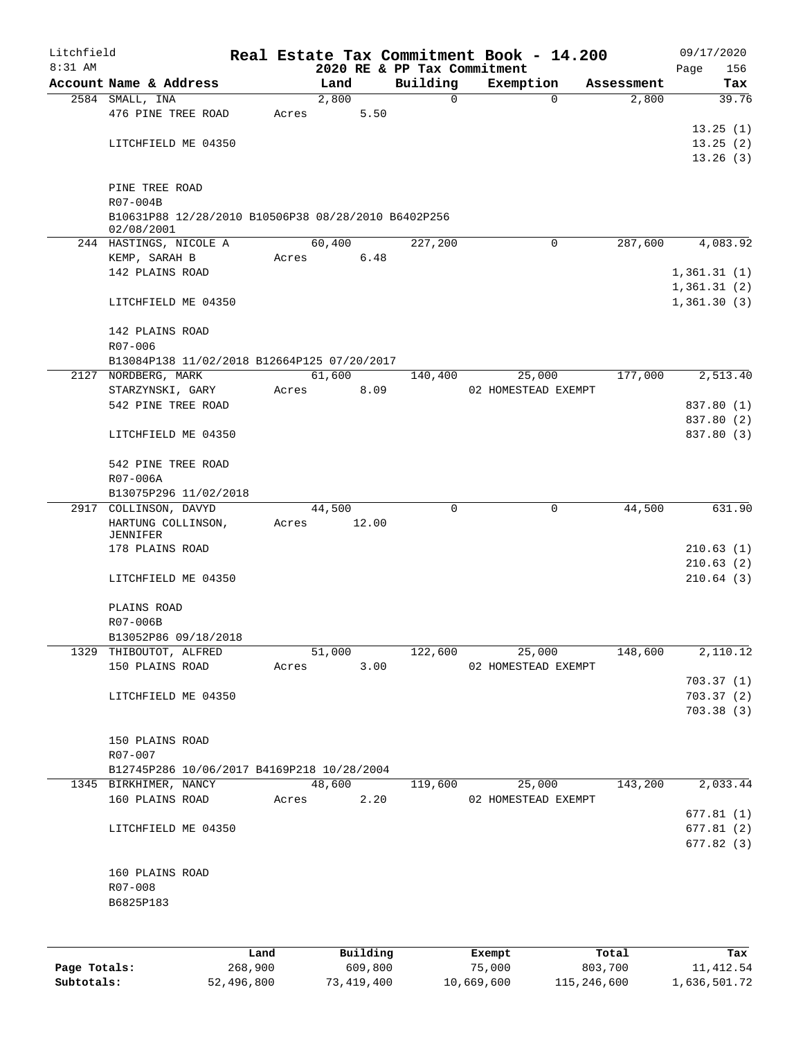Litchfield
8:31 AM

# Real Estate Tax Commitment Book - 14.200

## 2020 RE & PP Tax Commitment

09/17/2020
Page 156

| Account Name & Address | Land | Building | Exemption | Assessment | Tax |
|---|---|---|---|---|---|
| 2584 SMALL, INA | 2,800 | 0 | 0 | 2,800 | 39.76 |
| 476 PINE TREE ROAD | Acres 5.50 | | | | |
| | | | | | 13.25 (1) |
| LITCHFIELD ME 04350 | | | | | 13.25 (2) |
| | | | | | 13.26 (3) |
| PINE TREE ROAD | | | | | |
| R07-004B | | | | | |
| B10631P88 12/28/2010 B10506P38 08/28/2010 B6402P256 02/08/2001 | | | | | |
| 244 HASTINGS, NICOLE A | 60,400 | 227,200 | 0 | 287,600 | 4,083.92 |
| KEMP, SARAH B | Acres 6.48 | | | | |
| 142 PLAINS ROAD | | | | | 1,361.31 (1) |
| | | | | | 1,361.31 (2) |
| LITCHFIELD ME 04350 | | | | | 1,361.30 (3) |
| 142 PLAINS ROAD | | | | | |
| R07-006 | | | | | |
| B13084P138 11/02/2018 B12664P125 07/20/2017 | | | | | |
| 2127 NORDBERG, MARK | 61,600 | 140,400 | 25,000 | 177,000 | 2,513.40 |
| STARZYNSKI, GARY | Acres 8.09 | | 02 HOMESTEAD EXEMPT | | |
| 542 PINE TREE ROAD | | | | | 837.80 (1) |
| | | | | | 837.80 (2) |
| LITCHFIELD ME 04350 | | | | | 837.80 (3) |
| 542 PINE TREE ROAD | | | | | |
| R07-006A | | | | | |
| B13075P296 11/02/2018 | | | | | |
| 2917 COLLINSON, DAVYD | 44,500 | 0 | 0 | 44,500 | 631.90 |
| HARTUNG COLLINSON, JENNIFER | Acres 12.00 | | | | |
| 178 PLAINS ROAD | | | | | 210.63 (1) |
| | | | | | 210.63 (2) |
| LITCHFIELD ME 04350 | | | | | 210.64 (3) |
| PLAINS ROAD | | | | | |
| R07-006B | | | | | |
| B13052P86 09/18/2018 | | | | | |
| 1329 THIBOUTOT, ALFRED | 51,000 | 122,600 | 25,000 | 148,600 | 2,110.12 |
| 150 PLAINS ROAD | Acres 3.00 | | 02 HOMESTEAD EXEMPT | | |
| | | | | | 703.37 (1) |
| LITCHFIELD ME 04350 | | | | | 703.37 (2) |
| | | | | | 703.38 (3) |
| 150 PLAINS ROAD | | | | | |
| R07-007 | | | | | |
| B12745P286 10/06/2017 B4169P218 10/28/2004 | | | | | |
| 1345 BIRKHIMER, NANCY | 48,600 | 119,600 | 25,000 | 143,200 | 2,033.44 |
| 160 PLAINS ROAD | Acres 2.20 | | 02 HOMESTEAD EXEMPT | | |
| | | | | | 677.81 (1) |
| LITCHFIELD ME 04350 | | | | | 677.81 (2) |
| | | | | | 677.82 (3) |
| 160 PLAINS ROAD | | | | | |
| R07-008 | | | | | |
| B6825P183 | | | | | |

| | Land | Building | Exempt | Total | Tax |
|---|---|---|---|---|---|
| Page Totals: | 268,900 | 609,800 | 75,000 | 803,700 | 11,412.54 |
| Subtotals: | 52,496,800 | 73,419,400 | 10,669,600 | 115,246,600 | 1,636,501.72 |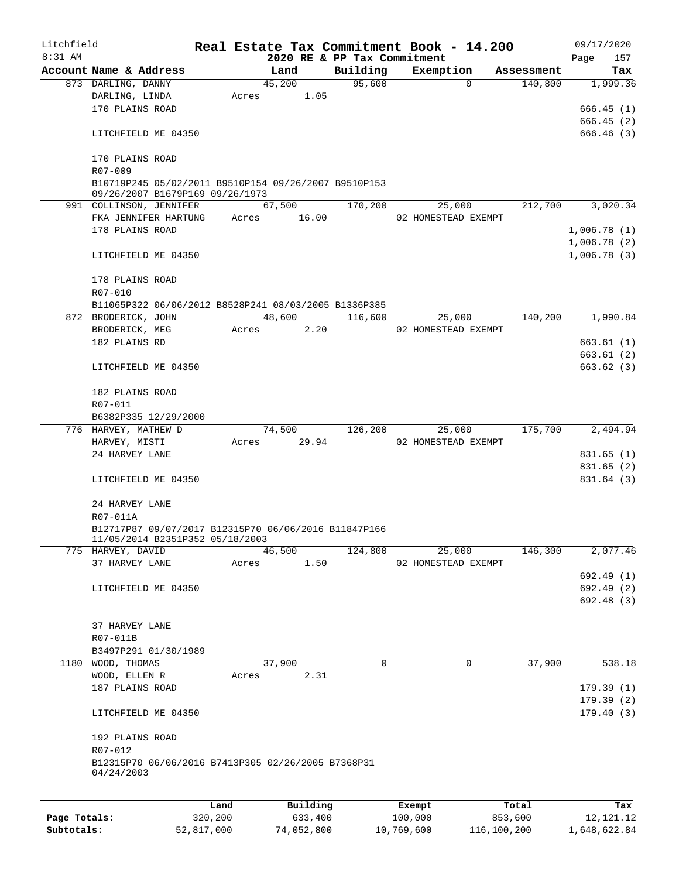Litchfield
8:31 AM

# Real Estate Tax Commitment Book - 14.200

2020 RE & PP Tax Commitment

09/17/2020
Page 157

| Account Name & Address | Land | Building | Exemption | Assessment | Tax |
|---|---|---|---|---|---|
| 873 DARLING, DANNY | 45,200 | 95,600 | 0 | 140,800 | 1,999.36 |
| DARLING, LINDA | Acres 1.05 | | | | |
| 170 PLAINS ROAD | | | | | 666.45 (1) |
| | | | | | 666.45 (2) |
| LITCHFIELD ME 04350 | | | | | 666.46 (3) |
| 170 PLAINS ROAD | | | | | |
| R07-009 | | | | | |
| B10719P245 05/02/2011 B9510P154 09/26/2007 B9510P153 09/26/2007 B1679P169 09/26/1973 | | | | | |
| 991 COLLINSON, JENNIFER | 67,500 | 170,200 | 25,000 | 212,700 | 3,020.34 |
| FKA JENNIFER HARTUNG | Acres 16.00 | | 02 HOMESTEAD EXEMPT | | |
| 178 PLAINS ROAD | | | | | 1,006.78 (1) |
| | | | | | 1,006.78 (2) |
| LITCHFIELD ME 04350 | | | | | 1,006.78 (3) |
| 178 PLAINS ROAD | | | | | |
| R07-010 | | | | | |
| B11065P322 06/06/2012 B8528P241 08/03/2005 B1336P385 | | | | | |
| 872 BRODERICK, JOHN | 48,600 | 116,600 | 25,000 | 140,200 | 1,990.84 |
| BRODERICK, MEG | Acres 2.20 | | 02 HOMESTEAD EXEMPT | | |
| 182 PLAINS RD | | | | | 663.61 (1) |
| | | | | | 663.61 (2) |
| LITCHFIELD ME 04350 | | | | | 663.62 (3) |
| 182 PLAINS ROAD | | | | | |
| R07-011 | | | | | |
| B6382P335 12/29/2000 | | | | | |
| 776 HARVEY, MATHEW D | 74,500 | 126,200 | 25,000 | 175,700 | 2,494.94 |
| HARVEY, MISTI | Acres 29.94 | | 02 HOMESTEAD EXEMPT | | |
| 24 HARVEY LANE | | | | | 831.65 (1) |
| | | | | | 831.65 (2) |
| LITCHFIELD ME 04350 | | | | | 831.64 (3) |
| 24 HARVEY LANE | | | | | |
| R07-011A | | | | | |
| B12717P87 09/07/2017 B12315P70 06/06/2016 B11847P166 11/05/2014 B2351P352 05/18/2003 | | | | | |
| 775 HARVEY, DAVID | 46,500 | 124,800 | 25,000 | 146,300 | 2,077.46 |
| 37 HARVEY LANE | Acres 1.50 | | 02 HOMESTEAD EXEMPT | | |
| | | | | | 692.49 (1) |
| LITCHFIELD ME 04350 | | | | | 692.49 (2) |
| | | | | | 692.48 (3) |
| 37 HARVEY LANE | | | | | |
| R07-011B | | | | | |
| B3497P291 01/30/1989 | | | | | |
| 1180 WOOD, THOMAS | 37,900 | 0 | 0 | 37,900 | 538.18 |
| WOOD, ELLEN R | Acres 2.31 | | | | |
| 187 PLAINS ROAD | | | | | 179.39 (1) |
| | | | | | 179.39 (2) |
| LITCHFIELD ME 04350 | | | | | 179.40 (3) |
| 192 PLAINS ROAD | | | | | |
| R07-012 | | | | | |
| B12315P70 06/06/2016 B7413P305 02/26/2005 B7368P31 04/24/2003 | | | | | |

| | Land | Building | Exempt | Total | Tax |
|---|---|---|---|---|---|
| Page Totals: | 320,200 | 633,400 | 100,000 | 853,600 | 12,121.12 |
| Subtotals: | 52,817,000 | 74,052,800 | 10,769,600 | 116,100,200 | 1,648,622.84 |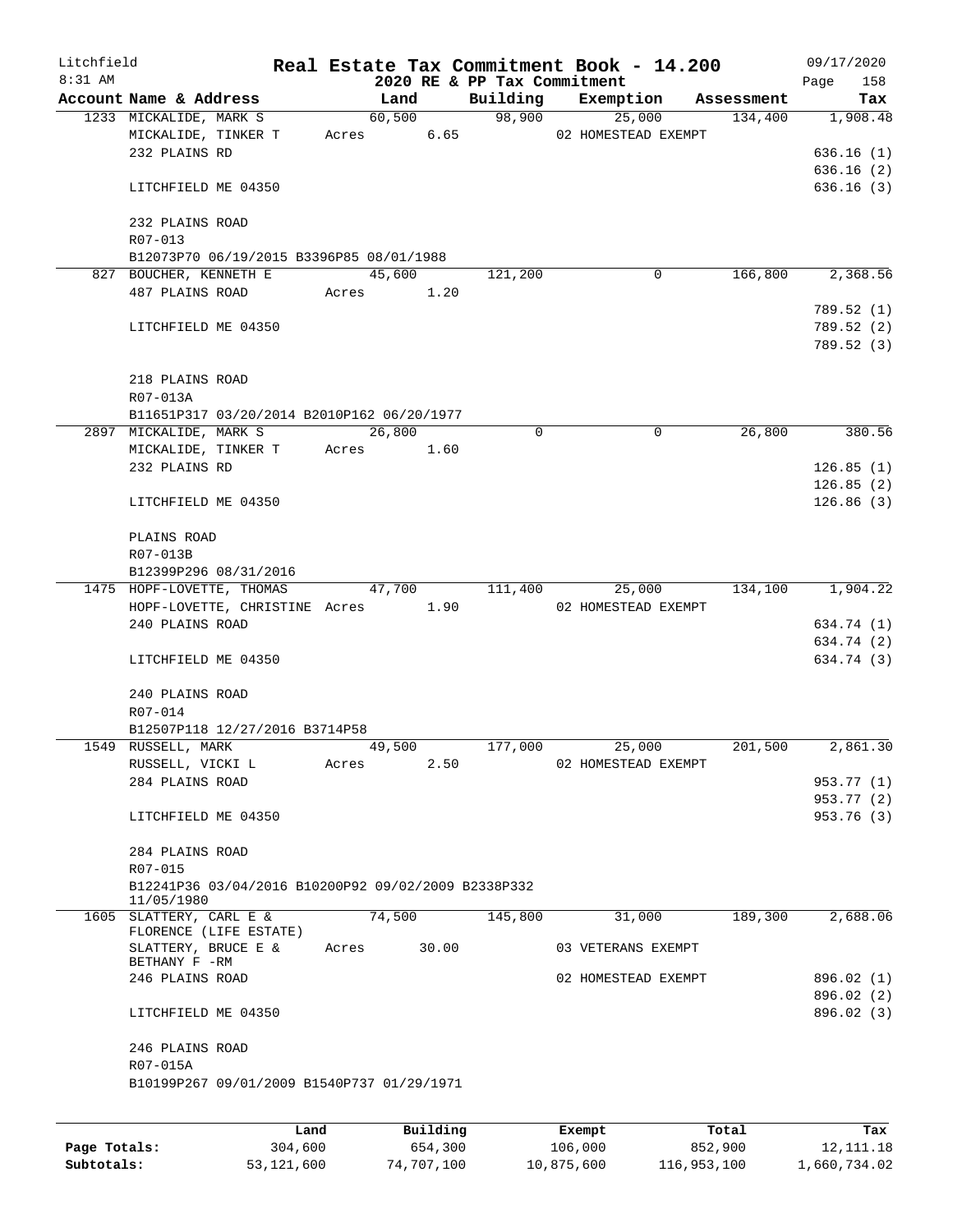Litchfield
8:31 AM

# Real Estate Tax Commitment Book - 14.200

2020 RE & PP Tax Commitment

09/17/2020

| Account Name & Address | Land | Building | Exemption | Assessment | Tax |
|---|---|---|---|---|---|
| 1233 MICKALIDE, MARK S | 60,500 | 98,900 | 25,000 | 134,400 | 1,908.48 |
| MICKALIDE, TINKER T | Acres 6.65 | | 02 HOMESTEAD EXEMPT | | |
| 232 PLAINS RD | | | | | 636.16 (1) |
| | | | | | 636.16 (2) |
| LITCHFIELD ME 04350 | | | | | 636.16 (3) |
| 232 PLAINS ROAD | | | | | |
| R07-013 | | | | | |
| B12073P70 06/19/2015 B3396P85 08/01/1988 | | | | | |
| 827 BOUCHER, KENNETH E | 45,600 | 121,200 | 0 | 166,800 | 2,368.56 |
| 487 PLAINS ROAD | Acres 1.20 | | | | |
| | | | | | 789.52 (1) |
| LITCHFIELD ME 04350 | | | | | 789.52 (2) |
| | | | | | 789.52 (3) |
| 218 PLAINS ROAD | | | | | |
| R07-013A | | | | | |
| B11651P317 03/20/2014 B2010P162 06/20/1977 | | | | | |
| 2897 MICKALIDE, MARK S | 26,800 | 0 | 0 | 26,800 | 380.56 |
| MICKALIDE, TINKER T | Acres 1.60 | | | | |
| 232 PLAINS RD | | | | | 126.85 (1) |
| | | | | | 126.85 (2) |
| LITCHFIELD ME 04350 | | | | | 126.86 (3) |
| PLAINS ROAD | | | | | |
| R07-013B | | | | | |
| B12399P296 08/31/2016 | | | | | |
| 1475 HOPF-LOVETTE, THOMAS | 47,700 | 111,400 | 25,000 | 134,100 | 1,904.22 |
| HOPF-LOVETTE, CHRISTINE | Acres 1.90 | | 02 HOMESTEAD EXEMPT | | |
| 240 PLAINS ROAD | | | | | 634.74 (1) |
| | | | | | 634.74 (2) |
| LITCHFIELD ME 04350 | | | | | 634.74 (3) |
| 240 PLAINS ROAD | | | | | |
| R07-014 | | | | | |
| B12507P118 12/27/2016 B3714P58 | | | | | |
| 1549 RUSSELL, MARK | 49,500 | 177,000 | 25,000 | 201,500 | 2,861.30 |
| RUSSELL, VICKI L | Acres 2.50 | | 02 HOMESTEAD EXEMPT | | |
| 284 PLAINS ROAD | | | | | 953.77 (1) |
| | | | | | 953.77 (2) |
| LITCHFIELD ME 04350 | | | | | 953.76 (3) |
| 284 PLAINS ROAD | | | | | |
| R07-015 | | | | | |
| B12241P36 03/04/2016 B10200P92 09/02/2009 B2338P332 11/05/1980 | | | | | |
| 1605 SLATTERY, CARL E & FLORENCE (LIFE ESTATE) | 74,500 | 145,800 | 31,000 | 189,300 | 2,688.06 |
| SLATTERY, BRUCE E & BETHANY F -RM | Acres 30.00 | | 03 VETERANS EXEMPT | | |
| 246 PLAINS ROAD | | | 02 HOMESTEAD EXEMPT | | 896.02 (1) |
| | | | | | 896.02 (2) |
| LITCHFIELD ME 04350 | | | | | 896.02 (3) |
| 246 PLAINS ROAD | | | | | |
| R07-015A | | | | | |
| B10199P267 09/01/2009 B1540P737 01/29/1971 | | | | | |

| | Land | Building | Exempt | Total | Tax |
|---|---|---|---|---|---|
| Page Totals: | 304,600 | 654,300 | 106,000 | 852,900 | 12,111.18 |
| Subtotals: | 53,121,600 | 74,707,100 | 10,875,600 | 116,953,100 | 1,660,734.02 |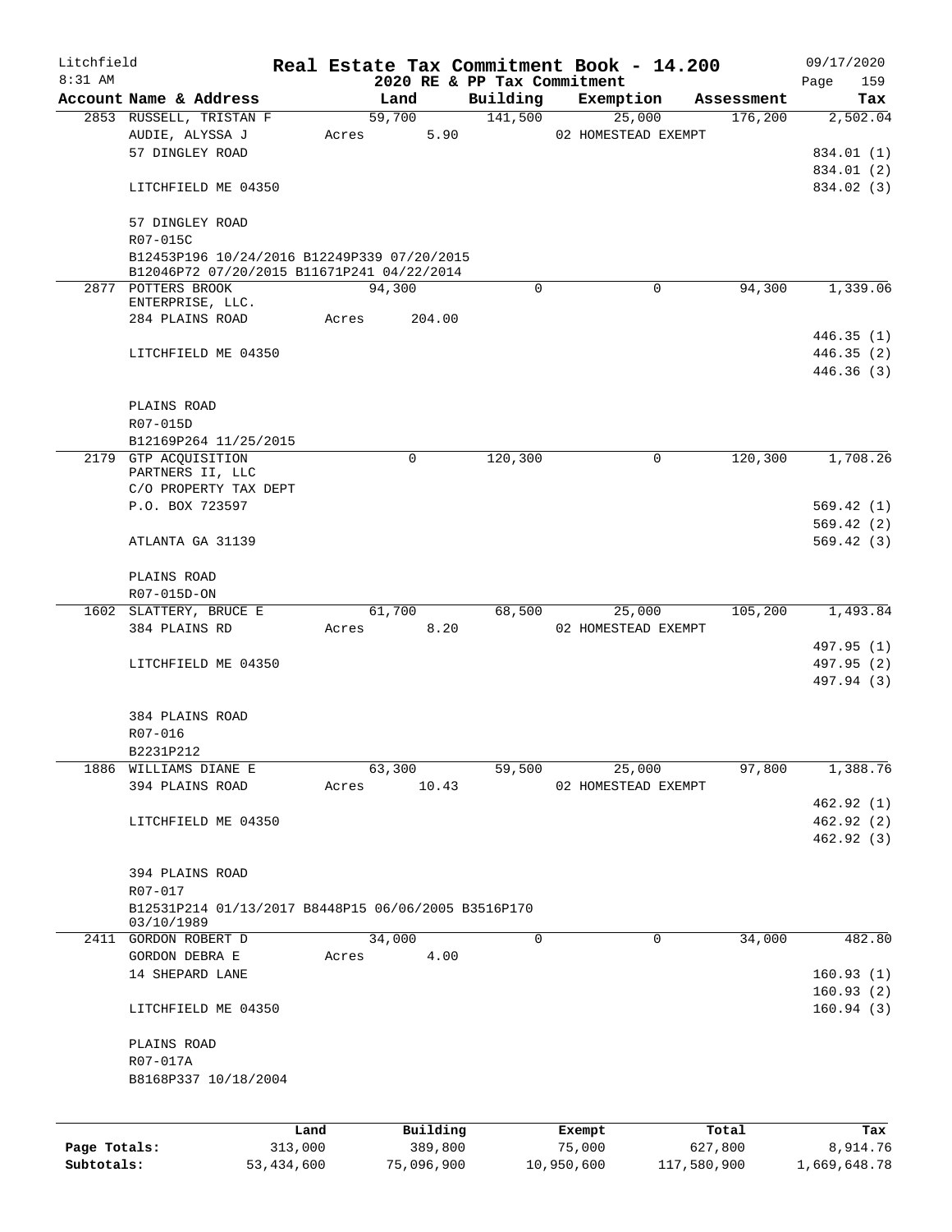Litchfield
8:31 AM

**Real Estate Tax Commitment Book - 14.200**
**2020 RE & PP Tax Commitment**

09/17/2020
Page 159

| Account | Name & Address | Land | Building | Exemption | Assessment | Tax |
|---|---|---|---|---|---|---|
| 2853 | RUSSELL, TRISTAN F | 59,700 | 141,500 | 25,000 | 176,200 | 2,502.04 |
| | AUDIE, ALYSSA J | Acres 5.90 | | 02 HOMESTEAD EXEMPT | | |
| | 57 DINGLEY ROAD | | | | | 834.01 (1) |
| | | | | | | 834.01 (2) |
| | LITCHFIELD ME 04350 | | | | | 834.02 (3) |
| | 57 DINGLEY ROAD | | | | | |
| | R07-015C | | | | | |
| | B12453P196 10/24/2016 B12249P339 07/20/2015 B12046P72 07/20/2015 B11671P241 04/22/2014 | | | | | |
| 2877 | POTTERS BROOK ENTERPRISE, LLC. | 94,300 | 0 | 0 | 94,300 | 1,339.06 |
| | 284 PLAINS ROAD | Acres 204.00 | | | | |
| | | | | | | 446.35 (1) |
| | LITCHFIELD ME 04350 | | | | | 446.35 (2) |
| | | | | | | 446.36 (3) |
| | PLAINS ROAD | | | | | |
| | R07-015D | | | | | |
| | B12169P264 11/25/2015 | | | | | |
| 2179 | GTP ACQUISITION PARTNERS II, LLC | 0 | 120,300 | 0 | 120,300 | 1,708.26 |
| | C/O PROPERTY TAX DEPT | | | | | |
| | P.O. BOX 723597 | | | | | 569.42 (1) |
| | | | | | | 569.42 (2) |
| | ATLANTA GA 31139 | | | | | 569.42 (3) |
| | PLAINS ROAD | | | | | |
| | R07-015D-ON | | | | | |
| 1602 | SLATTERY, BRUCE E | 61,700 | 68,500 | 25,000 | 105,200 | 1,493.84 |
| | 384 PLAINS RD | Acres 8.20 | | 02 HOMESTEAD EXEMPT | | |
| | | | | | | 497.95 (1) |
| | LITCHFIELD ME 04350 | | | | | 497.95 (2) |
| | | | | | | 497.94 (3) |
| | 384 PLAINS ROAD | | | | | |
| | R07-016 | | | | | |
| | B2231P212 | | | | | |
| 1886 | WILLIAMS DIANE E | 63,300 | 59,500 | 25,000 | 97,800 | 1,388.76 |
| | 394 PLAINS ROAD | Acres 10.43 | | 02 HOMESTEAD EXEMPT | | |
| | | | | | | 462.92 (1) |
| | LITCHFIELD ME 04350 | | | | | 462.92 (2) |
| | | | | | | 462.92 (3) |
| | 394 PLAINS ROAD | | | | | |
| | R07-017 | | | | | |
| | B12531P214 01/13/2017 B8448P15 06/06/2005 B3516P170 03/10/1989 | | | | | |
| 2411 | GORDON ROBERT D | 34,000 | 0 | 0 | 34,000 | 482.80 |
| | GORDON DEBRA E | Acres 4.00 | | | | |
| | 14 SHEPARD LANE | | | | | 160.93 (1) |
| | | | | | | 160.93 (2) |
| | LITCHFIELD ME 04350 | | | | | 160.94 (3) |
| | PLAINS ROAD | | | | | |
| | R07-017A | | | | | |
| | B8168P337 10/18/2004 | | | | | |

| | Land | Building | Exempt | Total | Tax |
|---|---|---|---|---|---|
| **Page Totals:** | 313,000 | 389,800 | 75,000 | 627,800 | 8,914.76 |
| **Subtotals:** | 53,434,600 | 75,096,900 | 10,950,600 | 117,580,900 | 1,669,648.78 |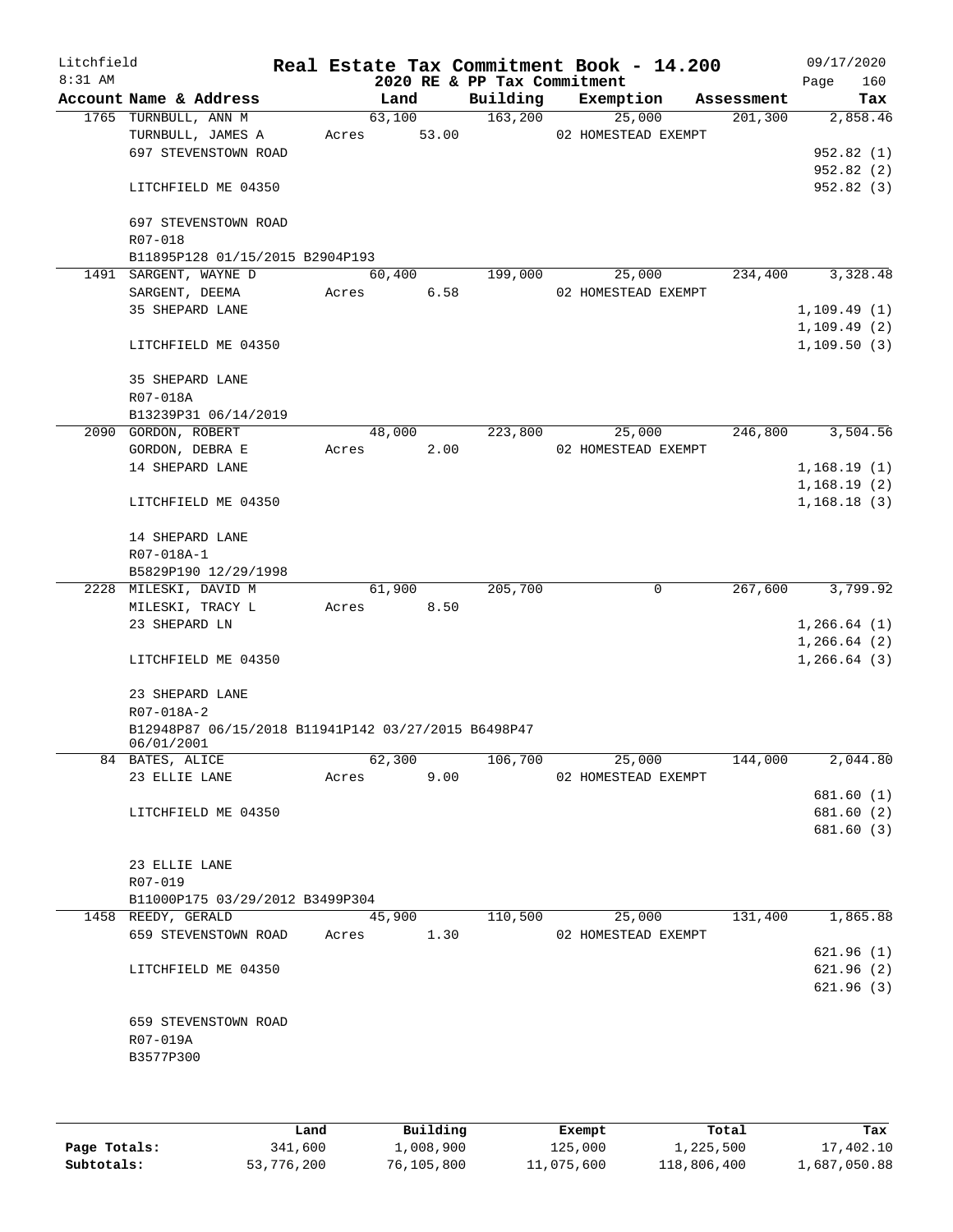Litchfield 8:31 AM

# Real Estate Tax Commitment Book - 14.200

## 2020 RE & PP Tax Commitment

09/17/2020

| Account | Name & Address | Land | Building | Exemption | Assessment | Tax |
|---|---|---|---|---|---|---|
| 1765 | TURNBULL, ANN M | 63,100 | 163,200 | 25,000 | 201,300 | 2,858.46 |
| | TURNBULL, JAMES A | Acres 53.00 | | 02 HOMESTEAD EXEMPT | | |
| | 697 STEVENSTOWN ROAD | | | | | 952.82 (1) |
| | | | | | | 952.82 (2) |
| | LITCHFIELD ME 04350 | | | | | 952.82 (3) |
| | 697 STEVENSTOWN ROAD | | | | | |
| | R07-018 | | | | | |
| | B11895P128 01/15/2015 B2904P193 | | | | | |
| 1491 | SARGENT, WAYNE D | 60,400 | 199,000 | 25,000 | 234,400 | 3,328.48 |
| | SARGENT, DEEMA | Acres 6.58 | | 02 HOMESTEAD EXEMPT | | |
| | 35 SHEPARD LANE | | | | | 1,109.49 (1) |
| | | | | | | 1,109.49 (2) |
| | LITCHFIELD ME 04350 | | | | | 1,109.50 (3) |
| | 35 SHEPARD LANE | | | | | |
| | R07-018A | | | | | |
| | B13239P31 06/14/2019 | | | | | |
| 2090 | GORDON, ROBERT | 48,000 | 223,800 | 25,000 | 246,800 | 3,504.56 |
| | GORDON, DEBRA E | Acres 2.00 | | 02 HOMESTEAD EXEMPT | | |
| | 14 SHEPARD LANE | | | | | 1,168.19 (1) |
| | | | | | | 1,168.19 (2) |
| | LITCHFIELD ME 04350 | | | | | 1,168.18 (3) |
| | 14 SHEPARD LANE | | | | | |
| | R07-018A-1 | | | | | |
| | B5829P190 12/29/1998 | | | | | |
| 2228 | MILESKI, DAVID M | 61,900 | 205,700 | 0 | 267,600 | 3,799.92 |
| | MILESKI, TRACY L | Acres 8.50 | | | | |
| | 23 SHEPARD LN | | | | | 1,266.64 (1) |
| | | | | | | 1,266.64 (2) |
| | LITCHFIELD ME 04350 | | | | | 1,266.64 (3) |
| | 23 SHEPARD LANE | | | | | |
| | R07-018A-2 | | | | | |
| | B12948P87 06/15/2018 B11941P142 03/27/2015 B6498P47 06/01/2001 | | | | | |
| 84 | BATES, ALICE | 62,300 | 106,700 | 25,000 | 144,000 | 2,044.80 |
| | 23 ELLIE LANE | Acres 9.00 | | 02 HOMESTEAD EXEMPT | | |
| | | | | | | 681.60 (1) |
| | LITCHFIELD ME 04350 | | | | | 681.60 (2) |
| | | | | | | 681.60 (3) |
| | 23 ELLIE LANE | | | | | |
| | R07-019 | | | | | |
| | B11000P175 03/29/2012 B3499P304 | | | | | |
| 1458 | REEDY, GERALD | 45,900 | 110,500 | 25,000 | 131,400 | 1,865.88 |
| | 659 STEVENSTOWN ROAD | Acres 1.30 | | 02 HOMESTEAD EXEMPT | | |
| | | | | | | 621.96 (1) |
| | LITCHFIELD ME 04350 | | | | | 621.96 (2) |
| | | | | | | 621.96 (3) |
| | 659 STEVENSTOWN ROAD | | | | | |
| | R07-019A | | | | | |
| | B3577P300 | | | | | |

| | Land | Building | Exempt | Total | Tax |
|---|---|---|---|---|---|
| Page Totals: | 341,600 | 1,008,900 | 125,000 | 1,225,500 | 17,402.10 |
| Subtotals: | 53,776,200 | 76,105,800 | 11,075,600 | 118,806,400 | 1,687,050.88 |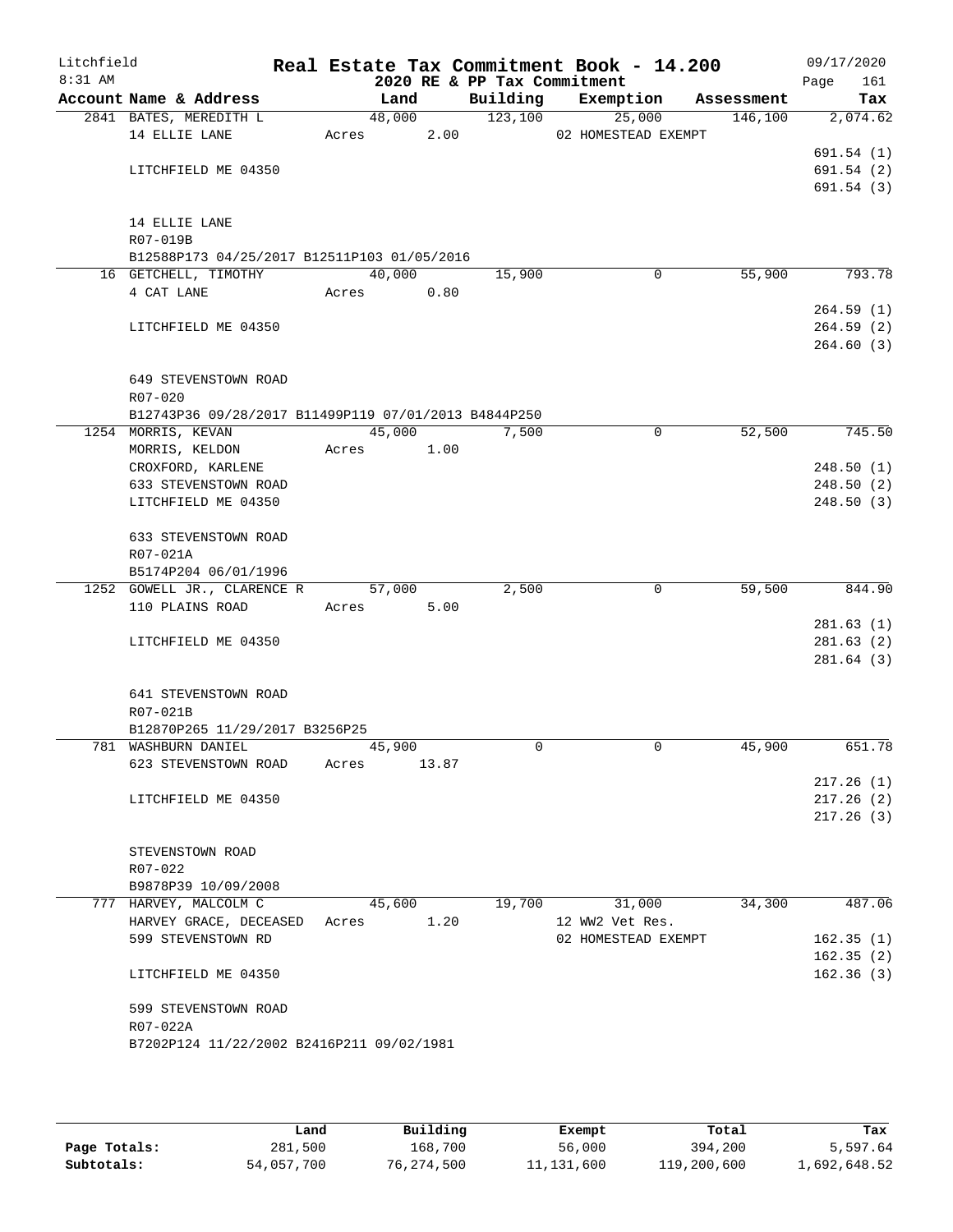Litchfield
8:31 AM

# Real Estate Tax Commitment Book - 14.200

## 2020 RE & PP Tax Commitment

09/17/2020

| Account Name & Address | Land | Building | Exemption | Assessment | Tax |
|---|---|---|---|---|---|
| 2841 BATES, MEREDITH L | 48,000 | 123,100 | 25,000 | 146,100 | 2,074.62 |
| 14 ELLIE LANE | Acres 2.00 | | 02 HOMESTEAD EXEMPT | | |
| | | | | | 691.54 (1) |
| LITCHFIELD ME 04350 | | | | | 691.54 (2) |
| | | | | | 691.54 (3) |
| 14 ELLIE LANE | | | | | |
| R07-019B | | | | | |
| B12588P173 04/25/2017 B12511P103 01/05/2016 | | | | | |
| 16 GETCHELL, TIMOTHY | 40,000 | 15,900 | 0 | 55,900 | 793.78 |
| 4 CAT LANE | Acres 0.80 | | | | |
| | | | | | 264.59 (1) |
| LITCHFIELD ME 04350 | | | | | 264.59 (2) |
| | | | | | 264.60 (3) |
| 649 STEVENSTOWN ROAD | | | | | |
| R07-020 | | | | | |
| B12743P36 09/28/2017 B11499P119 07/01/2013 B4844P250 | | | | | |
| 1254 MORRIS, KEVAN | 45,000 | 7,500 | 0 | 52,500 | 745.50 |
| MORRIS, KELDON | Acres 1.00 | | | | |
| CROXFORD, KARLENE | | | | | 248.50 (1) |
| 633 STEVENSTOWN ROAD | | | | | 248.50 (2) |
| LITCHFIELD ME 04350 | | | | | 248.50 (3) |
| 633 STEVENSTOWN ROAD | | | | | |
| R07-021A | | | | | |
| B5174P204 06/01/1996 | | | | | |
| 1252 GOWELL JR., CLARENCE R | 57,000 | 2,500 | 0 | 59,500 | 844.90 |
| 110 PLAINS ROAD | Acres 5.00 | | | | |
| | | | | | 281.63 (1) |
| LITCHFIELD ME 04350 | | | | | 281.63 (2) |
| | | | | | 281.64 (3) |
| 641 STEVENSTOWN ROAD | | | | | |
| R07-021B | | | | | |
| B12870P265 11/29/2017 B3256P25 | | | | | |
| 781 WASHBURN DANIEL | 45,900 | 0 | 0 | 45,900 | 651.78 |
| 623 STEVENSTOWN ROAD | Acres 13.87 | | | | |
| | | | | | 217.26 (1) |
| LITCHFIELD ME 04350 | | | | | 217.26 (2) |
| | | | | | 217.26 (3) |
| STEVENSTOWN ROAD | | | | | |
| R07-022 | | | | | |
| B9878P39 10/09/2008 | | | | | |
| 777 HARVEY, MALCOLM C | 45,600 | 19,700 | 31,000 | 34,300 | 487.06 |
| HARVEY GRACE, DECEASED | Acres 1.20 | | 12 WW2 Vet Res. | | |
| 599 STEVENSTOWN RD | | | 02 HOMESTEAD EXEMPT | | 162.35 (1) |
| | | | | | 162.35 (2) |
| LITCHFIELD ME 04350 | | | | | 162.36 (3) |
| 599 STEVENSTOWN ROAD | | | | | |
| R07-022A | | | | | |
| B7202P124 11/22/2002 B2416P211 09/02/1981 | | | | | |

| | Land | Building | Exempt | Total | Tax |
|---|---|---|---|---|---|
| Page Totals: | 281,500 | 168,700 | 56,000 | 394,200 | 5,597.64 |
| Subtotals: | 54,057,700 | 76,274,500 | 11,131,600 | 119,200,600 | 1,692,648.52 |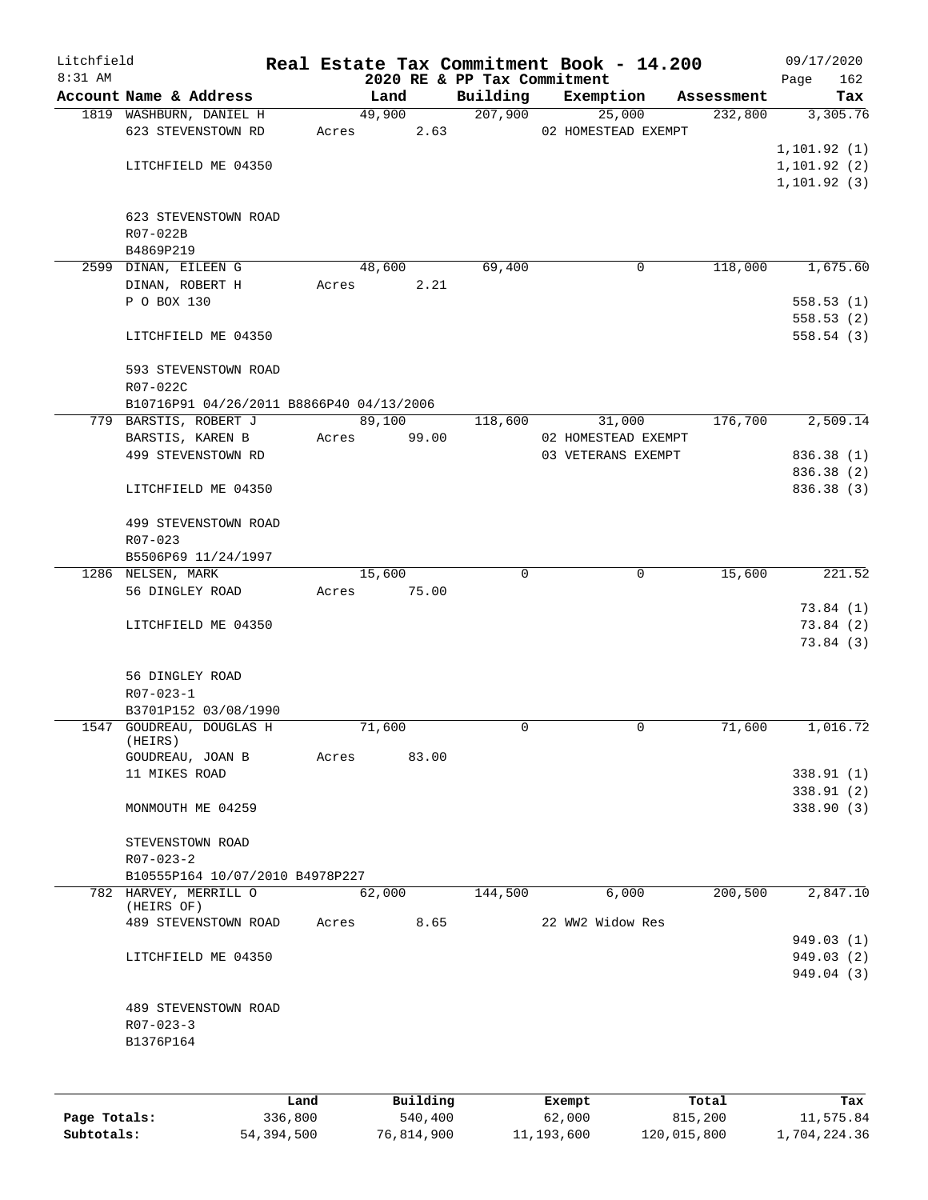Litchfield
8:31 AM

# Real Estate Tax Commitment Book - 14.200
## 2020 RE & PP Tax Commitment

09/17/2020
Page 162

| Account Name & Address | Land | Building | Exemption | Assessment | Tax |
|---|---|---|---|---|---|
| 1819 WASHBURN, DANIEL H | 49,900 | 207,900 | 25,000 | 232,800 | 3,305.76 |
| 623 STEVENSTOWN RD | Acres 2.63 | | 02 HOMESTEAD EXEMPT | | |
| | | | | | 1,101.92 (1) |
| LITCHFIELD ME 04350 | | | | | 1,101.92 (2) |
| | | | | | 1,101.92 (3) |
| 623 STEVENSTOWN ROAD | | | | | |
| R07-022B | | | | | |
| B4869P219 | | | | | |
| 2599 DINAN, EILEEN G | 48,600 | 69,400 | 0 | 118,000 | 1,675.60 |
| DINAN, ROBERT H | Acres 2.21 | | | | |
| P O BOX 130 | | | | | 558.53 (1) |
| | | | | | 558.53 (2) |
| LITCHFIELD ME 04350 | | | | | 558.54 (3) |
| 593 STEVENSTOWN ROAD | | | | | |
| R07-022C | | | | | |
| B10716P91 04/26/2011 B8866P40 04/13/2006 | | | | | |
| 779 BARSTIS, ROBERT J | 89,100 | 118,600 | 31,000 | 176,700 | 2,509.14 |
| BARSTIS, KAREN B | Acres 99.00 | | 02 HOMESTEAD EXEMPT | | |
| 499 STEVENSTOWN RD | | | 03 VETERANS EXEMPT | | 836.38 (1) |
| | | | | | 836.38 (2) |
| LITCHFIELD ME 04350 | | | | | 836.38 (3) |
| 499 STEVENSTOWN ROAD | | | | | |
| R07-023 | | | | | |
| B5506P69 11/24/1997 | | | | | |
| 1286 NELSEN, MARK | 15,600 | 0 | 0 | 15,600 | 221.52 |
| 56 DINGLEY ROAD | Acres 75.00 | | | | |
| | | | | | 73.84 (1) |
| LITCHFIELD ME 04350 | | | | | 73.84 (2) |
| | | | | | 73.84 (3) |
| 56 DINGLEY ROAD | | | | | |
| R07-023-1 | | | | | |
| B3701P152 03/08/1990 | | | | | |
| 1547 GOUDREAU, DOUGLAS H (HEIRS) | 71,600 | 0 | 0 | 71,600 | 1,016.72 |
| GOUDREAU, JOAN B | Acres 83.00 | | | | |
| 11 MIKES ROAD | | | | | 338.91 (1) |
| | | | | | 338.91 (2) |
| MONMOUTH ME 04259 | | | | | 338.90 (3) |
| STEVENSTOWN ROAD | | | | | |
| R07-023-2 | | | | | |
| B10555P164 10/07/2010 B4978P227 | | | | | |
| 782 HARVEY, MERRILL O (HEIRS OF) | 62,000 | 144,500 | 6,000 | 200,500 | 2,847.10 |
| 489 STEVENSTOWN ROAD | Acres 8.65 | | 22 WW2 Widow Res | | |
| | | | | | 949.03 (1) |
| LITCHFIELD ME 04350 | | | | | 949.03 (2) |
| | | | | | 949.04 (3) |
| 489 STEVENSTOWN ROAD | | | | | |
| R07-023-3 | | | | | |
| B1376P164 | | | | | |

| | Land | Building | Exempt | Total | Tax |
|---|---|---|---|---|---|
| Page Totals: | 336,800 | 540,400 | 62,000 | 815,200 | 11,575.84 |
| Subtotals: | 54,394,500 | 76,814,900 | 11,193,600 | 120,015,800 | 1,704,224.36 |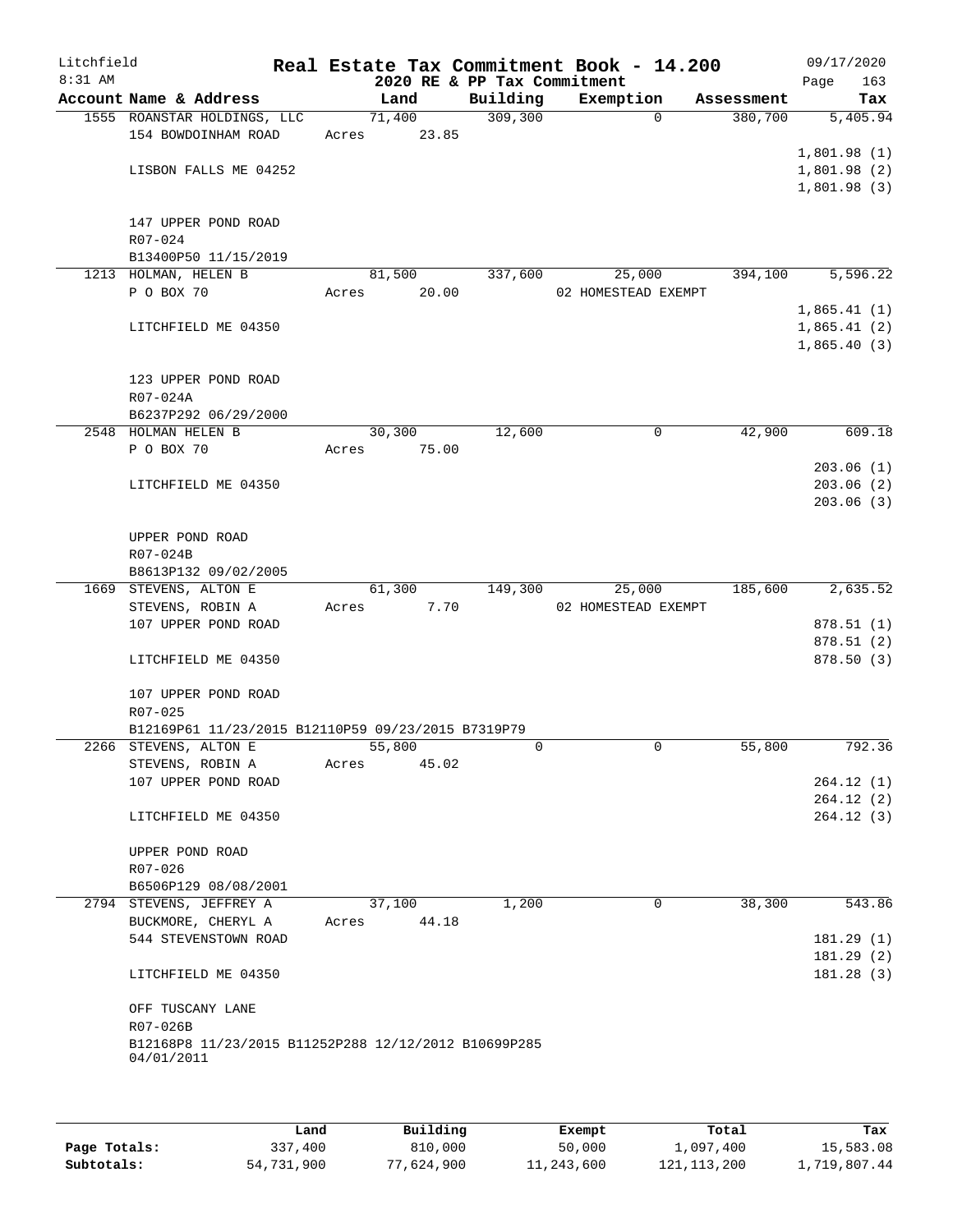# Real Estate Tax Commitment Book - 14.200

Litchfield — 8:31 AM — 2020 RE & PP Tax Commitment — 09/17/2020

| Account Name & Address | Land | Building | Exemption | Assessment | Tax |
|---|---|---|---|---|---|
| 1555 ROANSTAR HOLDINGS, LLC | 71,400 | 309,300 | 0 | 380,700 | 5,405.94 |
| 154 BOWDOINHAM ROAD | Acres 23.85 | | | | |
| | | | | | 1,801.98 (1) |
| LISBON FALLS ME 04252 | | | | | 1,801.98 (2) |
| | | | | | 1,801.98 (3) |
| 147 UPPER POND ROAD | | | | | |
| R07-024 | | | | | |
| B13400P50 11/15/2019 | | | | | |
| 1213 HOLMAN, HELEN B | 81,500 | 337,600 | 25,000 | 394,100 | 5,596.22 |
| P O BOX 70 | Acres 20.00 | | 02 HOMESTEAD EXEMPT | | |
| | | | | | 1,865.41 (1) |
| LITCHFIELD ME 04350 | | | | | 1,865.41 (2) |
| | | | | | 1,865.40 (3) |
| 123 UPPER POND ROAD | | | | | |
| R07-024A | | | | | |
| B6237P292 06/29/2000 | | | | | |
| 2548 HOLMAN HELEN B | 30,300 | 12,600 | 0 | 42,900 | 609.18 |
| P O BOX 70 | Acres 75.00 | | | | |
| | | | | | 203.06 (1) |
| LITCHFIELD ME 04350 | | | | | 203.06 (2) |
| | | | | | 203.06 (3) |
| UPPER POND ROAD | | | | | |
| R07-024B | | | | | |
| B8613P132 09/02/2005 | | | | | |
| 1669 STEVENS, ALTON E | 61,300 | 149,300 | 25,000 | 185,600 | 2,635.52 |
| STEVENS, ROBIN A | Acres 7.70 | | 02 HOMESTEAD EXEMPT | | |
| 107 UPPER POND ROAD | | | | | 878.51 (1) |
| | | | | | 878.51 (2) |
| LITCHFIELD ME 04350 | | | | | 878.50 (3) |
| 107 UPPER POND ROAD | | | | | |
| R07-025 | | | | | |
| B12169P61 11/23/2015 B12110P59 09/23/2015 B7319P79 | | | | | |
| 2266 STEVENS, ALTON E | 55,800 | 0 | 0 | 55,800 | 792.36 |
| STEVENS, ROBIN A | Acres 45.02 | | | | |
| 107 UPPER POND ROAD | | | | | 264.12 (1) |
| | | | | | 264.12 (2) |
| LITCHFIELD ME 04350 | | | | | 264.12 (3) |
| UPPER POND ROAD | | | | | |
| R07-026 | | | | | |
| B6506P129 08/08/2001 | | | | | |
| 2794 STEVENS, JEFFREY A | 37,100 | 1,200 | 0 | 38,300 | 543.86 |
| BUCKMORE, CHERYL A | Acres 44.18 | | | | |
| 544 STEVENSTOWN ROAD | | | | | 181.29 (1) |
| | | | | | 181.29 (2) |
| LITCHFIELD ME 04350 | | | | | 181.28 (3) |
| OFF TUSCANY LANE | | | | | |
| R07-026B | | | | | |
| B12168P8 11/23/2015 B11252P288 12/12/2012 B10699P285 04/01/2011 | | | | | |

| | Land | Building | Exempt | Total | Tax |
|---|---|---|---|---|---|
| Page Totals: | 337,400 | 810,000 | 50,000 | 1,097,400 | 15,583.08 |
| Subtotals: | 54,731,900 | 77,624,900 | 11,243,600 | 121,113,200 | 1,719,807.44 |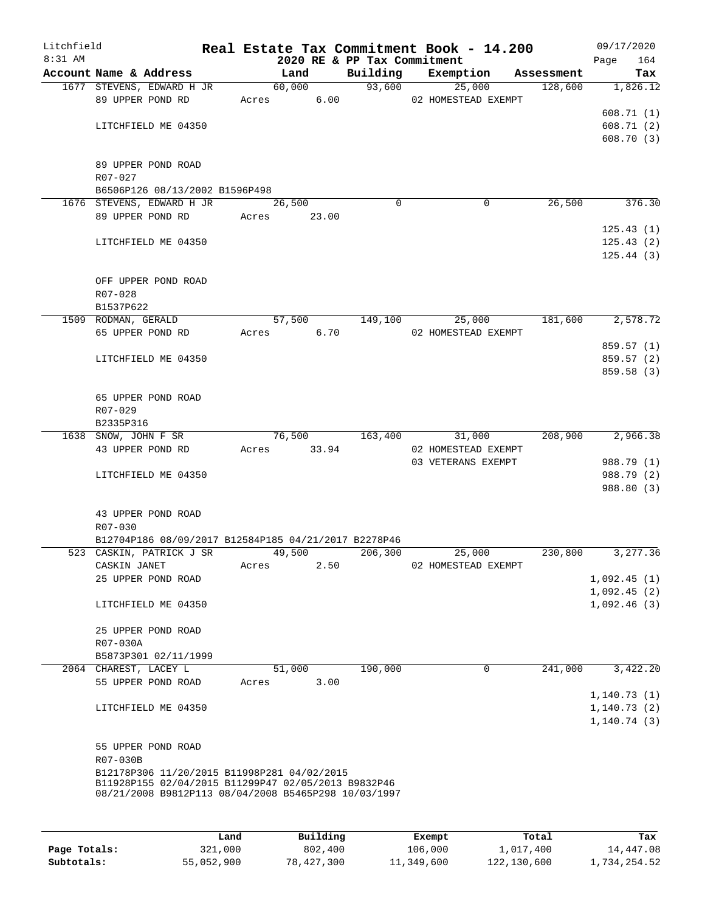Litchfield
8:31 AM

# Real Estate Tax Commitment Book - 14.200

2020 RE & PP Tax Commitment

09/17/2020
Page 164

| Account Name & Address | Land | Building | Exemption | Assessment | Tax |
|---|---|---|---|---|---|
| 1677 STEVENS, EDWARD H JR | 60,000 | 93,600 | 25,000 | 128,600 | 1,826.12 |
| 89 UPPER POND RD | Acres 6.00 | | 02 HOMESTEAD EXEMPT | | |
| | | | | | 608.71 (1) |
| LITCHFIELD ME 04350 | | | | | 608.71 (2) |
| | | | | | 608.70 (3) |
| 89 UPPER POND ROAD | | | | | |
| R07-027 | | | | | |
| B6506P126 08/13/2002 B1596P498 | | | | | |
| 1676 STEVENS, EDWARD H JR | 26,500 | 0 | 0 | 26,500 | 376.30 |
| 89 UPPER POND RD | Acres 23.00 | | | | |
| | | | | | 125.43 (1) |
| LITCHFIELD ME 04350 | | | | | 125.43 (2) |
| | | | | | 125.44 (3) |
| OFF UPPER POND ROAD | | | | | |
| R07-028 | | | | | |
| B1537P622 | | | | | |
| 1509 RODMAN, GERALD | 57,500 | 149,100 | 25,000 | 181,600 | 2,578.72 |
| 65 UPPER POND RD | Acres 6.70 | | 02 HOMESTEAD EXEMPT | | |
| | | | | | 859.57 (1) |
| LITCHFIELD ME 04350 | | | | | 859.57 (2) |
| | | | | | 859.58 (3) |
| 65 UPPER POND ROAD | | | | | |
| R07-029 | | | | | |
| B2335P316 | | | | | |
| 1638 SNOW, JOHN F SR | 76,500 | 163,400 | 31,000 | 208,900 | 2,966.38 |
| 43 UPPER POND RD | Acres 33.94 | | 02 HOMESTEAD EXEMPT | | |
| | | | 03 VETERANS EXEMPT | | 988.79 (1) |
| LITCHFIELD ME 04350 | | | | | 988.79 (2) |
| | | | | | 988.80 (3) |
| 43 UPPER POND ROAD | | | | | |
| R07-030 | | | | | |
| B12704P186 08/09/2017 B12584P185 04/21/2017 B2278P46 | | | | | |
| 523 CASKIN, PATRICK J SR | 49,500 | 206,300 | 25,000 | 230,800 | 3,277.36 |
| CASKIN JANET | Acres 2.50 | | 02 HOMESTEAD EXEMPT | | |
| 25 UPPER POND ROAD | | | | | 1,092.45 (1) |
| | | | | | 1,092.45 (2) |
| LITCHFIELD ME 04350 | | | | | 1,092.46 (3) |
| 25 UPPER POND ROAD | | | | | |
| R07-030A | | | | | |
| B5873P301 02/11/1999 | | | | | |
| 2064 CHAREST, LACEY L | 51,000 | 190,000 | 0 | 241,000 | 3,422.20 |
| 55 UPPER POND ROAD | Acres 3.00 | | | | |
| | | | | | 1,140.73 (1) |
| LITCHFIELD ME 04350 | | | | | 1,140.73 (2) |
| | | | | | 1,140.74 (3) |
| 55 UPPER POND ROAD | | | | | |
| R07-030B | | | | | |
| B12178P306 11/20/2015 B11998P281 04/02/2015 | | | | | |
| B11928P155 02/04/2015 B11299P47 02/05/2013 B9832P46 | | | | | |
| 08/21/2008 B9812P113 08/04/2008 B5465P298 10/03/1997 | | | | | |

| | Land | Building | Exempt | Total | Tax |
|---|---|---|---|---|---|
| Page Totals: | 321,000 | 802,400 | 106,000 | 1,017,400 | 14,447.08 |
| Subtotals: | 55,052,900 | 78,427,300 | 11,349,600 | 122,130,600 | 1,734,254.52 |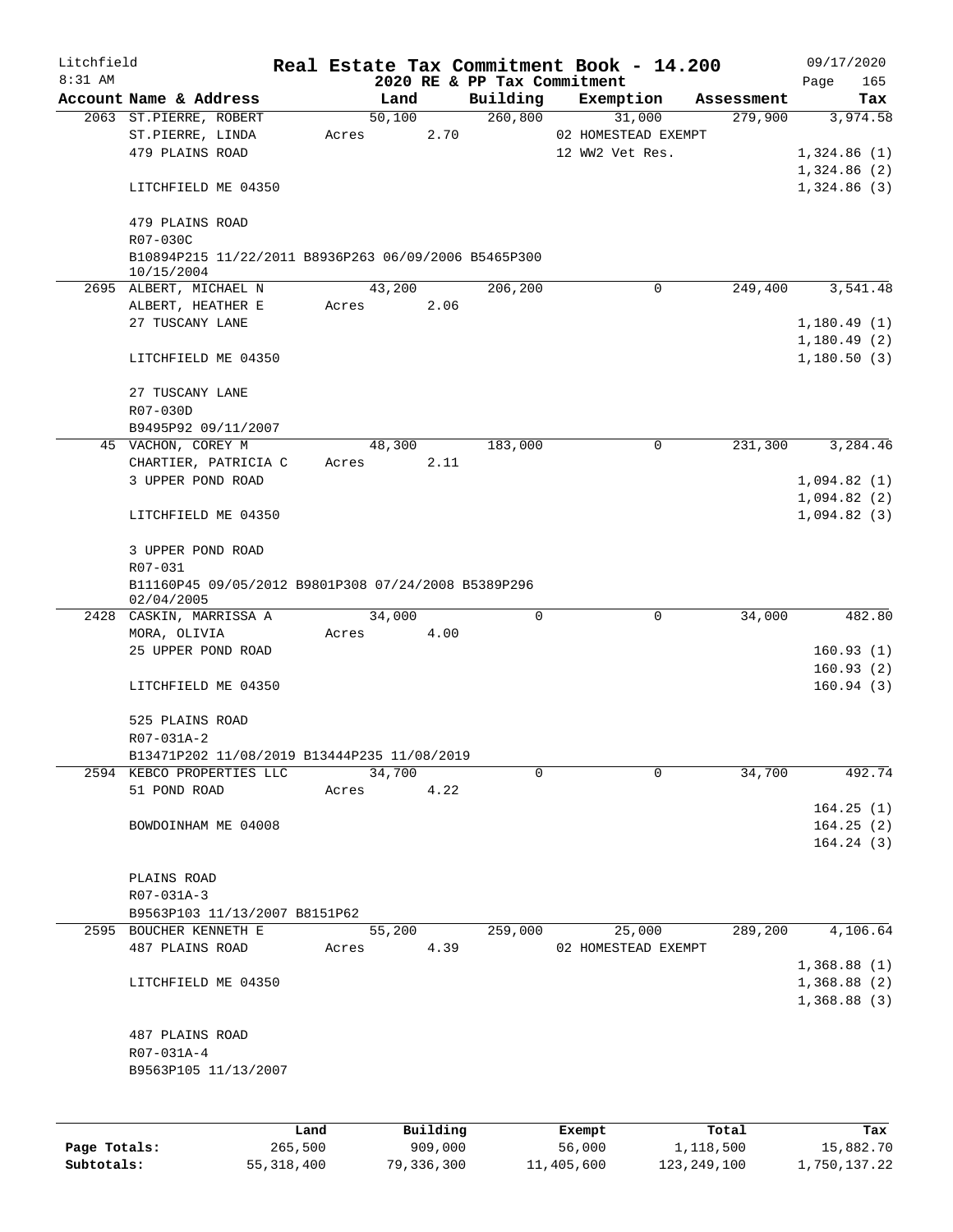# Real Estate Tax Commitment Book - 14.200

Litchfield
8:31 AM

2020 RE & PP Tax Commitment

09/17/2020

| Account Name & Address | Land | Building | Exemption | Assessment | Tax |
|---|---|---|---|---|---|
| 2063 ST.PIERRE, ROBERT | 50,100 | 260,800 | 31,000 | 279,900 | 3,974.58 |
| ST.PIERRE, LINDA | Acres 2.70 | | 02 HOMESTEAD EXEMPT | | |
| 479 PLAINS ROAD | | | 12 WW2 Vet Res. | | 1,324.86 (1) |
| | | | | | 1,324.86 (2) |
| LITCHFIELD ME 04350 | | | | | 1,324.86 (3) |
| 479 PLAINS ROAD | | | | | |
| R07-030C | | | | | |
| B10894P215 11/22/2011 B8936P263 06/09/2006 B5465P300 10/15/2004 | | | | | |
| 2695 ALBERT, MICHAEL N | 43,200 | 206,200 | 0 | 249,400 | 3,541.48 |
| ALBERT, HEATHER E | Acres 2.06 | | | | |
| 27 TUSCANY LANE | | | | | 1,180.49 (1) |
| | | | | | 1,180.49 (2) |
| LITCHFIELD ME 04350 | | | | | 1,180.50 (3) |
| 27 TUSCANY LANE | | | | | |
| R07-030D | | | | | |
| B9495P92 09/11/2007 | | | | | |
| 45 VACHON, COREY M | 48,300 | 183,000 | 0 | 231,300 | 3,284.46 |
| CHARTIER, PATRICIA C | Acres 2.11 | | | | |
| 3 UPPER POND ROAD | | | | | 1,094.82 (1) |
| | | | | | 1,094.82 (2) |
| LITCHFIELD ME 04350 | | | | | 1,094.82 (3) |
| 3 UPPER POND ROAD | | | | | |
| R07-031 | | | | | |
| B11160P45 09/05/2012 B9801P308 07/24/2008 B5389P296 02/04/2005 | | | | | |
| 2428 CASKIN, MARRISSA A | 34,000 | 0 | 0 | 34,000 | 482.80 |
| MORA, OLIVIA | Acres 4.00 | | | | |
| 25 UPPER POND ROAD | | | | | 160.93 (1) |
| | | | | | 160.93 (2) |
| LITCHFIELD ME 04350 | | | | | 160.94 (3) |
| 525 PLAINS ROAD | | | | | |
| R07-031A-2 | | | | | |
| B13471P202 11/08/2019 B13444P235 11/08/2019 | | | | | |
| 2594 KEBCO PROPERTIES LLC | 34,700 | 0 | 0 | 34,700 | 492.74 |
| 51 POND ROAD | Acres 4.22 | | | | |
| | | | | | 164.25 (1) |
| BOWDOINHAM ME 04008 | | | | | 164.25 (2) |
| | | | | | 164.24 (3) |
| PLAINS ROAD | | | | | |
| R07-031A-3 | | | | | |
| B9563P103 11/13/2007 B8151P62 | | | | | |
| 2595 BOUCHER KENNETH E | 55,200 | 259,000 | 25,000 | 289,200 | 4,106.64 |
| 487 PLAINS ROAD | Acres 4.39 | | 02 HOMESTEAD EXEMPT | | |
| | | | | | 1,368.88 (1) |
| LITCHFIELD ME 04350 | | | | | 1,368.88 (2) |
| | | | | | 1,368.88 (3) |
| 487 PLAINS ROAD | | | | | |
| R07-031A-4 | | | | | |
| B9563P105 11/13/2007 | | | | | |

| | Land | Building | Exempt | Total | Tax |
|---|---|---|---|---|---|
| Page Totals: | 265,500 | 909,000 | 56,000 | 1,118,500 | 15,882.70 |
| Subtotals: | 55,318,400 | 79,336,300 | 11,405,600 | 123,249,100 | 1,750,137.22 |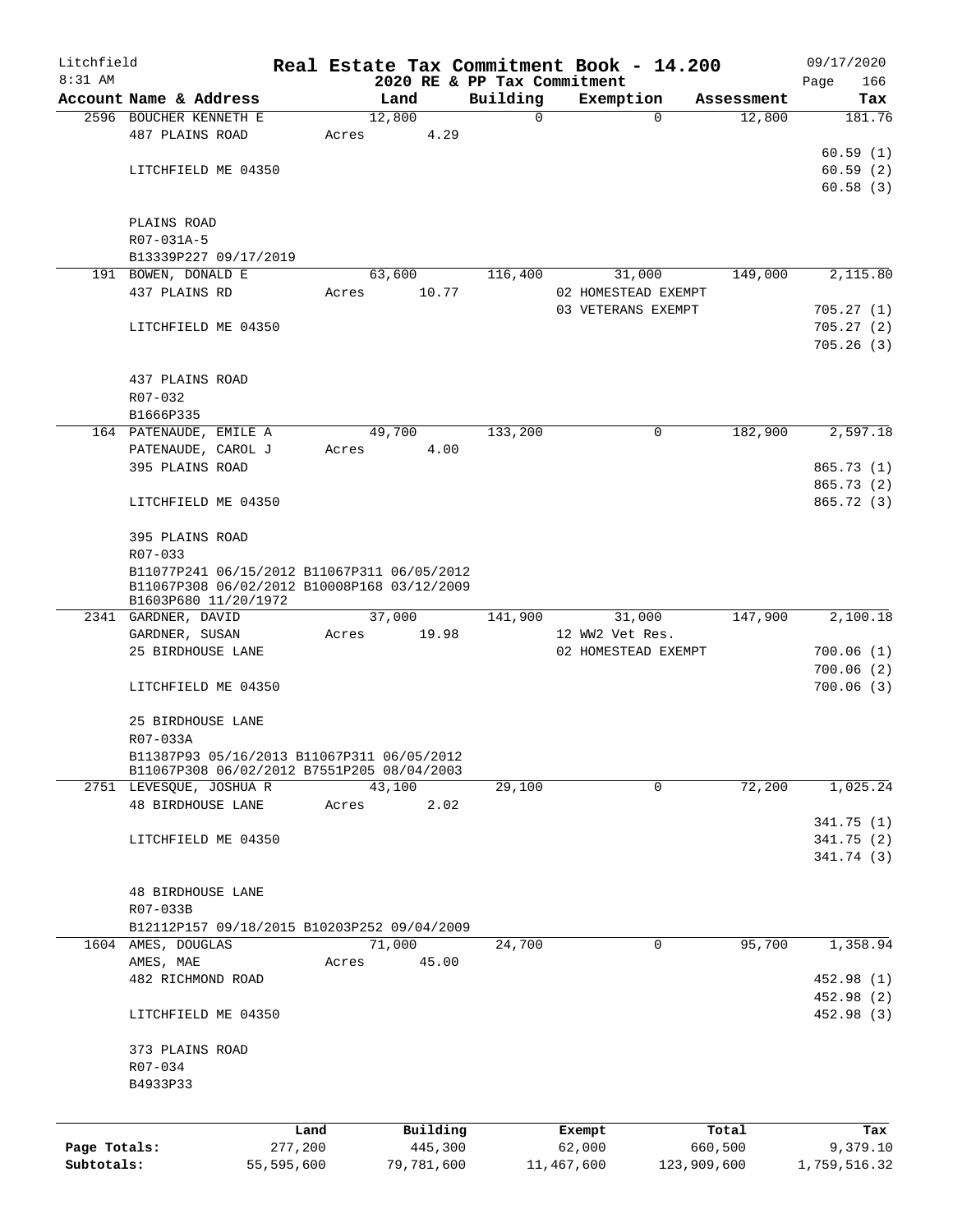Litchfield 8:31 AM

# Real Estate Tax Commitment Book - 14.200

2020 RE & PP Tax Commitment

09/17/2020 Page 166

| Account Name & Address | Land | Building | Exemption | Assessment | Tax |
|---|---|---|---|---|---|
| 2596 BOUCHER KENNETH E | 12,800 | 0 | 0 | 12,800 | 181.76 |
| 487 PLAINS ROAD | Acres 4.29 | | | | |
| | | | | | 60.59 (1) |
| LITCHFIELD ME 04350 | | | | | 60.59 (2) |
| | | | | | 60.58 (3) |
| PLAINS ROAD | | | | | |
| R07-031A-5 | | | | | |
| B13339P227 09/17/2019 | | | | | |
| 191 BOWEN, DONALD E | 63,600 | 116,400 | 31,000 | 149,000 | 2,115.80 |
| 437 PLAINS RD | Acres 10.77 | | 02 HOMESTEAD EXEMPT | | |
| | | | 03 VETERANS EXEMPT | | 705.27 (1) |
| LITCHFIELD ME 04350 | | | | | 705.27 (2) |
| | | | | | 705.26 (3) |
| 437 PLAINS ROAD | | | | | |
| R07-032 | | | | | |
| B1666P335 | | | | | |
| 164 PATENAUDE, EMILE A | 49,700 | 133,200 | 0 | 182,900 | 2,597.18 |
| PATENAUDE, CAROL J | Acres 4.00 | | | | |
| 395 PLAINS ROAD | | | | | 865.73 (1) |
| | | | | | 865.73 (2) |
| LITCHFIELD ME 04350 | | | | | 865.72 (3) |
| 395 PLAINS ROAD | | | | | |
| R07-033 | | | | | |
| B11077P241 06/15/2012 B11067P311 06/05/2012 | | | | | |
| B11067P308 06/02/2012 B10008P168 03/12/2009 | | | | | |
| B1603P680 11/20/1972 | | | | | |
| 2341 GARDNER, DAVID | 37,000 | 141,900 | 31,000 | 147,900 | 2,100.18 |
| GARDNER, SUSAN | Acres 19.98 | | 12 WW2 Vet Res. | | |
| 25 BIRDHOUSE LANE | | | 02 HOMESTEAD EXEMPT | | 700.06 (1) |
| | | | | | 700.06 (2) |
| LITCHFIELD ME 04350 | | | | | 700.06 (3) |
| 25 BIRDHOUSE LANE | | | | | |
| R07-033A | | | | | |
| B11387P93 05/16/2013 B11067P311 06/05/2012 | | | | | |
| B11067P308 06/02/2012 B7551P205 08/04/2003 | | | | | |
| 2751 LEVESQUE, JOSHUA R | 43,100 | 29,100 | 0 | 72,200 | 1,025.24 |
| 48 BIRDHOUSE LANE | Acres 2.02 | | | | |
| | | | | | 341.75 (1) |
| LITCHFIELD ME 04350 | | | | | 341.75 (2) |
| | | | | | 341.74 (3) |
| 48 BIRDHOUSE LANE | | | | | |
| R07-033B | | | | | |
| B12112P157 09/18/2015 B10203P252 09/04/2009 | | | | | |
| 1604 AMES, DOUGLAS | 71,000 | 24,700 | 0 | 95,700 | 1,358.94 |
| AMES, MAE | Acres 45.00 | | | | |
| 482 RICHMOND ROAD | | | | | 452.98 (1) |
| | | | | | 452.98 (2) |
| LITCHFIELD ME 04350 | | | | | 452.98 (3) |
| 373 PLAINS ROAD | | | | | |
| R07-034 | | | | | |
| B4933P33 | | | | | |

| | Land | Building | Exempt | Total | Tax |
|---|---|---|---|---|---|
| Page Totals: | 277,200 | 445,300 | 62,000 | 660,500 | 9,379.10 |
| Subtotals: | 55,595,600 | 79,781,600 | 11,467,600 | 123,909,600 | 1,759,516.32 |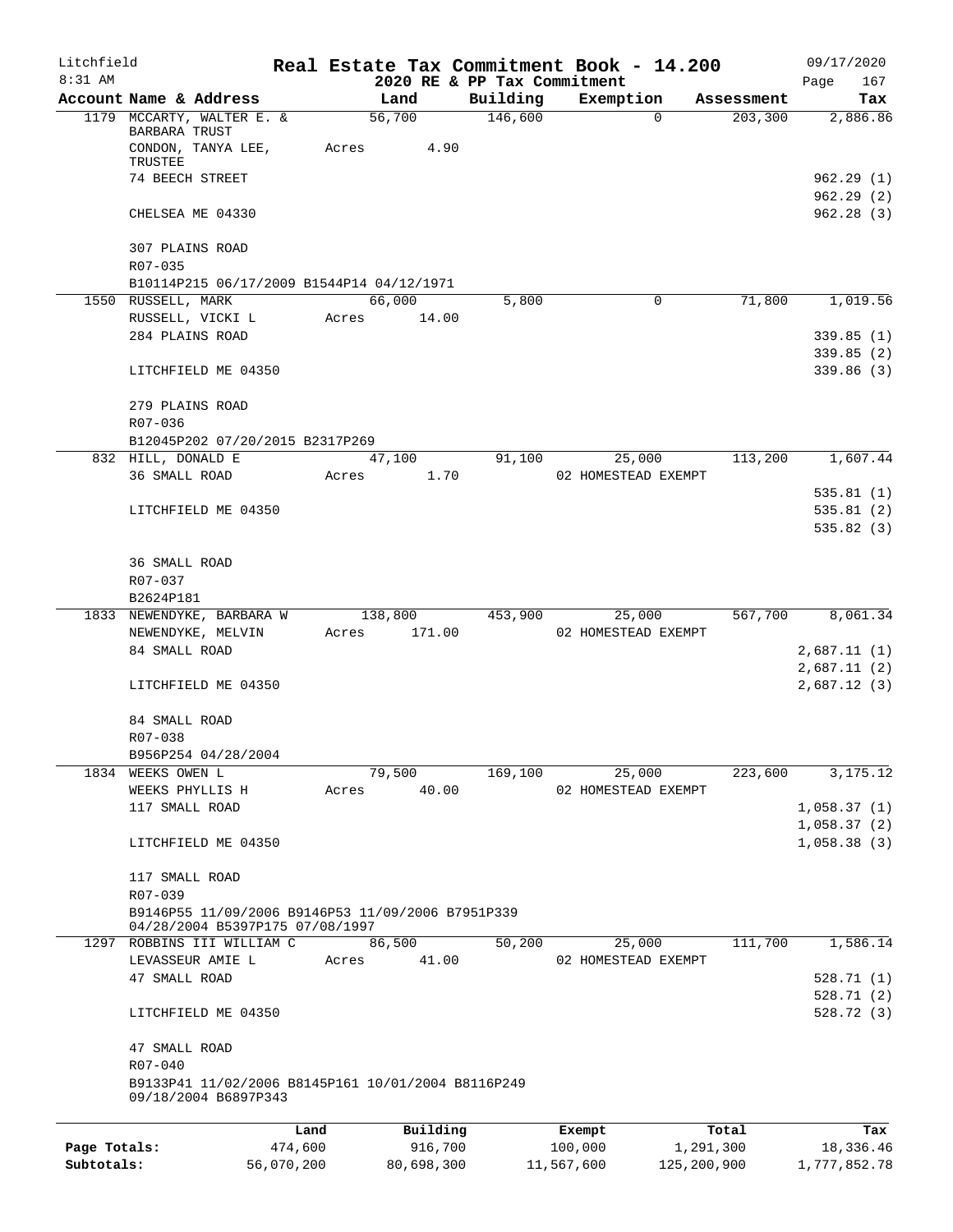Litchfield | Real Estate Tax Commitment Book - 14.200 | 09/17/2020
8:31 AM | 2020 RE & PP Tax Commitment | Page 167

| Account Name & Address | Land | Building | Exemption | Assessment | Tax |
|---|---|---|---|---|---|
| 1179 MCCARTY, WALTER E. & BARBARA TRUST | 56,700 | 146,600 | 0 | 203,300 | 2,886.86 |
| CONDON, TANYA LEE, TRUSTEE | Acres 4.90 | | | | |
| 74 BEECH STREET | | | | | 962.29 (1) |
| | | | | | 962.29 (2) |
| CHELSEA ME 04330 | | | | | 962.28 (3) |
| 307 PLAINS ROAD | | | | | |
| R07-035 | | | | | |
| B10114P215 06/17/2009 B1544P14 04/12/1971 | | | | | |
| 1550 RUSSELL, MARK | 66,000 | 5,800 | 0 | 71,800 | 1,019.56 |
| RUSSELL, VICKI L | Acres 14.00 | | | | |
| 284 PLAINS ROAD | | | | | 339.85 (1) |
| | | | | | 339.85 (2) |
| LITCHFIELD ME 04350 | | | | | 339.86 (3) |
| 279 PLAINS ROAD | | | | | |
| R07-036 | | | | | |
| B12045P202 07/20/2015 B2317P269 | | | | | |
| 832 HILL, DONALD E | 47,100 | 91,100 | 25,000 | 113,200 | 1,607.44 |
| 36 SMALL ROAD | Acres 1.70 | | 02 HOMESTEAD EXEMPT | | |
| | | | | | 535.81 (1) |
| LITCHFIELD ME 04350 | | | | | 535.81 (2) |
| | | | | | 535.82 (3) |
| 36 SMALL ROAD | | | | | |
| R07-037 | | | | | |
| B2624P181 | | | | | |
| 1833 NEWENDYKE, BARBARA W | 138,800 | 453,900 | 25,000 | 567,700 | 8,061.34 |
| NEWENDYKE, MELVIN | Acres 171.00 | | 02 HOMESTEAD EXEMPT | | |
| 84 SMALL ROAD | | | | | 2,687.11 (1) |
| | | | | | 2,687.11 (2) |
| LITCHFIELD ME 04350 | | | | | 2,687.12 (3) |
| 84 SMALL ROAD | | | | | |
| R07-038 | | | | | |
| B956P254 04/28/2004 | | | | | |
| 1834 WEEKS OWEN L | 79,500 | 169,100 | 25,000 | 223,600 | 3,175.12 |
| WEEKS PHYLLIS H | Acres 40.00 | | 02 HOMESTEAD EXEMPT | | |
| 117 SMALL ROAD | | | | | 1,058.37 (1) |
| | | | | | 1,058.37 (2) |
| LITCHFIELD ME 04350 | | | | | 1,058.38 (3) |
| 117 SMALL ROAD | | | | | |
| R07-039 | | | | | |
| B9146P55 11/09/2006 B9146P53 11/09/2006 B7951P339 04/28/2004 B5397P175 07/08/1997 | | | | | |
| 1297 ROBBINS III WILLIAM C | 86,500 | 50,200 | 25,000 | 111,700 | 1,586.14 |
| LEVASSEUR AMIE L | Acres 41.00 | | 02 HOMESTEAD EXEMPT | | |
| 47 SMALL ROAD | | | | | 528.71 (1) |
| | | | | | 528.71 (2) |
| LITCHFIELD ME 04350 | | | | | 528.72 (3) |
| 47 SMALL ROAD | | | | | |
| R07-040 | | | | | |
| B9133P41 11/02/2006 B8145P161 10/01/2004 B8116P249 09/18/2004 B6897P343 | | | | | |

| | Land | Building | Exempt | Total | Tax |
|---|---|---|---|---|---|
| Page Totals: | 474,600 | 916,700 | 100,000 | 1,291,300 | 18,336.46 |
| Subtotals: | 56,070,200 | 80,698,300 | 11,567,600 | 125,200,900 | 1,777,852.78 |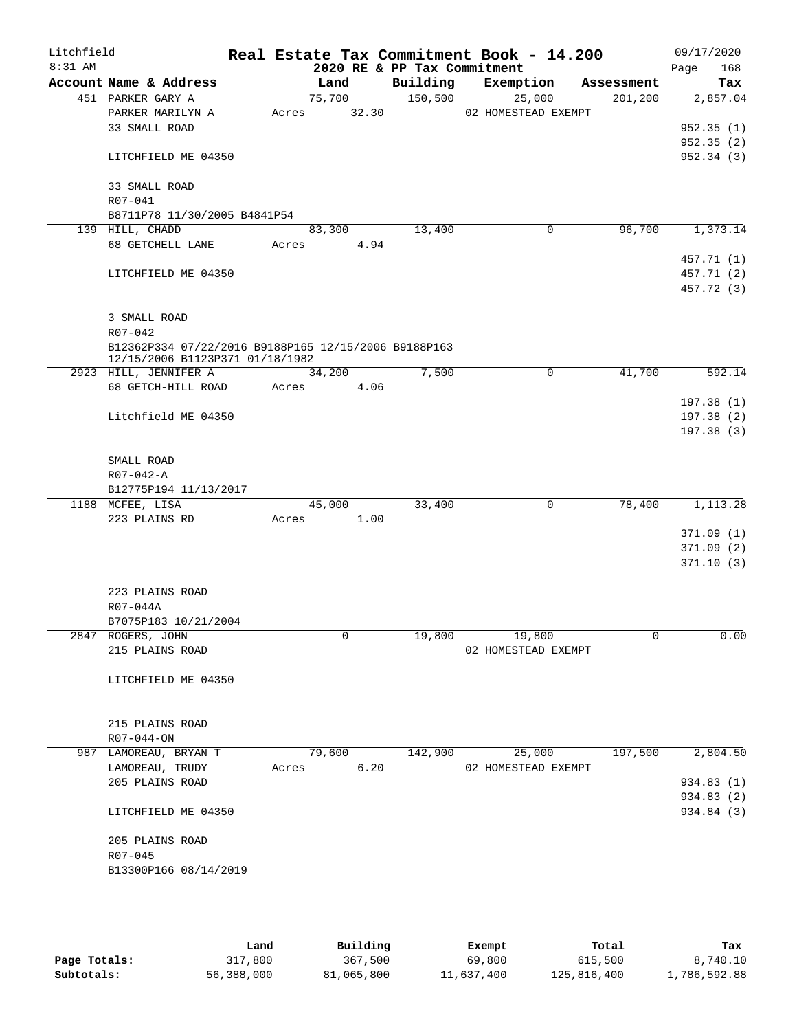# Real Estate Tax Commitment Book - 14.200

Litchfield
8:31 AM

2020 RE & PP Tax Commitment

09/17/2020

| Account Name & Address | Land | Building | Exemption | Assessment | Tax |
|---|---|---|---|---|---|
| 451 PARKER GARY A | 75,700 | 150,500 | 25,000 | 201,200 | 2,857.04 |
| PARKER MARILYN A | Acres 32.30 | | 02 HOMESTEAD EXEMPT | | |
| 33 SMALL ROAD | | | | | 952.35 (1) |
| | | | | | 952.35 (2) |
| LITCHFIELD ME 04350 | | | | | 952.34 (3) |
| 33 SMALL ROAD | | | | | |
| R07-041 | | | | | |
| B8711P78 11/30/2005 B4841P54 | | | | | |
| 139 HILL, CHADD | 83,300 | 13,400 | 0 | 96,700 | 1,373.14 |
| 68 GETCHELL LANE | Acres 4.94 | | | | |
| | | | | | 457.71 (1) |
| LITCHFIELD ME 04350 | | | | | 457.71 (2) |
| | | | | | 457.72 (3) |
| 3 SMALL ROAD | | | | | |
| R07-042 | | | | | |
| B12362P334 07/22/2016 B9188P165 12/15/2006 B9188P163 12/15/2006 B1123P371 01/18/1982 | | | | | |
| 2923 HILL, JENNIFER A | 34,200 | 7,500 | 0 | 41,700 | 592.14 |
| 68 GETCH-HILL ROAD | Acres 4.06 | | | | |
| | | | | | 197.38 (1) |
| Litchfield ME 04350 | | | | | 197.38 (2) |
| | | | | | 197.38 (3) |
| SMALL ROAD | | | | | |
| R07-042-A | | | | | |
| B12775P194 11/13/2017 | | | | | |
| 1188 MCFEE, LISA | 45,000 | 33,400 | 0 | 78,400 | 1,113.28 |
| 223 PLAINS RD | Acres 1.00 | | | | |
| | | | | | 371.09 (1) |
| | | | | | 371.09 (2) |
| | | | | | 371.10 (3) |
| 223 PLAINS ROAD | | | | | |
| R07-044A | | | | | |
| B7075P183 10/21/2004 | | | | | |
| 2847 ROGERS, JOHN | 0 | 19,800 | 19,800 | 0 | 0.00 |
| 215 PLAINS ROAD | | | 02 HOMESTEAD EXEMPT | | |
| LITCHFIELD ME 04350 | | | | | |
| 215 PLAINS ROAD | | | | | |
| R07-044-ON | | | | | |
| 987 LAMOREAU, BRYAN T | 79,600 | 142,900 | 25,000 | 197,500 | 2,804.50 |
| LAMOREAU, TRUDY | Acres 6.20 | | 02 HOMESTEAD EXEMPT | | |
| 205 PLAINS ROAD | | | | | 934.83 (1) |
| | | | | | 934.83 (2) |
| LITCHFIELD ME 04350 | | | | | 934.84 (3) |
| 205 PLAINS ROAD | | | | | |
| R07-045 | | | | | |
| B13300P166 08/14/2019 | | | | | |

| | Land | Building | Exempt | Total | Tax |
|---|---|---|---|---|---|
| Page Totals: | 317,800 | 367,500 | 69,800 | 615,500 | 8,740.10 |
| Subtotals: | 56,388,000 | 81,065,800 | 11,637,400 | 125,816,400 | 1,786,592.88 |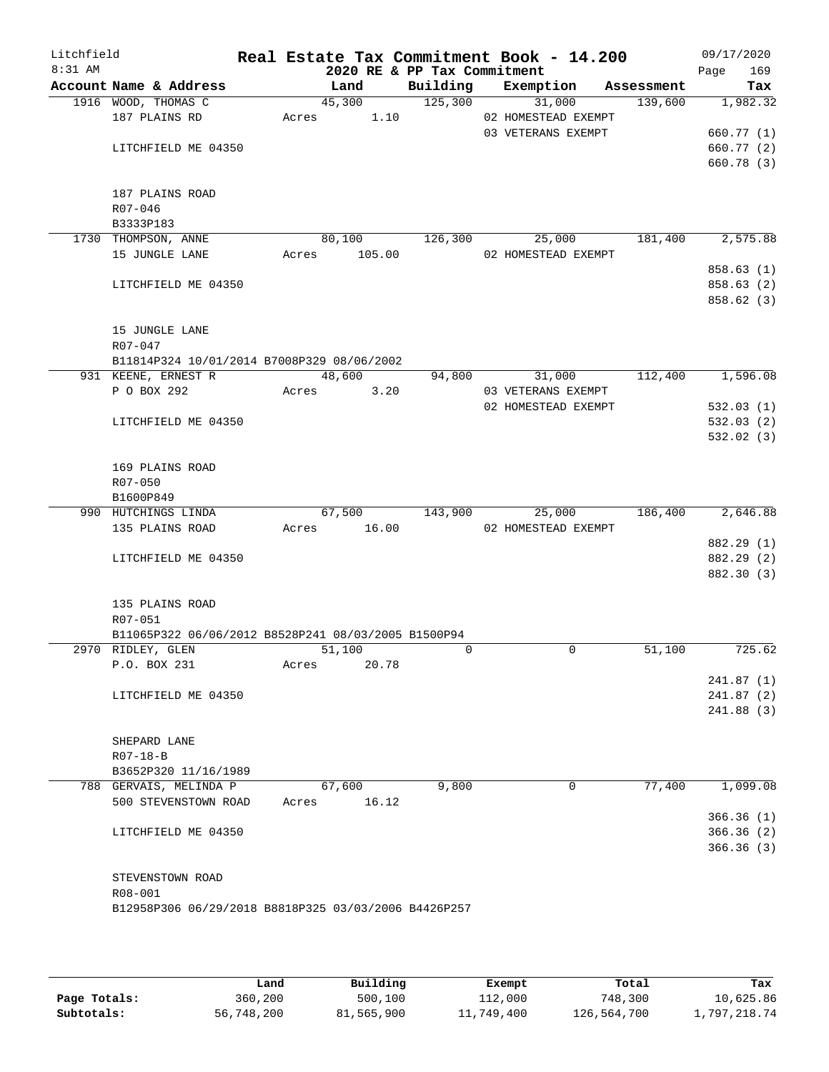# Real Estate Tax Commitment Book - 14.200

Litchfield 8:31 AM — 2020 RE & PP Tax Commitment — 09/17/2020

| Account Name & Address | Land | Building | Exemption | Assessment | Tax |
|---|---|---|---|---|---|
| 1916 WOOD, THOMAS C | 45,300 | 125,300 | 31,000 | 139,600 | 1,982.32 |
| 187 PLAINS RD | Acres 1.10 | | 02 HOMESTEAD EXEMPT | | |
| | | | 03 VETERANS EXEMPT | | 660.77 (1) |
| LITCHFIELD ME 04350 | | | | | 660.77 (2) |
| | | | | | 660.78 (3) |
| 187 PLAINS ROAD | | | | | |
| R07-046 | | | | | |
| B3333P183 | | | | | |
| 1730 THOMPSON, ANNE | 80,100 | 126,300 | 25,000 | 181,400 | 2,575.88 |
| 15 JUNGLE LANE | Acres 105.00 | | 02 HOMESTEAD EXEMPT | | |
| | | | | | 858.63 (1) |
| LITCHFIELD ME 04350 | | | | | 858.63 (2) |
| | | | | | 858.62 (3) |
| 15 JUNGLE LANE | | | | | |
| R07-047 | | | | | |
| B11814P324 10/01/2014 B7008P329 08/06/2002 | | | | | |
| 931 KEENE, ERNEST R | 48,600 | 94,800 | 31,000 | 112,400 | 1,596.08 |
| P O BOX 292 | Acres 3.20 | | 03 VETERANS EXEMPT | | |
| | | | 02 HOMESTEAD EXEMPT | | 532.03 (1) |
| LITCHFIELD ME 04350 | | | | | 532.03 (2) |
| | | | | | 532.02 (3) |
| 169 PLAINS ROAD | | | | | |
| R07-050 | | | | | |
| B1600P849 | | | | | |
| 990 HUTCHINGS LINDA | 67,500 | 143,900 | 25,000 | 186,400 | 2,646.88 |
| 135 PLAINS ROAD | Acres 16.00 | | 02 HOMESTEAD EXEMPT | | |
| | | | | | 882.29 (1) |
| LITCHFIELD ME 04350 | | | | | 882.29 (2) |
| | | | | | 882.30 (3) |
| 135 PLAINS ROAD | | | | | |
| R07-051 | | | | | |
| B11065P322 06/06/2012 B8528P241 08/03/2005 B1500P94 | | | | | |
| 2970 RIDLEY, GLEN | 51,100 | 0 | 0 | 51,100 | 725.62 |
| P.O. BOX 231 | Acres 20.78 | | | | |
| | | | | | 241.87 (1) |
| LITCHFIELD ME 04350 | | | | | 241.87 (2) |
| | | | | | 241.88 (3) |
| SHEPARD LANE | | | | | |
| R07-18-B | | | | | |
| B3652P320 11/16/1989 | | | | | |
| 788 GERVAIS, MELINDA P | 67,600 | 9,800 | 0 | 77,400 | 1,099.08 |
| 500 STEVENSTOWN ROAD | Acres 16.12 | | | | |
| | | | | | 366.36 (1) |
| LITCHFIELD ME 04350 | | | | | 366.36 (2) |
| | | | | | 366.36 (3) |
| STEVENSTOWN ROAD | | | | | |
| R08-001 | | | | | |
| B12958P306 06/29/2018 B8818P325 03/03/2006 B4426P257 | | | | | |

| | Land | Building | Exempt | Total | Tax |
|---|---|---|---|---|---|
| Page Totals: | 360,200 | 500,100 | 112,000 | 748,300 | 10,625.86 |
| Subtotals: | 56,748,200 | 81,565,900 | 11,749,400 | 126,564,700 | 1,797,218.74 |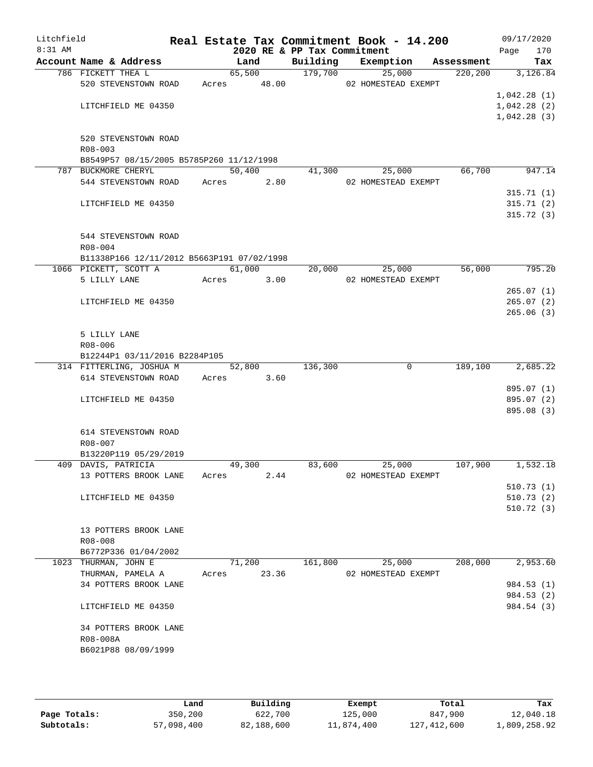Litchfield
8:31 AM

# Real Estate Tax Commitment Book - 14.200

2020 RE & PP Tax Commitment

09/17/2020

| Account Name & Address | Land | Building | Exemption | Assessment | Tax |
|---|---|---|---|---|---|
| 786 FICKETT THEA L | 65,500 | 179,700 | 25,000 | 220,200 | 3,126.84 |
| 520 STEVENSTOWN ROAD | Acres 48.00 | | 02 HOMESTEAD EXEMPT | | |
| | | | | | 1,042.28 (1) |
| LITCHFIELD ME 04350 | | | | | 1,042.28 (2) |
| | | | | | 1,042.28 (3) |
| 520 STEVENSTOWN ROAD | | | | | |
| R08-003 | | | | | |
| B8549P57 08/15/2005 B5785P260 11/12/1998 | | | | | |
| 787 BUCKMORE CHERYL | 50,400 | 41,300 | 25,000 | 66,700 | 947.14 |
| 544 STEVENSTOWN ROAD | Acres 2.80 | | 02 HOMESTEAD EXEMPT | | |
| | | | | | 315.71 (1) |
| LITCHFIELD ME 04350 | | | | | 315.71 (2) |
| | | | | | 315.72 (3) |
| 544 STEVENSTOWN ROAD | | | | | |
| R08-004 | | | | | |
| B11338P166 12/11/2012 B5663P191 07/02/1998 | | | | | |
| 1066 PICKETT, SCOTT A | 61,000 | 20,000 | 25,000 | 56,000 | 795.20 |
| 5 LILLY LANE | Acres 3.00 | | 02 HOMESTEAD EXEMPT | | |
| | | | | | 265.07 (1) |
| LITCHFIELD ME 04350 | | | | | 265.07 (2) |
| | | | | | 265.06 (3) |
| 5 LILLY LANE | | | | | |
| R08-006 | | | | | |
| B12244P1 03/11/2016 B2284P105 | | | | | |
| 314 FITTERLING, JOSHUA M | 52,800 | 136,300 | 0 | 189,100 | 2,685.22 |
| 614 STEVENSTOWN ROAD | Acres 3.60 | | | | |
| | | | | | 895.07 (1) |
| LITCHFIELD ME 04350 | | | | | 895.07 (2) |
| | | | | | 895.08 (3) |
| 614 STEVENSTOWN ROAD | | | | | |
| R08-007 | | | | | |
| B13220P119 05/29/2019 | | | | | |
| 409 DAVIS, PATRICIA | 49,300 | 83,600 | 25,000 | 107,900 | 1,532.18 |
| 13 POTTERS BROOK LANE | Acres 2.44 | | 02 HOMESTEAD EXEMPT | | |
| | | | | | 510.73 (1) |
| LITCHFIELD ME 04350 | | | | | 510.73 (2) |
| | | | | | 510.72 (3) |
| 13 POTTERS BROOK LANE | | | | | |
| R08-008 | | | | | |
| B6772P336 01/04/2002 | | | | | |
| 1023 THURMAN, JOHN E | 71,200 | 161,800 | 25,000 | 208,000 | 2,953.60 |
| THURMAN, PAMELA A | Acres 23.36 | | 02 HOMESTEAD EXEMPT | | |
| 34 POTTERS BROOK LANE | | | | | 984.53 (1) |
| | | | | | 984.53 (2) |
| LITCHFIELD ME 04350 | | | | | 984.54 (3) |
| 34 POTTERS BROOK LANE | | | | | |
| R08-008A | | | | | |
| B6021P88 08/09/1999 | | | | | |

| | Land | Building | Exempt | Total | Tax |
|---|---|---|---|---|---|
| Page Totals: | 350,200 | 622,700 | 125,000 | 847,900 | 12,040.18 |
| Subtotals: | 57,098,400 | 82,188,600 | 11,874,400 | 127,412,600 | 1,809,258.92 |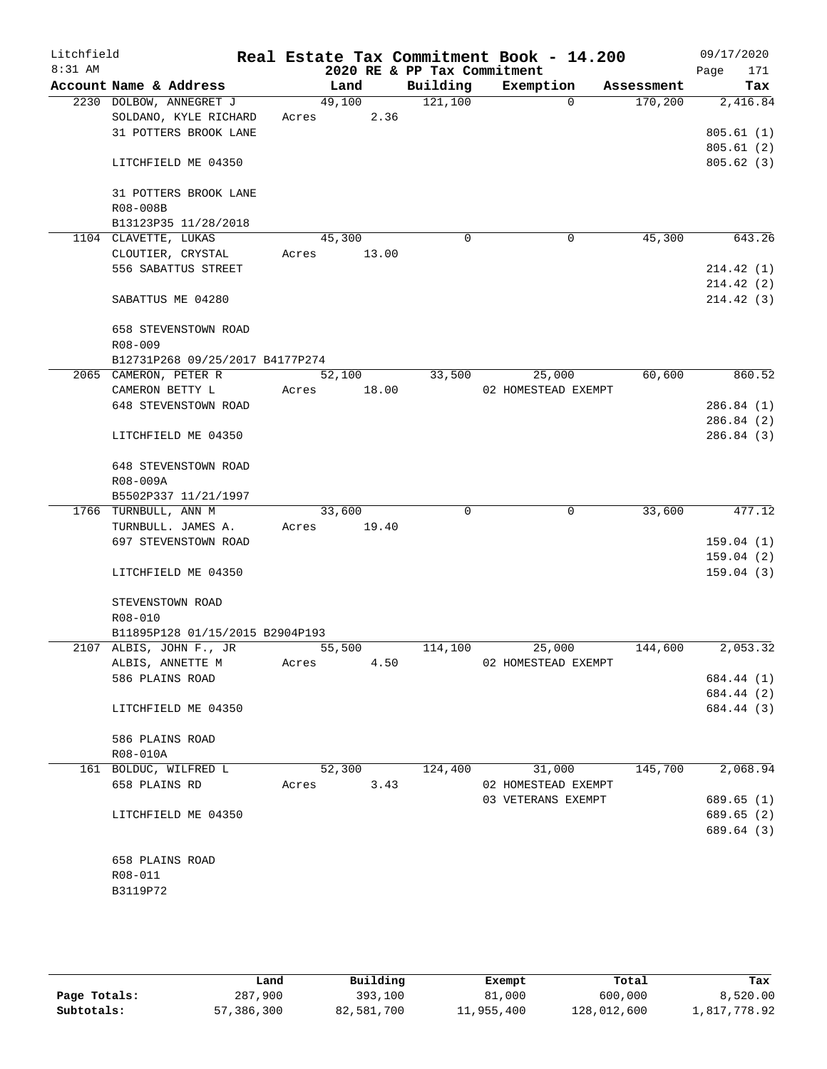Litchfield 8:31 AM

# Real Estate Tax Commitment Book - 14.200

## 2020 RE & PP Tax Commitment

09/17/2020 Page 171

| Account Name & Address | Land | Building | Exemption | Assessment | Tax |
|---|---|---|---|---|---|
| 2230 DOLBOW, ANNEGRET J | 49,100 | 121,100 | 0 | 170,200 | 2,416.84 |
| SOLDANO, KYLE RICHARD | Acres 2.36 | | | | |
| 31 POTTERS BROOK LANE | | | | | 805.61 (1) |
| | | | | | 805.61 (2) |
| LITCHFIELD ME 04350 | | | | | 805.62 (3) |
| 31 POTTERS BROOK LANE | | | | | |
| R08-008B | | | | | |
| B13123P35 11/28/2018 | | | | | |
| 1104 CLAVETTE, LUKAS | 45,300 | 0 | 0 | 45,300 | 643.26 |
| CLOUTIER, CRYSTAL | Acres 13.00 | | | | |
| 556 SABATTUS STREET | | | | | 214.42 (1) |
| | | | | | 214.42 (2) |
| SABATTUS ME 04280 | | | | | 214.42 (3) |
| 658 STEVENSTOWN ROAD | | | | | |
| R08-009 | | | | | |
| B12731P268 09/25/2017 B4177P274 | | | | | |
| 2065 CAMERON, PETER R | 52,100 | 33,500 | 25,000 | 60,600 | 860.52 |
| CAMERON BETTY L | Acres 18.00 | | 02 HOMESTEAD EXEMPT | | |
| 648 STEVENSTOWN ROAD | | | | | 286.84 (1) |
| | | | | | 286.84 (2) |
| LITCHFIELD ME 04350 | | | | | 286.84 (3) |
| 648 STEVENSTOWN ROAD | | | | | |
| R08-009A | | | | | |
| B5502P337 11/21/1997 | | | | | |
| 1766 TURNBULL, ANN M | 33,600 | 0 | 0 | 33,600 | 477.12 |
| TURNBULL. JAMES A. | Acres 19.40 | | | | |
| 697 STEVENSTOWN ROAD | | | | | 159.04 (1) |
| | | | | | 159.04 (2) |
| LITCHFIELD ME 04350 | | | | | 159.04 (3) |
| STEVENSTOWN ROAD | | | | | |
| R08-010 | | | | | |
| B11895P128 01/15/2015 B2904P193 | | | | | |
| 2107 ALBIS, JOHN F., JR | 55,500 | 114,100 | 25,000 | 144,600 | 2,053.32 |
| ALBIS, ANNETTE M | Acres 4.50 | | 02 HOMESTEAD EXEMPT | | |
| 586 PLAINS ROAD | | | | | 684.44 (1) |
| | | | | | 684.44 (2) |
| LITCHFIELD ME 04350 | | | | | 684.44 (3) |
| 586 PLAINS ROAD | | | | | |
| R08-010A | | | | | |
| 161 BOLDUC, WILFRED L | 52,300 | 124,400 | 31,000 | 145,700 | 2,068.94 |
| 658 PLAINS RD | Acres 3.43 | | 02 HOMESTEAD EXEMPT | | |
| | | | 03 VETERANS EXEMPT | | 689.65 (1) |
| LITCHFIELD ME 04350 | | | | | 689.65 (2) |
| | | | | | 689.64 (3) |
| 658 PLAINS ROAD | | | | | |
| R08-011 | | | | | |
| B3119P72 | | | | | |

| | Land | Building | Exempt | Total | Tax |
|---|---|---|---|---|---|
| Page Totals: | 287,900 | 393,100 | 81,000 | 600,000 | 8,520.00 |
| Subtotals: | 57,386,300 | 82,581,700 | 11,955,400 | 128,012,600 | 1,817,778.92 |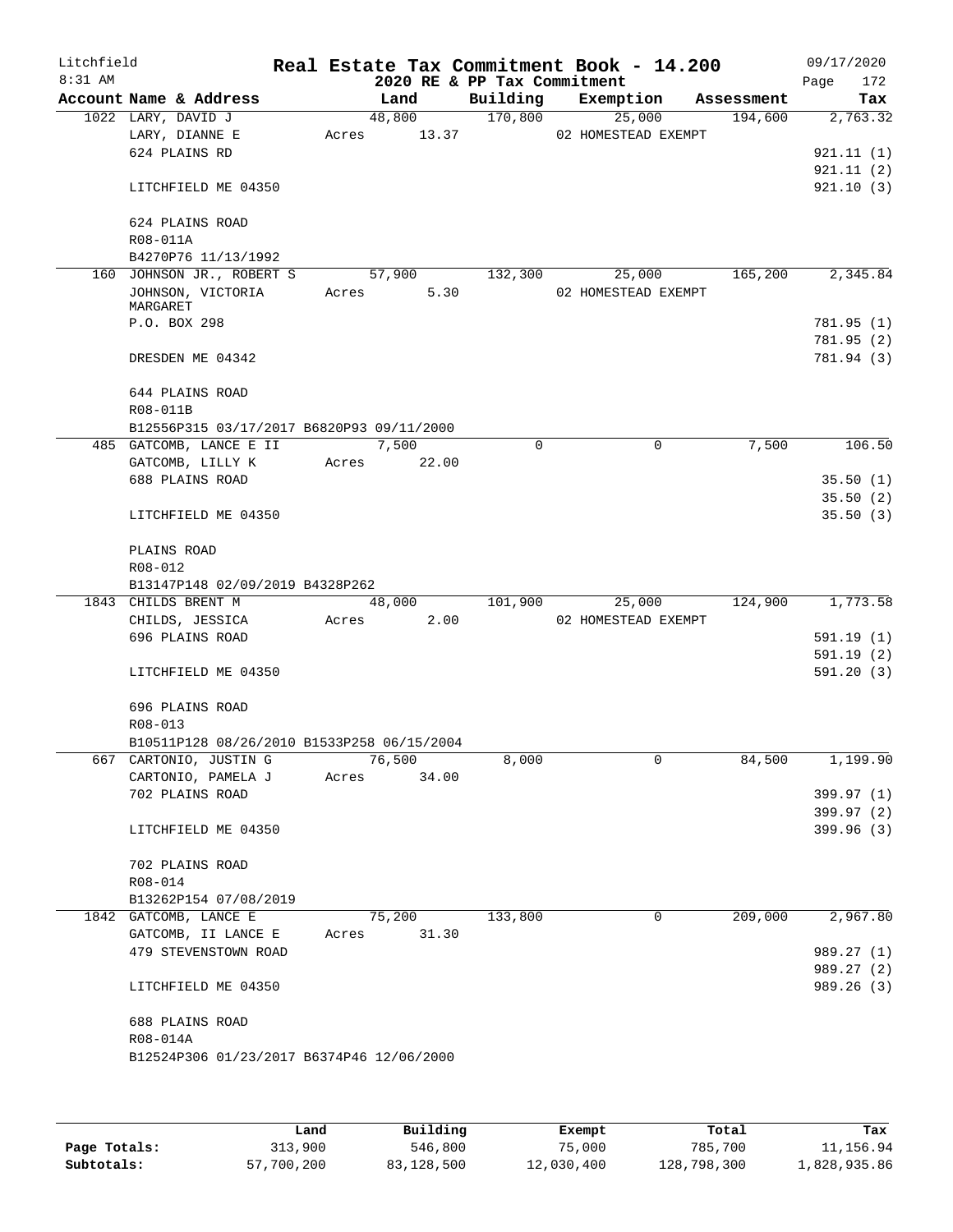Litchfield 8:31 AM

# Real Estate Tax Commitment Book - 14.200

2020 RE & PP Tax Commitment

09/17/2020

| Account Name & Address | Land | Building | Exemption | Assessment | Tax |
|---|---|---|---|---|---|
| 1022 LARY, DAVID J | 48,800 | 170,800 | 25,000 | 194,600 | 2,763.32 |
| LARY, DIANNE E | Acres 13.37 | | 02 HOMESTEAD EXEMPT | | |
| 624 PLAINS RD | | | | | 921.11 (1) |
| | | | | | 921.11 (2) |
| LITCHFIELD ME 04350 | | | | | 921.10 (3) |
| 624 PLAINS ROAD | | | | | |
| R08-011A | | | | | |
| B4270P76 11/13/1992 | | | | | |
| 160 JOHNSON JR., ROBERT S | 57,900 | 132,300 | 25,000 | 165,200 | 2,345.84 |
| JOHNSON, VICTORIA MARGARET | Acres 5.30 | | 02 HOMESTEAD EXEMPT | | |
| P.O. BOX 298 | | | | | 781.95 (1) |
| | | | | | 781.95 (2) |
| DRESDEN ME 04342 | | | | | 781.94 (3) |
| 644 PLAINS ROAD | | | | | |
| R08-011B | | | | | |
| B12556P315 03/17/2017 B6820P93 09/11/2000 | | | | | |
| 485 GATCOMB, LANCE E II | 7,500 | 0 | 0 | 7,500 | 106.50 |
| GATCOMB, LILLY K | Acres 22.00 | | | | |
| 688 PLAINS ROAD | | | | | 35.50 (1) |
| | | | | | 35.50 (2) |
| LITCHFIELD ME 04350 | | | | | 35.50 (3) |
| PLAINS ROAD | | | | | |
| R08-012 | | | | | |
| B13147P148 02/09/2019 B4328P262 | | | | | |
| 1843 CHILDS BRENT M | 48,000 | 101,900 | 25,000 | 124,900 | 1,773.58 |
| CHILDS, JESSICA | Acres 2.00 | | 02 HOMESTEAD EXEMPT | | |
| 696 PLAINS ROAD | | | | | 591.19 (1) |
| | | | | | 591.19 (2) |
| LITCHFIELD ME 04350 | | | | | 591.20 (3) |
| 696 PLAINS ROAD | | | | | |
| R08-013 | | | | | |
| B10511P128 08/26/2010 B1533P258 06/15/2004 | | | | | |
| 667 CARTONIO, JUSTIN G | 76,500 | 8,000 | 0 | 84,500 | 1,199.90 |
| CARTONIO, PAMELA J | Acres 34.00 | | | | |
| 702 PLAINS ROAD | | | | | 399.97 (1) |
| | | | | | 399.97 (2) |
| LITCHFIELD ME 04350 | | | | | 399.96 (3) |
| 702 PLAINS ROAD | | | | | |
| R08-014 | | | | | |
| B13262P154 07/08/2019 | | | | | |
| 1842 GATCOMB, LANCE E | 75,200 | 133,800 | 0 | 209,000 | 2,967.80 |
| GATCOMB, II LANCE E | Acres 31.30 | | | | |
| 479 STEVENSTOWN ROAD | | | | | 989.27 (1) |
| | | | | | 989.27 (2) |
| LITCHFIELD ME 04350 | | | | | 989.26 (3) |
| 688 PLAINS ROAD | | | | | |
| R08-014A | | | | | |
| B12524P306 01/23/2017 B6374P46 12/06/2000 | | | | | |

| | Land | Building | Exempt | Total | Tax |
|---|---|---|---|---|---|
| Page Totals: | 313,900 | 546,800 | 75,000 | 785,700 | 11,156.94 |
| Subtotals: | 57,700,200 | 83,128,500 | 12,030,400 | 128,798,300 | 1,828,935.86 |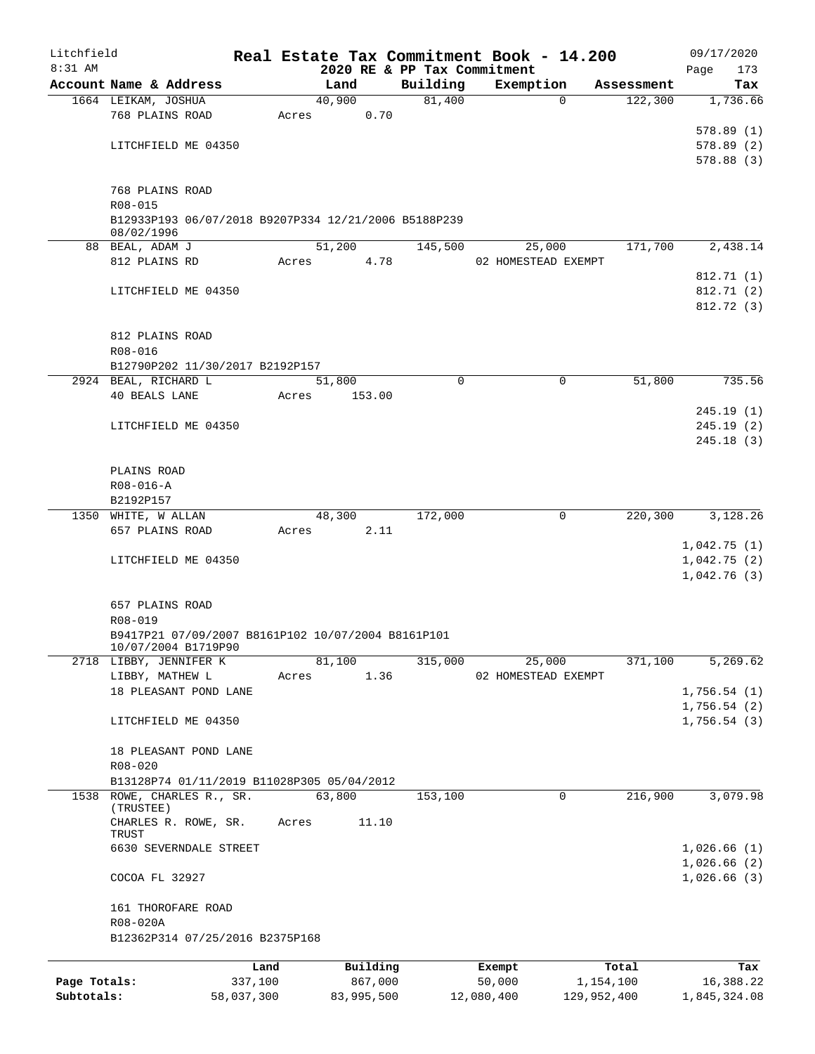Litchfield
8:31 AM

# Real Estate Tax Commitment Book - 14.200

2020 RE & PP Tax Commitment

09/17/2020
Page 173

| Account Name & Address | Land | Building | Exemption | Assessment | Tax |
|---|---|---|---|---|---|
| 1664 LEIKAM, JOSHUA | 40,900 | 81,400 | 0 | 122,300 | 1,736.66 |
| 768 PLAINS ROAD | Acres 0.70 | | | | |
| | | | | | 578.89 (1) |
| LITCHFIELD ME 04350 | | | | | 578.89 (2) |
| | | | | | 578.88 (3) |
| 768 PLAINS ROAD | | | | | |
| R08-015 | | | | | |
| B12933P193 06/07/2018 B9207P334 12/21/2006 B5188P239 08/02/1996 | | | | | |
| 88 BEAL, ADAM J | 51,200 | 145,500 | 25,000 | 171,700 | 2,438.14 |
| 812 PLAINS RD | Acres 4.78 | | 02 HOMESTEAD EXEMPT | | |
| | | | | | 812.71 (1) |
| LITCHFIELD ME 04350 | | | | | 812.71 (2) |
| | | | | | 812.72 (3) |
| 812 PLAINS ROAD | | | | | |
| R08-016 | | | | | |
| B12790P202 11/30/2017 B2192P157 | | | | | |
| 2924 BEAL, RICHARD L | 51,800 | 0 | 0 | 51,800 | 735.56 |
| 40 BEALS LANE | Acres 153.00 | | | | |
| | | | | | 245.19 (1) |
| LITCHFIELD ME 04350 | | | | | 245.19 (2) |
| | | | | | 245.18 (3) |
| PLAINS ROAD | | | | | |
| R08-016-A | | | | | |
| B2192P157 | | | | | |
| 1350 WHITE, W ALLAN | 48,300 | 172,000 | 0 | 220,300 | 3,128.26 |
| 657 PLAINS ROAD | Acres 2.11 | | | | |
| | | | | | 1,042.75 (1) |
| LITCHFIELD ME 04350 | | | | | 1,042.75 (2) |
| | | | | | 1,042.76 (3) |
| 657 PLAINS ROAD | | | | | |
| R08-019 | | | | | |
| B9417P21 07/09/2007 B8161P102 10/07/2004 B8161P101 10/07/2004 B1719P90 | | | | | |
| 2718 LIBBY, JENNIFER K | 81,100 | 315,000 | 25,000 | 371,100 | 5,269.62 |
| LIBBY, MATHEW L | Acres 1.36 | | 02 HOMESTEAD EXEMPT | | |
| 18 PLEASANT POND LANE | | | | | 1,756.54 (1) |
| | | | | | 1,756.54 (2) |
| LITCHFIELD ME 04350 | | | | | 1,756.54 (3) |
| 18 PLEASANT POND LANE | | | | | |
| R08-020 | | | | | |
| B13128P74 01/11/2019 B11028P305 05/04/2012 | | | | | |
| 1538 ROWE, CHARLES R., SR. (TRUSTEE) | 63,800 | 153,100 | 0 | 216,900 | 3,079.98 |
| CHARLES R. ROWE, SR. TRUST | Acres 11.10 | | | | |
| 6630 SEVERNDALE STREET | | | | | 1,026.66 (1) |
| | | | | | 1,026.66 (2) |
| COCOA FL 32927 | | | | | 1,026.66 (3) |
| 161 THOROFARE ROAD | | | | | |
| R08-020A | | | | | |
| B12362P314 07/25/2016 B2375P168 | | | | | |

| | Land | Building | Exempt | Total | Tax |
|---|---|---|---|---|---|
| Page Totals: | 337,100 | 867,000 | 50,000 | 1,154,100 | 16,388.22 |
| Subtotals: | 58,037,300 | 83,995,500 | 12,080,400 | 129,952,400 | 1,845,324.08 |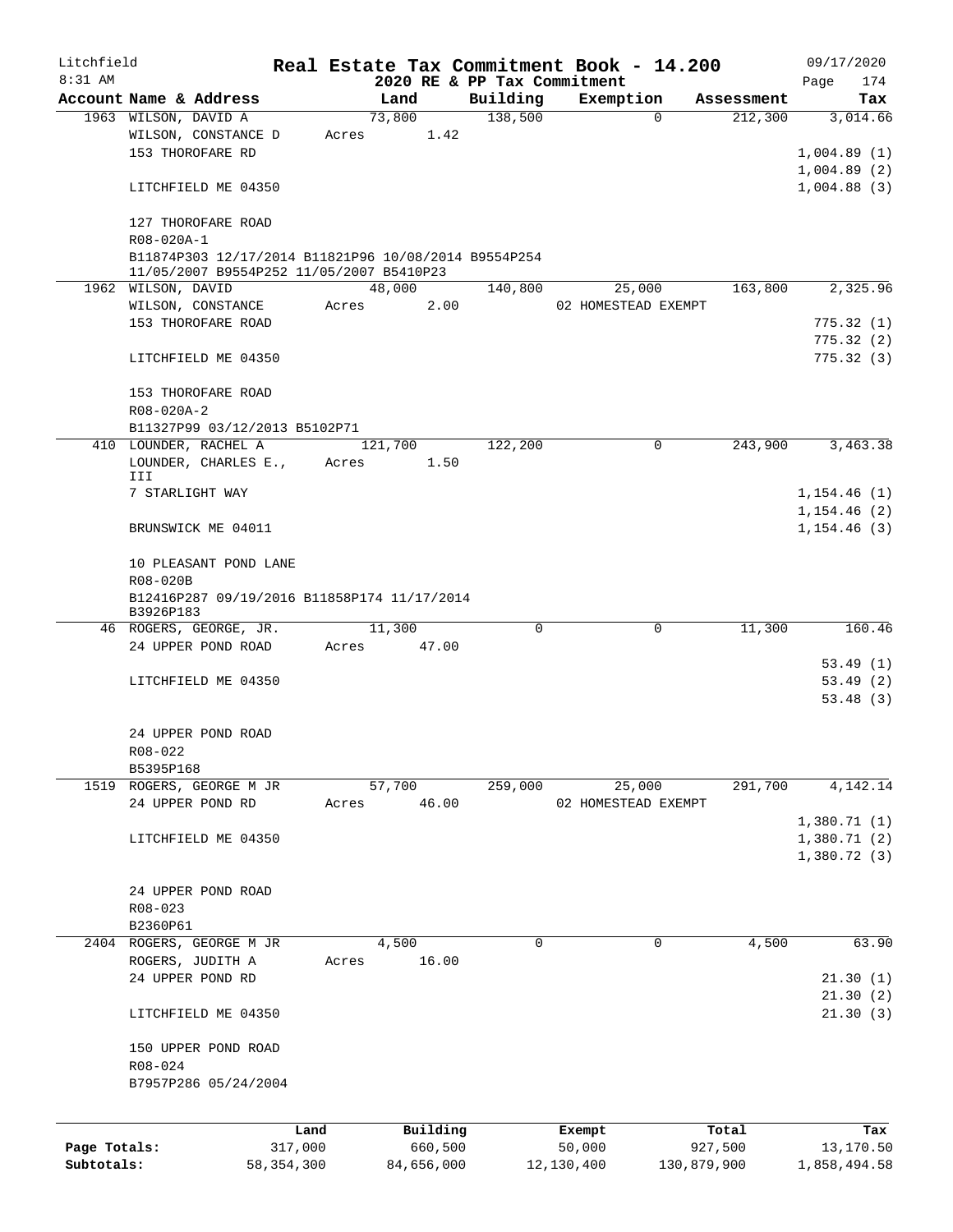Litchfield 8:31 AM

# Real Estate Tax Commitment Book - 14.200

## 2020 RE & PP Tax Commitment

09/17/2020 Page 174

| Account | Name & Address | Land | Building | Exemption | Assessment | Tax |
|---|---|---|---|---|---|---|
| 1963 | WILSON, DAVID A | 73,800 | 138,500 | 0 | 212,300 | 3,014.66 |
| | WILSON, CONSTANCE D | Acres 1.42 | | | | |
| | 153 THOROFARE RD | | | | | 1,004.89 (1) |
| | | | | | | 1,004.89 (2) |
| | LITCHFIELD ME 04350 | | | | | 1,004.88 (3) |
| | 127 THOROFARE ROAD | | | | | |
| | R08-020A-1 | | | | | |
| | B11874P303 12/17/2014 B11821P96 10/08/2014 B9554P254 11/05/2007 B9554P252 11/05/2007 B5410P23 | | | | | |
| 1962 | WILSON, DAVID | 48,000 | 140,800 | 25,000 | 163,800 | 2,325.96 |
| | WILSON, CONSTANCE | Acres 2.00 | | 02 HOMESTEAD EXEMPT | | |
| | 153 THOROFARE ROAD | | | | | 775.32 (1) |
| | | | | | | 775.32 (2) |
| | LITCHFIELD ME 04350 | | | | | 775.32 (3) |
| | 153 THOROFARE ROAD | | | | | |
| | R08-020A-2 | | | | | |
| | B11327P99 03/12/2013 B5102P71 | | | | | |
| 410 | LOUNDER, RACHEL A | 121,700 | 122,200 | 0 | 243,900 | 3,463.38 |
| | LOUNDER, CHARLES E., III | Acres 1.50 | | | | |
| | 7 STARLIGHT WAY | | | | | 1,154.46 (1) |
| | | | | | | 1,154.46 (2) |
| | BRUNSWICK ME 04011 | | | | | 1,154.46 (3) |
| | 10 PLEASANT POND LANE | | | | | |
| | R08-020B | | | | | |
| | B12416P287 09/19/2016 B11858P174 11/17/2014 B3926P183 | | | | | |
| 46 | ROGERS, GEORGE, JR. | 11,300 | 0 | 0 | 11,300 | 160.46 |
| | 24 UPPER POND ROAD | Acres 47.00 | | | | |
| | | | | | | 53.49 (1) |
| | LITCHFIELD ME 04350 | | | | | 53.49 (2) |
| | | | | | | 53.48 (3) |
| | 24 UPPER POND ROAD | | | | | |
| | R08-022 | | | | | |
| | B5395P168 | | | | | |
| 1519 | ROGERS, GEORGE M JR | 57,700 | 259,000 | 25,000 | 291,700 | 4,142.14 |
| | 24 UPPER POND RD | Acres 46.00 | | 02 HOMESTEAD EXEMPT | | |
| | | | | | | 1,380.71 (1) |
| | LITCHFIELD ME 04350 | | | | | 1,380.71 (2) |
| | | | | | | 1,380.72 (3) |
| | 24 UPPER POND ROAD | | | | | |
| | R08-023 | | | | | |
| | B2360P61 | | | | | |
| 2404 | ROGERS, GEORGE M JR | 4,500 | 0 | 0 | 4,500 | 63.90 |
| | ROGERS, JUDITH A | Acres 16.00 | | | | |
| | 24 UPPER POND RD | | | | | 21.30 (1) |
| | | | | | | 21.30 (2) |
| | LITCHFIELD ME 04350 | | | | | 21.30 (3) |
| | 150 UPPER POND ROAD | | | | | |
| | R08-024 | | | | | |
| | B7957P286 05/24/2004 | | | | | |

| | Land | Building | Exempt | Total | Tax |
|---|---|---|---|---|---|
| Page Totals: | 317,000 | 660,500 | 50,000 | 927,500 | 13,170.50 |
| Subtotals: | 58,354,300 | 84,656,000 | 12,130,400 | 130,879,900 | 1,858,494.58 |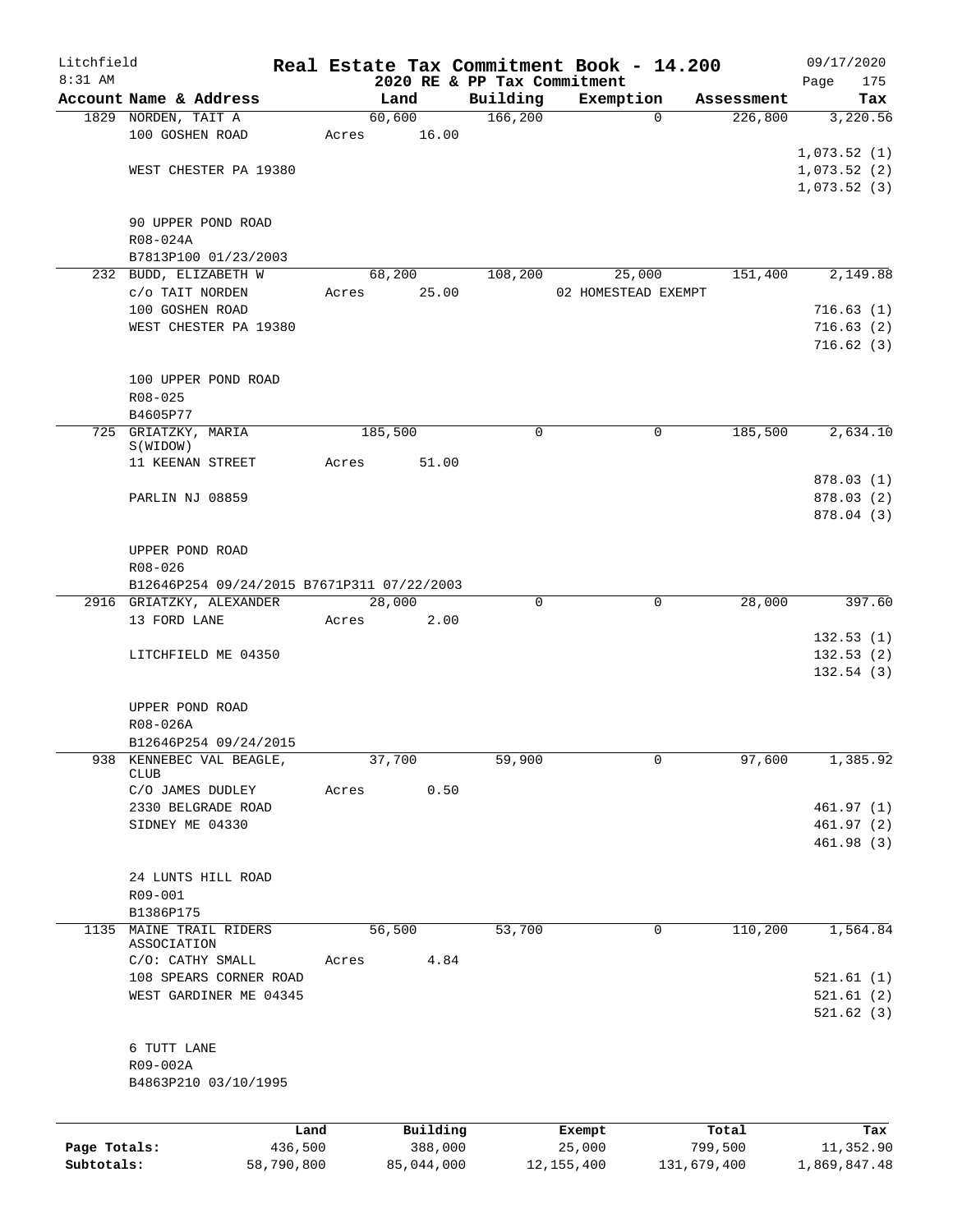Litchfield
8:31 AM

# Real Estate Tax Commitment Book - 14.200
## 2020 RE & PP Tax Commitment

09/17/2020
Page 175

| Account Name & Address | Land | Building | Exemption | Assessment | Tax |
|---|---|---|---|---|---|
| 1829 NORDEN, TAIT A | 60,600 | 166,200 | 0 | 226,800 | 3,220.56 |
| 100 GOSHEN ROAD | Acres 16.00 | | | | |
| | | | | | 1,073.52 (1) |
| WEST CHESTER PA 19380 | | | | | 1,073.52 (2) |
| | | | | | 1,073.52 (3) |
| 90 UPPER POND ROAD | | | | | |
| R08-024A | | | | | |
| B7813P100 01/23/2003 | | | | | |
| 232 BUDD, ELIZABETH W | 68,200 | 108,200 | 25,000 | 151,400 | 2,149.88 |
| c/o TAIT NORDEN | Acres 25.00 | | 02 HOMESTEAD EXEMPT | | |
| 100 GOSHEN ROAD | | | | | 716.63 (1) |
| WEST CHESTER PA 19380 | | | | | 716.63 (2) |
| | | | | | 716.62 (3) |
| 100 UPPER POND ROAD | | | | | |
| R08-025 | | | | | |
| B4605P77 | | | | | |
| 725 GRIATZKY, MARIA S(WIDOW) | 185,500 | 0 | 0 | 185,500 | 2,634.10 |
| 11 KEENAN STREET | Acres 51.00 | | | | |
| | | | | | 878.03 (1) |
| PARLIN NJ 08859 | | | | | 878.03 (2) |
| | | | | | 878.04 (3) |
| UPPER POND ROAD | | | | | |
| R08-026 | | | | | |
| B12646P254 09/24/2015 B7671P311 07/22/2003 | | | | | |
| 2916 GRIATZKY, ALEXANDER | 28,000 | 0 | 0 | 28,000 | 397.60 |
| 13 FORD LANE | Acres 2.00 | | | | |
| | | | | | 132.53 (1) |
| LITCHFIELD ME 04350 | | | | | 132.53 (2) |
| | | | | | 132.54 (3) |
| UPPER POND ROAD | | | | | |
| R08-026A | | | | | |
| B12646P254 09/24/2015 | | | | | |
| 938 KENNEBEC VAL BEAGLE, CLUB | 37,700 | 59,900 | 0 | 97,600 | 1,385.92 |
| C/O JAMES DUDLEY | Acres 0.50 | | | | |
| 2330 BELGRADE ROAD | | | | | 461.97 (1) |
| SIDNEY ME 04330 | | | | | 461.97 (2) |
| | | | | | 461.98 (3) |
| 24 LUNTS HILL ROAD | | | | | |
| R09-001 | | | | | |
| B1386P175 | | | | | |
| 1135 MAINE TRAIL RIDERS ASSOCIATION | 56,500 | 53,700 | 0 | 110,200 | 1,564.84 |
| C/O: CATHY SMALL | Acres 4.84 | | | | |
| 108 SPEARS CORNER ROAD | | | | | 521.61 (1) |
| WEST GARDINER ME 04345 | | | | | 521.61 (2) |
| | | | | | 521.62 (3) |
| 6 TUTT LANE | | | | | |
| R09-002A | | | | | |
| B4863P210 03/10/1995 | | | | | |

| | Land | Building | Exempt | Total | Tax |
|---|---|---|---|---|---|
| Page Totals: | 436,500 | 388,000 | 25,000 | 799,500 | 11,352.90 |
| Subtotals: | 58,790,800 | 85,044,000 | 12,155,400 | 131,679,400 | 1,869,847.48 |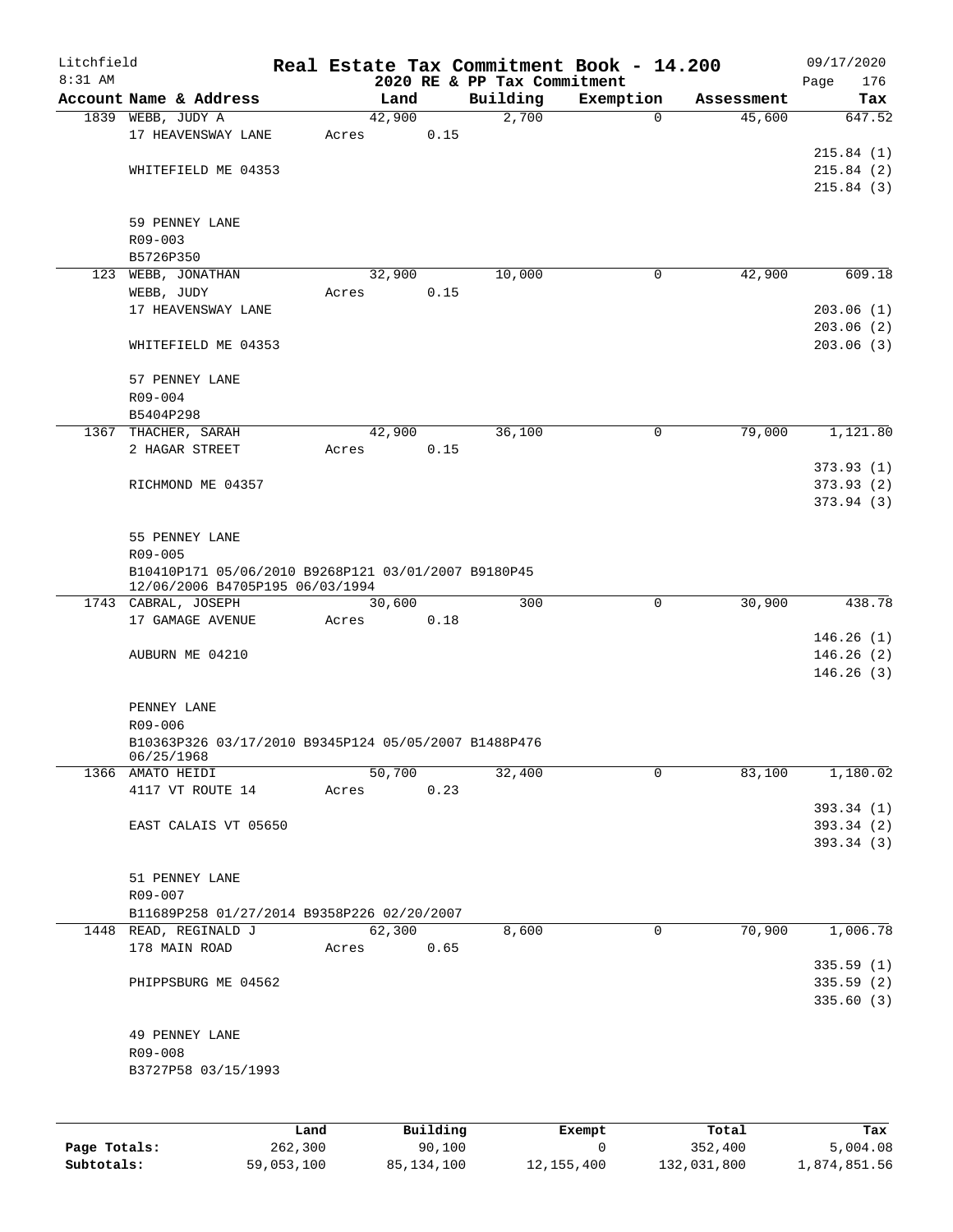Litchfield | Real Estate Tax Commitment Book - 14.200 | 09/17/2020
8:31 AM | 2020 RE & PP Tax Commitment | Page 176

| Account Name & Address | Land | Building | Exemption | Assessment | Tax |
|---|---|---|---|---|---|
| 1839 WEBB, JUDY A | 42,900 | 2,700 | 0 | 45,600 | 647.52 |
| 17 HEAVENSWAY LANE | Acres 0.15 | | | | |
| | | | | | 215.84 (1) |
| WHITEFIELD ME 04353 | | | | | 215.84 (2) |
| | | | | | 215.84 (3) |
| 59 PENNEY LANE | | | | | |
| R09-003 | | | | | |
| B5726P350 | | | | | |
| 123 WEBB, JONATHAN | 32,900 | 10,000 | 0 | 42,900 | 609.18 |
| WEBB, JUDY | Acres 0.15 | | | | |
| 17 HEAVENSWAY LANE | | | | | 203.06 (1) |
| | | | | | 203.06 (2) |
| WHITEFIELD ME 04353 | | | | | 203.06 (3) |
| 57 PENNEY LANE | | | | | |
| R09-004 | | | | | |
| B5404P298 | | | | | |
| 1367 THACHER, SARAH | 42,900 | 36,100 | 0 | 79,000 | 1,121.80 |
| 2 HAGAR STREET | Acres 0.15 | | | | |
| | | | | | 373.93 (1) |
| RICHMOND ME 04357 | | | | | 373.93 (2) |
| | | | | | 373.94 (3) |
| 55 PENNEY LANE | | | | | |
| R09-005 | | | | | |
| B10410P171 05/06/2010 B9268P121 03/01/2007 B9180P45 12/06/2006 B4705P195 06/03/1994 | | | | | |
| 1743 CABRAL, JOSEPH | 30,600 | 300 | 0 | 30,900 | 438.78 |
| 17 GAMAGE AVENUE | Acres 0.18 | | | | |
| | | | | | 146.26 (1) |
| AUBURN ME 04210 | | | | | 146.26 (2) |
| | | | | | 146.26 (3) |
| PENNEY LANE | | | | | |
| R09-006 | | | | | |
| B10363P326 03/17/2010 B9345P124 05/05/2007 B1488P476 06/25/1968 | | | | | |
| 1366 AMATO HEIDI | 50,700 | 32,400 | 0 | 83,100 | 1,180.02 |
| 4117 VT ROUTE 14 | Acres 0.23 | | | | |
| | | | | | 393.34 (1) |
| EAST CALAIS VT 05650 | | | | | 393.34 (2) |
| | | | | | 393.34 (3) |
| 51 PENNEY LANE | | | | | |
| R09-007 | | | | | |
| B11689P258 01/27/2014 B9358P226 02/20/2007 | | | | | |
| 1448 READ, REGINALD J | 62,300 | 8,600 | 0 | 70,900 | 1,006.78 |
| 178 MAIN ROAD | Acres 0.65 | | | | |
| | | | | | 335.59 (1) |
| PHIPPSBURG ME 04562 | | | | | 335.59 (2) |
| | | | | | 335.60 (3) |
| 49 PENNEY LANE | | | | | |
| R09-008 | | | | | |
| B3727P58 03/15/1993 | | | | | |

| | Land | Building | Exempt | Total | Tax |
|---|---|---|---|---|---|
| Page Totals: | 262,300 | 90,100 | 0 | 352,400 | 5,004.08 |
| Subtotals: | 59,053,100 | 85,134,100 | 12,155,400 | 132,031,800 | 1,874,851.56 |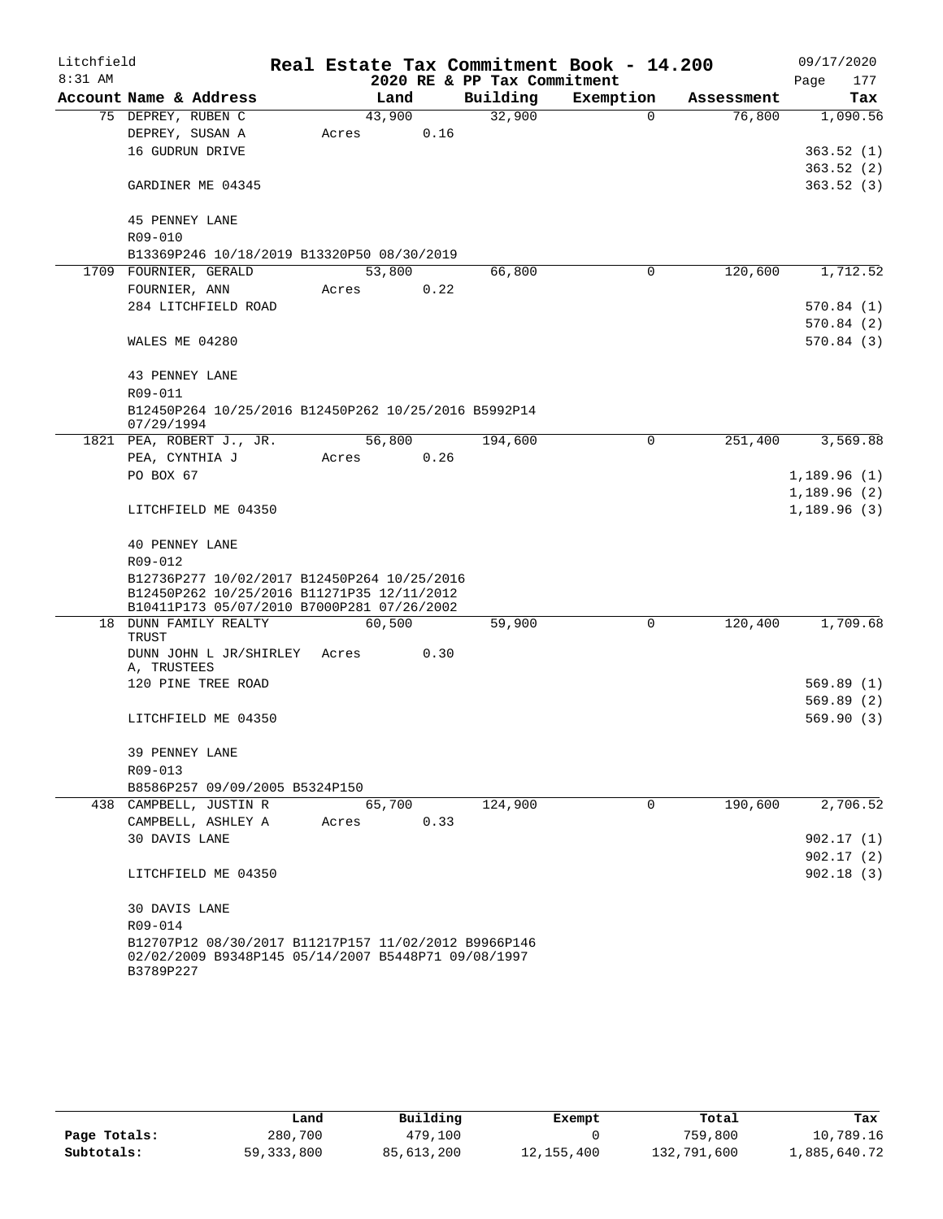Litchfield 8:31 AM

# Real Estate Tax Commitment Book - 14.200

## 2020 RE & PP Tax Commitment

09/17/2020

| Account | Name & Address | Land | Building | Exemption | Assessment | Tax |
|---|---|---|---|---|---|---|
| 75 | DEPREY, RUBEN C | 43,900 | 32,900 | 0 | 76,800 | 1,090.56 |
| | DEPREY, SUSAN A | Acres 0.16 | | | | |
| | 16 GUDRUN DRIVE | | | | | 363.52 (1) |
| | | | | | | 363.52 (2) |
| | GARDINER ME 04345 | | | | | 363.52 (3) |
| | 45 PENNEY LANE | | | | | |
| | R09-010 | | | | | |
| | B13369P246 10/18/2019 B13320P50 08/30/2019 | | | | | |
| 1709 | FOURNIER, GERALD | 53,800 | 66,800 | 0 | 120,600 | 1,712.52 |
| | FOURNIER, ANN | Acres 0.22 | | | | |
| | 284 LITCHFIELD ROAD | | | | | 570.84 (1) |
| | | | | | | 570.84 (2) |
| | WALES ME 04280 | | | | | 570.84 (3) |
| | 43 PENNEY LANE | | | | | |
| | R09-011 | | | | | |
| | B12450P264 10/25/2016 B12450P262 10/25/2016 B5992P14 07/29/1994 | | | | | |
| 1821 | PEA, ROBERT J., JR. | 56,800 | 194,600 | 0 | 251,400 | 3,569.88 |
| | PEA, CYNTHIA J | Acres 0.26 | | | | |
| | PO BOX 67 | | | | | 1,189.96 (1) |
| | | | | | | 1,189.96 (2) |
| | LITCHFIELD ME 04350 | | | | | 1,189.96 (3) |
| | 40 PENNEY LANE | | | | | |
| | R09-012 | | | | | |
| | B12736P277 10/02/2017 B12450P264 10/25/2016 B12450P262 10/25/2016 B11271P35 12/11/2012 B10411P173 05/07/2010 B7000P281 07/26/2002 | | | | | |
| 18 | DUNN FAMILY REALTY TRUST | 60,500 | 59,900 | 0 | 120,400 | 1,709.68 |
| | DUNN JOHN L JR/SHIRLEY A, TRUSTEES | Acres 0.30 | | | | |
| | 120 PINE TREE ROAD | | | | | 569.89 (1) |
| | | | | | | 569.89 (2) |
| | LITCHFIELD ME 04350 | | | | | 569.90 (3) |
| | 39 PENNEY LANE | | | | | |
| | R09-013 | | | | | |
| | B8586P257 09/09/2005 B5324P150 | | | | | |
| 438 | CAMPBELL, JUSTIN R | 65,700 | 124,900 | 0 | 190,600 | 2,706.52 |
| | CAMPBELL, ASHLEY A | Acres 0.33 | | | | |
| | 30 DAVIS LANE | | | | | 902.17 (1) |
| | | | | | | 902.17 (2) |
| | LITCHFIELD ME 04350 | | | | | 902.18 (3) |
| | 30 DAVIS LANE | | | | | |
| | R09-014 | | | | | |
| | B12707P12 08/30/2017 B11217P157 11/02/2012 B9966P146 02/02/2009 B9348P145 05/14/2007 B5448P71 09/08/1997 B3789P227 | | | | | |

| | Land | Building | Exempt | Total | Tax |
|---|---|---|---|---|---|
| Page Totals: | 280,700 | 479,100 | 0 | 759,800 | 10,789.16 |
| Subtotals: | 59,333,800 | 85,613,200 | 12,155,400 | 132,791,600 | 1,885,640.72 |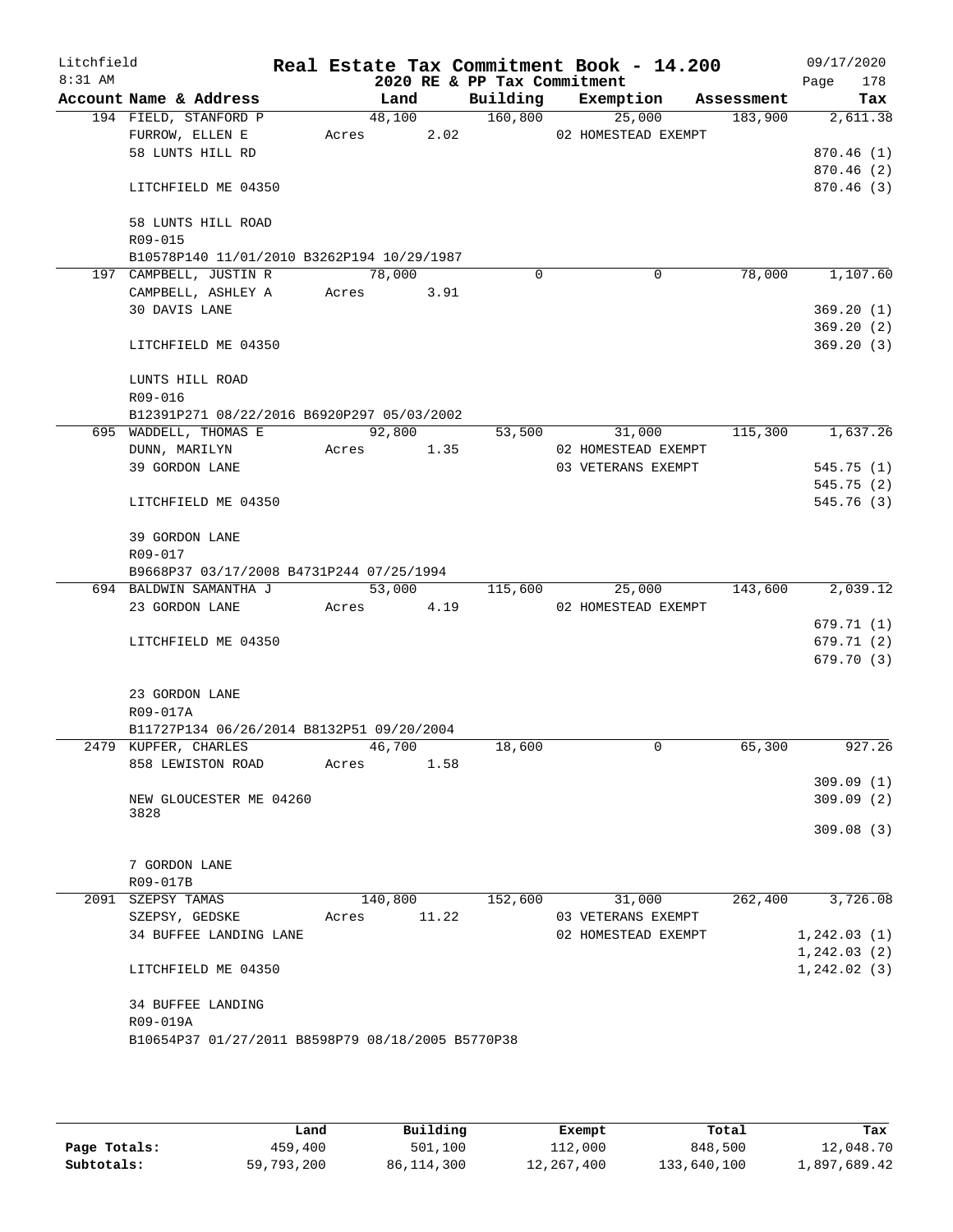# Real Estate Tax Commitment Book - 14.200

Litchfield
8:31 AM

## 2020 RE & PP Tax Commitment

09/17/2020

| Account Name & Address | Land | Building | Exemption | Assessment | Tax |
|---|---|---|---|---|---|
| 194 FIELD, STANFORD P | 48,100 | 160,800 | 25,000 | 183,900 | 2,611.38 |
| FURROW, ELLEN E | Acres 2.02 | | 02 HOMESTEAD EXEMPT | | |
| 58 LUNTS HILL RD | | | | | 870.46 (1) |
| | | | | | 870.46 (2) |
| LITCHFIELD ME 04350 | | | | | 870.46 (3) |
| 58 LUNTS HILL ROAD | | | | | |
| R09-015 | | | | | |
| B10578P140 11/01/2010 B3262P194 10/29/1987 | | | | | |
| 197 CAMPBELL, JUSTIN R | 78,000 | 0 | 0 | 78,000 | 1,107.60 |
| CAMPBELL, ASHLEY A | Acres 3.91 | | | | |
| 30 DAVIS LANE | | | | | 369.20 (1) |
| | | | | | 369.20 (2) |
| LITCHFIELD ME 04350 | | | | | 369.20 (3) |
| LUNTS HILL ROAD | | | | | |
| R09-016 | | | | | |
| B12391P271 08/22/2016 B6920P297 05/03/2002 | | | | | |
| 695 WADDELL, THOMAS E | 92,800 | 53,500 | 31,000 | 115,300 | 1,637.26 |
| DUNN, MARILYN | Acres 1.35 | | 02 HOMESTEAD EXEMPT | | |
| 39 GORDON LANE | | | 03 VETERANS EXEMPT | | 545.75 (1) |
| | | | | | 545.75 (2) |
| LITCHFIELD ME 04350 | | | | | 545.76 (3) |
| 39 GORDON LANE | | | | | |
| R09-017 | | | | | |
| B9668P37 03/17/2008 B4731P244 07/25/1994 | | | | | |
| 694 BALDWIN SAMANTHA J | 53,000 | 115,600 | 25,000 | 143,600 | 2,039.12 |
| 23 GORDON LANE | Acres 4.19 | | 02 HOMESTEAD EXEMPT | | |
| | | | | | 679.71 (1) |
| LITCHFIELD ME 04350 | | | | | 679.71 (2) |
| | | | | | 679.70 (3) |
| 23 GORDON LANE | | | | | |
| R09-017A | | | | | |
| B11727P134 06/26/2014 B8132P51 09/20/2004 | | | | | |
| 2479 KUPFER, CHARLES | 46,700 | 18,600 | 0 | 65,300 | 927.26 |
| 858 LEWISTON ROAD | Acres 1.58 | | | | |
| | | | | | 309.09 (1) |
| NEW GLOUCESTER ME 04260 3828 | | | | | 309.09 (2) |
| | | | | | 309.08 (3) |
| 7 GORDON LANE | | | | | |
| R09-017B | | | | | |
| 2091 SZEPSY TAMAS | 140,800 | 152,600 | 31,000 | 262,400 | 3,726.08 |
| SZEPSY, GEDSKE | Acres 11.22 | | 03 VETERANS EXEMPT | | |
| 34 BUFFEE LANDING LANE | | | 02 HOMESTEAD EXEMPT | | 1,242.03 (1) |
| | | | | | 1,242.03 (2) |
| LITCHFIELD ME 04350 | | | | | 1,242.02 (3) |
| 34 BUFFEE LANDING | | | | | |
| R09-019A | | | | | |
| B10654P37 01/27/2011 B8598P79 08/18/2005 B5770P38 | | | | | |

| | Land | Building | Exempt | Total | Tax |
|---|---|---|---|---|---|
| Page Totals: | 459,400 | 501,100 | 112,000 | 848,500 | 12,048.70 |
| Subtotals: | 59,793,200 | 86,114,300 | 12,267,400 | 133,640,100 | 1,897,689.42 |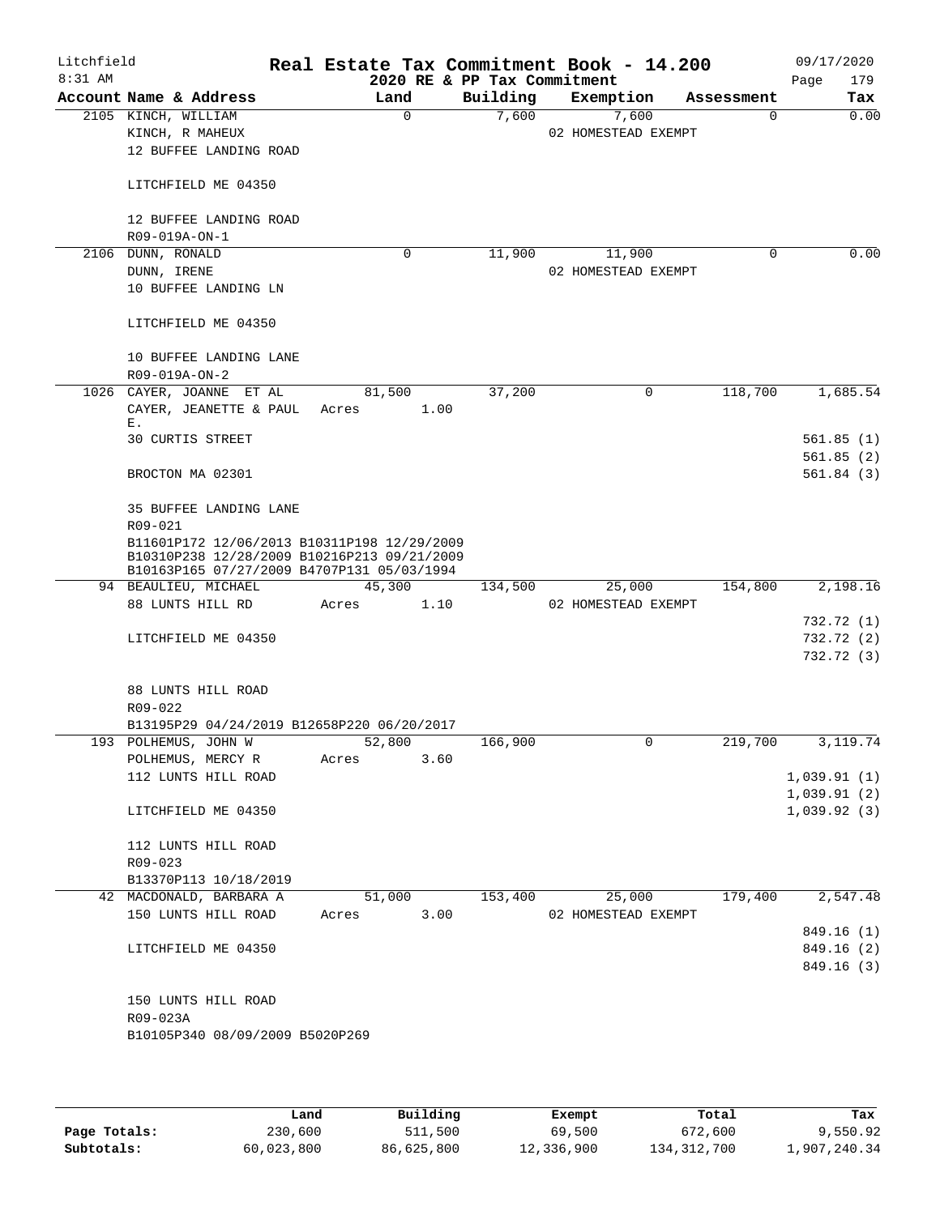# Real Estate Tax Commitment Book - 14.200

Litchfield
8:31 AM

2020 RE & PP Tax Commitment

09/17/2020
Page 179

| Account | Name & Address | Land | Building | Exemption | Assessment | Tax |
|---|---|---|---|---|---|---|
| 2105 | KINCH, WILLIAM | 0 | 7,600 | 7,600 | 0 | 0.00 |
| | KINCH, R MAHEUX | | | 02 HOMESTEAD EXEMPT | | |
| | 12 BUFFEE LANDING ROAD | | | | | |
| | LITCHFIELD ME 04350 | | | | | |
| | 12 BUFFEE LANDING ROAD | | | | | |
| | R09-019A-ON-1 | | | | | |
| 2106 | DUNN, RONALD | 0 | 11,900 | 11,900 | 0 | 0.00 |
| | DUNN, IRENE | | | 02 HOMESTEAD EXEMPT | | |
| | 10 BUFFEE LANDING LN | | | | | |
| | LITCHFIELD ME 04350 | | | | | |
| | 10 BUFFEE LANDING LANE | | | | | |
| | R09-019A-ON-2 | | | | | |
| 1026 | CAYER, JOANNE ET AL | 81,500 | 37,200 | 0 | 118,700 | 1,685.54 |
| | CAYER, JEANETTE & PAUL E. | Acres 1.00 | | | | |
| | 30 CURTIS STREET | | | | | 561.85 (1) |
| | | | | | | 561.85 (2) |
| | BROCTON MA 02301 | | | | | 561.84 (3) |
| | 35 BUFFEE LANDING LANE | | | | | |
| | R09-021 | | | | | |
| | B11601P172 12/06/2013 B10311P198 12/29/2009 B10310P238 12/28/2009 B10216P213 09/21/2009 B10163P165 07/27/2009 B4707P131 05/03/1994 | | | | | |
| 94 | BEAULIEU, MICHAEL | 45,300 | 134,500 | 25,000 | 154,800 | 2,198.16 |
| | 88 LUNTS HILL RD | Acres 1.10 | | 02 HOMESTEAD EXEMPT | | |
| | | | | | | 732.72 (1) |
| | LITCHFIELD ME 04350 | | | | | 732.72 (2) |
| | | | | | | 732.72 (3) |
| | 88 LUNTS HILL ROAD | | | | | |
| | R09-022 | | | | | |
| | B13195P29 04/24/2019 B12658P220 06/20/2017 | | | | | |
| 193 | POLHEMUS, JOHN W | 52,800 | 166,900 | 0 | 219,700 | 3,119.74 |
| | POLHEMUS, MERCY R | Acres 3.60 | | | | |
| | 112 LUNTS HILL ROAD | | | | | 1,039.91 (1) |
| | | | | | | 1,039.91 (2) |
| | LITCHFIELD ME 04350 | | | | | 1,039.92 (3) |
| | 112 LUNTS HILL ROAD | | | | | |
| | R09-023 | | | | | |
| | B13370P113 10/18/2019 | | | | | |
| 42 | MACDONALD, BARBARA A | 51,000 | 153,400 | 25,000 | 179,400 | 2,547.48 |
| | 150 LUNTS HILL ROAD | Acres 3.00 | | 02 HOMESTEAD EXEMPT | | |
| | | | | | | 849.16 (1) |
| | LITCHFIELD ME 04350 | | | | | 849.16 (2) |
| | | | | | | 849.16 (3) |
| | 150 LUNTS HILL ROAD | | | | | |
| | R09-023A | | | | | |
| | B10105P340 08/09/2009 B5020P269 | | | | | |

| | Land | Building | Exempt | Total | Tax |
|---|---|---|---|---|---|
| Page Totals: | 230,600 | 511,500 | 69,500 | 672,600 | 9,550.92 |
| Subtotals: | 60,023,800 | 86,625,800 | 12,336,900 | 134,312,700 | 1,907,240.34 |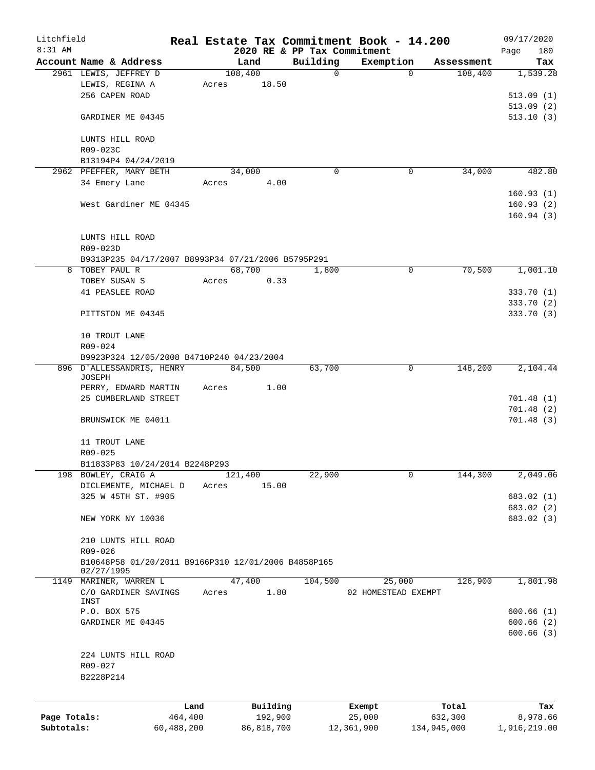Litchfield 8:31 AM

**Real Estate Tax Commitment Book - 14.200**
**2020 RE & PP Tax Commitment**

09/17/2020 Page 180

| Account Name & Address | Land | Building | Exemption | Assessment | Tax |
|---|---|---|---|---|---|
| 2961 LEWIS, JEFFREY D | 108,400 | 0 | 0 | 108,400 | 1,539.28 |
| LEWIS, REGINA A | Acres 18.50 | | | | |
| 256 CAPEN ROAD | | | | | 513.09 (1) |
| | | | | | 513.09 (2) |
| GARDINER ME 04345 | | | | | 513.10 (3) |
| LUNTS HILL ROAD | | | | | |
| R09-023C | | | | | |
| B13194P4 04/24/2019 | | | | | |
| 2962 PFEFFER, MARY BETH | 34,000 | 0 | 0 | 34,000 | 482.80 |
| 34 Emery Lane | Acres 4.00 | | | | |
| | | | | | 160.93 (1) |
| West Gardiner ME 04345 | | | | | 160.93 (2) |
| | | | | | 160.94 (3) |
| LUNTS HILL ROAD | | | | | |
| R09-023D | | | | | |
| B9313P235 04/17/2007 B8993P34 07/21/2006 B5795P291 | | | | | |
| 8 TOBEY PAUL R | 68,700 | 1,800 | 0 | 70,500 | 1,001.10 |
| TOBEY SUSAN S | Acres 0.33 | | | | |
| 41 PEASLEE ROAD | | | | | 333.70 (1) |
| | | | | | 333.70 (2) |
| PITTSTON ME 04345 | | | | | 333.70 (3) |
| 10 TROUT LANE | | | | | |
| R09-024 | | | | | |
| B9923P324 12/05/2008 B4710P240 04/23/2004 | | | | | |
| 896 D'ALLESSANDRIS, HENRY JOSEPH | 84,500 | 63,700 | 0 | 148,200 | 2,104.44 |
| PERRY, EDWARD MARTIN | Acres 1.00 | | | | |
| 25 CUMBERLAND STREET | | | | | 701.48 (1) |
| | | | | | 701.48 (2) |
| BRUNSWICK ME 04011 | | | | | 701.48 (3) |
| 11 TROUT LANE | | | | | |
| R09-025 | | | | | |
| B11833P83 10/24/2014 B2248P293 | | | | | |
| 198 BOWLEY, CRAIG A | 121,400 | 22,900 | 0 | 144,300 | 2,049.06 |
| DICLEMENTE, MICHAEL D | Acres 15.00 | | | | |
| 325 W 45TH ST. #905 | | | | | 683.02 (1) |
| | | | | | 683.02 (2) |
| NEW YORK NY 10036 | | | | | 683.02 (3) |
| 210 LUNTS HILL ROAD | | | | | |
| R09-026 | | | | | |
| B10648P58 01/20/2011 B9166P310 12/01/2006 B4858P165 02/27/1995 | | | | | |
| 1149 MARINER, WARREN L | 47,400 | 104,500 | 25,000 | 126,900 | 1,801.98 |
| C/O GARDINER SAVINGS INST | Acres 1.80 | | 02 HOMESTEAD EXEMPT | | |
| P.O. BOX 575 | | | | | 600.66 (1) |
| GARDINER ME 04345 | | | | | 600.66 (2) |
| | | | | | 600.66 (3) |
| 224 LUNTS HILL ROAD | | | | | |
| R09-027 | | | | | |
| B2228P214 | | | | | |

| | Land | Building | Exempt | Total | Tax |
|---|---|---|---|---|---|
| Page Totals: | 464,400 | 192,900 | 25,000 | 632,300 | 8,978.66 |
| Subtotals: | 60,488,200 | 86,818,700 | 12,361,900 | 134,945,000 | 1,916,219.00 |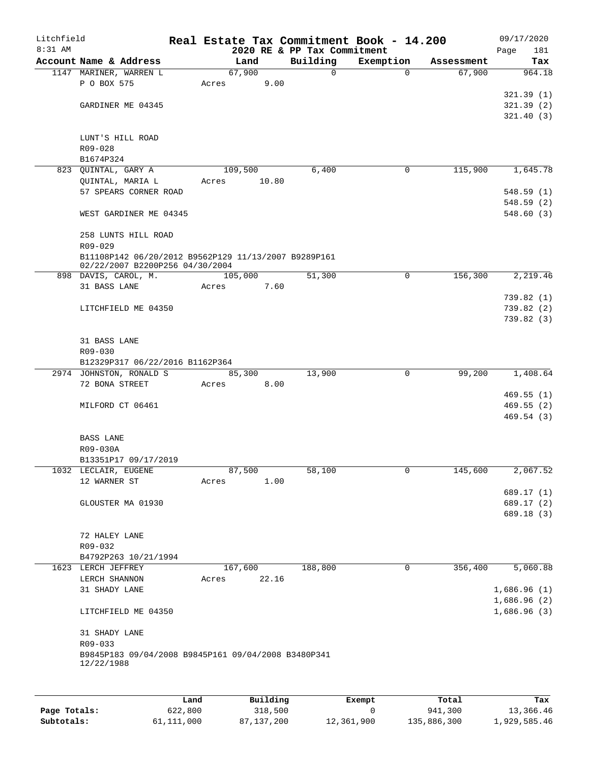# Real Estate Tax Commitment Book - 14.200

Litchfield 8:31 AM — 2020 RE & PP Tax Commitment — 09/17/2020

| Account Name & Address | Land | Building | Exemption | Assessment | Tax |
|---|---|---|---|---|---|
| 1147 MARINER, WARREN L | 67,900 | 0 | 0 | 67,900 | 964.18 |
| P O BOX 575 | Acres 9.00 | | | | |
| | | | | | 321.39 (1) |
| GARDINER ME 04345 | | | | | 321.39 (2) |
| | | | | | 321.40 (3) |
| LUNT'S HILL ROAD | | | | | |
| R09-028 | | | | | |
| B1674P324 | | | | | |
| 823 QUINTAL, GARY A | 109,500 | 6,400 | 0 | 115,900 | 1,645.78 |
| QUINTAL, MARIA L | Acres 10.80 | | | | |
| 57 SPEARS CORNER ROAD | | | | | 548.59 (1) |
| | | | | | 548.59 (2) |
| WEST GARDINER ME 04345 | | | | | 548.60 (3) |
| 258 LUNTS HILL ROAD | | | | | |
| R09-029 | | | | | |
| B11108P142 06/20/2012 B9562P129 11/13/2007 B9289P161 02/22/2007 B2200P256 04/30/2004 | | | | | |
| 898 DAVIS, CAROL, M. | 105,000 | 51,300 | 0 | 156,300 | 2,219.46 |
| 31 BASS LANE | Acres 7.60 | | | | |
| | | | | | 739.82 (1) |
| LITCHFIELD ME 04350 | | | | | 739.82 (2) |
| | | | | | 739.82 (3) |
| 31 BASS LANE | | | | | |
| R09-030 | | | | | |
| B12329P317 06/22/2016 B1162P364 | | | | | |
| 2974 JOHNSTON, RONALD S | 85,300 | 13,900 | 0 | 99,200 | 1,408.64 |
| 72 BONA STREET | Acres 8.00 | | | | |
| | | | | | 469.55 (1) |
| MILFORD CT 06461 | | | | | 469.55 (2) |
| | | | | | 469.54 (3) |
| BASS LANE | | | | | |
| R09-030A | | | | | |
| B13351P17 09/17/2019 | | | | | |
| 1032 LECLAIR, EUGENE | 87,500 | 58,100 | 0 | 145,600 | 2,067.52 |
| 12 WARNER ST | Acres 1.00 | | | | |
| | | | | | 689.17 (1) |
| GLOUSTER MA 01930 | | | | | 689.17 (2) |
| | | | | | 689.18 (3) |
| 72 HALEY LANE | | | | | |
| R09-032 | | | | | |
| B4792P263 10/21/1994 | | | | | |
| 1623 LERCH JEFFREY | 167,600 | 188,800 | 0 | 356,400 | 5,060.88 |
| LERCH SHANNON | Acres 22.16 | | | | |
| 31 SHADY LANE | | | | | 1,686.96 (1) |
| | | | | | 1,686.96 (2) |
| LITCHFIELD ME 04350 | | | | | 1,686.96 (3) |
| 31 SHADY LANE | | | | | |
| R09-033 | | | | | |
| B9845P183 09/04/2008 B9845P161 09/04/2008 B3480P341 12/22/1988 | | | | | |

| | Land | Building | Exempt | Total | Tax |
|---|---|---|---|---|---|
| Page Totals: | 622,800 | 318,500 | 0 | 941,300 | 13,366.46 |
| Subtotals: | 61,111,000 | 87,137,200 | 12,361,900 | 135,886,300 | 1,929,585.46 |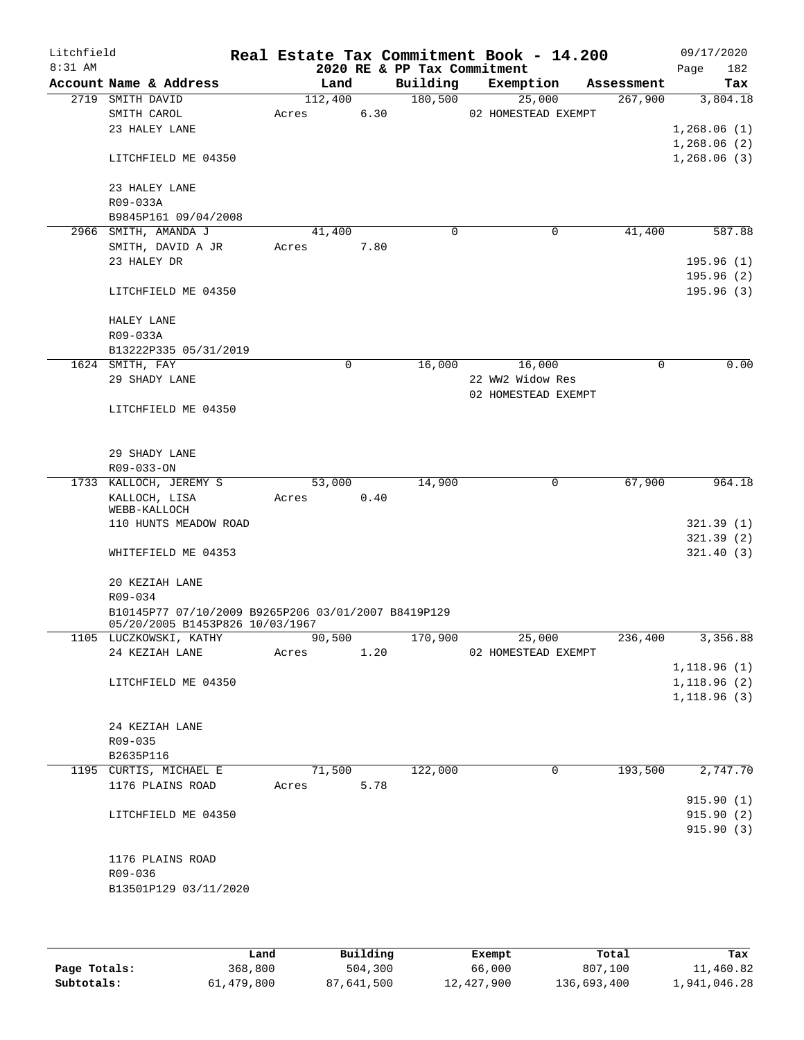# Real Estate Tax Commitment Book - 14.200

Litchfield
8:31 AM

2020 RE & PP Tax Commitment

09/17/2020

| Account | Name & Address | Land | Building | Exemption | Assessment | Tax |
|---|---|---|---|---|---|---|
| 2719 | SMITH DAVID<br>SMITH CAROL<br>23 HALEY LANE<br><br>LITCHFIELD ME 04350<br><br>23 HALEY LANE<br>R09-033A<br>B9845P161 09/04/2008 | 112,400<br>Acres 6.30 | 180,500 | 25,000<br>02 HOMESTEAD EXEMPT | 267,900 | 3,804.18<br><br>1,268.06 (1)<br>1,268.06 (2)<br>1,268.06 (3) |
| 2966 | SMITH, AMANDA J<br>SMITH, DAVID A JR<br>23 HALEY DR<br><br>LITCHFIELD ME 04350<br><br>HALEY LANE<br>R09-033A<br>B13222P335 05/31/2019 | 41,400<br>Acres 7.80 | 0 | 0 | 41,400 | 587.88<br><br>195.96 (1)<br>195.96 (2)<br>195.96 (3) |
| 1624 | SMITH, FAY<br>29 SHADY LANE<br><br>LITCHFIELD ME 04350<br><br>29 SHADY LANE<br>R09-033-ON | 0 | 16,000 | 16,000<br>22 WW2 Widow Res<br>02 HOMESTEAD EXEMPT | 0 | 0.00 |
| 1733 | KALLOCH, JEREMY S<br>KALLOCH, LISA WEBB-KALLOCH<br>110 HUNTS MEADOW ROAD<br><br>WHITEFIELD ME 04353<br><br>20 KEZIAH LANE<br>R09-034<br>B10145P77 07/10/2009 B9265P206 03/01/2007 B8419P129 05/20/2005 B1453P826 10/03/1967 | 53,000<br>Acres 0.40 | 14,900 | 0 | 67,900 | 964.18<br><br>321.39 (1)<br>321.39 (2)<br>321.40 (3) |
| 1105 | LUCZKOWSKI, KATHY<br>24 KEZIAH LANE<br><br>LITCHFIELD ME 04350<br><br>24 KEZIAH LANE<br>R09-035<br>B2635P116 | 90,500<br>Acres 1.20 | 170,900 | 25,000<br>02 HOMESTEAD EXEMPT | 236,400 | 3,356.88<br><br>1,118.96 (1)<br>1,118.96 (2)<br>1,118.96 (3) |
| 1195 | CURTIS, MICHAEL E<br>1176 PLAINS ROAD<br><br>LITCHFIELD ME 04350<br><br>1176 PLAINS ROAD<br>R09-036<br>B13501P129 03/11/2020 | 71,500<br>Acres 5.78 | 122,000 | 0 | 193,500 | 2,747.70<br><br>915.90 (1)<br>915.90 (2)<br>915.90 (3) |

| | Land | Building | Exempt | Total | Tax |
|---|---|---|---|---|---|
| Page Totals: | 368,800 | 504,300 | 66,000 | 807,100 | 11,460.82 |
| Subtotals: | 61,479,800 | 87,641,500 | 12,427,900 | 136,693,400 | 1,941,046.28 |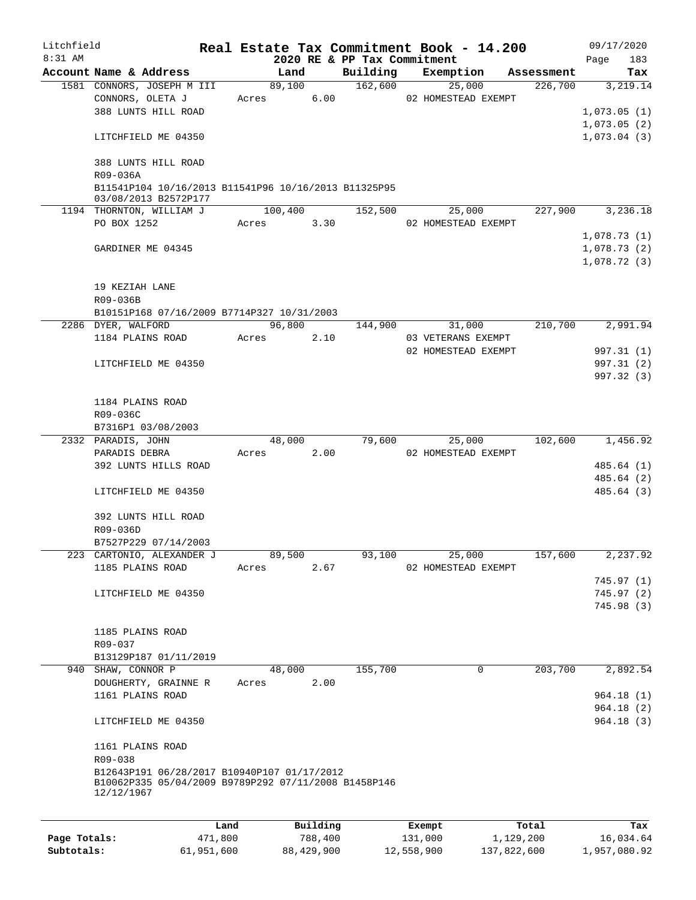Litchfield 8:31 AM

# Real Estate Tax Commitment Book - 14.200

09/17/2020

## 2020 RE & PP Tax Commitment

| Account | Name & Address | Land | Building | Exemption | Assessment | Tax |
|---|---|---|---|---|---|---|
| 1581 | CONNORS, JOSEPH M III<br>CONNORS, OLETA J<br>388 LUNTS HILL ROAD<br><br>LITCHFIELD ME 04350<br><br>388 LUNTS HILL ROAD<br>R09-036A<br>B11541P104 10/16/2013 B11541P96 10/16/2013 B11325P95 03/08/2013 B2572P177 | 89,100<br>Acres 6.00 | 162,600 | 25,000<br>02 HOMESTEAD EXEMPT | 226,700 | 3,219.14<br><br>1,073.05 (1)<br>1,073.05 (2)<br>1,073.04 (3) |
| 1194 | THORNTON, WILLIAM J<br>PO BOX 1252<br><br>GARDINER ME 04345<br><br>19 KEZIAH LANE<br>R09-036B<br>B10151P168 07/16/2009 B7714P327 10/31/2003 | 100,400<br>Acres 3.30 | 152,500 | 25,000<br>02 HOMESTEAD EXEMPT | 227,900 | 3,236.18<br><br>1,078.73 (1)<br>1,078.73 (2)<br>1,078.72 (3) |
| 2286 | DYER, WALFORD<br>1184 PLAINS ROAD<br><br>LITCHFIELD ME 04350<br><br>1184 PLAINS ROAD<br>R09-036C<br>B7316P1 03/08/2003 | 96,800<br>Acres 2.10 | 144,900 | 31,000<br>03 VETERANS EXEMPT<br>02 HOMESTEAD EXEMPT | 210,700 | 2,991.94<br><br>997.31 (1)<br>997.31 (2)<br>997.32 (3) |
| 2332 | PARADIS, JOHN<br>PARADIS DEBRA<br>392 LUNTS HILLS ROAD<br><br>LITCHFIELD ME 04350<br><br>392 LUNTS HILL ROAD<br>R09-036D<br>B7527P229 07/14/2003 | 48,000<br>Acres 2.00 | 79,600 | 25,000<br>02 HOMESTEAD EXEMPT | 102,600 | 1,456.92<br><br>485.64 (1)<br>485.64 (2)<br>485.64 (3) |
| 223 | CARTONIO, ALEXANDER J<br>1185 PLAINS ROAD<br><br>LITCHFIELD ME 04350<br><br>1185 PLAINS ROAD<br>R09-037<br>B13129P187 01/11/2019 | 89,500<br>Acres 2.67 | 93,100 | 25,000<br>02 HOMESTEAD EXEMPT | 157,600 | 2,237.92<br><br>745.97 (1)<br>745.97 (2)<br>745.98 (3) |
| 940 | SHAW, CONNOR P<br>DOUGHERTY, GRAINNE R<br>1161 PLAINS ROAD<br><br>LITCHFIELD ME 04350<br><br>1161 PLAINS ROAD<br>R09-038<br>B12643P191 06/28/2017 B10940P107 01/17/2012 B10062P335 05/04/2009 B9789P292 07/11/2008 B1458P146 12/12/1967 | 48,000<br>Acres 2.00 | 155,700 | 0 | 203,700 | 2,892.54<br><br>964.18 (1)<br>964.18 (2)<br>964.18 (3) |

| | Land | Building | Exempt | Total | Tax |
|---|---|---|---|---|---|
| Page Totals: | 471,800 | 788,400 | 131,000 | 1,129,200 | 16,034.64 |
| Subtotals: | 61,951,600 | 88,429,900 | 12,558,900 | 137,822,600 | 1,957,080.92 |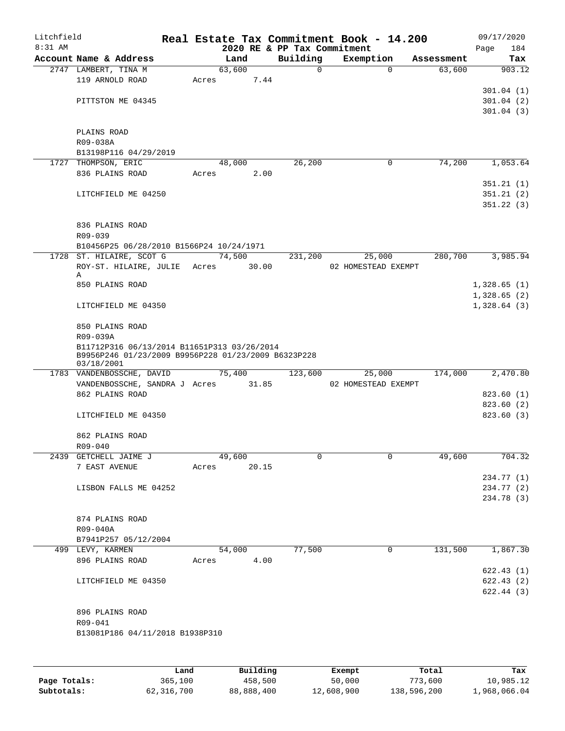# Real Estate Tax Commitment Book - 14.200

Litchfield 8:31 AM — 2020 RE & PP Tax Commitment — 09/17/2020

| Account | Name & Address | Land | Building | Exemption | Assessment | Tax |
|---|---|---|---|---|---|---|
| 2747 | LAMBERT, TINA M<br>119 ARNOLD ROAD<br>PITTSTON ME 04345<br><br>PLAINS ROAD<br>R09-038A<br>B13198P116 04/29/2019 | 63,600<br>Acres 7.44 | 0 | 0 | 63,600 | 903.12<br>301.04 (1)<br>301.04 (2)<br>301.04 (3) |
| 1727 | THOMPSON, ERIC<br>836 PLAINS ROAD<br>LITCHFIELD ME 04250<br><br>836 PLAINS ROAD<br>R09-039<br>B10456P25 06/28/2010 B1566P24 10/24/1971 | 48,000<br>Acres 2.00 | 26,200 | 0 | 74,200 | 1,053.64<br>351.21 (1)<br>351.21 (2)<br>351.22 (3) |
| 1728 | ST. HILAIRE, SCOT G<br>ROY-ST. HILAIRE, JULIE A<br>850 PLAINS ROAD<br>LITCHFIELD ME 04350<br><br>850 PLAINS ROAD<br>R09-039A<br>B11712P316 06/13/2014 B11651P313 03/26/2014 B9956P246 01/23/2009 B9956P228 01/23/2009 B6323P228 03/18/2001 | 74,500<br>Acres 30.00 | 231,200 | 25,000<br>02 HOMESTEAD EXEMPT | 280,700 | 3,985.94<br>1,328.65 (1)<br>1,328.65 (2)<br>1,328.64 (3) |
| 1783 | VANDENBOSSCHE, DAVID<br>VANDENBOSSCHE, SANDRA J<br>862 PLAINS ROAD<br>LITCHFIELD ME 04350<br><br>862 PLAINS ROAD<br>R09-040 | 75,400<br>Acres 31.85 | 123,600 | 25,000<br>02 HOMESTEAD EXEMPT | 174,000 | 2,470.80<br>823.60 (1)<br>823.60 (2)<br>823.60 (3) |
| 2439 | GETCHELL JAIME J<br>7 EAST AVENUE<br>LISBON FALLS ME 04252<br><br>874 PLAINS ROAD<br>R09-040A<br>B7941P257 05/12/2004 | 49,600<br>Acres 20.15 | 0 | 0 | 49,600 | 704.32<br>234.77 (1)<br>234.77 (2)<br>234.78 (3) |
| 499 | LEVY, KARMEN<br>896 PLAINS ROAD<br>LITCHFIELD ME 04350<br><br>896 PLAINS ROAD<br>R09-041<br>B13081P186 04/11/2018 B1938P310 | 54,000<br>Acres 4.00 | 77,500 | 0 | 131,500 | 1,867.30<br>622.43 (1)<br>622.43 (2)<br>622.44 (3) |

| | Land | Building | Exempt | Total | Tax |
|---|---|---|---|---|---|
| Page Totals: | 365,100 | 458,500 | 50,000 | 773,600 | 10,985.12 |
| Subtotals: | 62,316,700 | 88,888,400 | 12,608,900 | 138,596,200 | 1,968,066.04 |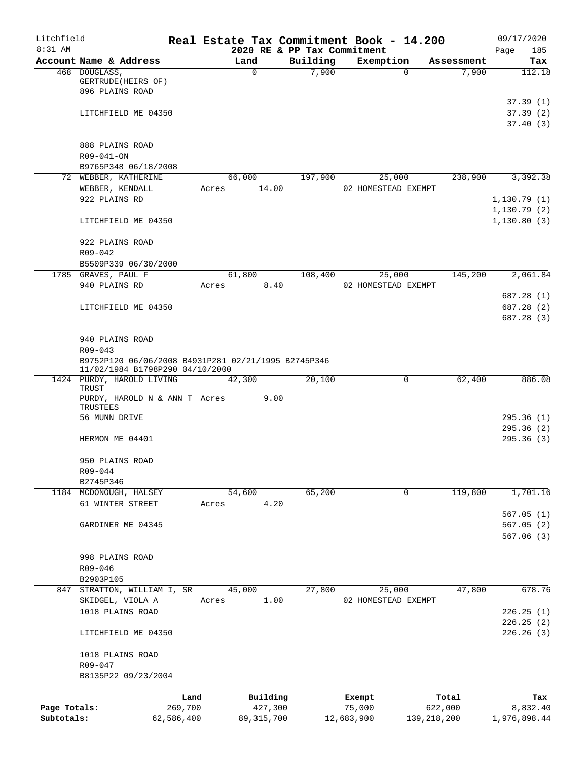Litchfield
8:31 AM

# Real Estate Tax Commitment Book - 14.200

## 2020 RE & PP Tax Commitment

09/17/2020

| Account Name & Address | Land | Building | Exemption | Assessment | Tax |
|---|---|---|---|---|---|
| 468 DOUGLASS, GERTRUDE(HEIRS OF) | 0 | 7,900 | 0 | 7,900 | 112.18 |
| 896 PLAINS ROAD | | | | | 37.39 (1) |
| LITCHFIELD ME 04350 | | | | | 37.39 (2) |
| | | | | | 37.40 (3) |
| 888 PLAINS ROAD | | | | | |
| R09-041-ON | | | | | |
| B9765P348 06/18/2008 | | | | | |
| 72 WEBBER, KATHERINE | 66,000 | 197,900 | 25,000 | 238,900 | 3,392.38 |
| WEBBER, KENDALL | Acres 14.00 | | 02 HOMESTEAD EXEMPT | | |
| 922 PLAINS RD | | | | | 1,130.79 (1) |
| | | | | | 1,130.79 (2) |
| LITCHFIELD ME 04350 | | | | | 1,130.80 (3) |
| 922 PLAINS ROAD | | | | | |
| R09-042 | | | | | |
| B5509P339 06/30/2000 | | | | | |
| 1785 GRAVES, PAUL F | 61,800 | 108,400 | 25,000 | 145,200 | 2,061.84 |
| 940 PLAINS RD | Acres 8.40 | | 02 HOMESTEAD EXEMPT | | |
| | | | | | 687.28 (1) |
| LITCHFIELD ME 04350 | | | | | 687.28 (2) |
| | | | | | 687.28 (3) |
| 940 PLAINS ROAD | | | | | |
| R09-043 | | | | | |
| B9752P120 06/06/2008 B4931P281 02/21/1995 B2745P346 11/02/1984 B1798P290 04/10/2000 | | | | | |
| 1424 PURDY, HAROLD LIVING TRUST | 42,300 | 20,100 | 0 | 62,400 | 886.08 |
| PURDY, HAROLD N & ANN T TRUSTEES | Acres 9.00 | | | | |
| 56 MUNN DRIVE | | | | | 295.36 (1) |
| | | | | | 295.36 (2) |
| HERMON ME 04401 | | | | | 295.36 (3) |
| 950 PLAINS ROAD | | | | | |
| R09-044 | | | | | |
| B2745P346 | | | | | |
| 1184 MCDONOUGH, HALSEY | 54,600 | 65,200 | 0 | 119,800 | 1,701.16 |
| 61 WINTER STREET | Acres 4.20 | | | | |
| | | | | | 567.05 (1) |
| GARDINER ME 04345 | | | | | 567.05 (2) |
| | | | | | 567.06 (3) |
| 998 PLAINS ROAD | | | | | |
| R09-046 | | | | | |
| B2903P105 | | | | | |
| 847 STRATTON, WILLIAM I, SR | 45,000 | 27,800 | 25,000 | 47,800 | 678.76 |
| SKIDGEL, VIOLA A | Acres 1.00 | | 02 HOMESTEAD EXEMPT | | |
| 1018 PLAINS ROAD | | | | | 226.25 (1) |
| | | | | | 226.25 (2) |
| LITCHFIELD ME 04350 | | | | | 226.26 (3) |
| 1018 PLAINS ROAD | | | | | |
| R09-047 | | | | | |
| B8135P22 09/23/2004 | | | | | |

| | Land | Building | Exempt | Total | Tax |
|---|---|---|---|---|---|
| Page Totals: | 269,700 | 427,300 | 75,000 | 622,000 | 8,832.40 |
| Subtotals: | 62,586,400 | 89,315,700 | 12,683,900 | 139,218,200 | 1,976,898.44 |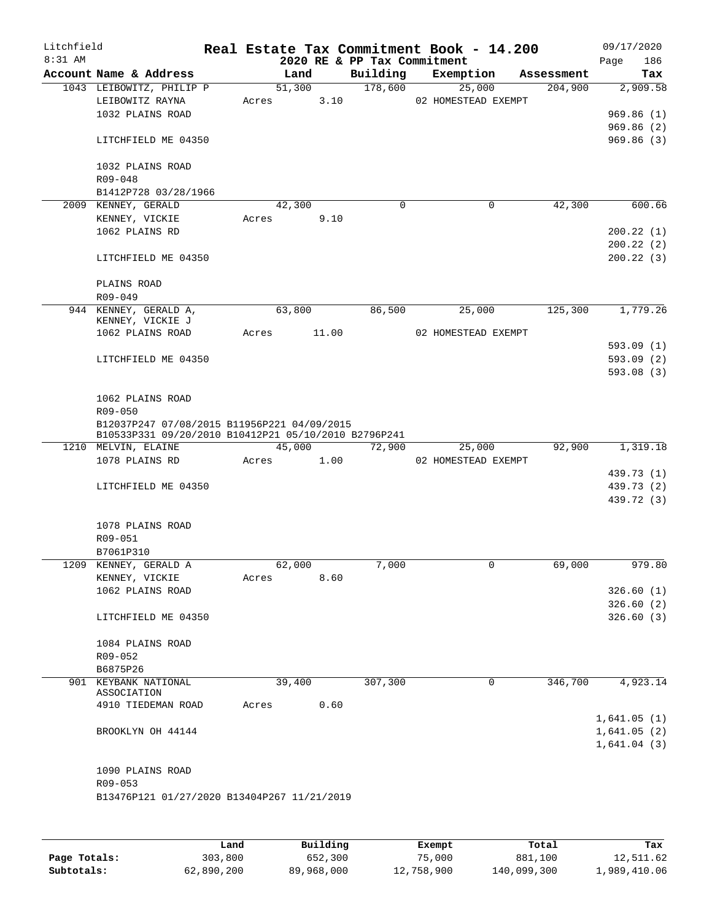# Real Estate Tax Commitment Book - 14.200

Litchfield 8:31 AM — 2020 RE & PP Tax Commitment — 09/17/2020 Page 186

| Account Name & Address | Land | Building | Exemption | Assessment | Tax |
|---|---|---|---|---|---|
| 1043 LEIBOWITZ, PHILIP P | 51,300 | 178,600 | 25,000 | 204,900 | 2,909.58 |
| LEIBOWITZ RAYNA | Acres 3.10 | | 02 HOMESTEAD EXEMPT | | |
| 1032 PLAINS ROAD | | | | | 969.86 (1) |
| | | | | | 969.86 (2) |
| LITCHFIELD ME 04350 | | | | | 969.86 (3) |
| 1032 PLAINS ROAD | | | | | |
| R09-048 | | | | | |
| B1412P728 03/28/1966 | | | | | |
| 2009 KENNEY, GERALD | 42,300 | 0 | 0 | 42,300 | 600.66 |
| KENNEY, VICKIE | Acres 9.10 | | | | |
| 1062 PLAINS RD | | | | | 200.22 (1) |
| | | | | | 200.22 (2) |
| LITCHFIELD ME 04350 | | | | | 200.22 (3) |
| PLAINS ROAD | | | | | |
| R09-049 | | | | | |
| 944 KENNEY, GERALD A, | 63,800 | 86,500 | 25,000 | 125,300 | 1,779.26 |
| KENNEY, VICKIE J | | | | | |
| 1062 PLAINS ROAD | Acres 11.00 | | 02 HOMESTEAD EXEMPT | | |
| | | | | | 593.09 (1) |
| LITCHFIELD ME 04350 | | | | | 593.09 (2) |
| | | | | | 593.08 (3) |
| 1062 PLAINS ROAD | | | | | |
| R09-050 | | | | | |
| B12037P247 07/08/2015 B11956P221 04/09/2015 | | | | | |
| B10533P331 09/20/2010 B10412P21 05/10/2010 B2796P241 | | | | | |
| 1210 MELVIN, ELAINE | 45,000 | 72,900 | 25,000 | 92,900 | 1,319.18 |
| 1078 PLAINS RD | Acres 1.00 | | 02 HOMESTEAD EXEMPT | | |
| | | | | | 439.73 (1) |
| LITCHFIELD ME 04350 | | | | | 439.73 (2) |
| | | | | | 439.72 (3) |
| 1078 PLAINS ROAD | | | | | |
| R09-051 | | | | | |
| B7061P310 | | | | | |
| 1209 KENNEY, GERALD A | 62,000 | 7,000 | 0 | 69,000 | 979.80 |
| KENNEY, VICKIE | Acres 8.60 | | | | |
| 1062 PLAINS ROAD | | | | | 326.60 (1) |
| | | | | | 326.60 (2) |
| LITCHFIELD ME 04350 | | | | | 326.60 (3) |
| 1084 PLAINS ROAD | | | | | |
| R09-052 | | | | | |
| B6875P26 | | | | | |
| 901 KEYBANK NATIONAL ASSOCIATION | 39,400 | 307,300 | 0 | 346,700 | 4,923.14 |
| 4910 TIEDEMAN ROAD | Acres 0.60 | | | | |
| | | | | | 1,641.05 (1) |
| BROOKLYN OH 44144 | | | | | 1,641.05 (2) |
| | | | | | 1,641.04 (3) |
| 1090 PLAINS ROAD | | | | | |
| R09-053 | | | | | |
| B13476P121 01/27/2020 B13404P267 11/21/2019 | | | | | |

| | Land | Building | Exempt | Total | Tax |
|---|---|---|---|---|---|
| Page Totals: | 303,800 | 652,300 | 75,000 | 881,100 | 12,511.62 |
| Subtotals: | 62,890,200 | 89,968,000 | 12,758,900 | 140,099,300 | 1,989,410.06 |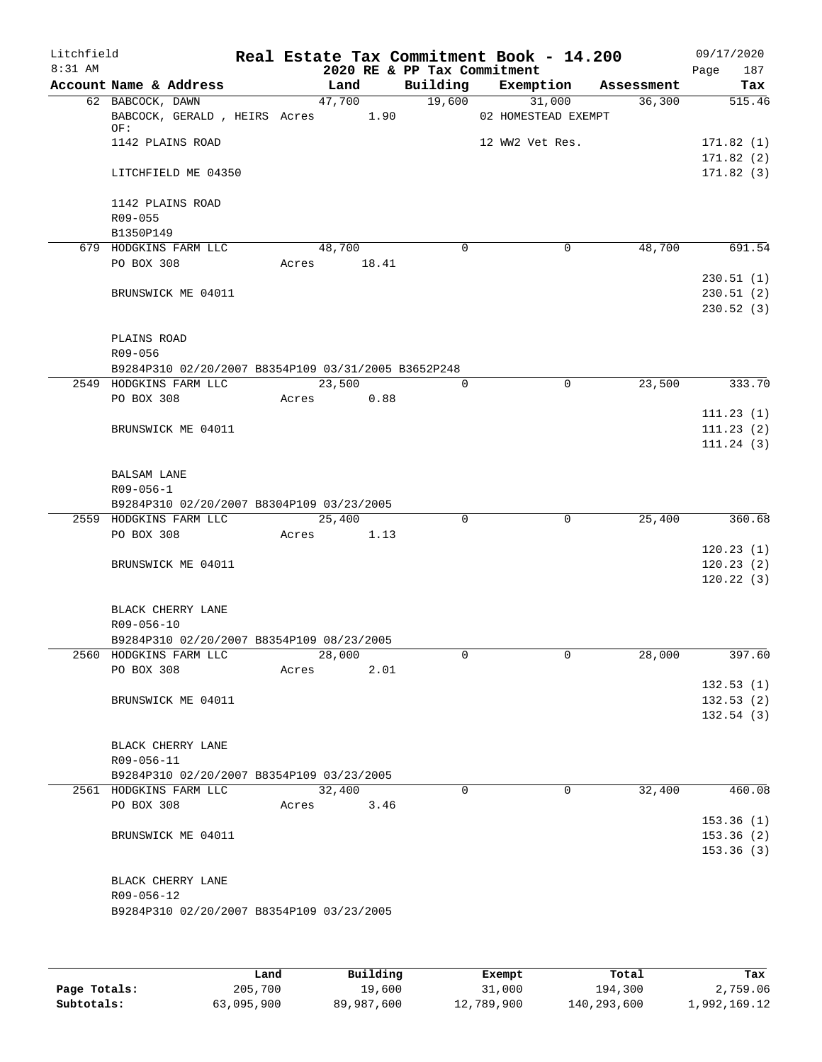# Real Estate Tax Commitment Book - 14.200

Litchfield
8:31 AM

2020 RE & PP Tax Commitment

09/17/2020
Page 187

| Account Name & Address | Land | Building | Exemption | Assessment | Tax |
|---|---|---|---|---|---|
| 62 BABCOCK, DAWN | 47,700 | 19,600 | 31,000 | 36,300 | 515.46 |
| BABCOCK, GERALD , HEIRS OF: | Acres 1.90 | | 02 HOMESTEAD EXEMPT | | |
| 1142 PLAINS ROAD | | | 12 WW2 Vet Res. | | 171.82 (1) |
| | | | | | 171.82 (2) |
| LITCHFIELD ME 04350 | | | | | 171.82 (3) |
| 1142 PLAINS ROAD | | | | | |
| R09-055 | | | | | |
| B1350P149 | | | | | |
| 679 HODGKINS FARM LLC | 48,700 | 0 | 0 | 48,700 | 691.54 |
| PO BOX 308 | Acres 18.41 | | | | |
| | | | | | 230.51 (1) |
| BRUNSWICK ME 04011 | | | | | 230.51 (2) |
| | | | | | 230.52 (3) |
| PLAINS ROAD | | | | | |
| R09-056 | | | | | |
| B9284P310 02/20/2007 B8354P109 03/31/2005 B3652P248 | | | | | |
| 2549 HODGKINS FARM LLC | 23,500 | 0 | 0 | 23,500 | 333.70 |
| PO BOX 308 | Acres 0.88 | | | | |
| | | | | | 111.23 (1) |
| BRUNSWICK ME 04011 | | | | | 111.23 (2) |
| | | | | | 111.24 (3) |
| BALSAM LANE | | | | | |
| R09-056-1 | | | | | |
| B9284P310 02/20/2007 B8304P109 03/23/2005 | | | | | |
| 2559 HODGKINS FARM LLC | 25,400 | 0 | 0 | 25,400 | 360.68 |
| PO BOX 308 | Acres 1.13 | | | | |
| | | | | | 120.23 (1) |
| BRUNSWICK ME 04011 | | | | | 120.23 (2) |
| | | | | | 120.22 (3) |
| BLACK CHERRY LANE | | | | | |
| R09-056-10 | | | | | |
| B9284P310 02/20/2007 B8354P109 08/23/2005 | | | | | |
| 2560 HODGKINS FARM LLC | 28,000 | 0 | 0 | 28,000 | 397.60 |
| PO BOX 308 | Acres 2.01 | | | | |
| | | | | | 132.53 (1) |
| BRUNSWICK ME 04011 | | | | | 132.53 (2) |
| | | | | | 132.54 (3) |
| BLACK CHERRY LANE | | | | | |
| R09-056-11 | | | | | |
| B9284P310 02/20/2007 B8354P109 03/23/2005 | | | | | |
| 2561 HODGKINS FARM LLC | 32,400 | 0 | 0 | 32,400 | 460.08 |
| PO BOX 308 | Acres 3.46 | | | | |
| | | | | | 153.36 (1) |
| BRUNSWICK ME 04011 | | | | | 153.36 (2) |
| | | | | | 153.36 (3) |
| BLACK CHERRY LANE | | | | | |
| R09-056-12 | | | | | |
| B9284P310 02/20/2007 B8354P109 03/23/2005 | | | | | |

| | Land | Building | Exempt | Total | Tax |
|---|---|---|---|---|---|
| Page Totals: | 205,700 | 19,600 | 31,000 | 194,300 | 2,759.06 |
| Subtotals: | 63,095,900 | 89,987,600 | 12,789,900 | 140,293,600 | 1,992,169.12 |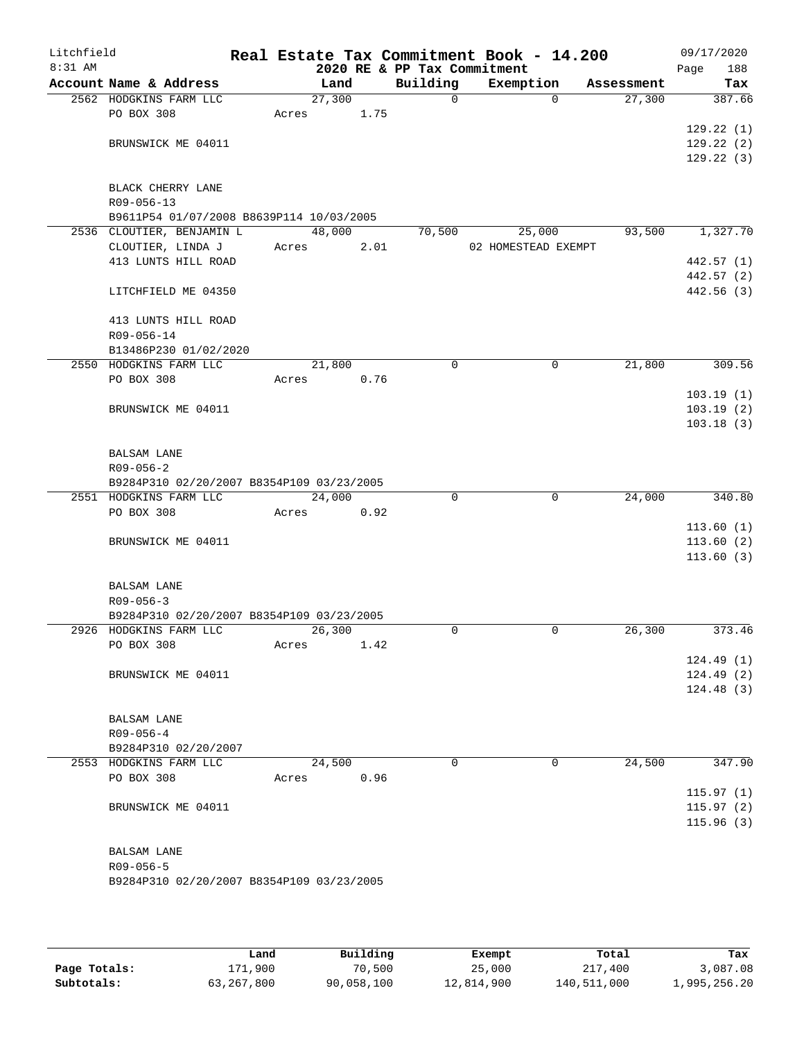Litchfield 8:31 AM

# Real Estate Tax Commitment Book - 14.200

2020 RE & PP Tax Commitment

09/17/2020 Page 188

| Account | Name & Address | Land | Building | Exemption | Assessment | Tax |
|---|---|---|---|---|---|---|
| 2562 | HODGKINS FARM LLC<br>PO BOX 308<br><br>BRUNSWICK ME 04011<br><br>BLACK CHERRY LANE<br>R09-056-13<br>B9611P54 01/07/2008 B8639P114 10/03/2005 | 27,300<br>Acres 1.75 | 0 | 0 | 27,300 | 387.66<br>129.22 (1)<br>129.22 (2)<br>129.22 (3) |
| 2536 | CLOUTIER, BENJAMIN L<br>CLOUTIER, LINDA J<br>413 LUNTS HILL ROAD<br><br>LITCHFIELD ME 04350<br><br>413 LUNTS HILL ROAD<br>R09-056-14<br>B13486P230 01/02/2020 | 48,000<br>Acres 2.01 | 70,500 | 25,000<br>02 HOMESTEAD EXEMPT | 93,500 | 1,327.70<br>442.57 (1)<br>442.57 (2)<br>442.56 (3) |
| 2550 | HODGKINS FARM LLC<br>PO BOX 308<br><br>BRUNSWICK ME 04011<br><br>BALSAM LANE<br>R09-056-2<br>B9284P310 02/20/2007 B8354P109 03/23/2005 | 21,800<br>Acres 0.76 | 0 | 0 | 21,800 | 309.56<br>103.19 (1)<br>103.19 (2)<br>103.18 (3) |
| 2551 | HODGKINS FARM LLC<br>PO BOX 308<br><br>BRUNSWICK ME 04011<br><br>BALSAM LANE<br>R09-056-3<br>B9284P310 02/20/2007 B8354P109 03/23/2005 | 24,000<br>Acres 0.92 | 0 | 0 | 24,000 | 340.80<br>113.60 (1)<br>113.60 (2)<br>113.60 (3) |
| 2926 | HODGKINS FARM LLC<br>PO BOX 308<br><br>BRUNSWICK ME 04011<br><br>BALSAM LANE<br>R09-056-4<br>B9284P310 02/20/2007 | 26,300<br>Acres 1.42 | 0 | 0 | 26,300 | 373.46<br>124.49 (1)<br>124.49 (2)<br>124.48 (3) |
| 2553 | HODGKINS FARM LLC<br>PO BOX 308<br><br>BRUNSWICK ME 04011<br><br>BALSAM LANE<br>R09-056-5<br>B9284P310 02/20/2007 B8354P109 03/23/2005 | 24,500<br>Acres 0.96 | 0 | 0 | 24,500 | 347.90<br>115.97 (1)<br>115.97 (2)<br>115.96 (3) |

| | Land | Building | Exempt | Total | Tax |
|---|---|---|---|---|---|
| Page Totals: | 171,900 | 70,500 | 25,000 | 217,400 | 3,087.08 |
| Subtotals: | 63,267,800 | 90,058,100 | 12,814,900 | 140,511,000 | 1,995,256.20 |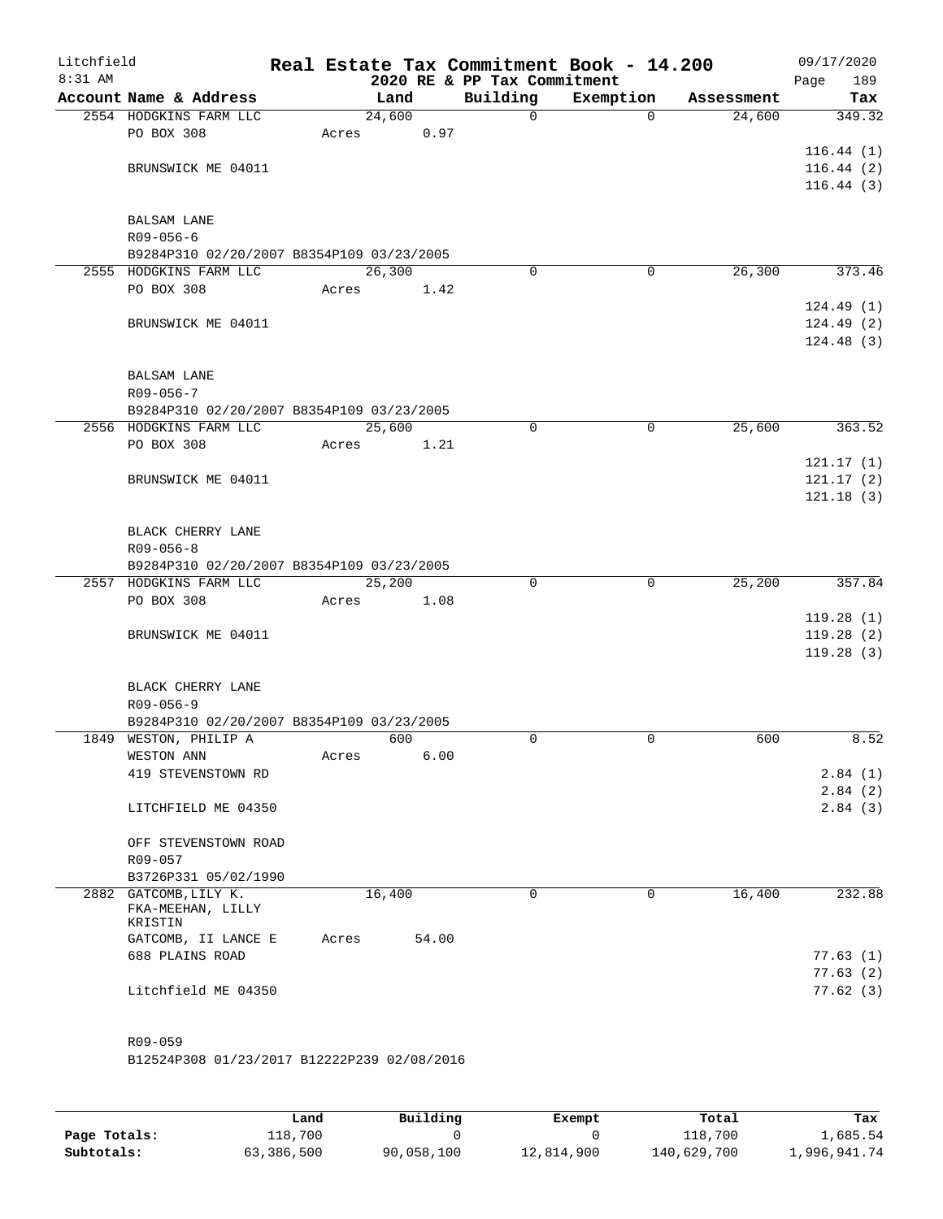# Litchfield — Real Estate Tax Commitment Book - 14.200

8:31 AM — 2020 RE & PP Tax Commitment — 09/17/2020

| Account Name & Address | Land | Building | Exemption | Assessment | Tax |
|---|---|---|---|---|---|
| 2554 HODGKINS FARM LLC | 24,600 | 0 | 0 | 24,600 | 349.32 |
| PO BOX 308 | Acres 0.97 | | | | |
| | | | | | 116.44 (1) |
| BRUNSWICK ME 04011 | | | | | 116.44 (2) |
| | | | | | 116.44 (3) |
| BALSAM LANE | | | | | |
| R09-056-6 | | | | | |
| B9284P310 02/20/2007 B8354P109 03/23/2005 | | | | | |
| 2555 HODGKINS FARM LLC | 26,300 | 0 | 0 | 26,300 | 373.46 |
| PO BOX 308 | Acres 1.42 | | | | |
| | | | | | 124.49 (1) |
| BRUNSWICK ME 04011 | | | | | 124.49 (2) |
| | | | | | 124.48 (3) |
| BALSAM LANE | | | | | |
| R09-056-7 | | | | | |
| B9284P310 02/20/2007 B8354P109 03/23/2005 | | | | | |
| 2556 HODGKINS FARM LLC | 25,600 | 0 | 0 | 25,600 | 363.52 |
| PO BOX 308 | Acres 1.21 | | | | |
| | | | | | 121.17 (1) |
| BRUNSWICK ME 04011 | | | | | 121.17 (2) |
| | | | | | 121.18 (3) |
| BLACK CHERRY LANE | | | | | |
| R09-056-8 | | | | | |
| B9284P310 02/20/2007 B8354P109 03/23/2005 | | | | | |
| 2557 HODGKINS FARM LLC | 25,200 | 0 | 0 | 25,200 | 357.84 |
| PO BOX 308 | Acres 1.08 | | | | |
| | | | | | 119.28 (1) |
| BRUNSWICK ME 04011 | | | | | 119.28 (2) |
| | | | | | 119.28 (3) |
| BLACK CHERRY LANE | | | | | |
| R09-056-9 | | | | | |
| B9284P310 02/20/2007 B8354P109 03/23/2005 | | | | | |
| 1849 WESTON, PHILIP A | 600 | 0 | 0 | 600 | 8.52 |
| WESTON ANN | Acres 6.00 | | | | |
| 419 STEVENSTOWN RD | | | | | 2.84 (1) |
| | | | | | 2.84 (2) |
| LITCHFIELD ME 04350 | | | | | 2.84 (3) |
| OFF STEVENSTOWN ROAD | | | | | |
| R09-057 | | | | | |
| B3726P331 05/02/1990 | | | | | |
| 2882 GATCOMB, LILY K. | 16,400 | 0 | 0 | 16,400 | 232.88 |
| FKA-MEEHAN, LILLY KRISTIN | | | | | |
| GATCOMB, II LANCE E | Acres 54.00 | | | | |
| 688 PLAINS ROAD | | | | | 77.63 (1) |
| | | | | | 77.63 (2) |
| Litchfield ME 04350 | | | | | 77.62 (3) |
| R09-059 | | | | | |
| B12524P308 01/23/2017 B12222P239 02/08/2016 | | | | | |

| | Land | Building | Exempt | Total | Tax |
|---|---|---|---|---|---|
| Page Totals: | 118,700 | 0 | 0 | 118,700 | 1,685.54 |
| Subtotals: | 63,386,500 | 90,058,100 | 12,814,900 | 140,629,700 | 1,996,941.74 |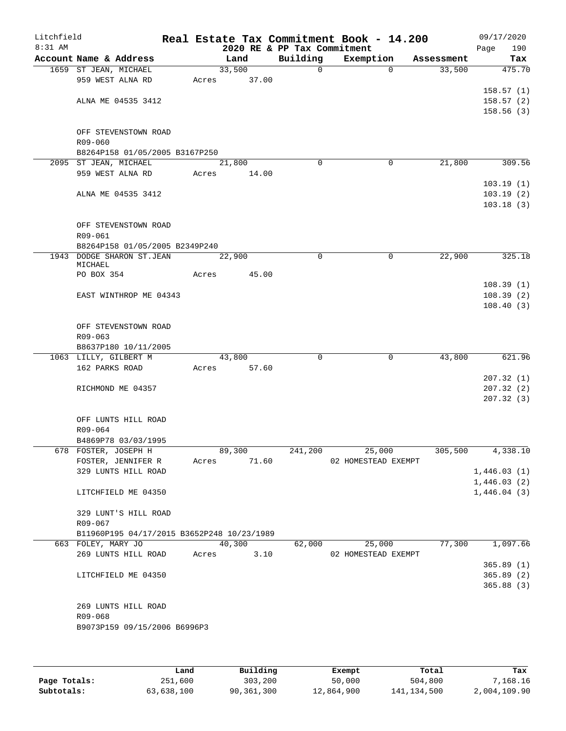Litchfield
8:31 AM

# Real Estate Tax Commitment Book - 14.200

## 2020 RE & PP Tax Commitment

09/17/2020

| Account Name & Address | Land | Building | Exemption | Assessment | Tax |
|---|---|---|---|---|---|
| 1659 ST JEAN, MICHAEL | 33,500 | 0 | 0 | 33,500 | 475.70 |
| 959 WEST ALNA RD | Acres 37.00 | | | | |
| | | | | | 158.57 (1) |
| ALNA ME 04535 3412 | | | | | 158.57 (2) |
| | | | | | 158.56 (3) |
| OFF STEVENSTOWN ROAD | | | | | |
| R09-060 | | | | | |
| B8264P158 01/05/2005 B3167P250 | | | | | |
| 2095 ST JEAN, MICHAEL | 21,800 | 0 | 0 | 21,800 | 309.56 |
| 959 WEST ALNA RD | Acres 14.00 | | | | |
| | | | | | 103.19 (1) |
| ALNA ME 04535 3412 | | | | | 103.19 (2) |
| | | | | | 103.18 (3) |
| OFF STEVENSTOWN ROAD | | | | | |
| R09-061 | | | | | |
| B8264P158 01/05/2005 B2349P240 | | | | | |
| 1943 DODGE SHARON ST.JEAN MICHAEL | 22,900 | 0 | 0 | 22,900 | 325.18 |
| PO BOX 354 | Acres 45.00 | | | | |
| | | | | | 108.39 (1) |
| EAST WINTHROP ME 04343 | | | | | 108.39 (2) |
| | | | | | 108.40 (3) |
| OFF STEVENSTOWN ROAD | | | | | |
| R09-063 | | | | | |
| B8637P180 10/11/2005 | | | | | |
| 1063 LILLY, GILBERT M | 43,800 | 0 | 0 | 43,800 | 621.96 |
| 162 PARKS ROAD | Acres 57.60 | | | | |
| | | | | | 207.32 (1) |
| RICHMOND ME 04357 | | | | | 207.32 (2) |
| | | | | | 207.32 (3) |
| OFF LUNTS HILL ROAD | | | | | |
| R09-064 | | | | | |
| B4869P78 03/03/1995 | | | | | |
| 678 FOSTER, JOSEPH H | 89,300 | 241,200 | 25,000 | 305,500 | 4,338.10 |
| FOSTER, JENNIFER R | Acres 71.60 | | 02 HOMESTEAD EXEMPT | | |
| 329 LUNTS HILL ROAD | | | | | 1,446.03 (1) |
| | | | | | 1,446.03 (2) |
| LITCHFIELD ME 04350 | | | | | 1,446.04 (3) |
| 329 LUNT'S HILL ROAD | | | | | |
| R09-067 | | | | | |
| B11960P195 04/17/2015 B3652P248 10/23/1989 | | | | | |
| 663 FOLEY, MARY JO | 40,300 | 62,000 | 25,000 | 77,300 | 1,097.66 |
| 269 LUNTS HILL ROAD | Acres 3.10 | | 02 HOMESTEAD EXEMPT | | |
| | | | | | 365.89 (1) |
| LITCHFIELD ME 04350 | | | | | 365.89 (2) |
| | | | | | 365.88 (3) |
| 269 LUNTS HILL ROAD | | | | | |
| R09-068 | | | | | |
| B9073P159 09/15/2006 B6996P3 | | | | | |

| | Land | Building | Exempt | Total | Tax |
|---|---|---|---|---|---|
| **Page Totals:** | 251,600 | 303,200 | 50,000 | 504,800 | 7,168.16 |
| **Subtotals:** | 63,638,100 | 90,361,300 | 12,864,900 | 141,134,500 | 2,004,109.90 |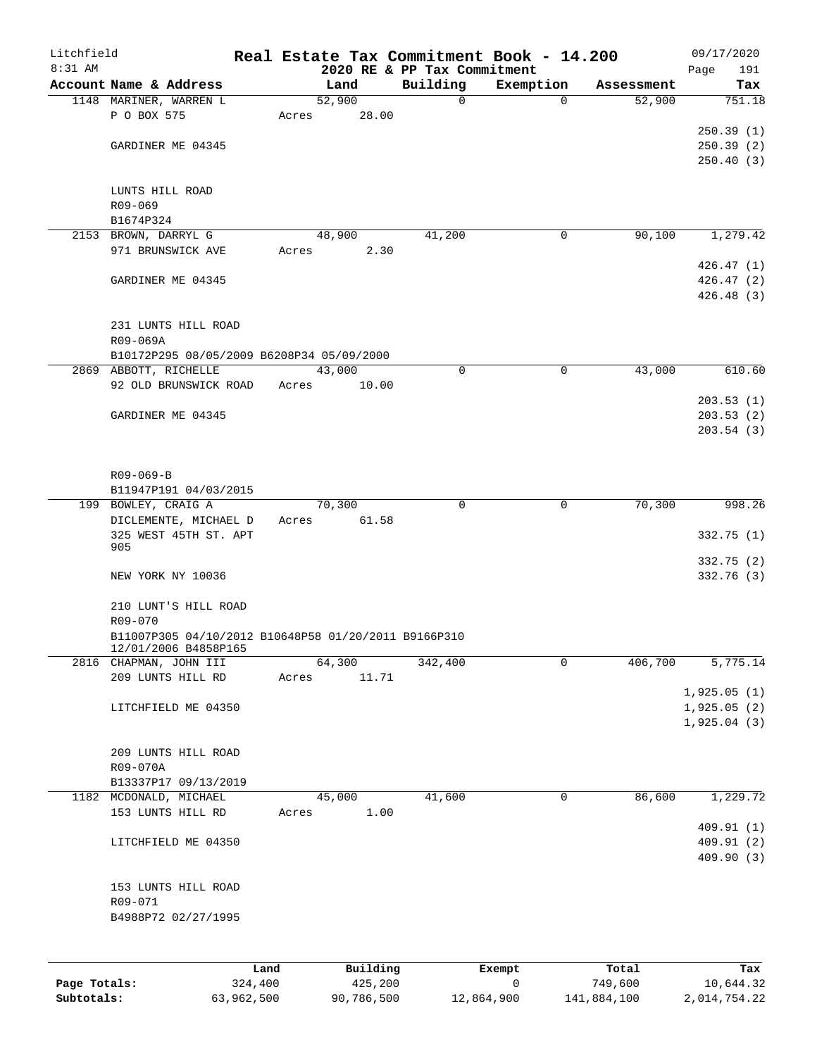Litchfield
8:31 AM

# Real Estate Tax Commitment Book - 14.200

2020 RE & PP Tax Commitment

09/17/2020
Page 191

| Account Name & Address | Land | Building | Exemption | Assessment | Tax |
|---|---|---|---|---|---|
| 1148 MARINER, WARREN L | 52,900 | 0 | 0 | 52,900 | 751.18 |
| P O BOX 575 | Acres 28.00 | | | | |
| | | | | | 250.39 (1) |
| GARDINER ME 04345 | | | | | 250.39 (2) |
| | | | | | 250.40 (3) |
| LUNTS HILL ROAD | | | | | |
| R09-069 | | | | | |
| B1674P324 | | | | | |
| 2153 BROWN, DARRYL G | 48,900 | 41,200 | 0 | 90,100 | 1,279.42 |
| 971 BRUNSWICK AVE | Acres 2.30 | | | | |
| | | | | | 426.47 (1) |
| GARDINER ME 04345 | | | | | 426.47 (2) |
| | | | | | 426.48 (3) |
| 231 LUNTS HILL ROAD | | | | | |
| R09-069A | | | | | |
| B10172P295 08/05/2009 B6208P34 05/09/2000 | | | | | |
| 2869 ABBOTT, RICHELLE | 43,000 | 0 | 0 | 43,000 | 610.60 |
| 92 OLD BRUNSWICK ROAD | Acres 10.00 | | | | |
| | | | | | 203.53 (1) |
| GARDINER ME 04345 | | | | | 203.53 (2) |
| | | | | | 203.54 (3) |
| R09-069-B | | | | | |
| B11947P191 04/03/2015 | | | | | |
| 199 BOWLEY, CRAIG A | 70,300 | 0 | 0 | 70,300 | 998.26 |
| DICLEMENTE, MICHAEL D | Acres 61.58 | | | | |
| 325 WEST 45TH ST. APT 905 | | | | | 332.75 (1) |
| | | | | | 332.75 (2) |
| NEW YORK NY 10036 | | | | | 332.76 (3) |
| 210 LUNT'S HILL ROAD | | | | | |
| R09-070 | | | | | |
| B11007P305 04/10/2012 B10648P58 01/20/2011 B9166P310 12/01/2006 B4858P165 | | | | | |
| 2816 CHAPMAN, JOHN III | 64,300 | 342,400 | 0 | 406,700 | 5,775.14 |
| 209 LUNTS HILL RD | Acres 11.71 | | | | |
| | | | | | 1,925.05 (1) |
| LITCHFIELD ME 04350 | | | | | 1,925.05 (2) |
| | | | | | 1,925.04 (3) |
| 209 LUNTS HILL ROAD | | | | | |
| R09-070A | | | | | |
| B13337P17 09/13/2019 | | | | | |
| 1182 MCDONALD, MICHAEL | 45,000 | 41,600 | 0 | 86,600 | 1,229.72 |
| 153 LUNTS HILL RD | Acres 1.00 | | | | |
| | | | | | 409.91 (1) |
| LITCHFIELD ME 04350 | | | | | 409.91 (2) |
| | | | | | 409.90 (3) |
| 153 LUNTS HILL ROAD | | | | | |
| R09-071 | | | | | |
| B4988P72 02/27/1995 | | | | | |

| | Land | Building | Exempt | Total | Tax |
|---|---|---|---|---|---|
| Page Totals: | 324,400 | 425,200 | 0 | 749,600 | 10,644.32 |
| Subtotals: | 63,962,500 | 90,786,500 | 12,864,900 | 141,884,100 | 2,014,754.22 |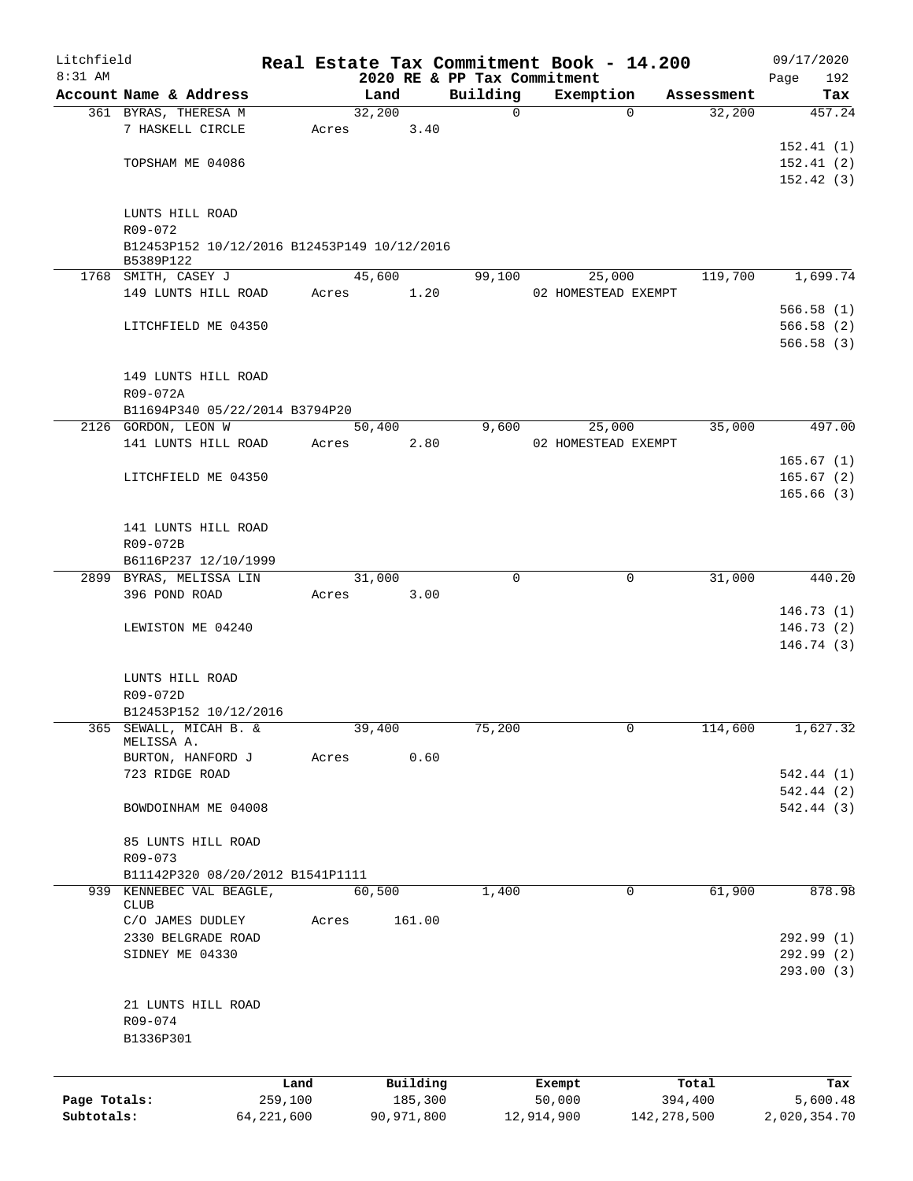# Real Estate Tax Commitment Book - 14.200

Litchfield 8:31 AM — 2020 RE & PP Tax Commitment — 09/17/2020

| Account Name & Address | Land | Building | Exemption | Assessment | Tax |
|---|---|---|---|---|---|
| 361 BYRAS, THERESA M | 32,200 | 0 | 0 | 32,200 | 457.24 |
| 7 HASKELL CIRCLE | Acres 3.40 | | | | |
| | | | | | 152.41 (1) |
| TOPSHAM ME 04086 | | | | | 152.41 (2) |
| | | | | | 152.42 (3) |
| LUNTS HILL ROAD | | | | | |
| R09-072 | | | | | |
| B12453P152 10/12/2016 B12453P149 10/12/2016 B5389P122 | | | | | |
| 1768 SMITH, CASEY J | 45,600 | 99,100 | 25,000 | 119,700 | 1,699.74 |
| 149 LUNTS HILL ROAD | Acres 1.20 | | 02 HOMESTEAD EXEMPT | | |
| | | | | | 566.58 (1) |
| LITCHFIELD ME 04350 | | | | | 566.58 (2) |
| | | | | | 566.58 (3) |
| 149 LUNTS HILL ROAD | | | | | |
| R09-072A | | | | | |
| B11694P340 05/22/2014 B3794P20 | | | | | |
| 2126 GORDON, LEON W | 50,400 | 9,600 | 25,000 | 35,000 | 497.00 |
| 141 LUNTS HILL ROAD | Acres 2.80 | | 02 HOMESTEAD EXEMPT | | |
| | | | | | 165.67 (1) |
| LITCHFIELD ME 04350 | | | | | 165.67 (2) |
| | | | | | 165.66 (3) |
| 141 LUNTS HILL ROAD | | | | | |
| R09-072B | | | | | |
| B6116P237 12/10/1999 | | | | | |
| 2899 BYRAS, MELISSA LIN | 31,000 | 0 | 0 | 31,000 | 440.20 |
| 396 POND ROAD | Acres 3.00 | | | | |
| | | | | | 146.73 (1) |
| LEWISTON ME 04240 | | | | | 146.73 (2) |
| | | | | | 146.74 (3) |
| LUNTS HILL ROAD | | | | | |
| R09-072D | | | | | |
| B12453P152 10/12/2016 | | | | | |
| 365 SEWALL, MICAH B. & MELISSA A. | 39,400 | 75,200 | 0 | 114,600 | 1,627.32 |
| BURTON, HANFORD J | Acres 0.60 | | | | |
| 723 RIDGE ROAD | | | | | 542.44 (1) |
| | | | | | 542.44 (2) |
| BOWDOINHAM ME 04008 | | | | | 542.44 (3) |
| 85 LUNTS HILL ROAD | | | | | |
| R09-073 | | | | | |
| B11142P320 08/20/2012 B1541P1111 | | | | | |
| 939 KENNEBEC VAL BEAGLE, CLUB | 60,500 | 1,400 | 0 | 61,900 | 878.98 |
| C/O JAMES DUDLEY | Acres 161.00 | | | | |
| 2330 BELGRADE ROAD | | | | | 292.99 (1) |
| SIDNEY ME 04330 | | | | | 292.99 (2) |
| | | | | | 293.00 (3) |
| 21 LUNTS HILL ROAD | | | | | |
| R09-074 | | | | | |
| B1336P301 | | | | | |

| | Land | Building | Exempt | Total | Tax |
|---|---|---|---|---|---|
| Page Totals: | 259,100 | 185,300 | 50,000 | 394,400 | 5,600.48 |
| Subtotals: | 64,221,600 | 90,971,800 | 12,914,900 | 142,278,500 | 2,020,354.70 |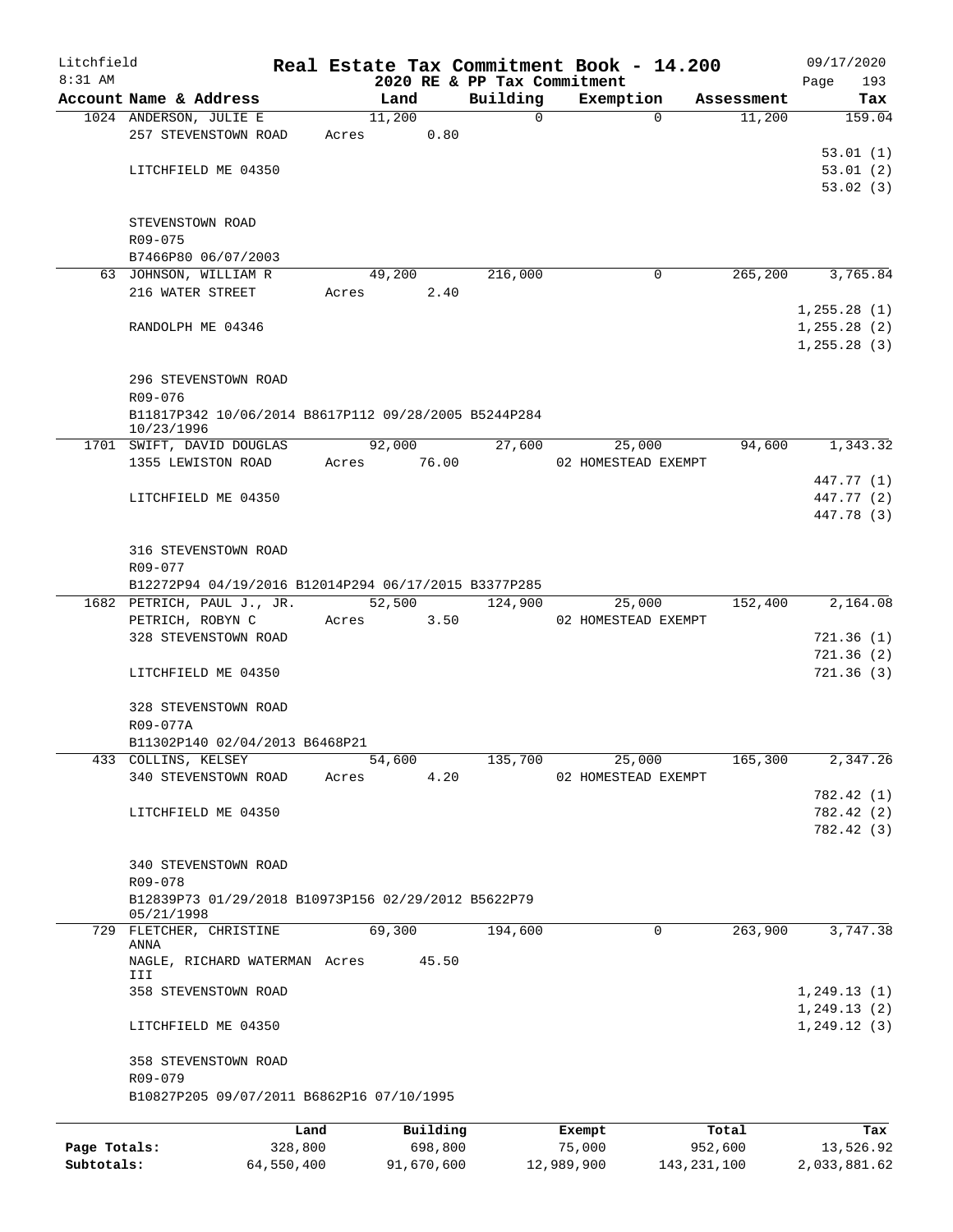# Real Estate Tax Commitment Book - 14.200

Litchfield 8:31 AM — 2020 RE & PP Tax Commitment — 09/17/2020

| Account Name & Address | Land | Building | Exemption | Assessment | Tax |
|---|---|---|---|---|---|
| 1024 ANDERSON, JULIE E | 11,200 | 0 | 0 | 11,200 | 159.04 |
| 257 STEVENSTOWN ROAD | Acres 0.80 | | | | |
| | | | | | 53.01 (1) |
| LITCHFIELD ME 04350 | | | | | 53.01 (2) |
| | | | | | 53.02 (3) |
| STEVENSTOWN ROAD | | | | | |
| R09-075 | | | | | |
| B7466P80 06/07/2003 | | | | | |
| 63 JOHNSON, WILLIAM R | 49,200 | 216,000 | 0 | 265,200 | 3,765.84 |
| 216 WATER STREET | Acres 2.40 | | | | |
| | | | | | 1,255.28 (1) |
| RANDOLPH ME 04346 | | | | | 1,255.28 (2) |
| | | | | | 1,255.28 (3) |
| 296 STEVENSTOWN ROAD | | | | | |
| R09-076 | | | | | |
| B11817P342 10/06/2014 B8617P112 09/28/2005 B5244P284 10/23/1996 | | | | | |
| 1701 SWIFT, DAVID DOUGLAS | 92,000 | 27,600 | 25,000 | 94,600 | 1,343.32 |
| 1355 LEWISTON ROAD | Acres 76.00 | | 02 HOMESTEAD EXEMPT | | |
| | | | | | 447.77 (1) |
| LITCHFIELD ME 04350 | | | | | 447.77 (2) |
| | | | | | 447.78 (3) |
| 316 STEVENSTOWN ROAD | | | | | |
| R09-077 | | | | | |
| B12272P94 04/19/2016 B12014P294 06/17/2015 B3377P285 | | | | | |
| 1682 PETRICH, PAUL J., JR. | 52,500 | 124,900 | 25,000 | 152,400 | 2,164.08 |
| PETRICH, ROBYN C | Acres 3.50 | | 02 HOMESTEAD EXEMPT | | |
| 328 STEVENSTOWN ROAD | | | | | 721.36 (1) |
| | | | | | 721.36 (2) |
| LITCHFIELD ME 04350 | | | | | 721.36 (3) |
| 328 STEVENSTOWN ROAD | | | | | |
| R09-077A | | | | | |
| B11302P140 02/04/2013 B6468P21 | | | | | |
| 433 COLLINS, KELSEY | 54,600 | 135,700 | 25,000 | 165,300 | 2,347.26 |
| 340 STEVENSTOWN ROAD | Acres 4.20 | | 02 HOMESTEAD EXEMPT | | |
| | | | | | 782.42 (1) |
| LITCHFIELD ME 04350 | | | | | 782.42 (2) |
| | | | | | 782.42 (3) |
| 340 STEVENSTOWN ROAD | | | | | |
| R09-078 | | | | | |
| B12839P73 01/29/2018 B10973P156 02/29/2012 B5622P79 05/21/1998 | | | | | |
| 729 FLETCHER, CHRISTINE ANNA | 69,300 | 194,600 | 0 | 263,900 | 3,747.38 |
| NAGLE, RICHARD WATERMAN III | Acres 45.50 | | | | |
| 358 STEVENSTOWN ROAD | | | | | 1,249.13 (1) |
| | | | | | 1,249.13 (2) |
| LITCHFIELD ME 04350 | | | | | 1,249.12 (3) |
| 358 STEVENSTOWN ROAD | | | | | |
| R09-079 | | | | | |
| B10827P205 09/07/2011 B6862P16 07/10/1995 | | | | | |

| | Land | Building | Exempt | Total | Tax |
|---|---|---|---|---|---|
| Page Totals: | 328,800 | 698,800 | 75,000 | 952,600 | 13,526.92 |
| Subtotals: | 64,550,400 | 91,670,600 | 12,989,900 | 143,231,100 | 2,033,881.62 |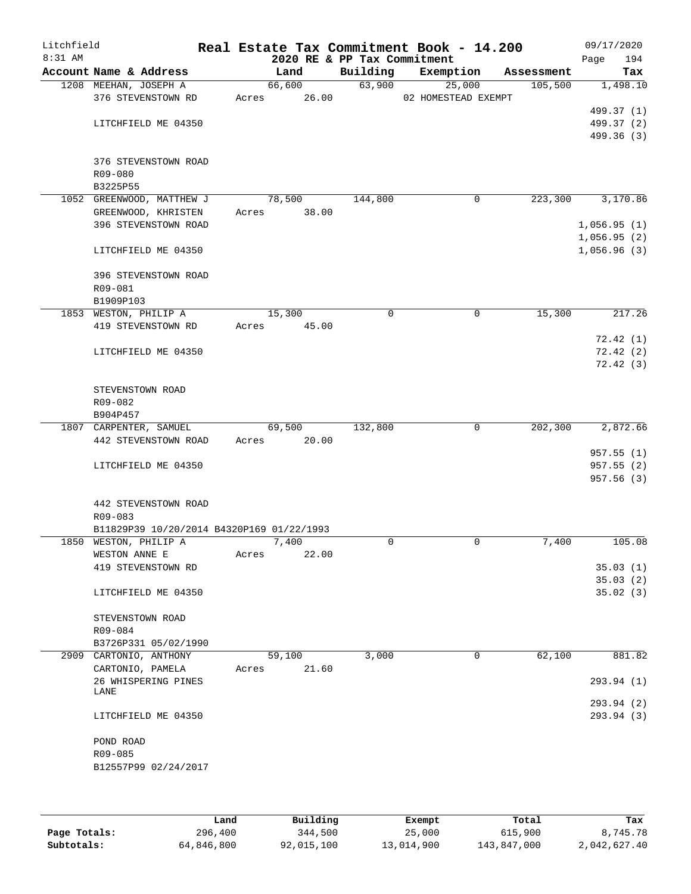Litchfield 8:31 AM

# Real Estate Tax Commitment Book - 14.200

2020 RE & PP Tax Commitment

09/17/2020

| Account | Name & Address | Land | Building | Exemption | Assessment | Tax |
|---|---|---|---|---|---|---|
| 1208 | MEEHAN, JOSEPH A<br>376 STEVENSTOWN RD<br><br>LITCHFIELD ME 04350<br><br>376 STEVENSTOWN ROAD<br>R09-080<br>B3225P55 | 66,600<br>Acres 26.00 | 63,900 | 25,000<br>02 HOMESTEAD EXEMPT | 105,500 | 1,498.10<br><br>499.37 (1)<br>499.37 (2)<br>499.36 (3) |
| 1052 | GREENWOOD, MATTHEW J<br>GREENWOOD, KHRISTEN<br>396 STEVENSTOWN ROAD<br><br>LITCHFIELD ME 04350<br><br>396 STEVENSTOWN ROAD<br>R09-081<br>B1909P103 | 78,500<br>Acres 38.00 | 144,800 | 0 | 223,300 | 3,170.86<br><br>1,056.95 (1)<br>1,056.95 (2)<br>1,056.96 (3) |
| 1853 | WESTON, PHILIP A<br>419 STEVENSTOWN RD<br><br>LITCHFIELD ME 04350<br><br>STEVENSTOWN ROAD<br>R09-082<br>B904P457 | 15,300<br>Acres 45.00 | 0 | 0 | 15,300 | 217.26<br><br>72.42 (1)<br>72.42 (2)<br>72.42 (3) |
| 1807 | CARPENTER, SAMUEL<br>442 STEVENSTOWN ROAD<br><br>LITCHFIELD ME 04350<br><br>442 STEVENSTOWN ROAD<br>R09-083<br>B11829P39 10/20/2014 B4320P169 01/22/1993 | 69,500<br>Acres 20.00 | 132,800 | 0 | 202,300 | 2,872.66<br><br>957.55 (1)<br>957.55 (2)<br>957.56 (3) |
| 1850 | WESTON, PHILIP A<br>WESTON ANNE E<br>419 STEVENSTOWN RD<br><br>LITCHFIELD ME 04350<br><br>STEVENSTOWN ROAD<br>R09-084<br>B3726P331 05/02/1990 | 7,400<br>Acres 22.00 | 0 | 0 | 7,400 | 105.08<br><br>35.03 (1)<br>35.03 (2)<br>35.02 (3) |
| 2909 | CARTONIO, ANTHONY<br>CARTONIO, PAMELA<br>26 WHISPERING PINES LANE<br><br>LITCHFIELD ME 04350<br><br>POND ROAD<br>R09-085<br>B12557P99 02/24/2017 | 59,100<br>Acres 21.60 | 3,000 | 0 | 62,100 | 881.82<br><br>293.94 (1)<br>293.94 (2)<br>293.94 (3) |

| | Land | Building | Exempt | Total | Tax |
|---|---|---|---|---|---|
| Page Totals: | 296,400 | 344,500 | 25,000 | 615,900 | 8,745.78 |
| Subtotals: | 64,846,800 | 92,015,100 | 13,014,900 | 143,847,000 | 2,042,627.40 |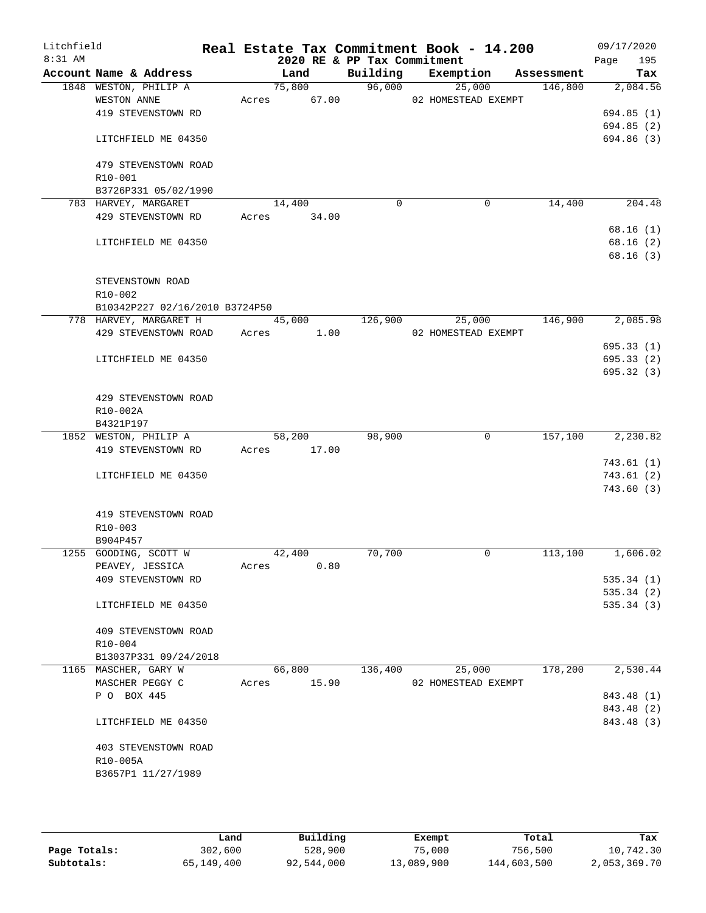# Real Estate Tax Commitment Book - 14.200

Litchfield
8:31 AM

2020 RE & PP Tax Commitment

09/17/2020

| Account Name & Address | Land | Building | Exemption | Assessment | Tax |
|---|---|---|---|---|---|
| 1848 WESTON, PHILIP A | 75,800 | 96,000 | 25,000 | 146,800 | 2,084.56 |
| WESTON ANNE | Acres 67.00 | | 02 HOMESTEAD EXEMPT | | |
| 419 STEVENSTOWN RD | | | | | 694.85 (1) |
| | | | | | 694.85 (2) |
| LITCHFIELD ME 04350 | | | | | 694.86 (3) |
| 479 STEVENSTOWN ROAD | | | | | |
| R10-001 | | | | | |
| B3726P331 05/02/1990 | | | | | |
| 783 HARVEY, MARGARET | 14,400 | 0 | 0 | 14,400 | 204.48 |
| 429 STEVENSTOWN RD | Acres 34.00 | | | | |
| | | | | | 68.16 (1) |
| LITCHFIELD ME 04350 | | | | | 68.16 (2) |
| | | | | | 68.16 (3) |
| STEVENSTOWN ROAD | | | | | |
| R10-002 | | | | | |
| B10342P227 02/16/2010 B3724P50 | | | | | |
| 778 HARVEY, MARGARET H | 45,000 | 126,900 | 25,000 | 146,900 | 2,085.98 |
| 429 STEVENSTOWN ROAD | Acres 1.00 | | 02 HOMESTEAD EXEMPT | | |
| | | | | | 695.33 (1) |
| LITCHFIELD ME 04350 | | | | | 695.33 (2) |
| | | | | | 695.32 (3) |
| 429 STEVENSTOWN ROAD | | | | | |
| R10-002A | | | | | |
| B4321P197 | | | | | |
| 1852 WESTON, PHILIP A | 58,200 | 98,900 | 0 | 157,100 | 2,230.82 |
| 419 STEVENSTOWN RD | Acres 17.00 | | | | |
| | | | | | 743.61 (1) |
| LITCHFIELD ME 04350 | | | | | 743.61 (2) |
| | | | | | 743.60 (3) |
| 419 STEVENSTOWN ROAD | | | | | |
| R10-003 | | | | | |
| B904P457 | | | | | |
| 1255 GOODING, SCOTT W | 42,400 | 70,700 | 0 | 113,100 | 1,606.02 |
| PEAVEY, JESSICA | Acres 0.80 | | | | |
| 409 STEVENSTOWN RD | | | | | 535.34 (1) |
| | | | | | 535.34 (2) |
| LITCHFIELD ME 04350 | | | | | 535.34 (3) |
| 409 STEVENSTOWN ROAD | | | | | |
| R10-004 | | | | | |
| B13037P331 09/24/2018 | | | | | |
| 1165 MASCHER, GARY W | 66,800 | 136,400 | 25,000 | 178,200 | 2,530.44 |
| MASCHER PEGGY C | Acres 15.90 | | 02 HOMESTEAD EXEMPT | | |
| P O BOX 445 | | | | | 843.48 (1) |
| | | | | | 843.48 (2) |
| LITCHFIELD ME 04350 | | | | | 843.48 (3) |
| 403 STEVENSTOWN ROAD | | | | | |
| R10-005A | | | | | |
| B3657P1 11/27/1989 | | | | | |

| | Land | Building | Exempt | Total | Tax |
|---|---|---|---|---|---|
| Page Totals: | 302,600 | 528,900 | 75,000 | 756,500 | 10,742.30 |
| Subtotals: | 65,149,400 | 92,544,000 | 13,089,900 | 144,603,500 | 2,053,369.70 |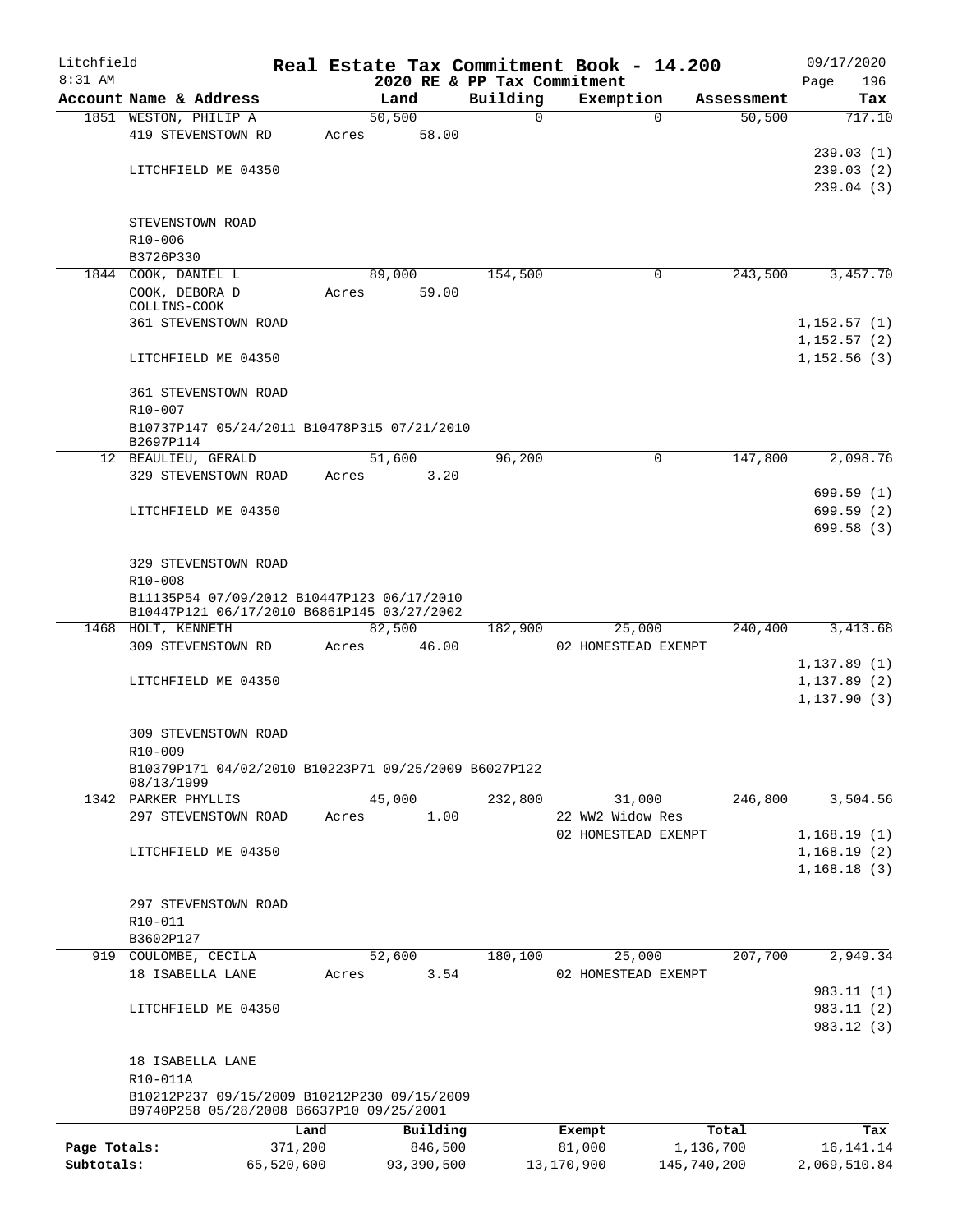# Real Estate Tax Commitment Book - 14.200

Litchfield 8:31 AM — 2020 RE & PP Tax Commitment — 09/17/2020

| Account Name & Address | Land | Building | Exemption | Assessment | Tax |
|---|---|---|---|---|---|
| 1851 WESTON, PHILIP A | 50,500 | 0 | 0 | 50,500 | 717.10 |
| 419 STEVENSTOWN RD | Acres 58.00 | | | | |
| | | | | | 239.03 (1) |
| LITCHFIELD ME 04350 | | | | | 239.03 (2) |
| | | | | | 239.04 (3) |
| STEVENSTOWN ROAD | | | | | |
| R10-006 | | | | | |
| B3726P330 | | | | | |
| 1844 COOK, DANIEL L | 89,000 | 154,500 | 0 | 243,500 | 3,457.70 |
| COOK, DEBORA D COLLINS-COOK | Acres 59.00 | | | | |
| 361 STEVENSTOWN ROAD | | | | | 1,152.57 (1) |
| | | | | | 1,152.57 (2) |
| LITCHFIELD ME 04350 | | | | | 1,152.56 (3) |
| 361 STEVENSTOWN ROAD | | | | | |
| R10-007 | | | | | |
| B10737P147 05/24/2011 B10478P315 07/21/2010 B2697P114 | | | | | |
| 12 BEAULIEU, GERALD | 51,600 | 96,200 | 0 | 147,800 | 2,098.76 |
| 329 STEVENSTOWN ROAD | Acres 3.20 | | | | |
| | | | | | 699.59 (1) |
| LITCHFIELD ME 04350 | | | | | 699.59 (2) |
| | | | | | 699.58 (3) |
| 329 STEVENSTOWN ROAD | | | | | |
| R10-008 | | | | | |
| B11135P54 07/09/2012 B10447P123 06/17/2010 B10447P121 06/17/2010 B6861P145 03/27/2002 | | | | | |
| 1468 HOLT, KENNETH | 82,500 | 182,900 | 25,000 | 240,400 | 3,413.68 |
| 309 STEVENSTOWN RD | Acres 46.00 | | 02 HOMESTEAD EXEMPT | | |
| | | | | | 1,137.89 (1) |
| LITCHFIELD ME 04350 | | | | | 1,137.89 (2) |
| | | | | | 1,137.90 (3) |
| 309 STEVENSTOWN ROAD | | | | | |
| R10-009 | | | | | |
| B10379P171 04/02/2010 B10223P71 09/25/2009 B6027P122 08/13/1999 | | | | | |
| 1342 PARKER PHYLLIS | 45,000 | 232,800 | 31,000 | 246,800 | 3,504.56 |
| 297 STEVENSTOWN ROAD | Acres 1.00 | | 22 WW2 Widow Res | | |
| | | | 02 HOMESTEAD EXEMPT | | 1,168.19 (1) |
| LITCHFIELD ME 04350 | | | | | 1,168.19 (2) |
| | | | | | 1,168.18 (3) |
| 297 STEVENSTOWN ROAD | | | | | |
| R10-011 | | | | | |
| B3602P127 | | | | | |
| 919 COULOMBE, CECILA | 52,600 | 180,100 | 25,000 | 207,700 | 2,949.34 |
| 18 ISABELLA LANE | Acres 3.54 | | 02 HOMESTEAD EXEMPT | | |
| | | | | | 983.11 (1) |
| LITCHFIELD ME 04350 | | | | | 983.11 (2) |
| | | | | | 983.12 (3) |
| 18 ISABELLA LANE | | | | | |
| R10-011A | | | | | |
| B10212P237 09/15/2009 B10212P230 09/15/2009 B9740P258 05/28/2008 B6637P10 09/25/2001 | | | | | |

| | Land | Building | Exempt | Total | Tax |
|---|---|---|---|---|---|
| Page Totals: | 371,200 | 846,500 | 81,000 | 1,136,700 | 16,141.14 |
| Subtotals: | 65,520,600 | 93,390,500 | 13,170,900 | 145,740,200 | 2,069,510.84 |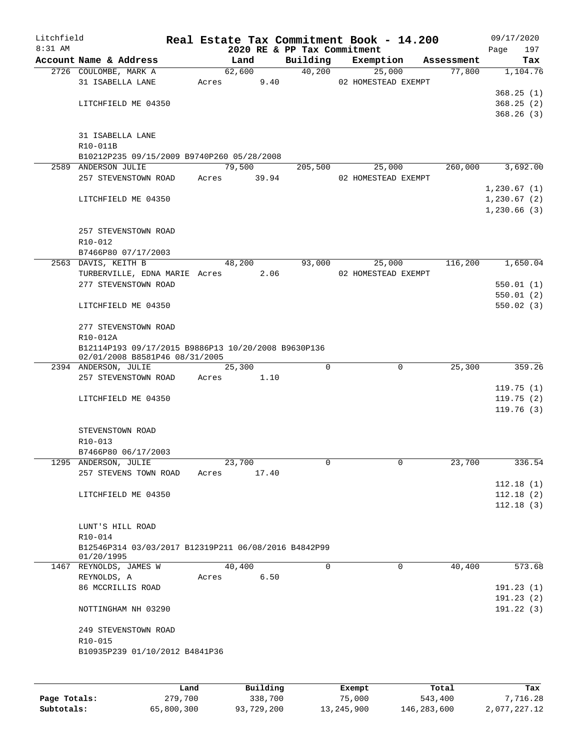# Real Estate Tax Commitment Book - 14.200

Litchfield 8:31 AM — 2020 RE & PP Tax Commitment — 09/17/2020

| Account Name & Address | Land | Building | Exemption | Assessment | Tax |
|---|---|---|---|---|---|
| 2726 COULOMBE, MARK A | 62,600 | 40,200 | 25,000 | 77,800 | 1,104.76 |
| 31 ISABELLA LANE | Acres 9.40 | | 02 HOMESTEAD EXEMPT | | |
| | | | | | 368.25 (1) |
| LITCHFIELD ME 04350 | | | | | 368.25 (2) |
| | | | | | 368.26 (3) |
| 31 ISABELLA LANE | | | | | |
| R10-011B | | | | | |
| B10212P235 09/15/2009 B9740P260 05/28/2008 | | | | | |
| 2589 ANDERSON JULIE | 79,500 | 205,500 | 25,000 | 260,000 | 3,692.00 |
| 257 STEVENSTOWN ROAD | Acres 39.94 | | 02 HOMESTEAD EXEMPT | | |
| | | | | | 1,230.67 (1) |
| LITCHFIELD ME 04350 | | | | | 1,230.67 (2) |
| | | | | | 1,230.66 (3) |
| 257 STEVENSTOWN ROAD | | | | | |
| R10-012 | | | | | |
| B7466P80 07/17/2003 | | | | | |
| 2563 DAVIS, KEITH B | 48,200 | 93,000 | 25,000 | 116,200 | 1,650.04 |
| TURBERVILLE, EDNA MARIE | Acres 2.06 | | 02 HOMESTEAD EXEMPT | | |
| 277 STEVENSTOWN ROAD | | | | | 550.01 (1) |
| | | | | | 550.01 (2) |
| LITCHFIELD ME 04350 | | | | | 550.02 (3) |
| 277 STEVENSTOWN ROAD | | | | | |
| R10-012A | | | | | |
| B12114P193 09/17/2015 B9886P13 10/20/2008 B9630P136 02/01/2008 B8581P46 08/31/2005 | | | | | |
| 2394 ANDERSON, JULIE | 25,300 | 0 | 0 | 25,300 | 359.26 |
| 257 STEVENSTOWN ROAD | Acres 1.10 | | | | |
| | | | | | 119.75 (1) |
| LITCHFIELD ME 04350 | | | | | 119.75 (2) |
| | | | | | 119.76 (3) |
| STEVENSTOWN ROAD | | | | | |
| R10-013 | | | | | |
| B7466P80 06/17/2003 | | | | | |
| 1295 ANDERSON, JULIE | 23,700 | 0 | 0 | 23,700 | 336.54 |
| 257 STEVENS TOWN ROAD | Acres 17.40 | | | | |
| | | | | | 112.18 (1) |
| LITCHFIELD ME 04350 | | | | | 112.18 (2) |
| | | | | | 112.18 (3) |
| LUNT'S HILL ROAD | | | | | |
| R10-014 | | | | | |
| B12546P314 03/03/2017 B12319P211 06/08/2016 B4842P99 01/20/1995 | | | | | |
| 1467 REYNOLDS, JAMES W | 40,400 | 0 | 0 | 40,400 | 573.68 |
| REYNOLDS, A | Acres 6.50 | | | | |
| 86 MCCRILLIS ROAD | | | | | 191.23 (1) |
| | | | | | 191.23 (2) |
| NOTTINGHAM NH 03290 | | | | | 191.22 (3) |
| 249 STEVENSTOWN ROAD | | | | | |
| R10-015 | | | | | |
| B10935P239 01/10/2012 B4841P36 | | | | | |

| | Land | Building | Exempt | Total | Tax |
|---|---|---|---|---|---|
| Page Totals: | 279,700 | 338,700 | 75,000 | 543,400 | 7,716.28 |
| Subtotals: | 65,800,300 | 93,729,200 | 13,245,900 | 146,283,600 | 2,077,227.12 |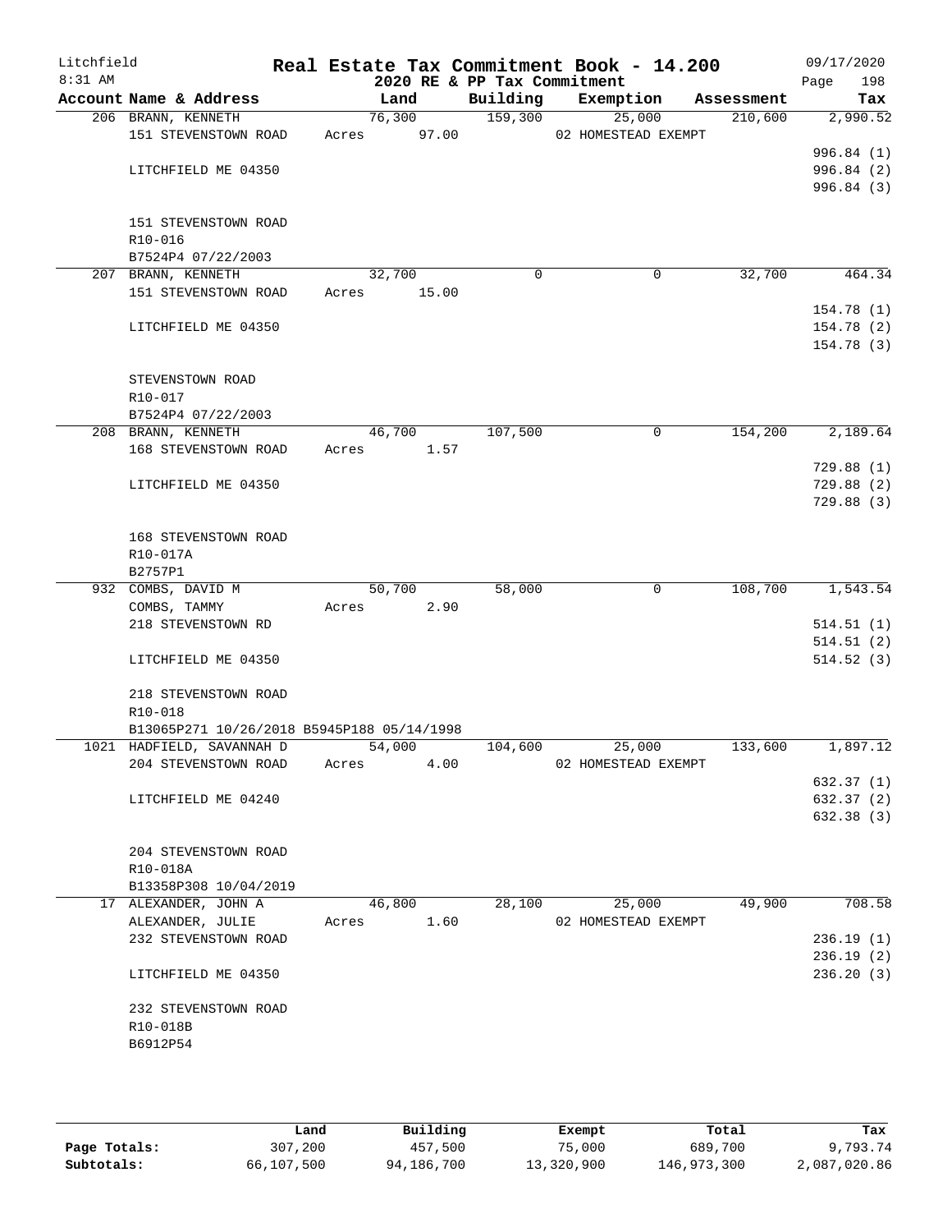# Real Estate Tax Commitment Book - 14.200

Litchfield 8:31 AM — 2020 RE & PP Tax Commitment — 09/17/2020

| Account Name & Address | Land | Building | Exemption | Assessment | Tax |
|---|---|---|---|---|---|
| 206 BRANN, KENNETH<br>151 STEVENSTOWN ROAD<br><br>LITCHFIELD ME 04350<br><br>151 STEVENSTOWN ROAD<br>R10-016<br>B7524P4 07/22/2003 | 76,300<br>Acres 97.00 | 159,300 | 25,000<br>02 HOMESTEAD EXEMPT | 210,600 | 2,990.52<br><br>996.84 (1)<br>996.84 (2)<br>996.84 (3) |
| 207 BRANN, KENNETH<br>151 STEVENSTOWN ROAD<br><br>LITCHFIELD ME 04350<br><br>STEVENSTOWN ROAD<br>R10-017<br>B7524P4 07/22/2003 | 32,700<br>Acres 15.00 | 0 | 0 | 32,700 | 464.34<br><br>154.78 (1)<br>154.78 (2)<br>154.78 (3) |
| 208 BRANN, KENNETH<br>168 STEVENSTOWN ROAD<br><br>LITCHFIELD ME 04350<br><br>168 STEVENSTOWN ROAD<br>R10-017A<br>B2757P1 | 46,700<br>Acres 1.57 | 107,500 | 0 | 154,200 | 2,189.64<br><br>729.88 (1)<br>729.88 (2)<br>729.88 (3) |
| 932 COMBS, DAVID M<br>COMBS, TAMMY<br>218 STEVENSTOWN RD<br><br>LITCHFIELD ME 04350<br><br>218 STEVENSTOWN ROAD<br>R10-018<br>B13065P271 10/26/2018 B5945P188 05/14/1998 | 50,700<br>Acres 2.90 | 58,000 | 0 | 108,700 | 1,543.54<br><br>514.51 (1)<br>514.51 (2)<br>514.52 (3) |
| 1021 HADFIELD, SAVANNAH D<br>204 STEVENSTOWN ROAD<br><br>LITCHFIELD ME 04240<br><br>204 STEVENSTOWN ROAD<br>R10-018A<br>B13358P308 10/04/2019 | 54,000<br>Acres 4.00 | 104,600 | 25,000<br>02 HOMESTEAD EXEMPT | 133,600 | 1,897.12<br><br>632.37 (1)<br>632.37 (2)<br>632.38 (3) |
| 17 ALEXANDER, JOHN A<br>ALEXANDER, JULIE<br>232 STEVENSTOWN ROAD<br><br>LITCHFIELD ME 04350<br><br>232 STEVENSTOWN ROAD<br>R10-018B<br>B6912P54 | 46,800<br>Acres 1.60 | 28,100 | 25,000<br>02 HOMESTEAD EXEMPT | 49,900 | 708.58<br><br>236.19 (1)<br>236.19 (2)<br>236.20 (3) |

| | Land | Building | Exempt | Total | Tax |
|---|---|---|---|---|---|
| Page Totals: | 307,200 | 457,500 | 75,000 | 689,700 | 9,793.74 |
| Subtotals: | 66,107,500 | 94,186,700 | 13,320,900 | 146,973,300 | 2,087,020.86 |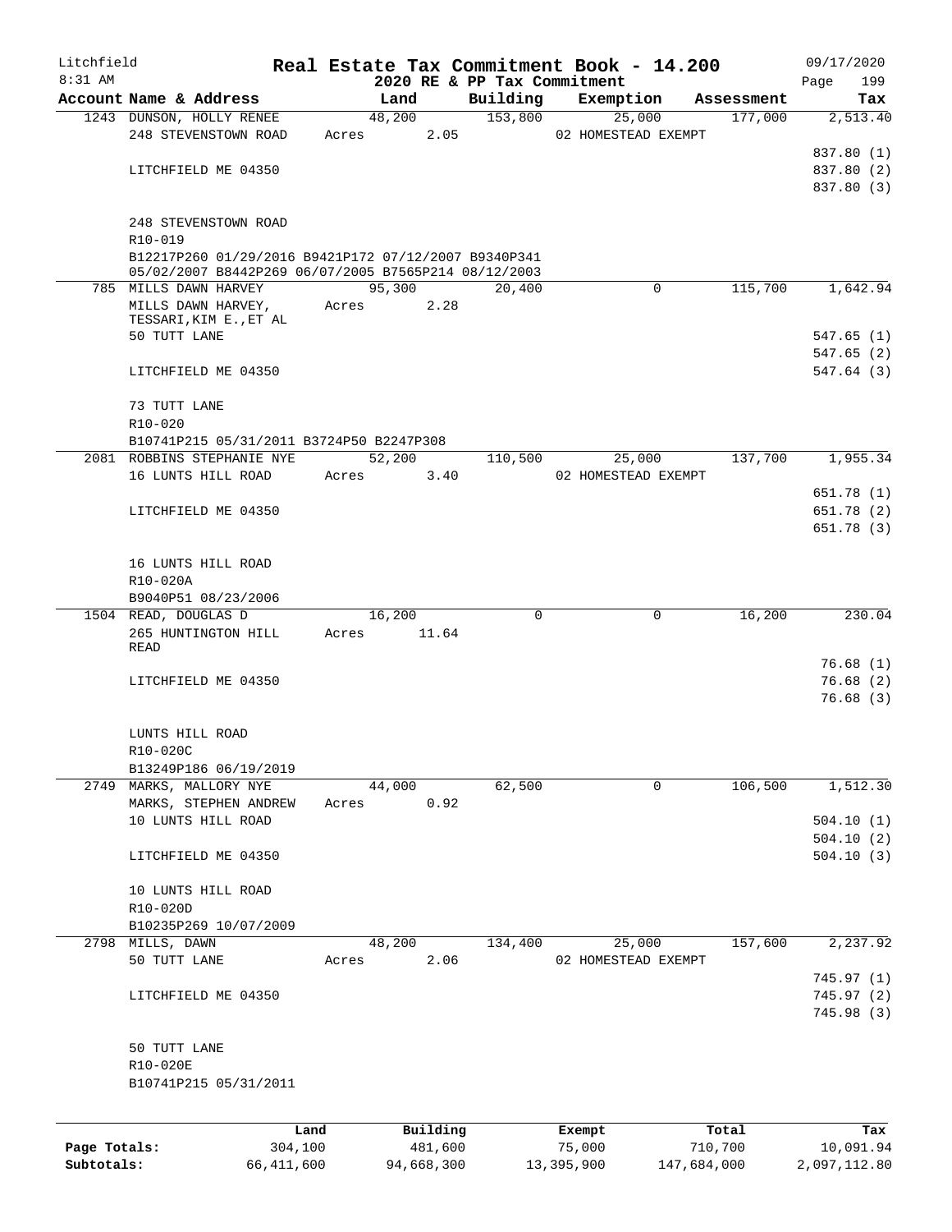Litchfield 8:31 AM

# Real Estate Tax Commitment Book - 14.200

## 2020 RE & PP Tax Commitment

09/17/2020 Page 199

| Account Name & Address | Land | Building | Exemption | Assessment | Tax |
|---|---|---|---|---|---|
| 1243 DUNSON, HOLLY RENEE | 48,200 | 153,800 | 25,000 | 177,000 | 2,513.40 |
| 248 STEVENSTOWN ROAD | Acres 2.05 | | 02 HOMESTEAD EXEMPT | | |
| | | | | | 837.80 (1) |
| LITCHFIELD ME 04350 | | | | | 837.80 (2) |
| | | | | | 837.80 (3) |
| 248 STEVENSTOWN ROAD | | | | | |
| R10-019 | | | | | |
| B12217P260 01/29/2016 B9421P172 07/12/2007 B9340P341 05/02/2007 B8442P269 06/07/2005 B7565P214 08/12/2003 | | | | | |
| 785 MILLS DAWN HARVEY | 95,300 | 20,400 | 0 | 115,700 | 1,642.94 |
| MILLS DAWN HARVEY, TESSARI,KIM E.,ET AL | Acres 2.28 | | | | |
| 50 TUTT LANE | | | | | 547.65 (1) |
| | | | | | 547.65 (2) |
| LITCHFIELD ME 04350 | | | | | 547.64 (3) |
| 73 TUTT LANE | | | | | |
| R10-020 | | | | | |
| B10741P215 05/31/2011 B3724P50 B2247P308 | | | | | |
| 2081 ROBBINS STEPHANIE NYE | 52,200 | 110,500 | 25,000 | 137,700 | 1,955.34 |
| 16 LUNTS HILL ROAD | Acres 3.40 | | 02 HOMESTEAD EXEMPT | | |
| | | | | | 651.78 (1) |
| LITCHFIELD ME 04350 | | | | | 651.78 (2) |
| | | | | | 651.78 (3) |
| 16 LUNTS HILL ROAD | | | | | |
| R10-020A | | | | | |
| B9040P51 08/23/2006 | | | | | |
| 1504 READ, DOUGLAS D | 16,200 | 0 | 0 | 16,200 | 230.04 |
| 265 HUNTINGTON HILL READ | Acres 11.64 | | | | |
| | | | | | 76.68 (1) |
| LITCHFIELD ME 04350 | | | | | 76.68 (2) |
| | | | | | 76.68 (3) |
| LUNTS HILL ROAD | | | | | |
| R10-020C | | | | | |
| B13249P186 06/19/2019 | | | | | |
| 2749 MARKS, MALLORY NYE | 44,000 | 62,500 | 0 | 106,500 | 1,512.30 |
| MARKS, STEPHEN ANDREW | Acres 0.92 | | | | |
| 10 LUNTS HILL ROAD | | | | | 504.10 (1) |
| | | | | | 504.10 (2) |
| LITCHFIELD ME 04350 | | | | | 504.10 (3) |
| 10 LUNTS HILL ROAD | | | | | |
| R10-020D | | | | | |
| B10235P269 10/07/2009 | | | | | |
| 2798 MILLS, DAWN | 48,200 | 134,400 | 25,000 | 157,600 | 2,237.92 |
| 50 TUTT LANE | Acres 2.06 | | 02 HOMESTEAD EXEMPT | | |
| | | | | | 745.97 (1) |
| LITCHFIELD ME 04350 | | | | | 745.97 (2) |
| | | | | | 745.98 (3) |
| 50 TUTT LANE | | | | | |
| R10-020E | | | | | |
| B10741P215 05/31/2011 | | | | | |

| | Land | Building | Exempt | Total | Tax |
|---|---|---|---|---|---|
| Page Totals: | 304,100 | 481,600 | 75,000 | 710,700 | 10,091.94 |
| Subtotals: | 66,411,600 | 94,668,300 | 13,395,900 | 147,684,000 | 2,097,112.80 |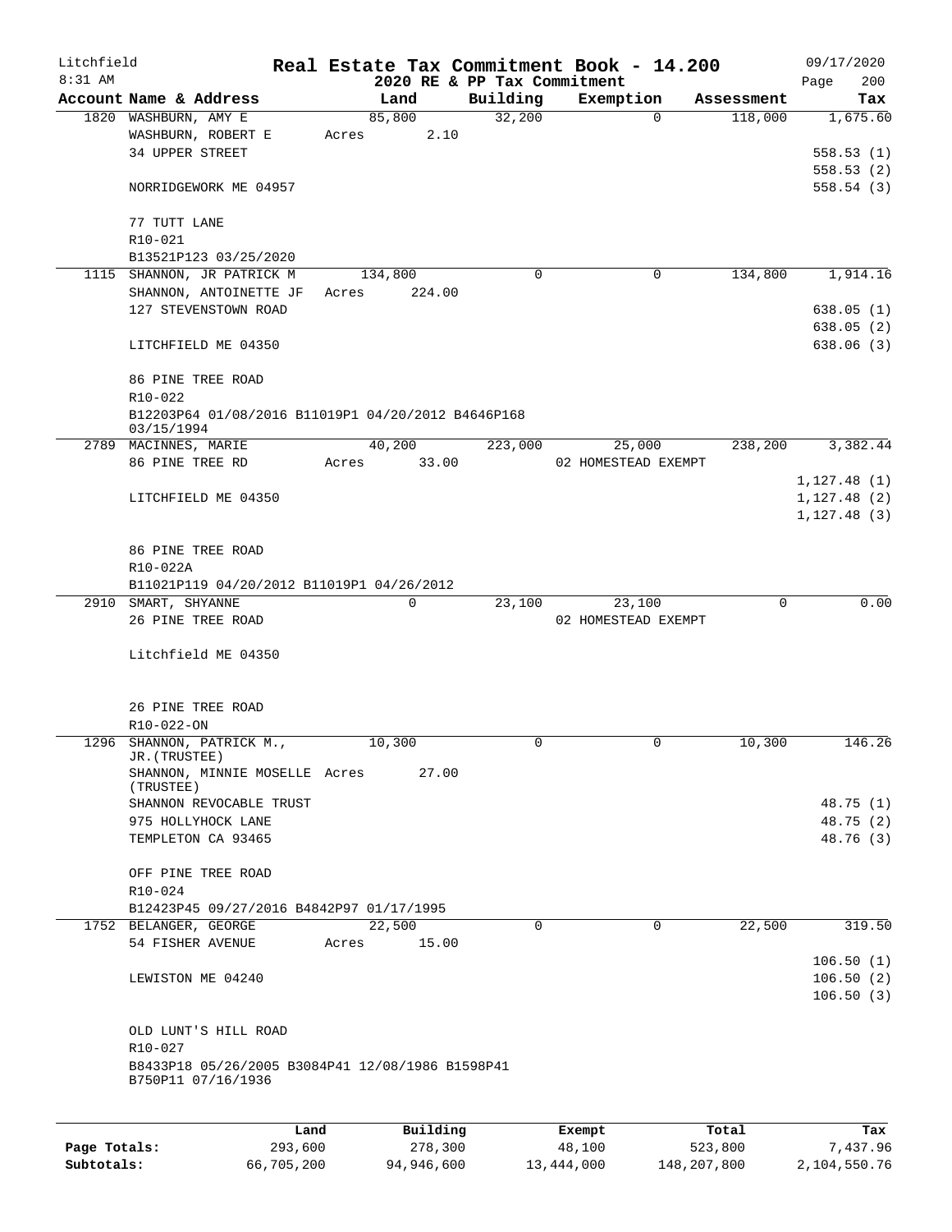# Real Estate Tax Commitment Book - 14.200

Litchfield 8:31 AM — 2020 RE & PP Tax Commitment — 09/17/2020

| Account | Name & Address | Land | Building | Exemption | Assessment | Tax |
|---|---|---|---|---|---|---|
| 1820 | WASHBURN, AMY E | 85,800 | 32,200 | 0 | 118,000 | 1,675.60 |
| | WASHBURN, ROBERT E | Acres 2.10 | | | | |
| | 34 UPPER STREET | | | | | 558.53 (1) |
| | | | | | | 558.53 (2) |
| | NORRIDGEWORK ME 04957 | | | | | 558.54 (3) |
| | 77 TUTT LANE | | | | | |
| | R10-021 | | | | | |
| | B13521P123 03/25/2020 | | | | | |
| 1115 | SHANNON, JR PATRICK M | 134,800 | 0 | 0 | 134,800 | 1,914.16 |
| | SHANNON, ANTOINETTE JF | Acres 224.00 | | | | |
| | 127 STEVENSTOWN ROAD | | | | | 638.05 (1) |
| | | | | | | 638.05 (2) |
| | LITCHFIELD ME 04350 | | | | | 638.06 (3) |
| | 86 PINE TREE ROAD | | | | | |
| | R10-022 | | | | | |
| | B12203P64 01/08/2016 B11019P1 04/20/2012 B4646P168 03/15/1994 | | | | | |
| 2789 | MACINNES, MARIE | 40,200 | 223,000 | 25,000 | 238,200 | 3,382.44 |
| | 86 PINE TREE RD | Acres 33.00 | | 02 HOMESTEAD EXEMPT | | |
| | | | | | | 1,127.48 (1) |
| | LITCHFIELD ME 04350 | | | | | 1,127.48 (2) |
| | | | | | | 1,127.48 (3) |
| | 86 PINE TREE ROAD | | | | | |
| | R10-022A | | | | | |
| | B11021P119 04/20/2012 B11019P1 04/26/2012 | | | | | |
| 2910 | SMART, SHYANNE | 0 | 23,100 | 23,100 | 0 | 0.00 |
| | 26 PINE TREE ROAD | | | 02 HOMESTEAD EXEMPT | | |
| | Litchfield ME 04350 | | | | | |
| | 26 PINE TREE ROAD | | | | | |
| | R10-022-ON | | | | | |
| 1296 | SHANNON, PATRICK M., JR.(TRUSTEE) | 10,300 | 0 | 0 | 10,300 | 146.26 |
| | SHANNON, MINNIE MOSELLE (TRUSTEE) | Acres 27.00 | | | | |
| | SHANNON REVOCABLE TRUST | | | | | 48.75 (1) |
| | 975 HOLLYHOCK LANE | | | | | 48.75 (2) |
| | TEMPLETON CA 93465 | | | | | 48.76 (3) |
| | OFF PINE TREE ROAD | | | | | |
| | R10-024 | | | | | |
| | B12423P45 09/27/2016 B4842P97 01/17/1995 | | | | | |
| 1752 | BELANGER, GEORGE | 22,500 | 0 | 0 | 22,500 | 319.50 |
| | 54 FISHER AVENUE | Acres 15.00 | | | | |
| | | | | | | 106.50 (1) |
| | LEWISTON ME 04240 | | | | | 106.50 (2) |
| | | | | | | 106.50 (3) |
| | OLD LUNT'S HILL ROAD | | | | | |
| | R10-027 | | | | | |
| | B8433P18 05/26/2005 B3084P41 12/08/1986 B1598P41 B750P11 07/16/1936 | | | | | |

| | Land | Building | Exempt | Total | Tax |
|---|---|---|---|---|---|
| Page Totals: | 293,600 | 278,300 | 48,100 | 523,800 | 7,437.96 |
| Subtotals: | 66,705,200 | 94,946,600 | 13,444,000 | 148,207,800 | 2,104,550.76 |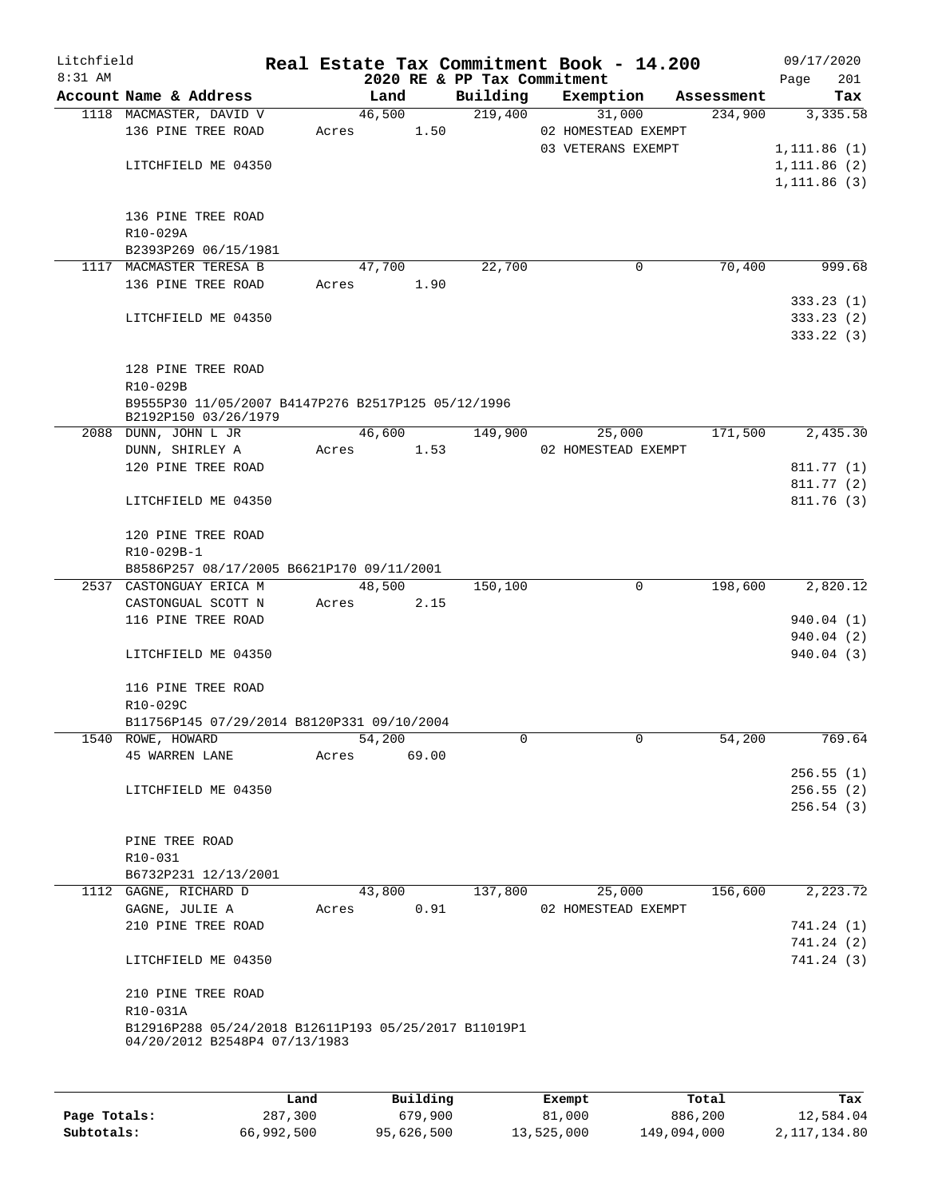Litchfield
8:31 AM

# Real Estate Tax Commitment Book - 14.200

2020 RE & PP Tax Commitment

09/17/2020
Page 201

| Account Name & Address | Land | Building | Exemption | Assessment | Tax |
|---|---|---|---|---|---|
| 1118 MACMASTER, DAVID V | 46,500 | 219,400 | 31,000 | 234,900 | 3,335.58 |
| 136 PINE TREE ROAD | Acres 1.50 | | 02 HOMESTEAD EXEMPT | | |
| | | | 03 VETERANS EXEMPT | | 1,111.86 (1) |
| LITCHFIELD ME 04350 | | | | | 1,111.86 (2) |
| | | | | | 1,111.86 (3) |
| 136 PINE TREE ROAD | | | | | |
| R10-029A | | | | | |
| B2393P269 06/15/1981 | | | | | |
| 1117 MACMASTER TERESA B | 47,700 | 22,700 | 0 | 70,400 | 999.68 |
| 136 PINE TREE ROAD | Acres 1.90 | | | | |
| | | | | | 333.23 (1) |
| LITCHFIELD ME 04350 | | | | | 333.23 (2) |
| | | | | | 333.22 (3) |
| 128 PINE TREE ROAD | | | | | |
| R10-029B | | | | | |
| B9555P30 11/05/2007 B4147P276 B2517P125 05/12/1996 B2192P150 03/26/1979 | | | | | |
| 2088 DUNN, JOHN L JR | 46,600 | 149,900 | 25,000 | 171,500 | 2,435.30 |
| DUNN, SHIRLEY A | Acres 1.53 | | 02 HOMESTEAD EXEMPT | | |
| 120 PINE TREE ROAD | | | | | 811.77 (1) |
| | | | | | 811.77 (2) |
| LITCHFIELD ME 04350 | | | | | 811.76 (3) |
| 120 PINE TREE ROAD | | | | | |
| R10-029B-1 | | | | | |
| B8586P257 08/17/2005 B6621P170 09/11/2001 | | | | | |
| 2537 CASTONGUAY ERICA M | 48,500 | 150,100 | 0 | 198,600 | 2,820.12 |
| CASTONGUAL SCOTT N | Acres 2.15 | | | | |
| 116 PINE TREE ROAD | | | | | 940.04 (1) |
| | | | | | 940.04 (2) |
| LITCHFIELD ME 04350 | | | | | 940.04 (3) |
| 116 PINE TREE ROAD | | | | | |
| R10-029C | | | | | |
| B11756P145 07/29/2014 B8120P331 09/10/2004 | | | | | |
| 1540 ROWE, HOWARD | 54,200 | 0 | 0 | 54,200 | 769.64 |
| 45 WARREN LANE | Acres 69.00 | | | | |
| | | | | | 256.55 (1) |
| LITCHFIELD ME 04350 | | | | | 256.55 (2) |
| | | | | | 256.54 (3) |
| PINE TREE ROAD | | | | | |
| R10-031 | | | | | |
| B6732P231 12/13/2001 | | | | | |
| 1112 GAGNE, RICHARD D | 43,800 | 137,800 | 25,000 | 156,600 | 2,223.72 |
| GAGNE, JULIE A | Acres 0.91 | | 02 HOMESTEAD EXEMPT | | |
| 210 PINE TREE ROAD | | | | | 741.24 (1) |
| | | | | | 741.24 (2) |
| LITCHFIELD ME 04350 | | | | | 741.24 (3) |
| 210 PINE TREE ROAD | | | | | |
| R10-031A | | | | | |
| B12916P288 05/24/2018 B12611P193 05/25/2017 B11019P1 04/20/2012 B2548P4 07/13/1983 | | | | | |

| | Land | Building | Exempt | Total | Tax |
|---|---|---|---|---|---|
| Page Totals: | 287,300 | 679,900 | 81,000 | 886,200 | 12,584.04 |
| Subtotals: | 66,992,500 | 95,626,500 | 13,525,000 | 149,094,000 | 2,117,134.80 |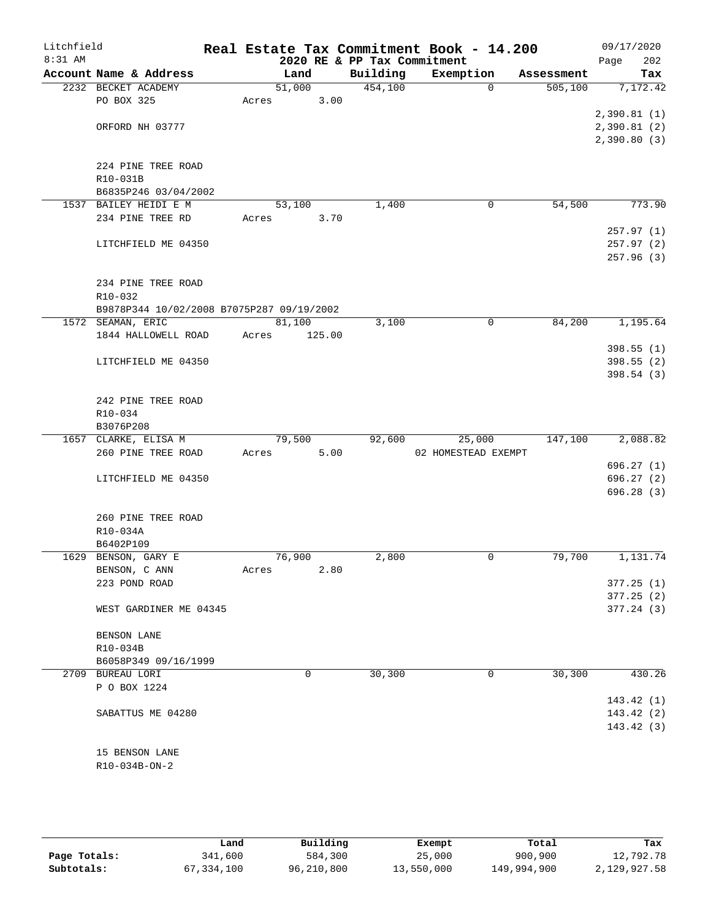# Litchfield Real Estate Tax Commitment Book - 14.200

8:31 AM — 2020 RE & PP Tax Commitment — 09/17/2020

| Account Name & Address | Land | Building | Exemption | Assessment | Tax |
|---|---|---|---|---|---|
| 2232 BECKET ACADEMY | 51,000 | 454,100 | 0 | 505,100 | 7,172.42 |
| PO BOX 325 | Acres 3.00 | | | | |
| | | | | | 2,390.81 (1) |
| ORFORD NH 03777 | | | | | 2,390.81 (2) |
| | | | | | 2,390.80 (3) |
| 224 PINE TREE ROAD | | | | | |
| R10-031B | | | | | |
| B6835P246 03/04/2002 | | | | | |
| 1537 BAILEY HEIDI E M | 53,100 | 1,400 | 0 | 54,500 | 773.90 |
| 234 PINE TREE RD | Acres 3.70 | | | | |
| | | | | | 257.97 (1) |
| LITCHFIELD ME 04350 | | | | | 257.97 (2) |
| | | | | | 257.96 (3) |
| 234 PINE TREE ROAD | | | | | |
| R10-032 | | | | | |
| B9878P344 10/02/2008 B7075P287 09/19/2002 | | | | | |
| 1572 SEAMAN, ERIC | 81,100 | 3,100 | 0 | 84,200 | 1,195.64 |
| 1844 HALLOWELL ROAD | Acres 125.00 | | | | |
| | | | | | 398.55 (1) |
| LITCHFIELD ME 04350 | | | | | 398.55 (2) |
| | | | | | 398.54 (3) |
| 242 PINE TREE ROAD | | | | | |
| R10-034 | | | | | |
| B3076P208 | | | | | |
| 1657 CLARKE, ELISA M | 79,500 | 92,600 | 25,000 | 147,100 | 2,088.82 |
| 260 PINE TREE ROAD | Acres 5.00 | | 02 HOMESTEAD EXEMPT | | |
| | | | | | 696.27 (1) |
| LITCHFIELD ME 04350 | | | | | 696.27 (2) |
| | | | | | 696.28 (3) |
| 260 PINE TREE ROAD | | | | | |
| R10-034A | | | | | |
| B6402P109 | | | | | |
| 1629 BENSON, GARY E | 76,900 | 2,800 | 0 | 79,700 | 1,131.74 |
| BENSON, C ANN | Acres 2.80 | | | | |
| 223 POND ROAD | | | | | 377.25 (1) |
| | | | | | 377.25 (2) |
| WEST GARDINER ME 04345 | | | | | 377.24 (3) |
| BENSON LANE | | | | | |
| R10-034B | | | | | |
| B6058P349 09/16/1999 | | | | | |
| 2709 BUREAU LORI | 0 | 30,300 | 0 | 30,300 | 430.26 |
| P O BOX 1224 | | | | | |
| | | | | | 143.42 (1) |
| SABATTUS ME 04280 | | | | | 143.42 (2) |
| | | | | | 143.42 (3) |
| 15 BENSON LANE | | | | | |
| R10-034B-ON-2 | | | | | |

| | Land | Building | Exempt | Total | Tax |
|---|---|---|---|---|---|
| Page Totals: | 341,600 | 584,300 | 25,000 | 900,900 | 12,792.78 |
| Subtotals: | 67,334,100 | 96,210,800 | 13,550,000 | 149,994,900 | 2,129,927.58 |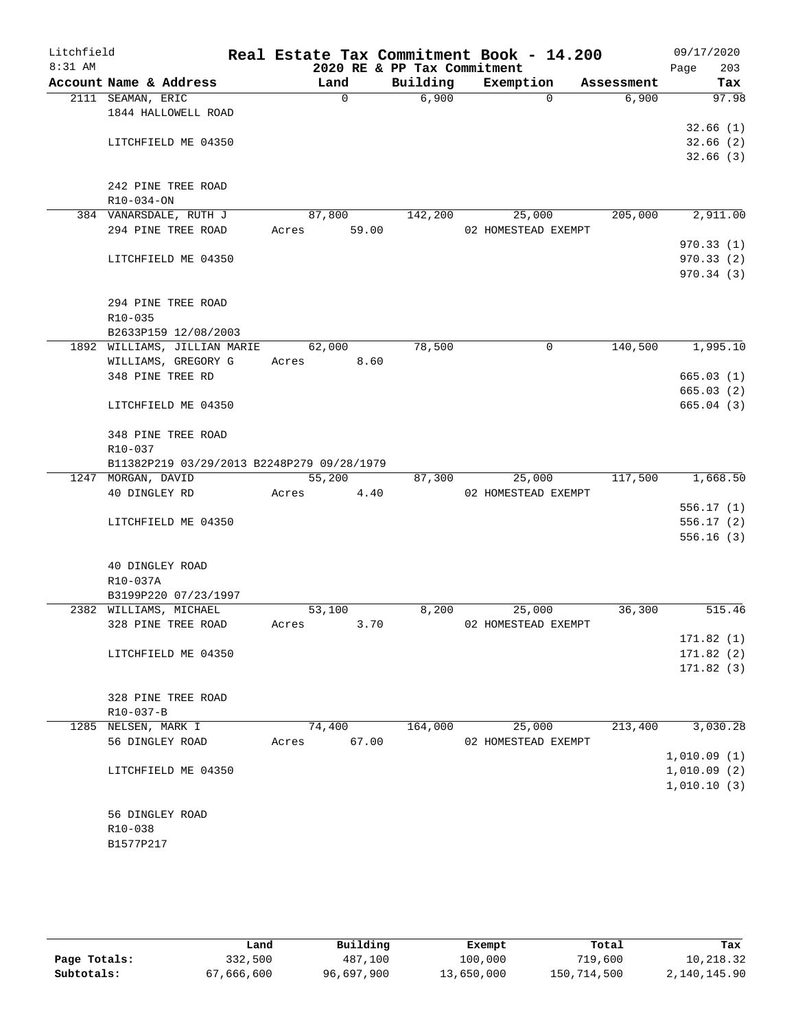# Real Estate Tax Commitment Book - 14.200

Litchfield
8:31 AM

2020 RE & PP Tax Commitment

09/17/2020

| Account Name & Address | Land | Building | Exemption | Assessment | Tax |
|---|---|---|---|---|---|
| 2111 SEAMAN, ERIC | 0 | 6,900 | 0 | 6,900 | 97.98 |
| 1844 HALLOWELL ROAD | | | | | |
| | | | | | 32.66 (1) |
| LITCHFIELD ME 04350 | | | | | 32.66 (2) |
| | | | | | 32.66 (3) |
| 242 PINE TREE ROAD | | | | | |
| R10-034-ON | | | | | |
| 384 VANARSDALE, RUTH J | 87,800 | 142,200 | 25,000 | 205,000 | 2,911.00 |
| 294 PINE TREE ROAD | Acres 59.00 | | 02 HOMESTEAD EXEMPT | | |
| | | | | | 970.33 (1) |
| LITCHFIELD ME 04350 | | | | | 970.33 (2) |
| | | | | | 970.34 (3) |
| 294 PINE TREE ROAD | | | | | |
| R10-035 | | | | | |
| B2633P159 12/08/2003 | | | | | |
| 1892 WILLIAMS, JILLIAN MARIE | 62,000 | 78,500 | 0 | 140,500 | 1,995.10 |
| WILLIAMS, GREGORY G | Acres 8.60 | | | | |
| 348 PINE TREE RD | | | | | 665.03 (1) |
| | | | | | 665.03 (2) |
| LITCHFIELD ME 04350 | | | | | 665.04 (3) |
| 348 PINE TREE ROAD | | | | | |
| R10-037 | | | | | |
| B11382P219 03/29/2013 B2248P279 09/28/1979 | | | | | |
| 1247 MORGAN, DAVID | 55,200 | 87,300 | 25,000 | 117,500 | 1,668.50 |
| 40 DINGLEY RD | Acres 4.40 | | 02 HOMESTEAD EXEMPT | | |
| | | | | | 556.17 (1) |
| LITCHFIELD ME 04350 | | | | | 556.17 (2) |
| | | | | | 556.16 (3) |
| 40 DINGLEY ROAD | | | | | |
| R10-037A | | | | | |
| B3199P220 07/23/1997 | | | | | |
| 2382 WILLIAMS, MICHAEL | 53,100 | 8,200 | 25,000 | 36,300 | 515.46 |
| 328 PINE TREE ROAD | Acres 3.70 | | 02 HOMESTEAD EXEMPT | | |
| | | | | | 171.82 (1) |
| LITCHFIELD ME 04350 | | | | | 171.82 (2) |
| | | | | | 171.82 (3) |
| 328 PINE TREE ROAD | | | | | |
| R10-037-B | | | | | |
| 1285 NELSEN, MARK I | 74,400 | 164,000 | 25,000 | 213,400 | 3,030.28 |
| 56 DINGLEY ROAD | Acres 67.00 | | 02 HOMESTEAD EXEMPT | | |
| | | | | | 1,010.09 (1) |
| LITCHFIELD ME 04350 | | | | | 1,010.09 (2) |
| | | | | | 1,010.10 (3) |
| 56 DINGLEY ROAD | | | | | |
| R10-038 | | | | | |
| B1577P217 | | | | | |

| | Land | Building | Exempt | Total | Tax |
|---|---|---|---|---|---|
| Page Totals: | 332,500 | 487,100 | 100,000 | 719,600 | 10,218.32 |
| Subtotals: | 67,666,600 | 96,697,900 | 13,650,000 | 150,714,500 | 2,140,145.90 |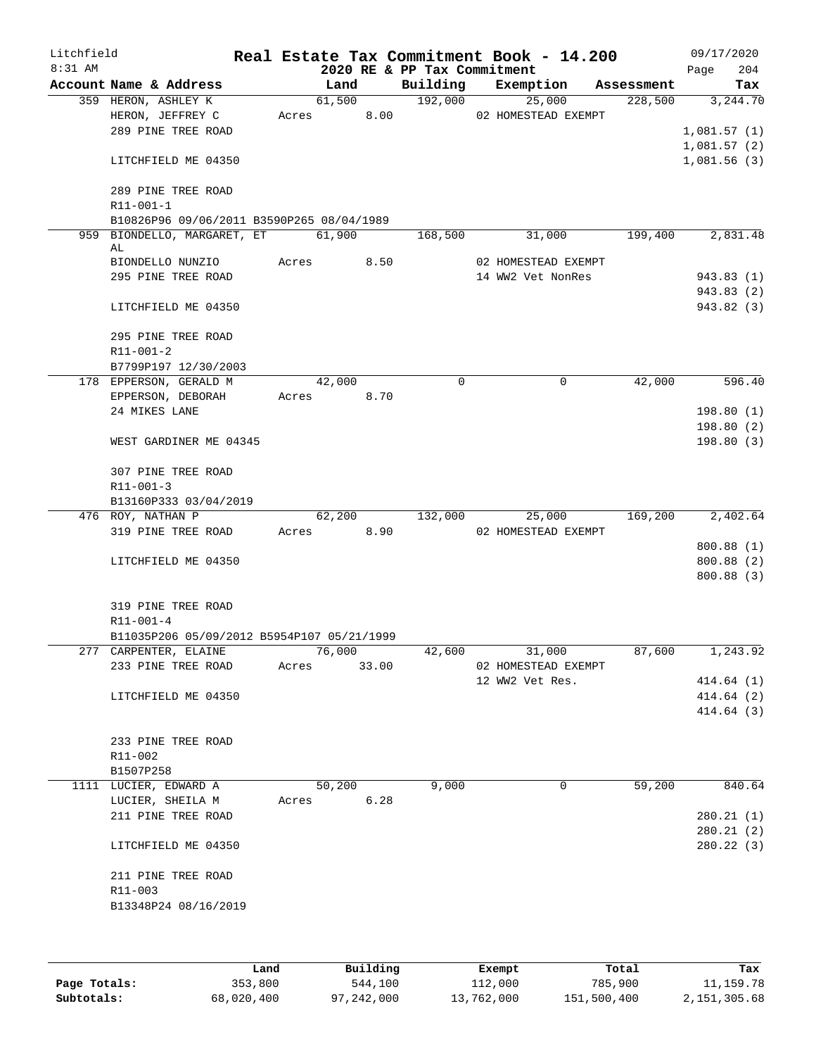Litchfield
8:31 AM

# Real Estate Tax Commitment Book - 14.200

2020 RE & PP Tax Commitment

09/17/2020
Page 204

| Account Name & Address | Land | Building | Exemption | Assessment | Tax |
|---|---|---|---|---|---|
| 359 HERON, ASHLEY K | 61,500 | 192,000 | 25,000 | 228,500 | 3,244.70 |
| HERON, JEFFREY C | Acres 8.00 | | 02 HOMESTEAD EXEMPT | | |
| 289 PINE TREE ROAD | | | | | 1,081.57 (1) |
| | | | | | 1,081.57 (2) |
| LITCHFIELD ME 04350 | | | | | 1,081.56 (3) |
| 289 PINE TREE ROAD | | | | | |
| R11-001-1 | | | | | |
| B10826P96 09/06/2011 B3590P265 08/04/1989 | | | | | |
| 959 BIONDELLO, MARGARET, ET AL | 61,900 | 168,500 | 31,000 | 199,400 | 2,831.48 |
| BIONDELLO NUNZIO | Acres 8.50 | | 02 HOMESTEAD EXEMPT | | |
| 295 PINE TREE ROAD | | | 14 WW2 Vet NonRes | | 943.83 (1) |
| | | | | | 943.83 (2) |
| LITCHFIELD ME 04350 | | | | | 943.82 (3) |
| 295 PINE TREE ROAD | | | | | |
| R11-001-2 | | | | | |
| B7799P197 12/30/2003 | | | | | |
| 178 EPPERSON, GERALD M | 42,000 | 0 | 0 | 42,000 | 596.40 |
| EPPERSON, DEBORAH | Acres 8.70 | | | | |
| 24 MIKES LANE | | | | | 198.80 (1) |
| | | | | | 198.80 (2) |
| WEST GARDINER ME 04345 | | | | | 198.80 (3) |
| 307 PINE TREE ROAD | | | | | |
| R11-001-3 | | | | | |
| B13160P333 03/04/2019 | | | | | |
| 476 ROY, NATHAN P | 62,200 | 132,000 | 25,000 | 169,200 | 2,402.64 |
| 319 PINE TREE ROAD | Acres 8.90 | | 02 HOMESTEAD EXEMPT | | |
| | | | | | 800.88 (1) |
| LITCHFIELD ME 04350 | | | | | 800.88 (2) |
| | | | | | 800.88 (3) |
| 319 PINE TREE ROAD | | | | | |
| R11-001-4 | | | | | |
| B11035P206 05/09/2012 B5954P107 05/21/1999 | | | | | |
| 277 CARPENTER, ELAINE | 76,000 | 42,600 | 31,000 | 87,600 | 1,243.92 |
| 233 PINE TREE ROAD | Acres 33.00 | | 02 HOMESTEAD EXEMPT | | |
| | | | 12 WW2 Vet Res. | | 414.64 (1) |
| LITCHFIELD ME 04350 | | | | | 414.64 (2) |
| | | | | | 414.64 (3) |
| 233 PINE TREE ROAD | | | | | |
| R11-002 | | | | | |
| B1507P258 | | | | | |
| 1111 LUCIER, EDWARD A | 50,200 | 9,000 | 0 | 59,200 | 840.64 |
| LUCIER, SHEILA M | Acres 6.28 | | | | |
| 211 PINE TREE ROAD | | | | | 280.21 (1) |
| | | | | | 280.21 (2) |
| LITCHFIELD ME 04350 | | | | | 280.22 (3) |
| 211 PINE TREE ROAD | | | | | |
| R11-003 | | | | | |
| B13348P24 08/16/2019 | | | | | |

| | Land | Building | Exempt | Total | Tax |
|---|---|---|---|---|---|
| Page Totals: | 353,800 | 544,100 | 112,000 | 785,900 | 11,159.78 |
| Subtotals: | 68,020,400 | 97,242,000 | 13,762,000 | 151,500,400 | 2,151,305.68 |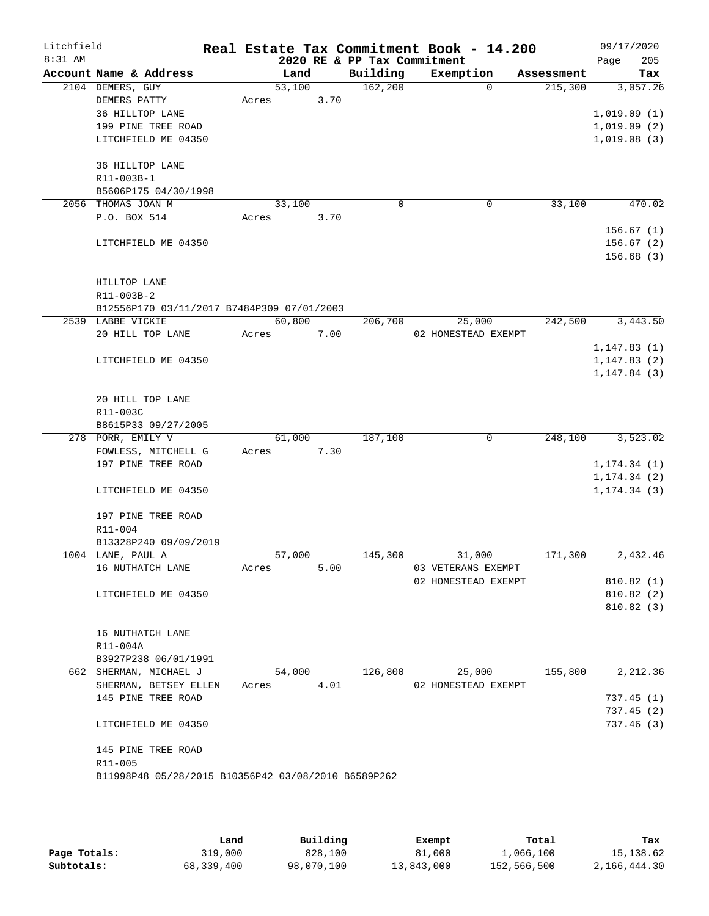# Real Estate Tax Commitment Book - 14.200

Litchfield
8:31 AM

2020 RE & PP Tax Commitment

09/17/2020

| Account Name & Address | Land | Building | Exemption | Assessment | Tax |
|---|---|---|---|---|---|
| 2104 DEMERS, GUY | 53,100 | 162,200 | 0 | 215,300 | 3,057.26 |
| DEMERS PATTY | Acres 3.70 | | | | |
| 36 HILLTOP LANE | | | | | 1,019.09 (1) |
| 199 PINE TREE ROAD | | | | | 1,019.09 (2) |
| LITCHFIELD ME 04350 | | | | | 1,019.08 (3) |
| 36 HILLTOP LANE | | | | | |
| R11-003B-1 | | | | | |
| B5606P175 04/30/1998 | | | | | |
| 2056 THOMAS JOAN M | 33,100 | 0 | 0 | 33,100 | 470.02 |
| P.O. BOX 514 | Acres 3.70 | | | | |
| | | | | | 156.67 (1) |
| LITCHFIELD ME 04350 | | | | | 156.67 (2) |
| | | | | | 156.68 (3) |
| HILLTOP LANE | | | | | |
| R11-003B-2 | | | | | |
| B12556P170 03/11/2017 B7484P309 07/01/2003 | | | | | |
| 2539 LABBE VICKIE | 60,800 | 206,700 | 25,000 | 242,500 | 3,443.50 |
| 20 HILL TOP LANE | Acres 7.00 | | 02 HOMESTEAD EXEMPT | | |
| | | | | | 1,147.83 (1) |
| LITCHFIELD ME 04350 | | | | | 1,147.83 (2) |
| | | | | | 1,147.84 (3) |
| 20 HILL TOP LANE | | | | | |
| R11-003C | | | | | |
| B8615P33 09/27/2005 | | | | | |
| 278 PORR, EMILY V | 61,000 | 187,100 | 0 | 248,100 | 3,523.02 |
| FOWLESS, MITCHELL G | Acres 7.30 | | | | |
| 197 PINE TREE ROAD | | | | | 1,174.34 (1) |
| | | | | | 1,174.34 (2) |
| LITCHFIELD ME 04350 | | | | | 1,174.34 (3) |
| 197 PINE TREE ROAD | | | | | |
| R11-004 | | | | | |
| B13328P240 09/09/2019 | | | | | |
| 1004 LANE, PAUL A | 57,000 | 145,300 | 31,000 | 171,300 | 2,432.46 |
| 16 NUTHATCH LANE | Acres 5.00 | | 03 VETERANS EXEMPT | | |
| | | | 02 HOMESTEAD EXEMPT | | 810.82 (1) |
| LITCHFIELD ME 04350 | | | | | 810.82 (2) |
| | | | | | 810.82 (3) |
| 16 NUTHATCH LANE | | | | | |
| R11-004A | | | | | |
| B3927P238 06/01/1991 | | | | | |
| 662 SHERMAN, MICHAEL J | 54,000 | 126,800 | 25,000 | 155,800 | 2,212.36 |
| SHERMAN, BETSEY ELLEN | Acres 4.01 | | 02 HOMESTEAD EXEMPT | | |
| 145 PINE TREE ROAD | | | | | 737.45 (1) |
| | | | | | 737.45 (2) |
| LITCHFIELD ME 04350 | | | | | 737.46 (3) |
| 145 PINE TREE ROAD | | | | | |
| R11-005 | | | | | |
| B11998P48 05/28/2015 B10356P42 03/08/2010 B6589P262 | | | | | |

| | Land | Building | Exempt | Total | Tax |
|---|---|---|---|---|---|
| Page Totals: | 319,000 | 828,100 | 81,000 | 1,066,100 | 15,138.62 |
| Subtotals: | 68,339,400 | 98,070,100 | 13,843,000 | 152,566,500 | 2,166,444.30 |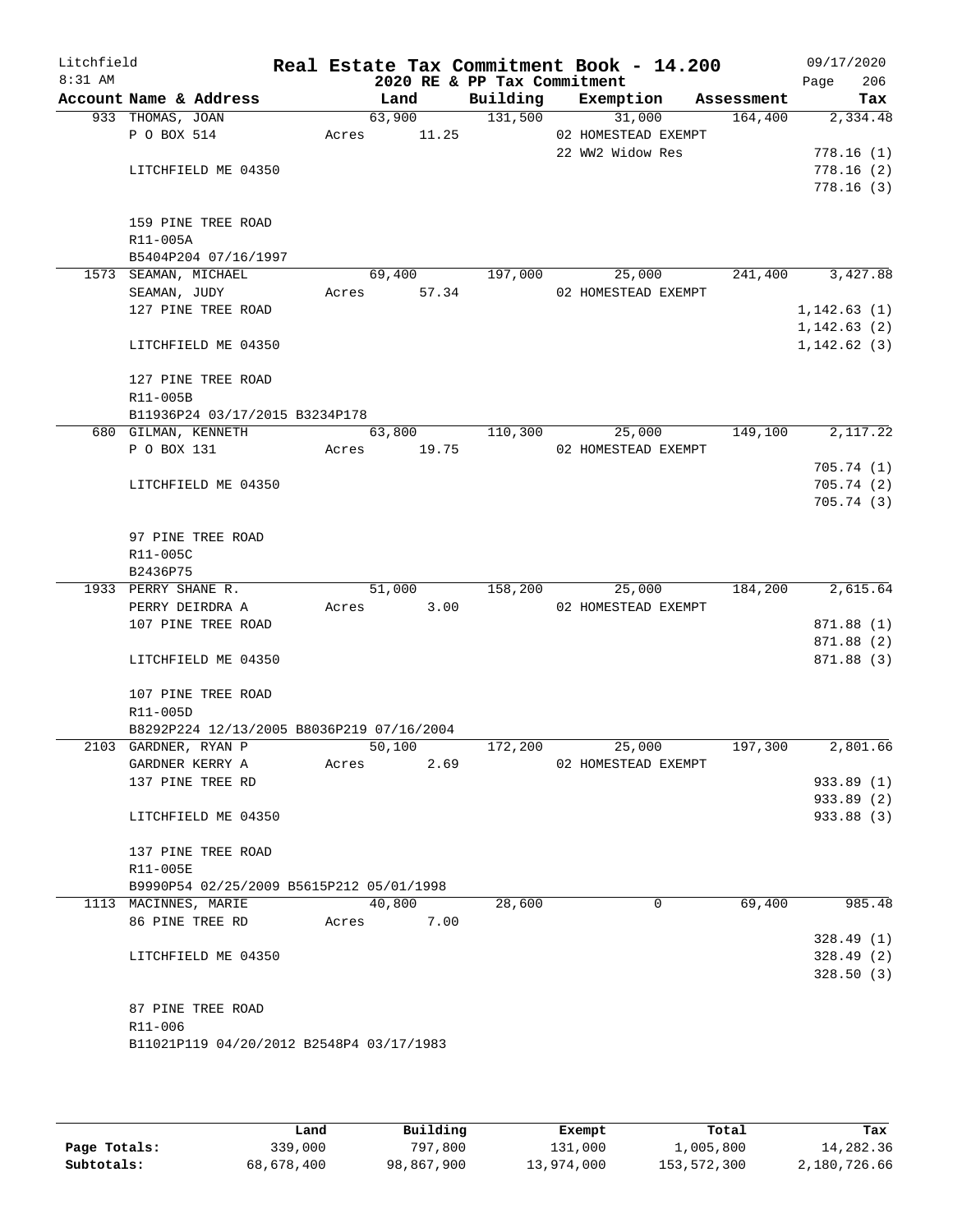Litchfield
8:31 AM

# Real Estate Tax Commitment Book - 14.200

2020 RE & PP Tax Commitment

09/17/2020

| Account Name & Address | Land | Building | Exemption | Assessment | Tax |
|---|---|---|---|---|---|
| 933 THOMAS, JOAN | 63,900 | 131,500 | 31,000 | 164,400 | 2,334.48 |
| P O BOX 514 | Acres 11.25 | | 02 HOMESTEAD EXEMPT | | |
| | | | 22 WW2 Widow Res | | 778.16 (1) |
| LITCHFIELD ME 04350 | | | | | 778.16 (2) |
| | | | | | 778.16 (3) |
| 159 PINE TREE ROAD | | | | | |
| R11-005A | | | | | |
| B5404P204 07/16/1997 | | | | | |
| 1573 SEAMAN, MICHAEL | 69,400 | 197,000 | 25,000 | 241,400 | 3,427.88 |
| SEAMAN, JUDY | Acres 57.34 | | 02 HOMESTEAD EXEMPT | | |
| 127 PINE TREE ROAD | | | | | 1,142.63 (1) |
| | | | | | 1,142.63 (2) |
| LITCHFIELD ME 04350 | | | | | 1,142.62 (3) |
| 127 PINE TREE ROAD | | | | | |
| R11-005B | | | | | |
| B11936P24 03/17/2015 B3234P178 | | | | | |
| 680 GILMAN, KENNETH | 63,800 | 110,300 | 25,000 | 149,100 | 2,117.22 |
| P O BOX 131 | Acres 19.75 | | 02 HOMESTEAD EXEMPT | | |
| | | | | | 705.74 (1) |
| LITCHFIELD ME 04350 | | | | | 705.74 (2) |
| | | | | | 705.74 (3) |
| 97 PINE TREE ROAD | | | | | |
| R11-005C | | | | | |
| B2436P75 | | | | | |
| 1933 PERRY SHANE R. | 51,000 | 158,200 | 25,000 | 184,200 | 2,615.64 |
| PERRY DEIRDRA A | Acres 3.00 | | 02 HOMESTEAD EXEMPT | | |
| 107 PINE TREE ROAD | | | | | 871.88 (1) |
| | | | | | 871.88 (2) |
| LITCHFIELD ME 04350 | | | | | 871.88 (3) |
| 107 PINE TREE ROAD | | | | | |
| R11-005D | | | | | |
| B8292P224 12/13/2005 B8036P219 07/16/2004 | | | | | |
| 2103 GARDNER, RYAN P | 50,100 | 172,200 | 25,000 | 197,300 | 2,801.66 |
| GARDNER KERRY A | Acres 2.69 | | 02 HOMESTEAD EXEMPT | | |
| 137 PINE TREE RD | | | | | 933.89 (1) |
| | | | | | 933.89 (2) |
| LITCHFIELD ME 04350 | | | | | 933.88 (3) |
| 137 PINE TREE ROAD | | | | | |
| R11-005E | | | | | |
| B9990P54 02/25/2009 B5615P212 05/01/1998 | | | | | |
| 1113 MACINNES, MARIE | 40,800 | 28,600 | 0 | 69,400 | 985.48 |
| 86 PINE TREE RD | Acres 7.00 | | | | |
| | | | | | 328.49 (1) |
| LITCHFIELD ME 04350 | | | | | 328.49 (2) |
| | | | | | 328.50 (3) |
| 87 PINE TREE ROAD | | | | | |
| R11-006 | | | | | |
| B11021P119 04/20/2012 B2548P4 03/17/1983 | | | | | |

| | Land | Building | Exempt | Total | Tax |
|---|---|---|---|---|---|
| Page Totals: | 339,000 | 797,800 | 131,000 | 1,005,800 | 14,282.36 |
| Subtotals: | 68,678,400 | 98,867,900 | 13,974,000 | 153,572,300 | 2,180,726.66 |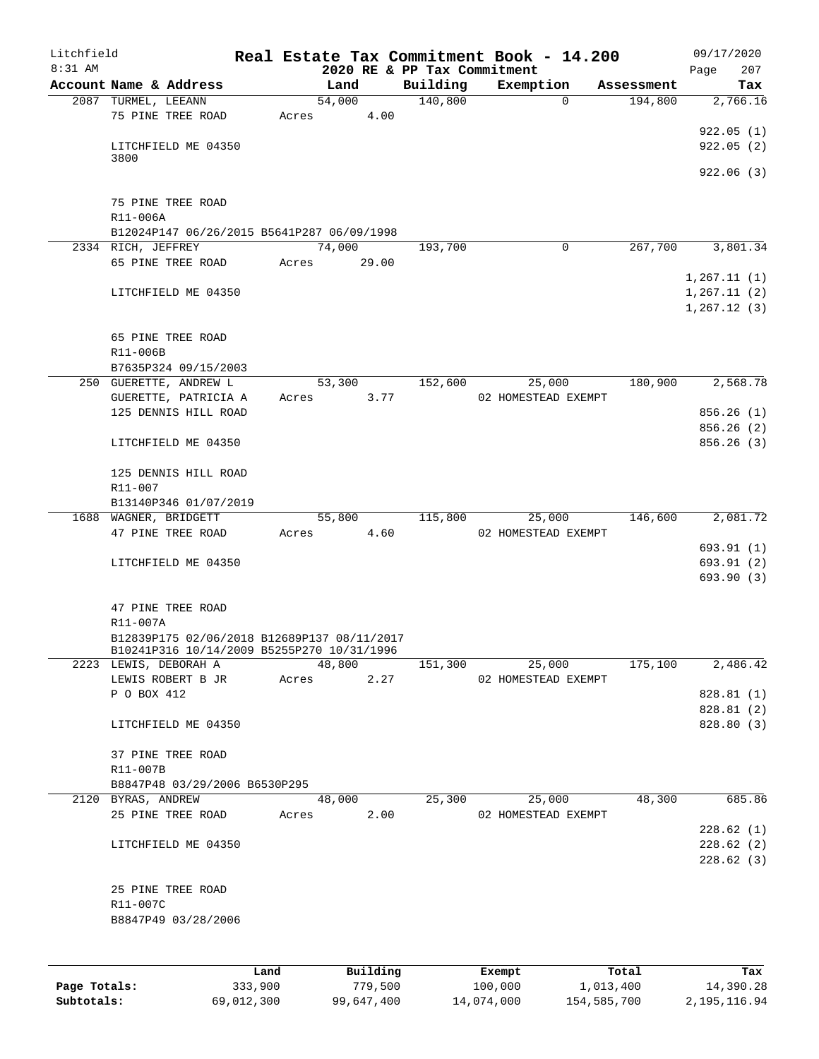Litchfield 8:31 AM

# Real Estate Tax Commitment Book - 14.200

2020 RE & PP Tax Commitment

09/17/2020 Page 207

| Account Name & Address | Land | Building | Exemption | Assessment | Tax |
|---|---|---|---|---|---|
| 2087 TURMEL, LEEANN | 54,000 | 140,800 | 0 | 194,800 | 2,766.16 |
| 75 PINE TREE ROAD | Acres 4.00 | | | | |
| | | | | | 922.05 (1) |
| LITCHFIELD ME 04350 | | | | | 922.05 (2) |
| 3800 | | | | | |
| | | | | | 922.06 (3) |
| 75 PINE TREE ROAD | | | | | |
| R11-006A | | | | | |
| B12024P147 06/26/2015 B5641P287 06/09/1998 | | | | | |
| 2334 RICH, JEFFREY | 74,000 | 193,700 | 0 | 267,700 | 3,801.34 |
| 65 PINE TREE ROAD | Acres 29.00 | | | | |
| | | | | | 1,267.11 (1) |
| LITCHFIELD ME 04350 | | | | | 1,267.11 (2) |
| | | | | | 1,267.12 (3) |
| 65 PINE TREE ROAD | | | | | |
| R11-006B | | | | | |
| B7635P324 09/15/2003 | | | | | |
| 250 GUERETTE, ANDREW L | 53,300 | 152,600 | 25,000 | 180,900 | 2,568.78 |
| GUERETTE, PATRICIA A | Acres 3.77 | | 02 HOMESTEAD EXEMPT | | |
| 125 DENNIS HILL ROAD | | | | | 856.26 (1) |
| | | | | | 856.26 (2) |
| LITCHFIELD ME 04350 | | | | | 856.26 (3) |
| 125 DENNIS HILL ROAD | | | | | |
| R11-007 | | | | | |
| B13140P346 01/07/2019 | | | | | |
| 1688 WAGNER, BRIDGETT | 55,800 | 115,800 | 25,000 | 146,600 | 2,081.72 |
| 47 PINE TREE ROAD | Acres 4.60 | | 02 HOMESTEAD EXEMPT | | |
| | | | | | 693.91 (1) |
| LITCHFIELD ME 04350 | | | | | 693.91 (2) |
| | | | | | 693.90 (3) |
| 47 PINE TREE ROAD | | | | | |
| R11-007A | | | | | |
| B12839P175 02/06/2018 B12689P137 08/11/2017 | | | | | |
| B10241P316 10/14/2009 B5255P270 10/31/1996 | | | | | |
| 2223 LEWIS, DEBORAH A | 48,800 | 151,300 | 25,000 | 175,100 | 2,486.42 |
| LEWIS ROBERT B JR | Acres 2.27 | | 02 HOMESTEAD EXEMPT | | |
| P O BOX 412 | | | | | 828.81 (1) |
| | | | | | 828.81 (2) |
| LITCHFIELD ME 04350 | | | | | 828.80 (3) |
| 37 PINE TREE ROAD | | | | | |
| R11-007B | | | | | |
| B8847P48 03/29/2006 B6530P295 | | | | | |
| 2120 BYRAS, ANDREW | 48,000 | 25,300 | 25,000 | 48,300 | 685.86 |
| 25 PINE TREE ROAD | Acres 2.00 | | 02 HOMESTEAD EXEMPT | | |
| | | | | | 228.62 (1) |
| LITCHFIELD ME 04350 | | | | | 228.62 (2) |
| | | | | | 228.62 (3) |
| 25 PINE TREE ROAD | | | | | |
| R11-007C | | | | | |
| B8847P49 03/28/2006 | | | | | |

| | Land | Building | Exempt | Total | Tax |
|---|---|---|---|---|---|
| Page Totals: | 333,900 | 779,500 | 100,000 | 1,013,400 | 14,390.28 |
| Subtotals: | 69,012,300 | 99,647,400 | 14,074,000 | 154,585,700 | 2,195,116.94 |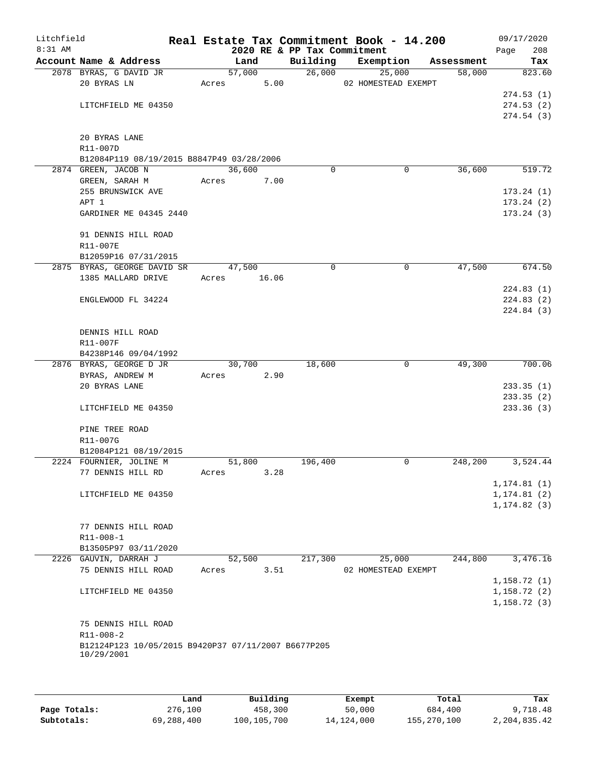Litchfield 8:31 AM

# Real Estate Tax Commitment Book - 14.200

2020 RE & PP Tax Commitment

09/17/2020 Page 208

| Account Name & Address | Land | Building | Exemption | Assessment | Tax |
|---|---|---|---|---|---|
| 2078 BYRAS, G DAVID JR<br>20 BYRAS LN<br><br>LITCHFIELD ME 04350<br><br>20 BYRAS LANE<br>R11-007D<br>B12084P119 08/19/2015 B8847P49 03/28/2006 | 57,000<br>Acres 5.00 | 26,000 | 25,000<br>02 HOMESTEAD EXEMPT | 58,000 | 823.60<br><br>274.53 (1)<br>274.53 (2)<br>274.54 (3) |
| 2874 GREEN, JACOB N<br>GREEN, SARAH M<br>255 BRUNSWICK AVE<br>APT 1<br>GARDINER ME 04345 2440<br><br>91 DENNIS HILL ROAD<br>R11-007E<br>B12059P16 07/31/2015 | 36,600<br>Acres 7.00 | 0 | 0 | 36,600 | 519.72<br><br>173.24 (1)<br>173.24 (2)<br>173.24 (3) |
| 2875 BYRAS, GEORGE DAVID SR<br>1385 MALLARD DRIVE<br><br>ENGLEWOOD FL 34224<br><br>DENNIS HILL ROAD<br>R11-007F<br>B4238P146 09/04/1992 | 47,500<br>Acres 16.06 | 0 | 0 | 47,500 | 674.50<br><br>224.83 (1)<br>224.83 (2)<br>224.84 (3) |
| 2876 BYRAS, GEORGE D JR<br>BYRAS, ANDREW M<br>20 BYRAS LANE<br><br>LITCHFIELD ME 04350<br><br>PINE TREE ROAD<br>R11-007G<br>B12084P121 08/19/2015 | 30,700<br>Acres 2.90 | 18,600 | 0 | 49,300 | 700.06<br><br>233.35 (1)<br>233.35 (2)<br>233.36 (3) |
| 2224 FOURNIER, JOLINE M<br>77 DENNIS HILL RD<br><br>LITCHFIELD ME 04350<br><br>77 DENNIS HILL ROAD<br>R11-008-1<br>B13505P97 03/11/2020 | 51,800<br>Acres 3.28 | 196,400 | 0 | 248,200 | 3,524.44<br><br>1,174.81 (1)<br>1,174.81 (2)<br>1,174.82 (3) |
| 2226 GAUVIN, DARRAH J<br>75 DENNIS HILL ROAD<br><br>LITCHFIELD ME 04350<br><br>75 DENNIS HILL ROAD<br>R11-008-2<br>B12124P123 10/05/2015 B9420P37 07/11/2007 B6677P205 10/29/2001 | 52,500<br>Acres 3.51 | 217,300 | 25,000<br>02 HOMESTEAD EXEMPT | 244,800 | 3,476.16<br><br>1,158.72 (1)<br>1,158.72 (2)<br>1,158.72 (3) |

| | Land | Building | Exempt | Total | Tax |
|---|---|---|---|---|---|
| Page Totals: | 276,100 | 458,300 | 50,000 | 684,400 | 9,718.48 |
| Subtotals: | 69,288,400 | 100,105,700 | 14,124,000 | 155,270,100 | 2,204,835.42 |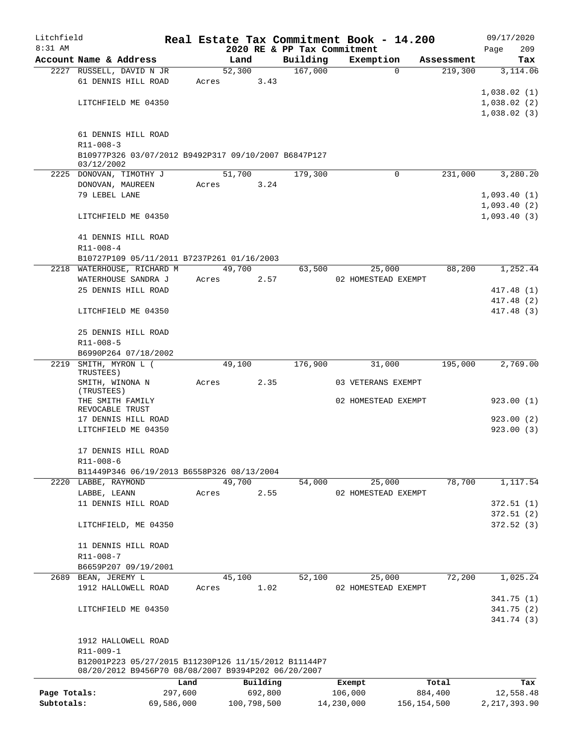# Real Estate Tax Commitment Book - 14.200

Litchfield
8:31 AM

2020 RE & PP Tax Commitment

09/17/2020

| Account Name & Address | Land | Building | Exemption | Assessment | Tax |
|---|---|---|---|---|---|
| 2227 RUSSELL, DAVID N JR | 52,300 | 167,000 | 0 | 219,300 | 3,114.06 |
| 61 DENNIS HILL ROAD | Acres 3.43 | | | | |
| | | | | | 1,038.02 (1) |
| LITCHFIELD ME 04350 | | | | | 1,038.02 (2) |
| | | | | | 1,038.02 (3) |
| 61 DENNIS HILL ROAD | | | | | |
| R11-008-3 | | | | | |
| B10977P326 03/07/2012 B9492P317 09/10/2007 B6847P127 03/12/2002 | | | | | |
| 2225 DONOVAN, TIMOTHY J | 51,700 | 179,300 | 0 | 231,000 | 3,280.20 |
| DONOVAN, MAUREEN | Acres 3.24 | | | | |
| 79 LEBEL LANE | | | | | 1,093.40 (1) |
| | | | | | 1,093.40 (2) |
| LITCHFIELD ME 04350 | | | | | 1,093.40 (3) |
| 41 DENNIS HILL ROAD | | | | | |
| R11-008-4 | | | | | |
| B10727P109 05/11/2011 B7237P261 01/16/2003 | | | | | |
| 2218 WATERHOUSE, RICHARD M | 49,700 | 63,500 | 25,000 | 88,200 | 1,252.44 |
| WATERHOUSE SANDRA J | Acres 2.57 | | 02 HOMESTEAD EXEMPT | | |
| 25 DENNIS HILL ROAD | | | | | 417.48 (1) |
| | | | | | 417.48 (2) |
| LITCHFIELD ME 04350 | | | | | 417.48 (3) |
| 25 DENNIS HILL ROAD | | | | | |
| R11-008-5 | | | | | |
| B6990P264 07/18/2002 | | | | | |
| 2219 SMITH, MYRON L ( TRUSTEES) | 49,100 | 176,900 | 31,000 | 195,000 | 2,769.00 |
| SMITH, WINONA N (TRUSTEES) | Acres 2.35 | | 03 VETERANS EXEMPT | | |
| THE SMITH FAMILY REVOCABLE TRUST | | | 02 HOMESTEAD EXEMPT | | 923.00 (1) |
| 17 DENNIS HILL ROAD | | | | | 923.00 (2) |
| LITCHFIELD ME 04350 | | | | | 923.00 (3) |
| 17 DENNIS HILL ROAD | | | | | |
| R11-008-6 | | | | | |
| B11449P346 06/19/2013 B6558P326 08/13/2004 | | | | | |
| 2220 LABBE, RAYMOND | 49,700 | 54,000 | 25,000 | 78,700 | 1,117.54 |
| LABBE, LEANN | Acres 2.55 | | 02 HOMESTEAD EXEMPT | | |
| 11 DENNIS HILL ROAD | | | | | 372.51 (1) |
| | | | | | 372.51 (2) |
| LITCHFIELD, ME 04350 | | | | | 372.52 (3) |
| 11 DENNIS HILL ROAD | | | | | |
| R11-008-7 | | | | | |
| B6659P207 09/19/2001 | | | | | |
| 2689 BEAN, JEREMY L | 45,100 | 52,100 | 25,000 | 72,200 | 1,025.24 |
| 1912 HALLOWELL ROAD | Acres 1.02 | | 02 HOMESTEAD EXEMPT | | |
| | | | | | 341.75 (1) |
| LITCHFIELD ME 04350 | | | | | 341.75 (2) |
| | | | | | 341.74 (3) |
| 1912 HALLOWELL ROAD | | | | | |
| R11-009-1 | | | | | |
| B12001P223 05/27/2015 B11230P126 11/15/2012 B11144P7 08/20/2012 B9456P70 08/08/2007 B9394P202 06/20/2007 | | | | | |

| | Land | Building | Exempt | Total | Tax |
|---|---|---|---|---|---|
| Page Totals: | 297,600 | 692,800 | 106,000 | 884,400 | 12,558.48 |
| Subtotals: | 69,586,000 | 100,798,500 | 14,230,000 | 156,154,500 | 2,217,393.90 |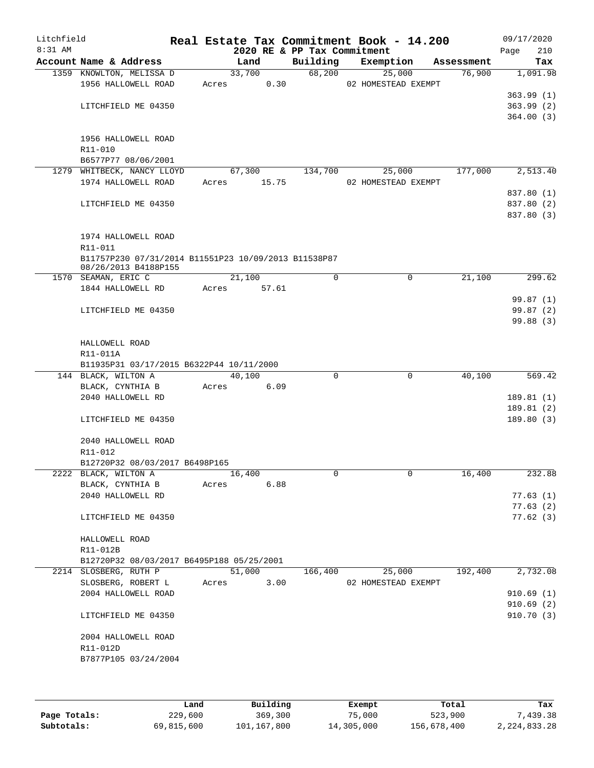Litchfield 8:31 AM

# Real Estate Tax Commitment Book - 14.200

2020 RE & PP Tax Commitment

09/17/2020

| Account | Name & Address | Land | Building | Exemption | Assessment | Tax |
|---|---|---|---|---|---|---|
| 1359 | KNOWLTON, MELISSA D<br>1956 HALLOWELL ROAD<br><br>LITCHFIELD ME 04350<br><br>1956 HALLOWELL ROAD<br>R11-010<br>B6577P77 08/06/2001 | 33,700<br>Acres 0.30 | 68,200 | 25,000<br>02 HOMESTEAD EXEMPT | 76,900 | 1,091.98<br>363.99 (1)<br>363.99 (2)<br>364.00 (3) |
| 1279 | WHITBECK, NANCY LLOYD<br>1974 HALLOWELL ROAD<br><br>LITCHFIELD ME 04350<br><br>1974 HALLOWELL ROAD<br>R11-011<br>B11757P230 07/31/2014 B11551P23 10/09/2013 B11538P87 08/26/2013 B4188P155 | 67,300<br>Acres 15.75 | 134,700 | 25,000<br>02 HOMESTEAD EXEMPT | 177,000 | 2,513.40<br>837.80 (1)<br>837.80 (2)<br>837.80 (3) |
| 1570 | SEAMAN, ERIC C<br>1844 HALLOWELL RD<br><br>LITCHFIELD ME 04350<br><br>HALLOWELL ROAD<br>R11-011A<br>B11935P31 03/17/2015 B6322P44 10/11/2000 | 21,100<br>Acres 57.61 | 0 | 0 | 21,100 | 299.62<br>99.87 (1)<br>99.87 (2)<br>99.88 (3) |
| 144 | BLACK, WILTON A<br>BLACK, CYNTHIA B<br>2040 HALLOWELL RD<br><br>LITCHFIELD ME 04350<br><br>2040 HALLOWELL ROAD<br>R11-012<br>B12720P32 08/03/2017 B6498P165 | 40,100<br>Acres 6.09 | 0 | 0 | 40,100 | 569.42<br>189.81 (1)<br>189.81 (2)<br>189.80 (3) |
| 2222 | BLACK, WILTON A<br>BLACK, CYNTHIA B<br>2040 HALLOWELL RD<br><br>LITCHFIELD ME 04350<br><br>HALLOWELL ROAD<br>R11-012B<br>B12720P32 08/03/2017 B6495P188 05/25/2001 | 16,400<br>Acres 6.88 | 0 | 0 | 16,400 | 232.88<br>77.63 (1)<br>77.63 (2)<br>77.62 (3) |
| 2214 | SLOSBERG, RUTH P<br>SLOSBERG, ROBERT L<br>2004 HALLOWELL ROAD<br><br>LITCHFIELD ME 04350<br><br>2004 HALLOWELL ROAD<br>R11-012D<br>B7877P105 03/24/2004 | 51,000<br>Acres 3.00 | 166,400 | 25,000<br>02 HOMESTEAD EXEMPT | 192,400 | 2,732.08<br>910.69 (1)<br>910.69 (2)<br>910.70 (3) |

| | Land | Building | Exempt | Total | Tax |
|---|---|---|---|---|---|
| Page Totals: | 229,600 | 369,300 | 75,000 | 523,900 | 7,439.38 |
| Subtotals: | 69,815,600 | 101,167,800 | 14,305,000 | 156,678,400 | 2,224,833.28 |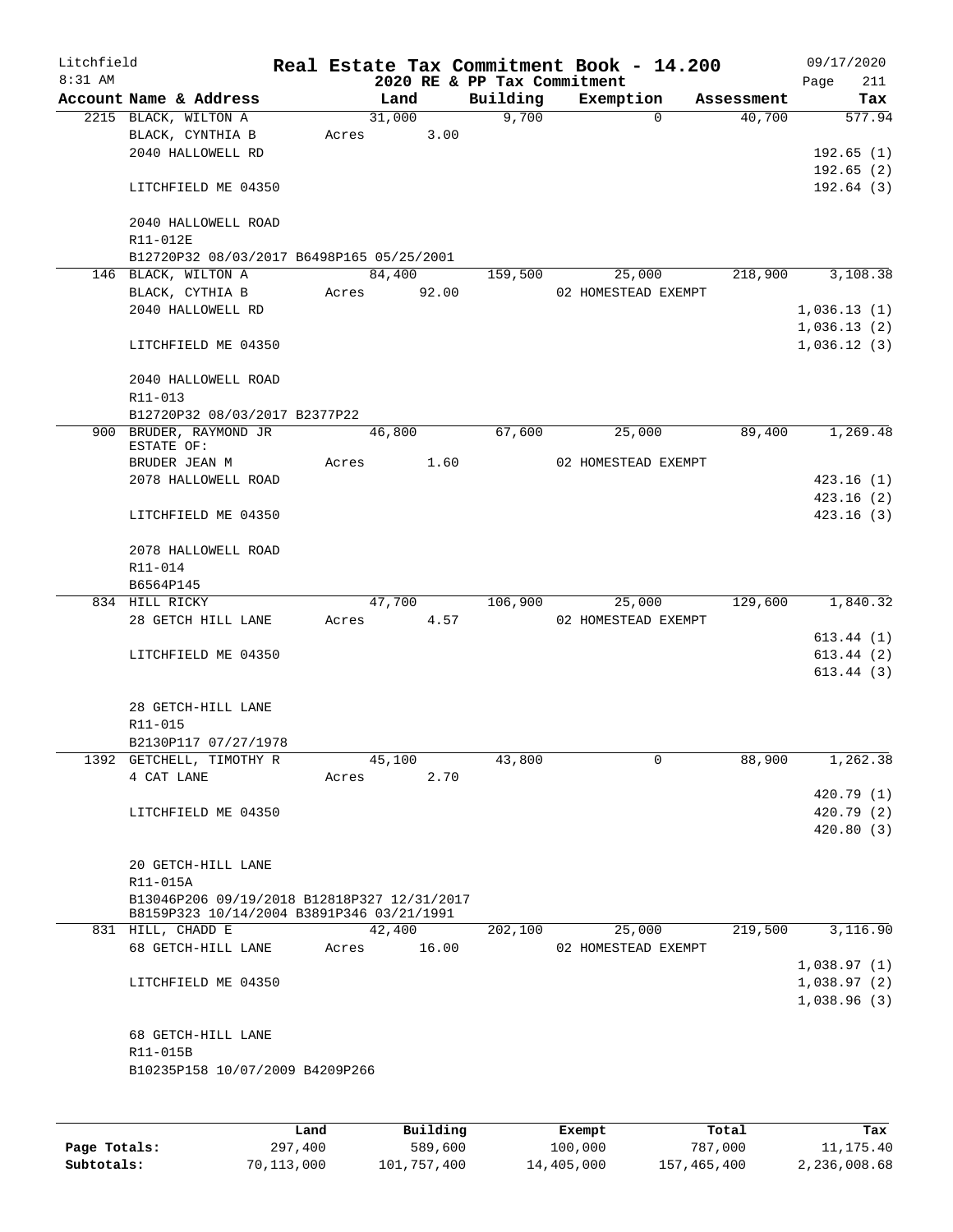Litchfield
8:31 AM

# Real Estate Tax Commitment Book - 14.200

2020 RE & PP Tax Commitment

09/17/2020
Page 211

| Account Name & Address | Land | Building | Exemption | Assessment | Tax |
|---|---|---|---|---|---|
| 2215 BLACK, WILTON A | 31,000 | 9,700 | 0 | 40,700 | 577.94 |
| BLACK, CYNTHIA B | Acres 3.00 | | | | |
| 2040 HALLOWELL RD | | | | | 192.65 (1) |
| | | | | | 192.65 (2) |
| LITCHFIELD ME 04350 | | | | | 192.64 (3) |
| 2040 HALLOWELL ROAD | | | | | |
| R11-012E | | | | | |
| B12720P32 08/03/2017 B6498P165 05/25/2001 | | | | | |
| 146 BLACK, WILTON A | 84,400 | 159,500 | 25,000 | 218,900 | 3,108.38 |
| BLACK, CYTHIA B | Acres 92.00 | | 02 HOMESTEAD EXEMPT | | |
| 2040 HALLOWELL RD | | | | | 1,036.13 (1) |
| | | | | | 1,036.13 (2) |
| LITCHFIELD ME 04350 | | | | | 1,036.12 (3) |
| 2040 HALLOWELL ROAD | | | | | |
| R11-013 | | | | | |
| B12720P32 08/03/2017 B2377P22 | | | | | |
| 900 BRUDER, RAYMOND JR ESTATE OF: | 46,800 | 67,600 | 25,000 | 89,400 | 1,269.48 |
| BRUDER JEAN M | Acres 1.60 | | 02 HOMESTEAD EXEMPT | | |
| 2078 HALLOWELL ROAD | | | | | 423.16 (1) |
| | | | | | 423.16 (2) |
| LITCHFIELD ME 04350 | | | | | 423.16 (3) |
| 2078 HALLOWELL ROAD | | | | | |
| R11-014 | | | | | |
| B6564P145 | | | | | |
| 834 HILL RICKY | 47,700 | 106,900 | 25,000 | 129,600 | 1,840.32 |
| 28 GETCH HILL LANE | Acres 4.57 | | 02 HOMESTEAD EXEMPT | | |
| | | | | | 613.44 (1) |
| LITCHFIELD ME 04350 | | | | | 613.44 (2) |
| | | | | | 613.44 (3) |
| 28 GETCH-HILL LANE | | | | | |
| R11-015 | | | | | |
| B2130P117 07/27/1978 | | | | | |
| 1392 GETCHELL, TIMOTHY R | 45,100 | 43,800 | 0 | 88,900 | 1,262.38 |
| 4 CAT LANE | Acres 2.70 | | | | |
| | | | | | 420.79 (1) |
| LITCHFIELD ME 04350 | | | | | 420.79 (2) |
| | | | | | 420.80 (3) |
| 20 GETCH-HILL LANE | | | | | |
| R11-015A | | | | | |
| B13046P206 09/19/2018 B12818P327 12/31/2017 | | | | | |
| B8159P323 10/14/2004 B3891P346 03/21/1991 | | | | | |
| 831 HILL, CHADD E | 42,400 | 202,100 | 25,000 | 219,500 | 3,116.90 |
| 68 GETCH-HILL LANE | Acres 16.00 | | 02 HOMESTEAD EXEMPT | | |
| | | | | | 1,038.97 (1) |
| LITCHFIELD ME 04350 | | | | | 1,038.97 (2) |
| | | | | | 1,038.96 (3) |
| 68 GETCH-HILL LANE | | | | | |
| R11-015B | | | | | |
| B10235P158 10/07/2009 B4209P266 | | | | | |

| | Land | Building | Exempt | Total | Tax |
|---|---|---|---|---|---|
| Page Totals: | 297,400 | 589,600 | 100,000 | 787,000 | 11,175.40 |
| Subtotals: | 70,113,000 | 101,757,400 | 14,405,000 | 157,465,400 | 2,236,008.68 |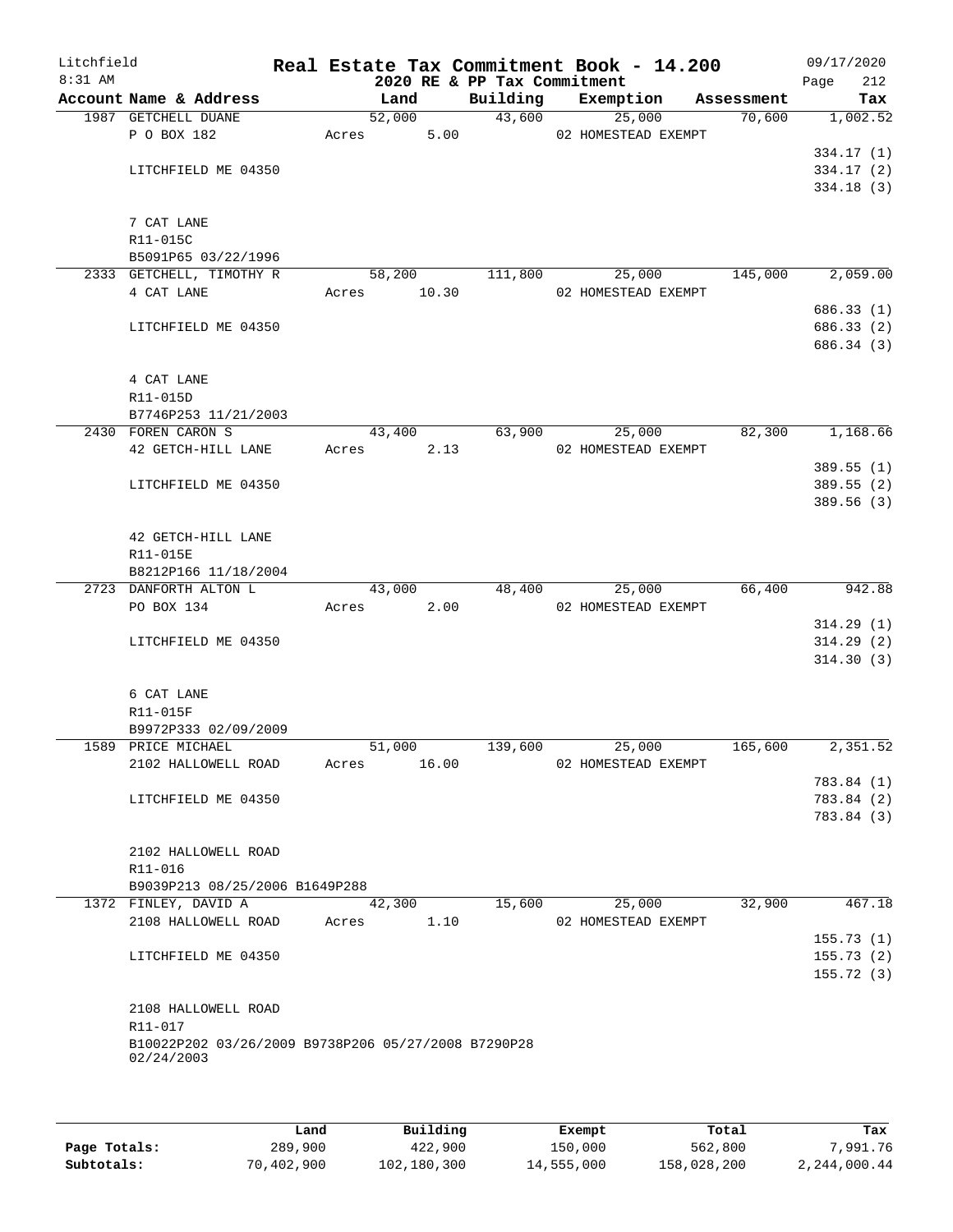Litchfield 8:31 AM

**Real Estate Tax Commitment Book - 14.200**
**2020 RE & PP Tax Commitment**

09/17/2020

| Account Name & Address | Land | Building | Exemption | Assessment | Tax |
|---|---|---|---|---|---|
| 1987 GETCHELL DUANE | 52,000 | 43,600 | 25,000 | 70,600 | 1,002.52 |
| P O BOX 182 | Acres 5.00 | | 02 HOMESTEAD EXEMPT | | |
| | | | | | 334.17 (1) |
| LITCHFIELD ME 04350 | | | | | 334.17 (2) |
| | | | | | 334.18 (3) |
| 7 CAT LANE | | | | | |
| R11-015C | | | | | |
| B5091P65 03/22/1996 | | | | | |
| 2333 GETCHELL, TIMOTHY R | 58,200 | 111,800 | 25,000 | 145,000 | 2,059.00 |
| 4 CAT LANE | Acres 10.30 | | 02 HOMESTEAD EXEMPT | | |
| | | | | | 686.33 (1) |
| LITCHFIELD ME 04350 | | | | | 686.33 (2) |
| | | | | | 686.34 (3) |
| 4 CAT LANE | | | | | |
| R11-015D | | | | | |
| B7746P253 11/21/2003 | | | | | |
| 2430 FOREN CARON S | 43,400 | 63,900 | 25,000 | 82,300 | 1,168.66 |
| 42 GETCH-HILL LANE | Acres 2.13 | | 02 HOMESTEAD EXEMPT | | |
| | | | | | 389.55 (1) |
| LITCHFIELD ME 04350 | | | | | 389.55 (2) |
| | | | | | 389.56 (3) |
| 42 GETCH-HILL LANE | | | | | |
| R11-015E | | | | | |
| B8212P166 11/18/2004 | | | | | |
| 2723 DANFORTH ALTON L | 43,000 | 48,400 | 25,000 | 66,400 | 942.88 |
| PO BOX 134 | Acres 2.00 | | 02 HOMESTEAD EXEMPT | | |
| | | | | | 314.29 (1) |
| LITCHFIELD ME 04350 | | | | | 314.29 (2) |
| | | | | | 314.30 (3) |
| 6 CAT LANE | | | | | |
| R11-015F | | | | | |
| B9972P333 02/09/2009 | | | | | |
| 1589 PRICE MICHAEL | 51,000 | 139,600 | 25,000 | 165,600 | 2,351.52 |
| 2102 HALLOWELL ROAD | Acres 16.00 | | 02 HOMESTEAD EXEMPT | | |
| | | | | | 783.84 (1) |
| LITCHFIELD ME 04350 | | | | | 783.84 (2) |
| | | | | | 783.84 (3) |
| 2102 HALLOWELL ROAD | | | | | |
| R11-016 | | | | | |
| B9039P213 08/25/2006 B1649P288 | | | | | |
| 1372 FINLEY, DAVID A | 42,300 | 15,600 | 25,000 | 32,900 | 467.18 |
| 2108 HALLOWELL ROAD | Acres 1.10 | | 02 HOMESTEAD EXEMPT | | |
| | | | | | 155.73 (1) |
| LITCHFIELD ME 04350 | | | | | 155.73 (2) |
| | | | | | 155.72 (3) |
| 2108 HALLOWELL ROAD | | | | | |
| R11-017 | | | | | |
| B10022P202 03/26/2009 B9738P206 05/27/2008 B7290P28 02/24/2003 | | | | | |

| | Land | Building | Exempt | Total | Tax |
|---|---|---|---|---|---|
| Page Totals: | 289,900 | 422,900 | 150,000 | 562,800 | 7,991.76 |
| Subtotals: | 70,402,900 | 102,180,300 | 14,555,000 | 158,028,200 | 2,244,000.44 |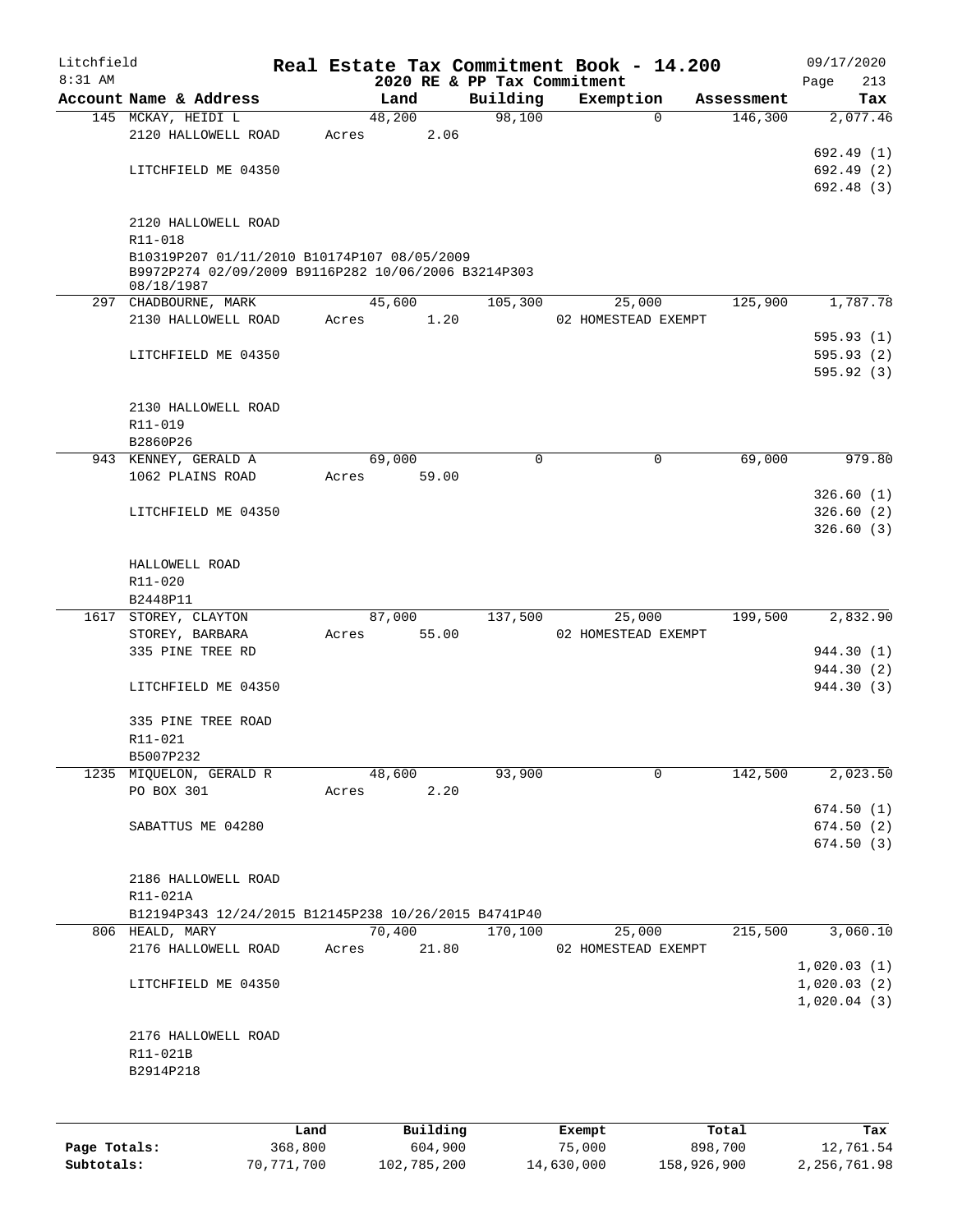Litchfield
8:31 AM

# Real Estate Tax Commitment Book - 14.200

2020 RE & PP Tax Commitment

09/17/2020
Page 213

| Account Name & Address | Land | Building | Exemption | Assessment | Tax |
|---|---|---|---|---|---|
| 145 MCKAY, HEIDI L | 48,200 | 98,100 | 0 | 146,300 | 2,077.46 |
| 2120 HALLOWELL ROAD | Acres 2.06 | | | | |
| | | | | | 692.49 (1) |
| LITCHFIELD ME 04350 | | | | | 692.49 (2) |
| | | | | | 692.48 (3) |
| 2120 HALLOWELL ROAD | | | | | |
| R11-018 | | | | | |
| B10319P207 01/11/2010 B10174P107 08/05/2009 B9972P274 02/09/2009 B9116P282 10/06/2006 B3214P303 08/18/1987 | | | | | |
| 297 CHADBOURNE, MARK | 45,600 | 105,300 | 25,000 | 125,900 | 1,787.78 |
| 2130 HALLOWELL ROAD | Acres 1.20 | | 02 HOMESTEAD EXEMPT | | |
| | | | | | 595.93 (1) |
| LITCHFIELD ME 04350 | | | | | 595.93 (2) |
| | | | | | 595.92 (3) |
| 2130 HALLOWELL ROAD | | | | | |
| R11-019 | | | | | |
| B2860P26 | | | | | |
| 943 KENNEY, GERALD A | 69,000 | 0 | 0 | 69,000 | 979.80 |
| 1062 PLAINS ROAD | Acres 59.00 | | | | |
| | | | | | 326.60 (1) |
| LITCHFIELD ME 04350 | | | | | 326.60 (2) |
| | | | | | 326.60 (3) |
| HALLOWELL ROAD | | | | | |
| R11-020 | | | | | |
| B2448P11 | | | | | |
| 1617 STOREY, CLAYTON | 87,000 | 137,500 | 25,000 | 199,500 | 2,832.90 |
| STOREY, BARBARA | Acres 55.00 | | 02 HOMESTEAD EXEMPT | | |
| 335 PINE TREE RD | | | | | 944.30 (1) |
| | | | | | 944.30 (2) |
| LITCHFIELD ME 04350 | | | | | 944.30 (3) |
| 335 PINE TREE ROAD | | | | | |
| R11-021 | | | | | |
| B5007P232 | | | | | |
| 1235 MIQUELON, GERALD R | 48,600 | 93,900 | 0 | 142,500 | 2,023.50 |
| PO BOX 301 | Acres 2.20 | | | | |
| | | | | | 674.50 (1) |
| SABATTUS ME 04280 | | | | | 674.50 (2) |
| | | | | | 674.50 (3) |
| 2186 HALLOWELL ROAD | | | | | |
| R11-021A | | | | | |
| B12194P343 12/24/2015 B12145P238 10/26/2015 B4741P40 | | | | | |
| 806 HEALD, MARY | 70,400 | 170,100 | 25,000 | 215,500 | 3,060.10 |
| 2176 HALLOWELL ROAD | Acres 21.80 | | 02 HOMESTEAD EXEMPT | | |
| | | | | | 1,020.03 (1) |
| LITCHFIELD ME 04350 | | | | | 1,020.03 (2) |
| | | | | | 1,020.04 (3) |
| 2176 HALLOWELL ROAD | | | | | |
| R11-021B | | | | | |
| B2914P218 | | | | | |

| | Land | Building | Exempt | Total | Tax |
|---|---|---|---|---|---|
| Page Totals: | 368,800 | 604,900 | 75,000 | 898,700 | 12,761.54 |
| Subtotals: | 70,771,700 | 102,785,200 | 14,630,000 | 158,926,900 | 2,256,761.98 |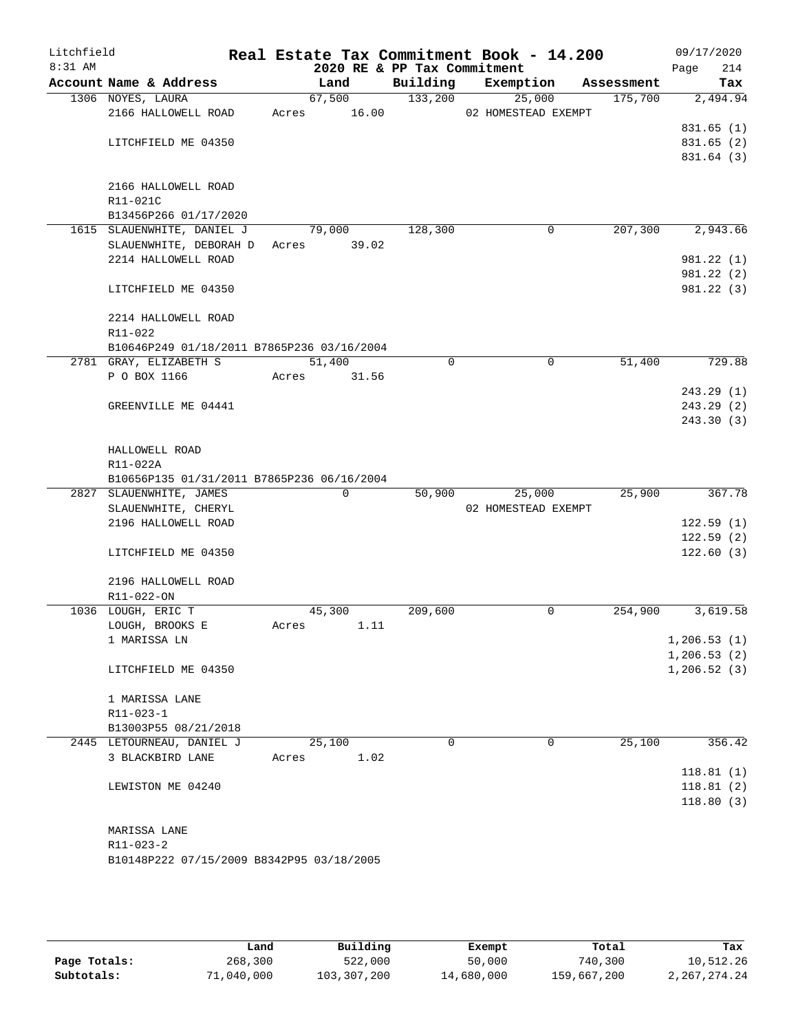Litchfield
8:31 AM

# Real Estate Tax Commitment Book - 14.200

2020 RE & PP Tax Commitment

09/17/2020
Page 214

| Account Name & Address | Land | Building | Exemption | Assessment | Tax |
|---|---|---|---|---|---|
| 1306 NOYES, LAURA | 67,500 | 133,200 | 25,000 | 175,700 | 2,494.94 |
| 2166 HALLOWELL ROAD | Acres 16.00 | | 02 HOMESTEAD EXEMPT | | |
| | | | | | 831.65 (1) |
| LITCHFIELD ME 04350 | | | | | 831.65 (2) |
| | | | | | 831.64 (3) |
| 2166 HALLOWELL ROAD | | | | | |
| R11-021C | | | | | |
| B13456P266 01/17/2020 | | | | | |
| 1615 SLAUENWHITE, DANIEL J | 79,000 | 128,300 | 0 | 207,300 | 2,943.66 |
| SLAUENWHITE, DEBORAH D | Acres 39.02 | | | | |
| 2214 HALLOWELL ROAD | | | | | 981.22 (1) |
| | | | | | 981.22 (2) |
| LITCHFIELD ME 04350 | | | | | 981.22 (3) |
| 2214 HALLOWELL ROAD | | | | | |
| R11-022 | | | | | |
| B10646P249 01/18/2011 B7865P236 03/16/2004 | | | | | |
| 2781 GRAY, ELIZABETH S | 51,400 | 0 | 0 | 51,400 | 729.88 |
| P O BOX 1166 | Acres 31.56 | | | | |
| | | | | | 243.29 (1) |
| GREENVILLE ME 04441 | | | | | 243.29 (2) |
| | | | | | 243.30 (3) |
| HALLOWELL ROAD | | | | | |
| R11-022A | | | | | |
| B10656P135 01/31/2011 B7865P236 06/16/2004 | | | | | |
| 2827 SLAUENWHITE, JAMES | 0 | 50,900 | 25,000 | 25,900 | 367.78 |
| SLAUENWHITE, CHERYL | | | 02 HOMESTEAD EXEMPT | | |
| 2196 HALLOWELL ROAD | | | | | 122.59 (1) |
| | | | | | 122.59 (2) |
| LITCHFIELD ME 04350 | | | | | 122.60 (3) |
| 2196 HALLOWELL ROAD | | | | | |
| R11-022-ON | | | | | |
| 1036 LOUGH, ERIC T | 45,300 | 209,600 | 0 | 254,900 | 3,619.58 |
| LOUGH, BROOKS E | Acres 1.11 | | | | |
| 1 MARISSA LN | | | | | 1,206.53 (1) |
| | | | | | 1,206.53 (2) |
| LITCHFIELD ME 04350 | | | | | 1,206.52 (3) |
| 1 MARISSA LANE | | | | | |
| R11-023-1 | | | | | |
| B13003P55 08/21/2018 | | | | | |
| 2445 LETOURNEAU, DANIEL J | 25,100 | 0 | 0 | 25,100 | 356.42 |
| 3 BLACKBIRD LANE | Acres 1.02 | | | | |
| | | | | | 118.81 (1) |
| LEWISTON ME 04240 | | | | | 118.81 (2) |
| | | | | | 118.80 (3) |
| MARISSA LANE | | | | | |
| R11-023-2 | | | | | |
| B10148P222 07/15/2009 B8342P95 03/18/2005 | | | | | |

| | Land | Building | Exempt | Total | Tax |
|---|---|---|---|---|---|
| Page Totals: | 268,300 | 522,000 | 50,000 | 740,300 | 10,512.26 |
| Subtotals: | 71,040,000 | 103,307,200 | 14,680,000 | 159,667,200 | 2,267,274.24 |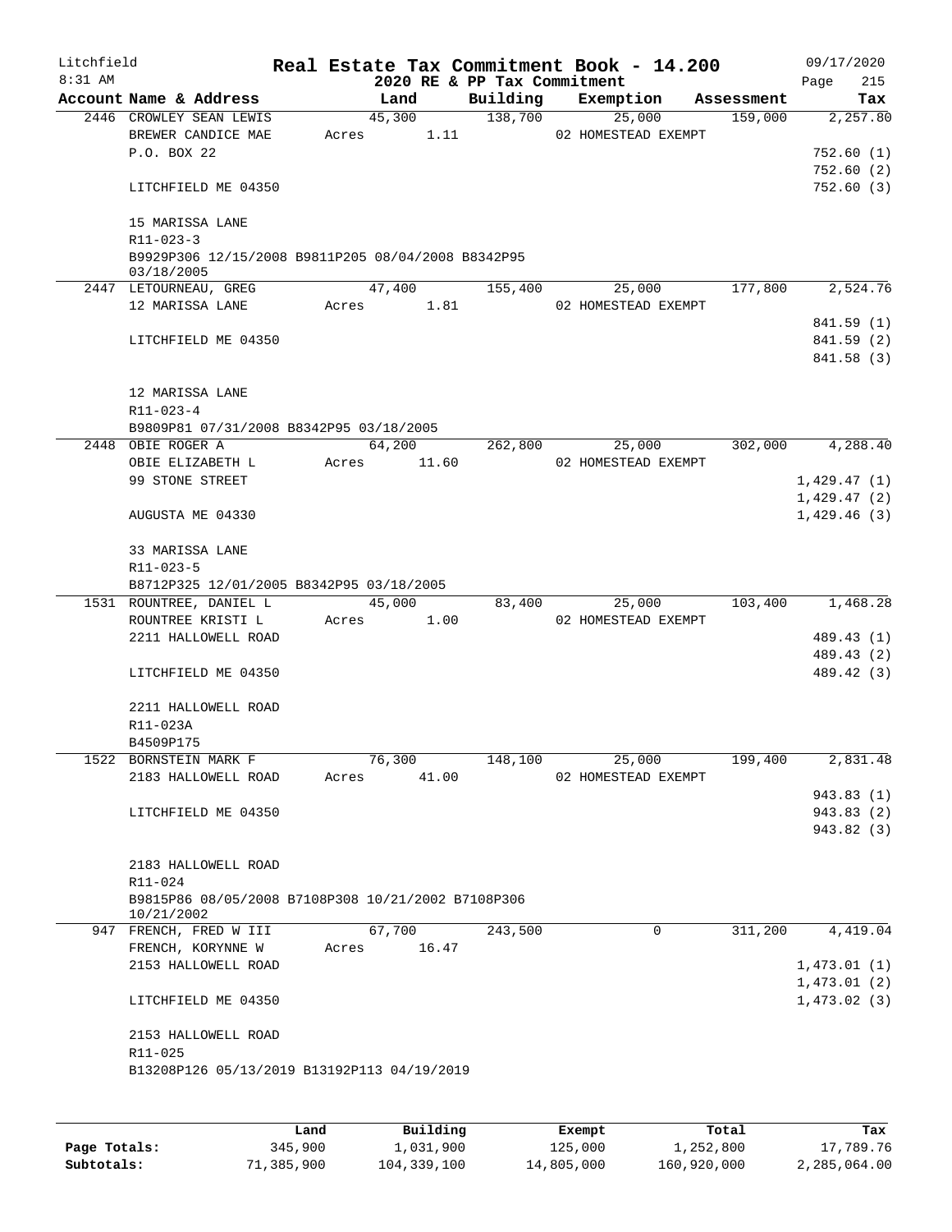Litchfield 8:31 AM

# Real Estate Tax Commitment Book - 14.200

2020 RE & PP Tax Commitment

09/17/2020 Page 215

| Account Name & Address | Land | Building | Exemption | Assessment | Tax |
|---|---|---|---|---|---|
| 2446 CROWLEY SEAN LEWIS | 45,300 | 138,700 | 25,000 | 159,000 | 2,257.80 |
| BREWER CANDICE MAE | Acres 1.11 | | 02 HOMESTEAD EXEMPT | | |
| P.O. BOX 22 | | | | | 752.60 (1) |
| | | | | | 752.60 (2) |
| LITCHFIELD ME 04350 | | | | | 752.60 (3) |
| 15 MARISSA LANE | | | | | |
| R11-023-3 | | | | | |
| B9929P306 12/15/2008 B9811P205 08/04/2008 B8342P95 03/18/2005 | | | | | |
| 2447 LETOURNEAU, GREG | 47,400 | 155,400 | 25,000 | 177,800 | 2,524.76 |
| 12 MARISSA LANE | Acres 1.81 | | 02 HOMESTEAD EXEMPT | | |
| | | | | | 841.59 (1) |
| LITCHFIELD ME 04350 | | | | | 841.59 (2) |
| | | | | | 841.58 (3) |
| 12 MARISSA LANE | | | | | |
| R11-023-4 | | | | | |
| B9809P81 07/31/2008 B8342P95 03/18/2005 | | | | | |
| 2448 OBIE ROGER A | 64,200 | 262,800 | 25,000 | 302,000 | 4,288.40 |
| OBIE ELIZABETH L | Acres 11.60 | | 02 HOMESTEAD EXEMPT | | |
| 99 STONE STREET | | | | | 1,429.47 (1) |
| | | | | | 1,429.47 (2) |
| AUGUSTA ME 04330 | | | | | 1,429.46 (3) |
| 33 MARISSA LANE | | | | | |
| R11-023-5 | | | | | |
| B8712P325 12/01/2005 B8342P95 03/18/2005 | | | | | |
| 1531 ROUNTREE, DANIEL L | 45,000 | 83,400 | 25,000 | 103,400 | 1,468.28 |
| ROUNTREE KRISTI L | Acres 1.00 | | 02 HOMESTEAD EXEMPT | | |
| 2211 HALLOWELL ROAD | | | | | 489.43 (1) |
| | | | | | 489.43 (2) |
| LITCHFIELD ME 04350 | | | | | 489.42 (3) |
| 2211 HALLOWELL ROAD | | | | | |
| R11-023A | | | | | |
| B4509P175 | | | | | |
| 1522 BORNSTEIN MARK F | 76,300 | 148,100 | 25,000 | 199,400 | 2,831.48 |
| 2183 HALLOWELL ROAD | Acres 41.00 | | 02 HOMESTEAD EXEMPT | | |
| | | | | | 943.83 (1) |
| LITCHFIELD ME 04350 | | | | | 943.83 (2) |
| | | | | | 943.82 (3) |
| 2183 HALLOWELL ROAD | | | | | |
| R11-024 | | | | | |
| B9815P86 08/05/2008 B7108P308 10/21/2002 B7108P306 10/21/2002 | | | | | |
| 947 FRENCH, FRED W III | 67,700 | 243,500 | 0 | 311,200 | 4,419.04 |
| FRENCH, KORYNNE W | Acres 16.47 | | | | |
| 2153 HALLOWELL ROAD | | | | | 1,473.01 (1) |
| | | | | | 1,473.01 (2) |
| LITCHFIELD ME 04350 | | | | | 1,473.02 (3) |
| 2153 HALLOWELL ROAD | | | | | |
| R11-025 | | | | | |
| B13208P126 05/13/2019 B13192P113 04/19/2019 | | | | | |

| | Land | Building | Exempt | Total | Tax |
|---|---|---|---|---|---|
| Page Totals: | 345,900 | 1,031,900 | 125,000 | 1,252,800 | 17,789.76 |
| Subtotals: | 71,385,900 | 104,339,100 | 14,805,000 | 160,920,000 | 2,285,064.00 |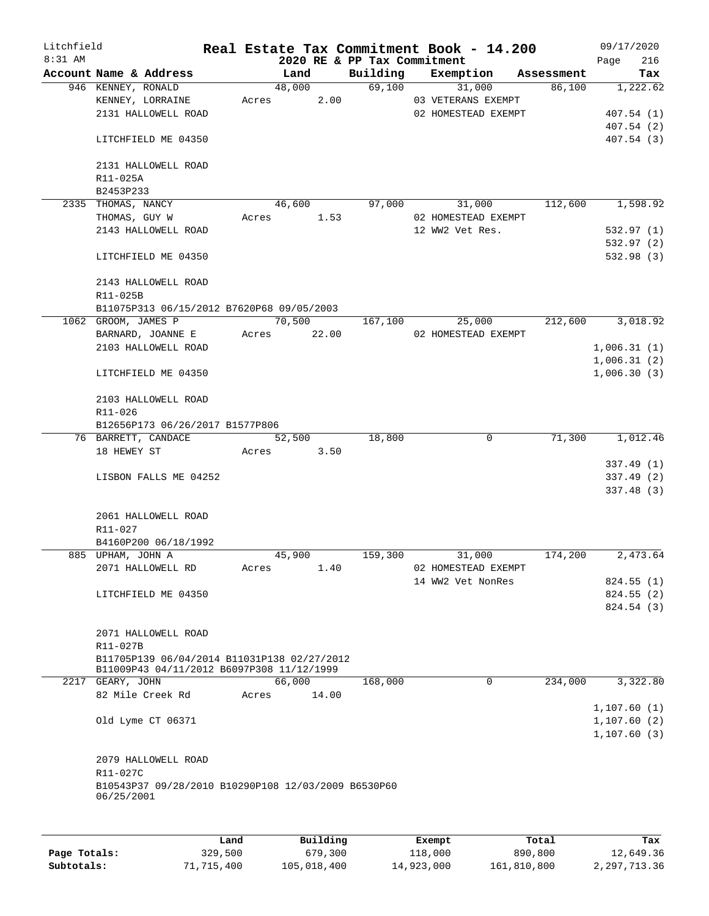# Real Estate Tax Commitment Book - 14.200

Litchfield
8:31 AM

2020 RE & PP Tax Commitment

09/17/2020

| Account Name & Address | Land | Building | Exemption | Assessment | Tax |
|---|---|---|---|---|---|
| 946 KENNEY, RONALD | 48,000 | 69,100 | 31,000 | 86,100 | 1,222.62 |
| KENNEY, LORRAINE | Acres 2.00 | | 03 VETERANS EXEMPT | | |
| 2131 HALLOWELL ROAD | | | 02 HOMESTEAD EXEMPT | | 407.54 (1) |
| | | | | | 407.54 (2) |
| LITCHFIELD ME 04350 | | | | | 407.54 (3) |
| 2131 HALLOWELL ROAD | | | | | |
| R11-025A | | | | | |
| B2453P233 | | | | | |
| 2335 THOMAS, NANCY | 46,600 | 97,000 | 31,000 | 112,600 | 1,598.92 |
| THOMAS, GUY W | Acres 1.53 | | 02 HOMESTEAD EXEMPT | | |
| 2143 HALLOWELL ROAD | | | 12 WW2 Vet Res. | | 532.97 (1) |
| | | | | | 532.97 (2) |
| LITCHFIELD ME 04350 | | | | | 532.98 (3) |
| 2143 HALLOWELL ROAD | | | | | |
| R11-025B | | | | | |
| B11075P313 06/15/2012 B7620P68 09/05/2003 | | | | | |
| 1062 GROOM, JAMES P | 70,500 | 167,100 | 25,000 | 212,600 | 3,018.92 |
| BARNARD, JOANNE E | Acres 22.00 | | 02 HOMESTEAD EXEMPT | | |
| 2103 HALLOWELL ROAD | | | | | 1,006.31 (1) |
| | | | | | 1,006.31 (2) |
| LITCHFIELD ME 04350 | | | | | 1,006.30 (3) |
| 2103 HALLOWELL ROAD | | | | | |
| R11-026 | | | | | |
| B12656P173 06/26/2017 B1577P806 | | | | | |
| 76 BARRETT, CANDACE | 52,500 | 18,800 | 0 | 71,300 | 1,012.46 |
| 18 HEWEY ST | Acres 3.50 | | | | |
| | | | | | 337.49 (1) |
| LISBON FALLS ME 04252 | | | | | 337.49 (2) |
| | | | | | 337.48 (3) |
| 2061 HALLOWELL ROAD | | | | | |
| R11-027 | | | | | |
| B4160P200 06/18/1992 | | | | | |
| 885 UPHAM, JOHN A | 45,900 | 159,300 | 31,000 | 174,200 | 2,473.64 |
| 2071 HALLOWELL RD | Acres 1.40 | | 02 HOMESTEAD EXEMPT | | |
| | | | 14 WW2 Vet NonRes | | 824.55 (1) |
| LITCHFIELD ME 04350 | | | | | 824.55 (2) |
| | | | | | 824.54 (3) |
| 2071 HALLOWELL ROAD | | | | | |
| R11-027B | | | | | |
| B11705P139 06/04/2014 B11031P138 02/27/2012 B11009P43 04/11/2012 B6097P308 11/12/1999 | | | | | |
| 2217 GEARY, JOHN | 66,000 | 168,000 | 0 | 234,000 | 3,322.80 |
| 82 Mile Creek Rd | Acres 14.00 | | | | |
| | | | | | 1,107.60 (1) |
| Old Lyme CT 06371 | | | | | 1,107.60 (2) |
| | | | | | 1,107.60 (3) |
| 2079 HALLOWELL ROAD | | | | | |
| R11-027C | | | | | |
| B10543P37 09/28/2010 B10290P108 12/03/2009 B6530P60 06/25/2001 | | | | | |

| | Land | Building | Exempt | Total | Tax |
|---|---|---|---|---|---|
| Page Totals: | 329,500 | 679,300 | 118,000 | 890,800 | 12,649.36 |
| Subtotals: | 71,715,400 | 105,018,400 | 14,923,000 | 161,810,800 | 2,297,713.36 |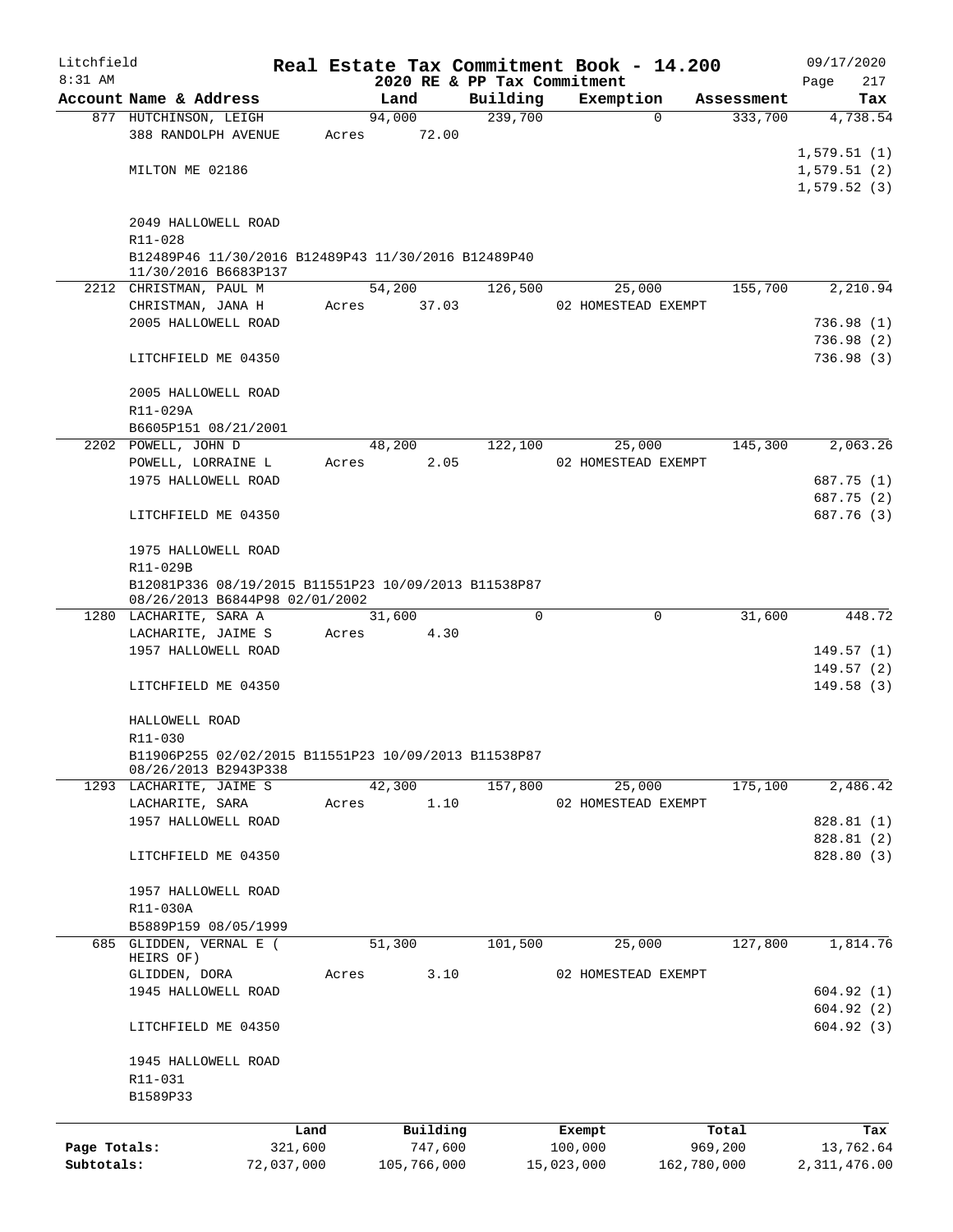Litchfield
8:31 AM

# Real Estate Tax Commitment Book - 14.200

## 2020 RE & PP Tax Commitment

09/17/2020

| Account Name & Address | Land | Building | Exemption | Assessment | Tax |
|---|---|---|---|---|---|
| 877 HUTCHINSON, LEIGH | 94,000 | 239,700 | 0 | 333,700 | 4,738.54 |
| 388 RANDOLPH AVENUE | Acres 72.00 | | | | |
| | | | | | 1,579.51 (1) |
| MILTON ME 02186 | | | | | 1,579.51 (2) |
| | | | | | 1,579.52 (3) |
| 2049 HALLOWELL ROAD | | | | | |
| R11-028 | | | | | |
| B12489P46 11/30/2016 B12489P43 11/30/2016 B12489P40 11/30/2016 B6683P137 | | | | | |
| 2212 CHRISTMAN, PAUL M | 54,200 | 126,500 | 25,000 | 155,700 | 2,210.94 |
| CHRISTMAN, JANA H | Acres 37.03 | | 02 HOMESTEAD EXEMPT | | |
| 2005 HALLOWELL ROAD | | | | | 736.98 (1) |
| | | | | | 736.98 (2) |
| LITCHFIELD ME 04350 | | | | | 736.98 (3) |
| 2005 HALLOWELL ROAD | | | | | |
| R11-029A | | | | | |
| B6605P151 08/21/2001 | | | | | |
| 2202 POWELL, JOHN D | 48,200 | 122,100 | 25,000 | 145,300 | 2,063.26 |
| POWELL, LORRAINE L | Acres 2.05 | | 02 HOMESTEAD EXEMPT | | |
| 1975 HALLOWELL ROAD | | | | | 687.75 (1) |
| | | | | | 687.75 (2) |
| LITCHFIELD ME 04350 | | | | | 687.76 (3) |
| 1975 HALLOWELL ROAD | | | | | |
| R11-029B | | | | | |
| B12081P336 08/19/2015 B11551P23 10/09/2013 B11538P87 08/26/2013 B6844P98 02/01/2002 | | | | | |
| 1280 LACHARITE, SARA A | 31,600 | 0 | 0 | 31,600 | 448.72 |
| LACHARITE, JAIME S | Acres 4.30 | | | | |
| 1957 HALLOWELL ROAD | | | | | 149.57 (1) |
| | | | | | 149.57 (2) |
| LITCHFIELD ME 04350 | | | | | 149.58 (3) |
| HALLOWELL ROAD | | | | | |
| R11-030 | | | | | |
| B11906P255 02/02/2015 B11551P23 10/09/2013 B11538P87 08/26/2013 B2943P338 | | | | | |
| 1293 LACHARITE, JAIME S | 42,300 | 157,800 | 25,000 | 175,100 | 2,486.42 |
| LACHARITE, SARA | Acres 1.10 | | 02 HOMESTEAD EXEMPT | | |
| 1957 HALLOWELL ROAD | | | | | 828.81 (1) |
| | | | | | 828.81 (2) |
| LITCHFIELD ME 04350 | | | | | 828.80 (3) |
| 1957 HALLOWELL ROAD | | | | | |
| R11-030A | | | | | |
| B5889P159 08/05/1999 | | | | | |
| 685 GLIDDEN, VERNAL E ( HEIRS OF) | 51,300 | 101,500 | 25,000 | 127,800 | 1,814.76 |
| GLIDDEN, DORA | Acres 3.10 | | 02 HOMESTEAD EXEMPT | | |
| 1945 HALLOWELL ROAD | | | | | 604.92 (1) |
| | | | | | 604.92 (2) |
| LITCHFIELD ME 04350 | | | | | 604.92 (3) |
| 1945 HALLOWELL ROAD | | | | | |
| R11-031 | | | | | |
| B1589P33 | | | | | |

| | Land | Building | Exempt | Total | Tax |
|---|---|---|---|---|---|
| Page Totals: | 321,600 | 747,600 | 100,000 | 969,200 | 13,762.64 |
| Subtotals: | 72,037,000 | 105,766,000 | 15,023,000 | 162,780,000 | 2,311,476.00 |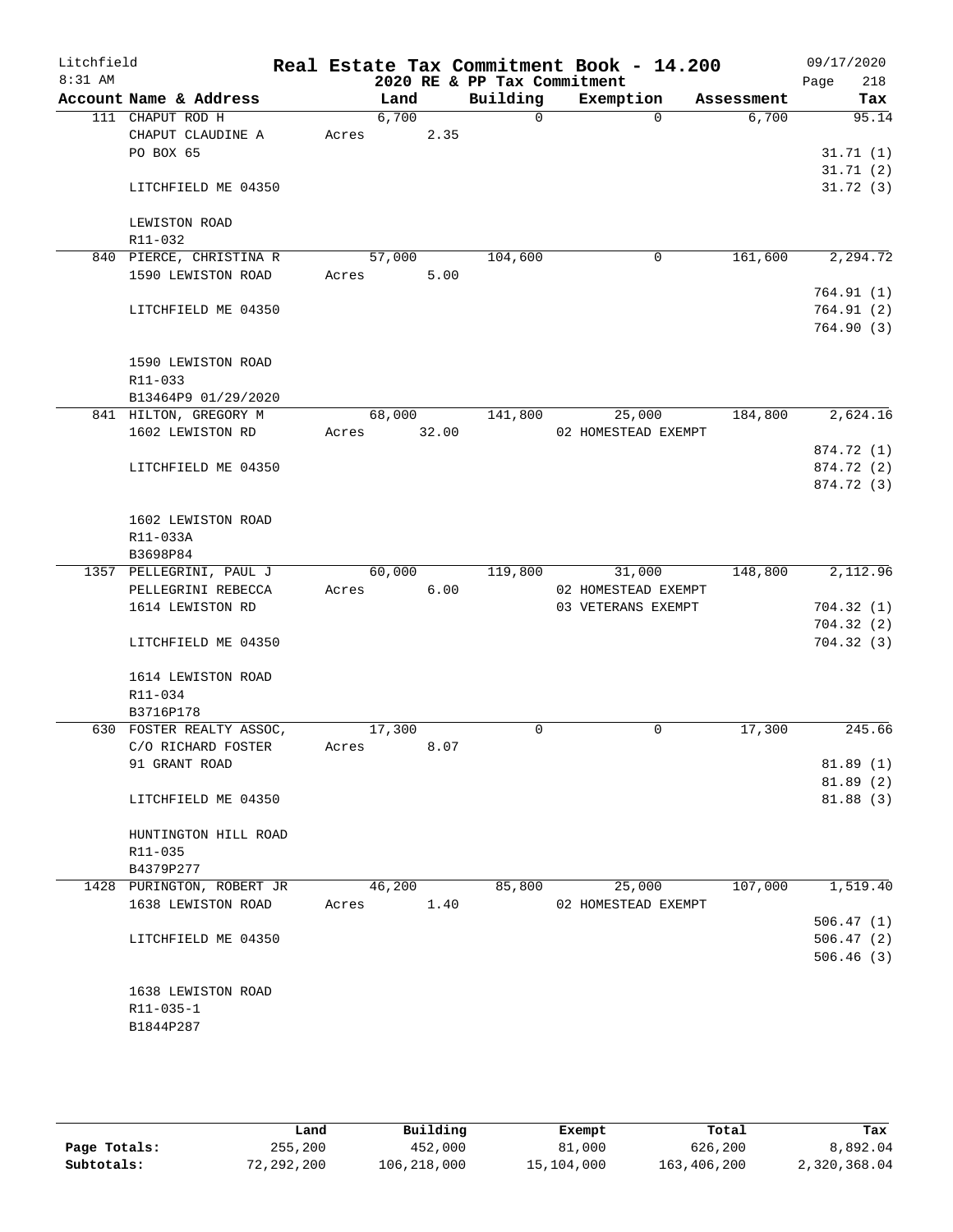# Real Estate Tax Commitment Book - 14.200

Litchfield — 8:31 AM — 2020 RE & PP Tax Commitment — 09/17/2020

| Account Name & Address | Land | Building | Exemption | Assessment | Tax |
|---|---|---|---|---|---|
| 111 CHAPUT ROD H | 6,700 | 0 | 0 | 6,700 | 95.14 |
| CHAPUT CLAUDINE A | Acres 2.35 | | | | |
| PO BOX 65 | | | | | 31.71 (1) |
| | | | | | 31.71 (2) |
| LITCHFIELD ME 04350 | | | | | 31.72 (3) |
| LEWISTON ROAD | | | | | |
| R11-032 | | | | | |
| 840 PIERCE, CHRISTINA R | 57,000 | 104,600 | 0 | 161,600 | 2,294.72 |
| 1590 LEWISTON ROAD | Acres 5.00 | | | | |
| | | | | | 764.91 (1) |
| LITCHFIELD ME 04350 | | | | | 764.91 (2) |
| | | | | | 764.90 (3) |
| 1590 LEWISTON ROAD | | | | | |
| R11-033 | | | | | |
| B13464P9 01/29/2020 | | | | | |
| 841 HILTON, GREGORY M | 68,000 | 141,800 | 25,000 | 184,800 | 2,624.16 |
| 1602 LEWISTON RD | Acres 32.00 | | 02 HOMESTEAD EXEMPT | | |
| | | | | | 874.72 (1) |
| LITCHFIELD ME 04350 | | | | | 874.72 (2) |
| | | | | | 874.72 (3) |
| 1602 LEWISTON ROAD | | | | | |
| R11-033A | | | | | |
| B3698P84 | | | | | |
| 1357 PELLEGRINI, PAUL J | 60,000 | 119,800 | 31,000 | 148,800 | 2,112.96 |
| PELLEGRINI REBECCA | Acres 6.00 | | 02 HOMESTEAD EXEMPT | | |
| 1614 LEWISTON RD | | | 03 VETERANS EXEMPT | | 704.32 (1) |
| | | | | | 704.32 (2) |
| LITCHFIELD ME 04350 | | | | | 704.32 (3) |
| 1614 LEWISTON ROAD | | | | | |
| R11-034 | | | | | |
| B3716P178 | | | | | |
| 630 FOSTER REALTY ASSOC, | 17,300 | 0 | 0 | 17,300 | 245.66 |
| C/O RICHARD FOSTER | Acres 8.07 | | | | |
| 91 GRANT ROAD | | | | | 81.89 (1) |
| | | | | | 81.89 (2) |
| LITCHFIELD ME 04350 | | | | | 81.88 (3) |
| HUNTINGTON HILL ROAD | | | | | |
| R11-035 | | | | | |
| B4379P277 | | | | | |
| 1428 PURINGTON, ROBERT JR | 46,200 | 85,800 | 25,000 | 107,000 | 1,519.40 |
| 1638 LEWISTON ROAD | Acres 1.40 | | 02 HOMESTEAD EXEMPT | | |
| | | | | | 506.47 (1) |
| LITCHFIELD ME 04350 | | | | | 506.47 (2) |
| | | | | | 506.46 (3) |
| 1638 LEWISTON ROAD | | | | | |
| R11-035-1 | | | | | |
| B1844P287 | | | | | |

| | Land | Building | Exempt | Total | Tax |
|---|---|---|---|---|---|
| Page Totals: | 255,200 | 452,000 | 81,000 | 626,200 | 8,892.04 |
| Subtotals: | 72,292,200 | 106,218,000 | 15,104,000 | 163,406,200 | 2,320,368.04 |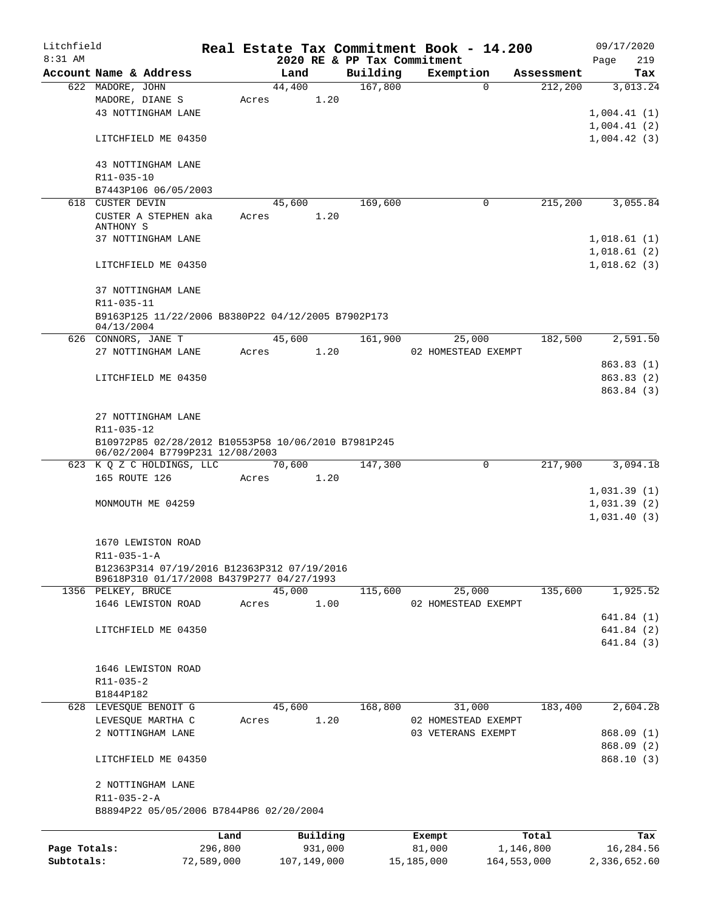Litchfield 8:31 AM

**Real Estate Tax Commitment Book - 14.200**
**2020 RE & PP Tax Commitment**

09/17/2020 Page 219

| Account Name & Address | Land | Building | Exemption | Assessment | Tax |
|---|---|---|---|---|---|
| 622 MADORE, JOHN | 44,400 | 167,800 | 0 | 212,200 | 3,013.24 |
| MADORE, DIANE S | Acres 1.20 | | | | |
| 43 NOTTINGHAM LANE | | | | | 1,004.41 (1) |
| | | | | | 1,004.41 (2) |
| LITCHFIELD ME 04350 | | | | | 1,004.42 (3) |
| 43 NOTTINGHAM LANE | | | | | |
| R11-035-10 | | | | | |
| B7443P106 06/05/2003 | | | | | |
| 618 CUSTER DEVIN | 45,600 | 169,600 | 0 | 215,200 | 3,055.84 |
| CUSTER A STEPHEN aka ANTHONY S | Acres 1.20 | | | | |
| 37 NOTTINGHAM LANE | | | | | 1,018.61 (1) |
| | | | | | 1,018.61 (2) |
| LITCHFIELD ME 04350 | | | | | 1,018.62 (3) |
| 37 NOTTINGHAM LANE | | | | | |
| R11-035-11 | | | | | |
| B9163P125 11/22/2006 B8380P22 04/12/2005 B7902P173 04/13/2004 | | | | | |
| 626 CONNORS, JANE T | 45,600 | 161,900 | 25,000 | 182,500 | 2,591.50 |
| 27 NOTTINGHAM LANE | Acres 1.20 | | 02 HOMESTEAD EXEMPT | | |
| | | | | | 863.83 (1) |
| LITCHFIELD ME 04350 | | | | | 863.83 (2) |
| | | | | | 863.84 (3) |
| 27 NOTTINGHAM LANE | | | | | |
| R11-035-12 | | | | | |
| B10972P85 02/28/2012 B10553P58 10/06/2010 B7981P245 06/02/2004 B7799P231 12/08/2003 | | | | | |
| 623 K Q Z C HOLDINGS, LLC | 70,600 | 147,300 | 0 | 217,900 | 3,094.18 |
| 165 ROUTE 126 | Acres 1.20 | | | | |
| | | | | | 1,031.39 (1) |
| MONMOUTH ME 04259 | | | | | 1,031.39 (2) |
| | | | | | 1,031.40 (3) |
| 1670 LEWISTON ROAD | | | | | |
| R11-035-1-A | | | | | |
| B12363P314 07/19/2016 B12363P312 07/19/2016 B9618P310 01/17/2008 B4379P277 04/27/1993 | | | | | |
| 1356 PELKEY, BRUCE | 45,000 | 115,600 | 25,000 | 135,600 | 1,925.52 |
| 1646 LEWISTON ROAD | Acres 1.00 | | 02 HOMESTEAD EXEMPT | | |
| | | | | | 641.84 (1) |
| LITCHFIELD ME 04350 | | | | | 641.84 (2) |
| | | | | | 641.84 (3) |
| 1646 LEWISTON ROAD | | | | | |
| R11-035-2 | | | | | |
| B1844P182 | | | | | |
| 628 LEVESQUE BENOIT G | 45,600 | 168,800 | 31,000 | 183,400 | 2,604.28 |
| LEVESQUE MARTHA C | Acres 1.20 | | 02 HOMESTEAD EXEMPT | | |
| 2 NOTTINGHAM LANE | | | 03 VETERANS EXEMPT | | 868.09 (1) |
| | | | | | 868.09 (2) |
| LITCHFIELD ME 04350 | | | | | 868.10 (3) |
| 2 NOTTINGHAM LANE | | | | | |
| R11-035-2-A | | | | | |
| B8894P22 05/05/2006 B7844P86 02/20/2004 | | | | | |

| | Land | Building | Exempt | Total | Tax |
|---|---|---|---|---|---|
| Page Totals: | 296,800 | 931,000 | 81,000 | 1,146,800 | 16,284.56 |
| Subtotals: | 72,589,000 | 107,149,000 | 15,185,000 | 164,553,000 | 2,336,652.60 |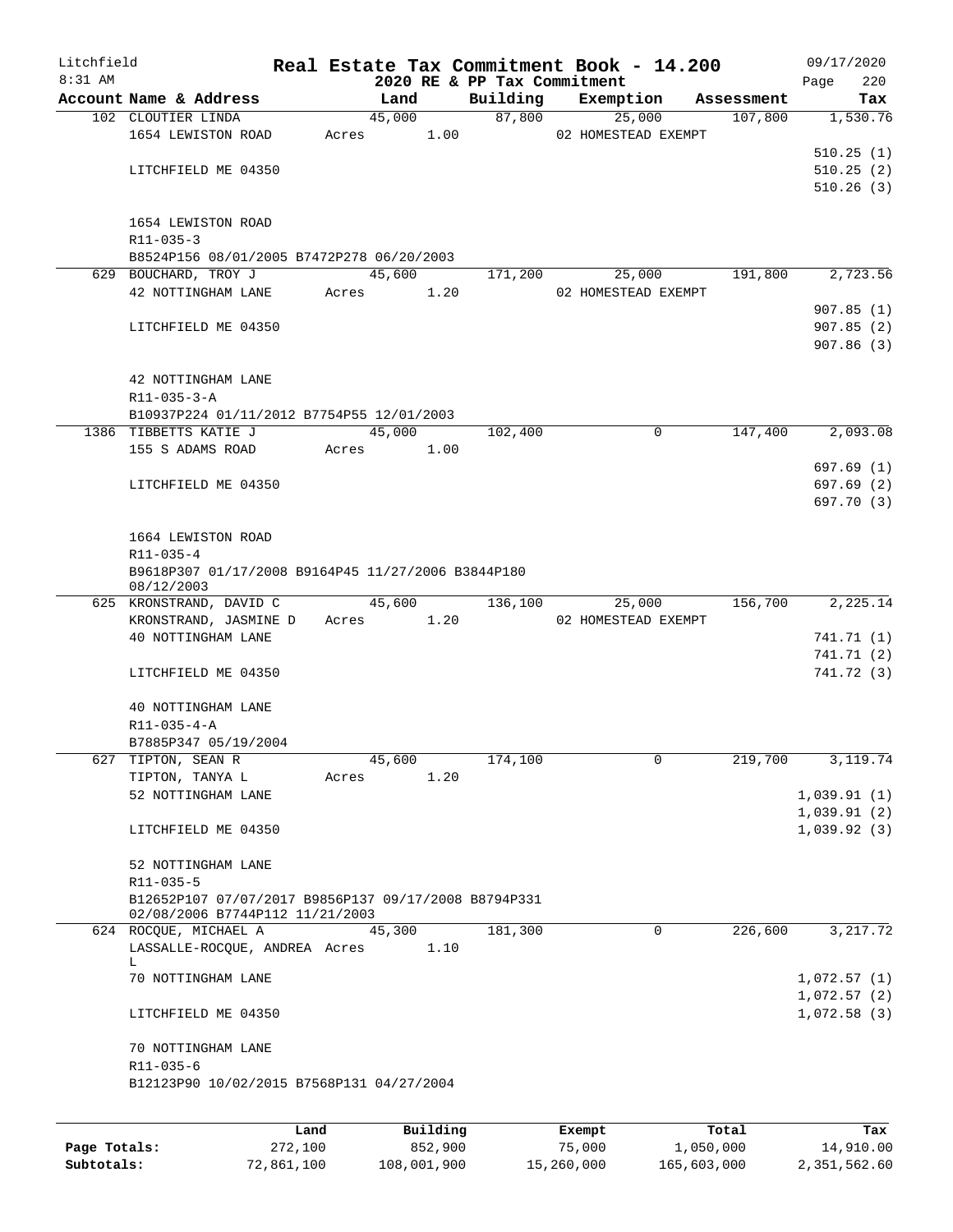Litchfield
8:31 AM

# Real Estate Tax Commitment Book - 14.200

2020 RE & PP Tax Commitment

09/17/2020
Page 220

| Account Name & Address | Land | Building | Exemption | Assessment | Tax |
|---|---|---|---|---|---|
| 102 CLOUTIER LINDA | 45,000 | 87,800 | 25,000 | 107,800 | 1,530.76 |
| 1654 LEWISTON ROAD | Acres 1.00 | | 02 HOMESTEAD EXEMPT | | |
| | | | | | 510.25 (1) |
| LITCHFIELD ME 04350 | | | | | 510.25 (2) |
| | | | | | 510.26 (3) |
| 1654 LEWISTON ROAD | | | | | |
| R11-035-3 | | | | | |
| B8524P156 08/01/2005 B7472P278 06/20/2003 | | | | | |
| 629 BOUCHARD, TROY J | 45,600 | 171,200 | 25,000 | 191,800 | 2,723.56 |
| 42 NOTTINGHAM LANE | Acres 1.20 | | 02 HOMESTEAD EXEMPT | | |
| | | | | | 907.85 (1) |
| LITCHFIELD ME 04350 | | | | | 907.85 (2) |
| | | | | | 907.86 (3) |
| 42 NOTTINGHAM LANE | | | | | |
| R11-035-3-A | | | | | |
| B10937P224 01/11/2012 B7754P55 12/01/2003 | | | | | |
| 1386 TIBBETTS KATIE J | 45,000 | 102,400 | 0 | 147,400 | 2,093.08 |
| 155 S ADAMS ROAD | Acres 1.00 | | | | |
| | | | | | 697.69 (1) |
| LITCHFIELD ME 04350 | | | | | 697.69 (2) |
| | | | | | 697.70 (3) |
| 1664 LEWISTON ROAD | | | | | |
| R11-035-4 | | | | | |
| B9618P307 01/17/2008 B9164P45 11/27/2006 B3844P180 08/12/2003 | | | | | |
| 625 KRONSTRAND, DAVID C | 45,600 | 136,100 | 25,000 | 156,700 | 2,225.14 |
| KRONSTRAND, JASMINE D | Acres 1.20 | | 02 HOMESTEAD EXEMPT | | |
| 40 NOTTINGHAM LANE | | | | | 741.71 (1) |
| | | | | | 741.71 (2) |
| LITCHFIELD ME 04350 | | | | | 741.72 (3) |
| 40 NOTTINGHAM LANE | | | | | |
| R11-035-4-A | | | | | |
| B7885P347 05/19/2004 | | | | | |
| 627 TIPTON, SEAN R | 45,600 | 174,100 | 0 | 219,700 | 3,119.74 |
| TIPTON, TANYA L | Acres 1.20 | | | | |
| 52 NOTTINGHAM LANE | | | | | 1,039.91 (1) |
| | | | | | 1,039.91 (2) |
| LITCHFIELD ME 04350 | | | | | 1,039.92 (3) |
| 52 NOTTINGHAM LANE | | | | | |
| R11-035-5 | | | | | |
| B12652P107 07/07/2017 B9856P137 09/17/2008 B8794P331 02/08/2006 B7744P112 11/21/2003 | | | | | |
| 624 ROCQUE, MICHAEL A | 45,300 | 181,300 | 0 | 226,600 | 3,217.72 |
| LASSALLE-ROCQUE, ANDREA L | Acres 1.10 | | | | |
| 70 NOTTINGHAM LANE | | | | | 1,072.57 (1) |
| | | | | | 1,072.57 (2) |
| LITCHFIELD ME 04350 | | | | | 1,072.58 (3) |
| 70 NOTTINGHAM LANE | | | | | |
| R11-035-6 | | | | | |
| B12123P90 10/02/2015 B7568P131 04/27/2004 | | | | | |

| | Land | Building | Exempt | Total | Tax |
|---|---|---|---|---|---|
| Page Totals: | 272,100 | 852,900 | 75,000 | 1,050,000 | 14,910.00 |
| Subtotals: | 72,861,100 | 108,001,900 | 15,260,000 | 165,603,000 | 2,351,562.60 |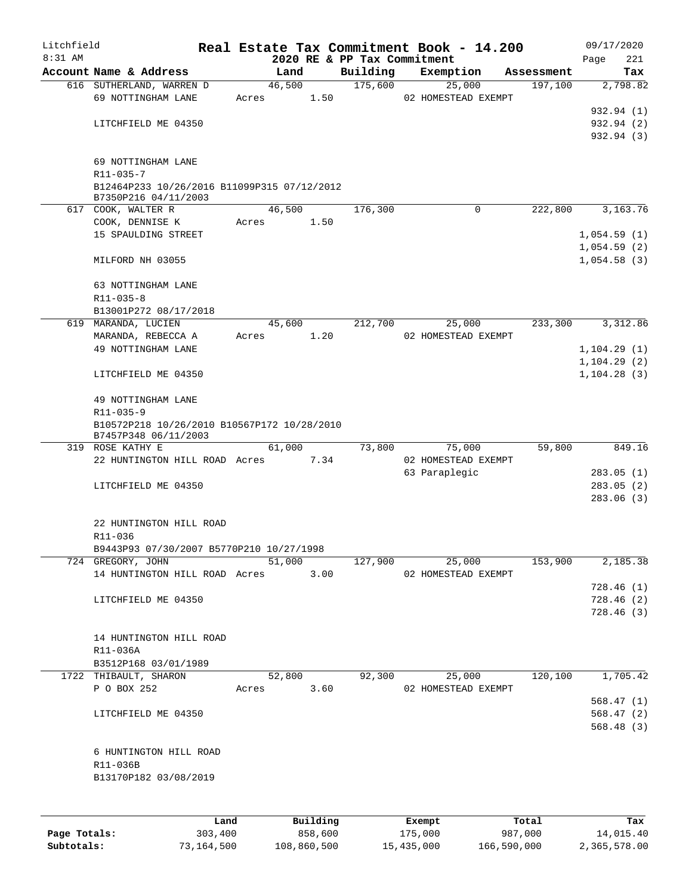# Real Estate Tax Commitment Book - 14.200

Litchfield
8:31 AM

2020 RE & PP Tax Commitment

09/17/2020

| Account Name & Address | Land | Building | Exemption | Assessment | Tax |
|---|---|---|---|---|---|
| 616 SUTHERLAND, WARREN D | 46,500 | 175,600 | 25,000 | 197,100 | 2,798.82 |
| 69 NOTTINGHAM LANE | Acres 1.50 | | 02 HOMESTEAD EXEMPT | | |
| | | | | | 932.94 (1) |
| LITCHFIELD ME 04350 | | | | | 932.94 (2) |
| | | | | | 932.94 (3) |
| 69 NOTTINGHAM LANE | | | | | |
| R11-035-7 | | | | | |
| B12464P233 10/26/2016 B11099P315 07/12/2012 B7350P216 04/11/2003 | | | | | |
| 617 COOK, WALTER R | 46,500 | 176,300 | 0 | 222,800 | 3,163.76 |
| COOK, DENNISE K | Acres 1.50 | | | | |
| 15 SPAULDING STREET | | | | | 1,054.59 (1) |
| | | | | | 1,054.59 (2) |
| MILFORD NH 03055 | | | | | 1,054.58 (3) |
| 63 NOTTINGHAM LANE | | | | | |
| R11-035-8 | | | | | |
| B13001P272 08/17/2018 | | | | | |
| 619 MARANDA, LUCIEN | 45,600 | 212,700 | 25,000 | 233,300 | 3,312.86 |
| MARANDA, REBECCA A | Acres 1.20 | | 02 HOMESTEAD EXEMPT | | |
| 49 NOTTINGHAM LANE | | | | | 1,104.29 (1) |
| | | | | | 1,104.29 (2) |
| LITCHFIELD ME 04350 | | | | | 1,104.28 (3) |
| 49 NOTTINGHAM LANE | | | | | |
| R11-035-9 | | | | | |
| B10572P218 10/26/2010 B10567P172 10/28/2010 B7457P348 06/11/2003 | | | | | |
| 319 ROSE KATHY E | 61,000 | 73,800 | 75,000 | 59,800 | 849.16 |
| 22 HUNTINGTON HILL ROAD | Acres 7.34 | | 02 HOMESTEAD EXEMPT | | |
| | | | 63 Paraplegic | | 283.05 (1) |
| LITCHFIELD ME 04350 | | | | | 283.05 (2) |
| | | | | | 283.06 (3) |
| 22 HUNTINGTON HILL ROAD | | | | | |
| R11-036 | | | | | |
| B9443P93 07/30/2007 B5770P210 10/27/1998 | | | | | |
| 724 GREGORY, JOHN | 51,000 | 127,900 | 25,000 | 153,900 | 2,185.38 |
| 14 HUNTINGTON HILL ROAD | Acres 3.00 | | 02 HOMESTEAD EXEMPT | | |
| | | | | | 728.46 (1) |
| LITCHFIELD ME 04350 | | | | | 728.46 (2) |
| | | | | | 728.46 (3) |
| 14 HUNTINGTON HILL ROAD | | | | | |
| R11-036A | | | | | |
| B3512P168 03/01/1989 | | | | | |
| 1722 THIBAULT, SHARON | 52,800 | 92,300 | 25,000 | 120,100 | 1,705.42 |
| P O BOX 252 | Acres 3.60 | | 02 HOMESTEAD EXEMPT | | |
| | | | | | 568.47 (1) |
| LITCHFIELD ME 04350 | | | | | 568.47 (2) |
| | | | | | 568.48 (3) |
| 6 HUNTINGTON HILL ROAD | | | | | |
| R11-036B | | | | | |
| B13170P182 03/08/2019 | | | | | |

| | Land | Building | Exempt | Total | Tax |
|---|---|---|---|---|---|
| Page Totals: | 303,400 | 858,600 | 175,000 | 987,000 | 14,015.40 |
| Subtotals: | 73,164,500 | 108,860,500 | 15,435,000 | 166,590,000 | 2,365,578.00 |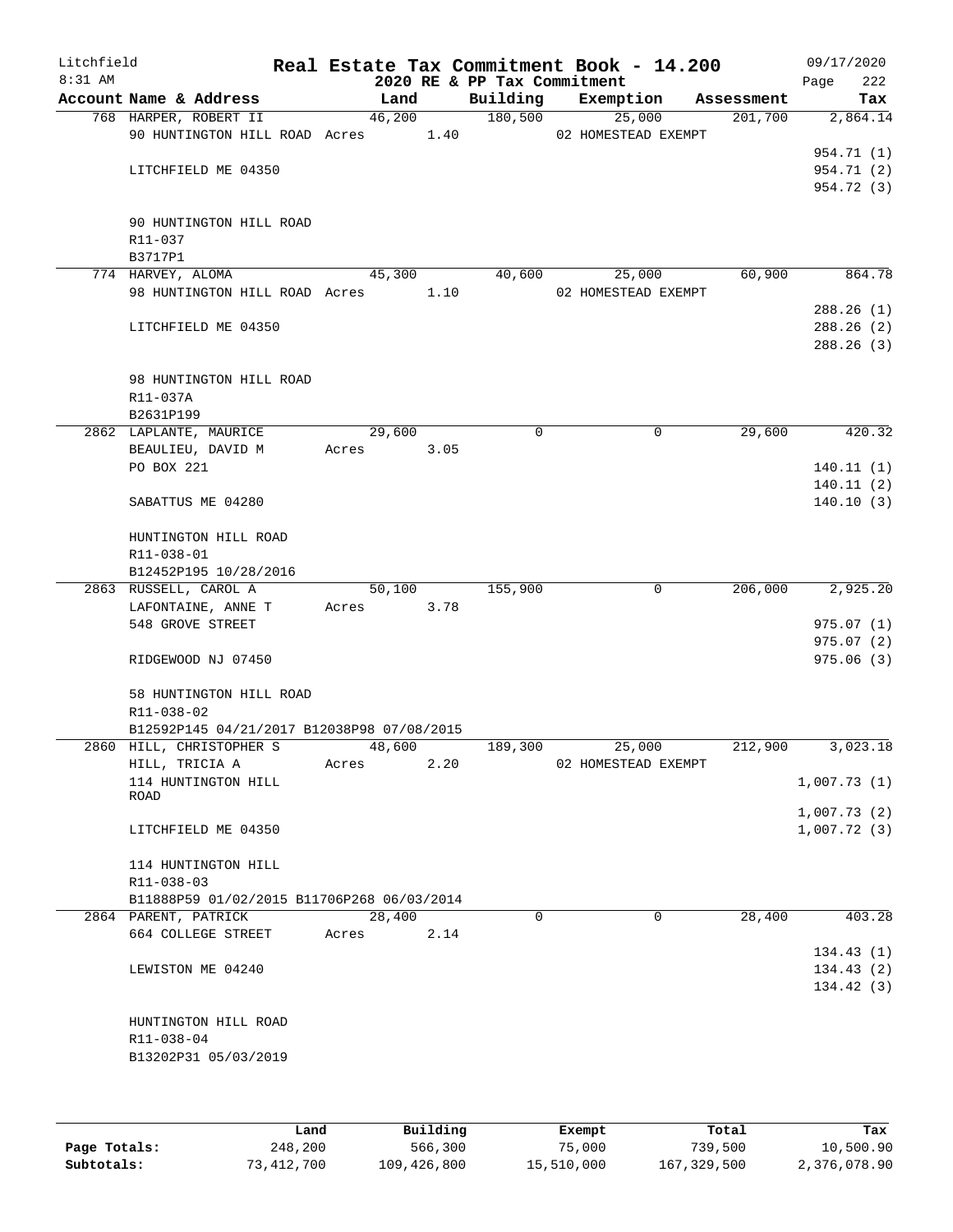# Real Estate Tax Commitment Book - 14.200

Litchfield 8:31 AM — 2020 RE & PP Tax Commitment — 09/17/2020

| Account Name & Address | Land | Building | Exemption | Assessment | Tax |
|---|---|---|---|---|---|
| 768 HARPER, ROBERT II | 46,200 | 180,500 | 25,000 | 201,700 | 2,864.14 |
| 90 HUNTINGTON HILL ROAD Acres 1.40 | | | 02 HOMESTEAD EXEMPT | | |
| | | | | | 954.71 (1) |
| LITCHFIELD ME 04350 | | | | | 954.71 (2) |
| | | | | | 954.72 (3) |
| 90 HUNTINGTON HILL ROAD | | | | | |
| R11-037 | | | | | |
| B3717P1 | | | | | |
| 774 HARVEY, ALOMA | 45,300 | 40,600 | 25,000 | 60,900 | 864.78 |
| 98 HUNTINGTON HILL ROAD Acres 1.10 | | | 02 HOMESTEAD EXEMPT | | |
| | | | | | 288.26 (1) |
| LITCHFIELD ME 04350 | | | | | 288.26 (2) |
| | | | | | 288.26 (3) |
| 98 HUNTINGTON HILL ROAD | | | | | |
| R11-037A | | | | | |
| B2631P199 | | | | | |
| 2862 LAPLANTE, MAURICE | 29,600 | 0 | 0 | 29,600 | 420.32 |
| BEAULIEU, DAVID M Acres 3.05 | | | | | |
| PO BOX 221 | | | | | 140.11 (1) |
| | | | | | 140.11 (2) |
| SABATTUS ME 04280 | | | | | 140.10 (3) |
| HUNTINGTON HILL ROAD | | | | | |
| R11-038-01 | | | | | |
| B12452P195 10/28/2016 | | | | | |
| 2863 RUSSELL, CAROL A | 50,100 | 155,900 | 0 | 206,000 | 2,925.20 |
| LAFONTAINE, ANNE T Acres 3.78 | | | | | |
| 548 GROVE STREET | | | | | 975.07 (1) |
| | | | | | 975.07 (2) |
| RIDGEWOOD NJ 07450 | | | | | 975.06 (3) |
| 58 HUNTINGTON HILL ROAD | | | | | |
| R11-038-02 | | | | | |
| B12592P145 04/21/2017 B12038P98 07/08/2015 | | | | | |
| 2860 HILL, CHRISTOPHER S | 48,600 | 189,300 | 25,000 | 212,900 | 3,023.18 |
| HILL, TRICIA A Acres 2.20 | | | 02 HOMESTEAD EXEMPT | | |
| 114 HUNTINGTON HILL ROAD | | | | | 1,007.73 (1) |
| | | | | | 1,007.73 (2) |
| LITCHFIELD ME 04350 | | | | | 1,007.72 (3) |
| 114 HUNTINGTON HILL | | | | | |
| R11-038-03 | | | | | |
| B11888P59 01/02/2015 B11706P268 06/03/2014 | | | | | |
| 2864 PARENT, PATRICK | 28,400 | 0 | 0 | 28,400 | 403.28 |
| 664 COLLEGE STREET Acres 2.14 | | | | | |
| | | | | | 134.43 (1) |
| LEWISTON ME 04240 | | | | | 134.43 (2) |
| | | | | | 134.42 (3) |
| HUNTINGTON HILL ROAD | | | | | |
| R11-038-04 | | | | | |
| B13202P31 05/03/2019 | | | | | |

| | Land | Building | Exempt | Total | Tax |
|---|---|---|---|---|---|
| Page Totals: | 248,200 | 566,300 | 75,000 | 739,500 | 10,500.90 |
| Subtotals: | 73,412,700 | 109,426,800 | 15,510,000 | 167,329,500 | 2,376,078.90 |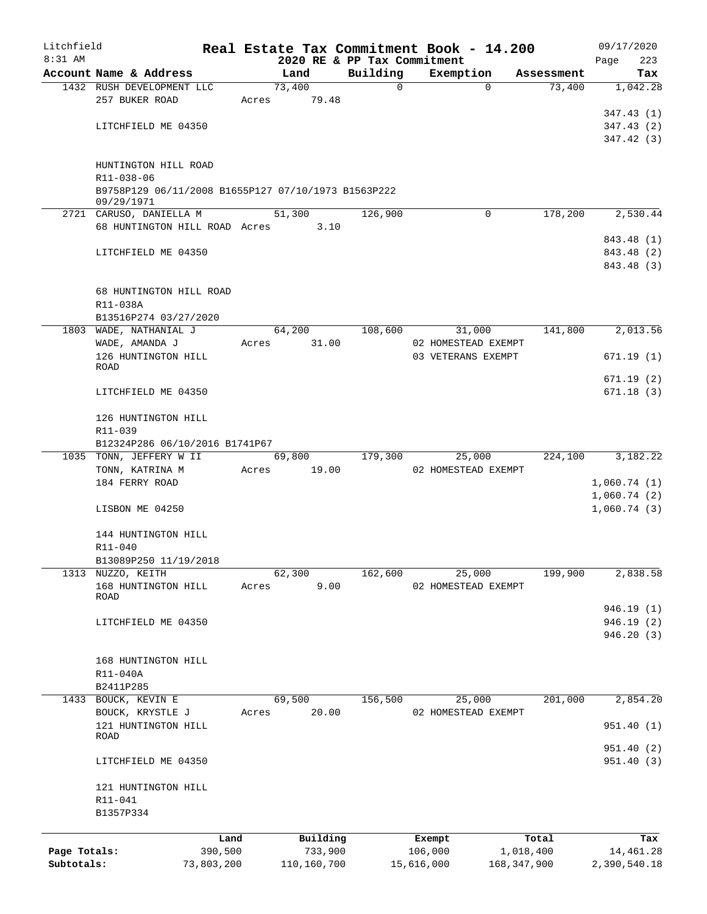Litchfield
8:31 AM

# Real Estate Tax Commitment Book - 14.200

2020 RE & PP Tax Commitment

09/17/2020
Page 223

| Account | Name & Address | Land | Building | Exemption | Assessment | Tax |
|---|---|---|---|---|---|---|
| 1432 | RUSH DEVELOPMENT LLC | 73,400 | 0 | 0 | 73,400 | 1,042.28 |
| | 257 BUKER ROAD | Acres 79.48 | | | | |
| | | | | | | 347.43 (1) |
| | LITCHFIELD ME 04350 | | | | | 347.43 (2) |
| | | | | | | 347.42 (3) |
| | HUNTINGTON HILL ROAD | | | | | |
| | R11-038-06 | | | | | |
| | B9758P129 06/11/2008 B1655P127 07/10/1973 B1563P222 09/29/1971 | | | | | |
| 2721 | CARUSO, DANIELLA M | 51,300 | 126,900 | 0 | 178,200 | 2,530.44 |
| | 68 HUNTINGTON HILL ROAD | Acres 3.10 | | | | |
| | | | | | | 843.48 (1) |
| | LITCHFIELD ME 04350 | | | | | 843.48 (2) |
| | | | | | | 843.48 (3) |
| | 68 HUNTINGTON HILL ROAD | | | | | |
| | R11-038A | | | | | |
| | B13516P274 03/27/2020 | | | | | |
| 1803 | WADE, NATHANIAL J | 64,200 | 108,600 | 31,000 | 141,800 | 2,013.56 |
| | WADE, AMANDA J | Acres 31.00 | | 02 HOMESTEAD EXEMPT | | |
| | 126 HUNTINGTON HILL ROAD | | | 03 VETERANS EXEMPT | | 671.19 (1) |
| | | | | | | 671.19 (2) |
| | LITCHFIELD ME 04350 | | | | | 671.18 (3) |
| | 126 HUNTINGTON HILL | | | | | |
| | R11-039 | | | | | |
| | B12324P286 06/10/2016 B1741P67 | | | | | |
| 1035 | TONN, JEFFERY W II | 69,800 | 179,300 | 25,000 | 224,100 | 3,182.22 |
| | TONN, KATRINA M | Acres 19.00 | | 02 HOMESTEAD EXEMPT | | |
| | 184 FERRY ROAD | | | | | 1,060.74 (1) |
| | | | | | | 1,060.74 (2) |
| | LISBON ME 04250 | | | | | 1,060.74 (3) |
| | 144 HUNTINGTON HILL | | | | | |
| | R11-040 | | | | | |
| | B13089P250 11/19/2018 | | | | | |
| 1313 | NUZZO, KEITH | 62,300 | 162,600 | 25,000 | 199,900 | 2,838.58 |
| | 168 HUNTINGTON HILL ROAD | Acres 9.00 | | 02 HOMESTEAD EXEMPT | | |
| | | | | | | 946.19 (1) |
| | LITCHFIELD ME 04350 | | | | | 946.19 (2) |
| | | | | | | 946.20 (3) |
| | 168 HUNTINGTON HILL | | | | | |
| | R11-040A | | | | | |
| | B2411P285 | | | | | |
| 1433 | BOUCK, KEVIN E | 69,500 | 156,500 | 25,000 | 201,000 | 2,854.20 |
| | BOUCK, KRYSTLE J | Acres 20.00 | | 02 HOMESTEAD EXEMPT | | |
| | 121 HUNTINGTON HILL ROAD | | | | | 951.40 (1) |
| | | | | | | 951.40 (2) |
| | LITCHFIELD ME 04350 | | | | | 951.40 (3) |
| | 121 HUNTINGTON HILL | | | | | |
| | R11-041 | | | | | |
| | B1357P334 | | | | | |

| | Land | Building | Exempt | Total | Tax |
|---|---|---|---|---|---|
| Page Totals: | 390,500 | 733,900 | 106,000 | 1,018,400 | 14,461.28 |
| Subtotals: | 73,803,200 | 110,160,700 | 15,616,000 | 168,347,900 | 2,390,540.18 |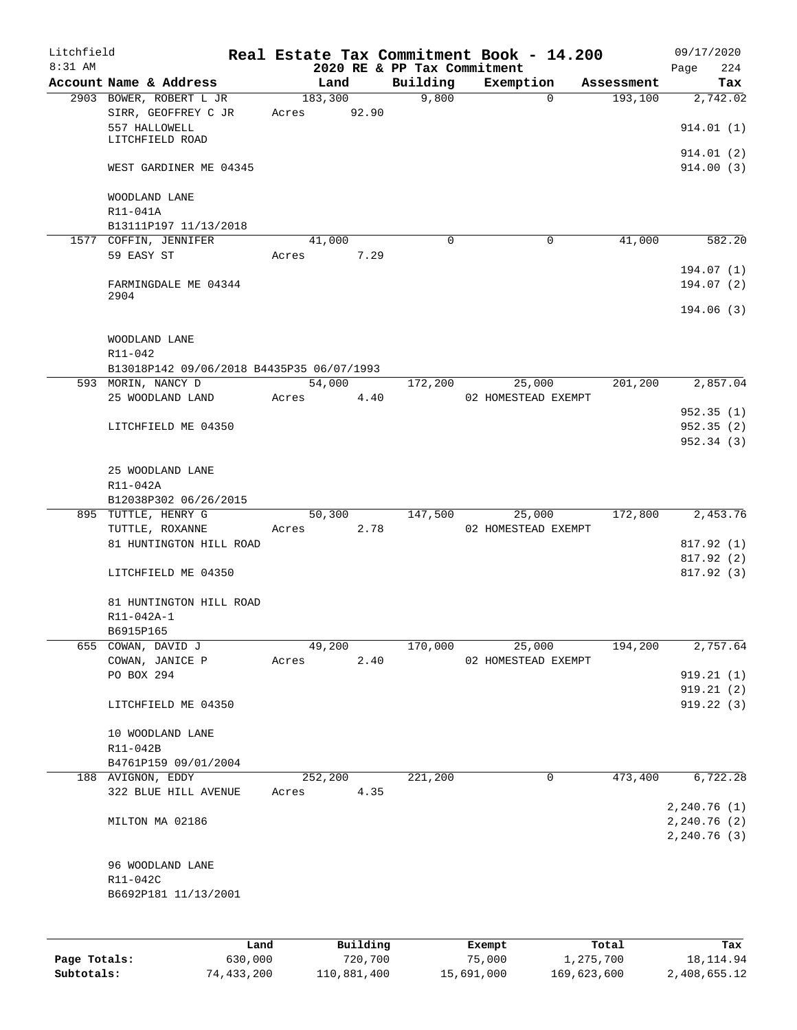Litchfield 8:31 AM

# Real Estate Tax Commitment Book - 14.200

2020 RE & PP Tax Commitment

09/17/2020 Page 224

| Account Name & Address | Land | Building | Exemption | Assessment | Tax |
|---|---|---|---|---|---|
| 2903 BOWER, ROBERT L JR | 183,300 | 9,800 | 0 | 193,100 | 2,742.02 |
| SIRR, GEOFFREY C JR | Acres 92.90 | | | | |
| 557 HALLOWELL LITCHFIELD ROAD | | | | | 914.01 (1) |
| | | | | | 914.01 (2) |
| WEST GARDINER ME 04345 | | | | | 914.00 (3) |
| WOODLAND LANE | | | | | |
| R11-041A | | | | | |
| B13111P197 11/13/2018 | | | | | |
| 1577 COFFIN, JENNIFER | 41,000 | 0 | 0 | 41,000 | 582.20 |
| 59 EASY ST | Acres 7.29 | | | | |
| | | | | | 194.07 (1) |
| FARMINGDALE ME 04344 2904 | | | | | 194.07 (2) |
| | | | | | 194.06 (3) |
| WOODLAND LANE | | | | | |
| R11-042 | | | | | |
| B13018P142 09/06/2018 B4435P35 06/07/1993 | | | | | |
| 593 MORIN, NANCY D | 54,000 | 172,200 | 25,000 | 201,200 | 2,857.04 |
| 25 WOODLAND LAND | Acres 4.40 | | 02 HOMESTEAD EXEMPT | | |
| | | | | | 952.35 (1) |
| LITCHFIELD ME 04350 | | | | | 952.35 (2) |
| | | | | | 952.34 (3) |
| 25 WOODLAND LANE | | | | | |
| R11-042A | | | | | |
| B12038P302 06/26/2015 | | | | | |
| 895 TUTTLE, HENRY G | 50,300 | 147,500 | 25,000 | 172,800 | 2,453.76 |
| TUTTLE, ROXANNE | Acres 2.78 | | 02 HOMESTEAD EXEMPT | | |
| 81 HUNTINGTON HILL ROAD | | | | | 817.92 (1) |
| | | | | | 817.92 (2) |
| LITCHFIELD ME 04350 | | | | | 817.92 (3) |
| 81 HUNTINGTON HILL ROAD | | | | | |
| R11-042A-1 | | | | | |
| B6915P165 | | | | | |
| 655 COWAN, DAVID J | 49,200 | 170,000 | 25,000 | 194,200 | 2,757.64 |
| COWAN, JANICE P | Acres 2.40 | | 02 HOMESTEAD EXEMPT | | |
| PO BOX 294 | | | | | 919.21 (1) |
| | | | | | 919.21 (2) |
| LITCHFIELD ME 04350 | | | | | 919.22 (3) |
| 10 WOODLAND LANE | | | | | |
| R11-042B | | | | | |
| B4761P159 09/01/2004 | | | | | |
| 188 AVIGNON, EDDY | 252,200 | 221,200 | 0 | 473,400 | 6,722.28 |
| 322 BLUE HILL AVENUE | Acres 4.35 | | | | |
| | | | | | 2,240.76 (1) |
| MILTON MA 02186 | | | | | 2,240.76 (2) |
| | | | | | 2,240.76 (3) |
| 96 WOODLAND LANE | | | | | |
| R11-042C | | | | | |
| B6692P181 11/13/2001 | | | | | |

| | Land | Building | Exempt | Total | Tax |
|---|---|---|---|---|---|
| Page Totals: | 630,000 | 720,700 | 75,000 | 1,275,700 | 18,114.94 |
| Subtotals: | 74,433,200 | 110,881,400 | 15,691,000 | 169,623,600 | 2,408,655.12 |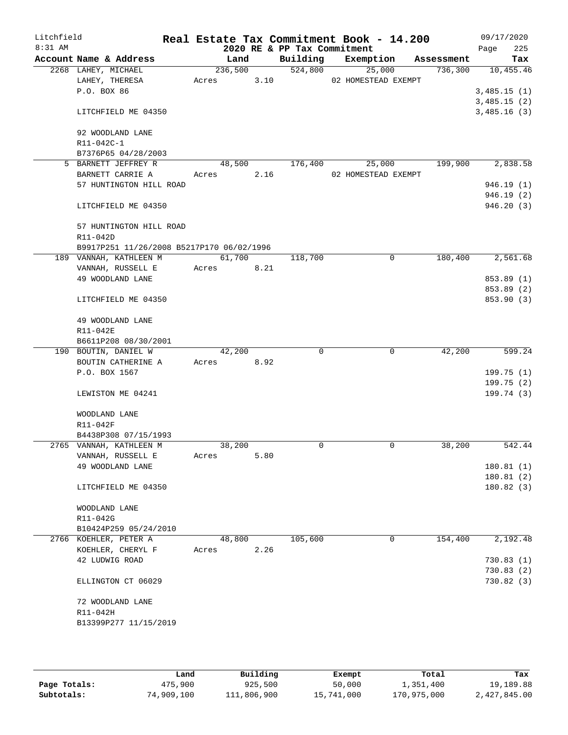Litchfield
8:31 AM

# Real Estate Tax Commitment Book - 14.200

## 2020 RE & PP Tax Commitment

09/17/2020
Page 225

| Account Name & Address | Land | Building | Exemption | Assessment | Tax |
|---|---|---|---|---|---|
| 2268 LAHEY, MICHAEL | 236,500 | 524,800 | 25,000 | 736,300 | 10,455.46 |
| LAHEY, THERESA | Acres 3.10 | | 02 HOMESTEAD EXEMPT | | |
| P.O. BOX 86 | | | | | 3,485.15 (1) |
| | | | | | 3,485.15 (2) |
| LITCHFIELD ME 04350 | | | | | 3,485.16 (3) |
| 92 WOODLAND LANE | | | | | |
| R11-042C-1 | | | | | |
| B7376P65 04/28/2003 | | | | | |
| 5 BARNETT JEFFREY R | 48,500 | 176,400 | 25,000 | 199,900 | 2,838.58 |
| BARNETT CARRIE A | Acres 2.16 | | 02 HOMESTEAD EXEMPT | | |
| 57 HUNTINGTON HILL ROAD | | | | | 946.19 (1) |
| | | | | | 946.19 (2) |
| LITCHFIELD ME 04350 | | | | | 946.20 (3) |
| 57 HUNTINGTON HILL ROAD | | | | | |
| R11-042D | | | | | |
| B9917P251 11/26/2008 B5217P170 06/02/1996 | | | | | |
| 189 VANNAH, KATHLEEN M | 61,700 | 118,700 | 0 | 180,400 | 2,561.68 |
| VANNAH, RUSSELL E | Acres 8.21 | | | | |
| 49 WOODLAND LANE | | | | | 853.89 (1) |
| | | | | | 853.89 (2) |
| LITCHFIELD ME 04350 | | | | | 853.90 (3) |
| 49 WOODLAND LANE | | | | | |
| R11-042E | | | | | |
| B6611P208 08/30/2001 | | | | | |
| 190 BOUTIN, DANIEL W | 42,200 | 0 | 0 | 42,200 | 599.24 |
| BOUTIN CATHERINE A | Acres 8.92 | | | | |
| P.O. BOX 1567 | | | | | 199.75 (1) |
| | | | | | 199.75 (2) |
| LEWISTON ME 04241 | | | | | 199.74 (3) |
| WOODLAND LANE | | | | | |
| R11-042F | | | | | |
| B4438P308 07/15/1993 | | | | | |
| 2765 VANNAH, KATHLEEN M | 38,200 | 0 | 0 | 38,200 | 542.44 |
| VANNAH, RUSSELL E | Acres 5.80 | | | | |
| 49 WOODLAND LANE | | | | | 180.81 (1) |
| | | | | | 180.81 (2) |
| LITCHFIELD ME 04350 | | | | | 180.82 (3) |
| WOODLAND LANE | | | | | |
| R11-042G | | | | | |
| B10424P259 05/24/2010 | | | | | |
| 2766 KOEHLER, PETER A | 48,800 | 105,600 | 0 | 154,400 | 2,192.48 |
| KOEHLER, CHERYL F | Acres 2.26 | | | | |
| 42 LUDWIG ROAD | | | | | 730.83 (1) |
| | | | | | 730.83 (2) |
| ELLINGTON CT 06029 | | | | | 730.82 (3) |
| 72 WOODLAND LANE | | | | | |
| R11-042H | | | | | |
| B13399P277 11/15/2019 | | | | | |

| | Land | Building | Exempt | Total | Tax |
|---|---|---|---|---|---|
| Page Totals: | 475,900 | 925,500 | 50,000 | 1,351,400 | 19,189.88 |
| Subtotals: | 74,909,100 | 111,806,900 | 15,741,000 | 170,975,000 | 2,427,845.00 |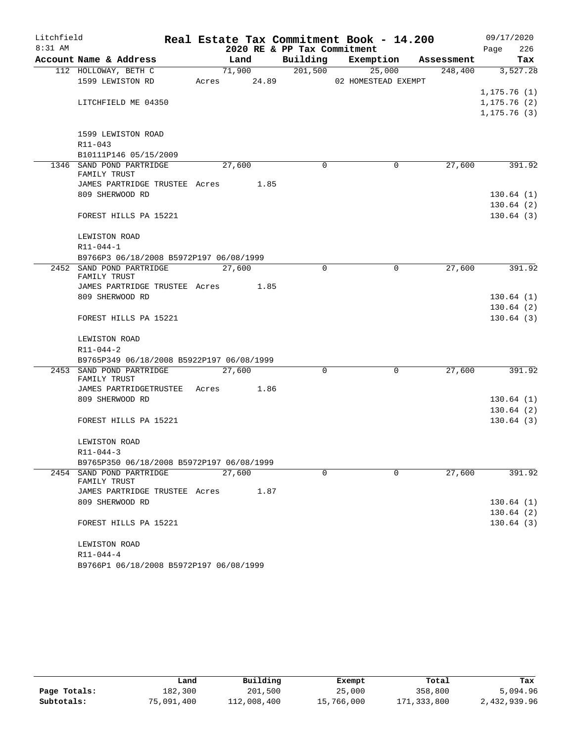# Real Estate Tax Commitment Book - 14.200

Litchfield 8:31 AM — 2020 RE & PP Tax Commitment — 09/17/2020

| Account Name & Address | Land | Building | Exemption | Assessment | Tax |
|---|---|---|---|---|---|
| 112 HOLLOWAY, BETH C | 71,900 | 201,500 | 25,000 | 248,400 | 3,527.28 |
| 1599 LEWISTON RD | Acres 24.89 | | 02 HOMESTEAD EXEMPT | | |
| | | | | | 1,175.76 (1) |
| LITCHFIELD ME 04350 | | | | | 1,175.76 (2) |
| | | | | | 1,175.76 (3) |
| 1599 LEWISTON ROAD | | | | | |
| R11-043 | | | | | |
| B10111P146 05/15/2009 | | | | | |
| 1346 SAND POND PARTRIDGE FAMILY TRUST | 27,600 | 0 | 0 | 27,600 | 391.92 |
| JAMES PARTRIDGE TRUSTEE | Acres 1.85 | | | | |
| 809 SHERWOOD RD | | | | | 130.64 (1) |
| | | | | | 130.64 (2) |
| FOREST HILLS PA 15221 | | | | | 130.64 (3) |
| LEWISTON ROAD | | | | | |
| R11-044-1 | | | | | |
| B9766P3 06/18/2008 B5972P197 06/08/1999 | | | | | |
| 2452 SAND POND PARTRIDGE FAMILY TRUST | 27,600 | 0 | 0 | 27,600 | 391.92 |
| JAMES PARTRIDGE TRUSTEE | Acres 1.85 | | | | |
| 809 SHERWOOD RD | | | | | 130.64 (1) |
| | | | | | 130.64 (2) |
| FOREST HILLS PA 15221 | | | | | 130.64 (3) |
| LEWISTON ROAD | | | | | |
| R11-044-2 | | | | | |
| B9765P349 06/18/2008 B5922P197 06/08/1999 | | | | | |
| 2453 SAND POND PARTRIDGE FAMILY TRUST | 27,600 | 0 | 0 | 27,600 | 391.92 |
| JAMES PARTRIDGETRUSTEE | Acres 1.86 | | | | |
| 809 SHERWOOD RD | | | | | 130.64 (1) |
| | | | | | 130.64 (2) |
| FOREST HILLS PA 15221 | | | | | 130.64 (3) |
| LEWISTON ROAD | | | | | |
| R11-044-3 | | | | | |
| B9765P350 06/18/2008 B5972P197 06/08/1999 | | | | | |
| 2454 SAND POND PARTRIDGE FAMILY TRUST | 27,600 | 0 | 0 | 27,600 | 391.92 |
| JAMES PARTRIDGE TRUSTEE | Acres 1.87 | | | | |
| 809 SHERWOOD RD | | | | | 130.64 (1) |
| | | | | | 130.64 (2) |
| FOREST HILLS PA 15221 | | | | | 130.64 (3) |
| LEWISTON ROAD | | | | | |
| R11-044-4 | | | | | |
| B9766P1 06/18/2008 B5972P197 06/08/1999 | | | | | |

| | Land | Building | Exempt | Total | Tax |
|---|---|---|---|---|---|
| Page Totals: | 182,300 | 201,500 | 25,000 | 358,800 | 5,094.96 |
| Subtotals: | 75,091,400 | 112,008,400 | 15,766,000 | 171,333,800 | 2,432,939.96 |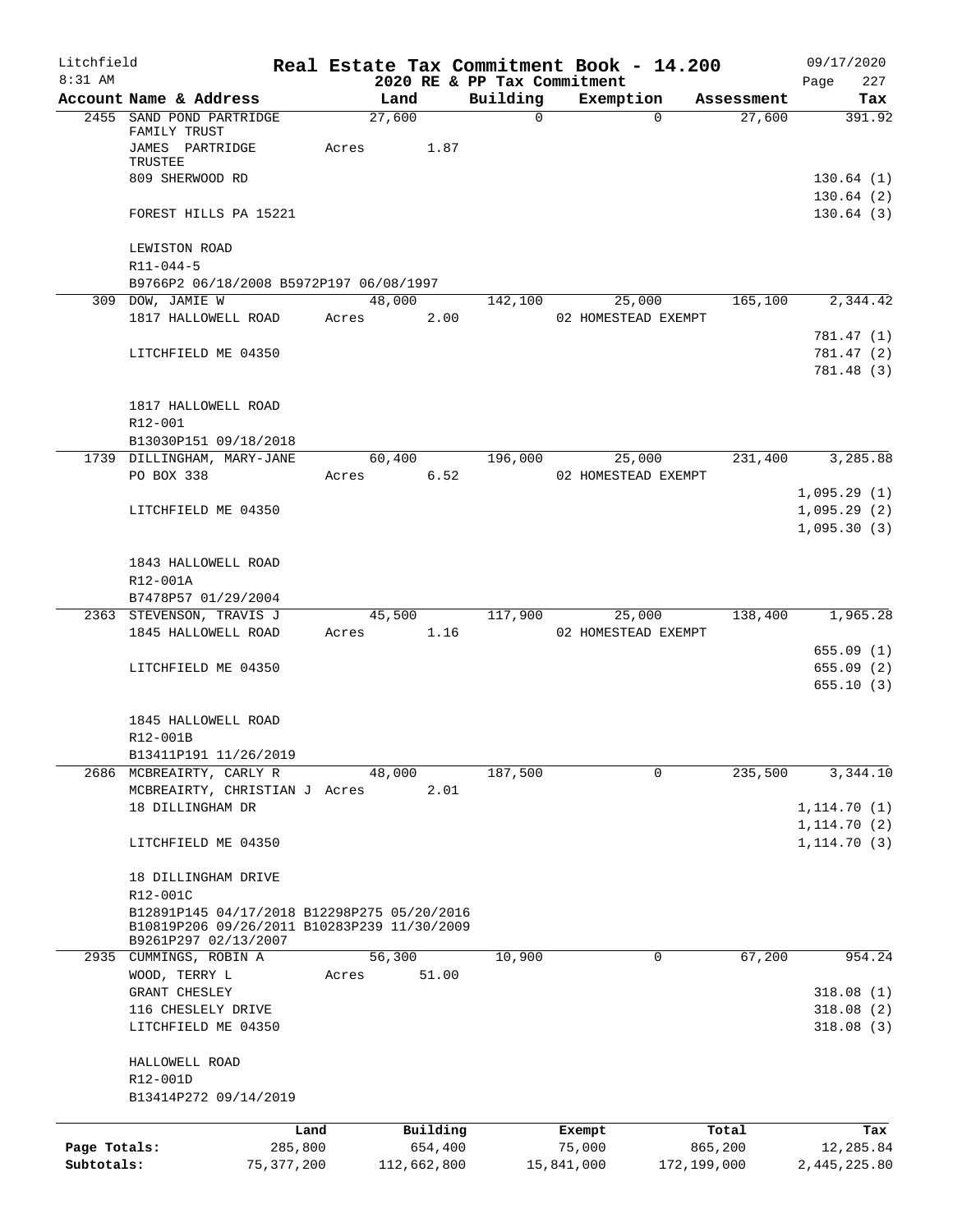Litchfield 8:31 AM

# Real Estate Tax Commitment Book - 14.200

2020 RE & PP Tax Commitment

09/17/2020 Page 227

| Account Name & Address | Land | Building | Exemption | Assessment | Tax |
|---|---|---|---|---|---|
| 2455 SAND POND PARTRIDGE FAMILY TRUST | 27,600 | 0 | 0 | 27,600 | 391.92 |
| JAMES PARTRIDGE TRUSTEE | Acres 1.87 | | | | |
| 809 SHERWOOD RD | | | | | 130.64 (1) |
| | | | | | 130.64 (2) |
| FOREST HILLS PA 15221 | | | | | 130.64 (3) |
| LEWISTON ROAD | | | | | |
| R11-044-5 | | | | | |
| B9766P2 06/18/2008 B5972P197 06/08/1997 | | | | | |
| 309 DOW, JAMIE W | 48,000 | 142,100 | 25,000 | 165,100 | 2,344.42 |
| 1817 HALLOWELL ROAD | Acres 2.00 | | 02 HOMESTEAD EXEMPT | | |
| | | | | | 781.47 (1) |
| LITCHFIELD ME 04350 | | | | | 781.47 (2) |
| | | | | | 781.48 (3) |
| 1817 HALLOWELL ROAD | | | | | |
| R12-001 | | | | | |
| B13030P151 09/18/2018 | | | | | |
| 1739 DILLINGHAM, MARY-JANE | 60,400 | 196,000 | 25,000 | 231,400 | 3,285.88 |
| PO BOX 338 | Acres 6.52 | | 02 HOMESTEAD EXEMPT | | |
| | | | | | 1,095.29 (1) |
| LITCHFIELD ME 04350 | | | | | 1,095.29 (2) |
| | | | | | 1,095.30 (3) |
| 1843 HALLOWELL ROAD | | | | | |
| R12-001A | | | | | |
| B7478P57 01/29/2004 | | | | | |
| 2363 STEVENSON, TRAVIS J | 45,500 | 117,900 | 25,000 | 138,400 | 1,965.28 |
| 1845 HALLOWELL ROAD | Acres 1.16 | | 02 HOMESTEAD EXEMPT | | |
| | | | | | 655.09 (1) |
| LITCHFIELD ME 04350 | | | | | 655.09 (2) |
| | | | | | 655.10 (3) |
| 1845 HALLOWELL ROAD | | | | | |
| R12-001B | | | | | |
| B13411P191 11/26/2019 | | | | | |
| 2686 MCBREAIRTY, CARLY R | 48,000 | 187,500 | 0 | 235,500 | 3,344.10 |
| MCBREAIRTY, CHRISTIAN J | Acres 2.01 | | | | |
| 18 DILLINGHAM DR | | | | | 1,114.70 (1) |
| | | | | | 1,114.70 (2) |
| LITCHFIELD ME 04350 | | | | | 1,114.70 (3) |
| 18 DILLINGHAM DRIVE | | | | | |
| R12-001C | | | | | |
| B12891P145 04/17/2018 B12298P275 05/20/2016 | | | | | |
| B10819P206 09/26/2011 B10283P239 11/30/2009 | | | | | |
| B9261P297 02/13/2007 | | | | | |
| 2935 CUMMINGS, ROBIN A | 56,300 | 10,900 | 0 | 67,200 | 954.24 |
| WOOD, TERRY L | Acres 51.00 | | | | |
| GRANT CHESLEY | | | | | 318.08 (1) |
| 116 CHESLELY DRIVE | | | | | 318.08 (2) |
| LITCHFIELD ME 04350 | | | | | 318.08 (3) |
| HALLOWELL ROAD | | | | | |
| R12-001D | | | | | |
| B13414P272 09/14/2019 | | | | | |

| | Land | Building | Exempt | Total | Tax |
|---|---|---|---|---|---|
| Page Totals: | 285,800 | 654,400 | 75,000 | 865,200 | 12,285.84 |
| Subtotals: | 75,377,200 | 112,662,800 | 15,841,000 | 172,199,000 | 2,445,225.80 |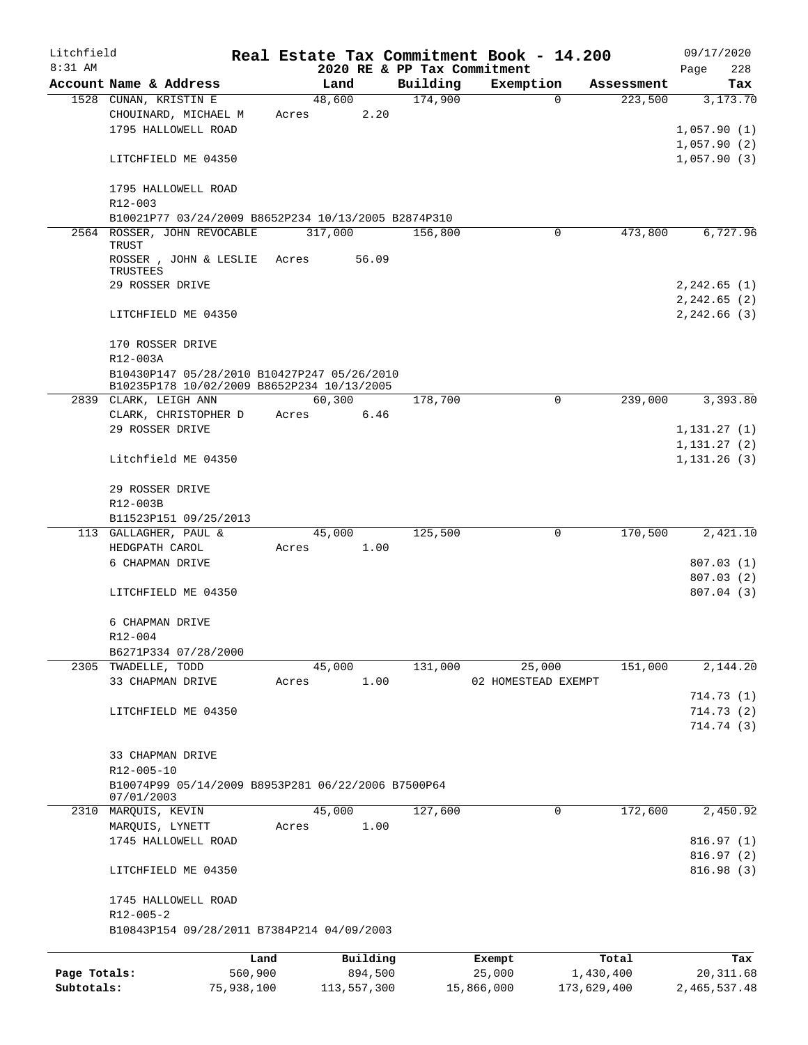Litchfield
8:31 AM

# Real Estate Tax Commitment Book - 14.200

2020 RE & PP Tax Commitment

09/17/2020

| Account | Name & Address | Land | Building | Exemption | Assessment | Tax |
|---|---|---|---|---|---|---|
| 1528 | CUNAN, KRISTIN E | 48,600 | 174,900 | 0 | 223,500 | 3,173.70 |
| | CHOUINARD, MICHAEL M | Acres 2.20 | | | | |
| | 1795 HALLOWELL ROAD | | | | | 1,057.90 (1) |
| | | | | | | 1,057.90 (2) |
| | LITCHFIELD ME 04350 | | | | | 1,057.90 (3) |
| | 1795 HALLOWELL ROAD | | | | | |
| | R12-003 | | | | | |
| | B10021P77 03/24/2009 B8652P234 10/13/2005 B2874P310 | | | | | |
| 2564 | ROSSER, JOHN REVOCABLE TRUST | 317,000 | 156,800 | 0 | 473,800 | 6,727.96 |
| | ROSSER , JOHN & LESLIE TRUSTEES | Acres 56.09 | | | | |
| | 29 ROSSER DRIVE | | | | | 2,242.65 (1) |
| | | | | | | 2,242.65 (2) |
| | LITCHFIELD ME 04350 | | | | | 2,242.66 (3) |
| | 170 ROSSER DRIVE | | | | | |
| | R12-003A | | | | | |
| | B10430P147 05/28/2010 B10427P247 05/26/2010 B10235P178 10/02/2009 B8652P234 10/13/2005 | | | | | |
| 2839 | CLARK, LEIGH ANN | 60,300 | 178,700 | 0 | 239,000 | 3,393.80 |
| | CLARK, CHRISTOPHER D | Acres 6.46 | | | | |
| | 29 ROSSER DRIVE | | | | | 1,131.27 (1) |
| | | | | | | 1,131.27 (2) |
| | Litchfield ME 04350 | | | | | 1,131.26 (3) |
| | 29 ROSSER DRIVE | | | | | |
| | R12-003B | | | | | |
| | B11523P151 09/25/2013 | | | | | |
| 113 | GALLAGHER, PAUL & | 45,000 | 125,500 | 0 | 170,500 | 2,421.10 |
| | HEDGPATH CAROL | Acres 1.00 | | | | |
| | 6 CHAPMAN DRIVE | | | | | 807.03 (1) |
| | | | | | | 807.03 (2) |
| | LITCHFIELD ME 04350 | | | | | 807.04 (3) |
| | 6 CHAPMAN DRIVE | | | | | |
| | R12-004 | | | | | |
| | B6271P334 07/28/2000 | | | | | |
| 2305 | TWADELLE, TODD | 45,000 | 131,000 | 25,000 | 151,000 | 2,144.20 |
| | 33 CHAPMAN DRIVE | Acres 1.00 | | 02 HOMESTEAD EXEMPT | | |
| | | | | | | 714.73 (1) |
| | LITCHFIELD ME 04350 | | | | | 714.73 (2) |
| | | | | | | 714.74 (3) |
| | 33 CHAPMAN DRIVE | | | | | |
| | R12-005-10 | | | | | |
| | B10074P99 05/14/2009 B8953P281 06/22/2006 B7500P64 07/01/2003 | | | | | |
| 2310 | MARQUIS, KEVIN | 45,000 | 127,600 | 0 | 172,600 | 2,450.92 |
| | MARQUIS, LYNETT | Acres 1.00 | | | | |
| | 1745 HALLOWELL ROAD | | | | | 816.97 (1) |
| | | | | | | 816.97 (2) |
| | LITCHFIELD ME 04350 | | | | | 816.98 (3) |
| | 1745 HALLOWELL ROAD | | | | | |
| | R12-005-2 | | | | | |
| | B10843P154 09/28/2011 B7384P214 04/09/2003 | | | | | |

| | Land | Building | Exempt | Total | Tax |
|---|---|---|---|---|---|
| Page Totals: | 560,900 | 894,500 | 25,000 | 1,430,400 | 20,311.68 |
| Subtotals: | 75,938,100 | 113,557,300 | 15,866,000 | 173,629,400 | 2,465,537.48 |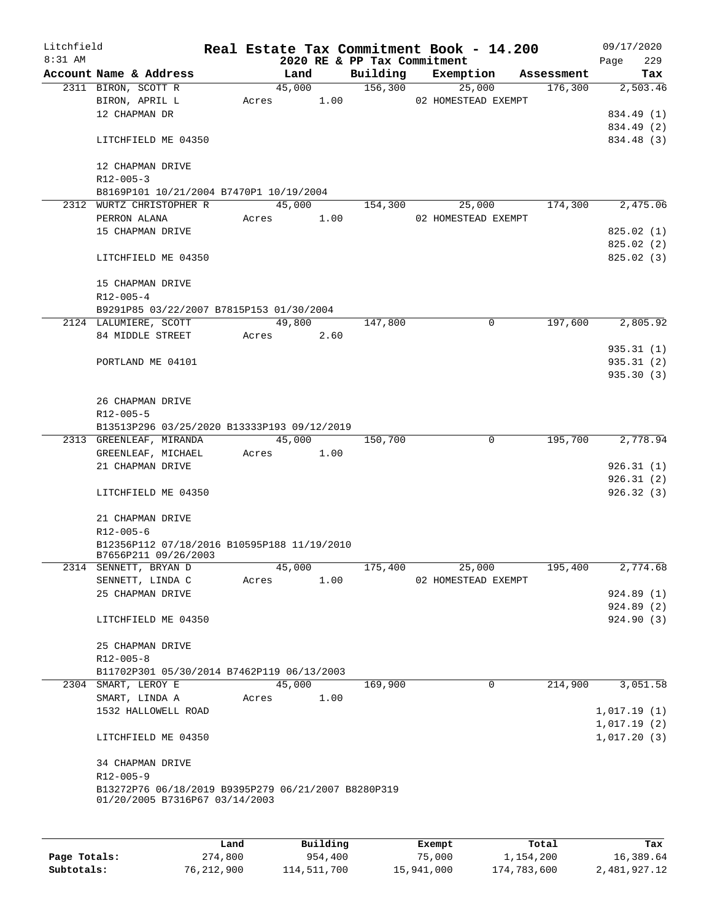Litchfield
8:31 AM

# Real Estate Tax Commitment Book - 14.200

## 2020 RE & PP Tax Commitment

09/17/2020
Page 229

| Account Name & Address | Land | Building | Exemption | Assessment | Tax |
|---|---|---|---|---|---|
| 2311 BIRON, SCOTT R | 45,000 | 156,300 | 25,000 | 176,300 | 2,503.46 |
| BIRON, APRIL L | Acres 1.00 | | 02 HOMESTEAD EXEMPT | | |
| 12 CHAPMAN DR | | | | | 834.49 (1) |
| | | | | | 834.49 (2) |
| LITCHFIELD ME 04350 | | | | | 834.48 (3) |
| 12 CHAPMAN DRIVE | | | | | |
| R12-005-3 | | | | | |
| B8169P101 10/21/2004 B7470P1 10/19/2004 | | | | | |
| 2312 WURTZ CHRISTOPHER R | 45,000 | 154,300 | 25,000 | 174,300 | 2,475.06 |
| PERRON ALANA | Acres 1.00 | | 02 HOMESTEAD EXEMPT | | |
| 15 CHAPMAN DRIVE | | | | | 825.02 (1) |
| | | | | | 825.02 (2) |
| LITCHFIELD ME 04350 | | | | | 825.02 (3) |
| 15 CHAPMAN DRIVE | | | | | |
| R12-005-4 | | | | | |
| B9291P85 03/22/2007 B7815P153 01/30/2004 | | | | | |
| 2124 LALUMIERE, SCOTT | 49,800 | 147,800 | 0 | 197,600 | 2,805.92 |
| 84 MIDDLE STREET | Acres 2.60 | | | | |
| | | | | | 935.31 (1) |
| PORTLAND ME 04101 | | | | | 935.31 (2) |
| | | | | | 935.30 (3) |
| 26 CHAPMAN DRIVE | | | | | |
| R12-005-5 | | | | | |
| B13513P296 03/25/2020 B13333P193 09/12/2019 | | | | | |
| 2313 GREENLEAF, MIRANDA | 45,000 | 150,700 | 0 | 195,700 | 2,778.94 |
| GREENLEAF, MICHAEL | Acres 1.00 | | | | |
| 21 CHAPMAN DRIVE | | | | | 926.31 (1) |
| | | | | | 926.31 (2) |
| LITCHFIELD ME 04350 | | | | | 926.32 (3) |
| 21 CHAPMAN DRIVE | | | | | |
| R12-005-6 | | | | | |
| B12356P112 07/18/2016 B10595P188 11/19/2010 B7656P211 09/26/2003 | | | | | |
| 2314 SENNETT, BRYAN D | 45,000 | 175,400 | 25,000 | 195,400 | 2,774.68 |
| SENNETT, LINDA C | Acres 1.00 | | 02 HOMESTEAD EXEMPT | | |
| 25 CHAPMAN DRIVE | | | | | 924.89 (1) |
| | | | | | 924.89 (2) |
| LITCHFIELD ME 04350 | | | | | 924.90 (3) |
| 25 CHAPMAN DRIVE | | | | | |
| R12-005-8 | | | | | |
| B11702P301 05/30/2014 B7462P119 06/13/2003 | | | | | |
| 2304 SMART, LEROY E | 45,000 | 169,900 | 0 | 214,900 | 3,051.58 |
| SMART, LINDA A | Acres 1.00 | | | | |
| 1532 HALLOWELL ROAD | | | | | 1,017.19 (1) |
| | | | | | 1,017.19 (2) |
| LITCHFIELD ME 04350 | | | | | 1,017.20 (3) |
| 34 CHAPMAN DRIVE | | | | | |
| R12-005-9 | | | | | |
| B13272P76 06/18/2019 B9395P279 06/21/2007 B8280P319 01/20/2005 B7316P67 03/14/2003 | | | | | |

| | Land | Building | Exempt | Total | Tax |
|---|---|---|---|---|---|
| Page Totals: | 274,800 | 954,400 | 75,000 | 1,154,200 | 16,389.64 |
| Subtotals: | 76,212,900 | 114,511,700 | 15,941,000 | 174,783,600 | 2,481,927.12 |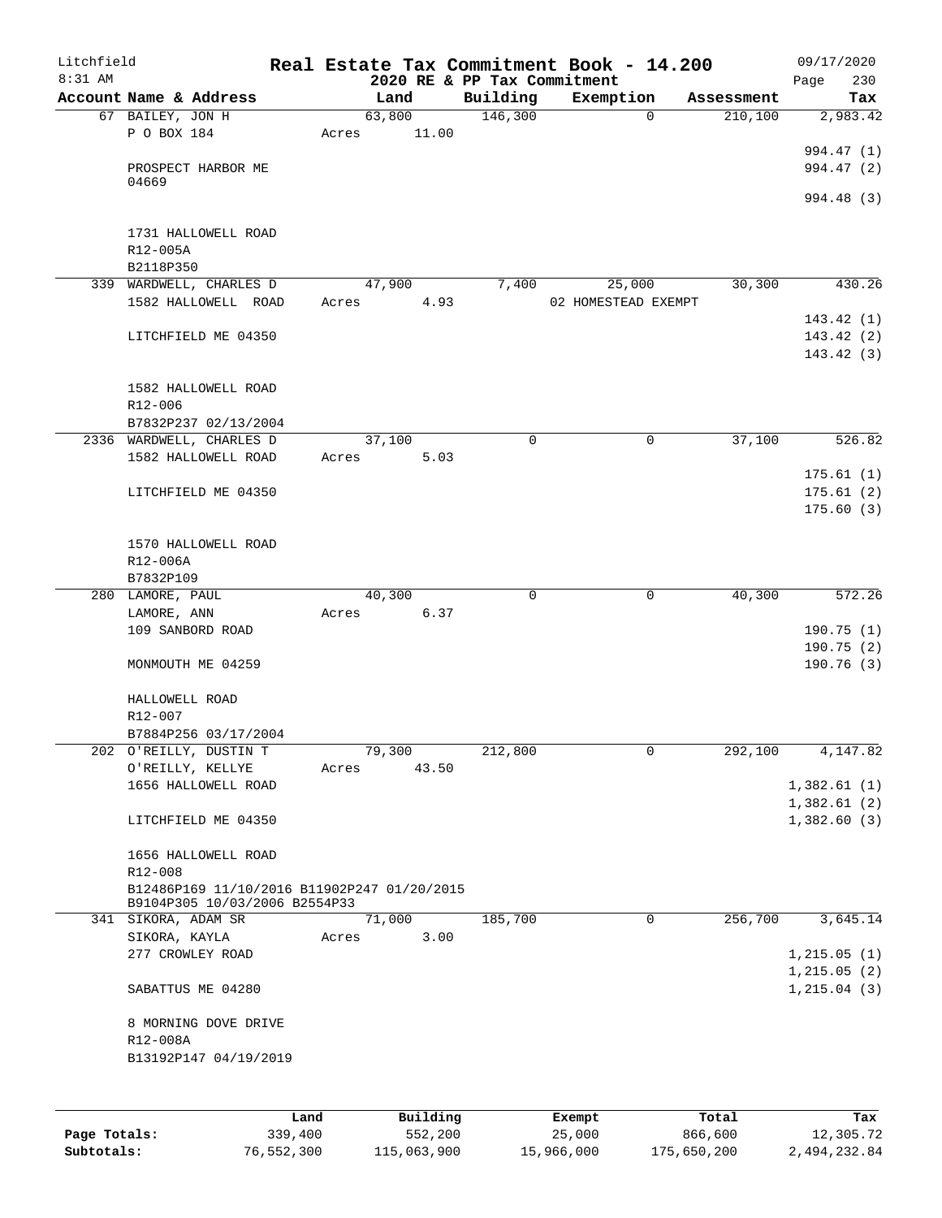Litchfield 8:31 AM

# Real Estate Tax Commitment Book - 14.200

## 2020 RE & PP Tax Commitment

09/17/2020

| Account Name & Address | Land | Building | Exemption | Assessment | Tax |
|---|---|---|---|---|---|
| 67 BAILEY, JON H | 63,800 | 146,300 | 0 | 210,100 | 2,983.42 |
| P O BOX 184 | Acres 11.00 | | | | |
| | | | | | 994.47 (1) |
| PROSPECT HARBOR ME 04669 | | | | | 994.47 (2) |
| | | | | | 994.48 (3) |
| 1731 HALLOWELL ROAD | | | | | |
| R12-005A | | | | | |
| B2118P350 | | | | | |
| 339 WARDWELL, CHARLES D | 47,900 | 7,400 | 25,000 | 30,300 | 430.26 |
| 1582 HALLOWELL ROAD | Acres 4.93 | | 02 HOMESTEAD EXEMPT | | |
| | | | | | 143.42 (1) |
| LITCHFIELD ME 04350 | | | | | 143.42 (2) |
| | | | | | 143.42 (3) |
| 1582 HALLOWELL ROAD | | | | | |
| R12-006 | | | | | |
| B7832P237 02/13/2004 | | | | | |
| 2336 WARDWELL, CHARLES D | 37,100 | 0 | 0 | 37,100 | 526.82 |
| 1582 HALLOWELL ROAD | Acres 5.03 | | | | |
| | | | | | 175.61 (1) |
| LITCHFIELD ME 04350 | | | | | 175.61 (2) |
| | | | | | 175.60 (3) |
| 1570 HALLOWELL ROAD | | | | | |
| R12-006A | | | | | |
| B7832P109 | | | | | |
| 280 LAMORE, PAUL | 40,300 | 0 | 0 | 40,300 | 572.26 |
| LAMORE, ANN | Acres 6.37 | | | | |
| 109 SANBORD ROAD | | | | | 190.75 (1) |
| | | | | | 190.75 (2) |
| MONMOUTH ME 04259 | | | | | 190.76 (3) |
| HALLOWELL ROAD | | | | | |
| R12-007 | | | | | |
| B7884P256 03/17/2004 | | | | | |
| 202 O'REILLY, DUSTIN T | 79,300 | 212,800 | 0 | 292,100 | 4,147.82 |
| O'REILLY, KELLYE | Acres 43.50 | | | | |
| 1656 HALLOWELL ROAD | | | | | 1,382.61 (1) |
| | | | | | 1,382.61 (2) |
| LITCHFIELD ME 04350 | | | | | 1,382.60 (3) |
| 1656 HALLOWELL ROAD | | | | | |
| R12-008 | | | | | |
| B12486P169 11/10/2016 B11902P247 01/20/2015 B9104P305 10/03/2006 B2554P33 | | | | | |
| 341 SIKORA, ADAM SR | 71,000 | 185,700 | 0 | 256,700 | 3,645.14 |
| SIKORA, KAYLA | Acres 3.00 | | | | |
| 277 CROWLEY ROAD | | | | | 1,215.05 (1) |
| | | | | | 1,215.05 (2) |
| SABATTUS ME 04280 | | | | | 1,215.04 (3) |
| 8 MORNING DOVE DRIVE | | | | | |
| R12-008A | | | | | |
| B13192P147 04/19/2019 | | | | | |

| | Land | Building | Exempt | Total | Tax |
|---|---|---|---|---|---|
| Page Totals: | 339,400 | 552,200 | 25,000 | 866,600 | 12,305.72 |
| Subtotals: | 76,552,300 | 115,063,900 | 15,966,000 | 175,650,200 | 2,494,232.84 |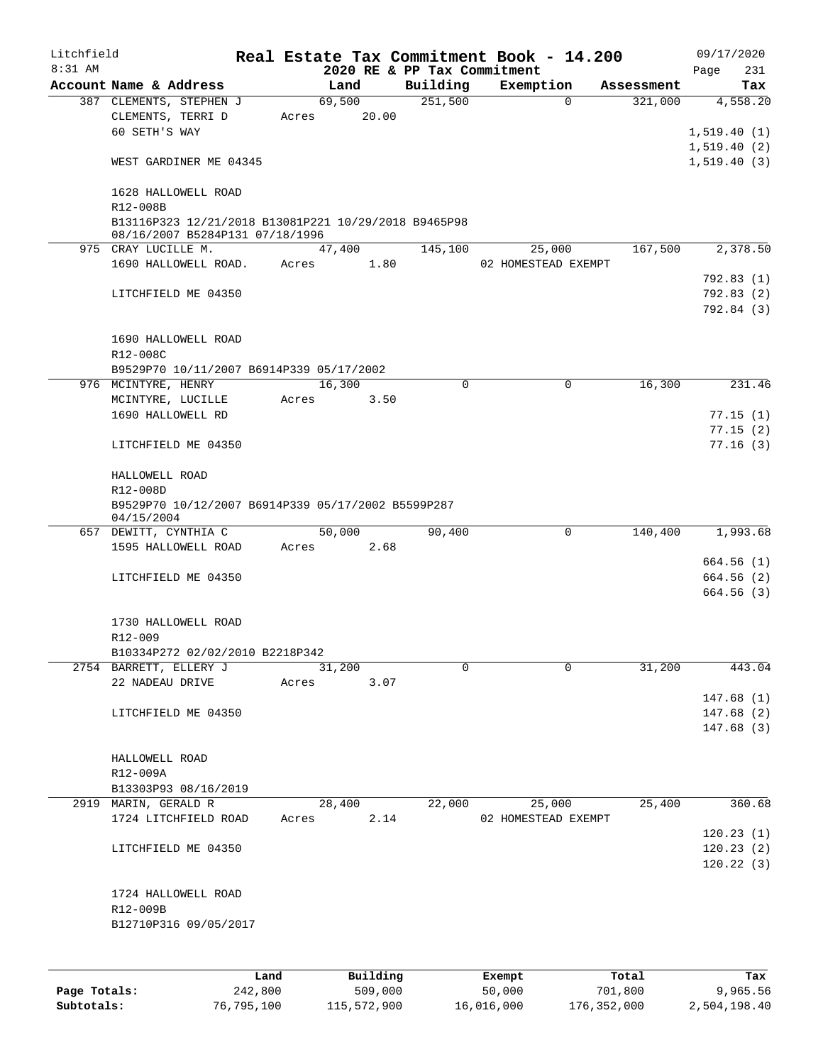Litchfield
8:31 AM

# Real Estate Tax Commitment Book - 14.200

## 2020 RE & PP Tax Commitment

09/17/2020
Page 231

| Account Name & Address | Land | Building | Exemption | Assessment | Tax |
|---|---|---|---|---|---|
| 387 CLEMENTS, STEPHEN J | 69,500 | 251,500 | 0 | 321,000 | 4,558.20 |
| CLEMENTS, TERRI D | Acres 20.00 | | | | |
| 60 SETH'S WAY | | | | | 1,519.40 (1) |
| | | | | | 1,519.40 (2) |
| WEST GARDINER ME 04345 | | | | | 1,519.40 (3) |
| 1628 HALLOWELL ROAD | | | | | |
| R12-008B | | | | | |
| B13116P323 12/21/2018 B13081P221 10/29/2018 B9465P98 08/16/2007 B5284P131 07/18/1996 | | | | | |
| 975 CRAY LUCILLE M. | 47,400 | 145,100 | 25,000 | 167,500 | 2,378.50 |
| 1690 HALLOWELL ROAD. | Acres 1.80 | | 02 HOMESTEAD EXEMPT | | |
| | | | | | 792.83 (1) |
| LITCHFIELD ME 04350 | | | | | 792.83 (2) |
| | | | | | 792.84 (3) |
| 1690 HALLOWELL ROAD | | | | | |
| R12-008C | | | | | |
| B9529P70 10/11/2007 B6914P339 05/17/2002 | | | | | |
| 976 MCINTYRE, HENRY | 16,300 | 0 | 0 | 16,300 | 231.46 |
| MCINTYRE, LUCILLE | Acres 3.50 | | | | |
| 1690 HALLOWELL RD | | | | | 77.15 (1) |
| | | | | | 77.15 (2) |
| LITCHFIELD ME 04350 | | | | | 77.16 (3) |
| HALLOWELL ROAD | | | | | |
| R12-008D | | | | | |
| B9529P70 10/12/2007 B6914P339 05/17/2002 B5599P287 04/15/2004 | | | | | |
| 657 DEWITT, CYNTHIA C | 50,000 | 90,400 | 0 | 140,400 | 1,993.68 |
| 1595 HALLOWELL ROAD | Acres 2.68 | | | | |
| | | | | | 664.56 (1) |
| LITCHFIELD ME 04350 | | | | | 664.56 (2) |
| | | | | | 664.56 (3) |
| 1730 HALLOWELL ROAD | | | | | |
| R12-009 | | | | | |
| B10334P272 02/02/2010 B2218P342 | | | | | |
| 2754 BARRETT, ELLERY J | 31,200 | 0 | 0 | 31,200 | 443.04 |
| 22 NADEAU DRIVE | Acres 3.07 | | | | |
| | | | | | 147.68 (1) |
| LITCHFIELD ME 04350 | | | | | 147.68 (2) |
| | | | | | 147.68 (3) |
| HALLOWELL ROAD | | | | | |
| R12-009A | | | | | |
| B13303P93 08/16/2019 | | | | | |
| 2919 MARIN, GERALD R | 28,400 | 22,000 | 25,000 | 25,400 | 360.68 |
| 1724 LITCHFIELD ROAD | Acres 2.14 | | 02 HOMESTEAD EXEMPT | | |
| | | | | | 120.23 (1) |
| LITCHFIELD ME 04350 | | | | | 120.23 (2) |
| | | | | | 120.22 (3) |
| 1724 HALLOWELL ROAD | | | | | |
| R12-009B | | | | | |
| B12710P316 09/05/2017 | | | | | |

| | Land | Building | Exempt | Total | Tax |
|---|---|---|---|---|---|
| Page Totals: | 242,800 | 509,000 | 50,000 | 701,800 | 9,965.56 |
| Subtotals: | 76,795,100 | 115,572,900 | 16,016,000 | 176,352,000 | 2,504,198.40 |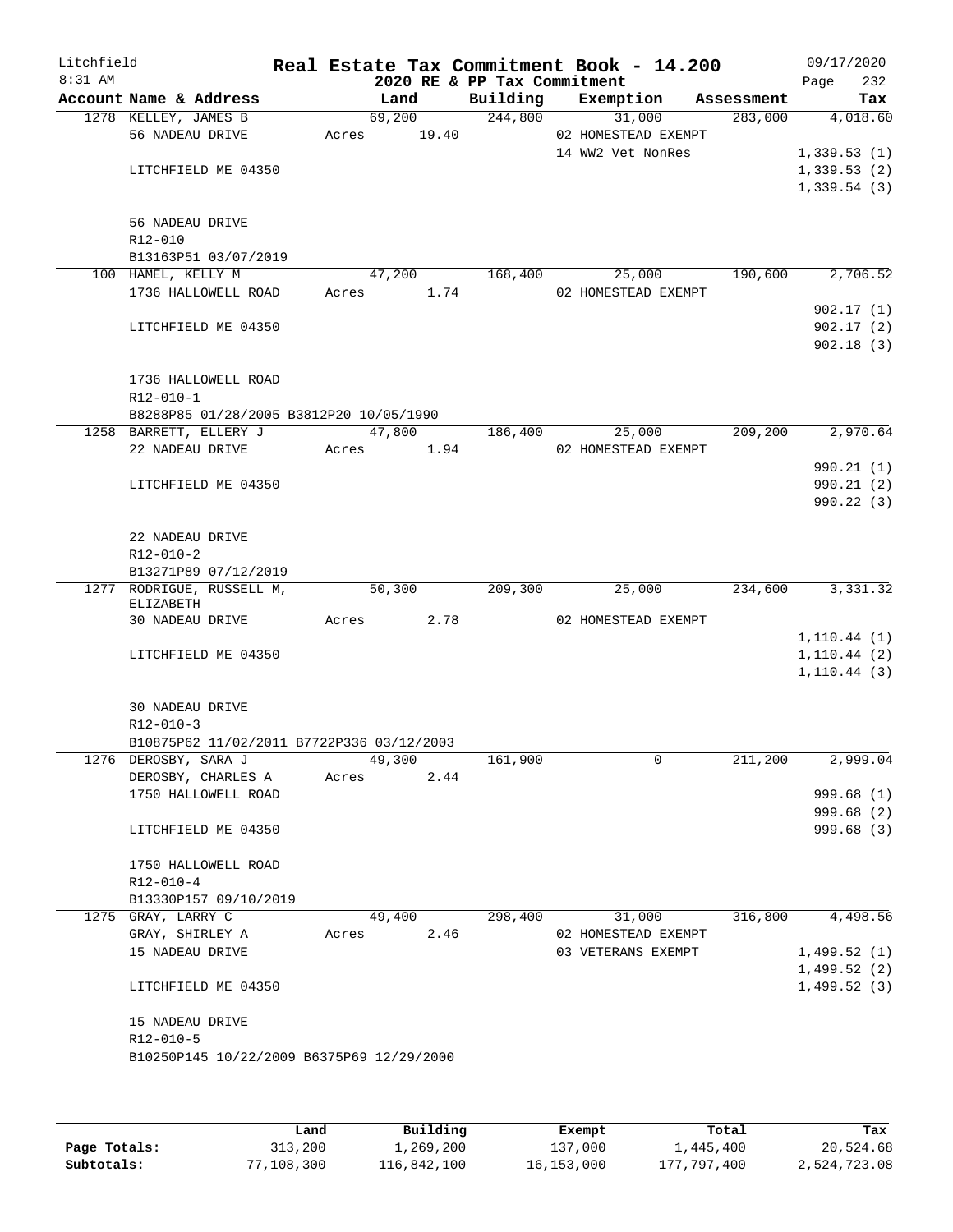Litchfield 8:31 AM

**Real Estate Tax Commitment Book - 14.200**
**2020 RE & PP Tax Commitment**

09/17/2020

| Account Name & Address | Land | Building | Exemption | Assessment | Tax |
|---|---|---|---|---|---|
| 1278 KELLEY, JAMES B | 69,200 | 244,800 | 31,000 | 283,000 | 4,018.60 |
| 56 NADEAU DRIVE | Acres 19.40 | | 02 HOMESTEAD EXEMPT | | |
| | | | 14 WW2 Vet NonRes | | 1,339.53 (1) |
| LITCHFIELD ME 04350 | | | | | 1,339.53 (2) |
| | | | | | 1,339.54 (3) |
| 56 NADEAU DRIVE | | | | | |
| R12-010 | | | | | |
| B13163P51 03/07/2019 | | | | | |
| 100 HAMEL, KELLY M | 47,200 | 168,400 | 25,000 | 190,600 | 2,706.52 |
| 1736 HALLOWELL ROAD | Acres 1.74 | | 02 HOMESTEAD EXEMPT | | |
| | | | | | 902.17 (1) |
| LITCHFIELD ME 04350 | | | | | 902.17 (2) |
| | | | | | 902.18 (3) |
| 1736 HALLOWELL ROAD | | | | | |
| R12-010-1 | | | | | |
| B8288P85 01/28/2005 B3812P20 10/05/1990 | | | | | |
| 1258 BARRETT, ELLERY J | 47,800 | 186,400 | 25,000 | 209,200 | 2,970.64 |
| 22 NADEAU DRIVE | Acres 1.94 | | 02 HOMESTEAD EXEMPT | | |
| | | | | | 990.21 (1) |
| LITCHFIELD ME 04350 | | | | | 990.21 (2) |
| | | | | | 990.22 (3) |
| 22 NADEAU DRIVE | | | | | |
| R12-010-2 | | | | | |
| B13271P89 07/12/2019 | | | | | |
| 1277 RODRIGUE, RUSSELL M, ELIZABETH | 50,300 | 209,300 | 25,000 | 234,600 | 3,331.32 |
| 30 NADEAU DRIVE | Acres 2.78 | | 02 HOMESTEAD EXEMPT | | |
| | | | | | 1,110.44 (1) |
| LITCHFIELD ME 04350 | | | | | 1,110.44 (2) |
| | | | | | 1,110.44 (3) |
| 30 NADEAU DRIVE | | | | | |
| R12-010-3 | | | | | |
| B10875P62 11/02/2011 B7722P336 03/12/2003 | | | | | |
| 1276 DEROSBY, SARA J | 49,300 | 161,900 | 0 | 211,200 | 2,999.04 |
| DEROSBY, CHARLES A | Acres 2.44 | | | | |
| 1750 HALLOWELL ROAD | | | | | 999.68 (1) |
| | | | | | 999.68 (2) |
| LITCHFIELD ME 04350 | | | | | 999.68 (3) |
| 1750 HALLOWELL ROAD | | | | | |
| R12-010-4 | | | | | |
| B13330P157 09/10/2019 | | | | | |
| 1275 GRAY, LARRY C | 49,400 | 298,400 | 31,000 | 316,800 | 4,498.56 |
| GRAY, SHIRLEY A | Acres 2.46 | | 02 HOMESTEAD EXEMPT | | |
| 15 NADEAU DRIVE | | | 03 VETERANS EXEMPT | | 1,499.52 (1) |
| | | | | | 1,499.52 (2) |
| LITCHFIELD ME 04350 | | | | | 1,499.52 (3) |
| 15 NADEAU DRIVE | | | | | |
| R12-010-5 | | | | | |
| B10250P145 10/22/2009 B6375P69 12/29/2000 | | | | | |

| | Land | Building | Exempt | Total | Tax |
|---|---|---|---|---|---|
| Page Totals: | 313,200 | 1,269,200 | 137,000 | 1,445,400 | 20,524.68 |
| Subtotals: | 77,108,300 | 116,842,100 | 16,153,000 | 177,797,400 | 2,524,723.08 |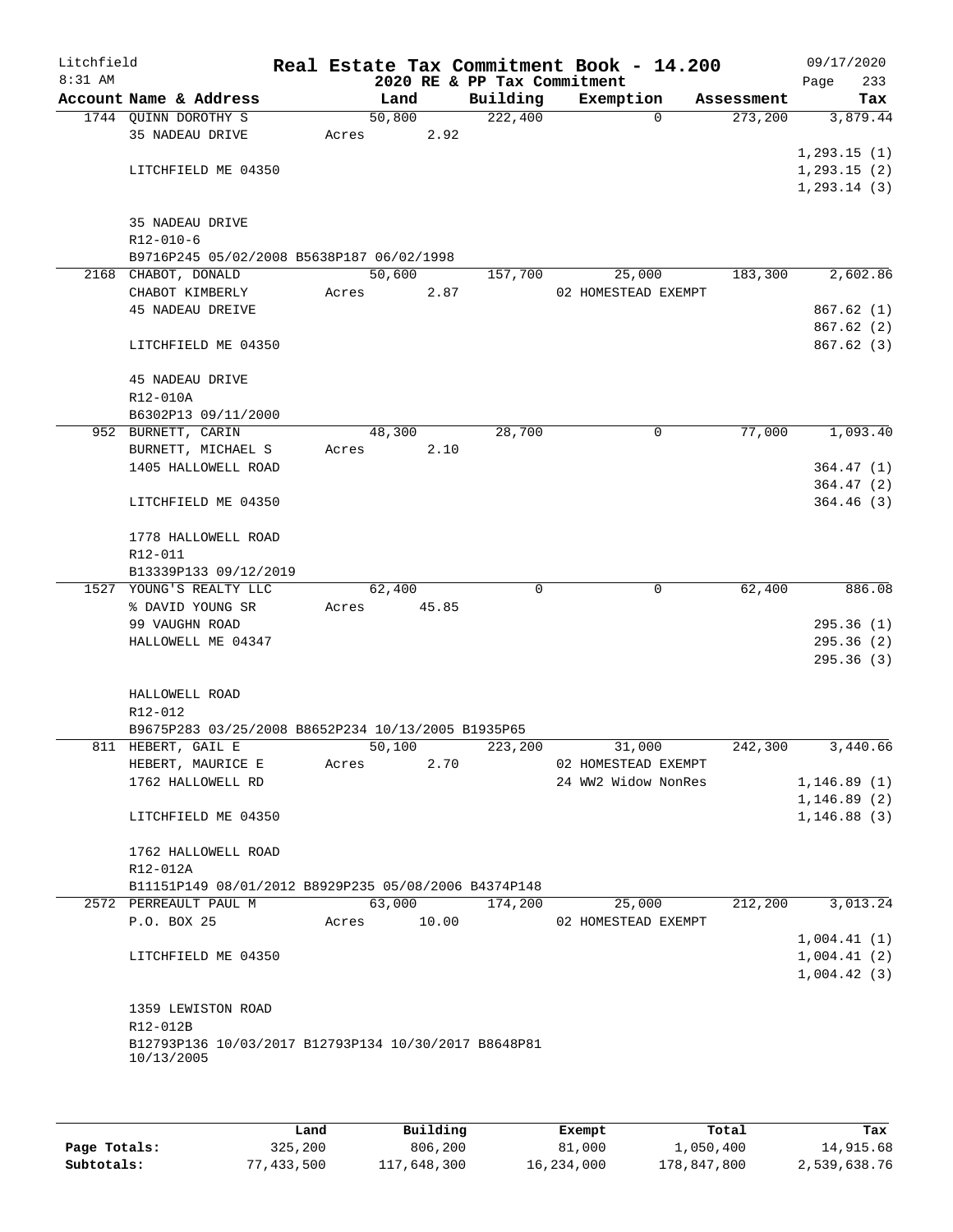Litchfield
8:31 AM

# Real Estate Tax Commitment Book - 14.200

2020 RE & PP Tax Commitment

09/17/2020

| Account Name & Address | Land | Building | Exemption | Assessment | Tax |
|---|---|---|---|---|---|
| 1744 QUINN DOROTHY S | 50,800 | 222,400 | 0 | 273,200 | 3,879.44 |
| 35 NADEAU DRIVE | Acres 2.92 | | | | |
| | | | | | 1,293.15 (1) |
| LITCHFIELD ME 04350 | | | | | 1,293.15 (2) |
| | | | | | 1,293.14 (3) |
| 35 NADEAU DRIVE | | | | | |
| R12-010-6 | | | | | |
| B9716P245 05/02/2008 B5638P187 06/02/1998 | | | | | |
| 2168 CHABOT, DONALD | 50,600 | 157,700 | 25,000 | 183,300 | 2,602.86 |
| CHABOT KIMBERLY | Acres 2.87 | | 02 HOMESTEAD EXEMPT | | |
| 45 NADEAU DREIVE | | | | | 867.62 (1) |
| | | | | | 867.62 (2) |
| LITCHFIELD ME 04350 | | | | | 867.62 (3) |
| 45 NADEAU DRIVE | | | | | |
| R12-010A | | | | | |
| B6302P13 09/11/2000 | | | | | |
| 952 BURNETT, CARIN | 48,300 | 28,700 | 0 | 77,000 | 1,093.40 |
| BURNETT, MICHAEL S | Acres 2.10 | | | | |
| 1405 HALLOWELL ROAD | | | | | 364.47 (1) |
| | | | | | 364.47 (2) |
| LITCHFIELD ME 04350 | | | | | 364.46 (3) |
| 1778 HALLOWELL ROAD | | | | | |
| R12-011 | | | | | |
| B13339P133 09/12/2019 | | | | | |
| 1527 YOUNG'S REALTY LLC | 62,400 | 0 | 0 | 62,400 | 886.08 |
| % DAVID YOUNG SR | Acres 45.85 | | | | |
| 99 VAUGHN ROAD | | | | | 295.36 (1) |
| HALLOWELL ME 04347 | | | | | 295.36 (2) |
| | | | | | 295.36 (3) |
| HALLOWELL ROAD | | | | | |
| R12-012 | | | | | |
| B9675P283 03/25/2008 B8652P234 10/13/2005 B1935P65 | | | | | |
| 811 HEBERT, GAIL E | 50,100 | 223,200 | 31,000 | 242,300 | 3,440.66 |
| HEBERT, MAURICE E | Acres 2.70 | | 02 HOMESTEAD EXEMPT | | |
| 1762 HALLOWELL RD | | | 24 WW2 Widow NonRes | | 1,146.89 (1) |
| | | | | | 1,146.89 (2) |
| LITCHFIELD ME 04350 | | | | | 1,146.88 (3) |
| 1762 HALLOWELL ROAD | | | | | |
| R12-012A | | | | | |
| B11151P149 08/01/2012 B8929P235 05/08/2006 B4374P148 | | | | | |
| 2572 PERREAULT PAUL M | 63,000 | 174,200 | 25,000 | 212,200 | 3,013.24 |
| P.O. BOX 25 | Acres 10.00 | | 02 HOMESTEAD EXEMPT | | |
| | | | | | 1,004.41 (1) |
| LITCHFIELD ME 04350 | | | | | 1,004.41 (2) |
| | | | | | 1,004.42 (3) |
| 1359 LEWISTON ROAD | | | | | |
| R12-012B | | | | | |
| B12793P136 10/03/2017 B12793P134 10/30/2017 B8648P81 10/13/2005 | | | | | |

| | Land | Building | Exempt | Total | Tax |
|---|---|---|---|---|---|
| Page Totals: | 325,200 | 806,200 | 81,000 | 1,050,400 | 14,915.68 |
| Subtotals: | 77,433,500 | 117,648,300 | 16,234,000 | 178,847,800 | 2,539,638.76 |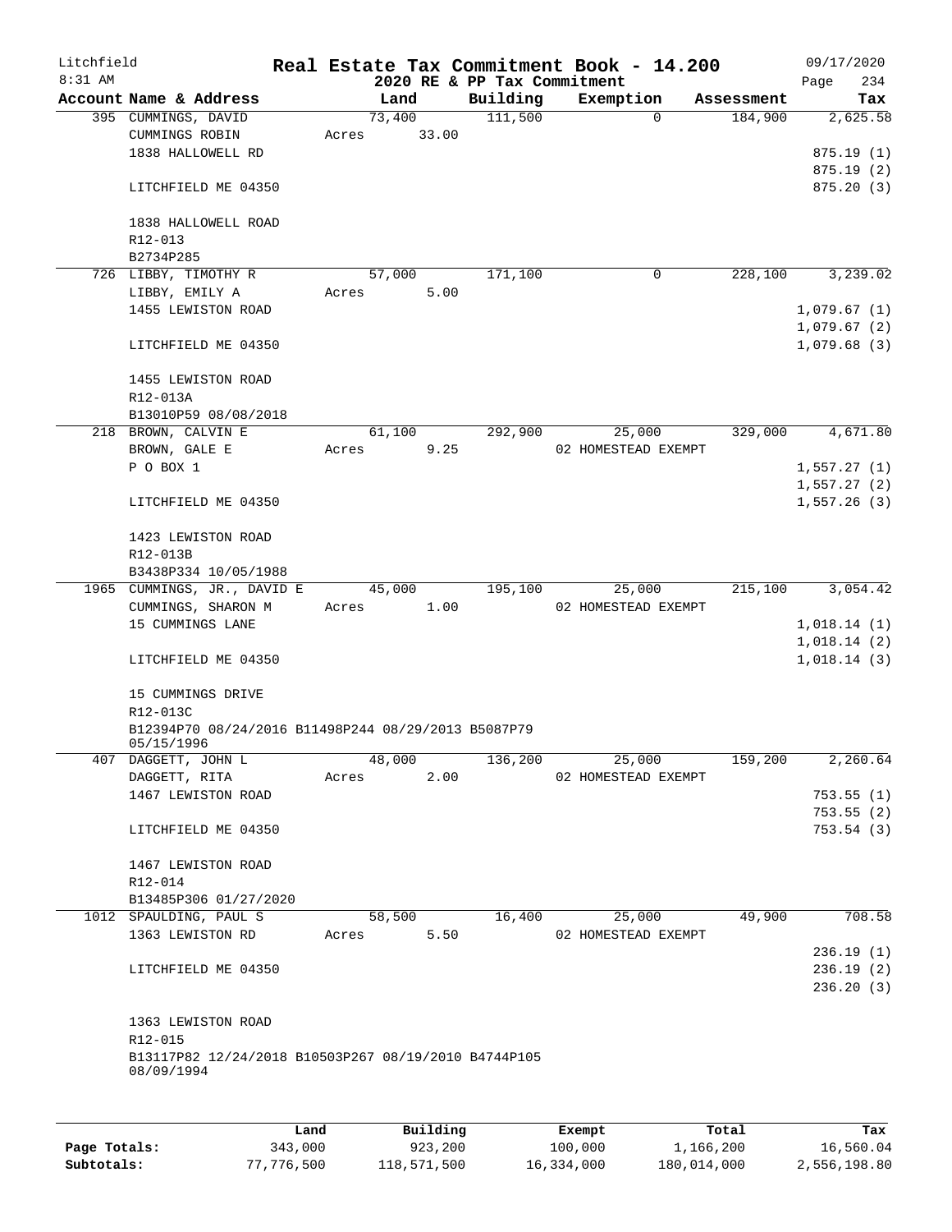Litchfield 8:31 AM

# Real Estate Tax Commitment Book - 14.200

2020 RE & PP Tax Commitment

09/17/2020

| Account Name & Address | Land | Building | Exemption | Assessment | Tax |
|---|---|---|---|---|---|
| 395 CUMMINGS, DAVID | 73,400 | 111,500 | 0 | 184,900 | 2,625.58 |
| CUMMINGS ROBIN | Acres 33.00 | | | | |
| 1838 HALLOWELL RD | | | | | 875.19 (1) |
| | | | | | 875.19 (2) |
| LITCHFIELD ME 04350 | | | | | 875.20 (3) |
| 1838 HALLOWELL ROAD | | | | | |
| R12-013 | | | | | |
| B2734P285 | | | | | |
| 726 LIBBY, TIMOTHY R | 57,000 | 171,100 | 0 | 228,100 | 3,239.02 |
| LIBBY, EMILY A | Acres 5.00 | | | | |
| 1455 LEWISTON ROAD | | | | | 1,079.67 (1) |
| | | | | | 1,079.67 (2) |
| LITCHFIELD ME 04350 | | | | | 1,079.68 (3) |
| 1455 LEWISTON ROAD | | | | | |
| R12-013A | | | | | |
| B13010P59 08/08/2018 | | | | | |
| 218 BROWN, CALVIN E | 61,100 | 292,900 | 25,000 | 329,000 | 4,671.80 |
| BROWN, GALE E | Acres 9.25 | | 02 HOMESTEAD EXEMPT | | |
| P O BOX 1 | | | | | 1,557.27 (1) |
| | | | | | 1,557.27 (2) |
| LITCHFIELD ME 04350 | | | | | 1,557.26 (3) |
| 1423 LEWISTON ROAD | | | | | |
| R12-013B | | | | | |
| B3438P334 10/05/1988 | | | | | |
| 1965 CUMMINGS, JR., DAVID E | 45,000 | 195,100 | 25,000 | 215,100 | 3,054.42 |
| CUMMINGS, SHARON M | Acres 1.00 | | 02 HOMESTEAD EXEMPT | | |
| 15 CUMMINGS LANE | | | | | 1,018.14 (1) |
| | | | | | 1,018.14 (2) |
| LITCHFIELD ME 04350 | | | | | 1,018.14 (3) |
| 15 CUMMINGS DRIVE | | | | | |
| R12-013C | | | | | |
| B12394P70 08/24/2016 B11498P244 08/29/2013 B5087P79 05/15/1996 | | | | | |
| 407 DAGGETT, JOHN L | 48,000 | 136,200 | 25,000 | 159,200 | 2,260.64 |
| DAGGETT, RITA | Acres 2.00 | | 02 HOMESTEAD EXEMPT | | |
| 1467 LEWISTON ROAD | | | | | 753.55 (1) |
| | | | | | 753.55 (2) |
| LITCHFIELD ME 04350 | | | | | 753.54 (3) |
| 1467 LEWISTON ROAD | | | | | |
| R12-014 | | | | | |
| B13485P306 01/27/2020 | | | | | |
| 1012 SPAULDING, PAUL S | 58,500 | 16,400 | 25,000 | 49,900 | 708.58 |
| 1363 LEWISTON RD | Acres 5.50 | | 02 HOMESTEAD EXEMPT | | |
| | | | | | 236.19 (1) |
| LITCHFIELD ME 04350 | | | | | 236.19 (2) |
| | | | | | 236.20 (3) |
| 1363 LEWISTON ROAD | | | | | |
| R12-015 | | | | | |
| B13117P82 12/24/2018 B10503P267 08/19/2010 B4744P105 08/09/1994 | | | | | |

| | Land | Building | Exempt | Total | Tax |
|---|---|---|---|---|---|
| Page Totals: | 343,000 | 923,200 | 100,000 | 1,166,200 | 16,560.04 |
| Subtotals: | 77,776,500 | 118,571,500 | 16,334,000 | 180,014,000 | 2,556,198.80 |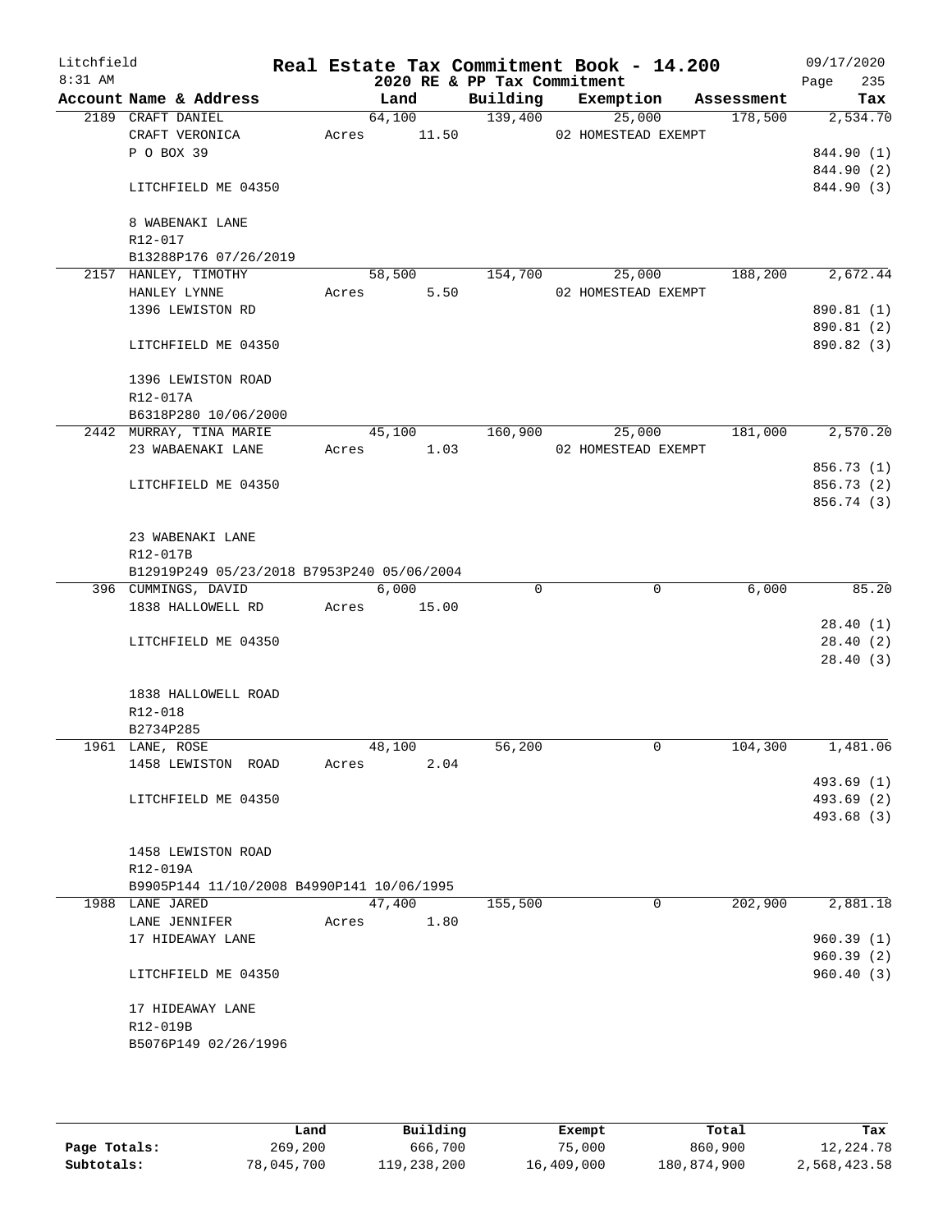Litchfield
8:31 AM

# Real Estate Tax Commitment Book - 14.200

## 2020 RE & PP Tax Commitment

09/17/2020

| Account Name & Address | Land | Building | Exemption | Assessment | Tax |
|---|---|---|---|---|---|
| 2189 CRAFT DANIEL | 64,100 | 139,400 | 25,000 | 178,500 | 2,534.70 |
| CRAFT VERONICA | Acres 11.50 | | 02 HOMESTEAD EXEMPT | | |
| P O BOX 39 | | | | | 844.90 (1) |
| | | | | | 844.90 (2) |
| LITCHFIELD ME 04350 | | | | | 844.90 (3) |
| 8 WABENAKI LANE | | | | | |
| R12-017 | | | | | |
| B13288P176 07/26/2019 | | | | | |
| 2157 HANLEY, TIMOTHY | 58,500 | 154,700 | 25,000 | 188,200 | 2,672.44 |
| HANLEY LYNNE | Acres 5.50 | | 02 HOMESTEAD EXEMPT | | |
| 1396 LEWISTON RD | | | | | 890.81 (1) |
| | | | | | 890.81 (2) |
| LITCHFIELD ME 04350 | | | | | 890.82 (3) |
| 1396 LEWISTON ROAD | | | | | |
| R12-017A | | | | | |
| B6318P280 10/06/2000 | | | | | |
| 2442 MURRAY, TINA MARIE | 45,100 | 160,900 | 25,000 | 181,000 | 2,570.20 |
| 23 WABAENAKI LANE | Acres 1.03 | | 02 HOMESTEAD EXEMPT | | |
| | | | | | 856.73 (1) |
| LITCHFIELD ME 04350 | | | | | 856.73 (2) |
| | | | | | 856.74 (3) |
| 23 WABENAKI LANE | | | | | |
| R12-017B | | | | | |
| B12919P249 05/23/2018 B7953P240 05/06/2004 | | | | | |
| 396 CUMMINGS, DAVID | 6,000 | 0 | 0 | 6,000 | 85.20 |
| 1838 HALLOWELL RD | Acres 15.00 | | | | |
| | | | | | 28.40 (1) |
| LITCHFIELD ME 04350 | | | | | 28.40 (2) |
| | | | | | 28.40 (3) |
| 1838 HALLOWELL ROAD | | | | | |
| R12-018 | | | | | |
| B2734P285 | | | | | |
| 1961 LANE, ROSE | 48,100 | 56,200 | 0 | 104,300 | 1,481.06 |
| 1458 LEWISTON ROAD | Acres 2.04 | | | | |
| | | | | | 493.69 (1) |
| LITCHFIELD ME 04350 | | | | | 493.69 (2) |
| | | | | | 493.68 (3) |
| 1458 LEWISTON ROAD | | | | | |
| R12-019A | | | | | |
| B9905P144 11/10/2008 B4990P141 10/06/1995 | | | | | |
| 1988 LANE JARED | 47,400 | 155,500 | 0 | 202,900 | 2,881.18 |
| LANE JENNIFER | Acres 1.80 | | | | |
| 17 HIDEAWAY LANE | | | | | 960.39 (1) |
| | | | | | 960.39 (2) |
| LITCHFIELD ME 04350 | | | | | 960.40 (3) |
| 17 HIDEAWAY LANE | | | | | |
| R12-019B | | | | | |
| B5076P149 02/26/1996 | | | | | |

| | Land | Building | Exempt | Total | Tax |
|---|---|---|---|---|---|
| Page Totals: | 269,200 | 666,700 | 75,000 | 860,900 | 12,224.78 |
| Subtotals: | 78,045,700 | 119,238,200 | 16,409,000 | 180,874,900 | 2,568,423.58 |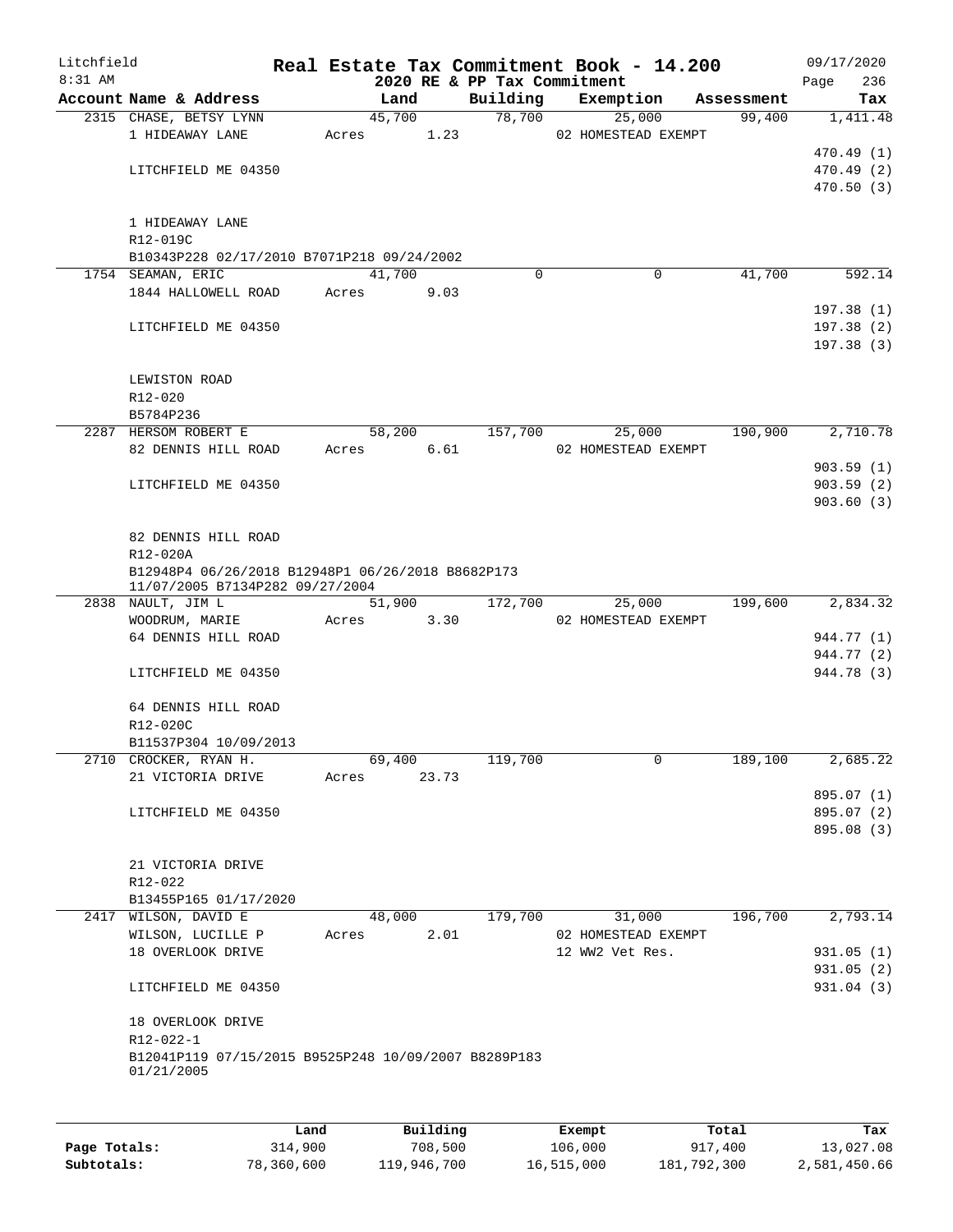Litchfield
8:31 AM

**Real Estate Tax Commitment Book - 14.200**
**2020 RE & PP Tax Commitment**

09/17/2020

| Account Name & Address | Land | Building | Exemption | Assessment | Tax |
|---|---|---|---|---|---|
| 2315 CHASE, BETSY LYNN | 45,700 | 78,700 | 25,000 | 99,400 | 1,411.48 |
| 1 HIDEAWAY LANE | Acres 1.23 | | 02 HOMESTEAD EXEMPT | | |
| | | | | | 470.49 (1) |
| LITCHFIELD ME 04350 | | | | | 470.49 (2) |
| | | | | | 470.50 (3) |
| 1 HIDEAWAY LANE | | | | | |
| R12-019C | | | | | |
| B10343P228 02/17/2010 B7071P218 09/24/2002 | | | | | |
| 1754 SEAMAN, ERIC | 41,700 | 0 | 0 | 41,700 | 592.14 |
| 1844 HALLOWELL ROAD | Acres 9.03 | | | | |
| | | | | | 197.38 (1) |
| LITCHFIELD ME 04350 | | | | | 197.38 (2) |
| | | | | | 197.38 (3) |
| LEWISTON ROAD | | | | | |
| R12-020 | | | | | |
| B5784P236 | | | | | |
| 2287 HERSOM ROBERT E | 58,200 | 157,700 | 25,000 | 190,900 | 2,710.78 |
| 82 DENNIS HILL ROAD | Acres 6.61 | | 02 HOMESTEAD EXEMPT | | |
| | | | | | 903.59 (1) |
| LITCHFIELD ME 04350 | | | | | 903.59 (2) |
| | | | | | 903.60 (3) |
| 82 DENNIS HILL ROAD | | | | | |
| R12-020A | | | | | |
| B12948P4 06/26/2018 B12948P1 06/26/2018 B8682P173 11/07/2005 B7134P282 09/27/2004 | | | | | |
| 2838 NAULT, JIM L | 51,900 | 172,700 | 25,000 | 199,600 | 2,834.32 |
| WOODRUM, MARIE | Acres 3.30 | | 02 HOMESTEAD EXEMPT | | |
| 64 DENNIS HILL ROAD | | | | | 944.77 (1) |
| | | | | | 944.77 (2) |
| LITCHFIELD ME 04350 | | | | | 944.78 (3) |
| 64 DENNIS HILL ROAD | | | | | |
| R12-020C | | | | | |
| B11537P304 10/09/2013 | | | | | |
| 2710 CROCKER, RYAN H. | 69,400 | 119,700 | 0 | 189,100 | 2,685.22 |
| 21 VICTORIA DRIVE | Acres 23.73 | | | | |
| | | | | | 895.07 (1) |
| LITCHFIELD ME 04350 | | | | | 895.07 (2) |
| | | | | | 895.08 (3) |
| 21 VICTORIA DRIVE | | | | | |
| R12-022 | | | | | |
| B13455P165 01/17/2020 | | | | | |
| 2417 WILSON, DAVID E | 48,000 | 179,700 | 31,000 | 196,700 | 2,793.14 |
| WILSON, LUCILLE P | Acres 2.01 | | 02 HOMESTEAD EXEMPT | | |
| 18 OVERLOOK DRIVE | | | 12 WW2 Vet Res. | | 931.05 (1) |
| | | | | | 931.05 (2) |
| LITCHFIELD ME 04350 | | | | | 931.04 (3) |
| 18 OVERLOOK DRIVE | | | | | |
| R12-022-1 | | | | | |
| B12041P119 07/15/2015 B9525P248 10/09/2007 B8289P183 01/21/2005 | | | | | |

| | Land | Building | Exempt | Total | Tax |
|---|---|---|---|---|---|
| Page Totals: | 314,900 | 708,500 | 106,000 | 917,400 | 13,027.08 |
| Subtotals: | 78,360,600 | 119,946,700 | 16,515,000 | 181,792,300 | 2,581,450.66 |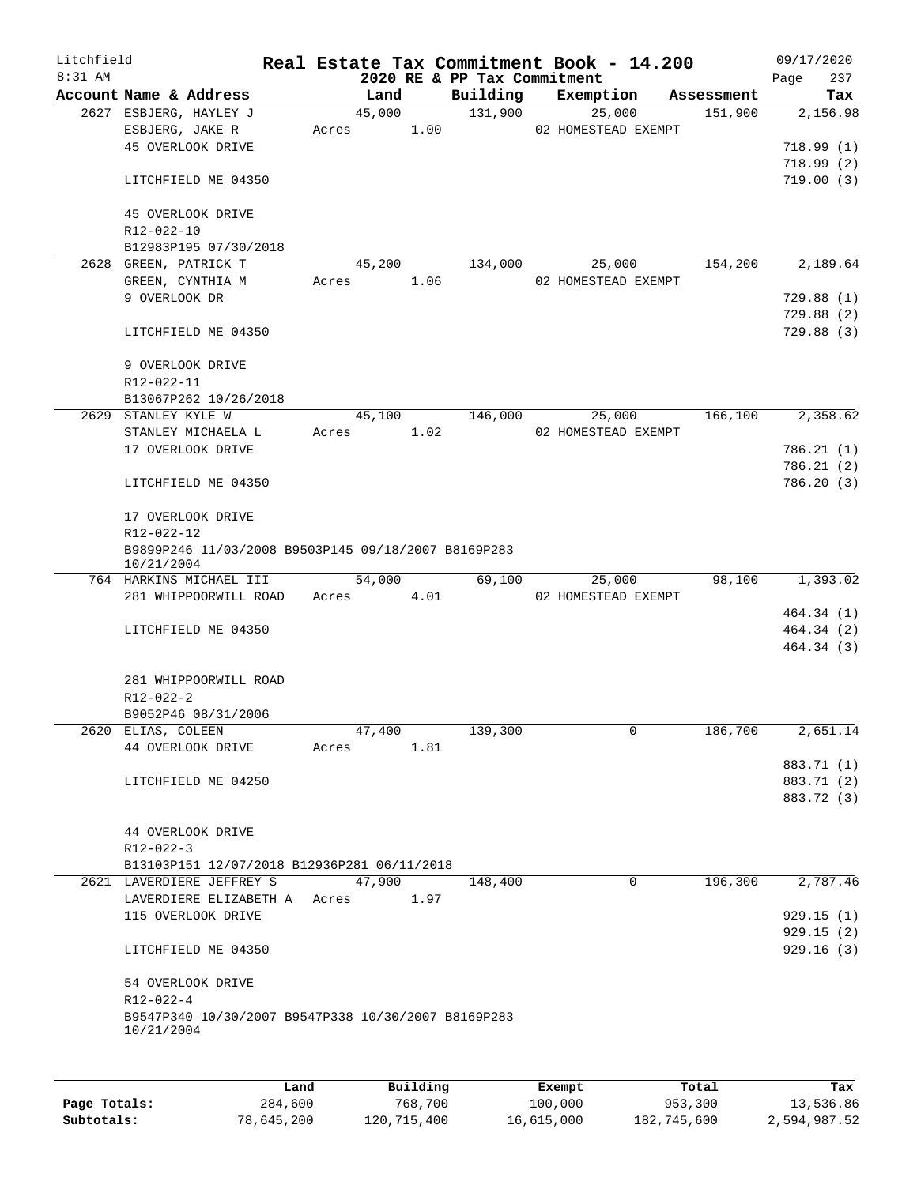Litchfield
8:31 AM

# Real Estate Tax Commitment Book - 14.200

## 2020 RE & PP Tax Commitment

09/17/2020
Page 237

| Account Name & Address | Land | Building | Exemption | Assessment | Tax |
|---|---|---|---|---|---|
| 2627 ESBJERG, HAYLEY J | 45,000 | 131,900 | 25,000 | 151,900 | 2,156.98 |
| ESBJERG, JAKE R | Acres 1.00 | | 02 HOMESTEAD EXEMPT | | |
| 45 OVERLOOK DRIVE | | | | | 718.99 (1) |
| | | | | | 718.99 (2) |
| LITCHFIELD ME 04350 | | | | | 719.00 (3) |
| 45 OVERLOOK DRIVE | | | | | |
| R12-022-10 | | | | | |
| B12983P195 07/30/2018 | | | | | |
| 2628 GREEN, PATRICK T | 45,200 | 134,000 | 25,000 | 154,200 | 2,189.64 |
| GREEN, CYNTHIA M | Acres 1.06 | | 02 HOMESTEAD EXEMPT | | |
| 9 OVERLOOK DR | | | | | 729.88 (1) |
| | | | | | 729.88 (2) |
| LITCHFIELD ME 04350 | | | | | 729.88 (3) |
| 9 OVERLOOK DRIVE | | | | | |
| R12-022-11 | | | | | |
| B13067P262 10/26/2018 | | | | | |
| 2629 STANLEY KYLE W | 45,100 | 146,000 | 25,000 | 166,100 | 2,358.62 |
| STANLEY MICHAELA L | Acres 1.02 | | 02 HOMESTEAD EXEMPT | | |
| 17 OVERLOOK DRIVE | | | | | 786.21 (1) |
| | | | | | 786.21 (2) |
| LITCHFIELD ME 04350 | | | | | 786.20 (3) |
| 17 OVERLOOK DRIVE | | | | | |
| R12-022-12 | | | | | |
| B9899P246 11/03/2008 B9503P145 09/18/2007 B8169P283 10/21/2004 | | | | | |
| 764 HARKINS MICHAEL III | 54,000 | 69,100 | 25,000 | 98,100 | 1,393.02 |
| 281 WHIPPOORWILL ROAD | Acres 4.01 | | 02 HOMESTEAD EXEMPT | | |
| | | | | | 464.34 (1) |
| LITCHFIELD ME 04350 | | | | | 464.34 (2) |
| | | | | | 464.34 (3) |
| 281 WHIPPOORWILL ROAD | | | | | |
| R12-022-2 | | | | | |
| B9052P46 08/31/2006 | | | | | |
| 2620 ELIAS, COLEEN | 47,400 | 139,300 | 0 | 186,700 | 2,651.14 |
| 44 OVERLOOK DRIVE | Acres 1.81 | | | | |
| | | | | | 883.71 (1) |
| LITCHFIELD ME 04250 | | | | | 883.71 (2) |
| | | | | | 883.72 (3) |
| 44 OVERLOOK DRIVE | | | | | |
| R12-022-3 | | | | | |
| B13103P151 12/07/2018 B12936P281 06/11/2018 | | | | | |
| 2621 LAVERDIERE JEFFREY S | 47,900 | 148,400 | 0 | 196,300 | 2,787.46 |
| LAVERDIERE ELIZABETH A | Acres 1.97 | | | | |
| 115 OVERLOOK DRIVE | | | | | 929.15 (1) |
| | | | | | 929.15 (2) |
| LITCHFIELD ME 04350 | | | | | 929.16 (3) |
| 54 OVERLOOK DRIVE | | | | | |
| R12-022-4 | | | | | |
| B9547P340 10/30/2007 B9547P338 10/30/2007 B8169P283 10/21/2004 | | | | | |

| | Land | Building | Exempt | Total | Tax |
|---|---|---|---|---|---|
| Page Totals: | 284,600 | 768,700 | 100,000 | 953,300 | 13,536.86 |
| Subtotals: | 78,645,200 | 120,715,400 | 16,615,000 | 182,745,600 | 2,594,987.52 |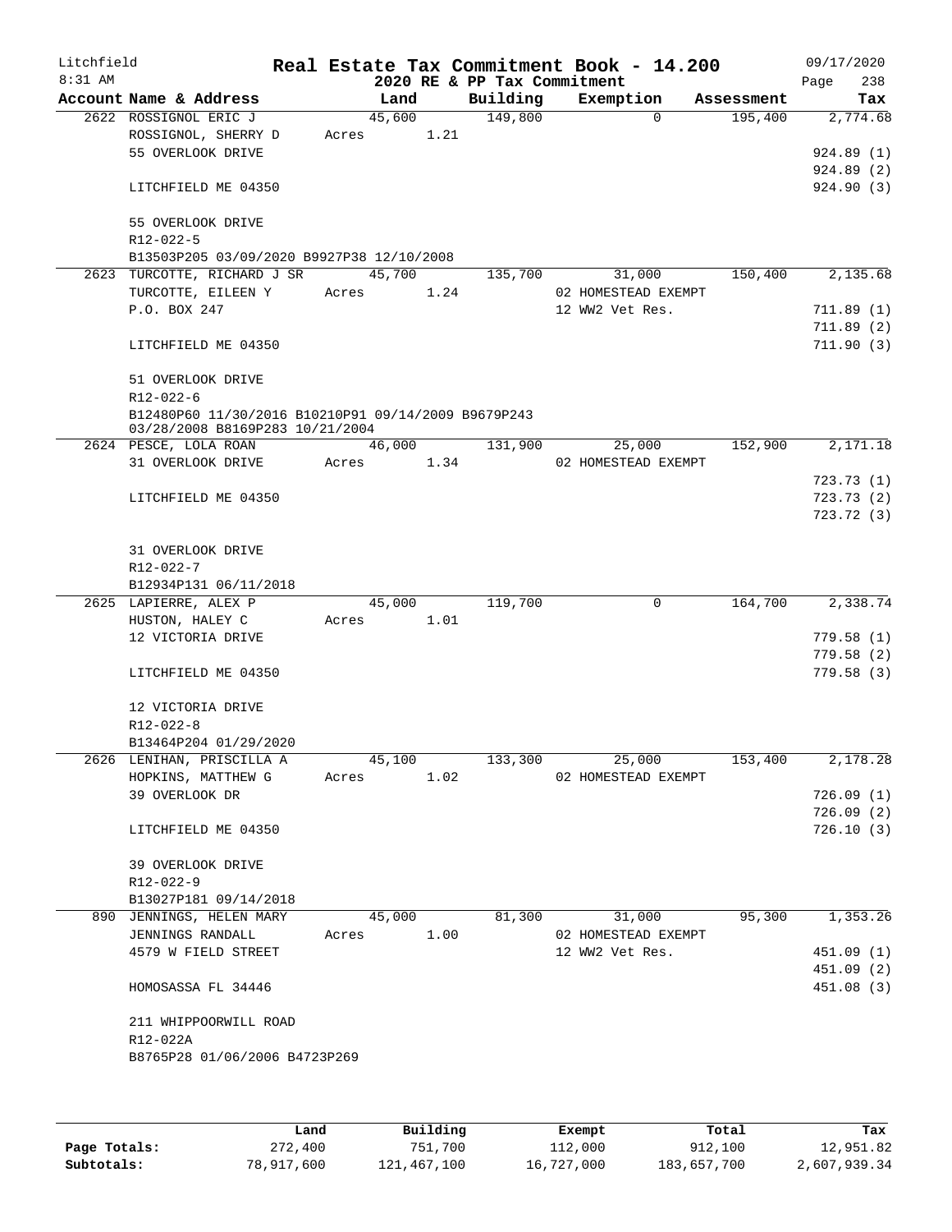Litchfield
8:31 AM

# Real Estate Tax Commitment Book - 14.200

2020 RE & PP Tax Commitment

09/17/2020
Page 238

| Account Name & Address | Land | Building | Exemption | Assessment | Tax |
|---|---|---|---|---|---|
| 2622 ROSSIGNOL ERIC J | 45,600 | 149,800 | 0 | 195,400 | 2,774.68 |
| ROSSIGNOL, SHERRY D | Acres 1.21 | | | | |
| 55 OVERLOOK DRIVE | | | | | 924.89 (1) |
| | | | | | 924.89 (2) |
| LITCHFIELD ME 04350 | | | | | 924.90 (3) |
| 55 OVERLOOK DRIVE | | | | | |
| R12-022-5 | | | | | |
| B13503P205 03/09/2020 B9927P38 12/10/2008 | | | | | |
| 2623 TURCOTTE, RICHARD J SR | 45,700 | 135,700 | 31,000 | 150,400 | 2,135.68 |
| TURCOTTE, EILEEN Y | Acres 1.24 | | 02 HOMESTEAD EXEMPT | | |
| P.O. BOX 247 | | | 12 WW2 Vet Res. | | 711.89 (1) |
| | | | | | 711.89 (2) |
| LITCHFIELD ME 04350 | | | | | 711.90 (3) |
| 51 OVERLOOK DRIVE | | | | | |
| R12-022-6 | | | | | |
| B12480P60 11/30/2016 B10210P91 09/14/2009 B9679P243 03/28/2008 B8169P283 10/21/2004 | | | | | |
| 2624 PESCE, LOLA ROAN | 46,000 | 131,900 | 25,000 | 152,900 | 2,171.18 |
| 31 OVERLOOK DRIVE | Acres 1.34 | | 02 HOMESTEAD EXEMPT | | |
| | | | | | 723.73 (1) |
| LITCHFIELD ME 04350 | | | | | 723.73 (2) |
| | | | | | 723.72 (3) |
| 31 OVERLOOK DRIVE | | | | | |
| R12-022-7 | | | | | |
| B12934P131 06/11/2018 | | | | | |
| 2625 LAPIERRE, ALEX P | 45,000 | 119,700 | 0 | 164,700 | 2,338.74 |
| HUSTON, HALEY C | Acres 1.01 | | | | |
| 12 VICTORIA DRIVE | | | | | 779.58 (1) |
| | | | | | 779.58 (2) |
| LITCHFIELD ME 04350 | | | | | 779.58 (3) |
| 12 VICTORIA DRIVE | | | | | |
| R12-022-8 | | | | | |
| B13464P204 01/29/2020 | | | | | |
| 2626 LENIHAN, PRISCILLA A | 45,100 | 133,300 | 25,000 | 153,400 | 2,178.28 |
| HOPKINS, MATTHEW G | Acres 1.02 | | 02 HOMESTEAD EXEMPT | | |
| 39 OVERLOOK DR | | | | | 726.09 (1) |
| | | | | | 726.09 (2) |
| LITCHFIELD ME 04350 | | | | | 726.10 (3) |
| 39 OVERLOOK DRIVE | | | | | |
| R12-022-9 | | | | | |
| B13027P181 09/14/2018 | | | | | |
| 890 JENNINGS, HELEN MARY | 45,000 | 81,300 | 31,000 | 95,300 | 1,353.26 |
| JENNINGS RANDALL | Acres 1.00 | | 02 HOMESTEAD EXEMPT | | |
| 4579 W FIELD STREET | | | 12 WW2 Vet Res. | | 451.09 (1) |
| | | | | | 451.09 (2) |
| HOMOSASSA FL 34446 | | | | | 451.08 (3) |
| 211 WHIPPOORWILL ROAD | | | | | |
| R12-022A | | | | | |
| B8765P28 01/06/2006 B4723P269 | | | | | |

| | Land | Building | Exempt | Total | Tax |
|---|---|---|---|---|---|
| **Page Totals:** | 272,400 | 751,700 | 112,000 | 912,100 | 12,951.82 |
| **Subtotals:** | 78,917,600 | 121,467,100 | 16,727,000 | 183,657,700 | 2,607,939.34 |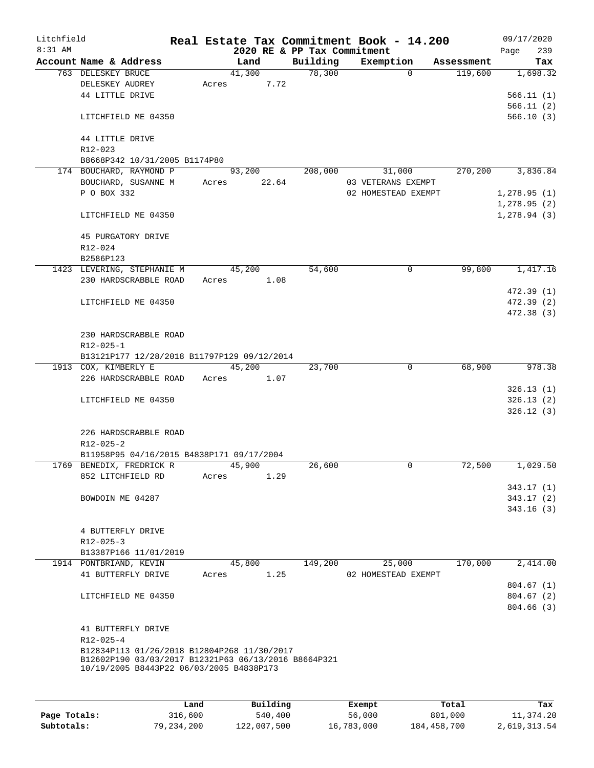Litchfield 8:31 AM

# Real Estate Tax Commitment Book - 14.200

2020 RE & PP Tax Commitment

09/17/2020 Page 239

| Account | Name & Address | Land | Building | Exemption | Assessment | Tax |
|---|---|---|---|---|---|---|
| 763 | DELESKEY BRUCE<br>DELESKEY AUDREY<br>44 LITTLE DRIVE<br><br>LITCHFIELD ME 04350<br><br>44 LITTLE DRIVE<br>R12-023<br>B8668P342 10/31/2005 B1174P80 | 41,300<br>Acres 7.72 | 78,300 | 0 | 119,600 | 1,698.32<br><br>566.11 (1)<br>566.11 (2)<br>566.10 (3) |
| 174 | BOUCHARD, RAYMOND P<br>BOUCHARD, SUSANNE M<br>P O BOX 332<br><br>LITCHFIELD ME 04350<br><br>45 PURGATORY DRIVE<br>R12-024<br>B2586P123 | 93,200<br>Acres 22.64 | 208,000 | 31,000<br>03 VETERANS EXEMPT<br>02 HOMESTEAD EXEMPT | 270,200 | 3,836.84<br><br>1,278.95 (1)<br>1,278.95 (2)<br>1,278.94 (3) |
| 1423 | LEVERING, STEPHANIE M<br>230 HARDSCRABBLE ROAD<br><br>LITCHFIELD ME 04350<br><br>230 HARDSCRABBLE ROAD<br>R12-025-1<br>B13121P177 12/28/2018 B11797P129 09/12/2014 | 45,200<br>Acres 1.08 | 54,600 | 0 | 99,800 | 1,417.16<br><br>472.39 (1)<br>472.39 (2)<br>472.38 (3) |
| 1913 | COX, KIMBERLY E<br>226 HARDSCRABBLE ROAD<br><br>LITCHFIELD ME 04350<br><br>226 HARDSCRABBLE ROAD<br>R12-025-2<br>B11958P95 04/16/2015 B4838P171 09/17/2004 | 45,200<br>Acres 1.07 | 23,700 | 0 | 68,900 | 978.38<br><br>326.13 (1)<br>326.13 (2)<br>326.12 (3) |
| 1769 | BENEDIX, FREDRICK R<br>852 LITCHFIELD RD<br><br>BOWDOIN ME 04287<br><br>4 BUTTERFLY DRIVE<br>R12-025-3<br>B13387P166 11/01/2019 | 45,900<br>Acres 1.29 | 26,600 | 0 | 72,500 | 1,029.50<br><br>343.17 (1)<br>343.17 (2)<br>343.16 (3) |
| 1914 | PONTBRIAND, KEVIN<br>41 BUTTERFLY DRIVE<br><br>LITCHFIELD ME 04350<br><br>41 BUTTERFLY DRIVE<br>R12-025-4<br>B12834P113 01/26/2018 B12804P268 11/30/2017<br>B12602P190 03/03/2017 B12321P63 06/13/2016 B8664P321<br>10/19/2005 B8443P22 06/03/2005 B4838P173 | 45,800<br>Acres 1.25 | 149,200 | 25,000<br>02 HOMESTEAD EXEMPT | 170,000 | 2,414.00<br><br>804.67 (1)<br>804.67 (2)<br>804.66 (3) |

|  | Land | Building | Exempt | Total | Tax |
|---|---|---|---|---|---|
| Page Totals: | 316,600 | 540,400 | 56,000 | 801,000 | 11,374.20 |
| Subtotals: | 79,234,200 | 122,007,500 | 16,783,000 | 184,458,700 | 2,619,313.54 |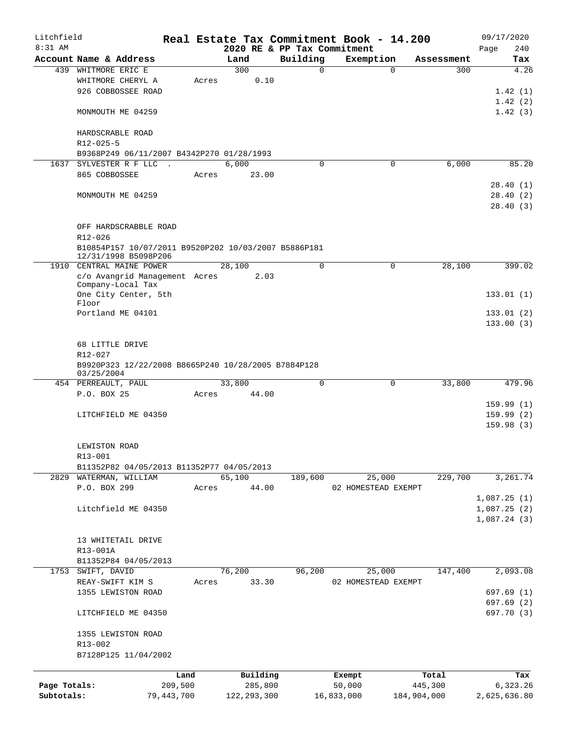Litchfield
8:31 AM

# Real Estate Tax Commitment Book - 14.200

2020 RE & PP Tax Commitment

09/17/2020
Page 240

| Account Name & Address | Land | Building | Exemption | Assessment | Tax |
|---|---|---|---|---|---|
| 439 WHITMORE ERIC E | 300 | 0 | 0 | 300 | 4.26 |
| WHITMORE CHERYL A | Acres 0.10 | | | | |
| 926 COBBOSSEE ROAD | | | | | 1.42 (1) |
| | | | | | 1.42 (2) |
| MONMOUTH ME 04259 | | | | | 1.42 (3) |
| HARDSCRABLE ROAD | | | | | |
| R12-025-5 | | | | | |
| B9368P249 06/11/2007 B4342P270 01/28/1993 | | | | | |
| 1637 SYLVESTER R F LLC . | 6,000 | 0 | 0 | 6,000 | 85.20 |
| 865 COBBOSSEE | Acres 23.00 | | | | |
| | | | | | 28.40 (1) |
| MONMOUTH ME 04259 | | | | | 28.40 (2) |
| | | | | | 28.40 (3) |
| OFF HARDSCRABBLE ROAD | | | | | |
| R12-026 | | | | | |
| B10854P157 10/07/2011 B9520P202 10/03/2007 B5886P181 12/31/1998 B5098P206 | | | | | |
| 1910 CENTRAL MAINE POWER | 28,100 | 0 | 0 | 28,100 | 399.02 |
| c/o Avangrid Management Company-Local Tax | Acres 2.03 | | | | |
| One City Center, 5th Floor | | | | | 133.01 (1) |
| Portland ME 04101 | | | | | 133.01 (2) |
| | | | | | 133.00 (3) |
| 68 LITTLE DRIVE | | | | | |
| R12-027 | | | | | |
| B9920P323 12/22/2008 B8665P240 10/28/2005 B7884P128 03/25/2004 | | | | | |
| 454 PERREAULT, PAUL | 33,800 | 0 | 0 | 33,800 | 479.96 |
| P.O. BOX 25 | Acres 44.00 | | | | |
| | | | | | 159.99 (1) |
| LITCHFIELD ME 04350 | | | | | 159.99 (2) |
| | | | | | 159.98 (3) |
| LEWISTON ROAD | | | | | |
| R13-001 | | | | | |
| B11352P82 04/05/2013 B11352P77 04/05/2013 | | | | | |
| 2829 WATERMAN, WILLIAM | 65,100 | 189,600 | 25,000 | 229,700 | 3,261.74 |
| P.O. BOX 299 | Acres 44.00 | | 02 HOMESTEAD EXEMPT | | |
| | | | | | 1,087.25 (1) |
| Litchfield ME 04350 | | | | | 1,087.25 (2) |
| | | | | | 1,087.24 (3) |
| 13 WHITETAIL DRIVE | | | | | |
| R13-001A | | | | | |
| B11352P84 04/05/2013 | | | | | |
| 1753 SWIFT, DAVID | 76,200 | 96,200 | 25,000 | 147,400 | 2,093.08 |
| REAY-SWIFT KIM S | Acres 33.30 | | 02 HOMESTEAD EXEMPT | | |
| 1355 LEWISTON ROAD | | | | | 697.69 (1) |
| | | | | | 697.69 (2) |
| LITCHFIELD ME 04350 | | | | | 697.70 (3) |
| 1355 LEWISTON ROAD | | | | | |
| R13-002 | | | | | |
| B7128P125 11/04/2002 | | | | | |

| | Land | Building | Exempt | Total | Tax |
|---|---|---|---|---|---|
| Page Totals: | 209,500 | 285,800 | 50,000 | 445,300 | 6,323.26 |
| Subtotals: | 79,443,700 | 122,293,300 | 16,833,000 | 184,904,000 | 2,625,636.80 |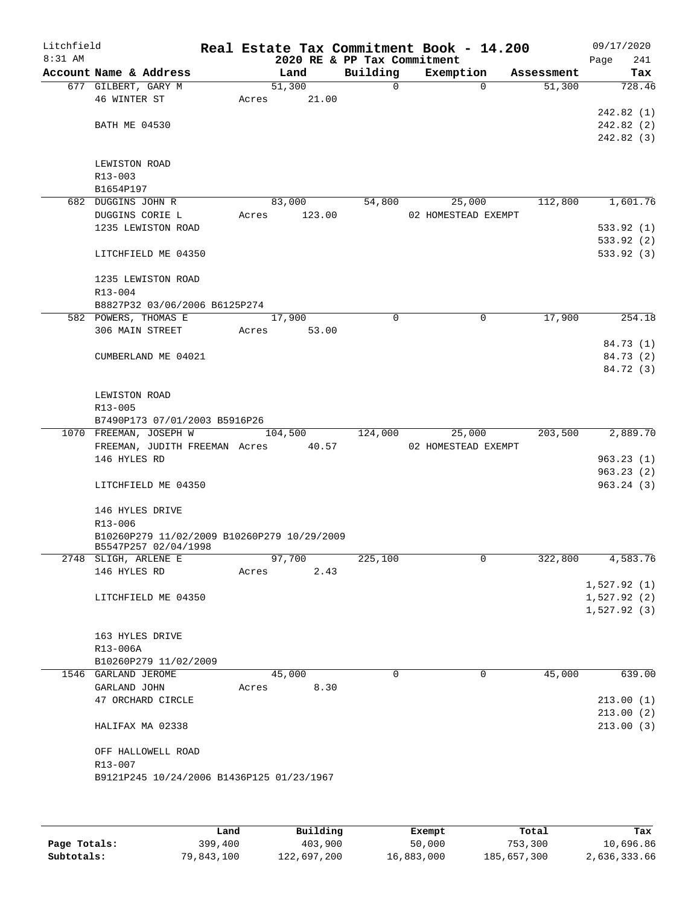Litchfield 8:31 AM

**Real Estate Tax Commitment Book - 14.200**
**2020 RE & PP Tax Commitment**

09/17/2020

| Account Name & Address | Land | Building | Exemption | Assessment | Tax |
|---|---|---|---|---|---|
| 677 GILBERT, GARY M | 51,300 | 0 | 0 | 51,300 | 728.46 |
| 46 WINTER ST | Acres 21.00 | | | | |
| | | | | | 242.82 (1) |
| BATH ME 04530 | | | | | 242.82 (2) |
| | | | | | 242.82 (3) |
| LEWISTON ROAD | | | | | |
| R13-003 | | | | | |
| B1654P197 | | | | | |
| 682 DUGGINS JOHN R | 83,000 | 54,800 | 25,000 | 112,800 | 1,601.76 |
| DUGGINS CORIE L | Acres 123.00 | | 02 HOMESTEAD EXEMPT | | |
| 1235 LEWISTON ROAD | | | | | 533.92 (1) |
| | | | | | 533.92 (2) |
| LITCHFIELD ME 04350 | | | | | 533.92 (3) |
| 1235 LEWISTON ROAD | | | | | |
| R13-004 | | | | | |
| B8827P32 03/06/2006 B6125P274 | | | | | |
| 582 POWERS, THOMAS E | 17,900 | 0 | 0 | 17,900 | 254.18 |
| 306 MAIN STREET | Acres 53.00 | | | | |
| | | | | | 84.73 (1) |
| CUMBERLAND ME 04021 | | | | | 84.73 (2) |
| | | | | | 84.72 (3) |
| LEWISTON ROAD | | | | | |
| R13-005 | | | | | |
| B7490P173 07/01/2003 B5916P26 | | | | | |
| 1070 FREEMAN, JOSEPH W | 104,500 | 124,000 | 25,000 | 203,500 | 2,889.70 |
| FREEMAN, JUDITH FREEMAN | Acres 40.57 | | 02 HOMESTEAD EXEMPT | | |
| 146 HYLES RD | | | | | 963.23 (1) |
| | | | | | 963.23 (2) |
| LITCHFIELD ME 04350 | | | | | 963.24 (3) |
| 146 HYLES DRIVE | | | | | |
| R13-006 | | | | | |
| B10260P279 11/02/2009 B10260P279 10/29/2009 B5547P257 02/04/1998 | | | | | |
| 2748 SLIGH, ARLENE E | 97,700 | 225,100 | 0 | 322,800 | 4,583.76 |
| 146 HYLES RD | Acres 2.43 | | | | |
| | | | | | 1,527.92 (1) |
| LITCHFIELD ME 04350 | | | | | 1,527.92 (2) |
| | | | | | 1,527.92 (3) |
| 163 HYLES DRIVE | | | | | |
| R13-006A | | | | | |
| B10260P279 11/02/2009 | | | | | |
| 1546 GARLAND JEROME | 45,000 | 0 | 0 | 45,000 | 639.00 |
| GARLAND JOHN | Acres 8.30 | | | | |
| 47 ORCHARD CIRCLE | | | | | 213.00 (1) |
| | | | | | 213.00 (2) |
| HALIFAX MA 02338 | | | | | 213.00 (3) |
| OFF HALLOWELL ROAD | | | | | |
| R13-007 | | | | | |
| B9121P245 10/24/2006 B1436P125 01/23/1967 | | | | | |

| | Land | Building | Exempt | Total | Tax |
|---|---|---|---|---|---|
| Page Totals: | 399,400 | 403,900 | 50,000 | 753,300 | 10,696.86 |
| Subtotals: | 79,843,100 | 122,697,200 | 16,883,000 | 185,657,300 | 2,636,333.66 |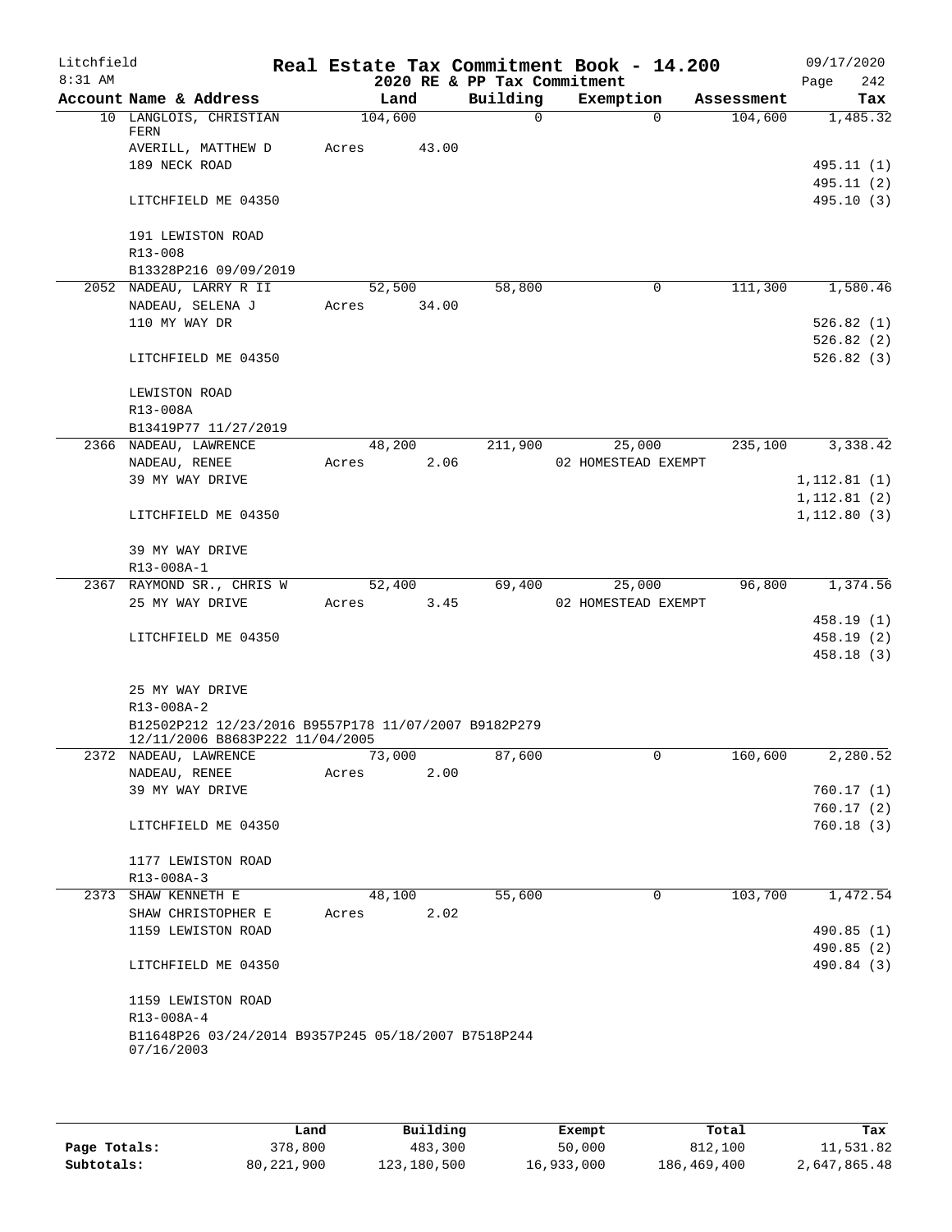Litchfield 8:31 AM

**Real Estate Tax Commitment Book - 14.200**
**2020 RE & PP Tax Commitment**

09/17/2020

| Account Name & Address | Land | Building | Exemption | Assessment | Tax |
|---|---|---|---|---|---|
| 10 LANGLOIS, CHRISTIAN FERN | 104,600 | 0 | 0 | 104,600 | 1,485.32 |
| AVERILL, MATTHEW D | Acres 43.00 | | | | |
| 189 NECK ROAD | | | | | 495.11 (1) |
| | | | | | 495.11 (2) |
| LITCHFIELD ME 04350 | | | | | 495.10 (3) |
| 191 LEWISTON ROAD | | | | | |
| R13-008 | | | | | |
| B13328P216 09/09/2019 | | | | | |
| 2052 NADEAU, LARRY R II | 52,500 | 58,800 | 0 | 111,300 | 1,580.46 |
| NADEAU, SELENA J | Acres 34.00 | | | | |
| 110 MY WAY DR | | | | | 526.82 (1) |
| | | | | | 526.82 (2) |
| LITCHFIELD ME 04350 | | | | | 526.82 (3) |
| LEWISTON ROAD | | | | | |
| R13-008A | | | | | |
| B13419P77 11/27/2019 | | | | | |
| 2366 NADEAU, LAWRENCE | 48,200 | 211,900 | 25,000 | 235,100 | 3,338.42 |
| NADEAU, RENEE | Acres 2.06 | | 02 HOMESTEAD EXEMPT | | |
| 39 MY WAY DRIVE | | | | | 1,112.81 (1) |
| | | | | | 1,112.81 (2) |
| LITCHFIELD ME 04350 | | | | | 1,112.80 (3) |
| 39 MY WAY DRIVE | | | | | |
| R13-008A-1 | | | | | |
| 2367 RAYMOND SR., CHRIS W | 52,400 | 69,400 | 25,000 | 96,800 | 1,374.56 |
| 25 MY WAY DRIVE | Acres 3.45 | | 02 HOMESTEAD EXEMPT | | |
| | | | | | 458.19 (1) |
| LITCHFIELD ME 04350 | | | | | 458.19 (2) |
| | | | | | 458.18 (3) |
| 25 MY WAY DRIVE | | | | | |
| R13-008A-2 | | | | | |
| B12502P212 12/23/2016 B9557P178 11/07/2007 B9182P279 12/11/2006 B8683P222 11/04/2005 | | | | | |
| 2372 NADEAU, LAWRENCE | 73,000 | 87,600 | 0 | 160,600 | 2,280.52 |
| NADEAU, RENEE | Acres 2.00 | | | | |
| 39 MY WAY DRIVE | | | | | 760.17 (1) |
| | | | | | 760.17 (2) |
| LITCHFIELD ME 04350 | | | | | 760.18 (3) |
| 1177 LEWISTON ROAD | | | | | |
| R13-008A-3 | | | | | |
| 2373 SHAW KENNETH E | 48,100 | 55,600 | 0 | 103,700 | 1,472.54 |
| SHAW CHRISTOPHER E | Acres 2.02 | | | | |
| 1159 LEWISTON ROAD | | | | | 490.85 (1) |
| | | | | | 490.85 (2) |
| LITCHFIELD ME 04350 | | | | | 490.84 (3) |
| 1159 LEWISTON ROAD | | | | | |
| R13-008A-4 | | | | | |
| B11648P26 03/24/2014 B9357P245 05/18/2007 B7518P244 07/16/2003 | | | | | |

| | Land | Building | Exempt | Total | Tax |
|---|---|---|---|---|---|
| Page Totals: | 378,800 | 483,300 | 50,000 | 812,100 | 11,531.82 |
| Subtotals: | 80,221,900 | 123,180,500 | 16,933,000 | 186,469,400 | 2,647,865.48 |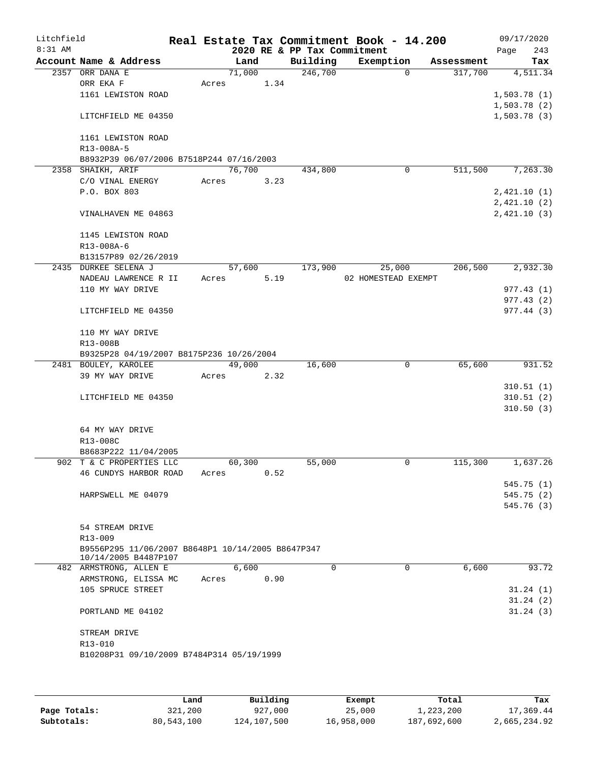Litchfield
8:31 AM

# Real Estate Tax Commitment Book - 14.200

## 2020 RE & PP Tax Commitment

09/17/2020

| Account | Name & Address | Land | Building | Exemption | Assessment | Tax |
|---|---|---|---|---|---|---|
| 2357 | ORR DANA E<br>ORR EKA F<br>1161 LEWISTON ROAD<br><br>LITCHFIELD ME 04350<br><br>1161 LEWISTON ROAD<br>R13-008A-5<br>B8932P39 06/07/2006 B7518P244 07/16/2003 | 71,000<br>Acres 1.34 | 246,700 | 0 | 317,700 | 4,511.34<br><br>1,503.78 (1)<br>1,503.78 (2)<br>1,503.78 (3) |
| 2358 | SHAIKH, ARIF<br>C/O VINAL ENERGY<br>P.O. BOX 803<br><br>VINALHAVEN ME 04863<br><br>1145 LEWISTON ROAD<br>R13-008A-6<br>B13157P89 02/26/2019 | 76,700<br>Acres 3.23 | 434,800 | 0 | 511,500 | 7,263.30<br><br>2,421.10 (1)<br>2,421.10 (2)<br>2,421.10 (3) |
| 2435 | DURKEE SELENA J<br>NADEAU LAWRENCE R II<br>110 MY WAY DRIVE<br><br>LITCHFIELD ME 04350<br><br>110 MY WAY DRIVE<br>R13-008B<br>B9325P28 04/19/2007 B8175P236 10/26/2004 | 57,600<br>Acres 5.19 | 173,900 | 25,000<br>02 HOMESTEAD EXEMPT | 206,500 | 2,932.30<br><br>977.43 (1)<br>977.43 (2)<br>977.44 (3) |
| 2481 | BOULEY, KAROLEE<br>39 MY WAY DRIVE<br><br>LITCHFIELD ME 04350<br><br>64 MY WAY DRIVE<br>R13-008C<br>B8683P222 11/04/2005 | 49,000<br>Acres 2.32 | 16,600 | 0 | 65,600 | 931.52<br><br>310.51 (1)<br>310.51 (2)<br>310.50 (3) |
| 902 | T & C PROPERTIES LLC<br>46 CUNDYS HARBOR ROAD<br><br>HARPSWELL ME 04079<br><br>54 STREAM DRIVE<br>R13-009<br>B9556P295 11/06/2007 B8648P1 10/14/2005 B8647P347 10/14/2005 B4487P107 | 60,300<br>Acres 0.52 | 55,000 | 0 | 115,300 | 1,637.26<br><br>545.75 (1)<br>545.75 (2)<br>545.76 (3) |
| 482 | ARMSTRONG, ALLEN E<br>ARMSTRONG, ELISSA MC<br>105 SPRUCE STREET<br><br>PORTLAND ME 04102<br><br>STREAM DRIVE<br>R13-010<br>B10208P31 09/10/2009 B7484P314 05/19/1999 | 6,600<br>Acres 0.90 | 0 | 0 | 6,600 | 93.72<br><br>31.24 (1)<br>31.24 (2)<br>31.24 (3) |

| | Land | Building | Exempt | Total | Tax |
|---|---|---|---|---|---|
| Page Totals: | 321,200 | 927,000 | 25,000 | 1,223,200 | 17,369.44 |
| Subtotals: | 80,543,100 | 124,107,500 | 16,958,000 | 187,692,600 | 2,665,234.92 |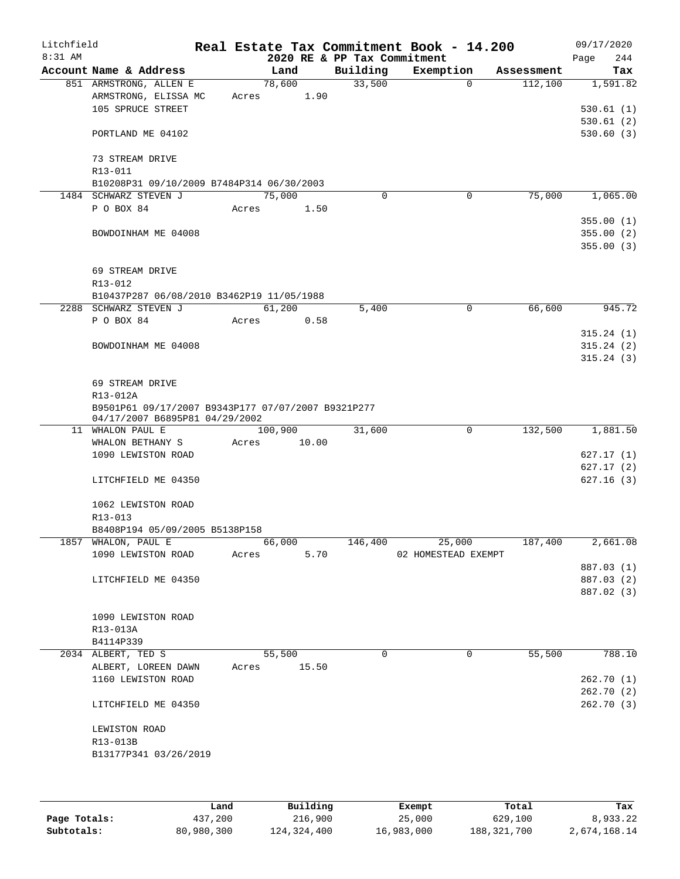Litchfield
8:31 AM

# Real Estate Tax Commitment Book - 14.200
## 2020 RE & PP Tax Commitment

09/17/2020
Page 244

| Account Name & Address | Land | Building | Exemption | Assessment | Tax |
|---|---|---|---|---|---|
| 851 ARMSTRONG, ALLEN E | 78,600 | 33,500 | 0 | 112,100 | 1,591.82 |
| ARMSTRONG, ELISSA MC | Acres 1.90 | | | | |
| 105 SPRUCE STREET | | | | | 530.61 (1) |
| | | | | | 530.61 (2) |
| PORTLAND ME 04102 | | | | | 530.60 (3) |
| 73 STREAM DRIVE | | | | | |
| R13-011 | | | | | |
| B10208P31 09/10/2009 B7484P314 06/30/2003 | | | | | |
| 1484 SCHWARZ STEVEN J | 75,000 | 0 | 0 | 75,000 | 1,065.00 |
| P O BOX 84 | Acres 1.50 | | | | |
| | | | | | 355.00 (1) |
| BOWDOINHAM ME 04008 | | | | | 355.00 (2) |
| | | | | | 355.00 (3) |
| 69 STREAM DRIVE | | | | | |
| R13-012 | | | | | |
| B10437P287 06/08/2010 B3462P19 11/05/1988 | | | | | |
| 2288 SCHWARZ STEVEN J | 61,200 | 5,400 | 0 | 66,600 | 945.72 |
| P O BOX 84 | Acres 0.58 | | | | |
| | | | | | 315.24 (1) |
| BOWDOINHAM ME 04008 | | | | | 315.24 (2) |
| | | | | | 315.24 (3) |
| 69 STREAM DRIVE | | | | | |
| R13-012A | | | | | |
| B9501P61 09/17/2007 B9343P177 07/07/2007 B9321P277 04/17/2007 B6895P81 04/29/2002 | | | | | |
| 11 WHALON PAUL E | 100,900 | 31,600 | 0 | 132,500 | 1,881.50 |
| WHALON BETHANY S | Acres 10.00 | | | | |
| 1090 LEWISTON ROAD | | | | | 627.17 (1) |
| | | | | | 627.17 (2) |
| LITCHFIELD ME 04350 | | | | | 627.16 (3) |
| 1062 LEWISTON ROAD | | | | | |
| R13-013 | | | | | |
| B8408P194 05/09/2005 B5138P158 | | | | | |
| 1857 WHALON, PAUL E | 66,000 | 146,400 | 25,000 | 187,400 | 2,661.08 |
| 1090 LEWISTON ROAD | Acres 5.70 | | 02 HOMESTEAD EXEMPT | | |
| | | | | | 887.03 (1) |
| LITCHFIELD ME 04350 | | | | | 887.03 (2) |
| | | | | | 887.02 (3) |
| 1090 LEWISTON ROAD | | | | | |
| R13-013A | | | | | |
| B4114P339 | | | | | |
| 2034 ALBERT, TED S | 55,500 | 0 | 0 | 55,500 | 788.10 |
| ALBERT, LOREEN DAWN | Acres 15.50 | | | | |
| 1160 LEWISTON ROAD | | | | | 262.70 (1) |
| | | | | | 262.70 (2) |
| LITCHFIELD ME 04350 | | | | | 262.70 (3) |
| LEWISTON ROAD | | | | | |
| R13-013B | | | | | |
| B13177P341 03/26/2019 | | | | | |

| | Land | Building | Exempt | Total | Tax |
|---|---|---|---|---|---|
| Page Totals: | 437,200 | 216,900 | 25,000 | 629,100 | 8,933.22 |
| Subtotals: | 80,980,300 | 124,324,400 | 16,983,000 | 188,321,700 | 2,674,168.14 |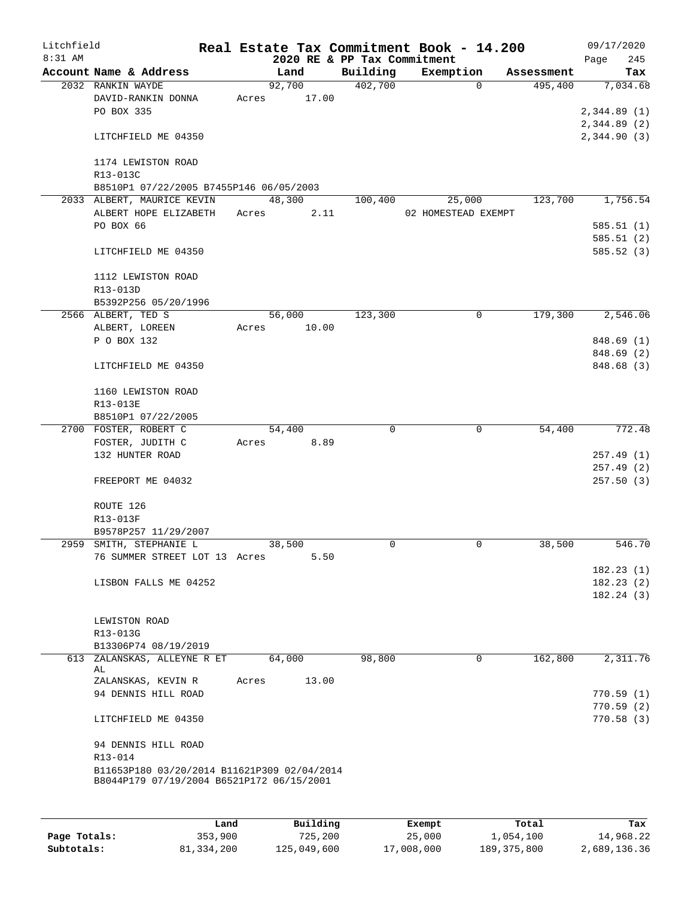# Litchfield — Real Estate Tax Commitment Book - 14.200

2020 RE & PP Tax Commitment

8:31 AM — 09/17/2020

| Account Name & Address | Land | Building | Exemption | Assessment | Tax |
|---|---|---|---|---|---|
| 2032 RANKIN WAYDE | 92,700 | 402,700 | 0 | 495,400 | 7,034.68 |
| DAVID-RANKIN DONNA | Acres 17.00 | | | | |
| PO BOX 335 | | | | | 2,344.89 (1) |
| | | | | | 2,344.89 (2) |
| LITCHFIELD ME 04350 | | | | | 2,344.90 (3) |
| 1174 LEWISTON ROAD | | | | | |
| R13-013C | | | | | |
| B8510P1 07/22/2005 B7455P146 06/05/2003 | | | | | |
| 2033 ALBERT, MAURICE KEVIN | 48,300 | 100,400 | 25,000 | 123,700 | 1,756.54 |
| ALBERT HOPE ELIZABETH | Acres 2.11 | | 02 HOMESTEAD EXEMPT | | |
| PO BOX 66 | | | | | 585.51 (1) |
| | | | | | 585.51 (2) |
| LITCHFIELD ME 04350 | | | | | 585.52 (3) |
| 1112 LEWISTON ROAD | | | | | |
| R13-013D | | | | | |
| B5392P256 05/20/1996 | | | | | |
| 2566 ALBERT, TED S | 56,000 | 123,300 | 0 | 179,300 | 2,546.06 |
| ALBERT, LOREEN | Acres 10.00 | | | | |
| P O BOX 132 | | | | | 848.69 (1) |
| | | | | | 848.69 (2) |
| LITCHFIELD ME 04350 | | | | | 848.68 (3) |
| 1160 LEWISTON ROAD | | | | | |
| R13-013E | | | | | |
| B8510P1 07/22/2005 | | | | | |
| 2700 FOSTER, ROBERT C | 54,400 | 0 | 0 | 54,400 | 772.48 |
| FOSTER, JUDITH C | Acres 8.89 | | | | |
| 132 HUNTER ROAD | | | | | 257.49 (1) |
| | | | | | 257.49 (2) |
| FREEPORT ME 04032 | | | | | 257.50 (3) |
| ROUTE 126 | | | | | |
| R13-013F | | | | | |
| B9578P257 11/29/2007 | | | | | |
| 2959 SMITH, STEPHANIE L | 38,500 | 0 | 0 | 38,500 | 546.70 |
| 76 SUMMER STREET LOT 13 | Acres 5.50 | | | | |
| | | | | | 182.23 (1) |
| LISBON FALLS ME 04252 | | | | | 182.23 (2) |
| | | | | | 182.24 (3) |
| LEWISTON ROAD | | | | | |
| R13-013G | | | | | |
| B13306P74 08/19/2019 | | | | | |
| 613 ZALANSKAS, ALLEYNE R ET AL | 64,000 | 98,800 | 0 | 162,800 | 2,311.76 |
| ZALANSKAS, KEVIN R | Acres 13.00 | | | | |
| 94 DENNIS HILL ROAD | | | | | 770.59 (1) |
| | | | | | 770.59 (2) |
| LITCHFIELD ME 04350 | | | | | 770.58 (3) |
| 94 DENNIS HILL ROAD | | | | | |
| R13-014 | | | | | |
| B11653P180 03/20/2014 B11621P309 02/04/2014 B8044P179 07/19/2004 B6521P172 06/15/2001 | | | | | |

| | Land | Building | Exempt | Total | Tax |
|---|---|---|---|---|---|
| Page Totals: | 353,900 | 725,200 | 25,000 | 1,054,100 | 14,968.22 |
| Subtotals: | 81,334,200 | 125,049,600 | 17,008,000 | 189,375,800 | 2,689,136.36 |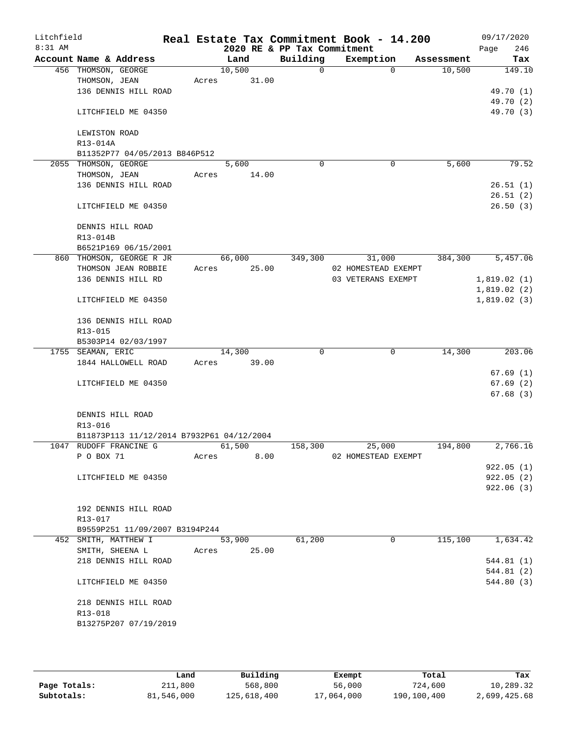Litchfield
8:31 AM

# Real Estate Tax Commitment Book - 14.200

2020 RE & PP Tax Commitment

09/17/2020
Page 246

| Account Name & Address | Land | Building | Exemption | Assessment | Tax |
|---|---|---|---|---|---|
| 456 THOMSON, GEORGE | 10,500 | 0 | 0 | 10,500 | 149.10 |
| THOMSON, JEAN | Acres 31.00 | | | | |
| 136 DENNIS HILL ROAD | | | | | 49.70 (1) |
| | | | | | 49.70 (2) |
| LITCHFIELD ME 04350 | | | | | 49.70 (3) |
| LEWISTON ROAD | | | | | |
| R13-014A | | | | | |
| B11352P77 04/05/2013 B846P512 | | | | | |
| 2055 THOMSON, GEORGE | 5,600 | 0 | 0 | 5,600 | 79.52 |
| THOMSON, JEAN | Acres 14.00 | | | | |
| 136 DENNIS HILL ROAD | | | | | 26.51 (1) |
| | | | | | 26.51 (2) |
| LITCHFIELD ME 04350 | | | | | 26.50 (3) |
| DENNIS HILL ROAD | | | | | |
| R13-014B | | | | | |
| B6521P169 06/15/2001 | | | | | |
| 860 THOMSON, GEORGE R JR | 66,000 | 349,300 | 31,000 | 384,300 | 5,457.06 |
| THOMSON JEAN ROBBIE | Acres 25.00 | | 02 HOMESTEAD EXEMPT | | |
| 136 DENNIS HILL RD | | | 03 VETERANS EXEMPT | | 1,819.02 (1) |
| | | | | | 1,819.02 (2) |
| LITCHFIELD ME 04350 | | | | | 1,819.02 (3) |
| 136 DENNIS HILL ROAD | | | | | |
| R13-015 | | | | | |
| B5303P14 02/03/1997 | | | | | |
| 1755 SEAMAN, ERIC | 14,300 | 0 | 0 | 14,300 | 203.06 |
| 1844 HALLOWELL ROAD | Acres 39.00 | | | | |
| | | | | | 67.69 (1) |
| LITCHFIELD ME 04350 | | | | | 67.69 (2) |
| | | | | | 67.68 (3) |
| DENNIS HILL ROAD | | | | | |
| R13-016 | | | | | |
| B11873P113 11/12/2014 B7932P61 04/12/2004 | | | | | |
| 1047 RUDOFF FRANCINE G | 61,500 | 158,300 | 25,000 | 194,800 | 2,766.16 |
| P O BOX 71 | Acres 8.00 | | 02 HOMESTEAD EXEMPT | | |
| | | | | | 922.05 (1) |
| LITCHFIELD ME 04350 | | | | | 922.05 (2) |
| | | | | | 922.06 (3) |
| 192 DENNIS HILL ROAD | | | | | |
| R13-017 | | | | | |
| B9559P251 11/09/2007 B3194P244 | | | | | |
| 452 SMITH, MATTHEW I | 53,900 | 61,200 | 0 | 115,100 | 1,634.42 |
| SMITH, SHEENA L | Acres 25.00 | | | | |
| 218 DENNIS HILL ROAD | | | | | 544.81 (1) |
| | | | | | 544.81 (2) |
| LITCHFIELD ME 04350 | | | | | 544.80 (3) |
| 218 DENNIS HILL ROAD | | | | | |
| R13-018 | | | | | |
| B13275P207 07/19/2019 | | | | | |

| | Land | Building | Exempt | Total | Tax |
|---|---|---|---|---|---|
| Page Totals: | 211,800 | 568,800 | 56,000 | 724,600 | 10,289.32 |
| Subtotals: | 81,546,000 | 125,618,400 | 17,064,000 | 190,100,400 | 2,699,425.68 |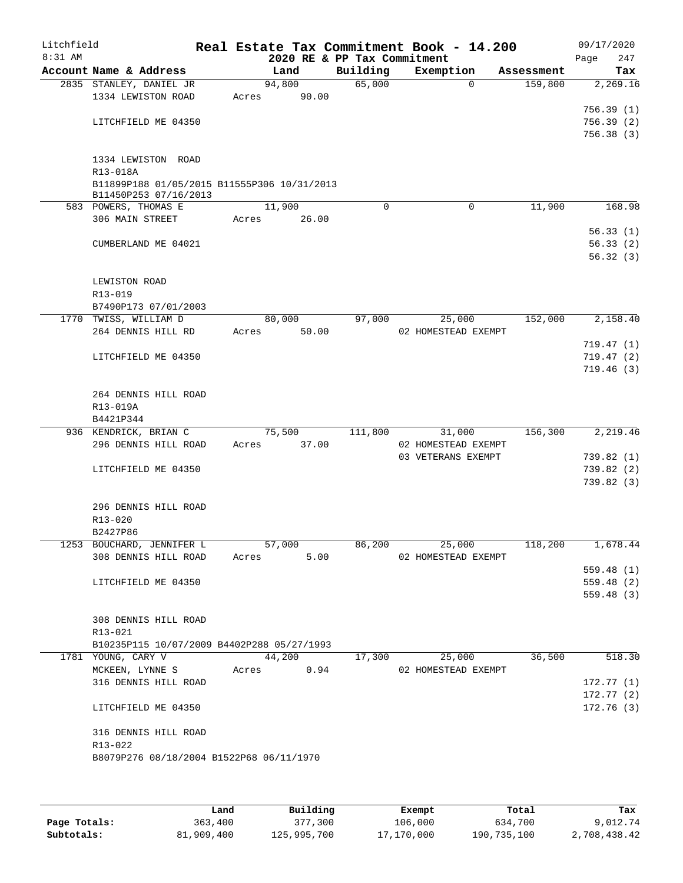# Real Estate Tax Commitment Book - 14.200

Litchfield 8:31 AM — 2020 RE & PP Tax Commitment — 09/17/2020

| Account Name & Address | Land | Building | Exemption | Assessment | Tax |
|---|---|---|---|---|---|
| 2835 STANLEY, DANIEL JR | 94,800 | 65,000 | 0 | 159,800 | 2,269.16 |
| 1334 LEWISTON ROAD | Acres 90.00 | | | | |
| | | | | | 756.39 (1) |
| LITCHFIELD ME 04350 | | | | | 756.39 (2) |
| | | | | | 756.38 (3) |
| 1334 LEWISTON ROAD | | | | | |
| R13-018A | | | | | |
| B11899P188 01/05/2015 B11555P306 10/31/2013 B11450P253 07/16/2013 | | | | | |
| 583 POWERS, THOMAS E | 11,900 | 0 | 0 | 11,900 | 168.98 |
| 306 MAIN STREET | Acres 26.00 | | | | |
| | | | | | 56.33 (1) |
| CUMBERLAND ME 04021 | | | | | 56.33 (2) |
| | | | | | 56.32 (3) |
| LEWISTON ROAD | | | | | |
| R13-019 | | | | | |
| B7490P173 07/01/2003 | | | | | |
| 1770 TWISS, WILLIAM D | 80,000 | 97,000 | 25,000 | 152,000 | 2,158.40 |
| 264 DENNIS HILL RD | Acres 50.00 | | 02 HOMESTEAD EXEMPT | | |
| | | | | | 719.47 (1) |
| LITCHFIELD ME 04350 | | | | | 719.47 (2) |
| | | | | | 719.46 (3) |
| 264 DENNIS HILL ROAD | | | | | |
| R13-019A | | | | | |
| B4421P344 | | | | | |
| 936 KENDRICK, BRIAN C | 75,500 | 111,800 | 31,000 | 156,300 | 2,219.46 |
| 296 DENNIS HILL ROAD | Acres 37.00 | | 02 HOMESTEAD EXEMPT | | |
| | | | 03 VETERANS EXEMPT | | 739.82 (1) |
| LITCHFIELD ME 04350 | | | | | 739.82 (2) |
| | | | | | 739.82 (3) |
| 296 DENNIS HILL ROAD | | | | | |
| R13-020 | | | | | |
| B2427P86 | | | | | |
| 1253 BOUCHARD, JENNIFER L | 57,000 | 86,200 | 25,000 | 118,200 | 1,678.44 |
| 308 DENNIS HILL ROAD | Acres 5.00 | | 02 HOMESTEAD EXEMPT | | |
| | | | | | 559.48 (1) |
| LITCHFIELD ME 04350 | | | | | 559.48 (2) |
| | | | | | 559.48 (3) |
| 308 DENNIS HILL ROAD | | | | | |
| R13-021 | | | | | |
| B10235P115 10/07/2009 B4402P288 05/27/1993 | | | | | |
| 1781 YOUNG, CARY V | 44,200 | 17,300 | 25,000 | 36,500 | 518.30 |
| MCKEEN, LYNNE S | Acres 0.94 | | 02 HOMESTEAD EXEMPT | | |
| 316 DENNIS HILL ROAD | | | | | 172.77 (1) |
| | | | | | 172.77 (2) |
| LITCHFIELD ME 04350 | | | | | 172.76 (3) |
| 316 DENNIS HILL ROAD | | | | | |
| R13-022 | | | | | |
| B8079P276 08/18/2004 B1522P68 06/11/1970 | | | | | |

| | Land | Building | Exempt | Total | Tax |
|---|---|---|---|---|---|
| Page Totals: | 363,400 | 377,300 | 106,000 | 634,700 | 9,012.74 |
| Subtotals: | 81,909,400 | 125,995,700 | 17,170,000 | 190,735,100 | 2,708,438.42 |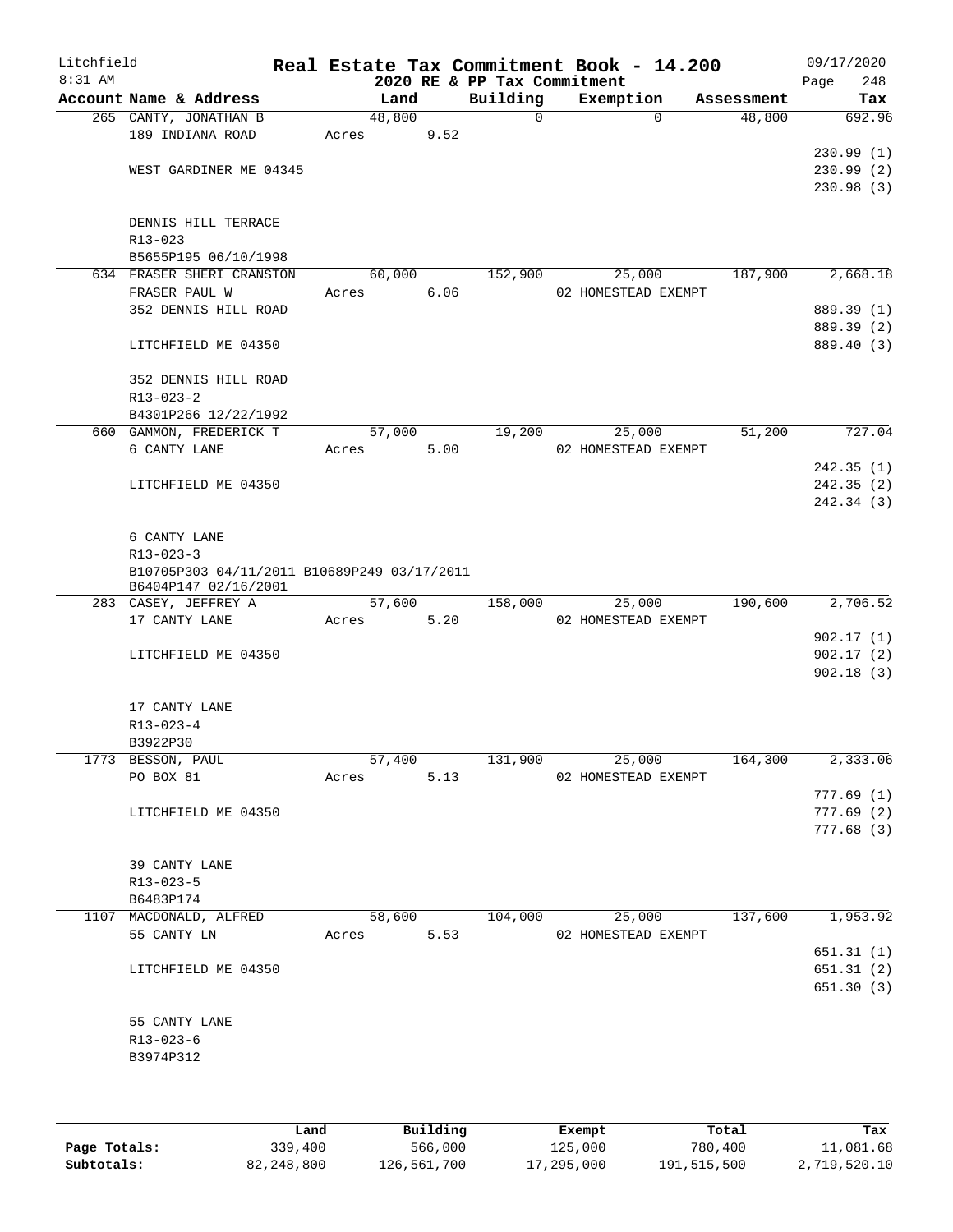Litchfield 8:31 AM

# Real Estate Tax Commitment Book - 14.200

2020 RE & PP Tax Commitment

09/17/2020 Page 248

| Account Name & Address | Land | Building | Exemption | Assessment | Tax |
|---|---|---|---|---|---|
| 265 CANTY, JONATHAN B | 48,800 | 0 | 0 | 48,800 | 692.96 |
| 189 INDIANA ROAD | Acres 9.52 | | | | |
| | | | | | 230.99 (1) |
| WEST GARDINER ME 04345 | | | | | 230.99 (2) |
| | | | | | 230.98 (3) |
| DENNIS HILL TERRACE | | | | | |
| R13-023 | | | | | |
| B5655P195 06/10/1998 | | | | | |
| 634 FRASER SHERI CRANSTON | 60,000 | 152,900 | 25,000 | 187,900 | 2,668.18 |
| FRASER PAUL W | Acres 6.06 | | 02 HOMESTEAD EXEMPT | | |
| 352 DENNIS HILL ROAD | | | | | 889.39 (1) |
| | | | | | 889.39 (2) |
| LITCHFIELD ME 04350 | | | | | 889.40 (3) |
| 352 DENNIS HILL ROAD | | | | | |
| R13-023-2 | | | | | |
| B4301P266 12/22/1992 | | | | | |
| 660 GAMMON, FREDERICK T | 57,000 | 19,200 | 25,000 | 51,200 | 727.04 |
| 6 CANTY LANE | Acres 5.00 | | 02 HOMESTEAD EXEMPT | | |
| | | | | | 242.35 (1) |
| LITCHFIELD ME 04350 | | | | | 242.35 (2) |
| | | | | | 242.34 (3) |
| 6 CANTY LANE | | | | | |
| R13-023-3 | | | | | |
| B10705P303 04/11/2011 B10689P249 03/17/2011 | | | | | |
| B6404P147 02/16/2001 | | | | | |
| 283 CASEY, JEFFREY A | 57,600 | 158,000 | 25,000 | 190,600 | 2,706.52 |
| 17 CANTY LANE | Acres 5.20 | | 02 HOMESTEAD EXEMPT | | |
| | | | | | 902.17 (1) |
| LITCHFIELD ME 04350 | | | | | 902.17 (2) |
| | | | | | 902.18 (3) |
| 17 CANTY LANE | | | | | |
| R13-023-4 | | | | | |
| B3922P30 | | | | | |
| 1773 BESSON, PAUL | 57,400 | 131,900 | 25,000 | 164,300 | 2,333.06 |
| PO BOX 81 | Acres 5.13 | | 02 HOMESTEAD EXEMPT | | |
| | | | | | 777.69 (1) |
| LITCHFIELD ME 04350 | | | | | 777.69 (2) |
| | | | | | 777.68 (3) |
| 39 CANTY LANE | | | | | |
| R13-023-5 | | | | | |
| B6483P174 | | | | | |
| 1107 MACDONALD, ALFRED | 58,600 | 104,000 | 25,000 | 137,600 | 1,953.92 |
| 55 CANTY LN | Acres 5.53 | | 02 HOMESTEAD EXEMPT | | |
| | | | | | 651.31 (1) |
| LITCHFIELD ME 04350 | | | | | 651.31 (2) |
| | | | | | 651.30 (3) |
| 55 CANTY LANE | | | | | |
| R13-023-6 | | | | | |
| B3974P312 | | | | | |

| | Land | Building | Exempt | Total | Tax |
|---|---|---|---|---|---|
| Page Totals: | 339,400 | 566,000 | 125,000 | 780,400 | 11,081.68 |
| Subtotals: | 82,248,800 | 126,561,700 | 17,295,000 | 191,515,500 | 2,719,520.10 |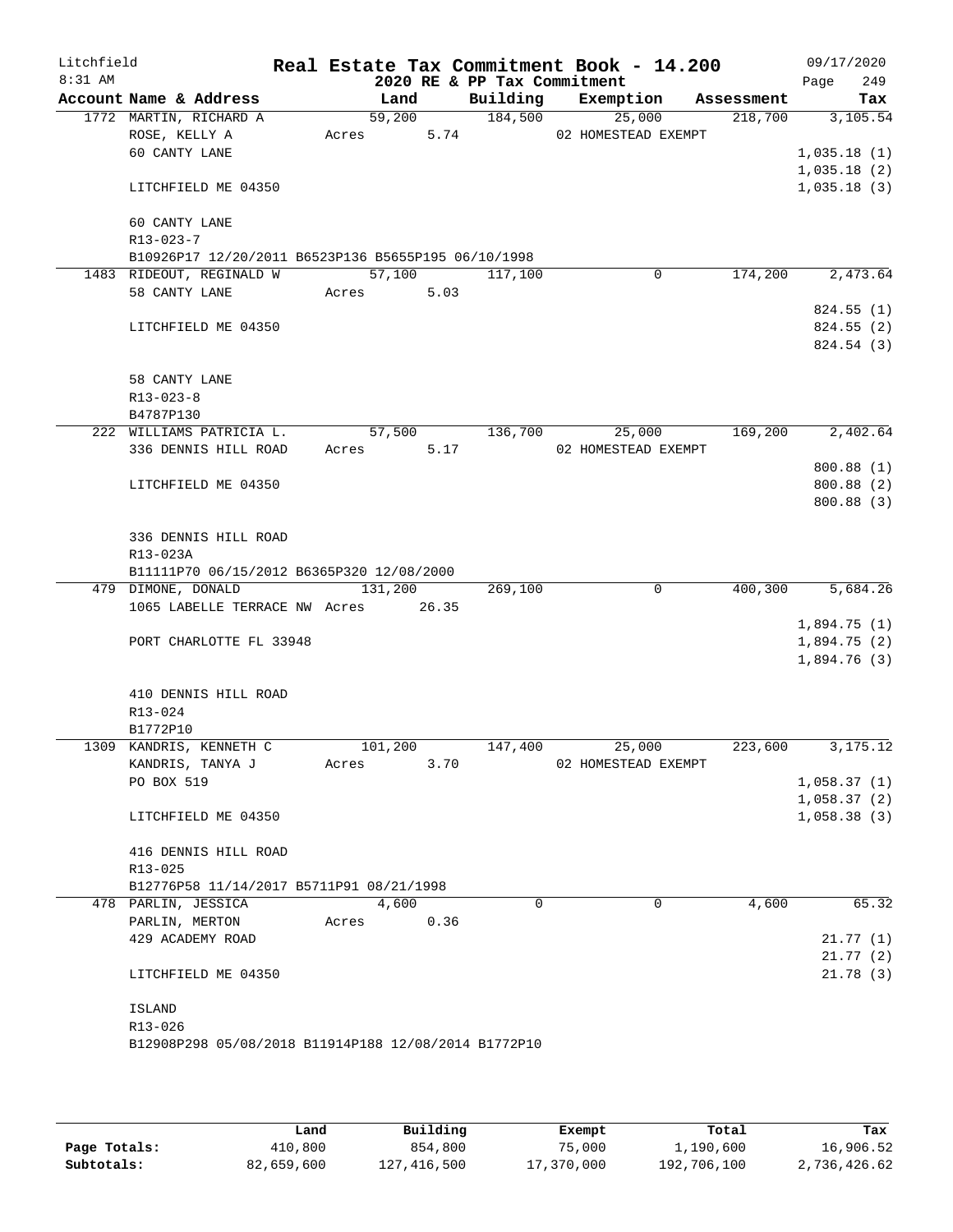Litchfield
8:31 AM

# Real Estate Tax Commitment Book - 14.200

2020 RE & PP Tax Commitment

09/17/2020
Page 249

| Account Name & Address | Land | Building | Exemption | Assessment | Tax |
|---|---|---|---|---|---|
| 1772 MARTIN, RICHARD A | 59,200 | 184,500 | 25,000 | 218,700 | 3,105.54 |
| ROSE, KELLY A | Acres 5.74 | | 02 HOMESTEAD EXEMPT | | |
| 60 CANTY LANE | | | | | 1,035.18 (1) |
| | | | | | 1,035.18 (2) |
| LITCHFIELD ME 04350 | | | | | 1,035.18 (3) |
| 60 CANTY LANE | | | | | |
| R13-023-7 | | | | | |
| B10926P17 12/20/2011 B6523P136 B5655P195 06/10/1998 | | | | | |
| 1483 RIDEOUT, REGINALD W | 57,100 | 117,100 | 0 | 174,200 | 2,473.64 |
| 58 CANTY LANE | Acres 5.03 | | | | |
| | | | | | 824.55 (1) |
| LITCHFIELD ME 04350 | | | | | 824.55 (2) |
| | | | | | 824.54 (3) |
| 58 CANTY LANE | | | | | |
| R13-023-8 | | | | | |
| B4787P130 | | | | | |
| 222 WILLIAMS PATRICIA L. | 57,500 | 136,700 | 25,000 | 169,200 | 2,402.64 |
| 336 DENNIS HILL ROAD | Acres 5.17 | | 02 HOMESTEAD EXEMPT | | |
| | | | | | 800.88 (1) |
| LITCHFIELD ME 04350 | | | | | 800.88 (2) |
| | | | | | 800.88 (3) |
| 336 DENNIS HILL ROAD | | | | | |
| R13-023A | | | | | |
| B11111P70 06/15/2012 B6365P320 12/08/2000 | | | | | |
| 479 DIMONE, DONALD | 131,200 | 269,100 | 0 | 400,300 | 5,684.26 |
| 1065 LABELLE TERRACE NW | Acres 26.35 | | | | |
| | | | | | 1,894.75 (1) |
| PORT CHARLOTTE FL 33948 | | | | | 1,894.75 (2) |
| | | | | | 1,894.76 (3) |
| 410 DENNIS HILL ROAD | | | | | |
| R13-024 | | | | | |
| B1772P10 | | | | | |
| 1309 KANDRIS, KENNETH C | 101,200 | 147,400 | 25,000 | 223,600 | 3,175.12 |
| KANDRIS, TANYA J | Acres 3.70 | | 02 HOMESTEAD EXEMPT | | |
| PO BOX 519 | | | | | 1,058.37 (1) |
| | | | | | 1,058.37 (2) |
| LITCHFIELD ME 04350 | | | | | 1,058.38 (3) |
| 416 DENNIS HILL ROAD | | | | | |
| R13-025 | | | | | |
| B12776P58 11/14/2017 B5711P91 08/21/1998 | | | | | |
| 478 PARLIN, JESSICA | 4,600 | 0 | 0 | 4,600 | 65.32 |
| PARLIN, MERTON | Acres 0.36 | | | | |
| 429 ACADEMY ROAD | | | | | 21.77 (1) |
| | | | | | 21.77 (2) |
| LITCHFIELD ME 04350 | | | | | 21.78 (3) |
| ISLAND | | | | | |
| R13-026 | | | | | |
| B12908P298 05/08/2018 B11914P188 12/08/2014 B1772P10 | | | | | |

| | Land | Building | Exempt | Total | Tax |
|---|---|---|---|---|---|
| Page Totals: | 410,800 | 854,800 | 75,000 | 1,190,600 | 16,906.52 |
| Subtotals: | 82,659,600 | 127,416,500 | 17,370,000 | 192,706,100 | 2,736,426.62 |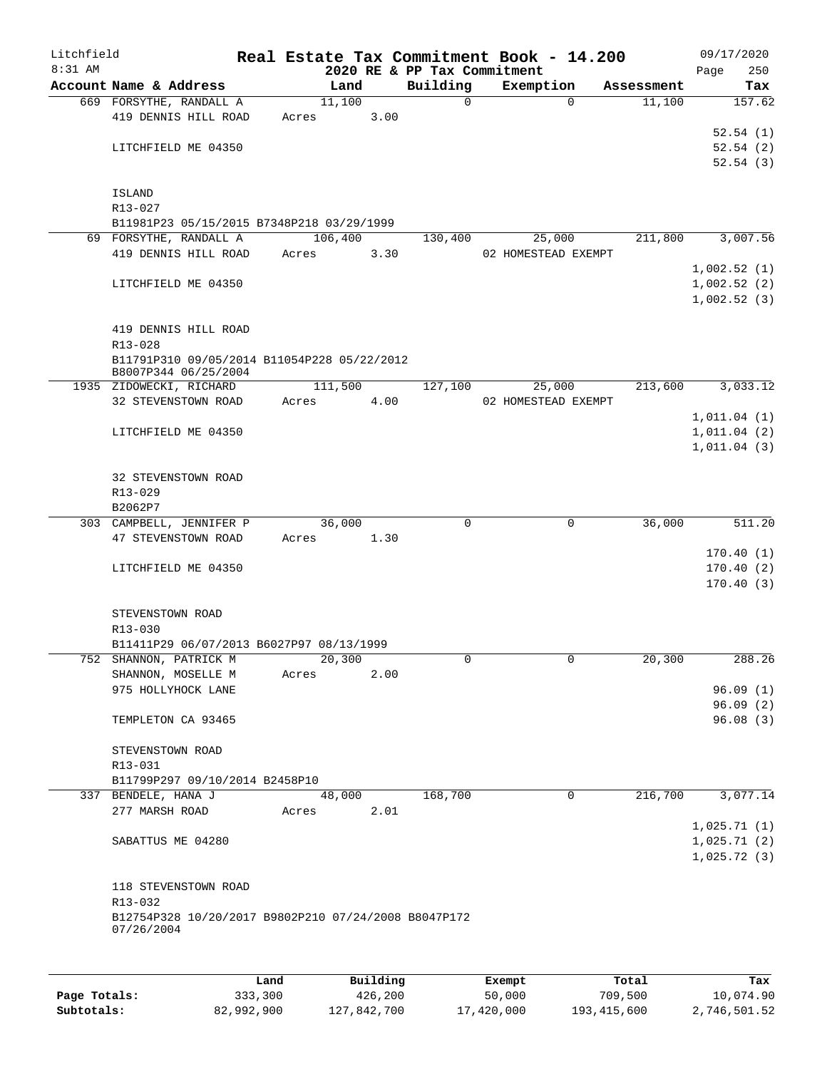Litchfield 8:31 AM

# Real Estate Tax Commitment Book - 14.200

## 2020 RE & PP Tax Commitment

09/17/2020

| Account Name & Address | Land | Building | Exemption | Assessment | Tax |
|---|---|---|---|---|---|
| 669 FORSYTHE, RANDALL A | 11,100 | 0 | 0 | 11,100 | 157.62 |
| 419 DENNIS HILL ROAD | Acres 3.00 | | | | |
| | | | | | 52.54 (1) |
| LITCHFIELD ME 04350 | | | | | 52.54 (2) |
| | | | | | 52.54 (3) |
| ISLAND | | | | | |
| R13-027 | | | | | |
| B11981P23 05/15/2015 B7348P218 03/29/1999 | | | | | |
| 69 FORSYTHE, RANDALL A | 106,400 | 130,400 | 25,000 | 211,800 | 3,007.56 |
| 419 DENNIS HILL ROAD | Acres 3.30 | | 02 HOMESTEAD EXEMPT | | |
| | | | | | 1,002.52 (1) |
| LITCHFIELD ME 04350 | | | | | 1,002.52 (2) |
| | | | | | 1,002.52 (3) |
| 419 DENNIS HILL ROAD | | | | | |
| R13-028 | | | | | |
| B11791P310 09/05/2014 B11054P228 05/22/2012 B8007P344 06/25/2004 | | | | | |
| 1935 ZIDOWECKI, RICHARD | 111,500 | 127,100 | 25,000 | 213,600 | 3,033.12 |
| 32 STEVENSTOWN ROAD | Acres 4.00 | | 02 HOMESTEAD EXEMPT | | |
| | | | | | 1,011.04 (1) |
| LITCHFIELD ME 04350 | | | | | 1,011.04 (2) |
| | | | | | 1,011.04 (3) |
| 32 STEVENSTOWN ROAD | | | | | |
| R13-029 | | | | | |
| B2062P7 | | | | | |
| 303 CAMPBELL, JENNIFER P | 36,000 | 0 | 0 | 36,000 | 511.20 |
| 47 STEVENSTOWN ROAD | Acres 1.30 | | | | |
| | | | | | 170.40 (1) |
| LITCHFIELD ME 04350 | | | | | 170.40 (2) |
| | | | | | 170.40 (3) |
| STEVENSTOWN ROAD | | | | | |
| R13-030 | | | | | |
| B11411P29 06/07/2013 B6027P97 08/13/1999 | | | | | |
| 752 SHANNON, PATRICK M | 20,300 | 0 | 0 | 20,300 | 288.26 |
| SHANNON, MOSELLE M | Acres 2.00 | | | | |
| 975 HOLLYHOCK LANE | | | | | 96.09 (1) |
| | | | | | 96.09 (2) |
| TEMPLETON CA 93465 | | | | | 96.08 (3) |
| STEVENSTOWN ROAD | | | | | |
| R13-031 | | | | | |
| B11799P297 09/10/2014 B2458P10 | | | | | |
| 337 BENDELE, HANA J | 48,000 | 168,700 | 0 | 216,700 | 3,077.14 |
| 277 MARSH ROAD | Acres 2.01 | | | | |
| | | | | | 1,025.71 (1) |
| SABATTUS ME 04280 | | | | | 1,025.71 (2) |
| | | | | | 1,025.72 (3) |
| 118 STEVENSTOWN ROAD | | | | | |
| R13-032 | | | | | |
| B12754P328 10/20/2017 B9802P210 07/24/2008 B8047P172 07/26/2004 | | | | | |

| | Land | Building | Exempt | Total | Tax |
|---|---|---|---|---|---|
| Page Totals: | 333,300 | 426,200 | 50,000 | 709,500 | 10,074.90 |
| Subtotals: | 82,992,900 | 127,842,700 | 17,420,000 | 193,415,600 | 2,746,501.52 |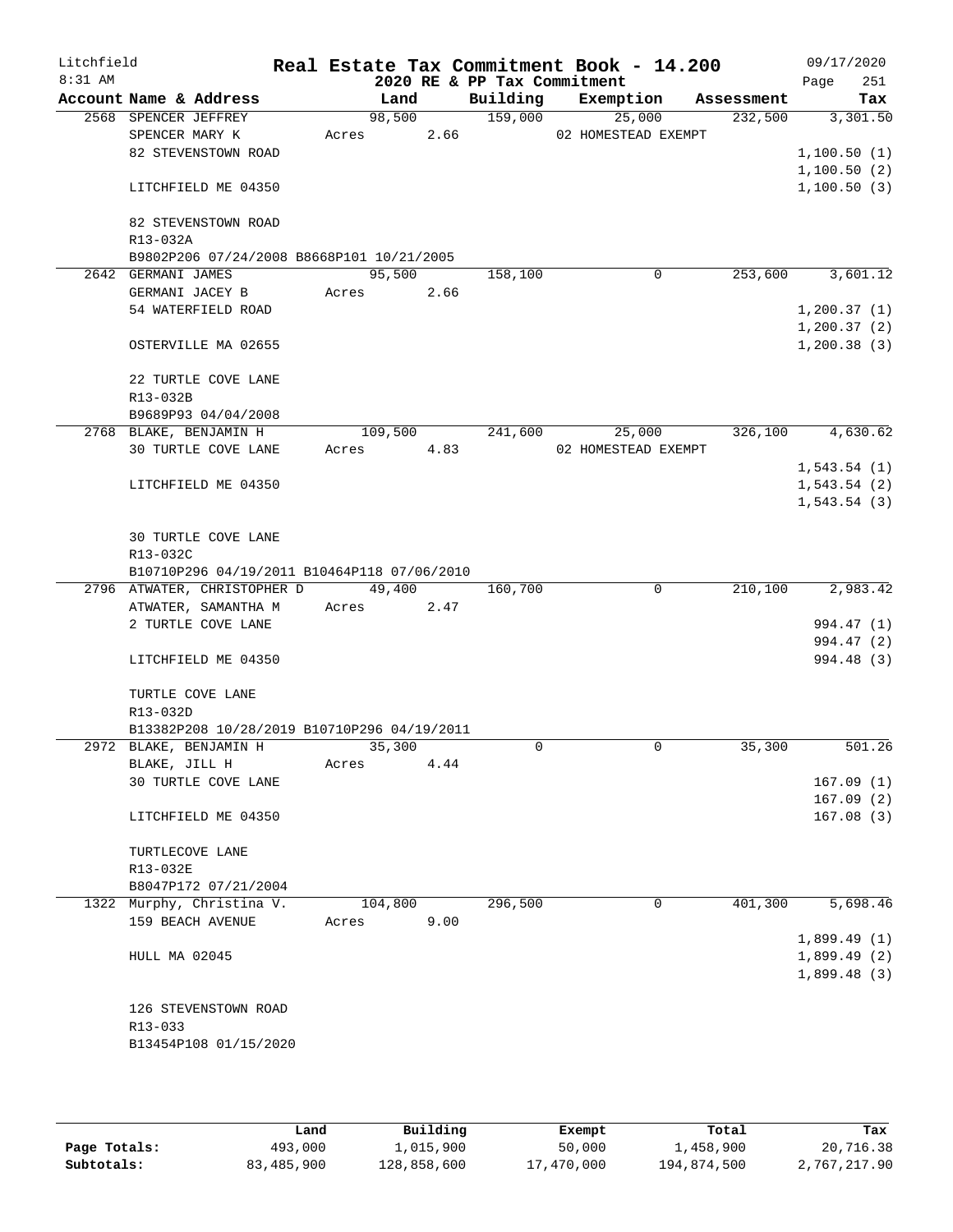Litchfield
8:31 AM

# Real Estate Tax Commitment Book - 14.200

2020 RE & PP Tax Commitment

09/17/2020
Page 251

| Account Name & Address | Land | Building | Exemption | Assessment | Tax |
|---|---|---|---|---|---|
| 2568 SPENCER JEFFREY | 98,500 | 159,000 | 25,000 | 232,500 | 3,301.50 |
| SPENCER MARY K | Acres 2.66 | | 02 HOMESTEAD EXEMPT | | |
| 82 STEVENSTOWN ROAD | | | | | 1,100.50 (1) |
| | | | | | 1,100.50 (2) |
| LITCHFIELD ME 04350 | | | | | 1,100.50 (3) |
| 82 STEVENSTOWN ROAD | | | | | |
| R13-032A | | | | | |
| B9802P206 07/24/2008 B8668P101 10/21/2005 | | | | | |
| 2642 GERMANI JAMES | 95,500 | 158,100 | 0 | 253,600 | 3,601.12 |
| GERMANI JACEY B | Acres 2.66 | | | | |
| 54 WATERFIELD ROAD | | | | | 1,200.37 (1) |
| | | | | | 1,200.37 (2) |
| OSTERVILLE MA 02655 | | | | | 1,200.38 (3) |
| 22 TURTLE COVE LANE | | | | | |
| R13-032B | | | | | |
| B9689P93 04/04/2008 | | | | | |
| 2768 BLAKE, BENJAMIN H | 109,500 | 241,600 | 25,000 | 326,100 | 4,630.62 |
| 30 TURTLE COVE LANE | Acres 4.83 | | 02 HOMESTEAD EXEMPT | | |
| | | | | | 1,543.54 (1) |
| LITCHFIELD ME 04350 | | | | | 1,543.54 (2) |
| | | | | | 1,543.54 (3) |
| 30 TURTLE COVE LANE | | | | | |
| R13-032C | | | | | |
| B10710P296 04/19/2011 B10464P118 07/06/2010 | | | | | |
| 2796 ATWATER, CHRISTOPHER D | 49,400 | 160,700 | 0 | 210,100 | 2,983.42 |
| ATWATER, SAMANTHA M | Acres 2.47 | | | | |
| 2 TURTLE COVE LANE | | | | | 994.47 (1) |
| | | | | | 994.47 (2) |
| LITCHFIELD ME 04350 | | | | | 994.48 (3) |
| TURTLE COVE LANE | | | | | |
| R13-032D | | | | | |
| B13382P208 10/28/2019 B10710P296 04/19/2011 | | | | | |
| 2972 BLAKE, BENJAMIN H | 35,300 | 0 | 0 | 35,300 | 501.26 |
| BLAKE, JILL H | Acres 4.44 | | | | |
| 30 TURTLE COVE LANE | | | | | 167.09 (1) |
| | | | | | 167.09 (2) |
| LITCHFIELD ME 04350 | | | | | 167.08 (3) |
| TURTLECOVE LANE | | | | | |
| R13-032E | | | | | |
| B8047P172 07/21/2004 | | | | | |
| 1322 Murphy, Christina V. | 104,800 | 296,500 | 0 | 401,300 | 5,698.46 |
| 159 BEACH AVENUE | Acres 9.00 | | | | |
| | | | | | 1,899.49 (1) |
| HULL MA 02045 | | | | | 1,899.49 (2) |
| | | | | | 1,899.48 (3) |
| 126 STEVENSTOWN ROAD | | | | | |
| R13-033 | | | | | |
| B13454P108 01/15/2020 | | | | | |

| | Land | Building | Exempt | Total | Tax |
|---|---|---|---|---|---|
| Page Totals: | 493,000 | 1,015,900 | 50,000 | 1,458,900 | 20,716.38 |
| Subtotals: | 83,485,900 | 128,858,600 | 17,470,000 | 194,874,500 | 2,767,217.90 |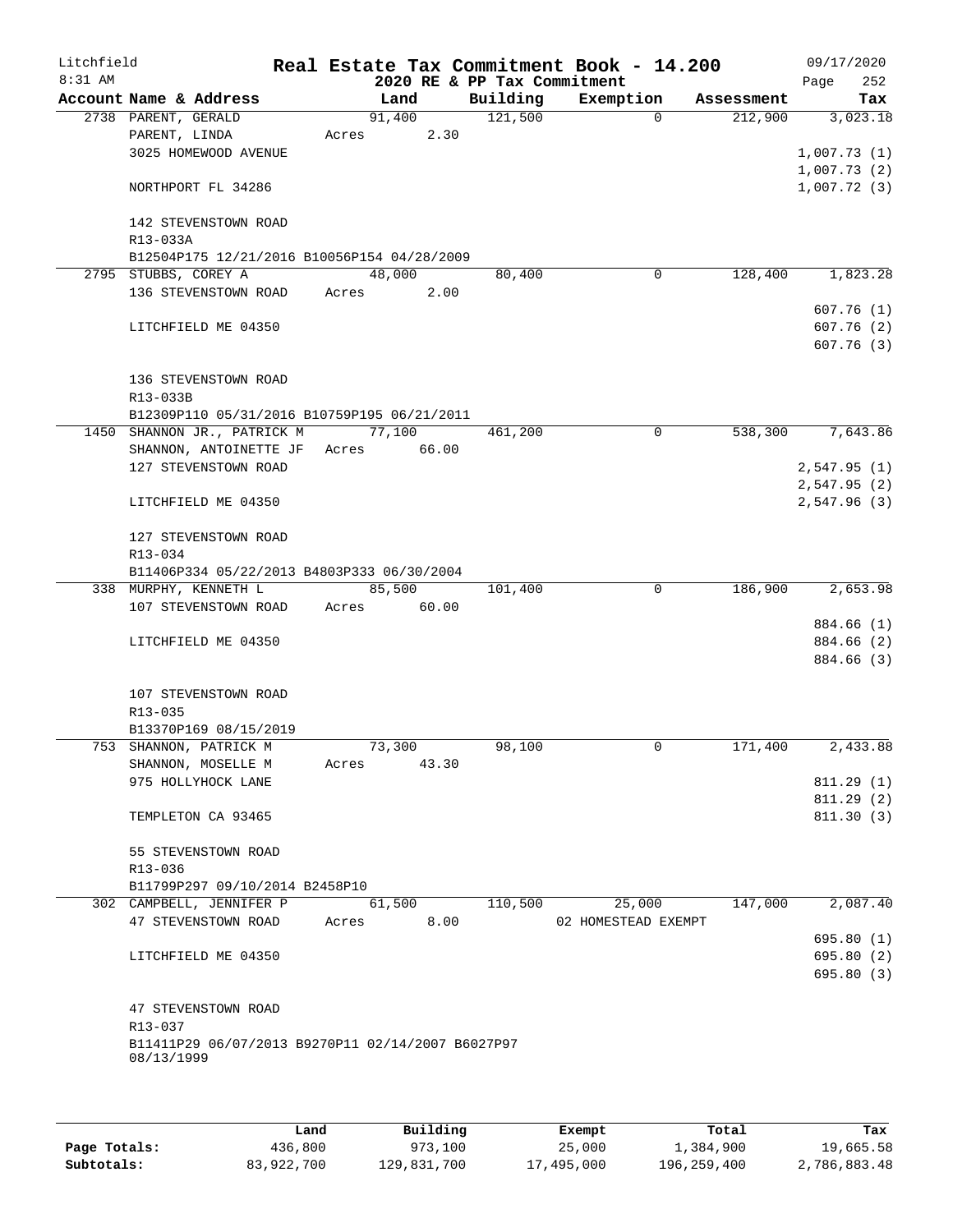Litchfield
8:31 AM

# Real Estate Tax Commitment Book - 14.200

## 2020 RE & PP Tax Commitment

09/17/2020

| Account Name & Address | Land | Building | Exemption | Assessment | Tax |
|---|---|---|---|---|---|
| 2738 PARENT, GERALD | 91,400 | 121,500 | 0 | 212,900 | 3,023.18 |
| PARENT, LINDA | Acres 2.30 | | | | |
| 3025 HOMEWOOD AVENUE | | | | | 1,007.73 (1) |
| | | | | | 1,007.73 (2) |
| NORTHPORT FL 34286 | | | | | 1,007.72 (3) |
| 142 STEVENSTOWN ROAD | | | | | |
| R13-033A | | | | | |
| B12504P175 12/21/2016 B10056P154 04/28/2009 | | | | | |
| 2795 STUBBS, COREY A | 48,000 | 80,400 | 0 | 128,400 | 1,823.28 |
| 136 STEVENSTOWN ROAD | Acres 2.00 | | | | |
| | | | | | 607.76 (1) |
| LITCHFIELD ME 04350 | | | | | 607.76 (2) |
| | | | | | 607.76 (3) |
| 136 STEVENSTOWN ROAD | | | | | |
| R13-033B | | | | | |
| B12309P110 05/31/2016 B10759P195 06/21/2011 | | | | | |
| 1450 SHANNON JR., PATRICK M | 77,100 | 461,200 | 0 | 538,300 | 7,643.86 |
| SHANNON, ANTOINETTE JF | Acres 66.00 | | | | |
| 127 STEVENSTOWN ROAD | | | | | 2,547.95 (1) |
| | | | | | 2,547.95 (2) |
| LITCHFIELD ME 04350 | | | | | 2,547.96 (3) |
| 127 STEVENSTOWN ROAD | | | | | |
| R13-034 | | | | | |
| B11406P334 05/22/2013 B4803P333 06/30/2004 | | | | | |
| 338 MURPHY, KENNETH L | 85,500 | 101,400 | 0 | 186,900 | 2,653.98 |
| 107 STEVENSTOWN ROAD | Acres 60.00 | | | | |
| | | | | | 884.66 (1) |
| LITCHFIELD ME 04350 | | | | | 884.66 (2) |
| | | | | | 884.66 (3) |
| 107 STEVENSTOWN ROAD | | | | | |
| R13-035 | | | | | |
| B13370P169 08/15/2019 | | | | | |
| 753 SHANNON, PATRICK M | 73,300 | 98,100 | 0 | 171,400 | 2,433.88 |
| SHANNON, MOSELLE M | Acres 43.30 | | | | |
| 975 HOLLYHOCK LANE | | | | | 811.29 (1) |
| | | | | | 811.29 (2) |
| TEMPLETON CA 93465 | | | | | 811.30 (3) |
| 55 STEVENSTOWN ROAD | | | | | |
| R13-036 | | | | | |
| B11799P297 09/10/2014 B2458P10 | | | | | |
| 302 CAMPBELL, JENNIFER P | 61,500 | 110,500 | 25,000 | 147,000 | 2,087.40 |
| 47 STEVENSTOWN ROAD | Acres 8.00 | | 02 HOMESTEAD EXEMPT | | |
| | | | | | 695.80 (1) |
| LITCHFIELD ME 04350 | | | | | 695.80 (2) |
| | | | | | 695.80 (3) |
| 47 STEVENSTOWN ROAD | | | | | |
| R13-037 | | | | | |
| B11411P29 06/07/2013 B9270P11 02/14/2007 B6027P97 08/13/1999 | | | | | |

| | Land | Building | Exempt | Total | Tax |
|---|---|---|---|---|---|
| Page Totals: | 436,800 | 973,100 | 25,000 | 1,384,900 | 19,665.58 |
| Subtotals: | 83,922,700 | 129,831,700 | 17,495,000 | 196,259,400 | 2,786,883.48 |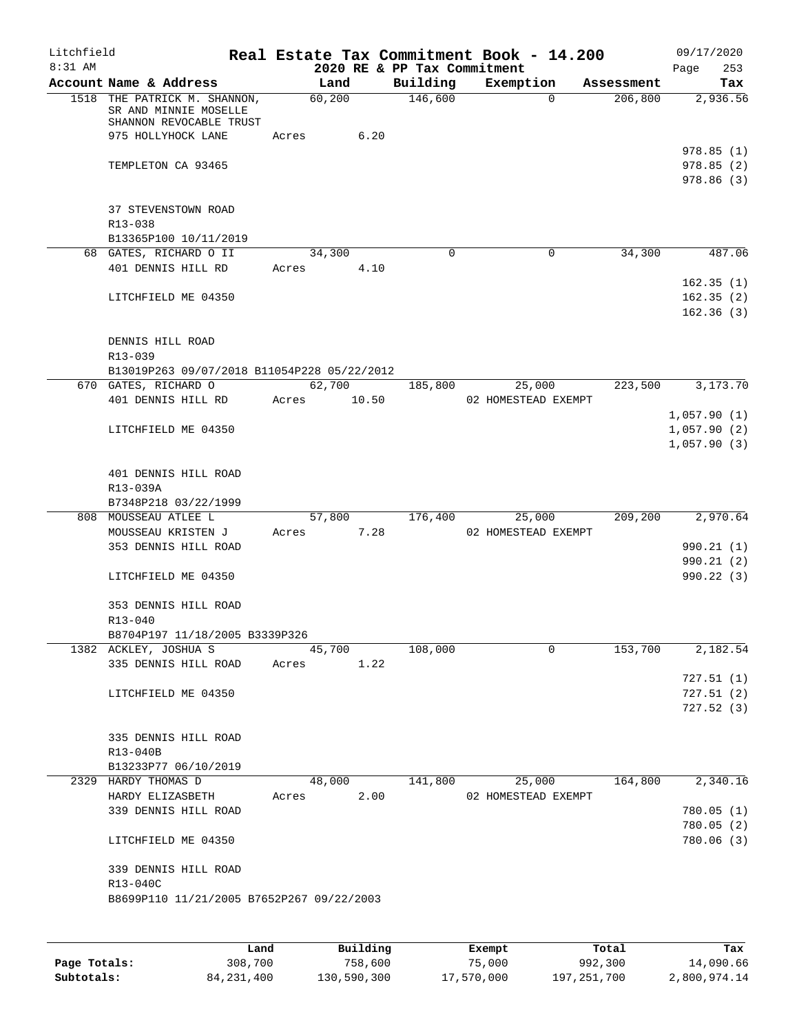Litchfield
8:31 AM

# Real Estate Tax Commitment Book - 14.200

## 2020 RE & PP Tax Commitment

09/17/2020
Page 253

| Account Name & Address | Land | Building | Exemption | Assessment | Tax |
|---|---|---|---|---|---|
| 1518 THE PATRICK M. SHANNON, SR AND MINNIE MOSELLE SHANNON REVOCABLE TRUST | 60,200 | 146,600 | 0 | 206,800 | 2,936.56 |
| 975 HOLLYHOCK LANE | Acres 6.20 | | | | |
| | | | | | 978.85 (1) |
| TEMPLETON CA 93465 | | | | | 978.85 (2) |
| | | | | | 978.86 (3) |
| 37 STEVENSTOWN ROAD | | | | | |
| R13-038 | | | | | |
| B13365P100 10/11/2019 | | | | | |
| 68 GATES, RICHARD O II | 34,300 | 0 | 0 | 34,300 | 487.06 |
| 401 DENNIS HILL RD | Acres 4.10 | | | | |
| | | | | | 162.35 (1) |
| LITCHFIELD ME 04350 | | | | | 162.35 (2) |
| | | | | | 162.36 (3) |
| DENNIS HILL ROAD | | | | | |
| R13-039 | | | | | |
| B13019P263 09/07/2018 B11054P228 05/22/2012 | | | | | |
| 670 GATES, RICHARD O | 62,700 | 185,800 | 25,000 | 223,500 | 3,173.70 |
| 401 DENNIS HILL RD | Acres 10.50 | | 02 HOMESTEAD EXEMPT | | |
| | | | | | 1,057.90 (1) |
| LITCHFIELD ME 04350 | | | | | 1,057.90 (2) |
| | | | | | 1,057.90 (3) |
| 401 DENNIS HILL ROAD | | | | | |
| R13-039A | | | | | |
| B7348P218 03/22/1999 | | | | | |
| 808 MOUSSEAU ATLEE L | 57,800 | 176,400 | 25,000 | 209,200 | 2,970.64 |
| MOUSSEAU KRISTEN J | Acres 7.28 | | 02 HOMESTEAD EXEMPT | | |
| 353 DENNIS HILL ROAD | | | | | 990.21 (1) |
| | | | | | 990.21 (2) |
| LITCHFIELD ME 04350 | | | | | 990.22 (3) |
| 353 DENNIS HILL ROAD | | | | | |
| R13-040 | | | | | |
| B8704P197 11/18/2005 B3339P326 | | | | | |
| 1382 ACKLEY, JOSHUA S | 45,700 | 108,000 | 0 | 153,700 | 2,182.54 |
| 335 DENNIS HILL ROAD | Acres 1.22 | | | | |
| | | | | | 727.51 (1) |
| LITCHFIELD ME 04350 | | | | | 727.51 (2) |
| | | | | | 727.52 (3) |
| 335 DENNIS HILL ROAD | | | | | |
| R13-040B | | | | | |
| B13233P77 06/10/2019 | | | | | |
| 2329 HARDY THOMAS D | 48,000 | 141,800 | 25,000 | 164,800 | 2,340.16 |
| HARDY ELIZASBETH | Acres 2.00 | | 02 HOMESTEAD EXEMPT | | |
| 339 DENNIS HILL ROAD | | | | | 780.05 (1) |
| | | | | | 780.05 (2) |
| LITCHFIELD ME 04350 | | | | | 780.06 (3) |
| 339 DENNIS HILL ROAD | | | | | |
| R13-040C | | | | | |
| B8699P110 11/21/2005 B7652P267 09/22/2003 | | | | | |

| | Land | Building | Exempt | Total | Tax |
|---|---|---|---|---|---|
| Page Totals: | 308,700 | 758,600 | 75,000 | 992,300 | 14,090.66 |
| Subtotals: | 84,231,400 | 130,590,300 | 17,570,000 | 197,251,700 | 2,800,974.14 |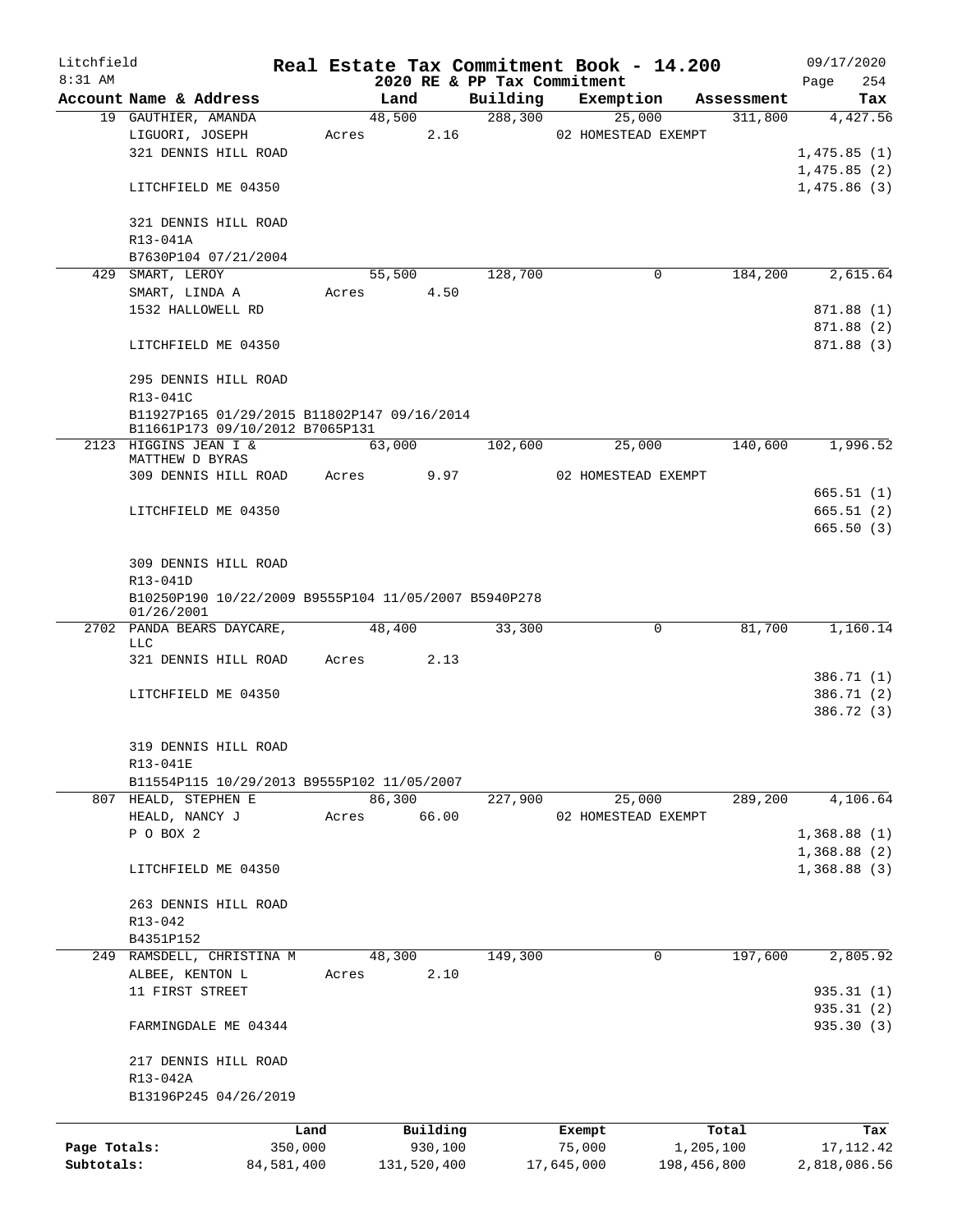Litchfield 8:31 AM

# Real Estate Tax Commitment Book - 14.200

## 2020 RE & PP Tax Commitment

09/17/2020 Page 254

| Account Name & Address | Land | Building | Exemption | Assessment | Tax |
|---|---|---|---|---|---|
| 19 GAUTHIER, AMANDA | 48,500 | 288,300 | 25,000 | 311,800 | 4,427.56 |
| LIGUORI, JOSEPH | Acres 2.16 | | 02 HOMESTEAD EXEMPT | | |
| 321 DENNIS HILL ROAD | | | | | 1,475.85 (1) |
| | | | | | 1,475.85 (2) |
| LITCHFIELD ME 04350 | | | | | 1,475.86 (3) |
| 321 DENNIS HILL ROAD | | | | | |
| R13-041A | | | | | |
| B7630P104 07/21/2004 | | | | | |
| 429 SMART, LEROY | 55,500 | 128,700 | 0 | 184,200 | 2,615.64 |
| SMART, LINDA A | Acres 4.50 | | | | |
| 1532 HALLOWELL RD | | | | | 871.88 (1) |
| | | | | | 871.88 (2) |
| LITCHFIELD ME 04350 | | | | | 871.88 (3) |
| 295 DENNIS HILL ROAD | | | | | |
| R13-041C | | | | | |
| B11927P165 01/29/2015 B11802P147 09/16/2014 B11661P173 09/10/2012 B7065P131 | | | | | |
| 2123 HIGGINS JEAN I & MATTHEW D BYRAS | 63,000 | 102,600 | 25,000 | 140,600 | 1,996.52 |
| 309 DENNIS HILL ROAD | Acres 9.97 | | 02 HOMESTEAD EXEMPT | | |
| | | | | | 665.51 (1) |
| LITCHFIELD ME 04350 | | | | | 665.51 (2) |
| | | | | | 665.50 (3) |
| 309 DENNIS HILL ROAD | | | | | |
| R13-041D | | | | | |
| B10250P190 10/22/2009 B9555P104 11/05/2007 B5940P278 01/26/2001 | | | | | |
| 2702 PANDA BEARS DAYCARE, LLC | 48,400 | 33,300 | 0 | 81,700 | 1,160.14 |
| 321 DENNIS HILL ROAD | Acres 2.13 | | | | |
| | | | | | 386.71 (1) |
| LITCHFIELD ME 04350 | | | | | 386.71 (2) |
| | | | | | 386.72 (3) |
| 319 DENNIS HILL ROAD | | | | | |
| R13-041E | | | | | |
| B11554P115 10/29/2013 B9555P102 11/05/2007 | | | | | |
| 807 HEALD, STEPHEN E | 86,300 | 227,900 | 25,000 | 289,200 | 4,106.64 |
| HEALD, NANCY J | Acres 66.00 | | 02 HOMESTEAD EXEMPT | | |
| P O BOX 2 | | | | | 1,368.88 (1) |
| | | | | | 1,368.88 (2) |
| LITCHFIELD ME 04350 | | | | | 1,368.88 (3) |
| 263 DENNIS HILL ROAD | | | | | |
| R13-042 | | | | | |
| B4351P152 | | | | | |
| 249 RAMSDELL, CHRISTINA M | 48,300 | 149,300 | 0 | 197,600 | 2,805.92 |
| ALBEE, KENTON L | Acres 2.10 | | | | |
| 11 FIRST STREET | | | | | 935.31 (1) |
| | | | | | 935.31 (2) |
| FARMINGDALE ME 04344 | | | | | 935.30 (3) |
| 217 DENNIS HILL ROAD | | | | | |
| R13-042A | | | | | |
| B13196P245 04/26/2019 | | | | | |

| | Land | Building | Exempt | Total | Tax |
|---|---|---|---|---|---|
| Page Totals: | 350,000 | 930,100 | 75,000 | 1,205,100 | 17,112.42 |
| Subtotals: | 84,581,400 | 131,520,400 | 17,645,000 | 198,456,800 | 2,818,086.56 |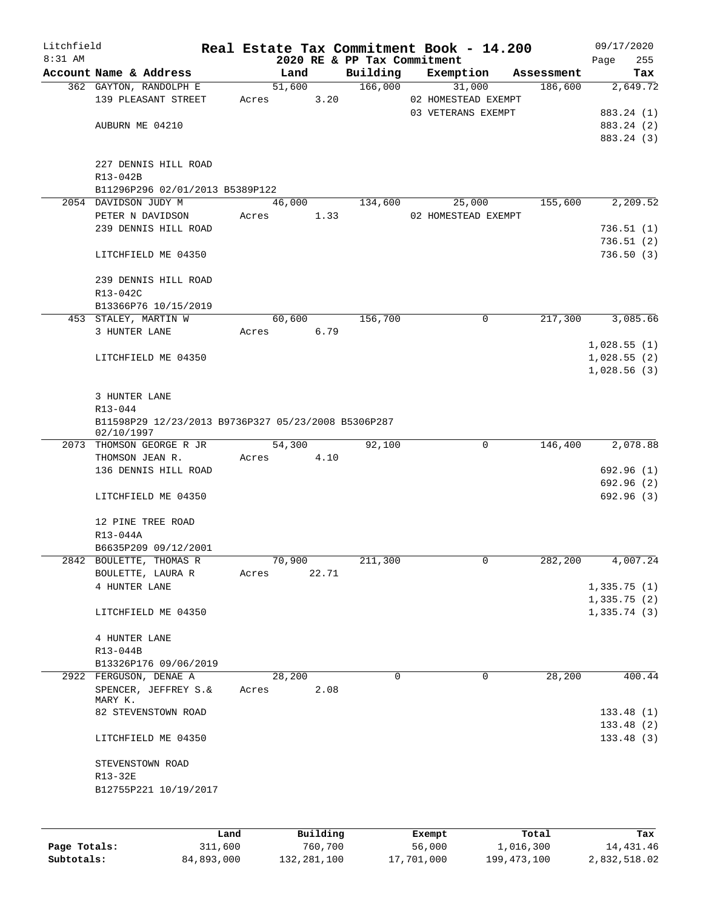Litchfield
8:31 AM

# Real Estate Tax Commitment Book - 14.200

## 2020 RE & PP Tax Commitment

09/17/2020
Page 255

| Account Name & Address | Land | Building | Exemption | Assessment | Tax |
|---|---|---|---|---|---|
| 362 GAYTON, RANDOLPH E | 51,600 | 166,000 | 31,000 | 186,600 | 2,649.72 |
| 139 PLEASANT STREET | Acres 3.20 | | 02 HOMESTEAD EXEMPT | | |
| | | | 03 VETERANS EXEMPT | | 883.24 (1) |
| AUBURN ME 04210 | | | | | 883.24 (2) |
| | | | | | 883.24 (3) |
| 227 DENNIS HILL ROAD | | | | | |
| R13-042B | | | | | |
| B11296P296 02/01/2013 B5389P122 | | | | | |
| 2054 DAVIDSON JUDY M | 46,000 | 134,600 | 25,000 | 155,600 | 2,209.52 |
| PETER N DAVIDSON | Acres 1.33 | | 02 HOMESTEAD EXEMPT | | |
| 239 DENNIS HILL ROAD | | | | | 736.51 (1) |
| | | | | | 736.51 (2) |
| LITCHFIELD ME 04350 | | | | | 736.50 (3) |
| 239 DENNIS HILL ROAD | | | | | |
| R13-042C | | | | | |
| B13366P76 10/15/2019 | | | | | |
| 453 STALEY, MARTIN W | 60,600 | 156,700 | 0 | 217,300 | 3,085.66 |
| 3 HUNTER LANE | Acres 6.79 | | | | |
| | | | | | 1,028.55 (1) |
| LITCHFIELD ME 04350 | | | | | 1,028.55 (2) |
| | | | | | 1,028.56 (3) |
| 3 HUNTER LANE | | | | | |
| R13-044 | | | | | |
| B11598P29 12/23/2013 B9736P327 05/23/2008 B5306P287 02/10/1997 | | | | | |
| 2073 THOMSON GEORGE R JR | 54,300 | 92,100 | 0 | 146,400 | 2,078.88 |
| THOMSON JEAN R. | Acres 4.10 | | | | |
| 136 DENNIS HILL ROAD | | | | | 692.96 (1) |
| | | | | | 692.96 (2) |
| LITCHFIELD ME 04350 | | | | | 692.96 (3) |
| 12 PINE TREE ROAD | | | | | |
| R13-044A | | | | | |
| B6635P209 09/12/2001 | | | | | |
| 2842 BOULETTE, THOMAS R | 70,900 | 211,300 | 0 | 282,200 | 4,007.24 |
| BOULETTE, LAURA R | Acres 22.71 | | | | |
| 4 HUNTER LANE | | | | | 1,335.75 (1) |
| | | | | | 1,335.75 (2) |
| LITCHFIELD ME 04350 | | | | | 1,335.74 (3) |
| 4 HUNTER LANE | | | | | |
| R13-044B | | | | | |
| B13326P176 09/06/2019 | | | | | |
| 2922 FERGUSON, DENAE A | 28,200 | 0 | 0 | 28,200 | 400.44 |
| SPENCER, JEFFREY S.& MARY K. | Acres 2.08 | | | | |
| 82 STEVENSTOWN ROAD | | | | | 133.48 (1) |
| | | | | | 133.48 (2) |
| LITCHFIELD ME 04350 | | | | | 133.48 (3) |
| STEVENSTOWN ROAD | | | | | |
| R13-32E | | | | | |
| B12755P221 10/19/2017 | | | | | |

| | Land | Building | Exempt | Total | Tax |
|---|---|---|---|---|---|
| Page Totals: | 311,600 | 760,700 | 56,000 | 1,016,300 | 14,431.46 |
| Subtotals: | 84,893,000 | 132,281,100 | 17,701,000 | 199,473,100 | 2,832,518.02 |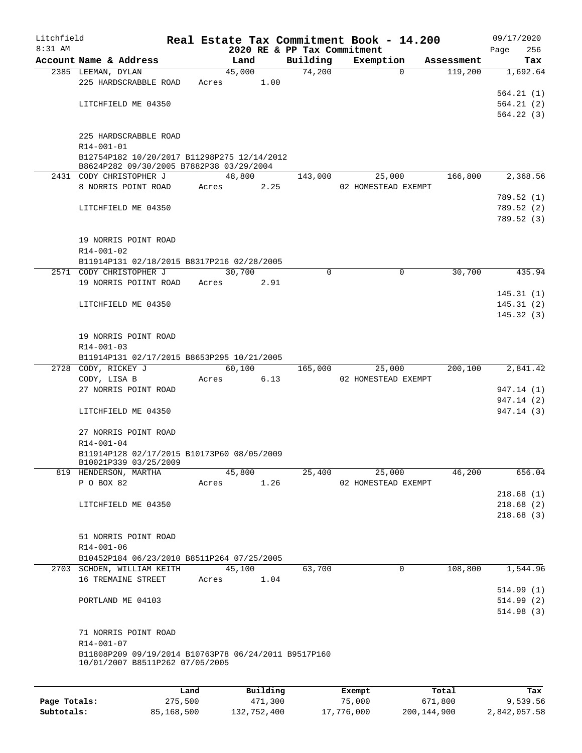Litchfield
8:31 AM

# Real Estate Tax Commitment Book - 14.200

2020 RE & PP Tax Commitment

09/17/2020

| Account Name & Address | Land | Building | Exemption | Assessment | Tax |
|---|---|---|---|---|---|
| 2385 LEEMAN, DYLAN | 45,000 | 74,200 | 0 | 119,200 | 1,692.64 |
| 225 HARDSCRABBLE ROAD | Acres 1.00 | | | | |
| | | | | | 564.21 (1) |
| LITCHFIELD ME 04350 | | | | | 564.21 (2) |
| | | | | | 564.22 (3) |
| 225 HARDSCRABBLE ROAD | | | | | |
| R14-001-01 | | | | | |
| B12754P182 10/20/2017 B11298P275 12/14/2012 B8624P282 09/30/2005 B7882P38 03/29/2004 | | | | | |
| 2431 CODY CHRISTOPHER J | 48,800 | 143,000 | 25,000 | 166,800 | 2,368.56 |
| 8 NORRIS POINT ROAD | Acres 2.25 | | 02 HOMESTEAD EXEMPT | | |
| | | | | | 789.52 (1) |
| LITCHFIELD ME 04350 | | | | | 789.52 (2) |
| | | | | | 789.52 (3) |
| 19 NORRIS POINT ROAD | | | | | |
| R14-001-02 | | | | | |
| B11914P131 02/18/2015 B8317P216 02/28/2005 | | | | | |
| 2571 CODY CHRISTOPHER J | 30,700 | 0 | 0 | 30,700 | 435.94 |
| 19 NORRIS POIINT ROAD | Acres 2.91 | | | | |
| | | | | | 145.31 (1) |
| LITCHFIELD ME 04350 | | | | | 145.31 (2) |
| | | | | | 145.32 (3) |
| 19 NORRIS POINT ROAD | | | | | |
| R14-001-03 | | | | | |
| B11914P131 02/17/2015 B8653P295 10/21/2005 | | | | | |
| 2728 CODY, RICKEY J | 60,100 | 165,000 | 25,000 | 200,100 | 2,841.42 |
| CODY, LISA B | Acres 6.13 | | 02 HOMESTEAD EXEMPT | | |
| 27 NORRIS POINT ROAD | | | | | 947.14 (1) |
| | | | | | 947.14 (2) |
| LITCHFIELD ME 04350 | | | | | 947.14 (3) |
| 27 NORRIS POINT ROAD | | | | | |
| R14-001-04 | | | | | |
| B11914P128 02/17/2015 B10173P60 08/05/2009 B10021P339 03/25/2009 | | | | | |
| 819 HENDERSON, MARTHA | 45,800 | 25,400 | 25,000 | 46,200 | 656.04 |
| P O BOX 82 | Acres 1.26 | | 02 HOMESTEAD EXEMPT | | |
| | | | | | 218.68 (1) |
| LITCHFIELD ME 04350 | | | | | 218.68 (2) |
| | | | | | 218.68 (3) |
| 51 NORRIS POINT ROAD | | | | | |
| R14-001-06 | | | | | |
| B10452P184 06/23/2010 B8511P264 07/25/2005 | | | | | |
| 2703 SCHOEN, WILLIAM KEITH | 45,100 | 63,700 | 0 | 108,800 | 1,544.96 |
| 16 TREMAINE STREET | Acres 1.04 | | | | |
| | | | | | 514.99 (1) |
| PORTLAND ME 04103 | | | | | 514.99 (2) |
| | | | | | 514.98 (3) |
| 71 NORRIS POINT ROAD | | | | | |
| R14-001-07 | | | | | |
| B11808P209 09/19/2014 B10763P78 06/24/2011 B9517P160 10/01/2007 B8511P262 07/05/2005 | | | | | |

| | Land | Building | Exempt | Total | Tax |
|---|---|---|---|---|---|
| Page Totals: | 275,500 | 471,300 | 75,000 | 671,800 | 9,539.56 |
| Subtotals: | 85,168,500 | 132,752,400 | 17,776,000 | 200,144,900 | 2,842,057.58 |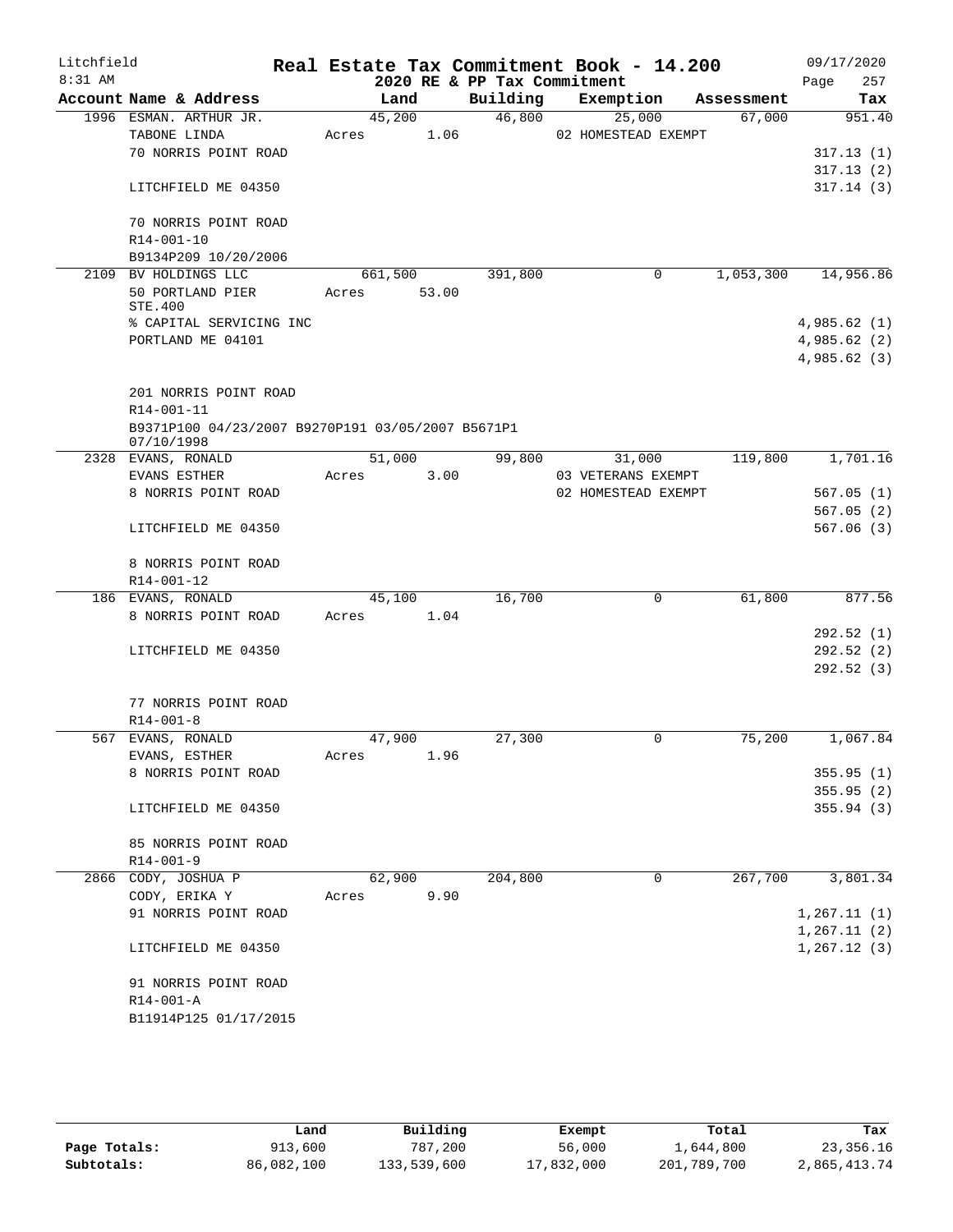# Real Estate Tax Commitment Book - 14.200

Litchfield 8:31 AM — 2020 RE & PP Tax Commitment — 09/17/2020

| Account Name & Address | Land | Building | Exemption | Assessment | Tax |
|---|---|---|---|---|---|
| 1996 ESMAN. ARTHUR JR. | 45,200 | 46,800 | 25,000 | 67,000 | 951.40 |
| TABONE LINDA | Acres 1.06 | | 02 HOMESTEAD EXEMPT | | |
| 70 NORRIS POINT ROAD | | | | | 317.13 (1) |
| | | | | | 317.13 (2) |
| LITCHFIELD ME 04350 | | | | | 317.14 (3) |
| 70 NORRIS POINT ROAD | | | | | |
| R14-001-10 | | | | | |
| B9134P209 10/20/2006 | | | | | |
| 2109 BV HOLDINGS LLC | 661,500 | 391,800 | 0 | 1,053,300 | 14,956.86 |
| 50 PORTLAND PIER STE.400 | Acres 53.00 | | | | |
| % CAPITAL SERVICING INC | | | | | 4,985.62 (1) |
| PORTLAND ME 04101 | | | | | 4,985.62 (2) |
| | | | | | 4,985.62 (3) |
| 201 NORRIS POINT ROAD | | | | | |
| R14-001-11 | | | | | |
| B9371P100 04/23/2007 B9270P191 03/05/2007 B5671P1 07/10/1998 | | | | | |
| 2328 EVANS, RONALD | 51,000 | 99,800 | 31,000 | 119,800 | 1,701.16 |
| EVANS ESTHER | Acres 3.00 | | 03 VETERANS EXEMPT | | |
| 8 NORRIS POINT ROAD | | | 02 HOMESTEAD EXEMPT | | 567.05 (1) |
| | | | | | 567.05 (2) |
| LITCHFIELD ME 04350 | | | | | 567.06 (3) |
| 8 NORRIS POINT ROAD | | | | | |
| R14-001-12 | | | | | |
| 186 EVANS, RONALD | 45,100 | 16,700 | 0 | 61,800 | 877.56 |
| 8 NORRIS POINT ROAD | Acres 1.04 | | | | |
| | | | | | 292.52 (1) |
| LITCHFIELD ME 04350 | | | | | 292.52 (2) |
| | | | | | 292.52 (3) |
| 77 NORRIS POINT ROAD | | | | | |
| R14-001-8 | | | | | |
| 567 EVANS, RONALD | 47,900 | 27,300 | 0 | 75,200 | 1,067.84 |
| EVANS, ESTHER | Acres 1.96 | | | | |
| 8 NORRIS POINT ROAD | | | | | 355.95 (1) |
| | | | | | 355.95 (2) |
| LITCHFIELD ME 04350 | | | | | 355.94 (3) |
| 85 NORRIS POINT ROAD | | | | | |
| R14-001-9 | | | | | |
| 2866 CODY, JOSHUA P | 62,900 | 204,800 | 0 | 267,700 | 3,801.34 |
| CODY, ERIKA Y | Acres 9.90 | | | | |
| 91 NORRIS POINT ROAD | | | | | 1,267.11 (1) |
| | | | | | 1,267.11 (2) |
| LITCHFIELD ME 04350 | | | | | 1,267.12 (3) |
| 91 NORRIS POINT ROAD | | | | | |
| R14-001-A | | | | | |
| B11914P125 01/17/2015 | | | | | |

| | Land | Building | Exempt | Total | Tax |
|---|---|---|---|---|---|
| Page Totals: | 913,600 | 787,200 | 56,000 | 1,644,800 | 23,356.16 |
| Subtotals: | 86,082,100 | 133,539,600 | 17,832,000 | 201,789,700 | 2,865,413.74 |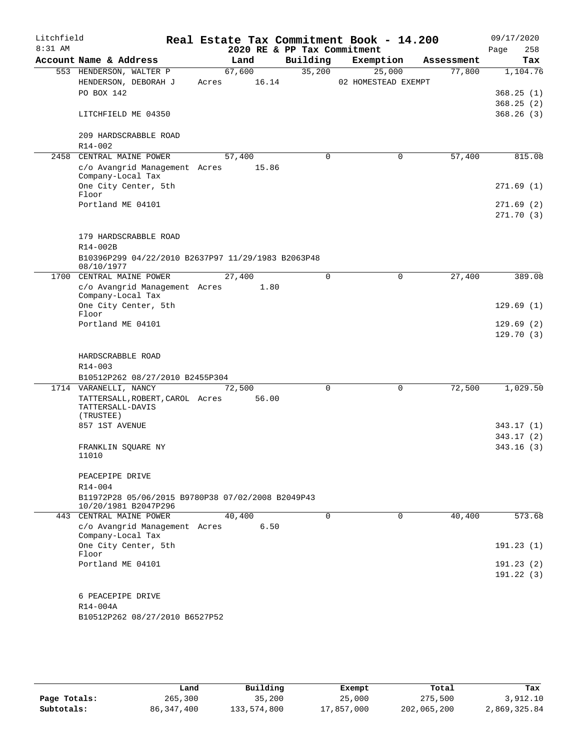Litchfield
8:31 AM

# Real Estate Tax Commitment Book - 14.200

## 2020 RE & PP Tax Commitment

09/17/2020
Page 258

| Account Name & Address | Land | Building | Exemption | Assessment | Tax |
|---|---|---|---|---|---|
| 553 HENDERSON, WALTER P | 67,600 | 35,200 | 25,000 | 77,800 | 1,104.76 |
| HENDERSON, DEBORAH J | Acres 16.14 | | 02 HOMESTEAD EXEMPT | | |
| PO BOX 142 | | | | | 368.25 (1) |
| | | | | | 368.25 (2) |
| LITCHFIELD ME 04350 | | | | | 368.26 (3) |
| 209 HARDSCRABBLE ROAD | | | | | |
| R14-002 | | | | | |
| 2458 CENTRAL MAINE POWER | 57,400 | 0 | 0 | 57,400 | 815.08 |
| c/o Avangrid Management Company-Local Tax | Acres 15.86 | | | | |
| One City Center, 5th Floor | | | | | 271.69 (1) |
| Portland ME 04101 | | | | | 271.69 (2) |
| | | | | | 271.70 (3) |
| 179 HARDSCRABBLE ROAD | | | | | |
| R14-002B | | | | | |
| B10396P299 04/22/2010 B2637P97 11/29/1983 B2063P48 08/10/1977 | | | | | |
| 1700 CENTRAL MAINE POWER | 27,400 | 0 | 0 | 27,400 | 389.08 |
| c/o Avangrid Management Company-Local Tax | Acres 1.80 | | | | |
| One City Center, 5th Floor | | | | | 129.69 (1) |
| Portland ME 04101 | | | | | 129.69 (2) |
| | | | | | 129.70 (3) |
| HARDSCRABBLE ROAD | | | | | |
| R14-003 | | | | | |
| B10512P262 08/27/2010 B2455P304 | | | | | |
| 1714 VARANELLI, NANCY | 72,500 | 0 | 0 | 72,500 | 1,029.50 |
| TATTERSALL,ROBERT,CAROL TATTERSALL-DAVIS (TRUSTEE) | Acres 56.00 | | | | |
| 857 1ST AVENUE | | | | | 343.17 (1) |
| | | | | | 343.17 (2) |
| FRANKLIN SQUARE NY 11010 | | | | | 343.16 (3) |
| PEACEPIPE DRIVE | | | | | |
| R14-004 | | | | | |
| B11972P28 05/06/2015 B9780P38 07/02/2008 B2049P43 10/20/1981 B2047P296 | | | | | |
| 443 CENTRAL MAINE POWER | 40,400 | 0 | 0 | 40,400 | 573.68 |
| c/o Avangrid Management Company-Local Tax | Acres 6.50 | | | | |
| One City Center, 5th Floor | | | | | 191.23 (1) |
| Portland ME 04101 | | | | | 191.23 (2) |
| | | | | | 191.22 (3) |
| 6 PEACEPIPE DRIVE | | | | | |
| R14-004A | | | | | |
| B10512P262 08/27/2010 B6527P52 | | | | | |

| | Land | Building | Exempt | Total | Tax |
|---|---|---|---|---|---|
| Page Totals: | 265,300 | 35,200 | 25,000 | 275,500 | 3,912.10 |
| Subtotals: | 86,347,400 | 133,574,800 | 17,857,000 | 202,065,200 | 2,869,325.84 |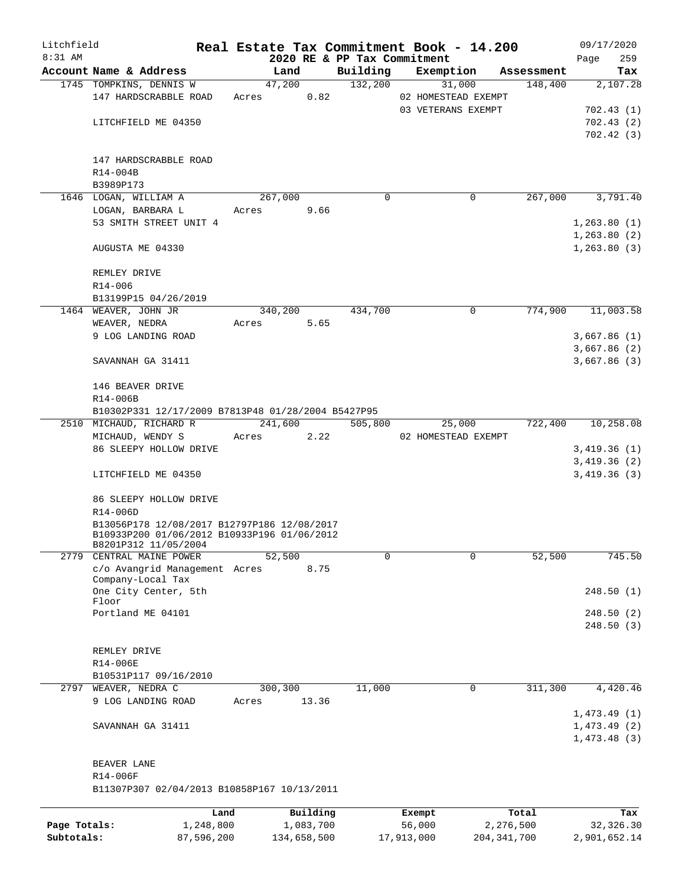Litchfield
8:31 AM

# Real Estate Tax Commitment Book - 14.200

2020 RE & PP Tax Commitment

09/17/2020
Page 259

| Account Name & Address | Land | Building | Exemption | Assessment | Tax |
|---|---|---|---|---|---|
| 1745 TOMPKINS, DENNIS W | 47,200 | 132,200 | 31,000 | 148,400 | 2,107.28 |
| 147 HARDSCRABBLE ROAD | Acres 0.82 | | 02 HOMESTEAD EXEMPT | | |
| | | | 03 VETERANS EXEMPT | | 702.43 (1) |
| LITCHFIELD ME 04350 | | | | | 702.43 (2) |
| | | | | | 702.42 (3) |
| 147 HARDSCRABBLE ROAD | | | | | |
| R14-004B | | | | | |
| B3989P173 | | | | | |
| 1646 LOGAN, WILLIAM A | 267,000 | 0 | 0 | 267,000 | 3,791.40 |
| LOGAN, BARBARA L | Acres 9.66 | | | | |
| 53 SMITH STREET UNIT 4 | | | | | 1,263.80 (1) |
| | | | | | 1,263.80 (2) |
| AUGUSTA ME 04330 | | | | | 1,263.80 (3) |
| REMLEY DRIVE | | | | | |
| R14-006 | | | | | |
| B13199P15 04/26/2019 | | | | | |
| 1464 WEAVER, JOHN JR | 340,200 | 434,700 | 0 | 774,900 | 11,003.58 |
| WEAVER, NEDRA | Acres 5.65 | | | | |
| 9 LOG LANDING ROAD | | | | | 3,667.86 (1) |
| | | | | | 3,667.86 (2) |
| SAVANNAH GA 31411 | | | | | 3,667.86 (3) |
| 146 BEAVER DRIVE | | | | | |
| R14-006B | | | | | |
| B10302P331 12/17/2009 B7813P48 01/28/2004 B5427P95 | | | | | |
| 2510 MICHAUD, RICHARD R | 241,600 | 505,800 | 25,000 | 722,400 | 10,258.08 |
| MICHAUD, WENDY S | Acres 2.22 | | 02 HOMESTEAD EXEMPT | | |
| 86 SLEEPY HOLLOW DRIVE | | | | | 3,419.36 (1) |
| | | | | | 3,419.36 (2) |
| LITCHFIELD ME 04350 | | | | | 3,419.36 (3) |
| 86 SLEEPY HOLLOW DRIVE | | | | | |
| R14-006D | | | | | |
| B13056P178 12/08/2017 B12797P186 12/08/2017 B10933P200 01/06/2012 B10933P196 01/06/2012 B8201P312 11/05/2004 | | | | | |
| 2779 CENTRAL MAINE POWER | 52,500 | 0 | 0 | 52,500 | 745.50 |
| c/o Avangrid Management Company-Local Tax | Acres 8.75 | | | | |
| One City Center, 5th Floor | | | | | 248.50 (1) |
| Portland ME 04101 | | | | | 248.50 (2) |
| | | | | | 248.50 (3) |
| REMLEY DRIVE | | | | | |
| R14-006E | | | | | |
| B10531P117 09/16/2010 | | | | | |
| 2797 WEAVER, NEDRA C | 300,300 | 11,000 | 0 | 311,300 | 4,420.46 |
| 9 LOG LANDING ROAD | Acres 13.36 | | | | |
| | | | | | 1,473.49 (1) |
| SAVANNAH GA 31411 | | | | | 1,473.49 (2) |
| | | | | | 1,473.48 (3) |
| BEAVER LANE | | | | | |
| R14-006F | | | | | |
| B11307P307 02/04/2013 B10858P167 10/13/2011 | | | | | |

| | Land | Building | Exempt | Total | Tax |
|---|---|---|---|---|---|
| Page Totals: | 1,248,800 | 1,083,700 | 56,000 | 2,276,500 | 32,326.30 |
| Subtotals: | 87,596,200 | 134,658,500 | 17,913,000 | 204,341,700 | 2,901,652.14 |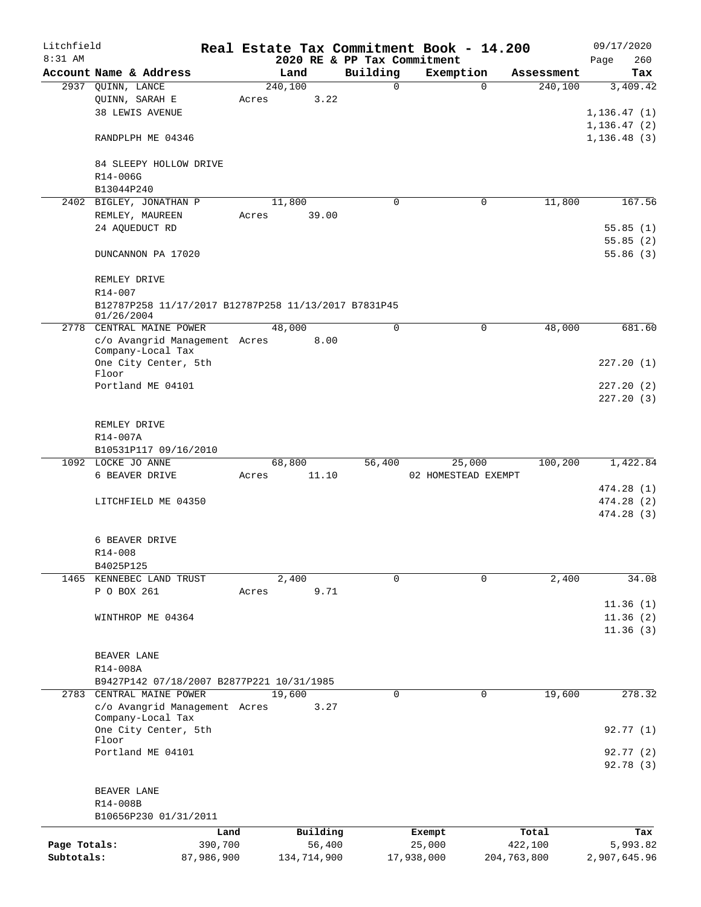Litchfield
8:31 AM

# Real Estate Tax Commitment Book - 14.200

## 2020 RE & PP Tax Commitment

09/17/2020
Page 260

| Account Name & Address | Land | Building | Exemption | Assessment | Tax |
|---|---|---|---|---|---|
| 2937 QUINN, LANCE | 240,100 | 0 | 0 | 240,100 | 3,409.42 |
| QUINN, SARAH E | Acres 3.22 | | | | |
| 38 LEWIS AVENUE | | | | | 1,136.47 (1) |
| | | | | | 1,136.47 (2) |
| RANDPLPH ME 04346 | | | | | 1,136.48 (3) |
| 84 SLEEPY HOLLOW DRIVE | | | | | |
| R14-006G | | | | | |
| B13044P240 | | | | | |
| 2402 BIGLEY, JONATHAN P | 11,800 | 0 | 0 | 11,800 | 167.56 |
| REMLEY, MAUREEN | Acres 39.00 | | | | |
| 24 AQUEDUCT RD | | | | | 55.85 (1) |
| | | | | | 55.85 (2) |
| DUNCANNON PA 17020 | | | | | 55.86 (3) |
| REMLEY DRIVE | | | | | |
| R14-007 | | | | | |
| B12787P258 11/17/2017 B12787P258 11/13/2017 B7831P45 01/26/2004 | | | | | |
| 2778 CENTRAL MAINE POWER | 48,000 | 0 | 0 | 48,000 | 681.60 |
| c/o Avangrid Management Company-Local Tax | Acres 8.00 | | | | |
| One City Center, 5th Floor | | | | | 227.20 (1) |
| Portland ME 04101 | | | | | 227.20 (2) |
| | | | | | 227.20 (3) |
| REMLEY DRIVE | | | | | |
| R14-007A | | | | | |
| B10531P117 09/16/2010 | | | | | |
| 1092 LOCKE JO ANNE | 68,800 | 56,400 | 25,000 | 100,200 | 1,422.84 |
| 6 BEAVER DRIVE | Acres 11.10 | | 02 HOMESTEAD EXEMPT | | |
| | | | | | 474.28 (1) |
| LITCHFIELD ME 04350 | | | | | 474.28 (2) |
| | | | | | 474.28 (3) |
| 6 BEAVER DRIVE | | | | | |
| R14-008 | | | | | |
| B4025P125 | | | | | |
| 1465 KENNEBEC LAND TRUST | 2,400 | 0 | 0 | 2,400 | 34.08 |
| P O BOX 261 | Acres 9.71 | | | | |
| | | | | | 11.36 (1) |
| WINTHROP ME 04364 | | | | | 11.36 (2) |
| | | | | | 11.36 (3) |
| BEAVER LANE | | | | | |
| R14-008A | | | | | |
| B9427P142 07/18/2007 B2877P221 10/31/1985 | | | | | |
| 2783 CENTRAL MAINE POWER | 19,600 | 0 | 0 | 19,600 | 278.32 |
| c/o Avangrid Management Company-Local Tax | Acres 3.27 | | | | |
| One City Center, 5th Floor | | | | | 92.77 (1) |
| Portland ME 04101 | | | | | 92.77 (2) |
| | | | | | 92.78 (3) |
| BEAVER LANE | | | | | |
| R14-008B | | | | | |
| B10656P230 01/31/2011 | | | | | |

| | Land | Building | Exempt | Total | Tax |
|---|---|---|---|---|---|
| Page Totals: | 390,700 | 56,400 | 25,000 | 422,100 | 5,993.82 |
| Subtotals: | 87,986,900 | 134,714,900 | 17,938,000 | 204,763,800 | 2,907,645.96 |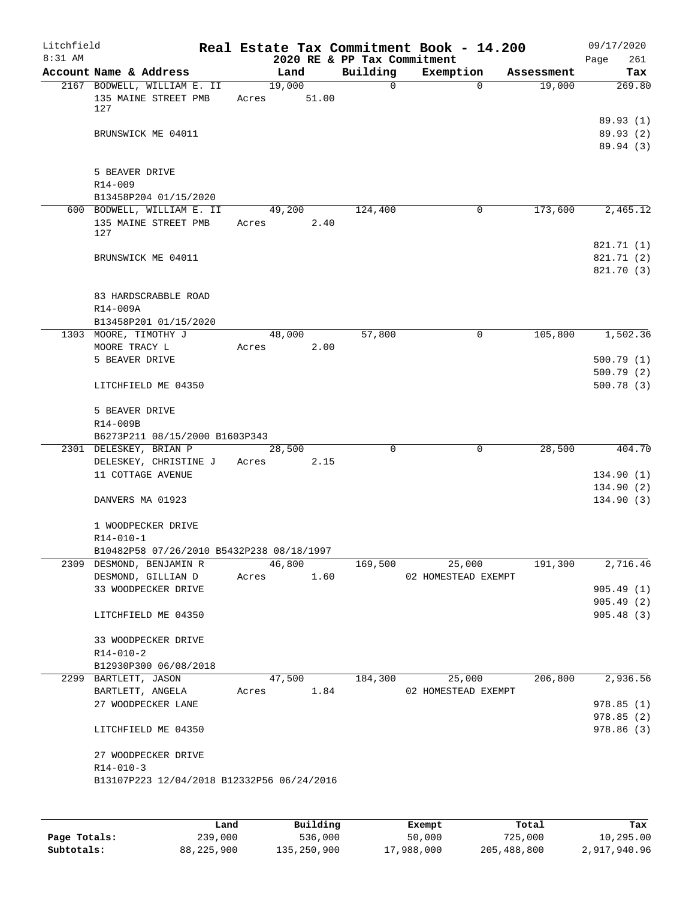Litchfield 8:31 AM

# Real Estate Tax Commitment Book - 14.200

2020 RE & PP Tax Commitment

09/17/2020 Page 261

| Account Name & Address | Land | Building | Exemption | Assessment | Tax |
|---|---|---|---|---|---|
| 2167 BODWELL, WILLIAM E. II | 19,000 | 0 | 0 | 19,000 | 269.80 |
| 135 MAINE STREET PMB 127 | Acres 51.00 | | | | |
| | | | | | 89.93 (1) |
| BRUNSWICK ME 04011 | | | | | 89.93 (2) |
| | | | | | 89.94 (3) |
| 5 BEAVER DRIVE | | | | | |
| R14-009 | | | | | |
| B13458P204 01/15/2020 | | | | | |
| 600 BODWELL, WILLIAM E. II | 49,200 | 124,400 | 0 | 173,600 | 2,465.12 |
| 135 MAINE STREET PMB 127 | Acres 2.40 | | | | |
| | | | | | 821.71 (1) |
| BRUNSWICK ME 04011 | | | | | 821.71 (2) |
| | | | | | 821.70 (3) |
| 83 HARDSCRABBLE ROAD | | | | | |
| R14-009A | | | | | |
| B13458P201 01/15/2020 | | | | | |
| 1303 MOORE, TIMOTHY J | 48,000 | 57,800 | 0 | 105,800 | 1,502.36 |
| MOORE TRACY L | Acres 2.00 | | | | |
| 5 BEAVER DRIVE | | | | | 500.79 (1) |
| | | | | | 500.79 (2) |
| LITCHFIELD ME 04350 | | | | | 500.78 (3) |
| 5 BEAVER DRIVE | | | | | |
| R14-009B | | | | | |
| B6273P211 08/15/2000 B1603P343 | | | | | |
| 2301 DELESKEY, BRIAN P | 28,500 | 0 | 0 | 28,500 | 404.70 |
| DELESKEY, CHRISTINE J | Acres 2.15 | | | | |
| 11 COTTAGE AVENUE | | | | | 134.90 (1) |
| | | | | | 134.90 (2) |
| DANVERS MA 01923 | | | | | 134.90 (3) |
| 1 WOODPECKER DRIVE | | | | | |
| R14-010-1 | | | | | |
| B10482P58 07/26/2010 B5432P238 08/18/1997 | | | | | |
| 2309 DESMOND, BENJAMIN R | 46,800 | 169,500 | 25,000 | 191,300 | 2,716.46 |
| DESMOND, GILLIAN D | Acres 1.60 | | 02 HOMESTEAD EXEMPT | | |
| 33 WOODPECKER DRIVE | | | | | 905.49 (1) |
| | | | | | 905.49 (2) |
| LITCHFIELD ME 04350 | | | | | 905.48 (3) |
| 33 WOODPECKER DRIVE | | | | | |
| R14-010-2 | | | | | |
| B12930P300 06/08/2018 | | | | | |
| 2299 BARTLETT, JASON | 47,500 | 184,300 | 25,000 | 206,800 | 2,936.56 |
| BARTLETT, ANGELA | Acres 1.84 | | 02 HOMESTEAD EXEMPT | | |
| 27 WOODPECKER LANE | | | | | 978.85 (1) |
| | | | | | 978.85 (2) |
| LITCHFIELD ME 04350 | | | | | 978.86 (3) |
| 27 WOODPECKER DRIVE | | | | | |
| R14-010-3 | | | | | |
| B13107P223 12/04/2018 B12332P56 06/24/2016 | | | | | |

| | Land | Building | Exempt | Total | Tax |
|---|---|---|---|---|---|
| Page Totals: | 239,000 | 536,000 | 50,000 | 725,000 | 10,295.00 |
| Subtotals: | 88,225,900 | 135,250,900 | 17,988,000 | 205,488,800 | 2,917,940.96 |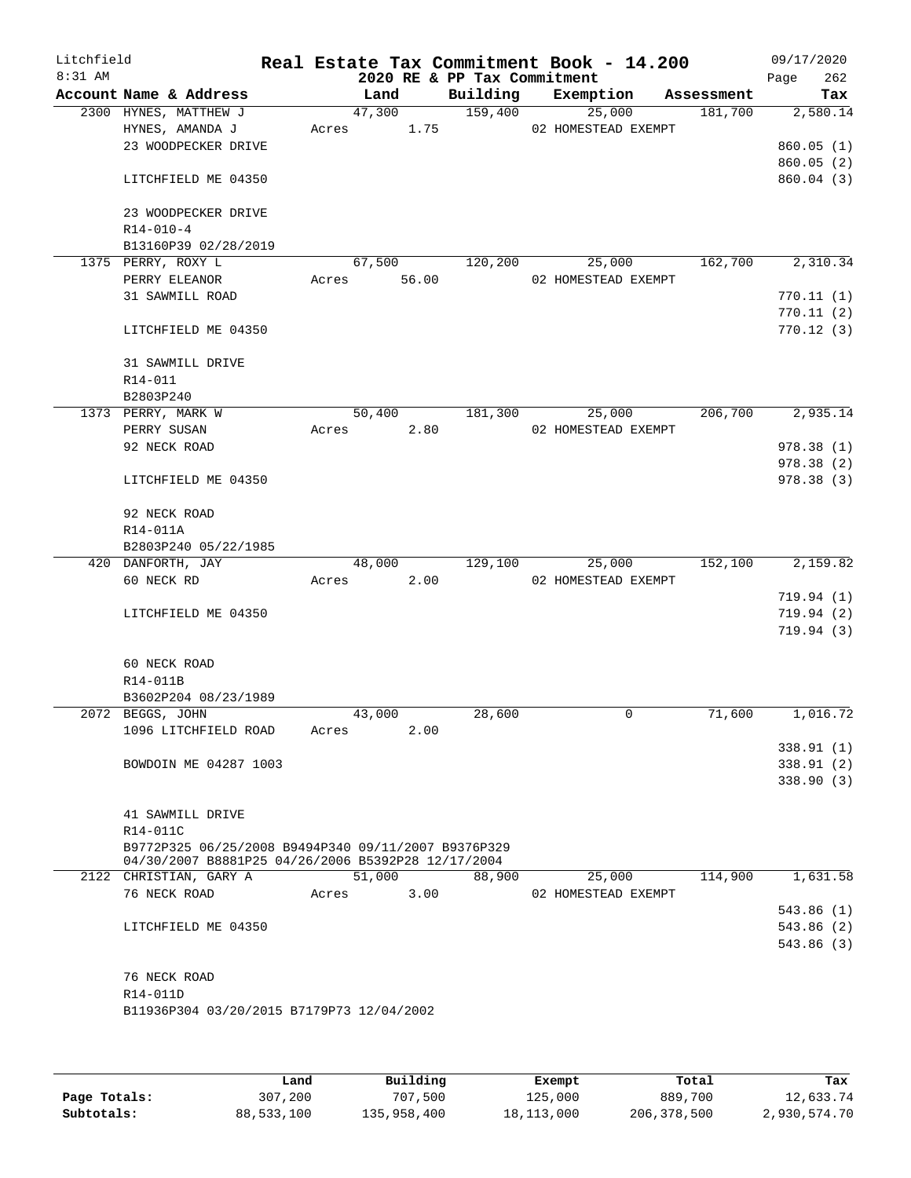Litchfield 8:31 AM

**Real Estate Tax Commitment Book - 14.200**
**2020 RE & PP Tax Commitment**

09/17/2020

| Account Name & Address | Land | Building | Exemption | Assessment | Tax |
|---|---|---|---|---|---|
| 2300 HYNES, MATTHEW J | 47,300 | 159,400 | 25,000 | 181,700 | 2,580.14 |
| HYNES, AMANDA J | Acres 1.75 | | 02 HOMESTEAD EXEMPT | | |
| 23 WOODPECKER DRIVE | | | | | 860.05 (1) |
| | | | | | 860.05 (2) |
| LITCHFIELD ME 04350 | | | | | 860.04 (3) |
| 23 WOODPECKER DRIVE | | | | | |
| R14-010-4 | | | | | |
| B13160P39 02/28/2019 | | | | | |
| 1375 PERRY, ROXY L | 67,500 | 120,200 | 25,000 | 162,700 | 2,310.34 |
| PERRY ELEANOR | Acres 56.00 | | 02 HOMESTEAD EXEMPT | | |
| 31 SAWMILL ROAD | | | | | 770.11 (1) |
| | | | | | 770.11 (2) |
| LITCHFIELD ME 04350 | | | | | 770.12 (3) |
| 31 SAWMILL DRIVE | | | | | |
| R14-011 | | | | | |
| B2803P240 | | | | | |
| 1373 PERRY, MARK W | 50,400 | 181,300 | 25,000 | 206,700 | 2,935.14 |
| PERRY SUSAN | Acres 2.80 | | 02 HOMESTEAD EXEMPT | | |
| 92 NECK ROAD | | | | | 978.38 (1) |
| | | | | | 978.38 (2) |
| LITCHFIELD ME 04350 | | | | | 978.38 (3) |
| 92 NECK ROAD | | | | | |
| R14-011A | | | | | |
| B2803P240 05/22/1985 | | | | | |
| 420 DANFORTH, JAY | 48,000 | 129,100 | 25,000 | 152,100 | 2,159.82 |
| 60 NECK RD | Acres 2.00 | | 02 HOMESTEAD EXEMPT | | |
| | | | | | 719.94 (1) |
| LITCHFIELD ME 04350 | | | | | 719.94 (2) |
| | | | | | 719.94 (3) |
| 60 NECK ROAD | | | | | |
| R14-011B | | | | | |
| B3602P204 08/23/1989 | | | | | |
| 2072 BEGGS, JOHN | 43,000 | 28,600 | 0 | 71,600 | 1,016.72 |
| 1096 LITCHFIELD ROAD | Acres 2.00 | | | | |
| | | | | | 338.91 (1) |
| BOWDOIN ME 04287 1003 | | | | | 338.91 (2) |
| | | | | | 338.90 (3) |
| 41 SAWMILL DRIVE | | | | | |
| R14-011C | | | | | |
| B9772P325 06/25/2008 B9494P340 09/11/2007 B9376P329 04/30/2007 B8881P25 04/26/2006 B5392P28 12/17/2004 | | | | | |
| 2122 CHRISTIAN, GARY A | 51,000 | 88,900 | 25,000 | 114,900 | 1,631.58 |
| 76 NECK ROAD | Acres 3.00 | | 02 HOMESTEAD EXEMPT | | |
| | | | | | 543.86 (1) |
| LITCHFIELD ME 04350 | | | | | 543.86 (2) |
| | | | | | 543.86 (3) |
| 76 NECK ROAD | | | | | |
| R14-011D | | | | | |
| B11936P304 03/20/2015 B7179P73 12/04/2002 | | | | | |

| | Land | Building | Exempt | Total | Tax |
|---|---|---|---|---|---|
| Page Totals: | 307,200 | 707,500 | 125,000 | 889,700 | 12,633.74 |
| Subtotals: | 88,533,100 | 135,958,400 | 18,113,000 | 206,378,500 | 2,930,574.70 |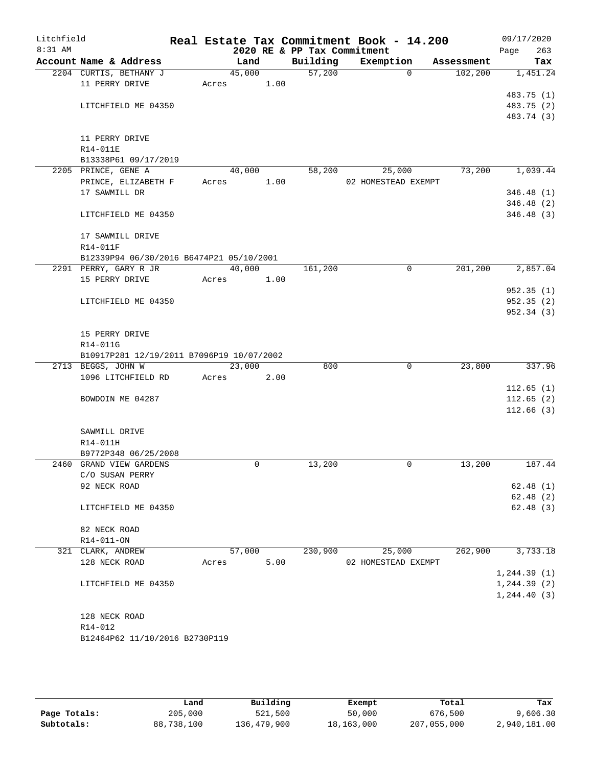Litchfield 8:31 AM

# Real Estate Tax Commitment Book - 14.200

## 2020 RE & PP Tax Commitment

09/17/2020 Page 263

| Account Name & Address | Land | Building | Exemption | Assessment | Tax |
|---|---|---|---|---|---|
| 2204 CURTIS, BETHANY J | 45,000 | 57,200 | 0 | 102,200 | 1,451.24 |
| 11 PERRY DRIVE | Acres 1.00 | | | | |
| | | | | | 483.75 (1) |
| LITCHFIELD ME 04350 | | | | | 483.75 (2) |
| | | | | | 483.74 (3) |
| 11 PERRY DRIVE | | | | | |
| R14-011E | | | | | |
| B13338P61 09/17/2019 | | | | | |
| 2205 PRINCE, GENE A | 40,000 | 58,200 | 25,000 | 73,200 | 1,039.44 |
| PRINCE, ELIZABETH F | Acres 1.00 | | 02 HOMESTEAD EXEMPT | | |
| 17 SAWMILL DR | | | | | 346.48 (1) |
| | | | | | 346.48 (2) |
| LITCHFIELD ME 04350 | | | | | 346.48 (3) |
| 17 SAWMILL DRIVE | | | | | |
| R14-011F | | | | | |
| B12339P94 06/30/2016 B6474P21 05/10/2001 | | | | | |
| 2291 PERRY, GARY R JR | 40,000 | 161,200 | 0 | 201,200 | 2,857.04 |
| 15 PERRY DRIVE | Acres 1.00 | | | | |
| | | | | | 952.35 (1) |
| LITCHFIELD ME 04350 | | | | | 952.35 (2) |
| | | | | | 952.34 (3) |
| 15 PERRY DRIVE | | | | | |
| R14-011G | | | | | |
| B10917P281 12/19/2011 B7096P19 10/07/2002 | | | | | |
| 2713 BEGGS, JOHN W | 23,000 | 800 | 0 | 23,800 | 337.96 |
| 1096 LITCHFIELD RD | Acres 2.00 | | | | |
| | | | | | 112.65 (1) |
| BOWDOIN ME 04287 | | | | | 112.65 (2) |
| | | | | | 112.66 (3) |
| SAWMILL DRIVE | | | | | |
| R14-011H | | | | | |
| B9772P348 06/25/2008 | | | | | |
| 2460 GRAND VIEW GARDENS | 0 | 13,200 | 0 | 13,200 | 187.44 |
| C/O SUSAN PERRY | | | | | |
| 92 NECK ROAD | | | | | 62.48 (1) |
| | | | | | 62.48 (2) |
| LITCHFIELD ME 04350 | | | | | 62.48 (3) |
| 82 NECK ROAD | | | | | |
| R14-011-ON | | | | | |
| 321 CLARK, ANDREW | 57,000 | 230,900 | 25,000 | 262,900 | 3,733.18 |
| 128 NECK ROAD | Acres 5.00 | | 02 HOMESTEAD EXEMPT | | |
| | | | | | 1,244.39 (1) |
| LITCHFIELD ME 04350 | | | | | 1,244.39 (2) |
| | | | | | 1,244.40 (3) |
| 128 NECK ROAD | | | | | |
| R14-012 | | | | | |
| B12464P62 11/10/2016 B2730P119 | | | | | |

| | Land | Building | Exempt | Total | Tax |
|---|---|---|---|---|---|
| Page Totals: | 205,000 | 521,500 | 50,000 | 676,500 | 9,606.30 |
| Subtotals: | 88,738,100 | 136,479,900 | 18,163,000 | 207,055,000 | 2,940,181.00 |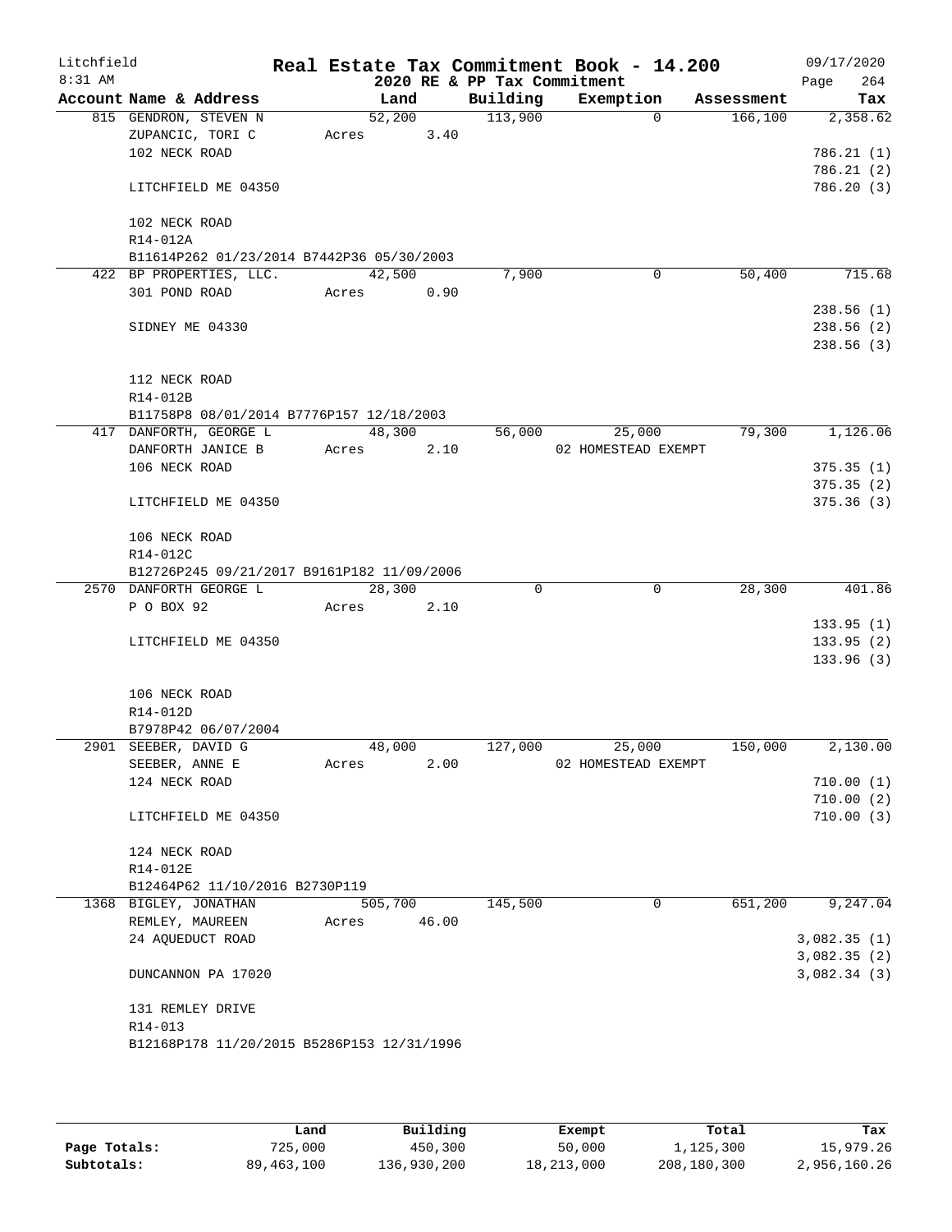Litchfield
8:31 AM

**Real Estate Tax Commitment Book - 14.200**
**2020 RE & PP Tax Commitment**

09/17/2020
Page 264

| Account Name & Address | Land | Building | Exemption | Assessment | Tax |
|---|---|---|---|---|---|
| 815 GENDRON, STEVEN N | 52,200 | 113,900 | 0 | 166,100 | 2,358.62 |
| ZUPANCIC, TORI C | Acres 3.40 | | | | |
| 102 NECK ROAD | | | | | 786.21 (1) |
| | | | | | 786.21 (2) |
| LITCHFIELD ME 04350 | | | | | 786.20 (3) |
| 102 NECK ROAD | | | | | |
| R14-012A | | | | | |
| B11614P262 01/23/2014 B7442P36 05/30/2003 | | | | | |
| 422 BP PROPERTIES, LLC. | 42,500 | 7,900 | 0 | 50,400 | 715.68 |
| 301 POND ROAD | Acres 0.90 | | | | |
| | | | | | 238.56 (1) |
| SIDNEY ME 04330 | | | | | 238.56 (2) |
| | | | | | 238.56 (3) |
| 112 NECK ROAD | | | | | |
| R14-012B | | | | | |
| B11758P8 08/01/2014 B7776P157 12/18/2003 | | | | | |
| 417 DANFORTH, GEORGE L | 48,300 | 56,000 | 25,000 | 79,300 | 1,126.06 |
| DANFORTH JANICE B | Acres 2.10 | | 02 HOMESTEAD EXEMPT | | |
| 106 NECK ROAD | | | | | 375.35 (1) |
| | | | | | 375.35 (2) |
| LITCHFIELD ME 04350 | | | | | 375.36 (3) |
| 106 NECK ROAD | | | | | |
| R14-012C | | | | | |
| B12726P245 09/21/2017 B9161P182 11/09/2006 | | | | | |
| 2570 DANFORTH GEORGE L | 28,300 | 0 | 0 | 28,300 | 401.86 |
| P O BOX 92 | Acres 2.10 | | | | |
| | | | | | 133.95 (1) |
| LITCHFIELD ME 04350 | | | | | 133.95 (2) |
| | | | | | 133.96 (3) |
| 106 NECK ROAD | | | | | |
| R14-012D | | | | | |
| B7978P42 06/07/2004 | | | | | |
| 2901 SEEBER, DAVID G | 48,000 | 127,000 | 25,000 | 150,000 | 2,130.00 |
| SEEBER, ANNE E | Acres 2.00 | | 02 HOMESTEAD EXEMPT | | |
| 124 NECK ROAD | | | | | 710.00 (1) |
| | | | | | 710.00 (2) |
| LITCHFIELD ME 04350 | | | | | 710.00 (3) |
| 124 NECK ROAD | | | | | |
| R14-012E | | | | | |
| B12464P62 11/10/2016 B2730P119 | | | | | |
| 1368 BIGLEY, JONATHAN | 505,700 | 145,500 | 0 | 651,200 | 9,247.04 |
| REMLEY, MAUREEN | Acres 46.00 | | | | |
| 24 AQUEDUCT ROAD | | | | | 3,082.35 (1) |
| | | | | | 3,082.35 (2) |
| DUNCANNON PA 17020 | | | | | 3,082.34 (3) |
| 131 REMLEY DRIVE | | | | | |
| R14-013 | | | | | |
| B12168P178 11/20/2015 B5286P153 12/31/1996 | | | | | |

| | Land | Building | Exempt | Total | Tax |
|---|---|---|---|---|---|
| **Page Totals:** | 725,000 | 450,300 | 50,000 | 1,125,300 | 15,979.26 |
| **Subtotals:** | 89,463,100 | 136,930,200 | 18,213,000 | 208,180,300 | 2,956,160.26 |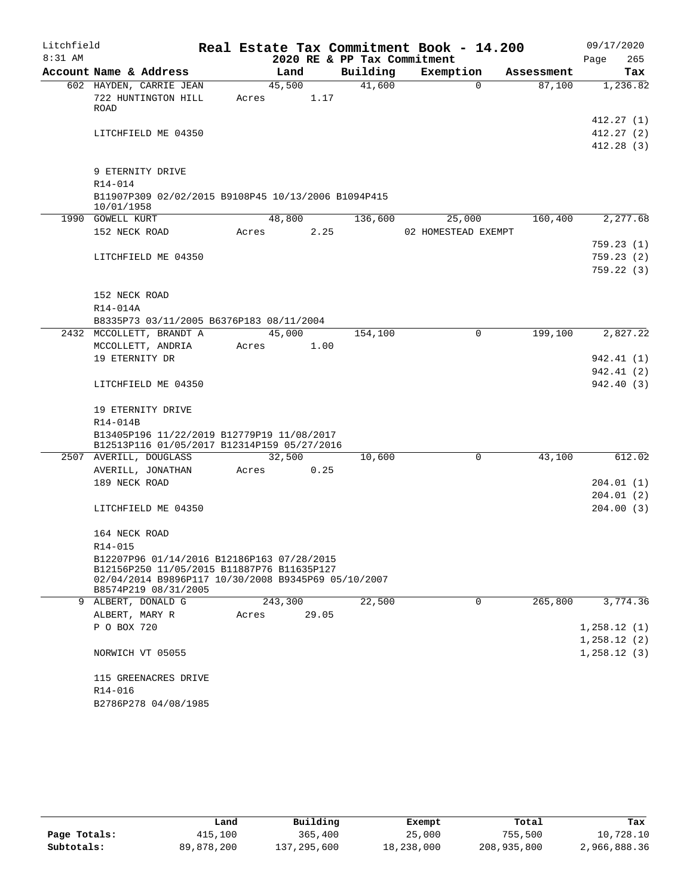Litchfield
8:31 AM

**Real Estate Tax Commitment Book - 14.200**
**2020 RE & PP Tax Commitment**

09/17/2020

| Account Name & Address | Land | Building | Exemption | Assessment | Tax |
|---|---|---|---|---|---|
| 602 HAYDEN, CARRIE JEAN | 45,500 | 41,600 | 0 | 87,100 | 1,236.82 |
| 722 HUNTINGTON HILL ROAD | Acres 1.17 | | | | |
| | | | | | 412.27 (1) |
| LITCHFIELD ME 04350 | | | | | 412.27 (2) |
| | | | | | 412.28 (3) |
| 9 ETERNITY DRIVE | | | | | |
| R14-014 | | | | | |
| B11907P309 02/02/2015 B9108P45 10/13/2006 B1094P415 10/01/1958 | | | | | |
| 1990 GOWELL KURT | 48,800 | 136,600 | 25,000 | 160,400 | 2,277.68 |
| 152 NECK ROAD | Acres 2.25 | | 02 HOMESTEAD EXEMPT | | |
| | | | | | 759.23 (1) |
| LITCHFIELD ME 04350 | | | | | 759.23 (2) |
| | | | | | 759.22 (3) |
| 152 NECK ROAD | | | | | |
| R14-014A | | | | | |
| B8335P73 03/11/2005 B6376P183 08/11/2004 | | | | | |
| 2432 MCCOLLETT, BRANDT A | 45,000 | 154,100 | 0 | 199,100 | 2,827.22 |
| MCCOLLETT, ANDRIA | Acres 1.00 | | | | |
| 19 ETERNITY DR | | | | | 942.41 (1) |
| | | | | | 942.41 (2) |
| LITCHFIELD ME 04350 | | | | | 942.40 (3) |
| 19 ETERNITY DRIVE | | | | | |
| R14-014B | | | | | |
| B13405P196 11/22/2019 B12779P19 11/08/2017 B12513P116 01/05/2017 B12314P159 05/27/2016 | | | | | |
| 2507 AVERILL, DOUGLASS | 32,500 | 10,600 | 0 | 43,100 | 612.02 |
| AVERILL, JONATHAN | Acres 0.25 | | | | |
| 189 NECK ROAD | | | | | 204.01 (1) |
| | | | | | 204.01 (2) |
| LITCHFIELD ME 04350 | | | | | 204.00 (3) |
| 164 NECK ROAD | | | | | |
| R14-015 | | | | | |
| B12207P96 01/14/2016 B12186P163 07/28/2015 B12156P250 11/05/2015 B11887P76 B11635P127 02/04/2014 B9896P117 10/30/2008 B9345P69 05/10/2007 B8574P219 08/31/2005 | | | | | |
| 9 ALBERT, DONALD G | 243,300 | 22,500 | 0 | 265,800 | 3,774.36 |
| ALBERT, MARY R | Acres 29.05 | | | | |
| P O BOX 720 | | | | | 1,258.12 (1) |
| | | | | | 1,258.12 (2) |
| NORWICH VT 05055 | | | | | 1,258.12 (3) |
| 115 GREENACRES DRIVE | | | | | |
| R14-016 | | | | | |
| B2786P278 04/08/1985 | | | | | |

| | Land | Building | Exempt | Total | Tax |
|---|---|---|---|---|---|
| Page Totals: | 415,100 | 365,400 | 25,000 | 755,500 | 10,728.10 |
| Subtotals: | 89,878,200 | 137,295,600 | 18,238,000 | 208,935,800 | 2,966,888.36 |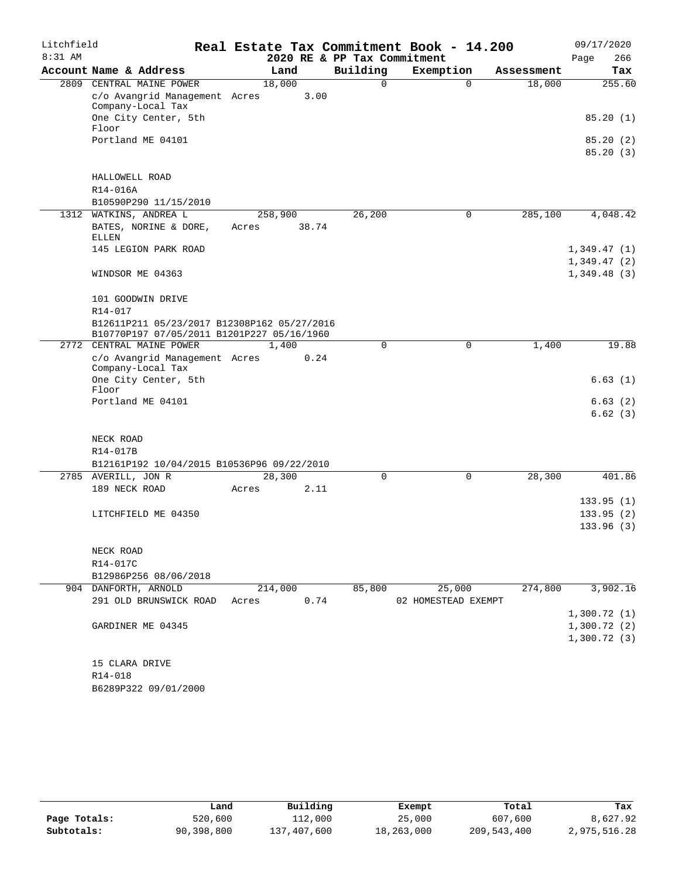Litchfield
8:31 AM

# Real Estate Tax Commitment Book - 14.200

2020 RE & PP Tax Commitment

09/17/2020
Page 266

| Account Name & Address | Land | Building | Exemption | Assessment | Tax |
|---|---|---|---|---|---|
| 2809 CENTRAL MAINE POWER | 18,000 | 0 | 0 | 18,000 | 255.60 |
| c/o Avangrid Management Company-Local Tax | Acres 3.00 | | | | |
| One City Center, 5th Floor | | | | | 85.20 (1) |
| Portland ME 04101 | | | | | 85.20 (2) |
| | | | | | 85.20 (3) |
| HALLOWELL ROAD | | | | | |
| R14-016A | | | | | |
| B10590P290 11/15/2010 | | | | | |
| 1312 WATKINS, ANDREA L | 258,900 | 26,200 | 0 | 285,100 | 4,048.42 |
| BATES, NORINE & DORE, ELLEN | Acres 38.74 | | | | |
| 145 LEGION PARK ROAD | | | | | 1,349.47 (1) |
| | | | | | 1,349.47 (2) |
| WINDSOR ME 04363 | | | | | 1,349.48 (3) |
| 101 GOODWIN DRIVE | | | | | |
| R14-017 | | | | | |
| B12611P211 05/23/2017 B12308P162 05/27/2016 B10770P197 07/05/2011 B1201P227 05/16/1960 | | | | | |
| 2772 CENTRAL MAINE POWER | 1,400 | 0 | 0 | 1,400 | 19.88 |
| c/o Avangrid Management Company-Local Tax | Acres 0.24 | | | | |
| One City Center, 5th Floor | | | | | 6.63 (1) |
| Portland ME 04101 | | | | | 6.63 (2) |
| | | | | | 6.62 (3) |
| NECK ROAD | | | | | |
| R14-017B | | | | | |
| B12161P192 10/04/2015 B10536P96 09/22/2010 | | | | | |
| 2785 AVERILL, JON R | 28,300 | 0 | 0 | 28,300 | 401.86 |
| 189 NECK ROAD | Acres 2.11 | | | | |
| | | | | | 133.95 (1) |
| LITCHFIELD ME 04350 | | | | | 133.95 (2) |
| | | | | | 133.96 (3) |
| NECK ROAD | | | | | |
| R14-017C | | | | | |
| B12986P256 08/06/2018 | | | | | |
| 904 DANFORTH, ARNOLD | 214,000 | 85,800 | 25,000 | 274,800 | 3,902.16 |
| 291 OLD BRUNSWICK ROAD | Acres 0.74 | | 02 HOMESTEAD EXEMPT | | |
| | | | | | 1,300.72 (1) |
| GARDINER ME 04345 | | | | | 1,300.72 (2) |
| | | | | | 1,300.72 (3) |
| 15 CLARA DRIVE | | | | | |
| R14-018 | | | | | |
| B6289P322 09/01/2000 | | | | | |

| | Land | Building | Exempt | Total | Tax |
|---|---|---|---|---|---|
| Page Totals: | 520,600 | 112,000 | 25,000 | 607,600 | 8,627.92 |
| Subtotals: | 90,398,800 | 137,407,600 | 18,263,000 | 209,543,400 | 2,975,516.28 |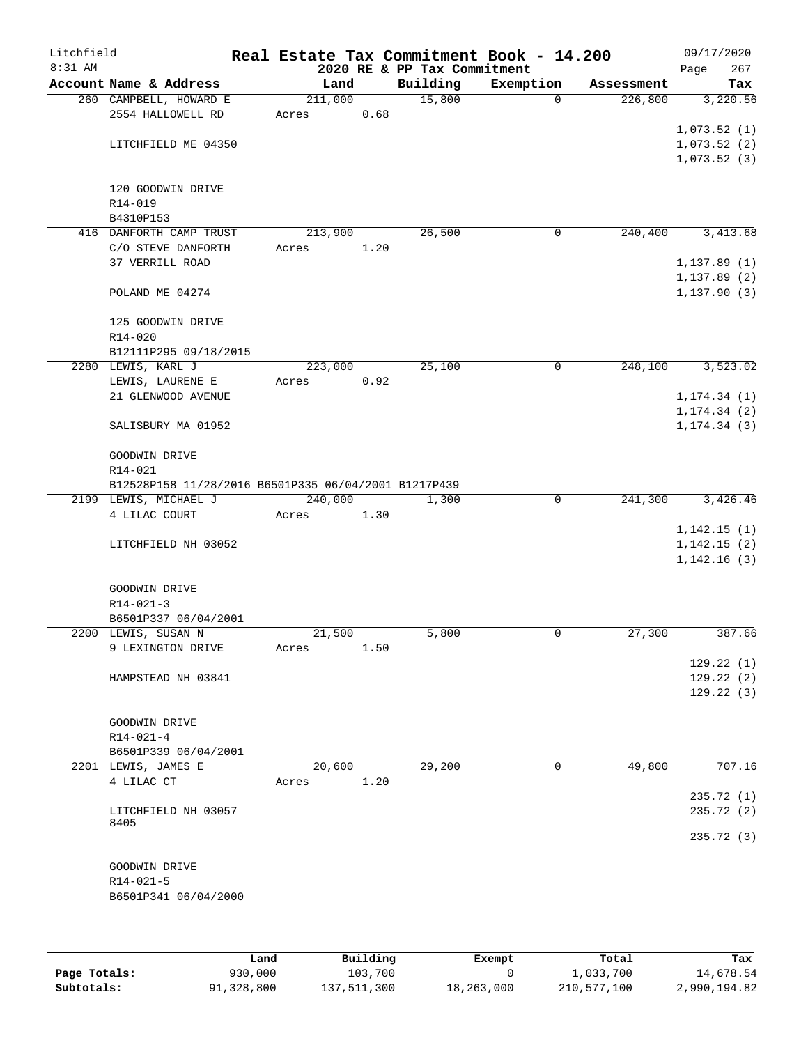Litchfield
8:31 AM

# Real Estate Tax Commitment Book - 14.200

2020 RE & PP Tax Commitment

09/17/2020
Page 267

| Account Name & Address | Land | Building | Exemption | Assessment | Tax |
|---|---|---|---|---|---|
| 260 CAMPBELL, HOWARD E | 211,000 | 15,800 | 0 | 226,800 | 3,220.56 |
| 2554 HALLOWELL RD | Acres 0.68 | | | | |
| | | | | | 1,073.52 (1) |
| LITCHFIELD ME 04350 | | | | | 1,073.52 (2) |
| | | | | | 1,073.52 (3) |
| 120 GOODWIN DRIVE | | | | | |
| R14-019 | | | | | |
| B4310P153 | | | | | |
| 416 DANFORTH CAMP TRUST | 213,900 | 26,500 | 0 | 240,400 | 3,413.68 |
| C/O STEVE DANFORTH | Acres 1.20 | | | | |
| 37 VERRILL ROAD | | | | | 1,137.89 (1) |
| | | | | | 1,137.89 (2) |
| POLAND ME 04274 | | | | | 1,137.90 (3) |
| 125 GOODWIN DRIVE | | | | | |
| R14-020 | | | | | |
| B12111P295 09/18/2015 | | | | | |
| 2280 LEWIS, KARL J | 223,000 | 25,100 | 0 | 248,100 | 3,523.02 |
| LEWIS, LAURENE E | Acres 0.92 | | | | |
| 21 GLENWOOD AVENUE | | | | | 1,174.34 (1) |
| | | | | | 1,174.34 (2) |
| SALISBURY MA 01952 | | | | | 1,174.34 (3) |
| GOODWIN DRIVE | | | | | |
| R14-021 | | | | | |
| B12528P158 11/28/2016 B6501P335 06/04/2001 B1217P439 | | | | | |
| 2199 LEWIS, MICHAEL J | 240,000 | 1,300 | 0 | 241,300 | 3,426.46 |
| 4 LILAC COURT | Acres 1.30 | | | | |
| | | | | | 1,142.15 (1) |
| LITCHFIELD NH 03052 | | | | | 1,142.15 (2) |
| | | | | | 1,142.16 (3) |
| GOODWIN DRIVE | | | | | |
| R14-021-3 | | | | | |
| B6501P337 06/04/2001 | | | | | |
| 2200 LEWIS, SUSAN N | 21,500 | 5,800 | 0 | 27,300 | 387.66 |
| 9 LEXINGTON DRIVE | Acres 1.50 | | | | |
| | | | | | 129.22 (1) |
| HAMPSTEAD NH 03841 | | | | | 129.22 (2) |
| | | | | | 129.22 (3) |
| GOODWIN DRIVE | | | | | |
| R14-021-4 | | | | | |
| B6501P339 06/04/2001 | | | | | |
| 2201 LEWIS, JAMES E | 20,600 | 29,200 | 0 | 49,800 | 707.16 |
| 4 LILAC CT | Acres 1.20 | | | | |
| | | | | | 235.72 (1) |
| LITCHFIELD NH 03057 8405 | | | | | 235.72 (2) |
| | | | | | 235.72 (3) |
| GOODWIN DRIVE | | | | | |
| R14-021-5 | | | | | |
| B6501P341 06/04/2000 | | | | | |

| | Land | Building | Exempt | Total | Tax |
|---|---|---|---|---|---|
| Page Totals: | 930,000 | 103,700 | 0 | 1,033,700 | 14,678.54 |
| Subtotals: | 91,328,800 | 137,511,300 | 18,263,000 | 210,577,100 | 2,990,194.82 |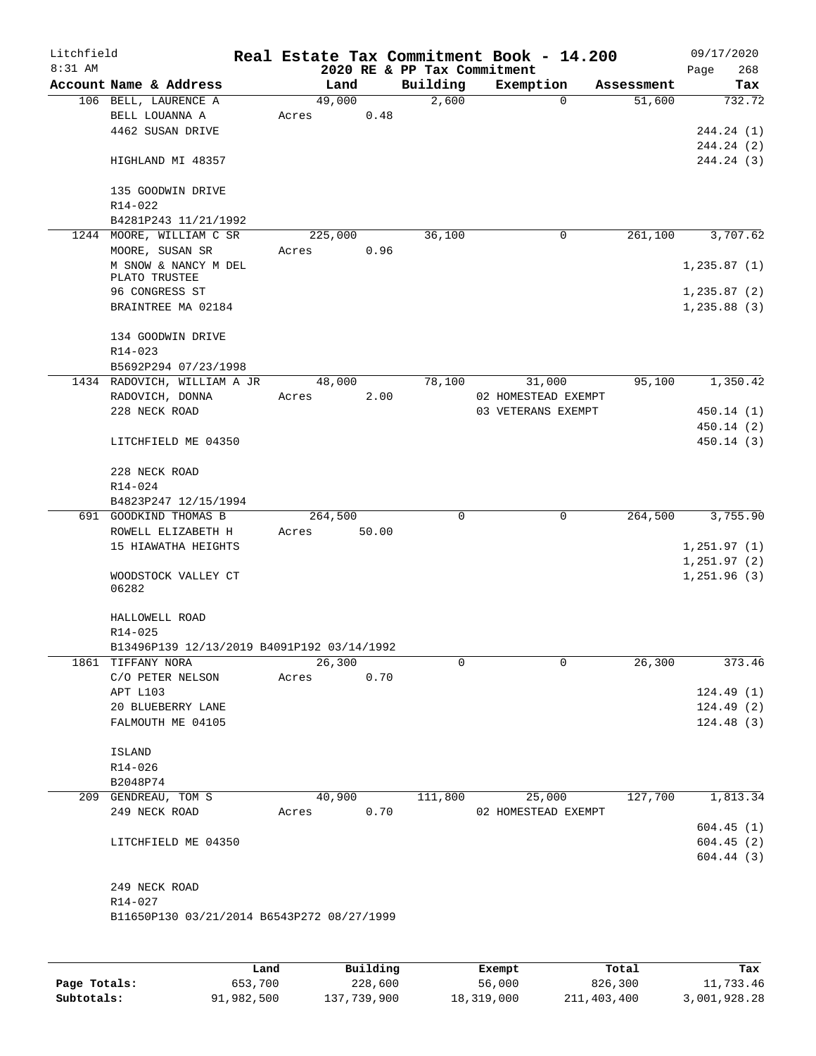Litchfield 8:31 AM

# Real Estate Tax Commitment Book - 14.200

## 2020 RE & PP Tax Commitment

09/17/2020

| Account | Name & Address | Land | Building | Exemption | Assessment | Tax |
|---|---|---|---|---|---|---|
| 106 | BELL, LAURENCE A<br>BELL LOUANNA A<br>4462 SUSAN DRIVE<br><br>HIGHLAND MI 48357<br><br>135 GOODWIN DRIVE<br>R14-022<br>B4281P243 11/21/1992 | 49,000<br>Acres 0.48 | 2,600 | 0 | 51,600 | 732.72<br><br>244.24 (1)<br>244.24 (2)<br>244.24 (3) |
| 1244 | MOORE, WILLIAM C SR<br>MOORE, SUSAN SR<br>M SNOW & NANCY M DEL PLATO TRUSTEE<br>96 CONGRESS ST<br>BRAINTREE MA 02184<br><br>134 GOODWIN DRIVE<br>R14-023<br>B5692P294 07/23/1998 | 225,000<br>Acres 0.96 | 36,100 | 0 | 261,100 | 3,707.62<br><br>1,235.87 (1)<br>1,235.87 (2)<br>1,235.88 (3) |
| 1434 | RADOVICH, WILLIAM A JR<br>RADOVICH, DONNA<br>228 NECK ROAD<br><br>LITCHFIELD ME 04350<br><br>228 NECK ROAD<br>R14-024<br>B4823P247 12/15/1994 | 48,000<br>Acres 2.00 | 78,100 | 31,000<br>02 HOMESTEAD EXEMPT<br>03 VETERANS EXEMPT | 95,100 | 1,350.42<br><br>450.14 (1)<br>450.14 (2)<br>450.14 (3) |
| 691 | GOODKIND THOMAS B<br>ROWELL ELIZABETH H<br>15 HIAWATHA HEIGHTS<br><br>WOODSTOCK VALLEY CT 06282<br><br>HALLOWELL ROAD<br>R14-025<br>B13496P139 12/13/2019 B4091P192 03/14/1992 | 264,500<br>Acres 50.00 | 0 | 0 | 264,500 | 3,755.90<br><br>1,251.97 (1)<br>1,251.97 (2)<br>1,251.96 (3) |
| 1861 | TIFFANY NORA<br>C/O PETER NELSON<br>APT L103<br>20 BLUEBERRY LANE<br>FALMOUTH ME 04105<br><br>ISLAND<br>R14-026<br>B2048P74 | 26,300<br>Acres 0.70 | 0 | 0 | 26,300 | 373.46<br><br>124.49 (1)<br>124.49 (2)<br>124.48 (3) |
| 209 | GENDREAU, TOM S<br>249 NECK ROAD<br><br>LITCHFIELD ME 04350<br><br>249 NECK ROAD<br>R14-027<br>B11650P130 03/21/2014 B6543P272 08/27/1999 | 40,900<br>Acres 0.70 | 111,800 | 25,000<br>02 HOMESTEAD EXEMPT | 127,700 | 1,813.34<br><br>604.45 (1)<br>604.45 (2)<br>604.44 (3) |

| | Land | Building | Exempt | Total | Tax |
|---|---|---|---|---|---|
| Page Totals: | 653,700 | 228,600 | 56,000 | 826,300 | 11,733.46 |
| Subtotals: | 91,982,500 | 137,739,900 | 18,319,000 | 211,403,400 | 3,001,928.28 |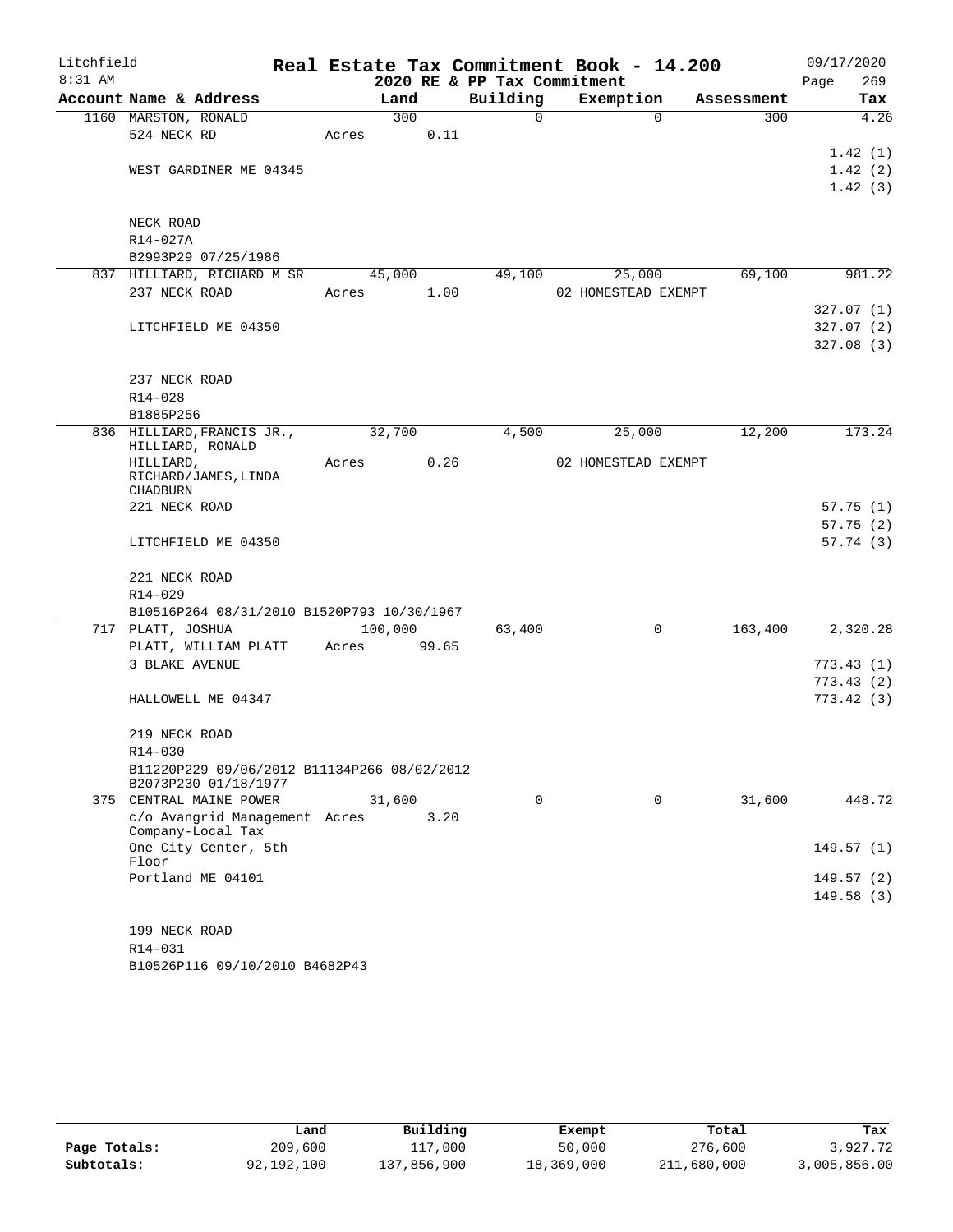Litchfield
8:31 AM

# Real Estate Tax Commitment Book - 14.200
## 2020 RE & PP Tax Commitment

09/17/2020
Page 269

| Account Name & Address | Land | Building | Exemption | Assessment | Tax |
|---|---|---|---|---|---|
| 1160 MARSTON, RONALD | 300 | 0 | 0 | 300 | 4.26 |
| 524 NECK RD | Acres 0.11 | | | | |
| | | | | | 1.42 (1) |
| WEST GARDINER ME 04345 | | | | | 1.42 (2) |
| | | | | | 1.42 (3) |
| NECK ROAD | | | | | |
| R14-027A | | | | | |
| B2993P29 07/25/1986 | | | | | |
| 837 HILLIARD, RICHARD M SR | 45,000 | 49,100 | 25,000 | 69,100 | 981.22 |
| 237 NECK ROAD | Acres 1.00 | | 02 HOMESTEAD EXEMPT | | |
| | | | | | 327.07 (1) |
| LITCHFIELD ME 04350 | | | | | 327.07 (2) |
| | | | | | 327.08 (3) |
| 237 NECK ROAD | | | | | |
| R14-028 | | | | | |
| B1885P256 | | | | | |
| 836 HILLIARD, FRANCIS JR., HILLIARD, RONALD | 32,700 | 4,500 | 25,000 | 12,200 | 173.24 |
| HILLIARD, RICHARD/JAMES, LINDA CHADBURN | Acres 0.26 | | 02 HOMESTEAD EXEMPT | | |
| 221 NECK ROAD | | | | | 57.75 (1) |
| | | | | | 57.75 (2) |
| LITCHFIELD ME 04350 | | | | | 57.74 (3) |
| 221 NECK ROAD | | | | | |
| R14-029 | | | | | |
| B10516P264 08/31/2010 B1520P793 10/30/1967 | | | | | |
| 717 PLATT, JOSHUA | 100,000 | 63,400 | 0 | 163,400 | 2,320.28 |
| PLATT, WILLIAM PLATT | Acres 99.65 | | | | |
| 3 BLAKE AVENUE | | | | | 773.43 (1) |
| | | | | | 773.43 (2) |
| HALLOWELL ME 04347 | | | | | 773.42 (3) |
| 219 NECK ROAD | | | | | |
| R14-030 | | | | | |
| B11220P229 09/06/2012 B11134P266 08/02/2012 B2073P230 01/18/1977 | | | | | |
| 375 CENTRAL MAINE POWER | 31,600 | 0 | 0 | 31,600 | 448.72 |
| c/o Avangrid Management Company-Local Tax | Acres 3.20 | | | | |
| One City Center, 5th Floor | | | | | 149.57 (1) |
| Portland ME 04101 | | | | | 149.57 (2) |
| | | | | | 149.58 (3) |
| 199 NECK ROAD | | | | | |
| R14-031 | | | | | |
| B10526P116 09/10/2010 B4682P43 | | | | | |

| | Land | Building | Exempt | Total | Tax |
|---|---|---|---|---|---|
| Page Totals: | 209,600 | 117,000 | 50,000 | 276,600 | 3,927.72 |
| Subtotals: | 92,192,100 | 137,856,900 | 18,369,000 | 211,680,000 | 3,005,856.00 |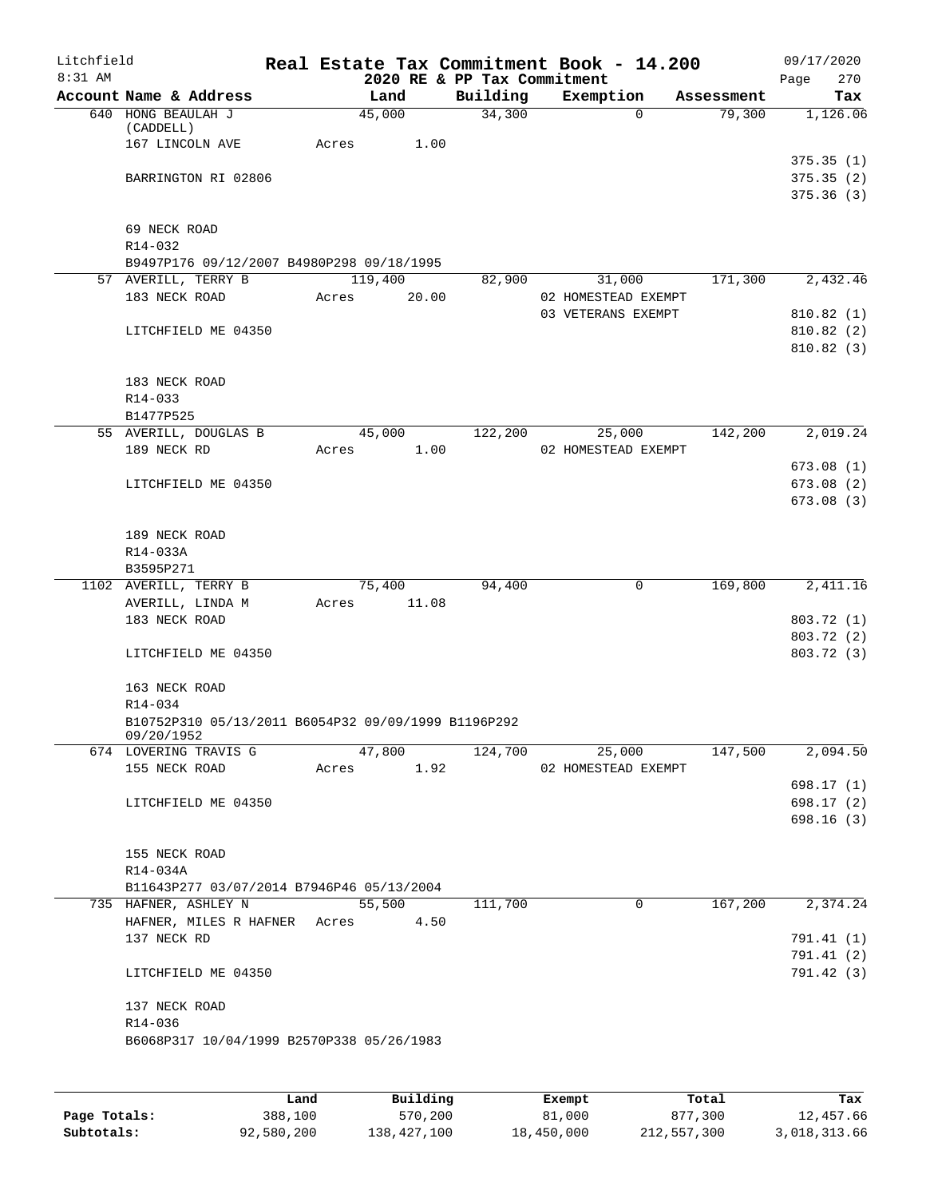Litchfield 8:31 AM

# Real Estate Tax Commitment Book - 14.200

2020 RE & PP Tax Commitment

09/17/2020 Page 270

| Account Name & Address | Land | Building | Exemption | Assessment | Tax |
|---|---|---|---|---|---|
| 640 HONG BEAULAH J (CADDELL) | 45,000 | 34,300 | 0 | 79,300 | 1,126.06 |
| 167 LINCOLN AVE | Acres 1.00 | | | | |
| | | | | | 375.35 (1) |
| BARRINGTON RI 02806 | | | | | 375.35 (2) |
| | | | | | 375.36 (3) |
| 69 NECK ROAD | | | | | |
| R14-032 | | | | | |
| B9497P176 09/12/2007 B4980P298 09/18/1995 | | | | | |
| 57 AVERILL, TERRY B | 119,400 | 82,900 | 31,000 | 171,300 | 2,432.46 |
| 183 NECK ROAD | Acres 20.00 | | 02 HOMESTEAD EXEMPT | | |
| | | | 03 VETERANS EXEMPT | | 810.82 (1) |
| LITCHFIELD ME 04350 | | | | | 810.82 (2) |
| | | | | | 810.82 (3) |
| 183 NECK ROAD | | | | | |
| R14-033 | | | | | |
| B1477P525 | | | | | |
| 55 AVERILL, DOUGLAS B | 45,000 | 122,200 | 25,000 | 142,200 | 2,019.24 |
| 189 NECK RD | Acres 1.00 | | 02 HOMESTEAD EXEMPT | | |
| | | | | | 673.08 (1) |
| LITCHFIELD ME 04350 | | | | | 673.08 (2) |
| | | | | | 673.08 (3) |
| 189 NECK ROAD | | | | | |
| R14-033A | | | | | |
| B3595P271 | | | | | |
| 1102 AVERILL, TERRY B | 75,400 | 94,400 | 0 | 169,800 | 2,411.16 |
| AVERILL, LINDA M | Acres 11.08 | | | | |
| 183 NECK ROAD | | | | | 803.72 (1) |
| | | | | | 803.72 (2) |
| LITCHFIELD ME 04350 | | | | | 803.72 (3) |
| 163 NECK ROAD | | | | | |
| R14-034 | | | | | |
| B10752P310 05/13/2011 B6054P32 09/09/1999 B1196P292 09/20/1952 | | | | | |
| 674 LOVERING TRAVIS G | 47,800 | 124,700 | 25,000 | 147,500 | 2,094.50 |
| 155 NECK ROAD | Acres 1.92 | | 02 HOMESTEAD EXEMPT | | |
| | | | | | 698.17 (1) |
| LITCHFIELD ME 04350 | | | | | 698.17 (2) |
| | | | | | 698.16 (3) |
| 155 NECK ROAD | | | | | |
| R14-034A | | | | | |
| B11643P277 03/07/2014 B7946P46 05/13/2004 | | | | | |
| 735 HAFNER, ASHLEY N | 55,500 | 111,700 | 0 | 167,200 | 2,374.24 |
| HAFNER, MILES R HAFNER | Acres 4.50 | | | | |
| 137 NECK RD | | | | | 791.41 (1) |
| | | | | | 791.41 (2) |
| LITCHFIELD ME 04350 | | | | | 791.42 (3) |
| 137 NECK ROAD | | | | | |
| R14-036 | | | | | |
| B6068P317 10/04/1999 B2570P338 05/26/1983 | | | | | |

| | Land | Building | Exempt | Total | Tax |
|---|---|---|---|---|---|
| Page Totals: | 388,100 | 570,200 | 81,000 | 877,300 | 12,457.66 |
| Subtotals: | 92,580,200 | 138,427,100 | 18,450,000 | 212,557,300 | 3,018,313.66 |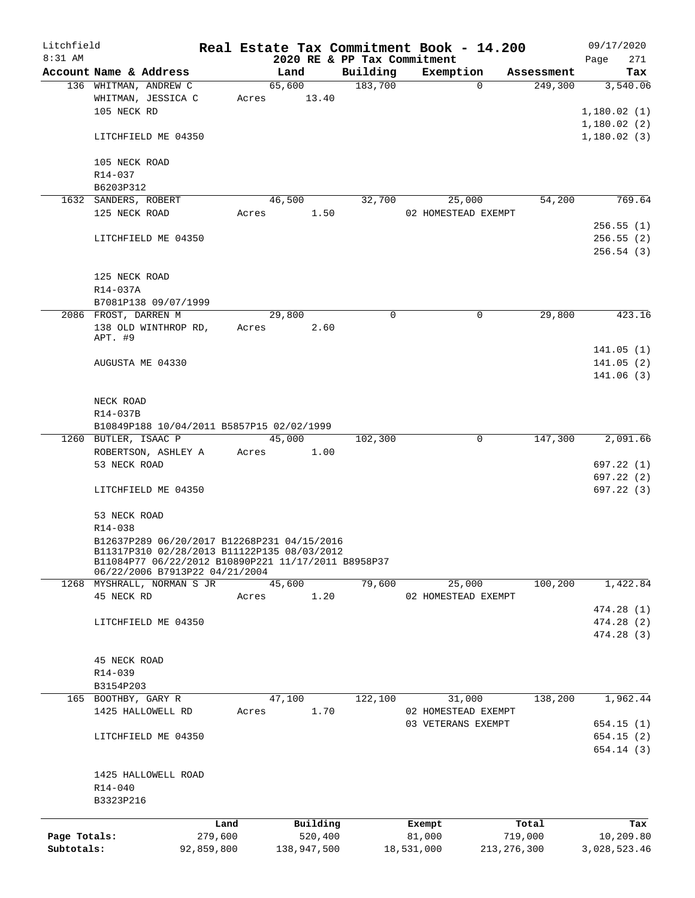# Real Estate Tax Commitment Book - 14.200

Litchfield 8:31 AM — 2020 RE & PP Tax Commitment — 09/17/2020 Page 271

| Account Name & Address | Land | Building | Exemption | Assessment | Tax |
|---|---|---|---|---|---|
| 136 WHITMAN, ANDREW C<br>WHITMAN, JESSICA C<br>105 NECK RD<br><br>LITCHFIELD ME 04350<br><br>105 NECK ROAD<br>R14-037<br>B6203P312 | 65,600<br>Acres 13.40 | 183,700 | 0 | 249,300 | 3,540.06<br><br>1,180.02 (1)<br>1,180.02 (2)<br>1,180.02 (3) |
| 1632 SANDERS, ROBERT<br>125 NECK ROAD<br><br>LITCHFIELD ME 04350<br><br>125 NECK ROAD<br>R14-037A<br>B7081P138 09/07/1999 | 46,500<br>Acres 1.50 | 32,700 | 25,000<br>02 HOMESTEAD EXEMPT | 54,200 | 769.64<br><br>256.55 (1)<br>256.55 (2)<br>256.54 (3) |
| 2086 FROST, DARREN M<br>138 OLD WINTHROP RD, APT. #9<br><br>AUGUSTA ME 04330<br><br>NECK ROAD<br>R14-037B<br>B10849P188 10/04/2011 B5857P15 02/02/1999 | 29,800<br>Acres 2.60 | 0 | 0 | 29,800 | 423.16<br><br>141.05 (1)<br>141.05 (2)<br>141.06 (3) |
| 1260 BUTLER, ISAAC P<br>ROBERTSON, ASHLEY A<br>53 NECK ROAD<br><br>LITCHFIELD ME 04350<br><br>53 NECK ROAD<br>R14-038<br>B12637P289 06/20/2017 B12268P231 04/15/2016 B11317P310 02/28/2013 B11122P135 08/03/2012 B11084P77 06/22/2012 B10890P221 11/17/2011 B8958P37 06/22/2006 B7913P22 04/21/2004 | 45,000<br>Acres 1.00 | 102,300 | 0 | 147,300 | 2,091.66<br><br>697.22 (1)<br>697.22 (2)<br>697.22 (3) |
| 1268 MYSHRALL, NORMAN S JR<br>45 NECK RD<br><br>LITCHFIELD ME 04350<br><br>45 NECK ROAD<br>R14-039<br>B3154P203 | 45,600<br>Acres 1.20 | 79,600 | 25,000<br>02 HOMESTEAD EXEMPT | 100,200 | 1,422.84<br><br>474.28 (1)<br>474.28 (2)<br>474.28 (3) |
| 165 BOOTHBY, GARY R<br>1425 HALLOWELL RD<br><br>LITCHFIELD ME 04350<br><br>1425 HALLOWELL ROAD<br>R14-040<br>B3323P216 | 47,100<br>Acres 1.70 | 122,100 | 31,000<br>02 HOMESTEAD EXEMPT<br>03 VETERANS EXEMPT | 138,200 | 1,962.44<br><br>654.15 (1)<br>654.15 (2)<br>654.14 (3) |

| | Land | Building | Exempt | Total | Tax |
|---|---|---|---|---|---|
| Page Totals: | 279,600 | 520,400 | 81,000 | 719,000 | 10,209.80 |
| Subtotals: | 92,859,800 | 138,947,500 | 18,531,000 | 213,276,300 | 3,028,523.46 |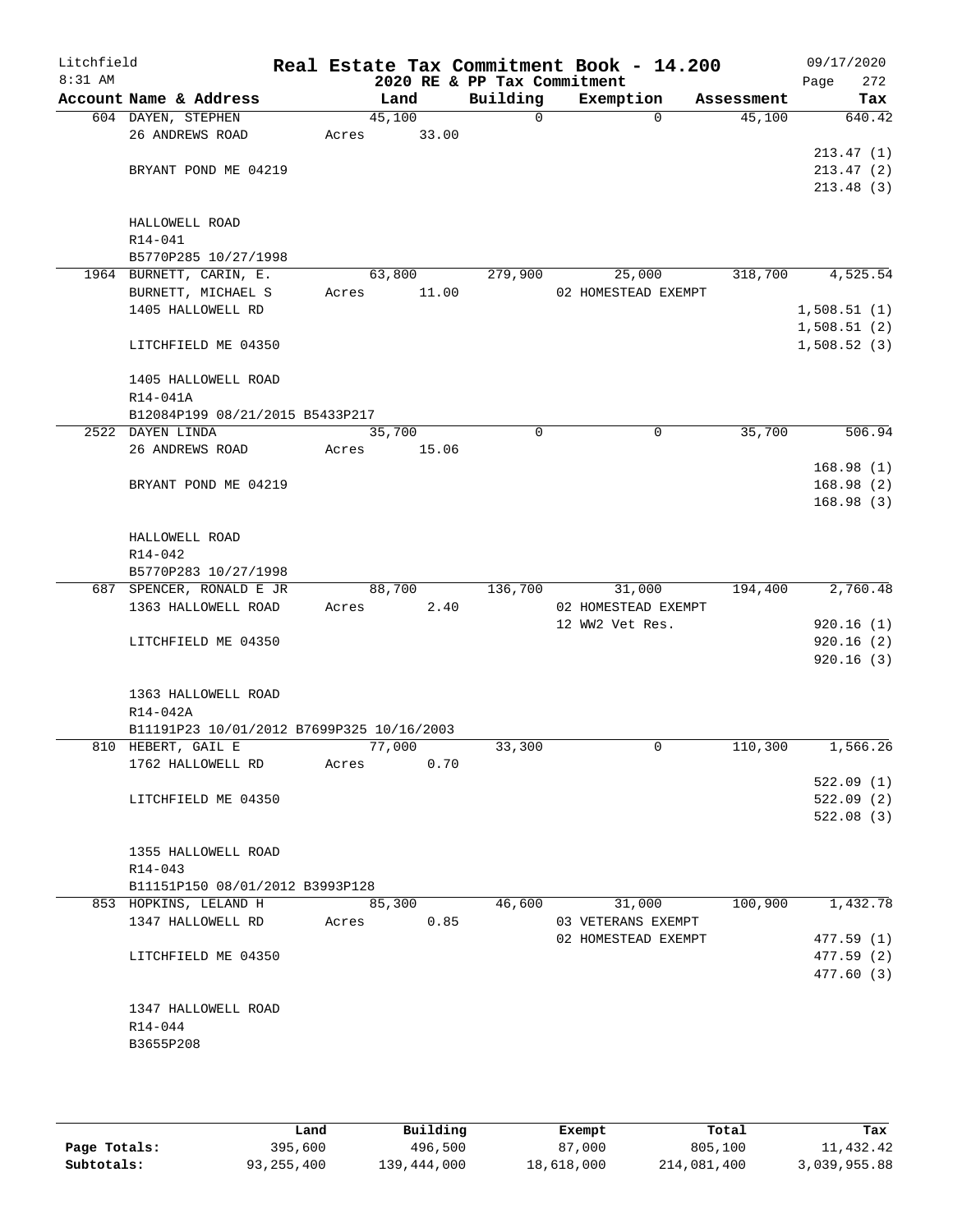Litchfield
8:31 AM

# Real Estate Tax Commitment Book - 14.200

## 2020 RE & PP Tax Commitment

09/17/2020

| Account Name & Address | Land | Building | Exemption | Assessment | Tax |
|---|---|---|---|---|---|
| 604 DAYEN, STEPHEN | 45,100 | 0 | 0 | 45,100 | 640.42 |
| 26 ANDREWS ROAD | Acres 33.00 | | | | |
| | | | | | 213.47 (1) |
| BRYANT POND ME 04219 | | | | | 213.47 (2) |
| | | | | | 213.48 (3) |
| HALLOWELL ROAD | | | | | |
| R14-041 | | | | | |
| B5770P285 10/27/1998 | | | | | |
| 1964 BURNETT, CARIN, E. | 63,800 | 279,900 | 25,000 | 318,700 | 4,525.54 |
| BURNETT, MICHAEL S | Acres 11.00 | | 02 HOMESTEAD EXEMPT | | |
| 1405 HALLOWELL RD | | | | | 1,508.51 (1) |
| | | | | | 1,508.51 (2) |
| LITCHFIELD ME 04350 | | | | | 1,508.52 (3) |
| 1405 HALLOWELL ROAD | | | | | |
| R14-041A | | | | | |
| B12084P199 08/21/2015 B5433P217 | | | | | |
| 2522 DAYEN LINDA | 35,700 | 0 | 0 | 35,700 | 506.94 |
| 26 ANDREWS ROAD | Acres 15.06 | | | | |
| | | | | | 168.98 (1) |
| BRYANT POND ME 04219 | | | | | 168.98 (2) |
| | | | | | 168.98 (3) |
| HALLOWELL ROAD | | | | | |
| R14-042 | | | | | |
| B5770P283 10/27/1998 | | | | | |
| 687 SPENCER, RONALD E JR | 88,700 | 136,700 | 31,000 | 194,400 | 2,760.48 |
| 1363 HALLOWELL ROAD | Acres 2.40 | | 02 HOMESTEAD EXEMPT | | |
| | | | 12 WW2 Vet Res. | | 920.16 (1) |
| LITCHFIELD ME 04350 | | | | | 920.16 (2) |
| | | | | | 920.16 (3) |
| 1363 HALLOWELL ROAD | | | | | |
| R14-042A | | | | | |
| B11191P23 10/01/2012 B7699P325 10/16/2003 | | | | | |
| 810 HEBERT, GAIL E | 77,000 | 33,300 | 0 | 110,300 | 1,566.26 |
| 1762 HALLOWELL RD | Acres 0.70 | | | | |
| | | | | | 522.09 (1) |
| LITCHFIELD ME 04350 | | | | | 522.09 (2) |
| | | | | | 522.08 (3) |
| 1355 HALLOWELL ROAD | | | | | |
| R14-043 | | | | | |
| B11151P150 08/01/2012 B3993P128 | | | | | |
| 853 HOPKINS, LELAND H | 85,300 | 46,600 | 31,000 | 100,900 | 1,432.78 |
| 1347 HALLOWELL RD | Acres 0.85 | | 03 VETERANS EXEMPT | | |
| | | | 02 HOMESTEAD EXEMPT | | 477.59 (1) |
| LITCHFIELD ME 04350 | | | | | 477.59 (2) |
| | | | | | 477.60 (3) |
| 1347 HALLOWELL ROAD | | | | | |
| R14-044 | | | | | |
| B3655P208 | | | | | |

| | Land | Building | Exempt | Total | Tax |
|---|---|---|---|---|---|
| Page Totals: | 395,600 | 496,500 | 87,000 | 805,100 | 11,432.42 |
| Subtotals: | 93,255,400 | 139,444,000 | 18,618,000 | 214,081,400 | 3,039,955.88 |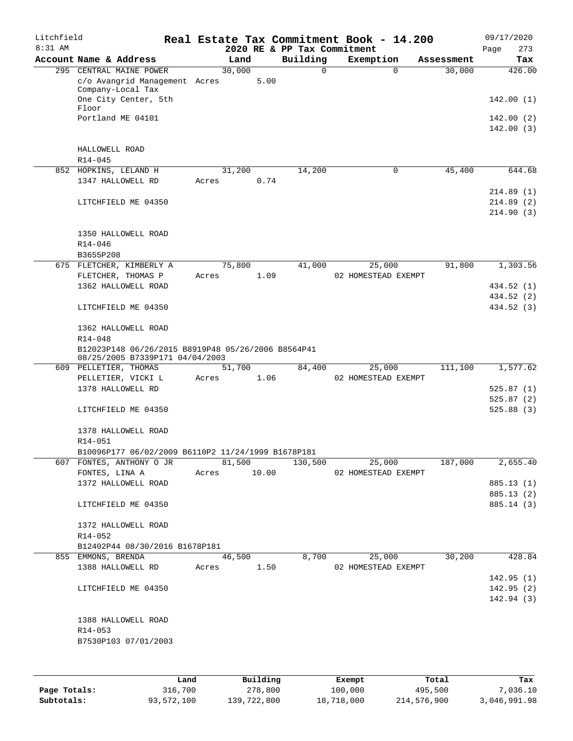Litchfield 8:31 AM

# Real Estate Tax Commitment Book - 14.200

## 2020 RE & PP Tax Commitment

09/17/2020 Page 273

| Account Name & Address | Land | Building | Exemption | Assessment | Tax |
|---|---|---|---|---|---|
| 295 CENTRAL MAINE POWER | 30,000 | 0 | 0 | 30,000 | 426.00 |
| c/o Avangrid Management Company-Local Tax | Acres 5.00 | | | | |
| One City Center, 5th Floor | | | | | 142.00 (1) |
| Portland ME 04101 | | | | | 142.00 (2) |
| | | | | | 142.00 (3) |
| HALLOWELL ROAD | | | | | |
| R14-045 | | | | | |
| 852 HOPKINS, LELAND H | 31,200 | 14,200 | 0 | 45,400 | 644.68 |
| 1347 HALLOWELL RD | Acres 0.74 | | | | |
| | | | | | 214.89 (1) |
| LITCHFIELD ME 04350 | | | | | 214.89 (2) |
| | | | | | 214.90 (3) |
| 1350 HALLOWELL ROAD | | | | | |
| R14-046 | | | | | |
| B3655P208 | | | | | |
| 675 FLETCHER, KIMBERLY A | 75,800 | 41,000 | 25,000 | 91,800 | 1,303.56 |
| FLETCHER, THOMAS P | Acres 1.09 | | 02 HOMESTEAD EXEMPT | | |
| 1362 HALLOWELL ROAD | | | | | 434.52 (1) |
| | | | | | 434.52 (2) |
| LITCHFIELD ME 04350 | | | | | 434.52 (3) |
| 1362 HALLOWELL ROAD | | | | | |
| R14-048 | | | | | |
| B12023P148 06/26/2015 B8919P48 05/26/2006 B8564P41 08/25/2005 B7339P171 04/04/2003 | | | | | |
| 609 PELLETIER, THOMAS | 51,700 | 84,400 | 25,000 | 111,100 | 1,577.62 |
| PELLETIER, VICKI L | Acres 1.06 | | 02 HOMESTEAD EXEMPT | | |
| 1378 HALLOWELL RD | | | | | 525.87 (1) |
| | | | | | 525.87 (2) |
| LITCHFIELD ME 04350 | | | | | 525.88 (3) |
| 1378 HALLOWELL ROAD | | | | | |
| R14-051 | | | | | |
| B10096P177 06/02/2009 B6110P2 11/24/1999 B1678P181 | | | | | |
| 607 FONTES, ANTHONY O JR | 81,500 | 130,500 | 25,000 | 187,000 | 2,655.40 |
| FONTES, LINA A | Acres 10.00 | | 02 HOMESTEAD EXEMPT | | |
| 1372 HALLOWELL ROAD | | | | | 885.13 (1) |
| | | | | | 885.13 (2) |
| LITCHFIELD ME 04350 | | | | | 885.14 (3) |
| 1372 HALLOWELL ROAD | | | | | |
| R14-052 | | | | | |
| B12402P44 08/30/2016 B1678P181 | | | | | |
| 855 EMMONS, BRENDA | 46,500 | 8,700 | 25,000 | 30,200 | 428.84 |
| 1388 HALLOWELL RD | Acres 1.50 | | 02 HOMESTEAD EXEMPT | | |
| | | | | | 142.95 (1) |
| LITCHFIELD ME 04350 | | | | | 142.95 (2) |
| | | | | | 142.94 (3) |
| 1388 HALLOWELL ROAD | | | | | |
| R14-053 | | | | | |
| B7530P103 07/01/2003 | | | | | |

| | Land | Building | Exempt | Total | Tax |
|---|---|---|---|---|---|
| Page Totals: | 316,700 | 278,800 | 100,000 | 495,500 | 7,036.10 |
| Subtotals: | 93,572,100 | 139,722,800 | 18,718,000 | 214,576,900 | 3,046,991.98 |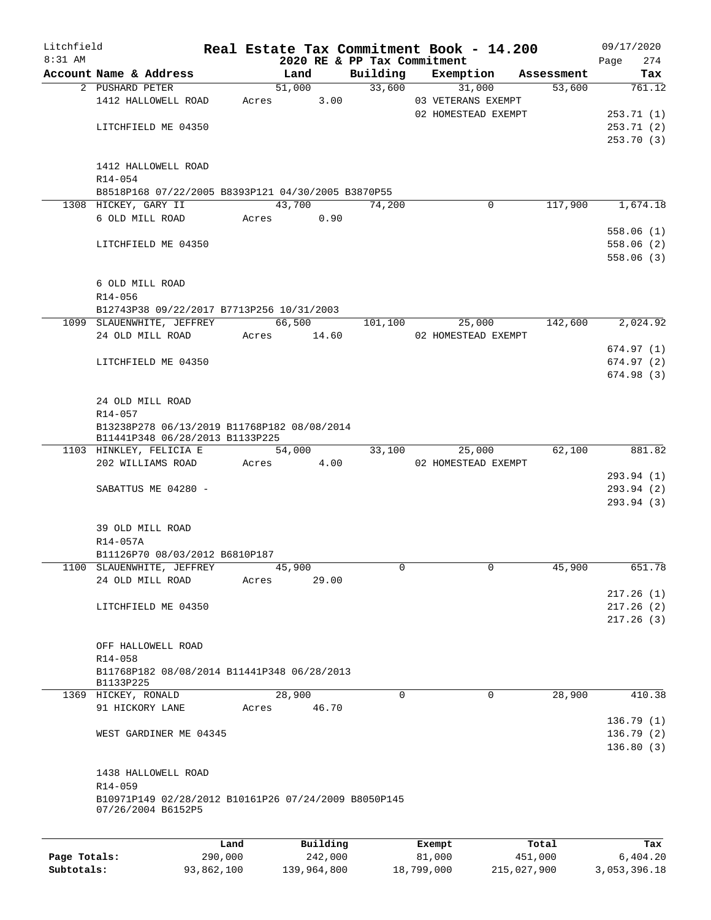Litchfield
8:31 AM

# Real Estate Tax Commitment Book - 14.200

2020 RE & PP Tax Commitment

09/17/2020
Page 274

| Account Name & Address | Land | Building | Exemption | Assessment | Tax |
|---|---|---|---|---|---|
| 2 PUSHARD PETER | 51,000 | 33,600 | 31,000 | 53,600 | 761.12 |
| 1412 HALLOWELL ROAD | Acres 3.00 | | 03 VETERANS EXEMPT | | |
| | | | 02 HOMESTEAD EXEMPT | | 253.71 (1) |
| LITCHFIELD ME 04350 | | | | | 253.71 (2) |
| | | | | | 253.70 (3) |
| 1412 HALLOWELL ROAD | | | | | |
| R14-054 | | | | | |
| B8518P168 07/22/2005 B8393P121 04/30/2005 B3870P55 | | | | | |
| 1308 HICKEY, GARY II | 43,700 | 74,200 | 0 | 117,900 | 1,674.18 |
| 6 OLD MILL ROAD | Acres 0.90 | | | | |
| | | | | | 558.06 (1) |
| LITCHFIELD ME 04350 | | | | | 558.06 (2) |
| | | | | | 558.06 (3) |
| 6 OLD MILL ROAD | | | | | |
| R14-056 | | | | | |
| B12743P38 09/22/2017 B7713P256 10/31/2003 | | | | | |
| 1099 SLAUENWHITE, JEFFREY | 66,500 | 101,100 | 25,000 | 142,600 | 2,024.92 |
| 24 OLD MILL ROAD | Acres 14.60 | | 02 HOMESTEAD EXEMPT | | |
| | | | | | 674.97 (1) |
| LITCHFIELD ME 04350 | | | | | 674.97 (2) |
| | | | | | 674.98 (3) |
| 24 OLD MILL ROAD | | | | | |
| R14-057 | | | | | |
| B13238P278 06/13/2019 B11768P182 08/08/2014 B11441P348 06/28/2013 B1133P225 | | | | | |
| 1103 HINKLEY, FELICIA E | 54,000 | 33,100 | 25,000 | 62,100 | 881.82 |
| 202 WILLIAMS ROAD | Acres 4.00 | | 02 HOMESTEAD EXEMPT | | |
| | | | | | 293.94 (1) |
| SABATTUS ME 04280 - | | | | | 293.94 (2) |
| | | | | | 293.94 (3) |
| 39 OLD MILL ROAD | | | | | |
| R14-057A | | | | | |
| B11126P70 08/03/2012 B6810P187 | | | | | |
| 1100 SLAUENWHITE, JEFFREY | 45,900 | 0 | 0 | 45,900 | 651.78 |
| 24 OLD MILL ROAD | Acres 29.00 | | | | |
| | | | | | 217.26 (1) |
| LITCHFIELD ME 04350 | | | | | 217.26 (2) |
| | | | | | 217.26 (3) |
| OFF HALLOWELL ROAD | | | | | |
| R14-058 | | | | | |
| B11768P182 08/08/2014 B11441P348 06/28/2013 B1133P225 | | | | | |
| 1369 HICKEY, RONALD | 28,900 | 0 | 0 | 28,900 | 410.38 |
| 91 HICKORY LANE | Acres 46.70 | | | | |
| | | | | | 136.79 (1) |
| WEST GARDINER ME 04345 | | | | | 136.79 (2) |
| | | | | | 136.80 (3) |
| 1438 HALLOWELL ROAD | | | | | |
| R14-059 | | | | | |
| B10971P149 02/28/2012 B10161P26 07/24/2009 B8050P145 07/26/2004 B6152P5 | | | | | |

| | Land | Building | Exempt | Total | Tax |
|---|---|---|---|---|---|
| **Page Totals:** | 290,000 | 242,000 | 81,000 | 451,000 | 6,404.20 |
| **Subtotals:** | 93,862,100 | 139,964,800 | 18,799,000 | 215,027,900 | 3,053,396.18 |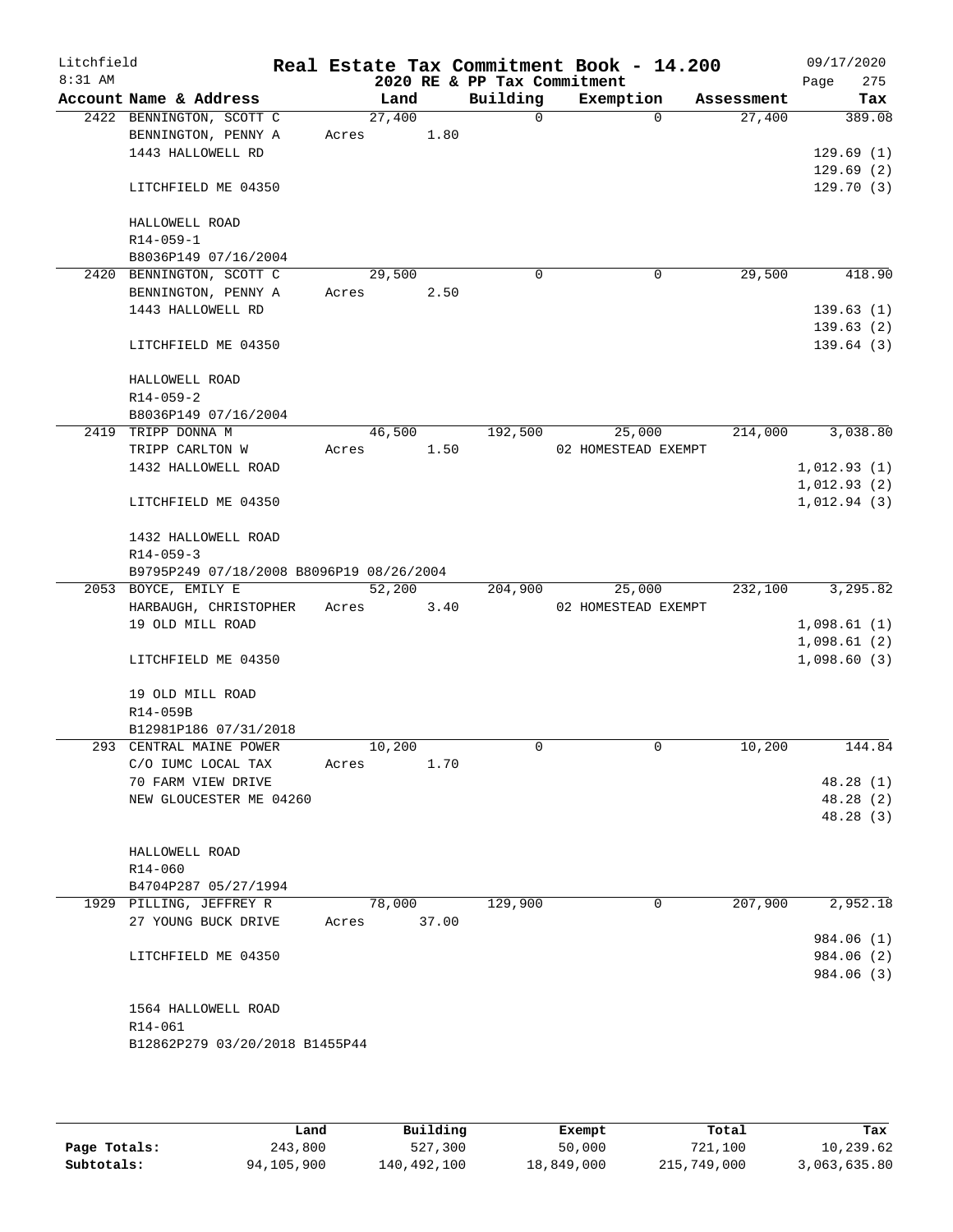# Real Estate Tax Commitment Book - 14.200

Litchfield 8:31 AM — 2020 RE & PP Tax Commitment — 09/17/2020

| Account Name & Address | Land | Building | Exemption | Assessment | Tax |
|---|---|---|---|---|---|
| 2422 BENNINGTON, SCOTT C | 27,400 | 0 | 0 | 27,400 | 389.08 |
| BENNINGTON, PENNY A | Acres 1.80 | | | | |
| 1443 HALLOWELL RD | | | | | 129.69 (1) |
| | | | | | 129.69 (2) |
| LITCHFIELD ME 04350 | | | | | 129.70 (3) |
| HALLOWELL ROAD | | | | | |
| R14-059-1 | | | | | |
| B8036P149 07/16/2004 | | | | | |
| 2420 BENNINGTON, SCOTT C | 29,500 | 0 | 0 | 29,500 | 418.90 |
| BENNINGTON, PENNY A | Acres 2.50 | | | | |
| 1443 HALLOWELL RD | | | | | 139.63 (1) |
| | | | | | 139.63 (2) |
| LITCHFIELD ME 04350 | | | | | 139.64 (3) |
| HALLOWELL ROAD | | | | | |
| R14-059-2 | | | | | |
| B8036P149 07/16/2004 | | | | | |
| 2419 TRIPP DONNA M | 46,500 | 192,500 | 25,000 | 214,000 | 3,038.80 |
| TRIPP CARLTON W | Acres 1.50 | | 02 HOMESTEAD EXEMPT | | |
| 1432 HALLOWELL ROAD | | | | | 1,012.93 (1) |
| | | | | | 1,012.93 (2) |
| LITCHFIELD ME 04350 | | | | | 1,012.94 (3) |
| 1432 HALLOWELL ROAD | | | | | |
| R14-059-3 | | | | | |
| B9795P249 07/18/2008 B8096P19 08/26/2004 | | | | | |
| 2053 BOYCE, EMILY E | 52,200 | 204,900 | 25,000 | 232,100 | 3,295.82 |
| HARBAUGH, CHRISTOPHER | Acres 3.40 | | 02 HOMESTEAD EXEMPT | | |
| 19 OLD MILL ROAD | | | | | 1,098.61 (1) |
| | | | | | 1,098.61 (2) |
| LITCHFIELD ME 04350 | | | | | 1,098.60 (3) |
| 19 OLD MILL ROAD | | | | | |
| R14-059B | | | | | |
| B12981P186 07/31/2018 | | | | | |
| 293 CENTRAL MAINE POWER | 10,200 | 0 | 0 | 10,200 | 144.84 |
| C/O IUMC LOCAL TAX | Acres 1.70 | | | | |
| 70 FARM VIEW DRIVE | | | | | 48.28 (1) |
| NEW GLOUCESTER ME 04260 | | | | | 48.28 (2) |
| | | | | | 48.28 (3) |
| HALLOWELL ROAD | | | | | |
| R14-060 | | | | | |
| B4704P287 05/27/1994 | | | | | |
| 1929 PILLING, JEFFREY R | 78,000 | 129,900 | 0 | 207,900 | 2,952.18 |
| 27 YOUNG BUCK DRIVE | Acres 37.00 | | | | |
| | | | | | 984.06 (1) |
| LITCHFIELD ME 04350 | | | | | 984.06 (2) |
| | | | | | 984.06 (3) |
| 1564 HALLOWELL ROAD | | | | | |
| R14-061 | | | | | |
| B12862P279 03/20/2018 B1455P44 | | | | | |

| | Land | Building | Exempt | Total | Tax |
|---|---|---|---|---|---|
| Page Totals: | 243,800 | 527,300 | 50,000 | 721,100 | 10,239.62 |
| Subtotals: | 94,105,900 | 140,492,100 | 18,849,000 | 215,749,000 | 3,063,635.80 |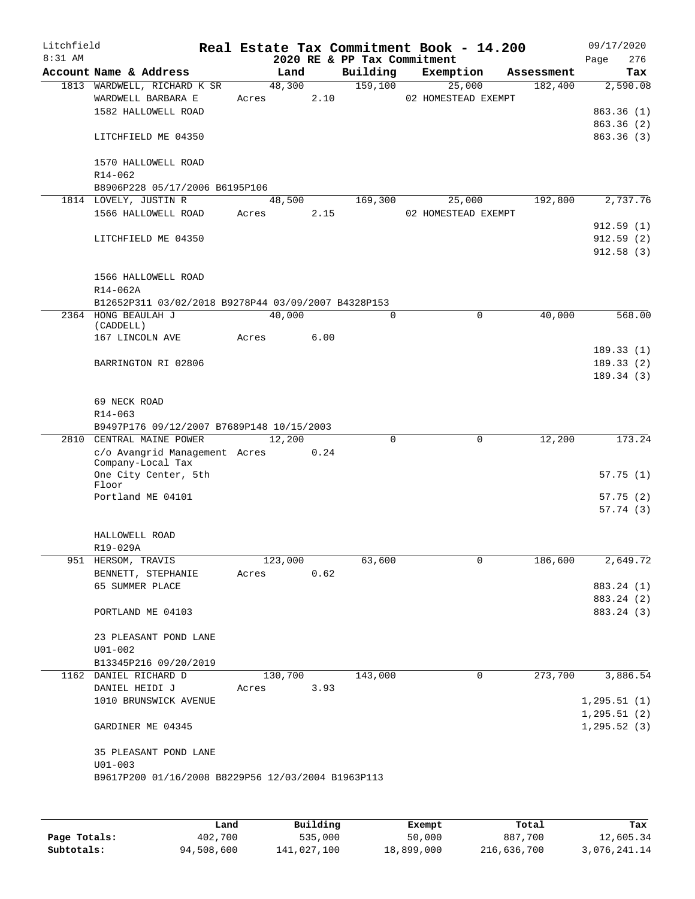Litchfield
8:31 AM

# Real Estate Tax Commitment Book - 14.200

09/17/2020

2020 RE & PP Tax Commitment

| Account Name & Address | Land | Building | Exemption | Assessment | Tax |
|---|---|---|---|---|---|
| 1813 WARDWELL, RICHARD K SR | 48,300 | 159,100 | 25,000 | 182,400 | 2,590.08 |
| WARDWELL BARBARA E | Acres 2.10 | | 02 HOMESTEAD EXEMPT | | |
| 1582 HALLOWELL ROAD | | | | | 863.36 (1) |
| | | | | | 863.36 (2) |
| LITCHFIELD ME 04350 | | | | | 863.36 (3) |
| 1570 HALLOWELL ROAD | | | | | |
| R14-062 | | | | | |
| B8906P228 05/17/2006 B6195P106 | | | | | |
| 1814 LOVELY, JUSTIN R | 48,500 | 169,300 | 25,000 | 192,800 | 2,737.76 |
| 1566 HALLOWELL ROAD | Acres 2.15 | | 02 HOMESTEAD EXEMPT | | |
| | | | | | 912.59 (1) |
| LITCHFIELD ME 04350 | | | | | 912.59 (2) |
| | | | | | 912.58 (3) |
| 1566 HALLOWELL ROAD | | | | | |
| R14-062A | | | | | |
| B12652P311 03/02/2018 B9278P44 03/09/2007 B4328P153 | | | | | |
| 2364 HONG BEAULAH J (CADDELL) | 40,000 | 0 | 0 | 40,000 | 568.00 |
| 167 LINCOLN AVE | Acres 6.00 | | | | |
| | | | | | 189.33 (1) |
| BARRINGTON RI 02806 | | | | | 189.33 (2) |
| | | | | | 189.34 (3) |
| 69 NECK ROAD | | | | | |
| R14-063 | | | | | |
| B9497P176 09/12/2007 B7689P148 10/15/2003 | | | | | |
| 2810 CENTRAL MAINE POWER | 12,200 | 0 | 0 | 12,200 | 173.24 |
| c/o Avangrid Management Company-Local Tax | Acres 0.24 | | | | |
| One City Center, 5th Floor | | | | | 57.75 (1) |
| Portland ME 04101 | | | | | 57.75 (2) |
| | | | | | 57.74 (3) |
| HALLOWELL ROAD | | | | | |
| R19-029A | | | | | |
| 951 HERSOM, TRAVIS | 123,000 | 63,600 | 0 | 186,600 | 2,649.72 |
| BENNETT, STEPHANIE | Acres 0.62 | | | | |
| 65 SUMMER PLACE | | | | | 883.24 (1) |
| | | | | | 883.24 (2) |
| PORTLAND ME 04103 | | | | | 883.24 (3) |
| 23 PLEASANT POND LANE | | | | | |
| U01-002 | | | | | |
| B13345P216 09/20/2019 | | | | | |
| 1162 DANIEL RICHARD D | 130,700 | 143,000 | 0 | 273,700 | 3,886.54 |
| DANIEL HEIDI J | Acres 3.93 | | | | |
| 1010 BRUNSWICK AVENUE | | | | | 1,295.51 (1) |
| | | | | | 1,295.51 (2) |
| GARDINER ME 04345 | | | | | 1,295.52 (3) |
| 35 PLEASANT POND LANE | | | | | |
| U01-003 | | | | | |
| B9617P200 01/16/2008 B8229P56 12/03/2004 B1963P113 | | | | | |

| | Land | Building | Exempt | Total | Tax |
|---|---|---|---|---|---|
| Page Totals: | 402,700 | 535,000 | 50,000 | 887,700 | 12,605.34 |
| Subtotals: | 94,508,600 | 141,027,100 | 18,899,000 | 216,636,700 | 3,076,241.14 |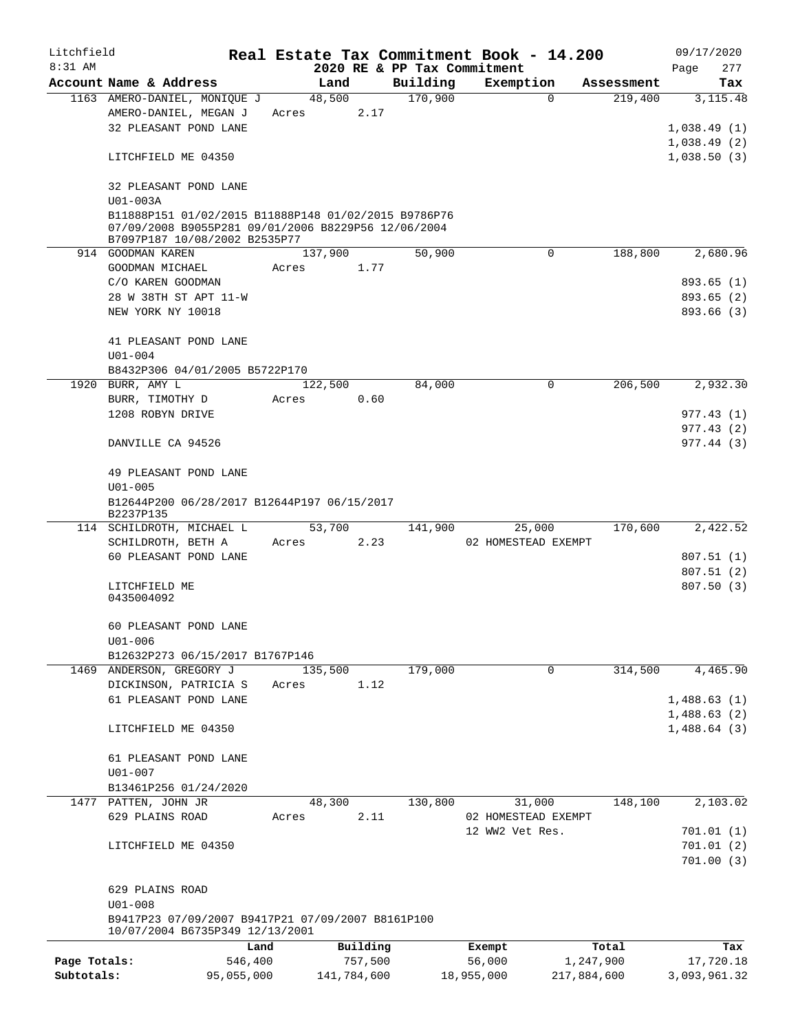Litchfield
8:31 AM

# Real Estate Tax Commitment Book - 14.200

2020 RE & PP Tax Commitment

09/17/2020

| Account Name & Address | Land | Building | Exemption | Assessment | Tax |
|---|---|---|---|---|---|
| 1163 AMERO-DANIEL, MONIQUE J | 48,500 | 170,900 | 0 | 219,400 | 3,115.48 |
| AMERO-DANIEL, MEGAN J | Acres 2.17 | | | | |
| 32 PLEASANT POND LANE | | | | | 1,038.49 (1) |
| | | | | | 1,038.49 (2) |
| LITCHFIELD ME 04350 | | | | | 1,038.50 (3) |
| 32 PLEASANT POND LANE | | | | | |
| U01-003A | | | | | |
| B11888P151 01/02/2015 B11888P148 01/02/2015 B9786P76 07/09/2008 B9055P281 09/01/2006 B8229P56 12/06/2004 B7097P187 10/08/2002 B2535P77 | | | | | |
| 914 GOODMAN KAREN | 137,900 | 50,900 | 0 | 188,800 | 2,680.96 |
| GOODMAN MICHAEL | Acres 1.77 | | | | |
| C/O KAREN GOODMAN | | | | | 893.65 (1) |
| 28 W 38TH ST APT 11-W | | | | | 893.65 (2) |
| NEW YORK NY 10018 | | | | | 893.66 (3) |
| 41 PLEASANT POND LANE | | | | | |
| U01-004 | | | | | |
| B8432P306 04/01/2005 B5722P170 | | | | | |
| 1920 BURR, AMY L | 122,500 | 84,000 | 0 | 206,500 | 2,932.30 |
| BURR, TIMOTHY D | Acres 0.60 | | | | |
| 1208 ROBYN DRIVE | | | | | 977.43 (1) |
| | | | | | 977.43 (2) |
| DANVILLE CA 94526 | | | | | 977.44 (3) |
| 49 PLEASANT POND LANE | | | | | |
| U01-005 | | | | | |
| B12644P200 06/28/2017 B12644P197 06/15/2017 B2237P135 | | | | | |
| 114 SCHILDROTH, MICHAEL L | 53,700 | 141,900 | 25,000 | 170,600 | 2,422.52 |
| SCHILDROTH, BETH A | Acres 2.23 | | 02 HOMESTEAD EXEMPT | | |
| 60 PLEASANT POND LANE | | | | | 807.51 (1) |
| | | | | | 807.51 (2) |
| LITCHFIELD ME 0435004092 | | | | | 807.50 (3) |
| 60 PLEASANT POND LANE | | | | | |
| U01-006 | | | | | |
| B12632P273 06/15/2017 B1767P146 | | | | | |
| 1469 ANDERSON, GREGORY J | 135,500 | 179,000 | 0 | 314,500 | 4,465.90 |
| DICKINSON, PATRICIA S | Acres 1.12 | | | | |
| 61 PLEASANT POND LANE | | | | | 1,488.63 (1) |
| | | | | | 1,488.63 (2) |
| LITCHFIELD ME 04350 | | | | | 1,488.64 (3) |
| 61 PLEASANT POND LANE | | | | | |
| U01-007 | | | | | |
| B13461P256 01/24/2020 | | | | | |
| 1477 PATTEN, JOHN JR | 48,300 | 130,800 | 31,000 | 148,100 | 2,103.02 |
| 629 PLAINS ROAD | Acres 2.11 | | 02 HOMESTEAD EXEMPT | | |
| | | | 12 WW2 Vet Res. | | 701.01 (1) |
| LITCHFIELD ME 04350 | | | | | 701.01 (2) |
| | | | | | 701.00 (3) |
| 629 PLAINS ROAD | | | | | |
| U01-008 | | | | | |
| B9417P23 07/09/2007 B9417P21 07/09/2007 B8161P100 10/07/2004 B6735P349 12/13/2001 | | | | | |

| | Land | Building | Exempt | Total | Tax |
|---|---|---|---|---|---|
| Page Totals: | 546,400 | 757,500 | 56,000 | 1,247,900 | 17,720.18 |
| Subtotals: | 95,055,000 | 141,784,600 | 18,955,000 | 217,884,600 | 3,093,961.32 |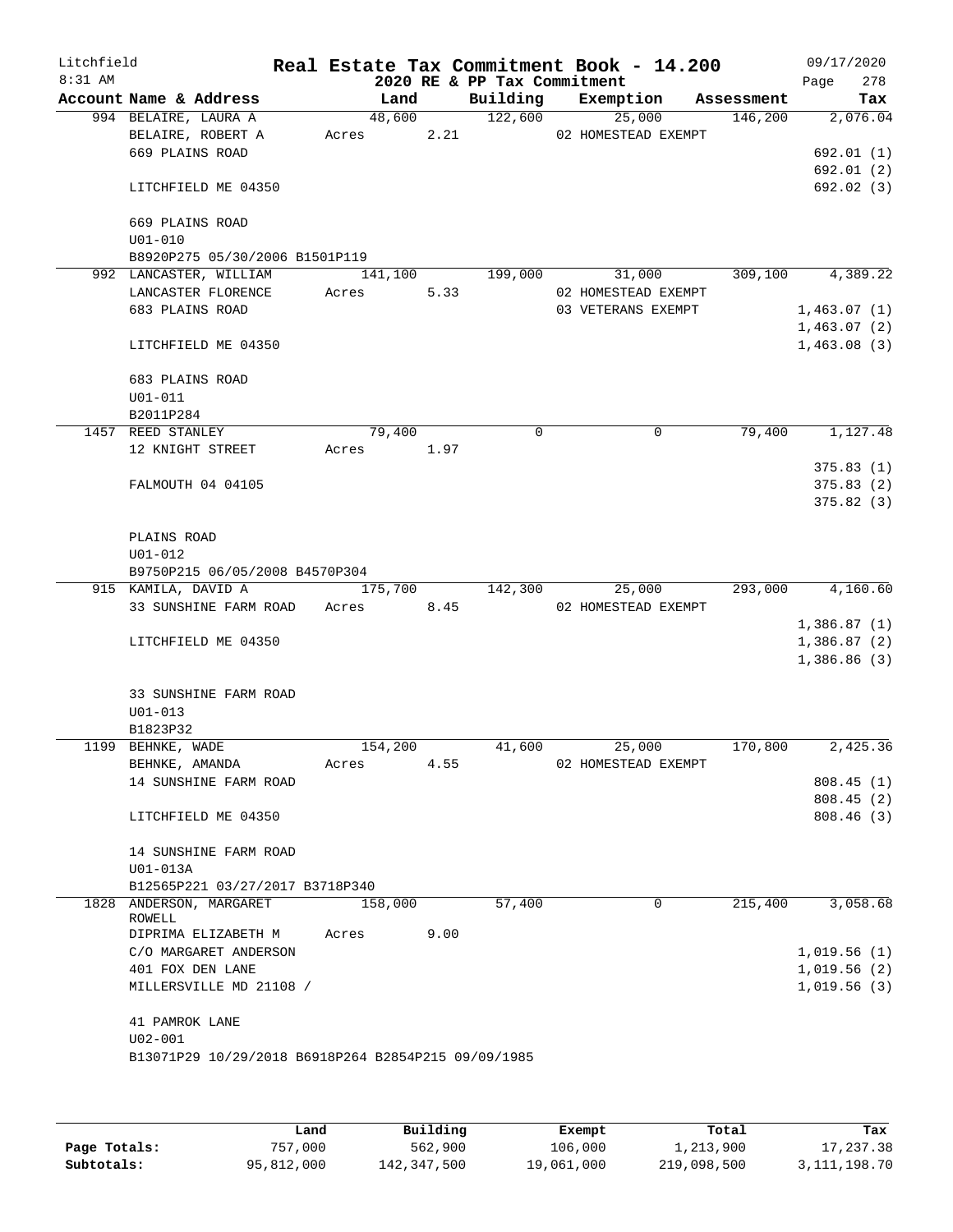Litchfield
8:31 AM

# Real Estate Tax Commitment Book - 14.200

2020 RE & PP Tax Commitment

09/17/2020
Page 278

| Account Name & Address | Land | Building | Exemption | Assessment | Tax |
|---|---|---|---|---|---|
| 994 BELAIRE, LAURA A | 48,600 | 122,600 | 25,000 | 146,200 | 2,076.04 |
| BELAIRE, ROBERT A | Acres 2.21 | | 02 HOMESTEAD EXEMPT | | |
| 669 PLAINS ROAD | | | | | 692.01 (1) |
| | | | | | 692.01 (2) |
| LITCHFIELD ME 04350 | | | | | 692.02 (3) |
| 669 PLAINS ROAD | | | | | |
| U01-010 | | | | | |
| B8920P275 05/30/2006 B1501P119 | | | | | |
| 992 LANCASTER, WILLIAM | 141,100 | 199,000 | 31,000 | 309,100 | 4,389.22 |
| LANCASTER FLORENCE | Acres 5.33 | | 02 HOMESTEAD EXEMPT | | |
| 683 PLAINS ROAD | | | 03 VETERANS EXEMPT | | 1,463.07 (1) |
| | | | | | 1,463.07 (2) |
| LITCHFIELD ME 04350 | | | | | 1,463.08 (3) |
| 683 PLAINS ROAD | | | | | |
| U01-011 | | | | | |
| B2011P284 | | | | | |
| 1457 REED STANLEY | 79,400 | 0 | 0 | 79,400 | 1,127.48 |
| 12 KNIGHT STREET | Acres 1.97 | | | | |
| | | | | | 375.83 (1) |
| FALMOUTH 04 04105 | | | | | 375.83 (2) |
| | | | | | 375.82 (3) |
| PLAINS ROAD | | | | | |
| U01-012 | | | | | |
| B9750P215 06/05/2008 B4570P304 | | | | | |
| 915 KAMILA, DAVID A | 175,700 | 142,300 | 25,000 | 293,000 | 4,160.60 |
| 33 SUNSHINE FARM ROAD | Acres 8.45 | | 02 HOMESTEAD EXEMPT | | |
| | | | | | 1,386.87 (1) |
| LITCHFIELD ME 04350 | | | | | 1,386.87 (2) |
| | | | | | 1,386.86 (3) |
| 33 SUNSHINE FARM ROAD | | | | | |
| U01-013 | | | | | |
| B1823P32 | | | | | |
| 1199 BEHNKE, WADE | 154,200 | 41,600 | 25,000 | 170,800 | 2,425.36 |
| BEHNKE, AMANDA | Acres 4.55 | | 02 HOMESTEAD EXEMPT | | |
| 14 SUNSHINE FARM ROAD | | | | | 808.45 (1) |
| | | | | | 808.45 (2) |
| LITCHFIELD ME 04350 | | | | | 808.46 (3) |
| 14 SUNSHINE FARM ROAD | | | | | |
| U01-013A | | | | | |
| B12565P221 03/27/2017 B3718P340 | | | | | |
| 1828 ANDERSON, MARGARET ROWELL | 158,000 | 57,400 | 0 | 215,400 | 3,058.68 |
| DIPRIMA ELIZABETH M | Acres 9.00 | | | | |
| C/O MARGARET ANDERSON | | | | | 1,019.56 (1) |
| 401 FOX DEN LANE | | | | | 1,019.56 (2) |
| MILLERSVILLE MD 21108 / | | | | | 1,019.56 (3) |
| 41 PAMROK LANE | | | | | |
| U02-001 | | | | | |
| B13071P29 10/29/2018 B6918P264 B2854P215 09/09/1985 | | | | | |

| | Land | Building | Exempt | Total | Tax |
|---|---|---|---|---|---|
| Page Totals: | 757,000 | 562,900 | 106,000 | 1,213,900 | 17,237.38 |
| Subtotals: | 95,812,000 | 142,347,500 | 19,061,000 | 219,098,500 | 3,111,198.70 |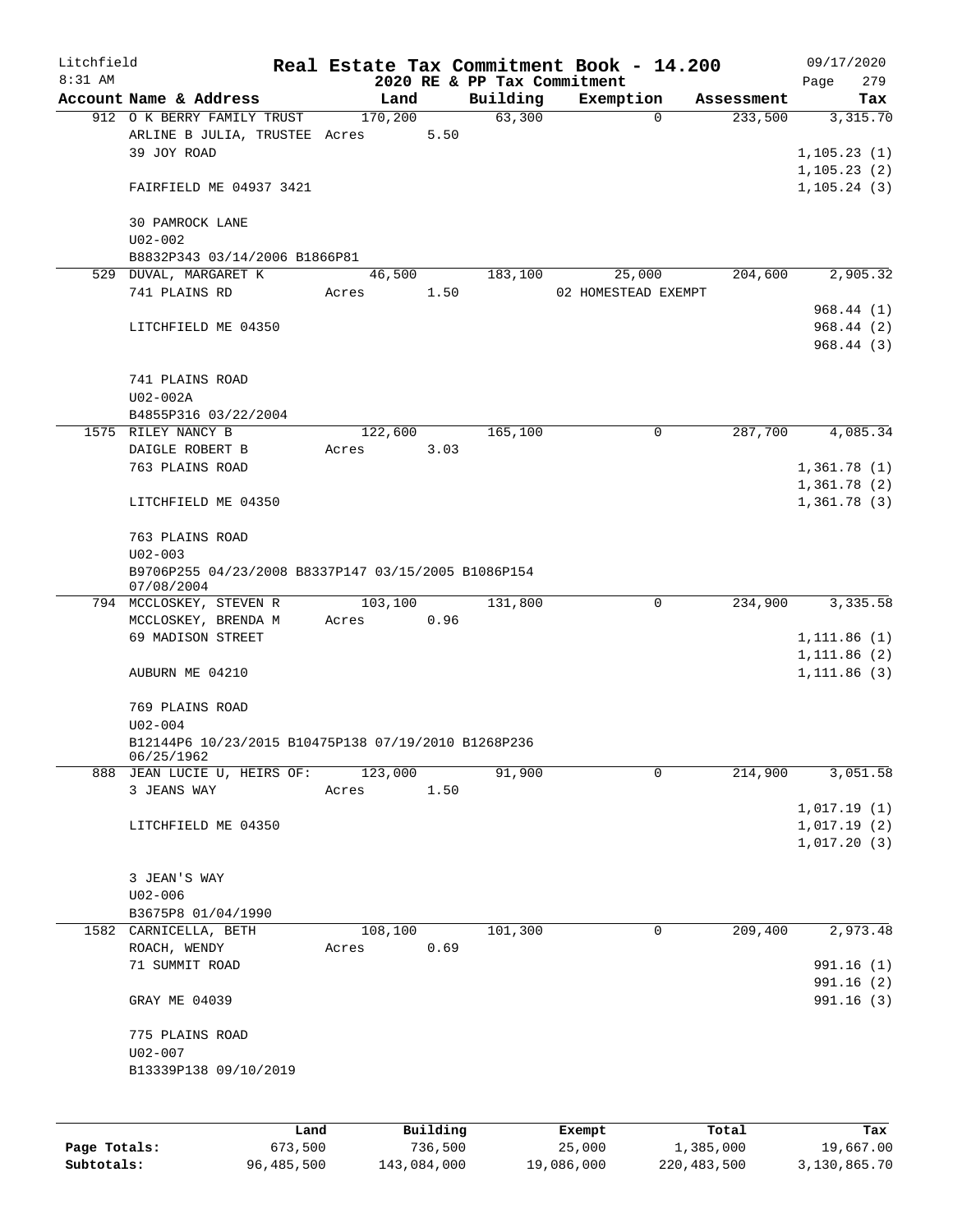Litchfield
8:31 AM

# Real Estate Tax Commitment Book - 14.200

## 2020 RE & PP Tax Commitment

09/17/2020
Page 279

| Account Name & Address | Land | Building | Exemption | Assessment | Tax |
|---|---|---|---|---|---|
| 912 O K BERRY FAMILY TRUST | 170,200 | 63,300 | 0 | 233,500 | 3,315.70 |
| ARLINE B JULIA, TRUSTEE | Acres 5.50 | | | | |
| 39 JOY ROAD | | | | | 1,105.23 (1) |
| | | | | | 1,105.23 (2) |
| FAIRFIELD ME 04937 3421 | | | | | 1,105.24 (3) |
| 30 PAMROCK LANE | | | | | |
| U02-002 | | | | | |
| B8832P343 03/14/2006 B1866P81 | | | | | |
| 529 DUVAL, MARGARET K | 46,500 | 183,100 | 25,000 | 204,600 | 2,905.32 |
| 741 PLAINS RD | Acres 1.50 | | 02 HOMESTEAD EXEMPT | | |
| | | | | | 968.44 (1) |
| LITCHFIELD ME 04350 | | | | | 968.44 (2) |
| | | | | | 968.44 (3) |
| 741 PLAINS ROAD | | | | | |
| U02-002A | | | | | |
| B4855P316 03/22/2004 | | | | | |
| 1575 RILEY NANCY B | 122,600 | 165,100 | 0 | 287,700 | 4,085.34 |
| DAIGLE ROBERT B | Acres 3.03 | | | | |
| 763 PLAINS ROAD | | | | | 1,361.78 (1) |
| | | | | | 1,361.78 (2) |
| LITCHFIELD ME 04350 | | | | | 1,361.78 (3) |
| 763 PLAINS ROAD | | | | | |
| U02-003 | | | | | |
| B9706P255 04/23/2008 B8337P147 03/15/2005 B1086P154 07/08/2004 | | | | | |
| 794 MCCLOSKEY, STEVEN R | 103,100 | 131,800 | 0 | 234,900 | 3,335.58 |
| MCCLOSKEY, BRENDA M | Acres 0.96 | | | | |
| 69 MADISON STREET | | | | | 1,111.86 (1) |
| | | | | | 1,111.86 (2) |
| AUBURN ME 04210 | | | | | 1,111.86 (3) |
| 769 PLAINS ROAD | | | | | |
| U02-004 | | | | | |
| B12144P6 10/23/2015 B10475P138 07/19/2010 B1268P236 06/25/1962 | | | | | |
| 888 JEAN LUCIE U, HEIRS OF: | 123,000 | 91,900 | 0 | 214,900 | 3,051.58 |
| 3 JEANS WAY | Acres 1.50 | | | | |
| | | | | | 1,017.19 (1) |
| LITCHFIELD ME 04350 | | | | | 1,017.19 (2) |
| | | | | | 1,017.20 (3) |
| 3 JEAN'S WAY | | | | | |
| U02-006 | | | | | |
| B3675P8 01/04/1990 | | | | | |
| 1582 CARNICELLA, BETH | 108,100 | 101,300 | 0 | 209,400 | 2,973.48 |
| ROACH, WENDY | Acres 0.69 | | | | |
| 71 SUMMIT ROAD | | | | | 991.16 (1) |
| | | | | | 991.16 (2) |
| GRAY ME 04039 | | | | | 991.16 (3) |
| 775 PLAINS ROAD | | | | | |
| U02-007 | | | | | |
| B13339P138 09/10/2019 | | | | | |

| | Land | Building | Exempt | Total | Tax |
|---|---|---|---|---|---|
| Page Totals: | 673,500 | 736,500 | 25,000 | 1,385,000 | 19,667.00 |
| Subtotals: | 96,485,500 | 143,084,000 | 19,086,000 | 220,483,500 | 3,130,865.70 |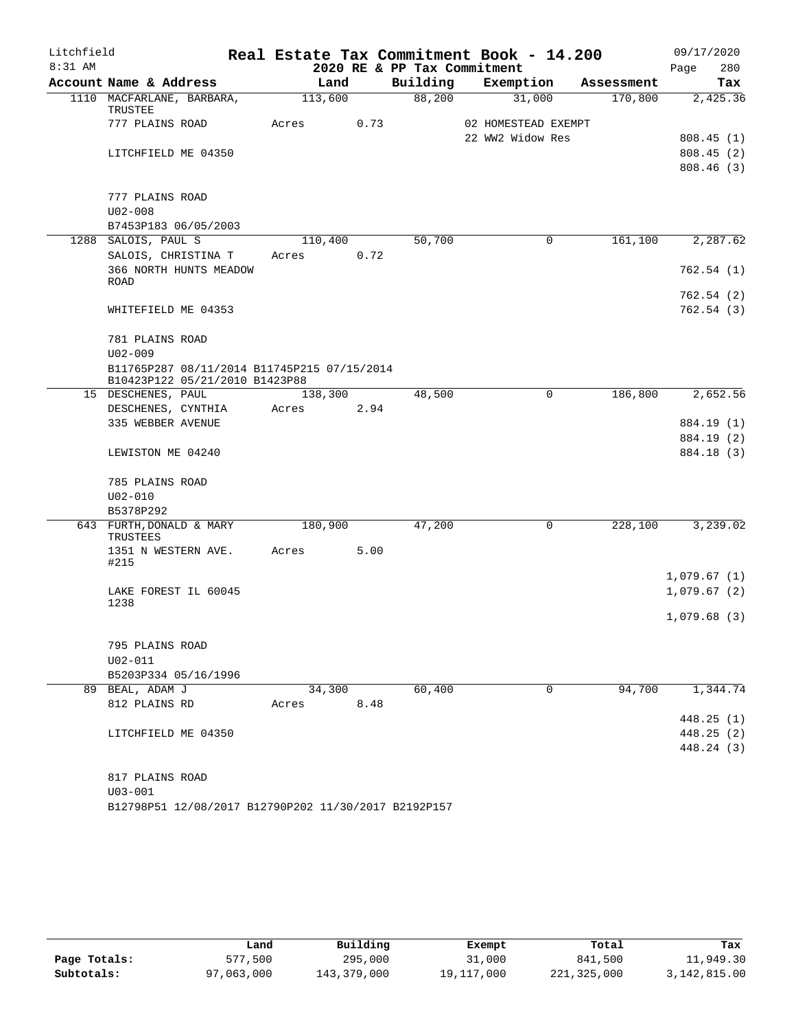Litchfield
8:31 AM

**Real Estate Tax Commitment Book - 14.200**
**2020 RE & PP Tax Commitment**

09/17/2020

| Account Name & Address | Land | Building | Exemption | Assessment | Tax |
|---|---|---|---|---|---|
| 1110 MACFARLANE, BARBARA, TRUSTEE | 113,600 | 88,200 | 31,000 | 170,800 | 2,425.36 |
| 777 PLAINS ROAD | Acres 0.73 | | 02 HOMESTEAD EXEMPT | | |
| | | | 22 WW2 Widow Res | | 808.45 (1) |
| LITCHFIELD ME 04350 | | | | | 808.45 (2) |
| | | | | | 808.46 (3) |
| 777 PLAINS ROAD | | | | | |
| U02-008 | | | | | |
| B7453P183 06/05/2003 | | | | | |
| 1288 SALOIS, PAUL S | 110,400 | 50,700 | 0 | 161,100 | 2,287.62 |
| SALOIS, CHRISTINA T | Acres 0.72 | | | | |
| 366 NORTH HUNTS MEADOW ROAD | | | | | 762.54 (1) |
| | | | | | 762.54 (2) |
| WHITEFIELD ME 04353 | | | | | 762.54 (3) |
| 781 PLAINS ROAD | | | | | |
| U02-009 | | | | | |
| B11765P287 08/11/2014 B11745P215 07/15/2014 B10423P122 05/21/2010 B1423P88 | | | | | |
| 15 DESCHENES, PAUL | 138,300 | 48,500 | 0 | 186,800 | 2,652.56 |
| DESCHENES, CYNTHIA | Acres 2.94 | | | | |
| 335 WEBBER AVENUE | | | | | 884.19 (1) |
| | | | | | 884.19 (2) |
| LEWISTON ME 04240 | | | | | 884.18 (3) |
| 785 PLAINS ROAD | | | | | |
| U02-010 | | | | | |
| B5378P292 | | | | | |
| 643 FURTH,DONALD & MARY TRUSTEES | 180,900 | 47,200 | 0 | 228,100 | 3,239.02 |
| 1351 N WESTERN AVE. #215 | Acres 5.00 | | | | |
| | | | | | 1,079.67 (1) |
| LAKE FOREST IL 60045 1238 | | | | | 1,079.67 (2) |
| | | | | | 1,079.68 (3) |
| 795 PLAINS ROAD | | | | | |
| U02-011 | | | | | |
| B5203P334 05/16/1996 | | | | | |
| 89 BEAL, ADAM J | 34,300 | 60,400 | 0 | 94,700 | 1,344.74 |
| 812 PLAINS RD | Acres 8.48 | | | | |
| | | | | | 448.25 (1) |
| LITCHFIELD ME 04350 | | | | | 448.25 (2) |
| | | | | | 448.24 (3) |
| 817 PLAINS ROAD | | | | | |
| U03-001 | | | | | |
| B12798P51 12/08/2017 B12790P202 11/30/2017 B2192P157 | | | | | |

| | Land | Building | Exempt | Total | Tax |
|---|---|---|---|---|---|
| Page Totals: | 577,500 | 295,000 | 31,000 | 841,500 | 11,949.30 |
| Subtotals: | 97,063,000 | 143,379,000 | 19,117,000 | 221,325,000 | 3,142,815.00 |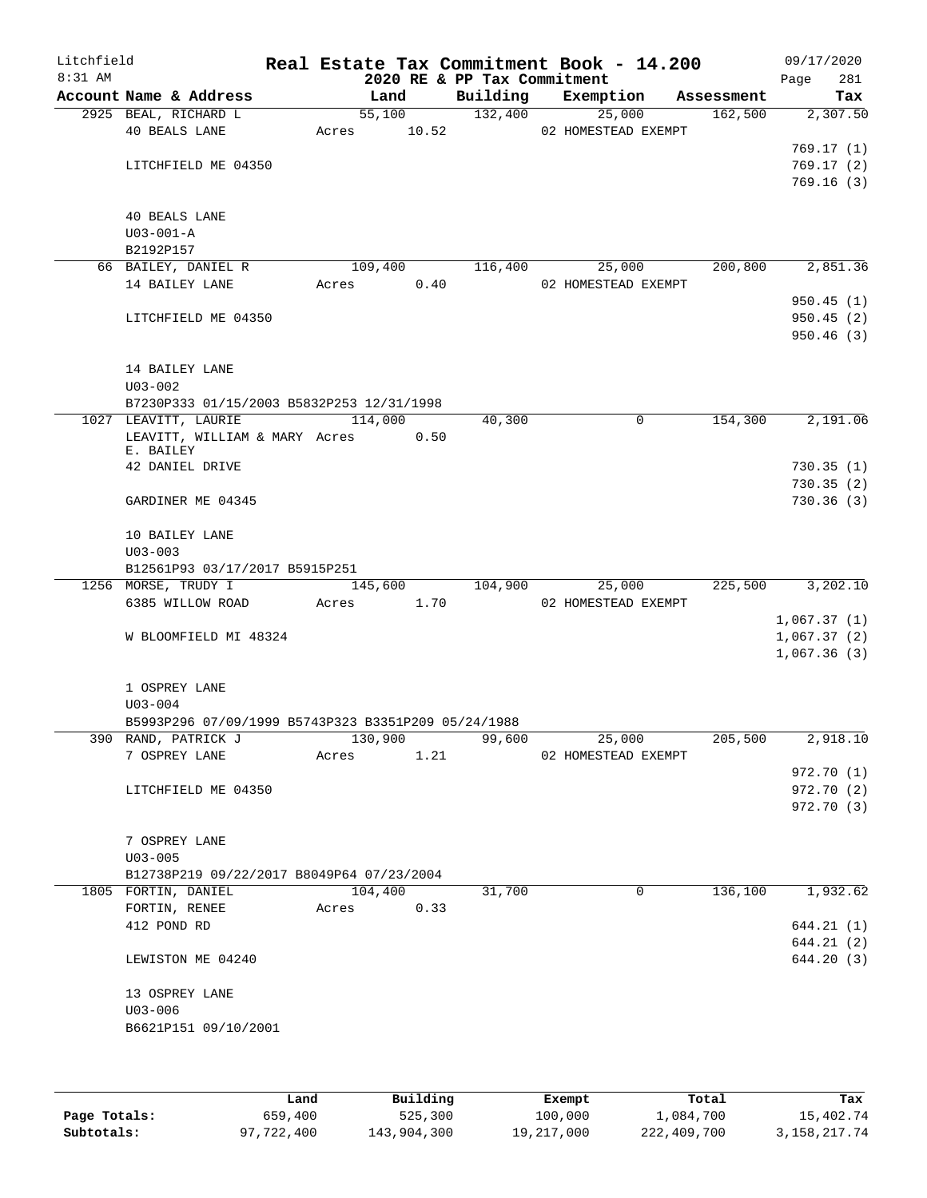Litchfield
8:31 AM

# Real Estate Tax Commitment Book - 14.200

2020 RE & PP Tax Commitment

09/17/2020
Page 281

| Account Name & Address | Land | Building | Exemption | Assessment | Tax |
|---|---|---|---|---|---|
| 2925 BEAL, RICHARD L | 55,100 | 132,400 | 25,000 | 162,500 | 2,307.50 |
| 40 BEALS LANE | Acres 10.52 | | 02 HOMESTEAD EXEMPT | | |
| | | | | | 769.17 (1) |
| LITCHFIELD ME 04350 | | | | | 769.17 (2) |
| | | | | | 769.16 (3) |
| 40 BEALS LANE | | | | | |
| U03-001-A | | | | | |
| B2192P157 | | | | | |
| 66 BAILEY, DANIEL R | 109,400 | 116,400 | 25,000 | 200,800 | 2,851.36 |
| 14 BAILEY LANE | Acres 0.40 | | 02 HOMESTEAD EXEMPT | | |
| | | | | | 950.45 (1) |
| LITCHFIELD ME 04350 | | | | | 950.45 (2) |
| | | | | | 950.46 (3) |
| 14 BAILEY LANE | | | | | |
| U03-002 | | | | | |
| B7230P333 01/15/2003 B5832P253 12/31/1998 | | | | | |
| 1027 LEAVITT, LAURIE | 114,000 | 40,300 | 0 | 154,300 | 2,191.06 |
| LEAVITT, WILLIAM & MARY E. BAILEY | Acres 0.50 | | | | |
| 42 DANIEL DRIVE | | | | | 730.35 (1) |
| | | | | | 730.35 (2) |
| GARDINER ME 04345 | | | | | 730.36 (3) |
| 10 BAILEY LANE | | | | | |
| U03-003 | | | | | |
| B12561P93 03/17/2017 B5915P251 | | | | | |
| 1256 MORSE, TRUDY I | 145,600 | 104,900 | 25,000 | 225,500 | 3,202.10 |
| 6385 WILLOW ROAD | Acres 1.70 | | 02 HOMESTEAD EXEMPT | | |
| | | | | | 1,067.37 (1) |
| W BLOOMFIELD MI 48324 | | | | | 1,067.37 (2) |
| | | | | | 1,067.36 (3) |
| 1 OSPREY LANE | | | | | |
| U03-004 | | | | | |
| B5993P296 07/09/1999 B5743P323 B3351P209 05/24/1988 | | | | | |
| 390 RAND, PATRICK J | 130,900 | 99,600 | 25,000 | 205,500 | 2,918.10 |
| 7 OSPREY LANE | Acres 1.21 | | 02 HOMESTEAD EXEMPT | | |
| | | | | | 972.70 (1) |
| LITCHFIELD ME 04350 | | | | | 972.70 (2) |
| | | | | | 972.70 (3) |
| 7 OSPREY LANE | | | | | |
| U03-005 | | | | | |
| B12738P219 09/22/2017 B8049P64 07/23/2004 | | | | | |
| 1805 FORTIN, DANIEL | 104,400 | 31,700 | 0 | 136,100 | 1,932.62 |
| FORTIN, RENEE | Acres 0.33 | | | | |
| 412 POND RD | | | | | 644.21 (1) |
| | | | | | 644.21 (2) |
| LEWISTON ME 04240 | | | | | 644.20 (3) |
| 13 OSPREY LANE | | | | | |
| U03-006 | | | | | |
| B6621P151 09/10/2001 | | | | | |

| | Land | Building | Exempt | Total | Tax |
|---|---|---|---|---|---|
| Page Totals: | 659,400 | 525,300 | 100,000 | 1,084,700 | 15,402.74 |
| Subtotals: | 97,722,400 | 143,904,300 | 19,217,000 | 222,409,700 | 3,158,217.74 |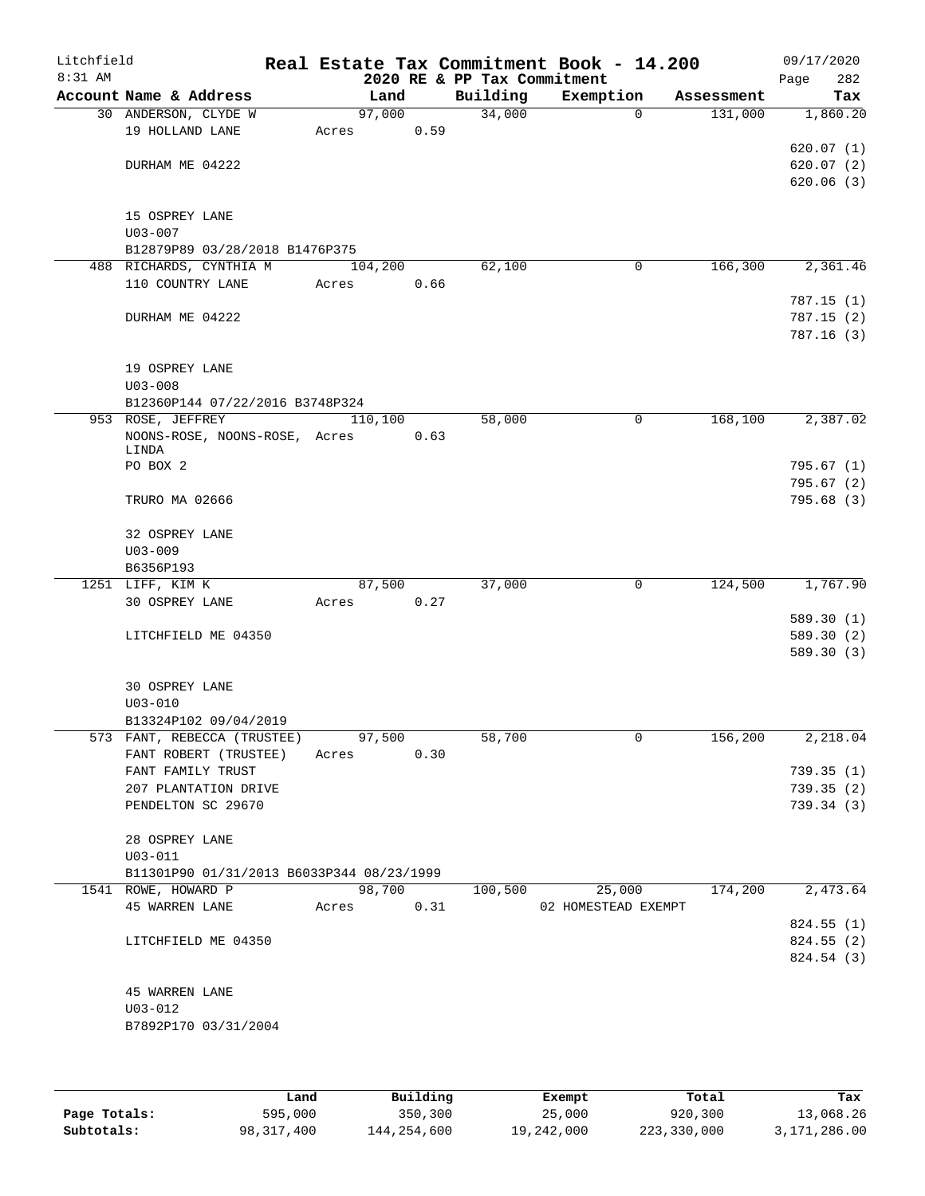Litchfield
8:31 AM

# Real Estate Tax Commitment Book - 14.200

## 2020 RE & PP Tax Commitment

09/17/2020
Page 282

| Account Name & Address | Land | Building | Exemption | Assessment | Tax |
|---|---|---|---|---|---|
| 30 ANDERSON, CLYDE W | 97,000 | 34,000 | 0 | 131,000 | 1,860.20 |
| 19 HOLLAND LANE | Acres 0.59 | | | | |
| | | | | | 620.07 (1) |
| DURHAM ME 04222 | | | | | 620.07 (2) |
| | | | | | 620.06 (3) |
| 15 OSPREY LANE | | | | | |
| U03-007 | | | | | |
| B12879P89 03/28/2018 B1476P375 | | | | | |
| 488 RICHARDS, CYNTHIA M | 104,200 | 62,100 | 0 | 166,300 | 2,361.46 |
| 110 COUNTRY LANE | Acres 0.66 | | | | |
| | | | | | 787.15 (1) |
| DURHAM ME 04222 | | | | | 787.15 (2) |
| | | | | | 787.16 (3) |
| 19 OSPREY LANE | | | | | |
| U03-008 | | | | | |
| B12360P144 07/22/2016 B3748P324 | | | | | |
| 953 ROSE, JEFFREY | 110,100 | 58,000 | 0 | 168,100 | 2,387.02 |
| NOONS-ROSE, NOONS-ROSE, LINDA | Acres 0.63 | | | | |
| PO BOX 2 | | | | | 795.67 (1) |
| | | | | | 795.67 (2) |
| TRURO MA 02666 | | | | | 795.68 (3) |
| 32 OSPREY LANE | | | | | |
| U03-009 | | | | | |
| B6356P193 | | | | | |
| 1251 LIFF, KIM K | 87,500 | 37,000 | 0 | 124,500 | 1,767.90 |
| 30 OSPREY LANE | Acres 0.27 | | | | |
| | | | | | 589.30 (1) |
| LITCHFIELD ME 04350 | | | | | 589.30 (2) |
| | | | | | 589.30 (3) |
| 30 OSPREY LANE | | | | | |
| U03-010 | | | | | |
| B13324P102 09/04/2019 | | | | | |
| 573 FANT, REBECCA (TRUSTEE) | 97,500 | 58,700 | 0 | 156,200 | 2,218.04 |
| FANT ROBERT (TRUSTEE) | Acres 0.30 | | | | |
| FANT FAMILY TRUST | | | | | 739.35 (1) |
| 207 PLANTATION DRIVE | | | | | 739.35 (2) |
| PENDELTON SC 29670 | | | | | 739.34 (3) |
| 28 OSPREY LANE | | | | | |
| U03-011 | | | | | |
| B11301P90 01/31/2013 B6033P344 08/23/1999 | | | | | |
| 1541 ROWE, HOWARD P | 98,700 | 100,500 | 25,000 | 174,200 | 2,473.64 |
| 45 WARREN LANE | Acres 0.31 | | 02 HOMESTEAD EXEMPT | | |
| | | | | | 824.55 (1) |
| LITCHFIELD ME 04350 | | | | | 824.55 (2) |
| | | | | | 824.54 (3) |
| 45 WARREN LANE | | | | | |
| U03-012 | | | | | |
| B7892P170 03/31/2004 | | | | | |

| | Land | Building | Exempt | Total | Tax |
|---|---|---|---|---|---|
| Page Totals: | 595,000 | 350,300 | 25,000 | 920,300 | 13,068.26 |
| Subtotals: | 98,317,400 | 144,254,600 | 19,242,000 | 223,330,000 | 3,171,286.00 |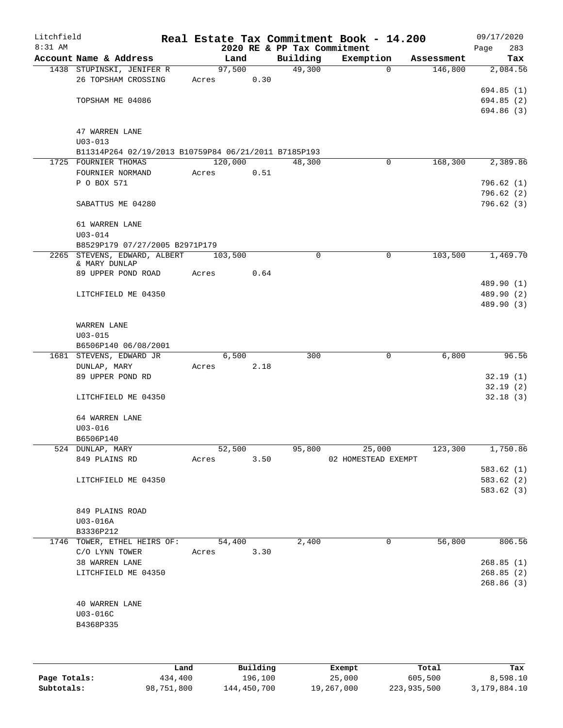Litchfield
8:31 AM

**Real Estate Tax Commitment Book - 14.200**
**2020 RE & PP Tax Commitment**

09/17/2020

| Account Name & Address | Land | Building | Exemption | Assessment | Tax |
|---|---|---|---|---|---|
| 1438 STUPINSKI, JENIFER R | 97,500 | 49,300 | 0 | 146,800 | 2,084.56 |
| 26 TOPSHAM CROSSING | Acres 0.30 | | | | |
| | | | | | 694.85 (1) |
| TOPSHAM ME 04086 | | | | | 694.85 (2) |
| | | | | | 694.86 (3) |
| 47 WARREN LANE | | | | | |
| U03-013 | | | | | |
| B11314P264 02/19/2013 B10759P84 06/21/2011 B7185P193 | | | | | |
| 1725 FOURNIER THOMAS | 120,000 | 48,300 | 0 | 168,300 | 2,389.86 |
| FOURNIER NORMAND | Acres 0.51 | | | | |
| P O BOX 571 | | | | | 796.62 (1) |
| | | | | | 796.62 (2) |
| SABATTUS ME 04280 | | | | | 796.62 (3) |
| 61 WARREN LANE | | | | | |
| U03-014 | | | | | |
| B8529P179 07/27/2005 B2971P179 | | | | | |
| 2265 STEVENS, EDWARD, ALBERT & MARY DUNLAP | 103,500 | 0 | 0 | 103,500 | 1,469.70 |
| 89 UPPER POND ROAD | Acres 0.64 | | | | |
| | | | | | 489.90 (1) |
| LITCHFIELD ME 04350 | | | | | 489.90 (2) |
| | | | | | 489.90 (3) |
| WARREN LANE | | | | | |
| U03-015 | | | | | |
| B6506P140 06/08/2001 | | | | | |
| 1681 STEVENS, EDWARD JR | 6,500 | 300 | 0 | 6,800 | 96.56 |
| DUNLAP, MARY | Acres 2.18 | | | | |
| 89 UPPER POND RD | | | | | 32.19 (1) |
| | | | | | 32.19 (2) |
| LITCHFIELD ME 04350 | | | | | 32.18 (3) |
| 64 WARREN LANE | | | | | |
| U03-016 | | | | | |
| B6506P140 | | | | | |
| 524 DUNLAP, MARY | 52,500 | 95,800 | 25,000 | 123,300 | 1,750.86 |
| 849 PLAINS RD | Acres 3.50 | | 02 HOMESTEAD EXEMPT | | |
| | | | | | 583.62 (1) |
| LITCHFIELD ME 04350 | | | | | 583.62 (2) |
| | | | | | 583.62 (3) |
| 849 PLAINS ROAD | | | | | |
| U03-016A | | | | | |
| B3336P212 | | | | | |
| 1746 TOWER, ETHEL HEIRS OF: | 54,400 | 2,400 | 0 | 56,800 | 806.56 |
| C/O LYNN TOWER | Acres 3.30 | | | | |
| 38 WARREN LANE | | | | | 268.85 (1) |
| LITCHFIELD ME 04350 | | | | | 268.85 (2) |
| | | | | | 268.86 (3) |
| 40 WARREN LANE | | | | | |
| U03-016C | | | | | |
| B4368P335 | | | | | |

| | Land | Building | Exempt | Total | Tax |
|---|---|---|---|---|---|
| **Page Totals:** | 434,400 | 196,100 | 25,000 | 605,500 | 8,598.10 |
| **Subtotals:** | 98,751,800 | 144,450,700 | 19,267,000 | 223,935,500 | 3,179,884.10 |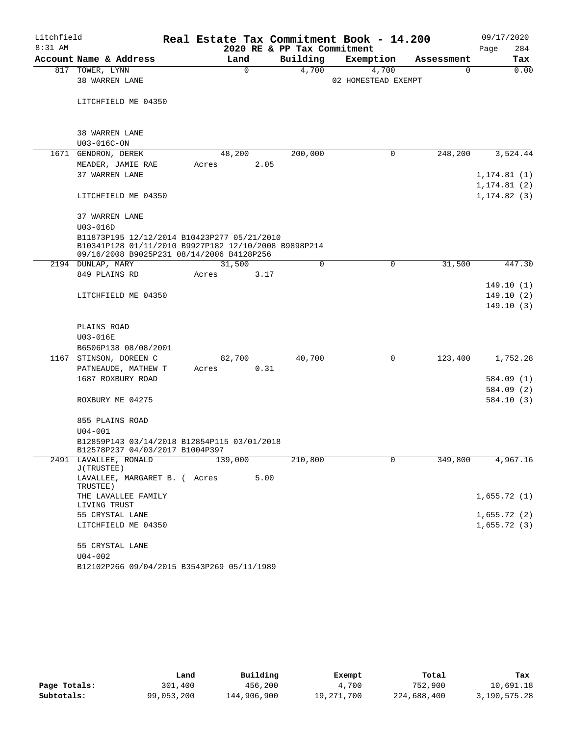# Real Estate Tax Commitment Book - 14.200

## 2020 RE & PP Tax Commitment

| Account | Name & Address | Land | Building | Exemption | Assessment | Tax |
|---|---|---|---|---|---|---|
| 817 | TOWER, LYNN<br>38 WARREN LANE<br><br>LITCHFIELD ME 04350<br><br>38 WARREN LANE<br>U03-016C-ON | 0 | 4,700 | 4,700<br>02 HOMESTEAD EXEMPT | 0 | 0.00 |
| 1671 | GENDRON, DEREK<br>MEADER, JAMIE RAE<br>37 WARREN LANE<br><br>LITCHFIELD ME 04350<br><br>37 WARREN LANE<br>U03-016D<br>B11873P195 12/12/2014 B10423P277 05/21/2010<br>B10341P128 01/11/2010 B9927P182 12/10/2008 B9898P214<br>09/16/2008 B9025P231 08/14/2006 B4128P256 | 48,200<br>Acres 2.05 | 200,000 | 0 | 248,200 | 3,524.44<br><br>1,174.81 (1)<br>1,174.81 (2)<br>1,174.82 (3) |
| 2194 | DUNLAP, MARY<br>849 PLAINS RD<br><br>LITCHFIELD ME 04350<br><br>PLAINS ROAD<br>U03-016E<br>B6506P138 08/08/2001 | 31,500<br>Acres 3.17 | 0 | 0 | 31,500 | 447.30<br><br>149.10 (1)<br>149.10 (2)<br>149.10 (3) |
| 1167 | STINSON, DOREEN C<br>PATNEAUDE, MATHEW T<br>1687 ROXBURY ROAD<br><br>ROXBURY ME 04275<br><br>855 PLAINS ROAD<br>U04-001<br>B12859P143 03/14/2018 B12854P115 03/01/2018<br>B12578P237 04/03/2017 B1004P397 | 82,700<br>Acres 0.31 | 40,700 | 0 | 123,400 | 1,752.28<br><br>584.09 (1)<br>584.09 (2)<br>584.10 (3) |
| 2491 | LAVALLEE, RONALD J(TRUSTEE)<br>LAVALLEE, MARGARET B. ( TRUSTEE)<br>THE LAVALLEE FAMILY LIVING TRUST<br>55 CRYSTAL LANE<br>LITCHFIELD ME 04350<br><br>55 CRYSTAL LANE<br>U04-002<br>B12102P266 09/04/2015 B3543P269 05/11/1989 | 139,000<br>Acres 5.00 | 210,800 | 0 | 349,800 | 4,967.16<br><br>1,655.72 (1)<br>1,655.72 (2)<br>1,655.72 (3) |

| | Land | Building | Exempt | Total | Tax |
|---|---|---|---|---|---|
| Page Totals: | 301,400 | 456,200 | 4,700 | 752,900 | 10,691.18 |
| Subtotals: | 99,053,200 | 144,906,900 | 19,271,700 | 224,688,400 | 3,190,575.28 |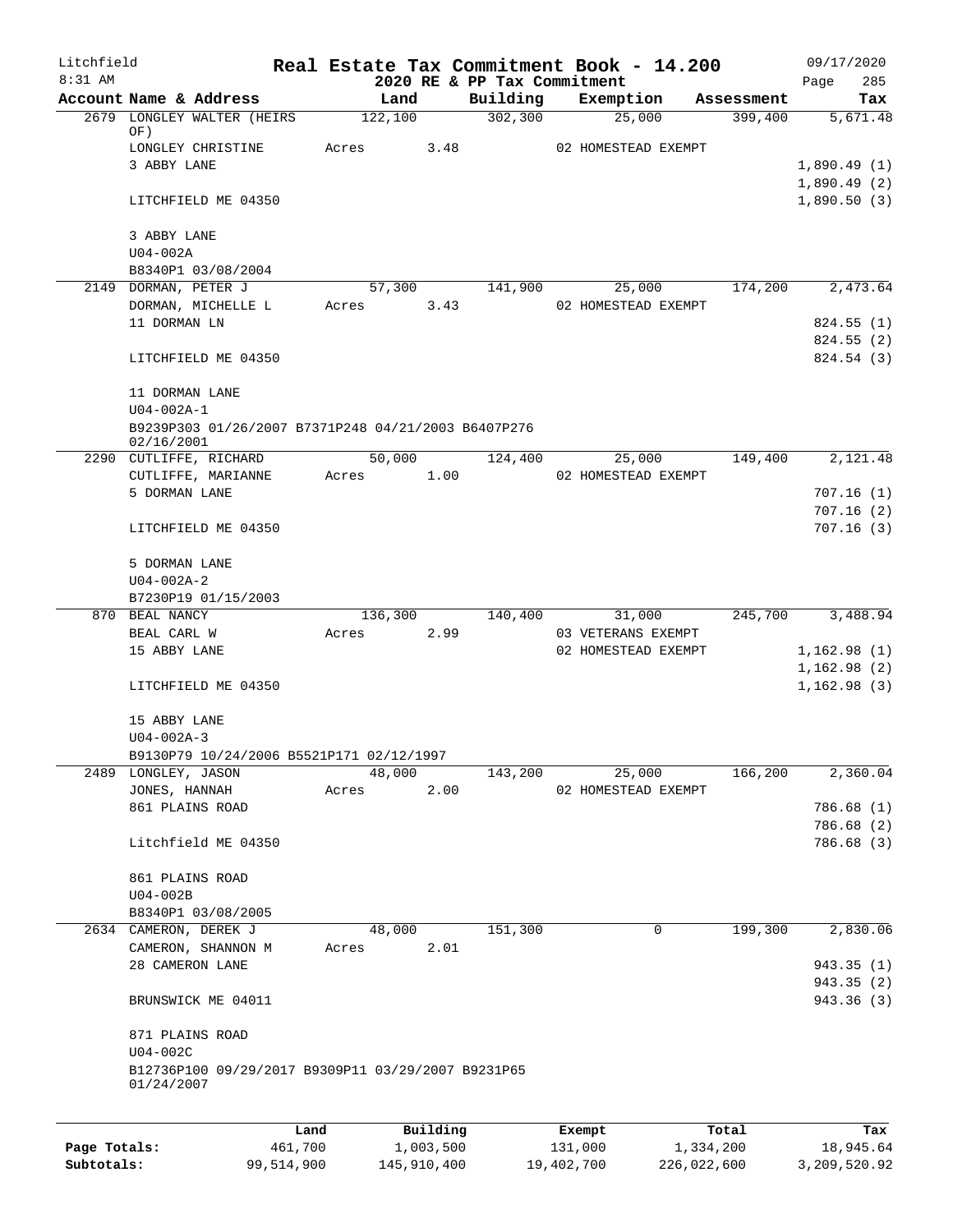Litchfield
8:31 AM

# Real Estate Tax Commitment Book - 14.200

2020 RE & PP Tax Commitment

09/17/2020

| Account Name & Address | Land | Building | Exemption | Assessment | Tax |
|---|---|---|---|---|---|
| 2679 LONGLEY WALTER (HEIRS OF) | 122,100 | 302,300 | 25,000 | 399,400 | 5,671.48 |
| LONGLEY CHRISTINE | Acres 3.48 | | 02 HOMESTEAD EXEMPT | | |
| 3 ABBY LANE | | | | | 1,890.49 (1) |
| | | | | | 1,890.49 (2) |
| LITCHFIELD ME 04350 | | | | | 1,890.50 (3) |
| 3 ABBY LANE | | | | | |
| U04-002A | | | | | |
| B8340P1 03/08/2004 | | | | | |
| 2149 DORMAN, PETER J | 57,300 | 141,900 | 25,000 | 174,200 | 2,473.64 |
| DORMAN, MICHELLE L | Acres 3.43 | | 02 HOMESTEAD EXEMPT | | |
| 11 DORMAN LN | | | | | 824.55 (1) |
| | | | | | 824.55 (2) |
| LITCHFIELD ME 04350 | | | | | 824.54 (3) |
| 11 DORMAN LANE | | | | | |
| U04-002A-1 | | | | | |
| B9239P303 01/26/2007 B7371P248 04/21/2003 B6407P276 02/16/2001 | | | | | |
| 2290 CUTLIFFE, RICHARD | 50,000 | 124,400 | 25,000 | 149,400 | 2,121.48 |
| CUTLIFFE, MARIANNE | Acres 1.00 | | 02 HOMESTEAD EXEMPT | | |
| 5 DORMAN LANE | | | | | 707.16 (1) |
| | | | | | 707.16 (2) |
| LITCHFIELD ME 04350 | | | | | 707.16 (3) |
| 5 DORMAN LANE | | | | | |
| U04-002A-2 | | | | | |
| B7230P19 01/15/2003 | | | | | |
| 870 BEAL NANCY | 136,300 | 140,400 | 31,000 | 245,700 | 3,488.94 |
| BEAL CARL W | Acres 2.99 | | 03 VETERANS EXEMPT | | |
| 15 ABBY LANE | | | 02 HOMESTEAD EXEMPT | | 1,162.98 (1) |
| | | | | | 1,162.98 (2) |
| LITCHFIELD ME 04350 | | | | | 1,162.98 (3) |
| 15 ABBY LANE | | | | | |
| U04-002A-3 | | | | | |
| B9130P79 10/24/2006 B5521P171 02/12/1997 | | | | | |
| 2489 LONGLEY, JASON | 48,000 | 143,200 | 25,000 | 166,200 | 2,360.04 |
| JONES, HANNAH | Acres 2.00 | | 02 HOMESTEAD EXEMPT | | |
| 861 PLAINS ROAD | | | | | 786.68 (1) |
| | | | | | 786.68 (2) |
| Litchfield ME 04350 | | | | | 786.68 (3) |
| 861 PLAINS ROAD | | | | | |
| U04-002B | | | | | |
| B8340P1 03/08/2005 | | | | | |
| 2634 CAMERON, DEREK J | 48,000 | 151,300 | 0 | 199,300 | 2,830.06 |
| CAMERON, SHANNON M | Acres 2.01 | | | | |
| 28 CAMERON LANE | | | | | 943.35 (1) |
| | | | | | 943.35 (2) |
| BRUNSWICK ME 04011 | | | | | 943.36 (3) |
| 871 PLAINS ROAD | | | | | |
| U04-002C | | | | | |
| B12736P100 09/29/2017 B9309P11 03/29/2007 B9231P65 01/24/2007 | | | | | |

| | Land | Building | Exempt | Total | Tax |
|---|---|---|---|---|---|
| Page Totals: | 461,700 | 1,003,500 | 131,000 | 1,334,200 | 18,945.64 |
| Subtotals: | 99,514,900 | 145,910,400 | 19,402,700 | 226,022,600 | 3,209,520.92 |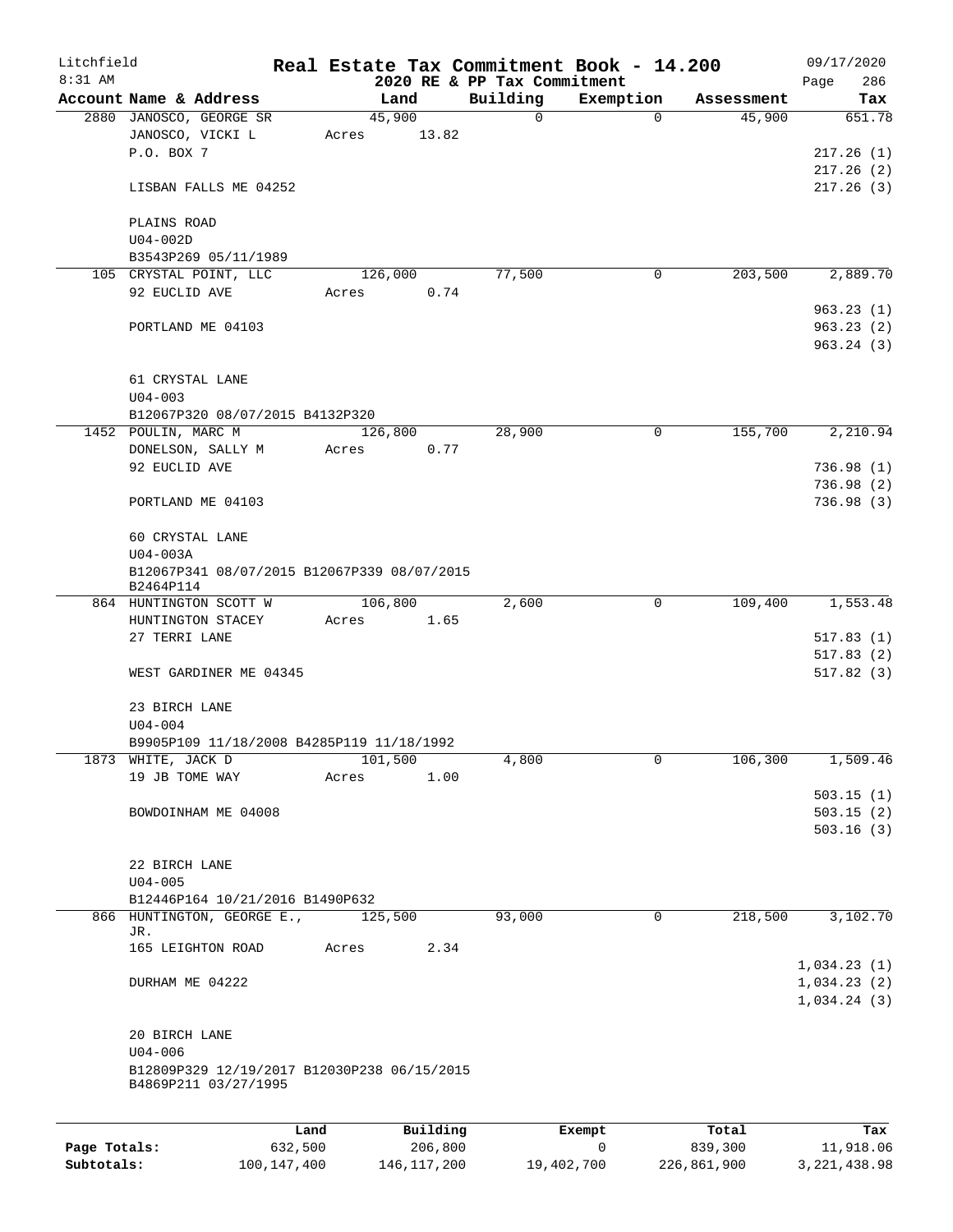Litchfield
8:31 AM

# Real Estate Tax Commitment Book - 14.200

2020 RE & PP Tax Commitment

09/17/2020
Page 286

| Account Name & Address | Land | Building | Exemption | Assessment | Tax |
|---|---|---|---|---|---|
| 2880 JANOSCO, GEORGE SR | 45,900 | 0 | 0 | 45,900 | 651.78 |
| JANOSCO, VICKI L | Acres 13.82 | | | | |
| P.O. BOX 7 | | | | | 217.26 (1) |
| | | | | | 217.26 (2) |
| LISBAN FALLS ME 04252 | | | | | 217.26 (3) |
| PLAINS ROAD | | | | | |
| U04-002D | | | | | |
| B3543P269 05/11/1989 | | | | | |
| 105 CRYSTAL POINT, LLC | 126,000 | 77,500 | 0 | 203,500 | 2,889.70 |
| 92 EUCLID AVE | Acres 0.74 | | | | |
| | | | | | 963.23 (1) |
| PORTLAND ME 04103 | | | | | 963.23 (2) |
| | | | | | 963.24 (3) |
| 61 CRYSTAL LANE | | | | | |
| U04-003 | | | | | |
| B12067P320 08/07/2015 B4132P320 | | | | | |
| 1452 POULIN, MARC M | 126,800 | 28,900 | 0 | 155,700 | 2,210.94 |
| DONELSON, SALLY M | Acres 0.77 | | | | |
| 92 EUCLID AVE | | | | | 736.98 (1) |
| | | | | | 736.98 (2) |
| PORTLAND ME 04103 | | | | | 736.98 (3) |
| 60 CRYSTAL LANE | | | | | |
| U04-003A | | | | | |
| B12067P341 08/07/2015 B12067P339 08/07/2015 B2464P114 | | | | | |
| 864 HUNTINGTON SCOTT W | 106,800 | 2,600 | 0 | 109,400 | 1,553.48 |
| HUNTINGTON STACEY | Acres 1.65 | | | | |
| 27 TERRI LANE | | | | | 517.83 (1) |
| | | | | | 517.83 (2) |
| WEST GARDINER ME 04345 | | | | | 517.82 (3) |
| 23 BIRCH LANE | | | | | |
| U04-004 | | | | | |
| B9905P109 11/18/2008 B4285P119 11/18/1992 | | | | | |
| 1873 WHITE, JACK D | 101,500 | 4,800 | 0 | 106,300 | 1,509.46 |
| 19 JB TOME WAY | Acres 1.00 | | | | |
| | | | | | 503.15 (1) |
| BOWDOINHAM ME 04008 | | | | | 503.15 (2) |
| | | | | | 503.16 (3) |
| 22 BIRCH LANE | | | | | |
| U04-005 | | | | | |
| B12446P164 10/21/2016 B1490P632 | | | | | |
| 866 HUNTINGTON, GEORGE E., JR. | 125,500 | 93,000 | 0 | 218,500 | 3,102.70 |
| 165 LEIGHTON ROAD | Acres 2.34 | | | | |
| | | | | | 1,034.23 (1) |
| DURHAM ME 04222 | | | | | 1,034.23 (2) |
| | | | | | 1,034.24 (3) |
| 20 BIRCH LANE | | | | | |
| U04-006 | | | | | |
| B12809P329 12/19/2017 B12030P238 06/15/2015 B4869P211 03/27/1995 | | | | | |

| | Land | Building | Exempt | Total | Tax |
|---|---|---|---|---|---|
| Page Totals: | 632,500 | 206,800 | 0 | 839,300 | 11,918.06 |
| Subtotals: | 100,147,400 | 146,117,200 | 19,402,700 | 226,861,900 | 3,221,438.98 |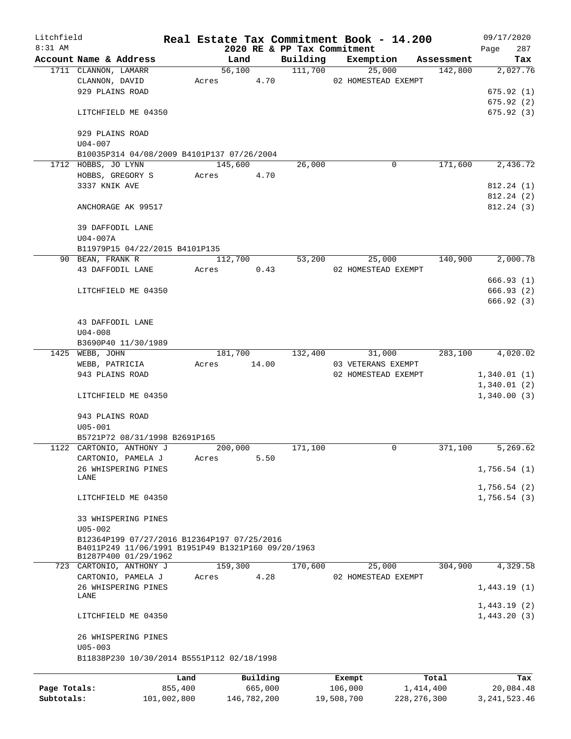Litchfield
8:31 AM

**Real Estate Tax Commitment Book - 14.200**
**2020 RE & PP Tax Commitment**

09/17/2020
Page 287

| Account Name & Address | Land | Building | Exemption | Assessment | Tax |
|---|---|---|---|---|---|
| 1711 CLANNON, LAMARR | 56,100 | 111,700 | 25,000 | 142,800 | 2,027.76 |
| CLANNON, DAVID | Acres 4.70 | | 02 HOMESTEAD EXEMPT | | |
| 929 PLAINS ROAD | | | | | 675.92 (1) |
| | | | | | 675.92 (2) |
| LITCHFIELD ME 04350 | | | | | 675.92 (3) |
| 929 PLAINS ROAD | | | | | |
| U04-007 | | | | | |
| B10035P314 04/08/2009 B4101P137 07/26/2004 | | | | | |
| 1712 HOBBS, JO LYNN | 145,600 | 26,000 | 0 | 171,600 | 2,436.72 |
| HOBBS, GREGORY S | Acres 4.70 | | | | |
| 3337 KNIK AVE | | | | | 812.24 (1) |
| | | | | | 812.24 (2) |
| ANCHORAGE AK 99517 | | | | | 812.24 (3) |
| 39 DAFFODIL LANE | | | | | |
| U04-007A | | | | | |
| B11979P15 04/22/2015 B4101P135 | | | | | |
| 90 BEAN, FRANK R | 112,700 | 53,200 | 25,000 | 140,900 | 2,000.78 |
| 43 DAFFODIL LANE | Acres 0.43 | | 02 HOMESTEAD EXEMPT | | |
| | | | | | 666.93 (1) |
| LITCHFIELD ME 04350 | | | | | 666.93 (2) |
| | | | | | 666.92 (3) |
| 43 DAFFODIL LANE | | | | | |
| U04-008 | | | | | |
| B3690P40 11/30/1989 | | | | | |
| 1425 WEBB, JOHN | 181,700 | 132,400 | 31,000 | 283,100 | 4,020.02 |
| WEBB, PATRICIA | Acres 14.00 | | 03 VETERANS EXEMPT | | |
| 943 PLAINS ROAD | | | 02 HOMESTEAD EXEMPT | | 1,340.01 (1) |
| | | | | | 1,340.01 (2) |
| LITCHFIELD ME 04350 | | | | | 1,340.00 (3) |
| 943 PLAINS ROAD | | | | | |
| U05-001 | | | | | |
| B5721P72 08/31/1998 B2691P165 | | | | | |
| 1122 CARTONIO, ANTHONY J | 200,000 | 171,100 | 0 | 371,100 | 5,269.62 |
| CARTONIO, PAMELA J | Acres 5.50 | | | | |
| 26 WHISPERING PINES LANE | | | | | 1,756.54 (1) |
| | | | | | 1,756.54 (2) |
| LITCHFIELD ME 04350 | | | | | 1,756.54 (3) |
| 33 WHISPERING PINES | | | | | |
| U05-002 | | | | | |
| B12364P199 07/27/2016 B12364P197 07/25/2016 B4011P249 11/06/1991 B1951P49 B1321P160 09/20/1963 B1287P400 01/29/1962 | | | | | |
| 723 CARTONIO, ANTHONY J | 159,300 | 170,600 | 25,000 | 304,900 | 4,329.58 |
| CARTONIO, PAMELA J | Acres 4.28 | | 02 HOMESTEAD EXEMPT | | |
| 26 WHISPERING PINES LANE | | | | | 1,443.19 (1) |
| | | | | | 1,443.19 (2) |
| LITCHFIELD ME 04350 | | | | | 1,443.20 (3) |
| 26 WHISPERING PINES | | | | | |
| U05-003 | | | | | |
| B11838P230 10/30/2014 B5551P112 02/18/1998 | | | | | |

| | Land | Building | Exempt | Total | Tax |
|---|---|---|---|---|---|
| **Page Totals:** | 855,400 | 665,000 | 106,000 | 1,414,400 | 20,084.48 |
| **Subtotals:** | 101,002,800 | 146,782,200 | 19,508,700 | 228,276,300 | 3,241,523.46 |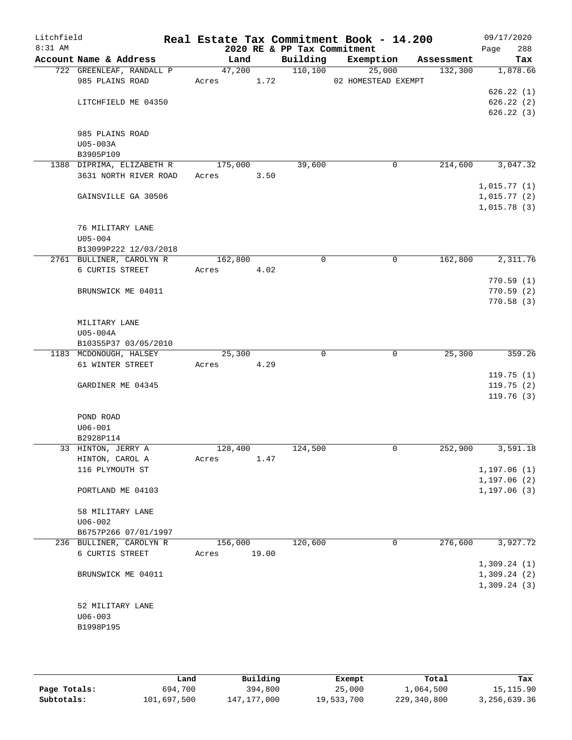Litchfield 8:31 AM

# Real Estate Tax Commitment Book - 14.200

## 2020 RE & PP Tax Commitment

09/17/2020 Page 288

| Account Name & Address | Land | Building | Exemption | Assessment | Tax |
|---|---|---|---|---|---|
| 722 GREENLEAF, RANDALL P | 47,200 | 110,100 | 25,000 | 132,300 | 1,878.66 |
| 985 PLAINS ROAD | Acres 1.72 | | 02 HOMESTEAD EXEMPT | | |
| | | | | | 626.22 (1) |
| LITCHFIELD ME 04350 | | | | | 626.22 (2) |
| | | | | | 626.22 (3) |
| 985 PLAINS ROAD | | | | | |
| U05-003A | | | | | |
| B3905P109 | | | | | |
| 1388 DIPRIMA, ELIZABETH R | 175,000 | 39,600 | 0 | 214,600 | 3,047.32 |
| 3631 NORTH RIVER ROAD | Acres 3.50 | | | | |
| | | | | | 1,015.77 (1) |
| GAINSVILLE GA 30506 | | | | | 1,015.77 (2) |
| | | | | | 1,015.78 (3) |
| 76 MILITARY LANE | | | | | |
| U05-004 | | | | | |
| B13099P222 12/03/2018 | | | | | |
| 2761 BULLINER, CAROLYN R | 162,800 | 0 | 0 | 162,800 | 2,311.76 |
| 6 CURTIS STREET | Acres 4.02 | | | | |
| | | | | | 770.59 (1) |
| BRUNSWICK ME 04011 | | | | | 770.59 (2) |
| | | | | | 770.58 (3) |
| MILITARY LANE | | | | | |
| U05-004A | | | | | |
| B10355P37 03/05/2010 | | | | | |
| 1183 MCDONOUGH, HALSEY | 25,300 | 0 | 0 | 25,300 | 359.26 |
| 61 WINTER STREET | Acres 4.29 | | | | |
| | | | | | 119.75 (1) |
| GARDINER ME 04345 | | | | | 119.75 (2) |
| | | | | | 119.76 (3) |
| POND ROAD | | | | | |
| U06-001 | | | | | |
| B2928P114 | | | | | |
| 33 HINTON, JERRY A | 128,400 | 124,500 | 0 | 252,900 | 3,591.18 |
| HINTON, CAROL A | Acres 1.47 | | | | |
| 116 PLYMOUTH ST | | | | | 1,197.06 (1) |
| | | | | | 1,197.06 (2) |
| PORTLAND ME 04103 | | | | | 1,197.06 (3) |
| 58 MILITARY LANE | | | | | |
| U06-002 | | | | | |
| B6757P266 07/01/1997 | | | | | |
| 236 BULLINER, CAROLYN R | 156,000 | 120,600 | 0 | 276,600 | 3,927.72 |
| 6 CURTIS STREET | Acres 19.00 | | | | |
| | | | | | 1,309.24 (1) |
| BRUNSWICK ME 04011 | | | | | 1,309.24 (2) |
| | | | | | 1,309.24 (3) |
| 52 MILITARY LANE | | | | | |
| U06-003 | | | | | |
| B1998P195 | | | | | |

| | Land | Building | Exempt | Total | Tax |
|---|---|---|---|---|---|
| Page Totals: | 694,700 | 394,800 | 25,000 | 1,064,500 | 15,115.90 |
| Subtotals: | 101,697,500 | 147,177,000 | 19,533,700 | 229,340,800 | 3,256,639.36 |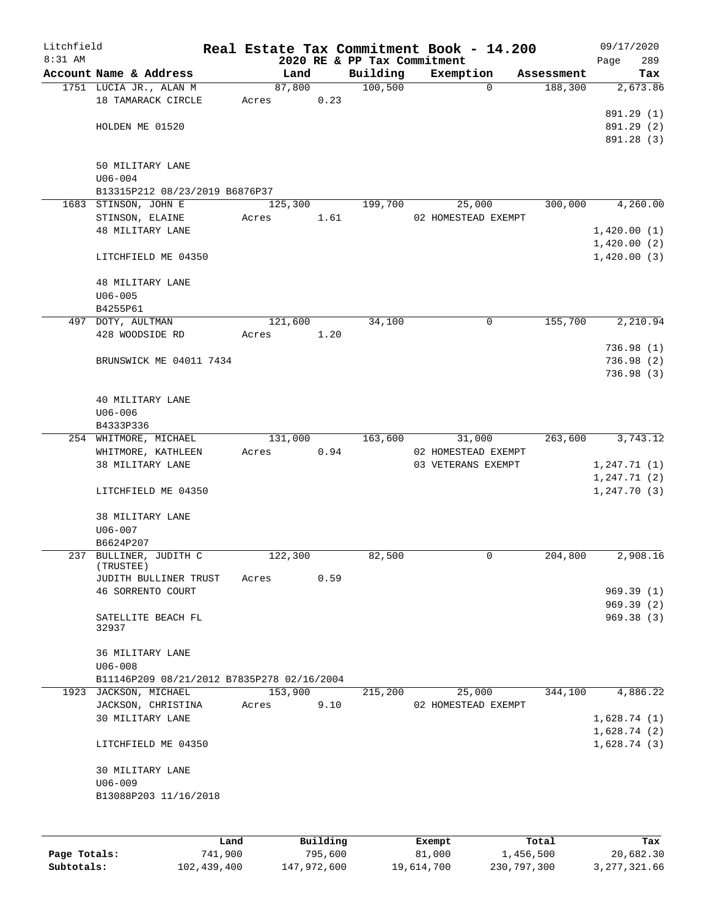# Real Estate Tax Commitment Book - 14.200

Litchfield 8:31 AM — 2020 RE & PP Tax Commitment — 09/17/2020

| Account | Name & Address | Land | Building | Exemption | Assessment | Tax |
|---|---|---|---|---|---|---|
| 1751 | LUCIA JR., ALAN M<br>18 TAMARACK CIRCLE<br><br>HOLDEN ME 01520<br><br>50 MILITARY LANE<br>U06-004<br>B13315P212 08/23/2019 B6876P37 | 87,800<br>Acres 0.23 | 100,500 | 0 | 188,300 | 2,673.86<br><br>891.29 (1)<br>891.29 (2)<br>891.28 (3) |
| 1683 | STINSON, JOHN E<br>STINSON, ELAINE<br>48 MILITARY LANE<br><br>LITCHFIELD ME 04350<br><br>48 MILITARY LANE<br>U06-005<br>B4255P61 | 125,300<br>Acres 1.61 | 199,700 | 25,000<br>02 HOMESTEAD EXEMPT | 300,000 | 4,260.00<br><br>1,420.00 (1)<br>1,420.00 (2)<br>1,420.00 (3) |
| 497 | DOTY, AULTMAN<br>428 WOODSIDE RD<br><br>BRUNSWICK ME 04011 7434<br><br>40 MILITARY LANE<br>U06-006<br>B4333P336 | 121,600<br>Acres 1.20 | 34,100 | 0 | 155,700 | 2,210.94<br><br>736.98 (1)<br>736.98 (2)<br>736.98 (3) |
| 254 | WHITMORE, MICHAEL<br>WHITMORE, KATHLEEN<br>38 MILITARY LANE<br><br>LITCHFIELD ME 04350<br><br>38 MILITARY LANE<br>U06-007<br>B6624P207 | 131,000<br>Acres 0.94 | 163,600 | 31,000<br>02 HOMESTEAD EXEMPT<br>03 VETERANS EXEMPT | 263,600 | 3,743.12<br><br>1,247.71 (1)<br>1,247.71 (2)<br>1,247.70 (3) |
| 237 | BULLINER, JUDITH C (TRUSTEE)<br>JUDITH BULLINER TRUST<br>46 SORRENTO COURT<br><br>SATELLITE BEACH FL 32937<br><br>36 MILITARY LANE<br>U06-008<br>B11146P209 08/21/2012 B7835P278 02/16/2004 | 122,300<br>Acres 0.59 | 82,500 | 0 | 204,800 | 2,908.16<br><br>969.39 (1)<br>969.39 (2)<br>969.38 (3) |
| 1923 | JACKSON, MICHAEL<br>JACKSON, CHRISTINA<br>30 MILITARY LANE<br><br>LITCHFIELD ME 04350<br><br>30 MILITARY LANE<br>U06-009<br>B13088P203 11/16/2018 | 153,900<br>Acres 9.10 | 215,200 | 25,000<br>02 HOMESTEAD EXEMPT | 344,100 | 4,886.22<br><br>1,628.74 (1)<br>1,628.74 (2)<br>1,628.74 (3) |

| | Land | Building | Exempt | Total | Tax |
|---|---|---|---|---|---|
| Page Totals: | 741,900 | 795,600 | 81,000 | 1,456,500 | 20,682.30 |
| Subtotals: | 102,439,400 | 147,972,600 | 19,614,700 | 230,797,300 | 3,277,321.66 |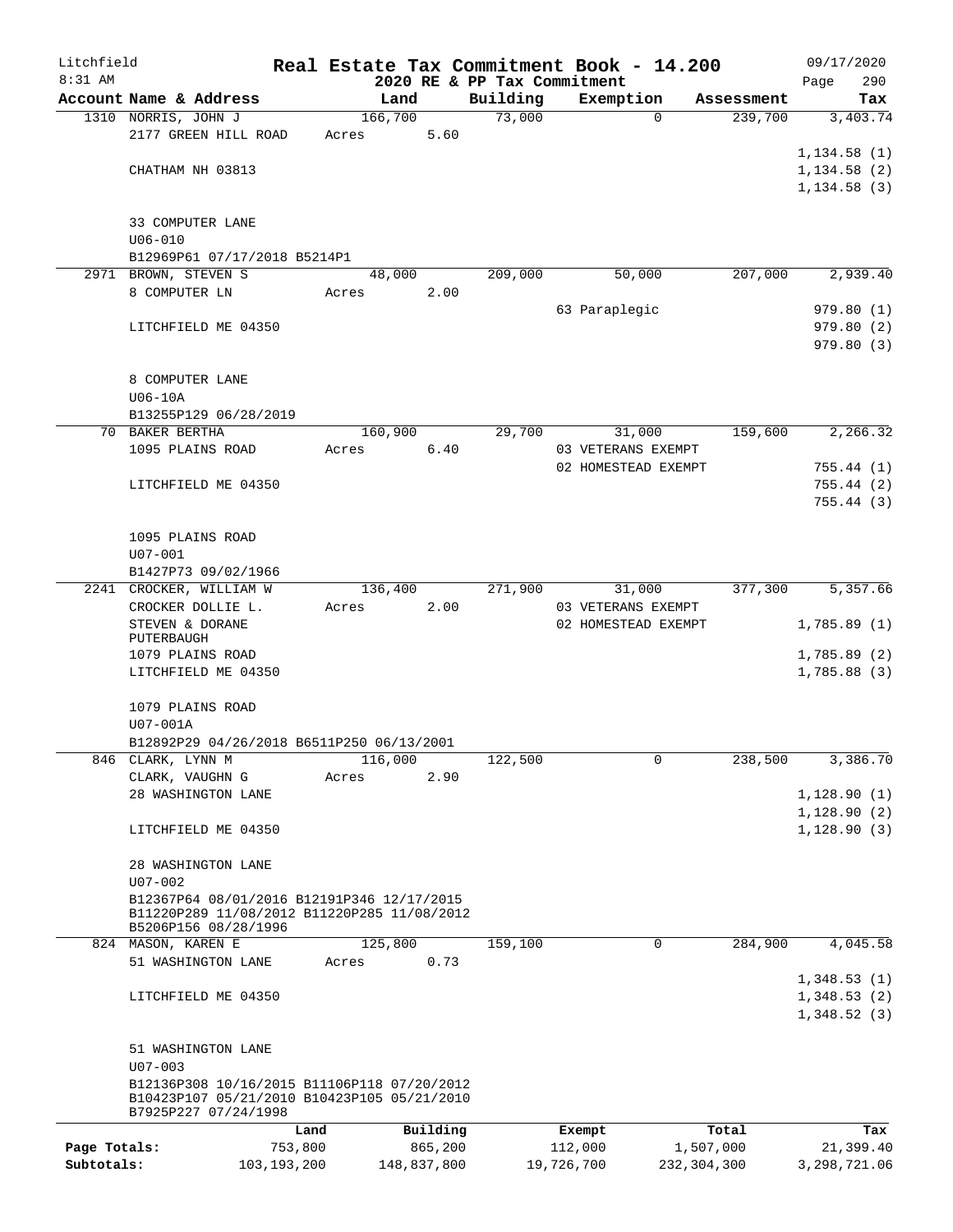Litchfield 8:31 AM

**Real Estate Tax Commitment Book - 14.200**
**2020 RE & PP Tax Commitment**

09/17/2020

| Account Name & Address | Land | Building | Exemption | Assessment | Tax |
|---|---|---|---|---|---|
| 1310 NORRIS, JOHN J | 166,700 | 73,000 | 0 | 239,700 | 3,403.74 |
| 2177 GREEN HILL ROAD | Acres 5.60 | | | | |
| | | | | | 1,134.58 (1) |
| CHATHAM NH 03813 | | | | | 1,134.58 (2) |
| | | | | | 1,134.58 (3) |
| 33 COMPUTER LANE | | | | | |
| U06-010 | | | | | |
| B12969P61 07/17/2018 B5214P1 | | | | | |
| 2971 BROWN, STEVEN S | 48,000 | 209,000 | 50,000 | 207,000 | 2,939.40 |
| 8 COMPUTER LN | Acres 2.00 | | | | |
| | | | 63 Paraplegic | | 979.80 (1) |
| LITCHFIELD ME 04350 | | | | | 979.80 (2) |
| | | | | | 979.80 (3) |
| 8 COMPUTER LANE | | | | | |
| U06-10A | | | | | |
| B13255P129 06/28/2019 | | | | | |
| 70 BAKER BERTHA | 160,900 | 29,700 | 31,000 | 159,600 | 2,266.32 |
| 1095 PLAINS ROAD | Acres 6.40 | | 03 VETERANS EXEMPT | | |
| | | | 02 HOMESTEAD EXEMPT | | 755.44 (1) |
| LITCHFIELD ME 04350 | | | | | 755.44 (2) |
| | | | | | 755.44 (3) |
| 1095 PLAINS ROAD | | | | | |
| U07-001 | | | | | |
| B1427P73 09/02/1966 | | | | | |
| 2241 CROCKER, WILLIAM W | 136,400 | 271,900 | 31,000 | 377,300 | 5,357.66 |
| CROCKER DOLLIE L. | Acres 2.00 | | 03 VETERANS EXEMPT | | |
| STEVEN & DORANE PUTERBAUGH | | | 02 HOMESTEAD EXEMPT | | 1,785.89 (1) |
| 1079 PLAINS ROAD | | | | | 1,785.89 (2) |
| LITCHFIELD ME 04350 | | | | | 1,785.88 (3) |
| 1079 PLAINS ROAD | | | | | |
| U07-001A | | | | | |
| B12892P29 04/26/2018 B6511P250 06/13/2001 | | | | | |
| 846 CLARK, LYNN M | 116,000 | 122,500 | 0 | 238,500 | 3,386.70 |
| CLARK, VAUGHN G | Acres 2.90 | | | | |
| 28 WASHINGTON LANE | | | | | 1,128.90 (1) |
| | | | | | 1,128.90 (2) |
| LITCHFIELD ME 04350 | | | | | 1,128.90 (3) |
| 28 WASHINGTON LANE | | | | | |
| U07-002 | | | | | |
| B12367P64 08/01/2016 B12191P346 12/17/2015 B11220P289 11/08/2012 B11220P285 11/08/2012 B5206P156 08/28/1996 | | | | | |
| 824 MASON, KAREN E | 125,800 | 159,100 | 0 | 284,900 | 4,045.58 |
| 51 WASHINGTON LANE | Acres 0.73 | | | | |
| | | | | | 1,348.53 (1) |
| LITCHFIELD ME 04350 | | | | | 1,348.53 (2) |
| | | | | | 1,348.52 (3) |
| 51 WASHINGTON LANE | | | | | |
| U07-003 | | | | | |
| B12136P308 10/16/2015 B11106P118 07/20/2012 B10423P107 05/21/2010 B10423P105 05/21/2010 B7925P227 07/24/1998 | | | | | |

| | Land | Building | Exempt | Total | Tax |
|---|---|---|---|---|---|
| Page Totals: | 753,800 | 865,200 | 112,000 | 1,507,000 | 21,399.40 |
| Subtotals: | 103,193,200 | 148,837,800 | 19,726,700 | 232,304,300 | 3,298,721.06 |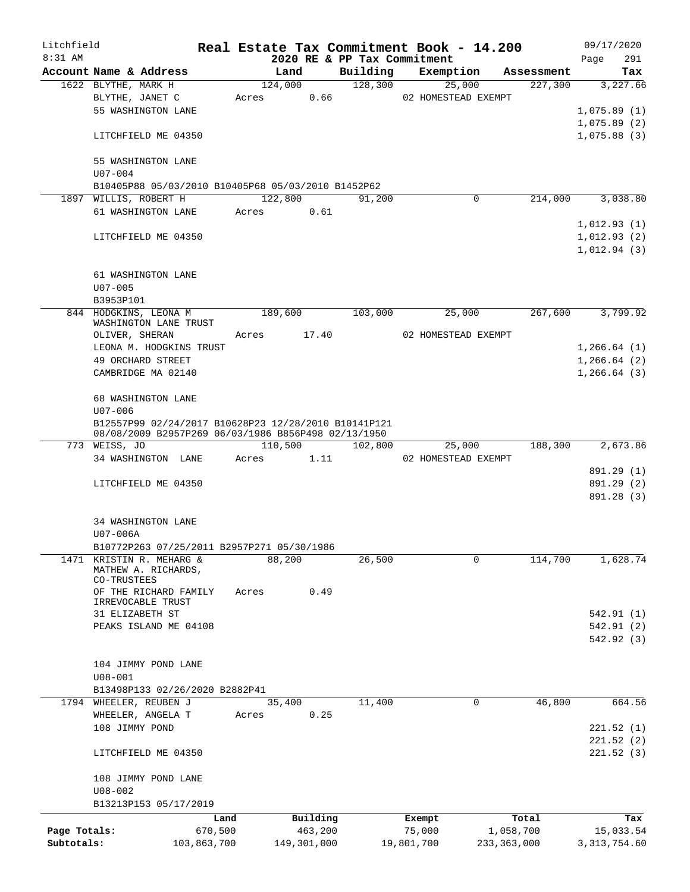Litchfield
8:31 AM

# Real Estate Tax Commitment Book - 14.200
## 2020 RE & PP Tax Commitment

09/17/2020
Page 291

| Account Name & Address | Land | Building | Exemption | Assessment | Tax |
|---|---|---|---|---|---|
| 1622 BLYTHE, MARK H | 124,000 | 128,300 | 25,000 | 227,300 | 3,227.66 |
| BLYTHE, JANET C | Acres 0.66 | | 02 HOMESTEAD EXEMPT | | |
| 55 WASHINGTON LANE | | | | | 1,075.89 (1) |
| | | | | | 1,075.89 (2) |
| LITCHFIELD ME 04350 | | | | | 1,075.88 (3) |
| 55 WASHINGTON LANE | | | | | |
| U07-004 | | | | | |
| B10405P88 05/03/2010 B10405P68 05/03/2010 B1452P62 | | | | | |
| 1897 WILLIS, ROBERT H | 122,800 | 91,200 | 0 | 214,000 | 3,038.80 |
| 61 WASHINGTON LANE | Acres 0.61 | | | | |
| | | | | | 1,012.93 (1) |
| LITCHFIELD ME 04350 | | | | | 1,012.93 (2) |
| | | | | | 1,012.94 (3) |
| 61 WASHINGTON LANE | | | | | |
| U07-005 | | | | | |
| B3953P101 | | | | | |
| 844 HODGKINS, LEONA M WASHINGTON LANE TRUST | 189,600 | 103,000 | 25,000 | 267,600 | 3,799.92 |
| OLIVER, SHERAN | Acres 17.40 | | 02 HOMESTEAD EXEMPT | | |
| LEONA M. HODGKINS TRUST | | | | | 1,266.64 (1) |
| 49 ORCHARD STREET | | | | | 1,266.64 (2) |
| CAMBRIDGE MA 02140 | | | | | 1,266.64 (3) |
| 68 WASHINGTON LANE | | | | | |
| U07-006 | | | | | |
| B12557P99 02/24/2017 B10628P23 12/28/2010 B10141P121 08/08/2009 B2957P269 06/03/1986 B856P498 02/13/1950 | | | | | |
| 773 WEISS, JO | 110,500 | 102,800 | 25,000 | 188,300 | 2,673.86 |
| 34 WASHINGTON LANE | Acres 1.11 | | 02 HOMESTEAD EXEMPT | | |
| | | | | | 891.29 (1) |
| LITCHFIELD ME 04350 | | | | | 891.29 (2) |
| | | | | | 891.28 (3) |
| 34 WASHINGTON LANE | | | | | |
| U07-006A | | | | | |
| B10772P263 07/25/2011 B2957P271 05/30/1986 | | | | | |
| 1471 KRISTIN R. MEHARG & MATHEW A. RICHARDS, CO-TRUSTEES | 88,200 | 26,500 | 0 | 114,700 | 1,628.74 |
| OF THE RICHARD FAMILY IRREVOCABLE TRUST | Acres 0.49 | | | | |
| 31 ELIZABETH ST | | | | | 542.91 (1) |
| PEAKS ISLAND ME 04108 | | | | | 542.91 (2) |
| | | | | | 542.92 (3) |
| 104 JIMMY POND LANE | | | | | |
| U08-001 | | | | | |
| B13498P133 02/26/2020 B2882P41 | | | | | |
| 1794 WHEELER, REUBEN J | 35,400 | 11,400 | 0 | 46,800 | 664.56 |
| WHEELER, ANGELA T | Acres 0.25 | | | | |
| 108 JIMMY POND | | | | | 221.52 (1) |
| | | | | | 221.52 (2) |
| LITCHFIELD ME 04350 | | | | | 221.52 (3) |
| 108 JIMMY POND LANE | | | | | |
| U08-002 | | | | | |
| B13213P153 05/17/2019 | | | | | |

| | Land | Building | Exempt | Total | Tax |
|---|---|---|---|---|---|
| Page Totals: | 670,500 | 463,200 | 75,000 | 1,058,700 | 15,033.54 |
| Subtotals: | 103,863,700 | 149,301,000 | 19,801,700 | 233,363,000 | 3,313,754.60 |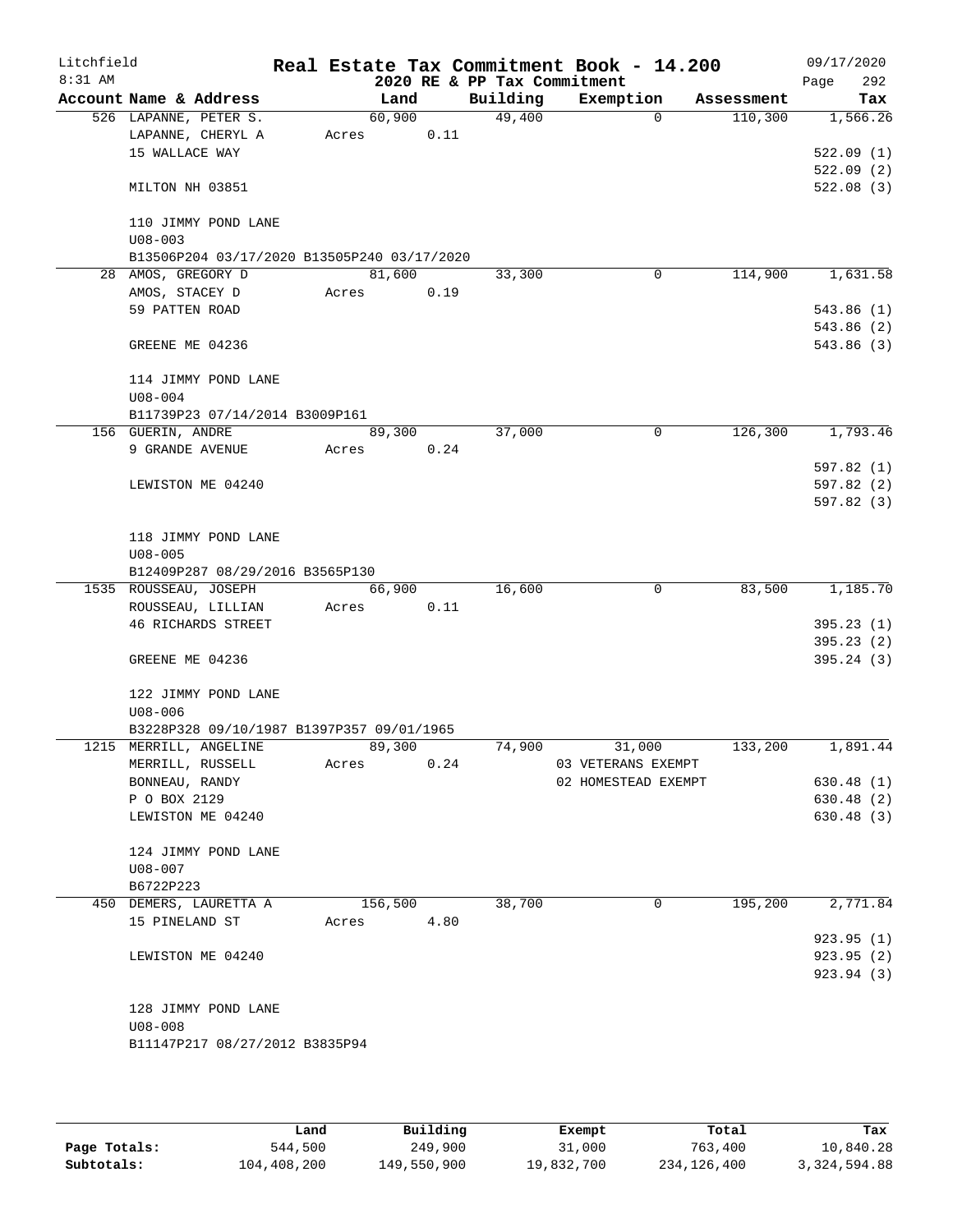Litchfield
8:31 AM

**Real Estate Tax Commitment Book - 14.200**
**2020 RE & PP Tax Commitment**

09/17/2020
Page 292

| Account Name & Address | Land | Building | Exemption | Assessment | Tax |
|---|---|---|---|---|---|
| 526 LAPANNE, PETER S. | 60,900 | 49,400 | 0 | 110,300 | 1,566.26 |
| LAPANNE, CHERYL A | Acres 0.11 | | | | |
| 15 WALLACE WAY | | | | | 522.09 (1) |
| | | | | | 522.09 (2) |
| MILTON NH 03851 | | | | | 522.08 (3) |
| 110 JIMMY POND LANE | | | | | |
| U08-003 | | | | | |
| B13506P204 03/17/2020 B13505P240 03/17/2020 | | | | | |
| 28 AMOS, GREGORY D | 81,600 | 33,300 | 0 | 114,900 | 1,631.58 |
| AMOS, STACEY D | Acres 0.19 | | | | |
| 59 PATTEN ROAD | | | | | 543.86 (1) |
| | | | | | 543.86 (2) |
| GREENE ME 04236 | | | | | 543.86 (3) |
| 114 JIMMY POND LANE | | | | | |
| U08-004 | | | | | |
| B11739P23 07/14/2014 B3009P161 | | | | | |
| 156 GUERIN, ANDRE | 89,300 | 37,000 | 0 | 126,300 | 1,793.46 |
| 9 GRANDE AVENUE | Acres 0.24 | | | | |
| | | | | | 597.82 (1) |
| LEWISTON ME 04240 | | | | | 597.82 (2) |
| | | | | | 597.82 (3) |
| 118 JIMMY POND LANE | | | | | |
| U08-005 | | | | | |
| B12409P287 08/29/2016 B3565P130 | | | | | |
| 1535 ROUSSEAU, JOSEPH | 66,900 | 16,600 | 0 | 83,500 | 1,185.70 |
| ROUSSEAU, LILLIAN | Acres 0.11 | | | | |
| 46 RICHARDS STREET | | | | | 395.23 (1) |
| | | | | | 395.23 (2) |
| GREENE ME 04236 | | | | | 395.24 (3) |
| 122 JIMMY POND LANE | | | | | |
| U08-006 | | | | | |
| B3228P328 09/10/1987 B1397P357 09/01/1965 | | | | | |
| 1215 MERRILL, ANGELINE | 89,300 | 74,900 | 31,000 | 133,200 | 1,891.44 |
| MERRILL, RUSSELL | Acres 0.24 | | 03 VETERANS EXEMPT | | |
| BONNEAU, RANDY | | | 02 HOMESTEAD EXEMPT | | 630.48 (1) |
| P O BOX 2129 | | | | | 630.48 (2) |
| LEWISTON ME 04240 | | | | | 630.48 (3) |
| 124 JIMMY POND LANE | | | | | |
| U08-007 | | | | | |
| B6722P223 | | | | | |
| 450 DEMERS, LAURETTA A | 156,500 | 38,700 | 0 | 195,200 | 2,771.84 |
| 15 PINELAND ST | Acres 4.80 | | | | |
| | | | | | 923.95 (1) |
| LEWISTON ME 04240 | | | | | 923.95 (2) |
| | | | | | 923.94 (3) |
| 128 JIMMY POND LANE | | | | | |
| U08-008 | | | | | |
| B11147P217 08/27/2012 B3835P94 | | | | | |

| | Land | Building | Exempt | Total | Tax |
|---|---|---|---|---|---|
| **Page Totals:** | 544,500 | 249,900 | 31,000 | 763,400 | 10,840.28 |
| **Subtotals:** | 104,408,200 | 149,550,900 | 19,832,700 | 234,126,400 | 3,324,594.88 |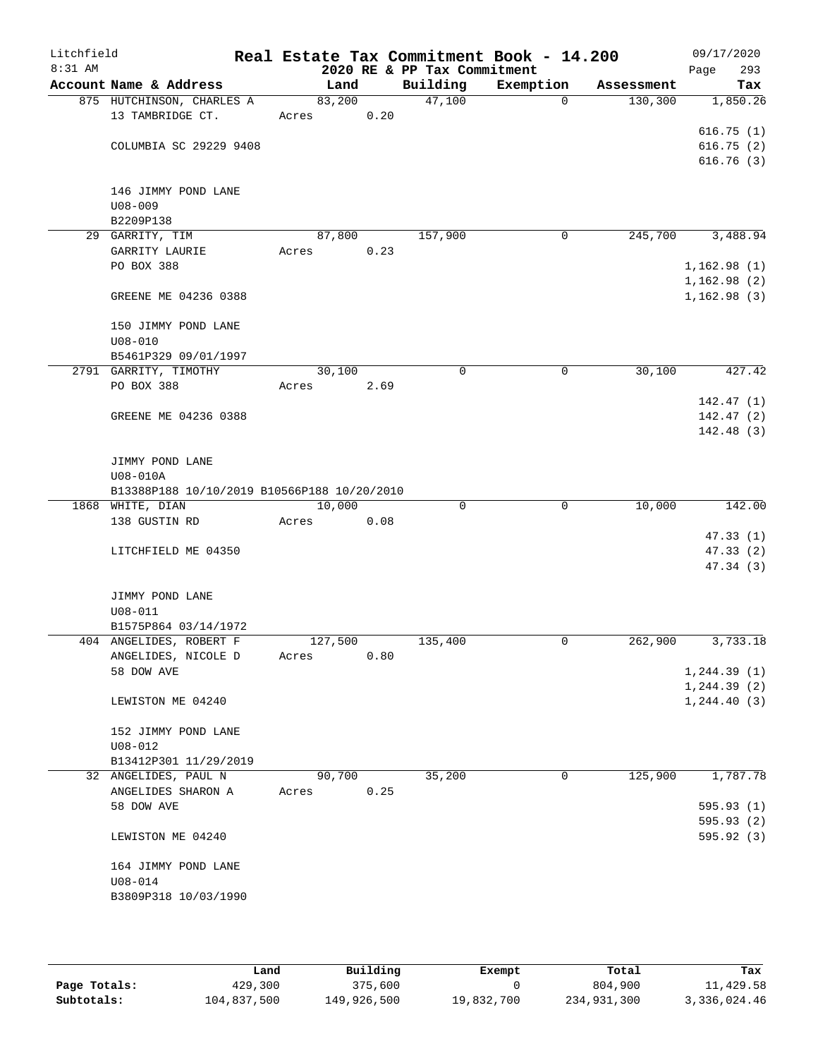# Real Estate Tax Commitment Book - 14.200

Litchfield 8:31 AM — 2020 RE & PP Tax Commitment — 09/17/2020

| Account Name & Address | Land | Building | Exemption | Assessment | Tax |
|---|---|---|---|---|---|
| 875 HUTCHINSON, CHARLES A<br>13 TAMBRIDGE CT.<br><br>COLUMBIA SC 29229 9408<br><br>146 JIMMY POND LANE<br>U08-009<br>B2209P138 | 83,200<br>Acres 0.20 | 47,100 | 0 | 130,300 | 1,850.26<br><br>616.75 (1)<br>616.75 (2)<br>616.76 (3) |
| 29 GARRITY, TIM<br>GARRITY LAURIE<br>PO BOX 388<br><br>GREENE ME 04236 0388<br><br>150 JIMMY POND LANE<br>U08-010<br>B5461P329 09/01/1997 | 87,800<br>Acres 0.23 | 157,900 | 0 | 245,700 | 3,488.94<br><br>1,162.98 (1)<br>1,162.98 (2)<br>1,162.98 (3) |
| 2791 GARRITY, TIMOTHY<br>PO BOX 388<br><br>GREENE ME 04236 0388<br><br>JIMMY POND LANE<br>U08-010A<br>B13388P188 10/10/2019 B10566P188 10/20/2010 | 30,100<br>Acres 2.69 | 0 | 0 | 30,100 | 427.42<br><br>142.47 (1)<br>142.47 (2)<br>142.48 (3) |
| 1868 WHITE, DIAN<br>138 GUSTIN RD<br><br>LITCHFIELD ME 04350<br><br>JIMMY POND LANE<br>U08-011<br>B1575P864 03/14/1972 | 10,000<br>Acres 0.08 | 0 | 0 | 10,000 | 142.00<br><br>47.33 (1)<br>47.33 (2)<br>47.34 (3) |
| 404 ANGELIDES, ROBERT F<br>ANGELIDES, NICOLE D<br>58 DOW AVE<br><br>LEWISTON ME 04240<br><br>152 JIMMY POND LANE<br>U08-012<br>B13412P301 11/29/2019 | 127,500<br>Acres 0.80 | 135,400 | 0 | 262,900 | 3,733.18<br><br>1,244.39 (1)<br>1,244.39 (2)<br>1,244.40 (3) |
| 32 ANGELIDES, PAUL N<br>ANGELIDES SHARON A<br>58 DOW AVE<br><br>LEWISTON ME 04240<br><br>164 JIMMY POND LANE<br>U08-014<br>B3809P318 10/03/1990 | 90,700<br>Acres 0.25 | 35,200 | 0 | 125,900 | 1,787.78<br><br>595.93 (1)<br>595.93 (2)<br>595.92 (3) |

| | Land | Building | Exempt | Total | Tax |
|---|---|---|---|---|---|
| Page Totals: | 429,300 | 375,600 | 0 | 804,900 | 11,429.58 |
| Subtotals: | 104,837,500 | 149,926,500 | 19,832,700 | 234,931,300 | 3,336,024.46 |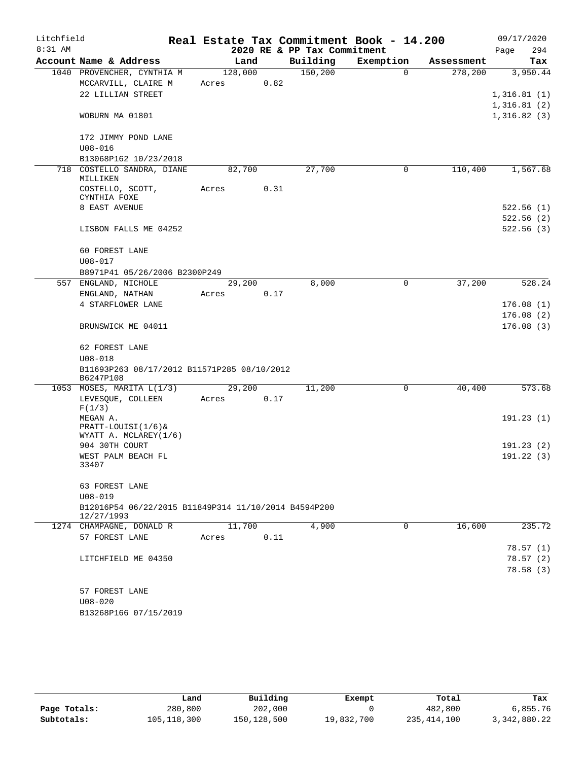Litchfield
8:31 AM

# Real Estate Tax Commitment Book - 14.200

## 2020 RE & PP Tax Commitment

09/17/2020
Page 294

| Account Name & Address | Land | Building | Exemption | Assessment | Tax |
|---|---|---|---|---|---|
| 1040 PROVENCHER, CYNTHIA M | 128,000 | 150,200 | 0 | 278,200 | 3,950.44 |
| MCCARVILL, CLAIRE M | Acres 0.82 | | | | |
| 22 LILLIAN STREET | | | | | 1,316.81 (1) |
| | | | | | 1,316.81 (2) |
| WOBURN MA 01801 | | | | | 1,316.82 (3) |
| 172 JIMMY POND LANE | | | | | |
| U08-016 | | | | | |
| B13068P162 10/23/2018 | | | | | |
| 718 COSTELLO SANDRA, DIANE MILLIKEN | 82,700 | 27,700 | 0 | 110,400 | 1,567.68 |
| COSTELLO, SCOTT, CYNTHIA FOXE | Acres 0.31 | | | | |
| 8 EAST AVENUE | | | | | 522.56 (1) |
| | | | | | 522.56 (2) |
| LISBON FALLS ME 04252 | | | | | 522.56 (3) |
| 60 FOREST LANE | | | | | |
| U08-017 | | | | | |
| B8971P41 05/26/2006 B2300P249 | | | | | |
| 557 ENGLAND, NICHOLE | 29,200 | 8,000 | 0 | 37,200 | 528.24 |
| ENGLAND, NATHAN | Acres 0.17 | | | | |
| 4 STARFLOWER LANE | | | | | 176.08 (1) |
| | | | | | 176.08 (2) |
| BRUNSWICK ME 04011 | | | | | 176.08 (3) |
| 62 FOREST LANE | | | | | |
| U08-018 | | | | | |
| B11693P263 08/17/2012 B11571P285 08/10/2012 B6247P108 | | | | | |
| 1053 MOSES, MARITA L(1/3) | 29,200 | 11,200 | 0 | 40,400 | 573.68 |
| LEVESQUE, COLLEEN F(1/3) | Acres 0.17 | | | | |
| MEGAN A. PRATT-LOUISI(1/6)& WYATT A. MCLAREY(1/6) | | | | | 191.23 (1) |
| 904 30TH COURT | | | | | 191.23 (2) |
| WEST PALM BEACH FL 33407 | | | | | 191.22 (3) |
| 63 FOREST LANE | | | | | |
| U08-019 | | | | | |
| B12016P54 06/22/2015 B11849P314 11/10/2014 B4594P200 12/27/1993 | | | | | |
| 1274 CHAMPAGNE, DONALD R | 11,700 | 4,900 | 0 | 16,600 | 235.72 |
| 57 FOREST LANE | Acres 0.11 | | | | |
| | | | | | 78.57 (1) |
| LITCHFIELD ME 04350 | | | | | 78.57 (2) |
| | | | | | 78.58 (3) |
| 57 FOREST LANE | | | | | |
| U08-020 | | | | | |
| B13268P166 07/15/2019 | | | | | |

| | Land | Building | Exempt | Total | Tax |
|---|---|---|---|---|---|
| Page Totals: | 280,800 | 202,000 | 0 | 482,800 | 6,855.76 |
| Subtotals: | 105,118,300 | 150,128,500 | 19,832,700 | 235,414,100 | 3,342,880.22 |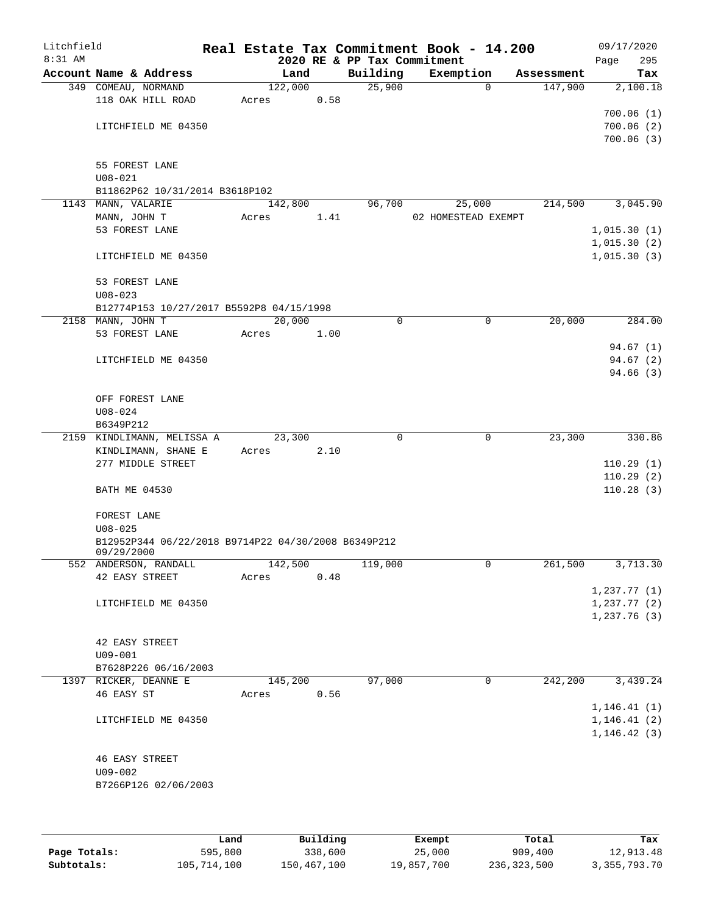Litchfield 8:31 AM

**Real Estate Tax Commitment Book - 14.200**
**2020 RE & PP Tax Commitment**

09/17/2020

| Account | Name & Address | Land | Building | Exemption | Assessment | Tax |
|---|---|---|---|---|---|---|
| 349 | COMEAU, NORMAND<br>118 OAK HILL ROAD<br><br>LITCHFIELD ME 04350<br><br>55 FOREST LANE<br>U08-021<br>B11862P62 10/31/2014 B3618P102 | 122,000<br>Acres 0.58 | 25,900 | 0 | 147,900 | 2,100.18<br><br>700.06 (1)<br>700.06 (2)<br>700.06 (3) |
| 1143 | MANN, VALARIE<br>MANN, JOHN T<br>53 FOREST LANE<br><br>LITCHFIELD ME 04350<br><br>53 FOREST LANE<br>U08-023<br>B12774P153 10/27/2017 B5592P8 04/15/1998 | 142,800<br>Acres 1.41 | 96,700 | 25,000<br>02 HOMESTEAD EXEMPT | 214,500 | 3,045.90<br><br>1,015.30 (1)<br>1,015.30 (2)<br>1,015.30 (3) |
| 2158 | MANN, JOHN T<br>53 FOREST LANE<br><br>LITCHFIELD ME 04350<br><br>OFF FOREST LANE<br>U08-024<br>B6349P212 | 20,000<br>Acres 1.00 | 0 | 0 | 20,000 | 284.00<br><br>94.67 (1)<br>94.67 (2)<br>94.66 (3) |
| 2159 | KINDLIMANN, MELISSA A<br>KINDLIMANN, SHANE E<br>277 MIDDLE STREET<br><br>BATH ME 04530<br><br>FOREST LANE<br>U08-025<br>B12952P344 06/22/2018 B9714P22 04/30/2008 B6349P212 09/29/2000 | 23,300<br>Acres 2.10 | 0 | 0 | 23,300 | 330.86<br><br>110.29 (1)<br>110.29 (2)<br>110.28 (3) |
| 552 | ANDERSON, RANDALL<br>42 EASY STREET<br><br>LITCHFIELD ME 04350<br><br>42 EASY STREET<br>U09-001<br>B7628P226 06/16/2003 | 142,500<br>Acres 0.48 | 119,000 | 0 | 261,500 | 3,713.30<br><br>1,237.77 (1)<br>1,237.77 (2)<br>1,237.76 (3) |
| 1397 | RICKER, DEANNE E<br>46 EASY ST<br><br>LITCHFIELD ME 04350<br><br>46 EASY STREET<br>U09-002<br>B7266P126 02/06/2003 | 145,200<br>Acres 0.56 | 97,000 | 0 | 242,200 | 3,439.24<br><br>1,146.41 (1)<br>1,146.41 (2)<br>1,146.42 (3) |

| | Land | Building | Exempt | Total | Tax |
|---|---|---|---|---|---|
| Page Totals: | 595,800 | 338,600 | 25,000 | 909,400 | 12,913.48 |
| Subtotals: | 105,714,100 | 150,467,100 | 19,857,700 | 236,323,500 | 3,355,793.70 |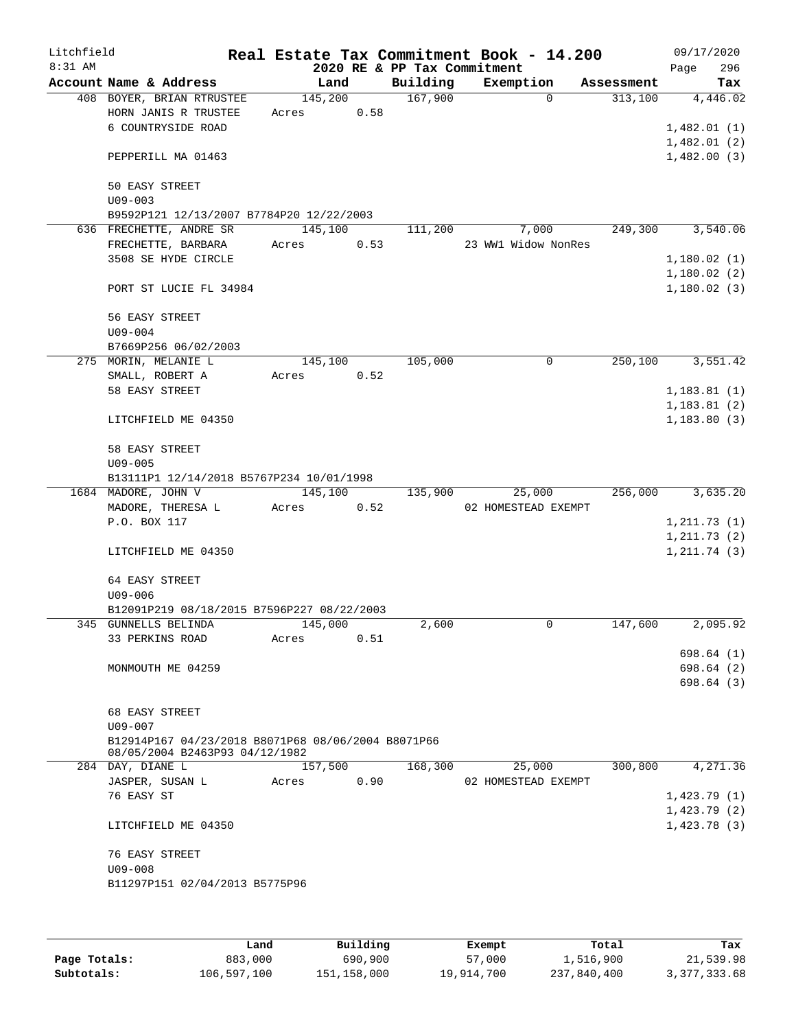Litchfield
8:31 AM

**Real Estate Tax Commitment Book - 14.200**
**2020 RE & PP Tax Commitment**

09/17/2020

| Account Name & Address | Land | Building | Exemption | Assessment | Tax |
|---|---|---|---|---|---|
| 408 BOYER, BRIAN RTRUSTEE | 145,200 | 167,900 | 0 | 313,100 | 4,446.02 |
| HORN JANIS R TRUSTEE | Acres 0.58 | | | | |
| 6 COUNTRYSIDE ROAD | | | | | 1,482.01 (1) |
| | | | | | 1,482.01 (2) |
| PEPPERILL MA 01463 | | | | | 1,482.00 (3) |
| 50 EASY STREET | | | | | |
| U09-003 | | | | | |
| B9592P121 12/13/2007 B7784P20 12/22/2003 | | | | | |
| 636 FRECHETTE, ANDRE SR | 145,100 | 111,200 | 7,000 | 249,300 | 3,540.06 |
| FRECHETTE, BARBARA | Acres 0.53 | | 23 WW1 Widow NonRes | | |
| 3508 SE HYDE CIRCLE | | | | | 1,180.02 (1) |
| | | | | | 1,180.02 (2) |
| PORT ST LUCIE FL 34984 | | | | | 1,180.02 (3) |
| 56 EASY STREET | | | | | |
| U09-004 | | | | | |
| B7669P256 06/02/2003 | | | | | |
| 275 MORIN, MELANIE L | 145,100 | 105,000 | 0 | 250,100 | 3,551.42 |
| SMALL, ROBERT A | Acres 0.52 | | | | |
| 58 EASY STREET | | | | | 1,183.81 (1) |
| | | | | | 1,183.81 (2) |
| LITCHFIELD ME 04350 | | | | | 1,183.80 (3) |
| 58 EASY STREET | | | | | |
| U09-005 | | | | | |
| B13111P1 12/14/2018 B5767P234 10/01/1998 | | | | | |
| 1684 MADORE, JOHN V | 145,100 | 135,900 | 25,000 | 256,000 | 3,635.20 |
| MADORE, THERESA L | Acres 0.52 | | 02 HOMESTEAD EXEMPT | | |
| P.O. BOX 117 | | | | | 1,211.73 (1) |
| | | | | | 1,211.73 (2) |
| LITCHFIELD ME 04350 | | | | | 1,211.74 (3) |
| 64 EASY STREET | | | | | |
| U09-006 | | | | | |
| B12091P219 08/18/2015 B7596P227 08/22/2003 | | | | | |
| 345 GUNNELLS BELINDA | 145,000 | 2,600 | 0 | 147,600 | 2,095.92 |
| 33 PERKINS ROAD | Acres 0.51 | | | | |
| | | | | | 698.64 (1) |
| MONMOUTH ME 04259 | | | | | 698.64 (2) |
| | | | | | 698.64 (3) |
| 68 EASY STREET | | | | | |
| U09-007 | | | | | |
| B12914P167 04/23/2018 B8071P68 08/06/2004 B8071P66 08/05/2004 B2463P93 04/12/1982 | | | | | |
| 284 DAY, DIANE L | 157,500 | 168,300 | 25,000 | 300,800 | 4,271.36 |
| JASPER, SUSAN L | Acres 0.90 | | 02 HOMESTEAD EXEMPT | | |
| 76 EASY ST | | | | | 1,423.79 (1) |
| | | | | | 1,423.79 (2) |
| LITCHFIELD ME 04350 | | | | | 1,423.78 (3) |
| 76 EASY STREET | | | | | |
| U09-008 | | | | | |
| B11297P151 02/04/2013 B5775P96 | | | | | |

| | Land | Building | Exempt | Total | Tax |
|---|---|---|---|---|---|
| Page Totals: | 883,000 | 690,900 | 57,000 | 1,516,900 | 21,539.98 |
| Subtotals: | 106,597,100 | 151,158,000 | 19,914,700 | 237,840,400 | 3,377,333.68 |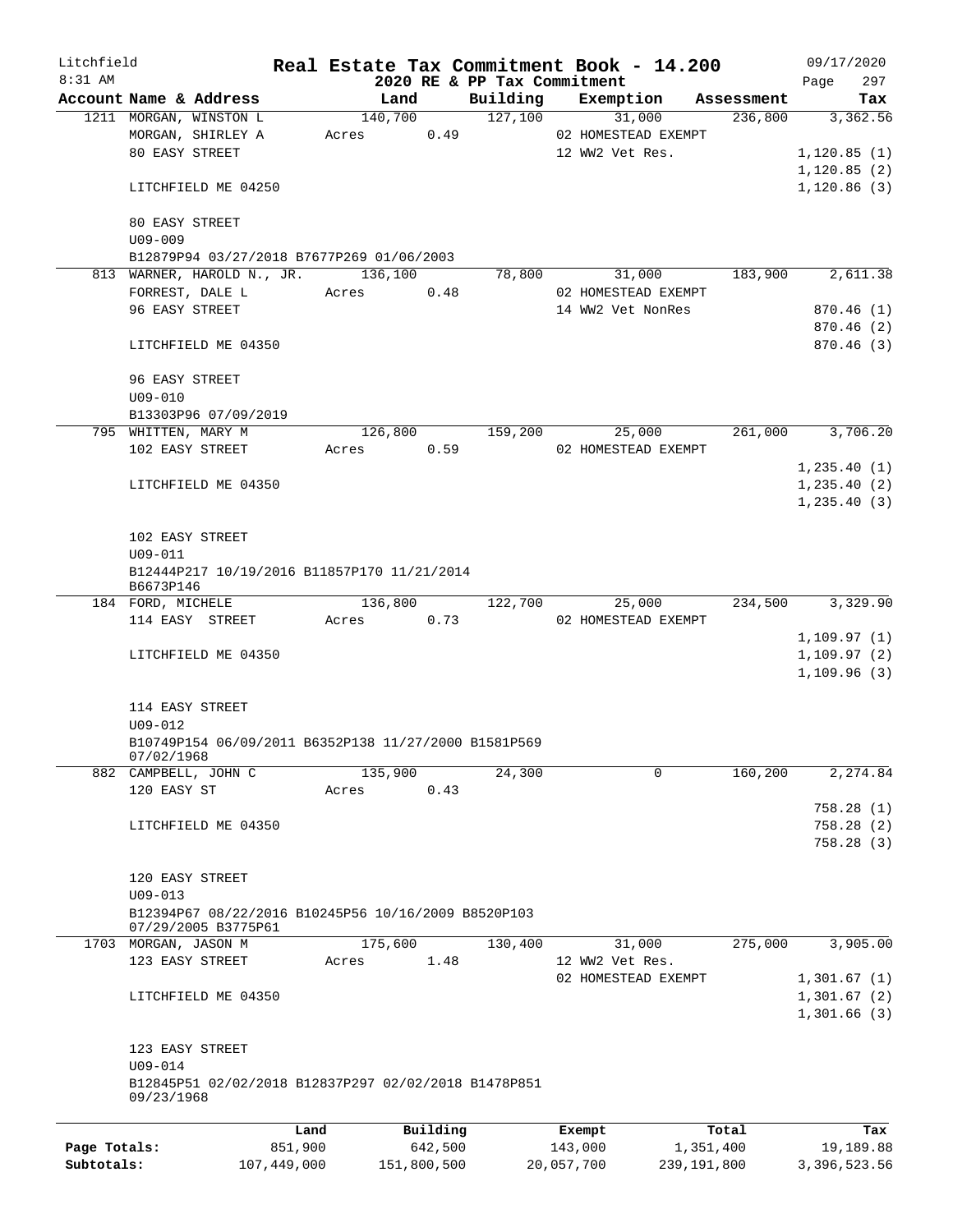Litchfield
8:31 AM

# Real Estate Tax Commitment Book - 14.200

## 2020 RE & PP Tax Commitment

09/17/2020
Page 297

| Account Name & Address | Land | Building | Exemption | Assessment | Tax |
|---|---|---|---|---|---|
| 1211 MORGAN, WINSTON L | 140,700 | 127,100 | 31,000 | 236,800 | 3,362.56 |
| MORGAN, SHIRLEY A | Acres 0.49 | | 02 HOMESTEAD EXEMPT | | |
| 80 EASY STREET | | | 12 WW2 Vet Res. | | 1,120.85 (1) |
| | | | | | 1,120.85 (2) |
| LITCHFIELD ME 04250 | | | | | 1,120.86 (3) |
| 80 EASY STREET | | | | | |
| U09-009 | | | | | |
| B12879P94 03/27/2018 B7677P269 01/06/2003 | | | | | |
| 813 WARNER, HAROLD N., JR. | 136,100 | 78,800 | 31,000 | 183,900 | 2,611.38 |
| FORREST, DALE L | Acres 0.48 | | 02 HOMESTEAD EXEMPT | | |
| 96 EASY STREET | | | 14 WW2 Vet NonRes | | 870.46 (1) |
| | | | | | 870.46 (2) |
| LITCHFIELD ME 04350 | | | | | 870.46 (3) |
| 96 EASY STREET | | | | | |
| U09-010 | | | | | |
| B13303P96 07/09/2019 | | | | | |
| 795 WHITTEN, MARY M | 126,800 | 159,200 | 25,000 | 261,000 | 3,706.20 |
| 102 EASY STREET | Acres 0.59 | | 02 HOMESTEAD EXEMPT | | |
| | | | | | 1,235.40 (1) |
| LITCHFIELD ME 04350 | | | | | 1,235.40 (2) |
| | | | | | 1,235.40 (3) |
| 102 EASY STREET | | | | | |
| U09-011 | | | | | |
| B12444P217 10/19/2016 B11857P170 11/21/2014 B6673P146 | | | | | |
| 184 FORD, MICHELE | 136,800 | 122,700 | 25,000 | 234,500 | 3,329.90 |
| 114 EASY STREET | Acres 0.73 | | 02 HOMESTEAD EXEMPT | | |
| | | | | | 1,109.97 (1) |
| LITCHFIELD ME 04350 | | | | | 1,109.97 (2) |
| | | | | | 1,109.96 (3) |
| 114 EASY STREET | | | | | |
| U09-012 | | | | | |
| B10749P154 06/09/2011 B6352P138 11/27/2000 B1581P569 07/02/1968 | | | | | |
| 882 CAMPBELL, JOHN C | 135,900 | 24,300 | 0 | 160,200 | 2,274.84 |
| 120 EASY ST | Acres 0.43 | | | | |
| | | | | | 758.28 (1) |
| LITCHFIELD ME 04350 | | | | | 758.28 (2) |
| | | | | | 758.28 (3) |
| 120 EASY STREET | | | | | |
| U09-013 | | | | | |
| B12394P67 08/22/2016 B10245P56 10/16/2009 B8520P103 07/29/2005 B3775P61 | | | | | |
| 1703 MORGAN, JASON M | 175,600 | 130,400 | 31,000 | 275,000 | 3,905.00 |
| 123 EASY STREET | Acres 1.48 | | 12 WW2 Vet Res. | | |
| | | | 02 HOMESTEAD EXEMPT | | 1,301.67 (1) |
| LITCHFIELD ME 04350 | | | | | 1,301.67 (2) |
| | | | | | 1,301.66 (3) |
| 123 EASY STREET | | | | | |
| U09-014 | | | | | |
| B12845P51 02/02/2018 B12837P297 02/02/2018 B1478P851 09/23/1968 | | | | | |

| | Land | Building | Exempt | Total | Tax |
|---|---|---|---|---|---|
| Page Totals: | 851,900 | 642,500 | 143,000 | 1,351,400 | 19,189.88 |
| Subtotals: | 107,449,000 | 151,800,500 | 20,057,700 | 239,191,800 | 3,396,523.56 |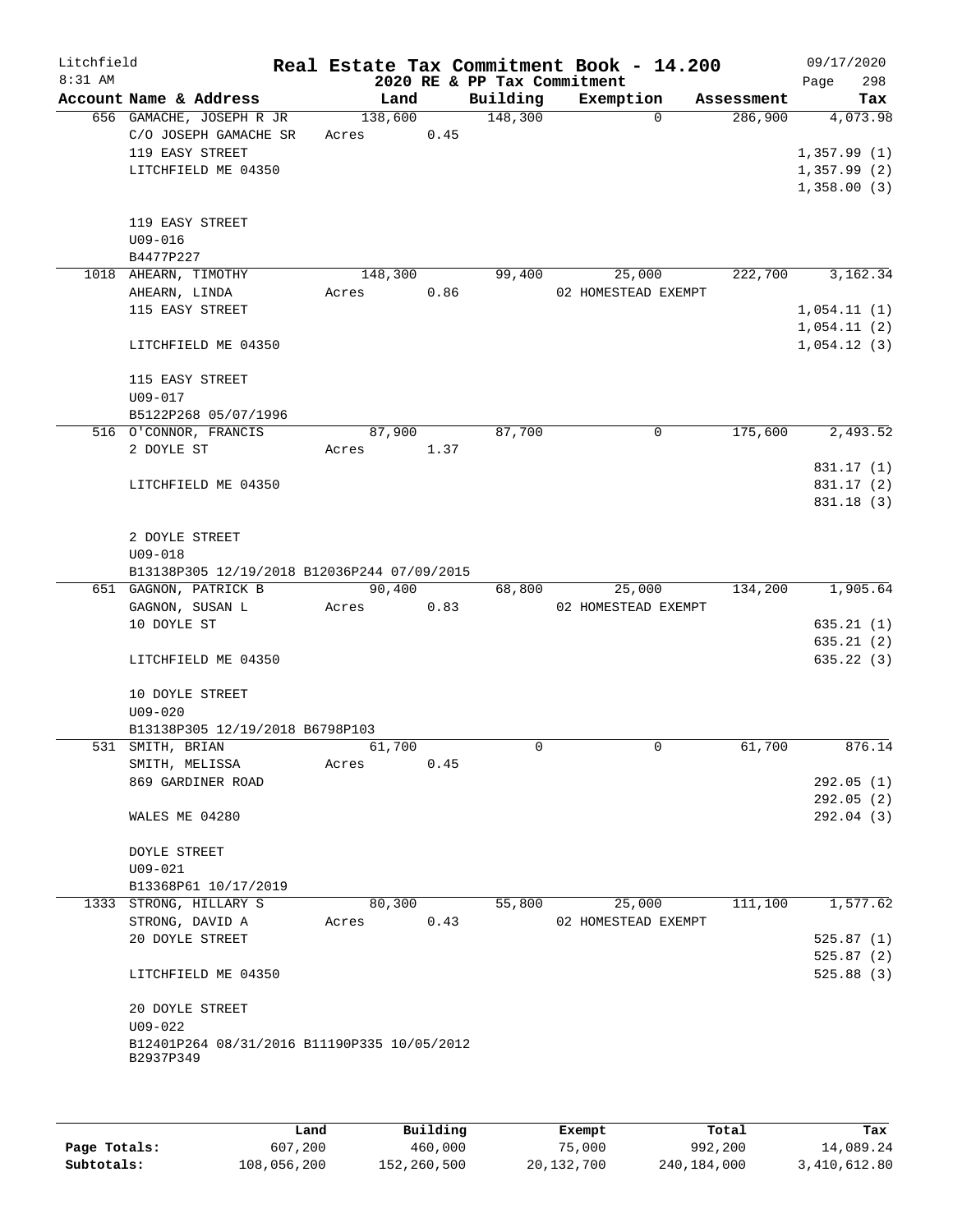Litchfield
8:31 AM

# Real Estate Tax Commitment Book - 14.200

## 2020 RE & PP Tax Commitment

09/17/2020

| Account Name & Address | Land | Building | Exemption | Assessment | Tax |
|---|---|---|---|---|---|
| 656 GAMACHE, JOSEPH R JR | 138,600 | 148,300 | 0 | 286,900 | 4,073.98 |
| C/O JOSEPH GAMACHE SR | Acres 0.45 | | | | |
| 119 EASY STREET | | | | | 1,357.99 (1) |
| LITCHFIELD ME 04350 | | | | | 1,357.99 (2) |
| | | | | | 1,358.00 (3) |
| 119 EASY STREET | | | | | |
| U09-016 | | | | | |
| B4477P227 | | | | | |
| 1018 AHEARN, TIMOTHY | 148,300 | 99,400 | 25,000 | 222,700 | 3,162.34 |
| AHEARN, LINDA | Acres 0.86 | | 02 HOMESTEAD EXEMPT | | |
| 115 EASY STREET | | | | | 1,054.11 (1) |
| | | | | | 1,054.11 (2) |
| LITCHFIELD ME 04350 | | | | | 1,054.12 (3) |
| 115 EASY STREET | | | | | |
| U09-017 | | | | | |
| B5122P268 05/07/1996 | | | | | |
| 516 O'CONNOR, FRANCIS | 87,900 | 87,700 | 0 | 175,600 | 2,493.52 |
| 2 DOYLE ST | Acres 1.37 | | | | |
| | | | | | 831.17 (1) |
| LITCHFIELD ME 04350 | | | | | 831.17 (2) |
| | | | | | 831.18 (3) |
| 2 DOYLE STREET | | | | | |
| U09-018 | | | | | |
| B13138P305 12/19/2018 B12036P244 07/09/2015 | | | | | |
| 651 GAGNON, PATRICK B | 90,400 | 68,800 | 25,000 | 134,200 | 1,905.64 |
| GAGNON, SUSAN L | Acres 0.83 | | 02 HOMESTEAD EXEMPT | | |
| 10 DOYLE ST | | | | | 635.21 (1) |
| | | | | | 635.21 (2) |
| LITCHFIELD ME 04350 | | | | | 635.22 (3) |
| 10 DOYLE STREET | | | | | |
| U09-020 | | | | | |
| B13138P305 12/19/2018 B6798P103 | | | | | |
| 531 SMITH, BRIAN | 61,700 | 0 | 0 | 61,700 | 876.14 |
| SMITH, MELISSA | Acres 0.45 | | | | |
| 869 GARDINER ROAD | | | | | 292.05 (1) |
| | | | | | 292.05 (2) |
| WALES ME 04280 | | | | | 292.04 (3) |
| DOYLE STREET | | | | | |
| U09-021 | | | | | |
| B13368P61 10/17/2019 | | | | | |
| 1333 STRONG, HILLARY S | 80,300 | 55,800 | 25,000 | 111,100 | 1,577.62 |
| STRONG, DAVID A | Acres 0.43 | | 02 HOMESTEAD EXEMPT | | |
| 20 DOYLE STREET | | | | | 525.87 (1) |
| | | | | | 525.87 (2) |
| LITCHFIELD ME 04350 | | | | | 525.88 (3) |
| 20 DOYLE STREET | | | | | |
| U09-022 | | | | | |
| B12401P264 08/31/2016 B11190P335 10/05/2012 B2937P349 | | | | | |

| | Land | Building | Exempt | Total | Tax |
|---|---|---|---|---|---|
| Page Totals: | 607,200 | 460,000 | 75,000 | 992,200 | 14,089.24 |
| Subtotals: | 108,056,200 | 152,260,500 | 20,132,700 | 240,184,000 | 3,410,612.80 |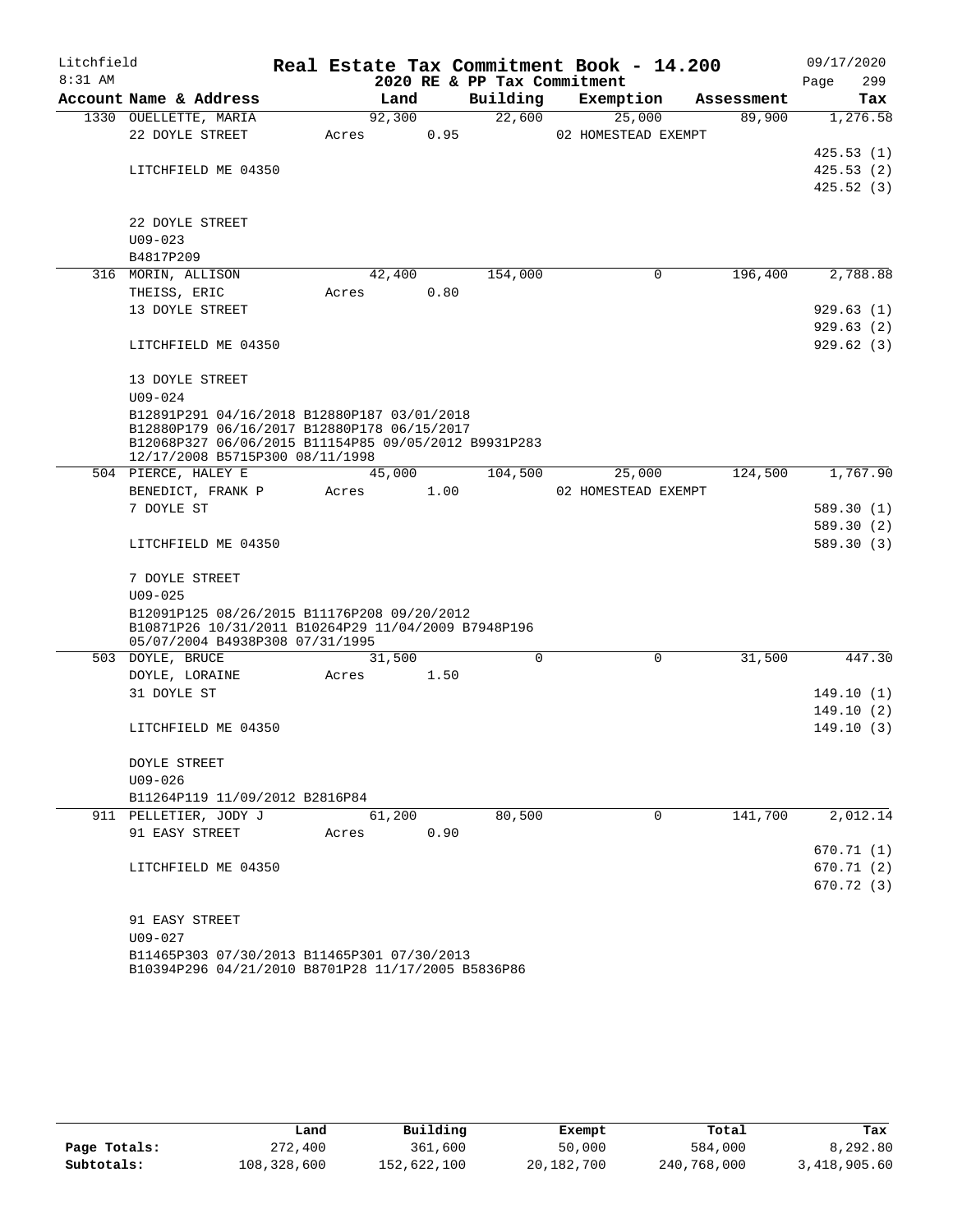Litchfield 8:31 AM

**Real Estate Tax Commitment Book - 14.200**
**2020 RE & PP Tax Commitment**

09/17/2020

| Account Name & Address | Land | Building | Exemption | Assessment | Tax |
|---|---|---|---|---|---|
| 1330 OUELLETTE, MARIA | 92,300 | 22,600 | 25,000 | 89,900 | 1,276.58 |
| 22 DOYLE STREET | Acres 0.95 | | 02 HOMESTEAD EXEMPT | | |
| | | | | | 425.53 (1) |
| LITCHFIELD ME 04350 | | | | | 425.53 (2) |
| | | | | | 425.52 (3) |
| 22 DOYLE STREET | | | | | |
| U09-023 | | | | | |
| B4817P209 | | | | | |
| 316 MORIN, ALLISON | 42,400 | 154,000 | 0 | 196,400 | 2,788.88 |
| THEISS, ERIC | Acres 0.80 | | | | |
| 13 DOYLE STREET | | | | | 929.63 (1) |
| | | | | | 929.63 (2) |
| LITCHFIELD ME 04350 | | | | | 929.62 (3) |
| 13 DOYLE STREET | | | | | |
| U09-024 | | | | | |
| B12891P291 04/16/2018 B12880P187 03/01/2018 B12880P179 06/16/2017 B12880P178 06/15/2017 B12068P327 06/06/2015 B11154P85 09/05/2012 B9931P283 12/17/2008 B5715P300 08/11/1998 | | | | | |
| 504 PIERCE, HALEY E | 45,000 | 104,500 | 25,000 | 124,500 | 1,767.90 |
| BENEDICT, FRANK P | Acres 1.00 | | 02 HOMESTEAD EXEMPT | | |
| 7 DOYLE ST | | | | | 589.30 (1) |
| | | | | | 589.30 (2) |
| LITCHFIELD ME 04350 | | | | | 589.30 (3) |
| 7 DOYLE STREET | | | | | |
| U09-025 | | | | | |
| B12091P125 08/26/2015 B11176P208 09/20/2012 B10871P26 10/31/2011 B10264P29 11/04/2009 B7948P196 05/07/2004 B4938P308 07/31/1995 | | | | | |
| 503 DOYLE, BRUCE | 31,500 | 0 | 0 | 31,500 | 447.30 |
| DOYLE, LORAINE | Acres 1.50 | | | | |
| 31 DOYLE ST | | | | | 149.10 (1) |
| | | | | | 149.10 (2) |
| LITCHFIELD ME 04350 | | | | | 149.10 (3) |
| DOYLE STREET | | | | | |
| U09-026 | | | | | |
| B11264P119 11/09/2012 B2816P84 | | | | | |
| 911 PELLETIER, JODY J | 61,200 | 80,500 | 0 | 141,700 | 2,012.14 |
| 91 EASY STREET | Acres 0.90 | | | | |
| | | | | | 670.71 (1) |
| LITCHFIELD ME 04350 | | | | | 670.71 (2) |
| | | | | | 670.72 (3) |
| 91 EASY STREET | | | | | |
| U09-027 | | | | | |
| B11465P303 07/30/2013 B11465P301 07/30/2013 B10394P296 04/21/2010 B8701P28 11/17/2005 B5836P86 | | | | | |

| | Land | Building | Exempt | Total | Tax |
|---|---|---|---|---|---|
| Page Totals: | 272,400 | 361,600 | 50,000 | 584,000 | 8,292.80 |
| Subtotals: | 108,328,600 | 152,622,100 | 20,182,700 | 240,768,000 | 3,418,905.60 |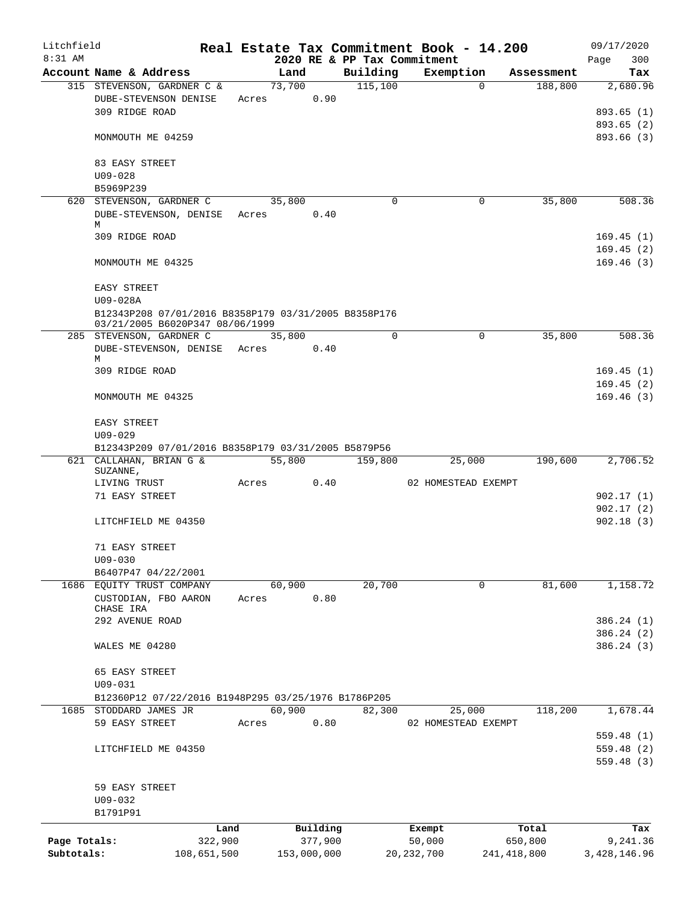# Real Estate Tax Commitment Book - 14.200

Litchfield
8:31 AM

2020 RE & PP Tax Commitment

09/17/2020

| Account | Name & Address | Land | Building | Exemption | Assessment | Tax |
|---|---|---|---|---|---|---|
| 315 | STEVENSON, GARDNER C & | 73,700 | 115,100 | 0 | 188,800 | 2,680.96 |
| | DUBE-STEVENSON DENISE | Acres 0.90 | | | | |
| | 309 RIDGE ROAD | | | | | 893.65 (1) |
| | | | | | | 893.65 (2) |
| | MONMOUTH ME 04259 | | | | | 893.66 (3) |
| | 83 EASY STREET | | | | | |
| | U09-028 | | | | | |
| | B5969P239 | | | | | |
| 620 | STEVENSON, GARDNER C | 35,800 | 0 | 0 | 35,800 | 508.36 |
| | DUBE-STEVENSON, DENISE M | Acres 0.40 | | | | |
| | 309 RIDGE ROAD | | | | | 169.45 (1) |
| | | | | | | 169.45 (2) |
| | MONMOUTH ME 04325 | | | | | 169.46 (3) |
| | EASY STREET | | | | | |
| | U09-028A | | | | | |
| | B12343P208 07/01/2016 B8358P179 03/31/2005 B8358P176 03/21/2005 B6020P347 08/06/1999 | | | | | |
| 285 | STEVENSON, GARDNER C | 35,800 | 0 | 0 | 35,800 | 508.36 |
| | DUBE-STEVENSON, DENISE M | Acres 0.40 | | | | |
| | 309 RIDGE ROAD | | | | | 169.45 (1) |
| | | | | | | 169.45 (2) |
| | MONMOUTH ME 04325 | | | | | 169.46 (3) |
| | EASY STREET | | | | | |
| | U09-029 | | | | | |
| | B12343P209 07/01/2016 B8358P179 03/31/2005 B5879P56 | | | | | |
| 621 | CALLAHAN, BRIAN G & SUZANNE, | 55,800 | 159,800 | 25,000 | 190,600 | 2,706.52 |
| | LIVING TRUST | Acres 0.40 | | 02 HOMESTEAD EXEMPT | | |
| | 71 EASY STREET | | | | | 902.17 (1) |
| | | | | | | 902.17 (2) |
| | LITCHFIELD ME 04350 | | | | | 902.18 (3) |
| | 71 EASY STREET | | | | | |
| | U09-030 | | | | | |
| | B6407P47 04/22/2001 | | | | | |
| 1686 | EQUITY TRUST COMPANY | 60,900 | 20,700 | 0 | 81,600 | 1,158.72 |
| | CUSTODIAN, FBO AARON CHASE IRA | Acres 0.80 | | | | |
| | 292 AVENUE ROAD | | | | | 386.24 (1) |
| | | | | | | 386.24 (2) |
| | WALES ME 04280 | | | | | 386.24 (3) |
| | 65 EASY STREET | | | | | |
| | U09-031 | | | | | |
| | B12360P12 07/22/2016 B1948P295 03/25/1976 B1786P205 | | | | | |
| 1685 | STODDARD JAMES JR | 60,900 | 82,300 | 25,000 | 118,200 | 1,678.44 |
| | 59 EASY STREET | Acres 0.80 | | 02 HOMESTEAD EXEMPT | | |
| | | | | | | 559.48 (1) |
| | LITCHFIELD ME 04350 | | | | | 559.48 (2) |
| | | | | | | 559.48 (3) |
| | 59 EASY STREET | | | | | |
| | U09-032 | | | | | |
| | B1791P91 | | | | | |

| | Land | Building | Exempt | Total | Tax |
|---|---|---|---|---|---|
| Page Totals: | 322,900 | 377,900 | 50,000 | 650,800 | 9,241.36 |
| Subtotals: | 108,651,500 | 153,000,000 | 20,232,700 | 241,418,800 | 3,428,146.96 |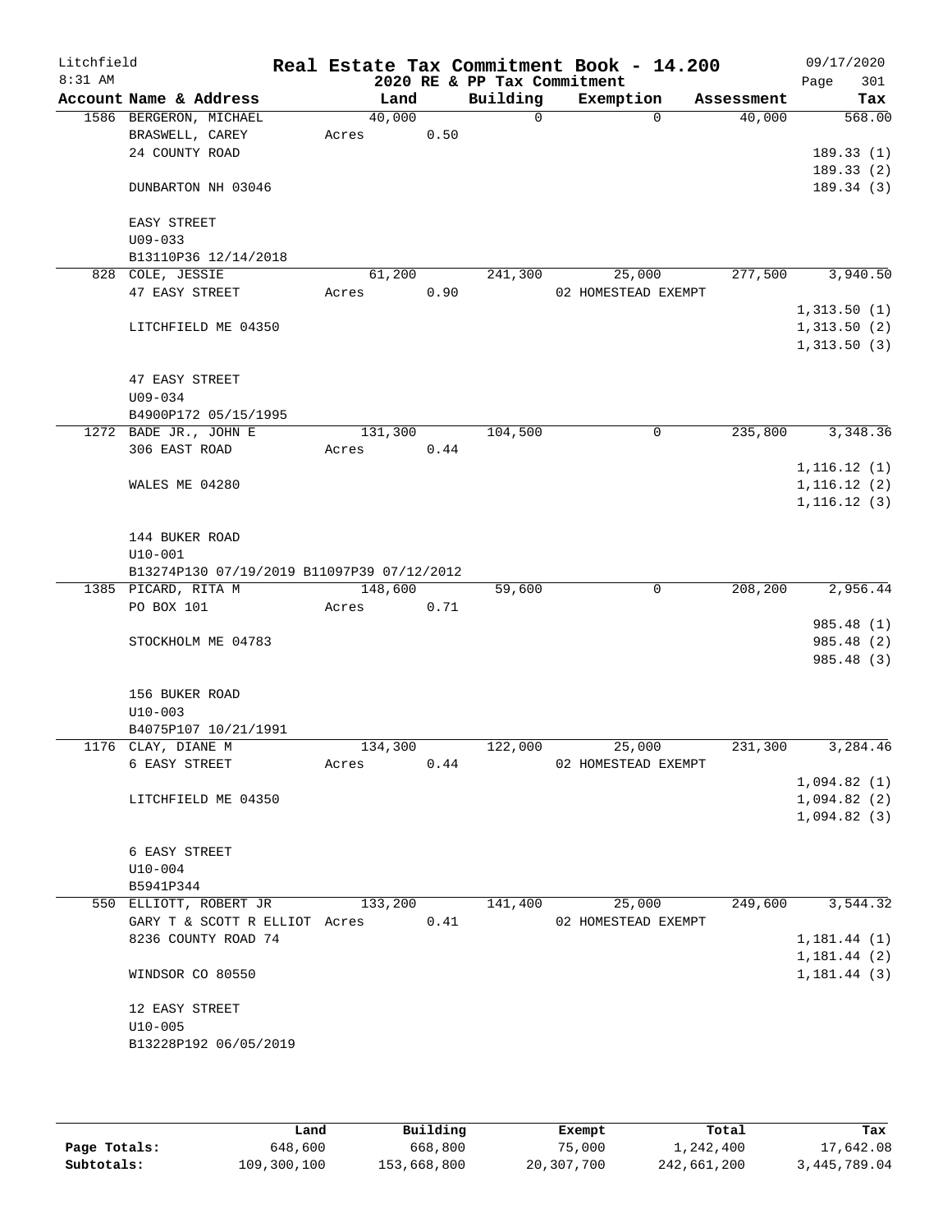Litchfield
8:31 AM

# Real Estate Tax Commitment Book - 14.200

2020 RE & PP Tax Commitment

09/17/2020

| Account Name & Address | Land | Building | Exemption | Assessment | Tax |
|---|---|---|---|---|---|
| 1586 BERGERON, MICHAEL | 40,000 | 0 | 0 | 40,000 | 568.00 |
| BRASWELL, CAREY | Acres 0.50 | | | | |
| 24 COUNTY ROAD | | | | | 189.33 (1) |
| | | | | | 189.33 (2) |
| DUNBARTON NH 03046 | | | | | 189.34 (3) |
| EASY STREET | | | | | |
| U09-033 | | | | | |
| B13110P36 12/14/2018 | | | | | |
| 828 COLE, JESSIE | 61,200 | 241,300 | 25,000 | 277,500 | 3,940.50 |
| 47 EASY STREET | Acres 0.90 | | 02 HOMESTEAD EXEMPT | | |
| | | | | | 1,313.50 (1) |
| LITCHFIELD ME 04350 | | | | | 1,313.50 (2) |
| | | | | | 1,313.50 (3) |
| 47 EASY STREET | | | | | |
| U09-034 | | | | | |
| B4900P172 05/15/1995 | | | | | |
| 1272 BADE JR., JOHN E | 131,300 | 104,500 | 0 | 235,800 | 3,348.36 |
| 306 EAST ROAD | Acres 0.44 | | | | |
| | | | | | 1,116.12 (1) |
| WALES ME 04280 | | | | | 1,116.12 (2) |
| | | | | | 1,116.12 (3) |
| 144 BUKER ROAD | | | | | |
| U10-001 | | | | | |
| B13274P130 07/19/2019 B11097P39 07/12/2012 | | | | | |
| 1385 PICARD, RITA M | 148,600 | 59,600 | 0 | 208,200 | 2,956.44 |
| PO BOX 101 | Acres 0.71 | | | | |
| | | | | | 985.48 (1) |
| STOCKHOLM ME 04783 | | | | | 985.48 (2) |
| | | | | | 985.48 (3) |
| 156 BUKER ROAD | | | | | |
| U10-003 | | | | | |
| B4075P107 10/21/1991 | | | | | |
| 1176 CLAY, DIANE M | 134,300 | 122,000 | 25,000 | 231,300 | 3,284.46 |
| 6 EASY STREET | Acres 0.44 | | 02 HOMESTEAD EXEMPT | | |
| | | | | | 1,094.82 (1) |
| LITCHFIELD ME 04350 | | | | | 1,094.82 (2) |
| | | | | | 1,094.82 (3) |
| 6 EASY STREET | | | | | |
| U10-004 | | | | | |
| B5941P344 | | | | | |
| 550 ELLIOTT, ROBERT JR | 133,200 | 141,400 | 25,000 | 249,600 | 3,544.32 |
| GARY T & SCOTT R ELLIOT | Acres 0.41 | | 02 HOMESTEAD EXEMPT | | |
| 8236 COUNTY ROAD 74 | | | | | 1,181.44 (1) |
| | | | | | 1,181.44 (2) |
| WINDSOR CO 80550 | | | | | 1,181.44 (3) |
| 12 EASY STREET | | | | | |
| U10-005 | | | | | |
| B13228P192 06/05/2019 | | | | | |

| | Land | Building | Exempt | Total | Tax |
|---|---|---|---|---|---|
| Page Totals: | 648,600 | 668,800 | 75,000 | 1,242,400 | 17,642.08 |
| Subtotals: | 109,300,100 | 153,668,800 | 20,307,700 | 242,661,200 | 3,445,789.04 |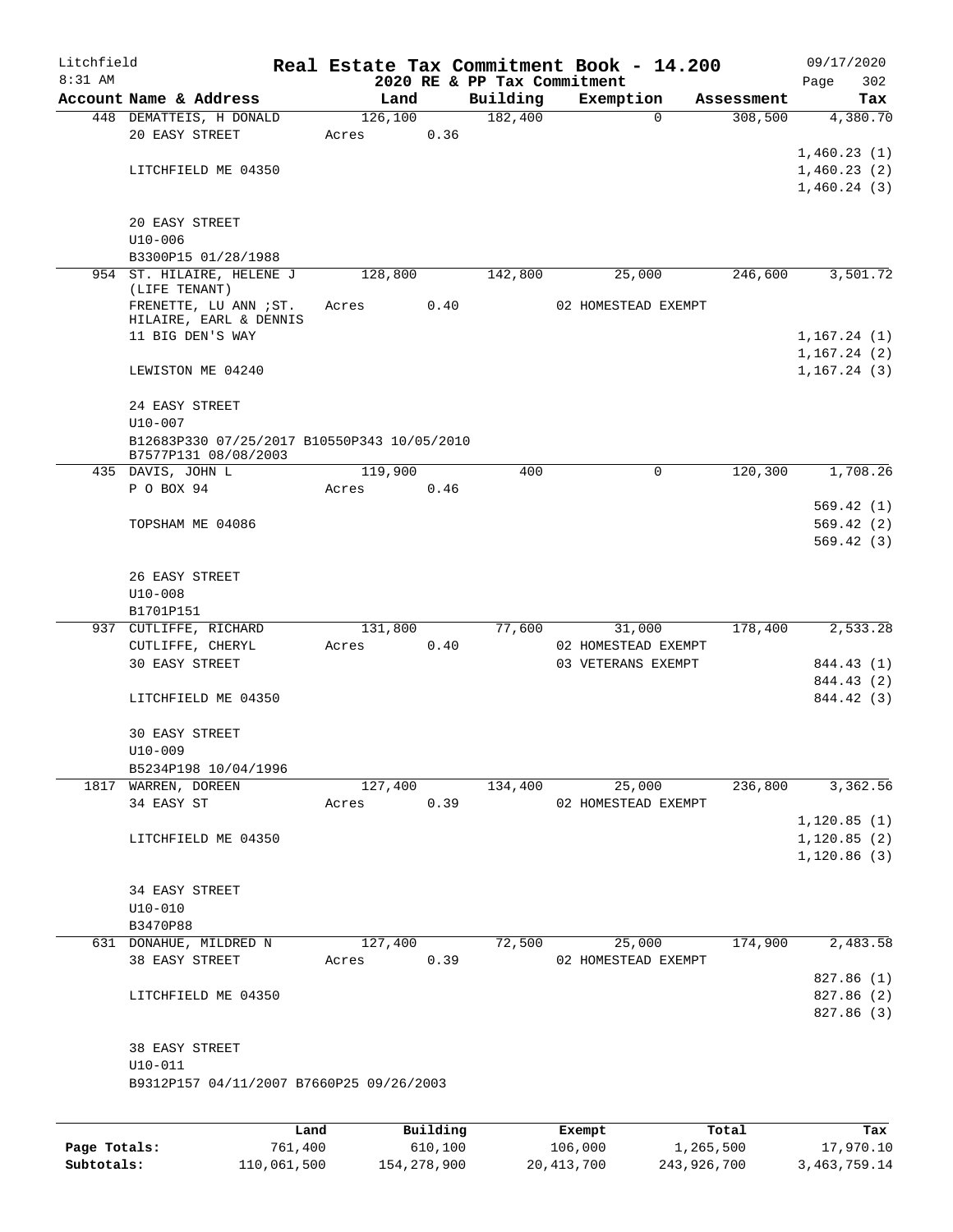# Real Estate Tax Commitment Book - 14.200

Litchfield 8:31 AM — 2020 RE & PP Tax Commitment — 09/17/2020

| Account Name & Address | Land | Building | Exemption | Assessment | Tax |
|---|---|---|---|---|---|
| 448 DEMATTEIS, H DONALD | 126,100 | 182,400 | 0 | 308,500 | 4,380.70 |
| 20 EASY STREET | Acres 0.36 | | | | |
| | | | | | 1,460.23 (1) |
| LITCHFIELD ME 04350 | | | | | 1,460.23 (2) |
| | | | | | 1,460.24 (3) |
| 20 EASY STREET | | | | | |
| U10-006 | | | | | |
| B3300P15 01/28/1988 | | | | | |
| 954 ST. HILAIRE, HELENE J (LIFE TENANT) | 128,800 | 142,800 | 25,000 | 246,600 | 3,501.72 |
| FRENETTE, LU ANN ;ST. HILAIRE, EARL & DENNIS | Acres 0.40 | | 02 HOMESTEAD EXEMPT | | |
| 11 BIG DEN'S WAY | | | | | 1,167.24 (1) |
| | | | | | 1,167.24 (2) |
| LEWISTON ME 04240 | | | | | 1,167.24 (3) |
| 24 EASY STREET | | | | | |
| U10-007 | | | | | |
| B12683P330 07/25/2017 B10550P343 10/05/2010 B7577P131 08/08/2003 | | | | | |
| 435 DAVIS, JOHN L | 119,900 | 400 | 0 | 120,300 | 1,708.26 |
| P O BOX 94 | Acres 0.46 | | | | |
| | | | | | 569.42 (1) |
| TOPSHAM ME 04086 | | | | | 569.42 (2) |
| | | | | | 569.42 (3) |
| 26 EASY STREET | | | | | |
| U10-008 | | | | | |
| B1701P151 | | | | | |
| 937 CUTLIFFE, RICHARD | 131,800 | 77,600 | 31,000 | 178,400 | 2,533.28 |
| CUTLIFFE, CHERYL | Acres 0.40 | | 02 HOMESTEAD EXEMPT | | |
| 30 EASY STREET | | | 03 VETERANS EXEMPT | | 844.43 (1) |
| | | | | | 844.43 (2) |
| LITCHFIELD ME 04350 | | | | | 844.42 (3) |
| 30 EASY STREET | | | | | |
| U10-009 | | | | | |
| B5234P198 10/04/1996 | | | | | |
| 1817 WARREN, DOREEN | 127,400 | 134,400 | 25,000 | 236,800 | 3,362.56 |
| 34 EASY ST | Acres 0.39 | | 02 HOMESTEAD EXEMPT | | |
| | | | | | 1,120.85 (1) |
| LITCHFIELD ME 04350 | | | | | 1,120.85 (2) |
| | | | | | 1,120.86 (3) |
| 34 EASY STREET | | | | | |
| U10-010 | | | | | |
| B3470P88 | | | | | |
| 631 DONAHUE, MILDRED N | 127,400 | 72,500 | 25,000 | 174,900 | 2,483.58 |
| 38 EASY STREET | Acres 0.39 | | 02 HOMESTEAD EXEMPT | | |
| | | | | | 827.86 (1) |
| LITCHFIELD ME 04350 | | | | | 827.86 (2) |
| | | | | | 827.86 (3) |
| 38 EASY STREET | | | | | |
| U10-011 | | | | | |
| B9312P157 04/11/2007 B7660P25 09/26/2003 | | | | | |

| | Land | Building | Exempt | Total | Tax |
|---|---|---|---|---|---|
| Page Totals: | 761,400 | 610,100 | 106,000 | 1,265,500 | 17,970.10 |
| Subtotals: | 110,061,500 | 154,278,900 | 20,413,700 | 243,926,700 | 3,463,759.14 |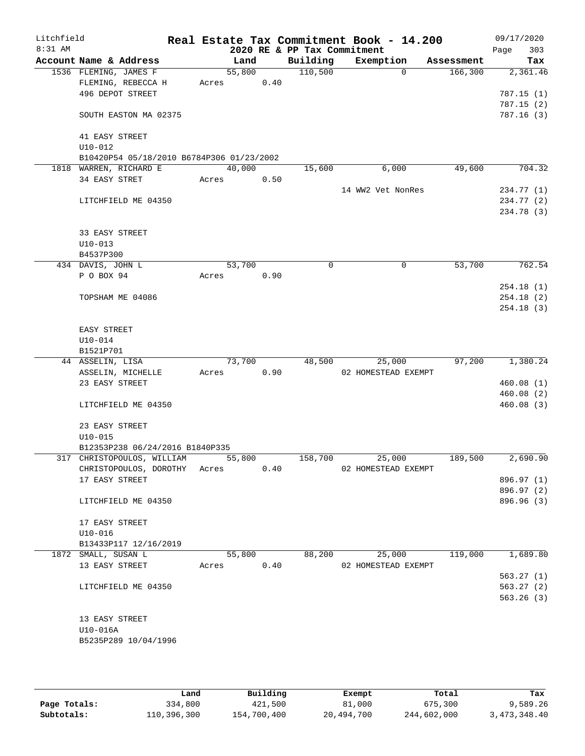# Real Estate Tax Commitment Book - 14.200

Litchfield
8:31 AM

2020 RE & PP Tax Commitment

09/17/2020

| Account | Name & Address | Land | Building | Exemption | Assessment | Tax |
|---|---|---|---|---|---|---|
| 1536 | FLEMING, JAMES F | 55,800 | 110,500 | 0 | 166,300 | 2,361.46 |
| | FLEMING, REBECCA H | Acres 0.40 | | | | |
| | 496 DEPOT STREET | | | | | 787.15 (1) |
| | | | | | | 787.15 (2) |
| | SOUTH EASTON MA 02375 | | | | | 787.16 (3) |
| | 41 EASY STREET | | | | | |
| | U10-012 | | | | | |
| | B10420P54 05/18/2010 B6784P306 01/23/2002 | | | | | |
| 1818 | WARREN, RICHARD E | 40,000 | 15,600 | 6,000 | 49,600 | 704.32 |
| | 34 EASY STRET | Acres 0.50 | | | | |
| | | | | 14 WW2 Vet NonRes | | 234.77 (1) |
| | LITCHFIELD ME 04350 | | | | | 234.77 (2) |
| | | | | | | 234.78 (3) |
| | 33 EASY STREET | | | | | |
| | U10-013 | | | | | |
| | B4537P300 | | | | | |
| 434 | DAVIS, JOHN L | 53,700 | 0 | 0 | 53,700 | 762.54 |
| | P O BOX 94 | Acres 0.90 | | | | |
| | | | | | | 254.18 (1) |
| | TOPSHAM ME 04086 | | | | | 254.18 (2) |
| | | | | | | 254.18 (3) |
| | EASY STREET | | | | | |
| | U10-014 | | | | | |
| | B1521P701 | | | | | |
| 44 | ASSELIN, LISA | 73,700 | 48,500 | 25,000 | 97,200 | 1,380.24 |
| | ASSELIN, MICHELLE | Acres 0.90 | | 02 HOMESTEAD EXEMPT | | |
| | 23 EASY STREET | | | | | 460.08 (1) |
| | | | | | | 460.08 (2) |
| | LITCHFIELD ME 04350 | | | | | 460.08 (3) |
| | 23 EASY STREET | | | | | |
| | U10-015 | | | | | |
| | B12353P238 06/24/2016 B1840P335 | | | | | |
| 317 | CHRISTOPOULOS, WILLIAM | 55,800 | 158,700 | 25,000 | 189,500 | 2,690.90 |
| | CHRISTOPOULOS, DOROTHY | Acres 0.40 | | 02 HOMESTEAD EXEMPT | | |
| | 17 EASY STREET | | | | | 896.97 (1) |
| | | | | | | 896.97 (2) |
| | LITCHFIELD ME 04350 | | | | | 896.96 (3) |
| | 17 EASY STREET | | | | | |
| | U10-016 | | | | | |
| | B13433P117 12/16/2019 | | | | | |
| 1872 | SMALL, SUSAN L | 55,800 | 88,200 | 25,000 | 119,000 | 1,689.80 |
| | 13 EASY STREET | Acres 0.40 | | 02 HOMESTEAD EXEMPT | | |
| | | | | | | 563.27 (1) |
| | LITCHFIELD ME 04350 | | | | | 563.27 (2) |
| | | | | | | 563.26 (3) |
| | 13 EASY STREET | | | | | |
| | U10-016A | | | | | |
| | B5235P289 10/04/1996 | | | | | |

| | Land | Building | Exempt | Total | Tax |
|---|---|---|---|---|---|
| Page Totals: | 334,800 | 421,500 | 81,000 | 675,300 | 9,589.26 |
| Subtotals: | 110,396,300 | 154,700,400 | 20,494,700 | 244,602,000 | 3,473,348.40 |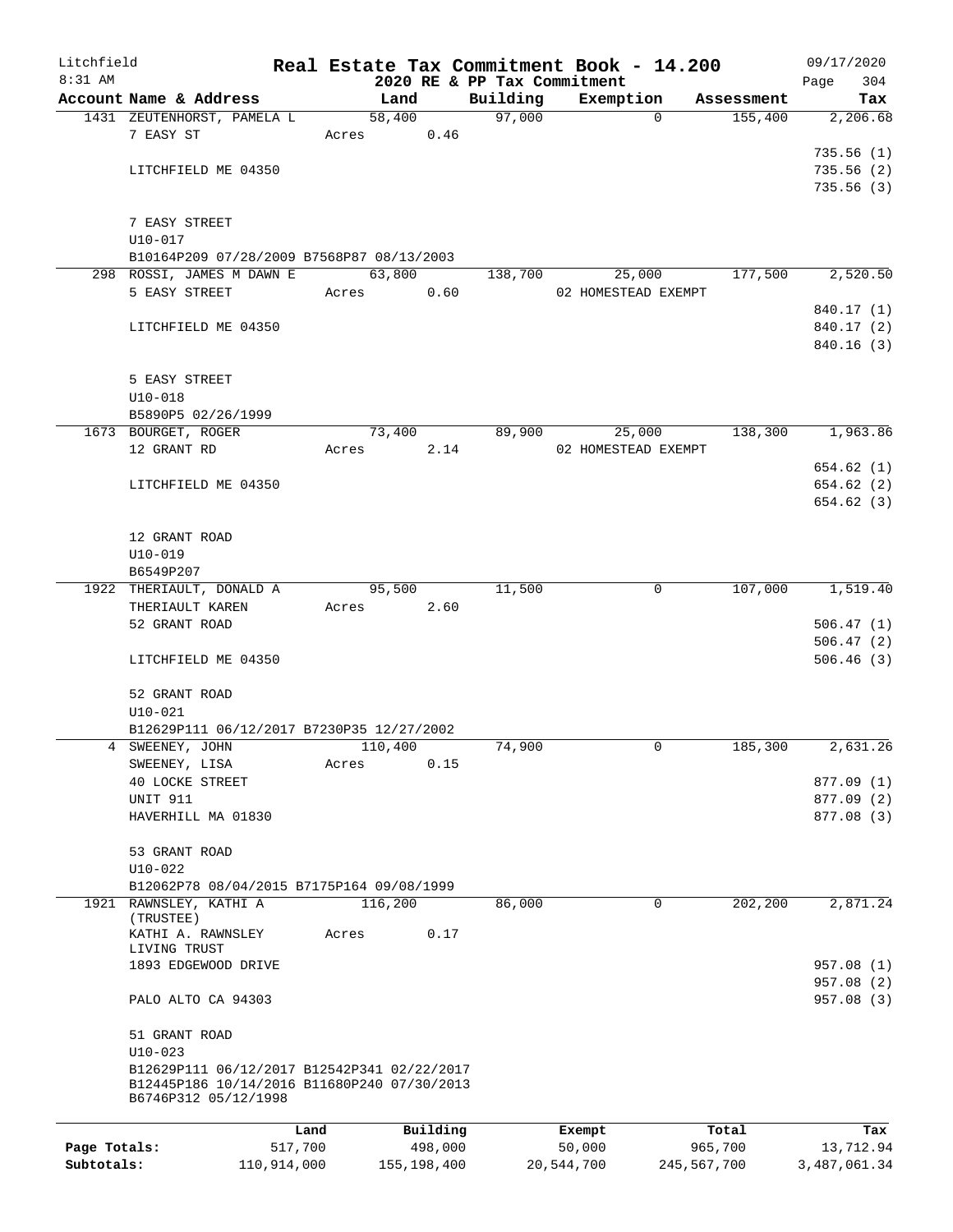Litchfield
8:31 AM

# Real Estate Tax Commitment Book - 14.200
## 2020 RE & PP Tax Commitment

09/17/2020

| Account | Name & Address | Land | Building | Exemption | Assessment | Tax |
|---|---|---|---|---|---|---|
| 1431 | ZEUTENHORST, PAMELA L<br>7 EASY ST<br><br>LITCHFIELD ME 04350<br><br>7 EASY STREET<br>U10-017<br>B10164P209 07/28/2009 B7568P87 08/13/2003 | 58,400<br>Acres 0.46 | 97,000 | 0 | 155,400 | 2,206.68<br><br>735.56 (1)<br>735.56 (2)<br>735.56 (3) |
| 298 | ROSSI, JAMES M DAWN E<br>5 EASY STREET<br><br>LITCHFIELD ME 04350<br><br>5 EASY STREET<br>U10-018<br>B5890P5 02/26/1999 | 63,800<br>Acres 0.60 | 138,700 | 25,000<br>02 HOMESTEAD EXEMPT | 177,500 | 2,520.50<br><br>840.17 (1)<br>840.17 (2)<br>840.16 (3) |
| 1673 | BOURGET, ROGER<br>12 GRANT RD<br><br>LITCHFIELD ME 04350<br><br>12 GRANT ROAD<br>U10-019<br>B6549P207 | 73,400<br>Acres 2.14 | 89,900 | 25,000<br>02 HOMESTEAD EXEMPT | 138,300 | 1,963.86<br><br>654.62 (1)<br>654.62 (2)<br>654.62 (3) |
| 1922 | THERIAULT, DONALD A<br>THERIAULT KAREN<br>52 GRANT ROAD<br><br>LITCHFIELD ME 04350<br><br>52 GRANT ROAD<br>U10-021<br>B12629P111 06/12/2017 B7230P35 12/27/2002 | 95,500<br>Acres 2.60 | 11,500 | 0 | 107,000 | 1,519.40<br><br>506.47 (1)<br>506.47 (2)<br>506.46 (3) |
| 4 | SWEENEY, JOHN<br>SWEENEY, LISA<br>40 LOCKE STREET<br>UNIT 911<br>HAVERHILL MA 01830<br><br>53 GRANT ROAD<br>U10-022<br>B12062P78 08/04/2015 B7175P164 09/08/1999 | 110,400<br>Acres 0.15 | 74,900 | 0 | 185,300 | 2,631.26<br><br>877.09 (1)<br>877.09 (2)<br>877.08 (3) |
| 1921 | RAWNSLEY, KATHI A (TRUSTEE)<br>KATHI A. RAWNSLEY LIVING TRUST<br>1893 EDGEWOOD DRIVE<br><br>PALO ALTO CA 94303<br><br>51 GRANT ROAD<br>U10-023<br>B12629P111 06/12/2017 B12542P341 02/22/2017<br>B12445P186 10/14/2016 B11680P240 07/30/2013<br>B6746P312 05/12/1998 | 116,200<br>Acres 0.17 | 86,000 | 0 | 202,200 | 2,871.24<br><br>957.08 (1)<br>957.08 (2)<br>957.08 (3) |

| | Land | Building | Exempt | Total | Tax |
|---|---|---|---|---|---|
| Page Totals: | 517,700 | 498,000 | 50,000 | 965,700 | 13,712.94 |
| Subtotals: | 110,914,000 | 155,198,400 | 20,544,700 | 245,567,700 | 3,487,061.34 |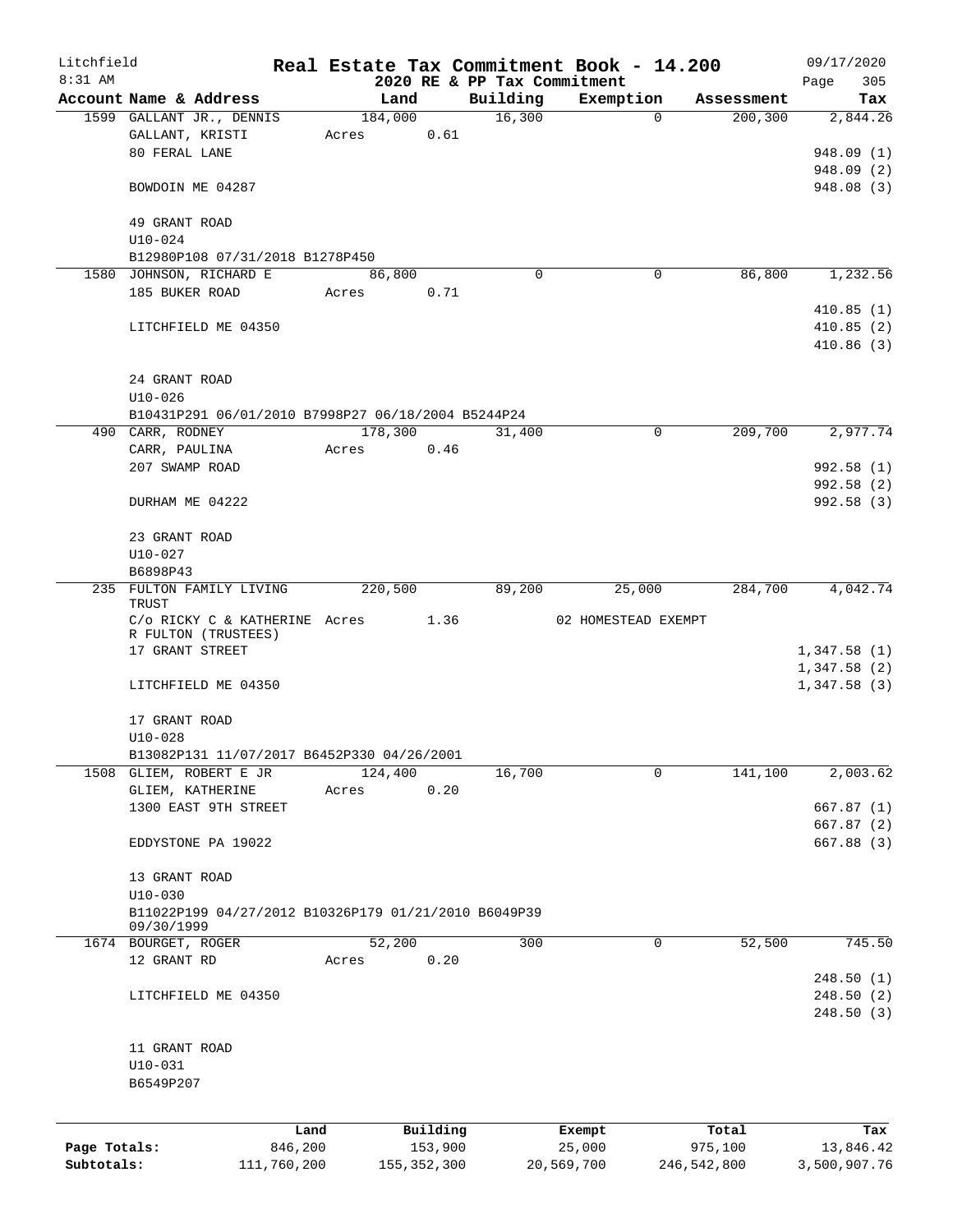Litchfield 8:31 AM

# Real Estate Tax Commitment Book - 14.200

2020 RE & PP Tax Commitment

09/17/2020 Page 305

| Account Name & Address | Land | Building | Exemption | Assessment | Tax |
|---|---|---|---|---|---|
| 1599 GALLANT JR., DENNIS | 184,000 | 16,300 | 0 | 200,300 | 2,844.26 |
| GALLANT, KRISTI | Acres 0.61 | | | | |
| 80 FERAL LANE | | | | | 948.09 (1) |
| | | | | | 948.09 (2) |
| BOWDOIN ME 04287 | | | | | 948.08 (3) |
| 49 GRANT ROAD | | | | | |
| U10-024 | | | | | |
| B12980P108 07/31/2018 B1278P450 | | | | | |
| 1580 JOHNSON, RICHARD E | 86,800 | 0 | 0 | 86,800 | 1,232.56 |
| 185 BUKER ROAD | Acres 0.71 | | | | |
| | | | | | 410.85 (1) |
| LITCHFIELD ME 04350 | | | | | 410.85 (2) |
| | | | | | 410.86 (3) |
| 24 GRANT ROAD | | | | | |
| U10-026 | | | | | |
| B10431P291 06/01/2010 B7998P27 06/18/2004 B5244P24 | | | | | |
| 490 CARR, RODNEY | 178,300 | 31,400 | 0 | 209,700 | 2,977.74 |
| CARR, PAULINA | Acres 0.46 | | | | |
| 207 SWAMP ROAD | | | | | 992.58 (1) |
| | | | | | 992.58 (2) |
| DURHAM ME 04222 | | | | | 992.58 (3) |
| 23 GRANT ROAD | | | | | |
| U10-027 | | | | | |
| B6898P43 | | | | | |
| 235 FULTON FAMILY LIVING TRUST | 220,500 | 89,200 | 25,000 | 284,700 | 4,042.74 |
| C/o RICKY C & KATHERINE R FULTON (TRUSTEES) | Acres 1.36 | | 02 HOMESTEAD EXEMPT | | |
| 17 GRANT STREET | | | | | 1,347.58 (1) |
| | | | | | 1,347.58 (2) |
| LITCHFIELD ME 04350 | | | | | 1,347.58 (3) |
| 17 GRANT ROAD | | | | | |
| U10-028 | | | | | |
| B13082P131 11/07/2017 B6452P330 04/26/2001 | | | | | |
| 1508 GLIEM, ROBERT E JR | 124,400 | 16,700 | 0 | 141,100 | 2,003.62 |
| GLIEM, KATHERINE | Acres 0.20 | | | | |
| 1300 EAST 9TH STREET | | | | | 667.87 (1) |
| | | | | | 667.87 (2) |
| EDDYSTONE PA 19022 | | | | | 667.88 (3) |
| 13 GRANT ROAD | | | | | |
| U10-030 | | | | | |
| B11022P199 04/27/2012 B10326P179 01/21/2010 B6049P39 09/30/1999 | | | | | |
| 1674 BOURGET, ROGER | 52,200 | 300 | 0 | 52,500 | 745.50 |
| 12 GRANT RD | Acres 0.20 | | | | |
| | | | | | 248.50 (1) |
| LITCHFIELD ME 04350 | | | | | 248.50 (2) |
| | | | | | 248.50 (3) |
| 11 GRANT ROAD | | | | | |
| U10-031 | | | | | |
| B6549P207 | | | | | |

| | Land | Building | Exempt | Total | Tax |
|---|---|---|---|---|---|
| Page Totals: | 846,200 | 153,900 | 25,000 | 975,100 | 13,846.42 |
| Subtotals: | 111,760,200 | 155,352,300 | 20,569,700 | 246,542,800 | 3,500,907.76 |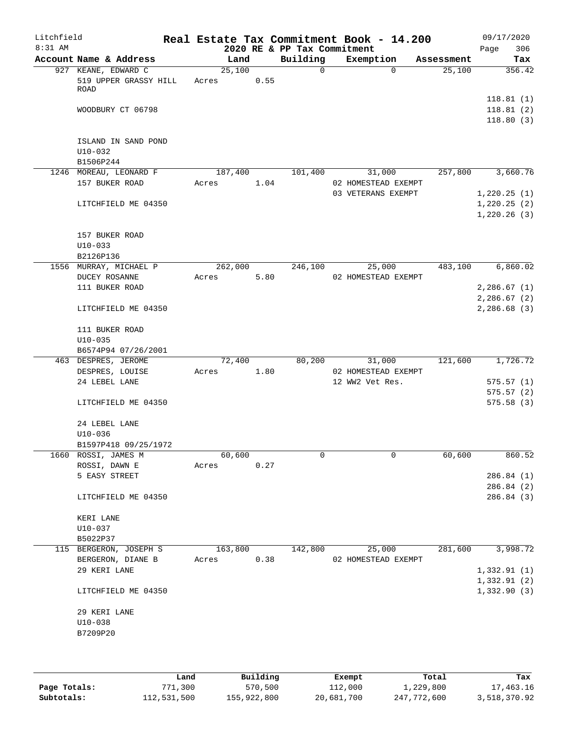Litchfield
8:31 AM

# Real Estate Tax Commitment Book - 14.200

2020 RE & PP Tax Commitment

09/17/2020

| Account Name & Address | Land | Building | Exemption | Assessment | Tax |
|---|---|---|---|---|---|
| 927 KEANE, EDWARD C | 25,100 | 0 | 0 | 25,100 | 356.42 |
| 519 UPPER GRASSY HILL ROAD | Acres 0.55 | | | | |
| | | | | | 118.81 (1) |
| WOODBURY CT 06798 | | | | | 118.81 (2) |
| | | | | | 118.80 (3) |
| ISLAND IN SAND POND | | | | | |
| U10-032 | | | | | |
| B1506P244 | | | | | |
| 1246 MOREAU, LEONARD F | 187,400 | 101,400 | 31,000 | 257,800 | 3,660.76 |
| 157 BUKER ROAD | Acres 1.04 | | 02 HOMESTEAD EXEMPT | | |
| | | | 03 VETERANS EXEMPT | | 1,220.25 (1) |
| LITCHFIELD ME 04350 | | | | | 1,220.25 (2) |
| | | | | | 1,220.26 (3) |
| 157 BUKER ROAD | | | | | |
| U10-033 | | | | | |
| B2126P136 | | | | | |
| 1556 MURRAY, MICHAEL P | 262,000 | 246,100 | 25,000 | 483,100 | 6,860.02 |
| DUCEY ROSANNE | Acres 5.80 | | 02 HOMESTEAD EXEMPT | | |
| 111 BUKER ROAD | | | | | 2,286.67 (1) |
| | | | | | 2,286.67 (2) |
| LITCHFIELD ME 04350 | | | | | 2,286.68 (3) |
| 111 BUKER ROAD | | | | | |
| U10-035 | | | | | |
| B6574P94 07/26/2001 | | | | | |
| 463 DESPRES, JEROME | 72,400 | 80,200 | 31,000 | 121,600 | 1,726.72 |
| DESPRES, LOUISE | Acres 1.80 | | 02 HOMESTEAD EXEMPT | | |
| 24 LEBEL LANE | | | 12 WW2 Vet Res. | | 575.57 (1) |
| | | | | | 575.57 (2) |
| LITCHFIELD ME 04350 | | | | | 575.58 (3) |
| 24 LEBEL LANE | | | | | |
| U10-036 | | | | | |
| B1597P418 09/25/1972 | | | | | |
| 1660 ROSSI, JAMES M | 60,600 | 0 | 0 | 60,600 | 860.52 |
| ROSSI, DAWN E | Acres 0.27 | | | | |
| 5 EASY STREET | | | | | 286.84 (1) |
| | | | | | 286.84 (2) |
| LITCHFIELD ME 04350 | | | | | 286.84 (3) |
| KERI LANE | | | | | |
| U10-037 | | | | | |
| B5022P37 | | | | | |
| 115 BERGERON, JOSEPH S | 163,800 | 142,800 | 25,000 | 281,600 | 3,998.72 |
| BERGERON, DIANE B | Acres 0.38 | | 02 HOMESTEAD EXEMPT | | |
| 29 KERI LANE | | | | | 1,332.91 (1) |
| | | | | | 1,332.91 (2) |
| LITCHFIELD ME 04350 | | | | | 1,332.90 (3) |
| 29 KERI LANE | | | | | |
| U10-038 | | | | | |
| B7209P20 | | | | | |

| | Land | Building | Exempt | Total | Tax |
|---|---|---|---|---|---|
| Page Totals: | 771,300 | 570,500 | 112,000 | 1,229,800 | 17,463.16 |
| Subtotals: | 112,531,500 | 155,922,800 | 20,681,700 | 247,772,600 | 3,518,370.92 |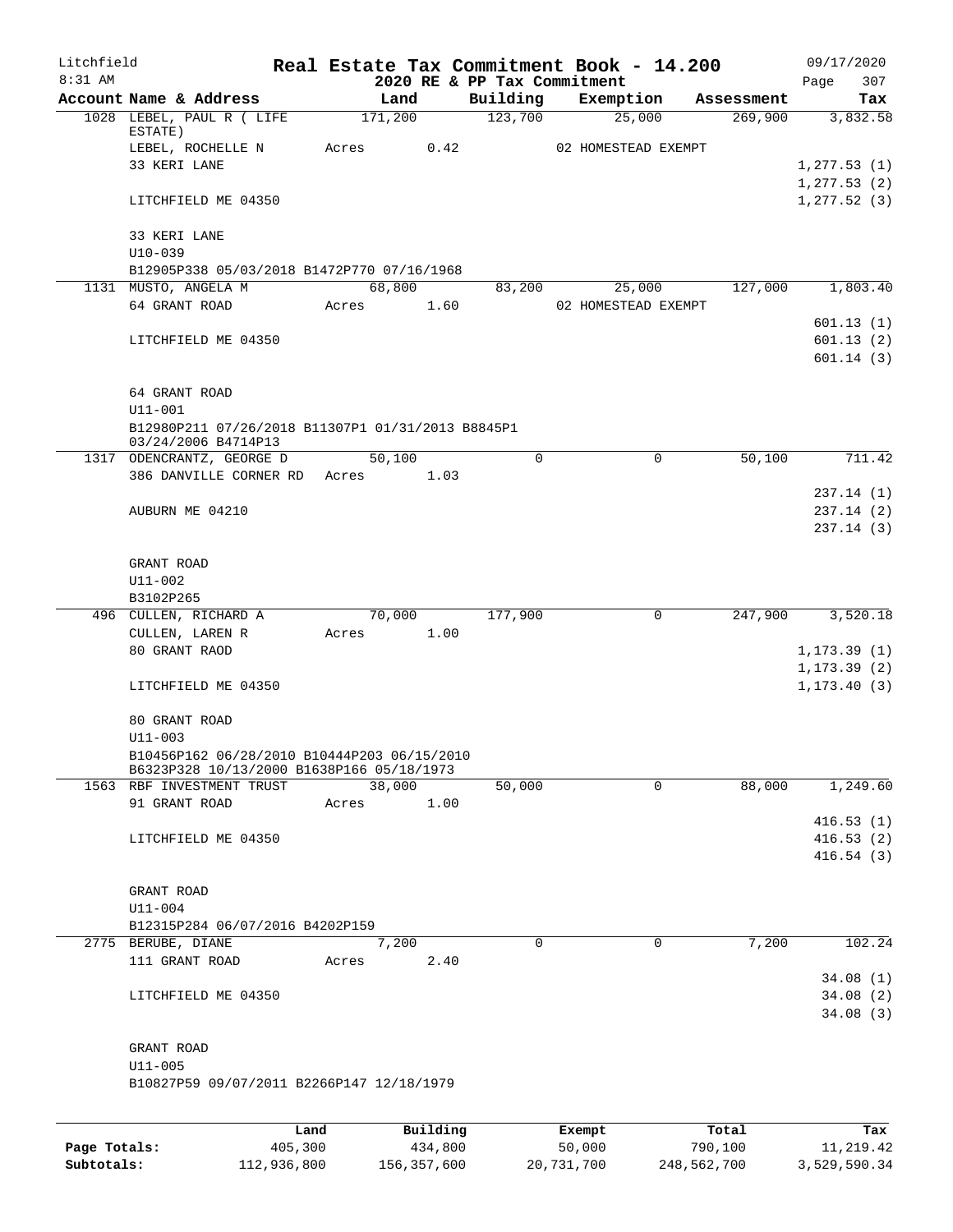# Real Estate Tax Commitment Book - 14.200

Litchfield
8:31 AM

2020 RE & PP Tax Commitment

09/17/2020

| Account Name & Address | Land | Building | Exemption | Assessment | Tax |
|---|---|---|---|---|---|
| 1028 LEBEL, PAUL R ( LIFE ESTATE) | 171,200 | 123,700 | 25,000 | 269,900 | 3,832.58 |
| LEBEL, ROCHELLE N | Acres 0.42 | | 02 HOMESTEAD EXEMPT | | |
| 33 KERI LANE | | | | | 1,277.53 (1) |
| | | | | | 1,277.53 (2) |
| LITCHFIELD ME 04350 | | | | | 1,277.52 (3) |
| 33 KERI LANE | | | | | |
| U10-039 | | | | | |
| B12905P338 05/03/2018 B1472P770 07/16/1968 | | | | | |
| 1131 MUSTO, ANGELA M | 68,800 | 83,200 | 25,000 | 127,000 | 1,803.40 |
| 64 GRANT ROAD | Acres 1.60 | | 02 HOMESTEAD EXEMPT | | |
| | | | | | 601.13 (1) |
| LITCHFIELD ME 04350 | | | | | 601.13 (2) |
| | | | | | 601.14 (3) |
| 64 GRANT ROAD | | | | | |
| U11-001 | | | | | |
| B12980P211 07/26/2018 B11307P1 01/31/2013 B8845P1 03/24/2006 B4714P13 | | | | | |
| 1317 ODENCRANTZ, GEORGE D | 50,100 | 0 | 0 | 50,100 | 711.42 |
| 386 DANVILLE CORNER RD | Acres 1.03 | | | | |
| | | | | | 237.14 (1) |
| AUBURN ME 04210 | | | | | 237.14 (2) |
| | | | | | 237.14 (3) |
| GRANT ROAD | | | | | |
| U11-002 | | | | | |
| B3102P265 | | | | | |
| 496 CULLEN, RICHARD A | 70,000 | 177,900 | 0 | 247,900 | 3,520.18 |
| CULLEN, LAREN R | Acres 1.00 | | | | |
| 80 GRANT RAOD | | | | | 1,173.39 (1) |
| | | | | | 1,173.39 (2) |
| LITCHFIELD ME 04350 | | | | | 1,173.40 (3) |
| 80 GRANT ROAD | | | | | |
| U11-003 | | | | | |
| B10456P162 06/28/2010 B10444P203 06/15/2010 B6323P328 10/13/2000 B1638P166 05/18/1973 | | | | | |
| 1563 RBF INVESTMENT TRUST | 38,000 | 50,000 | 0 | 88,000 | 1,249.60 |
| 91 GRANT ROAD | Acres 1.00 | | | | |
| | | | | | 416.53 (1) |
| LITCHFIELD ME 04350 | | | | | 416.53 (2) |
| | | | | | 416.54 (3) |
| GRANT ROAD | | | | | |
| U11-004 | | | | | |
| B12315P284 06/07/2016 B4202P159 | | | | | |
| 2775 BERUBE, DIANE | 7,200 | 0 | 0 | 7,200 | 102.24 |
| 111 GRANT ROAD | Acres 2.40 | | | | |
| | | | | | 34.08 (1) |
| LITCHFIELD ME 04350 | | | | | 34.08 (2) |
| | | | | | 34.08 (3) |
| GRANT ROAD | | | | | |
| U11-005 | | | | | |
| B10827P59 09/07/2011 B2266P147 12/18/1979 | | | | | |

| | Land | Building | Exempt | Total | Tax |
|---|---|---|---|---|---|
| Page Totals: | 405,300 | 434,800 | 50,000 | 790,100 | 11,219.42 |
| Subtotals: | 112,936,800 | 156,357,600 | 20,731,700 | 248,562,700 | 3,529,590.34 |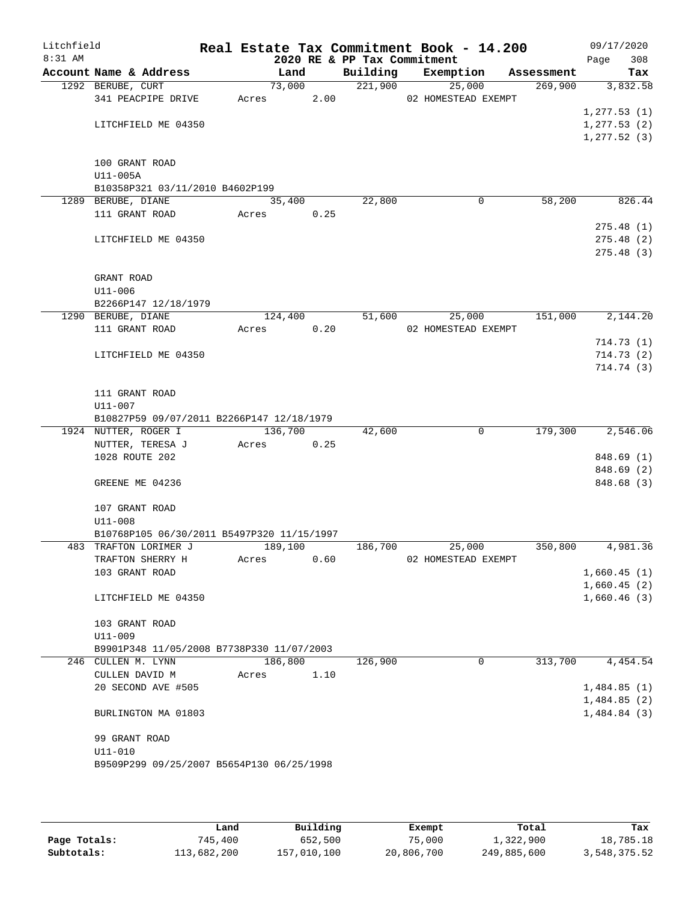Litchfield
8:31 AM

# Real Estate Tax Commitment Book - 14.200

2020 RE & PP Tax Commitment

09/17/2020

| Account Name & Address | Land | Building | Exemption | Assessment | Tax |
|---|---|---|---|---|---|
| 1292 BERUBE, CURT | 73,000 | 221,900 | 25,000 | 269,900 | 3,832.58 |
| 341 PEACPIPE DRIVE | Acres 2.00 | | 02 HOMESTEAD EXEMPT | | |
| | | | | | 1,277.53 (1) |
| LITCHFIELD ME 04350 | | | | | 1,277.53 (2) |
| | | | | | 1,277.52 (3) |
| 100 GRANT ROAD | | | | | |
| U11-005A | | | | | |
| B10358P321 03/11/2010 B4602P199 | | | | | |
| 1289 BERUBE, DIANE | 35,400 | 22,800 | 0 | 58,200 | 826.44 |
| 111 GRANT ROAD | Acres 0.25 | | | | |
| | | | | | 275.48 (1) |
| LITCHFIELD ME 04350 | | | | | 275.48 (2) |
| | | | | | 275.48 (3) |
| GRANT ROAD | | | | | |
| U11-006 | | | | | |
| B2266P147 12/18/1979 | | | | | |
| 1290 BERUBE, DIANE | 124,400 | 51,600 | 25,000 | 151,000 | 2,144.20 |
| 111 GRANT ROAD | Acres 0.20 | | 02 HOMESTEAD EXEMPT | | |
| | | | | | 714.73 (1) |
| LITCHFIELD ME 04350 | | | | | 714.73 (2) |
| | | | | | 714.74 (3) |
| 111 GRANT ROAD | | | | | |
| U11-007 | | | | | |
| B10827P59 09/07/2011 B2266P147 12/18/1979 | | | | | |
| 1924 NUTTER, ROGER I | 136,700 | 42,600 | 0 | 179,300 | 2,546.06 |
| NUTTER, TERESA J | Acres 0.25 | | | | |
| 1028 ROUTE 202 | | | | | 848.69 (1) |
| | | | | | 848.69 (2) |
| GREENE ME 04236 | | | | | 848.68 (3) |
| 107 GRANT ROAD | | | | | |
| U11-008 | | | | | |
| B10768P105 06/30/2011 B5497P320 11/15/1997 | | | | | |
| 483 TRAFTON LORIMER J | 189,100 | 186,700 | 25,000 | 350,800 | 4,981.36 |
| TRAFTON SHERRY H | Acres 0.60 | | 02 HOMESTEAD EXEMPT | | |
| 103 GRANT ROAD | | | | | 1,660.45 (1) |
| | | | | | 1,660.45 (2) |
| LITCHFIELD ME 04350 | | | | | 1,660.46 (3) |
| 103 GRANT ROAD | | | | | |
| U11-009 | | | | | |
| B9901P348 11/05/2008 B7738P330 11/07/2003 | | | | | |
| 246 CULLEN M. LYNN | 186,800 | 126,900 | 0 | 313,700 | 4,454.54 |
| CULLEN DAVID M | Acres 1.10 | | | | |
| 20 SECOND AVE #505 | | | | | 1,484.85 (1) |
| | | | | | 1,484.85 (2) |
| BURLINGTON MA 01803 | | | | | 1,484.84 (3) |
| 99 GRANT ROAD | | | | | |
| U11-010 | | | | | |
| B9509P299 09/25/2007 B5654P130 06/25/1998 | | | | | |

| | Land | Building | Exempt | Total | Tax |
|---|---|---|---|---|---|
| Page Totals: | 745,400 | 652,500 | 75,000 | 1,322,900 | 18,785.18 |
| Subtotals: | 113,682,200 | 157,010,100 | 20,806,700 | 249,885,600 | 3,548,375.52 |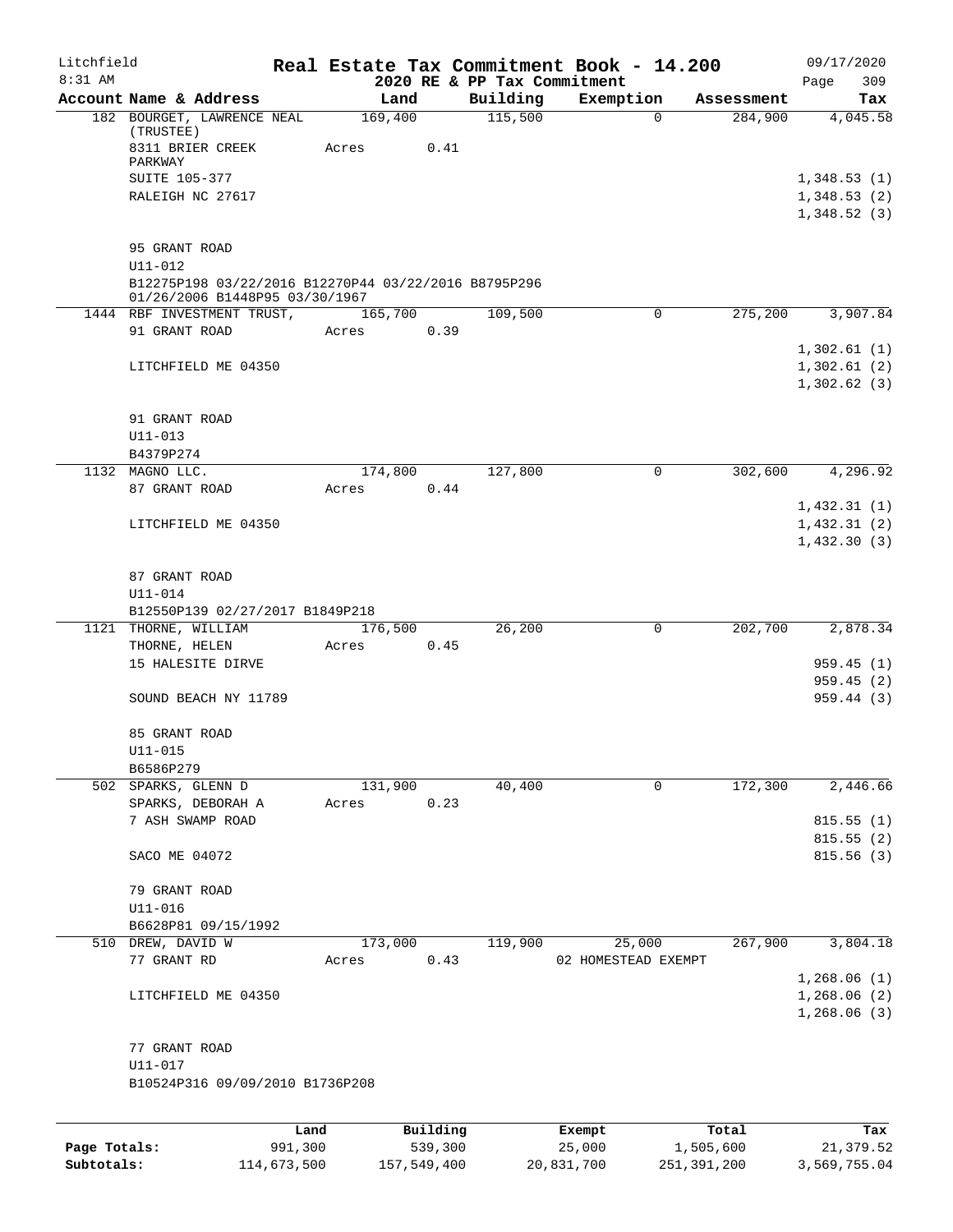Litchfield 8:31 AM

# Real Estate Tax Commitment Book - 14.200

## 2020 RE & PP Tax Commitment

09/17/2020

| Account Name & Address | Land | Building | Exemption | Assessment | Tax |
|---|---|---|---|---|---|
| 182 BOURGET, LAWRENCE NEAL (TRUSTEE) | 169,400 | 115,500 | 0 | 284,900 | 4,045.58 |
| 8311 BRIER CREEK PARKWAY | Acres 0.41 | | | | |
| SUITE 105-377 | | | | | 1,348.53 (1) |
| RALEIGH NC 27617 | | | | | 1,348.53 (2) |
| | | | | | 1,348.52 (3) |
| 95 GRANT ROAD | | | | | |
| U11-012 | | | | | |
| B12275P198 03/22/2016 B12270P44 03/22/2016 B8795P296 01/26/2006 B1448P95 03/30/1967 | | | | | |
| 1444 RBF INVESTMENT TRUST, | 165,700 | 109,500 | 0 | 275,200 | 3,907.84 |
| 91 GRANT ROAD | Acres 0.39 | | | | |
| | | | | | 1,302.61 (1) |
| LITCHFIELD ME 04350 | | | | | 1,302.61 (2) |
| | | | | | 1,302.62 (3) |
| 91 GRANT ROAD | | | | | |
| U11-013 | | | | | |
| B4379P274 | | | | | |
| 1132 MAGNO LLC. | 174,800 | 127,800 | 0 | 302,600 | 4,296.92 |
| 87 GRANT ROAD | Acres 0.44 | | | | |
| | | | | | 1,432.31 (1) |
| LITCHFIELD ME 04350 | | | | | 1,432.31 (2) |
| | | | | | 1,432.30 (3) |
| 87 GRANT ROAD | | | | | |
| U11-014 | | | | | |
| B12550P139 02/27/2017 B1849P218 | | | | | |
| 1121 THORNE, WILLIAM | 176,500 | 26,200 | 0 | 202,700 | 2,878.34 |
| THORNE, HELEN | Acres 0.45 | | | | |
| 15 HALESITE DIRVE | | | | | 959.45 (1) |
| | | | | | 959.45 (2) |
| SOUND BEACH NY 11789 | | | | | 959.44 (3) |
| 85 GRANT ROAD | | | | | |
| U11-015 | | | | | |
| B6586P279 | | | | | |
| 502 SPARKS, GLENN D | 131,900 | 40,400 | 0 | 172,300 | 2,446.66 |
| SPARKS, DEBORAH A | Acres 0.23 | | | | |
| 7 ASH SWAMP ROAD | | | | | 815.55 (1) |
| | | | | | 815.55 (2) |
| SACO ME 04072 | | | | | 815.56 (3) |
| 79 GRANT ROAD | | | | | |
| U11-016 | | | | | |
| B6628P81 09/15/1992 | | | | | |
| 510 DREW, DAVID W | 173,000 | 119,900 | 25,000 | 267,900 | 3,804.18 |
| 77 GRANT RD | Acres 0.43 | | 02 HOMESTEAD EXEMPT | | |
| | | | | | 1,268.06 (1) |
| LITCHFIELD ME 04350 | | | | | 1,268.06 (2) |
| | | | | | 1,268.06 (3) |
| 77 GRANT ROAD | | | | | |
| U11-017 | | | | | |
| B10524P316 09/09/2010 B1736P208 | | | | | |

| | Land | Building | Exempt | Total | Tax |
|---|---|---|---|---|---|
| Page Totals: | 991,300 | 539,300 | 25,000 | 1,505,600 | 21,379.52 |
| Subtotals: | 114,673,500 | 157,549,400 | 20,831,700 | 251,391,200 | 3,569,755.04 |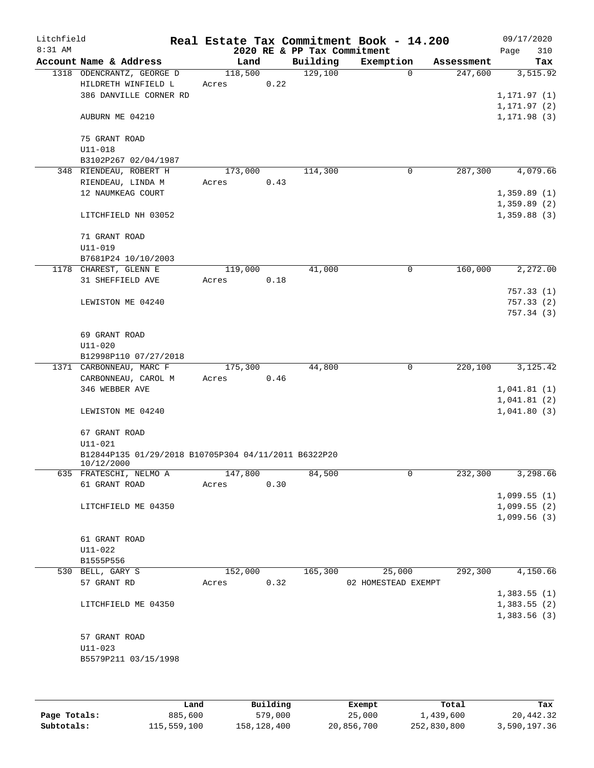# Real Estate Tax Commitment Book - 14.200

Litchfield 8:31 AM — 2020 RE & PP Tax Commitment — 09/17/2020 Page 310

| Account Name & Address | Land | Building | Exemption | Assessment | Tax |
|---|---|---|---|---|---|
| 1318 ODENCRANTZ, GEORGE D | 118,500 | 129,100 | 0 | 247,600 | 3,515.92 |
| HILDRETH WINFIELD L | Acres 0.22 | | | | |
| 386 DANVILLE CORNER RD | | | | | 1,171.97 (1) |
| | | | | | 1,171.97 (2) |
| AUBURN ME 04210 | | | | | 1,171.98 (3) |
| 75 GRANT ROAD | | | | | |
| U11-018 | | | | | |
| B3102P267 02/04/1987 | | | | | |
| 348 RIENDEAU, ROBERT H | 173,000 | 114,300 | 0 | 287,300 | 4,079.66 |
| RIENDEAU, LINDA M | Acres 0.43 | | | | |
| 12 NAUMKEAG COURT | | | | | 1,359.89 (1) |
| | | | | | 1,359.89 (2) |
| LITCHFIELD NH 03052 | | | | | 1,359.88 (3) |
| 71 GRANT ROAD | | | | | |
| U11-019 | | | | | |
| B7681P24 10/10/2003 | | | | | |
| 1178 CHAREST, GLENN E | 119,000 | 41,000 | 0 | 160,000 | 2,272.00 |
| 31 SHEFFIELD AVE | Acres 0.18 | | | | |
| | | | | | 757.33 (1) |
| LEWISTON ME 04240 | | | | | 757.33 (2) |
| | | | | | 757.34 (3) |
| 69 GRANT ROAD | | | | | |
| U11-020 | | | | | |
| B12998P110 07/27/2018 | | | | | |
| 1371 CARBONNEAU, MARC F | 175,300 | 44,800 | 0 | 220,100 | 3,125.42 |
| CARBONNEAU, CAROL M | Acres 0.46 | | | | |
| 346 WEBBER AVE | | | | | 1,041.81 (1) |
| | | | | | 1,041.81 (2) |
| LEWISTON ME 04240 | | | | | 1,041.80 (3) |
| 67 GRANT ROAD | | | | | |
| U11-021 | | | | | |
| B12844P135 01/29/2018 B10705P304 04/11/2011 B6322P20 10/12/2000 | | | | | |
| 635 FRATESCHI, NELMO A | 147,800 | 84,500 | 0 | 232,300 | 3,298.66 |
| 61 GRANT ROAD | Acres 0.30 | | | | |
| | | | | | 1,099.55 (1) |
| LITCHFIELD ME 04350 | | | | | 1,099.55 (2) |
| | | | | | 1,099.56 (3) |
| 61 GRANT ROAD | | | | | |
| U11-022 | | | | | |
| B1555P556 | | | | | |
| 530 BELL, GARY S | 152,000 | 165,300 | 25,000 | 292,300 | 4,150.66 |
| 57 GRANT RD | Acres 0.32 | | 02 HOMESTEAD EXEMPT | | |
| | | | | | 1,383.55 (1) |
| LITCHFIELD ME 04350 | | | | | 1,383.55 (2) |
| | | | | | 1,383.56 (3) |
| 57 GRANT ROAD | | | | | |
| U11-023 | | | | | |
| B5579P211 03/15/1998 | | | | | |

| | Land | Building | Exempt | Total | Tax |
|---|---|---|---|---|---|
| Page Totals: | 885,600 | 579,000 | 25,000 | 1,439,600 | 20,442.32 |
| Subtotals: | 115,559,100 | 158,128,400 | 20,856,700 | 252,830,800 | 3,590,197.36 |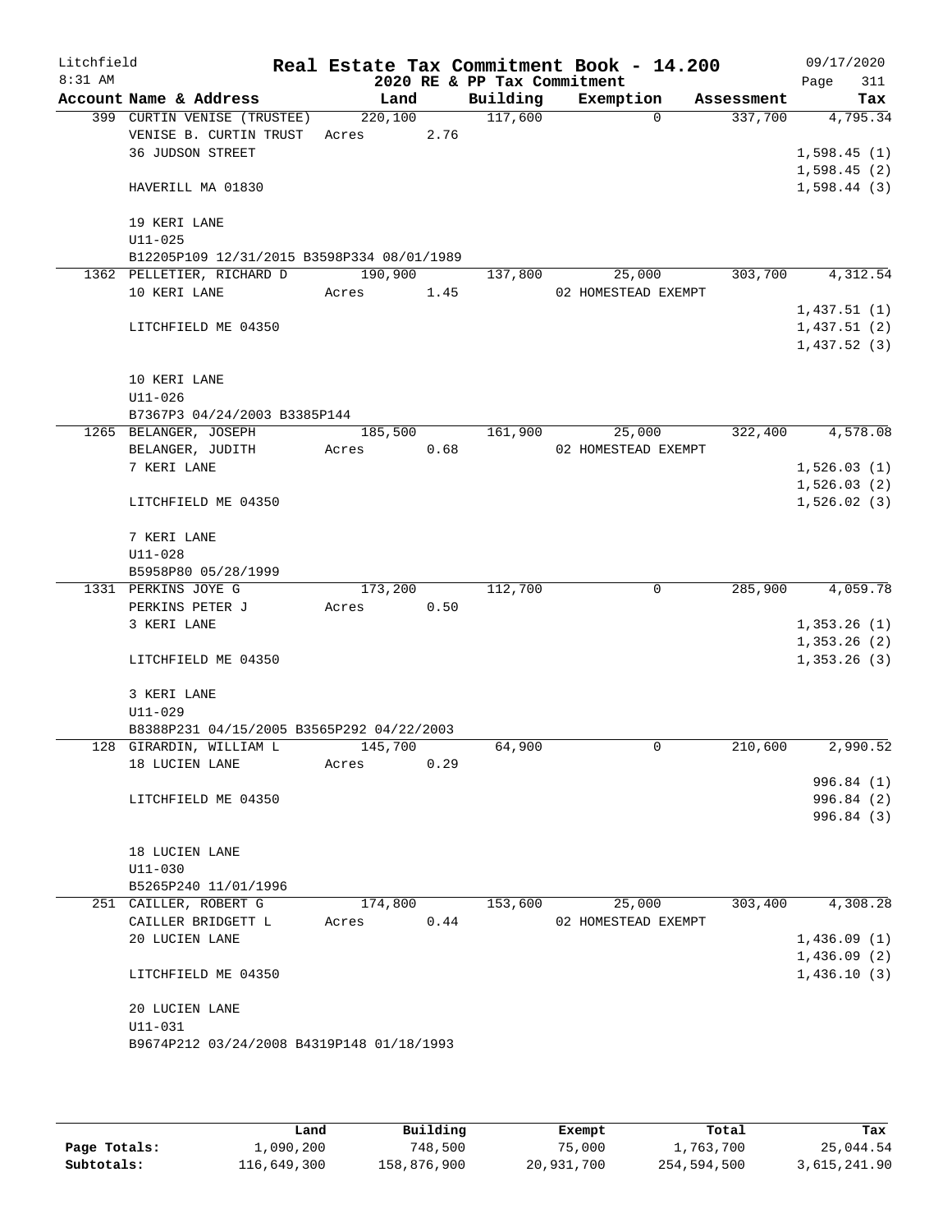Litchfield
8:31 AM

# Real Estate Tax Commitment Book - 14.200

## 2020 RE & PP Tax Commitment

09/17/2020
Page 311

| Account | Name & Address | Land | Building | Exemption | Assessment | Tax |
|---|---|---|---|---|---|---|
| 399 | CURTIN VENISE (TRUSTEE) | 220,100 | 117,600 | 0 | 337,700 | 4,795.34 |
| | VENISE B. CURTIN TRUST | Acres 2.76 | | | | |
| | 36 JUDSON STREET | | | | | 1,598.45 (1) |
| | | | | | | 1,598.45 (2) |
| | HAVERILL MA 01830 | | | | | 1,598.44 (3) |
| | 19 KERI LANE | | | | | |
| | U11-025 | | | | | |
| | B12205P109 12/31/2015 B3598P334 08/01/1989 | | | | | |
| 1362 | PELLETIER, RICHARD D | 190,900 | 137,800 | 25,000 | 303,700 | 4,312.54 |
| | 10 KERI LANE | Acres 1.45 | | 02 HOMESTEAD EXEMPT | | |
| | | | | | | 1,437.51 (1) |
| | LITCHFIELD ME 04350 | | | | | 1,437.51 (2) |
| | | | | | | 1,437.52 (3) |
| | 10 KERI LANE | | | | | |
| | U11-026 | | | | | |
| | B7367P3 04/24/2003 B3385P144 | | | | | |
| 1265 | BELANGER, JOSEPH | 185,500 | 161,900 | 25,000 | 322,400 | 4,578.08 |
| | BELANGER, JUDITH | Acres 0.68 | | 02 HOMESTEAD EXEMPT | | |
| | 7 KERI LANE | | | | | 1,526.03 (1) |
| | | | | | | 1,526.03 (2) |
| | LITCHFIELD ME 04350 | | | | | 1,526.02 (3) |
| | 7 KERI LANE | | | | | |
| | U11-028 | | | | | |
| | B5958P80 05/28/1999 | | | | | |
| 1331 | PERKINS JOYE G | 173,200 | 112,700 | 0 | 285,900 | 4,059.78 |
| | PERKINS PETER J | Acres 0.50 | | | | |
| | 3 KERI LANE | | | | | 1,353.26 (1) |
| | | | | | | 1,353.26 (2) |
| | LITCHFIELD ME 04350 | | | | | 1,353.26 (3) |
| | 3 KERI LANE | | | | | |
| | U11-029 | | | | | |
| | B8388P231 04/15/2005 B3565P292 04/22/2003 | | | | | |
| 128 | GIRARDIN, WILLIAM L | 145,700 | 64,900 | 0 | 210,600 | 2,990.52 |
| | 18 LUCIEN LANE | Acres 0.29 | | | | |
| | | | | | | 996.84 (1) |
| | LITCHFIELD ME 04350 | | | | | 996.84 (2) |
| | | | | | | 996.84 (3) |
| | 18 LUCIEN LANE | | | | | |
| | U11-030 | | | | | |
| | B5265P240 11/01/1996 | | | | | |
| 251 | CAILLER, ROBERT G | 174,800 | 153,600 | 25,000 | 303,400 | 4,308.28 |
| | CAILLER BRIDGETT L | Acres 0.44 | | 02 HOMESTEAD EXEMPT | | |
| | 20 LUCIEN LANE | | | | | 1,436.09 (1) |
| | | | | | | 1,436.09 (2) |
| | LITCHFIELD ME 04350 | | | | | 1,436.10 (3) |
| | 20 LUCIEN LANE | | | | | |
| | U11-031 | | | | | |
| | B9674P212 03/24/2008 B4319P148 01/18/1993 | | | | | |

| | Land | Building | Exempt | Total | Tax |
|---|---|---|---|---|---|
| Page Totals: | 1,090,200 | 748,500 | 75,000 | 1,763,700 | 25,044.54 |
| Subtotals: | 116,649,300 | 158,876,900 | 20,931,700 | 254,594,500 | 3,615,241.90 |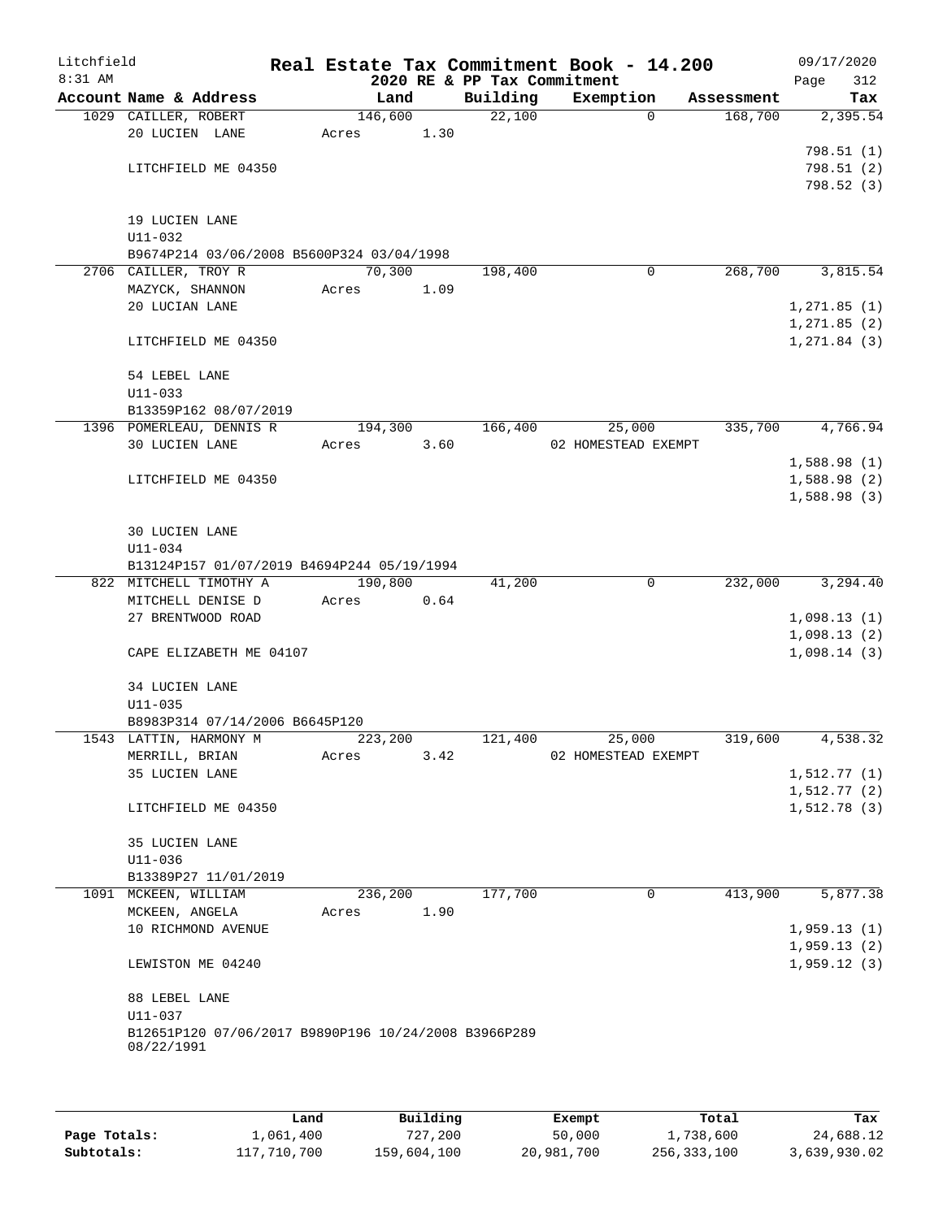# Real Estate Tax Commitment Book - 14.200

Litchfield
8:31 AM

2020 RE & PP Tax Commitment

09/17/2020

| Account Name & Address | Land | Building | Exemption | Assessment | Tax |
|---|---|---|---|---|---|
| 1029 CAILLER, ROBERT | 146,600 | 22,100 | 0 | 168,700 | 2,395.54 |
| 20 LUCIEN LANE | Acres 1.30 | | | | |
| | | | | | 798.51 (1) |
| LITCHFIELD ME 04350 | | | | | 798.51 (2) |
| | | | | | 798.52 (3) |
| 19 LUCIEN LANE | | | | | |
| U11-032 | | | | | |
| B9674P214 03/06/2008 B5600P324 03/04/1998 | | | | | |
| 2706 CAILLER, TROY R | 70,300 | 198,400 | 0 | 268,700 | 3,815.54 |
| MAZYCK, SHANNON | Acres 1.09 | | | | |
| 20 LUCIAN LANE | | | | | 1,271.85 (1) |
| | | | | | 1,271.85 (2) |
| LITCHFIELD ME 04350 | | | | | 1,271.84 (3) |
| 54 LEBEL LANE | | | | | |
| U11-033 | | | | | |
| B13359P162 08/07/2019 | | | | | |
| 1396 POMERLEAU, DENNIS R | 194,300 | 166,400 | 25,000 | 335,700 | 4,766.94 |
| 30 LUCIEN LANE | Acres 3.60 | | 02 HOMESTEAD EXEMPT | | |
| | | | | | 1,588.98 (1) |
| LITCHFIELD ME 04350 | | | | | 1,588.98 (2) |
| | | | | | 1,588.98 (3) |
| 30 LUCIEN LANE | | | | | |
| U11-034 | | | | | |
| B13124P157 01/07/2019 B4694P244 05/19/1994 | | | | | |
| 822 MITCHELL TIMOTHY A | 190,800 | 41,200 | 0 | 232,000 | 3,294.40 |
| MITCHELL DENISE D | Acres 0.64 | | | | |
| 27 BRENTWOOD ROAD | | | | | 1,098.13 (1) |
| | | | | | 1,098.13 (2) |
| CAPE ELIZABETH ME 04107 | | | | | 1,098.14 (3) |
| 34 LUCIEN LANE | | | | | |
| U11-035 | | | | | |
| B8983P314 07/14/2006 B6645P120 | | | | | |
| 1543 LATTIN, HARMONY M | 223,200 | 121,400 | 25,000 | 319,600 | 4,538.32 |
| MERRILL, BRIAN | Acres 3.42 | | 02 HOMESTEAD EXEMPT | | |
| 35 LUCIEN LANE | | | | | 1,512.77 (1) |
| | | | | | 1,512.77 (2) |
| LITCHFIELD ME 04350 | | | | | 1,512.78 (3) |
| 35 LUCIEN LANE | | | | | |
| U11-036 | | | | | |
| B13389P27 11/01/2019 | | | | | |
| 1091 MCKEEN, WILLIAM | 236,200 | 177,700 | 0 | 413,900 | 5,877.38 |
| MCKEEN, ANGELA | Acres 1.90 | | | | |
| 10 RICHMOND AVENUE | | | | | 1,959.13 (1) |
| | | | | | 1,959.13 (2) |
| LEWISTON ME 04240 | | | | | 1,959.12 (3) |
| 88 LEBEL LANE | | | | | |
| U11-037 | | | | | |
| B12651P120 07/06/2017 B9890P196 10/24/2008 B3966P289 08/22/1991 | | | | | |

| | Land | Building | Exempt | Total | Tax |
|---|---|---|---|---|---|
| Page Totals: | 1,061,400 | 727,200 | 50,000 | 1,738,600 | 24,688.12 |
| Subtotals: | 117,710,700 | 159,604,100 | 20,981,700 | 256,333,100 | 3,639,930.02 |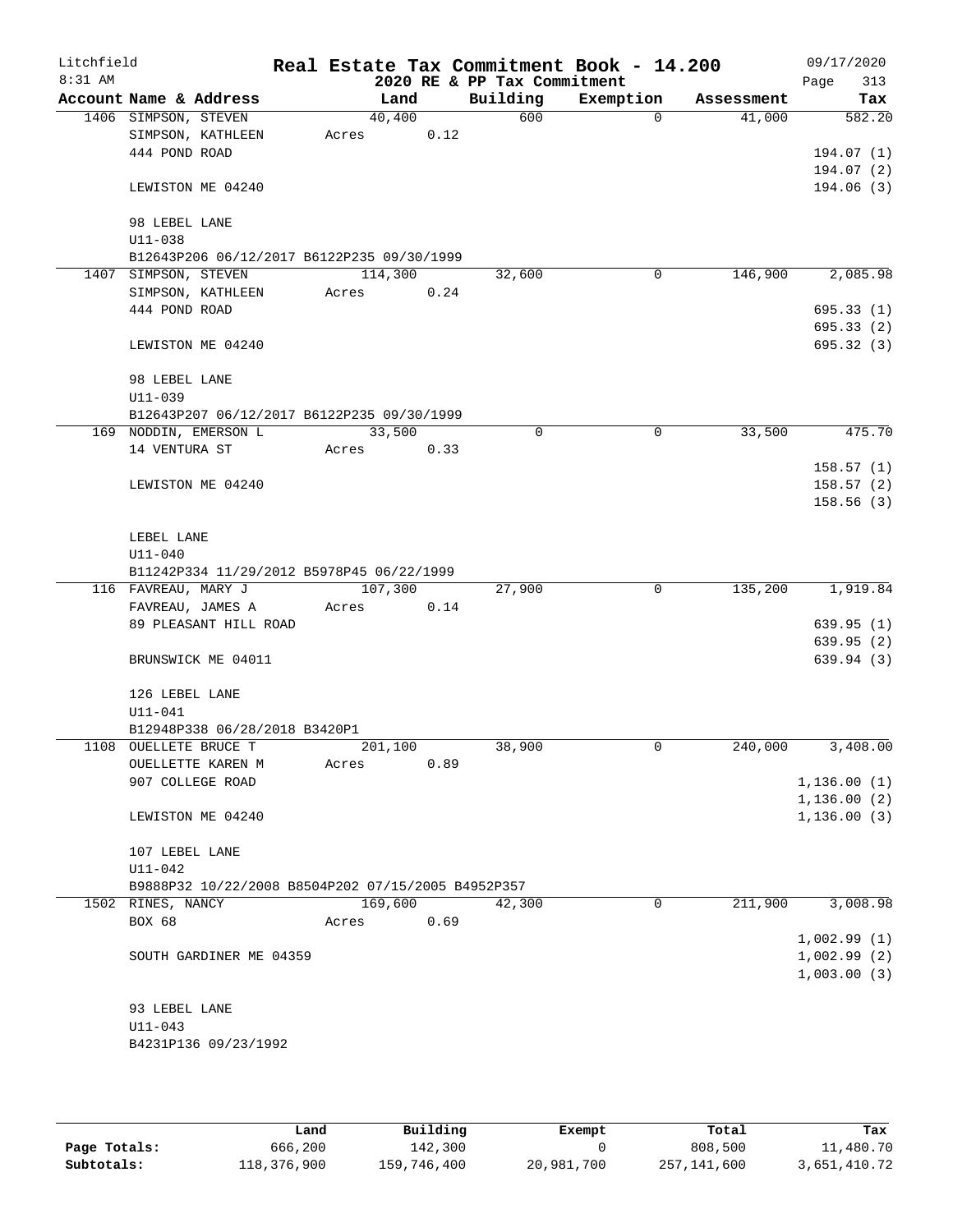# Real Estate Tax Commitment Book - 14.200

Litchfield 8:31 AM — 2020 RE & PP Tax Commitment — 09/17/2020

| Account Name & Address | Land | Building | Exemption | Assessment | Tax |
|---|---|---|---|---|---|
| 1406 SIMPSON, STEVEN | 40,400 | 600 | 0 | 41,000 | 582.20 |
| SIMPSON, KATHLEEN | Acres 0.12 | | | | |
| 444 POND ROAD | | | | | 194.07 (1) |
| | | | | | 194.07 (2) |
| LEWISTON ME 04240 | | | | | 194.06 (3) |
| 98 LEBEL LANE | | | | | |
| U11-038 | | | | | |
| B12643P206 06/12/2017 B6122P235 09/30/1999 | | | | | |
| 1407 SIMPSON, STEVEN | 114,300 | 32,600 | 0 | 146,900 | 2,085.98 |
| SIMPSON, KATHLEEN | Acres 0.24 | | | | |
| 444 POND ROAD | | | | | 695.33 (1) |
| | | | | | 695.33 (2) |
| LEWISTON ME 04240 | | | | | 695.32 (3) |
| 98 LEBEL LANE | | | | | |
| U11-039 | | | | | |
| B12643P207 06/12/2017 B6122P235 09/30/1999 | | | | | |
| 169 NODDIN, EMERSON L | 33,500 | 0 | 0 | 33,500 | 475.70 |
| 14 VENTURA ST | Acres 0.33 | | | | |
| | | | | | 158.57 (1) |
| LEWISTON ME 04240 | | | | | 158.57 (2) |
| | | | | | 158.56 (3) |
| LEBEL LANE | | | | | |
| U11-040 | | | | | |
| B11242P334 11/29/2012 B5978P45 06/22/1999 | | | | | |
| 116 FAVREAU, MARY J | 107,300 | 27,900 | 0 | 135,200 | 1,919.84 |
| FAVREAU, JAMES A | Acres 0.14 | | | | |
| 89 PLEASANT HILL ROAD | | | | | 639.95 (1) |
| | | | | | 639.95 (2) |
| BRUNSWICK ME 04011 | | | | | 639.94 (3) |
| 126 LEBEL LANE | | | | | |
| U11-041 | | | | | |
| B12948P338 06/28/2018 B3420P1 | | | | | |
| 1108 OUELLETE BRUCE T | 201,100 | 38,900 | 0 | 240,000 | 3,408.00 |
| OUELLETTE KAREN M | Acres 0.89 | | | | |
| 907 COLLEGE ROAD | | | | | 1,136.00 (1) |
| | | | | | 1,136.00 (2) |
| LEWISTON ME 04240 | | | | | 1,136.00 (3) |
| 107 LEBEL LANE | | | | | |
| U11-042 | | | | | |
| B9888P32 10/22/2008 B8504P202 07/15/2005 B4952P357 | | | | | |
| 1502 RINES, NANCY | 169,600 | 42,300 | 0 | 211,900 | 3,008.98 |
| BOX 68 | Acres 0.69 | | | | |
| | | | | | 1,002.99 (1) |
| SOUTH GARDINER ME 04359 | | | | | 1,002.99 (2) |
| | | | | | 1,003.00 (3) |
| 93 LEBEL LANE | | | | | |
| U11-043 | | | | | |
| B4231P136 09/23/1992 | | | | | |

| | Land | Building | Exempt | Total | Tax |
|---|---|---|---|---|---|
| **Page Totals:** | 666,200 | 142,300 | 0 | 808,500 | 11,480.70 |
| **Subtotals:** | 118,376,900 | 159,746,400 | 20,981,700 | 257,141,600 | 3,651,410.72 |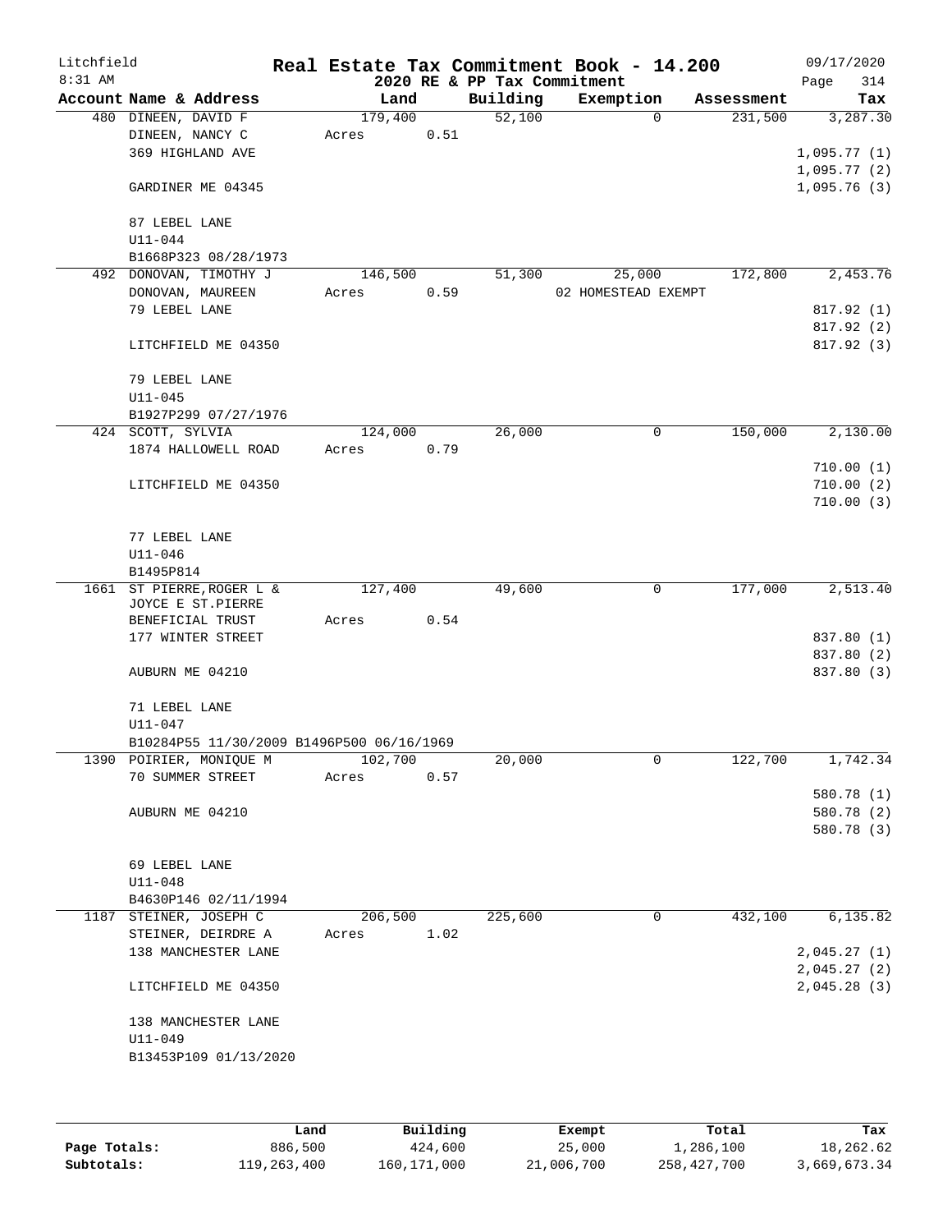Litchfield
8:31 AM

**Real Estate Tax Commitment Book - 14.200**
**2020 RE & PP Tax Commitment**

09/17/2020

| Account Name & Address | Land | Building | Exemption | Assessment | Tax |
|---|---|---|---|---|---|
| 480 DINEEN, DAVID F | 179,400 | 52,100 | 0 | 231,500 | 3,287.30 |
| DINEEN, NANCY C | Acres 0.51 | | | | |
| 369 HIGHLAND AVE | | | | | 1,095.77 (1) |
| | | | | | 1,095.77 (2) |
| GARDINER ME 04345 | | | | | 1,095.76 (3) |
| 87 LEBEL LANE | | | | | |
| U11-044 | | | | | |
| B1668P323 08/28/1973 | | | | | |
| 492 DONOVAN, TIMOTHY J | 146,500 | 51,300 | 25,000 | 172,800 | 2,453.76 |
| DONOVAN, MAUREEN | Acres 0.59 | | 02 HOMESTEAD EXEMPT | | |
| 79 LEBEL LANE | | | | | 817.92 (1) |
| | | | | | 817.92 (2) |
| LITCHFIELD ME 04350 | | | | | 817.92 (3) |
| 79 LEBEL LANE | | | | | |
| U11-045 | | | | | |
| B1927P299 07/27/1976 | | | | | |
| 424 SCOTT, SYLVIA | 124,000 | 26,000 | 0 | 150,000 | 2,130.00 |
| 1874 HALLOWELL ROAD | Acres 0.79 | | | | |
| | | | | | 710.00 (1) |
| LITCHFIELD ME 04350 | | | | | 710.00 (2) |
| | | | | | 710.00 (3) |
| 77 LEBEL LANE | | | | | |
| U11-046 | | | | | |
| B1495P814 | | | | | |
| 1661 ST PIERRE,ROGER L & | 127,400 | 49,600 | 0 | 177,000 | 2,513.40 |
| JOYCE E ST.PIERRE | | | | | |
| BENEFICIAL TRUST | Acres 0.54 | | | | |
| 177 WINTER STREET | | | | | 837.80 (1) |
| | | | | | 837.80 (2) |
| AUBURN ME 04210 | | | | | 837.80 (3) |
| 71 LEBEL LANE | | | | | |
| U11-047 | | | | | |
| B10284P55 11/30/2009 B1496P500 06/16/1969 | | | | | |
| 1390 POIRIER, MONIQUE M | 102,700 | 20,000 | 0 | 122,700 | 1,742.34 |
| 70 SUMMER STREET | Acres 0.57 | | | | |
| | | | | | 580.78 (1) |
| AUBURN ME 04210 | | | | | 580.78 (2) |
| | | | | | 580.78 (3) |
| 69 LEBEL LANE | | | | | |
| U11-048 | | | | | |
| B4630P146 02/11/1994 | | | | | |
| 1187 STEINER, JOSEPH C | 206,500 | 225,600 | 0 | 432,100 | 6,135.82 |
| STEINER, DEIRDRE A | Acres 1.02 | | | | |
| 138 MANCHESTER LANE | | | | | 2,045.27 (1) |
| | | | | | 2,045.27 (2) |
| LITCHFIELD ME 04350 | | | | | 2,045.28 (3) |
| 138 MANCHESTER LANE | | | | | |
| U11-049 | | | | | |
| B13453P109 01/13/2020 | | | | | |

| | Land | Building | Exempt | Total | Tax |
|---|---|---|---|---|---|
| Page Totals: | 886,500 | 424,600 | 25,000 | 1,286,100 | 18,262.62 |
| Subtotals: | 119,263,400 | 160,171,000 | 21,006,700 | 258,427,700 | 3,669,673.34 |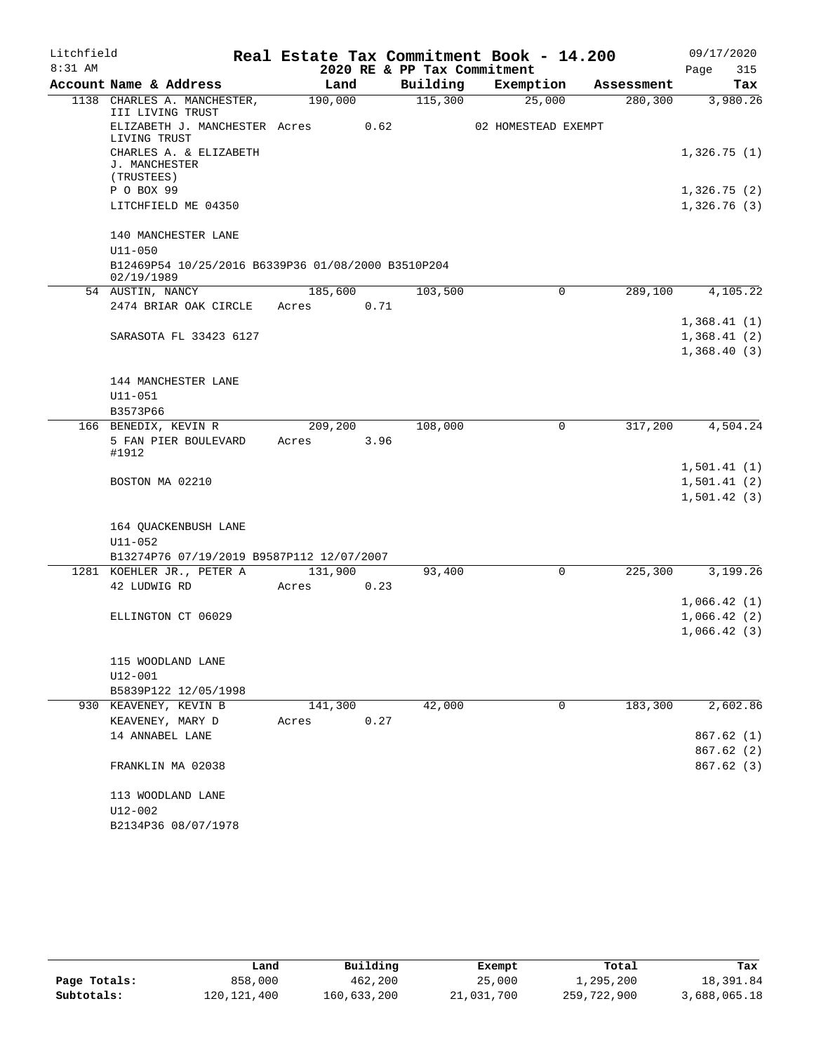Litchfield
8:31 AM

**Real Estate Tax Commitment Book - 14.200**
**2020 RE & PP Tax Commitment**

09/17/2020
Page 315

| Account Name & Address | Land | Building | Exemption | Assessment | Tax |
|---|---|---|---|---|---|
| 1138 CHARLES A. MANCHESTER, III LIVING TRUST | 190,000 | 115,300 | 25,000 | 280,300 | 3,980.26 |
| ELIZABETH J. MANCHESTER LIVING TRUST | Acres 0.62 | | 02 HOMESTEAD EXEMPT | | |
| CHARLES A. & ELIZABETH J. MANCHESTER (TRUSTEES) | | | | | 1,326.75 (1) |
| P O BOX 99 | | | | | 1,326.75 (2) |
| LITCHFIELD ME 04350 | | | | | 1,326.76 (3) |
| 140 MANCHESTER LANE | | | | | |
| U11-050 | | | | | |
| B12469P54 10/25/2016 B6339P36 01/08/2000 B3510P204 02/19/1989 | | | | | |
| 54 AUSTIN, NANCY | 185,600 | 103,500 | 0 | 289,100 | 4,105.22 |
| 2474 BRIAR OAK CIRCLE | Acres 0.71 | | | | |
| | | | | | 1,368.41 (1) |
| SARASOTA FL 33423 6127 | | | | | 1,368.41 (2) |
| | | | | | 1,368.40 (3) |
| 144 MANCHESTER LANE | | | | | |
| U11-051 | | | | | |
| B3573P66 | | | | | |
| 166 BENEDIX, KEVIN R | 209,200 | 108,000 | 0 | 317,200 | 4,504.24 |
| 5 FAN PIER BOULEVARD #1912 | Acres 3.96 | | | | |
| | | | | | 1,501.41 (1) |
| BOSTON MA 02210 | | | | | 1,501.41 (2) |
| | | | | | 1,501.42 (3) |
| 164 QUACKENBUSH LANE | | | | | |
| U11-052 | | | | | |
| B13274P76 07/19/2019 B9587P112 12/07/2007 | | | | | |
| 1281 KOEHLER JR., PETER A | 131,900 | 93,400 | 0 | 225,300 | 3,199.26 |
| 42 LUDWIG RD | Acres 0.23 | | | | |
| | | | | | 1,066.42 (1) |
| ELLINGTON CT 06029 | | | | | 1,066.42 (2) |
| | | | | | 1,066.42 (3) |
| 115 WOODLAND LANE | | | | | |
| U12-001 | | | | | |
| B5839P122 12/05/1998 | | | | | |
| 930 KEAVENEY, KEVIN B | 141,300 | 42,000 | 0 | 183,300 | 2,602.86 |
| KEAVENEY, MARY D | Acres 0.27 | | | | |
| 14 ANNABEL LANE | | | | | 867.62 (1) |
| | | | | | 867.62 (2) |
| FRANKLIN MA 02038 | | | | | 867.62 (3) |
| 113 WOODLAND LANE | | | | | |
| U12-002 | | | | | |
| B2134P36 08/07/1978 | | | | | |

| | Land | Building | Exempt | Total | Tax |
|---|---|---|---|---|---|
| Page Totals: | 858,000 | 462,200 | 25,000 | 1,295,200 | 18,391.84 |
| Subtotals: | 120,121,400 | 160,633,200 | 21,031,700 | 259,722,900 | 3,688,065.18 |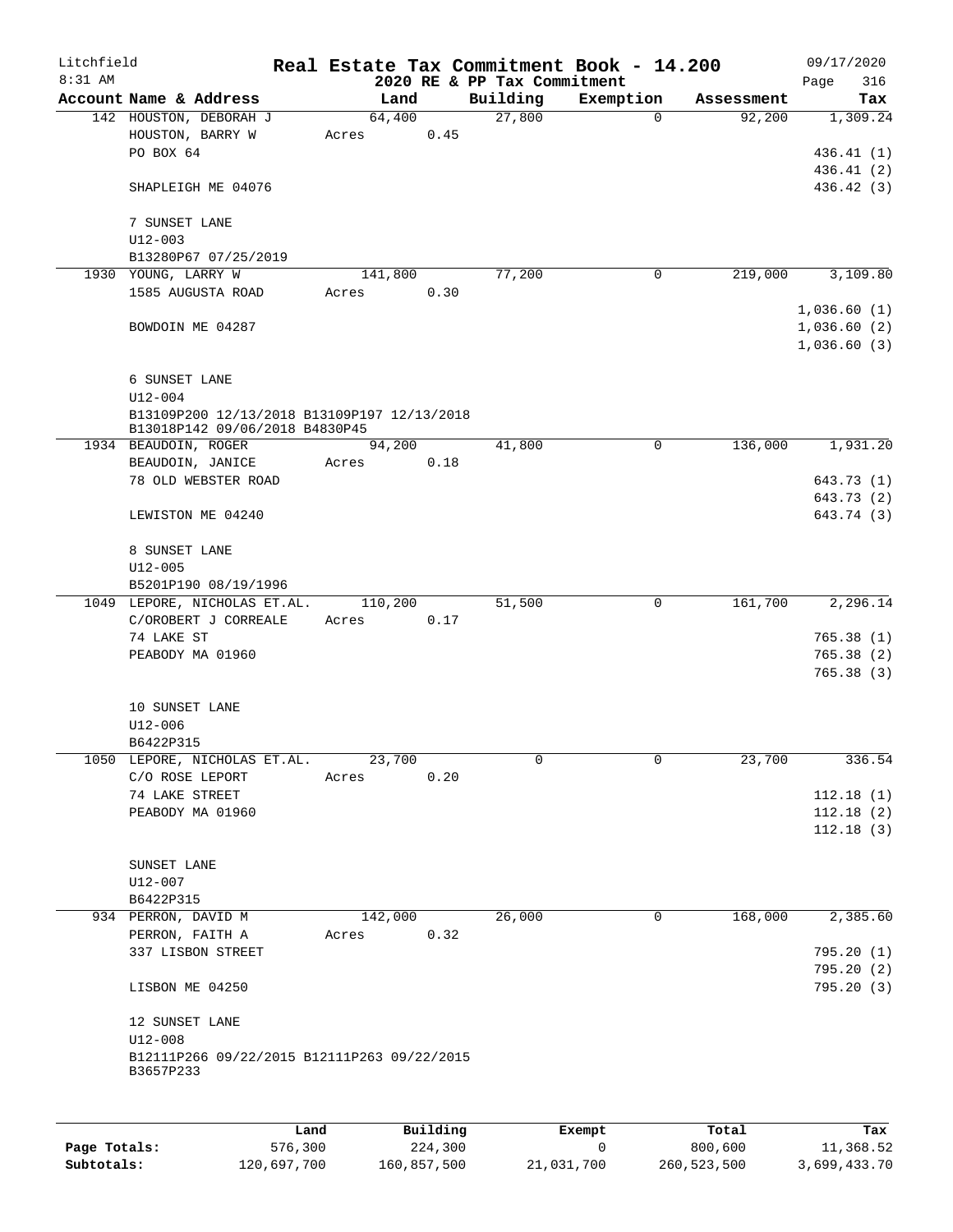Litchfield 8:31 AM

# Real Estate Tax Commitment Book - 14.200

## 2020 RE & PP Tax Commitment

09/17/2020 Page 316

| Account Name & Address | Land | Building | Exemption | Assessment | Tax |
|---|---|---|---|---|---|
| 142 HOUSTON, DEBORAH J | 64,400 | 27,800 | 0 | 92,200 | 1,309.24 |
| HOUSTON, BARRY W | Acres 0.45 | | | | |
| PO BOX 64 | | | | | 436.41 (1) |
| | | | | | 436.41 (2) |
| SHAPLEIGH ME 04076 | | | | | 436.42 (3) |
| 7 SUNSET LANE | | | | | |
| U12-003 | | | | | |
| B13280P67 07/25/2019 | | | | | |
| 1930 YOUNG, LARRY W | 141,800 | 77,200 | 0 | 219,000 | 3,109.80 |
| 1585 AUGUSTA ROAD | Acres 0.30 | | | | |
| | | | | | 1,036.60 (1) |
| BOWDOIN ME 04287 | | | | | 1,036.60 (2) |
| | | | | | 1,036.60 (3) |
| 6 SUNSET LANE | | | | | |
| U12-004 | | | | | |
| B13109P200 12/13/2018 B13109P197 12/13/2018 B13018P142 09/06/2018 B4830P45 | | | | | |
| 1934 BEAUDOIN, ROGER | 94,200 | 41,800 | 0 | 136,000 | 1,931.20 |
| BEAUDOIN, JANICE | Acres 0.18 | | | | |
| 78 OLD WEBSTER ROAD | | | | | 643.73 (1) |
| | | | | | 643.73 (2) |
| LEWISTON ME 04240 | | | | | 643.74 (3) |
| 8 SUNSET LANE | | | | | |
| U12-005 | | | | | |
| B5201P190 08/19/1996 | | | | | |
| 1049 LEPORE, NICHOLAS ET.AL. | 110,200 | 51,500 | 0 | 161,700 | 2,296.14 |
| C/OROBERT J CORREALE | Acres 0.17 | | | | |
| 74 LAKE ST | | | | | 765.38 (1) |
| PEABODY MA 01960 | | | | | 765.38 (2) |
| | | | | | 765.38 (3) |
| 10 SUNSET LANE | | | | | |
| U12-006 | | | | | |
| B6422P315 | | | | | |
| 1050 LEPORE, NICHOLAS ET.AL. | 23,700 | 0 | 0 | 23,700 | 336.54 |
| C/O ROSE LEPORT | Acres 0.20 | | | | |
| 74 LAKE STREET | | | | | 112.18 (1) |
| PEABODY MA 01960 | | | | | 112.18 (2) |
| | | | | | 112.18 (3) |
| SUNSET LANE | | | | | |
| U12-007 | | | | | |
| B6422P315 | | | | | |
| 934 PERRON, DAVID M | 142,000 | 26,000 | 0 | 168,000 | 2,385.60 |
| PERRON, FAITH A | Acres 0.32 | | | | |
| 337 LISBON STREET | | | | | 795.20 (1) |
| | | | | | 795.20 (2) |
| LISBON ME 04250 | | | | | 795.20 (3) |
| 12 SUNSET LANE | | | | | |
| U12-008 | | | | | |
| B12111P266 09/22/2015 B12111P263 09/22/2015 B3657P233 | | | | | |

| | Land | Building | Exempt | Total | Tax |
|---|---|---|---|---|---|
| Page Totals: | 576,300 | 224,300 | 0 | 800,600 | 11,368.52 |
| Subtotals: | 120,697,700 | 160,857,500 | 21,031,700 | 260,523,500 | 3,699,433.70 |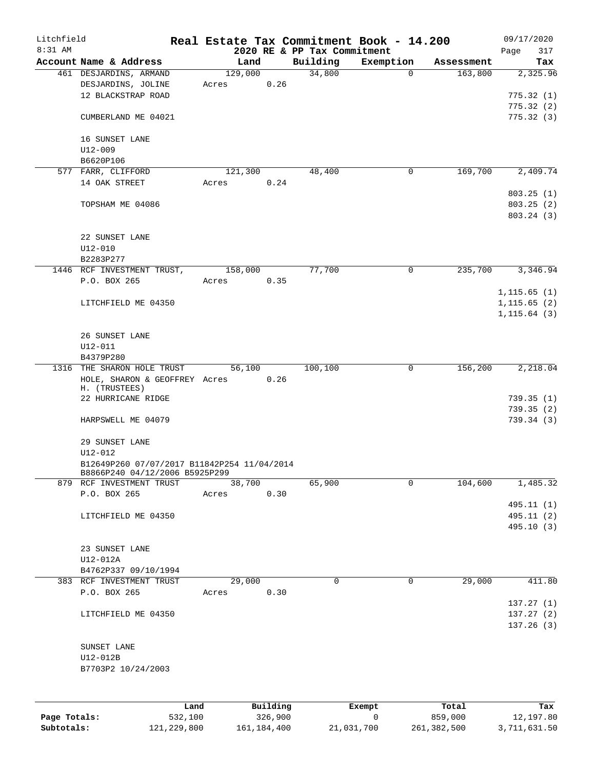Litchfield
8:31 AM

**Real Estate Tax Commitment Book - 14.200**
**2020 RE & PP Tax Commitment**

09/17/2020

| Account Name & Address | Land | Building | Exemption | Assessment | Tax |
|---|---|---|---|---|---|
| 461 DESJARDINS, ARMAND | 129,000 | 34,800 | 0 | 163,800 | 2,325.96 |
| DESJARDINS, JOLINE | Acres 0.26 | | | | |
| 12 BLACKSTRAP ROAD | | | | | 775.32 (1) |
| | | | | | 775.32 (2) |
| CUMBERLAND ME 04021 | | | | | 775.32 (3) |
| 16 SUNSET LANE | | | | | |
| U12-009 | | | | | |
| B6620P106 | | | | | |
| 577 FARR, CLIFFORD | 121,300 | 48,400 | 0 | 169,700 | 2,409.74 |
| 14 OAK STREET | Acres 0.24 | | | | |
| | | | | | 803.25 (1) |
| TOPSHAM ME 04086 | | | | | 803.25 (2) |
| | | | | | 803.24 (3) |
| 22 SUNSET LANE | | | | | |
| U12-010 | | | | | |
| B2283P277 | | | | | |
| 1446 RCF INVESTMENT TRUST, | 158,000 | 77,700 | 0 | 235,700 | 3,346.94 |
| P.O. BOX 265 | Acres 0.35 | | | | |
| | | | | | 1,115.65 (1) |
| LITCHFIELD ME 04350 | | | | | 1,115.65 (2) |
| | | | | | 1,115.64 (3) |
| 26 SUNSET LANE | | | | | |
| U12-011 | | | | | |
| B4379P280 | | | | | |
| 1316 THE SHARON HOLE TRUST | 56,100 | 100,100 | 0 | 156,200 | 2,218.04 |
| HOLE, SHARON & GEOFFREY H. (TRUSTEES) | Acres 0.26 | | | | |
| 22 HURRICANE RIDGE | | | | | 739.35 (1) |
| | | | | | 739.35 (2) |
| HARPSWELL ME 04079 | | | | | 739.34 (3) |
| 29 SUNSET LANE | | | | | |
| U12-012 | | | | | |
| B12649P260 07/07/2017 B11842P254 11/04/2014 B8866P240 04/12/2006 B5925P299 | | | | | |
| 879 RCF INVESTMENT TRUST | 38,700 | 65,900 | 0 | 104,600 | 1,485.32 |
| P.O. BOX 265 | Acres 0.30 | | | | |
| | | | | | 495.11 (1) |
| LITCHFIELD ME 04350 | | | | | 495.11 (2) |
| | | | | | 495.10 (3) |
| 23 SUNSET LANE | | | | | |
| U12-012A | | | | | |
| B4762P337 09/10/1994 | | | | | |
| 383 RCF INVESTMENT TRUST | 29,000 | 0 | 0 | 29,000 | 411.80 |
| P.O. BOX 265 | Acres 0.30 | | | | |
| | | | | | 137.27 (1) |
| LITCHFIELD ME 04350 | | | | | 137.27 (2) |
| | | | | | 137.26 (3) |
| SUNSET LANE | | | | | |
| U12-012B | | | | | |
| B7703P2 10/24/2003 | | | | | |

| | Land | Building | Exempt | Total | Tax |
|---|---|---|---|---|---|
| **Page Totals:** | 532,100 | 326,900 | 0 | 859,000 | 12,197.80 |
| **Subtotals:** | 121,229,800 | 161,184,400 | 21,031,700 | 261,382,500 | 3,711,631.50 |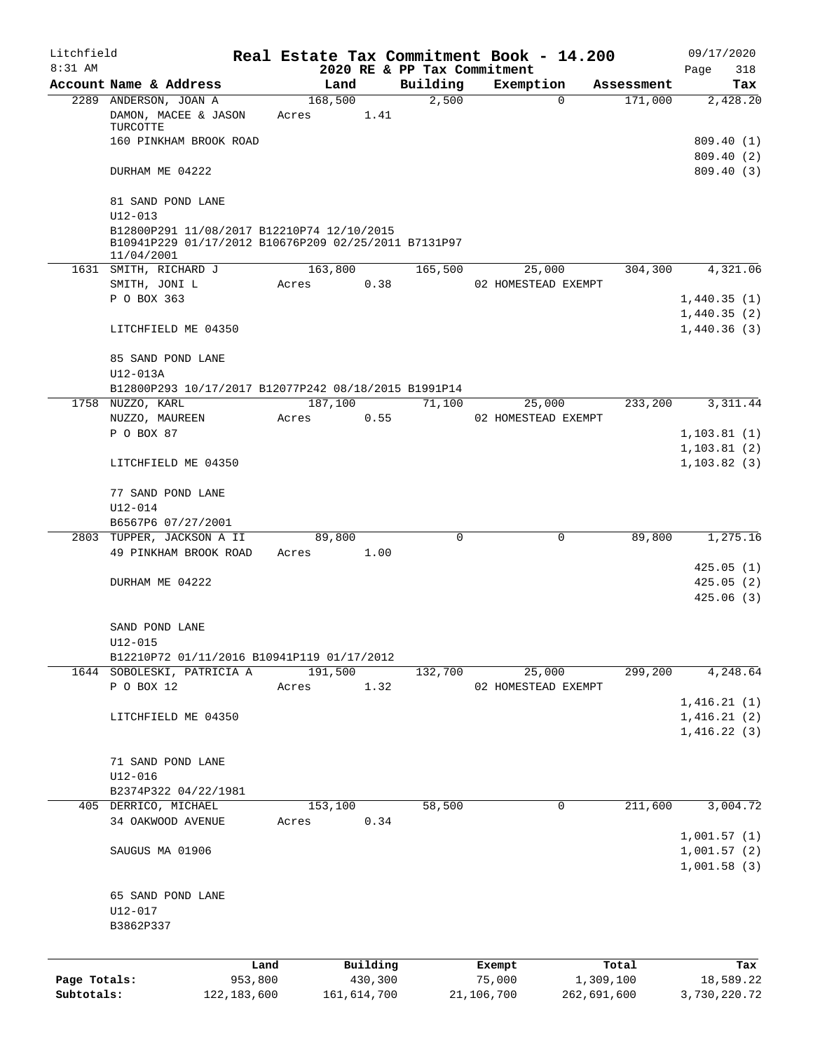Litchfield
8:31 AM

# Real Estate Tax Commitment Book - 14.200

## 2020 RE & PP Tax Commitment

09/17/2020
Page 318

| Account Name & Address | Land | Building | Exemption | Assessment | Tax |
|---|---|---|---|---|---|
| 2289 ANDERSON, JOAN A | 168,500 | 2,500 | 0 | 171,000 | 2,428.20 |
| DAMON, MACEE & JASON TURCOTTE | Acres 1.41 | | | | |
| 160 PINKHAM BROOK ROAD | | | | | 809.40 (1) |
| | | | | | 809.40 (2) |
| DURHAM ME 04222 | | | | | 809.40 (3) |
| 81 SAND POND LANE | | | | | |
| U12-013 | | | | | |
| B12800P291 11/08/2017 B12210P74 12/10/2015 B10941P229 01/17/2012 B10676P209 02/25/2011 B7131P97 11/04/2001 | | | | | |
| 1631 SMITH, RICHARD J | 163,800 | 165,500 | 25,000 | 304,300 | 4,321.06 |
| SMITH, JONI L | Acres 0.38 | | 02 HOMESTEAD EXEMPT | | |
| P O BOX 363 | | | | | 1,440.35 (1) |
| | | | | | 1,440.35 (2) |
| LITCHFIELD ME 04350 | | | | | 1,440.36 (3) |
| 85 SAND POND LANE | | | | | |
| U12-013A | | | | | |
| B12800P293 10/17/2017 B12077P242 08/18/2015 B1991P14 | | | | | |
| 1758 NUZZO, KARL | 187,100 | 71,100 | 25,000 | 233,200 | 3,311.44 |
| NUZZO, MAUREEN | Acres 0.55 | | 02 HOMESTEAD EXEMPT | | |
| P O BOX 87 | | | | | 1,103.81 (1) |
| | | | | | 1,103.81 (2) |
| LITCHFIELD ME 04350 | | | | | 1,103.82 (3) |
| 77 SAND POND LANE | | | | | |
| U12-014 | | | | | |
| B6567P6 07/27/2001 | | | | | |
| 2803 TUPPER, JACKSON A II | 89,800 | 0 | 0 | 89,800 | 1,275.16 |
| 49 PINKHAM BROOK ROAD | Acres 1.00 | | | | |
| | | | | | 425.05 (1) |
| DURHAM ME 04222 | | | | | 425.05 (2) |
| | | | | | 425.06 (3) |
| SAND POND LANE | | | | | |
| U12-015 | | | | | |
| B12210P72 01/11/2016 B10941P119 01/17/2012 | | | | | |
| 1644 SOBOLESKI, PATRICIA A | 191,500 | 132,700 | 25,000 | 299,200 | 4,248.64 |
| P O BOX 12 | Acres 1.32 | | 02 HOMESTEAD EXEMPT | | |
| | | | | | 1,416.21 (1) |
| LITCHFIELD ME 04350 | | | | | 1,416.21 (2) |
| | | | | | 1,416.22 (3) |
| 71 SAND POND LANE | | | | | |
| U12-016 | | | | | |
| B2374P322 04/22/1981 | | | | | |
| 405 DERRICO, MICHAEL | 153,100 | 58,500 | 0 | 211,600 | 3,004.72 |
| 34 OAKWOOD AVENUE | Acres 0.34 | | | | |
| | | | | | 1,001.57 (1) |
| SAUGUS MA 01906 | | | | | 1,001.57 (2) |
| | | | | | 1,001.58 (3) |
| 65 SAND POND LANE | | | | | |
| U12-017 | | | | | |
| B3862P337 | | | | | |

| | Land | Building | Exempt | Total | Tax |
|---|---|---|---|---|---|
| Page Totals: | 953,800 | 430,300 | 75,000 | 1,309,100 | 18,589.22 |
| Subtotals: | 122,183,600 | 161,614,700 | 21,106,700 | 262,691,600 | 3,730,220.72 |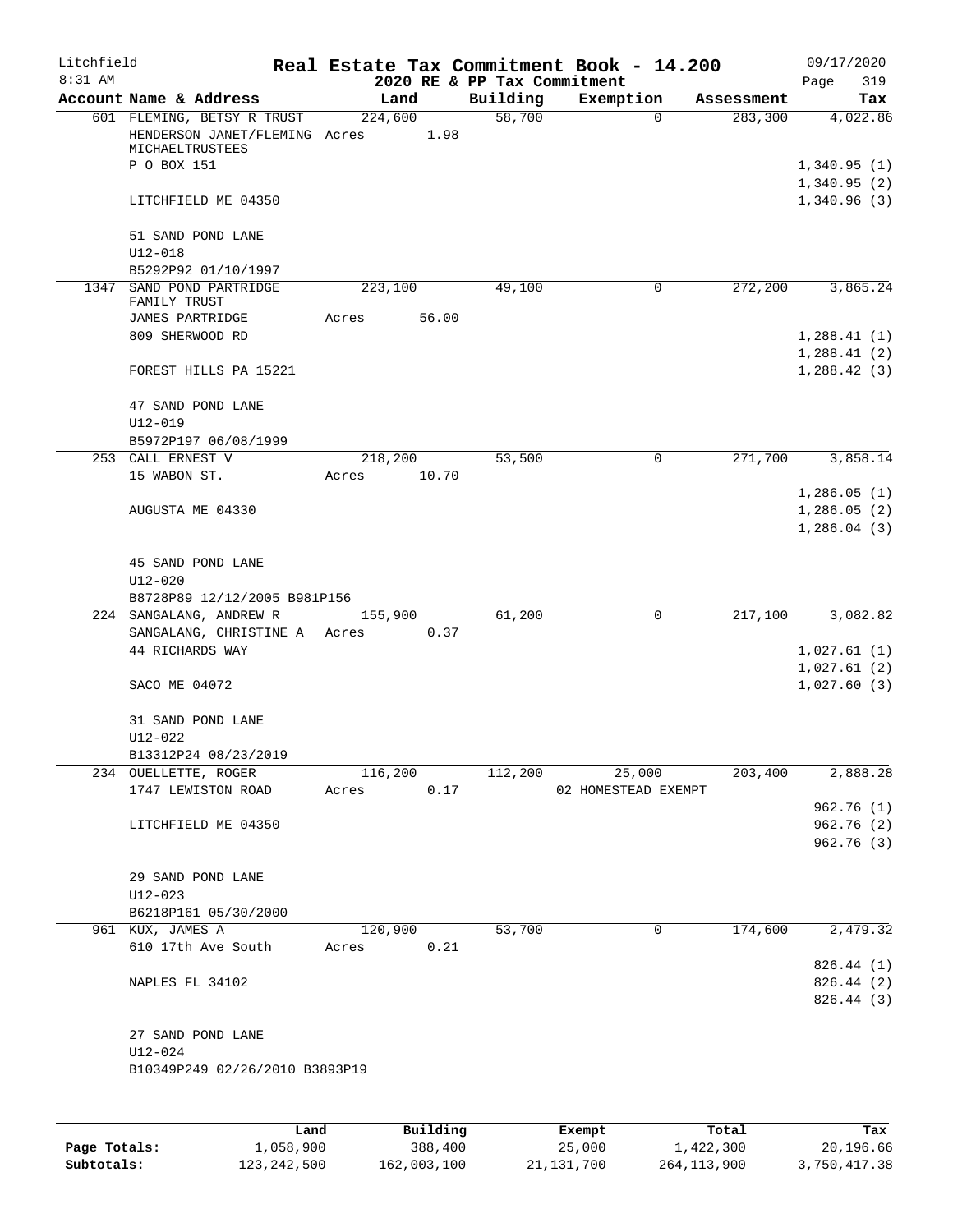Litchfield
8:31 AM

# Real Estate Tax Commitment Book - 14.200

2020 RE & PP Tax Commitment

09/17/2020
Page 319

| Account Name & Address | Land | Building | Exemption | Assessment | Tax |
|---|---|---|---|---|---|
| 601 FLEMING, BETSY R TRUST | 224,600 | 58,700 | 0 | 283,300 | 4,022.86 |
| HENDERSON JANET/FLEMING MICHAELTRUSTEES | Acres 1.98 | | | | |
| P O BOX 151 | | | | | 1,340.95 (1) |
| | | | | | 1,340.95 (2) |
| LITCHFIELD ME 04350 | | | | | 1,340.96 (3) |
| 51 SAND POND LANE | | | | | |
| U12-018 | | | | | |
| B5292P92 01/10/1997 | | | | | |
| 1347 SAND POND PARTRIDGE FAMILY TRUST | 223,100 | 49,100 | 0 | 272,200 | 3,865.24 |
| JAMES PARTRIDGE | Acres 56.00 | | | | |
| 809 SHERWOOD RD | | | | | 1,288.41 (1) |
| | | | | | 1,288.41 (2) |
| FOREST HILLS PA 15221 | | | | | 1,288.42 (3) |
| 47 SAND POND LANE | | | | | |
| U12-019 | | | | | |
| B5972P197 06/08/1999 | | | | | |
| 253 CALL ERNEST V | 218,200 | 53,500 | 0 | 271,700 | 3,858.14 |
| 15 WABON ST. | Acres 10.70 | | | | |
| | | | | | 1,286.05 (1) |
| AUGUSTA ME 04330 | | | | | 1,286.05 (2) |
| | | | | | 1,286.04 (3) |
| 45 SAND POND LANE | | | | | |
| U12-020 | | | | | |
| B8728P89 12/12/2005 B981P156 | | | | | |
| 224 SANGALANG, ANDREW R | 155,900 | 61,200 | 0 | 217,100 | 3,082.82 |
| SANGALANG, CHRISTINE A | Acres 0.37 | | | | |
| 44 RICHARDS WAY | | | | | 1,027.61 (1) |
| | | | | | 1,027.61 (2) |
| SACO ME 04072 | | | | | 1,027.60 (3) |
| 31 SAND POND LANE | | | | | |
| U12-022 | | | | | |
| B13312P24 08/23/2019 | | | | | |
| 234 OUELLETTE, ROGER | 116,200 | 112,200 | 25,000 | 203,400 | 2,888.28 |
| 1747 LEWISTON ROAD | Acres 0.17 | | 02 HOMESTEAD EXEMPT | | |
| | | | | | 962.76 (1) |
| LITCHFIELD ME 04350 | | | | | 962.76 (2) |
| | | | | | 962.76 (3) |
| 29 SAND POND LANE | | | | | |
| U12-023 | | | | | |
| B6218P161 05/30/2000 | | | | | |
| 961 KUX, JAMES A | 120,900 | 53,700 | 0 | 174,600 | 2,479.32 |
| 610 17th Ave South | Acres 0.21 | | | | |
| | | | | | 826.44 (1) |
| NAPLES FL 34102 | | | | | 826.44 (2) |
| | | | | | 826.44 (3) |
| 27 SAND POND LANE | | | | | |
| U12-024 | | | | | |
| B10349P249 02/26/2010 B3893P19 | | | | | |

| | Land | Building | Exempt | Total | Tax |
|---|---|---|---|---|---|
| Page Totals: | 1,058,900 | 388,400 | 25,000 | 1,422,300 | 20,196.66 |
| Subtotals: | 123,242,500 | 162,003,100 | 21,131,700 | 264,113,900 | 3,750,417.38 |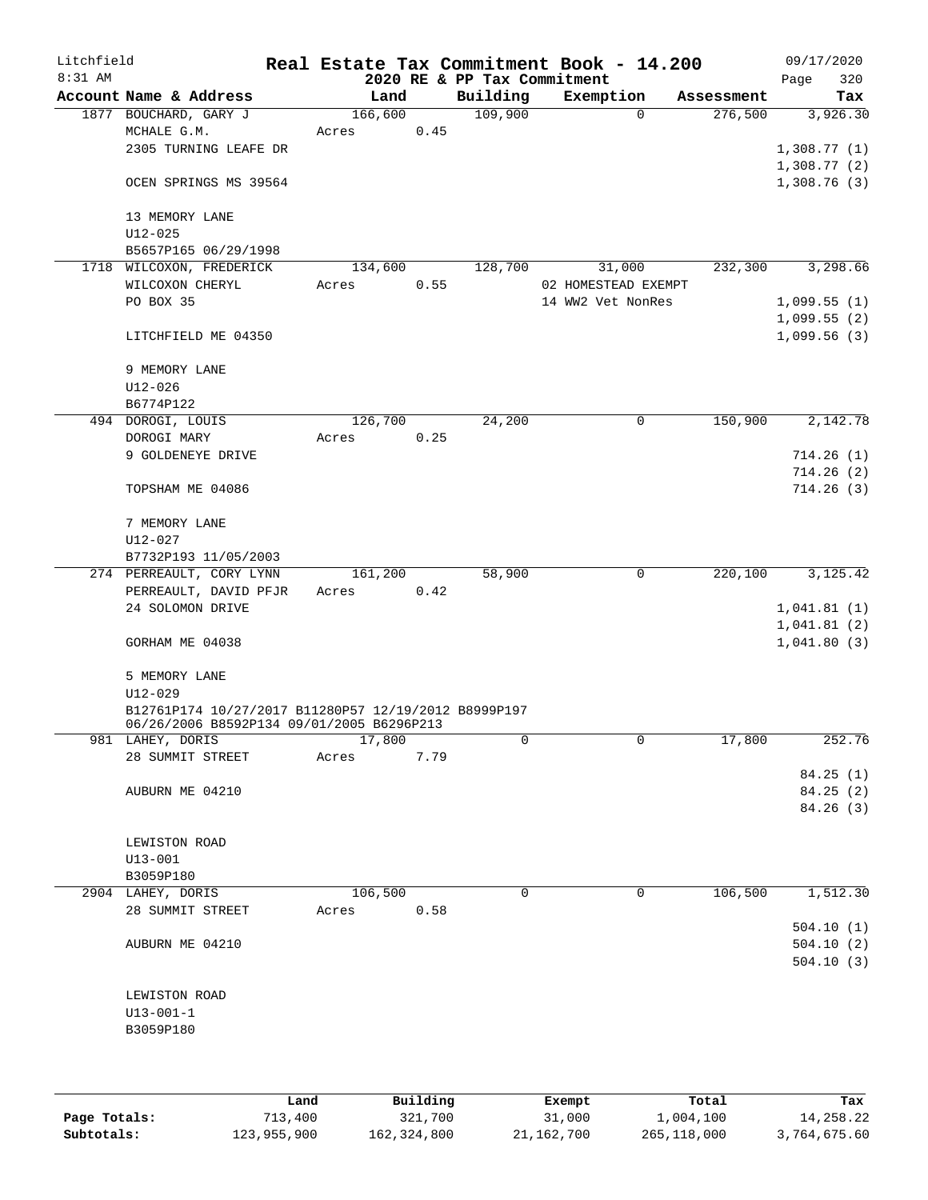Litchfield
8:31 AM

# Real Estate Tax Commitment Book - 14.200

## 2020 RE & PP Tax Commitment

09/17/2020
Page 320

| Account Name & Address | Land | Building | Exemption | Assessment | Tax |
|---|---|---|---|---|---|
| 1877 BOUCHARD, GARY J | 166,600 | 109,900 | 0 | 276,500 | 3,926.30 |
| MCHALE G.M. | Acres 0.45 | | | | |
| 2305 TURNING LEAFE DR | | | | | 1,308.77 (1) |
| | | | | | 1,308.77 (2) |
| OCEN SPRINGS MS 39564 | | | | | 1,308.76 (3) |
| 13 MEMORY LANE | | | | | |
| U12-025 | | | | | |
| B5657P165 06/29/1998 | | | | | |
| 1718 WILCOXON, FREDERICK | 134,600 | 128,700 | 31,000 | 232,300 | 3,298.66 |
| WILCOXON CHERYL | Acres 0.55 | | 02 HOMESTEAD EXEMPT | | |
| PO BOX 35 | | | 14 WW2 Vet NonRes | | 1,099.55 (1) |
| | | | | | 1,099.55 (2) |
| LITCHFIELD ME 04350 | | | | | 1,099.56 (3) |
| 9 MEMORY LANE | | | | | |
| U12-026 | | | | | |
| B6774P122 | | | | | |
| 494 DOROGI, LOUIS | 126,700 | 24,200 | 0 | 150,900 | 2,142.78 |
| DOROGI MARY | Acres 0.25 | | | | |
| 9 GOLDENEYE DRIVE | | | | | 714.26 (1) |
| | | | | | 714.26 (2) |
| TOPSHAM ME 04086 | | | | | 714.26 (3) |
| 7 MEMORY LANE | | | | | |
| U12-027 | | | | | |
| B7732P193 11/05/2003 | | | | | |
| 274 PERREAULT, CORY LYNN | 161,200 | 58,900 | 0 | 220,100 | 3,125.42 |
| PERREAULT, DAVID PFJR | Acres 0.42 | | | | |
| 24 SOLOMON DRIVE | | | | | 1,041.81 (1) |
| | | | | | 1,041.81 (2) |
| GORHAM ME 04038 | | | | | 1,041.80 (3) |
| 5 MEMORY LANE | | | | | |
| U12-029 | | | | | |
| B12761P174 10/27/2017 B11280P57 12/19/2012 B8999P197 06/26/2006 B8592P134 09/01/2005 B6296P213 | | | | | |
| 981 LAHEY, DORIS | 17,800 | 0 | 0 | 17,800 | 252.76 |
| 28 SUMMIT STREET | Acres 7.79 | | | | |
| | | | | | 84.25 (1) |
| AUBURN ME 04210 | | | | | 84.25 (2) |
| | | | | | 84.26 (3) |
| LEWISTON ROAD | | | | | |
| U13-001 | | | | | |
| B3059P180 | | | | | |
| 2904 LAHEY, DORIS | 106,500 | 0 | 0 | 106,500 | 1,512.30 |
| 28 SUMMIT STREET | Acres 0.58 | | | | |
| | | | | | 504.10 (1) |
| AUBURN ME 04210 | | | | | 504.10 (2) |
| | | | | | 504.10 (3) |
| LEWISTON ROAD | | | | | |
| U13-001-1 | | | | | |
| B3059P180 | | | | | |

| | Land | Building | Exempt | Total | Tax |
|---|---|---|---|---|---|
| Page Totals: | 713,400 | 321,700 | 31,000 | 1,004,100 | 14,258.22 |
| Subtotals: | 123,955,900 | 162,324,800 | 21,162,700 | 265,118,000 | 3,764,675.60 |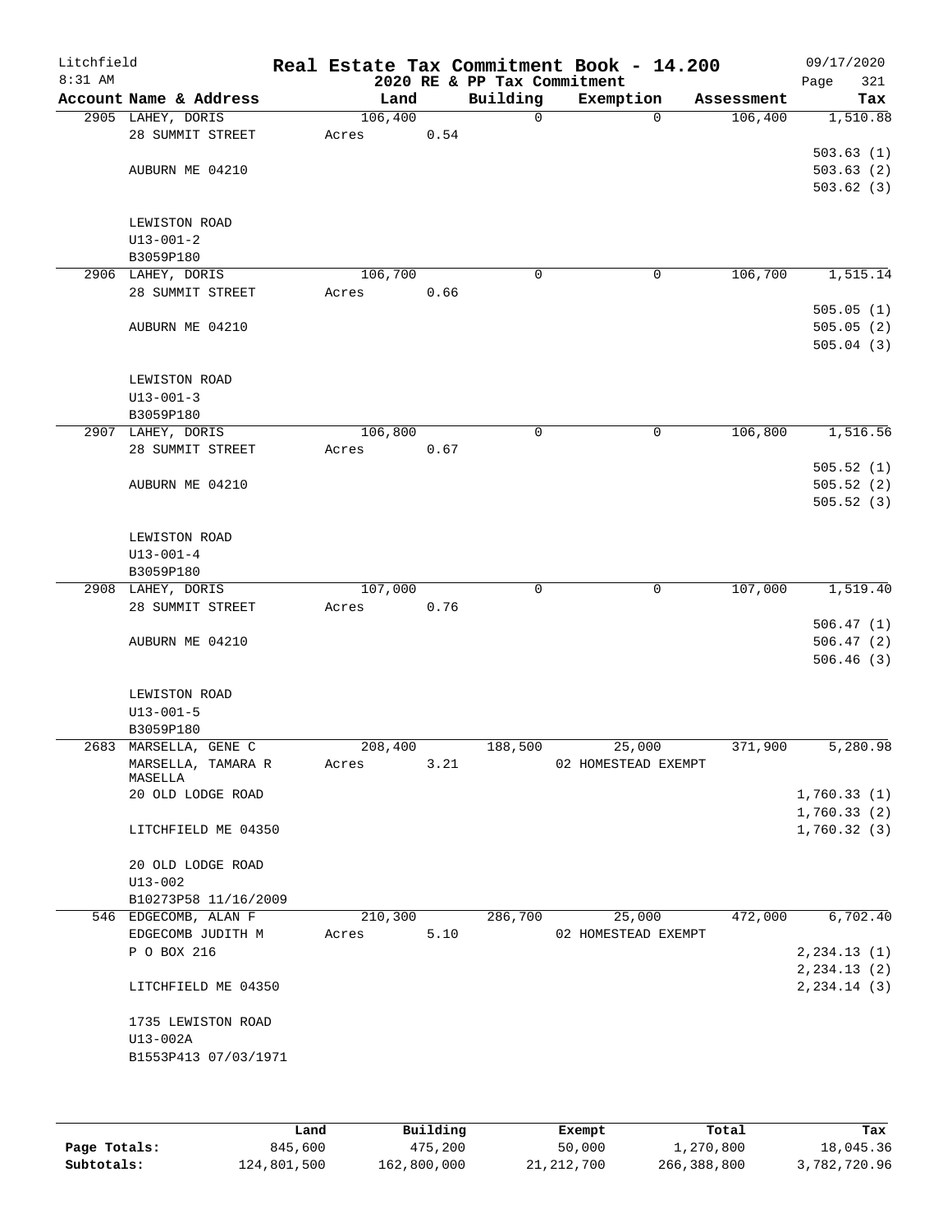Litchfield
8:31 AM

# Real Estate Tax Commitment Book - 14.200

2020 RE & PP Tax Commitment

09/17/2020

| Account Name & Address | Land | Building | Exemption | Assessment | Tax |
|---|---|---|---|---|---|
| 2905 LAHEY, DORIS | 106,400 | 0 | 0 | 106,400 | 1,510.88 |
| 28 SUMMIT STREET | Acres 0.54 | | | | |
| | | | | | 503.63 (1) |
| AUBURN ME 04210 | | | | | 503.63 (2) |
| | | | | | 503.62 (3) |
| LEWISTON ROAD | | | | | |
| U13-001-2 | | | | | |
| B3059P180 | | | | | |
| 2906 LAHEY, DORIS | 106,700 | 0 | 0 | 106,700 | 1,515.14 |
| 28 SUMMIT STREET | Acres 0.66 | | | | |
| | | | | | 505.05 (1) |
| AUBURN ME 04210 | | | | | 505.05 (2) |
| | | | | | 505.04 (3) |
| LEWISTON ROAD | | | | | |
| U13-001-3 | | | | | |
| B3059P180 | | | | | |
| 2907 LAHEY, DORIS | 106,800 | 0 | 0 | 106,800 | 1,516.56 |
| 28 SUMMIT STREET | Acres 0.67 | | | | |
| | | | | | 505.52 (1) |
| AUBURN ME 04210 | | | | | 505.52 (2) |
| | | | | | 505.52 (3) |
| LEWISTON ROAD | | | | | |
| U13-001-4 | | | | | |
| B3059P180 | | | | | |
| 2908 LAHEY, DORIS | 107,000 | 0 | 0 | 107,000 | 1,519.40 |
| 28 SUMMIT STREET | Acres 0.76 | | | | |
| | | | | | 506.47 (1) |
| AUBURN ME 04210 | | | | | 506.47 (2) |
| | | | | | 506.46 (3) |
| LEWISTON ROAD | | | | | |
| U13-001-5 | | | | | |
| B3059P180 | | | | | |
| 2683 MARSELLA, GENE C | 208,400 | 188,500 | 25,000 | 371,900 | 5,280.98 |
| MARSELLA, TAMARA R MASELLA | Acres 3.21 | | 02 HOMESTEAD EXEMPT | | |
| 20 OLD LODGE ROAD | | | | | 1,760.33 (1) |
| | | | | | 1,760.33 (2) |
| LITCHFIELD ME 04350 | | | | | 1,760.32 (3) |
| 20 OLD LODGE ROAD | | | | | |
| U13-002 | | | | | |
| B10273P58 11/16/2009 | | | | | |
| 546 EDGECOMB, ALAN F | 210,300 | 286,700 | 25,000 | 472,000 | 6,702.40 |
| EDGECOMB JUDITH M | Acres 5.10 | | 02 HOMESTEAD EXEMPT | | |
| P O BOX 216 | | | | | 2,234.13 (1) |
| | | | | | 2,234.13 (2) |
| LITCHFIELD ME 04350 | | | | | 2,234.14 (3) |
| 1735 LEWISTON ROAD | | | | | |
| U13-002A | | | | | |
| B1553P413 07/03/1971 | | | | | |

| | Land | Building | Exempt | Total | Tax |
|---|---|---|---|---|---|
| Page Totals: | 845,600 | 475,200 | 50,000 | 1,270,800 | 18,045.36 |
| Subtotals: | 124,801,500 | 162,800,000 | 21,212,700 | 266,388,800 | 3,782,720.96 |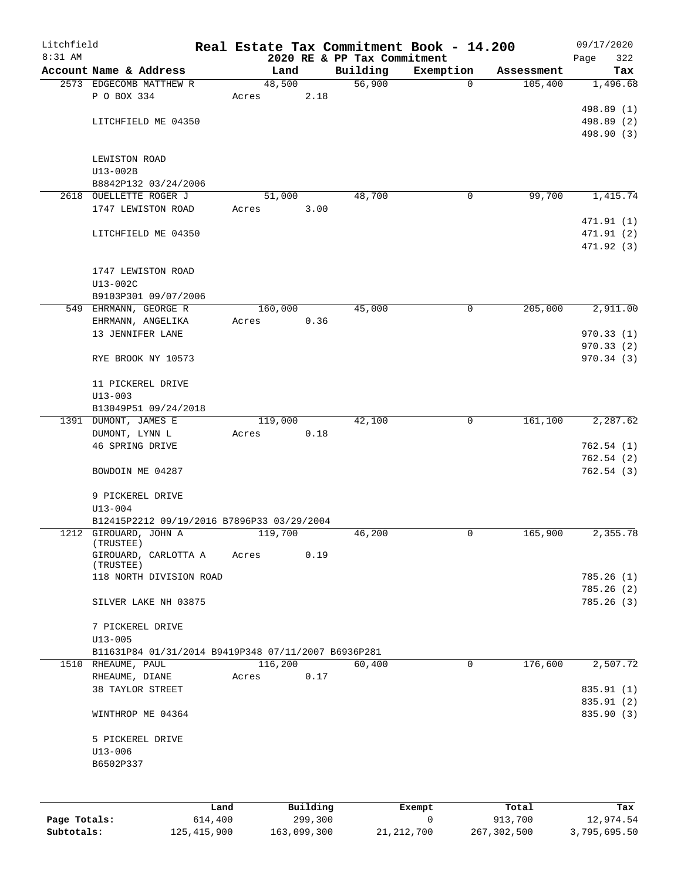Litchfield 8:31 AM

# Real Estate Tax Commitment Book - 14.200

## 2020 RE & PP Tax Commitment

09/17/2020 Page 322

| Account Name & Address | Land | Building | Exemption | Assessment | Tax |
|---|---|---|---|---|---|
| 2573 EDGECOMB MATTHEW R | 48,500 | 56,900 | 0 | 105,400 | 1,496.68 |
| P O BOX 334 | Acres 2.18 | | | | |
| | | | | | 498.89 (1) |
| LITCHFIELD ME 04350 | | | | | 498.89 (2) |
| | | | | | 498.90 (3) |
| LEWISTON ROAD | | | | | |
| U13-002B | | | | | |
| B8842P132 03/24/2006 | | | | | |
| 2618 OUELLETTE ROGER J | 51,000 | 48,700 | 0 | 99,700 | 1,415.74 |
| 1747 LEWISTON ROAD | Acres 3.00 | | | | |
| | | | | | 471.91 (1) |
| LITCHFIELD ME 04350 | | | | | 471.91 (2) |
| | | | | | 471.92 (3) |
| 1747 LEWISTON ROAD | | | | | |
| U13-002C | | | | | |
| B9103P301 09/07/2006 | | | | | |
| 549 EHRMANN, GEORGE R | 160,000 | 45,000 | 0 | 205,000 | 2,911.00 |
| EHRMANN, ANGELIKA | Acres 0.36 | | | | |
| 13 JENNIFER LANE | | | | | 970.33 (1) |
| | | | | | 970.33 (2) |
| RYE BROOK NY 10573 | | | | | 970.34 (3) |
| 11 PICKEREL DRIVE | | | | | |
| U13-003 | | | | | |
| B13049P51 09/24/2018 | | | | | |
| 1391 DUMONT, JAMES E | 119,000 | 42,100 | 0 | 161,100 | 2,287.62 |
| DUMONT, LYNN L | Acres 0.18 | | | | |
| 46 SPRING DRIVE | | | | | 762.54 (1) |
| | | | | | 762.54 (2) |
| BOWDOIN ME 04287 | | | | | 762.54 (3) |
| 9 PICKEREL DRIVE | | | | | |
| U13-004 | | | | | |
| B12415P2212 09/19/2016 B7896P33 03/29/2004 | | | | | |
| 1212 GIROUARD, JOHN A (TRUSTEE) | 119,700 | 46,200 | 0 | 165,900 | 2,355.78 |
| GIROUARD, CARLOTTA A (TRUSTEE) | Acres 0.19 | | | | |
| 118 NORTH DIVISION ROAD | | | | | 785.26 (1) |
| | | | | | 785.26 (2) |
| SILVER LAKE NH 03875 | | | | | 785.26 (3) |
| 7 PICKEREL DRIVE | | | | | |
| U13-005 | | | | | |
| B11631P84 01/31/2014 B9419P348 07/11/2007 B6936P281 | | | | | |
| 1510 RHEAUME, PAUL | 116,200 | 60,400 | 0 | 176,600 | 2,507.72 |
| RHEAUME, DIANE | Acres 0.17 | | | | |
| 38 TAYLOR STREET | | | | | 835.91 (1) |
| | | | | | 835.91 (2) |
| WINTHROP ME 04364 | | | | | 835.90 (3) |
| 5 PICKEREL DRIVE | | | | | |
| U13-006 | | | | | |
| B6502P337 | | | | | |

| | Land | Building | Exempt | Total | Tax |
|---|---|---|---|---|---|
| Page Totals: | 614,400 | 299,300 | 0 | 913,700 | 12,974.54 |
| Subtotals: | 125,415,900 | 163,099,300 | 21,212,700 | 267,302,500 | 3,795,695.50 |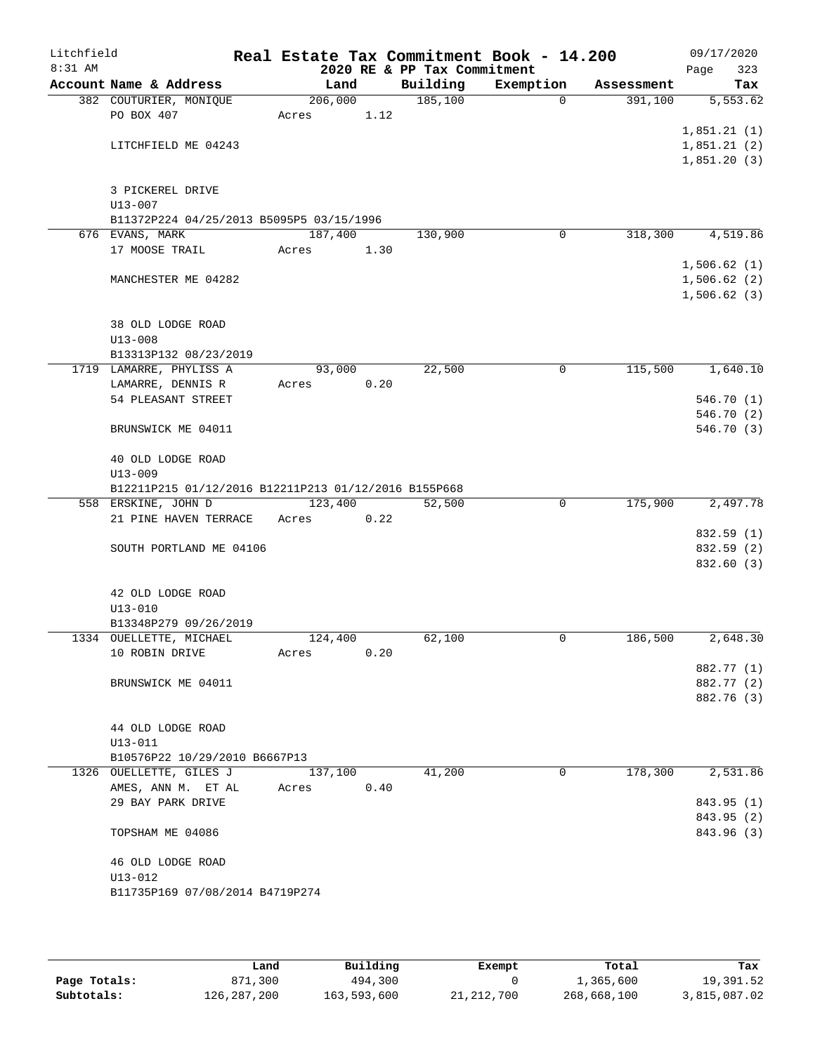# Real Estate Tax Commitment Book - 14.200

Litchfield
8:31 AM

2020 RE & PP Tax Commitment

09/17/2020

| Account Name & Address | Land | Building | Exemption | Assessment | Tax |
|---|---|---|---|---|---|
| 382 COUTURIER, MONIQUE | 206,000 | 185,100 | 0 | 391,100 | 5,553.62 |
| PO BOX 407 | Acres 1.12 | | | | |
| | | | | | 1,851.21 (1) |
| LITCHFIELD ME 04243 | | | | | 1,851.21 (2) |
| | | | | | 1,851.20 (3) |
| 3 PICKEREL DRIVE | | | | | |
| U13-007 | | | | | |
| B11372P224 04/25/2013 B5095P5 03/15/1996 | | | | | |
| 676 EVANS, MARK | 187,400 | 130,900 | 0 | 318,300 | 4,519.86 |
| 17 MOOSE TRAIL | Acres 1.30 | | | | |
| | | | | | 1,506.62 (1) |
| MANCHESTER ME 04282 | | | | | 1,506.62 (2) |
| | | | | | 1,506.62 (3) |
| 38 OLD LODGE ROAD | | | | | |
| U13-008 | | | | | |
| B13313P132 08/23/2019 | | | | | |
| 1719 LAMARRE, PHYLISS A | 93,000 | 22,500 | 0 | 115,500 | 1,640.10 |
| LAMARRE, DENNIS R | Acres 0.20 | | | | |
| 54 PLEASANT STREET | | | | | 546.70 (1) |
| | | | | | 546.70 (2) |
| BRUNSWICK ME 04011 | | | | | 546.70 (3) |
| 40 OLD LODGE ROAD | | | | | |
| U13-009 | | | | | |
| B12211P215 01/12/2016 B12211P213 01/12/2016 B155P668 | | | | | |
| 558 ERSKINE, JOHN D | 123,400 | 52,500 | 0 | 175,900 | 2,497.78 |
| 21 PINE HAVEN TERRACE | Acres 0.22 | | | | |
| | | | | | 832.59 (1) |
| SOUTH PORTLAND ME 04106 | | | | | 832.59 (2) |
| | | | | | 832.60 (3) |
| 42 OLD LODGE ROAD | | | | | |
| U13-010 | | | | | |
| B13348P279 09/26/2019 | | | | | |
| 1334 OUELLETTE, MICHAEL | 124,400 | 62,100 | 0 | 186,500 | 2,648.30 |
| 10 ROBIN DRIVE | Acres 0.20 | | | | |
| | | | | | 882.77 (1) |
| BRUNSWICK ME 04011 | | | | | 882.77 (2) |
| | | | | | 882.76 (3) |
| 44 OLD LODGE ROAD | | | | | |
| U13-011 | | | | | |
| B10576P22 10/29/2010 B6667P13 | | | | | |
| 1326 OUELLETTE, GILES J | 137,100 | 41,200 | 0 | 178,300 | 2,531.86 |
| AMES, ANN M. ET AL | Acres 0.40 | | | | |
| 29 BAY PARK DRIVE | | | | | 843.95 (1) |
| | | | | | 843.95 (2) |
| TOPSHAM ME 04086 | | | | | 843.96 (3) |
| 46 OLD LODGE ROAD | | | | | |
| U13-012 | | | | | |
| B11735P169 07/08/2014 B4719P274 | | | | | |

| | Land | Building | Exempt | Total | Tax |
|---|---|---|---|---|---|
| **Page Totals:** | 871,300 | 494,300 | 0 | 1,365,600 | 19,391.52 |
| **Subtotals:** | 126,287,200 | 163,593,600 | 21,212,700 | 268,668,100 | 3,815,087.02 |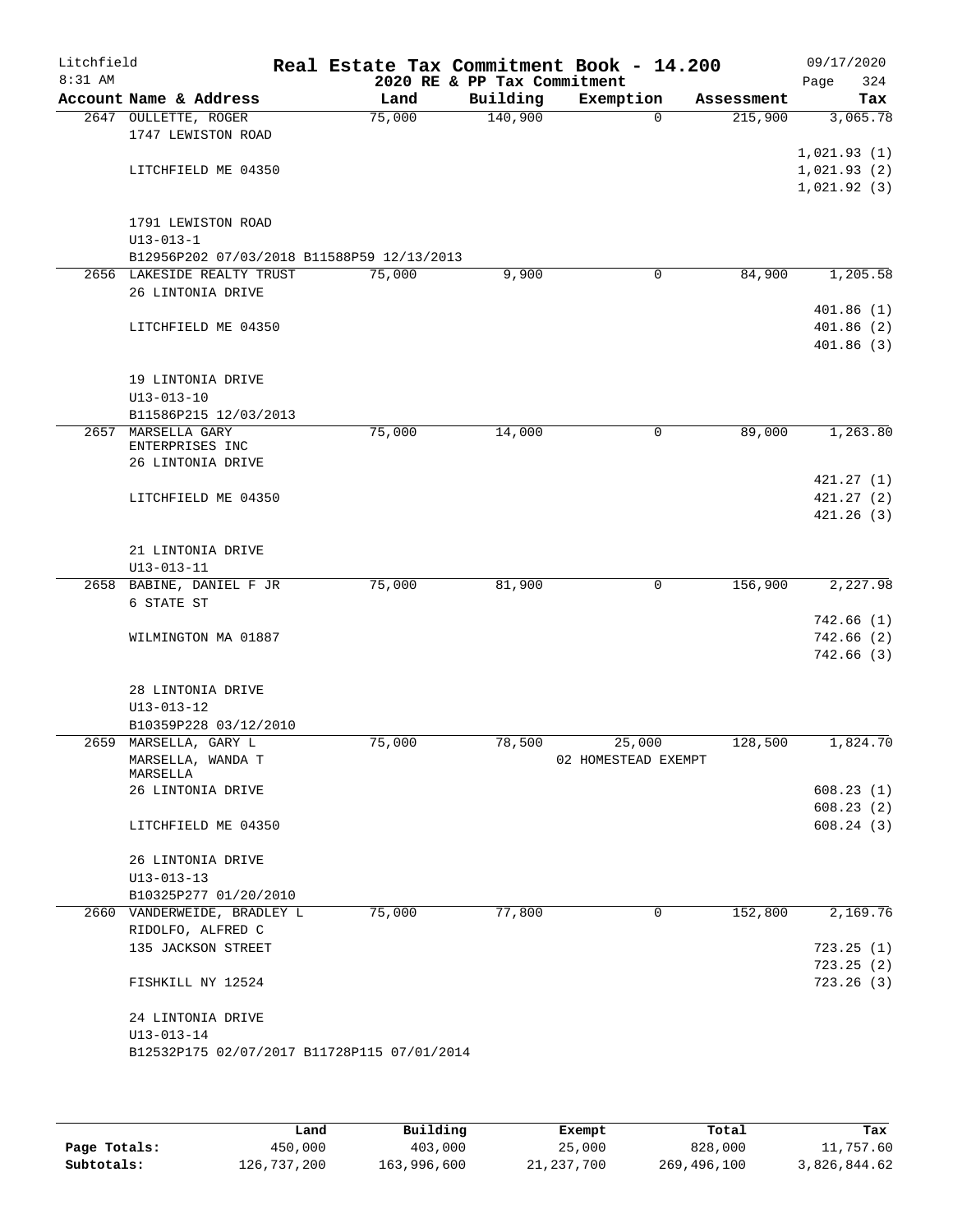# Litchfield — Real Estate Tax Commitment Book - 14.200

8:31 AM — 2020 RE & PP Tax Commitment — 09/17/2020

| Account Name & Address | Land | Building | Exemption | Assessment | Tax |
|---|---|---|---|---|---|
| 2647 OULLETTE, ROGER | 75,000 | 140,900 | 0 | 215,900 | 3,065.78 |
| 1747 LEWISTON ROAD | | | | | |
| | | | | | 1,021.93 (1) |
| LITCHFIELD ME 04350 | | | | | 1,021.93 (2) |
| | | | | | 1,021.92 (3) |
| 1791 LEWISTON ROAD | | | | | |
| U13-013-1 | | | | | |
| B12956P202 07/03/2018 B11588P59 12/13/2013 | | | | | |
| 2656 LAKESIDE REALTY TRUST | 75,000 | 9,900 | 0 | 84,900 | 1,205.58 |
| 26 LINTONIA DRIVE | | | | | |
| | | | | | 401.86 (1) |
| LITCHFIELD ME 04350 | | | | | 401.86 (2) |
| | | | | | 401.86 (3) |
| 19 LINTONIA DRIVE | | | | | |
| U13-013-10 | | | | | |
| B11586P215 12/03/2013 | | | | | |
| 2657 MARSELLA GARY ENTERPRISES INC | 75,000 | 14,000 | 0 | 89,000 | 1,263.80 |
| 26 LINTONIA DRIVE | | | | | |
| | | | | | 421.27 (1) |
| LITCHFIELD ME 04350 | | | | | 421.27 (2) |
| | | | | | 421.26 (3) |
| 21 LINTONIA DRIVE | | | | | |
| U13-013-11 | | | | | |
| 2658 BABINE, DANIEL F JR | 75,000 | 81,900 | 0 | 156,900 | 2,227.98 |
| 6 STATE ST | | | | | |
| | | | | | 742.66 (1) |
| WILMINGTON MA 01887 | | | | | 742.66 (2) |
| | | | | | 742.66 (3) |
| 28 LINTONIA DRIVE | | | | | |
| U13-013-12 | | | | | |
| B10359P228 03/12/2010 | | | | | |
| 2659 MARSELLA, GARY L | 75,000 | 78,500 | 25,000 | 128,500 | 1,824.70 |
| MARSELLA, WANDA T MARSELLA | | | 02 HOMESTEAD EXEMPT | | |
| 26 LINTONIA DRIVE | | | | | 608.23 (1) |
| | | | | | 608.23 (2) |
| LITCHFIELD ME 04350 | | | | | 608.24 (3) |
| 26 LINTONIA DRIVE | | | | | |
| U13-013-13 | | | | | |
| B10325P277 01/20/2010 | | | | | |
| 2660 VANDERWEIDE, BRADLEY L | 75,000 | 77,800 | 0 | 152,800 | 2,169.76 |
| RIDOLFO, ALFRED C | | | | | |
| 135 JACKSON STREET | | | | | 723.25 (1) |
| | | | | | 723.25 (2) |
| FISHKILL NY 12524 | | | | | 723.26 (3) |
| 24 LINTONIA DRIVE | | | | | |
| U13-013-14 | | | | | |
| B12532P175 02/07/2017 B11728P115 07/01/2014 | | | | | |

| | Land | Building | Exempt | Total | Tax |
|---|---|---|---|---|---|
| Page Totals: | 450,000 | 403,000 | 25,000 | 828,000 | 11,757.60 |
| Subtotals: | 126,737,200 | 163,996,600 | 21,237,700 | 269,496,100 | 3,826,844.62 |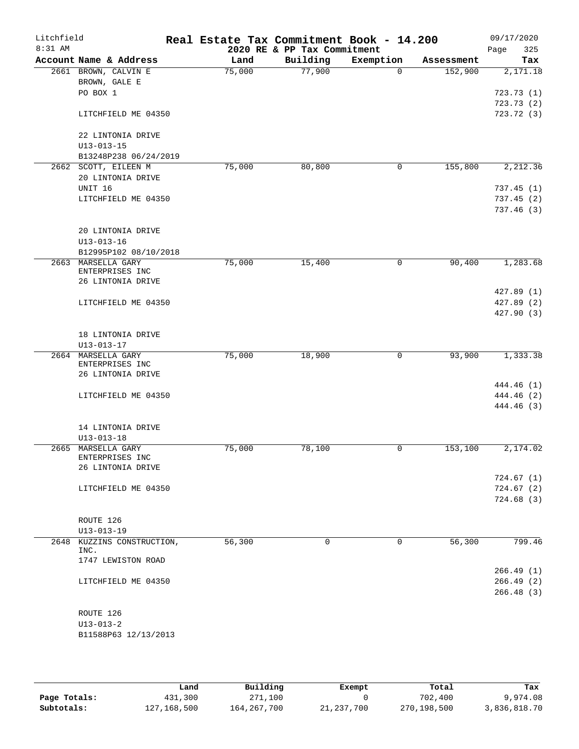# Real Estate Tax Commitment Book - 14.200

Litchfield — 8:31 AM — 2020 RE & PP Tax Commitment — 09/17/2020

| Account Name & Address | Land | Building | Exemption | Assessment | Tax |
|---|---|---|---|---|---|
| 2661 BROWN, CALVIN E<br>BROWN, GALE E<br>PO BOX 1<br><br>LITCHFIELD ME 04350<br><br>22 LINTONIA DRIVE<br>U13-013-15<br>B13248P238 06/24/2019 | 75,000 | 77,900 | 0 | 152,900 | 2,171.18<br><br>723.73 (1)<br>723.73 (2)<br>723.72 (3) |
| 2662 SCOTT, EILEEN M<br>20 LINTONIA DRIVE<br>UNIT 16<br>LITCHFIELD ME 04350<br><br>20 LINTONIA DRIVE<br>U13-013-16<br>B12995P102 08/10/2018 | 75,000 | 80,800 | 0 | 155,800 | 2,212.36<br><br>737.45 (1)<br>737.45 (2)<br>737.46 (3) |
| 2663 MARSELLA GARY ENTERPRISES INC<br>26 LINTONIA DRIVE<br><br>LITCHFIELD ME 04350<br><br>18 LINTONIA DRIVE<br>U13-013-17 | 75,000 | 15,400 | 0 | 90,400 | 1,283.68<br><br>427.89 (1)<br>427.89 (2)<br>427.90 (3) |
| 2664 MARSELLA GARY ENTERPRISES INC<br>26 LINTONIA DRIVE<br><br>LITCHFIELD ME 04350<br><br>14 LINTONIA DRIVE<br>U13-013-18 | 75,000 | 18,900 | 0 | 93,900 | 1,333.38<br><br>444.46 (1)<br>444.46 (2)<br>444.46 (3) |
| 2665 MARSELLA GARY ENTERPRISES INC<br>26 LINTONIA DRIVE<br><br>LITCHFIELD ME 04350<br><br>ROUTE 126<br>U13-013-19 | 75,000 | 78,100 | 0 | 153,100 | 2,174.02<br><br>724.67 (1)<br>724.67 (2)<br>724.68 (3) |
| 2648 KUZZINS CONSTRUCTION, INC.<br>1747 LEWISTON ROAD<br><br>LITCHFIELD ME 04350<br><br>ROUTE 126<br>U13-013-2<br>B11588P63 12/13/2013 | 56,300 | 0 | 0 | 56,300 | 799.46<br><br>266.49 (1)<br>266.49 (2)<br>266.48 (3) |

|  | Land | Building | Exempt | Total | Tax |
|---|---|---|---|---|---|
| Page Totals: | 431,300 | 271,100 | 0 | 702,400 | 9,974.08 |
| Subtotals: | 127,168,500 | 164,267,700 | 21,237,700 | 270,198,500 | 3,836,818.70 |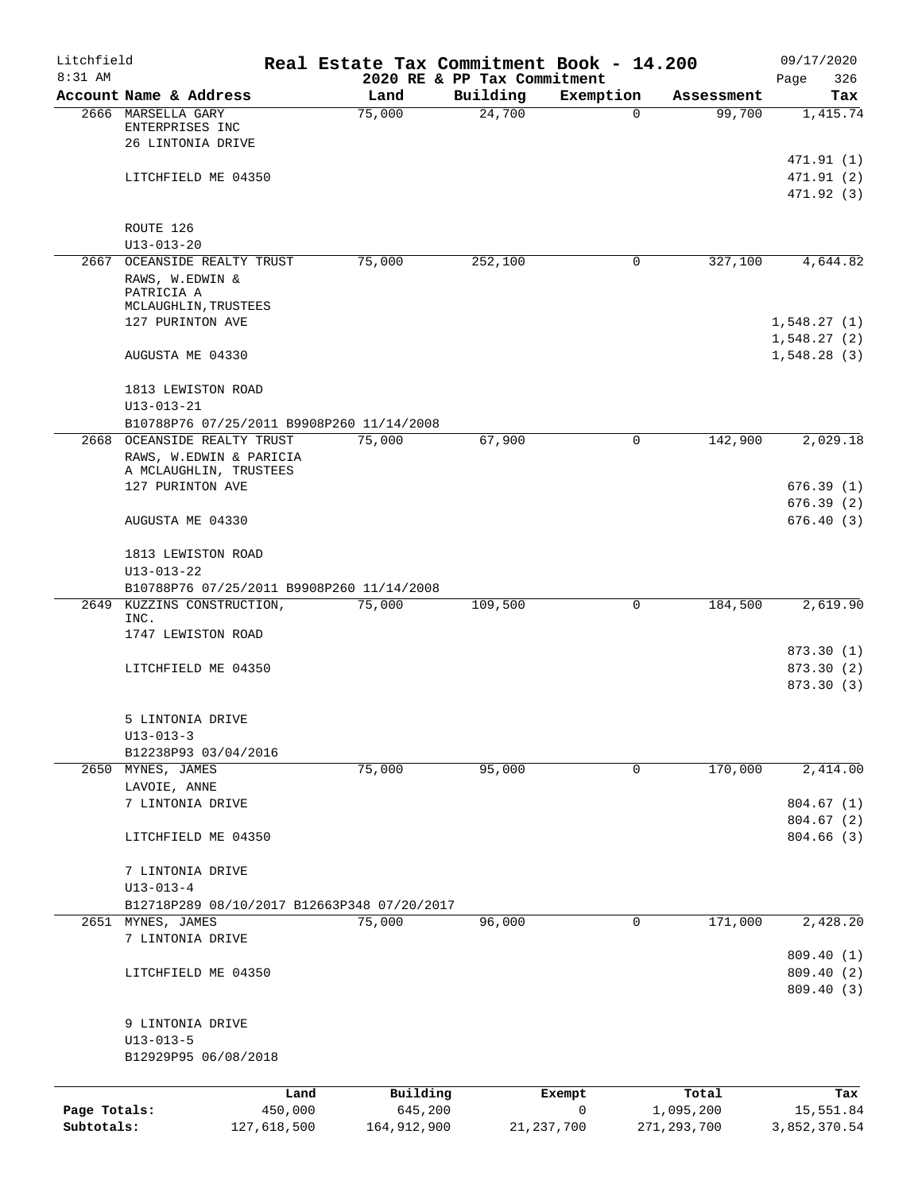Litchfield 8:31 AM

**Real Estate Tax Commitment Book - 14.200**
**2020 RE & PP Tax Commitment**

09/17/2020

| Account Name & Address | Land | Building | Exemption | Assessment | Tax |
|---|---|---|---|---|---|
| 2666 MARSELLA GARY ENTERPRISES INC<br>26 LINTONIA DRIVE<br><br>LITCHFIELD ME 04350<br><br>ROUTE 126<br>U13-013-20 | 75,000 | 24,700 | 0 | 99,700 | 1,415.74<br><br>471.91 (1)<br>471.91 (2)<br>471.92 (3) |
| 2667 OCEANSIDE REALTY TRUST<br>RAWS, W.EDWIN & PATRICIA A MCLAUGHLIN,TRUSTEES<br>127 PURINTON AVE<br><br>AUGUSTA ME 04330<br><br>1813 LEWISTON ROAD<br>U13-013-21<br>B10788P76 07/25/2011 B9908P260 11/14/2008 | 75,000 | 252,100 | 0 | 327,100 | 4,644.82<br><br>1,548.27 (1)<br>1,548.27 (2)<br>1,548.28 (3) |
| 2668 OCEANSIDE REALTY TRUST<br>RAWS, W.EDWIN & PARICIA A MCLAUGHLIN, TRUSTEES<br>127 PURINTON AVE<br><br>AUGUSTA ME 04330<br><br>1813 LEWISTON ROAD<br>U13-013-22<br>B10788P76 07/25/2011 B9908P260 11/14/2008 | 75,000 | 67,900 | 0 | 142,900 | 2,029.18<br><br>676.39 (1)<br>676.39 (2)<br>676.40 (3) |
| 2649 KUZZINS CONSTRUCTION, INC.<br>1747 LEWISTON ROAD<br><br>LITCHFIELD ME 04350<br><br>5 LINTONIA DRIVE<br>U13-013-3<br>B12238P93 03/04/2016 | 75,000 | 109,500 | 0 | 184,500 | 2,619.90<br><br>873.30 (1)<br>873.30 (2)<br>873.30 (3) |
| 2650 MYNES, JAMES<br>LAVOIE, ANNE<br>7 LINTONIA DRIVE<br><br>LITCHFIELD ME 04350<br><br>7 LINTONIA DRIVE<br>U13-013-4<br>B12718P289 08/10/2017 B12663P348 07/20/2017 | 75,000 | 95,000 | 0 | 170,000 | 2,414.00<br><br>804.67 (1)<br>804.67 (2)<br>804.66 (3) |
| 2651 MYNES, JAMES<br>7 LINTONIA DRIVE<br><br>LITCHFIELD ME 04350<br><br>9 LINTONIA DRIVE<br>U13-013-5<br>B12929P95 06/08/2018 | 75,000 | 96,000 | 0 | 171,000 | 2,428.20<br><br>809.40 (1)<br>809.40 (2)<br>809.40 (3) |

| | Land | Building | Exempt | Total | Tax |
|---|---|---|---|---|---|
| Page Totals: | 450,000 | 645,200 | 0 | 1,095,200 | 15,551.84 |
| Subtotals: | 127,618,500 | 164,912,900 | 21,237,700 | 271,293,700 | 3,852,370.54 |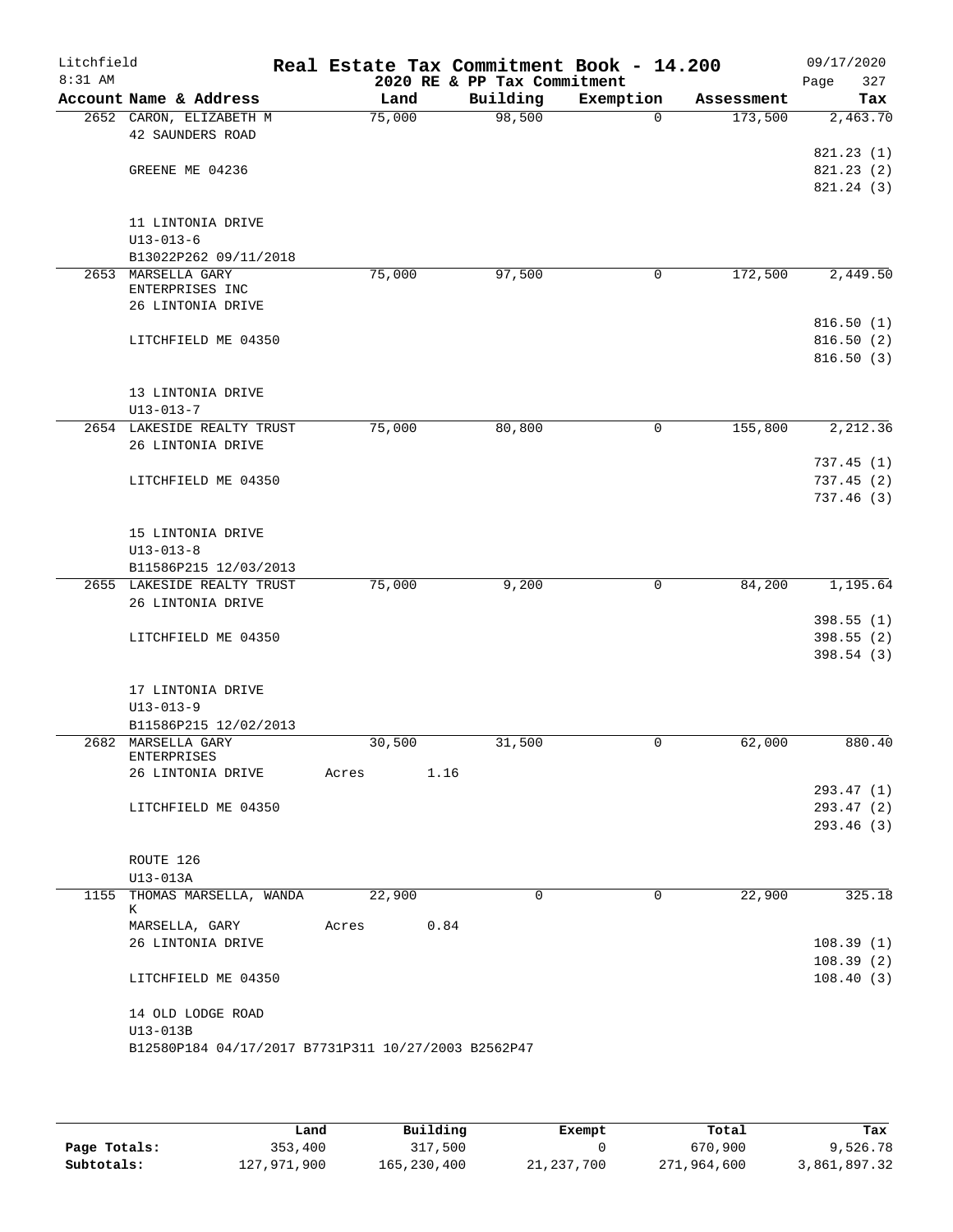Litchfield
8:31 AM

# Real Estate Tax Commitment Book - 14.200

## 2020 RE & PP Tax Commitment

09/17/2020

| Account Name & Address | Land | Building | Exemption | Assessment | Tax |
|---|---|---|---|---|---|
| 2652 CARON, ELIZABETH M<br>42 SAUNDERS ROAD<br><br>GREENE ME 04236<br><br>11 LINTONIA DRIVE<br>U13-013-6<br>B13022P262 09/11/2018 | 75,000 | 98,500 | 0 | 173,500 | 2,463.70<br>821.23 (1)<br>821.23 (2)<br>821.24 (3) |
| 2653 MARSELLA GARY<br>ENTERPRISES INC<br>26 LINTONIA DRIVE<br><br>LITCHFIELD ME 04350<br><br>13 LINTONIA DRIVE<br>U13-013-7 | 75,000 | 97,500 | 0 | 172,500 | 2,449.50<br>816.50 (1)<br>816.50 (2)<br>816.50 (3) |
| 2654 LAKESIDE REALTY TRUST<br>26 LINTONIA DRIVE<br><br>LITCHFIELD ME 04350<br><br>15 LINTONIA DRIVE<br>U13-013-8<br>B11586P215 12/03/2013 | 75,000 | 80,800 | 0 | 155,800 | 2,212.36<br>737.45 (1)<br>737.45 (2)<br>737.46 (3) |
| 2655 LAKESIDE REALTY TRUST<br>26 LINTONIA DRIVE<br><br>LITCHFIELD ME 04350<br><br>17 LINTONIA DRIVE<br>U13-013-9<br>B11586P215 12/02/2013 | 75,000 | 9,200 | 0 | 84,200 | 1,195.64<br>398.55 (1)<br>398.55 (2)<br>398.54 (3) |
| 2682 MARSELLA GARY<br>ENTERPRISES<br>26 LINTONIA DRIVE<br><br>LITCHFIELD ME 04350<br><br>ROUTE 126<br>U13-013A | 30,500<br>Acres 1.16 | 31,500 | 0 | 62,000 | 880.40<br>293.47 (1)<br>293.47 (2)<br>293.46 (3) |
| 1155 THOMAS MARSELLA, WANDA K<br>MARSELLA, GARY<br>26 LINTONIA DRIVE<br><br>LITCHFIELD ME 04350<br><br>14 OLD LODGE ROAD<br>U13-013B<br>B12580P184 04/17/2017 B7731P311 10/27/2003 B2562P47 | 22,900<br>Acres 0.84 | 0 | 0 | 22,900 | 325.18<br>108.39 (1)<br>108.39 (2)<br>108.40 (3) |

|  | Land | Building | Exempt | Total | Tax |
|---|---|---|---|---|---|
| Page Totals: | 353,400 | 317,500 | 0 | 670,900 | 9,526.78 |
| Subtotals: | 127,971,900 | 165,230,400 | 21,237,700 | 271,964,600 | 3,861,897.32 |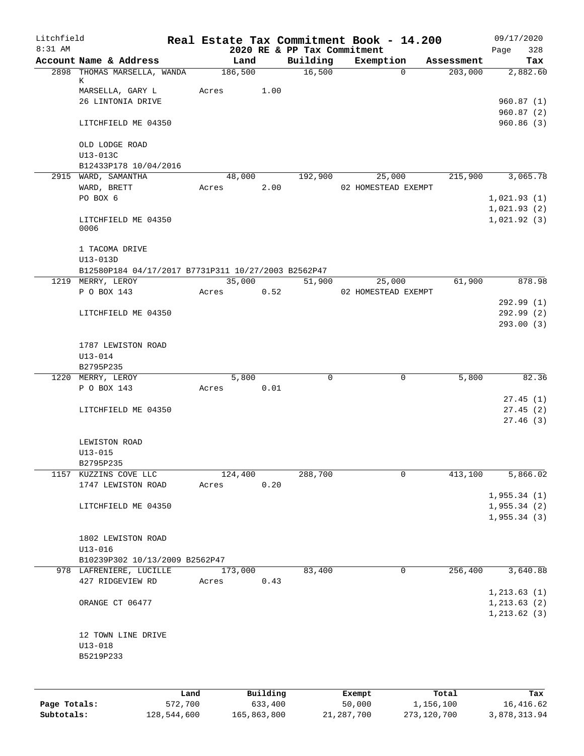Litchfield
8:31 AM

**Real Estate Tax Commitment Book - 14.200**
**2020 RE & PP Tax Commitment**

09/17/2020

| Account Name & Address | Land | Building | Exemption | Assessment | Tax |
|---|---|---|---|---|---|
| 2898 THOMAS MARSELLA, WANDA K | 186,500 | 16,500 | 0 | 203,000 | 2,882.60 |
| MARSELLA, GARY L | Acres 1.00 | | | | |
| 26 LINTONIA DRIVE | | | | | 960.87 (1) |
| | | | | | 960.87 (2) |
| LITCHFIELD ME 04350 | | | | | 960.86 (3) |
| OLD LODGE ROAD | | | | | |
| U13-013C | | | | | |
| B12433P178 10/04/2016 | | | | | |
| 2915 WARD, SAMANTHA | 48,000 | 192,900 | 25,000 | 215,900 | 3,065.78 |
| WARD, BRETT | Acres 2.00 | | 02 HOMESTEAD EXEMPT | | |
| PO BOX 6 | | | | | 1,021.93 (1) |
| | | | | | 1,021.93 (2) |
| LITCHFIELD ME 04350 0006 | | | | | 1,021.92 (3) |
| 1 TACOMA DRIVE | | | | | |
| U13-013D | | | | | |
| B12580P184 04/17/2017 B7731P311 10/27/2003 B2562P47 | | | | | |
| 1219 MERRY, LEROY | 35,000 | 51,900 | 25,000 | 61,900 | 878.98 |
| P O BOX 143 | Acres 0.52 | | 02 HOMESTEAD EXEMPT | | |
| | | | | | 292.99 (1) |
| LITCHFIELD ME 04350 | | | | | 292.99 (2) |
| | | | | | 293.00 (3) |
| 1787 LEWISTON ROAD | | | | | |
| U13-014 | | | | | |
| B2795P235 | | | | | |
| 1220 MERRY, LEROY | 5,800 | 0 | 0 | 5,800 | 82.36 |
| P O BOX 143 | Acres 0.01 | | | | |
| | | | | | 27.45 (1) |
| LITCHFIELD ME 04350 | | | | | 27.45 (2) |
| | | | | | 27.46 (3) |
| LEWISTON ROAD | | | | | |
| U13-015 | | | | | |
| B2795P235 | | | | | |
| 1157 KUZZINS COVE LLC | 124,400 | 288,700 | 0 | 413,100 | 5,866.02 |
| 1747 LEWISTON ROAD | Acres 0.20 | | | | |
| | | | | | 1,955.34 (1) |
| LITCHFIELD ME 04350 | | | | | 1,955.34 (2) |
| | | | | | 1,955.34 (3) |
| 1802 LEWISTON ROAD | | | | | |
| U13-016 | | | | | |
| B10239P302 10/13/2009 B2562P47 | | | | | |
| 978 LAFRENIERE, LUCILLE | 173,000 | 83,400 | 0 | 256,400 | 3,640.88 |
| 427 RIDGEVIEW RD | Acres 0.43 | | | | |
| | | | | | 1,213.63 (1) |
| ORANGE CT 06477 | | | | | 1,213.63 (2) |
| | | | | | 1,213.62 (3) |
| 12 TOWN LINE DRIVE | | | | | |
| U13-018 | | | | | |
| B5219P233 | | | | | |

| | Land | Building | Exempt | Total | Tax |
|---|---|---|---|---|---|
| Page Totals: | 572,700 | 633,400 | 50,000 | 1,156,100 | 16,416.62 |
| Subtotals: | 128,544,600 | 165,863,800 | 21,287,700 | 273,120,700 | 3,878,313.94 |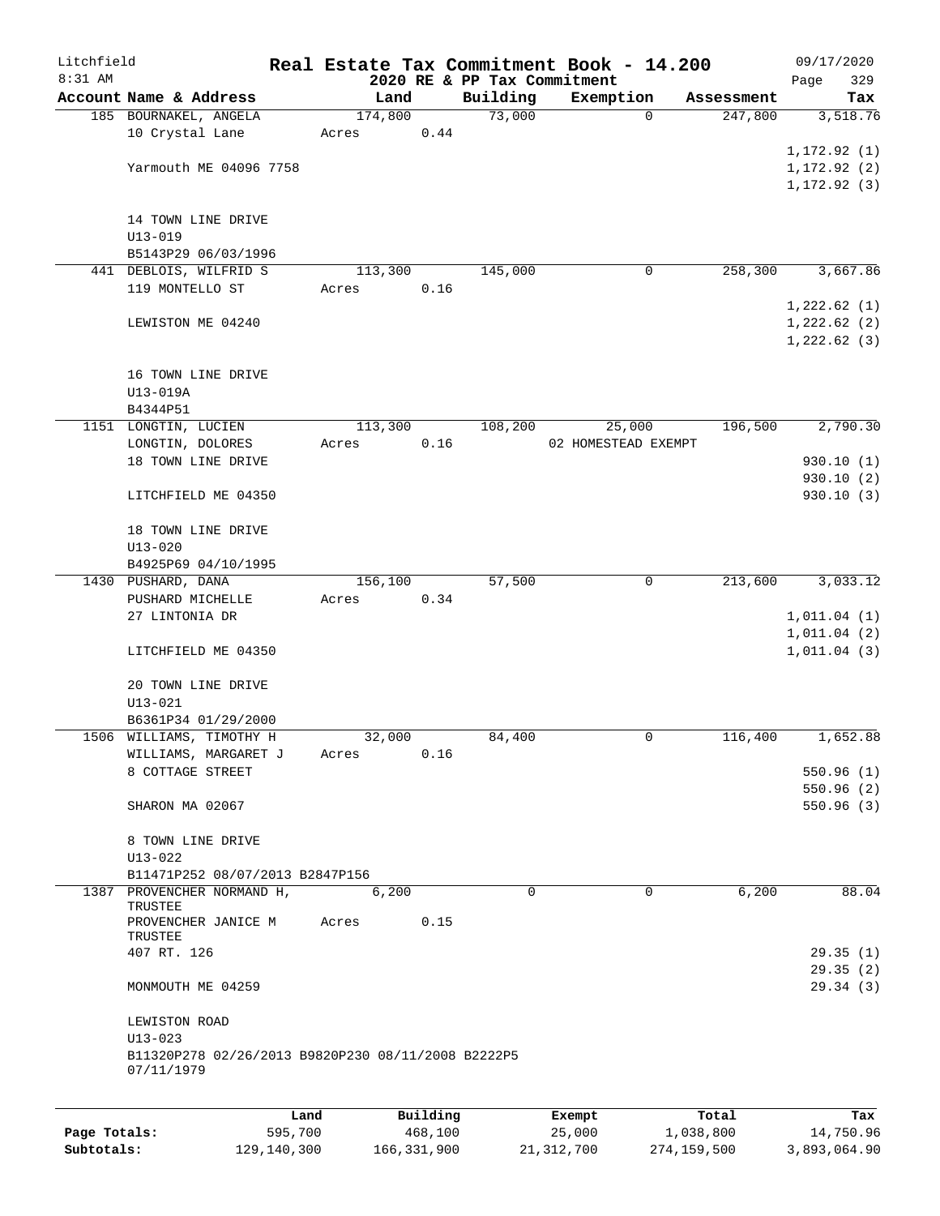Litchfield
8:31 AM

# Real Estate Tax Commitment Book - 14.200
## 2020 RE & PP Tax Commitment

09/17/2020
Page 329

| Account Name & Address | Land | Building | Exemption | Assessment | Tax |
|---|---|---|---|---|---|
| 185 BOURNAKEL, ANGELA | 174,800 | 73,000 | 0 | 247,800 | 3,518.76 |
| 10 Crystal Lane | Acres 0.44 | | | | |
| | | | | | 1,172.92 (1) |
| Yarmouth ME 04096 7758 | | | | | 1,172.92 (2) |
| | | | | | 1,172.92 (3) |
| 14 TOWN LINE DRIVE | | | | | |
| U13-019 | | | | | |
| B5143P29 06/03/1996 | | | | | |
| 441 DEBLOIS, WILFRID S | 113,300 | 145,000 | 0 | 258,300 | 3,667.86 |
| 119 MONTELLO ST | Acres 0.16 | | | | |
| | | | | | 1,222.62 (1) |
| LEWISTON ME 04240 | | | | | 1,222.62 (2) |
| | | | | | 1,222.62 (3) |
| 16 TOWN LINE DRIVE | | | | | |
| U13-019A | | | | | |
| B4344P51 | | | | | |
| 1151 LONGTIN, LUCIEN | 113,300 | 108,200 | 25,000 | 196,500 | 2,790.30 |
| LONGTIN, DOLORES | Acres 0.16 | | 02 HOMESTEAD EXEMPT | | |
| 18 TOWN LINE DRIVE | | | | | 930.10 (1) |
| | | | | | 930.10 (2) |
| LITCHFIELD ME 04350 | | | | | 930.10 (3) |
| 18 TOWN LINE DRIVE | | | | | |
| U13-020 | | | | | |
| B4925P69 04/10/1995 | | | | | |
| 1430 PUSHARD, DANA | 156,100 | 57,500 | 0 | 213,600 | 3,033.12 |
| PUSHARD MICHELLE | Acres 0.34 | | | | |
| 27 LINTONIA DR | | | | | 1,011.04 (1) |
| | | | | | 1,011.04 (2) |
| LITCHFIELD ME 04350 | | | | | 1,011.04 (3) |
| 20 TOWN LINE DRIVE | | | | | |
| U13-021 | | | | | |
| B6361P34 01/29/2000 | | | | | |
| 1506 WILLIAMS, TIMOTHY H | 32,000 | 84,400 | 0 | 116,400 | 1,652.88 |
| WILLIAMS, MARGARET J | Acres 0.16 | | | | |
| 8 COTTAGE STREET | | | | | 550.96 (1) |
| | | | | | 550.96 (2) |
| SHARON MA 02067 | | | | | 550.96 (3) |
| 8 TOWN LINE DRIVE | | | | | |
| U13-022 | | | | | |
| B11471P252 08/07/2013 B2847P156 | | | | | |
| 1387 PROVENCHER NORMAND H, TRUSTEE | 6,200 | 0 | 0 | 6,200 | 88.04 |
| PROVENCHER JANICE M TRUSTEE | Acres 0.15 | | | | |
| 407 RT. 126 | | | | | 29.35 (1) |
| | | | | | 29.35 (2) |
| MONMOUTH ME 04259 | | | | | 29.34 (3) |
| LEWISTON ROAD | | | | | |
| U13-023 | | | | | |
| B11320P278 02/26/2013 B9820P230 08/11/2008 B2222P5 07/11/1979 | | | | | |

| | Land | Building | Exempt | Total | Tax |
|---|---|---|---|---|---|
| Page Totals: | 595,700 | 468,100 | 25,000 | 1,038,800 | 14,750.96 |
| Subtotals: | 129,140,300 | 166,331,900 | 21,312,700 | 274,159,500 | 3,893,064.90 |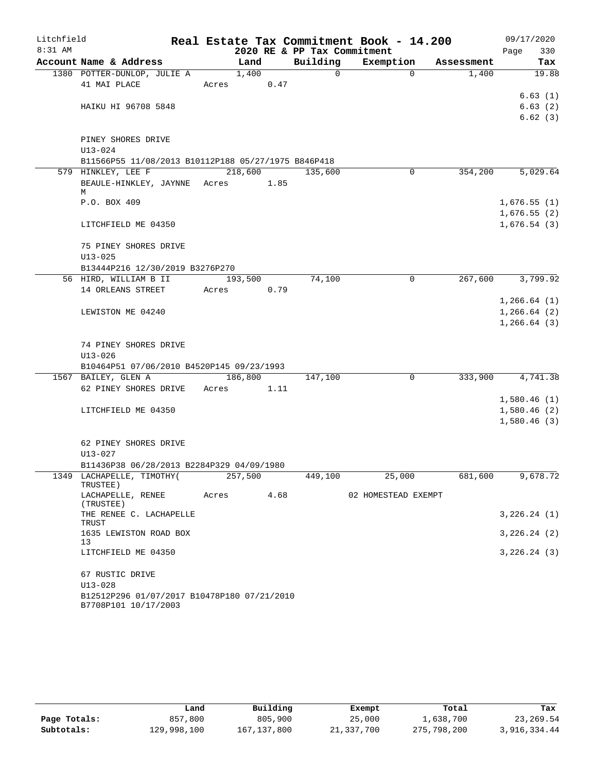Litchfield
8:31 AM

# Real Estate Tax Commitment Book - 14.200
## 2020 RE & PP Tax Commitment

09/17/2020

| Account Name & Address | Land | Building | Exemption | Assessment | Tax |
|---|---|---|---|---|---|
| 1380 POTTER-DUNLOP, JULIE A | 1,400 | 0 | 0 | 1,400 | 19.88 |
| 41 MAI PLACE | Acres 0.47 | | | | |
| | | | | | 6.63 (1) |
| HAIKU HI 96708 5848 | | | | | 6.63 (2) |
| | | | | | 6.62 (3) |
| PINEY SHORES DRIVE | | | | | |
| U13-024 | | | | | |
| B11566P55 11/08/2013 B10112P188 05/27/1975 B846P418 | | | | | |
| 579 HINKLEY, LEE F | 218,600 | 135,600 | 0 | 354,200 | 5,029.64 |
| BEAULE-HINKLEY, JAYNNE M | Acres 1.85 | | | | |
| P.O. BOX 409 | | | | | 1,676.55 (1) |
| | | | | | 1,676.55 (2) |
| LITCHFIELD ME 04350 | | | | | 1,676.54 (3) |
| 75 PINEY SHORES DRIVE | | | | | |
| U13-025 | | | | | |
| B13444P216 12/30/2019 B3276P270 | | | | | |
| 56 HIRD, WILLIAM B II | 193,500 | 74,100 | 0 | 267,600 | 3,799.92 |
| 14 ORLEANS STREET | Acres 0.79 | | | | |
| | | | | | 1,266.64 (1) |
| LEWISTON ME 04240 | | | | | 1,266.64 (2) |
| | | | | | 1,266.64 (3) |
| 74 PINEY SHORES DRIVE | | | | | |
| U13-026 | | | | | |
| B10464P51 07/06/2010 B4520P145 09/23/1993 | | | | | |
| 1567 BAILEY, GLEN A | 186,800 | 147,100 | 0 | 333,900 | 4,741.38 |
| 62 PINEY SHORES DRIVE | Acres 1.11 | | | | |
| | | | | | 1,580.46 (1) |
| LITCHFIELD ME 04350 | | | | | 1,580.46 (2) |
| | | | | | 1,580.46 (3) |
| 62 PINEY SHORES DRIVE | | | | | |
| U13-027 | | | | | |
| B11436P38 06/28/2013 B2284P329 04/09/1980 | | | | | |
| 1349 LACHAPELLE, TIMOTHY( TRUSTEE) | 257,500 | 449,100 | 25,000 | 681,600 | 9,678.72 |
| LACHAPELLE, RENEE (TRUSTEE) | Acres 4.68 | | 02 HOMESTEAD EXEMPT | | |
| THE RENEE C. LACHAPELLE TRUST | | | | | 3,226.24 (1) |
| 1635 LEWISTON ROAD BOX 13 | | | | | 3,226.24 (2) |
| LITCHFIELD ME 04350 | | | | | 3,226.24 (3) |
| 67 RUSTIC DRIVE | | | | | |
| U13-028 | | | | | |
| B12512P296 01/07/2017 B10478P180 07/21/2010 B7708P101 10/17/2003 | | | | | |

| | Land | Building | Exempt | Total | Tax |
|---|---|---|---|---|---|
| Page Totals: | 857,800 | 805,900 | 25,000 | 1,638,700 | 23,269.54 |
| Subtotals: | 129,998,100 | 167,137,800 | 21,337,700 | 275,798,200 | 3,916,334.44 |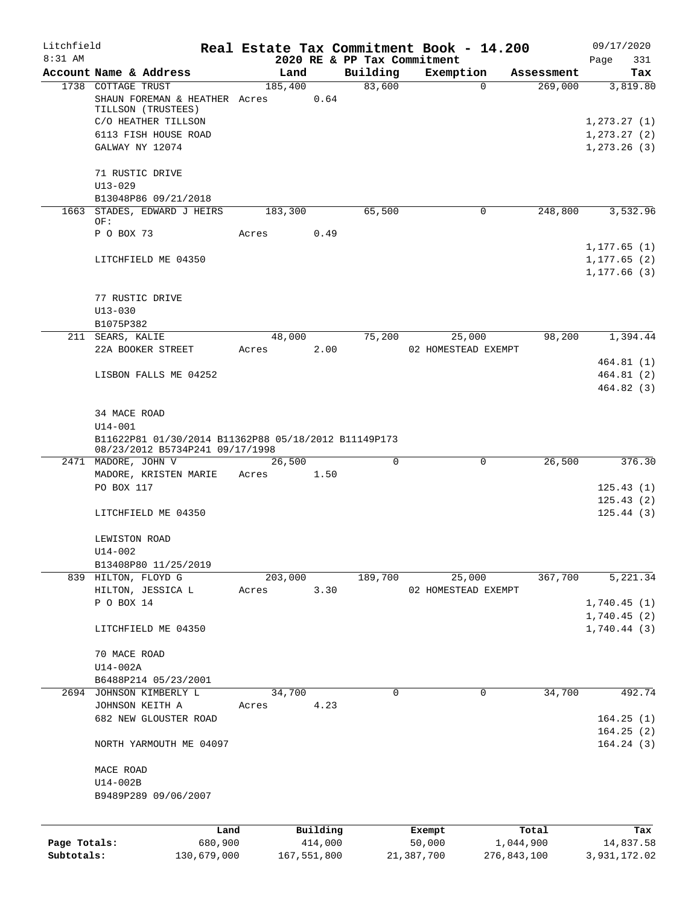Litchfield
8:31 AM

# Real Estate Tax Commitment Book - 14.200

2020 RE & PP Tax Commitment

09/17/2020
Page 331

| Account Name & Address | Land | Building | Exemption | Assessment | Tax |
|---|---|---|---|---|---|
| 1738 COTTAGE TRUST | 185,400 | 83,600 | 0 | 269,000 | 3,819.80 |
| SHAUN FOREMAN & HEATHER TILLSON (TRUSTEES) | Acres 0.64 | | | | |
| C/O HEATHER TILLSON | | | | | 1,273.27 (1) |
| 6113 FISH HOUSE ROAD | | | | | 1,273.27 (2) |
| GALWAY NY 12074 | | | | | 1,273.26 (3) |
| 71 RUSTIC DRIVE | | | | | |
| U13-029 | | | | | |
| B13048P86 09/21/2018 | | | | | |
| 1663 STADES, EDWARD J HEIRS OF: | 183,300 | 65,500 | 0 | 248,800 | 3,532.96 |
| P O BOX 73 | Acres 0.49 | | | | |
| | | | | | 1,177.65 (1) |
| LITCHFIELD ME 04350 | | | | | 1,177.65 (2) |
| | | | | | 1,177.66 (3) |
| 77 RUSTIC DRIVE | | | | | |
| U13-030 | | | | | |
| B1075P382 | | | | | |
| 211 SEARS, KALIE | 48,000 | 75,200 | 25,000 | 98,200 | 1,394.44 |
| 22A BOOKER STREET | Acres 2.00 | | 02 HOMESTEAD EXEMPT | | |
| | | | | | 464.81 (1) |
| LISBON FALLS ME 04252 | | | | | 464.81 (2) |
| | | | | | 464.82 (3) |
| 34 MACE ROAD | | | | | |
| U14-001 | | | | | |
| B11622P81 01/30/2014 B11362P88 05/18/2012 B11149P173 08/23/2012 B5734P241 09/17/1998 | | | | | |
| 2471 MADORE, JOHN V | 26,500 | 0 | 0 | 26,500 | 376.30 |
| MADORE, KRISTEN MARIE | Acres 1.50 | | | | |
| PO BOX 117 | | | | | 125.43 (1) |
| | | | | | 125.43 (2) |
| LITCHFIELD ME 04350 | | | | | 125.44 (3) |
| LEWISTON ROAD | | | | | |
| U14-002 | | | | | |
| B13408P80 11/25/2019 | | | | | |
| 839 HILTON, FLOYD G | 203,000 | 189,700 | 25,000 | 367,700 | 5,221.34 |
| HILTON, JESSICA L | Acres 3.30 | | 02 HOMESTEAD EXEMPT | | |
| P O BOX 14 | | | | | 1,740.45 (1) |
| | | | | | 1,740.45 (2) |
| LITCHFIELD ME 04350 | | | | | 1,740.44 (3) |
| 70 MACE ROAD | | | | | |
| U14-002A | | | | | |
| B6488P214 05/23/2001 | | | | | |
| 2694 JOHNSON KIMBERLY L | 34,700 | 0 | 0 | 34,700 | 492.74 |
| JOHNSON KEITH A | Acres 4.23 | | | | |
| 682 NEW GLOUSTER ROAD | | | | | 164.25 (1) |
| | | | | | 164.25 (2) |
| NORTH YARMOUTH ME 04097 | | | | | 164.24 (3) |
| MACE ROAD | | | | | |
| U14-002B | | | | | |
| B9489P289 09/06/2007 | | | | | |

| | Land | Building | Exempt | Total | Tax |
|---|---|---|---|---|---|
| Page Totals: | 680,900 | 414,000 | 50,000 | 1,044,900 | 14,837.58 |
| Subtotals: | 130,679,000 | 167,551,800 | 21,387,700 | 276,843,100 | 3,931,172.02 |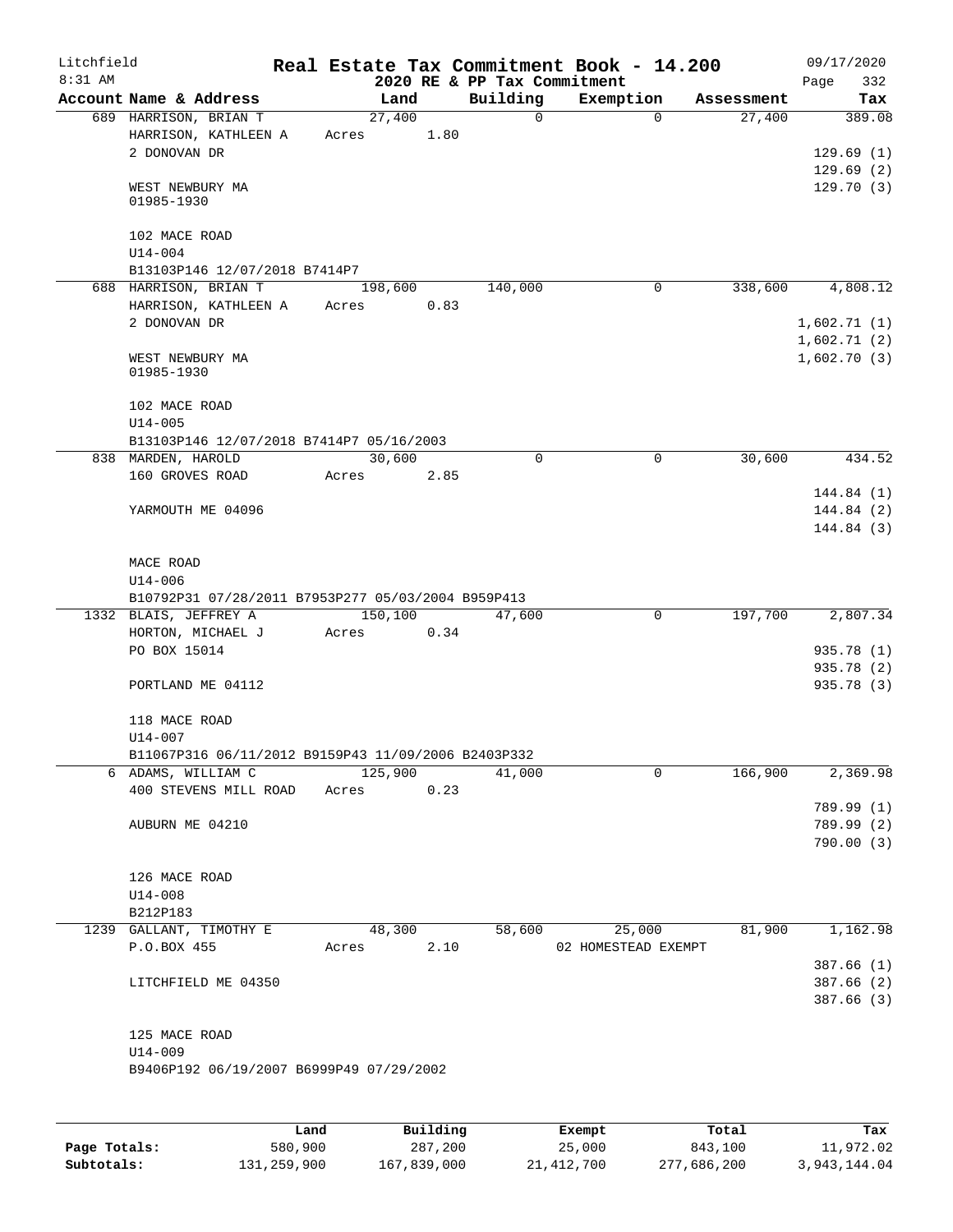Litchfield 8:31 AM

# Real Estate Tax Commitment Book - 14.200

## 2020 RE & PP Tax Commitment

09/17/2020

| Account Name & Address | Land | Building | Exemption | Assessment | Tax |
|---|---|---|---|---|---|
| 689 HARRISON, BRIAN T | 27,400 | 0 | 0 | 27,400 | 389.08 |
| HARRISON, KATHLEEN A | Acres 1.80 | | | | |
| 2 DONOVAN DR | | | | | 129.69 (1) |
| | | | | | 129.69 (2) |
| WEST NEWBURY MA 01985-1930 | | | | | 129.70 (3) |
| 102 MACE ROAD | | | | | |
| U14-004 | | | | | |
| B13103P146 12/07/2018 B7414P7 | | | | | |
| 688 HARRISON, BRIAN T | 198,600 | 140,000 | 0 | 338,600 | 4,808.12 |
| HARRISON, KATHLEEN A | Acres 0.83 | | | | |
| 2 DONOVAN DR | | | | | 1,602.71 (1) |
| | | | | | 1,602.71 (2) |
| WEST NEWBURY MA 01985-1930 | | | | | 1,602.70 (3) |
| 102 MACE ROAD | | | | | |
| U14-005 | | | | | |
| B13103P146 12/07/2018 B7414P7 05/16/2003 | | | | | |
| 838 MARDEN, HAROLD | 30,600 | 0 | 0 | 30,600 | 434.52 |
| 160 GROVES ROAD | Acres 2.85 | | | | |
| | | | | | 144.84 (1) |
| YARMOUTH ME 04096 | | | | | 144.84 (2) |
| | | | | | 144.84 (3) |
| MACE ROAD | | | | | |
| U14-006 | | | | | |
| B10792P31 07/28/2011 B7953P277 05/03/2004 B959P413 | | | | | |
| 1332 BLAIS, JEFFREY A | 150,100 | 47,600 | 0 | 197,700 | 2,807.34 |
| HORTON, MICHAEL J | Acres 0.34 | | | | |
| PO BOX 15014 | | | | | 935.78 (1) |
| | | | | | 935.78 (2) |
| PORTLAND ME 04112 | | | | | 935.78 (3) |
| 118 MACE ROAD | | | | | |
| U14-007 | | | | | |
| B11067P316 06/11/2012 B9159P43 11/09/2006 B2403P332 | | | | | |
| 6 ADAMS, WILLIAM C | 125,900 | 41,000 | 0 | 166,900 | 2,369.98 |
| 400 STEVENS MILL ROAD | Acres 0.23 | | | | |
| | | | | | 789.99 (1) |
| AUBURN ME 04210 | | | | | 789.99 (2) |
| | | | | | 790.00 (3) |
| 126 MACE ROAD | | | | | |
| U14-008 | | | | | |
| B212P183 | | | | | |
| 1239 GALLANT, TIMOTHY E | 48,300 | 58,600 | 25,000 | 81,900 | 1,162.98 |
| P.O.BOX 455 | Acres 2.10 | | 02 HOMESTEAD EXEMPT | | |
| | | | | | 387.66 (1) |
| LITCHFIELD ME 04350 | | | | | 387.66 (2) |
| | | | | | 387.66 (3) |
| 125 MACE ROAD | | | | | |
| U14-009 | | | | | |
| B9406P192 06/19/2007 B6999P49 07/29/2002 | | | | | |

| | Land | Building | Exempt | Total | Tax |
|---|---|---|---|---|---|
| Page Totals: | 580,900 | 287,200 | 25,000 | 843,100 | 11,972.02 |
| Subtotals: | 131,259,900 | 167,839,000 | 21,412,700 | 277,686,200 | 3,943,144.04 |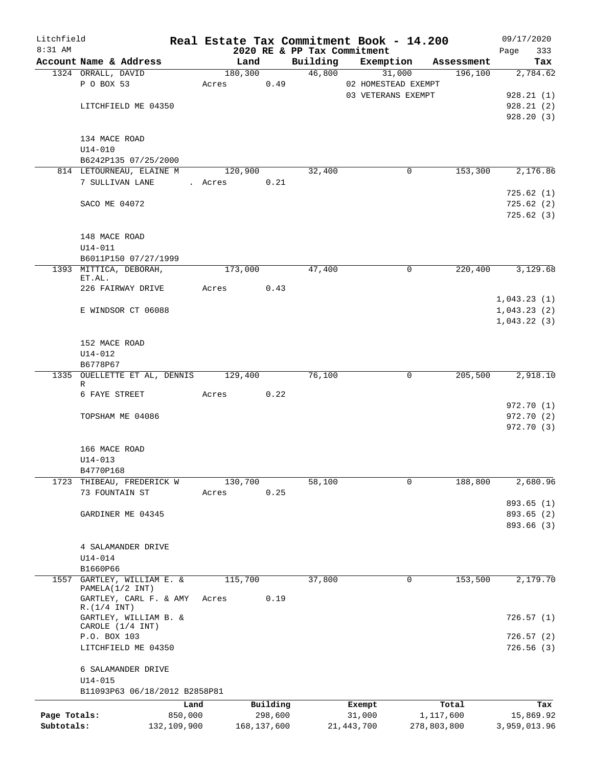Litchfield
8:31 AM

**Real Estate Tax Commitment Book - 14.200**
**2020 RE & PP Tax Commitment**

09/17/2020
Page 333

| Account Name & Address | Land | Building | Exemption | Assessment | Tax |
|---|---|---|---|---|---|
| 1324 ORRALL, DAVID | 180,300 | 46,800 | 31,000 | 196,100 | 2,784.62 |
| P O BOX 53 | Acres 0.49 | | 02 HOMESTEAD EXEMPT | | |
| | | | 03 VETERANS EXEMPT | | 928.21 (1) |
| LITCHFIELD ME 04350 | | | | | 928.21 (2) |
| | | | | | 928.20 (3) |
| 134 MACE ROAD | | | | | |
| U14-010 | | | | | |
| B6242P135 07/25/2000 | | | | | |
| 814 LETOURNEAU, ELAINE M | 120,900 | 32,400 | 0 | 153,300 | 2,176.86 |
| 7 SULLIVAN LANE | . Acres 0.21 | | | | |
| | | | | | 725.62 (1) |
| SACO ME 04072 | | | | | 725.62 (2) |
| | | | | | 725.62 (3) |
| 148 MACE ROAD | | | | | |
| U14-011 | | | | | |
| B6011P150 07/27/1999 | | | | | |
| 1393 MITTICA, DEBORAH, ET.AL. | 173,000 | 47,400 | 0 | 220,400 | 3,129.68 |
| 226 FAIRWAY DRIVE | Acres 0.43 | | | | |
| | | | | | 1,043.23 (1) |
| E WINDSOR CT 06088 | | | | | 1,043.23 (2) |
| | | | | | 1,043.22 (3) |
| 152 MACE ROAD | | | | | |
| U14-012 | | | | | |
| B6778P67 | | | | | |
| 1335 OUELLETTE ET AL, DENNIS R | 129,400 | 76,100 | 0 | 205,500 | 2,918.10 |
| 6 FAYE STREET | Acres 0.22 | | | | |
| | | | | | 972.70 (1) |
| TOPSHAM ME 04086 | | | | | 972.70 (2) |
| | | | | | 972.70 (3) |
| 166 MACE ROAD | | | | | |
| U14-013 | | | | | |
| B4770P168 | | | | | |
| 1723 THIBEAU, FREDERICK W | 130,700 | 58,100 | 0 | 188,800 | 2,680.96 |
| 73 FOUNTAIN ST | Acres 0.25 | | | | |
| | | | | | 893.65 (1) |
| GARDINER ME 04345 | | | | | 893.65 (2) |
| | | | | | 893.66 (3) |
| 4 SALAMANDER DRIVE | | | | | |
| U14-014 | | | | | |
| B1660P66 | | | | | |
| 1557 GARTLEY, WILLIAM E. & PAMELA(1/2 INT) | 115,700 | 37,800 | 0 | 153,500 | 2,179.70 |
| GARTLEY, CARL F. & AMY R.(1/4 INT) | Acres 0.19 | | | | |
| GARTLEY, WILLIAM B. & CAROLE (1/4 INT) | | | | | 726.57 (1) |
| P.O. BOX 103 | | | | | 726.57 (2) |
| LITCHFIELD ME 04350 | | | | | 726.56 (3) |
| 6 SALAMANDER DRIVE | | | | | |
| U14-015 | | | | | |
| B11093P63 06/18/2012 B2858P81 | | | | | |

| | Land | Building | Exempt | Total | Tax |
|---|---|---|---|---|---|
| Page Totals: | 850,000 | 298,600 | 31,000 | 1,117,600 | 15,869.92 |
| Subtotals: | 132,109,900 | 168,137,600 | 21,443,700 | 278,803,800 | 3,959,013.96 |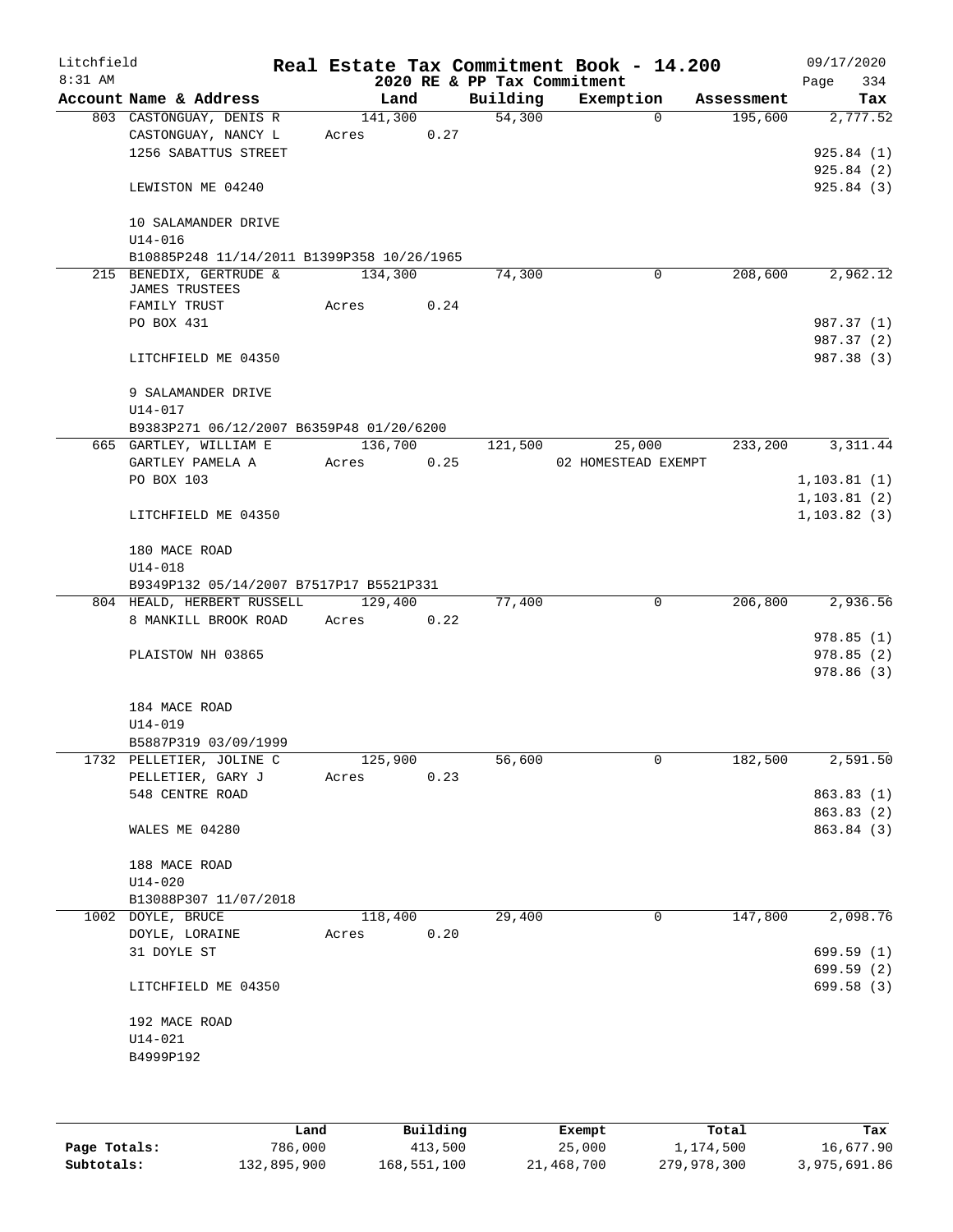Litchfield 8:31 AM

# Real Estate Tax Commitment Book - 14.200

2020 RE & PP Tax Commitment

09/17/2020 Page 334

| Account Name & Address | Land | Building | Exemption | Assessment | Tax |
|---|---|---|---|---|---|
| 803 CASTONGUAY, DENIS R | 141,300 | 54,300 | 0 | 195,600 | 2,777.52 |
| CASTONGUAY, NANCY L | Acres 0.27 | | | | |
| 1256 SABATTUS STREET | | | | | 925.84 (1) |
| | | | | | 925.84 (2) |
| LEWISTON ME 04240 | | | | | 925.84 (3) |
| 10 SALAMANDER DRIVE | | | | | |
| U14-016 | | | | | |
| B10885P248 11/14/2011 B1399P358 10/26/1965 | | | | | |
| 215 BENEDIX, GERTRUDE & JAMES TRUSTEES | 134,300 | 74,300 | 0 | 208,600 | 2,962.12 |
| FAMILY TRUST | Acres 0.24 | | | | |
| PO BOX 431 | | | | | 987.37 (1) |
| | | | | | 987.37 (2) |
| LITCHFIELD ME 04350 | | | | | 987.38 (3) |
| 9 SALAMANDER DRIVE | | | | | |
| U14-017 | | | | | |
| B9383P271 06/12/2007 B6359P48 01/20/6200 | | | | | |
| 665 GARTLEY, WILLIAM E | 136,700 | 121,500 | 25,000 | 233,200 | 3,311.44 |
| GARTLEY PAMELA A | Acres 0.25 | | 02 HOMESTEAD EXEMPT | | |
| PO BOX 103 | | | | | 1,103.81 (1) |
| | | | | | 1,103.81 (2) |
| LITCHFIELD ME 04350 | | | | | 1,103.82 (3) |
| 180 MACE ROAD | | | | | |
| U14-018 | | | | | |
| B9349P132 05/14/2007 B7517P17 B5521P331 | | | | | |
| 804 HEALD, HERBERT RUSSELL | 129,400 | 77,400 | 0 | 206,800 | 2,936.56 |
| 8 MANKILL BROOK ROAD | Acres 0.22 | | | | |
| | | | | | 978.85 (1) |
| PLAISTOW NH 03865 | | | | | 978.85 (2) |
| | | | | | 978.86 (3) |
| 184 MACE ROAD | | | | | |
| U14-019 | | | | | |
| B5887P319 03/09/1999 | | | | | |
| 1732 PELLETIER, JOLINE C | 125,900 | 56,600 | 0 | 182,500 | 2,591.50 |
| PELLETIER, GARY J | Acres 0.23 | | | | |
| 548 CENTRE ROAD | | | | | 863.83 (1) |
| | | | | | 863.83 (2) |
| WALES ME 04280 | | | | | 863.84 (3) |
| 188 MACE ROAD | | | | | |
| U14-020 | | | | | |
| B13088P307 11/07/2018 | | | | | |
| 1002 DOYLE, BRUCE | 118,400 | 29,400 | 0 | 147,800 | 2,098.76 |
| DOYLE, LORAINE | Acres 0.20 | | | | |
| 31 DOYLE ST | | | | | 699.59 (1) |
| | | | | | 699.59 (2) |
| LITCHFIELD ME 04350 | | | | | 699.58 (3) |
| 192 MACE ROAD | | | | | |
| U14-021 | | | | | |
| B4999P192 | | | | | |

| | Land | Building | Exempt | Total | Tax |
|---|---|---|---|---|---|
| Page Totals: | 786,000 | 413,500 | 25,000 | 1,174,500 | 16,677.90 |
| Subtotals: | 132,895,900 | 168,551,100 | 21,468,700 | 279,978,300 | 3,975,691.86 |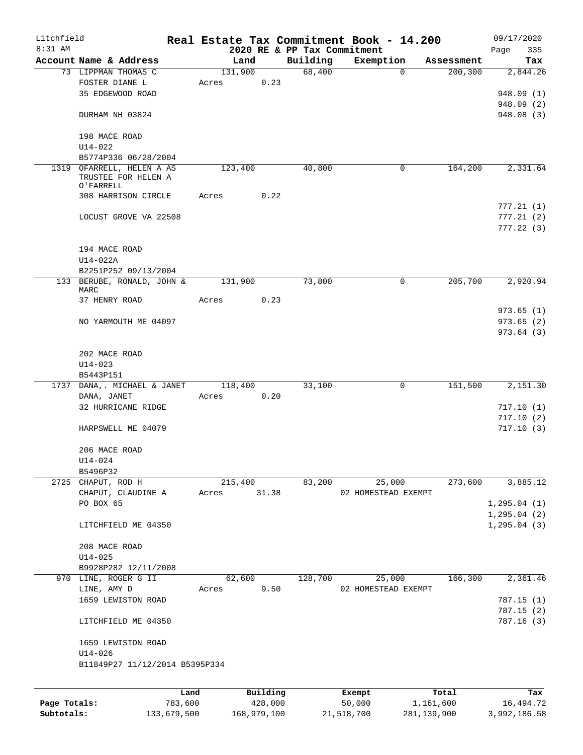Litchfield
8:31 AM

**Real Estate Tax Commitment Book - 14.200**
**2020 RE & PP Tax Commitment**

09/17/2020
Page 335

| Account Name & Address | Land | Building | Exemption | Assessment | Tax |
|---|---|---|---|---|---|
| 73 LIPPMAN THOMAS C | 131,900 | 68,400 | 0 | 200,300 | 2,844.26 |
| FOSTER DIANE L | Acres 0.23 | | | | |
| 35 EDGEWOOD ROAD | | | | | 948.09 (1) |
| | | | | | 948.09 (2) |
| DURHAM NH 03824 | | | | | 948.08 (3) |
| 198 MACE ROAD | | | | | |
| U14-022 | | | | | |
| B5774P336 06/28/2004 | | | | | |
| 1319 OFARRELL, HELEN A AS TRUSTEE FOR HELEN A O'FARRELL | 123,400 | 40,800 | 0 | 164,200 | 2,331.64 |
| 308 HARRISON CIRCLE | Acres 0.22 | | | | |
| | | | | | 777.21 (1) |
| LOCUST GROVE VA 22508 | | | | | 777.21 (2) |
| | | | | | 777.22 (3) |
| 194 MACE ROAD | | | | | |
| U14-022A | | | | | |
| B2251P252 09/13/2004 | | | | | |
| 133 BERUBE, RONALD, JOHN & MARC | 131,900 | 73,800 | 0 | 205,700 | 2,920.94 |
| 37 HENRY ROAD | Acres 0.23 | | | | |
| | | | | | 973.65 (1) |
| NO YARMOUTH ME 04097 | | | | | 973.65 (2) |
| | | | | | 973.64 (3) |
| 202 MACE ROAD | | | | | |
| U14-023 | | | | | |
| B5443P151 | | | | | |
| 1737 DANA,. MICHAEL & JANET | 118,400 | 33,100 | 0 | 151,500 | 2,151.30 |
| DANA, JANET | Acres 0.20 | | | | |
| 32 HURRICANE RIDGE | | | | | 717.10 (1) |
| | | | | | 717.10 (2) |
| HARPSWELL ME 04079 | | | | | 717.10 (3) |
| 206 MACE ROAD | | | | | |
| U14-024 | | | | | |
| B5496P32 | | | | | |
| 2725 CHAPUT, ROD H | 215,400 | 83,200 | 25,000 | 273,600 | 3,885.12 |
| CHAPUT, CLAUDINE A | Acres 31.38 | | 02 HOMESTEAD EXEMPT | | |
| PO BOX 65 | | | | | 1,295.04 (1) |
| | | | | | 1,295.04 (2) |
| LITCHFIELD ME 04350 | | | | | 1,295.04 (3) |
| 208 MACE ROAD | | | | | |
| U14-025 | | | | | |
| B9928P282 12/11/2008 | | | | | |
| 970 LINE, ROGER G II | 62,600 | 128,700 | 25,000 | 166,300 | 2,361.46 |
| LINE, AMY D | Acres 9.50 | | 02 HOMESTEAD EXEMPT | | |
| 1659 LEWISTON ROAD | | | | | 787.15 (1) |
| | | | | | 787.15 (2) |
| LITCHFIELD ME 04350 | | | | | 787.16 (3) |
| 1659 LEWISTON ROAD | | | | | |
| U14-026 | | | | | |
| B11849P27 11/12/2014 B5395P334 | | | | | |

| | Land | Building | Exempt | Total | Tax |
|---|---|---|---|---|---|
| **Page Totals:** | 783,600 | 428,000 | 50,000 | 1,161,600 | 16,494.72 |
| **Subtotals:** | 133,679,500 | 168,979,100 | 21,518,700 | 281,139,900 | 3,992,186.58 |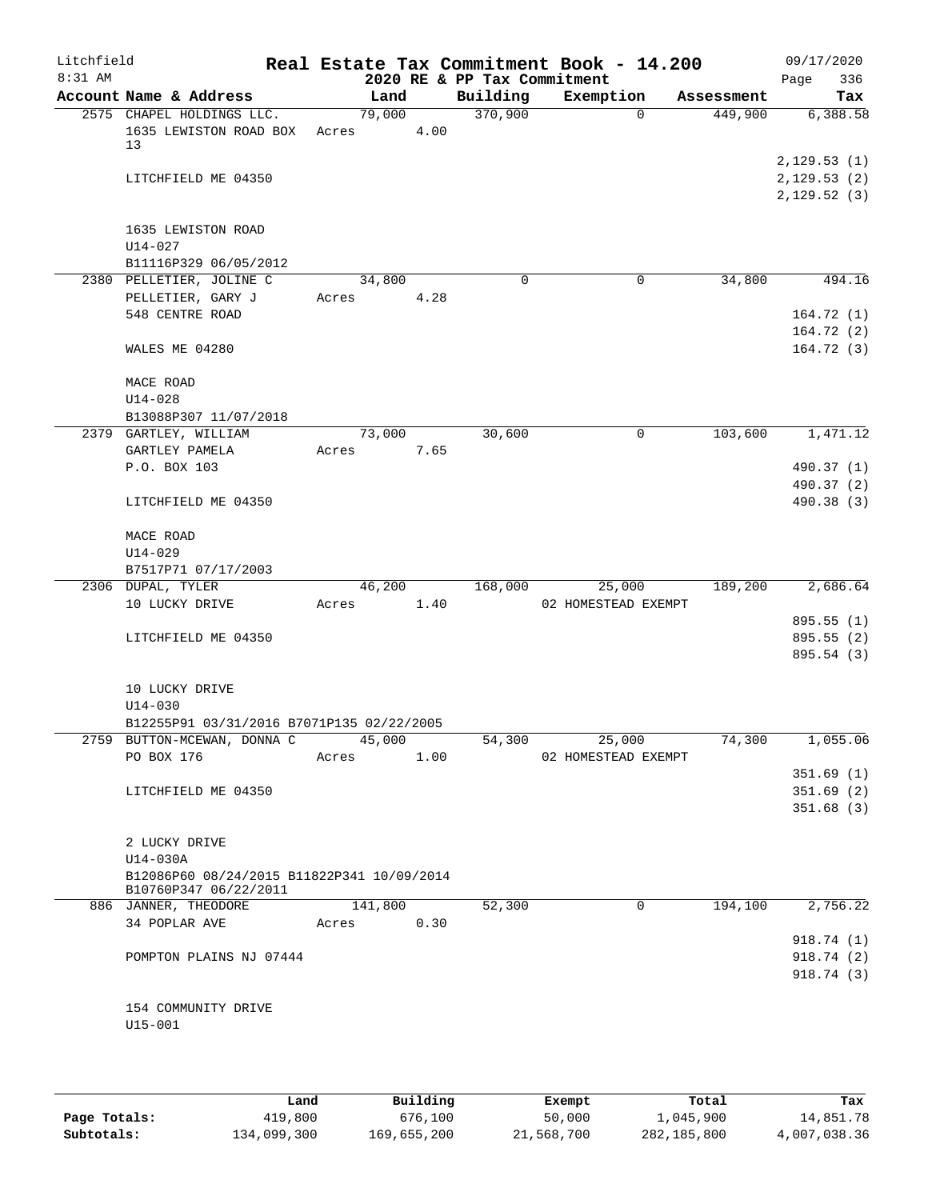Litchfield 8:31 AM

# Real Estate Tax Commitment Book - 14.200

## 2020 RE & PP Tax Commitment

09/17/2020 Page 336

| Account Name & Address | Land | Building | Exemption | Assessment | Tax |
|---|---|---|---|---|---|
| 2575 CHAPEL HOLDINGS LLC. | 79,000 | 370,900 | 0 | 449,900 | 6,388.58 |
| 1635 LEWISTON ROAD BOX 13 | Acres 4.00 | | | | |
| | | | | | 2,129.53 (1) |
| LITCHFIELD ME 04350 | | | | | 2,129.53 (2) |
| | | | | | 2,129.52 (3) |
| 1635 LEWISTON ROAD | | | | | |
| U14-027 | | | | | |
| B11116P329 06/05/2012 | | | | | |
| 2380 PELLETIER, JOLINE C | 34,800 | 0 | 0 | 34,800 | 494.16 |
| PELLETIER, GARY J | Acres 4.28 | | | | |
| 548 CENTRE ROAD | | | | | 164.72 (1) |
| | | | | | 164.72 (2) |
| WALES ME 04280 | | | | | 164.72 (3) |
| MACE ROAD | | | | | |
| U14-028 | | | | | |
| B13088P307 11/07/2018 | | | | | |
| 2379 GARTLEY, WILLIAM | 73,000 | 30,600 | 0 | 103,600 | 1,471.12 |
| GARTLEY PAMELA | Acres 7.65 | | | | |
| P.O. BOX 103 | | | | | 490.37 (1) |
| | | | | | 490.37 (2) |
| LITCHFIELD ME 04350 | | | | | 490.38 (3) |
| MACE ROAD | | | | | |
| U14-029 | | | | | |
| B7517P71 07/17/2003 | | | | | |
| 2306 DUPAL, TYLER | 46,200 | 168,000 | 25,000 | 189,200 | 2,686.64 |
| 10 LUCKY DRIVE | Acres 1.40 | | 02 HOMESTEAD EXEMPT | | |
| | | | | | 895.55 (1) |
| LITCHFIELD ME 04350 | | | | | 895.55 (2) |
| | | | | | 895.54 (3) |
| 10 LUCKY DRIVE | | | | | |
| U14-030 | | | | | |
| B12255P91 03/31/2016 B7071P135 02/22/2005 | | | | | |
| 2759 BUTTON-MCEWAN, DONNA C | 45,000 | 54,300 | 25,000 | 74,300 | 1,055.06 |
| PO BOX 176 | Acres 1.00 | | 02 HOMESTEAD EXEMPT | | |
| | | | | | 351.69 (1) |
| LITCHFIELD ME 04350 | | | | | 351.69 (2) |
| | | | | | 351.68 (3) |
| 2 LUCKY DRIVE | | | | | |
| U14-030A | | | | | |
| B12086P60 08/24/2015 B11822P341 10/09/2014 B10760P347 06/22/2011 | | | | | |
| 886 JANNER, THEODORE | 141,800 | 52,300 | 0 | 194,100 | 2,756.22 |
| 34 POPLAR AVE | Acres 0.30 | | | | |
| | | | | | 918.74 (1) |
| POMPTON PLAINS NJ 07444 | | | | | 918.74 (2) |
| | | | | | 918.74 (3) |
| 154 COMMUNITY DRIVE | | | | | |
| U15-001 | | | | | |

| | Land | Building | Exempt | Total | Tax |
|---|---|---|---|---|---|
| Page Totals: | 419,800 | 676,100 | 50,000 | 1,045,900 | 14,851.78 |
| Subtotals: | 134,099,300 | 169,655,200 | 21,568,700 | 282,185,800 | 4,007,038.36 |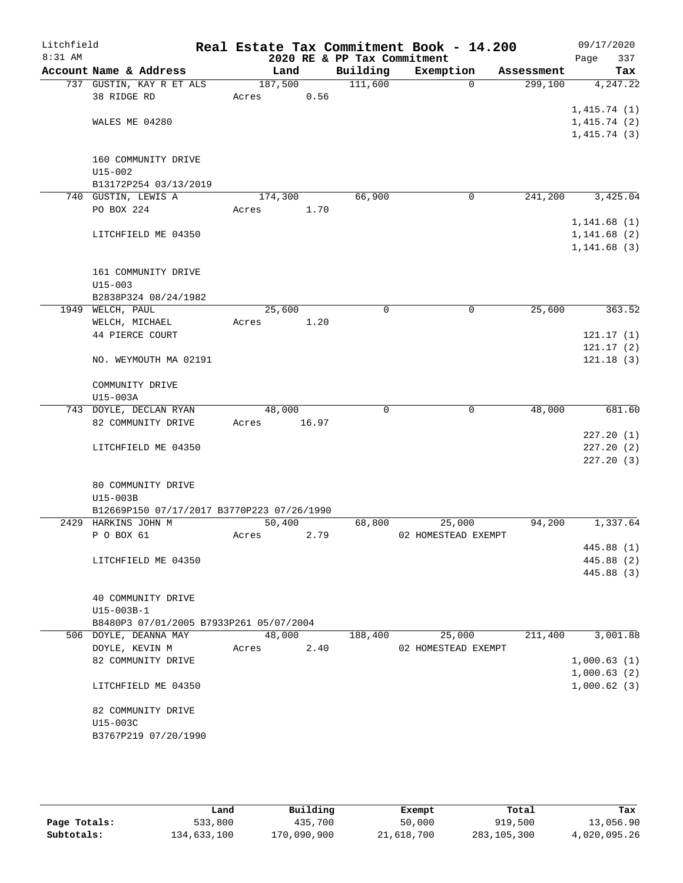Litchfield
8:31 AM

# Real Estate Tax Commitment Book - 14.200

2020 RE & PP Tax Commitment

09/17/2020
Page 337

| Account Name & Address | Land | Building | Exemption | Assessment | Tax |
|---|---|---|---|---|---|
| 737 GUSTIN, KAY R ET ALS | 187,500 | 111,600 | 0 | 299,100 | 4,247.22 |
| 38 RIDGE RD | Acres 0.56 | | | | |
| | | | | | 1,415.74 (1) |
| WALES ME 04280 | | | | | 1,415.74 (2) |
| | | | | | 1,415.74 (3) |
| 160 COMMUNITY DRIVE | | | | | |
| U15-002 | | | | | |
| B13172P254 03/13/2019 | | | | | |
| 740 GUSTIN, LEWIS A | 174,300 | 66,900 | 0 | 241,200 | 3,425.04 |
| PO BOX 224 | Acres 1.70 | | | | |
| | | | | | 1,141.68 (1) |
| LITCHFIELD ME 04350 | | | | | 1,141.68 (2) |
| | | | | | 1,141.68 (3) |
| 161 COMMUNITY DRIVE | | | | | |
| U15-003 | | | | | |
| B2838P324 08/24/1982 | | | | | |
| 1949 WELCH, PAUL | 25,600 | 0 | 0 | 25,600 | 363.52 |
| WELCH, MICHAEL | Acres 1.20 | | | | |
| 44 PIERCE COURT | | | | | 121.17 (1) |
| | | | | | 121.17 (2) |
| NO. WEYMOUTH MA 02191 | | | | | 121.18 (3) |
| COMMUNITY DRIVE | | | | | |
| U15-003A | | | | | |
| 743 DOYLE, DECLAN RYAN | 48,000 | 0 | 0 | 48,000 | 681.60 |
| 82 COMMUNITY DRIVE | Acres 16.97 | | | | |
| | | | | | 227.20 (1) |
| LITCHFIELD ME 04350 | | | | | 227.20 (2) |
| | | | | | 227.20 (3) |
| 80 COMMUNITY DRIVE | | | | | |
| U15-003B | | | | | |
| B12669P150 07/17/2017 B3770P223 07/26/1990 | | | | | |
| 2429 HARKINS JOHN M | 50,400 | 68,800 | 25,000 | 94,200 | 1,337.64 |
| P O BOX 61 | Acres 2.79 | | 02 HOMESTEAD EXEMPT | | |
| | | | | | 445.88 (1) |
| LITCHFIELD ME 04350 | | | | | 445.88 (2) |
| | | | | | 445.88 (3) |
| 40 COMMUNITY DRIVE | | | | | |
| U15-003B-1 | | | | | |
| B8480P3 07/01/2005 B7933P261 05/07/2004 | | | | | |
| 506 DOYLE, DEANNA MAY | 48,000 | 188,400 | 25,000 | 211,400 | 3,001.88 |
| DOYLE, KEVIN M | Acres 2.40 | | 02 HOMESTEAD EXEMPT | | |
| 82 COMMUNITY DRIVE | | | | | 1,000.63 (1) |
| | | | | | 1,000.63 (2) |
| LITCHFIELD ME 04350 | | | | | 1,000.62 (3) |
| 82 COMMUNITY DRIVE | | | | | |
| U15-003C | | | | | |
| B3767P219 07/20/1990 | | | | | |

| | Land | Building | Exempt | Total | Tax |
|---|---|---|---|---|---|
| Page Totals: | 533,800 | 435,700 | 50,000 | 919,500 | 13,056.90 |
| Subtotals: | 134,633,100 | 170,090,900 | 21,618,700 | 283,105,300 | 4,020,095.26 |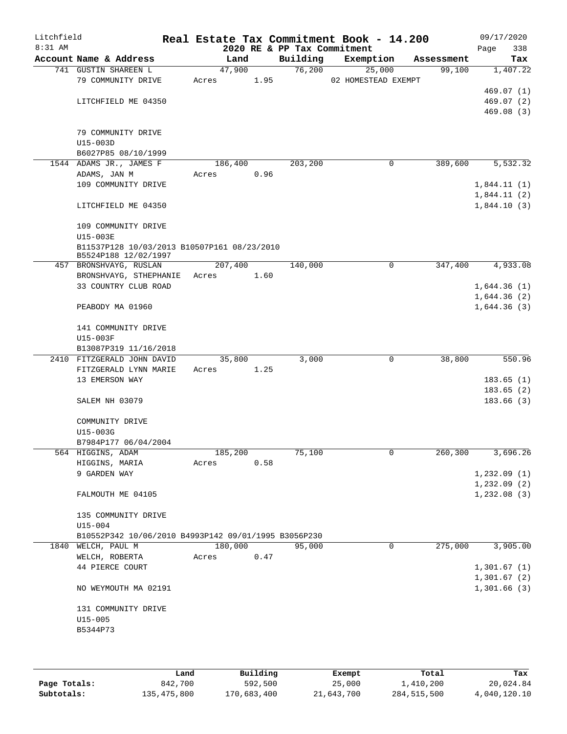# Real Estate Tax Commitment Book - 14.200

Litchfield 8:31 AM — 2020 RE & PP Tax Commitment — 09/17/2020

| Account | Name & Address | Land | Building | Exemption | Assessment | Tax |
|---|---|---|---|---|---|---|
| 741 | GUSTIN SHAREEN L<br>79 COMMUNITY DRIVE<br><br>LITCHFIELD ME 04350<br><br>79 COMMUNITY DRIVE<br>U15-003D<br>B6027P85 08/10/1999 | 47,900<br>Acres 1.95 | 76,200 | 25,000<br>02 HOMESTEAD EXEMPT | 99,100 | 1,407.22<br><br>469.07 (1)<br>469.07 (2)<br>469.08 (3) |
| 1544 | ADAMS JR., JAMES F<br>ADAMS, JAN M<br>109 COMMUNITY DRIVE<br><br>LITCHFIELD ME 04350<br><br>109 COMMUNITY DRIVE<br>U15-003E<br>B11537P128 10/03/2013 B10507P161 08/23/2010<br>B5524P188 12/02/1997 | 186,400<br>Acres 0.96 | 203,200 | 0 | 389,600 | 5,532.32<br><br>1,844.11 (1)<br>1,844.11 (2)<br>1,844.10 (3) |
| 457 | BRONSHVAYG, RUSLAN<br>BRONSHVAYG, STHEPHANIE<br>33 COUNTRY CLUB ROAD<br><br>PEABODY MA 01960<br><br>141 COMMUNITY DRIVE<br>U15-003F<br>B13087P319 11/16/2018 | 207,400<br>Acres 1.60 | 140,000 | 0 | 347,400 | 4,933.08<br><br>1,644.36 (1)<br>1,644.36 (2)<br>1,644.36 (3) |
| 2410 | FITZGERALD JOHN DAVID<br>FITZGERALD LYNN MARIE<br>13 EMERSON WAY<br><br>SALEM NH 03079<br><br>COMMUNITY DRIVE<br>U15-003G<br>B7984P177 06/04/2004 | 35,800<br>Acres 1.25 | 3,000 | 0 | 38,800 | 550.96<br><br>183.65 (1)<br>183.65 (2)<br>183.66 (3) |
| 564 | HIGGINS, ADAM<br>HIGGINS, MARIA<br>9 GARDEN WAY<br><br>FALMOUTH ME 04105<br><br>135 COMMUNITY DRIVE<br>U15-004<br>B10552P342 10/06/2010 B4993P142 09/01/1995 B3056P230 | 185,200<br>Acres 0.58 | 75,100 | 0 | 260,300 | 3,696.26<br><br>1,232.09 (1)<br>1,232.09 (2)<br>1,232.08 (3) |
| 1840 | WELCH, PAUL M<br>WELCH, ROBERTA<br>44 PIERCE COURT<br><br>NO WEYMOUTH MA 02191<br><br>131 COMMUNITY DRIVE<br>U15-005<br>B5344P73 | 180,000<br>Acres 0.47 | 95,000 | 0 | 275,000 | 3,905.00<br><br>1,301.67 (1)<br>1,301.67 (2)<br>1,301.66 (3) |

| | Land | Building | Exempt | Total | Tax |
|---|---|---|---|---|---|
| Page Totals: | 842,700 | 592,500 | 25,000 | 1,410,200 | 20,024.84 |
| Subtotals: | 135,475,800 | 170,683,400 | 21,643,700 | 284,515,500 | 4,040,120.10 |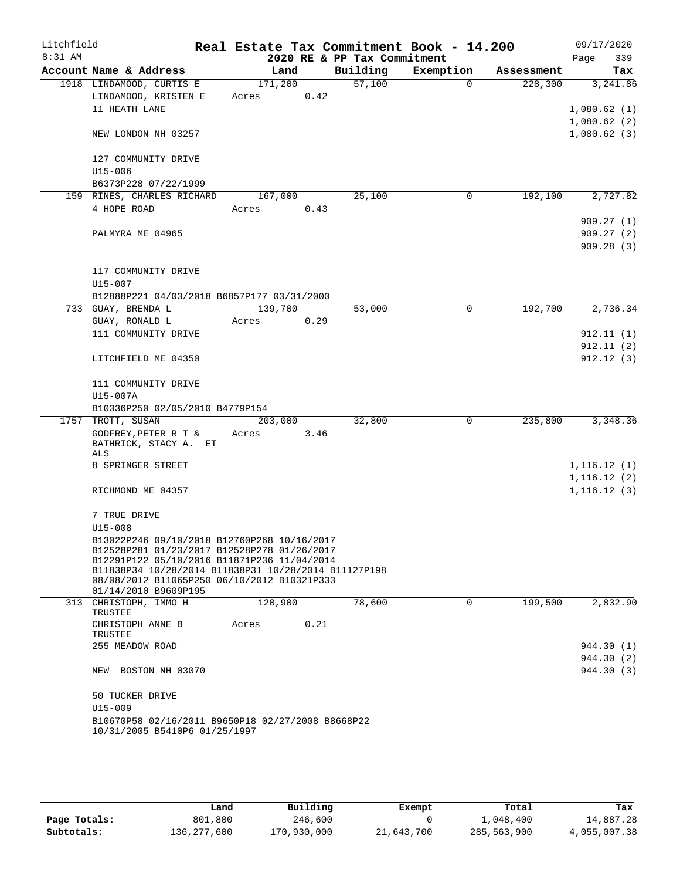Litchfield · **Real Estate Tax Commitment Book - 14.200** · 09/17/2020
8:31 AM · **2020 RE & PP Tax Commitment**

| Account Name & Address | Land | Building | Exemption | Assessment | Tax |
|---|---|---|---|---|---|
| 1918 LINDAMOOD, CURTIS E | 171,200 | 57,100 | 0 | 228,300 | 3,241.86 |
| LINDAMOOD, KRISTEN E | Acres 0.42 | | | | |
| 11 HEATH LANE | | | | | 1,080.62 (1) |
| | | | | | 1,080.62 (2) |
| NEW LONDON NH 03257 | | | | | 1,080.62 (3) |
| 127 COMMUNITY DRIVE | | | | | |
| U15-006 | | | | | |
| B6373P228 07/22/1999 | | | | | |
| 159 RINES, CHARLES RICHARD | 167,000 | 25,100 | 0 | 192,100 | 2,727.82 |
| 4 HOPE ROAD | Acres 0.43 | | | | |
| | | | | | 909.27 (1) |
| PALMYRA ME 04965 | | | | | 909.27 (2) |
| | | | | | 909.28 (3) |
| 117 COMMUNITY DRIVE | | | | | |
| U15-007 | | | | | |
| B12888P221 04/03/2018 B6857P177 03/31/2000 | | | | | |
| 733 GUAY, BRENDA L | 139,700 | 53,000 | 0 | 192,700 | 2,736.34 |
| GUAY, RONALD L | Acres 0.29 | | | | |
| 111 COMMUNITY DRIVE | | | | | 912.11 (1) |
| | | | | | 912.11 (2) |
| LITCHFIELD ME 04350 | | | | | 912.12 (3) |
| 111 COMMUNITY DRIVE | | | | | |
| U15-007A | | | | | |
| B10336P250 02/05/2010 B4779P154 | | | | | |
| 1757 TROTT, SUSAN | 203,000 | 32,800 | 0 | 235,800 | 3,348.36 |
| GODFREY,PETER R T & BATHRICK, STACY A. ET ALS | Acres 3.46 | | | | |
| 8 SPRINGER STREET | | | | | 1,116.12 (1) |
| | | | | | 1,116.12 (2) |
| RICHMOND ME 04357 | | | | | 1,116.12 (3) |
| 7 TRUE DRIVE | | | | | |
| U15-008 | | | | | |
| B13022P246 09/10/2018 B12760P268 10/16/2017 B12528P281 01/23/2017 B12528P278 01/26/2017 B12291P122 05/10/2016 B11871P236 11/04/2014 B11838P34 10/28/2014 B11838P31 10/28/2014 B11127P198 08/08/2012 B11065P250 06/10/2012 B10321P333 01/14/2010 B9609P195 | | | | | |
| 313 CHRISTOPH, IMMO H TRUSTEE | 120,900 | 78,600 | 0 | 199,500 | 2,832.90 |
| CHRISTOPH ANNE B TRUSTEE | Acres 0.21 | | | | |
| 255 MEADOW ROAD | | | | | 944.30 (1) |
| | | | | | 944.30 (2) |
| NEW BOSTON NH 03070 | | | | | 944.30 (3) |
| 50 TUCKER DRIVE | | | | | |
| U15-009 | | | | | |
| B10670P58 02/16/2011 B9650P18 02/27/2008 B8668P22 10/31/2005 B5410P6 01/25/1997 | | | | | |

| | Land | Building | Exempt | Total | Tax |
|---|---|---|---|---|---|
| Page Totals: | 801,800 | 246,600 | 0 | 1,048,400 | 14,887.28 |
| Subtotals: | 136,277,600 | 170,930,000 | 21,643,700 | 285,563,900 | 4,055,007.38 |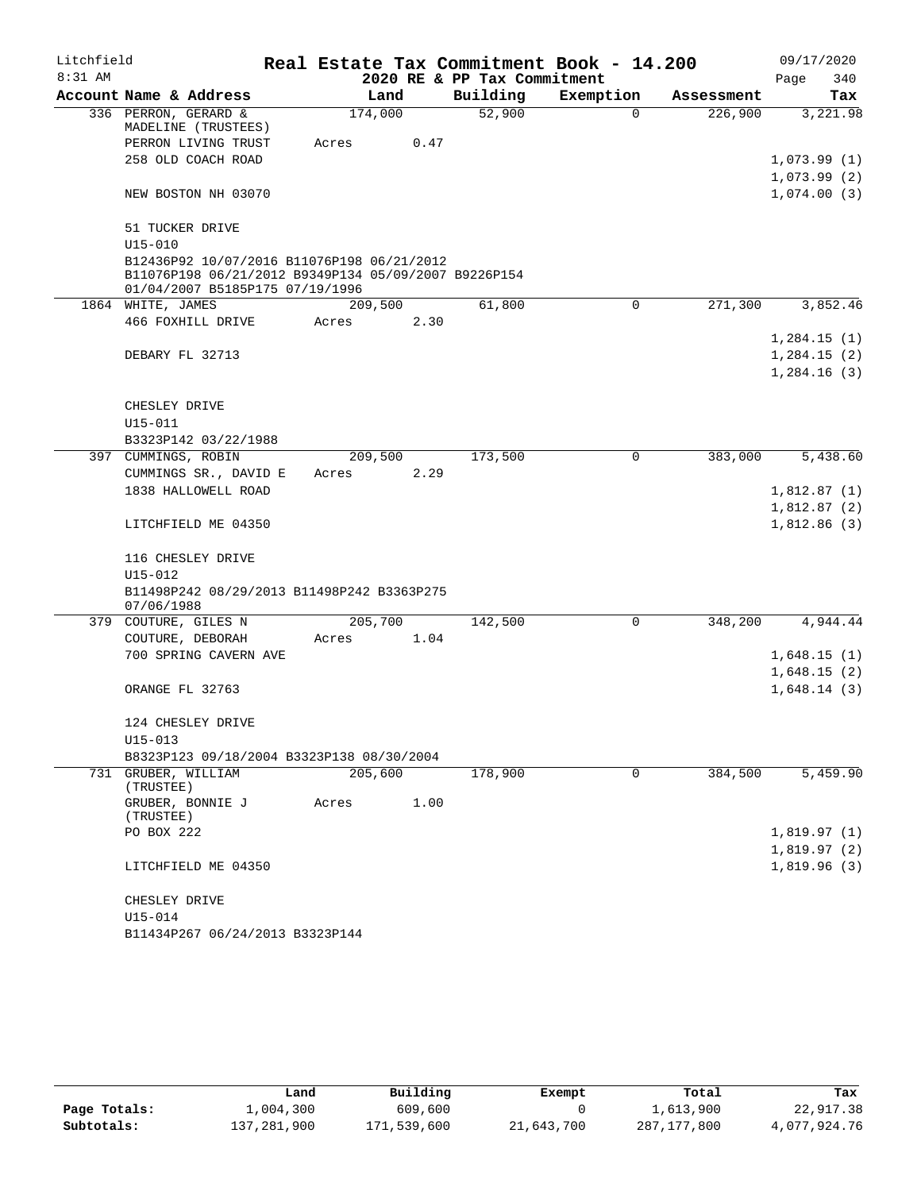Litchfield 8:31 AM

# Real Estate Tax Commitment Book - 14.200

## 2020 RE & PP Tax Commitment

09/17/2020

| Account Name & Address | Land | Building | Exemption | Assessment | Tax |
|---|---|---|---|---|---|
| 336 PERRON, GERARD & | 174,000 | 52,900 | 0 | 226,900 | 3,221.98 |
| MADELINE (TRUSTEES) | | | | | |
| PERRON LIVING TRUST | Acres 0.47 | | | | |
| 258 OLD COACH ROAD | | | | | 1,073.99 (1) |
| | | | | | 1,073.99 (2) |
| NEW BOSTON NH 03070 | | | | | 1,074.00 (3) |
| 51 TUCKER DRIVE | | | | | |
| U15-010 | | | | | |
| B12436P92 10/07/2016 B11076P198 06/21/2012 B11076P198 06/21/2012 B9349P134 05/09/2007 B9226P154 01/04/2007 B5185P175 07/19/1996 | | | | | |
| 1864 WHITE, JAMES | 209,500 | 61,800 | 0 | 271,300 | 3,852.46 |
| 466 FOXHILL DRIVE | Acres 2.30 | | | | |
| | | | | | 1,284.15 (1) |
| DEBARY FL 32713 | | | | | 1,284.15 (2) |
| | | | | | 1,284.16 (3) |
| CHESLEY DRIVE | | | | | |
| U15-011 | | | | | |
| B3323P142 03/22/1988 | | | | | |
| 397 CUMMINGS, ROBIN | 209,500 | 173,500 | 0 | 383,000 | 5,438.60 |
| CUMMINGS SR., DAVID E | Acres 2.29 | | | | |
| 1838 HALLOWELL ROAD | | | | | 1,812.87 (1) |
| | | | | | 1,812.87 (2) |
| LITCHFIELD ME 04350 | | | | | 1,812.86 (3) |
| 116 CHESLEY DRIVE | | | | | |
| U15-012 | | | | | |
| B11498P242 08/29/2013 B11498P242 B3363P275 07/06/1988 | | | | | |
| 379 COUTURE, GILES N | 205,700 | 142,500 | 0 | 348,200 | 4,944.44 |
| COUTURE, DEBORAH | Acres 1.04 | | | | |
| 700 SPRING CAVERN AVE | | | | | 1,648.15 (1) |
| | | | | | 1,648.15 (2) |
| ORANGE FL 32763 | | | | | 1,648.14 (3) |
| 124 CHESLEY DRIVE | | | | | |
| U15-013 | | | | | |
| B8323P123 09/18/2004 B3323P138 08/30/2004 | | | | | |
| 731 GRUBER, WILLIAM (TRUSTEE) | 205,600 | 178,900 | 0 | 384,500 | 5,459.90 |
| GRUBER, BONNIE J (TRUSTEE) | Acres 1.00 | | | | |
| PO BOX 222 | | | | | 1,819.97 (1) |
| | | | | | 1,819.97 (2) |
| LITCHFIELD ME 04350 | | | | | 1,819.96 (3) |
| CHESLEY DRIVE | | | | | |
| U15-014 | | | | | |
| B11434P267 06/24/2013 B3323P144 | | | | | |

| | Land | Building | Exempt | Total | Tax |
|---|---|---|---|---|---|
| Page Totals: | 1,004,300 | 609,600 | 0 | 1,613,900 | 22,917.38 |
| Subtotals: | 137,281,900 | 171,539,600 | 21,643,700 | 287,177,800 | 4,077,924.76 |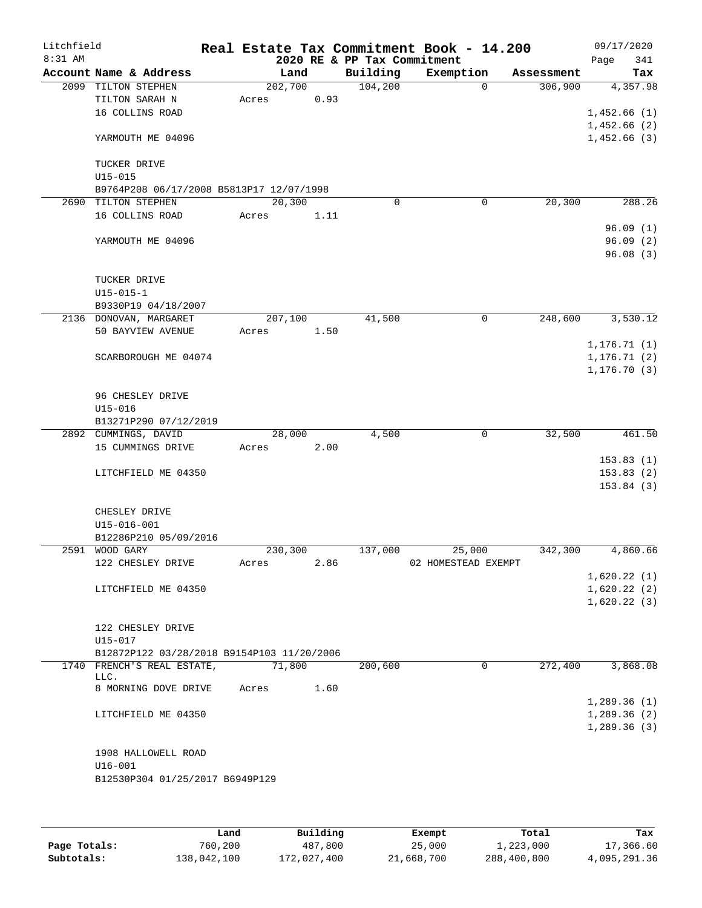Litchfield 8:31 AM

**Real Estate Tax Commitment Book - 14.200**
**2020 RE & PP Tax Commitment**

09/17/2020

| Account Name & Address | Land | Building | Exemption | Assessment | Tax |
|---|---|---|---|---|---|
| 2099 TILTON STEPHEN | 202,700 | 104,200 | 0 | 306,900 | 4,357.98 |
| TILTON SARAH N | Acres 0.93 | | | | |
| 16 COLLINS ROAD | | | | | 1,452.66 (1) |
| | | | | | 1,452.66 (2) |
| YARMOUTH ME 04096 | | | | | 1,452.66 (3) |
| TUCKER DRIVE | | | | | |
| U15-015 | | | | | |
| B9764P208 06/17/2008 B5813P17 12/07/1998 | | | | | |
| 2690 TILTON STEPHEN | 20,300 | 0 | 0 | 20,300 | 288.26 |
| 16 COLLINS ROAD | Acres 1.11 | | | | |
| | | | | | 96.09 (1) |
| YARMOUTH ME 04096 | | | | | 96.09 (2) |
| | | | | | 96.08 (3) |
| TUCKER DRIVE | | | | | |
| U15-015-1 | | | | | |
| B9330P19 04/18/2007 | | | | | |
| 2136 DONOVAN, MARGARET | 207,100 | 41,500 | 0 | 248,600 | 3,530.12 |
| 50 BAYVIEW AVENUE | Acres 1.50 | | | | |
| | | | | | 1,176.71 (1) |
| SCARBOROUGH ME 04074 | | | | | 1,176.71 (2) |
| | | | | | 1,176.70 (3) |
| 96 CHESLEY DRIVE | | | | | |
| U15-016 | | | | | |
| B13271P290 07/12/2019 | | | | | |
| 2892 CUMMINGS, DAVID | 28,000 | 4,500 | 0 | 32,500 | 461.50 |
| 15 CUMMINGS DRIVE | Acres 2.00 | | | | |
| | | | | | 153.83 (1) |
| LITCHFIELD ME 04350 | | | | | 153.83 (2) |
| | | | | | 153.84 (3) |
| CHESLEY DRIVE | | | | | |
| U15-016-001 | | | | | |
| B12286P210 05/09/2016 | | | | | |
| 2591 WOOD GARY | 230,300 | 137,000 | 25,000 | 342,300 | 4,860.66 |
| 122 CHESLEY DRIVE | Acres 2.86 | | 02 HOMESTEAD EXEMPT | | |
| | | | | | 1,620.22 (1) |
| LITCHFIELD ME 04350 | | | | | 1,620.22 (2) |
| | | | | | 1,620.22 (3) |
| 122 CHESLEY DRIVE | | | | | |
| U15-017 | | | | | |
| B12872P122 03/28/2018 B9154P103 11/20/2006 | | | | | |
| 1740 FRENCH'S REAL ESTATE, LLC. | 71,800 | 200,600 | 0 | 272,400 | 3,868.08 |
| 8 MORNING DOVE DRIVE | Acres 1.60 | | | | |
| | | | | | 1,289.36 (1) |
| LITCHFIELD ME 04350 | | | | | 1,289.36 (2) |
| | | | | | 1,289.36 (3) |
| 1908 HALLOWELL ROAD | | | | | |
| U16-001 | | | | | |
| B12530P304 01/25/2017 B6949P129 | | | | | |

| | Land | Building | Exempt | Total | Tax |
|---|---|---|---|---|---|
| **Page Totals:** | 760,200 | 487,800 | 25,000 | 1,223,000 | 17,366.60 |
| **Subtotals:** | 138,042,100 | 172,027,400 | 21,668,700 | 288,400,800 | 4,095,291.36 |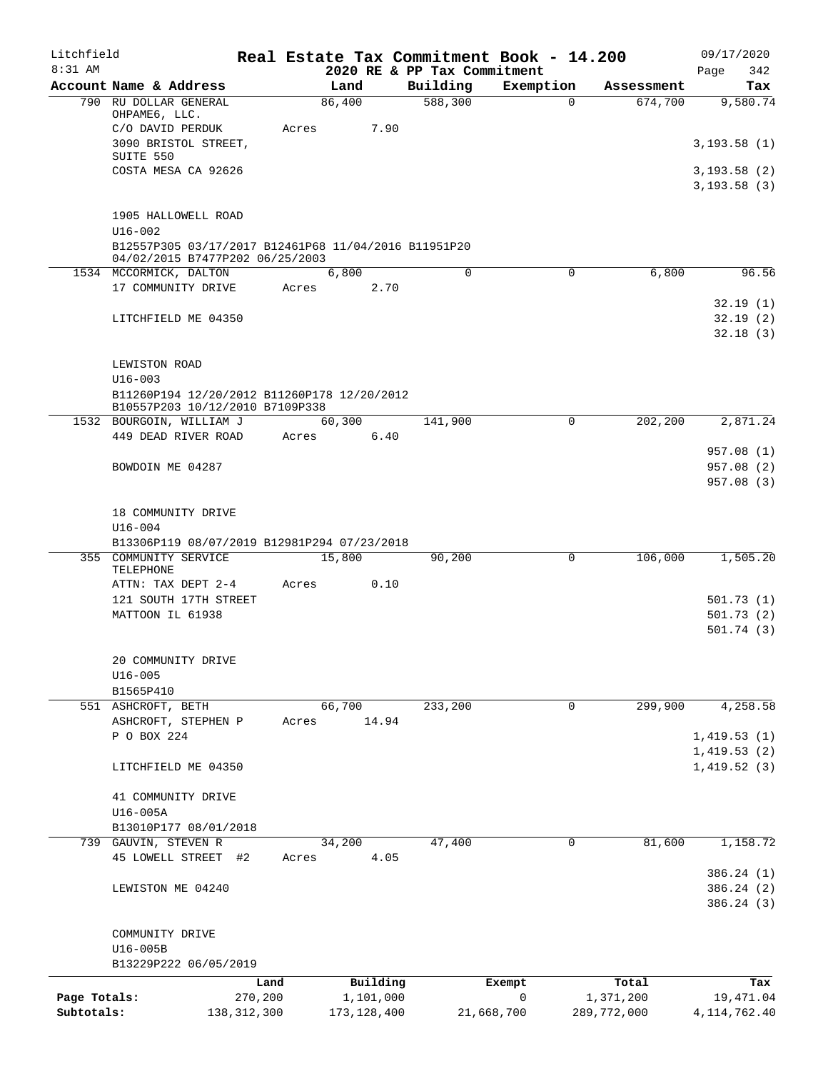# Real Estate Tax Commitment Book - 14.200

Litchfield 8:31 AM — 2020 RE & PP Tax Commitment — 09/17/2020

| Account Name & Address | Land | Building | Exemption | Assessment | Tax |
|---|---|---|---|---|---|
| 790 RU DOLLAR GENERAL OHPAME6, LLC. | 86,400 | 588,300 | 0 | 674,700 | 9,580.74 |
| C/O DAVID PERDUK | Acres 7.90 | | | | |
| 3090 BRISTOL STREET, SUITE 550 | | | | | 3,193.58 (1) |
| COSTA MESA CA 92626 | | | | | 3,193.58 (2) |
| | | | | | 3,193.58 (3) |
| 1905 HALLOWELL ROAD | | | | | |
| U16-002 | | | | | |
| B12557P305 03/17/2017 B12461P68 11/04/2016 B11951P20 04/02/2015 B7477P202 06/25/2003 | | | | | |
| 1534 MCCORMICK, DALTON | 6,800 | 0 | 0 | 6,800 | 96.56 |
| 17 COMMUNITY DRIVE | Acres 2.70 | | | | |
| | | | | | 32.19 (1) |
| LITCHFIELD ME 04350 | | | | | 32.19 (2) |
| | | | | | 32.18 (3) |
| LEWISTON ROAD | | | | | |
| U16-003 | | | | | |
| B11260P194 12/20/2012 B11260P178 12/20/2012 B10557P203 10/12/2010 B7109P338 | | | | | |
| 1532 BOURGOIN, WILLIAM J | 60,300 | 141,900 | 0 | 202,200 | 2,871.24 |
| 449 DEAD RIVER ROAD | Acres 6.40 | | | | |
| | | | | | 957.08 (1) |
| BOWDOIN ME 04287 | | | | | 957.08 (2) |
| | | | | | 957.08 (3) |
| 18 COMMUNITY DRIVE | | | | | |
| U16-004 | | | | | |
| B13306P119 08/07/2019 B12981P294 07/23/2018 | | | | | |
| 355 COMMUNITY SERVICE TELEPHONE | 15,800 | 90,200 | 0 | 106,000 | 1,505.20 |
| ATTN: TAX DEPT 2-4 | Acres 0.10 | | | | |
| 121 SOUTH 17TH STREET | | | | | 501.73 (1) |
| MATTOON IL 61938 | | | | | 501.73 (2) |
| | | | | | 501.74 (3) |
| 20 COMMUNITY DRIVE | | | | | |
| U16-005 | | | | | |
| B1565P410 | | | | | |
| 551 ASHCROFT, BETH | 66,700 | 233,200 | 0 | 299,900 | 4,258.58 |
| ASHCROFT, STEPHEN P | Acres 14.94 | | | | |
| P O BOX 224 | | | | | 1,419.53 (1) |
| | | | | | 1,419.53 (2) |
| LITCHFIELD ME 04350 | | | | | 1,419.52 (3) |
| 41 COMMUNITY DRIVE | | | | | |
| U16-005A | | | | | |
| B13010P177 08/01/2018 | | | | | |
| 739 GAUVIN, STEVEN R | 34,200 | 47,400 | 0 | 81,600 | 1,158.72 |
| 45 LOWELL STREET #2 | Acres 4.05 | | | | |
| | | | | | 386.24 (1) |
| LEWISTON ME 04240 | | | | | 386.24 (2) |
| | | | | | 386.24 (3) |
| COMMUNITY DRIVE | | | | | |
| U16-005B | | | | | |
| B13229P222 06/05/2019 | | | | | |

| | Land | Building | Exempt | Total | Tax |
|---|---|---|---|---|---|
| Page Totals: | 270,200 | 1,101,000 | 0 | 1,371,200 | 19,471.04 |
| Subtotals: | 138,312,300 | 173,128,400 | 21,668,700 | 289,772,000 | 4,114,762.40 |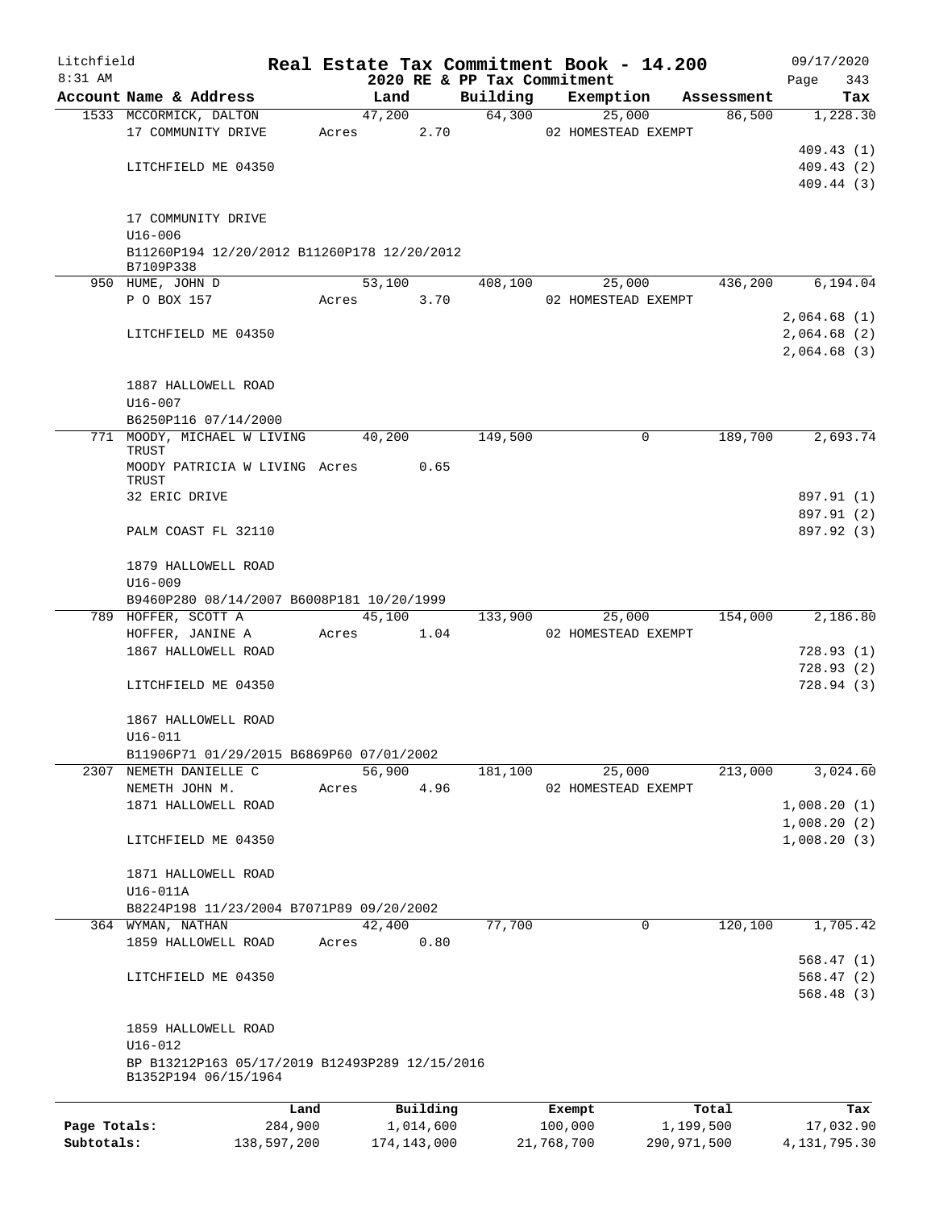Litchfield 8:31 AM

# Real Estate Tax Commitment Book - 14.200

2020 RE & PP Tax Commitment

09/17/2020 Page 343

| Account Name & Address | Land | Building | Exemption | Assessment | Tax |
|---|---|---|---|---|---|
| 1533 MCCORMICK, DALTON | 47,200 | 64,300 | 25,000 | 86,500 | 1,228.30 |
| 17 COMMUNITY DRIVE | Acres 2.70 | | 02 HOMESTEAD EXEMPT | | |
| | | | | | 409.43 (1) |
| LITCHFIELD ME 04350 | | | | | 409.43 (2) |
| | | | | | 409.44 (3) |
| 17 COMMUNITY DRIVE | | | | | |
| U16-006 | | | | | |
| B11260P194 12/20/2012 B11260P178 12/20/2012 B7109P338 | | | | | |
| 950 HUME, JOHN D | 53,100 | 408,100 | 25,000 | 436,200 | 6,194.04 |
| P O BOX 157 | Acres 3.70 | | 02 HOMESTEAD EXEMPT | | |
| | | | | | 2,064.68 (1) |
| LITCHFIELD ME 04350 | | | | | 2,064.68 (2) |
| | | | | | 2,064.68 (3) |
| 1887 HALLOWELL ROAD | | | | | |
| U16-007 | | | | | |
| B6250P116 07/14/2000 | | | | | |
| 771 MOODY, MICHAEL W LIVING TRUST | 40,200 | 149,500 | 0 | 189,700 | 2,693.74 |
| MOODY PATRICIA W LIVING TRUST | Acres 0.65 | | | | |
| 32 ERIC DRIVE | | | | | 897.91 (1) |
| | | | | | 897.91 (2) |
| PALM COAST FL 32110 | | | | | 897.92 (3) |
| 1879 HALLOWELL ROAD | | | | | |
| U16-009 | | | | | |
| B9460P280 08/14/2007 B6008P181 10/20/1999 | | | | | |
| 789 HOFFER, SCOTT A | 45,100 | 133,900 | 25,000 | 154,000 | 2,186.80 |
| HOFFER, JANINE A | Acres 1.04 | | 02 HOMESTEAD EXEMPT | | |
| 1867 HALLOWELL ROAD | | | | | 728.93 (1) |
| | | | | | 728.93 (2) |
| LITCHFIELD ME 04350 | | | | | 728.94 (3) |
| 1867 HALLOWELL ROAD | | | | | |
| U16-011 | | | | | |
| B11906P71 01/29/2015 B6869P60 07/01/2002 | | | | | |
| 2307 NEMETH DANIELLE C | 56,900 | 181,100 | 25,000 | 213,000 | 3,024.60 |
| NEMETH JOHN M. | Acres 4.96 | | 02 HOMESTEAD EXEMPT | | |
| 1871 HALLOWELL ROAD | | | | | 1,008.20 (1) |
| | | | | | 1,008.20 (2) |
| LITCHFIELD ME 04350 | | | | | 1,008.20 (3) |
| 1871 HALLOWELL ROAD | | | | | |
| U16-011A | | | | | |
| B8224P198 11/23/2004 B7071P89 09/20/2002 | | | | | |
| 364 WYMAN, NATHAN | 42,400 | 77,700 | 0 | 120,100 | 1,705.42 |
| 1859 HALLOWELL ROAD | Acres 0.80 | | | | |
| | | | | | 568.47 (1) |
| LITCHFIELD ME 04350 | | | | | 568.47 (2) |
| | | | | | 568.48 (3) |
| 1859 HALLOWELL ROAD | | | | | |
| U16-012 | | | | | |
| BP B13212P163 05/17/2019 B12493P289 12/15/2016 B1352P194 06/15/1964 | | | | | |

| | Land | Building | Exempt | Total | Tax |
|---|---|---|---|---|---|
| Page Totals: | 284,900 | 1,014,600 | 100,000 | 1,199,500 | 17,032.90 |
| Subtotals: | 138,597,200 | 174,143,000 | 21,768,700 | 290,971,500 | 4,131,795.30 |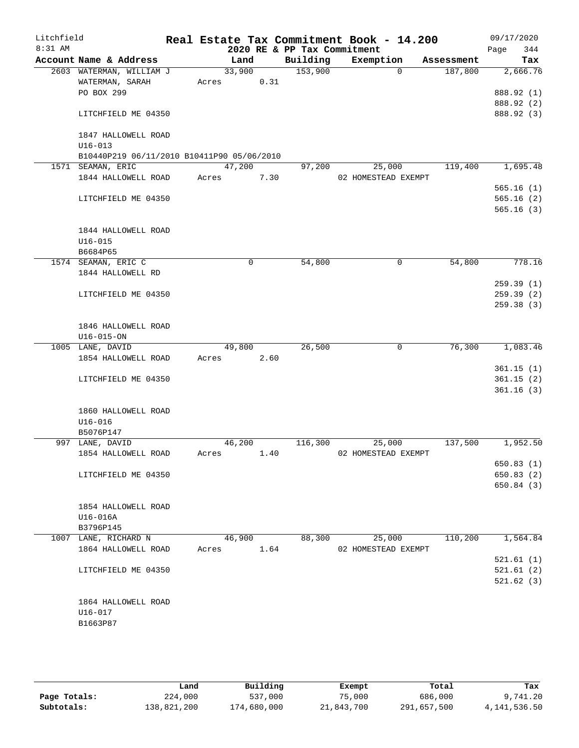Litchfield 8:31 AM

# Real Estate Tax Commitment Book - 14.200

## 2020 RE & PP Tax Commitment

09/17/2020 Page 344

| Account Name & Address | Land | Building | Exemption | Assessment | Tax |
|---|---|---|---|---|---|
| 2603 WATERMAN, WILLIAM J | 33,900 | 153,900 | 0 | 187,800 | 2,666.76 |
| WATERMAN, SARAH | Acres 0.31 | | | | |
| PO BOX 299 | | | | | 888.92 (1) |
| | | | | | 888.92 (2) |
| LITCHFIELD ME 04350 | | | | | 888.92 (3) |
| 1847 HALLOWELL ROAD | | | | | |
| U16-013 | | | | | |
| B10440P219 06/11/2010 B10411P90 05/06/2010 | | | | | |
| 1571 SEAMAN, ERIC | 47,200 | 97,200 | 25,000 | 119,400 | 1,695.48 |
| 1844 HALLOWELL ROAD | Acres 7.30 | | 02 HOMESTEAD EXEMPT | | |
| | | | | | 565.16 (1) |
| LITCHFIELD ME 04350 | | | | | 565.16 (2) |
| | | | | | 565.16 (3) |
| 1844 HALLOWELL ROAD | | | | | |
| U16-015 | | | | | |
| B6684P65 | | | | | |
| 1574 SEAMAN, ERIC C | 0 | 54,800 | 0 | 54,800 | 778.16 |
| 1844 HALLOWELL RD | | | | | |
| | | | | | 259.39 (1) |
| LITCHFIELD ME 04350 | | | | | 259.39 (2) |
| | | | | | 259.38 (3) |
| 1846 HALLOWELL ROAD | | | | | |
| U16-015-ON | | | | | |
| 1005 LANE, DAVID | 49,800 | 26,500 | 0 | 76,300 | 1,083.46 |
| 1854 HALLOWELL ROAD | Acres 2.60 | | | | |
| | | | | | 361.15 (1) |
| LITCHFIELD ME 04350 | | | | | 361.15 (2) |
| | | | | | 361.16 (3) |
| 1860 HALLOWELL ROAD | | | | | |
| U16-016 | | | | | |
| B5076P147 | | | | | |
| 997 LANE, DAVID | 46,200 | 116,300 | 25,000 | 137,500 | 1,952.50 |
| 1854 HALLOWELL ROAD | Acres 1.40 | | 02 HOMESTEAD EXEMPT | | |
| | | | | | 650.83 (1) |
| LITCHFIELD ME 04350 | | | | | 650.83 (2) |
| | | | | | 650.84 (3) |
| 1854 HALLOWELL ROAD | | | | | |
| U16-016A | | | | | |
| B3796P145 | | | | | |
| 1007 LANE, RICHARD N | 46,900 | 88,300 | 25,000 | 110,200 | 1,564.84 |
| 1864 HALLOWELL ROAD | Acres 1.64 | | 02 HOMESTEAD EXEMPT | | |
| | | | | | 521.61 (1) |
| LITCHFIELD ME 04350 | | | | | 521.61 (2) |
| | | | | | 521.62 (3) |
| 1864 HALLOWELL ROAD | | | | | |
| U16-017 | | | | | |
| B1663P87 | | | | | |

| | Land | Building | Exempt | Total | Tax |
|---|---|---|---|---|---|
| Page Totals: | 224,000 | 537,000 | 75,000 | 686,000 | 9,741.20 |
| Subtotals: | 138,821,200 | 174,680,000 | 21,843,700 | 291,657,500 | 4,141,536.50 |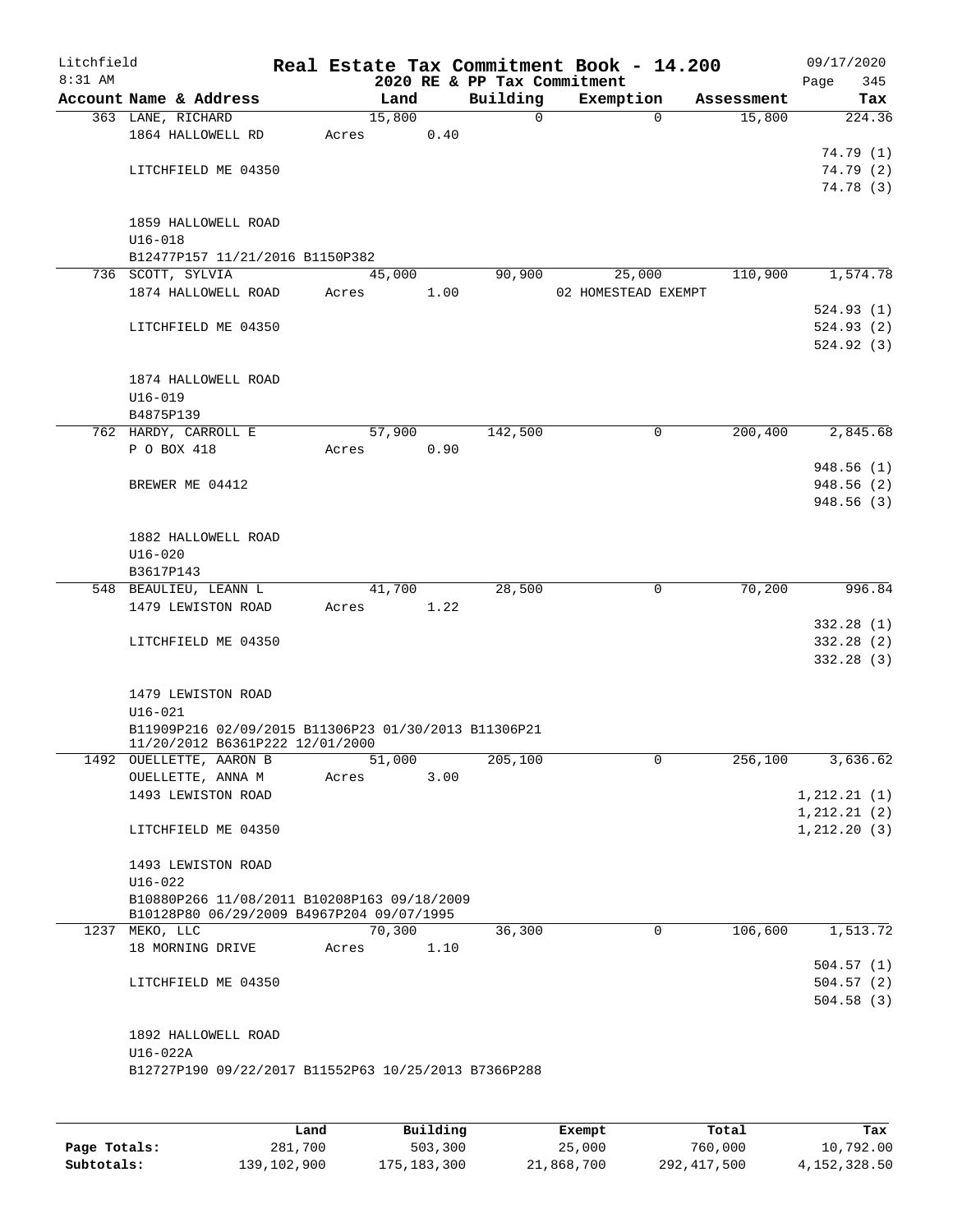Litchfield
8:31 AM

# Real Estate Tax Commitment Book - 14.200

2020 RE & PP Tax Commitment

09/17/2020

| Account Name & Address | Land | Building | Exemption | Assessment | Tax |
|---|---|---|---|---|---|
| 363 LANE, RICHARD | 15,800 | 0 | 0 | 15,800 | 224.36 |
| 1864 HALLOWELL RD | Acres 0.40 | | | | |
| | | | | | 74.79 (1) |
| LITCHFIELD ME 04350 | | | | | 74.79 (2) |
| | | | | | 74.78 (3) |
| 1859 HALLOWELL ROAD | | | | | |
| U16-018 | | | | | |
| B12477P157 11/21/2016 B1150P382 | | | | | |
| 736 SCOTT, SYLVIA | 45,000 | 90,900 | 25,000 | 110,900 | 1,574.78 |
| 1874 HALLOWELL ROAD | Acres 1.00 | | 02 HOMESTEAD EXEMPT | | |
| | | | | | 524.93 (1) |
| LITCHFIELD ME 04350 | | | | | 524.93 (2) |
| | | | | | 524.92 (3) |
| 1874 HALLOWELL ROAD | | | | | |
| U16-019 | | | | | |
| B4875P139 | | | | | |
| 762 HARDY, CARROLL E | 57,900 | 142,500 | 0 | 200,400 | 2,845.68 |
| P O BOX 418 | Acres 0.90 | | | | |
| | | | | | 948.56 (1) |
| BREWER ME 04412 | | | | | 948.56 (2) |
| | | | | | 948.56 (3) |
| 1882 HALLOWELL ROAD | | | | | |
| U16-020 | | | | | |
| B3617P143 | | | | | |
| 548 BEAULIEU, LEANN L | 41,700 | 28,500 | 0 | 70,200 | 996.84 |
| 1479 LEWISTON ROAD | Acres 1.22 | | | | |
| | | | | | 332.28 (1) |
| LITCHFIELD ME 04350 | | | | | 332.28 (2) |
| | | | | | 332.28 (3) |
| 1479 LEWISTON ROAD | | | | | |
| U16-021 | | | | | |
| B11909P216 02/09/2015 B11306P23 01/30/2013 B11306P21 11/20/2012 B6361P222 12/01/2000 | | | | | |
| 1492 OUELLETTE, AARON B | 51,000 | 205,100 | 0 | 256,100 | 3,636.62 |
| OUELLETTE, ANNA M | Acres 3.00 | | | | |
| 1493 LEWISTON ROAD | | | | | 1,212.21 (1) |
| | | | | | 1,212.21 (2) |
| LITCHFIELD ME 04350 | | | | | 1,212.20 (3) |
| 1493 LEWISTON ROAD | | | | | |
| U16-022 | | | | | |
| B10880P266 11/08/2011 B10208P163 09/18/2009 B10128P80 06/29/2009 B4967P204 09/07/1995 | | | | | |
| 1237 MEKO, LLC | 70,300 | 36,300 | 0 | 106,600 | 1,513.72 |
| 18 MORNING DRIVE | Acres 1.10 | | | | |
| | | | | | 504.57 (1) |
| LITCHFIELD ME 04350 | | | | | 504.57 (2) |
| | | | | | 504.58 (3) |
| 1892 HALLOWELL ROAD | | | | | |
| U16-022A | | | | | |
| B12727P190 09/22/2017 B11552P63 10/25/2013 B7366P288 | | | | | |

| | Land | Building | Exempt | Total | Tax |
|---|---|---|---|---|---|
| Page Totals: | 281,700 | 503,300 | 25,000 | 760,000 | 10,792.00 |
| Subtotals: | 139,102,900 | 175,183,300 | 21,868,700 | 292,417,500 | 4,152,328.50 |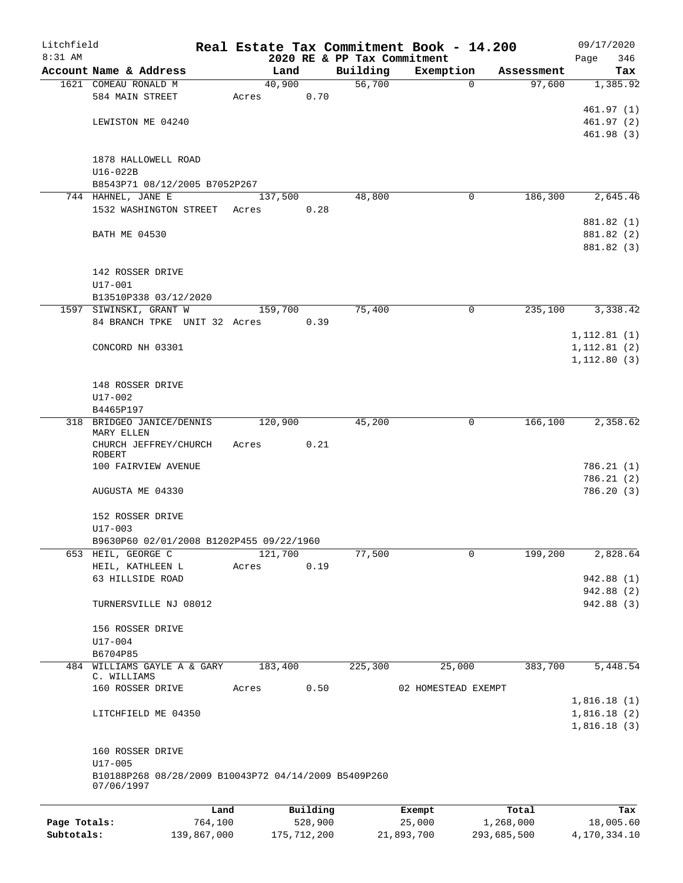Litchfield 8:31 AM

# Real Estate Tax Commitment Book - 14.200

## 2020 RE & PP Tax Commitment

09/17/2020

| Account Name & Address | Land | Building | Exemption | Assessment | Tax |
|---|---|---|---|---|---|
| 1621 COMEAU RONALD M | 40,900 | 56,700 | 0 | 97,600 | 1,385.92 |
| 584 MAIN STREET | Acres 0.70 | | | | |
| | | | | | 461.97 (1) |
| LEWISTON ME 04240 | | | | | 461.97 (2) |
| | | | | | 461.98 (3) |
| 1878 HALLOWELL ROAD | | | | | |
| U16-022B | | | | | |
| B8543P71 08/12/2005 B7052P267 | | | | | |
| 744 HAHNEL, JANE E | 137,500 | 48,800 | 0 | 186,300 | 2,645.46 |
| 1532 WASHINGTON STREET | Acres 0.28 | | | | |
| | | | | | 881.82 (1) |
| BATH ME 04530 | | | | | 881.82 (2) |
| | | | | | 881.82 (3) |
| 142 ROSSER DRIVE | | | | | |
| U17-001 | | | | | |
| B13510P338 03/12/2020 | | | | | |
| 1597 SIWINSKI, GRANT W | 159,700 | 75,400 | 0 | 235,100 | 3,338.42 |
| 84 BRANCH TPKE UNIT 32 | Acres 0.39 | | | | |
| | | | | | 1,112.81 (1) |
| CONCORD NH 03301 | | | | | 1,112.81 (2) |
| | | | | | 1,112.80 (3) |
| 148 ROSSER DRIVE | | | | | |
| U17-002 | | | | | |
| B4465P197 | | | | | |
| 318 BRIDGEO JANICE/DENNIS MARY ELLEN | 120,900 | 45,200 | 0 | 166,100 | 2,358.62 |
| CHURCH JEFFREY/CHURCH ROBERT | Acres 0.21 | | | | |
| 100 FAIRVIEW AVENUE | | | | | 786.21 (1) |
| | | | | | 786.21 (2) |
| AUGUSTA ME 04330 | | | | | 786.20 (3) |
| 152 ROSSER DRIVE | | | | | |
| U17-003 | | | | | |
| B9630P60 02/01/2008 B1202P455 09/22/1960 | | | | | |
| 653 HEIL, GEORGE C | 121,700 | 77,500 | 0 | 199,200 | 2,828.64 |
| HEIL, KATHLEEN L | Acres 0.19 | | | | |
| 63 HILLSIDE ROAD | | | | | 942.88 (1) |
| | | | | | 942.88 (2) |
| TURNERSVILLE NJ 08012 | | | | | 942.88 (3) |
| 156 ROSSER DRIVE | | | | | |
| U17-004 | | | | | |
| B6704P85 | | | | | |
| 484 WILLIAMS GAYLE A & GARY C. WILLIAMS | 183,400 | 225,300 | 25,000 | 383,700 | 5,448.54 |
| 160 ROSSER DRIVE | Acres 0.50 | | 02 HOMESTEAD EXEMPT | | |
| | | | | | 1,816.18 (1) |
| LITCHFIELD ME 04350 | | | | | 1,816.18 (2) |
| | | | | | 1,816.18 (3) |
| 160 ROSSER DRIVE | | | | | |
| U17-005 | | | | | |
| B10188P268 08/28/2009 B10043P72 04/14/2009 B5409P260 07/06/1997 | | | | | |

| | Land | Building | Exempt | Total | Tax |
|---|---|---|---|---|---|
| Page Totals: | 764,100 | 528,900 | 25,000 | 1,268,000 | 18,005.60 |
| Subtotals: | 139,867,000 | 175,712,200 | 21,893,700 | 293,685,500 | 4,170,334.10 |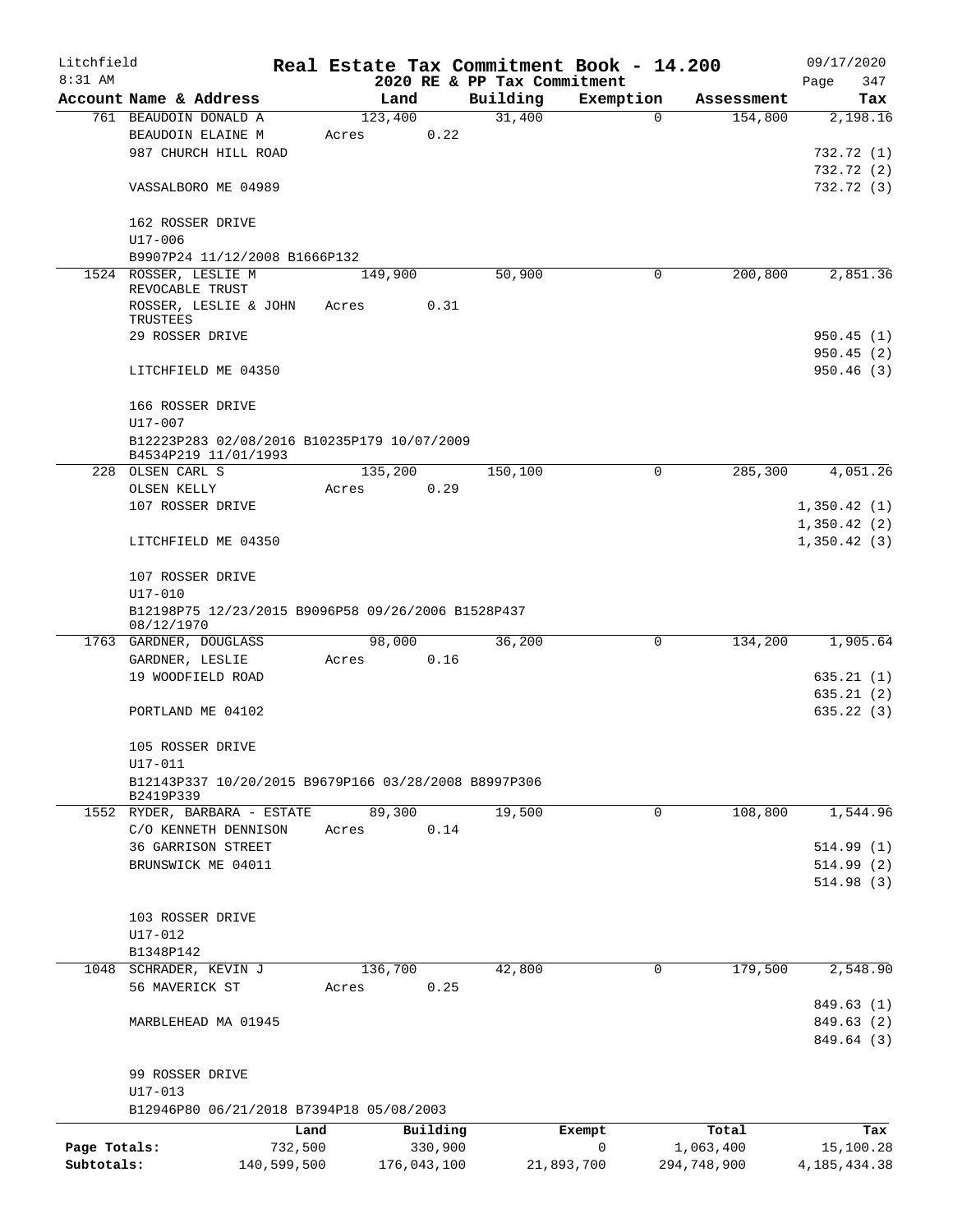# Real Estate Tax Commitment Book - 14.200

Litchfield
8:31 AM

2020 RE & PP Tax Commitment

09/17/2020

| Account Name & Address | Land | Building | Exemption | Assessment | Tax |
|---|---|---|---|---|---|
| 761 BEAUDOIN DONALD A | 123,400 | 31,400 | 0 | 154,800 | 2,198.16 |
| BEAUDOIN ELAINE M | Acres 0.22 | | | | |
| 987 CHURCH HILL ROAD | | | | | 732.72 (1) |
| | | | | | 732.72 (2) |
| VASSALBORO ME 04989 | | | | | 732.72 (3) |
| 162 ROSSER DRIVE | | | | | |
| U17-006 | | | | | |
| B9907P24 11/12/2008 B1666P132 | | | | | |
| 1524 ROSSER, LESLIE M REVOCABLE TRUST | 149,900 | 50,900 | 0 | 200,800 | 2,851.36 |
| ROSSER, LESLIE & JOHN TRUSTEES | Acres 0.31 | | | | |
| 29 ROSSER DRIVE | | | | | 950.45 (1) |
| | | | | | 950.45 (2) |
| LITCHFIELD ME 04350 | | | | | 950.46 (3) |
| 166 ROSSER DRIVE | | | | | |
| U17-007 | | | | | |
| B12223P283 02/08/2016 B10235P179 10/07/2009 B4534P219 11/01/1993 | | | | | |
| 228 OLSEN CARL S | 135,200 | 150,100 | 0 | 285,300 | 4,051.26 |
| OLSEN KELLY | Acres 0.29 | | | | |
| 107 ROSSER DRIVE | | | | | 1,350.42 (1) |
| | | | | | 1,350.42 (2) |
| LITCHFIELD ME 04350 | | | | | 1,350.42 (3) |
| 107 ROSSER DRIVE | | | | | |
| U17-010 | | | | | |
| B12198P75 12/23/2015 B9096P58 09/26/2006 B1528P437 08/12/1970 | | | | | |
| 1763 GARDNER, DOUGLASS | 98,000 | 36,200 | 0 | 134,200 | 1,905.64 |
| GARDNER, LESLIE | Acres 0.16 | | | | |
| 19 WOODFIELD ROAD | | | | | 635.21 (1) |
| | | | | | 635.21 (2) |
| PORTLAND ME 04102 | | | | | 635.22 (3) |
| 105 ROSSER DRIVE | | | | | |
| U17-011 | | | | | |
| B12143P337 10/20/2015 B9679P166 03/28/2008 B8997P306 B2419P339 | | | | | |
| 1552 RYDER, BARBARA - ESTATE | 89,300 | 19,500 | 0 | 108,800 | 1,544.96 |
| C/O KENNETH DENNISON | Acres 0.14 | | | | |
| 36 GARRISON STREET | | | | | 514.99 (1) |
| BRUNSWICK ME 04011 | | | | | 514.99 (2) |
| | | | | | 514.98 (3) |
| 103 ROSSER DRIVE | | | | | |
| U17-012 | | | | | |
| B1348P142 | | | | | |
| 1048 SCHRADER, KEVIN J | 136,700 | 42,800 | 0 | 179,500 | 2,548.90 |
| 56 MAVERICK ST | Acres 0.25 | | | | |
| | | | | | 849.63 (1) |
| MARBLEHEAD MA 01945 | | | | | 849.63 (2) |
| | | | | | 849.64 (3) |
| 99 ROSSER DRIVE | | | | | |
| U17-013 | | | | | |
| B12946P80 06/21/2018 B7394P18 05/08/2003 | | | | | |

| | Land | Building | Exempt | Total | Tax |
|---|---|---|---|---|---|
| Page Totals: | 732,500 | 330,900 | 0 | 1,063,400 | 15,100.28 |
| Subtotals: | 140,599,500 | 176,043,100 | 21,893,700 | 294,748,900 | 4,185,434.38 |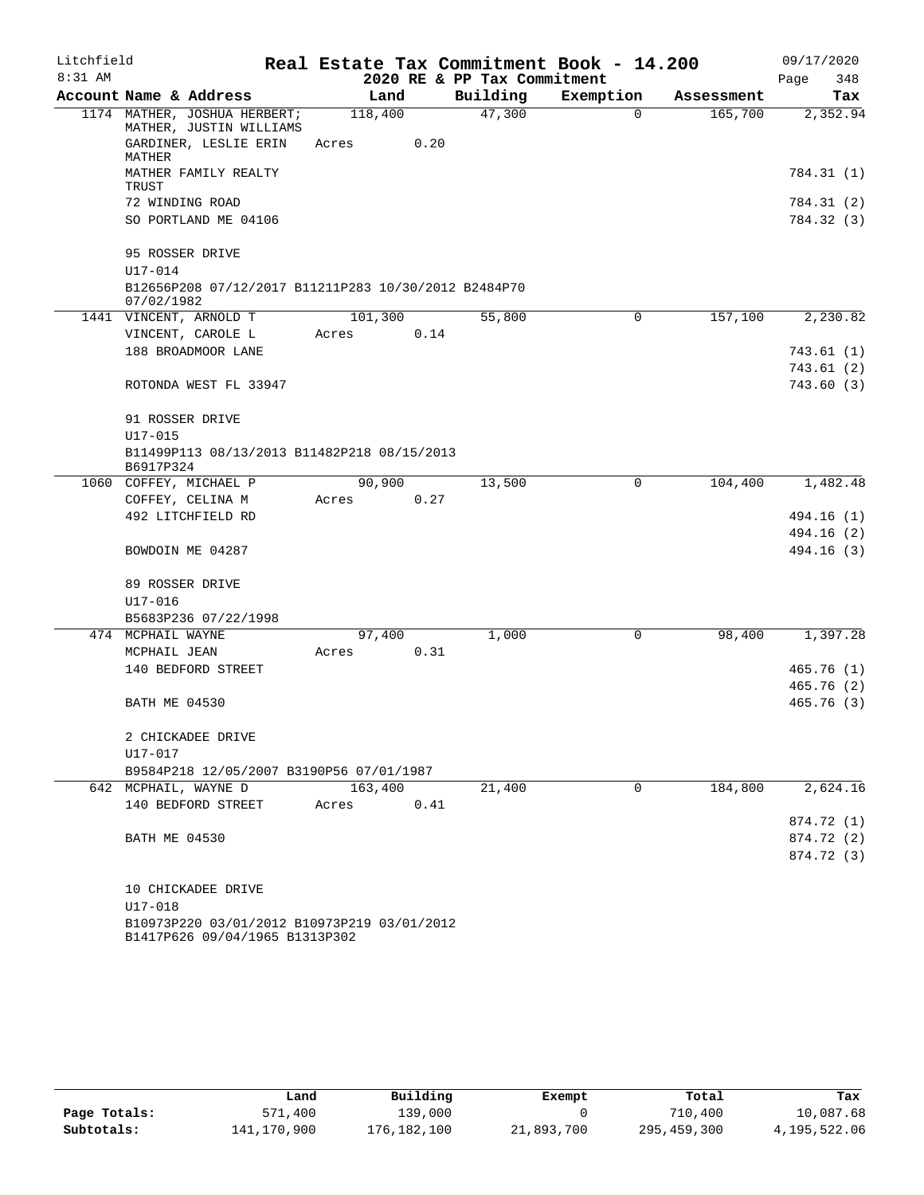Litchfield
8:31 AM

# Real Estate Tax Commitment Book - 14.200

## 2020 RE & PP Tax Commitment

09/17/2020
Page 348

| Account Name & Address | Land | Building | Exemption | Assessment | Tax |
|---|---|---|---|---|---|
| 1174 MATHER, JOSHUA HERBERT; MATHER, JUSTIN WILLIAMS | 118,400 | 47,300 | 0 | 165,700 | 2,352.94 |
| GARDINER, LESLIE ERIN MATHER | Acres 0.20 | | | | |
| MATHER FAMILY REALTY TRUST | | | | | 784.31 (1) |
| 72 WINDING ROAD | | | | | 784.31 (2) |
| SO PORTLAND ME 04106 | | | | | 784.32 (3) |
| 95 ROSSER DRIVE | | | | | |
| U17-014 | | | | | |
| B12656P208 07/12/2017 B11211P283 10/30/2012 B2484P70 07/02/1982 | | | | | |
| 1441 VINCENT, ARNOLD T | 101,300 | 55,800 | 0 | 157,100 | 2,230.82 |
| VINCENT, CAROLE L | Acres 0.14 | | | | |
| 188 BROADMOOR LANE | | | | | 743.61 (1) |
| | | | | | 743.61 (2) |
| ROTONDA WEST FL 33947 | | | | | 743.60 (3) |
| 91 ROSSER DRIVE | | | | | |
| U17-015 | | | | | |
| B11499P113 08/13/2013 B11482P218 08/15/2013 B6917P324 | | | | | |
| 1060 COFFEY, MICHAEL P | 90,900 | 13,500 | 0 | 104,400 | 1,482.48 |
| COFFEY, CELINA M | Acres 0.27 | | | | |
| 492 LITCHFIELD RD | | | | | 494.16 (1) |
| | | | | | 494.16 (2) |
| BOWDOIN ME 04287 | | | | | 494.16 (3) |
| 89 ROSSER DRIVE | | | | | |
| U17-016 | | | | | |
| B5683P236 07/22/1998 | | | | | |
| 474 MCPHAIL WAYNE | 97,400 | 1,000 | 0 | 98,400 | 1,397.28 |
| MCPHAIL JEAN | Acres 0.31 | | | | |
| 140 BEDFORD STREET | | | | | 465.76 (1) |
| | | | | | 465.76 (2) |
| BATH ME 04530 | | | | | 465.76 (3) |
| 2 CHICKADEE DRIVE | | | | | |
| U17-017 | | | | | |
| B9584P218 12/05/2007 B3190P56 07/01/1987 | | | | | |
| 642 MCPHAIL, WAYNE D | 163,400 | 21,400 | 0 | 184,800 | 2,624.16 |
| 140 BEDFORD STREET | Acres 0.41 | | | | |
| | | | | | 874.72 (1) |
| BATH ME 04530 | | | | | 874.72 (2) |
| | | | | | 874.72 (3) |
| 10 CHICKADEE DRIVE | | | | | |
| U17-018 | | | | | |
| B10973P220 03/01/2012 B10973P219 03/01/2012 B1417P626 09/04/1965 B1313P302 | | | | | |

| | Land | Building | Exempt | Total | Tax |
|---|---|---|---|---|---|
| Page Totals: | 571,400 | 139,000 | 0 | 710,400 | 10,087.68 |
| Subtotals: | 141,170,900 | 176,182,100 | 21,893,700 | 295,459,300 | 4,195,522.06 |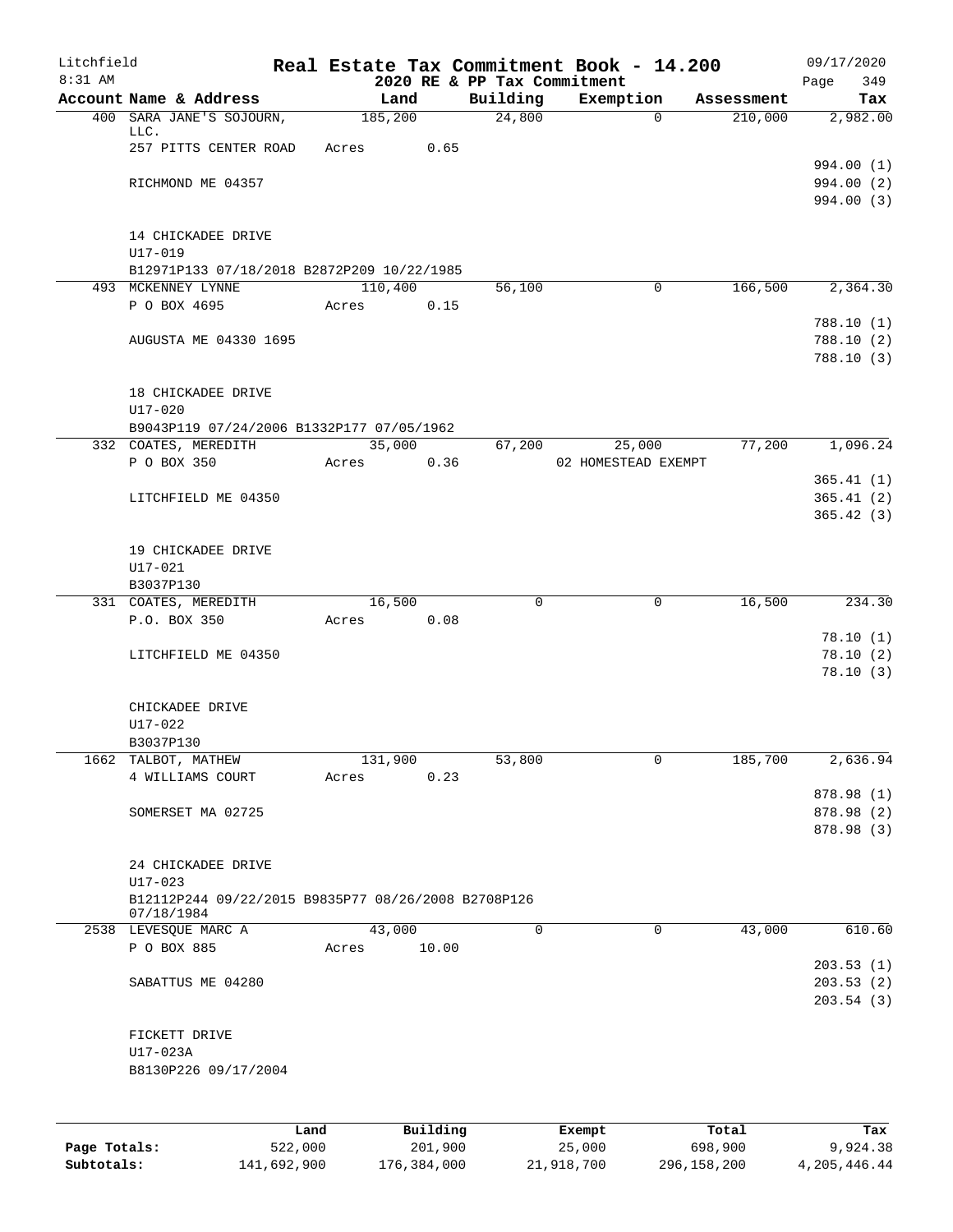Litchfield
8:31 AM

# Real Estate Tax Commitment Book - 14.200

## 2020 RE & PP Tax Commitment

09/17/2020
Page 349

| Account Name & Address | Land | Building | Exemption | Assessment | Tax |
|---|---|---|---|---|---|
| 400 SARA JANE'S SOJOURN, LLC. | 185,200 | 24,800 | 0 | 210,000 | 2,982.00 |
| 257 PITTS CENTER ROAD | Acres 0.65 | | | | |
| | | | | | 994.00 (1) |
| RICHMOND ME 04357 | | | | | 994.00 (2) |
| | | | | | 994.00 (3) |
| 14 CHICKADEE DRIVE | | | | | |
| U17-019 | | | | | |
| B12971P133 07/18/2018 B2872P209 10/22/1985 | | | | | |
| 493 MCKENNEY LYNNE | 110,400 | 56,100 | 0 | 166,500 | 2,364.30 |
| P O BOX 4695 | Acres 0.15 | | | | |
| | | | | | 788.10 (1) |
| AUGUSTA ME 04330 1695 | | | | | 788.10 (2) |
| | | | | | 788.10 (3) |
| 18 CHICKADEE DRIVE | | | | | |
| U17-020 | | | | | |
| B9043P119 07/24/2006 B1332P177 07/05/1962 | | | | | |
| 332 COATES, MEREDITH | 35,000 | 67,200 | 25,000 | 77,200 | 1,096.24 |
| P O BOX 350 | Acres 0.36 | | 02 HOMESTEAD EXEMPT | | |
| | | | | | 365.41 (1) |
| LITCHFIELD ME 04350 | | | | | 365.41 (2) |
| | | | | | 365.42 (3) |
| 19 CHICKADEE DRIVE | | | | | |
| U17-021 | | | | | |
| B3037P130 | | | | | |
| 331 COATES, MEREDITH | 16,500 | 0 | 0 | 16,500 | 234.30 |
| P.O. BOX 350 | Acres 0.08 | | | | |
| | | | | | 78.10 (1) |
| LITCHFIELD ME 04350 | | | | | 78.10 (2) |
| | | | | | 78.10 (3) |
| CHICKADEE DRIVE | | | | | |
| U17-022 | | | | | |
| B3037P130 | | | | | |
| 1662 TALBOT, MATHEW | 131,900 | 53,800 | 0 | 185,700 | 2,636.94 |
| 4 WILLIAMS COURT | Acres 0.23 | | | | |
| | | | | | 878.98 (1) |
| SOMERSET MA 02725 | | | | | 878.98 (2) |
| | | | | | 878.98 (3) |
| 24 CHICKADEE DRIVE | | | | | |
| U17-023 | | | | | |
| B12112P244 09/22/2015 B9835P77 08/26/2008 B2708P126 07/18/1984 | | | | | |
| 2538 LEVESQUE MARC A | 43,000 | 0 | 0 | 43,000 | 610.60 |
| P O BOX 885 | Acres 10.00 | | | | |
| | | | | | 203.53 (1) |
| SABATTUS ME 04280 | | | | | 203.53 (2) |
| | | | | | 203.54 (3) |
| FICKETT DRIVE | | | | | |
| U17-023A | | | | | |
| B8130P226 09/17/2004 | | | | | |

| | Land | Building | Exempt | Total | Tax |
|---|---|---|---|---|---|
| Page Totals: | 522,000 | 201,900 | 25,000 | 698,900 | 9,924.38 |
| Subtotals: | 141,692,900 | 176,384,000 | 21,918,700 | 296,158,200 | 4,205,446.44 |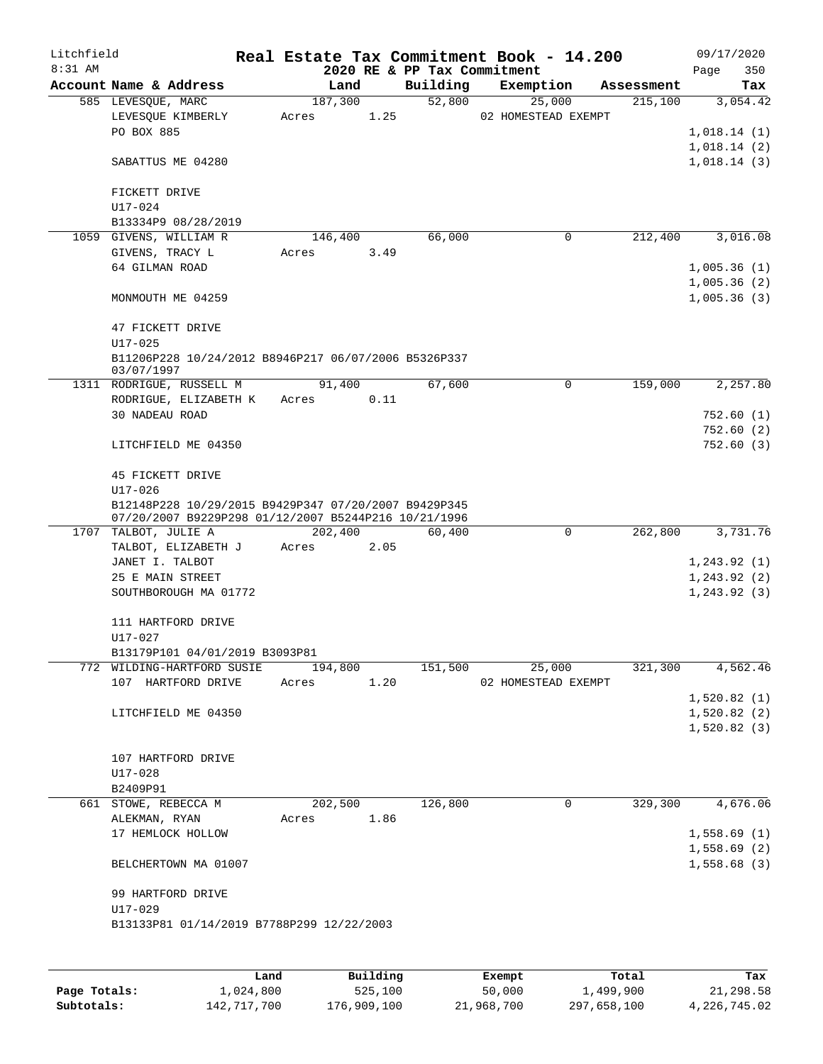Litchfield
8:31 AM

# Real Estate Tax Commitment Book - 14.200

2020 RE & PP Tax Commitment

09/17/2020
Page 350

| Account Name & Address | Land | Building | Exemption | Assessment | Tax |
|---|---|---|---|---|---|
| 585 LEVESQUE, MARC | 187,300 | 52,800 | 25,000 | 215,100 | 3,054.42 |
| LEVESQUE KIMBERLY | Acres 1.25 | | 02 HOMESTEAD EXEMPT | | |
| PO BOX 885 | | | | | 1,018.14 (1) |
| | | | | | 1,018.14 (2) |
| SABATTUS ME 04280 | | | | | 1,018.14 (3) |
| FICKETT DRIVE | | | | | |
| U17-024 | | | | | |
| B13334P9 08/28/2019 | | | | | |
| 1059 GIVENS, WILLIAM R | 146,400 | 66,000 | 0 | 212,400 | 3,016.08 |
| GIVENS, TRACY L | Acres 3.49 | | | | |
| 64 GILMAN ROAD | | | | | 1,005.36 (1) |
| | | | | | 1,005.36 (2) |
| MONMOUTH ME 04259 | | | | | 1,005.36 (3) |
| 47 FICKETT DRIVE | | | | | |
| U17-025 | | | | | |
| B11206P228 10/24/2012 B8946P217 06/07/2006 B5326P337 03/07/1997 | | | | | |
| 1311 RODRIGUE, RUSSELL M | 91,400 | 67,600 | 0 | 159,000 | 2,257.80 |
| RODRIGUE, ELIZABETH K | Acres 0.11 | | | | |
| 30 NADEAU ROAD | | | | | 752.60 (1) |
| | | | | | 752.60 (2) |
| LITCHFIELD ME 04350 | | | | | 752.60 (3) |
| 45 FICKETT DRIVE | | | | | |
| U17-026 | | | | | |
| B12148P228 10/29/2015 B9429P347 07/20/2007 B9429P345 07/20/2007 B9229P298 01/12/2007 B5244P216 10/21/1996 | | | | | |
| 1707 TALBOT, JULIE A | 202,400 | 60,400 | 0 | 262,800 | 3,731.76 |
| TALBOT, ELIZABETH J | Acres 2.05 | | | | |
| JANET I. TALBOT | | | | | 1,243.92 (1) |
| 25 E MAIN STREET | | | | | 1,243.92 (2) |
| SOUTHBOROUGH MA 01772 | | | | | 1,243.92 (3) |
| 111 HARTFORD DRIVE | | | | | |
| U17-027 | | | | | |
| B13179P101 04/01/2019 B3093P81 | | | | | |
| 772 WILDING-HARTFORD SUSIE | 194,800 | 151,500 | 25,000 | 321,300 | 4,562.46 |
| 107 HARTFORD DRIVE | Acres 1.20 | | 02 HOMESTEAD EXEMPT | | |
| | | | | | 1,520.82 (1) |
| LITCHFIELD ME 04350 | | | | | 1,520.82 (2) |
| | | | | | 1,520.82 (3) |
| 107 HARTFORD DRIVE | | | | | |
| U17-028 | | | | | |
| B2409P91 | | | | | |
| 661 STOWE, REBECCA M | 202,500 | 126,800 | 0 | 329,300 | 4,676.06 |
| ALEKMAN, RYAN | Acres 1.86 | | | | |
| 17 HEMLOCK HOLLOW | | | | | 1,558.69 (1) |
| | | | | | 1,558.69 (2) |
| BELCHERTOWN MA 01007 | | | | | 1,558.68 (3) |
| 99 HARTFORD DRIVE | | | | | |
| U17-029 | | | | | |
| B13133P81 01/14/2019 B7788P299 12/22/2003 | | | | | |

| | Land | Building | Exempt | Total | Tax |
|---|---|---|---|---|---|
| Page Totals: | 1,024,800 | 525,100 | 50,000 | 1,499,900 | 21,298.58 |
| Subtotals: | 142,717,700 | 176,909,100 | 21,968,700 | 297,658,100 | 4,226,745.02 |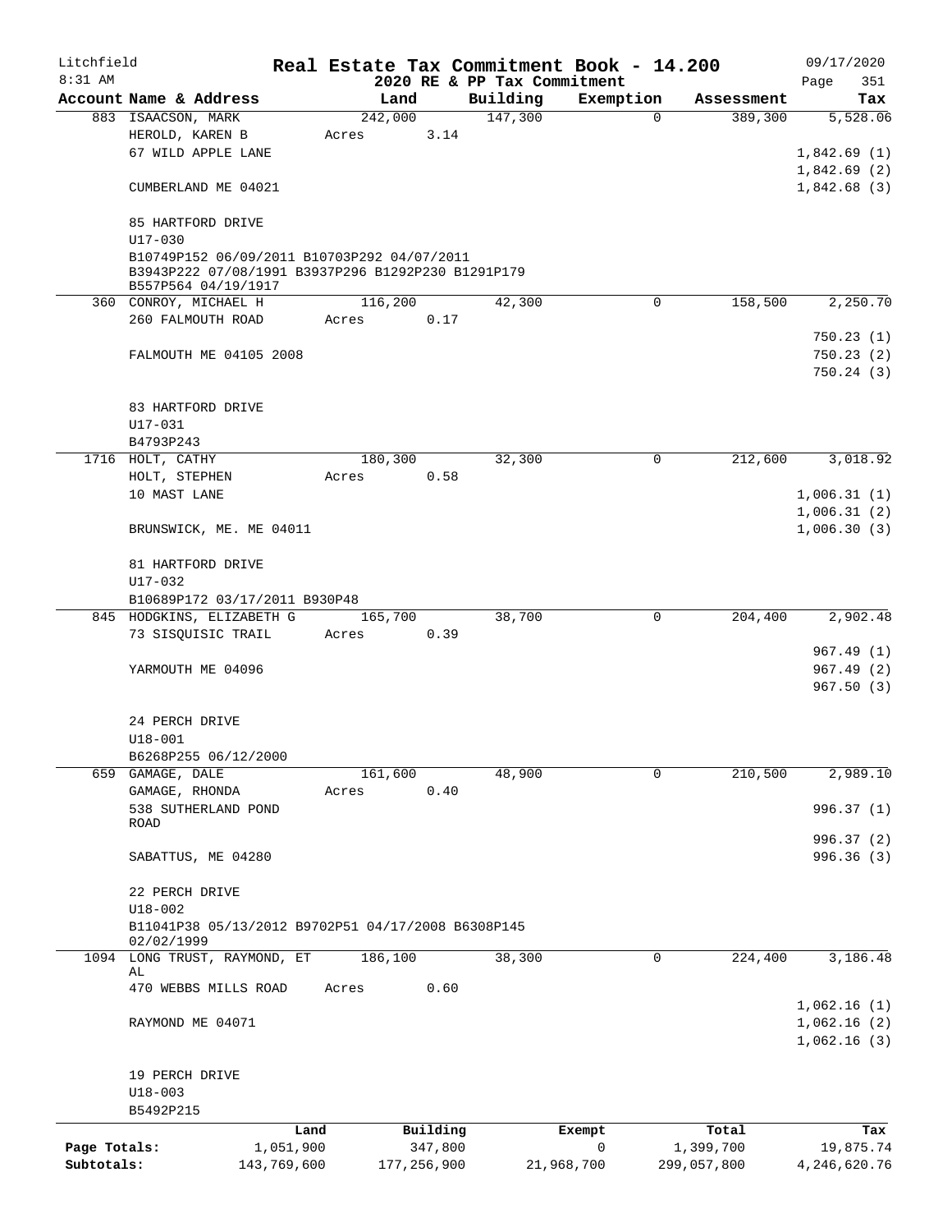Litchfield
8:31 AM

# Real Estate Tax Commitment Book - 14.200

2020 RE & PP Tax Commitment

09/17/2020

| Account Name & Address | Land | Building | Exemption | Assessment | Tax |
|---|---|---|---|---|---|
| 883 ISAACSON, MARK | 242,000 | 147,300 | 0 | 389,300 | 5,528.06 |
| HEROLD, KAREN B | Acres 3.14 | | | | |
| 67 WILD APPLE LANE | | | | | 1,842.69 (1) |
| | | | | | 1,842.69 (2) |
| CUMBERLAND ME 04021 | | | | | 1,842.68 (3) |
| 85 HARTFORD DRIVE | | | | | |
| U17-030 | | | | | |
| B10749P152 06/09/2011 B10703P292 04/07/2011 B3943P222 07/08/1991 B3937P296 B1292P230 B1291P179 B557P564 04/19/1917 | | | | | |
| 360 CONROY, MICHAEL H | 116,200 | 42,300 | 0 | 158,500 | 2,250.70 |
| 260 FALMOUTH ROAD | Acres 0.17 | | | | |
| | | | | | 750.23 (1) |
| FALMOUTH ME 04105 2008 | | | | | 750.23 (2) |
| | | | | | 750.24 (3) |
| 83 HARTFORD DRIVE | | | | | |
| U17-031 | | | | | |
| B4793P243 | | | | | |
| 1716 HOLT, CATHY | 180,300 | 32,300 | 0 | 212,600 | 3,018.92 |
| HOLT, STEPHEN | Acres 0.58 | | | | |
| 10 MAST LANE | | | | | 1,006.31 (1) |
| | | | | | 1,006.31 (2) |
| BRUNSWICK, ME. ME 04011 | | | | | 1,006.30 (3) |
| 81 HARTFORD DRIVE | | | | | |
| U17-032 | | | | | |
| B10689P172 03/17/2011 B930P48 | | | | | |
| 845 HODGKINS, ELIZABETH G | 165,700 | 38,700 | 0 | 204,400 | 2,902.48 |
| 73 SISQUISIC TRAIL | Acres 0.39 | | | | |
| | | | | | 967.49 (1) |
| YARMOUTH ME 04096 | | | | | 967.49 (2) |
| | | | | | 967.50 (3) |
| 24 PERCH DRIVE | | | | | |
| U18-001 | | | | | |
| B6268P255 06/12/2000 | | | | | |
| 659 GAMAGE, DALE | 161,600 | 48,900 | 0 | 210,500 | 2,989.10 |
| GAMAGE, RHONDA | Acres 0.40 | | | | |
| 538 SUTHERLAND POND ROAD | | | | | 996.37 (1) |
| | | | | | 996.37 (2) |
| SABATTUS, ME 04280 | | | | | 996.36 (3) |
| 22 PERCH DRIVE | | | | | |
| U18-002 | | | | | |
| B11041P38 05/13/2012 B9702P51 04/17/2008 B6308P145 02/02/1999 | | | | | |
| 1094 LONG TRUST, RAYMOND, ET AL | 186,100 | 38,300 | 0 | 224,400 | 3,186.48 |
| 470 WEBBS MILLS ROAD | Acres 0.60 | | | | |
| | | | | | 1,062.16 (1) |
| RAYMOND ME 04071 | | | | | 1,062.16 (2) |
| | | | | | 1,062.16 (3) |
| 19 PERCH DRIVE | | | | | |
| U18-003 | | | | | |
| B5492P215 | | | | | |

| | Land | Building | Exempt | Total | Tax |
|---|---|---|---|---|---|
| Page Totals: | 1,051,900 | 347,800 | 0 | 1,399,700 | 19,875.74 |
| Subtotals: | 143,769,600 | 177,256,900 | 21,968,700 | 299,057,800 | 4,246,620.76 |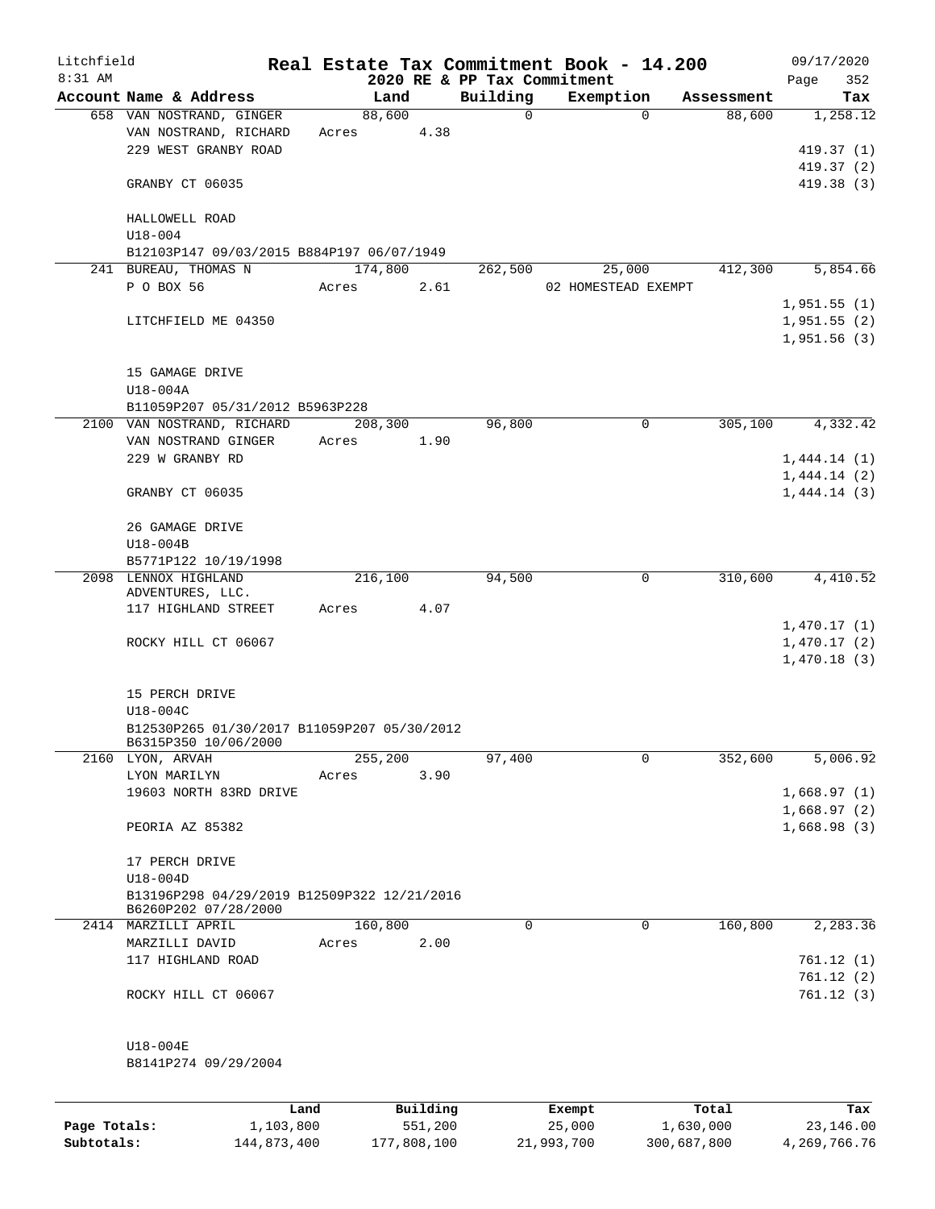Litchfield
8:31 AM

# Real Estate Tax Commitment Book - 14.200

2020 RE & PP Tax Commitment

09/17/2020

| Account Name & Address | Land | Building | Exemption | Assessment | Tax |
|---|---|---|---|---|---|
| 658 VAN NOSTRAND, GINGER | 88,600 | 0 | 0 | 88,600 | 1,258.12 |
| VAN NOSTRAND, RICHARD | Acres 4.38 | | | | |
| 229 WEST GRANBY ROAD | | | | | 419.37 (1) |
| | | | | | 419.37 (2) |
| GRANBY CT 06035 | | | | | 419.38 (3) |
| HALLOWELL ROAD | | | | | |
| U18-004 | | | | | |
| B12103P147 09/03/2015 B884P197 06/07/1949 | | | | | |
| 241 BUREAU, THOMAS N | 174,800 | 262,500 | 25,000 | 412,300 | 5,854.66 |
| P O BOX 56 | Acres 2.61 | | 02 HOMESTEAD EXEMPT | | |
| | | | | | 1,951.55 (1) |
| LITCHFIELD ME 04350 | | | | | 1,951.55 (2) |
| | | | | | 1,951.56 (3) |
| 15 GAMAGE DRIVE | | | | | |
| U18-004A | | | | | |
| B11059P207 05/31/2012 B5963P228 | | | | | |
| 2100 VAN NOSTRAND, RICHARD | 208,300 | 96,800 | 0 | 305,100 | 4,332.42 |
| VAN NOSTRAND GINGER | Acres 1.90 | | | | |
| 229 W GRANBY RD | | | | | 1,444.14 (1) |
| | | | | | 1,444.14 (2) |
| GRANBY CT 06035 | | | | | 1,444.14 (3) |
| 26 GAMAGE DRIVE | | | | | |
| U18-004B | | | | | |
| B5771P122 10/19/1998 | | | | | |
| 2098 LENNOX HIGHLAND ADVENTURES, LLC. | 216,100 | 94,500 | 0 | 310,600 | 4,410.52 |
| 117 HIGHLAND STREET | Acres 4.07 | | | | |
| | | | | | 1,470.17 (1) |
| ROCKY HILL CT 06067 | | | | | 1,470.17 (2) |
| | | | | | 1,470.18 (3) |
| 15 PERCH DRIVE | | | | | |
| U18-004C | | | | | |
| B12530P265 01/30/2017 B11059P207 05/30/2012 B6315P350 10/06/2000 | | | | | |
| 2160 LYON, ARVAH | 255,200 | 97,400 | 0 | 352,600 | 5,006.92 |
| LYON MARILYN | Acres 3.90 | | | | |
| 19603 NORTH 83RD DRIVE | | | | | 1,668.97 (1) |
| | | | | | 1,668.97 (2) |
| PEORIA AZ 85382 | | | | | 1,668.98 (3) |
| 17 PERCH DRIVE | | | | | |
| U18-004D | | | | | |
| B13196P298 04/29/2019 B12509P322 12/21/2016 B6260P202 07/28/2000 | | | | | |
| 2414 MARZILLI APRIL | 160,800 | 0 | 0 | 160,800 | 2,283.36 |
| MARZILLI DAVID | Acres 2.00 | | | | |
| 117 HIGHLAND ROAD | | | | | 761.12 (1) |
| | | | | | 761.12 (2) |
| ROCKY HILL CT 06067 | | | | | 761.12 (3) |
| U18-004E | | | | | |
| B8141P274 09/29/2004 | | | | | |

| | Land | Building | Exempt | Total | Tax |
|---|---|---|---|---|---|
| Page Totals: | 1,103,800 | 551,200 | 25,000 | 1,630,000 | 23,146.00 |
| Subtotals: | 144,873,400 | 177,808,100 | 21,993,700 | 300,687,800 | 4,269,766.76 |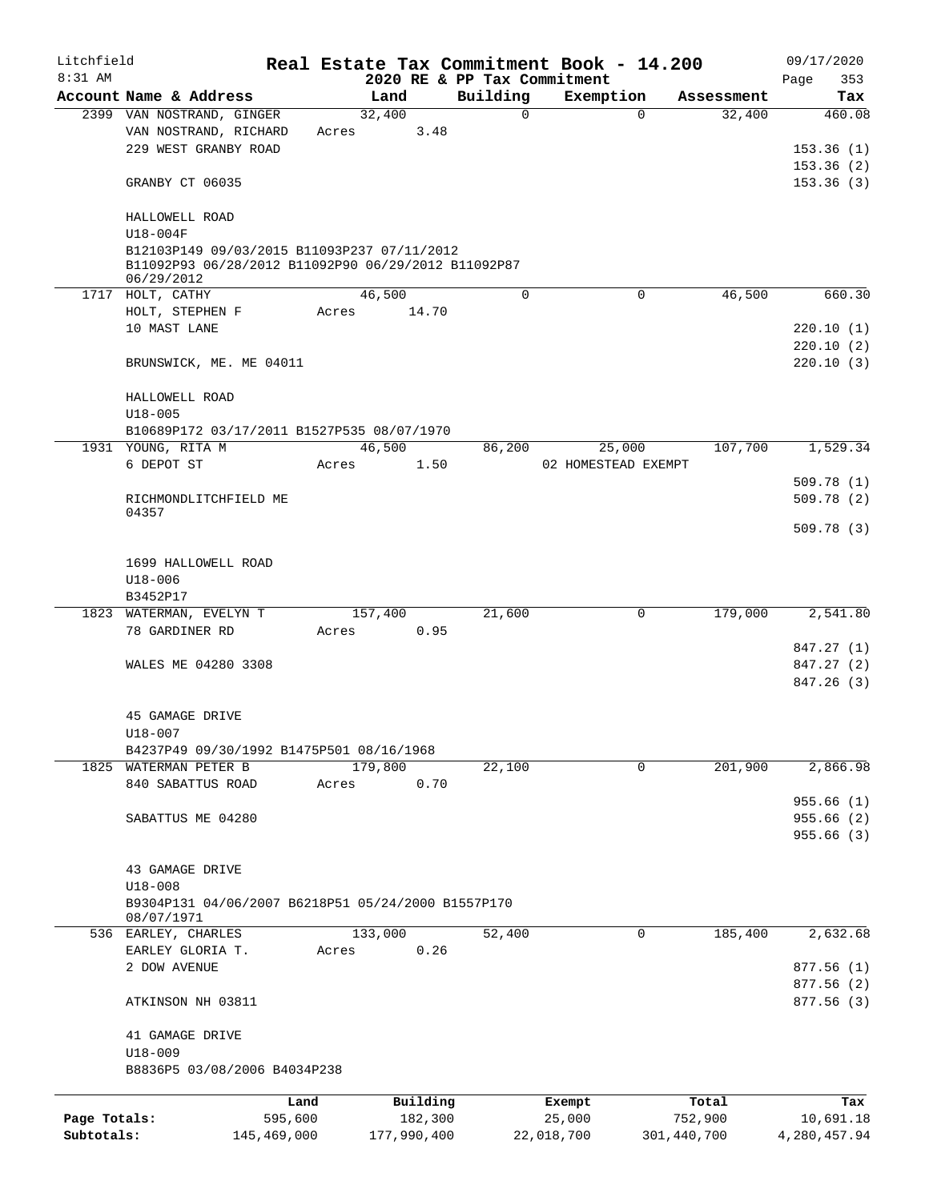Litchfield  
8:31 AM

# Real Estate Tax Commitment Book - 14.200

## 2020 RE & PP Tax Commitment

09/17/2020  
Page 353

| Account Name & Address | Land | Building | Exemption | Assessment | Tax |
|---|---|---|---|---|---|
| 2399 VAN NOSTRAND, GINGER | 32,400 | 0 | 0 | 32,400 | 460.08 |
| VAN NOSTRAND, RICHARD | Acres 3.48 | | | | |
| 229 WEST GRANBY ROAD | | | | | 153.36 (1) |
| | | | | | 153.36 (2) |
| GRANBY CT 06035 | | | | | 153.36 (3) |
| HALLOWELL ROAD | | | | | |
| U18-004F | | | | | |
| B12103P149 09/03/2015 B11093P237 07/11/2012 B11092P93 06/28/2012 B11092P90 06/29/2012 B11092P87 06/29/2012 | | | | | |
| 1717 HOLT, CATHY | 46,500 | 0 | 0 | 46,500 | 660.30 |
| HOLT, STEPHEN F | Acres 14.70 | | | | |
| 10 MAST LANE | | | | | 220.10 (1) |
| | | | | | 220.10 (2) |
| BRUNSWICK, ME. ME 04011 | | | | | 220.10 (3) |
| HALLOWELL ROAD | | | | | |
| U18-005 | | | | | |
| B10689P172 03/17/2011 B1527P535 08/07/1970 | | | | | |
| 1931 YOUNG, RITA M | 46,500 | 86,200 | 25,000 | 107,700 | 1,529.34 |
| 6 DEPOT ST | Acres 1.50 | | 02 HOMESTEAD EXEMPT | | |
| | | | | | 509.78 (1) |
| RICHMONDLITCHFIELD ME 04357 | | | | | 509.78 (2) |
| | | | | | 509.78 (3) |
| 1699 HALLOWELL ROAD | | | | | |
| U18-006 | | | | | |
| B3452P17 | | | | | |
| 1823 WATERMAN, EVELYN T | 157,400 | 21,600 | 0 | 179,000 | 2,541.80 |
| 78 GARDINER RD | Acres 0.95 | | | | |
| | | | | | 847.27 (1) |
| WALES ME 04280 3308 | | | | | 847.27 (2) |
| | | | | | 847.26 (3) |
| 45 GAMAGE DRIVE | | | | | |
| U18-007 | | | | | |
| B4237P49 09/30/1992 B1475P501 08/16/1968 | | | | | |
| 1825 WATERMAN PETER B | 179,800 | 22,100 | 0 | 201,900 | 2,866.98 |
| 840 SABATTUS ROAD | Acres 0.70 | | | | |
| | | | | | 955.66 (1) |
| SABATTUS ME 04280 | | | | | 955.66 (2) |
| | | | | | 955.66 (3) |
| 43 GAMAGE DRIVE | | | | | |
| U18-008 | | | | | |
| B9304P131 04/06/2007 B6218P51 05/24/2000 B1557P170 08/07/1971 | | | | | |
| 536 EARLEY, CHARLES | 133,000 | 52,400 | 0 | 185,400 | 2,632.68 |
| EARLEY GLORIA T. | Acres 0.26 | | | | |
| 2 DOW AVENUE | | | | | 877.56 (1) |
| | | | | | 877.56 (2) |
| ATKINSON NH 03811 | | | | | 877.56 (3) |
| 41 GAMAGE DRIVE | | | | | |
| U18-009 | | | | | |
| B8836P5 03/08/2006 B4034P238 | | | | | |

| | Land | Building | Exempt | Total | Tax |
|---|---|---|---|---|---|
| Page Totals: | 595,600 | 182,300 | 25,000 | 752,900 | 10,691.18 |
| Subtotals: | 145,469,000 | 177,990,400 | 22,018,700 | 301,440,700 | 4,280,457.94 |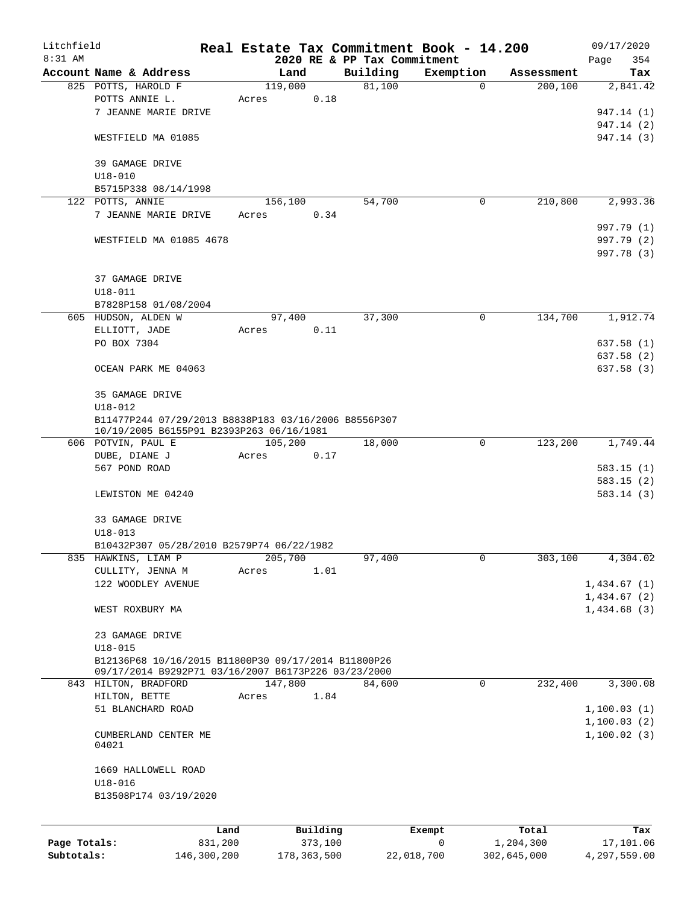Litchfield
8:31 AM

**Real Estate Tax Commitment Book - 14.200**
**2020 RE & PP Tax Commitment**

09/17/2020

| Account Name & Address | Land | Building | Exemption | Assessment | Tax |
|---|---|---|---|---|---|
| 825 POTTS, HAROLD F | 119,000 | 81,100 | 0 | 200,100 | 2,841.42 |
| POTTS ANNIE L. | Acres 0.18 | | | | |
| 7 JEANNE MARIE DRIVE | | | | | 947.14 (1) |
| | | | | | 947.14 (2) |
| WESTFIELD MA 01085 | | | | | 947.14 (3) |
| 39 GAMAGE DRIVE | | | | | |
| U18-010 | | | | | |
| B5715P338 08/14/1998 | | | | | |
| 122 POTTS, ANNIE | 156,100 | 54,700 | 0 | 210,800 | 2,993.36 |
| 7 JEANNE MARIE DRIVE | Acres 0.34 | | | | |
| | | | | | 997.79 (1) |
| WESTFIELD MA 01085 4678 | | | | | 997.79 (2) |
| | | | | | 997.78 (3) |
| 37 GAMAGE DRIVE | | | | | |
| U18-011 | | | | | |
| B7828P158 01/08/2004 | | | | | |
| 605 HUDSON, ALDEN W | 97,400 | 37,300 | 0 | 134,700 | 1,912.74 |
| ELLIOTT, JADE | Acres 0.11 | | | | |
| PO BOX 7304 | | | | | 637.58 (1) |
| | | | | | 637.58 (2) |
| OCEAN PARK ME 04063 | | | | | 637.58 (3) |
| 35 GAMAGE DRIVE | | | | | |
| U18-012 | | | | | |
| B11477P244 07/29/2013 B8838P183 03/16/2006 B8556P307 10/19/2005 B6155P91 B2393P263 06/16/1981 | | | | | |
| 606 POTVIN, PAUL E | 105,200 | 18,000 | 0 | 123,200 | 1,749.44 |
| DUBE, DIANE J | Acres 0.17 | | | | |
| 567 POND ROAD | | | | | 583.15 (1) |
| | | | | | 583.15 (2) |
| LEWISTON ME 04240 | | | | | 583.14 (3) |
| 33 GAMAGE DRIVE | | | | | |
| U18-013 | | | | | |
| B10432P307 05/28/2010 B2579P74 06/22/1982 | | | | | |
| 835 HAWKINS, LIAM P | 205,700 | 97,400 | 0 | 303,100 | 4,304.02 |
| CULLITY, JENNA M | Acres 1.01 | | | | |
| 122 WOODLEY AVENUE | | | | | 1,434.67 (1) |
| | | | | | 1,434.67 (2) |
| WEST ROXBURY MA | | | | | 1,434.68 (3) |
| 23 GAMAGE DRIVE | | | | | |
| U18-015 | | | | | |
| B12136P68 10/16/2015 B11800P30 09/17/2014 B11800P26 09/17/2014 B9292P71 03/16/2007 B6173P226 03/23/2000 | | | | | |
| 843 HILTON, BRADFORD | 147,800 | 84,600 | 0 | 232,400 | 3,300.08 |
| HILTON, BETTE | Acres 1.84 | | | | |
| 51 BLANCHARD ROAD | | | | | 1,100.03 (1) |
| | | | | | 1,100.03 (2) |
| CUMBERLAND CENTER ME 04021 | | | | | 1,100.02 (3) |
| 1669 HALLOWELL ROAD | | | | | |
| U18-016 | | | | | |
| B13508P174 03/19/2020 | | | | | |

| | Land | Building | Exempt | Total | Tax |
|---|---|---|---|---|---|
| **Page Totals:** | 831,200 | 373,100 | 0 | 1,204,300 | 17,101.06 |
| **Subtotals:** | 146,300,200 | 178,363,500 | 22,018,700 | 302,645,000 | 4,297,559.00 |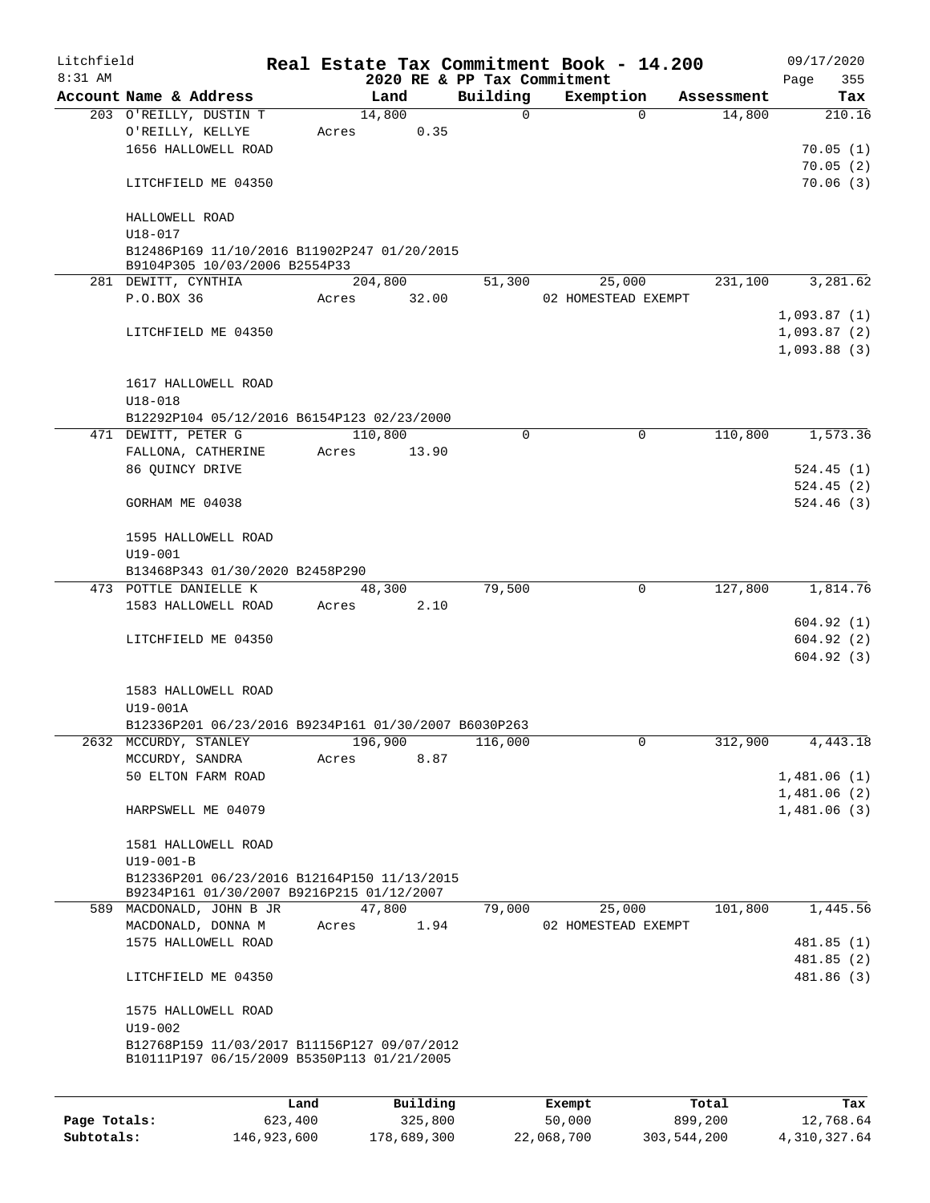Litchfield 8:31 AM

# Real Estate Tax Commitment Book - 14.200

## 2020 RE & PP Tax Commitment

09/17/2020

| Account Name & Address | Land | Building | Exemption | Assessment | Tax |
|---|---|---|---|---|---|
| 203 O'REILLY, DUSTIN T | 14,800 | 0 | 0 | 14,800 | 210.16 |
| O'REILLY, KELLYE | Acres 0.35 | | | | |
| 1656 HALLOWELL ROAD | | | | | 70.05 (1) |
| | | | | | 70.05 (2) |
| LITCHFIELD ME 04350 | | | | | 70.06 (3) |
| HALLOWELL ROAD | | | | | |
| U18-017 | | | | | |
| B12486P169 11/10/2016 B11902P247 01/20/2015 B9104P305 10/03/2006 B2554P33 | | | | | |
| 281 DEWITT, CYNTHIA | 204,800 | 51,300 | 25,000 | 231,100 | 3,281.62 |
| P.O.BOX 36 | Acres 32.00 | | 02 HOMESTEAD EXEMPT | | |
| | | | | | 1,093.87 (1) |
| LITCHFIELD ME 04350 | | | | | 1,093.87 (2) |
| | | | | | 1,093.88 (3) |
| 1617 HALLOWELL ROAD | | | | | |
| U18-018 | | | | | |
| B12292P104 05/12/2016 B6154P123 02/23/2000 | | | | | |
| 471 DEWITT, PETER G | 110,800 | 0 | 0 | 110,800 | 1,573.36 |
| FALLONA, CATHERINE | Acres 13.90 | | | | |
| 86 QUINCY DRIVE | | | | | 524.45 (1) |
| | | | | | 524.45 (2) |
| GORHAM ME 04038 | | | | | 524.46 (3) |
| 1595 HALLOWELL ROAD | | | | | |
| U19-001 | | | | | |
| B13468P343 01/30/2020 B2458P290 | | | | | |
| 473 POTTLE DANIELLE K | 48,300 | 79,500 | 0 | 127,800 | 1,814.76 |
| 1583 HALLOWELL ROAD | Acres 2.10 | | | | |
| | | | | | 604.92 (1) |
| LITCHFIELD ME 04350 | | | | | 604.92 (2) |
| | | | | | 604.92 (3) |
| 1583 HALLOWELL ROAD | | | | | |
| U19-001A | | | | | |
| B12336P201 06/23/2016 B9234P161 01/30/2007 B6030P263 | | | | | |
| 2632 MCCURDY, STANLEY | 196,900 | 116,000 | 0 | 312,900 | 4,443.18 |
| MCCURDY, SANDRA | Acres 8.87 | | | | |
| 50 ELTON FARM ROAD | | | | | 1,481.06 (1) |
| | | | | | 1,481.06 (2) |
| HARPSWELL ME 04079 | | | | | 1,481.06 (3) |
| 1581 HALLOWELL ROAD | | | | | |
| U19-001-B | | | | | |
| B12336P201 06/23/2016 B12164P150 11/13/2015 B9234P161 01/30/2007 B9216P215 01/12/2007 | | | | | |
| 589 MACDONALD, JOHN B JR | 47,800 | 79,000 | 25,000 | 101,800 | 1,445.56 |
| MACDONALD, DONNA M | Acres 1.94 | | 02 HOMESTEAD EXEMPT | | |
| 1575 HALLOWELL ROAD | | | | | 481.85 (1) |
| | | | | | 481.85 (2) |
| LITCHFIELD ME 04350 | | | | | 481.86 (3) |
| 1575 HALLOWELL ROAD | | | | | |
| U19-002 | | | | | |
| B12768P159 11/03/2017 B11156P127 09/07/2012 B10111P197 06/15/2009 B5350P113 01/21/2005 | | | | | |

| | Land | Building | Exempt | Total | Tax |
|---|---|---|---|---|---|
| Page Totals: | 623,400 | 325,800 | 50,000 | 899,200 | 12,768.64 |
| Subtotals: | 146,923,600 | 178,689,300 | 22,068,700 | 303,544,200 | 4,310,327.64 |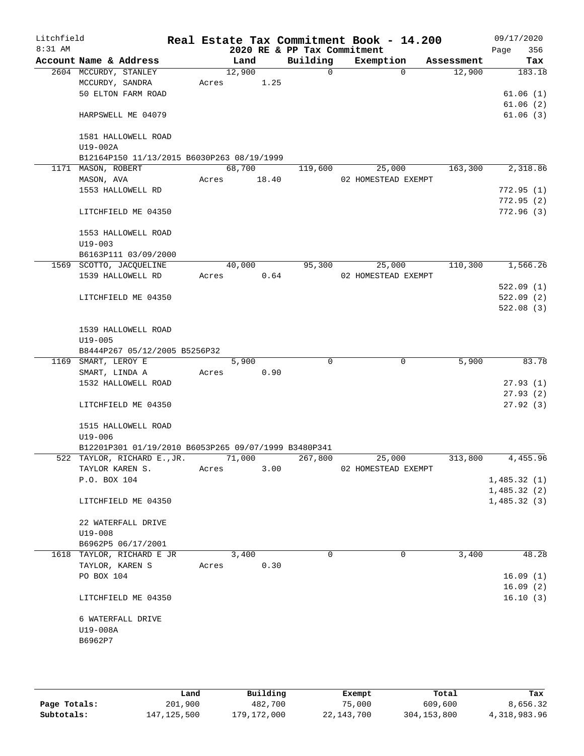Litchfield
8:31 AM

# Real Estate Tax Commitment Book - 14.200

2020 RE & PP Tax Commitment

09/17/2020

| Account Name & Address | Land | Building | Exemption | Assessment | Tax |
|---|---|---|---|---|---|
| 2604 MCCURDY, STANLEY | 12,900 | 0 | 0 | 12,900 | 183.18 |
| MCCURDY, SANDRA | Acres 1.25 | | | | |
| 50 ELTON FARM ROAD | | | | | 61.06 (1) |
| | | | | | 61.06 (2) |
| HARPSWELL ME 04079 | | | | | 61.06 (3) |
| 1581 HALLOWELL ROAD | | | | | |
| U19-002A | | | | | |
| B12164P150 11/13/2015 B6030P263 08/19/1999 | | | | | |
| 1171 MASON, ROBERT | 68,700 | 119,600 | 25,000 | 163,300 | 2,318.86 |
| MASON, AVA | Acres 18.40 | | 02 HOMESTEAD EXEMPT | | |
| 1553 HALLOWELL RD | | | | | 772.95 (1) |
| | | | | | 772.95 (2) |
| LITCHFIELD ME 04350 | | | | | 772.96 (3) |
| 1553 HALLOWELL ROAD | | | | | |
| U19-003 | | | | | |
| B6163P111 03/09/2000 | | | | | |
| 1569 SCOTTO, JACQUELINE | 40,000 | 95,300 | 25,000 | 110,300 | 1,566.26 |
| 1539 HALLOWELL RD | Acres 0.64 | | 02 HOMESTEAD EXEMPT | | |
| | | | | | 522.09 (1) |
| LITCHFIELD ME 04350 | | | | | 522.09 (2) |
| | | | | | 522.08 (3) |
| 1539 HALLOWELL ROAD | | | | | |
| U19-005 | | | | | |
| B8444P267 05/12/2005 B5256P32 | | | | | |
| 1169 SMART, LEROY E | 5,900 | 0 | 0 | 5,900 | 83.78 |
| SMART, LINDA A | Acres 0.90 | | | | |
| 1532 HALLOWELL ROAD | | | | | 27.93 (1) |
| | | | | | 27.93 (2) |
| LITCHFIELD ME 04350 | | | | | 27.92 (3) |
| 1515 HALLOWELL ROAD | | | | | |
| U19-006 | | | | | |
| B12201P301 01/19/2010 B6053P265 09/07/1999 B3480P341 | | | | | |
| 522 TAYLOR, RICHARD E.,JR. | 71,000 | 267,800 | 25,000 | 313,800 | 4,455.96 |
| TAYLOR KAREN S. | Acres 3.00 | | 02 HOMESTEAD EXEMPT | | |
| P.O. BOX 104 | | | | | 1,485.32 (1) |
| | | | | | 1,485.32 (2) |
| LITCHFIELD ME 04350 | | | | | 1,485.32 (3) |
| 22 WATERFALL DRIVE | | | | | |
| U19-008 | | | | | |
| B6962P5 06/17/2001 | | | | | |
| 1618 TAYLOR, RICHARD E JR | 3,400 | 0 | 0 | 3,400 | 48.28 |
| TAYLOR, KAREN S | Acres 0.30 | | | | |
| PO BOX 104 | | | | | 16.09 (1) |
| | | | | | 16.09 (2) |
| LITCHFIELD ME 04350 | | | | | 16.10 (3) |
| 6 WATERFALL DRIVE | | | | | |
| U19-008A | | | | | |
| B6962P7 | | | | | |

| | Land | Building | Exempt | Total | Tax |
|---|---|---|---|---|---|
| Page Totals: | 201,900 | 482,700 | 75,000 | 609,600 | 8,656.32 |
| Subtotals: | 147,125,500 | 179,172,000 | 22,143,700 | 304,153,800 | 4,318,983.96 |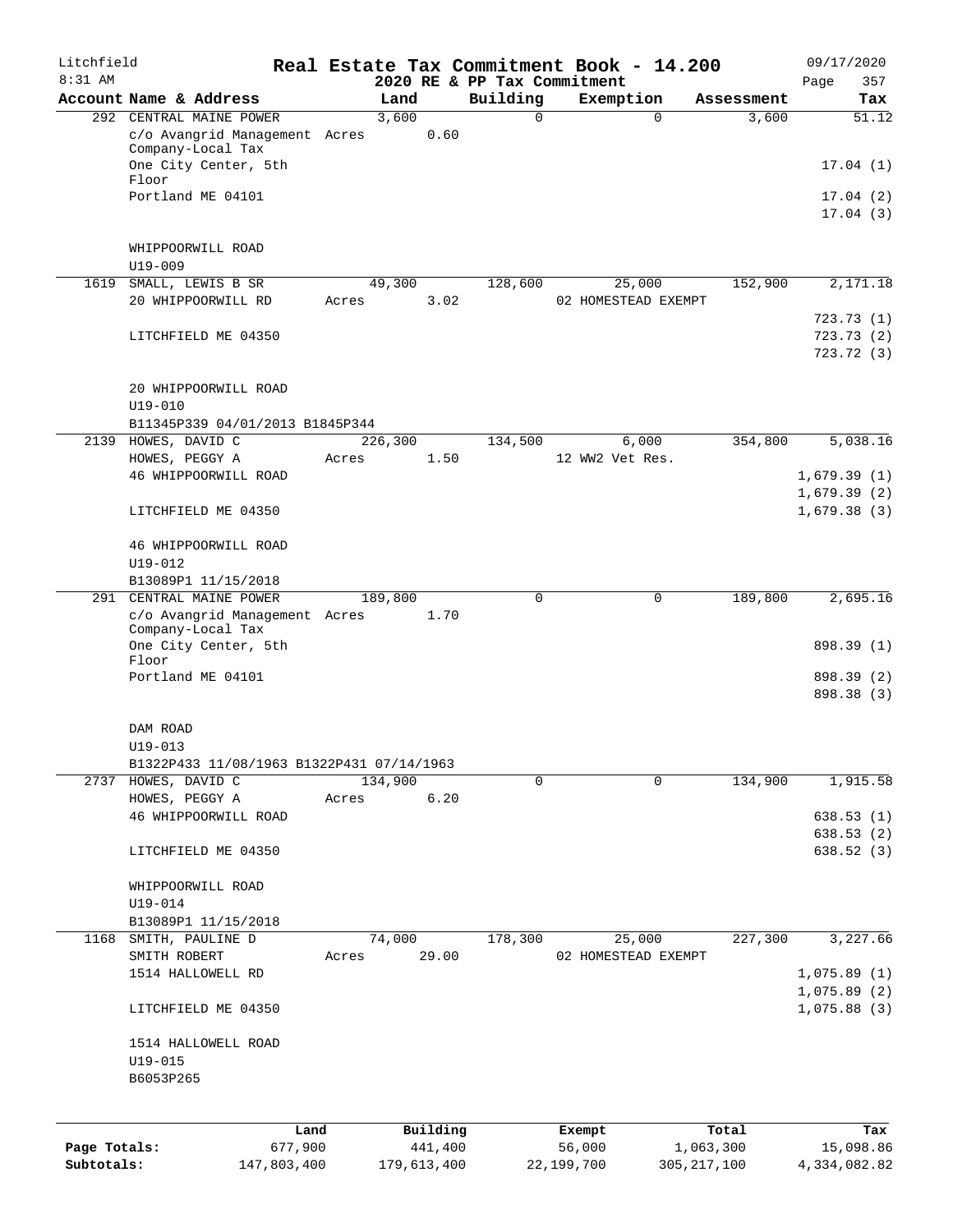Litchfield
8:31 AM

# Real Estate Tax Commitment Book - 14.200

## 2020 RE & PP Tax Commitment

09/17/2020

| Account | Name & Address | Land | Building | Exemption | Assessment | Tax |
|---|---|---|---|---|---|---|
| 292 | CENTRAL MAINE POWER<br>c/o Avangrid Management Company-Local Tax<br>One City Center, 5th Floor<br>Portland ME 04101<br><br>WHIPPOORWILL ROAD<br>U19-009 | 3,600<br>Acres 0.60 | 0 | 0 | 3,600 | 51.12<br>17.04 (1)<br>17.04 (2)<br>17.04 (3) |
| 1619 | SMALL, LEWIS B SR<br>20 WHIPPOORWILL RD<br><br>LITCHFIELD ME 04350<br><br>20 WHIPPOORWILL ROAD<br>U19-010<br>B11345P339 04/01/2013 B1845P344 | 49,300<br>Acres 3.02 | 128,600 | 25,000<br>02 HOMESTEAD EXEMPT | 152,900 | 2,171.18<br>723.73 (1)<br>723.73 (2)<br>723.72 (3) |
| 2139 | HOWES, DAVID C<br>HOWES, PEGGY A<br>46 WHIPPOORWILL ROAD<br><br>LITCHFIELD ME 04350<br><br>46 WHIPPOORWILL ROAD<br>U19-012<br>B13089P1 11/15/2018 | 226,300<br>Acres 1.50 | 134,500 | 6,000<br>12 WW2 Vet Res. | 354,800 | 5,038.16<br>1,679.39 (1)<br>1,679.39 (2)<br>1,679.38 (3) |
| 291 | CENTRAL MAINE POWER<br>c/o Avangrid Management Company-Local Tax<br>One City Center, 5th Floor<br>Portland ME 04101<br><br>DAM ROAD<br>U19-013<br>B1322P433 11/08/1963 B1322P431 07/14/1963 | 189,800<br>Acres 1.70 | 0 | 0 | 189,800 | 2,695.16<br>898.39 (1)<br>898.39 (2)<br>898.38 (3) |
| 2737 | HOWES, DAVID C<br>HOWES, PEGGY A<br>46 WHIPPOORWILL ROAD<br><br>LITCHFIELD ME 04350<br><br>WHIPPOORWILL ROAD<br>U19-014<br>B13089P1 11/15/2018 | 134,900<br>Acres 6.20 | 0 | 0 | 134,900 | 1,915.58<br>638.53 (1)<br>638.53 (2)<br>638.52 (3) |
| 1168 | SMITH, PAULINE D<br>SMITH ROBERT<br>1514 HALLOWELL RD<br><br>LITCHFIELD ME 04350<br><br>1514 HALLOWELL ROAD<br>U19-015<br>B6053P265 | 74,000<br>Acres 29.00 | 178,300 | 25,000<br>02 HOMESTEAD EXEMPT | 227,300 | 3,227.66<br>1,075.89 (1)<br>1,075.89 (2)<br>1,075.88 (3) |

| | Land | Building | Exempt | Total | Tax |
|---|---|---|---|---|---|
| Page Totals: | 677,900 | 441,400 | 56,000 | 1,063,300 | 15,098.86 |
| Subtotals: | 147,803,400 | 179,613,400 | 22,199,700 | 305,217,100 | 4,334,082.82 |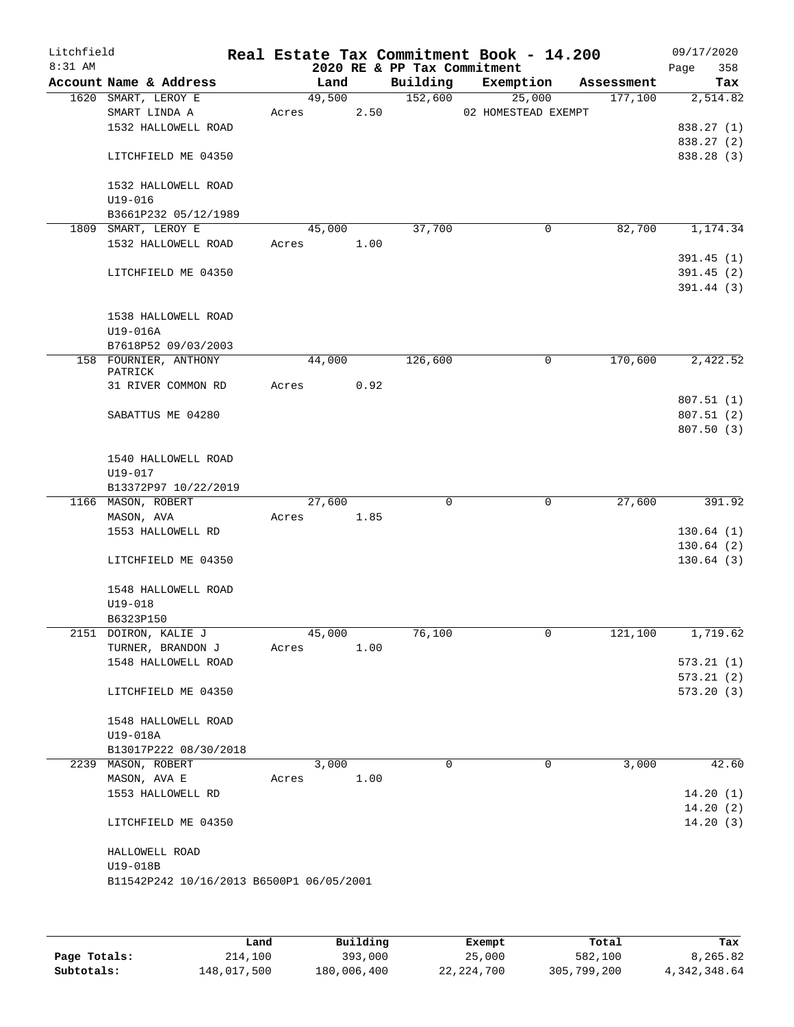Litchfield 8:31 AM

# Real Estate Tax Commitment Book - 14.200

## 2020 RE & PP Tax Commitment

09/17/2020 Page 358

| Account Name & Address | Land | Building | Exemption | Assessment | Tax |
|---|---|---|---|---|---|
| 1620 SMART, LEROY E | 49,500 | 152,600 | 25,000 | 177,100 | 2,514.82 |
| SMART LINDA A | Acres 2.50 | | 02 HOMESTEAD EXEMPT | | |
| 1532 HALLOWELL ROAD | | | | | 838.27 (1) |
| | | | | | 838.27 (2) |
| LITCHFIELD ME 04350 | | | | | 838.28 (3) |
| 1532 HALLOWELL ROAD | | | | | |
| U19-016 | | | | | |
| B3661P232 05/12/1989 | | | | | |
| 1809 SMART, LEROY E | 45,000 | 37,700 | 0 | 82,700 | 1,174.34 |
| 1532 HALLOWELL ROAD | Acres 1.00 | | | | |
| | | | | | 391.45 (1) |
| LITCHFIELD ME 04350 | | | | | 391.45 (2) |
| | | | | | 391.44 (3) |
| 1538 HALLOWELL ROAD | | | | | |
| U19-016A | | | | | |
| B7618P52 09/03/2003 | | | | | |
| 158 FOURNIER, ANTHONY PATRICK | 44,000 | 126,600 | 0 | 170,600 | 2,422.52 |
| 31 RIVER COMMON RD | Acres 0.92 | | | | |
| | | | | | 807.51 (1) |
| SABATTUS ME 04280 | | | | | 807.51 (2) |
| | | | | | 807.50 (3) |
| 1540 HALLOWELL ROAD | | | | | |
| U19-017 | | | | | |
| B13372P97 10/22/2019 | | | | | |
| 1166 MASON, ROBERT | 27,600 | 0 | 0 | 27,600 | 391.92 |
| MASON, AVA | Acres 1.85 | | | | |
| 1553 HALLOWELL RD | | | | | 130.64 (1) |
| | | | | | 130.64 (2) |
| LITCHFIELD ME 04350 | | | | | 130.64 (3) |
| 1548 HALLOWELL ROAD | | | | | |
| U19-018 | | | | | |
| B6323P150 | | | | | |
| 2151 DOIRON, KALIE J | 45,000 | 76,100 | 0 | 121,100 | 1,719.62 |
| TURNER, BRANDON J | Acres 1.00 | | | | |
| 1548 HALLOWELL ROAD | | | | | 573.21 (1) |
| | | | | | 573.21 (2) |
| LITCHFIELD ME 04350 | | | | | 573.20 (3) |
| 1548 HALLOWELL ROAD | | | | | |
| U19-018A | | | | | |
| B13017P222 08/30/2018 | | | | | |
| 2239 MASON, ROBERT | 3,000 | 0 | 0 | 3,000 | 42.60 |
| MASON, AVA E | Acres 1.00 | | | | |
| 1553 HALLOWELL RD | | | | | 14.20 (1) |
| | | | | | 14.20 (2) |
| LITCHFIELD ME 04350 | | | | | 14.20 (3) |
| HALLOWELL ROAD | | | | | |
| U19-018B | | | | | |
| B11542P242 10/16/2013 B6500P1 06/05/2001 | | | | | |

| | Land | Building | Exempt | Total | Tax |
|---|---|---|---|---|---|
| Page Totals: | 214,100 | 393,000 | 25,000 | 582,100 | 8,265.82 |
| Subtotals: | 148,017,500 | 180,006,400 | 22,224,700 | 305,799,200 | 4,342,348.64 |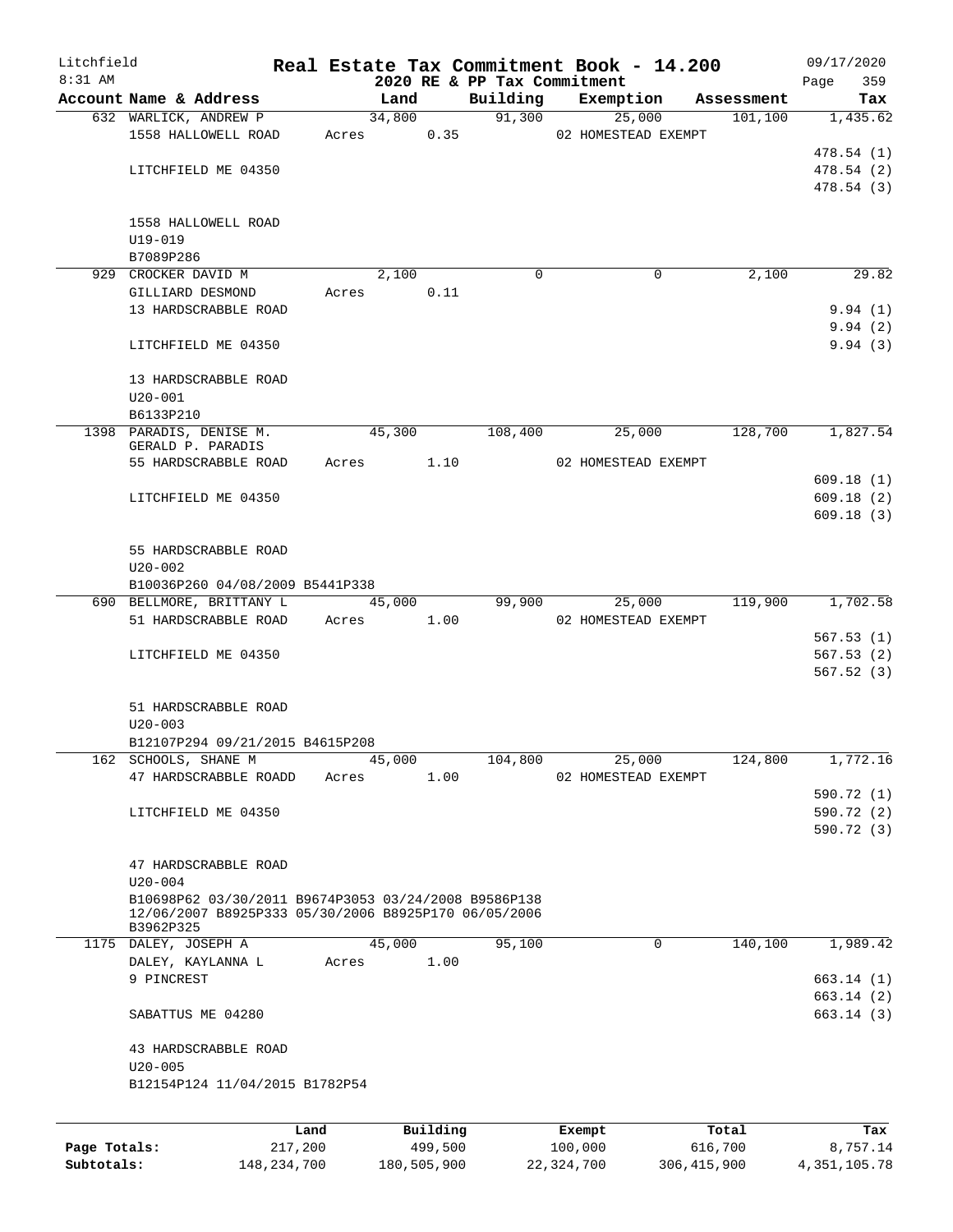# Real Estate Tax Commitment Book - 14.200

Litchfield 8:31 AM — 2020 RE & PP Tax Commitment — 09/17/2020

| Account Name & Address | Land | Building | Exemption | Assessment | Tax |
|---|---|---|---|---|---|
| 632 WARLICK, ANDREW P | 34,800 | 91,300 | 25,000 | 101,100 | 1,435.62 |
| 1558 HALLOWELL ROAD | Acres 0.35 | | 02 HOMESTEAD EXEMPT | | |
| | | | | | 478.54 (1) |
| LITCHFIELD ME 04350 | | | | | 478.54 (2) |
| | | | | | 478.54 (3) |
| 1558 HALLOWELL ROAD | | | | | |
| U19-019 | | | | | |
| B7089P286 | | | | | |
| 929 CROCKER DAVID M | 2,100 | 0 | 0 | 2,100 | 29.82 |
| GILLIARD DESMOND | Acres 0.11 | | | | |
| 13 HARDSCRABBLE ROAD | | | | | 9.94 (1) |
| | | | | | 9.94 (2) |
| LITCHFIELD ME 04350 | | | | | 9.94 (3) |
| 13 HARDSCRABBLE ROAD | | | | | |
| U20-001 | | | | | |
| B6133P210 | | | | | |
| 1398 PARADIS, DENISE M. | 45,300 | 108,400 | 25,000 | 128,700 | 1,827.54 |
| GERALD P. PARADIS | | | | | |
| 55 HARDSCRABBLE ROAD | Acres 1.10 | | 02 HOMESTEAD EXEMPT | | |
| | | | | | 609.18 (1) |
| LITCHFIELD ME 04350 | | | | | 609.18 (2) |
| | | | | | 609.18 (3) |
| 55 HARDSCRABBLE ROAD | | | | | |
| U20-002 | | | | | |
| B10036P260 04/08/2009 B5441P338 | | | | | |
| 690 BELLMORE, BRITTANY L | 45,000 | 99,900 | 25,000 | 119,900 | 1,702.58 |
| 51 HARDSCRABBLE ROAD | Acres 1.00 | | 02 HOMESTEAD EXEMPT | | |
| | | | | | 567.53 (1) |
| LITCHFIELD ME 04350 | | | | | 567.53 (2) |
| | | | | | 567.52 (3) |
| 51 HARDSCRABBLE ROAD | | | | | |
| U20-003 | | | | | |
| B12107P294 09/21/2015 B4615P208 | | | | | |
| 162 SCHOOLS, SHANE M | 45,000 | 104,800 | 25,000 | 124,800 | 1,772.16 |
| 47 HARDSCRABBLE ROADD | Acres 1.00 | | 02 HOMESTEAD EXEMPT | | |
| | | | | | 590.72 (1) |
| LITCHFIELD ME 04350 | | | | | 590.72 (2) |
| | | | | | 590.72 (3) |
| 47 HARDSCRABBLE ROAD | | | | | |
| U20-004 | | | | | |
| B10698P62 03/30/2011 B9674P3053 03/24/2008 B9586P138 12/06/2007 B8925P333 05/30/2006 B8925P170 06/05/2006 B3962P325 | | | | | |
| 1175 DALEY, JOSEPH A | 45,000 | 95,100 | 0 | 140,100 | 1,989.42 |
| DALEY, KAYLANNA L | Acres 1.00 | | | | |
| 9 PINCREST | | | | | 663.14 (1) |
| | | | | | 663.14 (2) |
| SABATTUS ME 04280 | | | | | 663.14 (3) |
| 43 HARDSCRABBLE ROAD | | | | | |
| U20-005 | | | | | |
| B12154P124 11/04/2015 B1782P54 | | | | | |

| | Land | Building | Exempt | Total | Tax |
|---|---|---|---|---|---|
| Page Totals: | 217,200 | 499,500 | 100,000 | 616,700 | 8,757.14 |
| Subtotals: | 148,234,700 | 180,505,900 | 22,324,700 | 306,415,900 | 4,351,105.78 |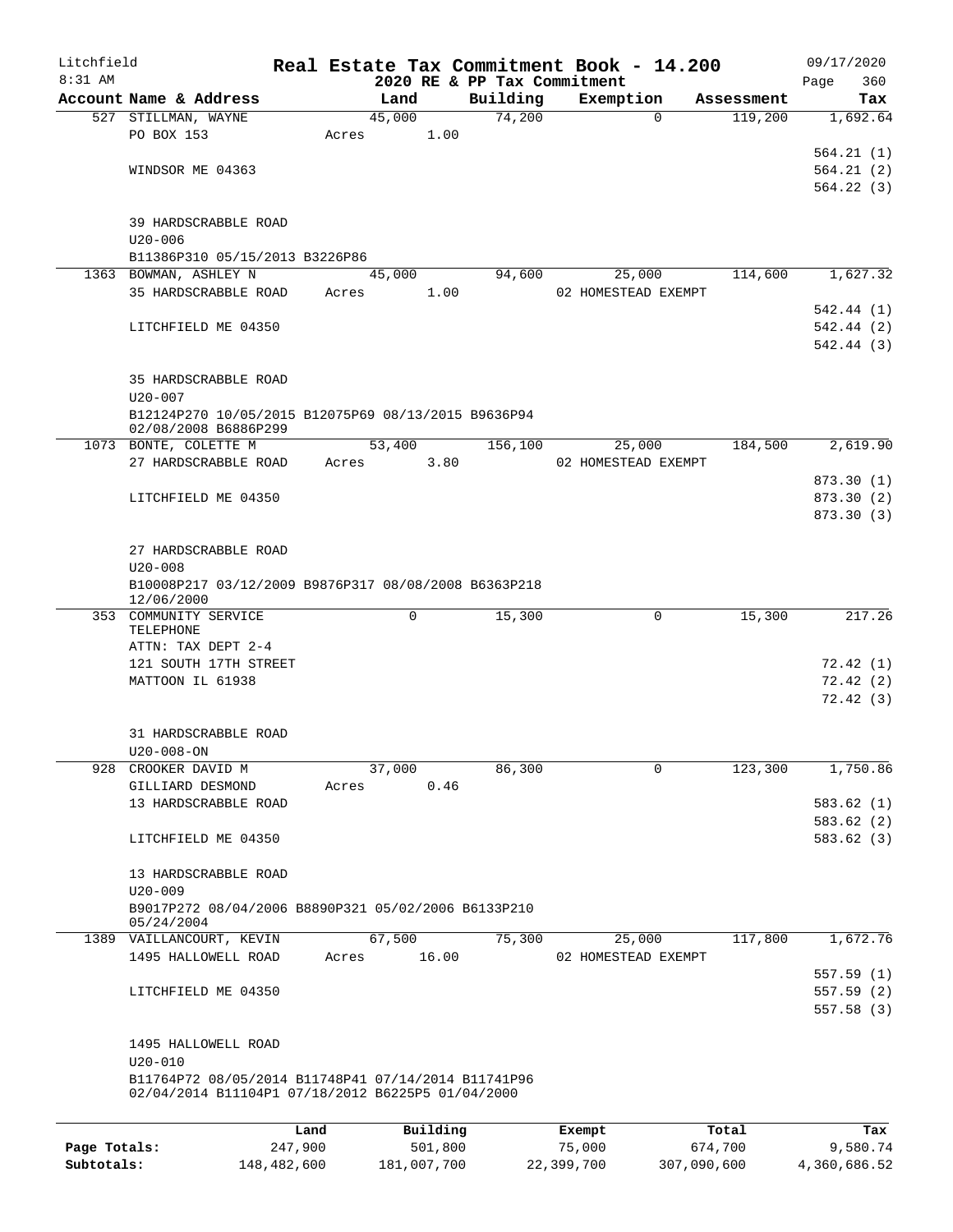Litchfield

8:31 AM

# Real Estate Tax Commitment Book - 14.200

2020 RE & PP Tax Commitment

09/17/2020

Page 360

| Account Name & Address | Land | Building | Exemption | Assessment | Tax |
|---|---|---|---|---|---|
| 527 STILLMAN, WAYNE | 45,000 | 74,200 | 0 | 119,200 | 1,692.64 |
| PO BOX 153 | Acres 1.00 | | | | |
| | | | | | 564.21 (1) |
| WINDSOR ME 04363 | | | | | 564.21 (2) |
| | | | | | 564.22 (3) |
| 39 HARDSCRABBLE ROAD | | | | | |
| U20-006 | | | | | |
| B11386P310 05/15/2013 B3226P86 | | | | | |
| 1363 BOWMAN, ASHLEY N | 45,000 | 94,600 | 25,000 | 114,600 | 1,627.32 |
| 35 HARDSCRABBLE ROAD | Acres 1.00 | | 02 HOMESTEAD EXEMPT | | |
| | | | | | 542.44 (1) |
| LITCHFIELD ME 04350 | | | | | 542.44 (2) |
| | | | | | 542.44 (3) |
| 35 HARDSCRABBLE ROAD | | | | | |
| U20-007 | | | | | |
| B12124P270 10/05/2015 B12075P69 08/13/2015 B9636P94 02/08/2008 B6886P299 | | | | | |
| 1073 BONTE, COLETTE M | 53,400 | 156,100 | 25,000 | 184,500 | 2,619.90 |
| 27 HARDSCRABBLE ROAD | Acres 3.80 | | 02 HOMESTEAD EXEMPT | | |
| | | | | | 873.30 (1) |
| LITCHFIELD ME 04350 | | | | | 873.30 (2) |
| | | | | | 873.30 (3) |
| 27 HARDSCRABBLE ROAD | | | | | |
| U20-008 | | | | | |
| B10008P217 03/12/2009 B9876P317 08/08/2008 B6363P218 12/06/2000 | | | | | |
| 353 COMMUNITY SERVICE TELEPHONE | 0 | 15,300 | 0 | 15,300 | 217.26 |
| ATTN: TAX DEPT 2-4 | | | | | |
| 121 SOUTH 17TH STREET | | | | | 72.42 (1) |
| MATTOON IL 61938 | | | | | 72.42 (2) |
| | | | | | 72.42 (3) |
| 31 HARDSCRABBLE ROAD | | | | | |
| U20-008-ON | | | | | |
| 928 CROOKER DAVID M | 37,000 | 86,300 | 0 | 123,300 | 1,750.86 |
| GILLIARD DESMOND | Acres 0.46 | | | | |
| 13 HARDSCRABBLE ROAD | | | | | 583.62 (1) |
| | | | | | 583.62 (2) |
| LITCHFIELD ME 04350 | | | | | 583.62 (3) |
| 13 HARDSCRABBLE ROAD | | | | | |
| U20-009 | | | | | |
| B9017P272 08/04/2006 B8890P321 05/02/2006 B6133P210 05/24/2004 | | | | | |
| 1389 VAILLANCOURT, KEVIN | 67,500 | 75,300 | 25,000 | 117,800 | 1,672.76 |
| 1495 HALLOWELL ROAD | Acres 16.00 | | 02 HOMESTEAD EXEMPT | | |
| | | | | | 557.59 (1) |
| LITCHFIELD ME 04350 | | | | | 557.59 (2) |
| | | | | | 557.58 (3) |
| 1495 HALLOWELL ROAD | | | | | |
| U20-010 | | | | | |
| B11764P72 08/05/2014 B11748P41 07/14/2014 B11741P96 02/04/2014 B11104P1 07/18/2012 B6225P5 01/04/2000 | | | | | |

| | Land | Building | Exempt | Total | Tax |
|---|---|---|---|---|---|
| Page Totals: | 247,900 | 501,800 | 75,000 | 674,700 | 9,580.74 |
| Subtotals: | 148,482,600 | 181,007,700 | 22,399,700 | 307,090,600 | 4,360,686.52 |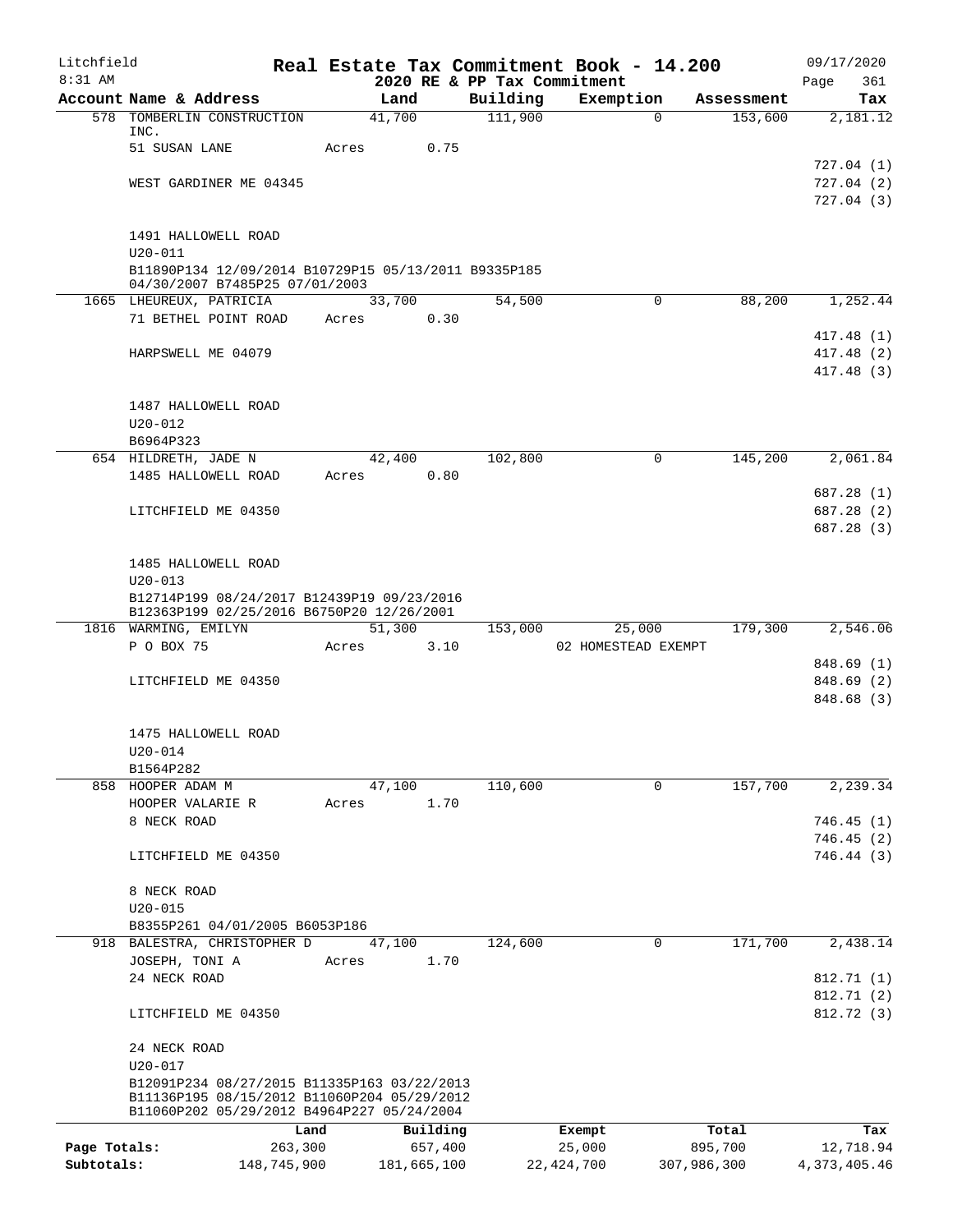Litchfield 8:31 AM

# Real Estate Tax Commitment Book - 14.200

2020 RE & PP Tax Commitment

09/17/2020 Page 361

| Account Name & Address | Land | Building | Exemption | Assessment | Tax |
|---|---|---|---|---|---|
| 578 TOMBERLIN CONSTRUCTION INC. | 41,700 | 111,900 | 0 | 153,600 | 2,181.12 |
| 51 SUSAN LANE | Acres 0.75 | | | | |
| | | | | | 727.04 (1) |
| WEST GARDINER ME 04345 | | | | | 727.04 (2) |
| | | | | | 727.04 (3) |
| 1491 HALLOWELL ROAD | | | | | |
| U20-011 | | | | | |
| B11890P134 12/09/2014 B10729P15 05/13/2011 B9335P185 04/30/2007 B7485P25 07/01/2003 | | | | | |
| 1665 LHEUREUX, PATRICIA | 33,700 | 54,500 | 0 | 88,200 | 1,252.44 |
| 71 BETHEL POINT ROAD | Acres 0.30 | | | | |
| | | | | | 417.48 (1) |
| HARPSWELL ME 04079 | | | | | 417.48 (2) |
| | | | | | 417.48 (3) |
| 1487 HALLOWELL ROAD | | | | | |
| U20-012 | | | | | |
| B6964P323 | | | | | |
| 654 HILDRETH, JADE N | 42,400 | 102,800 | 0 | 145,200 | 2,061.84 |
| 1485 HALLOWELL ROAD | Acres 0.80 | | | | |
| | | | | | 687.28 (1) |
| LITCHFIELD ME 04350 | | | | | 687.28 (2) |
| | | | | | 687.28 (3) |
| 1485 HALLOWELL ROAD | | | | | |
| U20-013 | | | | | |
| B12714P199 08/24/2017 B12439P19 09/23/2016 B12363P199 02/25/2016 B6750P20 12/26/2001 | | | | | |
| 1816 WARMING, EMILYN | 51,300 | 153,000 | 25,000 | 179,300 | 2,546.06 |
| P O BOX 75 | Acres 3.10 | | 02 HOMESTEAD EXEMPT | | |
| | | | | | 848.69 (1) |
| LITCHFIELD ME 04350 | | | | | 848.69 (2) |
| | | | | | 848.68 (3) |
| 1475 HALLOWELL ROAD | | | | | |
| U20-014 | | | | | |
| B1564P282 | | | | | |
| 858 HOOPER ADAM M | 47,100 | 110,600 | 0 | 157,700 | 2,239.34 |
| HOOPER VALARIE R | Acres 1.70 | | | | |
| 8 NECK ROAD | | | | | 746.45 (1) |
| | | | | | 746.45 (2) |
| LITCHFIELD ME 04350 | | | | | 746.44 (3) |
| 8 NECK ROAD | | | | | |
| U20-015 | | | | | |
| B8355P261 04/01/2005 B6053P186 | | | | | |
| 918 BALESTRA, CHRISTOPHER D | 47,100 | 124,600 | 0 | 171,700 | 2,438.14 |
| JOSEPH, TONI A | Acres 1.70 | | | | |
| 24 NECK ROAD | | | | | 812.71 (1) |
| | | | | | 812.71 (2) |
| LITCHFIELD ME 04350 | | | | | 812.72 (3) |
| 24 NECK ROAD | | | | | |
| U20-017 | | | | | |
| B12091P234 08/27/2015 B11335P163 03/22/2013 B11136P195 08/15/2012 B11060P204 05/29/2012 B11060P202 05/29/2012 B4964P227 05/24/2004 | | | | | |

| | Land | Building | Exempt | Total | Tax |
|---|---|---|---|---|---|
| Page Totals: | 263,300 | 657,400 | 25,000 | 895,700 | 12,718.94 |
| Subtotals: | 148,745,900 | 181,665,100 | 22,424,700 | 307,986,300 | 4,373,405.46 |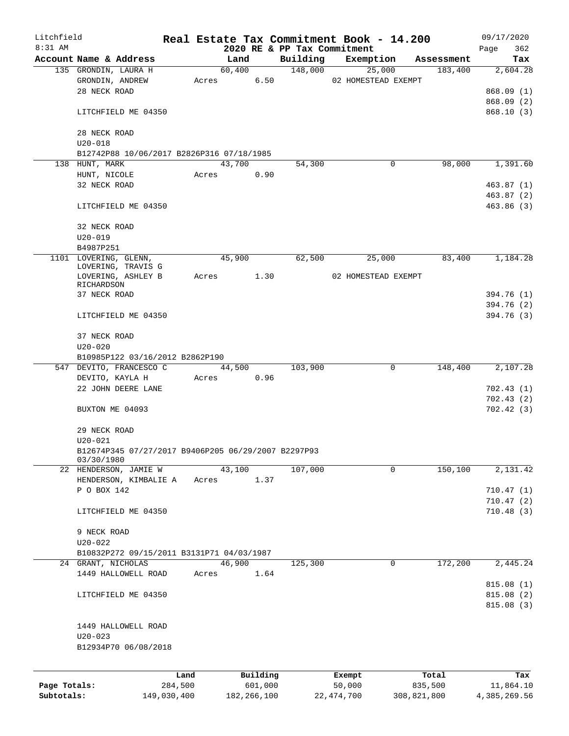Litchfield 8:31 AM

# Real Estate Tax Commitment Book - 14.200

2020 RE & PP Tax Commitment

09/17/2020 Page 362

| Account Name & Address | Land | Building | Exemption | Assessment | Tax |
|---|---|---|---|---|---|
| 135 GRONDIN, LAURA H | 60,400 | 148,000 | 25,000 | 183,400 | 2,604.28 |
| GRONDIN, ANDREW | Acres 6.50 | | 02 HOMESTEAD EXEMPT | | |
| 28 NECK ROAD | | | | | 868.09 (1) |
| | | | | | 868.09 (2) |
| LITCHFIELD ME 04350 | | | | | 868.10 (3) |
| 28 NECK ROAD | | | | | |
| U20-018 | | | | | |
| B12742P88 10/06/2017 B2826P316 07/18/1985 | | | | | |
| 138 HUNT, MARK | 43,700 | 54,300 | 0 | 98,000 | 1,391.60 |
| HUNT, NICOLE | Acres 0.90 | | | | |
| 32 NECK ROAD | | | | | 463.87 (1) |
| | | | | | 463.87 (2) |
| LITCHFIELD ME 04350 | | | | | 463.86 (3) |
| 32 NECK ROAD | | | | | |
| U20-019 | | | | | |
| B4987P251 | | | | | |
| 1101 LOVERING, GLENN, LOVERING, TRAVIS G | 45,900 | 62,500 | 25,000 | 83,400 | 1,184.28 |
| LOVERING, ASHLEY B RICHARDSON | Acres 1.30 | | 02 HOMESTEAD EXEMPT | | |
| 37 NECK ROAD | | | | | 394.76 (1) |
| | | | | | 394.76 (2) |
| LITCHFIELD ME 04350 | | | | | 394.76 (3) |
| 37 NECK ROAD | | | | | |
| U20-020 | | | | | |
| B10985P122 03/16/2012 B2862P190 | | | | | |
| 547 DEVITO, FRANCESCO C | 44,500 | 103,900 | 0 | 148,400 | 2,107.28 |
| DEVITO, KAYLA H | Acres 0.96 | | | | |
| 22 JOHN DEERE LANE | | | | | 702.43 (1) |
| | | | | | 702.43 (2) |
| BUXTON ME 04093 | | | | | 702.42 (3) |
| 29 NECK ROAD | | | | | |
| U20-021 | | | | | |
| B12674P345 07/27/2017 B9406P205 06/29/2007 B2297P93 03/30/1980 | | | | | |
| 22 HENDERSON, JAMIE W | 43,100 | 107,000 | 0 | 150,100 | 2,131.42 |
| HENDERSON, KIMBALIE A | Acres 1.37 | | | | |
| P O BOX 142 | | | | | 710.47 (1) |
| | | | | | 710.47 (2) |
| LITCHFIELD ME 04350 | | | | | 710.48 (3) |
| 9 NECK ROAD | | | | | |
| U20-022 | | | | | |
| B10832P272 09/15/2011 B3131P71 04/03/1987 | | | | | |
| 24 GRANT, NICHOLAS | 46,900 | 125,300 | 0 | 172,200 | 2,445.24 |
| 1449 HALLOWELL ROAD | Acres 1.64 | | | | |
| | | | | | 815.08 (1) |
| LITCHFIELD ME 04350 | | | | | 815.08 (2) |
| | | | | | 815.08 (3) |
| 1449 HALLOWELL ROAD | | | | | |
| U20-023 | | | | | |
| B12934P70 06/08/2018 | | | | | |

| | Land | Building | Exempt | Total | Tax |
|---|---|---|---|---|---|
| Page Totals: | 284,500 | 601,000 | 50,000 | 835,500 | 11,864.10 |
| Subtotals: | 149,030,400 | 182,266,100 | 22,474,700 | 308,821,800 | 4,385,269.56 |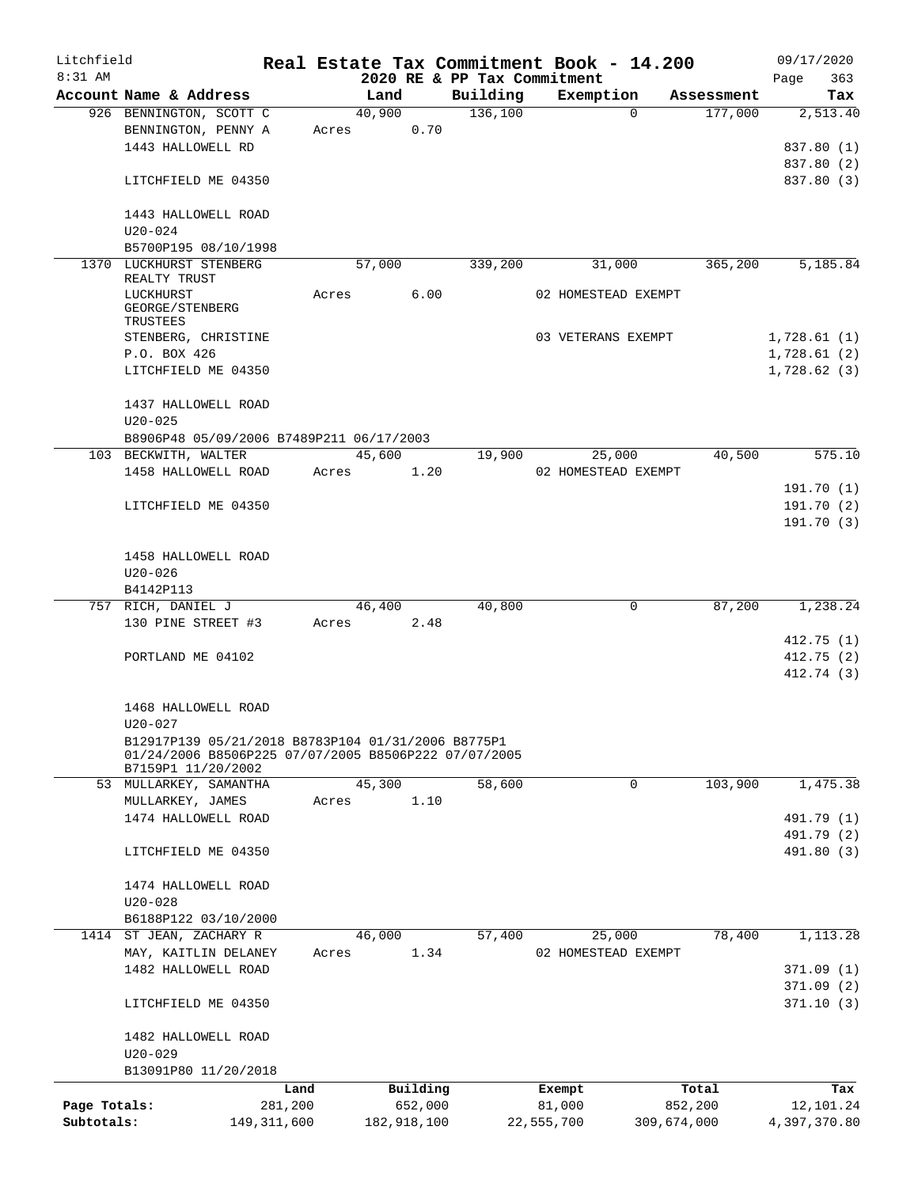Litchfield
8:31 AM

# Real Estate Tax Commitment Book - 14.200
## 2020 RE & PP Tax Commitment

09/17/2020

| Account Name & Address | Land | Building | Exemption | Assessment | Tax |
|---|---|---|---|---|---|
| 926 BENNINGTON, SCOTT C | 40,900 | 136,100 | 0 | 177,000 | 2,513.40 |
| BENNINGTON, PENNY A | Acres 0.70 | | | | |
| 1443 HALLOWELL RD | | | | | 837.80 (1) |
| | | | | | 837.80 (2) |
| LITCHFIELD ME 04350 | | | | | 837.80 (3) |
| 1443 HALLOWELL ROAD | | | | | |
| U20-024 | | | | | |
| B5700P195 08/10/1998 | | | | | |
| 1370 LUCKHURST STENBERG REALTY TRUST | 57,000 | 339,200 | 31,000 | 365,200 | 5,185.84 |
| LUCKHURST GEORGE/STENBERG TRUSTEES | Acres 6.00 | | 02 HOMESTEAD EXEMPT | | |
| STENBERG, CHRISTINE | | | 03 VETERANS EXEMPT | | 1,728.61 (1) |
| P.O. BOX 426 | | | | | 1,728.61 (2) |
| LITCHFIELD ME 04350 | | | | | 1,728.62 (3) |
| 1437 HALLOWELL ROAD | | | | | |
| U20-025 | | | | | |
| B8906P48 05/09/2006 B7489P211 06/17/2003 | | | | | |
| 103 BECKWITH, WALTER | 45,600 | 19,900 | 25,000 | 40,500 | 575.10 |
| 1458 HALLOWELL ROAD | Acres 1.20 | | 02 HOMESTEAD EXEMPT | | |
| | | | | | 191.70 (1) |
| LITCHFIELD ME 04350 | | | | | 191.70 (2) |
| | | | | | 191.70 (3) |
| 1458 HALLOWELL ROAD | | | | | |
| U20-026 | | | | | |
| B4142P113 | | | | | |
| 757 RICH, DANIEL J | 46,400 | 40,800 | 0 | 87,200 | 1,238.24 |
| 130 PINE STREET #3 | Acres 2.48 | | | | |
| | | | | | 412.75 (1) |
| PORTLAND ME 04102 | | | | | 412.75 (2) |
| | | | | | 412.74 (3) |
| 1468 HALLOWELL ROAD | | | | | |
| U20-027 | | | | | |
| B12917P139 05/21/2018 B8783P104 01/31/2006 B8775P1 01/24/2006 B8506P225 07/07/2005 B8506P222 07/07/2005 B7159P1 11/20/2002 | | | | | |
| 53 MULLARKEY, SAMANTHA | 45,300 | 58,600 | 0 | 103,900 | 1,475.38 |
| MULLARKEY, JAMES | Acres 1.10 | | | | |
| 1474 HALLOWELL ROAD | | | | | 491.79 (1) |
| | | | | | 491.79 (2) |
| LITCHFIELD ME 04350 | | | | | 491.80 (3) |
| 1474 HALLOWELL ROAD | | | | | |
| U20-028 | | | | | |
| B6188P122 03/10/2000 | | | | | |
| 1414 ST JEAN, ZACHARY R | 46,000 | 57,400 | 25,000 | 78,400 | 1,113.28 |
| MAY, KAITLIN DELANEY | Acres 1.34 | | 02 HOMESTEAD EXEMPT | | |
| 1482 HALLOWELL ROAD | | | | | 371.09 (1) |
| | | | | | 371.09 (2) |
| LITCHFIELD ME 04350 | | | | | 371.10 (3) |
| 1482 HALLOWELL ROAD | | | | | |
| U20-029 | | | | | |
| B13091P80 11/20/2018 | | | | | |

| | Land | Building | Exempt | Total | Tax |
|---|---|---|---|---|---|
| Page Totals: | 281,200 | 652,000 | 81,000 | 852,200 | 12,101.24 |
| Subtotals: | 149,311,600 | 182,918,100 | 22,555,700 | 309,674,000 | 4,397,370.80 |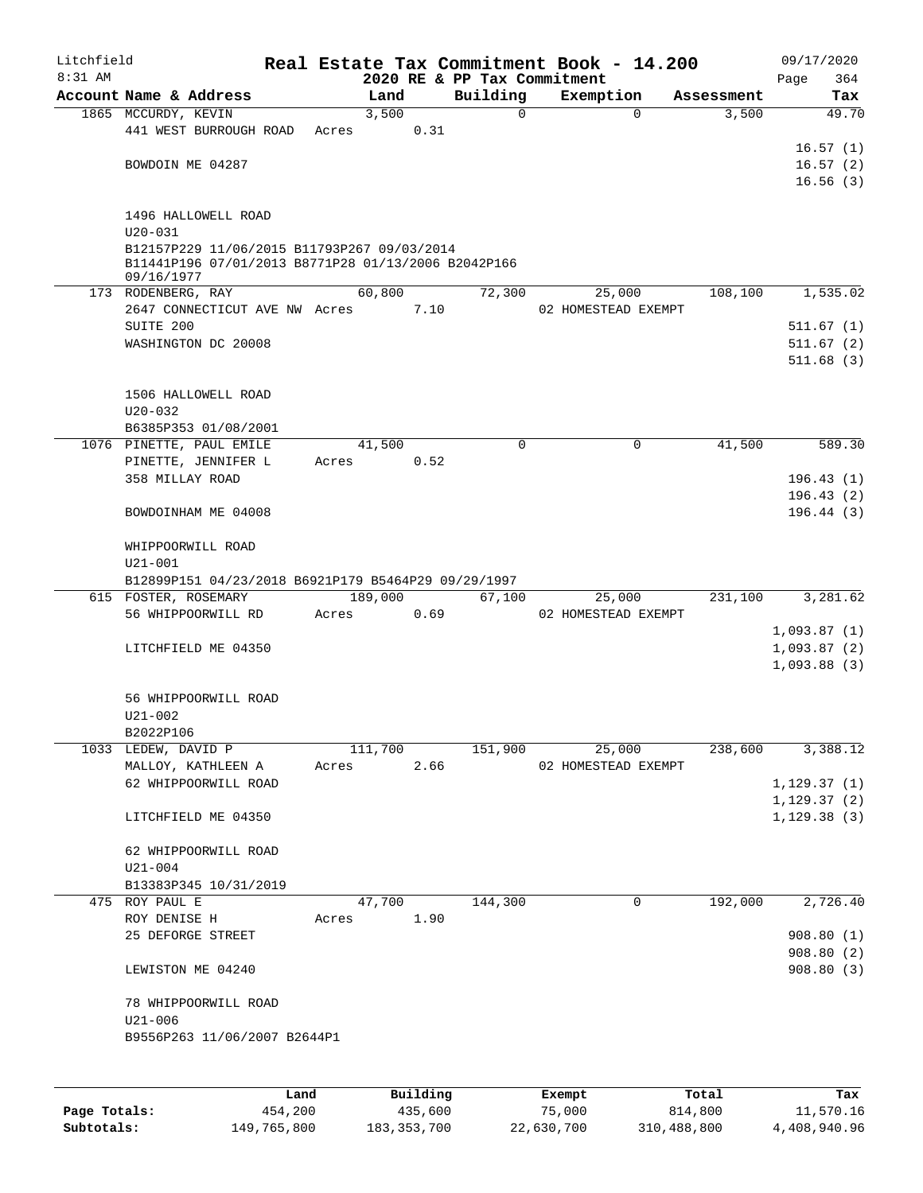Litchfield
8:31 AM

# Real Estate Tax Commitment Book - 14.200

## 2020 RE & PP Tax Commitment

09/17/2020
Page 364

| Account Name & Address | Land | Building | Exemption | Assessment | Tax |
|---|---|---|---|---|---|
| 1865 MCCURDY, KEVIN | 3,500 | 0 | 0 | 3,500 | 49.70 |
| 441 WEST BURROUGH ROAD | Acres 0.31 | | | | |
| | | | | | 16.57 (1) |
| BOWDOIN ME 04287 | | | | | 16.57 (2) |
| | | | | | 16.56 (3) |
| 1496 HALLOWELL ROAD | | | | | |
| U20-031 | | | | | |
| B12157P229 11/06/2015 B11793P267 09/03/2014 | | | | | |
| B11441P196 07/01/2013 B8771P28 01/13/2006 B2042P166 09/16/1977 | | | | | |
| 173 RODENBERG, RAY | 60,800 | 72,300 | 25,000 | 108,100 | 1,535.02 |
| 2647 CONNECTICUT AVE NW | Acres 7.10 | | 02 HOMESTEAD EXEMPT | | |
| SUITE 200 | | | | | 511.67 (1) |
| WASHINGTON DC 20008 | | | | | 511.67 (2) |
| | | | | | 511.68 (3) |
| 1506 HALLOWELL ROAD | | | | | |
| U20-032 | | | | | |
| B6385P353 01/08/2001 | | | | | |
| 1076 PINETTE, PAUL EMILE | 41,500 | 0 | 0 | 41,500 | 589.30 |
| PINETTE, JENNIFER L | Acres 0.52 | | | | |
| 358 MILLAY ROAD | | | | | 196.43 (1) |
| | | | | | 196.43 (2) |
| BOWDOINHAM ME 04008 | | | | | 196.44 (3) |
| WHIPPOORWILL ROAD | | | | | |
| U21-001 | | | | | |
| B12899P151 04/23/2018 B6921P179 B5464P29 09/29/1997 | | | | | |
| 615 FOSTER, ROSEMARY | 189,000 | 67,100 | 25,000 | 231,100 | 3,281.62 |
| 56 WHIPPOORWILL RD | Acres 0.69 | | 02 HOMESTEAD EXEMPT | | |
| | | | | | 1,093.87 (1) |
| LITCHFIELD ME 04350 | | | | | 1,093.87 (2) |
| | | | | | 1,093.88 (3) |
| 56 WHIPPOORWILL ROAD | | | | | |
| U21-002 | | | | | |
| B2022P106 | | | | | |
| 1033 LEDEW, DAVID P | 111,700 | 151,900 | 25,000 | 238,600 | 3,388.12 |
| MALLOY, KATHLEEN A | Acres 2.66 | | 02 HOMESTEAD EXEMPT | | |
| 62 WHIPPOORWILL ROAD | | | | | 1,129.37 (1) |
| | | | | | 1,129.37 (2) |
| LITCHFIELD ME 04350 | | | | | 1,129.38 (3) |
| 62 WHIPPOORWILL ROAD | | | | | |
| U21-004 | | | | | |
| B13383P345 10/31/2019 | | | | | |
| 475 ROY PAUL E | 47,700 | 144,300 | 0 | 192,000 | 2,726.40 |
| ROY DENISE H | Acres 1.90 | | | | |
| 25 DEFORGE STREET | | | | | 908.80 (1) |
| | | | | | 908.80 (2) |
| LEWISTON ME 04240 | | | | | 908.80 (3) |
| 78 WHIPPOORWILL ROAD | | | | | |
| U21-006 | | | | | |
| B9556P263 11/06/2007 B2644P1 | | | | | |

| | Land | Building | Exempt | Total | Tax |
|---|---|---|---|---|---|
| Page Totals: | 454,200 | 435,600 | 75,000 | 814,800 | 11,570.16 |
| Subtotals: | 149,765,800 | 183,353,700 | 22,630,700 | 310,488,800 | 4,408,940.96 |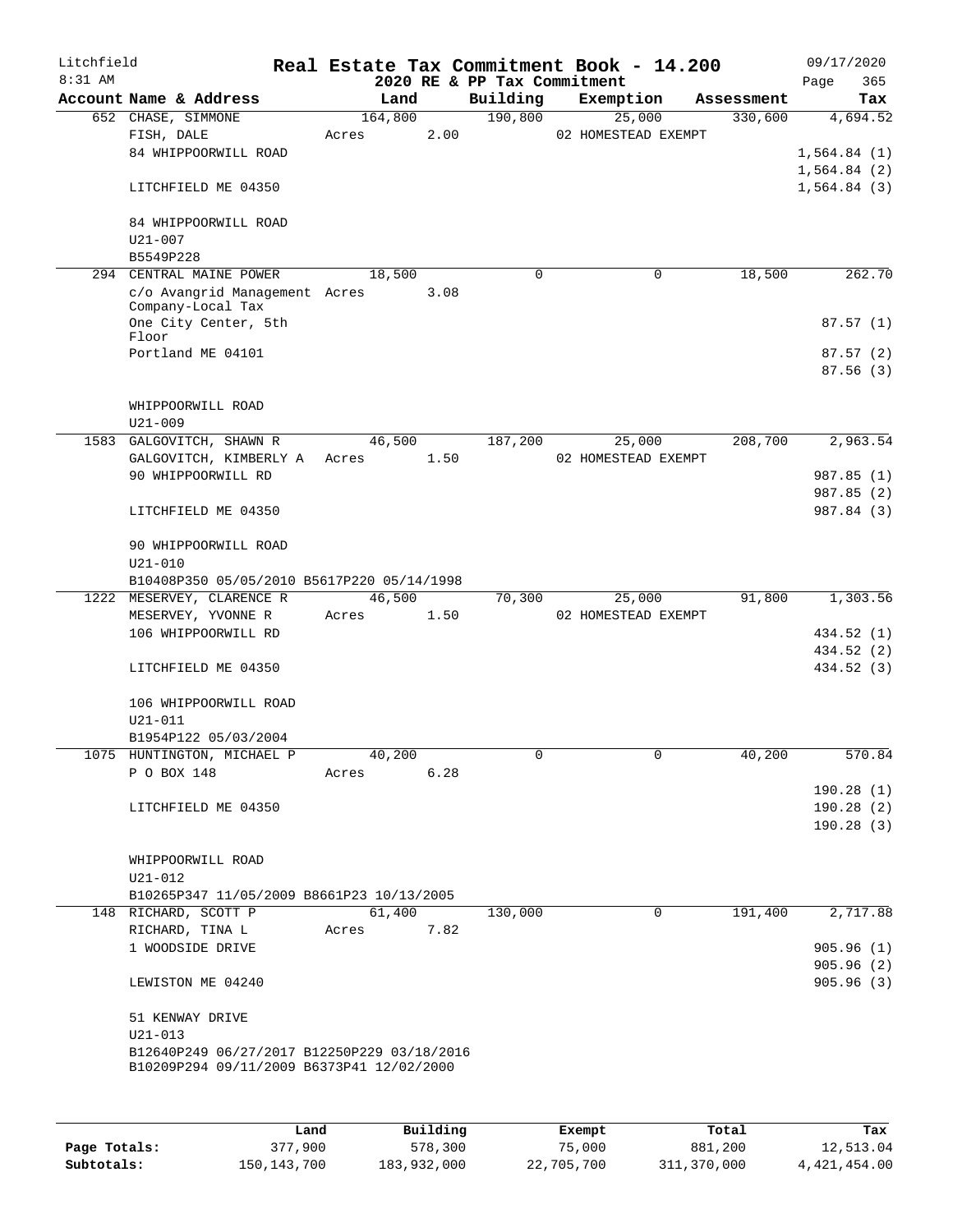Litchfield
8:31 AM

# Real Estate Tax Commitment Book - 14.200

## 2020 RE & PP Tax Commitment

09/17/2020

| Account | Name & Address | Land | Building | Exemption | Assessment | Tax |
|---|---|---|---|---|---|---|
| 652 | CHASE, SIMMONE<br>FISH, DALE<br>84 WHIPPOORWILL ROAD<br><br>LITCHFIELD ME 04350<br><br>84 WHIPPOORWILL ROAD<br>U21-007<br>B5549P228 | 164,800<br>Acres 2.00 | 190,800 | 25,000<br>02 HOMESTEAD EXEMPT | 330,600 | 4,694.52<br><br>1,564.84 (1)<br>1,564.84 (2)<br>1,564.84 (3) |
| 294 | CENTRAL MAINE POWER<br>c/o Avangrid Management Company-Local Tax<br>One City Center, 5th Floor<br>Portland ME 04101<br><br>WHIPPOORWILL ROAD<br>U21-009 | 18,500<br>Acres 3.08 | 0 | 0 | 18,500 | 262.70<br><br>87.57 (1)<br>87.57 (2)<br>87.56 (3) |
| 1583 | GALGOVITCH, SHAWN R<br>GALGOVITCH, KIMBERLY A<br>90 WHIPPOORWILL RD<br><br>LITCHFIELD ME 04350<br><br>90 WHIPPOORWILL ROAD<br>U21-010<br>B10408P350 05/05/2010 B5617P220 05/14/1998 | 46,500<br>Acres 1.50 | 187,200 | 25,000<br>02 HOMESTEAD EXEMPT | 208,700 | 2,963.54<br><br>987.85 (1)<br>987.85 (2)<br>987.84 (3) |
| 1222 | MESERVEY, CLARENCE R<br>MESERVEY, YVONNE R<br>106 WHIPPOORWILL RD<br><br>LITCHFIELD ME 04350<br><br>106 WHIPPOORWILL ROAD<br>U21-011<br>B1954P122 05/03/2004 | 46,500<br>Acres 1.50 | 70,300 | 25,000<br>02 HOMESTEAD EXEMPT | 91,800 | 1,303.56<br><br>434.52 (1)<br>434.52 (2)<br>434.52 (3) |
| 1075 | HUNTINGTON, MICHAEL P<br>P O BOX 148<br><br>LITCHFIELD ME 04350<br><br>WHIPPOORWILL ROAD<br>U21-012<br>B10265P347 11/05/2009 B8661P23 10/13/2005 | 40,200<br>Acres 6.28 | 0 | 0 | 40,200 | 570.84<br><br>190.28 (1)<br>190.28 (2)<br>190.28 (3) |
| 148 | RICHARD, SCOTT P<br>RICHARD, TINA L<br>1 WOODSIDE DRIVE<br><br>LEWISTON ME 04240<br><br>51 KENWAY DRIVE<br>U21-013<br>B12640P249 06/27/2017 B12250P229 03/18/2016<br>B10209P294 09/11/2009 B6373P41 12/02/2000 | 61,400<br>Acres 7.82 | 130,000 | 0 | 191,400 | 2,717.88<br><br>905.96 (1)<br>905.96 (2)<br>905.96 (3) |

| | Land | Building | Exempt | Total | Tax |
|---|---|---|---|---|---|
| **Page Totals:** | 377,900 | 578,300 | 75,000 | 881,200 | 12,513.04 |
| **Subtotals:** | 150,143,700 | 183,932,000 | 22,705,700 | 311,370,000 | 4,421,454.00 |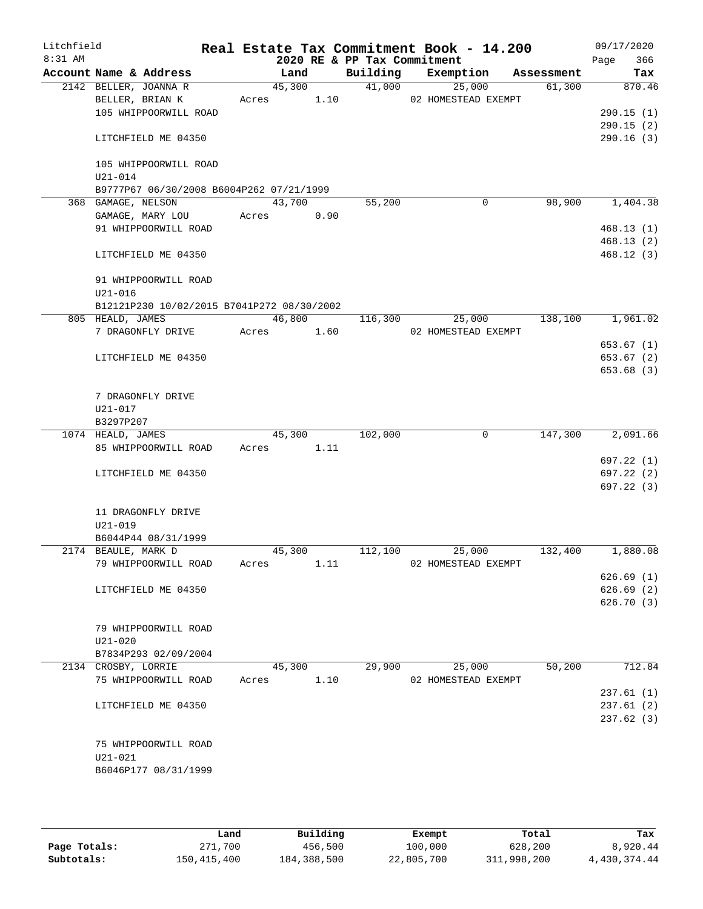# Real Estate Tax Commitment Book - 14.200

Litchfield
8:31 AM

2020 RE & PP Tax Commitment

09/17/2020

| Account | Name & Address | Land | Building | Exemption | Assessment | Tax |
|---|---|---|---|---|---|---|
| 2142 | BELLER, JOANNA R<br>BELLER, BRIAN K<br>105 WHIPPOORWILL ROAD<br><br>LITCHFIELD ME 04350<br><br>105 WHIPPOORWILL ROAD<br>U21-014<br>B9777P67 06/30/2008 B6004P262 07/21/1999 | 45,300<br>Acres 1.10 | 41,000 | 25,000<br>02 HOMESTEAD EXEMPT | 61,300 | 870.46<br><br>290.15 (1)<br>290.15 (2)<br>290.16 (3) |
| 368 | GAMAGE, NELSON<br>GAMAGE, MARY LOU<br>91 WHIPPOORWILL ROAD<br><br>LITCHFIELD ME 04350<br><br>91 WHIPPOORWILL ROAD<br>U21-016<br>B12121P230 10/02/2015 B7041P272 08/30/2002 | 43,700<br>Acres 0.90 | 55,200 | 0 | 98,900 | 1,404.38<br><br>468.13 (1)<br>468.13 (2)<br>468.12 (3) |
| 805 | HEALD, JAMES<br>7 DRAGONFLY DRIVE<br><br>LITCHFIELD ME 04350<br><br>7 DRAGONFLY DRIVE<br>U21-017<br>B3297P207 | 46,800<br>Acres 1.60 | 116,300 | 25,000<br>02 HOMESTEAD EXEMPT | 138,100 | 1,961.02<br><br>653.67 (1)<br>653.67 (2)<br>653.68 (3) |
| 1074 | HEALD, JAMES<br>85 WHIPPOORWILL ROAD<br><br>LITCHFIELD ME 04350<br><br>11 DRAGONFLY DRIVE<br>U21-019<br>B6044P44 08/31/1999 | 45,300<br>Acres 1.11 | 102,000 | 0 | 147,300 | 2,091.66<br><br>697.22 (1)<br>697.22 (2)<br>697.22 (3) |
| 2174 | BEAULE, MARK D<br>79 WHIPPOORWILL ROAD<br><br>LITCHFIELD ME 04350<br><br>79 WHIPPOORWILL ROAD<br>U21-020<br>B7834P293 02/09/2004 | 45,300<br>Acres 1.11 | 112,100 | 25,000<br>02 HOMESTEAD EXEMPT | 132,400 | 1,880.08<br><br>626.69 (1)<br>626.69 (2)<br>626.70 (3) |
| 2134 | CROSBY, LORRIE<br>75 WHIPPOORWILL ROAD<br><br>LITCHFIELD ME 04350<br><br>75 WHIPPOORWILL ROAD<br>U21-021<br>B6046P177 08/31/1999 | 45,300<br>Acres 1.10 | 29,900 | 25,000<br>02 HOMESTEAD EXEMPT | 50,200 | 712.84<br><br>237.61 (1)<br>237.61 (2)<br>237.62 (3) |

| | Land | Building | Exempt | Total | Tax |
|---|---|---|---|---|---|
| **Page Totals:** | 271,700 | 456,500 | 100,000 | 628,200 | 8,920.44 |
| **Subtotals:** | 150,415,400 | 184,388,500 | 22,805,700 | 311,998,200 | 4,430,374.44 |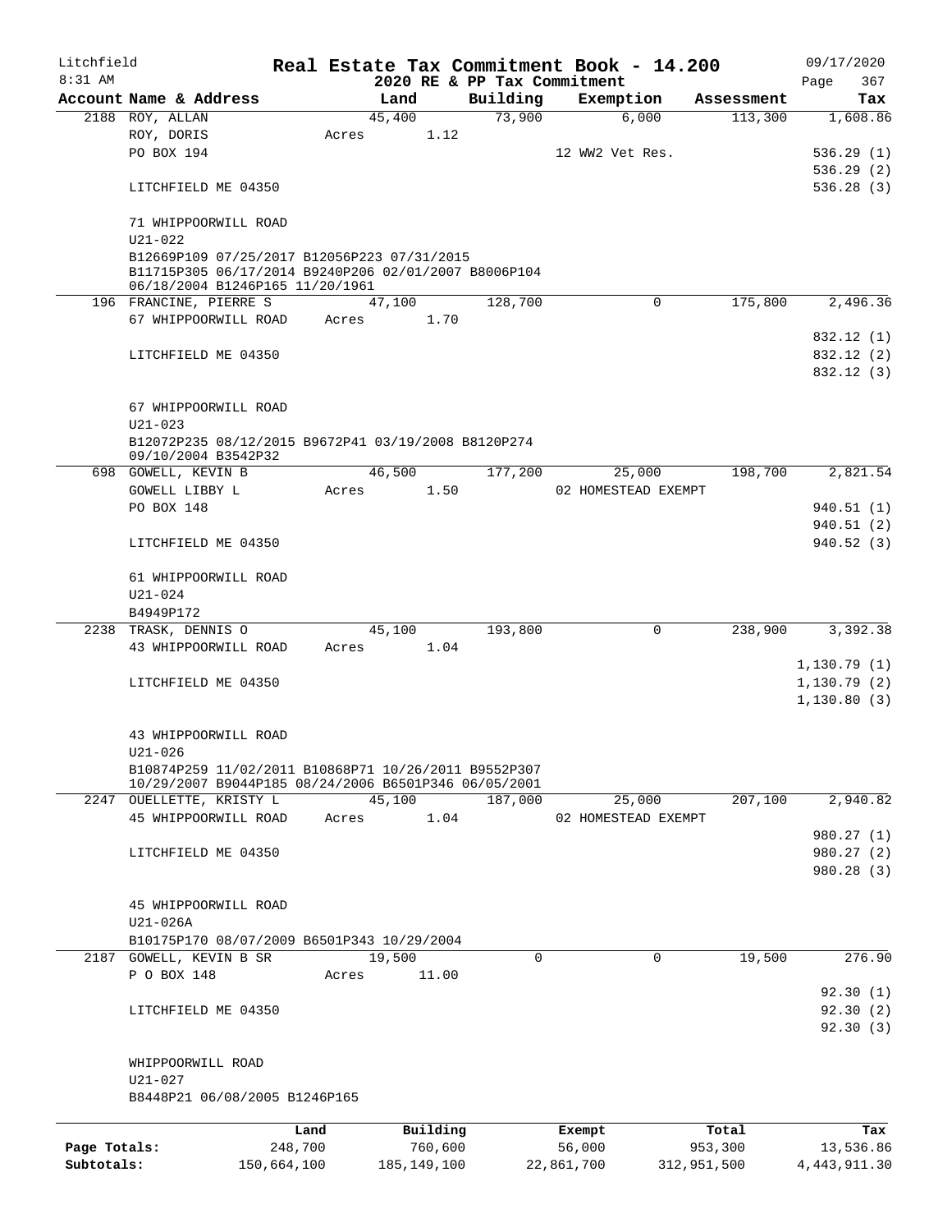# Real Estate Tax Commitment Book - 14.200

Litchfield
8:31 AM

2020 RE & PP Tax Commitment

09/17/2020

| Account | Name & Address | Land | Building | Exemption | Assessment | Tax |
|---|---|---|---|---|---|---|
| 2188 | ROY, ALLAN | 45,400 | 73,900 | 6,000 | 113,300 | 1,608.86 |
| | ROY, DORIS | Acres 1.12 | | | | |
| | PO BOX 194 | | | 12 WW2 Vet Res. | | 536.29 (1) |
| | | | | | | 536.29 (2) |
| | LITCHFIELD ME 04350 | | | | | 536.28 (3) |
| | 71 WHIPPOORWILL ROAD | | | | | |
| | U21-022 | | | | | |
| | B12669P109 07/25/2017 B12056P223 07/31/2015 B11715P305 06/17/2014 B9240P206 02/01/2007 B8006P104 06/18/2004 B1246P165 11/20/1961 | | | | | |
| 196 | FRANCINE, PIERRE S | 47,100 | 128,700 | 0 | 175,800 | 2,496.36 |
| | 67 WHIPPOORWILL ROAD | Acres 1.70 | | | | |
| | | | | | | 832.12 (1) |
| | LITCHFIELD ME 04350 | | | | | 832.12 (2) |
| | | | | | | 832.12 (3) |
| | 67 WHIPPOORWILL ROAD | | | | | |
| | U21-023 | | | | | |
| | B12072P235 08/12/2015 B9672P41 03/19/2008 B8120P274 09/10/2004 B3542P32 | | | | | |
| 698 | GOWELL, KEVIN B | 46,500 | 177,200 | 25,000 | 198,700 | 2,821.54 |
| | GOWELL LIBBY L | Acres 1.50 | | 02 HOMESTEAD EXEMPT | | |
| | PO BOX 148 | | | | | 940.51 (1) |
| | | | | | | 940.51 (2) |
| | LITCHFIELD ME 04350 | | | | | 940.52 (3) |
| | 61 WHIPPOORWILL ROAD | | | | | |
| | U21-024 | | | | | |
| | B4949P172 | | | | | |
| 2238 | TRASK, DENNIS O | 45,100 | 193,800 | 0 | 238,900 | 3,392.38 |
| | 43 WHIPPOORWILL ROAD | Acres 1.04 | | | | |
| | | | | | | 1,130.79 (1) |
| | LITCHFIELD ME 04350 | | | | | 1,130.79 (2) |
| | | | | | | 1,130.80 (3) |
| | 43 WHIPPOORWILL ROAD | | | | | |
| | U21-026 | | | | | |
| | B10874P259 11/02/2011 B10868P71 10/26/2011 B9552P307 10/29/2007 B9044P185 08/24/2006 B6501P346 06/05/2001 | | | | | |
| 2247 | OUELLETTE, KRISTY L | 45,100 | 187,000 | 25,000 | 207,100 | 2,940.82 |
| | 45 WHIPPOORWILL ROAD | Acres 1.04 | | 02 HOMESTEAD EXEMPT | | |
| | | | | | | 980.27 (1) |
| | LITCHFIELD ME 04350 | | | | | 980.27 (2) |
| | | | | | | 980.28 (3) |
| | 45 WHIPPOORWILL ROAD | | | | | |
| | U21-026A | | | | | |
| | B10175P170 08/07/2009 B6501P343 10/29/2004 | | | | | |
| 2187 | GOWELL, KEVIN B SR | 19,500 | 0 | 0 | 19,500 | 276.90 |
| | P O BOX 148 | Acres 11.00 | | | | |
| | | | | | | 92.30 (1) |
| | LITCHFIELD ME 04350 | | | | | 92.30 (2) |
| | | | | | | 92.30 (3) |
| | WHIPPOORWILL ROAD | | | | | |
| | U21-027 | | | | | |
| | B8448P21 06/08/2005 B1246P165 | | | | | |

| | Land | Building | Exempt | Total | Tax |
|---|---|---|---|---|---|
| Page Totals: | 248,700 | 760,600 | 56,000 | 953,300 | 13,536.86 |
| Subtotals: | 150,664,100 | 185,149,100 | 22,861,700 | 312,951,500 | 4,443,911.30 |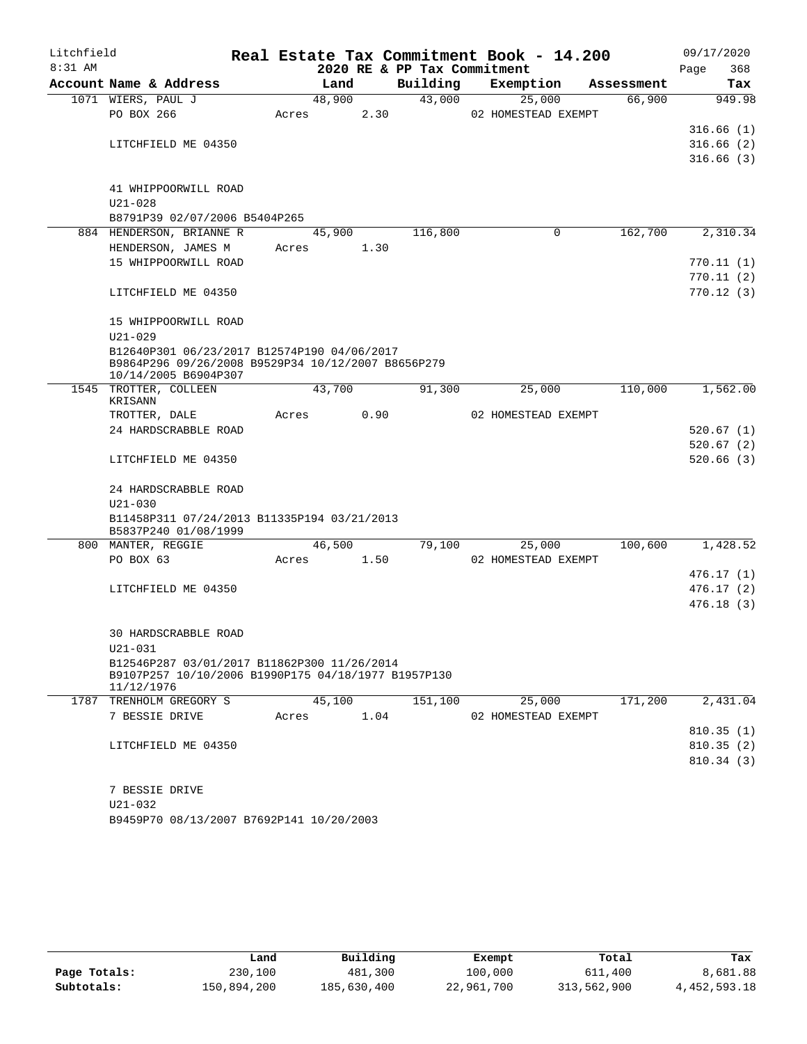Litchfield
8:31 AM

# Real Estate Tax Commitment Book - 14.200

## 2020 RE & PP Tax Commitment

09/17/2020
Page 368

| Account Name & Address | Land | Building | Exemption | Assessment | Tax |
|---|---|---|---|---|---|
| 1071 WIERS, PAUL J | 48,900 | 43,000 | 25,000 | 66,900 | 949.98 |
| PO BOX 266 | Acres 2.30 | | 02 HOMESTEAD EXEMPT | | |
| | | | | | 316.66 (1) |
| LITCHFIELD ME 04350 | | | | | 316.66 (2) |
| | | | | | 316.66 (3) |
| 41 WHIPPOORWILL ROAD | | | | | |
| U21-028 | | | | | |
| B8791P39 02/07/2006 B5404P265 | | | | | |
| 884 HENDERSON, BRIANNE R | 45,900 | 116,800 | 0 | 162,700 | 2,310.34 |
| HENDERSON, JAMES M | Acres 1.30 | | | | |
| 15 WHIPPOORWILL ROAD | | | | | 770.11 (1) |
| | | | | | 770.11 (2) |
| LITCHFIELD ME 04350 | | | | | 770.12 (3) |
| 15 WHIPPOORWILL ROAD | | | | | |
| U21-029 | | | | | |
| B12640P301 06/23/2017 B12574P190 04/06/2017 B9864P296 09/26/2008 B9529P34 10/12/2007 B8656P279 10/14/2005 B6904P307 | | | | | |
| 1545 TROTTER, COLLEEN KRISANN | 43,700 | 91,300 | 25,000 | 110,000 | 1,562.00 |
| TROTTER, DALE | Acres 0.90 | | 02 HOMESTEAD EXEMPT | | |
| 24 HARDSCRABBLE ROAD | | | | | 520.67 (1) |
| | | | | | 520.67 (2) |
| LITCHFIELD ME 04350 | | | | | 520.66 (3) |
| 24 HARDSCRABBLE ROAD | | | | | |
| U21-030 | | | | | |
| B11458P311 07/24/2013 B11335P194 03/21/2013 B5837P240 01/08/1999 | | | | | |
| 800 MANTER, REGGIE | 46,500 | 79,100 | 25,000 | 100,600 | 1,428.52 |
| PO BOX 63 | Acres 1.50 | | 02 HOMESTEAD EXEMPT | | |
| | | | | | 476.17 (1) |
| LITCHFIELD ME 04350 | | | | | 476.17 (2) |
| | | | | | 476.18 (3) |
| 30 HARDSCRABBLE ROAD | | | | | |
| U21-031 | | | | | |
| B12546P287 03/01/2017 B11862P300 11/26/2014 B9107P257 10/10/2006 B1990P175 04/18/1977 B1957P130 11/12/1976 | | | | | |
| 1787 TRENHOLM GREGORY S | 45,100 | 151,100 | 25,000 | 171,200 | 2,431.04 |
| 7 BESSIE DRIVE | Acres 1.04 | | 02 HOMESTEAD EXEMPT | | |
| | | | | | 810.35 (1) |
| LITCHFIELD ME 04350 | | | | | 810.35 (2) |
| | | | | | 810.34 (3) |
| 7 BESSIE DRIVE | | | | | |
| U21-032 | | | | | |
| B9459P70 08/13/2007 B7692P141 10/20/2003 | | | | | |

| | Land | Building | Exempt | Total | Tax |
|---|---|---|---|---|---|
| Page Totals: | 230,100 | 481,300 | 100,000 | 611,400 | 8,681.88 |
| Subtotals: | 150,894,200 | 185,630,400 | 22,961,700 | 313,562,900 | 4,452,593.18 |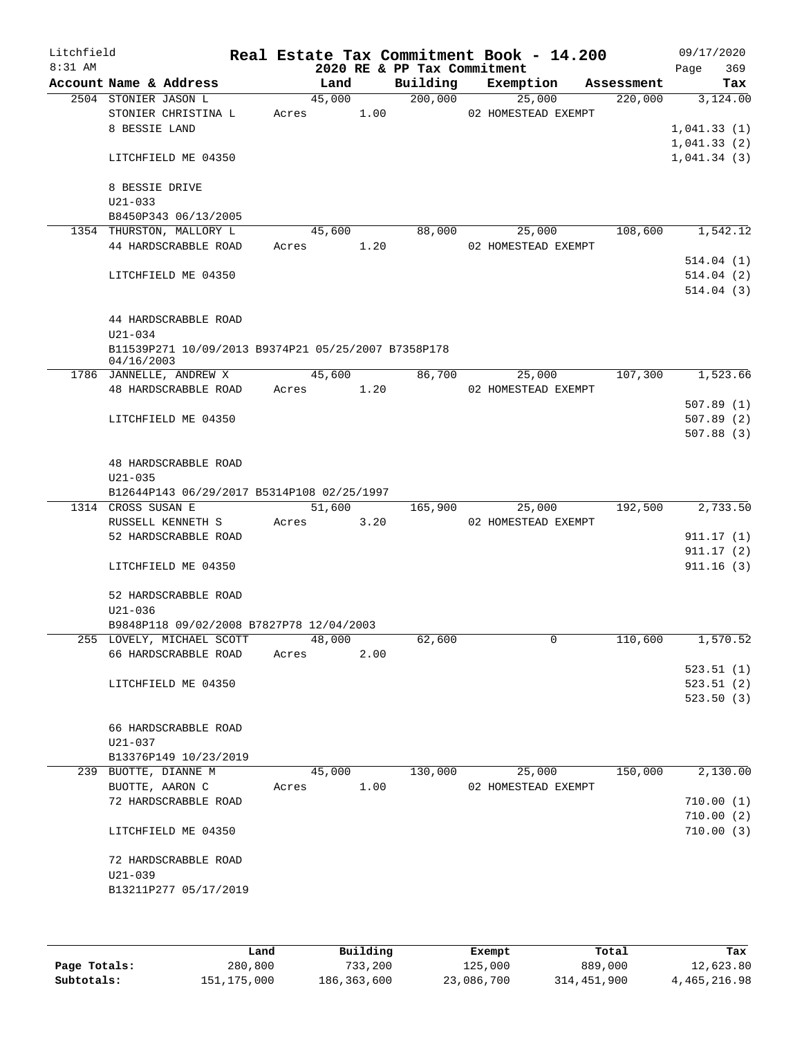# Real Estate Tax Commitment Book - 14.200

Litchfield
8:31 AM

## 2020 RE & PP Tax Commitment

09/17/2020

| Account Name & Address | Land | Building | Exemption | Assessment | Tax |
|---|---|---|---|---|---|
| 2504 STONIER JASON L | 45,000 | 200,000 | 25,000 | 220,000 | 3,124.00 |
| STONIER CHRISTINA L | Acres 1.00 | | 02 HOMESTEAD EXEMPT | | |
| 8 BESSIE LAND | | | | | 1,041.33 (1) |
| | | | | | 1,041.33 (2) |
| LITCHFIELD ME 04350 | | | | | 1,041.34 (3) |
| 8 BESSIE DRIVE | | | | | |
| U21-033 | | | | | |
| B8450P343 06/13/2005 | | | | | |
| 1354 THURSTON, MALLORY L | 45,600 | 88,000 | 25,000 | 108,600 | 1,542.12 |
| 44 HARDSCRABBLE ROAD | Acres 1.20 | | 02 HOMESTEAD EXEMPT | | |
| | | | | | 514.04 (1) |
| LITCHFIELD ME 04350 | | | | | 514.04 (2) |
| | | | | | 514.04 (3) |
| 44 HARDSCRABBLE ROAD | | | | | |
| U21-034 | | | | | |
| B11539P271 10/09/2013 B9374P21 05/25/2007 B7358P178 04/16/2003 | | | | | |
| 1786 JANNELLE, ANDREW X | 45,600 | 86,700 | 25,000 | 107,300 | 1,523.66 |
| 48 HARDSCRABBLE ROAD | Acres 1.20 | | 02 HOMESTEAD EXEMPT | | |
| | | | | | 507.89 (1) |
| LITCHFIELD ME 04350 | | | | | 507.89 (2) |
| | | | | | 507.88 (3) |
| 48 HARDSCRABBLE ROAD | | | | | |
| U21-035 | | | | | |
| B12644P143 06/29/2017 B5314P108 02/25/1997 | | | | | |
| 1314 CROSS SUSAN E | 51,600 | 165,900 | 25,000 | 192,500 | 2,733.50 |
| RUSSELL KENNETH S | Acres 3.20 | | 02 HOMESTEAD EXEMPT | | |
| 52 HARDSCRABBLE ROAD | | | | | 911.17 (1) |
| | | | | | 911.17 (2) |
| LITCHFIELD ME 04350 | | | | | 911.16 (3) |
| 52 HARDSCRABBLE ROAD | | | | | |
| U21-036 | | | | | |
| B9848P118 09/02/2008 B7827P78 12/04/2003 | | | | | |
| 255 LOVELY, MICHAEL SCOTT | 48,000 | 62,600 | 0 | 110,600 | 1,570.52 |
| 66 HARDSCRABBLE ROAD | Acres 2.00 | | | | |
| | | | | | 523.51 (1) |
| LITCHFIELD ME 04350 | | | | | 523.51 (2) |
| | | | | | 523.50 (3) |
| 66 HARDSCRABBLE ROAD | | | | | |
| U21-037 | | | | | |
| B13376P149 10/23/2019 | | | | | |
| 239 BUOTTE, DIANNE M | 45,000 | 130,000 | 25,000 | 150,000 | 2,130.00 |
| BUOTTE, AARON C | Acres 1.00 | | 02 HOMESTEAD EXEMPT | | |
| 72 HARDSCRABBLE ROAD | | | | | 710.00 (1) |
| | | | | | 710.00 (2) |
| LITCHFIELD ME 04350 | | | | | 710.00 (3) |
| 72 HARDSCRABBLE ROAD | | | | | |
| U21-039 | | | | | |
| B13211P277 05/17/2019 | | | | | |

| | Land | Building | Exempt | Total | Tax |
|---|---|---|---|---|---|
| Page Totals: | 280,800 | 733,200 | 125,000 | 889,000 | 12,623.80 |
| Subtotals: | 151,175,000 | 186,363,600 | 23,086,700 | 314,451,900 | 4,465,216.98 |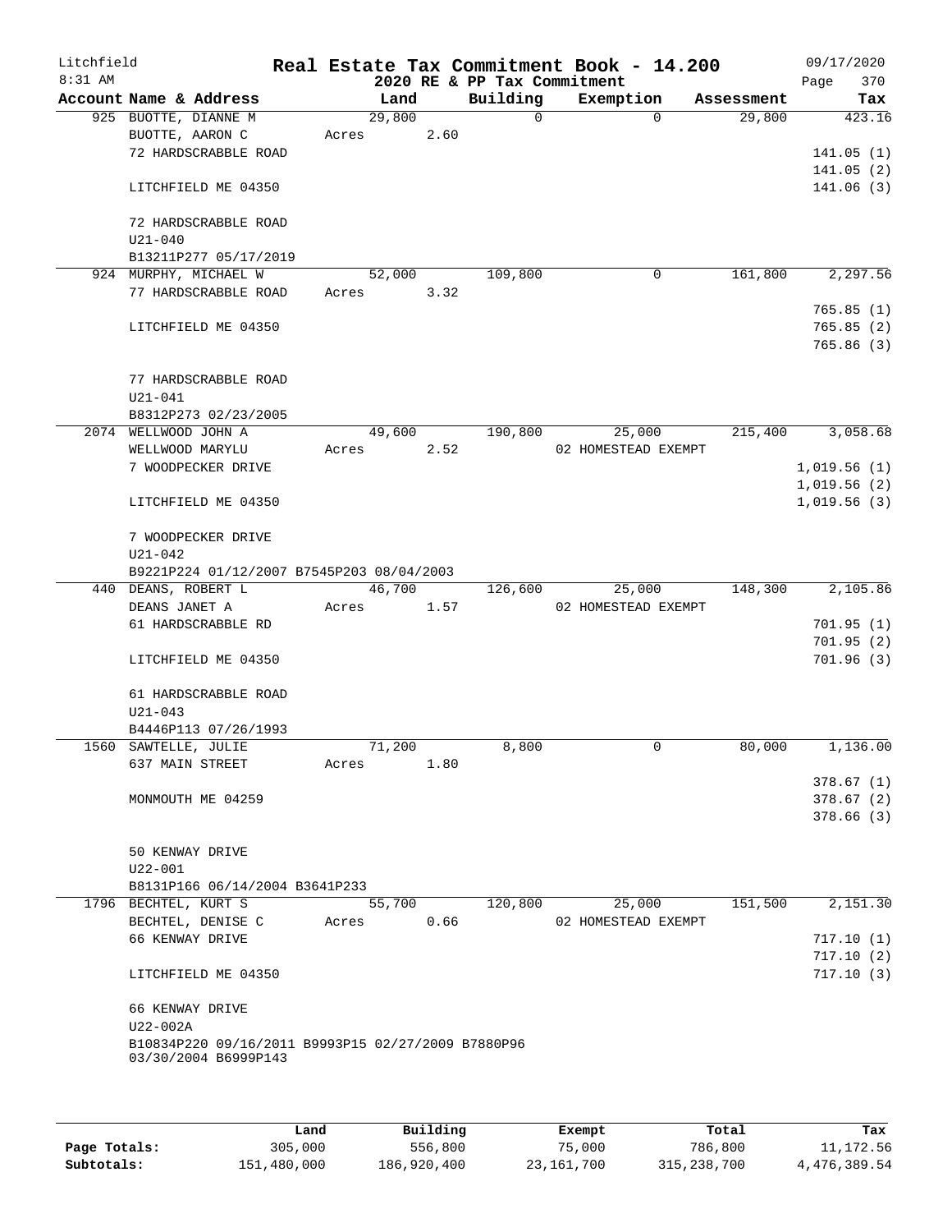# Real Estate Tax Commitment Book - 14.200

Litchfield
8:31 AM

2020 RE & PP Tax Commitment

09/17/2020

| Account Name & Address | Land | Building | Exemption | Assessment | Tax |
|---|---|---|---|---|---|
| 925 BUOTTE, DIANNE M | 29,800 | 0 | 0 | 29,800 | 423.16 |
| BUOTTE, AARON C | Acres 2.60 | | | | |
| 72 HARDSCRABBLE ROAD | | | | | 141.05 (1) |
| | | | | | 141.05 (2) |
| LITCHFIELD ME 04350 | | | | | 141.06 (3) |
| 72 HARDSCRABBLE ROAD | | | | | |
| U21-040 | | | | | |
| B13211P277 05/17/2019 | | | | | |
| 924 MURPHY, MICHAEL W | 52,000 | 109,800 | 0 | 161,800 | 2,297.56 |
| 77 HARDSCRABBLE ROAD | Acres 3.32 | | | | |
| | | | | | 765.85 (1) |
| LITCHFIELD ME 04350 | | | | | 765.85 (2) |
| | | | | | 765.86 (3) |
| 77 HARDSCRABBLE ROAD | | | | | |
| U21-041 | | | | | |
| B8312P273 02/23/2005 | | | | | |
| 2074 WELLWOOD JOHN A | 49,600 | 190,800 | 25,000 | 215,400 | 3,058.68 |
| WELLWOOD MARYLU | Acres 2.52 | | 02 HOMESTEAD EXEMPT | | |
| 7 WOODPECKER DRIVE | | | | | 1,019.56 (1) |
| | | | | | 1,019.56 (2) |
| LITCHFIELD ME 04350 | | | | | 1,019.56 (3) |
| 7 WOODPECKER DRIVE | | | | | |
| U21-042 | | | | | |
| B9221P224 01/12/2007 B7545P203 08/04/2003 | | | | | |
| 440 DEANS, ROBERT L | 46,700 | 126,600 | 25,000 | 148,300 | 2,105.86 |
| DEANS JANET A | Acres 1.57 | | 02 HOMESTEAD EXEMPT | | |
| 61 HARDSCRABBLE RD | | | | | 701.95 (1) |
| | | | | | 701.95 (2) |
| LITCHFIELD ME 04350 | | | | | 701.96 (3) |
| 61 HARDSCRABBLE ROAD | | | | | |
| U21-043 | | | | | |
| B4446P113 07/26/1993 | | | | | |
| 1560 SAWTELLE, JULIE | 71,200 | 8,800 | 0 | 80,000 | 1,136.00 |
| 637 MAIN STREET | Acres 1.80 | | | | |
| | | | | | 378.67 (1) |
| MONMOUTH ME 04259 | | | | | 378.67 (2) |
| | | | | | 378.66 (3) |
| 50 KENWAY DRIVE | | | | | |
| U22-001 | | | | | |
| B8131P166 06/14/2004 B3641P233 | | | | | |
| 1796 BECHTEL, KURT S | 55,700 | 120,800 | 25,000 | 151,500 | 2,151.30 |
| BECHTEL, DENISE C | Acres 0.66 | | 02 HOMESTEAD EXEMPT | | |
| 66 KENWAY DRIVE | | | | | 717.10 (1) |
| | | | | | 717.10 (2) |
| LITCHFIELD ME 04350 | | | | | 717.10 (3) |
| 66 KENWAY DRIVE | | | | | |
| U22-002A | | | | | |
| B10834P220 09/16/2011 B9993P15 02/27/2009 B7880P96 03/30/2004 B6999P143 | | | | | |

| | Land | Building | Exempt | Total | Tax |
|---|---|---|---|---|---|
| Page Totals: | 305,000 | 556,800 | 75,000 | 786,800 | 11,172.56 |
| Subtotals: | 151,480,000 | 186,920,400 | 23,161,700 | 315,238,700 | 4,476,389.54 |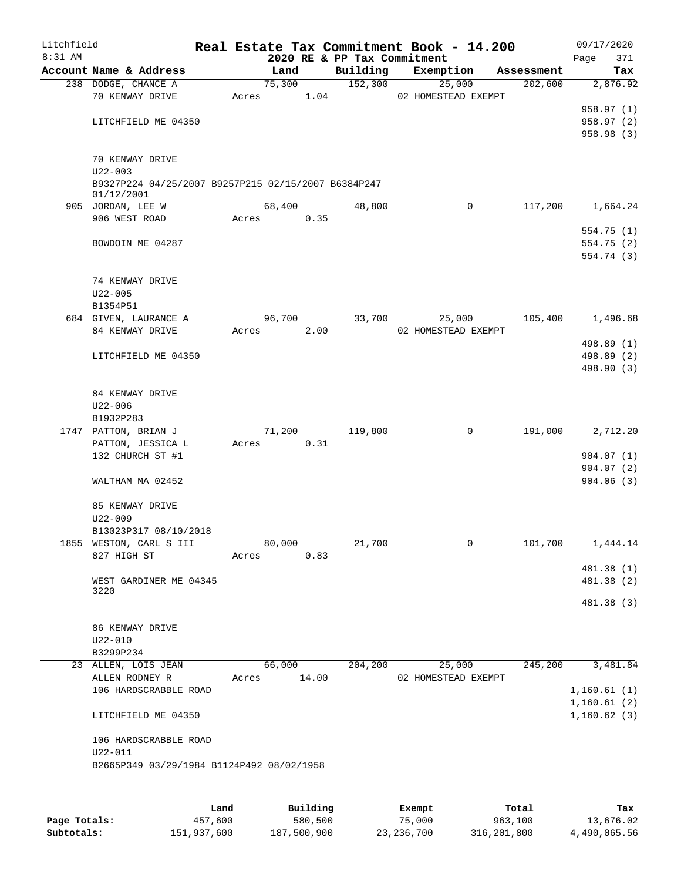Litchfield
8:31 AM

# Real Estate Tax Commitment Book - 14.200

2020 RE & PP Tax Commitment

09/17/2020
Page 371

| Account Name & Address | Land | Building | Exemption | Assessment | Tax |
|---|---|---|---|---|---|
| 238 DODGE, CHANCE A | 75,300 | 152,300 | 25,000 | 202,600 | 2,876.92 |
| 70 KENWAY DRIVE | Acres 1.04 | | 02 HOMESTEAD EXEMPT | | |
| | | | | | 958.97 (1) |
| LITCHFIELD ME 04350 | | | | | 958.97 (2) |
| | | | | | 958.98 (3) |
| 70 KENWAY DRIVE | | | | | |
| U22-003 | | | | | |
| B9327P224 04/25/2007 B9257P215 02/15/2007 B6384P247 01/12/2001 | | | | | |
| 905 JORDAN, LEE W | 68,400 | 48,800 | 0 | 117,200 | 1,664.24 |
| 906 WEST ROAD | Acres 0.35 | | | | |
| | | | | | 554.75 (1) |
| BOWDOIN ME 04287 | | | | | 554.75 (2) |
| | | | | | 554.74 (3) |
| 74 KENWAY DRIVE | | | | | |
| U22-005 | | | | | |
| B1354P51 | | | | | |
| 684 GIVEN, LAURANCE A | 96,700 | 33,700 | 25,000 | 105,400 | 1,496.68 |
| 84 KENWAY DRIVE | Acres 2.00 | | 02 HOMESTEAD EXEMPT | | |
| | | | | | 498.89 (1) |
| LITCHFIELD ME 04350 | | | | | 498.89 (2) |
| | | | | | 498.90 (3) |
| 84 KENWAY DRIVE | | | | | |
| U22-006 | | | | | |
| B1932P283 | | | | | |
| 1747 PATTON, BRIAN J | 71,200 | 119,800 | 0 | 191,000 | 2,712.20 |
| PATTON, JESSICA L | Acres 0.31 | | | | |
| 132 CHURCH ST #1 | | | | | 904.07 (1) |
| | | | | | 904.07 (2) |
| WALTHAM MA 02452 | | | | | 904.06 (3) |
| 85 KENWAY DRIVE | | | | | |
| U22-009 | | | | | |
| B13023P317 08/10/2018 | | | | | |
| 1855 WESTON, CARL S III | 80,000 | 21,700 | 0 | 101,700 | 1,444.14 |
| 827 HIGH ST | Acres 0.83 | | | | |
| | | | | | 481.38 (1) |
| WEST GARDINER ME 04345 3220 | | | | | 481.38 (2) |
| | | | | | 481.38 (3) |
| 86 KENWAY DRIVE | | | | | |
| U22-010 | | | | | |
| B3299P234 | | | | | |
| 23 ALLEN, LOIS JEAN | 66,000 | 204,200 | 25,000 | 245,200 | 3,481.84 |
| ALLEN RODNEY R | Acres 14.00 | | 02 HOMESTEAD EXEMPT | | |
| 106 HARDSCRABBLE ROAD | | | | | 1,160.61 (1) |
| | | | | | 1,160.61 (2) |
| LITCHFIELD ME 04350 | | | | | 1,160.62 (3) |
| 106 HARDSCRABBLE ROAD | | | | | |
| U22-011 | | | | | |
| B2665P349 03/29/1984 B1124P492 08/02/1958 | | | | | |

| | Land | Building | Exempt | Total | Tax |
|---|---|---|---|---|---|
| Page Totals: | 457,600 | 580,500 | 75,000 | 963,100 | 13,676.02 |
| Subtotals: | 151,937,600 | 187,500,900 | 23,236,700 | 316,201,800 | 4,490,065.56 |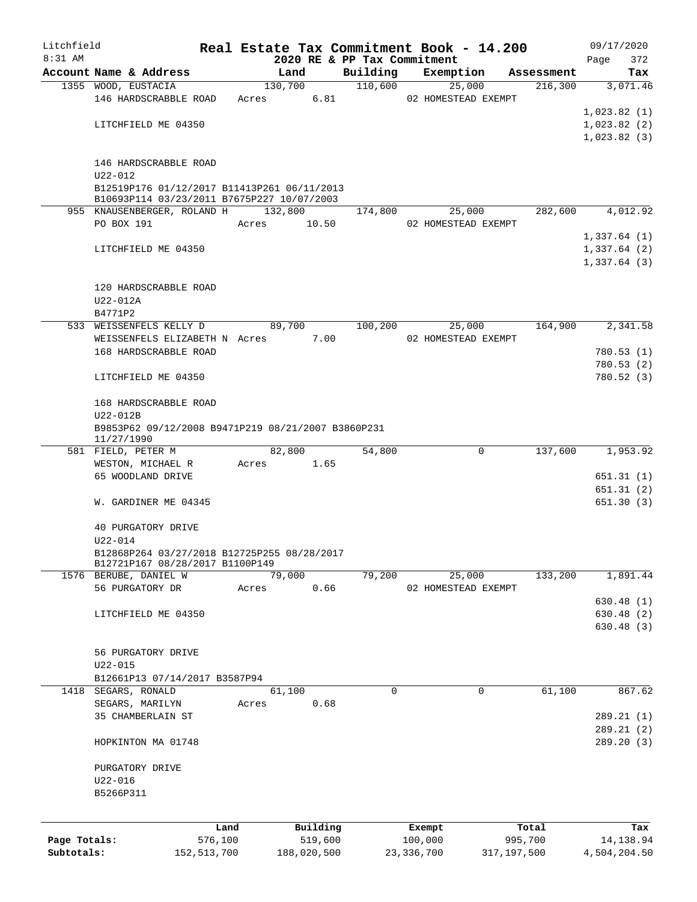Litchfield
8:31 AM

# Real Estate Tax Commitment Book - 14.200

2020 RE & PP Tax Commitment

09/17/2020

| Account Name & Address | Land | Building | Exemption | Assessment | Tax |
|---|---|---|---|---|---|
| 1355 WOOD, EUSTACIA | 130,700 | 110,600 | 25,000 | 216,300 | 3,071.46 |
| 146 HARDSCRABBLE ROAD | Acres 6.81 | | 02 HOMESTEAD EXEMPT | | |
| | | | | | 1,023.82 (1) |
| LITCHFIELD ME 04350 | | | | | 1,023.82 (2) |
| | | | | | 1,023.82 (3) |
| 146 HARDSCRABBLE ROAD | | | | | |
| U22-012 | | | | | |
| B12519P176 01/12/2017 B11413P261 06/11/2013 B10693P114 03/23/2011 B7675P227 10/07/2003 | | | | | |
| 955 KNAUSENBERGER, ROLAND H | 132,800 | 174,800 | 25,000 | 282,600 | 4,012.92 |
| PO BOX 191 | Acres 10.50 | | 02 HOMESTEAD EXEMPT | | |
| | | | | | 1,337.64 (1) |
| LITCHFIELD ME 04350 | | | | | 1,337.64 (2) |
| | | | | | 1,337.64 (3) |
| 120 HARDSCRABBLE ROAD | | | | | |
| U22-012A | | | | | |
| B4771P2 | | | | | |
| 533 WEISSENFELS KELLY D | 89,700 | 100,200 | 25,000 | 164,900 | 2,341.58 |
| WEISSENFELS ELIZABETH N | Acres 7.00 | | 02 HOMESTEAD EXEMPT | | |
| 168 HARDSCRABBLE ROAD | | | | | 780.53 (1) |
| | | | | | 780.53 (2) |
| LITCHFIELD ME 04350 | | | | | 780.52 (3) |
| 168 HARDSCRABBLE ROAD | | | | | |
| U22-012B | | | | | |
| B9853P62 09/12/2008 B9471P219 08/21/2007 B3860P231 11/27/1990 | | | | | |
| 581 FIELD, PETER M | 82,800 | 54,800 | 0 | 137,600 | 1,953.92 |
| WESTON, MICHAEL R | Acres 1.65 | | | | |
| 65 WOODLAND DRIVE | | | | | 651.31 (1) |
| | | | | | 651.31 (2) |
| W. GARDINER ME 04345 | | | | | 651.30 (3) |
| 40 PURGATORY DRIVE | | | | | |
| U22-014 | | | | | |
| B12868P264 03/27/2018 B12725P255 08/28/2017 B12721P167 08/28/2017 B1100P149 | | | | | |
| 1576 BERUBE, DANIEL W | 79,000 | 79,200 | 25,000 | 133,200 | 1,891.44 |
| 56 PURGATORY DR | Acres 0.66 | | 02 HOMESTEAD EXEMPT | | |
| | | | | | 630.48 (1) |
| LITCHFIELD ME 04350 | | | | | 630.48 (2) |
| | | | | | 630.48 (3) |
| 56 PURGATORY DRIVE | | | | | |
| U22-015 | | | | | |
| B12661P13 07/14/2017 B3587P94 | | | | | |
| 1418 SEGARS, RONALD | 61,100 | 0 | 0 | 61,100 | 867.62 |
| SEGARS, MARILYN | Acres 0.68 | | | | |
| 35 CHAMBERLAIN ST | | | | | 289.21 (1) |
| | | | | | 289.21 (2) |
| HOPKINTON MA 01748 | | | | | 289.20 (3) |
| PURGATORY DRIVE | | | | | |
| U22-016 | | | | | |
| B5266P311 | | | | | |

| | Land | Building | Exempt | Total | Tax |
|---|---|---|---|---|---|
| Page Totals: | 576,100 | 519,600 | 100,000 | 995,700 | 14,138.94 |
| Subtotals: | 152,513,700 | 188,020,500 | 23,336,700 | 317,197,500 | 4,504,204.50 |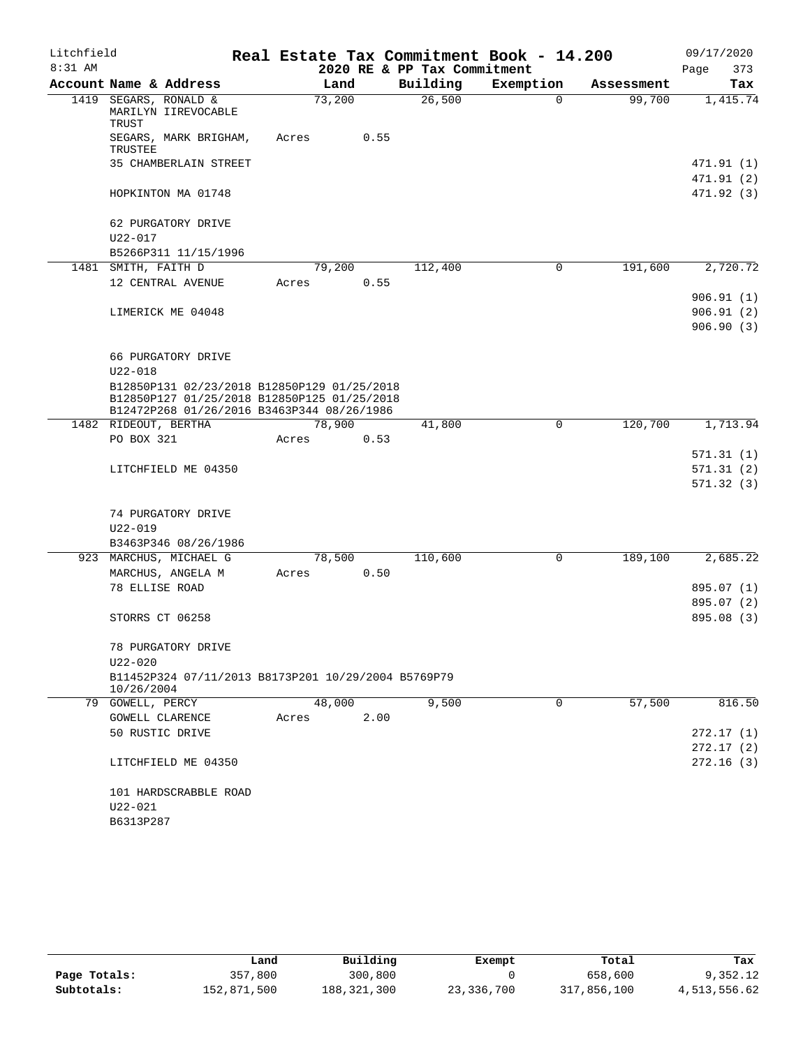# Litchfield — Real Estate Tax Commitment Book - 14.200

8:31 AM — 2020 RE & PP Tax Commitment — 09/17/2020 — Page 373

| Account Name & Address | Land | Building | Exemption | Assessment | Tax |
|---|---|---|---|---|---|
| 1419 SEGARS, RONALD & MARILYN IIREVOCABLE TRUST | 73,200 | 26,500 | 0 | 99,700 | 1,415.74 |
| SEGARS, MARK BRIGHAM, TRUSTEE | Acres 0.55 | | | | |
| 35 CHAMBERLAIN STREET | | | | | 471.91 (1) |
| | | | | | 471.91 (2) |
| HOPKINTON MA 01748 | | | | | 471.92 (3) |
| 62 PURGATORY DRIVE | | | | | |
| U22-017 | | | | | |
| B5266P311 11/15/1996 | | | | | |
| 1481 SMITH, FAITH D | 79,200 | 112,400 | 0 | 191,600 | 2,720.72 |
| 12 CENTRAL AVENUE | Acres 0.55 | | | | |
| | | | | | 906.91 (1) |
| LIMERICK ME 04048 | | | | | 906.91 (2) |
| | | | | | 906.90 (3) |
| 66 PURGATORY DRIVE | | | | | |
| U22-018 | | | | | |
| B12850P131 02/23/2018 B12850P129 01/25/2018 B12850P127 01/25/2018 B12850P125 01/25/2018 B12472P268 01/26/2016 B3463P344 08/26/1986 | | | | | |
| 1482 RIDEOUT, BERTHA | 78,900 | 41,800 | 0 | 120,700 | 1,713.94 |
| PO BOX 321 | Acres 0.53 | | | | |
| | | | | | 571.31 (1) |
| LITCHFIELD ME 04350 | | | | | 571.31 (2) |
| | | | | | 571.32 (3) |
| 74 PURGATORY DRIVE | | | | | |
| U22-019 | | | | | |
| B3463P346 08/26/1986 | | | | | |
| 923 MARCHUS, MICHAEL G | 78,500 | 110,600 | 0 | 189,100 | 2,685.22 |
| MARCHUS, ANGELA M | Acres 0.50 | | | | |
| 78 ELLISE ROAD | | | | | 895.07 (1) |
| | | | | | 895.07 (2) |
| STORRS CT 06258 | | | | | 895.08 (3) |
| 78 PURGATORY DRIVE | | | | | |
| U22-020 | | | | | |
| B11452P324 07/11/2013 B8173P201 10/29/2004 B5769P79 10/26/2004 | | | | | |
| 79 GOWELL, PERCY | 48,000 | 9,500 | 0 | 57,500 | 816.50 |
| GOWELL CLARENCE | Acres 2.00 | | | | |
| 50 RUSTIC DRIVE | | | | | 272.17 (1) |
| | | | | | 272.17 (2) |
| LITCHFIELD ME 04350 | | | | | 272.16 (3) |
| 101 HARDSCRABBLE ROAD | | | | | |
| U22-021 | | | | | |
| B6313P287 | | | | | |

| | Land | Building | Exempt | Total | Tax |
|---|---|---|---|---|---|
| Page Totals: | 357,800 | 300,800 | 0 | 658,600 | 9,352.12 |
| Subtotals: | 152,871,500 | 188,321,300 | 23,336,700 | 317,856,100 | 4,513,556.62 |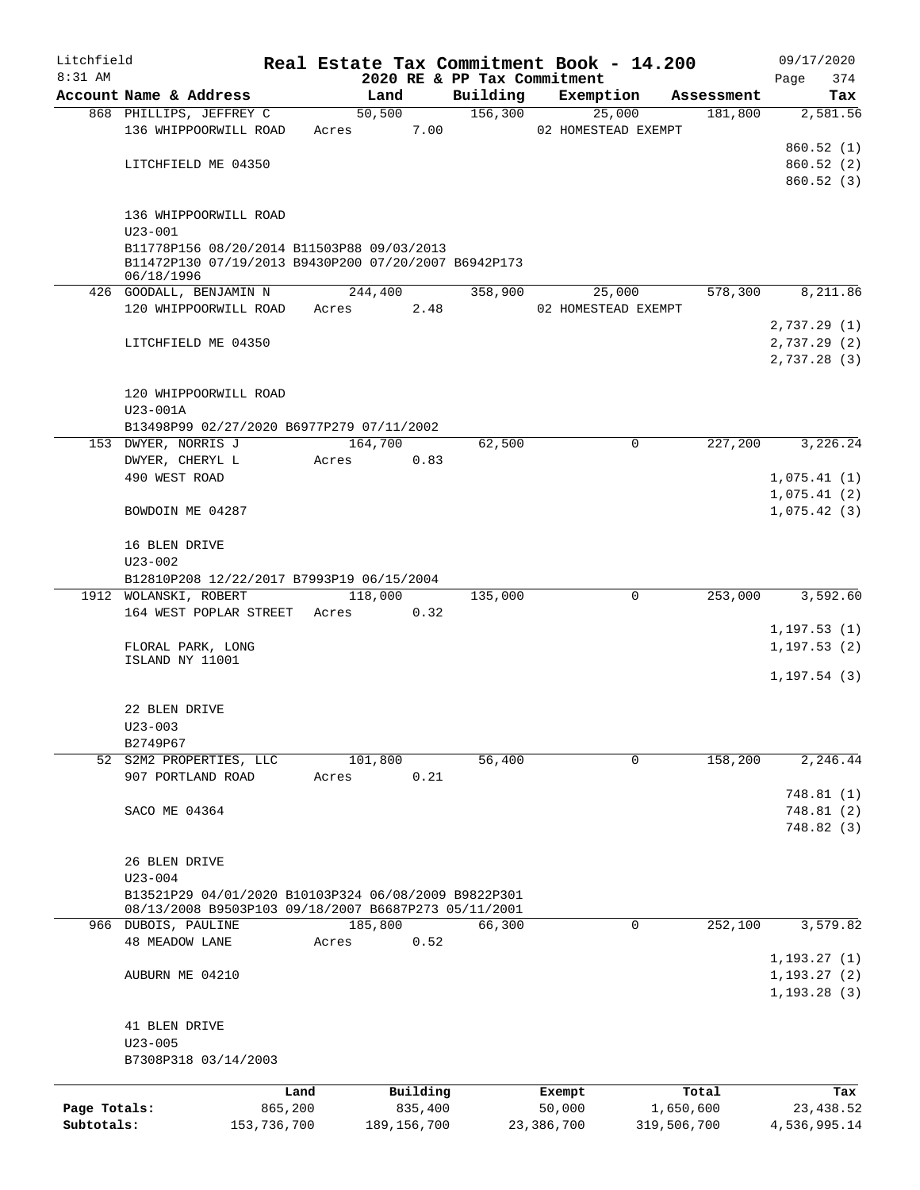Litchfield
8:31 AM

# Real Estate Tax Commitment Book - 14.200

2020 RE & PP Tax Commitment

09/17/2020
Page 374

| Account Name & Address | Land | Building | Exemption | Assessment | Tax |
|---|---|---|---|---|---|
| 868 PHILLIPS, JEFFREY C | 50,500 | 156,300 | 25,000 | 181,800 | 2,581.56 |
| 136 WHIPPOORWILL ROAD | Acres 7.00 | | 02 HOMESTEAD EXEMPT | | |
| | | | | | 860.52 (1) |
| LITCHFIELD ME 04350 | | | | | 860.52 (2) |
| | | | | | 860.52 (3) |
| 136 WHIPPOORWILL ROAD | | | | | |
| U23-001 | | | | | |
| B11778P156 08/20/2014 B11503P88 09/03/2013 B11472P130 07/19/2013 B9430P200 07/20/2007 B6942P173 06/18/1996 | | | | | |
| 426 GOODALL, BENJAMIN N | 244,400 | 358,900 | 25,000 | 578,300 | 8,211.86 |
| 120 WHIPPOORWILL ROAD | Acres 2.48 | | 02 HOMESTEAD EXEMPT | | |
| | | | | | 2,737.29 (1) |
| LITCHFIELD ME 04350 | | | | | 2,737.29 (2) |
| | | | | | 2,737.28 (3) |
| 120 WHIPPOORWILL ROAD | | | | | |
| U23-001A | | | | | |
| B13498P99 02/27/2020 B6977P279 07/11/2002 | | | | | |
| 153 DWYER, NORRIS J | 164,700 | 62,500 | 0 | 227,200 | 3,226.24 |
| DWYER, CHERYL L | Acres 0.83 | | | | |
| 490 WEST ROAD | | | | | 1,075.41 (1) |
| | | | | | 1,075.41 (2) |
| BOWDOIN ME 04287 | | | | | 1,075.42 (3) |
| 16 BLEN DRIVE | | | | | |
| U23-002 | | | | | |
| B12810P208 12/22/2017 B7993P19 06/15/2004 | | | | | |
| 1912 WOLANSKI, ROBERT | 118,000 | 135,000 | 0 | 253,000 | 3,592.60 |
| 164 WEST POPLAR STREET | Acres 0.32 | | | | |
| | | | | | 1,197.53 (1) |
| FLORAL PARK, LONG ISLAND NY 11001 | | | | | 1,197.53 (2) |
| | | | | | 1,197.54 (3) |
| 22 BLEN DRIVE | | | | | |
| U23-003 | | | | | |
| B2749P67 | | | | | |
| 52 S2M2 PROPERTIES, LLC | 101,800 | 56,400 | 0 | 158,200 | 2,246.44 |
| 907 PORTLAND ROAD | Acres 0.21 | | | | |
| | | | | | 748.81 (1) |
| SACO ME 04364 | | | | | 748.81 (2) |
| | | | | | 748.82 (3) |
| 26 BLEN DRIVE | | | | | |
| U23-004 | | | | | |
| B13521P29 04/01/2020 B10103P324 06/08/2009 B9822P301 08/13/2008 B9503P103 09/18/2007 B6687P273 05/11/2001 | | | | | |
| 966 DUBOIS, PAULINE | 185,800 | 66,300 | 0 | 252,100 | 3,579.82 |
| 48 MEADOW LANE | Acres 0.52 | | | | |
| | | | | | 1,193.27 (1) |
| AUBURN ME 04210 | | | | | 1,193.27 (2) |
| | | | | | 1,193.28 (3) |
| 41 BLEN DRIVE | | | | | |
| U23-005 | | | | | |
| B7308P318 03/14/2003 | | | | | |

| | Land | Building | Exempt | Total | Tax |
|---|---|---|---|---|---|
| Page Totals: | 865,200 | 835,400 | 50,000 | 1,650,600 | 23,438.52 |
| Subtotals: | 153,736,700 | 189,156,700 | 23,386,700 | 319,506,700 | 4,536,995.14 |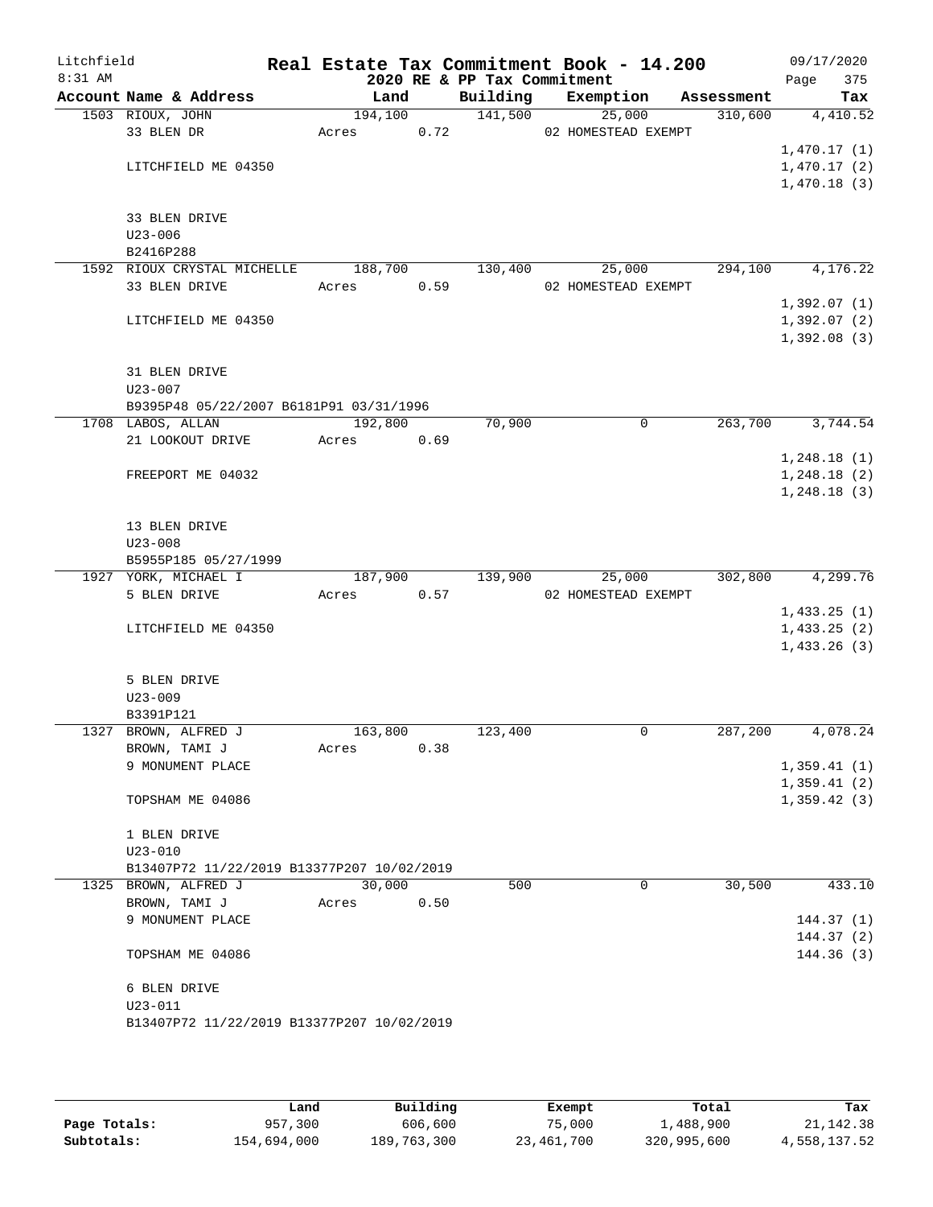Litchfield
8:31 AM

**Real Estate Tax Commitment Book - 14.200**
**2020 RE & PP Tax Commitment**

09/17/2020

| Account Name & Address | Land | Building | Exemption | Assessment | Tax |
|---|---|---|---|---|---|
| 1503 RIOUX, JOHN | 194,100 | 141,500 | 25,000 | 310,600 | 4,410.52 |
| 33 BLEN DR | Acres 0.72 | | 02 HOMESTEAD EXEMPT | | |
| | | | | | 1,470.17 (1) |
| LITCHFIELD ME 04350 | | | | | 1,470.17 (2) |
| | | | | | 1,470.18 (3) |
| 33 BLEN DRIVE | | | | | |
| U23-006 | | | | | |
| B2416P288 | | | | | |
| 1592 RIOUX CRYSTAL MICHELLE | 188,700 | 130,400 | 25,000 | 294,100 | 4,176.22 |
| 33 BLEN DRIVE | Acres 0.59 | | 02 HOMESTEAD EXEMPT | | |
| | | | | | 1,392.07 (1) |
| LITCHFIELD ME 04350 | | | | | 1,392.07 (2) |
| | | | | | 1,392.08 (3) |
| 31 BLEN DRIVE | | | | | |
| U23-007 | | | | | |
| B9395P48 05/22/2007 B6181P91 03/31/1996 | | | | | |
| 1708 LABOS, ALLAN | 192,800 | 70,900 | 0 | 263,700 | 3,744.54 |
| 21 LOOKOUT DRIVE | Acres 0.69 | | | | |
| | | | | | 1,248.18 (1) |
| FREEPORT ME 04032 | | | | | 1,248.18 (2) |
| | | | | | 1,248.18 (3) |
| 13 BLEN DRIVE | | | | | |
| U23-008 | | | | | |
| B5955P185 05/27/1999 | | | | | |
| 1927 YORK, MICHAEL I | 187,900 | 139,900 | 25,000 | 302,800 | 4,299.76 |
| 5 BLEN DRIVE | Acres 0.57 | | 02 HOMESTEAD EXEMPT | | |
| | | | | | 1,433.25 (1) |
| LITCHFIELD ME 04350 | | | | | 1,433.25 (2) |
| | | | | | 1,433.26 (3) |
| 5 BLEN DRIVE | | | | | |
| U23-009 | | | | | |
| B3391P121 | | | | | |
| 1327 BROWN, ALFRED J | 163,800 | 123,400 | 0 | 287,200 | 4,078.24 |
| BROWN, TAMI J | Acres 0.38 | | | | |
| 9 MONUMENT PLACE | | | | | 1,359.41 (1) |
| | | | | | 1,359.41 (2) |
| TOPSHAM ME 04086 | | | | | 1,359.42 (3) |
| 1 BLEN DRIVE | | | | | |
| U23-010 | | | | | |
| B13407P72 11/22/2019 B13377P207 10/02/2019 | | | | | |
| 1325 BROWN, ALFRED J | 30,000 | 500 | 0 | 30,500 | 433.10 |
| BROWN, TAMI J | Acres 0.50 | | | | |
| 9 MONUMENT PLACE | | | | | 144.37 (1) |
| | | | | | 144.37 (2) |
| TOPSHAM ME 04086 | | | | | 144.36 (3) |
| 6 BLEN DRIVE | | | | | |
| U23-011 | | | | | |
| B13407P72 11/22/2019 B13377P207 10/02/2019 | | | | | |

| | Land | Building | Exempt | Total | Tax |
|---|---|---|---|---|---|
| **Page Totals:** | 957,300 | 606,600 | 75,000 | 1,488,900 | 21,142.38 |
| **Subtotals:** | 154,694,000 | 189,763,300 | 23,461,700 | 320,995,600 | 4,558,137.52 |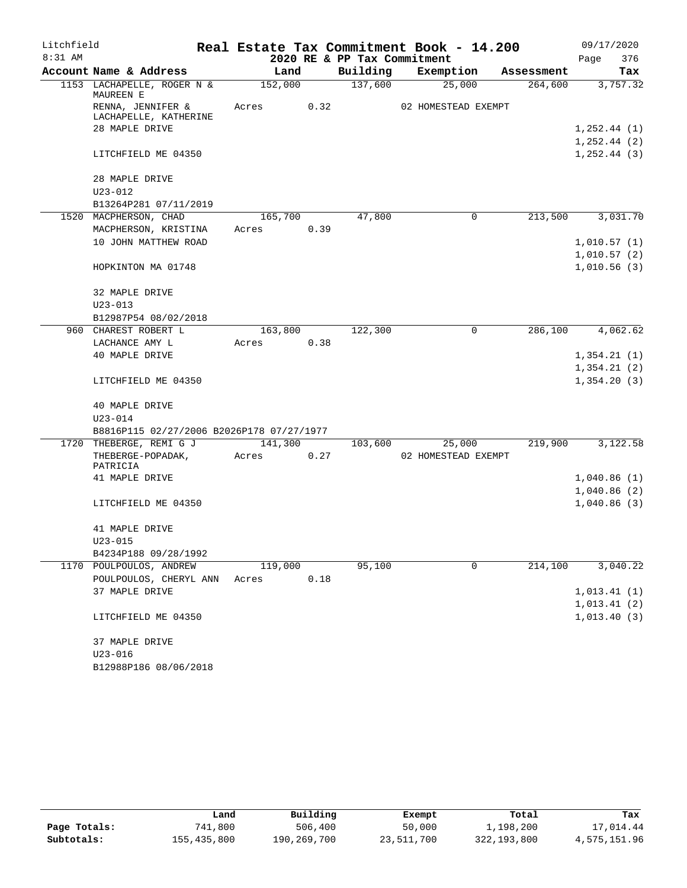Litchfield 8:31 AM

# Real Estate Tax Commitment Book - 14.200
## 2020 RE & PP Tax Commitment

09/17/2020 Page 376

| Account Name & Address | Land | Building | Exemption | Assessment | Tax |
|---|---|---|---|---|---|
| 1153 LACHAPELLE, ROGER N & MAUREEN E | 152,000 | 137,600 | 25,000 | 264,600 | 3,757.32 |
| RENNA, JENNIFER & LACHAPELLE, KATHERINE | Acres 0.32 | | 02 HOMESTEAD EXEMPT | | |
| 28 MAPLE DRIVE | | | | | 1,252.44 (1) |
| | | | | | 1,252.44 (2) |
| LITCHFIELD ME 04350 | | | | | 1,252.44 (3) |
| 28 MAPLE DRIVE | | | | | |
| U23-012 | | | | | |
| B13264P281 07/11/2019 | | | | | |
| 1520 MACPHERSON, CHAD | 165,700 | 47,800 | 0 | 213,500 | 3,031.70 |
| MACPHERSON, KRISTINA | Acres 0.39 | | | | |
| 10 JOHN MATTHEW ROAD | | | | | 1,010.57 (1) |
| | | | | | 1,010.57 (2) |
| HOPKINTON MA 01748 | | | | | 1,010.56 (3) |
| 32 MAPLE DRIVE | | | | | |
| U23-013 | | | | | |
| B12987P54 08/02/2018 | | | | | |
| 960 CHAREST ROBERT L | 163,800 | 122,300 | 0 | 286,100 | 4,062.62 |
| LACHANCE AMY L | Acres 0.38 | | | | |
| 40 MAPLE DRIVE | | | | | 1,354.21 (1) |
| | | | | | 1,354.21 (2) |
| LITCHFIELD ME 04350 | | | | | 1,354.20 (3) |
| 40 MAPLE DRIVE | | | | | |
| U23-014 | | | | | |
| B8816P115 02/27/2006 B2026P178 07/27/1977 | | | | | |
| 1720 THEBERGE, REMI G J | 141,300 | 103,600 | 25,000 | 219,900 | 3,122.58 |
| THEBERGE-POPADAK, PATRICIA | Acres 0.27 | | 02 HOMESTEAD EXEMPT | | |
| 41 MAPLE DRIVE | | | | | 1,040.86 (1) |
| | | | | | 1,040.86 (2) |
| LITCHFIELD ME 04350 | | | | | 1,040.86 (3) |
| 41 MAPLE DRIVE | | | | | |
| U23-015 | | | | | |
| B4234P188 09/28/1992 | | | | | |
| 1170 POULPOULOS, ANDREW | 119,000 | 95,100 | 0 | 214,100 | 3,040.22 |
| POULPOULOS, CHERYL ANN | Acres 0.18 | | | | |
| 37 MAPLE DRIVE | | | | | 1,013.41 (1) |
| | | | | | 1,013.41 (2) |
| LITCHFIELD ME 04350 | | | | | 1,013.40 (3) |
| 37 MAPLE DRIVE | | | | | |
| U23-016 | | | | | |
| B12988P186 08/06/2018 | | | | | |

| | Land | Building | Exempt | Total | Tax |
|---|---|---|---|---|---|
| Page Totals: | 741,800 | 506,400 | 50,000 | 1,198,200 | 17,014.44 |
| Subtotals: | 155,435,800 | 190,269,700 | 23,511,700 | 322,193,800 | 4,575,151.96 |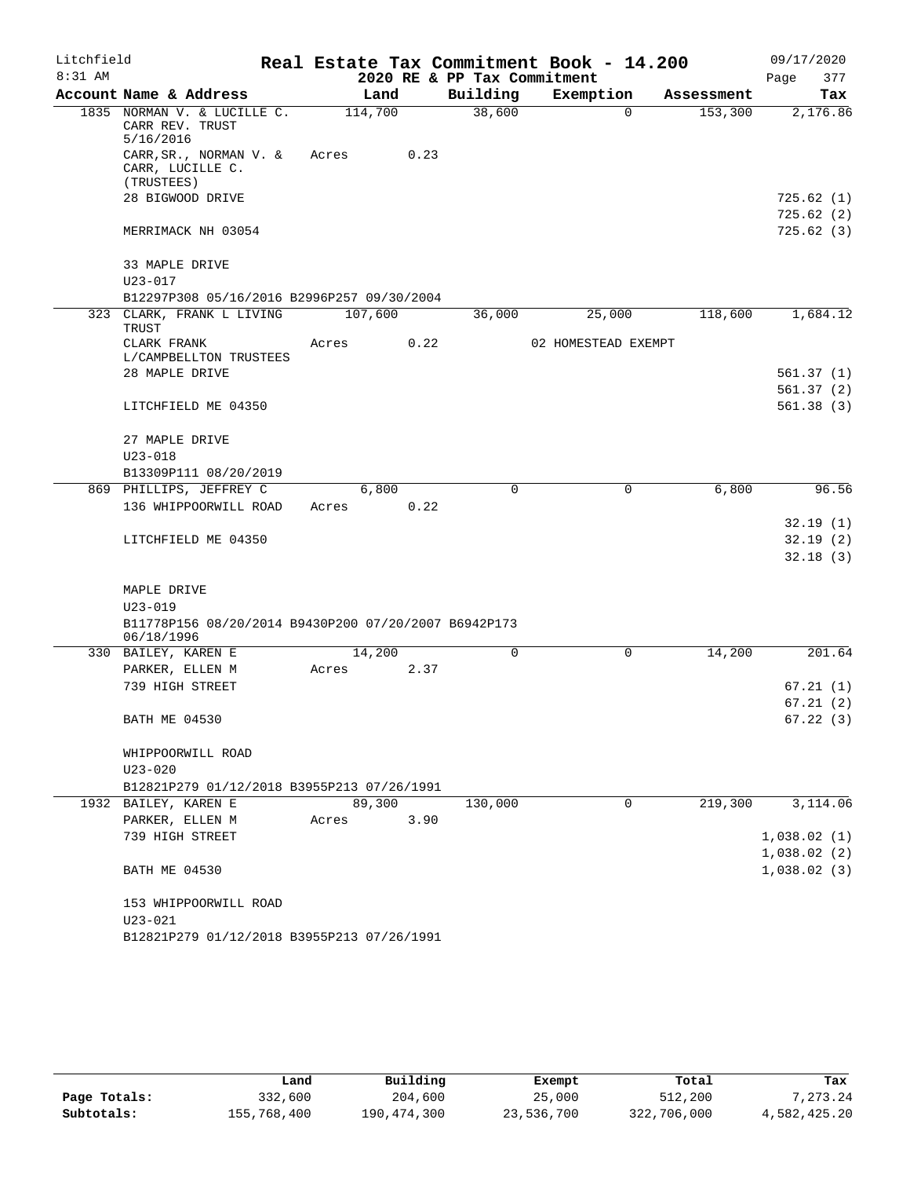Litchfield 8:31 AM

# Real Estate Tax Commitment Book - 14.200

2020 RE & PP Tax Commitment

09/17/2020

| Account Name & Address | Land | Building | Exemption | Assessment | Tax |
|---|---|---|---|---|---|
| 1835 NORMAN V. & LUCILLE C. CARR REV. TRUST 5/16/2016 | 114,700 | 38,600 | 0 | 153,300 | 2,176.86 |
| CARR,SR., NORMAN V. & CARR, LUCILLE C. (TRUSTEES) | Acres 0.23 | | | | |
| 28 BIGWOOD DRIVE | | | | | 725.62 (1) |
| | | | | | 725.62 (2) |
| MERRIMACK NH 03054 | | | | | 725.62 (3) |
| 33 MAPLE DRIVE | | | | | |
| U23-017 | | | | | |
| B12297P308 05/16/2016 B2996P257 09/30/2004 | | | | | |
| 323 CLARK, FRANK L LIVING TRUST | 107,600 | 36,000 | 25,000 | 118,600 | 1,684.12 |
| CLARK FRANK L/CAMPBELLTON TRUSTEES | Acres 0.22 | | 02 HOMESTEAD EXEMPT | | |
| 28 MAPLE DRIVE | | | | | 561.37 (1) |
| | | | | | 561.37 (2) |
| LITCHFIELD ME 04350 | | | | | 561.38 (3) |
| 27 MAPLE DRIVE | | | | | |
| U23-018 | | | | | |
| B13309P111 08/20/2019 | | | | | |
| 869 PHILLIPS, JEFFREY C | 6,800 | 0 | 0 | 6,800 | 96.56 |
| 136 WHIPPOORWILL ROAD | Acres 0.22 | | | | |
| | | | | | 32.19 (1) |
| LITCHFIELD ME 04350 | | | | | 32.19 (2) |
| | | | | | 32.18 (3) |
| MAPLE DRIVE | | | | | |
| U23-019 | | | | | |
| B11778P156 08/20/2014 B9430P200 07/20/2007 B6942P173 06/18/1996 | | | | | |
| 330 BAILEY, KAREN E | 14,200 | 0 | 0 | 14,200 | 201.64 |
| PARKER, ELLEN M | Acres 2.37 | | | | |
| 739 HIGH STREET | | | | | 67.21 (1) |
| | | | | | 67.21 (2) |
| BATH ME 04530 | | | | | 67.22 (3) |
| WHIPPOORWILL ROAD | | | | | |
| U23-020 | | | | | |
| B12821P279 01/12/2018 B3955P213 07/26/1991 | | | | | |
| 1932 BAILEY, KAREN E | 89,300 | 130,000 | 0 | 219,300 | 3,114.06 |
| PARKER, ELLEN M | Acres 3.90 | | | | |
| 739 HIGH STREET | | | | | 1,038.02 (1) |
| | | | | | 1,038.02 (2) |
| BATH ME 04530 | | | | | 1,038.02 (3) |
| 153 WHIPPOORWILL ROAD | | | | | |
| U23-021 | | | | | |
| B12821P279 01/12/2018 B3955P213 07/26/1991 | | | | | |

| | Land | Building | Exempt | Total | Tax |
|---|---|---|---|---|---|
| Page Totals: | 332,600 | 204,600 | 25,000 | 512,200 | 7,273.24 |
| Subtotals: | 155,768,400 | 190,474,300 | 23,536,700 | 322,706,000 | 4,582,425.20 |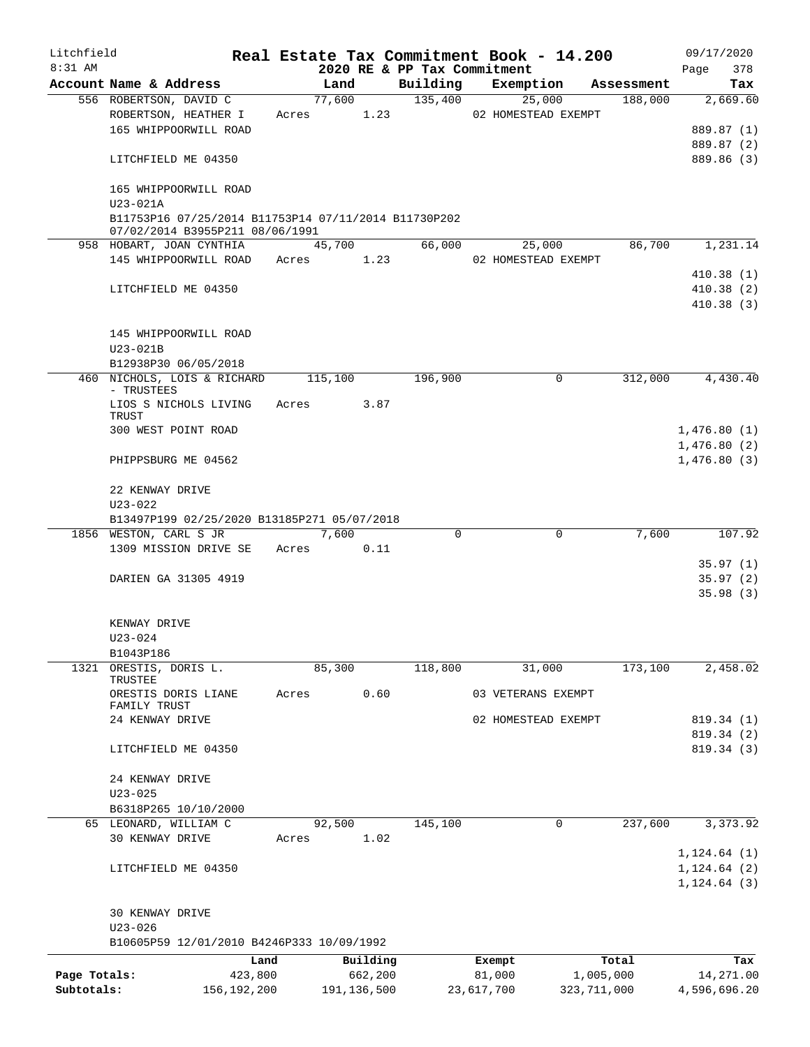Litchfield 8:31 AM

# Real Estate Tax Commitment Book - 14.200

2020 RE & PP Tax Commitment

09/17/2020

| Account Name & Address | Land | Building | Exemption | Assessment | Tax |
|---|---|---|---|---|---|
| 556 ROBERTSON, DAVID C | 77,600 | 135,400 | 25,000 | 188,000 | 2,669.60 |
| ROBERTSON, HEATHER I | Acres 1.23 | | 02 HOMESTEAD EXEMPT | | |
| 165 WHIPPOORWILL ROAD | | | | | 889.87 (1) |
| | | | | | 889.87 (2) |
| LITCHFIELD ME 04350 | | | | | 889.86 (3) |
| 165 WHIPPOORWILL ROAD | | | | | |
| U23-021A | | | | | |
| B11753P16 07/25/2014 B11753P14 07/11/2014 B11730P202 07/02/2014 B3955P211 08/06/1991 | | | | | |
| 958 HOBART, JOAN CYNTHIA | 45,700 | 66,000 | 25,000 | 86,700 | 1,231.14 |
| 145 WHIPPOORWILL ROAD | Acres 1.23 | | 02 HOMESTEAD EXEMPT | | |
| | | | | | 410.38 (1) |
| LITCHFIELD ME 04350 | | | | | 410.38 (2) |
| | | | | | 410.38 (3) |
| 145 WHIPPOORWILL ROAD | | | | | |
| U23-021B | | | | | |
| B12938P30 06/05/2018 | | | | | |
| 460 NICHOLS, LOIS & RICHARD - TRUSTEES | 115,100 | 196,900 | 0 | 312,000 | 4,430.40 |
| LIOS S NICHOLS LIVING TRUST | Acres 3.87 | | | | |
| 300 WEST POINT ROAD | | | | | 1,476.80 (1) |
| | | | | | 1,476.80 (2) |
| PHIPPSBURG ME 04562 | | | | | 1,476.80 (3) |
| 22 KENWAY DRIVE | | | | | |
| U23-022 | | | | | |
| B13497P199 02/25/2020 B13185P271 05/07/2018 | | | | | |
| 1856 WESTON, CARL S JR | 7,600 | 0 | 0 | 7,600 | 107.92 |
| 1309 MISSION DRIVE SE | Acres 0.11 | | | | |
| | | | | | 35.97 (1) |
| DARIEN GA 31305 4919 | | | | | 35.97 (2) |
| | | | | | 35.98 (3) |
| KENWAY DRIVE | | | | | |
| U23-024 | | | | | |
| B1043P186 | | | | | |
| 1321 ORESTIS, DORIS L. TRUSTEE | 85,300 | 118,800 | 31,000 | 173,100 | 2,458.02 |
| ORESTIS DORIS LIANE FAMILY TRUST | Acres 0.60 | | 03 VETERANS EXEMPT | | |
| 24 KENWAY DRIVE | | | 02 HOMESTEAD EXEMPT | | 819.34 (1) |
| | | | | | 819.34 (2) |
| LITCHFIELD ME 04350 | | | | | 819.34 (3) |
| 24 KENWAY DRIVE | | | | | |
| U23-025 | | | | | |
| B6318P265 10/10/2000 | | | | | |
| 65 LEONARD, WILLIAM C | 92,500 | 145,100 | 0 | 237,600 | 3,373.92 |
| 30 KENWAY DRIVE | Acres 1.02 | | | | |
| | | | | | 1,124.64 (1) |
| LITCHFIELD ME 04350 | | | | | 1,124.64 (2) |
| | | | | | 1,124.64 (3) |
| 30 KENWAY DRIVE | | | | | |
| U23-026 | | | | | |
| B10605P59 12/01/2010 B4246P333 10/09/1992 | | | | | |

| | Land | Building | Exempt | Total | Tax |
|---|---|---|---|---|---|
| Page Totals: | 423,800 | 662,200 | 81,000 | 1,005,000 | 14,271.00 |
| Subtotals: | 156,192,200 | 191,136,500 | 23,617,700 | 323,711,000 | 4,596,696.20 |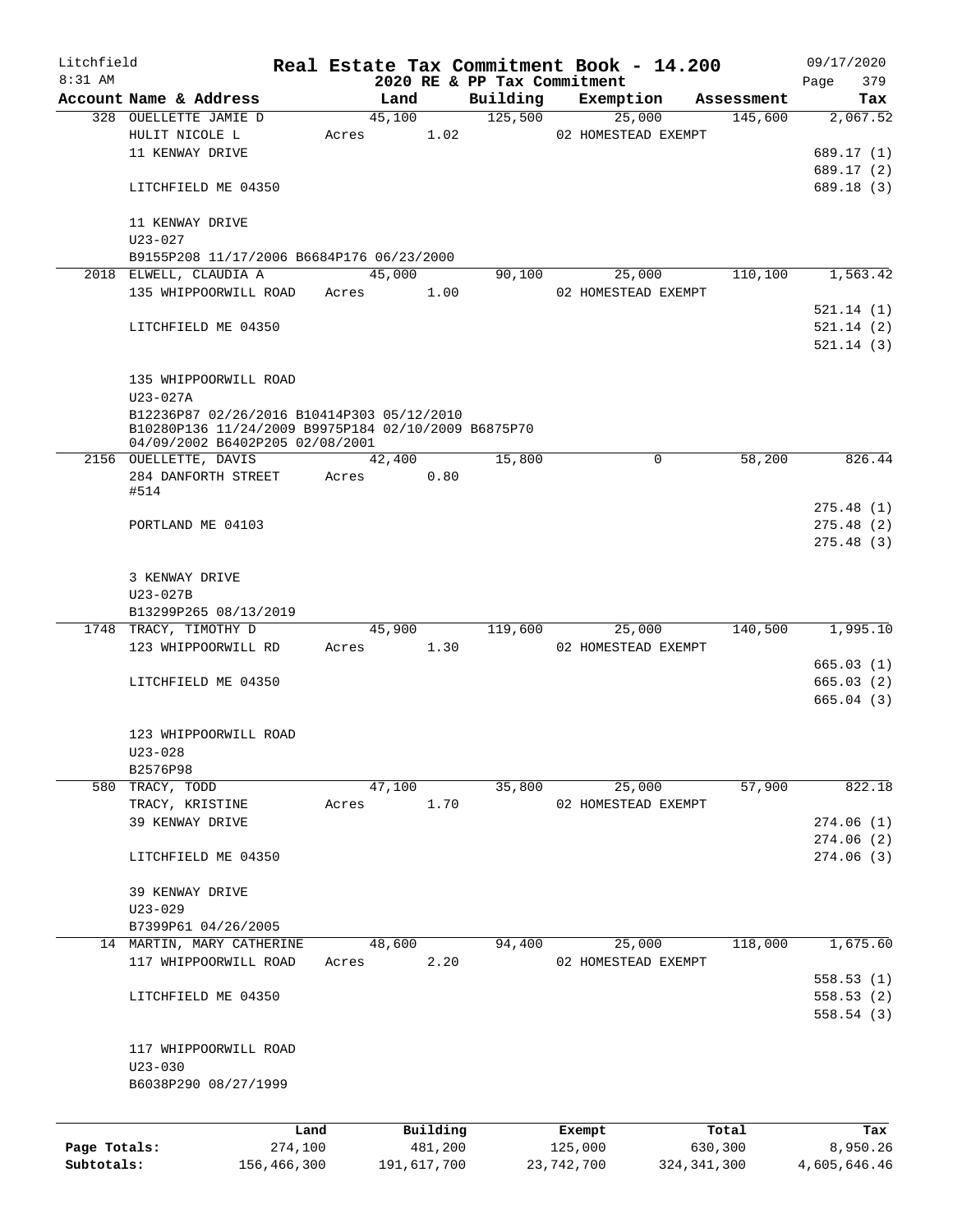Litchfield
8:31 AM

# Real Estate Tax Commitment Book - 14.200
## 2020 RE & PP Tax Commitment

09/17/2020
Page 379

| Account Name & Address | Land | Building | Exemption | Assessment | Tax |
|---|---|---|---|---|---|
| 328 OUELLETTE JAMIE D | 45,100 | 125,500 | 25,000 | 145,600 | 2,067.52 |
| HULIT NICOLE L | Acres 1.02 | | 02 HOMESTEAD EXEMPT | | |
| 11 KENWAY DRIVE | | | | | 689.17 (1) |
| | | | | | 689.17 (2) |
| LITCHFIELD ME 04350 | | | | | 689.18 (3) |
| 11 KENWAY DRIVE | | | | | |
| U23-027 | | | | | |
| B9155P208 11/17/2006 B6684P176 06/23/2000 | | | | | |
| 2018 ELWELL, CLAUDIA A | 45,000 | 90,100 | 25,000 | 110,100 | 1,563.42 |
| 135 WHIPPOORWILL ROAD | Acres 1.00 | | 02 HOMESTEAD EXEMPT | | |
| | | | | | 521.14 (1) |
| LITCHFIELD ME 04350 | | | | | 521.14 (2) |
| | | | | | 521.14 (3) |
| 135 WHIPPOORWILL ROAD | | | | | |
| U23-027A | | | | | |
| B12236P87 02/26/2016 B10414P303 05/12/2010 B10280P136 11/24/2009 B9975P184 02/10/2009 B6875P70 04/09/2002 B6402P205 02/08/2001 | | | | | |
| 2156 OUELLETTE, DAVIS | 42,400 | 15,800 | 0 | 58,200 | 826.44 |
| 284 DANFORTH STREET #514 | Acres 0.80 | | | | |
| | | | | | 275.48 (1) |
| PORTLAND ME 04103 | | | | | 275.48 (2) |
| | | | | | 275.48 (3) |
| 3 KENWAY DRIVE | | | | | |
| U23-027B | | | | | |
| B13299P265 08/13/2019 | | | | | |
| 1748 TRACY, TIMOTHY D | 45,900 | 119,600 | 25,000 | 140,500 | 1,995.10 |
| 123 WHIPPOORWILL RD | Acres 1.30 | | 02 HOMESTEAD EXEMPT | | |
| | | | | | 665.03 (1) |
| LITCHFIELD ME 04350 | | | | | 665.03 (2) |
| | | | | | 665.04 (3) |
| 123 WHIPPOORWILL ROAD | | | | | |
| U23-028 | | | | | |
| B2576P98 | | | | | |
| 580 TRACY, TODD | 47,100 | 35,800 | 25,000 | 57,900 | 822.18 |
| TRACY, KRISTINE | Acres 1.70 | | 02 HOMESTEAD EXEMPT | | |
| 39 KENWAY DRIVE | | | | | 274.06 (1) |
| | | | | | 274.06 (2) |
| LITCHFIELD ME 04350 | | | | | 274.06 (3) |
| 39 KENWAY DRIVE | | | | | |
| U23-029 | | | | | |
| B7399P61 04/26/2005 | | | | | |
| 14 MARTIN, MARY CATHERINE | 48,600 | 94,400 | 25,000 | 118,000 | 1,675.60 |
| 117 WHIPPOORWILL ROAD | Acres 2.20 | | 02 HOMESTEAD EXEMPT | | |
| | | | | | 558.53 (1) |
| LITCHFIELD ME 04350 | | | | | 558.53 (2) |
| | | | | | 558.54 (3) |
| 117 WHIPPOORWILL ROAD | | | | | |
| U23-030 | | | | | |
| B6038P290 08/27/1999 | | | | | |

| | Land | Building | Exempt | Total | Tax |
|---|---|---|---|---|---|
| Page Totals: | 274,100 | 481,200 | 125,000 | 630,300 | 8,950.26 |
| Subtotals: | 156,466,300 | 191,617,700 | 23,742,700 | 324,341,300 | 4,605,646.46 |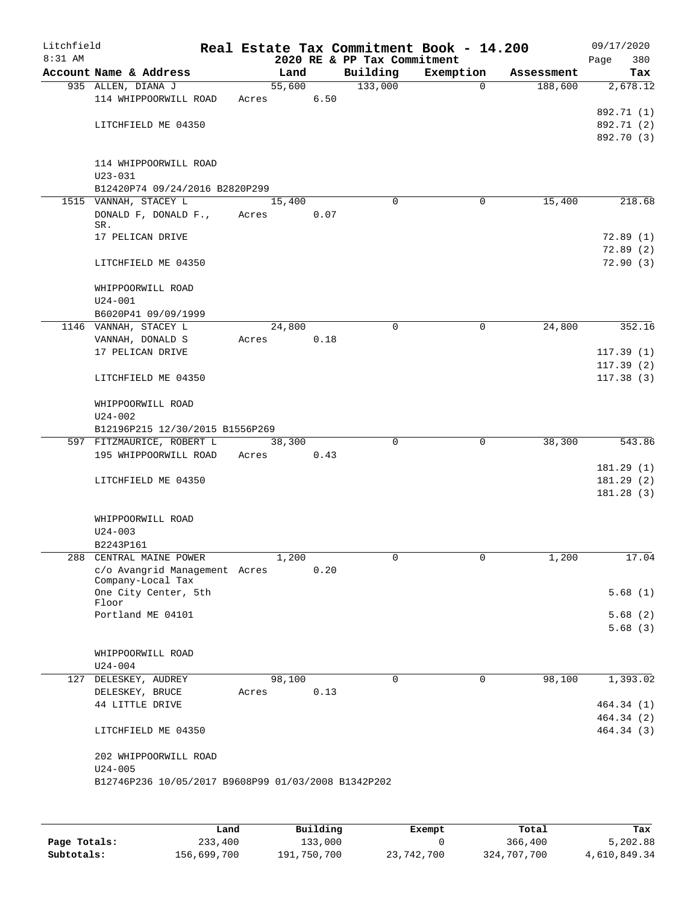Litchfield
8:31 AM

# Real Estate Tax Commitment Book - 14.200

## 2020 RE & PP Tax Commitment

09/17/2020
Page 380

| Account Name & Address | Land | Building | Exemption | Assessment | Tax |
|---|---|---|---|---|---|
| 935 ALLEN, DIANA J | 55,600 | 133,000 | 0 | 188,600 | 2,678.12 |
| 114 WHIPPOORWILL ROAD | Acres 6.50 | | | | |
| | | | | | 892.71 (1) |
| LITCHFIELD ME 04350 | | | | | 892.71 (2) |
| | | | | | 892.70 (3) |
| 114 WHIPPOORWILL ROAD | | | | | |
| U23-031 | | | | | |
| B12420P74 09/24/2016 B2820P299 | | | | | |
| 1515 VANNAH, STACEY L | 15,400 | 0 | 0 | 15,400 | 218.68 |
| DONALD F, DONALD F., SR. | Acres 0.07 | | | | |
| 17 PELICAN DRIVE | | | | | 72.89 (1) |
| | | | | | 72.89 (2) |
| LITCHFIELD ME 04350 | | | | | 72.90 (3) |
| WHIPPOORWILL ROAD | | | | | |
| U24-001 | | | | | |
| B6020P41 09/09/1999 | | | | | |
| 1146 VANNAH, STACEY L | 24,800 | 0 | 0 | 24,800 | 352.16 |
| VANNAH, DONALD S | Acres 0.18 | | | | |
| 17 PELICAN DRIVE | | | | | 117.39 (1) |
| | | | | | 117.39 (2) |
| LITCHFIELD ME 04350 | | | | | 117.38 (3) |
| WHIPPOORWILL ROAD | | | | | |
| U24-002 | | | | | |
| B12196P215 12/30/2015 B1556P269 | | | | | |
| 597 FITZMAURICE, ROBERT L | 38,300 | 0 | 0 | 38,300 | 543.86 |
| 195 WHIPPOORWILL ROAD | Acres 0.43 | | | | |
| | | | | | 181.29 (1) |
| LITCHFIELD ME 04350 | | | | | 181.29 (2) |
| | | | | | 181.28 (3) |
| WHIPPOORWILL ROAD | | | | | |
| U24-003 | | | | | |
| B2243P161 | | | | | |
| 288 CENTRAL MAINE POWER | 1,200 | 0 | 0 | 1,200 | 17.04 |
| c/o Avangrid Management Company-Local Tax | Acres 0.20 | | | | |
| One City Center, 5th Floor | | | | | 5.68 (1) |
| Portland ME 04101 | | | | | 5.68 (2) |
| | | | | | 5.68 (3) |
| WHIPPOORWILL ROAD | | | | | |
| U24-004 | | | | | |
| 127 DELESKEY, AUDREY | 98,100 | 0 | 0 | 98,100 | 1,393.02 |
| DELESKEY, BRUCE | Acres 0.13 | | | | |
| 44 LITTLE DRIVE | | | | | 464.34 (1) |
| | | | | | 464.34 (2) |
| LITCHFIELD ME 04350 | | | | | 464.34 (3) |
| 202 WHIPPOORWILL ROAD | | | | | |
| U24-005 | | | | | |
| B12746P236 10/05/2017 B9608P99 01/03/2008 B1342P202 | | | | | |

| | Land | Building | Exempt | Total | Tax |
|---|---|---|---|---|---|
| Page Totals: | 233,400 | 133,000 | 0 | 366,400 | 5,202.88 |
| Subtotals: | 156,699,700 | 191,750,700 | 23,742,700 | 324,707,700 | 4,610,849.34 |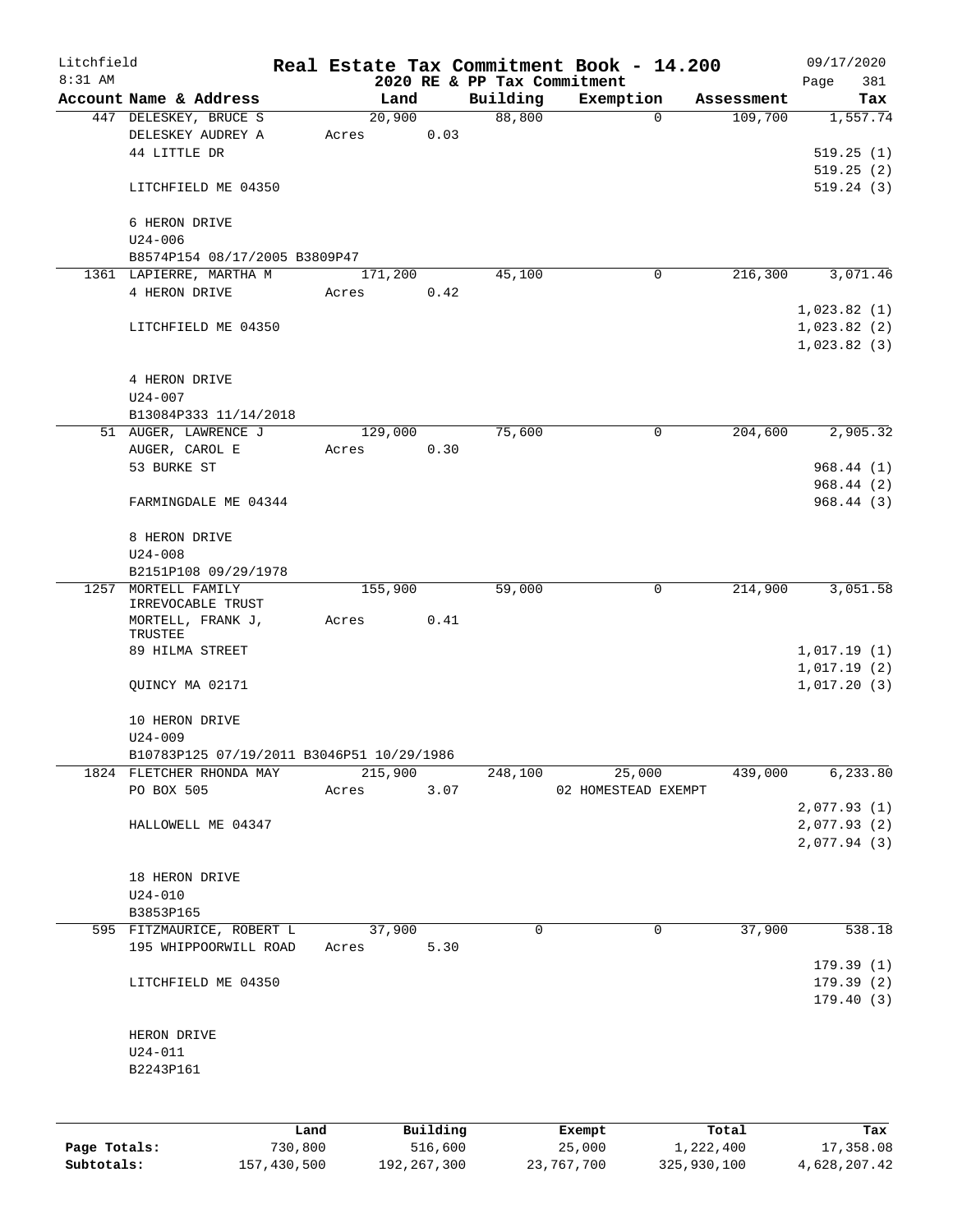Litchfield
8:31 AM

# Real Estate Tax Commitment Book - 14.200
## 2020 RE & PP Tax Commitment

09/17/2020
Page 381

| Account Name & Address | Land | Building | Exemption | Assessment | Tax |
|---|---|---|---|---|---|
| 447 DELESKEY, BRUCE S | 20,900 | 88,800 | 0 | 109,700 | 1,557.74 |
| DELESKEY AUDREY A | Acres 0.03 | | | | |
| 44 LITTLE DR | | | | | 519.25 (1) |
| | | | | | 519.25 (2) |
| LITCHFIELD ME 04350 | | | | | 519.24 (3) |
| 6 HERON DRIVE | | | | | |
| U24-006 | | | | | |
| B8574P154 08/17/2005 B3809P47 | | | | | |
| 1361 LAPIERRE, MARTHA M | 171,200 | 45,100 | 0 | 216,300 | 3,071.46 |
| 4 HERON DRIVE | Acres 0.42 | | | | |
| | | | | | 1,023.82 (1) |
| LITCHFIELD ME 04350 | | | | | 1,023.82 (2) |
| | | | | | 1,023.82 (3) |
| 4 HERON DRIVE | | | | | |
| U24-007 | | | | | |
| B13084P333 11/14/2018 | | | | | |
| 51 AUGER, LAWRENCE J | 129,000 | 75,600 | 0 | 204,600 | 2,905.32 |
| AUGER, CAROL E | Acres 0.30 | | | | |
| 53 BURKE ST | | | | | 968.44 (1) |
| | | | | | 968.44 (2) |
| FARMINGDALE ME 04344 | | | | | 968.44 (3) |
| 8 HERON DRIVE | | | | | |
| U24-008 | | | | | |
| B2151P108 09/29/1978 | | | | | |
| 1257 MORTELL FAMILY IRREVOCABLE TRUST | 155,900 | 59,000 | 0 | 214,900 | 3,051.58 |
| MORTELL, FRANK J, TRUSTEE | Acres 0.41 | | | | |
| 89 HILMA STREET | | | | | 1,017.19 (1) |
| | | | | | 1,017.19 (2) |
| QUINCY MA 02171 | | | | | 1,017.20 (3) |
| 10 HERON DRIVE | | | | | |
| U24-009 | | | | | |
| B10783P125 07/19/2011 B3046P51 10/29/1986 | | | | | |
| 1824 FLETCHER RHONDA MAY | 215,900 | 248,100 | 25,000 | 439,000 | 6,233.80 |
| PO BOX 505 | Acres 3.07 | | 02 HOMESTEAD EXEMPT | | |
| | | | | | 2,077.93 (1) |
| HALLOWELL ME 04347 | | | | | 2,077.93 (2) |
| | | | | | 2,077.94 (3) |
| 18 HERON DRIVE | | | | | |
| U24-010 | | | | | |
| B3853P165 | | | | | |
| 595 FITZMAURICE, ROBERT L | 37,900 | 0 | 0 | 37,900 | 538.18 |
| 195 WHIPPOORWILL ROAD | Acres 5.30 | | | | |
| | | | | | 179.39 (1) |
| LITCHFIELD ME 04350 | | | | | 179.39 (2) |
| | | | | | 179.40 (3) |
| HERON DRIVE | | | | | |
| U24-011 | | | | | |
| B2243P161 | | | | | |

| | Land | Building | Exempt | Total | Tax |
|---|---|---|---|---|---|
| Page Totals: | 730,800 | 516,600 | 25,000 | 1,222,400 | 17,358.08 |
| Subtotals: | 157,430,500 | 192,267,300 | 23,767,700 | 325,930,100 | 4,628,207.42 |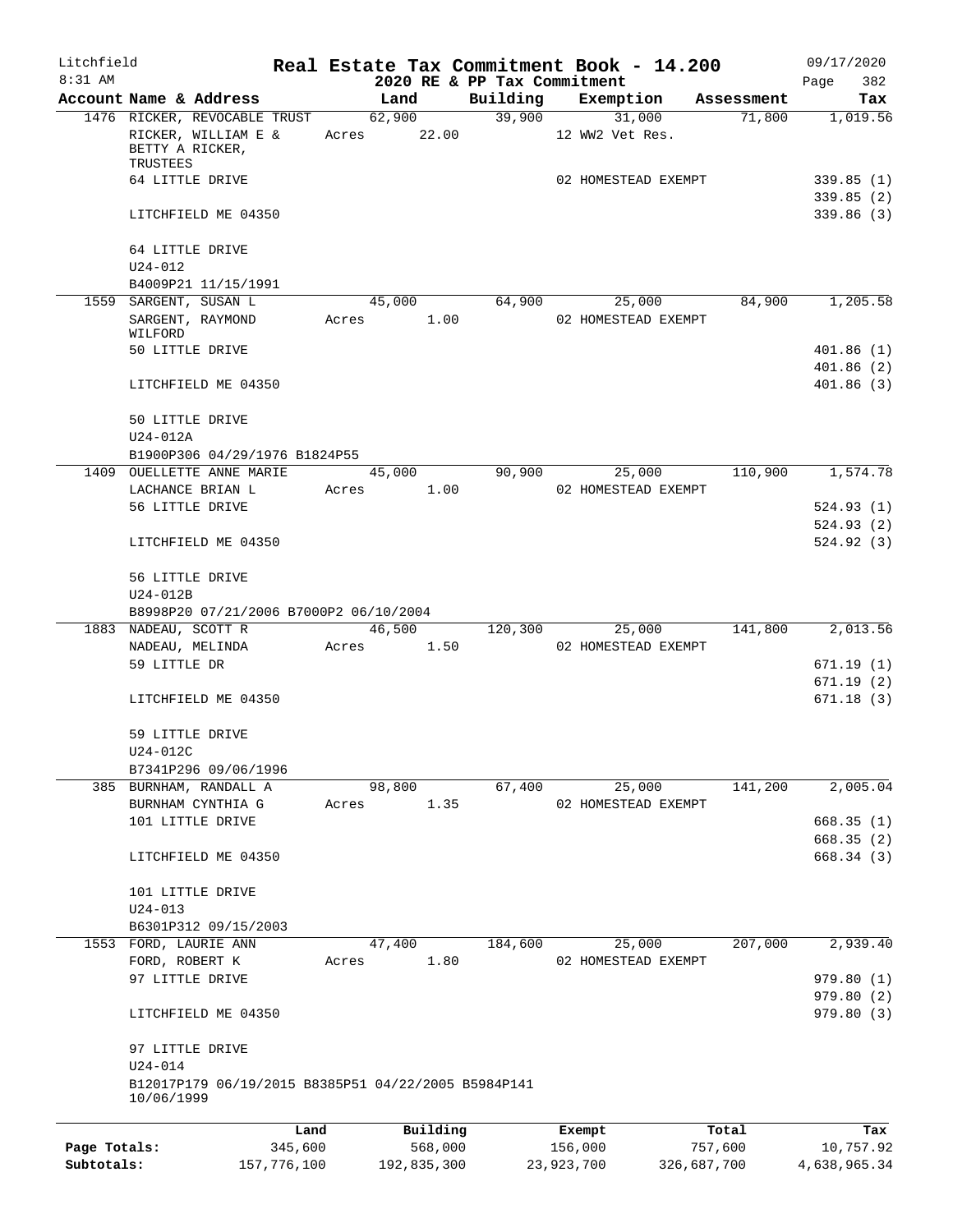Litchfield
8:31 AM

# Real Estate Tax Commitment Book - 14.200

## 2020 RE & PP Tax Commitment

09/17/2020
Page 382

| Account Name & Address | Land | Building | Exemption | Assessment | Tax |
|---|---|---|---|---|---|
| 1476 RICKER, REVOCABLE TRUST | 62,900 | 39,900 | 31,000 | 71,800 | 1,019.56 |
| RICKER, WILLIAM E & BETTY A RICKER, TRUSTEES | Acres 22.00 | | 12 WW2 Vet Res. | | |
| 64 LITTLE DRIVE | | | 02 HOMESTEAD EXEMPT | | 339.85 (1) |
| | | | | | 339.85 (2) |
| LITCHFIELD ME 04350 | | | | | 339.86 (3) |
| 64 LITTLE DRIVE | | | | | |
| U24-012 | | | | | |
| B4009P21 11/15/1991 | | | | | |
| 1559 SARGENT, SUSAN L | 45,000 | 64,900 | 25,000 | 84,900 | 1,205.58 |
| SARGENT, RAYMOND WILFORD | Acres 1.00 | | 02 HOMESTEAD EXEMPT | | |
| 50 LITTLE DRIVE | | | | | 401.86 (1) |
| | | | | | 401.86 (2) |
| LITCHFIELD ME 04350 | | | | | 401.86 (3) |
| 50 LITTLE DRIVE | | | | | |
| U24-012A | | | | | |
| B1900P306 04/29/1976 B1824P55 | | | | | |
| 1409 OUELLETTE ANNE MARIE | 45,000 | 90,900 | 25,000 | 110,900 | 1,574.78 |
| LACHANCE BRIAN L | Acres 1.00 | | 02 HOMESTEAD EXEMPT | | |
| 56 LITTLE DRIVE | | | | | 524.93 (1) |
| | | | | | 524.93 (2) |
| LITCHFIELD ME 04350 | | | | | 524.92 (3) |
| 56 LITTLE DRIVE | | | | | |
| U24-012B | | | | | |
| B8998P20 07/21/2006 B7000P2 06/10/2004 | | | | | |
| 1883 NADEAU, SCOTT R | 46,500 | 120,300 | 25,000 | 141,800 | 2,013.56 |
| NADEAU, MELINDA | Acres 1.50 | | 02 HOMESTEAD EXEMPT | | |
| 59 LITTLE DR | | | | | 671.19 (1) |
| | | | | | 671.19 (2) |
| LITCHFIELD ME 04350 | | | | | 671.18 (3) |
| 59 LITTLE DRIVE | | | | | |
| U24-012C | | | | | |
| B7341P296 09/06/1996 | | | | | |
| 385 BURNHAM, RANDALL A | 98,800 | 67,400 | 25,000 | 141,200 | 2,005.04 |
| BURNHAM CYNTHIA G | Acres 1.35 | | 02 HOMESTEAD EXEMPT | | |
| 101 LITTLE DRIVE | | | | | 668.35 (1) |
| | | | | | 668.35 (2) |
| LITCHFIELD ME 04350 | | | | | 668.34 (3) |
| 101 LITTLE DRIVE | | | | | |
| U24-013 | | | | | |
| B6301P312 09/15/2003 | | | | | |
| 1553 FORD, LAURIE ANN | 47,400 | 184,600 | 25,000 | 207,000 | 2,939.40 |
| FORD, ROBERT K | Acres 1.80 | | 02 HOMESTEAD EXEMPT | | |
| 97 LITTLE DRIVE | | | | | 979.80 (1) |
| | | | | | 979.80 (2) |
| LITCHFIELD ME 04350 | | | | | 979.80 (3) |
| 97 LITTLE DRIVE | | | | | |
| U24-014 | | | | | |
| B12017P179 06/19/2015 B8385P51 04/22/2005 B5984P141 10/06/1999 | | | | | |

| | Land | Building | Exempt | Total | Tax |
|---|---|---|---|---|---|
| Page Totals: | 345,600 | 568,000 | 156,000 | 757,600 | 10,757.92 |
| Subtotals: | 157,776,100 | 192,835,300 | 23,923,700 | 326,687,700 | 4,638,965.34 |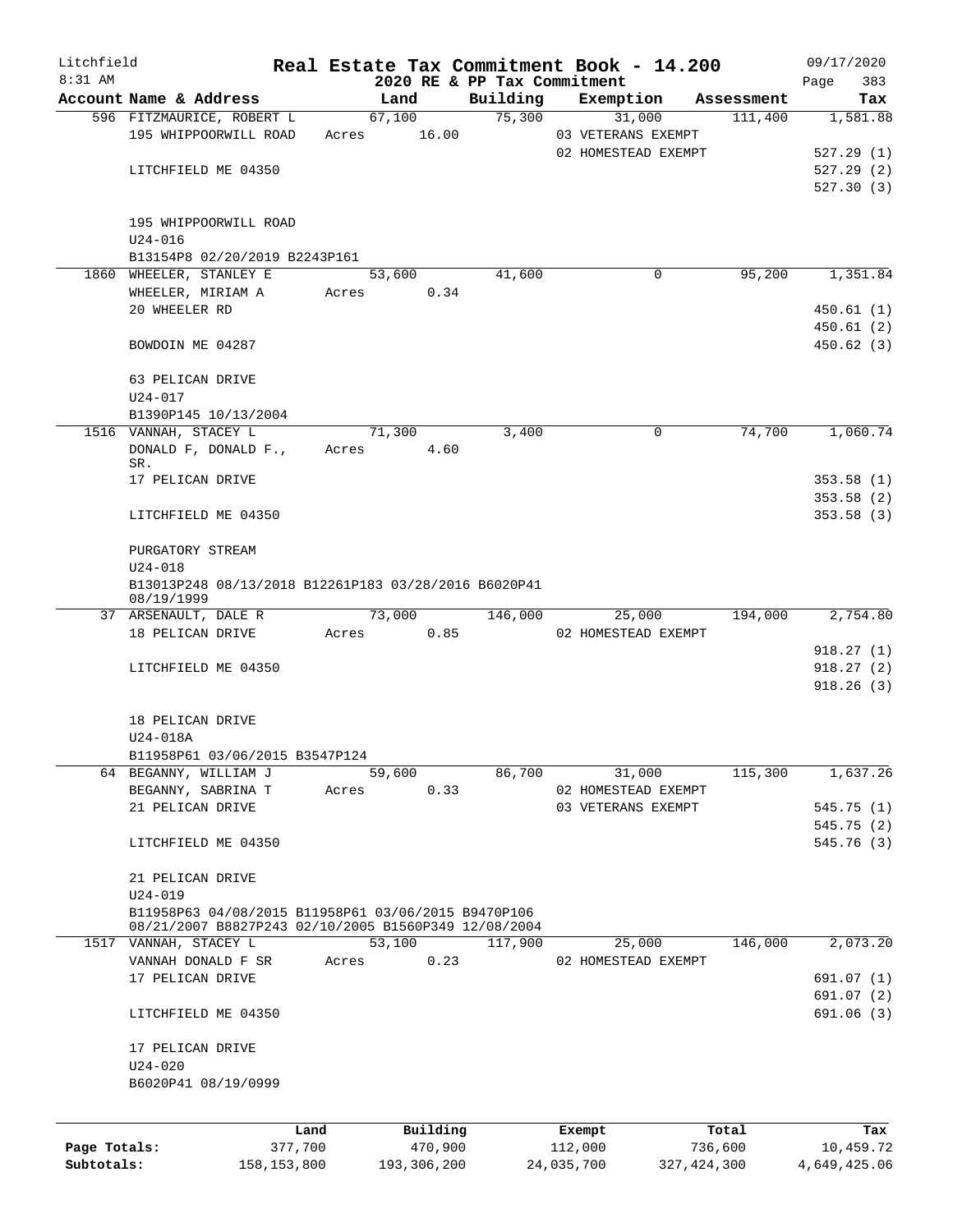Litchfield
8:31 AM

# Real Estate Tax Commitment Book - 14.200

2020 RE & PP Tax Commitment

09/17/2020

| Account Name & Address | Land | Building | Exemption | Assessment | Tax |
|---|---|---|---|---|---|
| 596 FITZMAURICE, ROBERT L | 67,100 | 75,300 | 31,000 | 111,400 | 1,581.88 |
| 195 WHIPPOORWILL ROAD | Acres 16.00 | | 03 VETERANS EXEMPT | | |
| | | | 02 HOMESTEAD EXEMPT | | 527.29 (1) |
| LITCHFIELD ME 04350 | | | | | 527.29 (2) |
| | | | | | 527.30 (3) |
| 195 WHIPPOORWILL ROAD | | | | | |
| U24-016 | | | | | |
| B13154P8 02/20/2019 B2243P161 | | | | | |
| 1860 WHEELER, STANLEY E | 53,600 | 41,600 | 0 | 95,200 | 1,351.84 |
| WHEELER, MIRIAM A | Acres 0.34 | | | | |
| 20 WHEELER RD | | | | | 450.61 (1) |
| | | | | | 450.61 (2) |
| BOWDOIN ME 04287 | | | | | 450.62 (3) |
| 63 PELICAN DRIVE | | | | | |
| U24-017 | | | | | |
| B1390P145 10/13/2004 | | | | | |
| 1516 VANNAH, STACEY L | 71,300 | 3,400 | 0 | 74,700 | 1,060.74 |
| DONALD F, DONALD F., SR. | Acres 4.60 | | | | |
| 17 PELICAN DRIVE | | | | | 353.58 (1) |
| | | | | | 353.58 (2) |
| LITCHFIELD ME 04350 | | | | | 353.58 (3) |
| PURGATORY STREAM | | | | | |
| U24-018 | | | | | |
| B13013P248 08/13/2018 B12261P183 03/28/2016 B6020P41 08/19/1999 | | | | | |
| 37 ARSENAULT, DALE R | 73,000 | 146,000 | 25,000 | 194,000 | 2,754.80 |
| 18 PELICAN DRIVE | Acres 0.85 | | 02 HOMESTEAD EXEMPT | | |
| | | | | | 918.27 (1) |
| LITCHFIELD ME 04350 | | | | | 918.27 (2) |
| | | | | | 918.26 (3) |
| 18 PELICAN DRIVE | | | | | |
| U24-018A | | | | | |
| B11958P61 03/06/2015 B3547P124 | | | | | |
| 64 BEGANNY, WILLIAM J | 59,600 | 86,700 | 31,000 | 115,300 | 1,637.26 |
| BEGANNY, SABRINA T | Acres 0.33 | | 02 HOMESTEAD EXEMPT | | |
| 21 PELICAN DRIVE | | | 03 VETERANS EXEMPT | | 545.75 (1) |
| | | | | | 545.75 (2) |
| LITCHFIELD ME 04350 | | | | | 545.76 (3) |
| 21 PELICAN DRIVE | | | | | |
| U24-019 | | | | | |
| B11958P63 04/08/2015 B11958P61 03/06/2015 B9470P106 08/21/2007 B8827P243 02/10/2005 B1560P349 12/08/2004 | | | | | |
| 1517 VANNAH, STACEY L | 53,100 | 117,900 | 25,000 | 146,000 | 2,073.20 |
| VANNAH DONALD F SR | Acres 0.23 | | 02 HOMESTEAD EXEMPT | | |
| 17 PELICAN DRIVE | | | | | 691.07 (1) |
| | | | | | 691.07 (2) |
| LITCHFIELD ME 04350 | | | | | 691.06 (3) |
| 17 PELICAN DRIVE | | | | | |
| U24-020 | | | | | |
| B6020P41 08/19/0999 | | | | | |

| | Land | Building | Exempt | Total | Tax |
|---|---|---|---|---|---|
| Page Totals: | 377,700 | 470,900 | 112,000 | 736,600 | 10,459.72 |
| Subtotals: | 158,153,800 | 193,306,200 | 24,035,700 | 327,424,300 | 4,649,425.06 |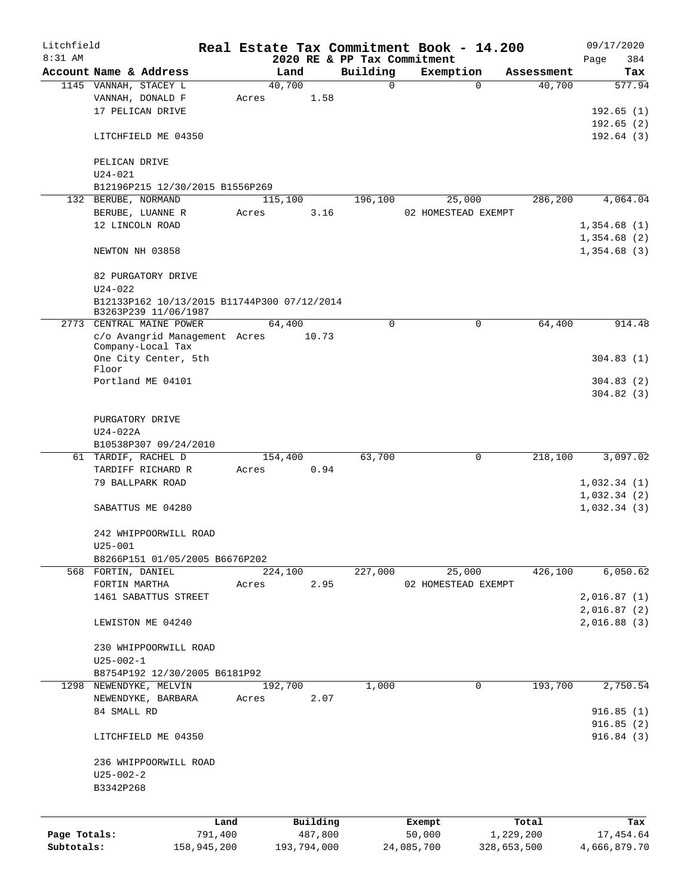Litchfield
8:31 AM

# Real Estate Tax Commitment Book - 14.200

2020 RE & PP Tax Commitment

09/17/2020
Page 384

| Account Name & Address | Land | Building | Exemption | Assessment | Tax |
|---|---|---|---|---|---|
| 1145 VANNAH, STACEY L | 40,700 | 0 | 0 | 40,700 | 577.94 |
| VANNAH, DONALD F | Acres 1.58 | | | | |
| 17 PELICAN DRIVE | | | | | 192.65 (1) |
| | | | | | 192.65 (2) |
| LITCHFIELD ME 04350 | | | | | 192.64 (3) |
| PELICAN DRIVE | | | | | |
| U24-021 | | | | | |
| B12196P215 12/30/2015 B1556P269 | | | | | |
| 132 BERUBE, NORMAND | 115,100 | 196,100 | 25,000 | 286,200 | 4,064.04 |
| BERUBE, LUANNE R | Acres 3.16 | | 02 HOMESTEAD EXEMPT | | |
| 12 LINCOLN ROAD | | | | | 1,354.68 (1) |
| | | | | | 1,354.68 (2) |
| NEWTON NH 03858 | | | | | 1,354.68 (3) |
| 82 PURGATORY DRIVE | | | | | |
| U24-022 | | | | | |
| B12133P162 10/13/2015 B11744P300 07/12/2014 B3263P239 11/06/1987 | | | | | |
| 2773 CENTRAL MAINE POWER | 64,400 | 0 | 0 | 64,400 | 914.48 |
| c/o Avangrid Management Company-Local Tax | Acres 10.73 | | | | |
| One City Center, 5th Floor | | | | | 304.83 (1) |
| Portland ME 04101 | | | | | 304.83 (2) |
| | | | | | 304.82 (3) |
| PURGATORY DRIVE | | | | | |
| U24-022A | | | | | |
| B10538P307 09/24/2010 | | | | | |
| 61 TARDIF, RACHEL D | 154,400 | 63,700 | 0 | 218,100 | 3,097.02 |
| TARDIFF RICHARD R | Acres 0.94 | | | | |
| 79 BALLPARK ROAD | | | | | 1,032.34 (1) |
| | | | | | 1,032.34 (2) |
| SABATTUS ME 04280 | | | | | 1,032.34 (3) |
| 242 WHIPPOORWILL ROAD | | | | | |
| U25-001 | | | | | |
| B8266P151 01/05/2005 B6676P202 | | | | | |
| 568 FORTIN, DANIEL | 224,100 | 227,000 | 25,000 | 426,100 | 6,050.62 |
| FORTIN MARTHA | Acres 2.95 | | 02 HOMESTEAD EXEMPT | | |
| 1461 SABATTUS STREET | | | | | 2,016.87 (1) |
| | | | | | 2,016.87 (2) |
| LEWISTON ME 04240 | | | | | 2,016.88 (3) |
| 230 WHIPPOORWILL ROAD | | | | | |
| U25-002-1 | | | | | |
| B8754P192 12/30/2005 B6181P92 | | | | | |
| 1298 NEWENDYKE, MELVIN | 192,700 | 1,000 | 0 | 193,700 | 2,750.54 |
| NEWENDYKE, BARBARA | Acres 2.07 | | | | |
| 84 SMALL RD | | | | | 916.85 (1) |
| | | | | | 916.85 (2) |
| LITCHFIELD ME 04350 | | | | | 916.84 (3) |
| 236 WHIPPOORWILL ROAD | | | | | |
| U25-002-2 | | | | | |
| B3342P268 | | | | | |

| | Land | Building | Exempt | Total | Tax |
|---|---|---|---|---|---|
| Page Totals: | 791,400 | 487,800 | 50,000 | 1,229,200 | 17,454.64 |
| Subtotals: | 158,945,200 | 193,794,000 | 24,085,700 | 328,653,500 | 4,666,879.70 |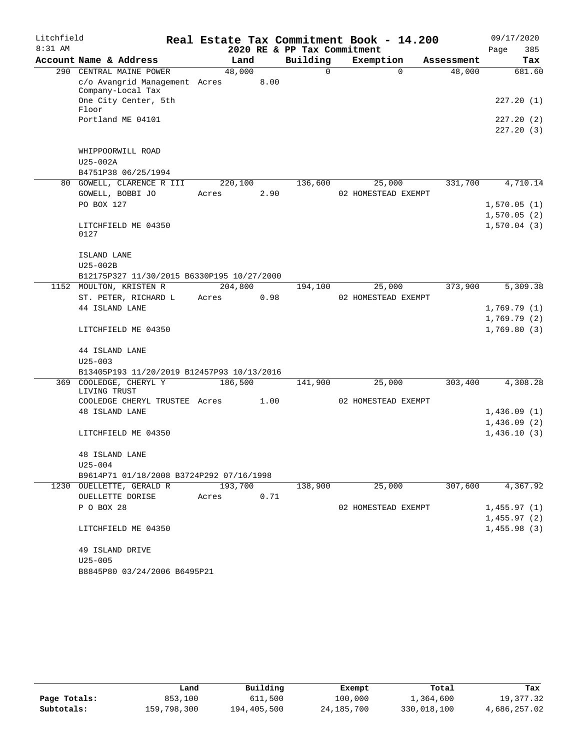Litchfield
8:31 AM

# Real Estate Tax Commitment Book - 14.200

## 2020 RE & PP Tax Commitment

09/17/2020
Page 385

| Account Name & Address | Land | Building | Exemption | Assessment | Tax |
|---|---|---|---|---|---|
| 290 CENTRAL MAINE POWER | 48,000 | 0 | 0 | 48,000 | 681.60 |
| c/o Avangrid Management Company-Local Tax | Acres 8.00 | | | | |
| One City Center, 5th Floor | | | | | 227.20 (1) |
| Portland ME 04101 | | | | | 227.20 (2) |
| | | | | | 227.20 (3) |
| WHIPPOORWILL ROAD | | | | | |
| U25-002A | | | | | |
| B4751P38 06/25/1994 | | | | | |
| 80 GOWELL, CLARENCE R III | 220,100 | 136,600 | 25,000 | 331,700 | 4,710.14 |
| GOWELL, BOBBI JO | Acres 2.90 | | 02 HOMESTEAD EXEMPT | | |
| PO BOX 127 | | | | | 1,570.05 (1) |
| | | | | | 1,570.05 (2) |
| LITCHFIELD ME 04350 0127 | | | | | 1,570.04 (3) |
| ISLAND LANE | | | | | |
| U25-002B | | | | | |
| B12175P327 11/30/2015 B6330P195 10/27/2000 | | | | | |
| 1152 MOULTON, KRISTEN R | 204,800 | 194,100 | 25,000 | 373,900 | 5,309.38 |
| ST. PETER, RICHARD L | Acres 0.98 | | 02 HOMESTEAD EXEMPT | | |
| 44 ISLAND LANE | | | | | 1,769.79 (1) |
| | | | | | 1,769.79 (2) |
| LITCHFIELD ME 04350 | | | | | 1,769.80 (3) |
| 44 ISLAND LANE | | | | | |
| U25-003 | | | | | |
| B13405P193 11/20/2019 B12457P93 10/13/2016 | | | | | |
| 369 COOLEDGE, CHERYL Y LIVING TRUST | 186,500 | 141,900 | 25,000 | 303,400 | 4,308.28 |
| COOLEDGE CHERYL TRUSTEE | Acres 1.00 | | 02 HOMESTEAD EXEMPT | | |
| 48 ISLAND LANE | | | | | 1,436.09 (1) |
| | | | | | 1,436.09 (2) |
| LITCHFIELD ME 04350 | | | | | 1,436.10 (3) |
| 48 ISLAND LANE | | | | | |
| U25-004 | | | | | |
| B9614P71 01/18/2008 B3724P292 07/16/1998 | | | | | |
| 1230 OUELLETTE, GERALD R | 193,700 | 138,900 | 25,000 | 307,600 | 4,367.92 |
| OUELLETTE DORISE | Acres 0.71 | | | | |
| P O BOX 28 | | | 02 HOMESTEAD EXEMPT | | 1,455.97 (1) |
| | | | | | 1,455.97 (2) |
| LITCHFIELD ME 04350 | | | | | 1,455.98 (3) |
| 49 ISLAND DRIVE | | | | | |
| U25-005 | | | | | |
| B8845P80 03/24/2006 B6495P21 | | | | | |

| | Land | Building | Exempt | Total | Tax |
|---|---|---|---|---|---|
| Page Totals: | 853,100 | 611,500 | 100,000 | 1,364,600 | 19,377.32 |
| Subtotals: | 159,798,300 | 194,405,500 | 24,185,700 | 330,018,100 | 4,686,257.02 |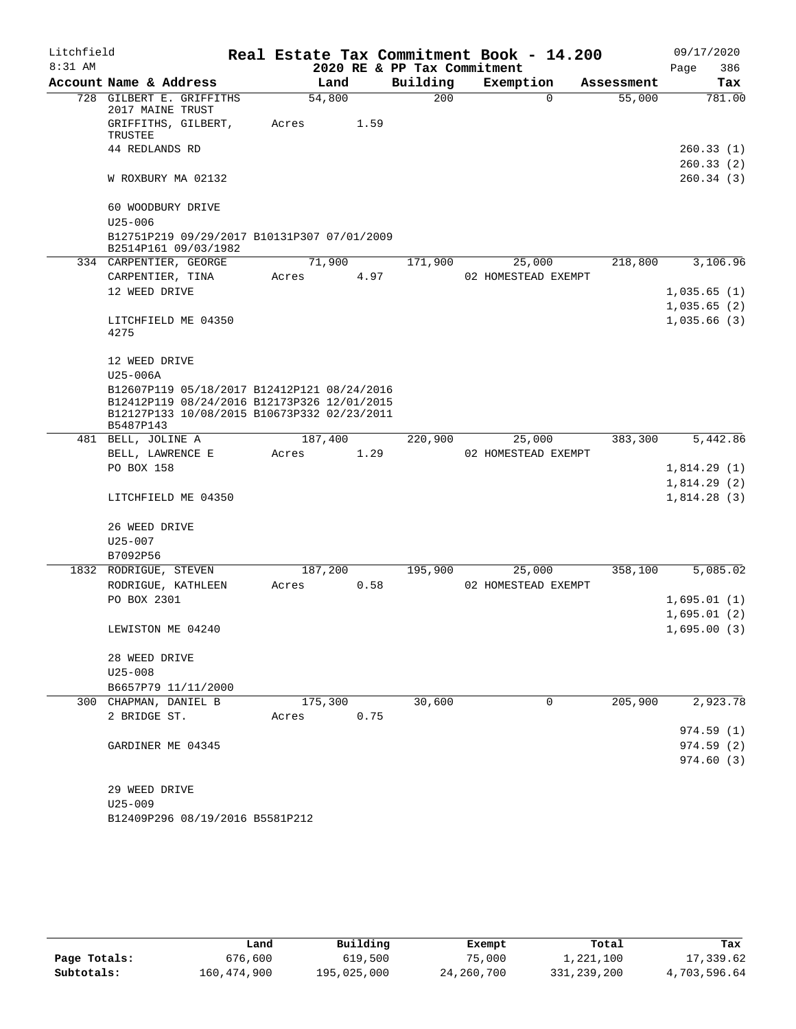Litchfield 8:31 AM

# Real Estate Tax Commitment Book - 14.200

## 2020 RE & PP Tax Commitment

09/17/2020 Page 386

| Account Name & Address | Land | Building | Exemption | Assessment | Tax |
|---|---|---|---|---|---|
| 728 GILBERT E. GRIFFITHS 2017 MAINE TRUST | 54,800 | 200 | 0 | 55,000 | 781.00 |
| GRIFFITHS, GILBERT, TRUSTEE | Acres 1.59 | | | | |
| 44 REDLANDS RD | | | | | 260.33 (1) |
| | | | | | 260.33 (2) |
| W ROXBURY MA 02132 | | | | | 260.34 (3) |
| 60 WOODBURY DRIVE | | | | | |
| U25-006 | | | | | |
| B12751P219 09/29/2017 B10131P307 07/01/2009 B2514P161 09/03/1982 | | | | | |
| 334 CARPENTIER, GEORGE | 71,900 | 171,900 | 25,000 | 218,800 | 3,106.96 |
| CARPENTIER, TINA | Acres 4.97 | | 02 HOMESTEAD EXEMPT | | |
| 12 WEED DRIVE | | | | | 1,035.65 (1) |
| | | | | | 1,035.65 (2) |
| LITCHFIELD ME 04350 4275 | | | | | 1,035.66 (3) |
| 12 WEED DRIVE | | | | | |
| U25-006A | | | | | |
| B12607P119 05/18/2017 B12412P121 08/24/2016 B12412P119 08/24/2016 B12173P326 12/01/2015 B12127P133 10/08/2015 B10673P332 02/23/2011 B5487P143 | | | | | |
| 481 BELL, JOLINE A | 187,400 | 220,900 | 25,000 | 383,300 | 5,442.86 |
| BELL, LAWRENCE E | Acres 1.29 | | 02 HOMESTEAD EXEMPT | | |
| PO BOX 158 | | | | | 1,814.29 (1) |
| | | | | | 1,814.29 (2) |
| LITCHFIELD ME 04350 | | | | | 1,814.28 (3) |
| 26 WEED DRIVE | | | | | |
| U25-007 | | | | | |
| B7092P56 | | | | | |
| 1832 RODRIGUE, STEVEN | 187,200 | 195,900 | 25,000 | 358,100 | 5,085.02 |
| RODRIGUE, KATHLEEN | Acres 0.58 | | 02 HOMESTEAD EXEMPT | | |
| PO BOX 2301 | | | | | 1,695.01 (1) |
| | | | | | 1,695.01 (2) |
| LEWISTON ME 04240 | | | | | 1,695.00 (3) |
| 28 WEED DRIVE | | | | | |
| U25-008 | | | | | |
| B6657P79 11/11/2000 | | | | | |
| 300 CHAPMAN, DANIEL B | 175,300 | 30,600 | 0 | 205,900 | 2,923.78 |
| 2 BRIDGE ST. | Acres 0.75 | | | | |
| | | | | | 974.59 (1) |
| GARDINER ME 04345 | | | | | 974.59 (2) |
| | | | | | 974.60 (3) |
| 29 WEED DRIVE | | | | | |
| U25-009 | | | | | |
| B12409P296 08/19/2016 B5581P212 | | | | | |

| | Land | Building | Exempt | Total | Tax |
|---|---|---|---|---|---|
| Page Totals: | 676,600 | 619,500 | 75,000 | 1,221,100 | 17,339.62 |
| Subtotals: | 160,474,900 | 195,025,000 | 24,260,700 | 331,239,200 | 4,703,596.64 |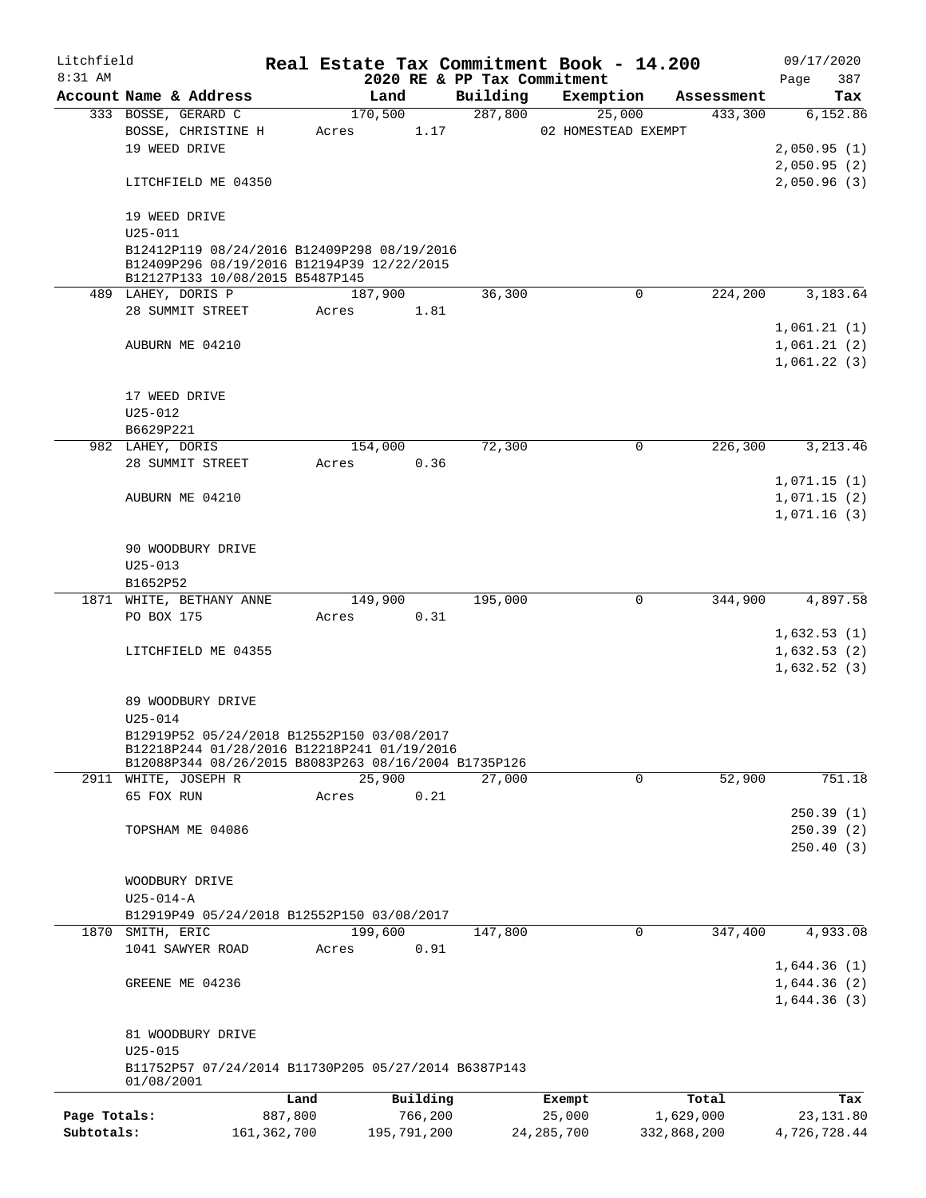Litchfield
8:31 AM

**Real Estate Tax Commitment Book - 14.200**
**2020 RE & PP Tax Commitment**

09/17/2020

| Account Name & Address | Land | Building | Exemption | Assessment | Tax |
|---|---|---|---|---|---|
| 333 BOSSE, GERARD C | 170,500 | 287,800 | 25,000 | 433,300 | 6,152.86 |
| BOSSE, CHRISTINE H | Acres 1.17 | | 02 HOMESTEAD EXEMPT | | |
| 19 WEED DRIVE | | | | | 2,050.95 (1) |
| | | | | | 2,050.95 (2) |
| LITCHFIELD ME 04350 | | | | | 2,050.96 (3) |
| 19 WEED DRIVE | | | | | |
| U25-011 | | | | | |
| B12412P119 08/24/2016 B12409P298 08/19/2016 B12409P296 08/19/2016 B12194P39 12/22/2015 B12127P133 10/08/2015 B5487P145 | | | | | |
| 489 LAHEY, DORIS P | 187,900 | 36,300 | 0 | 224,200 | 3,183.64 |
| 28 SUMMIT STREET | Acres 1.81 | | | | |
| | | | | | 1,061.21 (1) |
| AUBURN ME 04210 | | | | | 1,061.21 (2) |
| | | | | | 1,061.22 (3) |
| 17 WEED DRIVE | | | | | |
| U25-012 | | | | | |
| B6629P221 | | | | | |
| 982 LAHEY, DORIS | 154,000 | 72,300 | 0 | 226,300 | 3,213.46 |
| 28 SUMMIT STREET | Acres 0.36 | | | | |
| | | | | | 1,071.15 (1) |
| AUBURN ME 04210 | | | | | 1,071.15 (2) |
| | | | | | 1,071.16 (3) |
| 90 WOODBURY DRIVE | | | | | |
| U25-013 | | | | | |
| B1652P52 | | | | | |
| 1871 WHITE, BETHANY ANNE | 149,900 | 195,000 | 0 | 344,900 | 4,897.58 |
| PO BOX 175 | Acres 0.31 | | | | |
| | | | | | 1,632.53 (1) |
| LITCHFIELD ME 04355 | | | | | 1,632.53 (2) |
| | | | | | 1,632.52 (3) |
| 89 WOODBURY DRIVE | | | | | |
| U25-014 | | | | | |
| B12919P52 05/24/2018 B12552P150 03/08/2017 B12218P244 01/28/2016 B12218P241 01/19/2016 B12088P344 08/26/2015 B8083P263 08/16/2004 B1735P126 | | | | | |
| 2911 WHITE, JOSEPH R | 25,900 | 27,000 | 0 | 52,900 | 751.18 |
| 65 FOX RUN | Acres 0.21 | | | | |
| | | | | | 250.39 (1) |
| TOPSHAM ME 04086 | | | | | 250.39 (2) |
| | | | | | 250.40 (3) |
| WOODBURY DRIVE | | | | | |
| U25-014-A | | | | | |
| B12919P49 05/24/2018 B12552P150 03/08/2017 | | | | | |
| 1870 SMITH, ERIC | 199,600 | 147,800 | 0 | 347,400 | 4,933.08 |
| 1041 SAWYER ROAD | Acres 0.91 | | | | |
| | | | | | 1,644.36 (1) |
| GREENE ME 04236 | | | | | 1,644.36 (2) |
| | | | | | 1,644.36 (3) |
| 81 WOODBURY DRIVE | | | | | |
| U25-015 | | | | | |
| B11752P57 07/24/2014 B11730P205 05/27/2014 B6387P143 01/08/2001 | | | | | |

| | Land | Building | Exempt | Total | Tax |
|---|---|---|---|---|---|
| Page Totals: | 887,800 | 766,200 | 25,000 | 1,629,000 | 23,131.80 |
| Subtotals: | 161,362,700 | 195,791,200 | 24,285,700 | 332,868,200 | 4,726,728.44 |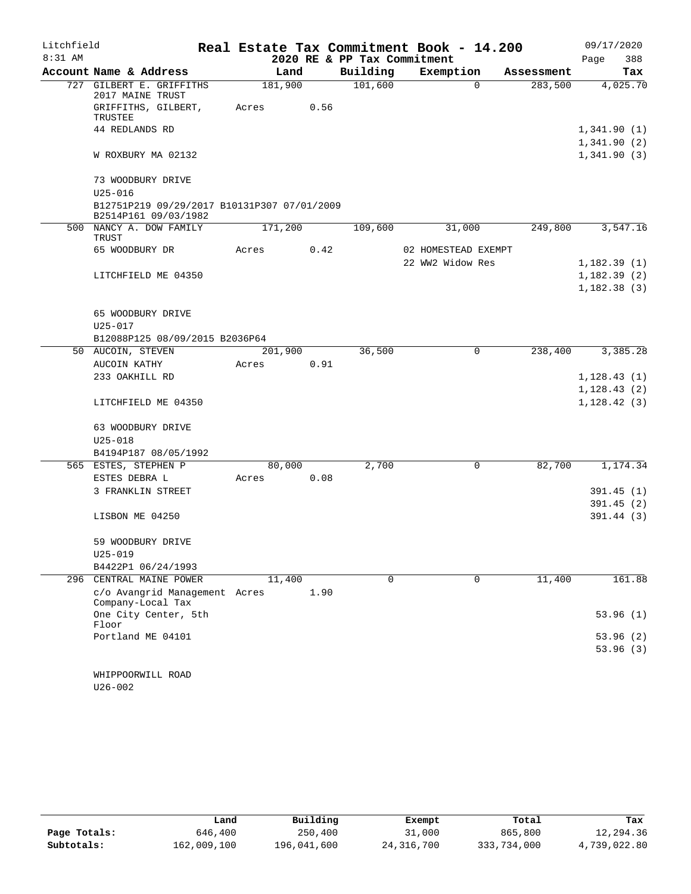Litchfield
8:31 AM

# Real Estate Tax Commitment Book - 14.200

## 2020 RE & PP Tax Commitment

09/17/2020
Page 388

| Account Name & Address | Land | Building | Exemption | Assessment | Tax |
|---|---|---|---|---|---|
| 727 GILBERT E. GRIFFITHS 2017 MAINE TRUST | 181,900 | 101,600 | 0 | 283,500 | 4,025.70 |
| GRIFFITHS, GILBERT, TRUSTEE | Acres 0.56 | | | | |
| 44 REDLANDS RD | | | | | 1,341.90 (1) |
| | | | | | 1,341.90 (2) |
| W ROXBURY MA 02132 | | | | | 1,341.90 (3) |
| 73 WOODBURY DRIVE | | | | | |
| U25-016 | | | | | |
| B12751P219 09/29/2017 B10131P307 07/01/2009 B2514P161 09/03/1982 | | | | | |
| 500 NANCY A. DOW FAMILY TRUST | 171,200 | 109,600 | 31,000 | 249,800 | 3,547.16 |
| 65 WOODBURY DR | Acres 0.42 | | 02 HOMESTEAD EXEMPT | | |
| | | | 22 WW2 Widow Res | | 1,182.39 (1) |
| LITCHFIELD ME 04350 | | | | | 1,182.39 (2) |
| | | | | | 1,182.38 (3) |
| 65 WOODBURY DRIVE | | | | | |
| U25-017 | | | | | |
| B12088P125 08/09/2015 B2036P64 | | | | | |
| 50 AUCOIN, STEVEN | 201,900 | 36,500 | 0 | 238,400 | 3,385.28 |
| AUCOIN KATHY | Acres 0.91 | | | | |
| 233 OAKHILL RD | | | | | 1,128.43 (1) |
| | | | | | 1,128.43 (2) |
| LITCHFIELD ME 04350 | | | | | 1,128.42 (3) |
| 63 WOODBURY DRIVE | | | | | |
| U25-018 | | | | | |
| B4194P187 08/05/1992 | | | | | |
| 565 ESTES, STEPHEN P | 80,000 | 2,700 | 0 | 82,700 | 1,174.34 |
| ESTES DEBRA L | Acres 0.08 | | | | |
| 3 FRANKLIN STREET | | | | | 391.45 (1) |
| | | | | | 391.45 (2) |
| LISBON ME 04250 | | | | | 391.44 (3) |
| 59 WOODBURY DRIVE | | | | | |
| U25-019 | | | | | |
| B4422P1 06/24/1993 | | | | | |
| 296 CENTRAL MAINE POWER | 11,400 | 0 | 0 | 11,400 | 161.88 |
| c/o Avangrid Management Company-Local Tax | Acres 1.90 | | | | |
| One City Center, 5th Floor | | | | | 53.96 (1) |
| Portland ME 04101 | | | | | 53.96 (2) |
| | | | | | 53.96 (3) |
| WHIPPOORWILL ROAD | | | | | |
| U26-002 | | | | | |

| | Land | Building | Exempt | Total | Tax |
|---|---|---|---|---|---|
| Page Totals: | 646,400 | 250,400 | 31,000 | 865,800 | 12,294.36 |
| Subtotals: | 162,009,100 | 196,041,600 | 24,316,700 | 333,734,000 | 4,739,022.80 |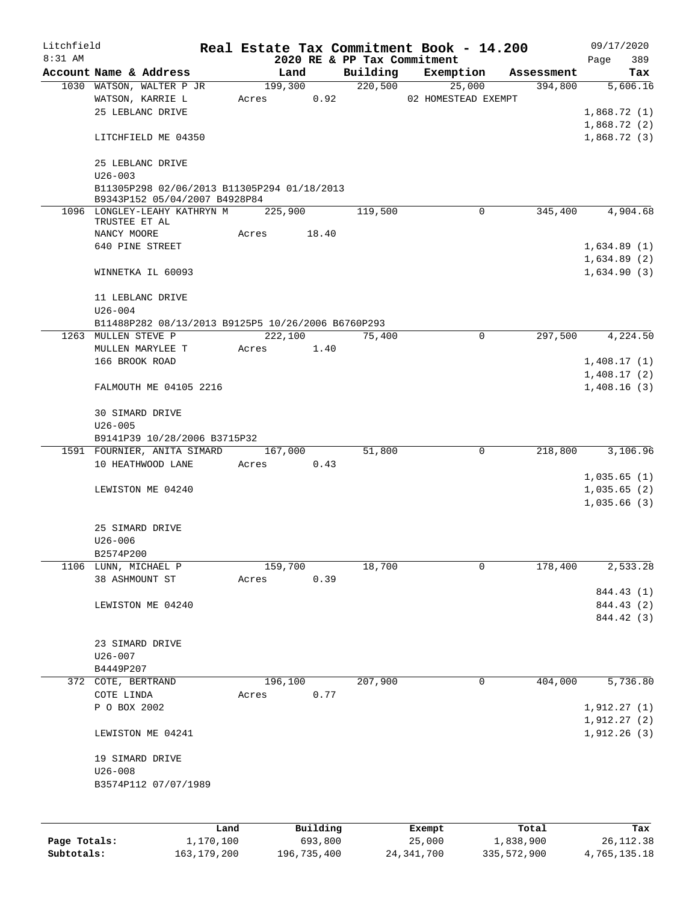Litchfield
8:31 AM

# Real Estate Tax Commitment Book - 14.200
## 2020 RE & PP Tax Commitment

09/17/2020
Page 389

| Account Name & Address | Land | Building | Exemption | Assessment | Tax |
|---|---|---|---|---|---|
| 1030 WATSON, WALTER P JR | 199,300 | 220,500 | 25,000 | 394,800 | 5,606.16 |
| WATSON, KARRIE L | Acres 0.92 | | 02 HOMESTEAD EXEMPT | | |
| 25 LEBLANC DRIVE | | | | | 1,868.72 (1) |
| | | | | | 1,868.72 (2) |
| LITCHFIELD ME 04350 | | | | | 1,868.72 (3) |
| 25 LEBLANC DRIVE | | | | | |
| U26-003 | | | | | |
| B11305P298 02/06/2013 B11305P294 01/18/2013 B9343P152 05/04/2007 B4928P84 | | | | | |
| 1096 LONGLEY-LEAHY KATHRYN M TRUSTEE ET AL | 225,900 | 119,500 | 0 | 345,400 | 4,904.68 |
| NANCY MOORE | Acres 18.40 | | | | |
| 640 PINE STREET | | | | | 1,634.89 (1) |
| | | | | | 1,634.89 (2) |
| WINNETKA IL 60093 | | | | | 1,634.90 (3) |
| 11 LEBLANC DRIVE | | | | | |
| U26-004 | | | | | |
| B11488P282 08/13/2013 B9125P5 10/26/2006 B6760P293 | | | | | |
| 1263 MULLEN STEVE P | 222,100 | 75,400 | 0 | 297,500 | 4,224.50 |
| MULLEN MARYLEE T | Acres 1.40 | | | | |
| 166 BROOK ROAD | | | | | 1,408.17 (1) |
| | | | | | 1,408.17 (2) |
| FALMOUTH ME 04105 2216 | | | | | 1,408.16 (3) |
| 30 SIMARD DRIVE | | | | | |
| U26-005 | | | | | |
| B9141P39 10/28/2006 B3715P32 | | | | | |
| 1591 FOURNIER, ANITA SIMARD | 167,000 | 51,800 | 0 | 218,800 | 3,106.96 |
| 10 HEATHWOOD LANE | Acres 0.43 | | | | |
| | | | | | 1,035.65 (1) |
| LEWISTON ME 04240 | | | | | 1,035.65 (2) |
| | | | | | 1,035.66 (3) |
| 25 SIMARD DRIVE | | | | | |
| U26-006 | | | | | |
| B2574P200 | | | | | |
| 1106 LUNN, MICHAEL P | 159,700 | 18,700 | 0 | 178,400 | 2,533.28 |
| 38 ASHMOUNT ST | Acres 0.39 | | | | |
| | | | | | 844.43 (1) |
| LEWISTON ME 04240 | | | | | 844.43 (2) |
| | | | | | 844.42 (3) |
| 23 SIMARD DRIVE | | | | | |
| U26-007 | | | | | |
| B4449P207 | | | | | |
| 372 COTE, BERTRAND | 196,100 | 207,900 | 0 | 404,000 | 5,736.80 |
| COTE LINDA | Acres 0.77 | | | | |
| P O BOX 2002 | | | | | 1,912.27 (1) |
| | | | | | 1,912.27 (2) |
| LEWISTON ME 04241 | | | | | 1,912.26 (3) |
| 19 SIMARD DRIVE | | | | | |
| U26-008 | | | | | |
| B3574P112 07/07/1989 | | | | | |

| | Land | Building | Exempt | Total | Tax |
|---|---|---|---|---|---|
| Page Totals: | 1,170,100 | 693,800 | 25,000 | 1,838,900 | 26,112.38 |
| Subtotals: | 163,179,200 | 196,735,400 | 24,341,700 | 335,572,900 | 4,765,135.18 |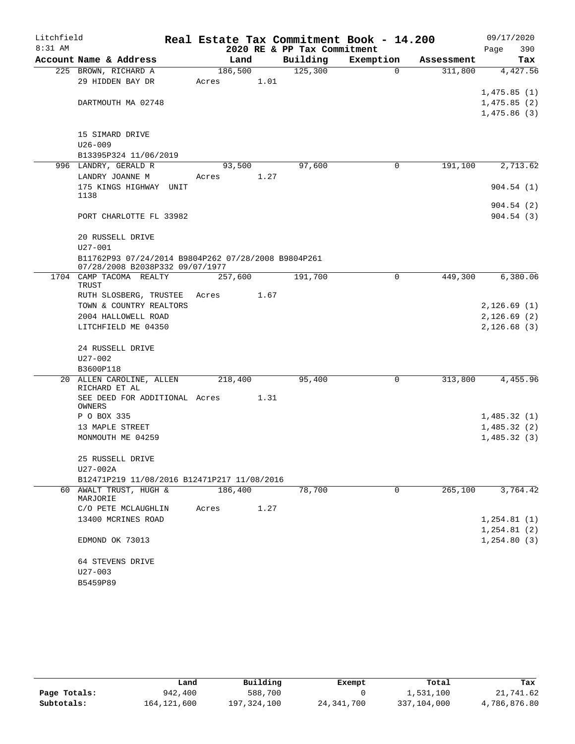Litchfield
8:31 AM

# Real Estate Tax Commitment Book - 14.200

## 2020 RE & PP Tax Commitment

09/17/2020

| Account | Name & Address | Land | Building | Exemption | Assessment | Tax |
|---|---|---|---|---|---|---|
| 225 | BROWN, RICHARD A<br>29 HIDDEN BAY DR<br><br>DARTMOUTH MA 02748<br><br>15 SIMARD DRIVE<br>U26-009<br>B13395P324 11/06/2019 | 186,500<br>Acres 1.01 | 125,300 | 0 | 311,800 | 4,427.56<br>1,475.85 (1)<br>1,475.85 (2)<br>1,475.86 (3) |
| 996 | LANDRY, GERALD R<br>LANDRY JOANNE M<br>175 KINGS HIGHWAY UNIT 1138<br><br>PORT CHARLOTTE FL 33982<br><br>20 RUSSELL DRIVE<br>U27-001<br>B11762P93 07/24/2014 B9804P262 07/28/2008 B9804P261 07/28/2008 B2038P332 09/07/1977 | 93,500<br>Acres 1.27 | 97,600 | 0 | 191,100 | 2,713.62<br>904.54 (1)<br>904.54 (2)<br>904.54 (3) |
| 1704 | CAMP TACOMA REALTY TRUST<br>RUTH SLOSBERG, TRUSTEE<br>TOWN & COUNTRY REALTORS<br>2004 HALLOWELL ROAD<br>LITCHFIELD ME 04350<br><br>24 RUSSELL DRIVE<br>U27-002<br>B3600P118 | 257,600<br>Acres 1.67 | 191,700 | 0 | 449,300 | 6,380.06<br>2,126.69 (1)<br>2,126.69 (2)<br>2,126.68 (3) |
| 20 | ALLEN CAROLINE, ALLEN RICHARD ET AL<br>SEE DEED FOR ADDITIONAL OWNERS<br>P O BOX 335<br>13 MAPLE STREET<br>MONMOUTH ME 04259<br><br>25 RUSSELL DRIVE<br>U27-002A<br>B12471P219 11/08/2016 B12471P217 11/08/2016 | 218,400<br>Acres 1.31 | 95,400 | 0 | 313,800 | 4,455.96<br>1,485.32 (1)<br>1,485.32 (2)<br>1,485.32 (3) |
| 60 | AWALT TRUST, HUGH & MARJORIE<br>C/O PETE MCLAUGHLIN<br>13400 MCRINES ROAD<br><br>EDMOND OK 73013<br><br>64 STEVENS DRIVE<br>U27-003<br>B5459P89 | 186,400<br>Acres 1.27 | 78,700 | 0 | 265,100 | 3,764.42<br>1,254.81 (1)<br>1,254.81 (2)<br>1,254.80 (3) |

| | Land | Building | Exempt | Total | Tax |
|---|---|---|---|---|---|
| Page Totals: | 942,400 | 588,700 | 0 | 1,531,100 | 21,741.62 |
| Subtotals: | 164,121,600 | 197,324,100 | 24,341,700 | 337,104,000 | 4,786,876.80 |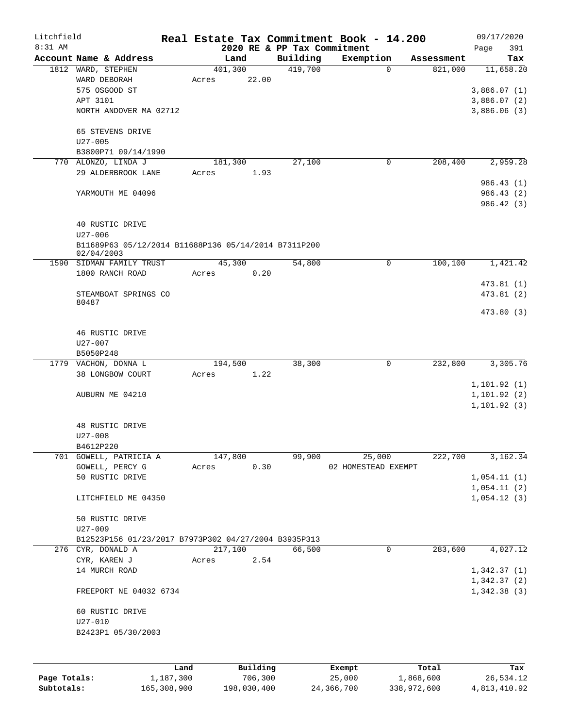# Litchfield — Real Estate Tax Commitment Book - 14.200

8:31 AM — 2020 RE & PP Tax Commitment — 09/17/2020

| Account Name & Address | Land | Building | Exemption | Assessment | Tax |
|---|---|---|---|---|---|
| 1812 WARD, STEPHEN | 401,300 | 419,700 | 0 | 821,000 | 11,658.20 |
| WARD DEBORAH | Acres 22.00 | | | | |
| 575 OSGOOD ST | | | | | 3,886.07 (1) |
| APT 3101 | | | | | 3,886.07 (2) |
| NORTH ANDOVER MA 02712 | | | | | 3,886.06 (3) |
| 65 STEVENS DRIVE | | | | | |
| U27-005 | | | | | |
| B3800P71 09/14/1990 | | | | | |
| 770 ALONZO, LINDA J | 181,300 | 27,100 | 0 | 208,400 | 2,959.28 |
| 29 ALDERBROOK LANE | Acres 1.93 | | | | |
| | | | | | 986.43 (1) |
| YARMOUTH ME 04096 | | | | | 986.43 (2) |
| | | | | | 986.42 (3) |
| 40 RUSTIC DRIVE | | | | | |
| U27-006 | | | | | |
| B11689P63 05/12/2014 B11688P136 05/14/2014 B7311P200 02/04/2003 | | | | | |
| 1590 SIDMAN FAMILY TRUST | 45,300 | 54,800 | 0 | 100,100 | 1,421.42 |
| 1800 RANCH ROAD | Acres 0.20 | | | | |
| | | | | | 473.81 (1) |
| STEAMBOAT SPRINGS CO 80487 | | | | | 473.81 (2) |
| | | | | | 473.80 (3) |
| 46 RUSTIC DRIVE | | | | | |
| U27-007 | | | | | |
| B5050P248 | | | | | |
| 1779 VACHON, DONNA L | 194,500 | 38,300 | 0 | 232,800 | 3,305.76 |
| 38 LONGBOW COURT | Acres 1.22 | | | | |
| | | | | | 1,101.92 (1) |
| AUBURN ME 04210 | | | | | 1,101.92 (2) |
| | | | | | 1,101.92 (3) |
| 48 RUSTIC DRIVE | | | | | |
| U27-008 | | | | | |
| B4612P220 | | | | | |
| 701 GOWELL, PATRICIA A | 147,800 | 99,900 | 25,000 | 222,700 | 3,162.34 |
| GOWELL, PERCY G | Acres 0.30 | | 02 HOMESTEAD EXEMPT | | |
| 50 RUSTIC DRIVE | | | | | 1,054.11 (1) |
| | | | | | 1,054.11 (2) |
| LITCHFIELD ME 04350 | | | | | 1,054.12 (3) |
| 50 RUSTIC DRIVE | | | | | |
| U27-009 | | | | | |
| B12523P156 01/23/2017 B7973P302 04/27/2004 B3935P313 | | | | | |
| 276 CYR, DONALD A | 217,100 | 66,500 | 0 | 283,600 | 4,027.12 |
| CYR, KAREN J | Acres 2.54 | | | | |
| 14 MURCH ROAD | | | | | 1,342.37 (1) |
| | | | | | 1,342.37 (2) |
| FREEPORT NE 04032 6734 | | | | | 1,342.38 (3) |
| 60 RUSTIC DRIVE | | | | | |
| U27-010 | | | | | |
| B2423P1 05/30/2003 | | | | | |

| | Land | Building | Exempt | Total | Tax |
|---|---|---|---|---|---|
| Page Totals: | 1,187,300 | 706,300 | 25,000 | 1,868,600 | 26,534.12 |
| Subtotals: | 165,308,900 | 198,030,400 | 24,366,700 | 338,972,600 | 4,813,410.92 |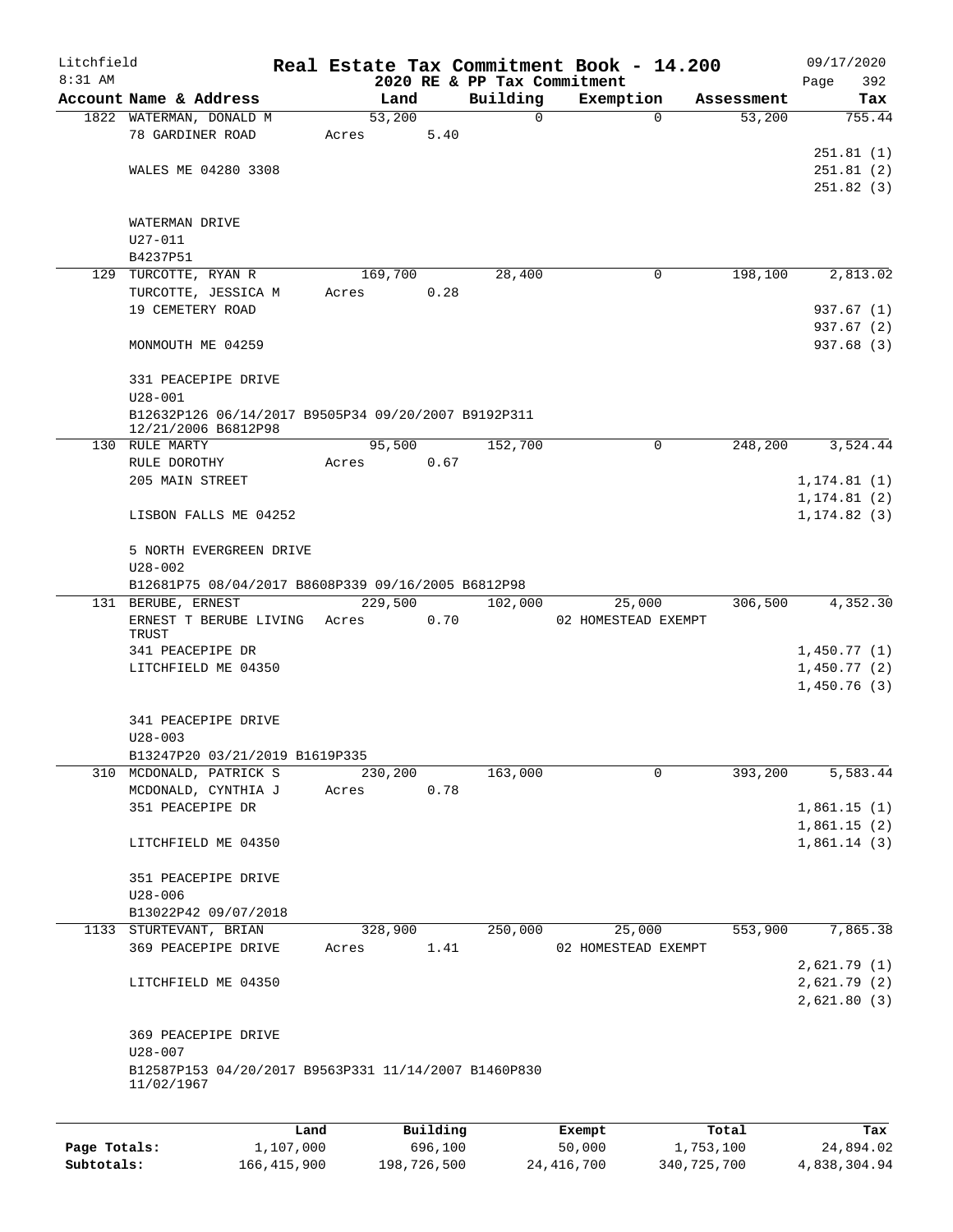# Real Estate Tax Commitment Book - 14.200

Litchfield
8:31 AM

2020 RE & PP Tax Commitment

09/17/2020

| Account Name & Address | Land | Building | Exemption | Assessment | Tax |
|---|---|---|---|---|---|
| 1822 WATERMAN, DONALD M | 53,200 | 0 | 0 | 53,200 | 755.44 |
| 78 GARDINER ROAD | Acres 5.40 | | | | |
| | | | | | 251.81 (1) |
| WALES ME 04280 3308 | | | | | 251.81 (2) |
| | | | | | 251.82 (3) |
| WATERMAN DRIVE | | | | | |
| U27-011 | | | | | |
| B4237P51 | | | | | |
| 129 TURCOTTE, RYAN R | 169,700 | 28,400 | 0 | 198,100 | 2,813.02 |
| TURCOTTE, JESSICA M | Acres 0.28 | | | | |
| 19 CEMETERY ROAD | | | | | 937.67 (1) |
| | | | | | 937.67 (2) |
| MONMOUTH ME 04259 | | | | | 937.68 (3) |
| 331 PEACEPIPE DRIVE | | | | | |
| U28-001 | | | | | |
| B12632P126 06/14/2017 B9505P34 09/20/2007 B9192P311 12/21/2006 B6812P98 | | | | | |
| 130 RULE MARTY | 95,500 | 152,700 | 0 | 248,200 | 3,524.44 |
| RULE DOROTHY | Acres 0.67 | | | | |
| 205 MAIN STREET | | | | | 1,174.81 (1) |
| | | | | | 1,174.81 (2) |
| LISBON FALLS ME 04252 | | | | | 1,174.82 (3) |
| 5 NORTH EVERGREEN DRIVE | | | | | |
| U28-002 | | | | | |
| B12681P75 08/04/2017 B8608P339 09/16/2005 B6812P98 | | | | | |
| 131 BERUBE, ERNEST | 229,500 | 102,000 | 25,000 | 306,500 | 4,352.30 |
| ERNEST T BERUBE LIVING TRUST | Acres 0.70 | | 02 HOMESTEAD EXEMPT | | |
| 341 PEACEPIPE DR | | | | | 1,450.77 (1) |
| LITCHFIELD ME 04350 | | | | | 1,450.77 (2) |
| | | | | | 1,450.76 (3) |
| 341 PEACEPIPE DRIVE | | | | | |
| U28-003 | | | | | |
| B13247P20 03/21/2019 B1619P335 | | | | | |
| 310 MCDONALD, PATRICK S | 230,200 | 163,000 | 0 | 393,200 | 5,583.44 |
| MCDONALD, CYNTHIA J | Acres 0.78 | | | | |
| 351 PEACEPIPE DR | | | | | 1,861.15 (1) |
| | | | | | 1,861.15 (2) |
| LITCHFIELD ME 04350 | | | | | 1,861.14 (3) |
| 351 PEACEPIPE DRIVE | | | | | |
| U28-006 | | | | | |
| B13022P42 09/07/2018 | | | | | |
| 1133 STURTEVANT, BRIAN | 328,900 | 250,000 | 25,000 | 553,900 | 7,865.38 |
| 369 PEACEPIPE DRIVE | Acres 1.41 | | 02 HOMESTEAD EXEMPT | | |
| | | | | | 2,621.79 (1) |
| LITCHFIELD ME 04350 | | | | | 2,621.79 (2) |
| | | | | | 2,621.80 (3) |
| 369 PEACEPIPE DRIVE | | | | | |
| U28-007 | | | | | |
| B12587P153 04/20/2017 B9563P331 11/14/2007 B1460P830 11/02/1967 | | | | | |

| | Land | Building | Exempt | Total | Tax |
|---|---|---|---|---|---|
| Page Totals: | 1,107,000 | 696,100 | 50,000 | 1,753,100 | 24,894.02 |
| Subtotals: | 166,415,900 | 198,726,500 | 24,416,700 | 340,725,700 | 4,838,304.94 |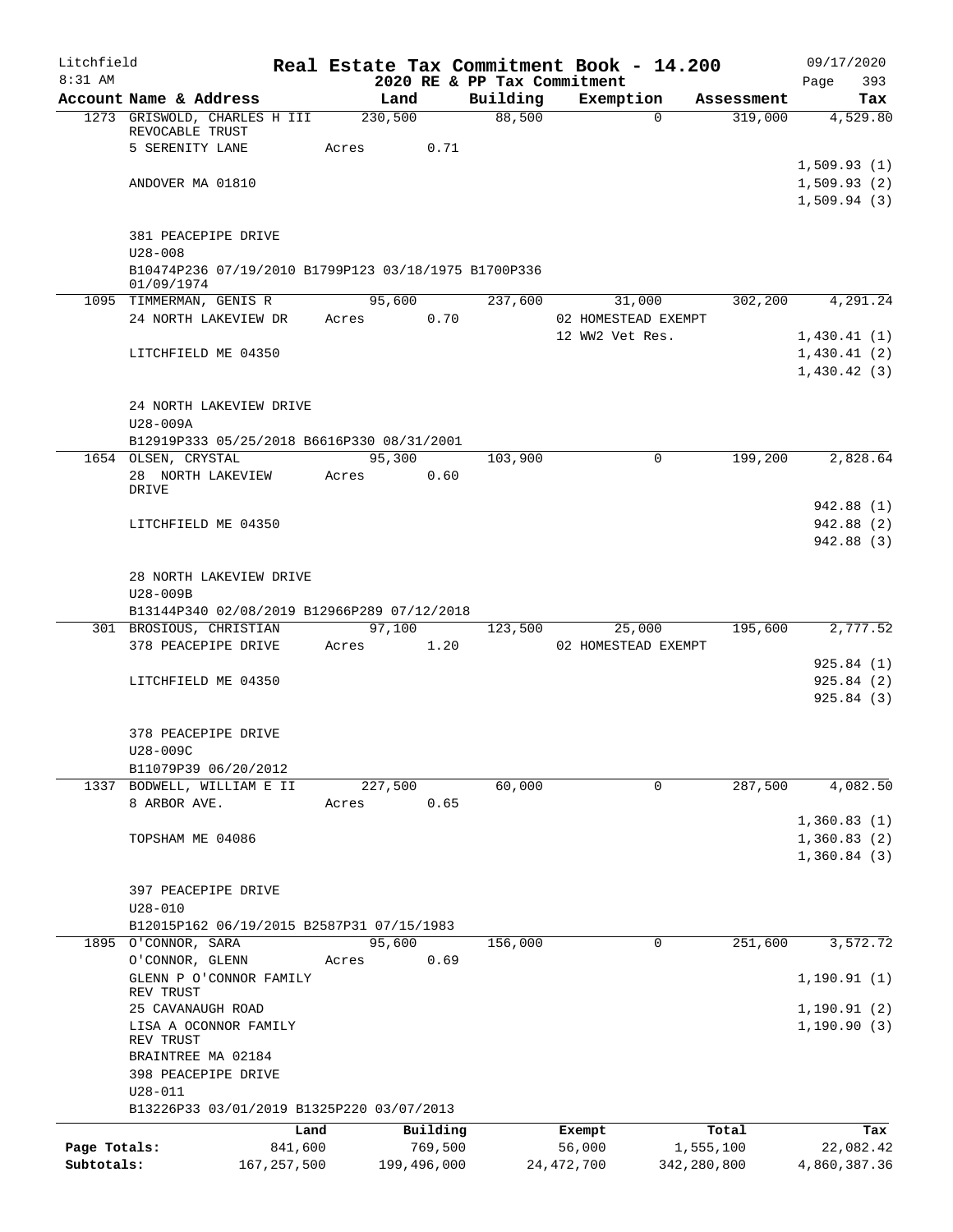Litchfield
8:31 AM

# Real Estate Tax Commitment Book - 14.200

2020 RE & PP Tax Commitment

09/17/2020
Page 393

| Account Name & Address | Land | Building | Exemption | Assessment | Tax |
|---|---|---|---|---|---|
| 1273 GRISWOLD, CHARLES H III REVOCABLE TRUST | 230,500 | 88,500 | 0 | 319,000 | 4,529.80 |
| 5 SERENITY LANE | Acres 0.71 | | | | |
| | | | | | 1,509.93 (1) |
| ANDOVER MA 01810 | | | | | 1,509.93 (2) |
| | | | | | 1,509.94 (3) |
| 381 PEACEPIPE DRIVE | | | | | |
| U28-008 | | | | | |
| B10474P236 07/19/2010 B1799P123 03/18/1975 B1700P336 01/09/1974 | | | | | |
| 1095 TIMMERMAN, GENIS R | 95,600 | 237,600 | 31,000 | 302,200 | 4,291.24 |
| 24 NORTH LAKEVIEW DR | Acres 0.70 | | 02 HOMESTEAD EXEMPT | | |
| | | | 12 WW2 Vet Res. | | 1,430.41 (1) |
| LITCHFIELD ME 04350 | | | | | 1,430.41 (2) |
| | | | | | 1,430.42 (3) |
| 24 NORTH LAKEVIEW DRIVE | | | | | |
| U28-009A | | | | | |
| B12919P333 05/25/2018 B6616P330 08/31/2001 | | | | | |
| 1654 OLSEN, CRYSTAL | 95,300 | 103,900 | 0 | 199,200 | 2,828.64 |
| 28 NORTH LAKEVIEW DRIVE | Acres 0.60 | | | | |
| | | | | | 942.88 (1) |
| LITCHFIELD ME 04350 | | | | | 942.88 (2) |
| | | | | | 942.88 (3) |
| 28 NORTH LAKEVIEW DRIVE | | | | | |
| U28-009B | | | | | |
| B13144P340 02/08/2019 B12966P289 07/12/2018 | | | | | |
| 301 BROSIOUS, CHRISTIAN | 97,100 | 123,500 | 25,000 | 195,600 | 2,777.52 |
| 378 PEACEPIPE DRIVE | Acres 1.20 | | 02 HOMESTEAD EXEMPT | | |
| | | | | | 925.84 (1) |
| LITCHFIELD ME 04350 | | | | | 925.84 (2) |
| | | | | | 925.84 (3) |
| 378 PEACEPIPE DRIVE | | | | | |
| U28-009C | | | | | |
| B11079P39 06/20/2012 | | | | | |
| 1337 BODWELL, WILLIAM E II | 227,500 | 60,000 | 0 | 287,500 | 4,082.50 |
| 8 ARBOR AVE. | Acres 0.65 | | | | |
| | | | | | 1,360.83 (1) |
| TOPSHAM ME 04086 | | | | | 1,360.83 (2) |
| | | | | | 1,360.84 (3) |
| 397 PEACEPIPE DRIVE | | | | | |
| U28-010 | | | | | |
| B12015P162 06/19/2015 B2587P31 07/15/1983 | | | | | |
| 1895 O'CONNOR, SARA | 95,600 | 156,000 | 0 | 251,600 | 3,572.72 |
| O'CONNOR, GLENN | Acres 0.69 | | | | |
| GLENN P O'CONNOR FAMILY REV TRUST | | | | | 1,190.91 (1) |
| 25 CAVANAUGH ROAD | | | | | 1,190.91 (2) |
| LISA A OCONNOR FAMILY REV TRUST | | | | | 1,190.90 (3) |
| BRAINTREE MA 02184 | | | | | |
| 398 PEACEPIPE DRIVE | | | | | |
| U28-011 | | | | | |
| B13226P33 03/01/2019 B1325P220 03/07/2013 | | | | | |

| | Land | Building | Exempt | Total | Tax |
|---|---|---|---|---|---|
| Page Totals: | 841,600 | 769,500 | 56,000 | 1,555,100 | 22,082.42 |
| Subtotals: | 167,257,500 | 199,496,000 | 24,472,700 | 342,280,800 | 4,860,387.36 |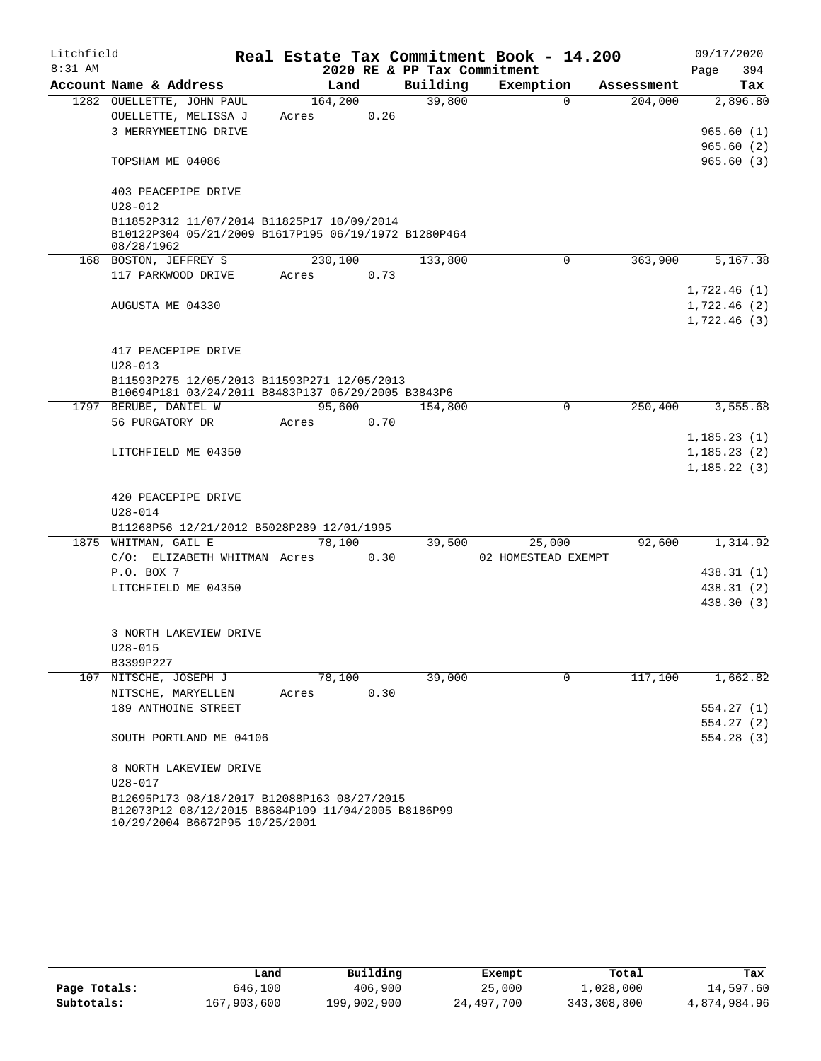Litchfield 8:31 AM

**Real Estate Tax Commitment Book - 14.200**
**2020 RE & PP Tax Commitment**

09/17/2020

| Account Name & Address | Land | Building | Exemption | Assessment | Tax |
|---|---|---|---|---|---|
| 1282 OUELLETTE, JOHN PAUL | 164,200 | 39,800 | 0 | 204,000 | 2,896.80 |
| OUELLETTE, MELISSA J | Acres 0.26 | | | | |
| 3 MERRYMEETING DRIVE | | | | | 965.60 (1) |
| | | | | | 965.60 (2) |
| TOPSHAM ME 04086 | | | | | 965.60 (3) |
| 403 PEACEPIPE DRIVE | | | | | |
| U28-012 | | | | | |
| B11852P312 11/07/2014 B11825P17 10/09/2014 B10122P304 05/21/2009 B1617P195 06/19/1972 B1280P464 08/28/1962 | | | | | |
| 168 BOSTON, JEFFREY S | 230,100 | 133,800 | 0 | 363,900 | 5,167.38 |
| 117 PARKWOOD DRIVE | Acres 0.73 | | | | |
| | | | | | 1,722.46 (1) |
| AUGUSTA ME 04330 | | | | | 1,722.46 (2) |
| | | | | | 1,722.46 (3) |
| 417 PEACEPIPE DRIVE | | | | | |
| U28-013 | | | | | |
| B11593P275 12/05/2013 B11593P271 12/05/2013 B10694P181 03/24/2011 B8483P137 06/29/2005 B3843P6 | | | | | |
| 1797 BERUBE, DANIEL W | 95,600 | 154,800 | 0 | 250,400 | 3,555.68 |
| 56 PURGATORY DR | Acres 0.70 | | | | |
| | | | | | 1,185.23 (1) |
| LITCHFIELD ME 04350 | | | | | 1,185.23 (2) |
| | | | | | 1,185.22 (3) |
| 420 PEACEPIPE DRIVE | | | | | |
| U28-014 | | | | | |
| B11268P56 12/21/2012 B5028P289 12/01/1995 | | | | | |
| 1875 WHITMAN, GAIL E | 78,100 | 39,500 | 25,000 | 92,600 | 1,314.92 |
| C/O: ELIZABETH WHITMAN | Acres 0.30 | | 02 HOMESTEAD EXEMPT | | |
| P.O. BOX 7 | | | | | 438.31 (1) |
| LITCHFIELD ME 04350 | | | | | 438.31 (2) |
| | | | | | 438.30 (3) |
| 3 NORTH LAKEVIEW DRIVE | | | | | |
| U28-015 | | | | | |
| B3399P227 | | | | | |
| 107 NITSCHE, JOSEPH J | 78,100 | 39,000 | 0 | 117,100 | 1,662.82 |
| NITSCHE, MARYELLEN | Acres 0.30 | | | | |
| 189 ANTHOINE STREET | | | | | 554.27 (1) |
| | | | | | 554.27 (2) |
| SOUTH PORTLAND ME 04106 | | | | | 554.28 (3) |
| 8 NORTH LAKEVIEW DRIVE | | | | | |
| U28-017 | | | | | |
| B12695P173 08/18/2017 B12088P163 08/27/2015 B12073P12 08/12/2015 B8684P109 11/04/2005 B8186P99 10/29/2004 B6672P95 10/25/2001 | | | | | |

| | Land | Building | Exempt | Total | Tax |
|---|---|---|---|---|---|
| Page Totals: | 646,100 | 406,900 | 25,000 | 1,028,000 | 14,597.60 |
| Subtotals: | 167,903,600 | 199,902,900 | 24,497,700 | 343,308,800 | 4,874,984.96 |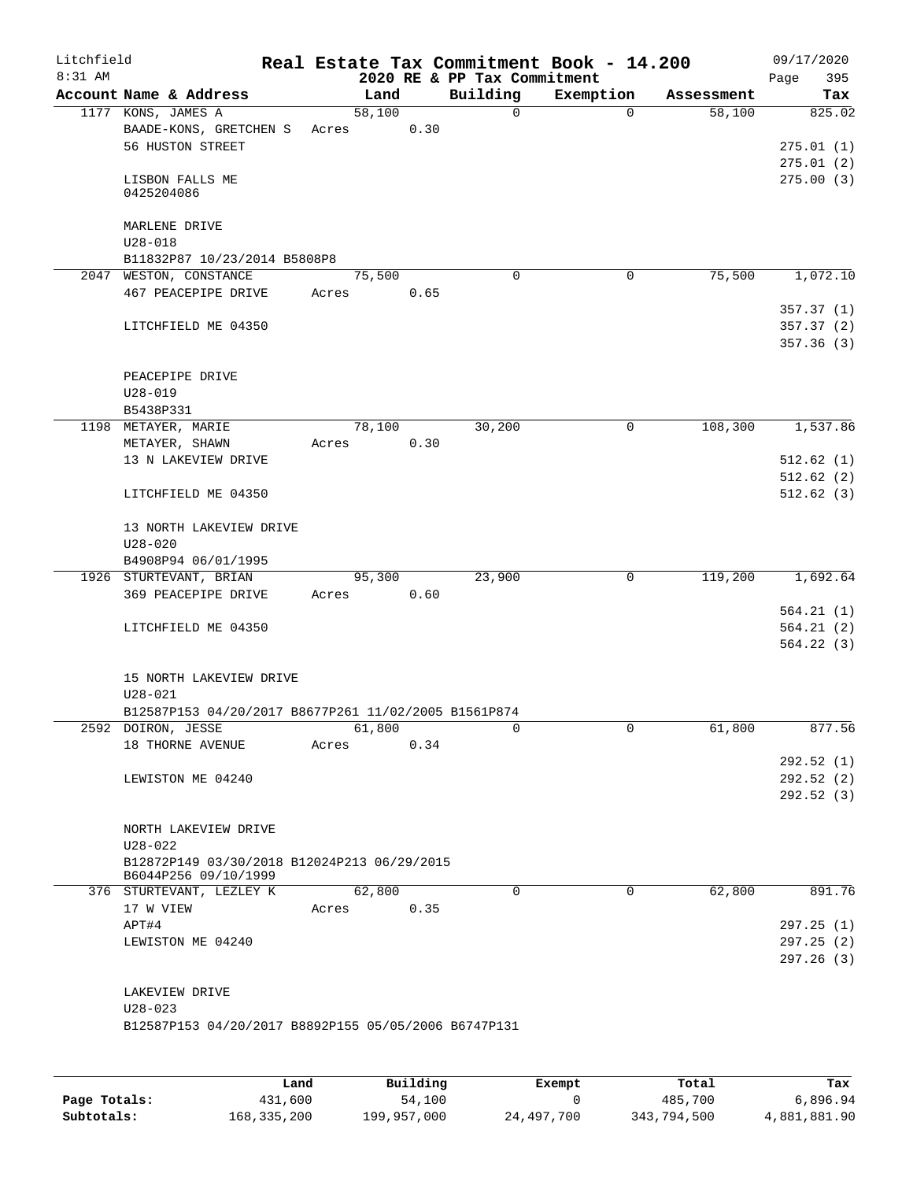Litchfield
8:31 AM

# Real Estate Tax Commitment Book - 14.200

## 2020 RE & PP Tax Commitment

09/17/2020

| Account Name & Address | Land | Building | Exemption | Assessment | Tax |
|---|---|---|---|---|---|
| 1177 KONS, JAMES A | 58,100 | 0 | 0 | 58,100 | 825.02 |
| BAADE-KONS, GRETCHEN S | Acres 0.30 | | | | |
| 56 HUSTON STREET | | | | | 275.01 (1) |
| | | | | | 275.01 (2) |
| LISBON FALLS ME 0425204086 | | | | | 275.00 (3) |
| MARLENE DRIVE | | | | | |
| U28-018 | | | | | |
| B11832P87 10/23/2014 B5808P8 | | | | | |
| 2047 WESTON, CONSTANCE | 75,500 | 0 | 0 | 75,500 | 1,072.10 |
| 467 PEACEPIPE DRIVE | Acres 0.65 | | | | |
| | | | | | 357.37 (1) |
| LITCHFIELD ME 04350 | | | | | 357.37 (2) |
| | | | | | 357.36 (3) |
| PEACEPIPE DRIVE | | | | | |
| U28-019 | | | | | |
| B5438P331 | | | | | |
| 1198 METAYER, MARIE | 78,100 | 30,200 | 0 | 108,300 | 1,537.86 |
| METAYER, SHAWN | Acres 0.30 | | | | |
| 13 N LAKEVIEW DRIVE | | | | | 512.62 (1) |
| | | | | | 512.62 (2) |
| LITCHFIELD ME 04350 | | | | | 512.62 (3) |
| 13 NORTH LAKEVIEW DRIVE | | | | | |
| U28-020 | | | | | |
| B4908P94 06/01/1995 | | | | | |
| 1926 STURTEVANT, BRIAN | 95,300 | 23,900 | 0 | 119,200 | 1,692.64 |
| 369 PEACEPIPE DRIVE | Acres 0.60 | | | | |
| | | | | | 564.21 (1) |
| LITCHFIELD ME 04350 | | | | | 564.21 (2) |
| | | | | | 564.22 (3) |
| 15 NORTH LAKEVIEW DRIVE | | | | | |
| U28-021 | | | | | |
| B12587P153 04/20/2017 B8677P261 11/02/2005 B1561P874 | | | | | |
| 2592 DOIRON, JESSE | 61,800 | 0 | 0 | 61,800 | 877.56 |
| 18 THORNE AVENUE | Acres 0.34 | | | | |
| | | | | | 292.52 (1) |
| LEWISTON ME 04240 | | | | | 292.52 (2) |
| | | | | | 292.52 (3) |
| NORTH LAKEVIEW DRIVE | | | | | |
| U28-022 | | | | | |
| B12872P149 03/30/2018 B12024P213 06/29/2015 B6044P256 09/10/1999 | | | | | |
| 376 STURTEVANT, LEZLEY K | 62,800 | 0 | 0 | 62,800 | 891.76 |
| 17 W VIEW | Acres 0.35 | | | | |
| APT#4 | | | | | 297.25 (1) |
| LEWISTON ME 04240 | | | | | 297.25 (2) |
| | | | | | 297.26 (3) |
| LAKEVIEW DRIVE | | | | | |
| U28-023 | | | | | |
| B12587P153 04/20/2017 B8892P155 05/05/2006 B6747P131 | | | | | |

| | Land | Building | Exempt | Total | Tax |
|---|---|---|---|---|---|
| Page Totals: | 431,600 | 54,100 | 0 | 485,700 | 6,896.94 |
| Subtotals: | 168,335,200 | 199,957,000 | 24,497,700 | 343,794,500 | 4,881,881.90 |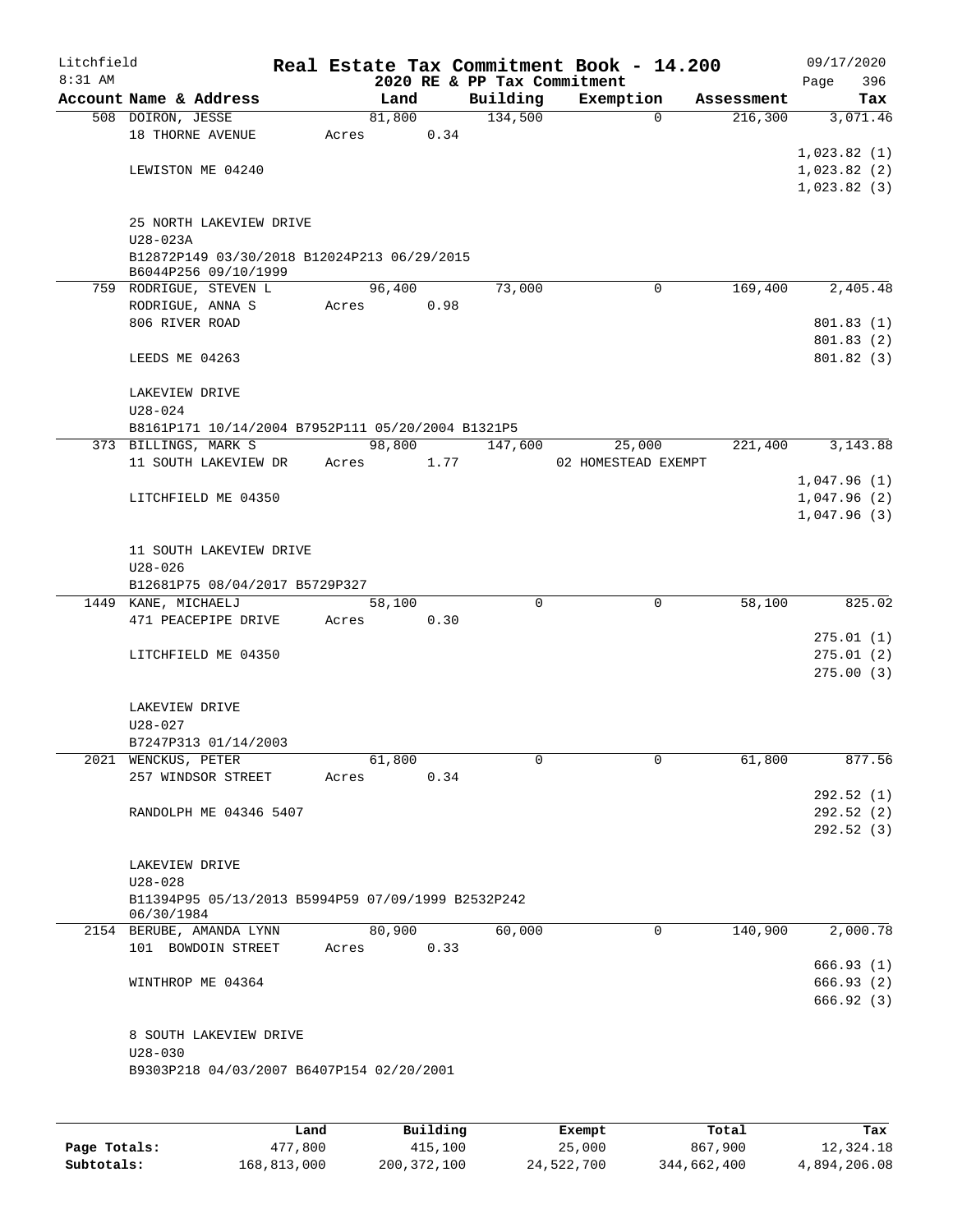# Real Estate Tax Commitment Book - 14.200

Litchfield
8:31 AM

2020 RE & PP Tax Commitment

09/17/2020
Page 396

| Account Name & Address | Land | Building | Exemption | Assessment | Tax |
|---|---|---|---|---|---|
| 508 DOIRON, JESSE | 81,800 | 134,500 | 0 | 216,300 | 3,071.46 |
| 18 THORNE AVENUE | Acres 0.34 | | | | |
| | | | | | 1,023.82 (1) |
| LEWISTON ME 04240 | | | | | 1,023.82 (2) |
| | | | | | 1,023.82 (3) |
| 25 NORTH LAKEVIEW DRIVE | | | | | |
| U28-023A | | | | | |
| B12872P149 03/30/2018 B12024P213 06/29/2015 B6044P256 09/10/1999 | | | | | |
| 759 RODRIGUE, STEVEN L | 96,400 | 73,000 | 0 | 169,400 | 2,405.48 |
| RODRIGUE, ANNA S | Acres 0.98 | | | | |
| 806 RIVER ROAD | | | | | 801.83 (1) |
| | | | | | 801.83 (2) |
| LEEDS ME 04263 | | | | | 801.82 (3) |
| LAKEVIEW DRIVE | | | | | |
| U28-024 | | | | | |
| B8161P171 10/14/2004 B7952P111 05/20/2004 B1321P5 | | | | | |
| 373 BILLINGS, MARK S | 98,800 | 147,600 | 25,000 | 221,400 | 3,143.88 |
| 11 SOUTH LAKEVIEW DR | Acres 1.77 | | 02 HOMESTEAD EXEMPT | | |
| | | | | | 1,047.96 (1) |
| LITCHFIELD ME 04350 | | | | | 1,047.96 (2) |
| | | | | | 1,047.96 (3) |
| 11 SOUTH LAKEVIEW DRIVE | | | | | |
| U28-026 | | | | | |
| B12681P75 08/04/2017 B5729P327 | | | | | |
| 1449 KANE, MICHAELJ | 58,100 | 0 | 0 | 58,100 | 825.02 |
| 471 PEACEPIPE DRIVE | Acres 0.30 | | | | |
| | | | | | 275.01 (1) |
| LITCHFIELD ME 04350 | | | | | 275.01 (2) |
| | | | | | 275.00 (3) |
| LAKEVIEW DRIVE | | | | | |
| U28-027 | | | | | |
| B7247P313 01/14/2003 | | | | | |
| 2021 WENCKUS, PETER | 61,800 | 0 | 0 | 61,800 | 877.56 |
| 257 WINDSOR STREET | Acres 0.34 | | | | |
| | | | | | 292.52 (1) |
| RANDOLPH ME 04346 5407 | | | | | 292.52 (2) |
| | | | | | 292.52 (3) |
| LAKEVIEW DRIVE | | | | | |
| U28-028 | | | | | |
| B11394P95 05/13/2013 B5994P59 07/09/1999 B2532P242 06/30/1984 | | | | | |
| 2154 BERUBE, AMANDA LYNN | 80,900 | 60,000 | 0 | 140,900 | 2,000.78 |
| 101 BOWDOIN STREET | Acres 0.33 | | | | |
| | | | | | 666.93 (1) |
| WINTHROP ME 04364 | | | | | 666.93 (2) |
| | | | | | 666.92 (3) |
| 8 SOUTH LAKEVIEW DRIVE | | | | | |
| U28-030 | | | | | |
| B9303P218 04/03/2007 B6407P154 02/20/2001 | | | | | |

| | Land | Building | Exempt | Total | Tax |
|---|---|---|---|---|---|
| Page Totals: | 477,800 | 415,100 | 25,000 | 867,900 | 12,324.18 |
| Subtotals: | 168,813,000 | 200,372,100 | 24,522,700 | 344,662,400 | 4,894,206.08 |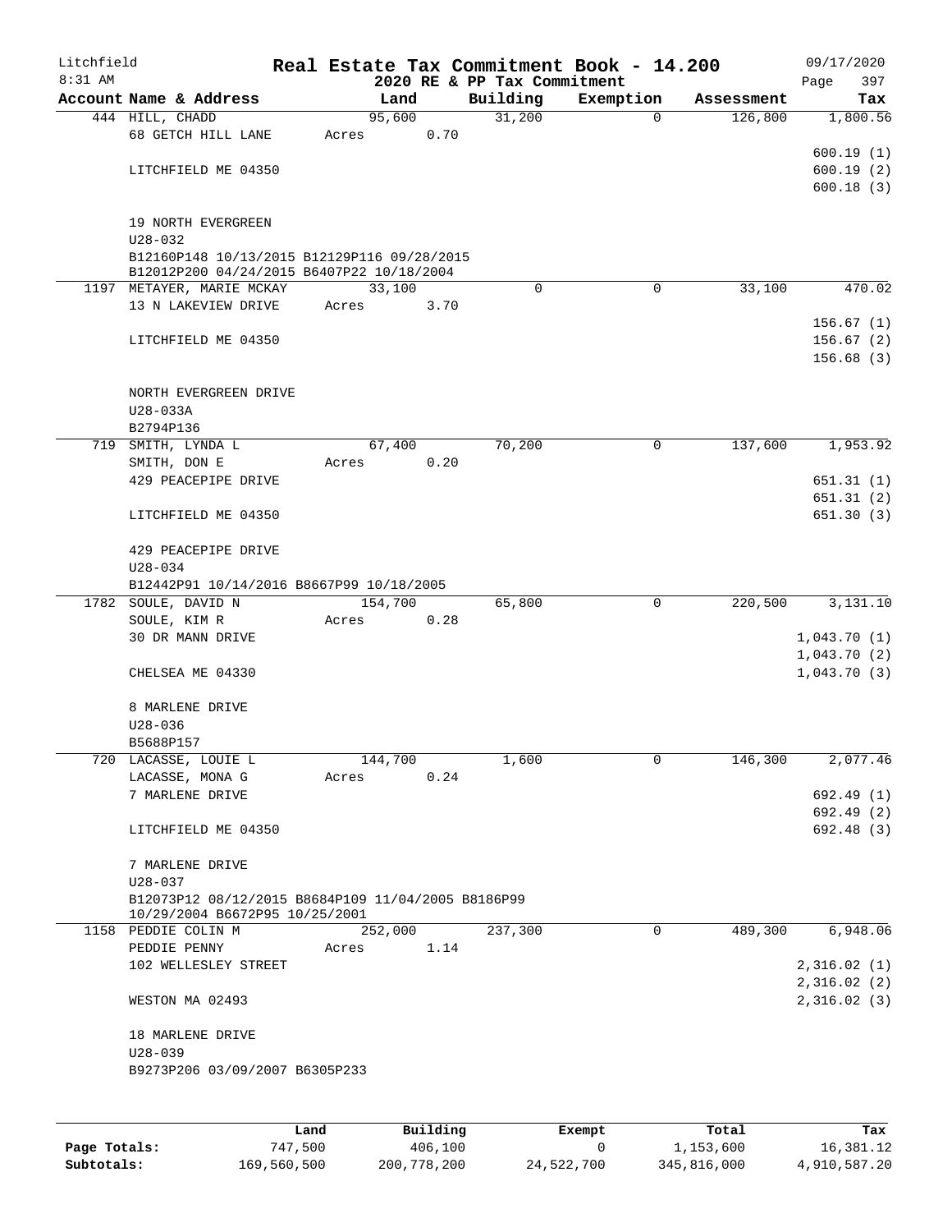# Real Estate Tax Commitment Book - 14.200

Litchfield
8:31 AM

2020 RE & PP Tax Commitment

09/17/2020

| Account | Name & Address | Land | Building | Exemption | Assessment | Tax |
|---|---|---|---|---|---|---|
| 444 | HILL, CHADD<br>68 GETCH HILL LANE<br><br>LITCHFIELD ME 04350<br><br>19 NORTH EVERGREEN<br>U28-032<br>B12160P148 10/13/2015 B12129P116 09/28/2015<br>B12012P200 04/24/2015 B6407P22 10/18/2004 | 95,600<br>Acres 0.70 | 31,200 | 0 | 126,800 | 1,800.56<br><br>600.19 (1)<br>600.19 (2)<br>600.18 (3) |
| 1197 | METAYER, MARIE MCKAY<br>13 N LAKEVIEW DRIVE<br><br>LITCHFIELD ME 04350<br><br>NORTH EVERGREEN DRIVE<br>U28-033A<br>B2794P136 | 33,100<br>Acres 3.70 | 0 | 0 | 33,100 | 470.02<br><br>156.67 (1)<br>156.67 (2)<br>156.68 (3) |
| 719 | SMITH, LYNDA L<br>SMITH, DON E<br>429 PEACEPIPE DRIVE<br><br>LITCHFIELD ME 04350<br><br>429 PEACEPIPE DRIVE<br>U28-034<br>B12442P91 10/14/2016 B8667P99 10/18/2005 | 67,400<br>Acres 0.20 | 70,200 | 0 | 137,600 | 1,953.92<br><br>651.31 (1)<br>651.31 (2)<br>651.30 (3) |
| 1782 | SOULE, DAVID N<br>SOULE, KIM R<br>30 DR MANN DRIVE<br><br>CHELSEA ME 04330<br><br>8 MARLENE DRIVE<br>U28-036<br>B5688P157 | 154,700<br>Acres 0.28 | 65,800 | 0 | 220,500 | 3,131.10<br><br>1,043.70 (1)<br>1,043.70 (2)<br>1,043.70 (3) |
| 720 | LACASSE, LOUIE L<br>LACASSE, MONA G<br>7 MARLENE DRIVE<br><br>LITCHFIELD ME 04350<br><br>7 MARLENE DRIVE<br>U28-037<br>B12073P12 08/12/2015 B8684P109 11/04/2005 B8186P99<br>10/29/2004 B6672P95 10/25/2001 | 144,700<br>Acres 0.24 | 1,600 | 0 | 146,300 | 2,077.46<br><br>692.49 (1)<br>692.49 (2)<br>692.48 (3) |
| 1158 | PEDDIE COLIN M<br>PEDDIE PENNY<br>102 WELLESLEY STREET<br><br>WESTON MA 02493<br><br>18 MARLENE DRIVE<br>U28-039<br>B9273P206 03/09/2007 B6305P233 | 252,000<br>Acres 1.14 | 237,300 | 0 | 489,300 | 6,948.06<br><br>2,316.02 (1)<br>2,316.02 (2)<br>2,316.02 (3) |

| | Land | Building | Exempt | Total | Tax |
|---|---|---|---|---|---|
| **Page Totals:** | 747,500 | 406,100 | 0 | 1,153,600 | 16,381.12 |
| **Subtotals:** | 169,560,500 | 200,778,200 | 24,522,700 | 345,816,000 | 4,910,587.20 |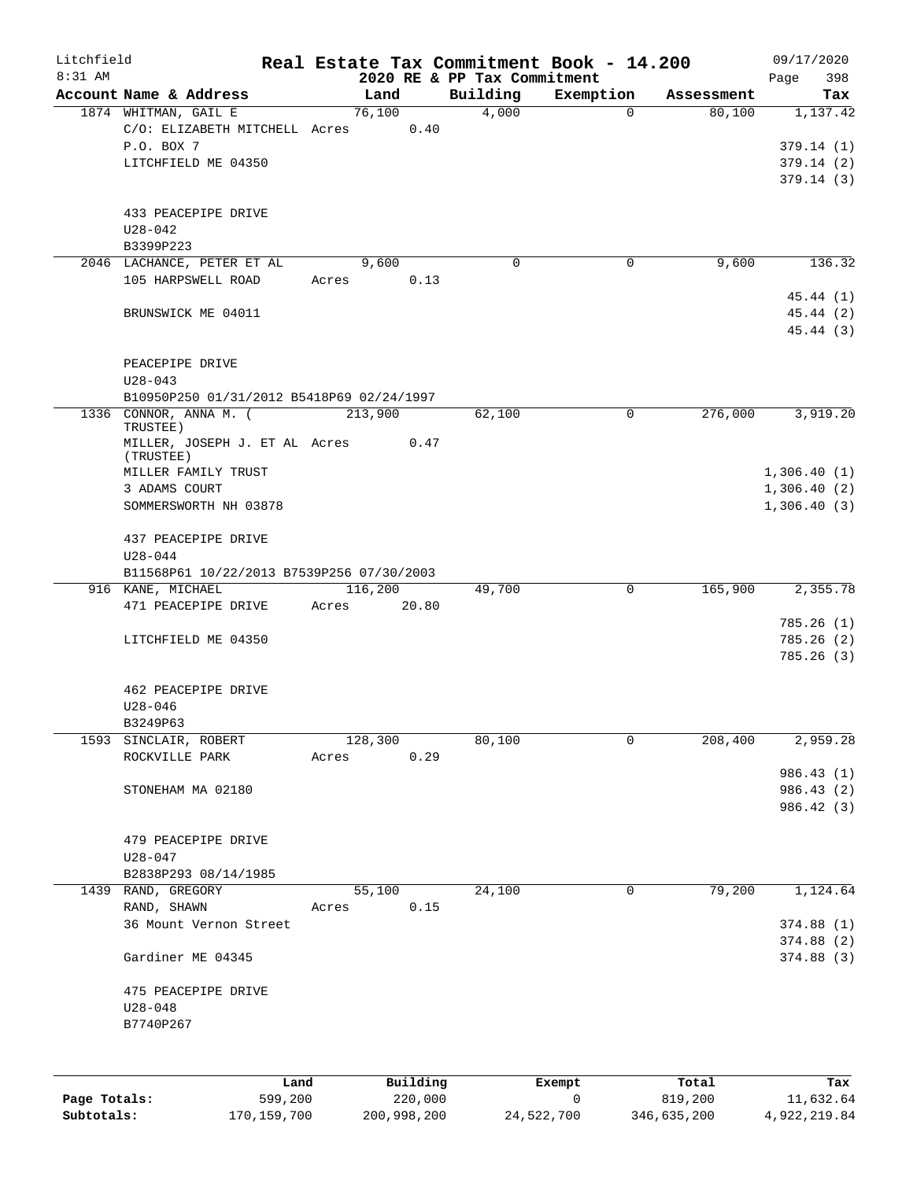Litchfield
8:31 AM

**Real Estate Tax Commitment Book - 14.200**
**2020 RE & PP Tax Commitment**

09/17/2020

| Account Name & Address | Land | Building | Exemption | Assessment | Tax |
|---|---|---|---|---|---|
| 1874 WHITMAN, GAIL E | 76,100 | 4,000 | 0 | 80,100 | 1,137.42 |
| C/O: ELIZABETH MITCHELL Acres 0.40 | | | | | |
| P.O. BOX 7 | | | | | 379.14 (1) |
| LITCHFIELD ME 04350 | | | | | 379.14 (2) |
| | | | | | 379.14 (3) |
| 433 PEACEPIPE DRIVE | | | | | |
| U28-042 | | | | | |
| B3399P223 | | | | | |
| 2046 LACHANCE, PETER ET AL | 9,600 | 0 | 0 | 9,600 | 136.32 |
| 105 HARPSWELL ROAD Acres 0.13 | | | | | |
| | | | | | 45.44 (1) |
| BRUNSWICK ME 04011 | | | | | 45.44 (2) |
| | | | | | 45.44 (3) |
| PEACEPIPE DRIVE | | | | | |
| U28-043 | | | | | |
| B10950P250 01/31/2012 B5418P69 02/24/1997 | | | | | |
| 1336 CONNOR, ANNA M. ( TRUSTEE) | 213,900 | 62,100 | 0 | 276,000 | 3,919.20 |
| MILLER, JOSEPH J. ET AL Acres 0.47 (TRUSTEE) | | | | | |
| MILLER FAMILY TRUST | | | | | 1,306.40 (1) |
| 3 ADAMS COURT | | | | | 1,306.40 (2) |
| SOMMERSWORTH NH 03878 | | | | | 1,306.40 (3) |
| 437 PEACEPIPE DRIVE | | | | | |
| U28-044 | | | | | |
| B11568P61 10/22/2013 B7539P256 07/30/2003 | | | | | |
| 916 KANE, MICHAEL | 116,200 | 49,700 | 0 | 165,900 | 2,355.78 |
| 471 PEACEPIPE DRIVE Acres 20.80 | | | | | |
| | | | | | 785.26 (1) |
| LITCHFIELD ME 04350 | | | | | 785.26 (2) |
| | | | | | 785.26 (3) |
| 462 PEACEPIPE DRIVE | | | | | |
| U28-046 | | | | | |
| B3249P63 | | | | | |
| 1593 SINCLAIR, ROBERT | 128,300 | 80,100 | 0 | 208,400 | 2,959.28 |
| ROCKVILLE PARK Acres 0.29 | | | | | |
| | | | | | 986.43 (1) |
| STONEHAM MA 02180 | | | | | 986.43 (2) |
| | | | | | 986.42 (3) |
| 479 PEACEPIPE DRIVE | | | | | |
| U28-047 | | | | | |
| B2838P293 08/14/1985 | | | | | |
| 1439 RAND, GREGORY | 55,100 | 24,100 | 0 | 79,200 | 1,124.64 |
| RAND, SHAWN Acres 0.15 | | | | | |
| 36 Mount Vernon Street | | | | | 374.88 (1) |
| | | | | | 374.88 (2) |
| Gardiner ME 04345 | | | | | 374.88 (3) |
| 475 PEACEPIPE DRIVE | | | | | |
| U28-048 | | | | | |
| B7740P267 | | | | | |

| | Land | Building | Exempt | Total | Tax |
|---|---|---|---|---|---|
| **Page Totals:** | 599,200 | 220,000 | 0 | 819,200 | 11,632.64 |
| **Subtotals:** | 170,159,700 | 200,998,200 | 24,522,700 | 346,635,200 | 4,922,219.84 |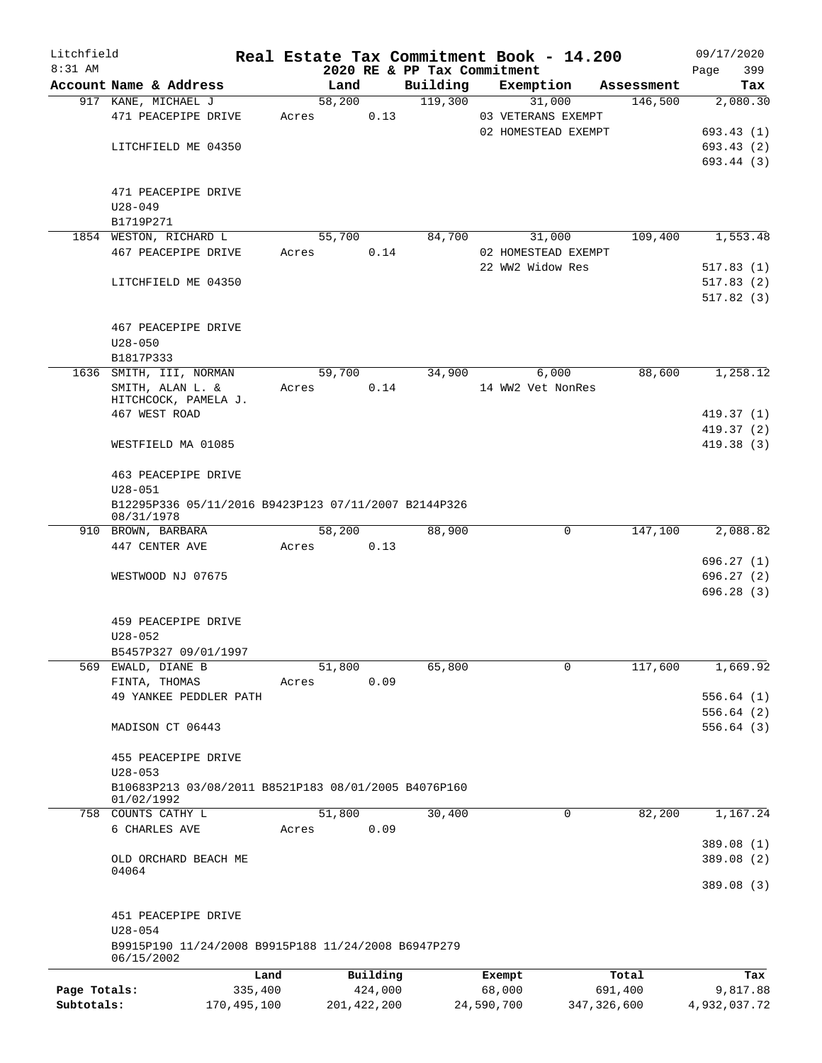Litchfield
8:31 AM

# Real Estate Tax Commitment Book - 14.200
## 2020 RE & PP Tax Commitment

09/17/2020
Page 399

| Account Name & Address | Land | Building | Exemption | Assessment | Tax |
|---|---|---|---|---|---|
| 917 KANE, MICHAEL J | 58,200 | 119,300 | 31,000 | 146,500 | 2,080.30 |
| 471 PEACEPIPE DRIVE | Acres 0.13 | | 03 VETERANS EXEMPT | | |
| | | | 02 HOMESTEAD EXEMPT | | 693.43 (1) |
| LITCHFIELD ME 04350 | | | | | 693.43 (2) |
| | | | | | 693.44 (3) |
| 471 PEACEPIPE DRIVE | | | | | |
| U28-049 | | | | | |
| B1719P271 | | | | | |
| 1854 WESTON, RICHARD L | 55,700 | 84,700 | 31,000 | 109,400 | 1,553.48 |
| 467 PEACEPIPE DRIVE | Acres 0.14 | | 02 HOMESTEAD EXEMPT | | |
| | | | 22 WW2 Widow Res | | 517.83 (1) |
| LITCHFIELD ME 04350 | | | | | 517.83 (2) |
| | | | | | 517.82 (3) |
| 467 PEACEPIPE DRIVE | | | | | |
| U28-050 | | | | | |
| B1817P333 | | | | | |
| 1636 SMITH, III, NORMAN | 59,700 | 34,900 | 6,000 | 88,600 | 1,258.12 |
| SMITH, ALAN L. & HITCHCOCK, PAMELA J. | Acres 0.14 | | 14 WW2 Vet NonRes | | |
| 467 WEST ROAD | | | | | 419.37 (1) |
| | | | | | 419.37 (2) |
| WESTFIELD MA 01085 | | | | | 419.38 (3) |
| 463 PEACEPIPE DRIVE | | | | | |
| U28-051 | | | | | |
| B12295P336 05/11/2016 B9423P123 07/11/2007 B2144P326 08/31/1978 | | | | | |
| 910 BROWN, BARBARA | 58,200 | 88,900 | 0 | 147,100 | 2,088.82 |
| 447 CENTER AVE | Acres 0.13 | | | | |
| | | | | | 696.27 (1) |
| WESTWOOD NJ 07675 | | | | | 696.27 (2) |
| | | | | | 696.28 (3) |
| 459 PEACEPIPE DRIVE | | | | | |
| U28-052 | | | | | |
| B5457P327 09/01/1997 | | | | | |
| 569 EWALD, DIANE B | 51,800 | 65,800 | 0 | 117,600 | 1,669.92 |
| FINTA, THOMAS | Acres 0.09 | | | | |
| 49 YANKEE PEDDLER PATH | | | | | 556.64 (1) |
| | | | | | 556.64 (2) |
| MADISON CT 06443 | | | | | 556.64 (3) |
| 455 PEACEPIPE DRIVE | | | | | |
| U28-053 | | | | | |
| B10683P213 03/08/2011 B8521P183 08/01/2005 B4076P160 01/02/1992 | | | | | |
| 758 COUNTS CATHY L | 51,800 | 30,400 | 0 | 82,200 | 1,167.24 |
| 6 CHARLES AVE | Acres 0.09 | | | | |
| | | | | | 389.08 (1) |
| OLD ORCHARD BEACH ME 04064 | | | | | 389.08 (2) |
| | | | | | 389.08 (3) |
| 451 PEACEPIPE DRIVE | | | | | |
| U28-054 | | | | | |
| B9915P190 11/24/2008 B9915P188 11/24/2008 B6947P279 06/15/2002 | | | | | |

| | Land | Building | Exempt | Total | Tax |
|---|---|---|---|---|---|
| Page Totals: | 335,400 | 424,000 | 68,000 | 691,400 | 9,817.88 |
| Subtotals: | 170,495,100 | 201,422,200 | 24,590,700 | 347,326,600 | 4,932,037.72 |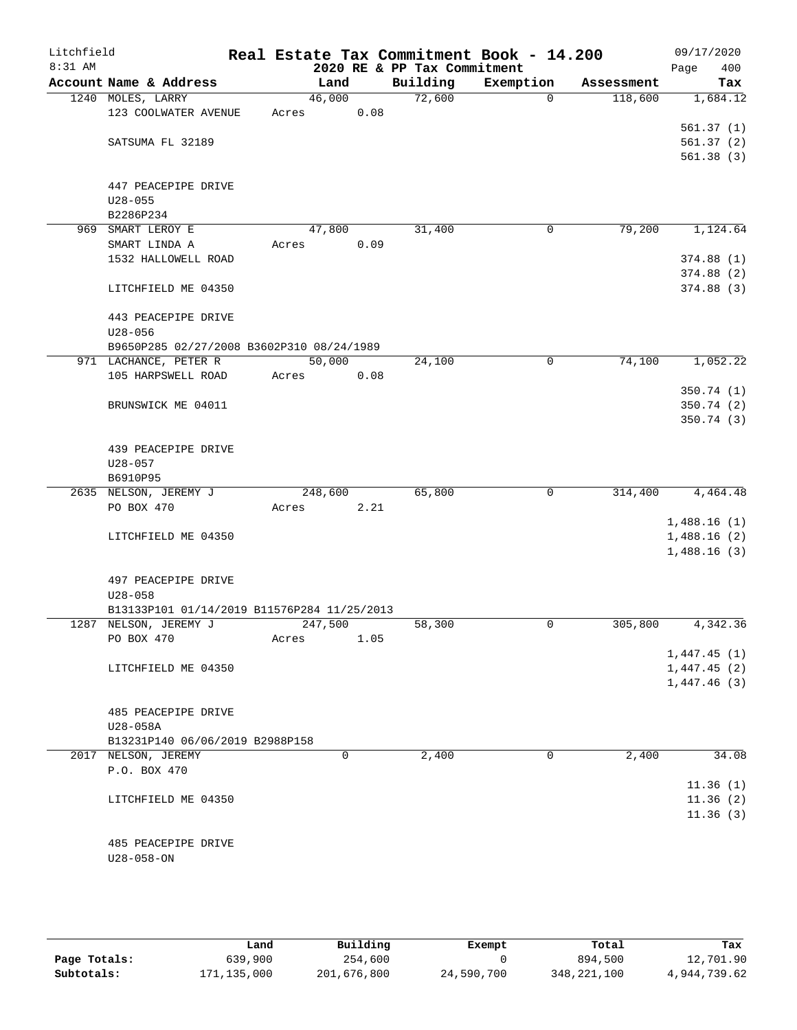Litchfield
8:31 AM

# Real Estate Tax Commitment Book - 14.200
## 2020 RE & PP Tax Commitment

09/17/2020
Page 400

| Account Name & Address | Land | Building | Exemption | Assessment | Tax |
|---|---|---|---|---|---|
| 1240 MOLES, LARRY<br>123 COOLWATER AVENUE<br><br>SATSUMA FL 32189<br><br>447 PEACEPIPE DRIVE<br>U28-055<br>B2286P234 | 46,000<br>Acres 0.08 | 72,600 | 0 | 118,600 | 1,684.12<br><br>561.37 (1)<br>561.37 (2)<br>561.38 (3) |
| 969 SMART LEROY E<br>SMART LINDA A<br>1532 HALLOWELL ROAD<br><br>LITCHFIELD ME 04350<br><br>443 PEACEPIPE DRIVE<br>U28-056<br>B9650P285 02/27/2008 B3602P310 08/24/1989 | 47,800<br>Acres 0.09 | 31,400 | 0 | 79,200 | 1,124.64<br><br>374.88 (1)<br>374.88 (2)<br>374.88 (3) |
| 971 LACHANCE, PETER R<br>105 HARPSWELL ROAD<br><br>BRUNSWICK ME 04011<br><br>439 PEACEPIPE DRIVE<br>U28-057<br>B6910P95 | 50,000<br>Acres 0.08 | 24,100 | 0 | 74,100 | 1,052.22<br><br>350.74 (1)<br>350.74 (2)<br>350.74 (3) |
| 2635 NELSON, JEREMY J<br>PO BOX 470<br><br>LITCHFIELD ME 04350<br><br>497 PEACEPIPE DRIVE<br>U28-058<br>B13133P101 01/14/2019 B11576P284 11/25/2013 | 248,600<br>Acres 2.21 | 65,800 | 0 | 314,400 | 4,464.48<br><br>1,488.16 (1)<br>1,488.16 (2)<br>1,488.16 (3) |
| 1287 NELSON, JEREMY J<br>PO BOX 470<br><br>LITCHFIELD ME 04350<br><br>485 PEACEPIPE DRIVE<br>U28-058A<br>B13231P140 06/06/2019 B2988P158 | 247,500<br>Acres 1.05 | 58,300 | 0 | 305,800 | 4,342.36<br><br>1,447.45 (1)<br>1,447.45 (2)<br>1,447.46 (3) |
| 2017 NELSON, JEREMY<br>P.O. BOX 470<br><br>LITCHFIELD ME 04350<br><br>485 PEACEPIPE DRIVE<br>U28-058-ON | 0 | 2,400 | 0 | 2,400 | 34.08<br><br>11.36 (1)<br>11.36 (2)<br>11.36 (3) |

| | Land | Building | Exempt | Total | Tax |
|---|---|---|---|---|---|
| Page Totals: | 639,900 | 254,600 | 0 | 894,500 | 12,701.90 |
| Subtotals: | 171,135,000 | 201,676,800 | 24,590,700 | 348,221,100 | 4,944,739.62 |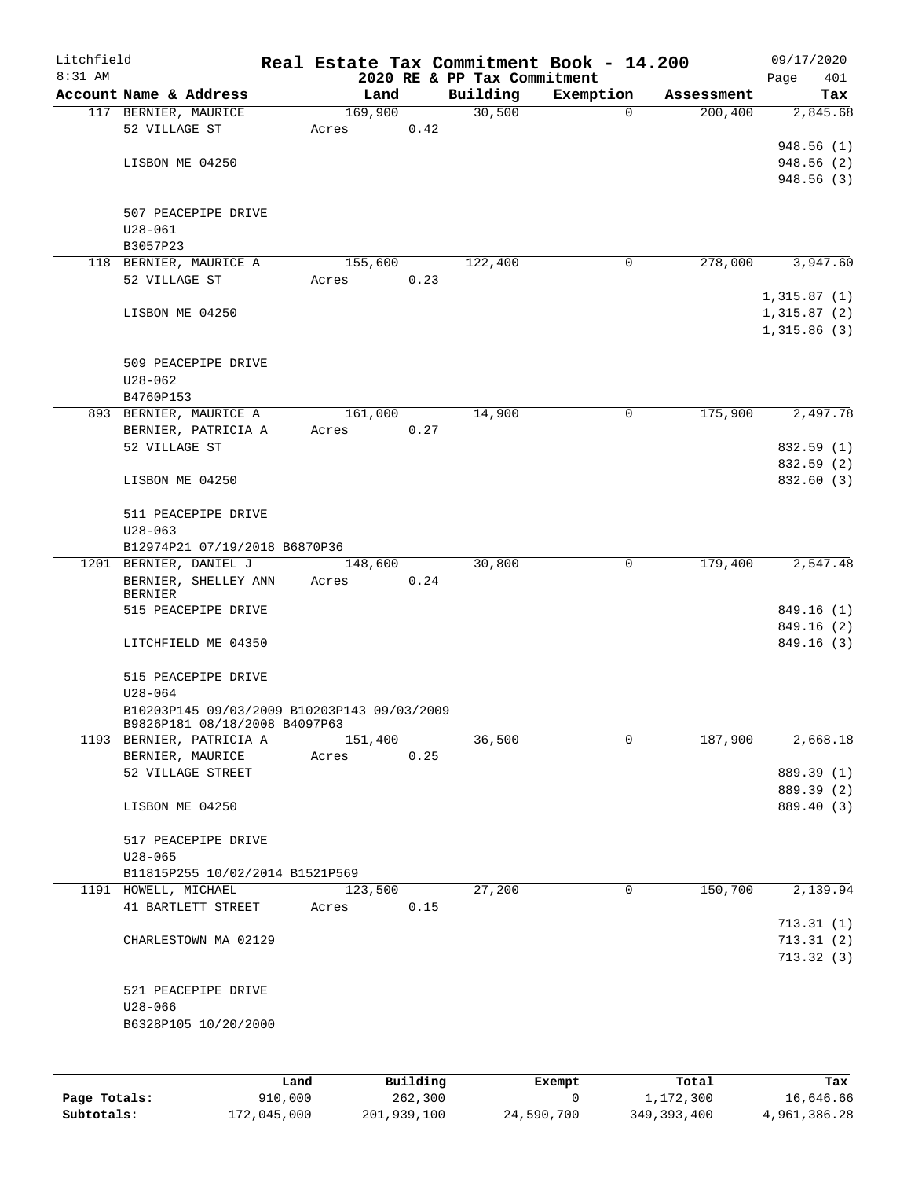Litchfield
8:31 AM

# Real Estate Tax Commitment Book - 14.200
## 2020 RE & PP Tax Commitment

09/17/2020
Page 401

| Account Name & Address | Land | Building | Exemption | Assessment | Tax |
|---|---|---|---|---|---|
| 117 BERNIER, MAURICE | 169,900 | 30,500 | 0 | 200,400 | 2,845.68 |
| 52 VILLAGE ST | Acres 0.42 | | | | |
| | | | | | 948.56 (1) |
| LISBON ME 04250 | | | | | 948.56 (2) |
| | | | | | 948.56 (3) |
| 507 PEACEPIPE DRIVE | | | | | |
| U28-061 | | | | | |
| B3057P23 | | | | | |
| 118 BERNIER, MAURICE A | 155,600 | 122,400 | 0 | 278,000 | 3,947.60 |
| 52 VILLAGE ST | Acres 0.23 | | | | |
| | | | | | 1,315.87 (1) |
| LISBON ME 04250 | | | | | 1,315.87 (2) |
| | | | | | 1,315.86 (3) |
| 509 PEACEPIPE DRIVE | | | | | |
| U28-062 | | | | | |
| B4760P153 | | | | | |
| 893 BERNIER, MAURICE A | 161,000 | 14,900 | 0 | 175,900 | 2,497.78 |
| BERNIER, PATRICIA A | Acres 0.27 | | | | |
| 52 VILLAGE ST | | | | | 832.59 (1) |
| | | | | | 832.59 (2) |
| LISBON ME 04250 | | | | | 832.60 (3) |
| 511 PEACEPIPE DRIVE | | | | | |
| U28-063 | | | | | |
| B12974P21 07/19/2018 B6870P36 | | | | | |
| 1201 BERNIER, DANIEL J | 148,600 | 30,800 | 0 | 179,400 | 2,547.48 |
| BERNIER, SHELLEY ANN BERNIER | Acres 0.24 | | | | |
| 515 PEACEPIPE DRIVE | | | | | 849.16 (1) |
| | | | | | 849.16 (2) |
| LITCHFIELD ME 04350 | | | | | 849.16 (3) |
| 515 PEACEPIPE DRIVE | | | | | |
| U28-064 | | | | | |
| B10203P145 09/03/2009 B10203P143 09/03/2009 B9826P181 08/18/2008 B4097P63 | | | | | |
| 1193 BERNIER, PATRICIA A | 151,400 | 36,500 | 0 | 187,900 | 2,668.18 |
| BERNIER, MAURICE | Acres 0.25 | | | | |
| 52 VILLAGE STREET | | | | | 889.39 (1) |
| | | | | | 889.39 (2) |
| LISBON ME 04250 | | | | | 889.40 (3) |
| 517 PEACEPIPE DRIVE | | | | | |
| U28-065 | | | | | |
| B11815P255 10/02/2014 B1521P569 | | | | | |
| 1191 HOWELL, MICHAEL | 123,500 | 27,200 | 0 | 150,700 | 2,139.94 |
| 41 BARTLETT STREET | Acres 0.15 | | | | |
| | | | | | 713.31 (1) |
| CHARLESTOWN MA 02129 | | | | | 713.31 (2) |
| | | | | | 713.32 (3) |
| 521 PEACEPIPE DRIVE | | | | | |
| U28-066 | | | | | |
| B6328P105 10/20/2000 | | | | | |

| | Land | Building | Exempt | Total | Tax |
|---|---|---|---|---|---|
| Page Totals: | 910,000 | 262,300 | 0 | 1,172,300 | 16,646.66 |
| Subtotals: | 172,045,000 | 201,939,100 | 24,590,700 | 349,393,400 | 4,961,386.28 |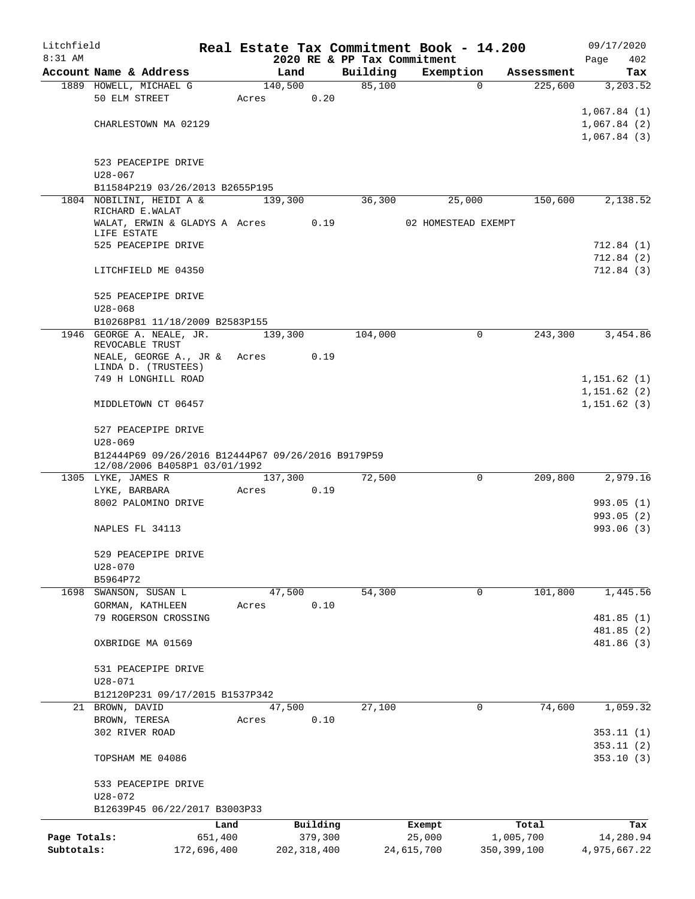Litchfield 8:31 AM

# Real Estate Tax Commitment Book - 14.200

2020 RE & PP Tax Commitment

09/17/2020

| Account Name & Address | Land | Building | Exemption | Assessment | Tax |
|---|---|---|---|---|---|
| 1889 HOWELL, MICHAEL G | 140,500 | 85,100 | 0 | 225,600 | 3,203.52 |
| 50 ELM STREET | Acres 0.20 | | | | |
| | | | | | 1,067.84 (1) |
| CHARLESTOWN MA 02129 | | | | | 1,067.84 (2) |
| | | | | | 1,067.84 (3) |
| 523 PEACEPIPE DRIVE | | | | | |
| U28-067 | | | | | |
| B11584P219 03/26/2013 B2655P195 | | | | | |
| 1804 NOBILINI, HEIDI A & RICHARD E.WALAT | 139,300 | 36,300 | 25,000 | 150,600 | 2,138.52 |
| WALAT, ERWIN & GLADYS A LIFE ESTATE | Acres 0.19 | | 02 HOMESTEAD EXEMPT | | |
| 525 PEACEPIPE DRIVE | | | | | 712.84 (1) |
| | | | | | 712.84 (2) |
| LITCHFIELD ME 04350 | | | | | 712.84 (3) |
| 525 PEACEPIPE DRIVE | | | | | |
| U28-068 | | | | | |
| B10268P81 11/18/2009 B2583P155 | | | | | |
| 1946 GEORGE A. NEALE, JR. REVOCABLE TRUST | 139,300 | 104,000 | 0 | 243,300 | 3,454.86 |
| NEALE, GEORGE A., JR & LINDA D. (TRUSTEES) | Acres 0.19 | | | | |
| 749 H LONGHILL ROAD | | | | | 1,151.62 (1) |
| | | | | | 1,151.62 (2) |
| MIDDLETOWN CT 06457 | | | | | 1,151.62 (3) |
| 527 PEACEPIPE DRIVE | | | | | |
| U28-069 | | | | | |
| B12444P69 09/26/2016 B12444P67 09/26/2016 B9179P59 12/08/2006 B4058P1 03/01/1992 | | | | | |
| 1305 LYKE, JAMES R | 137,300 | 72,500 | 0 | 209,800 | 2,979.16 |
| LYKE, BARBARA | Acres 0.19 | | | | |
| 8002 PALOMINO DRIVE | | | | | 993.05 (1) |
| | | | | | 993.05 (2) |
| NAPLES FL 34113 | | | | | 993.06 (3) |
| 529 PEACEPIPE DRIVE | | | | | |
| U28-070 | | | | | |
| B5964P72 | | | | | |
| 1698 SWANSON, SUSAN L | 47,500 | 54,300 | 0 | 101,800 | 1,445.56 |
| GORMAN, KATHLEEN | Acres 0.10 | | | | |
| 79 ROGERSON CROSSING | | | | | 481.85 (1) |
| | | | | | 481.85 (2) |
| OXBRIDGE MA 01569 | | | | | 481.86 (3) |
| 531 PEACEPIPE DRIVE | | | | | |
| U28-071 | | | | | |
| B12120P231 09/17/2015 B1537P342 | | | | | |
| 21 BROWN, DAVID | 47,500 | 27,100 | 0 | 74,600 | 1,059.32 |
| BROWN, TERESA | Acres 0.10 | | | | |
| 302 RIVER ROAD | | | | | 353.11 (1) |
| | | | | | 353.11 (2) |
| TOPSHAM ME 04086 | | | | | 353.10 (3) |
| 533 PEACEPIPE DRIVE | | | | | |
| U28-072 | | | | | |
| B12639P45 06/22/2017 B3003P33 | | | | | |

| | Land | Building | Exempt | Total | Tax |
|---|---|---|---|---|---|
| Page Totals: | 651,400 | 379,300 | 25,000 | 1,005,700 | 14,280.94 |
| Subtotals: | 172,696,400 | 202,318,400 | 24,615,700 | 350,399,100 | 4,975,667.22 |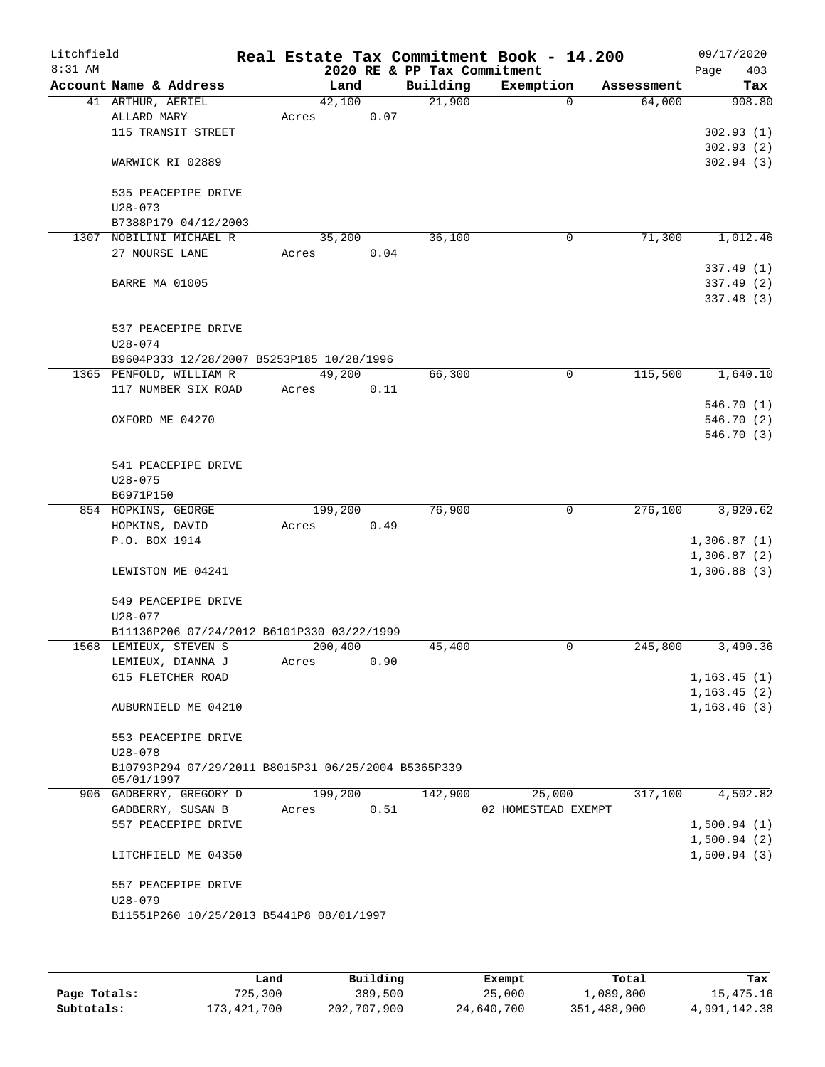Litchfield
8:31 AM

# Real Estate Tax Commitment Book - 14.200

2020 RE & PP Tax Commitment

09/17/2020

| Account Name & Address | Land | Building | Exemption | Assessment | Tax |
|---|---|---|---|---|---|
| 41 ARTHUR, AERIEL | 42,100 | 21,900 | 0 | 64,000 | 908.80 |
| ALLARD MARY | Acres 0.07 | | | | |
| 115 TRANSIT STREET | | | | | 302.93 (1) |
| | | | | | 302.93 (2) |
| WARWICK RI 02889 | | | | | 302.94 (3) |
| 535 PEACEPIPE DRIVE | | | | | |
| U28-073 | | | | | |
| B7388P179 04/12/2003 | | | | | |
| 1307 NOBILINI MICHAEL R | 35,200 | 36,100 | 0 | 71,300 | 1,012.46 |
| 27 NOURSE LANE | Acres 0.04 | | | | |
| | | | | | 337.49 (1) |
| BARRE MA 01005 | | | | | 337.49 (2) |
| | | | | | 337.48 (3) |
| 537 PEACEPIPE DRIVE | | | | | |
| U28-074 | | | | | |
| B9604P333 12/28/2007 B5253P185 10/28/1996 | | | | | |
| 1365 PENFOLD, WILLIAM R | 49,200 | 66,300 | 0 | 115,500 | 1,640.10 |
| 117 NUMBER SIX ROAD | Acres 0.11 | | | | |
| | | | | | 546.70 (1) |
| OXFORD ME 04270 | | | | | 546.70 (2) |
| | | | | | 546.70 (3) |
| 541 PEACEPIPE DRIVE | | | | | |
| U28-075 | | | | | |
| B6971P150 | | | | | |
| 854 HOPKINS, GEORGE | 199,200 | 76,900 | 0 | 276,100 | 3,920.62 |
| HOPKINS, DAVID | Acres 0.49 | | | | |
| P.O. BOX 1914 | | | | | 1,306.87 (1) |
| | | | | | 1,306.87 (2) |
| LEWISTON ME 04241 | | | | | 1,306.88 (3) |
| 549 PEACEPIPE DRIVE | | | | | |
| U28-077 | | | | | |
| B11136P206 07/24/2012 B6101P330 03/22/1999 | | | | | |
| 1568 LEMIEUX, STEVEN S | 200,400 | 45,400 | 0 | 245,800 | 3,490.36 |
| LEMIEUX, DIANNA J | Acres 0.90 | | | | |
| 615 FLETCHER ROAD | | | | | 1,163.45 (1) |
| | | | | | 1,163.45 (2) |
| AUBURNIELD ME 04210 | | | | | 1,163.46 (3) |
| 553 PEACEPIPE DRIVE | | | | | |
| U28-078 | | | | | |
| B10793P294 07/29/2011 B8015P31 06/25/2004 B5365P339 05/01/1997 | | | | | |
| 906 GADBERRY, GREGORY D | 199,200 | 142,900 | 25,000 | 317,100 | 4,502.82 |
| GADBERRY, SUSAN B | Acres 0.51 | | 02 HOMESTEAD EXEMPT | | |
| 557 PEACEPIPE DRIVE | | | | | 1,500.94 (1) |
| | | | | | 1,500.94 (2) |
| LITCHFIELD ME 04350 | | | | | 1,500.94 (3) |
| 557 PEACEPIPE DRIVE | | | | | |
| U28-079 | | | | | |
| B11551P260 10/25/2013 B5441P8 08/01/1997 | | | | | |

| | Land | Building | Exempt | Total | Tax |
|---|---|---|---|---|---|
| Page Totals: | 725,300 | 389,500 | 25,000 | 1,089,800 | 15,475.16 |
| Subtotals: | 173,421,700 | 202,707,900 | 24,640,700 | 351,488,900 | 4,991,142.38 |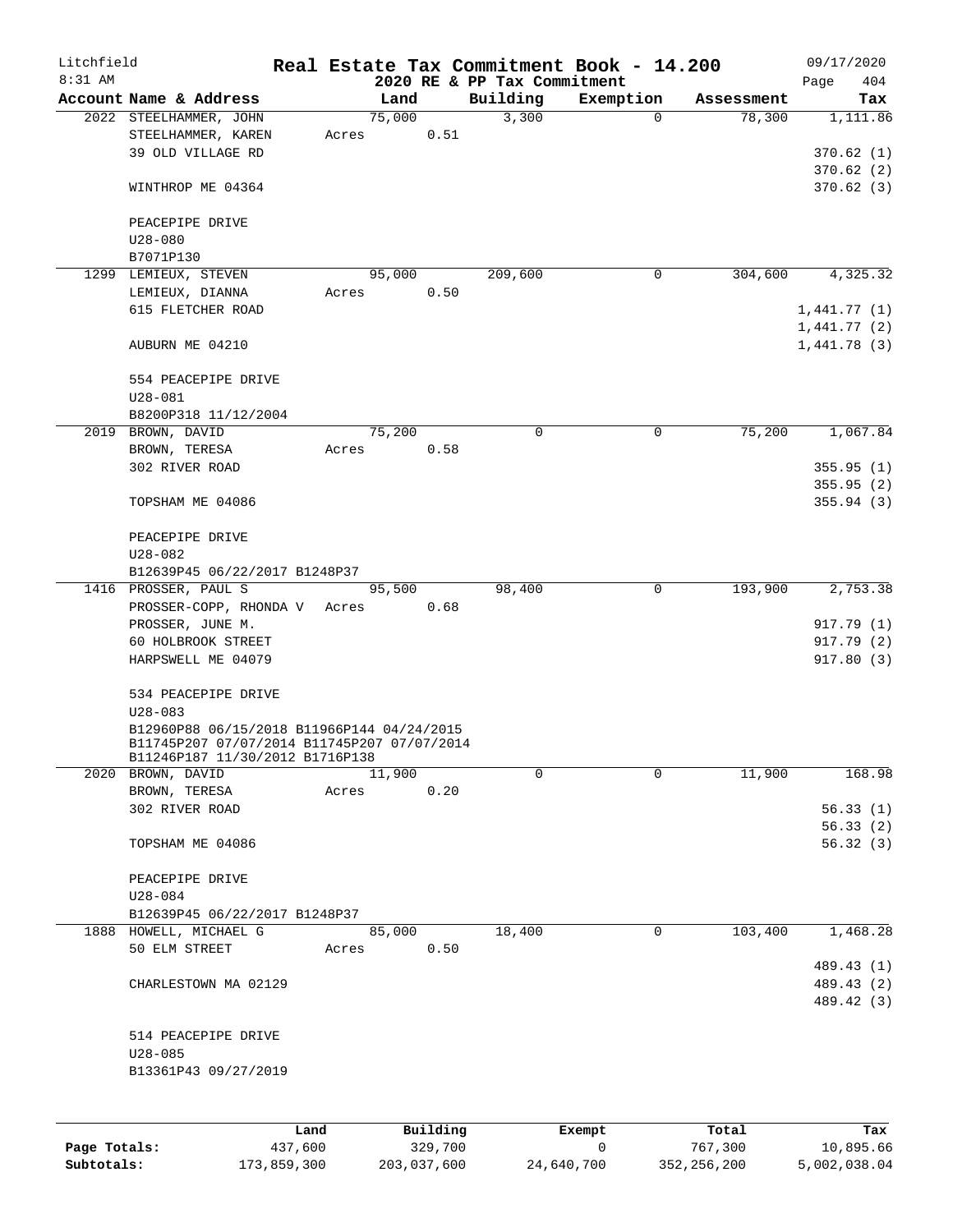Litchfield
8:31 AM

# Real Estate Tax Commitment Book - 14.200
## 2020 RE & PP Tax Commitment

09/17/2020
Page 404

| Account Name & Address | Land | Building | Exemption | Assessment | Tax |
|---|---|---|---|---|---|
| 2022 STEELHAMMER, JOHN | 75,000 | 3,300 | 0 | 78,300 | 1,111.86 |
| STEELHAMMER, KAREN | Acres 0.51 | | | | |
| 39 OLD VILLAGE RD | | | | | 370.62 (1) |
| | | | | | 370.62 (2) |
| WINTHROP ME 04364 | | | | | 370.62 (3) |
| PEACEPIPE DRIVE | | | | | |
| U28-080 | | | | | |
| B7071P130 | | | | | |
| 1299 LEMIEUX, STEVEN | 95,000 | 209,600 | 0 | 304,600 | 4,325.32 |
| LEMIEUX, DIANNA | Acres 0.50 | | | | |
| 615 FLETCHER ROAD | | | | | 1,441.77 (1) |
| | | | | | 1,441.77 (2) |
| AUBURN ME 04210 | | | | | 1,441.78 (3) |
| 554 PEACEPIPE DRIVE | | | | | |
| U28-081 | | | | | |
| B8200P318 11/12/2004 | | | | | |
| 2019 BROWN, DAVID | 75,200 | 0 | 0 | 75,200 | 1,067.84 |
| BROWN, TERESA | Acres 0.58 | | | | |
| 302 RIVER ROAD | | | | | 355.95 (1) |
| | | | | | 355.95 (2) |
| TOPSHAM ME 04086 | | | | | 355.94 (3) |
| PEACEPIPE DRIVE | | | | | |
| U28-082 | | | | | |
| B12639P45 06/22/2017 B1248P37 | | | | | |
| 1416 PROSSER, PAUL S | 95,500 | 98,400 | 0 | 193,900 | 2,753.38 |
| PROSSER-COPP, RHONDA V | Acres 0.68 | | | | |
| PROSSER, JUNE M. | | | | | 917.79 (1) |
| 60 HOLBROOK STREET | | | | | 917.79 (2) |
| HARPSWELL ME 04079 | | | | | 917.80 (3) |
| 534 PEACEPIPE DRIVE | | | | | |
| U28-083 | | | | | |
| B12960P88 06/15/2018 B11966P144 04/24/2015 B11745P207 07/07/2014 B11745P207 07/07/2014 B11246P187 11/30/2012 B1716P138 | | | | | |
| 2020 BROWN, DAVID | 11,900 | 0 | 0 | 11,900 | 168.98 |
| BROWN, TERESA | Acres 0.20 | | | | |
| 302 RIVER ROAD | | | | | 56.33 (1) |
| | | | | | 56.33 (2) |
| TOPSHAM ME 04086 | | | | | 56.32 (3) |
| PEACEPIPE DRIVE | | | | | |
| U28-084 | | | | | |
| B12639P45 06/22/2017 B1248P37 | | | | | |
| 1888 HOWELL, MICHAEL G | 85,000 | 18,400 | 0 | 103,400 | 1,468.28 |
| 50 ELM STREET | Acres 0.50 | | | | |
| | | | | | 489.43 (1) |
| CHARLESTOWN MA 02129 | | | | | 489.43 (2) |
| | | | | | 489.42 (3) |
| 514 PEACEPIPE DRIVE | | | | | |
| U28-085 | | | | | |
| B13361P43 09/27/2019 | | | | | |

| | Land | Building | Exempt | Total | Tax |
|---|---|---|---|---|---|
| Page Totals: | 437,600 | 329,700 | 0 | 767,300 | 10,895.66 |
| Subtotals: | 173,859,300 | 203,037,600 | 24,640,700 | 352,256,200 | 5,002,038.04 |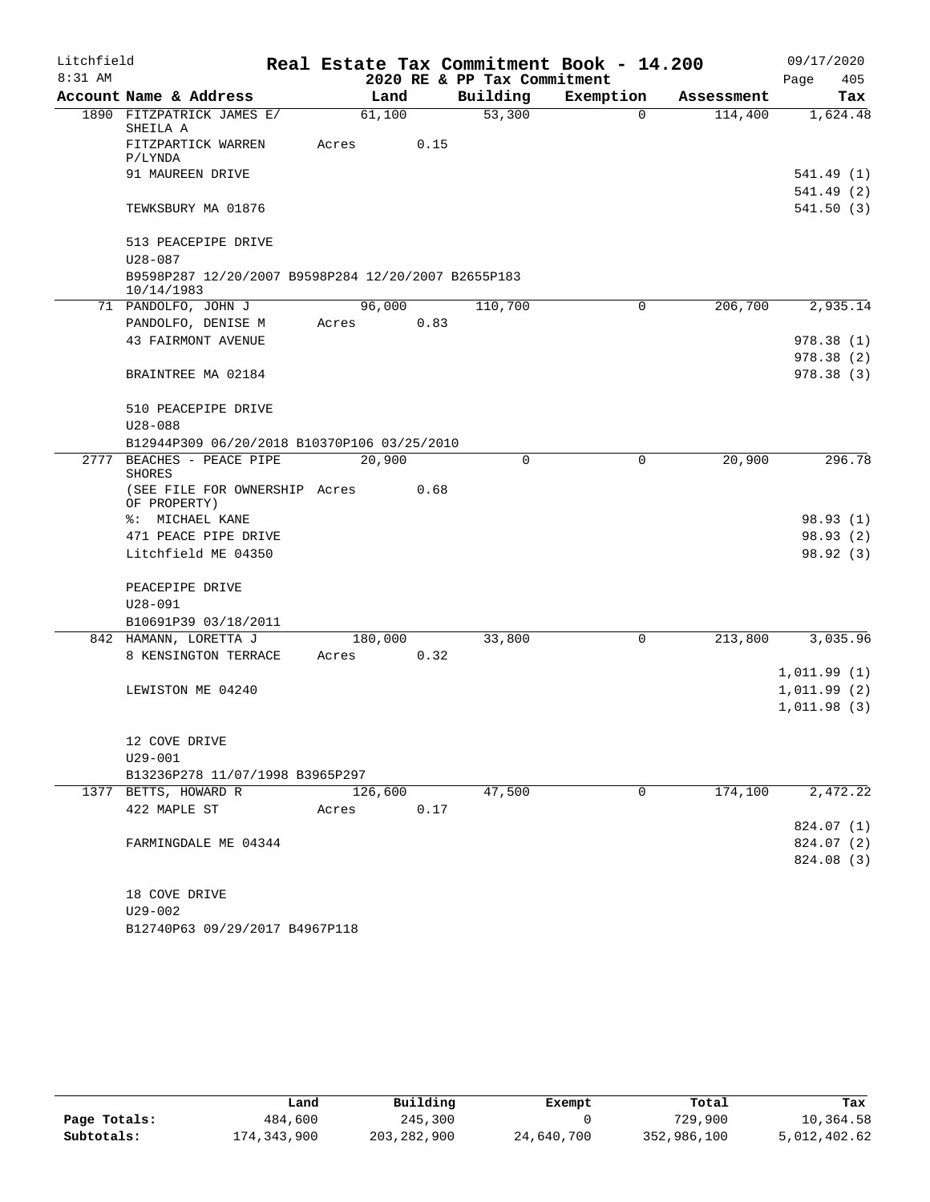Litchfield
8:31 AM

# Real Estate Tax Commitment Book - 14.200

2020 RE & PP Tax Commitment

09/17/2020
Page 405

| Account Name & Address | Land | Building | Exemption | Assessment | Tax |
|---|---|---|---|---|---|
| 1890 FITZPATRICK JAMES E/ SHEILA A | 61,100 | 53,300 | 0 | 114,400 | 1,624.48 |
| FITZPARTICK WARREN P/LYNDA | Acres 0.15 | | | | |
| 91 MAUREEN DRIVE | | | | | 541.49 (1) |
| | | | | | 541.49 (2) |
| TEWKSBURY MA 01876 | | | | | 541.50 (3) |
| 513 PEACEPIPE DRIVE | | | | | |
| U28-087 | | | | | |
| B9598P287 12/20/2007 B9598P284 12/20/2007 B2655P183 10/14/1983 | | | | | |
| 71 PANDOLFO, JOHN J | 96,000 | 110,700 | 0 | 206,700 | 2,935.14 |
| PANDOLFO, DENISE M | Acres 0.83 | | | | |
| 43 FAIRMONT AVENUE | | | | | 978.38 (1) |
| | | | | | 978.38 (2) |
| BRAINTREE MA 02184 | | | | | 978.38 (3) |
| 510 PEACEPIPE DRIVE | | | | | |
| U28-088 | | | | | |
| B12944P309 06/20/2018 B10370P106 03/25/2010 | | | | | |
| 2777 BEACHES - PEACE PIPE SHORES | 20,900 | 0 | 0 | 20,900 | 296.78 |
| (SEE FILE FOR OWNERSHIP OF PROPERTY) | Acres 0.68 | | | | |
| %: MICHAEL KANE | | | | | 98.93 (1) |
| 471 PEACE PIPE DRIVE | | | | | 98.93 (2) |
| Litchfield ME 04350 | | | | | 98.92 (3) |
| PEACEPIPE DRIVE | | | | | |
| U28-091 | | | | | |
| B10691P39 03/18/2011 | | | | | |
| 842 HAMANN, LORETTA J | 180,000 | 33,800 | 0 | 213,800 | 3,035.96 |
| 8 KENSINGTON TERRACE | Acres 0.32 | | | | |
| | | | | | 1,011.99 (1) |
| LEWISTON ME 04240 | | | | | 1,011.99 (2) |
| | | | | | 1,011.98 (3) |
| 12 COVE DRIVE | | | | | |
| U29-001 | | | | | |
| B13236P278 11/07/1998 B3965P297 | | | | | |
| 1377 BETTS, HOWARD R | 126,600 | 47,500 | 0 | 174,100 | 2,472.22 |
| 422 MAPLE ST | Acres 0.17 | | | | |
| | | | | | 824.07 (1) |
| FARMINGDALE ME 04344 | | | | | 824.07 (2) |
| | | | | | 824.08 (3) |
| 18 COVE DRIVE | | | | | |
| U29-002 | | | | | |
| B12740P63 09/29/2017 B4967P118 | | | | | |

| | Land | Building | Exempt | Total | Tax |
|---|---|---|---|---|---|
| Page Totals: | 484,600 | 245,300 | 0 | 729,900 | 10,364.58 |
| Subtotals: | 174,343,900 | 203,282,900 | 24,640,700 | 352,986,100 | 5,012,402.62 |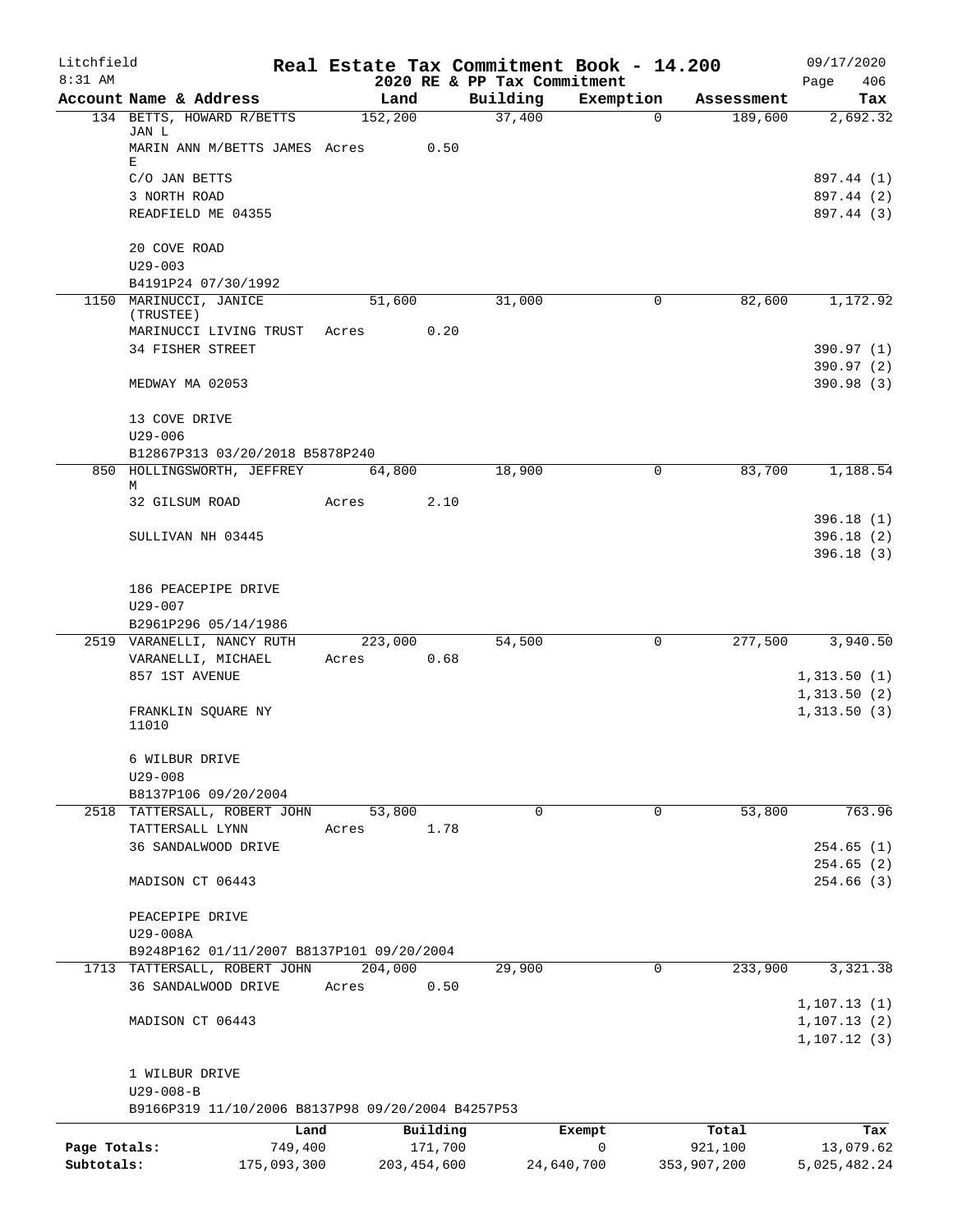Litchfield
8:31 AM

# Real Estate Tax Commitment Book - 14.200

## 2020 RE & PP Tax Commitment

09/17/2020
Page 406

| Account Name & Address | Land | Building | Exemption | Assessment | Tax |
|---|---|---|---|---|---|
| 134 BETTS, HOWARD R/BETTS JAN L | 152,200 | 37,400 | 0 | 189,600 | 2,692.32 |
| MARIN ANN M/BETTS JAMES E | Acres 0.50 | | | | |
| C/O JAN BETTS | | | | | 897.44 (1) |
| 3 NORTH ROAD | | | | | 897.44 (2) |
| READFIELD ME 04355 | | | | | 897.44 (3) |
| 20 COVE ROAD | | | | | |
| U29-003 | | | | | |
| B4191P24 07/30/1992 | | | | | |
| 1150 MARINUCCI, JANICE (TRUSTEE) | 51,600 | 31,000 | 0 | 82,600 | 1,172.92 |
| MARINUCCI LIVING TRUST | Acres 0.20 | | | | |
| 34 FISHER STREET | | | | | 390.97 (1) |
| | | | | | 390.97 (2) |
| MEDWAY MA 02053 | | | | | 390.98 (3) |
| 13 COVE DRIVE | | | | | |
| U29-006 | | | | | |
| B12867P313 03/20/2018 B5878P240 | | | | | |
| 850 HOLLINGSWORTH, JEFFREY M | 64,800 | 18,900 | 0 | 83,700 | 1,188.54 |
| 32 GILSUM ROAD | Acres 2.10 | | | | |
| | | | | | 396.18 (1) |
| SULLIVAN NH 03445 | | | | | 396.18 (2) |
| | | | | | 396.18 (3) |
| 186 PEACEPIPE DRIVE | | | | | |
| U29-007 | | | | | |
| B2961P296 05/14/1986 | | | | | |
| 2519 VARANELLI, NANCY RUTH | 223,000 | 54,500 | 0 | 277,500 | 3,940.50 |
| VARANELLI, MICHAEL | Acres 0.68 | | | | |
| 857 1ST AVENUE | | | | | 1,313.50 (1) |
| | | | | | 1,313.50 (2) |
| FRANKLIN SQUARE NY 11010 | | | | | 1,313.50 (3) |
| 6 WILBUR DRIVE | | | | | |
| U29-008 | | | | | |
| B8137P106 09/20/2004 | | | | | |
| 2518 TATTERSALL, ROBERT JOHN | 53,800 | 0 | 0 | 53,800 | 763.96 |
| TATTERSALL LYNN | Acres 1.78 | | | | |
| 36 SANDALWOOD DRIVE | | | | | 254.65 (1) |
| | | | | | 254.65 (2) |
| MADISON CT 06443 | | | | | 254.66 (3) |
| PEACEPIPE DRIVE | | | | | |
| U29-008A | | | | | |
| B9248P162 01/11/2007 B8137P101 09/20/2004 | | | | | |
| 1713 TATTERSALL, ROBERT JOHN | 204,000 | 29,900 | 0 | 233,900 | 3,321.38 |
| 36 SANDALWOOD DRIVE | Acres 0.50 | | | | |
| | | | | | 1,107.13 (1) |
| MADISON CT 06443 | | | | | 1,107.13 (2) |
| | | | | | 1,107.12 (3) |
| 1 WILBUR DRIVE | | | | | |
| U29-008-B | | | | | |
| B9166P319 11/10/2006 B8137P98 09/20/2004 B4257P53 | | | | | |

| | Land | Building | Exempt | Total | Tax |
|---|---|---|---|---|---|
| Page Totals: | 749,400 | 171,700 | 0 | 921,100 | 13,079.62 |
| Subtotals: | 175,093,300 | 203,454,600 | 24,640,700 | 353,907,200 | 5,025,482.24 |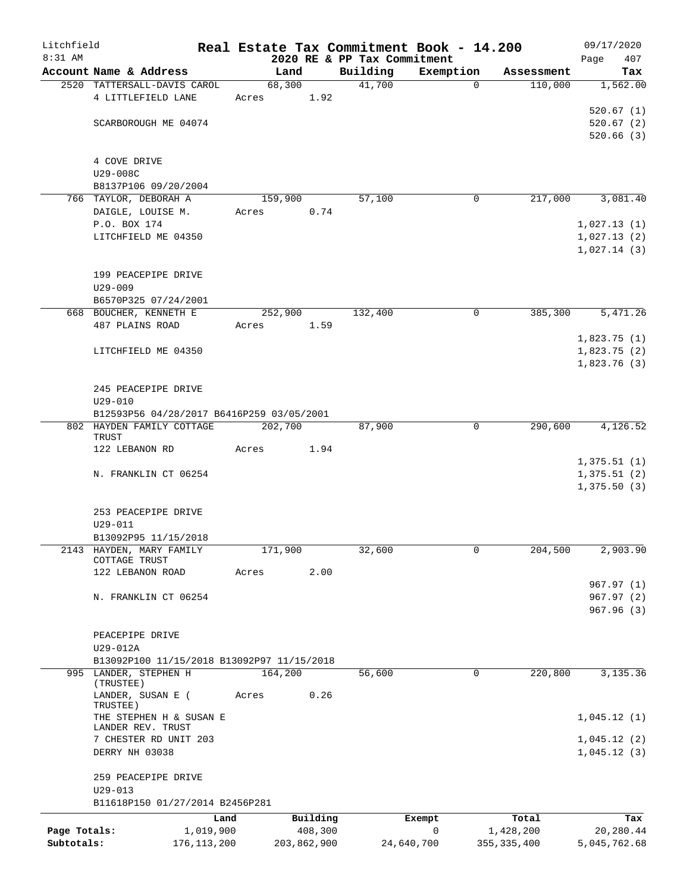Litchfield
8:31 AM

# Real Estate Tax Commitment Book - 14.200

## 2020 RE & PP Tax Commitment

09/17/2020
Page 407

| Account Name & Address | Land | Building | Exemption | Assessment | Tax |
|---|---|---|---|---|---|
| 2520 TATTERSALL-DAVIS CAROL<br>4 LITTLEFIELD LANE<br><br>SCARBOROUGH ME 04074<br><br>4 COVE DRIVE<br>U29-008C<br>B8137P106 09/20/2004 | 68,300<br>Acres 1.92 | 41,700 | 0 | 110,000 | 1,562.00<br><br>520.67 (1)<br>520.67 (2)<br>520.66 (3) |
| 766 TAYLOR, DEBORAH A<br>DAIGLE, LOUISE M.<br>P.O. BOX 174<br>LITCHFIELD ME 04350<br><br>199 PEACEPIPE DRIVE<br>U29-009<br>B6570P325 07/24/2001 | 159,900<br>Acres 0.74 | 57,100 | 0 | 217,000 | 3,081.40<br><br>1,027.13 (1)<br>1,027.13 (2)<br>1,027.14 (3) |
| 668 BOUCHER, KENNETH E<br>487 PLAINS ROAD<br><br>LITCHFIELD ME 04350<br><br>245 PEACEPIPE DRIVE<br>U29-010<br>B12593P56 04/28/2017 B6416P259 03/05/2001 | 252,900<br>Acres 1.59 | 132,400 | 0 | 385,300 | 5,471.26<br><br>1,823.75 (1)<br>1,823.75 (2)<br>1,823.76 (3) |
| 802 HAYDEN FAMILY COTTAGE TRUST<br>122 LEBANON RD<br><br>N. FRANKLIN CT 06254<br><br>253 PEACEPIPE DRIVE<br>U29-011<br>B13092P95 11/15/2018 | 202,700<br>Acres 1.94 | 87,900 | 0 | 290,600 | 4,126.52<br><br>1,375.51 (1)<br>1,375.51 (2)<br>1,375.50 (3) |
| 2143 HAYDEN, MARY FAMILY COTTAGE TRUST<br>122 LEBANON ROAD<br><br>N. FRANKLIN CT 06254<br><br>PEACEPIPE DRIVE<br>U29-012A<br>B13092P100 11/15/2018 B13092P97 11/15/2018 | 171,900<br>Acres 2.00 | 32,600 | 0 | 204,500 | 2,903.90<br><br>967.97 (1)<br>967.97 (2)<br>967.96 (3) |
| 995 LANDER, STEPHEN H (TRUSTEE)<br>LANDER, SUSAN E ( TRUSTEE)<br>THE STEPHEN H & SUSAN E LANDER REV. TRUST<br>7 CHESTER RD UNIT 203<br>DERRY NH 03038<br><br>259 PEACEPIPE DRIVE<br>U29-013<br>B11618P150 01/27/2014 B2456P281 | 164,200<br>Acres 0.26 | 56,600 | 0 | 220,800 | 3,135.36<br><br>1,045.12 (1)<br>1,045.12 (2)<br>1,045.12 (3) |

| | Land | Building | Exempt | Total | Tax |
|---|---|---|---|---|---|
| Page Totals: | 1,019,900 | 408,300 | 0 | 1,428,200 | 20,280.44 |
| Subtotals: | 176,113,200 | 203,862,900 | 24,640,700 | 355,335,400 | 5,045,762.68 |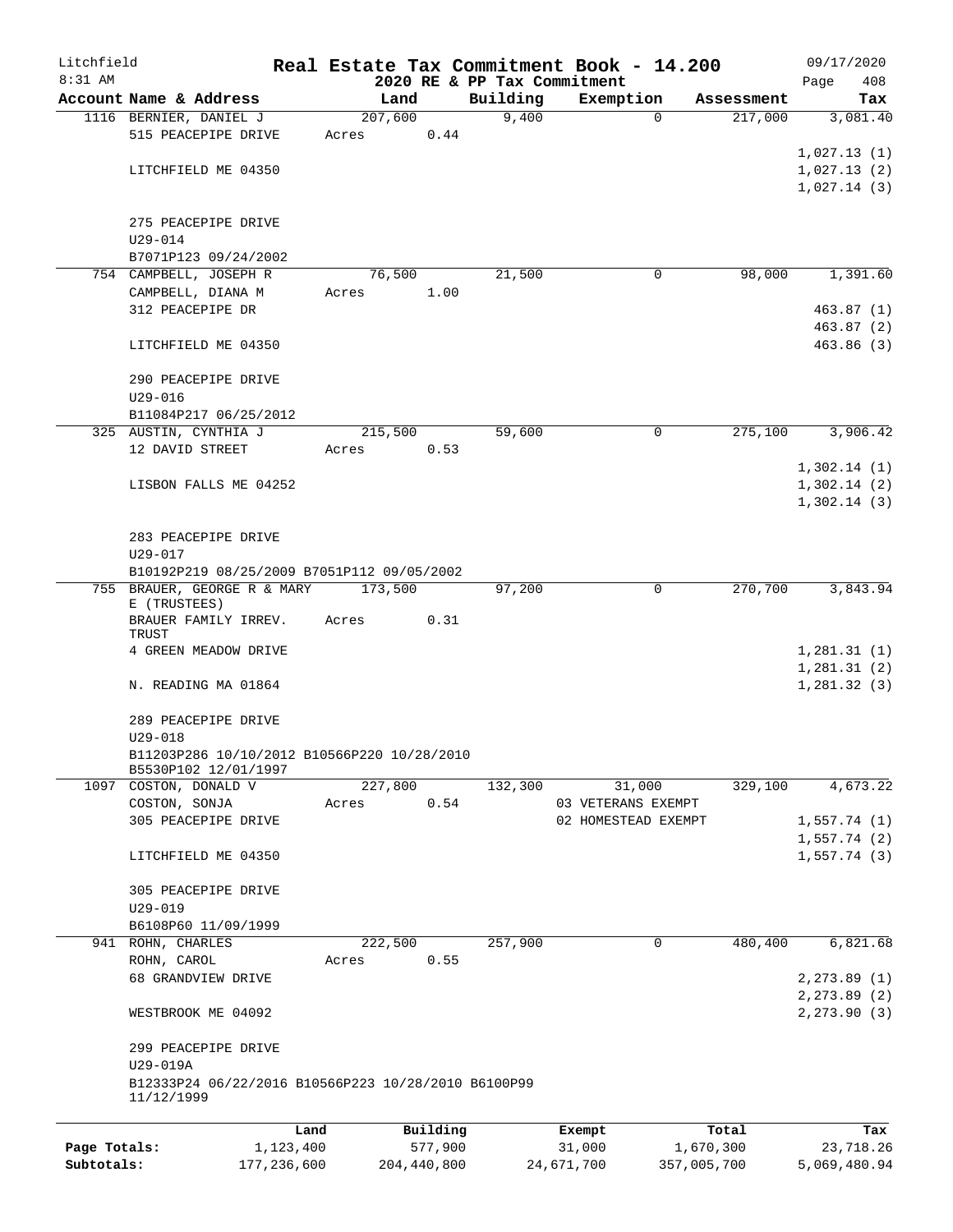Litchfield
8:31 AM

# Real Estate Tax Commitment Book - 14.200

2020 RE & PP Tax Commitment

09/17/2020
Page 408

| Account Name & Address | Land | Building | Exemption | Assessment | Tax |
|---|---|---|---|---|---|
| 1116 BERNIER, DANIEL J | 207,600 | 9,400 | 0 | 217,000 | 3,081.40 |
| 515 PEACEPIPE DRIVE | Acres 0.44 | | | | |
| | | | | | 1,027.13 (1) |
| LITCHFIELD ME 04350 | | | | | 1,027.13 (2) |
| | | | | | 1,027.14 (3) |
| 275 PEACEPIPE DRIVE | | | | | |
| U29-014 | | | | | |
| B7071P123 09/24/2002 | | | | | |
| 754 CAMPBELL, JOSEPH R | 76,500 | 21,500 | 0 | 98,000 | 1,391.60 |
| CAMPBELL, DIANA M | Acres 1.00 | | | | |
| 312 PEACEPIPE DR | | | | | 463.87 (1) |
| | | | | | 463.87 (2) |
| LITCHFIELD ME 04350 | | | | | 463.86 (3) |
| 290 PEACEPIPE DRIVE | | | | | |
| U29-016 | | | | | |
| B11084P217 06/25/2012 | | | | | |
| 325 AUSTIN, CYNTHIA J | 215,500 | 59,600 | 0 | 275,100 | 3,906.42 |
| 12 DAVID STREET | Acres 0.53 | | | | |
| | | | | | 1,302.14 (1) |
| LISBON FALLS ME 04252 | | | | | 1,302.14 (2) |
| | | | | | 1,302.14 (3) |
| 283 PEACEPIPE DRIVE | | | | | |
| U29-017 | | | | | |
| B10192P219 08/25/2009 B7051P112 09/05/2002 | | | | | |
| 755 BRAUER, GEORGE R & MARY E (TRUSTEES) | 173,500 | 97,200 | 0 | 270,700 | 3,843.94 |
| BRAUER FAMILY IRREV. TRUST | Acres 0.31 | | | | |
| 4 GREEN MEADOW DRIVE | | | | | 1,281.31 (1) |
| | | | | | 1,281.31 (2) |
| N. READING MA 01864 | | | | | 1,281.32 (3) |
| 289 PEACEPIPE DRIVE | | | | | |
| U29-018 | | | | | |
| B11203P286 10/10/2012 B10566P220 10/28/2010 B5530P102 12/01/1997 | | | | | |
| 1097 COSTON, DONALD V | 227,800 | 132,300 | 31,000 | 329,100 | 4,673.22 |
| COSTON, SONJA | Acres 0.54 | | 03 VETERANS EXEMPT | | |
| 305 PEACEPIPE DRIVE | | | 02 HOMESTEAD EXEMPT | | 1,557.74 (1) |
| | | | | | 1,557.74 (2) |
| LITCHFIELD ME 04350 | | | | | 1,557.74 (3) |
| 305 PEACEPIPE DRIVE | | | | | |
| U29-019 | | | | | |
| B6108P60 11/09/1999 | | | | | |
| 941 ROHN, CHARLES | 222,500 | 257,900 | 0 | 480,400 | 6,821.68 |
| ROHN, CAROL | Acres 0.55 | | | | |
| 68 GRANDVIEW DRIVE | | | | | 2,273.89 (1) |
| | | | | | 2,273.89 (2) |
| WESTBROOK ME 04092 | | | | | 2,273.90 (3) |
| 299 PEACEPIPE DRIVE | | | | | |
| U29-019A | | | | | |
| B12333P24 06/22/2016 B10566P223 10/28/2010 B6100P99 11/12/1999 | | | | | |

| | Land | Building | Exempt | Total | Tax |
|---|---|---|---|---|---|
| Page Totals: | 1,123,400 | 577,900 | 31,000 | 1,670,300 | 23,718.26 |
| Subtotals: | 177,236,600 | 204,440,800 | 24,671,700 | 357,005,700 | 5,069,480.94 |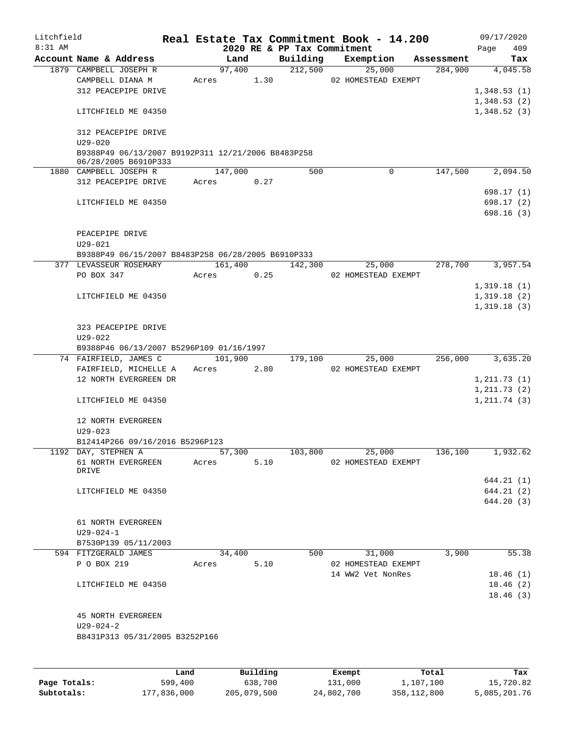# Real Estate Tax Commitment Book - 14.200

Litchfield 8:31 AM — 2020 RE & PP Tax Commitment — 09/17/2020

| Account Name & Address | Land | Building | Exemption | Assessment | Tax |
|---|---|---|---|---|---|
| 1879 CAMPBELL JOSEPH R | 97,400 | 212,500 | 25,000 | 284,900 | 4,045.58 |
| CAMPBELL DIANA M | Acres 1.30 | | 02 HOMESTEAD EXEMPT | | |
| 312 PEACEPIPE DRIVE | | | | | 1,348.53 (1) |
| | | | | | 1,348.53 (2) |
| LITCHFIELD ME 04350 | | | | | 1,348.52 (3) |
| 312 PEACEPIPE DRIVE | | | | | |
| U29-020 | | | | | |
| B9388P49 06/13/2007 B9192P311 12/21/2006 B8483P258 06/28/2005 B6910P333 | | | | | |
| 1880 CAMPBELL JOSEPH R | 147,000 | 500 | 0 | 147,500 | 2,094.50 |
| 312 PEACEPIPE DRIVE | Acres 0.27 | | | | |
| | | | | | 698.17 (1) |
| LITCHFIELD ME 04350 | | | | | 698.17 (2) |
| | | | | | 698.16 (3) |
| PEACEPIPE DRIVE | | | | | |
| U29-021 | | | | | |
| B9388P49 06/15/2007 B8483P258 06/28/2005 B6910P333 | | | | | |
| 377 LEVASSEUR ROSEMARY | 161,400 | 142,300 | 25,000 | 278,700 | 3,957.54 |
| PO BOX 347 | Acres 0.25 | | 02 HOMESTEAD EXEMPT | | |
| | | | | | 1,319.18 (1) |
| LITCHFIELD ME 04350 | | | | | 1,319.18 (2) |
| | | | | | 1,319.18 (3) |
| 323 PEACEPIPE DRIVE | | | | | |
| U29-022 | | | | | |
| B9388P46 06/13/2007 B5296P109 01/16/1997 | | | | | |
| 74 FAIRFIELD, JAMES C | 101,900 | 179,100 | 25,000 | 256,000 | 3,635.20 |
| FAIRFIELD, MICHELLE A | Acres 2.80 | | 02 HOMESTEAD EXEMPT | | |
| 12 NORTH EVERGREEN DR | | | | | 1,211.73 (1) |
| | | | | | 1,211.73 (2) |
| LITCHFIELD ME 04350 | | | | | 1,211.74 (3) |
| 12 NORTH EVERGREEN | | | | | |
| U29-023 | | | | | |
| B12414P266 09/16/2016 B5296P123 | | | | | |
| 1192 DAY, STEPHEN A | 57,300 | 103,800 | 25,000 | 136,100 | 1,932.62 |
| 61 NORTH EVERGREEN DRIVE | Acres 5.10 | | 02 HOMESTEAD EXEMPT | | |
| | | | | | 644.21 (1) |
| LITCHFIELD ME 04350 | | | | | 644.21 (2) |
| | | | | | 644.20 (3) |
| 61 NORTH EVERGREEN | | | | | |
| U29-024-1 | | | | | |
| B7530P139 05/11/2003 | | | | | |
| 594 FITZGERALD JAMES | 34,400 | 500 | 31,000 | 3,900 | 55.38 |
| P O BOX 219 | Acres 5.10 | | 02 HOMESTEAD EXEMPT | | |
| | | | 14 WW2 Vet NonRes | | 18.46 (1) |
| LITCHFIELD ME 04350 | | | | | 18.46 (2) |
| | | | | | 18.46 (3) |
| 45 NORTH EVERGREEN | | | | | |
| U29-024-2 | | | | | |
| B8431P313 05/31/2005 B3252P166 | | | | | |

| | Land | Building | Exempt | Total | Tax |
|---|---|---|---|---|---|
| Page Totals: | 599,400 | 638,700 | 131,000 | 1,107,100 | 15,720.82 |
| Subtotals: | 177,836,000 | 205,079,500 | 24,802,700 | 358,112,800 | 5,085,201.76 |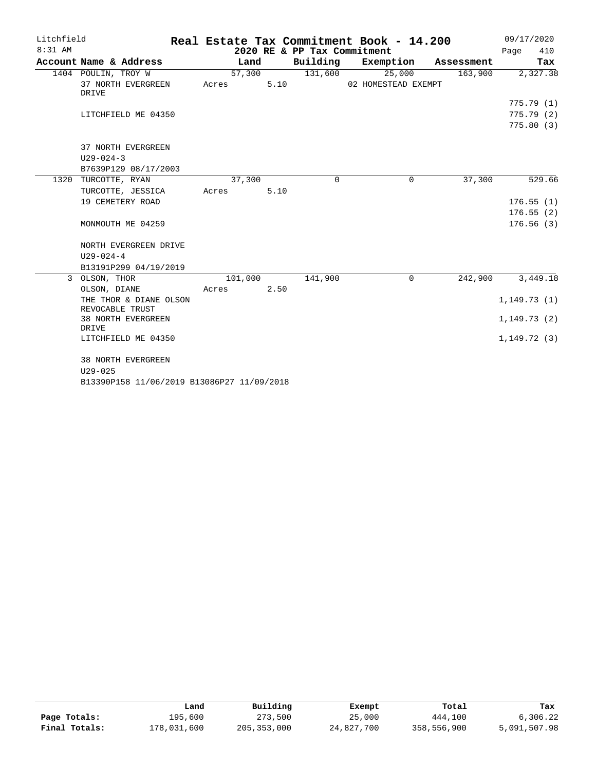Litchfield
8:31 AM

# Real Estate Tax Commitment Book - 14.200

## 2020 RE & PP Tax Commitment

09/17/2020

| Account Name & Address | Land | Building | Exemption | Assessment | Tax |
|---|---|---|---|---|---|
| 1404 POULIN, TROY W | 57,300 | 131,600 | 25,000 | 163,900 | 2,327.38 |
| 37 NORTH EVERGREEN DRIVE | Acres 5.10 | | 02 HOMESTEAD EXEMPT | | |
| | | | | | 775.79 (1) |
| LITCHFIELD ME 04350 | | | | | 775.79 (2) |
| | | | | | 775.80 (3) |
| 37 NORTH EVERGREEN | | | | | |
| U29-024-3 | | | | | |
| B7639P129 08/17/2003 | | | | | |
| 1320 TURCOTTE, RYAN | 37,300 | 0 | 0 | 37,300 | 529.66 |
| TURCOTTE, JESSICA | Acres 5.10 | | | | |
| 19 CEMETERY ROAD | | | | | 176.55 (1) |
| | | | | | 176.55 (2) |
| MONMOUTH ME 04259 | | | | | 176.56 (3) |
| NORTH EVERGREEN DRIVE | | | | | |
| U29-024-4 | | | | | |
| B13191P299 04/19/2019 | | | | | |
| 3 OLSON, THOR | 101,000 | 141,900 | 0 | 242,900 | 3,449.18 |
| OLSON, DIANE | Acres 2.50 | | | | |
| THE THOR & DIANE OLSON REVOCABLE TRUST | | | | | 1,149.73 (1) |
| 38 NORTH EVERGREEN DRIVE | | | | | 1,149.73 (2) |
| LITCHFIELD ME 04350 | | | | | 1,149.72 (3) |
| 38 NORTH EVERGREEN | | | | | |
| U29-025 | | | | | |
| B13390P158 11/06/2019 B13086P27 11/09/2018 | | | | | |

| | Land | Building | Exempt | Total | Tax |
|---|---|---|---|---|---|
| Page Totals: | 195,600 | 273,500 | 25,000 | 444,100 | 6,306.22 |
| Final Totals: | 178,031,600 | 205,353,000 | 24,827,700 | 358,556,900 | 5,091,507.98 |